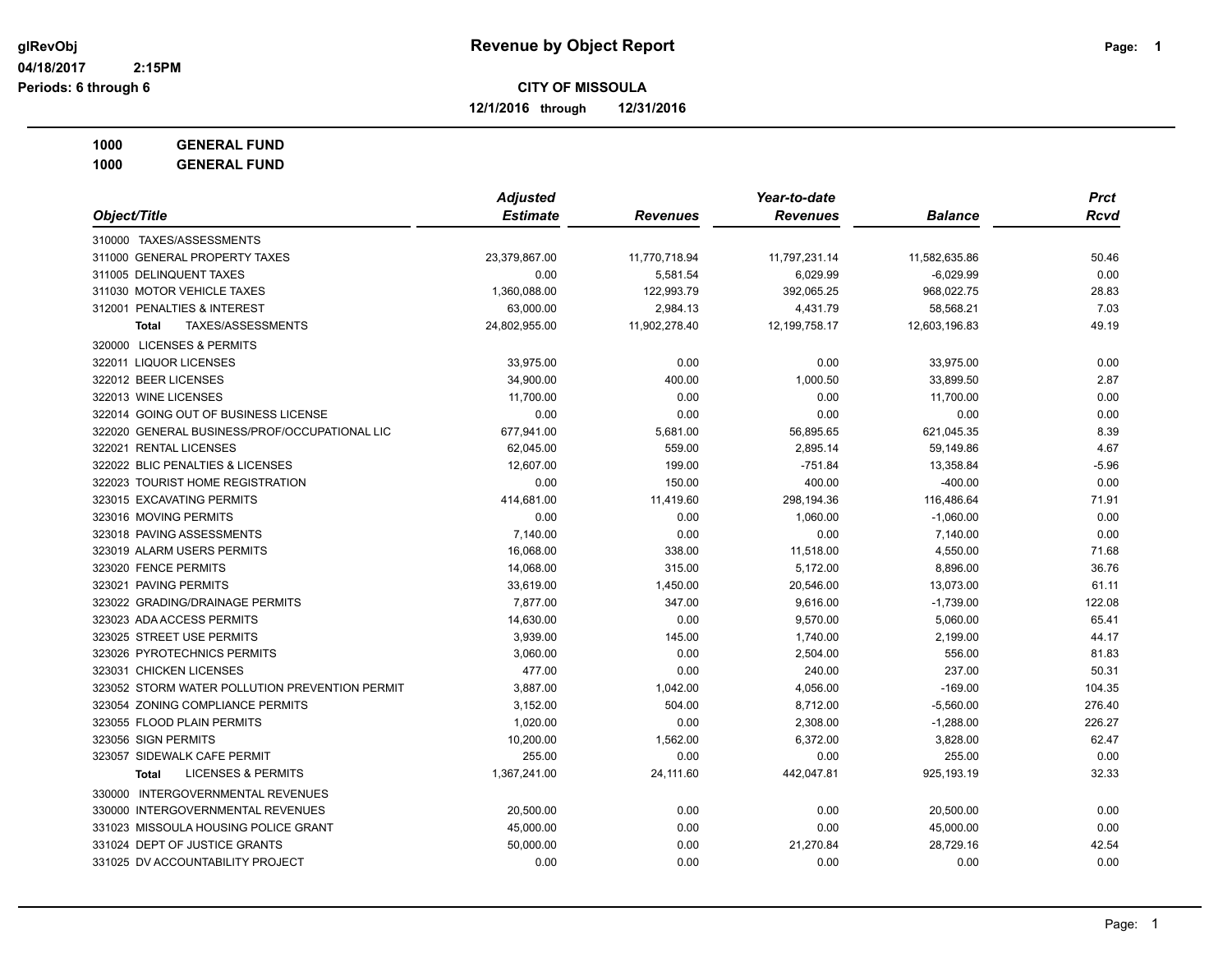glRevObj
04/18/2017 2:15PM
Periods: 6 through 6

# Revenue by Object Report

## CITY OF MISSOULA

**12/1/2016 through 12/31/2016**

**1000 GENERAL FUND**
**1000 GENERAL FUND**

| Object/Title | Adjusted Estimate | Revenues | Year-to-date Revenues | Balance | Prct Rcvd |
|---|---|---|---|---|---|
| 310000 TAXES/ASSESSMENTS | | | | | |
| 311000 GENERAL PROPERTY TAXES | 23,379,867.00 | 11,770,718.94 | 11,797,231.14 | 11,582,635.86 | 50.46 |
| 311005 DELINQUENT TAXES | 0.00 | 5,581.54 | 6,029.99 | -6,029.99 | 0.00 |
| 311030 MOTOR VEHICLE TAXES | 1,360,088.00 | 122,993.79 | 392,065.25 | 968,022.75 | 28.83 |
| 312001 PENALTIES & INTEREST | 63,000.00 | 2,984.13 | 4,431.79 | 58,568.21 | 7.03 |
| **Total** TAXES/ASSESSMENTS | 24,802,955.00 | 11,902,278.40 | 12,199,758.17 | 12,603,196.83 | 49.19 |
| 320000 LICENSES & PERMITS | | | | | |
| 322011 LIQUOR LICENSES | 33,975.00 | 0.00 | 0.00 | 33,975.00 | 0.00 |
| 322012 BEER LICENSES | 34,900.00 | 400.00 | 1,000.50 | 33,899.50 | 2.87 |
| 322013 WINE LICENSES | 11,700.00 | 0.00 | 0.00 | 11,700.00 | 0.00 |
| 322014 GOING OUT OF BUSINESS LICENSE | 0.00 | 0.00 | 0.00 | 0.00 | 0.00 |
| 322020 GENERAL BUSINESS/PROF/OCCUPATIONAL LIC | 677,941.00 | 5,681.00 | 56,895.65 | 621,045.35 | 8.39 |
| 322021 RENTAL LICENSES | 62,045.00 | 559.00 | 2,895.14 | 59,149.86 | 4.67 |
| 322022 BLIC PENALTIES & LICENSES | 12,607.00 | 199.00 | -751.84 | 13,358.84 | -5.96 |
| 322023 TOURIST HOME REGISTRATION | 0.00 | 150.00 | 400.00 | -400.00 | 0.00 |
| 323015 EXCAVATING PERMITS | 414,681.00 | 11,419.60 | 298,194.36 | 116,486.64 | 71.91 |
| 323016 MOVING PERMITS | 0.00 | 0.00 | 1,060.00 | -1,060.00 | 0.00 |
| 323018 PAVING ASSESSMENTS | 7,140.00 | 0.00 | 0.00 | 7,140.00 | 0.00 |
| 323019 ALARM USERS PERMITS | 16,068.00 | 338.00 | 11,518.00 | 4,550.00 | 71.68 |
| 323020 FENCE PERMITS | 14,068.00 | 315.00 | 5,172.00 | 8,896.00 | 36.76 |
| 323021 PAVING PERMITS | 33,619.00 | 1,450.00 | 20,546.00 | 13,073.00 | 61.11 |
| 323022 GRADING/DRAINAGE PERMITS | 7,877.00 | 347.00 | 9,616.00 | -1,739.00 | 122.08 |
| 323023 ADA ACCESS PERMITS | 14,630.00 | 0.00 | 9,570.00 | 5,060.00 | 65.41 |
| 323025 STREET USE PERMITS | 3,939.00 | 145.00 | 1,740.00 | 2,199.00 | 44.17 |
| 323026 PYROTECHNICS PERMITS | 3,060.00 | 0.00 | 2,504.00 | 556.00 | 81.83 |
| 323031 CHICKEN LICENSES | 477.00 | 0.00 | 240.00 | 237.00 | 50.31 |
| 323052 STORM WATER POLLUTION PREVENTION PERMIT | 3,887.00 | 1,042.00 | 4,056.00 | -169.00 | 104.35 |
| 323054 ZONING COMPLIANCE PERMITS | 3,152.00 | 504.00 | 8,712.00 | -5,560.00 | 276.40 |
| 323055 FLOOD PLAIN PERMITS | 1,020.00 | 0.00 | 2,308.00 | -1,288.00 | 226.27 |
| 323056 SIGN PERMITS | 10,200.00 | 1,562.00 | 6,372.00 | 3,828.00 | 62.47 |
| 323057 SIDEWALK CAFE PERMIT | 255.00 | 0.00 | 0.00 | 255.00 | 0.00 |
| **Total** LICENSES & PERMITS | 1,367,241.00 | 24,111.60 | 442,047.81 | 925,193.19 | 32.33 |
| 330000 INTERGOVERNMENTAL REVENUES | | | | | |
| 330000 INTERGOVERNMENTAL REVENUES | 20,500.00 | 0.00 | 0.00 | 20,500.00 | 0.00 |
| 331023 MISSOULA HOUSING POLICE GRANT | 45,000.00 | 0.00 | 0.00 | 45,000.00 | 0.00 |
| 331024 DEPT OF JUSTICE GRANTS | 50,000.00 | 0.00 | 21,270.84 | 28,729.16 | 42.54 |
| 331025 DV ACCOUNTABILITY PROJECT | 0.00 | 0.00 | 0.00 | 0.00 | 0.00 |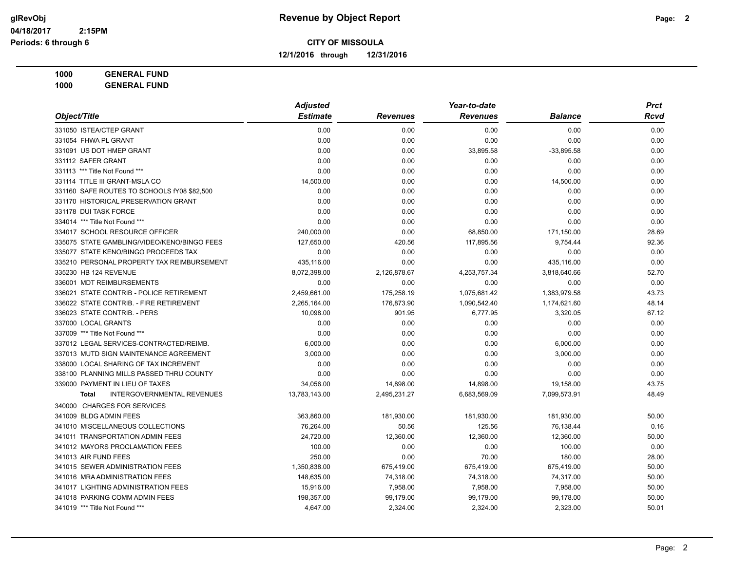**Revenue by Object Report**

**CITY OF MISSOULA**

**12/1/2016 through 12/31/2016**

glRevObj
04/18/2017 2:15PM
Periods: 6 through 6

**1000 GENERAL FUND**
**1000 GENERAL FUND**

| Object/Title | Adjusted Estimate | Revenues | Year-to-date Revenues | Balance | Prct Rcvd |
|---|---|---|---|---|---|
| 331050 ISTEA/CTEP GRANT | 0.00 | 0.00 | 0.00 | 0.00 | 0.00 |
| 331054 FHWA PL GRANT | 0.00 | 0.00 | 0.00 | 0.00 | 0.00 |
| 331091 US DOT HMEP GRANT | 0.00 | 0.00 | 33,895.58 | -33,895.58 | 0.00 |
| 331112 SAFER GRANT | 0.00 | 0.00 | 0.00 | 0.00 | 0.00 |
| 331113 *** Title Not Found *** | 0.00 | 0.00 | 0.00 | 0.00 | 0.00 |
| 331114 TITLE III GRANT-MSLA CO | 14,500.00 | 0.00 | 0.00 | 14,500.00 | 0.00 |
| 331160 SAFE ROUTES TO SCHOOLS fY08 $82,500 | 0.00 | 0.00 | 0.00 | 0.00 | 0.00 |
| 331170 HISTORICAL PRESERVATION GRANT | 0.00 | 0.00 | 0.00 | 0.00 | 0.00 |
| 331178 DUI TASK FORCE | 0.00 | 0.00 | 0.00 | 0.00 | 0.00 |
| 334014 *** Title Not Found *** | 0.00 | 0.00 | 0.00 | 0.00 | 0.00 |
| 334017 SCHOOL RESOURCE OFFICER | 240,000.00 | 0.00 | 68,850.00 | 171,150.00 | 28.69 |
| 335075 STATE GAMBLING/VIDEO/KENO/BINGO FEES | 127,650.00 | 420.56 | 117,895.56 | 9,754.44 | 92.36 |
| 335077 STATE KENO/BINGO PROCEEDS TAX | 0.00 | 0.00 | 0.00 | 0.00 | 0.00 |
| 335210 PERSONAL PROPERTY TAX REIMBURSEMENT | 435,116.00 | 0.00 | 0.00 | 435,116.00 | 0.00 |
| 335230 HB 124 REVENUE | 8,072,398.00 | 2,126,878.67 | 4,253,757.34 | 3,818,640.66 | 52.70 |
| 336001 MDT REIMBURSEMENTS | 0.00 | 0.00 | 0.00 | 0.00 | 0.00 |
| 336021 STATE CONTRIB - POLICE RETIREMENT | 2,459,661.00 | 175,258.19 | 1,075,681.42 | 1,383,979.58 | 43.73 |
| 336022 STATE CONTRIB. - FIRE RETIREMENT | 2,265,164.00 | 176,873.90 | 1,090,542.40 | 1,174,621.60 | 48.14 |
| 336023 STATE CONTRIB. - PERS | 10,098.00 | 901.95 | 6,777.95 | 3,320.05 | 67.12 |
| 337000 LOCAL GRANTS | 0.00 | 0.00 | 0.00 | 0.00 | 0.00 |
| 337009 *** Title Not Found *** | 0.00 | 0.00 | 0.00 | 0.00 | 0.00 |
| 337012 LEGAL SERVICES-CONTRACTED/REIMB. | 6,000.00 | 0.00 | 0.00 | 6,000.00 | 0.00 |
| 337013 MUTD SIGN MAINTENANCE AGREEMENT | 3,000.00 | 0.00 | 0.00 | 3,000.00 | 0.00 |
| 338000 LOCAL SHARING OF TAX INCREMENT | 0.00 | 0.00 | 0.00 | 0.00 | 0.00 |
| 338100 PLANNING MILLS PASSED THRU COUNTY | 0.00 | 0.00 | 0.00 | 0.00 | 0.00 |
| 339000 PAYMENT IN LIEU OF TAXES | 34,056.00 | 14,898.00 | 14,898.00 | 19,158.00 | 43.75 |
| **Total** INTERGOVERNMENTAL REVENUES | 13,783,143.00 | 2,495,231.27 | 6,683,569.09 | 7,099,573.91 | 48.49 |
| 340000 CHARGES FOR SERVICES | | | | | |
| 341009 BLDG ADMIN FEES | 363,860.00 | 181,930.00 | 181,930.00 | 181,930.00 | 50.00 |
| 341010 MISCELLANEOUS COLLECTIONS | 76,264.00 | 50.56 | 125.56 | 76,138.44 | 0.16 |
| 341011 TRANSPORTATION ADMIN FEES | 24,720.00 | 12,360.00 | 12,360.00 | 12,360.00 | 50.00 |
| 341012 MAYORS PROCLAMATION FEES | 100.00 | 0.00 | 0.00 | 100.00 | 0.00 |
| 341013 AIR FUND FEES | 250.00 | 0.00 | 70.00 | 180.00 | 28.00 |
| 341015 SEWER ADMINISTRATION FEES | 1,350,838.00 | 675,419.00 | 675,419.00 | 675,419.00 | 50.00 |
| 341016 MRA ADMINISTRATION FEES | 148,635.00 | 74,318.00 | 74,318.00 | 74,317.00 | 50.00 |
| 341017 LIGHTING ADMINISTRATION FEES | 15,916.00 | 7,958.00 | 7,958.00 | 7,958.00 | 50.00 |
| 341018 PARKING COMM ADMIN FEES | 198,357.00 | 99,179.00 | 99,179.00 | 99,178.00 | 50.00 |
| 341019 *** Title Not Found *** | 4,647.00 | 2,324.00 | 2,324.00 | 2,323.00 | 50.01 |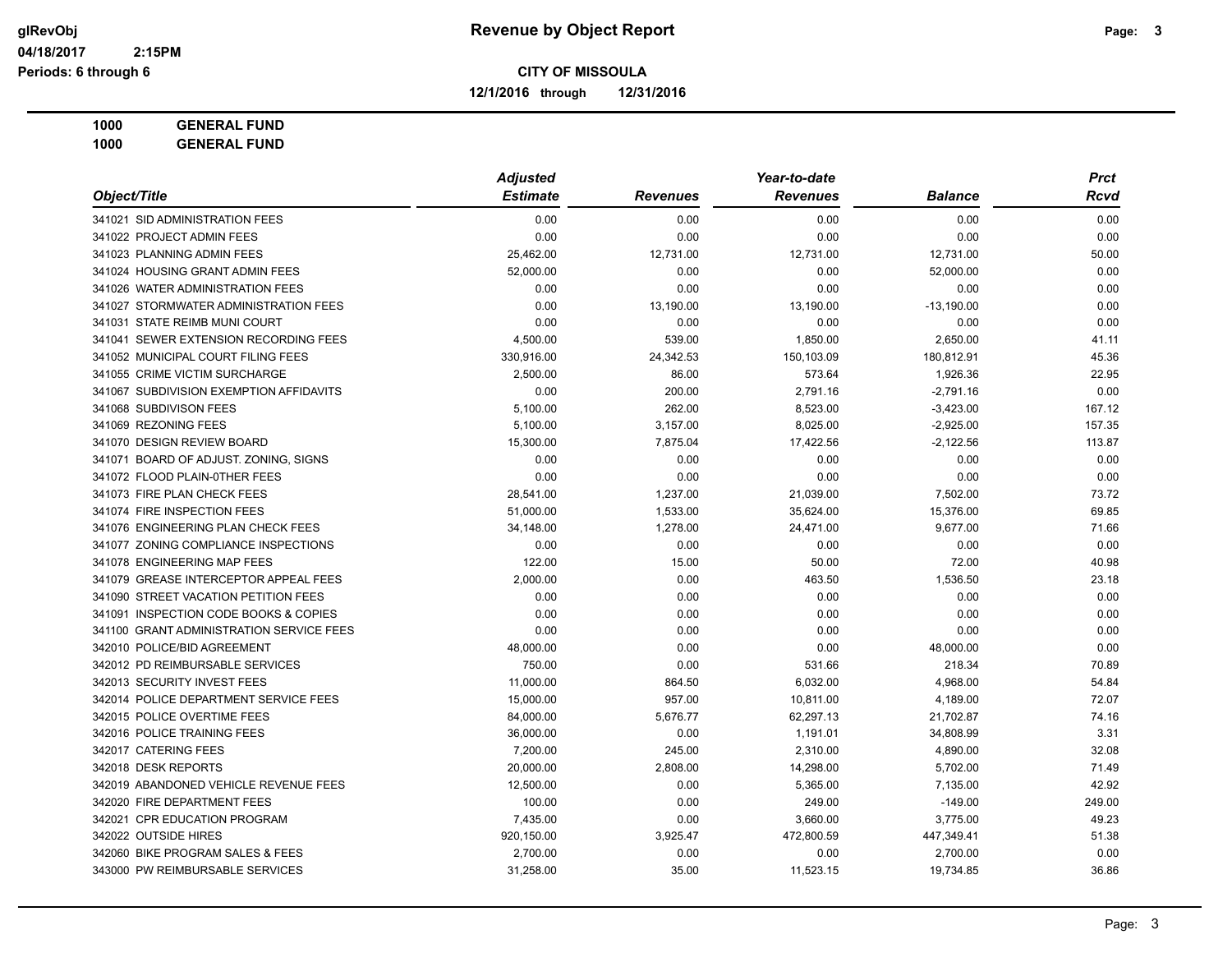**CITY OF MISSOULA**

**12/1/2016 through 12/31/2016**

**1000 GENERAL FUND**

**1000 GENERAL FUND**

| Object/Title | Adjusted Estimate | Revenues | Year-to-date Revenues | Balance | Prct Rcvd |
|---|---|---|---|---|---|
| 341021 SID ADMINISTRATION FEES | 0.00 | 0.00 | 0.00 | 0.00 | 0.00 |
| 341022 PROJECT ADMIN FEES | 0.00 | 0.00 | 0.00 | 0.00 | 0.00 |
| 341023 PLANNING ADMIN FEES | 25,462.00 | 12,731.00 | 12,731.00 | 12,731.00 | 50.00 |
| 341024 HOUSING GRANT ADMIN FEES | 52,000.00 | 0.00 | 0.00 | 52,000.00 | 0.00 |
| 341026 WATER ADMINISTRATION FEES | 0.00 | 0.00 | 0.00 | 0.00 | 0.00 |
| 341027 STORMWATER ADMINISTRATION FEES | 0.00 | 13,190.00 | 13,190.00 | -13,190.00 | 0.00 |
| 341031 STATE REIMB MUNI COURT | 0.00 | 0.00 | 0.00 | 0.00 | 0.00 |
| 341041 SEWER EXTENSION RECORDING FEES | 4,500.00 | 539.00 | 1,850.00 | 2,650.00 | 41.11 |
| 341052 MUNICIPAL COURT FILING FEES | 330,916.00 | 24,342.53 | 150,103.09 | 180,812.91 | 45.36 |
| 341055 CRIME VICTIM SURCHARGE | 2,500.00 | 86.00 | 573.64 | 1,926.36 | 22.95 |
| 341067 SUBDIVISION EXEMPTION AFFIDAVITS | 0.00 | 200.00 | 2,791.16 | -2,791.16 | 0.00 |
| 341068 SUBDIVISON FEES | 5,100.00 | 262.00 | 8,523.00 | -3,423.00 | 167.12 |
| 341069 REZONING FEES | 5,100.00 | 3,157.00 | 8,025.00 | -2,925.00 | 157.35 |
| 341070 DESIGN REVIEW BOARD | 15,300.00 | 7,875.04 | 17,422.56 | -2,122.56 | 113.87 |
| 341071 BOARD OF ADJUST. ZONING, SIGNS | 0.00 | 0.00 | 0.00 | 0.00 | 0.00 |
| 341072 FLOOD PLAIN-0THER FEES | 0.00 | 0.00 | 0.00 | 0.00 | 0.00 |
| 341073 FIRE PLAN CHECK FEES | 28,541.00 | 1,237.00 | 21,039.00 | 7,502.00 | 73.72 |
| 341074 FIRE INSPECTION FEES | 51,000.00 | 1,533.00 | 35,624.00 | 15,376.00 | 69.85 |
| 341076 ENGINEERING PLAN CHECK FEES | 34,148.00 | 1,278.00 | 24,471.00 | 9,677.00 | 71.66 |
| 341077 ZONING COMPLIANCE INSPECTIONS | 0.00 | 0.00 | 0.00 | 0.00 | 0.00 |
| 341078 ENGINEERING MAP FEES | 122.00 | 15.00 | 50.00 | 72.00 | 40.98 |
| 341079 GREASE INTERCEPTOR APPEAL FEES | 2,000.00 | 0.00 | 463.50 | 1,536.50 | 23.18 |
| 341090 STREET VACATION PETITION FEES | 0.00 | 0.00 | 0.00 | 0.00 | 0.00 |
| 341091 INSPECTION CODE BOOKS & COPIES | 0.00 | 0.00 | 0.00 | 0.00 | 0.00 |
| 341100 GRANT ADMINISTRATION SERVICE FEES | 0.00 | 0.00 | 0.00 | 0.00 | 0.00 |
| 342010 POLICE/BID AGREEMENT | 48,000.00 | 0.00 | 0.00 | 48,000.00 | 0.00 |
| 342012 PD REIMBURSABLE SERVICES | 750.00 | 0.00 | 531.66 | 218.34 | 70.89 |
| 342013 SECURITY INVEST FEES | 11,000.00 | 864.50 | 6,032.00 | 4,968.00 | 54.84 |
| 342014 POLICE DEPARTMENT SERVICE FEES | 15,000.00 | 957.00 | 10,811.00 | 4,189.00 | 72.07 |
| 342015 POLICE OVERTIME FEES | 84,000.00 | 5,676.77 | 62,297.13 | 21,702.87 | 74.16 |
| 342016 POLICE TRAINING FEES | 36,000.00 | 0.00 | 1,191.01 | 34,808.99 | 3.31 |
| 342017 CATERING FEES | 7,200.00 | 245.00 | 2,310.00 | 4,890.00 | 32.08 |
| 342018 DESK REPORTS | 20,000.00 | 2,808.00 | 14,298.00 | 5,702.00 | 71.49 |
| 342019 ABANDONED VEHICLE REVENUE FEES | 12,500.00 | 0.00 | 5,365.00 | 7,135.00 | 42.92 |
| 342020 FIRE DEPARTMENT FEES | 100.00 | 0.00 | 249.00 | -149.00 | 249.00 |
| 342021 CPR EDUCATION PROGRAM | 7,435.00 | 0.00 | 3,660.00 | 3,775.00 | 49.23 |
| 342022 OUTSIDE HIRES | 920,150.00 | 3,925.47 | 472,800.59 | 447,349.41 | 51.38 |
| 342060 BIKE PROGRAM SALES & FEES | 2,700.00 | 0.00 | 0.00 | 2,700.00 | 0.00 |
| 343000 PW REIMBURSABLE SERVICES | 31,258.00 | 35.00 | 11,523.15 | 19,734.85 | 36.86 |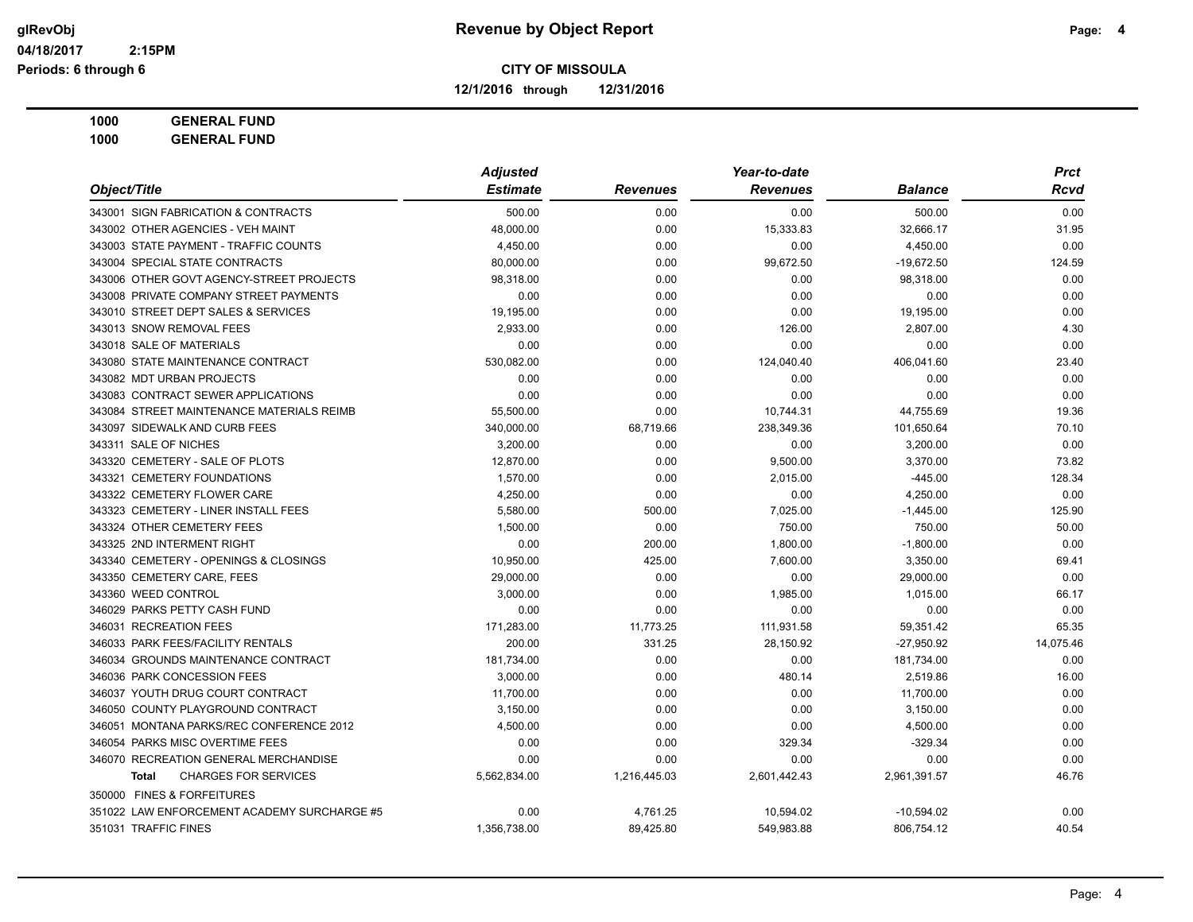# Revenue by Object Report

glRevObj
04/18/2017 2:15PM
Periods: 6 through 6

**CITY OF MISSOULA**

**12/1/2016 through 12/31/2016**

**1000 GENERAL FUND**
**1000 GENERAL FUND**

| Object/Title | Adjusted Estimate | Revenues | Year-to-date Revenues | Balance | Prct Rcvd |
|---|---|---|---|---|---|
| 343001 SIGN FABRICATION & CONTRACTS | 500.00 | 0.00 | 0.00 | 500.00 | 0.00 |
| 343002 OTHER AGENCIES - VEH MAINT | 48,000.00 | 0.00 | 15,333.83 | 32,666.17 | 31.95 |
| 343003 STATE PAYMENT - TRAFFIC COUNTS | 4,450.00 | 0.00 | 0.00 | 4,450.00 | 0.00 |
| 343004 SPECIAL STATE CONTRACTS | 80,000.00 | 0.00 | 99,672.50 | -19,672.50 | 124.59 |
| 343006 OTHER GOVT AGENCY-STREET PROJECTS | 98,318.00 | 0.00 | 0.00 | 98,318.00 | 0.00 |
| 343008 PRIVATE COMPANY STREET PAYMENTS | 0.00 | 0.00 | 0.00 | 0.00 | 0.00 |
| 343010 STREET DEPT SALES & SERVICES | 19,195.00 | 0.00 | 0.00 | 19,195.00 | 0.00 |
| 343013 SNOW REMOVAL FEES | 2,933.00 | 0.00 | 126.00 | 2,807.00 | 4.30 |
| 343018 SALE OF MATERIALS | 0.00 | 0.00 | 0.00 | 0.00 | 0.00 |
| 343080 STATE MAINTENANCE CONTRACT | 530,082.00 | 0.00 | 124,040.40 | 406,041.60 | 23.40 |
| 343082 MDT URBAN PROJECTS | 0.00 | 0.00 | 0.00 | 0.00 | 0.00 |
| 343083 CONTRACT SEWER APPLICATIONS | 0.00 | 0.00 | 0.00 | 0.00 | 0.00 |
| 343084 STREET MAINTENANCE MATERIALS REIMB | 55,500.00 | 0.00 | 10,744.31 | 44,755.69 | 19.36 |
| 343097 SIDEWALK AND CURB FEES | 340,000.00 | 68,719.66 | 238,349.36 | 101,650.64 | 70.10 |
| 343311 SALE OF NICHES | 3,200.00 | 0.00 | 0.00 | 3,200.00 | 0.00 |
| 343320 CEMETERY - SALE OF PLOTS | 12,870.00 | 0.00 | 9,500.00 | 3,370.00 | 73.82 |
| 343321 CEMETERY FOUNDATIONS | 1,570.00 | 0.00 | 2,015.00 | -445.00 | 128.34 |
| 343322 CEMETERY FLOWER CARE | 4,250.00 | 0.00 | 0.00 | 4,250.00 | 0.00 |
| 343323 CEMETERY - LINER INSTALL FEES | 5,580.00 | 500.00 | 7,025.00 | -1,445.00 | 125.90 |
| 343324 OTHER CEMETERY FEES | 1,500.00 | 0.00 | 750.00 | 750.00 | 50.00 |
| 343325 2ND INTERMENT RIGHT | 0.00 | 200.00 | 1,800.00 | -1,800.00 | 0.00 |
| 343340 CEMETERY - OPENINGS & CLOSINGS | 10,950.00 | 425.00 | 7,600.00 | 3,350.00 | 69.41 |
| 343350 CEMETERY CARE, FEES | 29,000.00 | 0.00 | 0.00 | 29,000.00 | 0.00 |
| 343360 WEED CONTROL | 3,000.00 | 0.00 | 1,985.00 | 1,015.00 | 66.17 |
| 346029 PARKS PETTY CASH FUND | 0.00 | 0.00 | 0.00 | 0.00 | 0.00 |
| 346031 RECREATION FEES | 171,283.00 | 11,773.25 | 111,931.58 | 59,351.42 | 65.35 |
| 346033 PARK FEES/FACILITY RENTALS | 200.00 | 331.25 | 28,150.92 | -27,950.92 | 14,075.46 |
| 346034 GROUNDS MAINTENANCE CONTRACT | 181,734.00 | 0.00 | 0.00 | 181,734.00 | 0.00 |
| 346036 PARK CONCESSION FEES | 3,000.00 | 0.00 | 480.14 | 2,519.86 | 16.00 |
| 346037 YOUTH DRUG COURT CONTRACT | 11,700.00 | 0.00 | 0.00 | 11,700.00 | 0.00 |
| 346050 COUNTY PLAYGROUND CONTRACT | 3,150.00 | 0.00 | 0.00 | 3,150.00 | 0.00 |
| 346051 MONTANA PARKS/REC CONFERENCE 2012 | 4,500.00 | 0.00 | 0.00 | 4,500.00 | 0.00 |
| 346054 PARKS MISC OVERTIME FEES | 0.00 | 0.00 | 329.34 | -329.34 | 0.00 |
| 346070 RECREATION GENERAL MERCHANDISE | 0.00 | 0.00 | 0.00 | 0.00 | 0.00 |
| **Total** CHARGES FOR SERVICES | 5,562,834.00 | 1,216,445.03 | 2,601,442.43 | 2,961,391.57 | 46.76 |
| 350000 FINES & FORFEITURES | | | | | |
| 351022 LAW ENFORCEMENT ACADEMY SURCHARGE #5 | 0.00 | 4,761.25 | 10,594.02 | -10,594.02 | 0.00 |
| 351031 TRAFFIC FINES | 1,356,738.00 | 89,425.80 | 549,983.88 | 806,754.12 | 40.54 |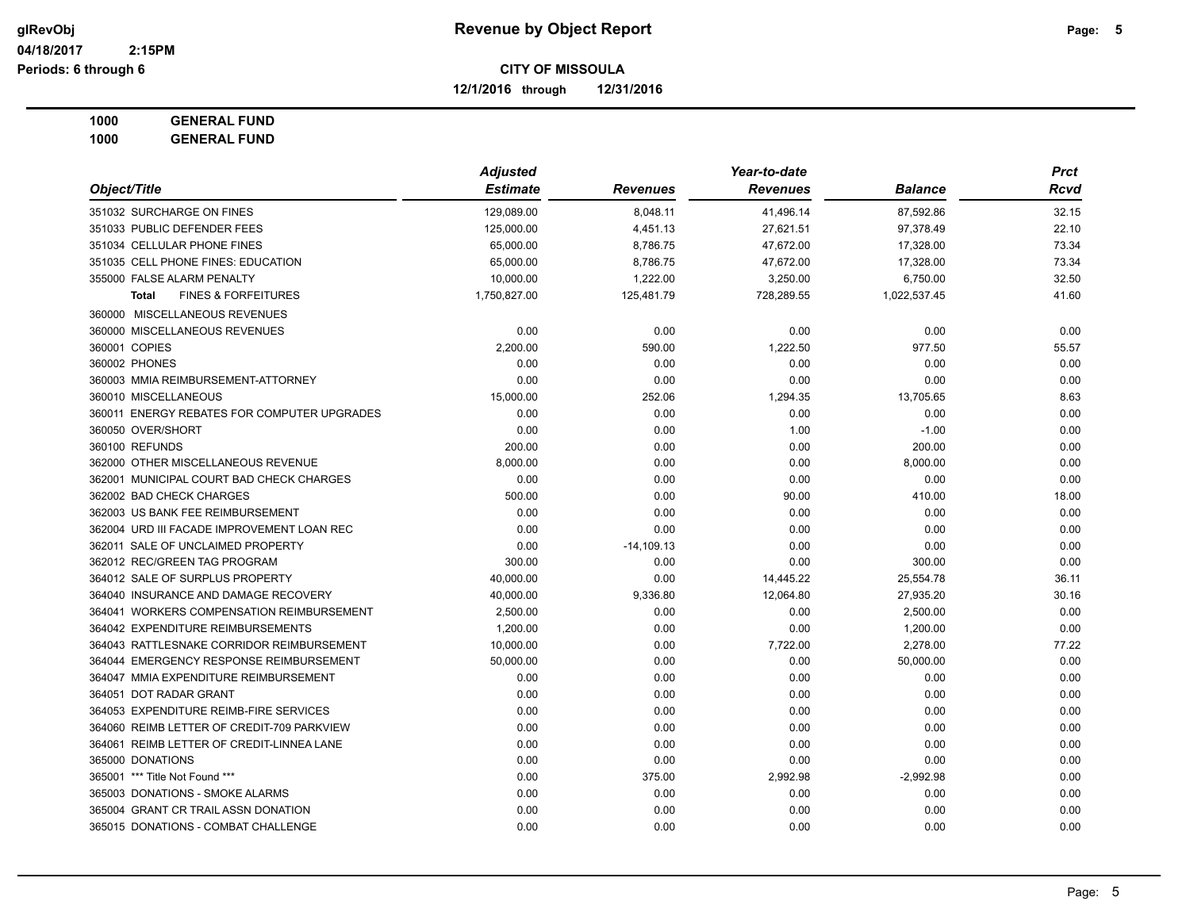**glRevObj** 04/18/2017 2:15PM
Periods: 6 through 6

# Revenue by Object Report

**CITY OF MISSOULA**

**12/1/2016 through 12/31/2016**

**1000 GENERAL FUND**
**1000 GENERAL FUND**

| Object/Title | Adjusted Estimate | Revenues | Year-to-date Revenues | Balance | Prct Rcvd |
|---|---|---|---|---|---|
| 351032 SURCHARGE ON FINES | 129,089.00 | 8,048.11 | 41,496.14 | 87,592.86 | 32.15 |
| 351033 PUBLIC DEFENDER FEES | 125,000.00 | 4,451.13 | 27,621.51 | 97,378.49 | 22.10 |
| 351034 CELLULAR PHONE FINES | 65,000.00 | 8,786.75 | 47,672.00 | 17,328.00 | 73.34 |
| 351035 CELL PHONE FINES: EDUCATION | 65,000.00 | 8,786.75 | 47,672.00 | 17,328.00 | 73.34 |
| 355000 FALSE ALARM PENALTY | 10,000.00 | 1,222.00 | 3,250.00 | 6,750.00 | 32.50 |
| **Total** FINES & FORFEITURES | 1,750,827.00 | 125,481.79 | 728,289.55 | 1,022,537.45 | 41.60 |
| 360000 MISCELLANEOUS REVENUES | | | | | |
| 360000 MISCELLANEOUS REVENUES | 0.00 | 0.00 | 0.00 | 0.00 | 0.00 |
| 360001 COPIES | 2,200.00 | 590.00 | 1,222.50 | 977.50 | 55.57 |
| 360002 PHONES | 0.00 | 0.00 | 0.00 | 0.00 | 0.00 |
| 360003 MMIA REIMBURSEMENT-ATTORNEY | 0.00 | 0.00 | 0.00 | 0.00 | 0.00 |
| 360010 MISCELLANEOUS | 15,000.00 | 252.06 | 1,294.35 | 13,705.65 | 8.63 |
| 360011 ENERGY REBATES FOR COMPUTER UPGRADES | 0.00 | 0.00 | 0.00 | 0.00 | 0.00 |
| 360050 OVER/SHORT | 0.00 | 0.00 | 1.00 | -1.00 | 0.00 |
| 360100 REFUNDS | 200.00 | 0.00 | 0.00 | 200.00 | 0.00 |
| 362000 OTHER MISCELLANEOUS REVENUE | 8,000.00 | 0.00 | 0.00 | 8,000.00 | 0.00 |
| 362001 MUNICIPAL COURT BAD CHECK CHARGES | 0.00 | 0.00 | 0.00 | 0.00 | 0.00 |
| 362002 BAD CHECK CHARGES | 500.00 | 0.00 | 90.00 | 410.00 | 18.00 |
| 362003 US BANK FEE REIMBURSEMENT | 0.00 | 0.00 | 0.00 | 0.00 | 0.00 |
| 362004 URD III FACADE IMPROVEMENT LOAN REC | 0.00 | 0.00 | 0.00 | 0.00 | 0.00 |
| 362011 SALE OF UNCLAIMED PROPERTY | 0.00 | -14,109.13 | 0.00 | 0.00 | 0.00 |
| 362012 REC/GREEN TAG PROGRAM | 300.00 | 0.00 | 0.00 | 300.00 | 0.00 |
| 364012 SALE OF SURPLUS PROPERTY | 40,000.00 | 0.00 | 14,445.22 | 25,554.78 | 36.11 |
| 364040 INSURANCE AND DAMAGE RECOVERY | 40,000.00 | 9,336.80 | 12,064.80 | 27,935.20 | 30.16 |
| 364041 WORKERS COMPENSATION REIMBURSEMENT | 2,500.00 | 0.00 | 0.00 | 2,500.00 | 0.00 |
| 364042 EXPENDITURE REIMBURSEMENTS | 1,200.00 | 0.00 | 0.00 | 1,200.00 | 0.00 |
| 364043 RATTLESNAKE CORRIDOR REIMBURSEMENT | 10,000.00 | 0.00 | 7,722.00 | 2,278.00 | 77.22 |
| 364044 EMERGENCY RESPONSE REIMBURSEMENT | 50,000.00 | 0.00 | 0.00 | 50,000.00 | 0.00 |
| 364047 MMIA EXPENDITURE REIMBURSEMENT | 0.00 | 0.00 | 0.00 | 0.00 | 0.00 |
| 364051 DOT RADAR GRANT | 0.00 | 0.00 | 0.00 | 0.00 | 0.00 |
| 364053 EXPENDITURE REIMB-FIRE SERVICES | 0.00 | 0.00 | 0.00 | 0.00 | 0.00 |
| 364060 REIMB LETTER OF CREDIT-709 PARKVIEW | 0.00 | 0.00 | 0.00 | 0.00 | 0.00 |
| 364061 REIMB LETTER OF CREDIT-LINNEA LANE | 0.00 | 0.00 | 0.00 | 0.00 | 0.00 |
| 365000 DONATIONS | 0.00 | 0.00 | 0.00 | 0.00 | 0.00 |
| 365001 *** Title Not Found *** | 0.00 | 375.00 | 2,992.98 | -2,992.98 | 0.00 |
| 365003 DONATIONS - SMOKE ALARMS | 0.00 | 0.00 | 0.00 | 0.00 | 0.00 |
| 365004 GRANT CR TRAIL ASSN DONATION | 0.00 | 0.00 | 0.00 | 0.00 | 0.00 |
| 365015 DONATIONS - COMBAT CHALLENGE | 0.00 | 0.00 | 0.00 | 0.00 | 0.00 |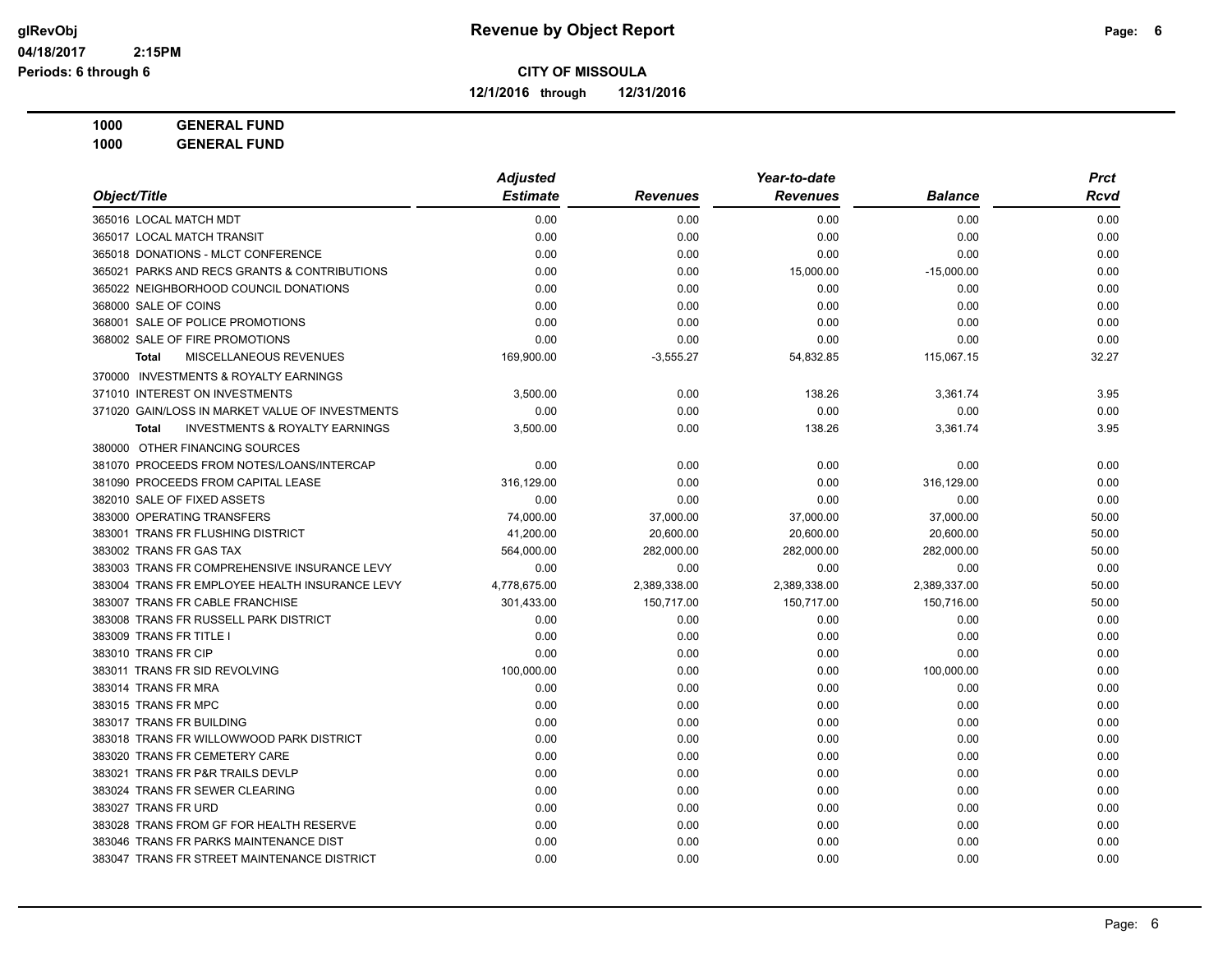**Revenue by Object Report**

**CITY OF MISSOULA**

**12/1/2016 through 12/31/2016**

glRevObj
04/18/2017 2:15PM
Periods: 6 through 6

**1000 GENERAL FUND**
**1000 GENERAL FUND**

| Object/Title | Adjusted Estimate | Revenues | Year-to-date Revenues | Balance | Prct Rcvd |
|---|---|---|---|---|---|
| 365016 LOCAL MATCH MDT | 0.00 | 0.00 | 0.00 | 0.00 | 0.00 |
| 365017 LOCAL MATCH TRANSIT | 0.00 | 0.00 | 0.00 | 0.00 | 0.00 |
| 365018 DONATIONS - MLCT CONFERENCE | 0.00 | 0.00 | 0.00 | 0.00 | 0.00 |
| 365021 PARKS AND RECS GRANTS & CONTRIBUTIONS | 0.00 | 0.00 | 15,000.00 | -15,000.00 | 0.00 |
| 365022 NEIGHBORHOOD COUNCIL DONATIONS | 0.00 | 0.00 | 0.00 | 0.00 | 0.00 |
| 368000 SALE OF COINS | 0.00 | 0.00 | 0.00 | 0.00 | 0.00 |
| 368001 SALE OF POLICE PROMOTIONS | 0.00 | 0.00 | 0.00 | 0.00 | 0.00 |
| 368002 SALE OF FIRE PROMOTIONS | 0.00 | 0.00 | 0.00 | 0.00 | 0.00 |
| **Total** MISCELLANEOUS REVENUES | 169,900.00 | -3,555.27 | 54,832.85 | 115,067.15 | 32.27 |
| 370000 INVESTMENTS & ROYALTY EARNINGS | | | | | |
| 371010 INTEREST ON INVESTMENTS | 3,500.00 | 0.00 | 138.26 | 3,361.74 | 3.95 |
| 371020 GAIN/LOSS IN MARKET VALUE OF INVESTMENTS | 0.00 | 0.00 | 0.00 | 0.00 | 0.00 |
| **Total** INVESTMENTS & ROYALTY EARNINGS | 3,500.00 | 0.00 | 138.26 | 3,361.74 | 3.95 |
| 380000 OTHER FINANCING SOURCES | | | | | |
| 381070 PROCEEDS FROM NOTES/LOANS/INTERCAP | 0.00 | 0.00 | 0.00 | 0.00 | 0.00 |
| 381090 PROCEEDS FROM CAPITAL LEASE | 316,129.00 | 0.00 | 0.00 | 316,129.00 | 0.00 |
| 382010 SALE OF FIXED ASSETS | 0.00 | 0.00 | 0.00 | 0.00 | 0.00 |
| 383000 OPERATING TRANSFERS | 74,000.00 | 37,000.00 | 37,000.00 | 37,000.00 | 50.00 |
| 383001 TRANS FR FLUSHING DISTRICT | 41,200.00 | 20,600.00 | 20,600.00 | 20,600.00 | 50.00 |
| 383002 TRANS FR GAS TAX | 564,000.00 | 282,000.00 | 282,000.00 | 282,000.00 | 50.00 |
| 383003 TRANS FR COMPREHENSIVE INSURANCE LEVY | 0.00 | 0.00 | 0.00 | 0.00 | 0.00 |
| 383004 TRANS FR EMPLOYEE HEALTH INSURANCE LEVY | 4,778,675.00 | 2,389,338.00 | 2,389,338.00 | 2,389,337.00 | 50.00 |
| 383007 TRANS FR CABLE FRANCHISE | 301,433.00 | 150,717.00 | 150,717.00 | 150,716.00 | 50.00 |
| 383008 TRANS FR RUSSELL PARK DISTRICT | 0.00 | 0.00 | 0.00 | 0.00 | 0.00 |
| 383009 TRANS FR TITLE I | 0.00 | 0.00 | 0.00 | 0.00 | 0.00 |
| 383010 TRANS FR CIP | 0.00 | 0.00 | 0.00 | 0.00 | 0.00 |
| 383011 TRANS FR SID REVOLVING | 100,000.00 | 0.00 | 0.00 | 100,000.00 | 0.00 |
| 383014 TRANS FR MRA | 0.00 | 0.00 | 0.00 | 0.00 | 0.00 |
| 383015 TRANS FR MPC | 0.00 | 0.00 | 0.00 | 0.00 | 0.00 |
| 383017 TRANS FR BUILDING | 0.00 | 0.00 | 0.00 | 0.00 | 0.00 |
| 383018 TRANS FR WILLOWWOOD PARK DISTRICT | 0.00 | 0.00 | 0.00 | 0.00 | 0.00 |
| 383020 TRANS FR CEMETERY CARE | 0.00 | 0.00 | 0.00 | 0.00 | 0.00 |
| 383021 TRANS FR P&R TRAILS DEVLP | 0.00 | 0.00 | 0.00 | 0.00 | 0.00 |
| 383024 TRANS FR SEWER CLEARING | 0.00 | 0.00 | 0.00 | 0.00 | 0.00 |
| 383027 TRANS FR URD | 0.00 | 0.00 | 0.00 | 0.00 | 0.00 |
| 383028 TRANS FROM GF FOR HEALTH RESERVE | 0.00 | 0.00 | 0.00 | 0.00 | 0.00 |
| 383046 TRANS FR PARKS MAINTENANCE DIST | 0.00 | 0.00 | 0.00 | 0.00 | 0.00 |
| 383047 TRANS FR STREET MAINTENANCE DISTRICT | 0.00 | 0.00 | 0.00 | 0.00 | 0.00 |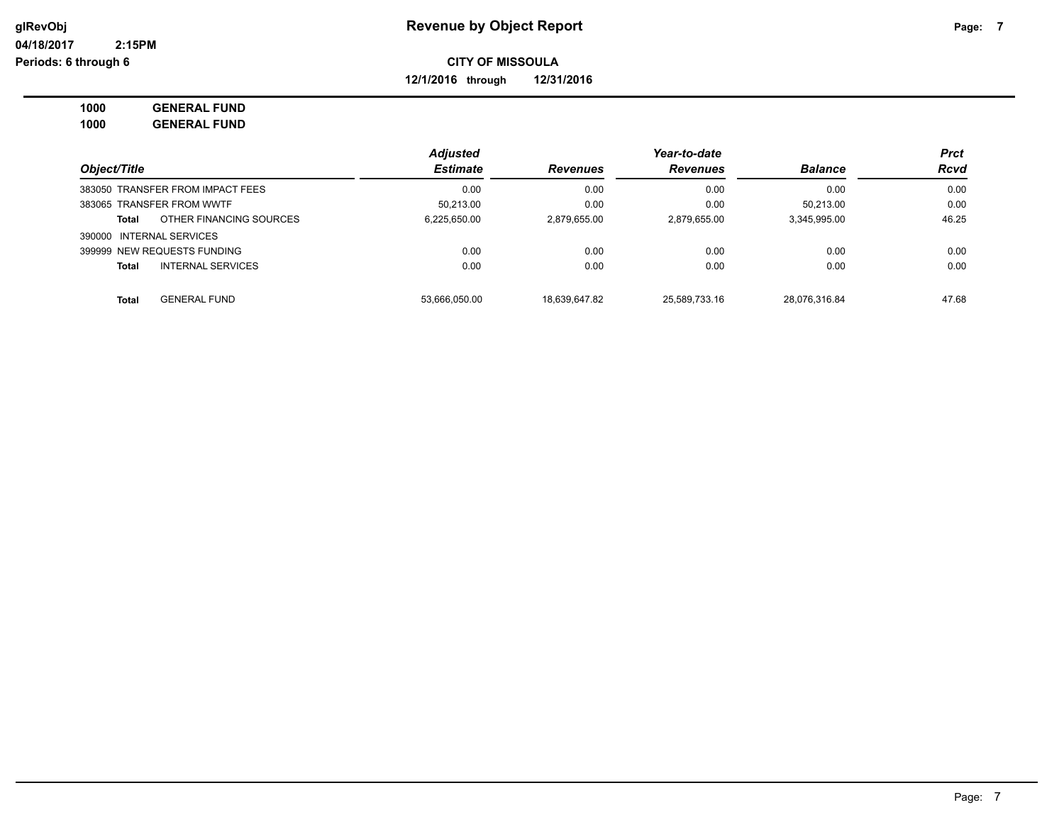# Revenue by Object Report

glRevObj
04/18/2017 2:15PM
Periods: 6 through 6

**CITY OF MISSOULA**

**12/1/2016 through 12/31/2016**

**1000 GENERAL FUND**
**1000 GENERAL FUND**

| Object/Title | Adjusted Estimate | Revenues | Year-to-date Revenues | Balance | Prct Rcvd |
|---|---|---|---|---|---|
| 383050 TRANSFER FROM IMPACT FEES | 0.00 | 0.00 | 0.00 | 0.00 | 0.00 |
| 383065 TRANSFER FROM WWTF | 50,213.00 | 0.00 | 0.00 | 50,213.00 | 0.00 |
| **Total** OTHER FINANCING SOURCES | 6,225,650.00 | 2,879,655.00 | 2,879,655.00 | 3,345,995.00 | 46.25 |
| 390000 INTERNAL SERVICES | | | | | |
| 399999 NEW REQUESTS FUNDING | 0.00 | 0.00 | 0.00 | 0.00 | 0.00 |
| **Total** INTERNAL SERVICES | 0.00 | 0.00 | 0.00 | 0.00 | 0.00 |
| **Total** GENERAL FUND | 53,666,050.00 | 18,639,647.82 | 25,589,733.16 | 28,076,316.84 | 47.68 |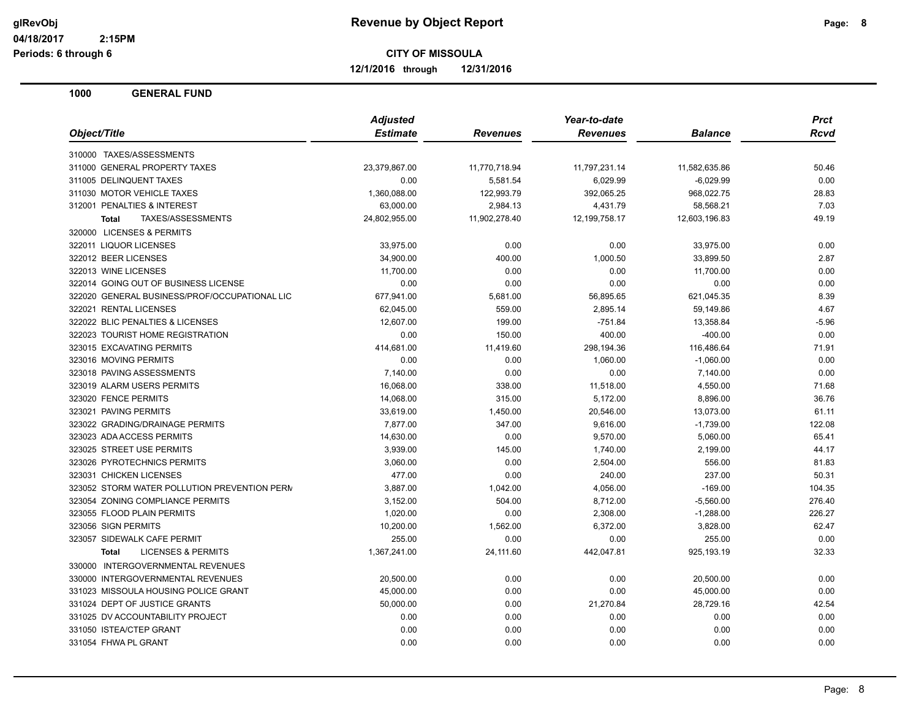# Revenue by Object Report

glRevObj
04/18/2017 2:15PM
Periods: 6 through 6

**CITY OF MISSOULA**

**12/1/2016 through 12/31/2016**

## 1000 GENERAL FUND

| Object/Title | Adjusted Estimate | Revenues | Year-to-date Revenues | Balance | Prct Rcvd |
|---|---|---|---|---|---|
| 310000 TAXES/ASSESSMENTS | | | | | |
| 311000 GENERAL PROPERTY TAXES | 23,379,867.00 | 11,770,718.94 | 11,797,231.14 | 11,582,635.86 | 50.46 |
| 311005 DELINQUENT TAXES | 0.00 | 5,581.54 | 6,029.99 | -6,029.99 | 0.00 |
| 311030 MOTOR VEHICLE TAXES | 1,360,088.00 | 122,993.79 | 392,065.25 | 968,022.75 | 28.83 |
| 312001 PENALTIES & INTEREST | 63,000.00 | 2,984.13 | 4,431.79 | 58,568.21 | 7.03 |
| **Total** TAXES/ASSESSMENTS | 24,802,955.00 | 11,902,278.40 | 12,199,758.17 | 12,603,196.83 | 49.19 |
| 320000 LICENSES & PERMITS | | | | | |
| 322011 LIQUOR LICENSES | 33,975.00 | 0.00 | 0.00 | 33,975.00 | 0.00 |
| 322012 BEER LICENSES | 34,900.00 | 400.00 | 1,000.50 | 33,899.50 | 2.87 |
| 322013 WINE LICENSES | 11,700.00 | 0.00 | 0.00 | 11,700.00 | 0.00 |
| 322014 GOING OUT OF BUSINESS LICENSE | 0.00 | 0.00 | 0.00 | 0.00 | 0.00 |
| 322020 GENERAL BUSINESS/PROF/OCCUPATIONAL LIC | 677,941.00 | 5,681.00 | 56,895.65 | 621,045.35 | 8.39 |
| 322021 RENTAL LICENSES | 62,045.00 | 559.00 | 2,895.14 | 59,149.86 | 4.67 |
| 322022 BLIC PENALTIES & LICENSES | 12,607.00 | 199.00 | -751.84 | 13,358.84 | -5.96 |
| 322023 TOURIST HOME REGISTRATION | 0.00 | 150.00 | 400.00 | -400.00 | 0.00 |
| 323015 EXCAVATING PERMITS | 414,681.00 | 11,419.60 | 298,194.36 | 116,486.64 | 71.91 |
| 323016 MOVING PERMITS | 0.00 | 0.00 | 1,060.00 | -1,060.00 | 0.00 |
| 323018 PAVING ASSESSMENTS | 7,140.00 | 0.00 | 0.00 | 7,140.00 | 0.00 |
| 323019 ALARM USERS PERMITS | 16,068.00 | 338.00 | 11,518.00 | 4,550.00 | 71.68 |
| 323020 FENCE PERMITS | 14,068.00 | 315.00 | 5,172.00 | 8,896.00 | 36.76 |
| 323021 PAVING PERMITS | 33,619.00 | 1,450.00 | 20,546.00 | 13,073.00 | 61.11 |
| 323022 GRADING/DRAINAGE PERMITS | 7,877.00 | 347.00 | 9,616.00 | -1,739.00 | 122.08 |
| 323023 ADA ACCESS PERMITS | 14,630.00 | 0.00 | 9,570.00 | 5,060.00 | 65.41 |
| 323025 STREET USE PERMITS | 3,939.00 | 145.00 | 1,740.00 | 2,199.00 | 44.17 |
| 323026 PYROTECHNICS PERMITS | 3,060.00 | 0.00 | 2,504.00 | 556.00 | 81.83 |
| 323031 CHICKEN LICENSES | 477.00 | 0.00 | 240.00 | 237.00 | 50.31 |
| 323052 STORM WATER POLLUTION PREVENTION PERM | 3,887.00 | 1,042.00 | 4,056.00 | -169.00 | 104.35 |
| 323054 ZONING COMPLIANCE PERMITS | 3,152.00 | 504.00 | 8,712.00 | -5,560.00 | 276.40 |
| 323055 FLOOD PLAIN PERMITS | 1,020.00 | 0.00 | 2,308.00 | -1,288.00 | 226.27 |
| 323056 SIGN PERMITS | 10,200.00 | 1,562.00 | 6,372.00 | 3,828.00 | 62.47 |
| 323057 SIDEWALK CAFE PERMIT | 255.00 | 0.00 | 0.00 | 255.00 | 0.00 |
| **Total** LICENSES & PERMITS | 1,367,241.00 | 24,111.60 | 442,047.81 | 925,193.19 | 32.33 |
| 330000 INTERGOVERNMENTAL REVENUES | | | | | |
| 330000 INTERGOVERNMENTAL REVENUES | 20,500.00 | 0.00 | 0.00 | 20,500.00 | 0.00 |
| 331023 MISSOULA HOUSING POLICE GRANT | 45,000.00 | 0.00 | 0.00 | 45,000.00 | 0.00 |
| 331024 DEPT OF JUSTICE GRANTS | 50,000.00 | 0.00 | 21,270.84 | 28,729.16 | 42.54 |
| 331025 DV ACCOUNTABILITY PROJECT | 0.00 | 0.00 | 0.00 | 0.00 | 0.00 |
| 331050 ISTEA/CTEP GRANT | 0.00 | 0.00 | 0.00 | 0.00 | 0.00 |
| 331054 FHWA PL GRANT | 0.00 | 0.00 | 0.00 | 0.00 | 0.00 |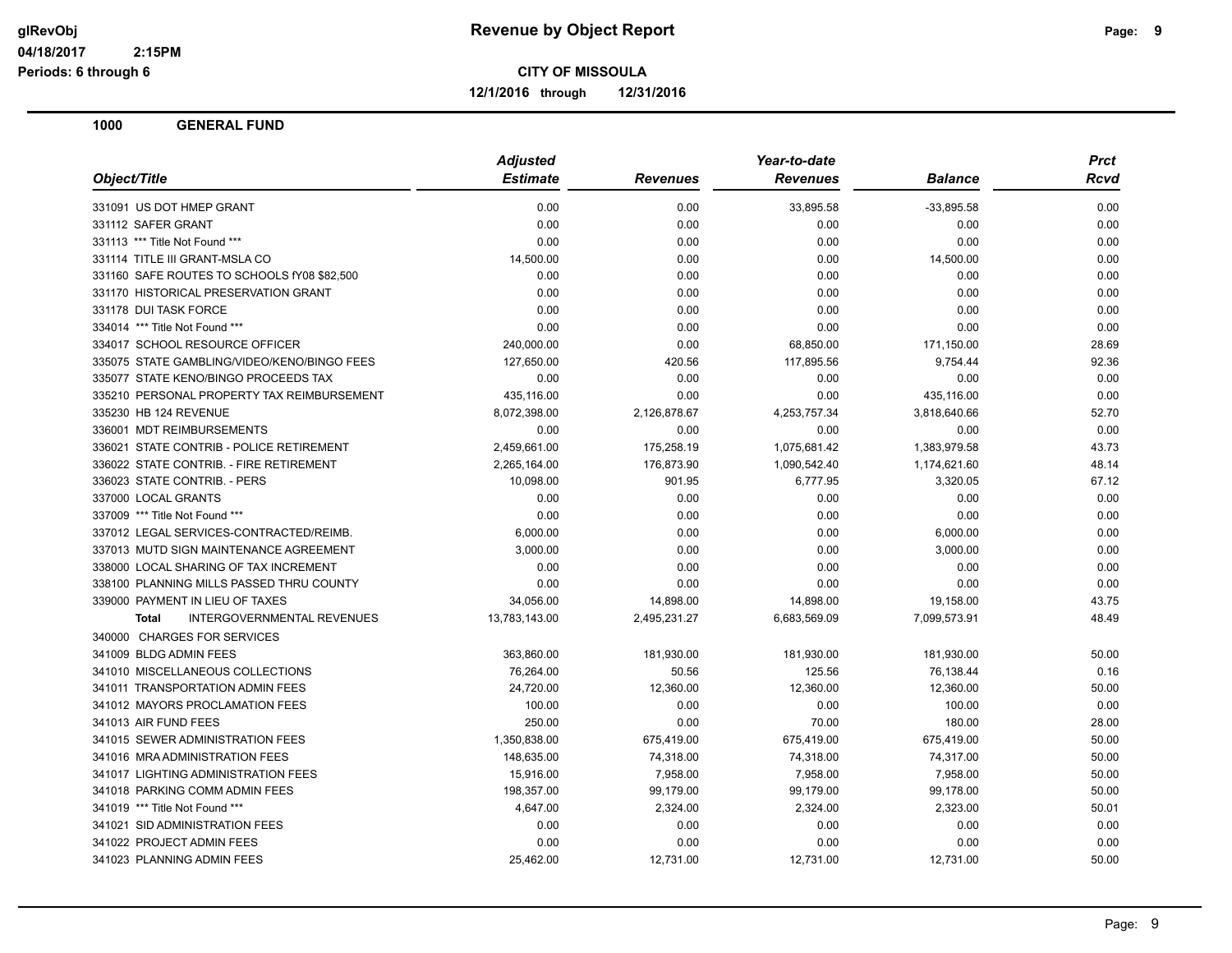**glRevObj** **Revenue by Object Report**
**04/18/2017 2:15PM**
**Periods: 6 through 6**

**CITY OF MISSOULA**

**12/1/2016 through 12/31/2016**

## 1000 GENERAL FUND

| Object/Title | Adjusted Estimate | Revenues | Year-to-date Revenues | Balance | Prct Rcvd |
|---|---|---|---|---|---|
| 331091 US DOT HMEP GRANT | 0.00 | 0.00 | 33,895.58 | -33,895.58 | 0.00 |
| 331112 SAFER GRANT | 0.00 | 0.00 | 0.00 | 0.00 | 0.00 |
| 331113 *** Title Not Found *** | 0.00 | 0.00 | 0.00 | 0.00 | 0.00 |
| 331114 TITLE III GRANT-MSLA CO | 14,500.00 | 0.00 | 0.00 | 14,500.00 | 0.00 |
| 331160 SAFE ROUTES TO SCHOOLS fY08 $82,500 | 0.00 | 0.00 | 0.00 | 0.00 | 0.00 |
| 331170 HISTORICAL PRESERVATION GRANT | 0.00 | 0.00 | 0.00 | 0.00 | 0.00 |
| 331178 DUI TASK FORCE | 0.00 | 0.00 | 0.00 | 0.00 | 0.00 |
| 334014 *** Title Not Found *** | 0.00 | 0.00 | 0.00 | 0.00 | 0.00 |
| 334017 SCHOOL RESOURCE OFFICER | 240,000.00 | 0.00 | 68,850.00 | 171,150.00 | 28.69 |
| 335075 STATE GAMBLING/VIDEO/KENO/BINGO FEES | 127,650.00 | 420.56 | 117,895.56 | 9,754.44 | 92.36 |
| 335077 STATE KENO/BINGO PROCEEDS TAX | 0.00 | 0.00 | 0.00 | 0.00 | 0.00 |
| 335210 PERSONAL PROPERTY TAX REIMBURSEMENT | 435,116.00 | 0.00 | 0.00 | 435,116.00 | 0.00 |
| 335230 HB 124 REVENUE | 8,072,398.00 | 2,126,878.67 | 4,253,757.34 | 3,818,640.66 | 52.70 |
| 336001 MDT REIMBURSEMENTS | 0.00 | 0.00 | 0.00 | 0.00 | 0.00 |
| 336021 STATE CONTRIB - POLICE RETIREMENT | 2,459,661.00 | 175,258.19 | 1,075,681.42 | 1,383,979.58 | 43.73 |
| 336022 STATE CONTRIB. - FIRE RETIREMENT | 2,265,164.00 | 176,873.90 | 1,090,542.40 | 1,174,621.60 | 48.14 |
| 336023 STATE CONTRIB. - PERS | 10,098.00 | 901.95 | 6,777.95 | 3,320.05 | 67.12 |
| 337000 LOCAL GRANTS | 0.00 | 0.00 | 0.00 | 0.00 | 0.00 |
| 337009 *** Title Not Found *** | 0.00 | 0.00 | 0.00 | 0.00 | 0.00 |
| 337012 LEGAL SERVICES-CONTRACTED/REIMB. | 6,000.00 | 0.00 | 0.00 | 6,000.00 | 0.00 |
| 337013 MUTD SIGN MAINTENANCE AGREEMENT | 3,000.00 | 0.00 | 0.00 | 3,000.00 | 0.00 |
| 338000 LOCAL SHARING OF TAX INCREMENT | 0.00 | 0.00 | 0.00 | 0.00 | 0.00 |
| 338100 PLANNING MILLS PASSED THRU COUNTY | 0.00 | 0.00 | 0.00 | 0.00 | 0.00 |
| 339000 PAYMENT IN LIEU OF TAXES | 34,056.00 | 14,898.00 | 14,898.00 | 19,158.00 | 43.75 |
| **Total** INTERGOVERNMENTAL REVENUES | 13,783,143.00 | 2,495,231.27 | 6,683,569.09 | 7,099,573.91 | 48.49 |
| 340000 CHARGES FOR SERVICES | | | | | |
| 341009 BLDG ADMIN FEES | 363,860.00 | 181,930.00 | 181,930.00 | 181,930.00 | 50.00 |
| 341010 MISCELLANEOUS COLLECTIONS | 76,264.00 | 50.56 | 125.56 | 76,138.44 | 0.16 |
| 341011 TRANSPORTATION ADMIN FEES | 24,720.00 | 12,360.00 | 12,360.00 | 12,360.00 | 50.00 |
| 341012 MAYORS PROCLAMATION FEES | 100.00 | 0.00 | 0.00 | 100.00 | 0.00 |
| 341013 AIR FUND FEES | 250.00 | 0.00 | 70.00 | 180.00 | 28.00 |
| 341015 SEWER ADMINISTRATION FEES | 1,350,838.00 | 675,419.00 | 675,419.00 | 675,419.00 | 50.00 |
| 341016 MRA ADMINISTRATION FEES | 148,635.00 | 74,318.00 | 74,318.00 | 74,317.00 | 50.00 |
| 341017 LIGHTING ADMINISTRATION FEES | 15,916.00 | 7,958.00 | 7,958.00 | 7,958.00 | 50.00 |
| 341018 PARKING COMM ADMIN FEES | 198,357.00 | 99,179.00 | 99,179.00 | 99,178.00 | 50.00 |
| 341019 *** Title Not Found *** | 4,647.00 | 2,324.00 | 2,324.00 | 2,323.00 | 50.01 |
| 341021 SID ADMINISTRATION FEES | 0.00 | 0.00 | 0.00 | 0.00 | 0.00 |
| 341022 PROJECT ADMIN FEES | 0.00 | 0.00 | 0.00 | 0.00 | 0.00 |
| 341023 PLANNING ADMIN FEES | 25,462.00 | 12,731.00 | 12,731.00 | 12,731.00 | 50.00 |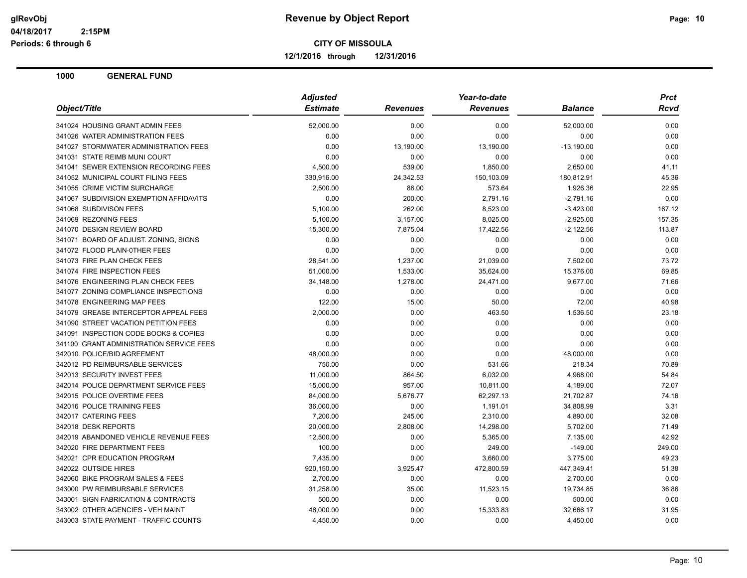# Revenue by Object Report

glRevObj
04/18/2017 2:15PM
Periods: 6 through 6

**CITY OF MISSOULA**

**12/1/2016 through 12/31/2016**

## 1000 GENERAL FUND

| Object/Title | Adjusted Estimate | Revenues | Year-to-date Revenues | Balance | Prct Rcvd |
|---|---|---|---|---|---|
| 341024 HOUSING GRANT ADMIN FEES | 52,000.00 | 0.00 | 0.00 | 52,000.00 | 0.00 |
| 341026 WATER ADMINISTRATION FEES | 0.00 | 0.00 | 0.00 | 0.00 | 0.00 |
| 341027 STORMWATER ADMINISTRATION FEES | 0.00 | 13,190.00 | 13,190.00 | -13,190.00 | 0.00 |
| 341031 STATE REIMB MUNI COURT | 0.00 | 0.00 | 0.00 | 0.00 | 0.00 |
| 341041 SEWER EXTENSION RECORDING FEES | 4,500.00 | 539.00 | 1,850.00 | 2,650.00 | 41.11 |
| 341052 MUNICIPAL COURT FILING FEES | 330,916.00 | 24,342.53 | 150,103.09 | 180,812.91 | 45.36 |
| 341055 CRIME VICTIM SURCHARGE | 2,500.00 | 86.00 | 573.64 | 1,926.36 | 22.95 |
| 341067 SUBDIVISION EXEMPTION AFFIDAVITS | 0.00 | 200.00 | 2,791.16 | -2,791.16 | 0.00 |
| 341068 SUBDIVISON FEES | 5,100.00 | 262.00 | 8,523.00 | -3,423.00 | 167.12 |
| 341069 REZONING FEES | 5,100.00 | 3,157.00 | 8,025.00 | -2,925.00 | 157.35 |
| 341070 DESIGN REVIEW BOARD | 15,300.00 | 7,875.04 | 17,422.56 | -2,122.56 | 113.87 |
| 341071 BOARD OF ADJUST. ZONING, SIGNS | 0.00 | 0.00 | 0.00 | 0.00 | 0.00 |
| 341072 FLOOD PLAIN-0THER FEES | 0.00 | 0.00 | 0.00 | 0.00 | 0.00 |
| 341073 FIRE PLAN CHECK FEES | 28,541.00 | 1,237.00 | 21,039.00 | 7,502.00 | 73.72 |
| 341074 FIRE INSPECTION FEES | 51,000.00 | 1,533.00 | 35,624.00 | 15,376.00 | 69.85 |
| 341076 ENGINEERING PLAN CHECK FEES | 34,148.00 | 1,278.00 | 24,471.00 | 9,677.00 | 71.66 |
| 341077 ZONING COMPLIANCE INSPECTIONS | 0.00 | 0.00 | 0.00 | 0.00 | 0.00 |
| 341078 ENGINEERING MAP FEES | 122.00 | 15.00 | 50.00 | 72.00 | 40.98 |
| 341079 GREASE INTERCEPTOR APPEAL FEES | 2,000.00 | 0.00 | 463.50 | 1,536.50 | 23.18 |
| 341090 STREET VACATION PETITION FEES | 0.00 | 0.00 | 0.00 | 0.00 | 0.00 |
| 341091 INSPECTION CODE BOOKS & COPIES | 0.00 | 0.00 | 0.00 | 0.00 | 0.00 |
| 341100 GRANT ADMINISTRATION SERVICE FEES | 0.00 | 0.00 | 0.00 | 0.00 | 0.00 |
| 342010 POLICE/BID AGREEMENT | 48,000.00 | 0.00 | 0.00 | 48,000.00 | 0.00 |
| 342012 PD REIMBURSABLE SERVICES | 750.00 | 0.00 | 531.66 | 218.34 | 70.89 |
| 342013 SECURITY INVEST FEES | 11,000.00 | 864.50 | 6,032.00 | 4,968.00 | 54.84 |
| 342014 POLICE DEPARTMENT SERVICE FEES | 15,000.00 | 957.00 | 10,811.00 | 4,189.00 | 72.07 |
| 342015 POLICE OVERTIME FEES | 84,000.00 | 5,676.77 | 62,297.13 | 21,702.87 | 74.16 |
| 342016 POLICE TRAINING FEES | 36,000.00 | 0.00 | 1,191.01 | 34,808.99 | 3.31 |
| 342017 CATERING FEES | 7,200.00 | 245.00 | 2,310.00 | 4,890.00 | 32.08 |
| 342018 DESK REPORTS | 20,000.00 | 2,808.00 | 14,298.00 | 5,702.00 | 71.49 |
| 342019 ABANDONED VEHICLE REVENUE FEES | 12,500.00 | 0.00 | 5,365.00 | 7,135.00 | 42.92 |
| 342020 FIRE DEPARTMENT FEES | 100.00 | 0.00 | 249.00 | -149.00 | 249.00 |
| 342021 CPR EDUCATION PROGRAM | 7,435.00 | 0.00 | 3,660.00 | 3,775.00 | 49.23 |
| 342022 OUTSIDE HIRES | 920,150.00 | 3,925.47 | 472,800.59 | 447,349.41 | 51.38 |
| 342060 BIKE PROGRAM SALES & FEES | 2,700.00 | 0.00 | 0.00 | 2,700.00 | 0.00 |
| 343000 PW REIMBURSABLE SERVICES | 31,258.00 | 35.00 | 11,523.15 | 19,734.85 | 36.86 |
| 343001 SIGN FABRICATION & CONTRACTS | 500.00 | 0.00 | 0.00 | 500.00 | 0.00 |
| 343002 OTHER AGENCIES - VEH MAINT | 48,000.00 | 0.00 | 15,333.83 | 32,666.17 | 31.95 |
| 343003 STATE PAYMENT - TRAFFIC COUNTS | 4,450.00 | 0.00 | 0.00 | 4,450.00 | 0.00 |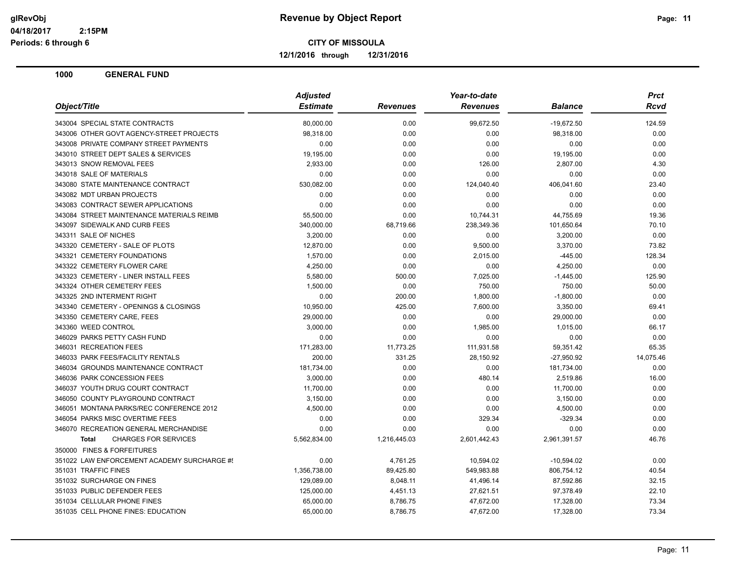**CITY OF MISSOULA**

**Revenue by Object Report**

**12/1/2016 through 12/31/2016**

glRevObj
04/18/2017 2:15PM
Periods: 6 through 6

## 1000 GENERAL FUND

| Object/Title | Adjusted Estimate | Revenues | Year-to-date Revenues | Balance | Prct Rcvd |
|---|---|---|---|---|---|
| 343004 SPECIAL STATE CONTRACTS | 80,000.00 | 0.00 | 99,672.50 | -19,672.50 | 124.59 |
| 343006 OTHER GOVT AGENCY-STREET PROJECTS | 98,318.00 | 0.00 | 0.00 | 98,318.00 | 0.00 |
| 343008 PRIVATE COMPANY STREET PAYMENTS | 0.00 | 0.00 | 0.00 | 0.00 | 0.00 |
| 343010 STREET DEPT SALES & SERVICES | 19,195.00 | 0.00 | 0.00 | 19,195.00 | 0.00 |
| 343013 SNOW REMOVAL FEES | 2,933.00 | 0.00 | 126.00 | 2,807.00 | 4.30 |
| 343018 SALE OF MATERIALS | 0.00 | 0.00 | 0.00 | 0.00 | 0.00 |
| 343080 STATE MAINTENANCE CONTRACT | 530,082.00 | 0.00 | 124,040.40 | 406,041.60 | 23.40 |
| 343082 MDT URBAN PROJECTS | 0.00 | 0.00 | 0.00 | 0.00 | 0.00 |
| 343083 CONTRACT SEWER APPLICATIONS | 0.00 | 0.00 | 0.00 | 0.00 | 0.00 |
| 343084 STREET MAINTENANCE MATERIALS REIMB | 55,500.00 | 0.00 | 10,744.31 | 44,755.69 | 19.36 |
| 343097 SIDEWALK AND CURB FEES | 340,000.00 | 68,719.66 | 238,349.36 | 101,650.64 | 70.10 |
| 343311 SALE OF NICHES | 3,200.00 | 0.00 | 0.00 | 3,200.00 | 0.00 |
| 343320 CEMETERY - SALE OF PLOTS | 12,870.00 | 0.00 | 9,500.00 | 3,370.00 | 73.82 |
| 343321 CEMETERY FOUNDATIONS | 1,570.00 | 0.00 | 2,015.00 | -445.00 | 128.34 |
| 343322 CEMETERY FLOWER CARE | 4,250.00 | 0.00 | 0.00 | 4,250.00 | 0.00 |
| 343323 CEMETERY - LINER INSTALL FEES | 5,580.00 | 500.00 | 7,025.00 | -1,445.00 | 125.90 |
| 343324 OTHER CEMETERY FEES | 1,500.00 | 0.00 | 750.00 | 750.00 | 50.00 |
| 343325 2ND INTERMENT RIGHT | 0.00 | 200.00 | 1,800.00 | -1,800.00 | 0.00 |
| 343340 CEMETERY - OPENINGS & CLOSINGS | 10,950.00 | 425.00 | 7,600.00 | 3,350.00 | 69.41 |
| 343350 CEMETERY CARE, FEES | 29,000.00 | 0.00 | 0.00 | 29,000.00 | 0.00 |
| 343360 WEED CONTROL | 3,000.00 | 0.00 | 1,985.00 | 1,015.00 | 66.17 |
| 346029 PARKS PETTY CASH FUND | 0.00 | 0.00 | 0.00 | 0.00 | 0.00 |
| 346031 RECREATION FEES | 171,283.00 | 11,773.25 | 111,931.58 | 59,351.42 | 65.35 |
| 346033 PARK FEES/FACILITY RENTALS | 200.00 | 331.25 | 28,150.92 | -27,950.92 | 14,075.46 |
| 346034 GROUNDS MAINTENANCE CONTRACT | 181,734.00 | 0.00 | 0.00 | 181,734.00 | 0.00 |
| 346036 PARK CONCESSION FEES | 3,000.00 | 0.00 | 480.14 | 2,519.86 | 16.00 |
| 346037 YOUTH DRUG COURT CONTRACT | 11,700.00 | 0.00 | 0.00 | 11,700.00 | 0.00 |
| 346050 COUNTY PLAYGROUND CONTRACT | 3,150.00 | 0.00 | 0.00 | 3,150.00 | 0.00 |
| 346051 MONTANA PARKS/REC CONFERENCE 2012 | 4,500.00 | 0.00 | 0.00 | 4,500.00 | 0.00 |
| 346054 PARKS MISC OVERTIME FEES | 0.00 | 0.00 | 329.34 | -329.34 | 0.00 |
| 346070 RECREATION GENERAL MERCHANDISE | 0.00 | 0.00 | 0.00 | 0.00 | 0.00 |
| **Total** CHARGES FOR SERVICES | 5,562,834.00 | 1,216,445.03 | 2,601,442.43 | 2,961,391.57 | 46.76 |
| 350000 FINES & FORFEITURES | | | | | |
| 351022 LAW ENFORCEMENT ACADEMY SURCHARGE #! | 0.00 | 4,761.25 | 10,594.02 | -10,594.02 | 0.00 |
| 351031 TRAFFIC FINES | 1,356,738.00 | 89,425.80 | 549,983.88 | 806,754.12 | 40.54 |
| 351032 SURCHARGE ON FINES | 129,089.00 | 8,048.11 | 41,496.14 | 87,592.86 | 32.15 |
| 351033 PUBLIC DEFENDER FEES | 125,000.00 | 4,451.13 | 27,621.51 | 97,378.49 | 22.10 |
| 351034 CELLULAR PHONE FINES | 65,000.00 | 8,786.75 | 47,672.00 | 17,328.00 | 73.34 |
| 351035 CELL PHONE FINES: EDUCATION | 65,000.00 | 8,786.75 | 47,672.00 | 17,328.00 | 73.34 |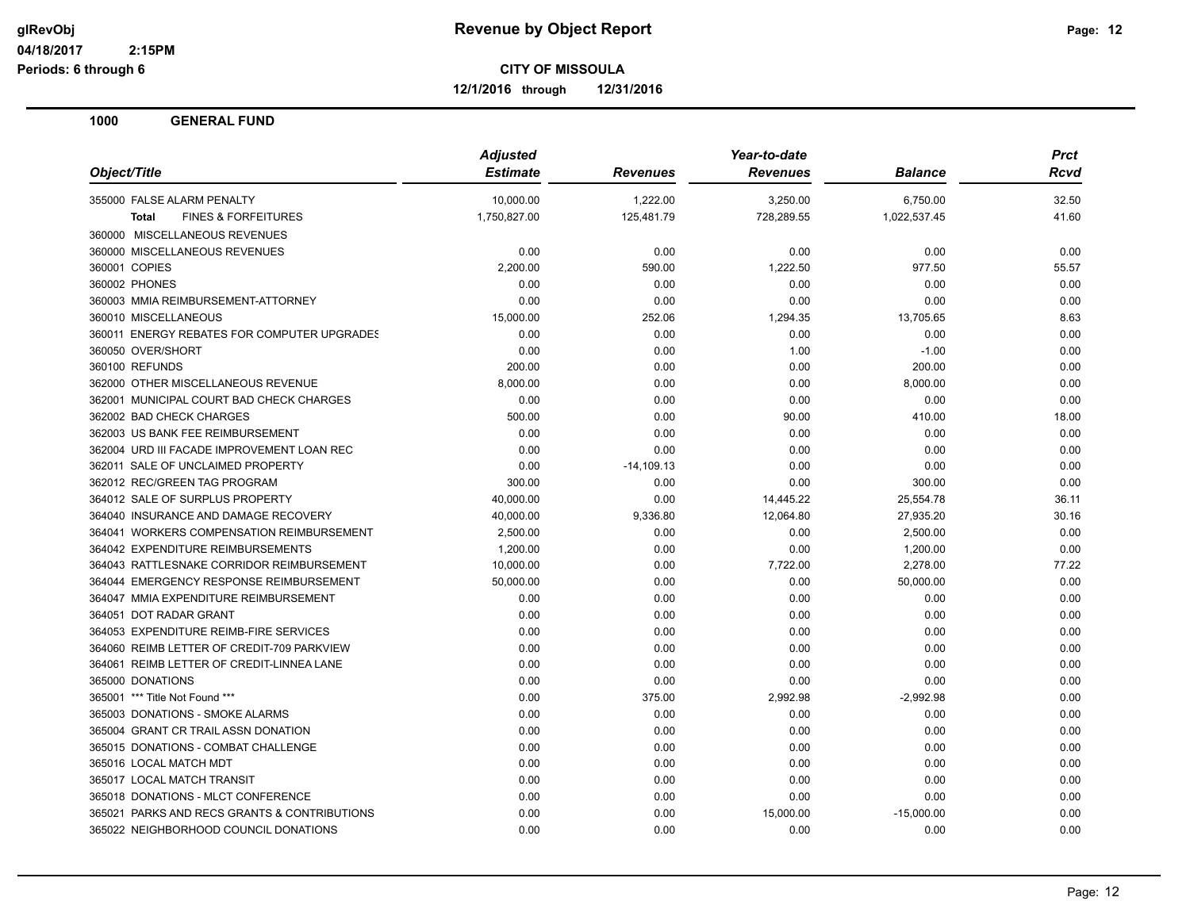glRevObj
04/18/2017 2:15PM
Periods: 6 through 6

# Revenue by Object Report

**CITY OF MISSOULA**

**12/1/2016 through 12/31/2016**

## 1000 GENERAL FUND

| Object/Title | Adjusted Estimate | Revenues | Year-to-date Revenues | Balance | Prct Rcvd |
|---|---|---|---|---|---|
| 355000 FALSE ALARM PENALTY | 10,000.00 | 1,222.00 | 3,250.00 | 6,750.00 | 32.50 |
| **Total** FINES & FORFEITURES | 1,750,827.00 | 125,481.79 | 728,289.55 | 1,022,537.45 | 41.60 |
| 360000 MISCELLANEOUS REVENUES | | | | | |
| 360000 MISCELLANEOUS REVENUES | 0.00 | 0.00 | 0.00 | 0.00 | 0.00 |
| 360001 COPIES | 2,200.00 | 590.00 | 1,222.50 | 977.50 | 55.57 |
| 360002 PHONES | 0.00 | 0.00 | 0.00 | 0.00 | 0.00 |
| 360003 MMIA REIMBURSEMENT-ATTORNEY | 0.00 | 0.00 | 0.00 | 0.00 | 0.00 |
| 360010 MISCELLANEOUS | 15,000.00 | 252.06 | 1,294.35 | 13,705.65 | 8.63 |
| 360011 ENERGY REBATES FOR COMPUTER UPGRADES | 0.00 | 0.00 | 0.00 | 0.00 | 0.00 |
| 360050 OVER/SHORT | 0.00 | 0.00 | 1.00 | -1.00 | 0.00 |
| 360100 REFUNDS | 200.00 | 0.00 | 0.00 | 200.00 | 0.00 |
| 362000 OTHER MISCELLANEOUS REVENUE | 8,000.00 | 0.00 | 0.00 | 8,000.00 | 0.00 |
| 362001 MUNICIPAL COURT BAD CHECK CHARGES | 0.00 | 0.00 | 0.00 | 0.00 | 0.00 |
| 362002 BAD CHECK CHARGES | 500.00 | 0.00 | 90.00 | 410.00 | 18.00 |
| 362003 US BANK FEE REIMBURSEMENT | 0.00 | 0.00 | 0.00 | 0.00 | 0.00 |
| 362004 URD III FACADE IMPROVEMENT LOAN REC | 0.00 | 0.00 | 0.00 | 0.00 | 0.00 |
| 362011 SALE OF UNCLAIMED PROPERTY | 0.00 | -14,109.13 | 0.00 | 0.00 | 0.00 |
| 362012 REC/GREEN TAG PROGRAM | 300.00 | 0.00 | 0.00 | 300.00 | 0.00 |
| 364012 SALE OF SURPLUS PROPERTY | 40,000.00 | 0.00 | 14,445.22 | 25,554.78 | 36.11 |
| 364040 INSURANCE AND DAMAGE RECOVERY | 40,000.00 | 9,336.80 | 12,064.80 | 27,935.20 | 30.16 |
| 364041 WORKERS COMPENSATION REIMBURSEMENT | 2,500.00 | 0.00 | 0.00 | 2,500.00 | 0.00 |
| 364042 EXPENDITURE REIMBURSEMENTS | 1,200.00 | 0.00 | 0.00 | 1,200.00 | 0.00 |
| 364043 RATTLESNAKE CORRIDOR REIMBURSEMENT | 10,000.00 | 0.00 | 7,722.00 | 2,278.00 | 77.22 |
| 364044 EMERGENCY RESPONSE REIMBURSEMENT | 50,000.00 | 0.00 | 0.00 | 50,000.00 | 0.00 |
| 364047 MMIA EXPENDITURE REIMBURSEMENT | 0.00 | 0.00 | 0.00 | 0.00 | 0.00 |
| 364051 DOT RADAR GRANT | 0.00 | 0.00 | 0.00 | 0.00 | 0.00 |
| 364053 EXPENDITURE REIMB-FIRE SERVICES | 0.00 | 0.00 | 0.00 | 0.00 | 0.00 |
| 364060 REIMB LETTER OF CREDIT-709 PARKVIEW | 0.00 | 0.00 | 0.00 | 0.00 | 0.00 |
| 364061 REIMB LETTER OF CREDIT-LINNEA LANE | 0.00 | 0.00 | 0.00 | 0.00 | 0.00 |
| 365000 DONATIONS | 0.00 | 0.00 | 0.00 | 0.00 | 0.00 |
| 365001 *** Title Not Found *** | 0.00 | 375.00 | 2,992.98 | -2,992.98 | 0.00 |
| 365003 DONATIONS - SMOKE ALARMS | 0.00 | 0.00 | 0.00 | 0.00 | 0.00 |
| 365004 GRANT CR TRAIL ASSN DONATION | 0.00 | 0.00 | 0.00 | 0.00 | 0.00 |
| 365015 DONATIONS - COMBAT CHALLENGE | 0.00 | 0.00 | 0.00 | 0.00 | 0.00 |
| 365016 LOCAL MATCH MDT | 0.00 | 0.00 | 0.00 | 0.00 | 0.00 |
| 365017 LOCAL MATCH TRANSIT | 0.00 | 0.00 | 0.00 | 0.00 | 0.00 |
| 365018 DONATIONS - MLCT CONFERENCE | 0.00 | 0.00 | 0.00 | 0.00 | 0.00 |
| 365021 PARKS AND RECS GRANTS & CONTRIBUTIONS | 0.00 | 0.00 | 15,000.00 | -15,000.00 | 0.00 |
| 365022 NEIGHBORHOOD COUNCIL DONATIONS | 0.00 | 0.00 | 0.00 | 0.00 | 0.00 |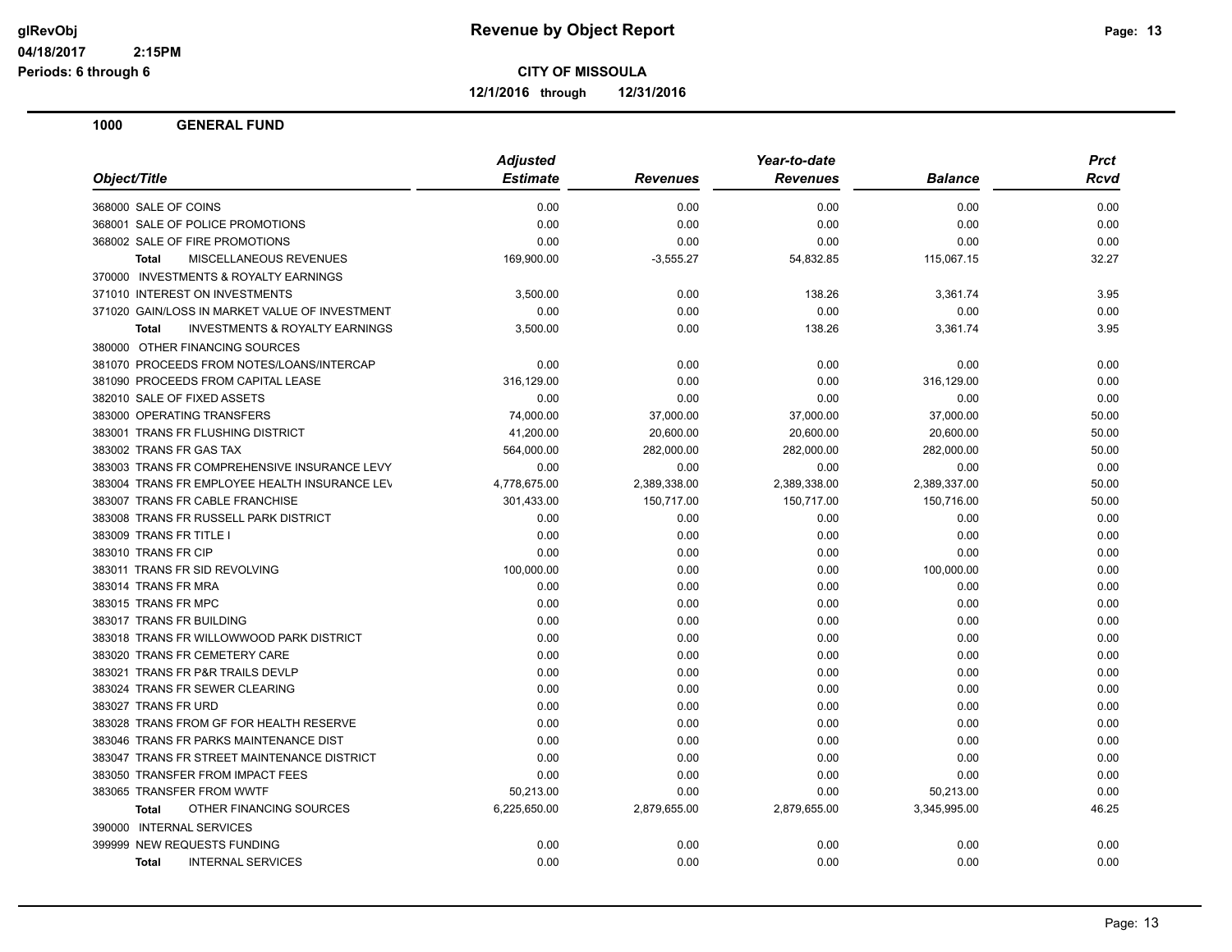**Revenue by Object Report**

**CITY OF MISSOULA**

**12/1/2016 through 12/31/2016**

glRevObj
04/18/2017 2:15PM
Periods: 6 through 6

## 1000 GENERAL FUND

| Object/Title | Adjusted Estimate | Revenues | Year-to-date Revenues | Balance | Prct Rcvd |
|---|---|---|---|---|---|
| 368000 SALE OF COINS | 0.00 | 0.00 | 0.00 | 0.00 | 0.00 |
| 368001 SALE OF POLICE PROMOTIONS | 0.00 | 0.00 | 0.00 | 0.00 | 0.00 |
| 368002 SALE OF FIRE PROMOTIONS | 0.00 | 0.00 | 0.00 | 0.00 | 0.00 |
| **Total** MISCELLANEOUS REVENUES | 169,900.00 | -3,555.27 | 54,832.85 | 115,067.15 | 32.27 |
| 370000 INVESTMENTS & ROYALTY EARNINGS | | | | | |
| 371010 INTEREST ON INVESTMENTS | 3,500.00 | 0.00 | 138.26 | 3,361.74 | 3.95 |
| 371020 GAIN/LOSS IN MARKET VALUE OF INVESTMENT | 0.00 | 0.00 | 0.00 | 0.00 | 0.00 |
| **Total** INVESTMENTS & ROYALTY EARNINGS | 3,500.00 | 0.00 | 138.26 | 3,361.74 | 3.95 |
| 380000 OTHER FINANCING SOURCES | | | | | |
| 381070 PROCEEDS FROM NOTES/LOANS/INTERCAP | 0.00 | 0.00 | 0.00 | 0.00 | 0.00 |
| 381090 PROCEEDS FROM CAPITAL LEASE | 316,129.00 | 0.00 | 0.00 | 316,129.00 | 0.00 |
| 382010 SALE OF FIXED ASSETS | 0.00 | 0.00 | 0.00 | 0.00 | 0.00 |
| 383000 OPERATING TRANSFERS | 74,000.00 | 37,000.00 | 37,000.00 | 37,000.00 | 50.00 |
| 383001 TRANS FR FLUSHING DISTRICT | 41,200.00 | 20,600.00 | 20,600.00 | 20,600.00 | 50.00 |
| 383002 TRANS FR GAS TAX | 564,000.00 | 282,000.00 | 282,000.00 | 282,000.00 | 50.00 |
| 383003 TRANS FR COMPREHENSIVE INSURANCE LEVY | 0.00 | 0.00 | 0.00 | 0.00 | 0.00 |
| 383004 TRANS FR EMPLOYEE HEALTH INSURANCE LEV | 4,778,675.00 | 2,389,338.00 | 2,389,338.00 | 2,389,337.00 | 50.00 |
| 383007 TRANS FR CABLE FRANCHISE | 301,433.00 | 150,717.00 | 150,717.00 | 150,716.00 | 50.00 |
| 383008 TRANS FR RUSSELL PARK DISTRICT | 0.00 | 0.00 | 0.00 | 0.00 | 0.00 |
| 383009 TRANS FR TITLE I | 0.00 | 0.00 | 0.00 | 0.00 | 0.00 |
| 383010 TRANS FR CIP | 0.00 | 0.00 | 0.00 | 0.00 | 0.00 |
| 383011 TRANS FR SID REVOLVING | 100,000.00 | 0.00 | 0.00 | 100,000.00 | 0.00 |
| 383014 TRANS FR MRA | 0.00 | 0.00 | 0.00 | 0.00 | 0.00 |
| 383015 TRANS FR MPC | 0.00 | 0.00 | 0.00 | 0.00 | 0.00 |
| 383017 TRANS FR BUILDING | 0.00 | 0.00 | 0.00 | 0.00 | 0.00 |
| 383018 TRANS FR WILLOWWOOD PARK DISTRICT | 0.00 | 0.00 | 0.00 | 0.00 | 0.00 |
| 383020 TRANS FR CEMETERY CARE | 0.00 | 0.00 | 0.00 | 0.00 | 0.00 |
| 383021 TRANS FR P&R TRAILS DEVLP | 0.00 | 0.00 | 0.00 | 0.00 | 0.00 |
| 383024 TRANS FR SEWER CLEARING | 0.00 | 0.00 | 0.00 | 0.00 | 0.00 |
| 383027 TRANS FR URD | 0.00 | 0.00 | 0.00 | 0.00 | 0.00 |
| 383028 TRANS FROM GF FOR HEALTH RESERVE | 0.00 | 0.00 | 0.00 | 0.00 | 0.00 |
| 383046 TRANS FR PARKS MAINTENANCE DIST | 0.00 | 0.00 | 0.00 | 0.00 | 0.00 |
| 383047 TRANS FR STREET MAINTENANCE DISTRICT | 0.00 | 0.00 | 0.00 | 0.00 | 0.00 |
| 383050 TRANSFER FROM IMPACT FEES | 0.00 | 0.00 | 0.00 | 0.00 | 0.00 |
| 383065 TRANSFER FROM WWTF | 50,213.00 | 0.00 | 0.00 | 50,213.00 | 0.00 |
| **Total** OTHER FINANCING SOURCES | 6,225,650.00 | 2,879,655.00 | 2,879,655.00 | 3,345,995.00 | 46.25 |
| 390000 INTERNAL SERVICES | | | | | |
| 399999 NEW REQUESTS FUNDING | 0.00 | 0.00 | 0.00 | 0.00 | 0.00 |
| **Total** INTERNAL SERVICES | 0.00 | 0.00 | 0.00 | 0.00 | 0.00 |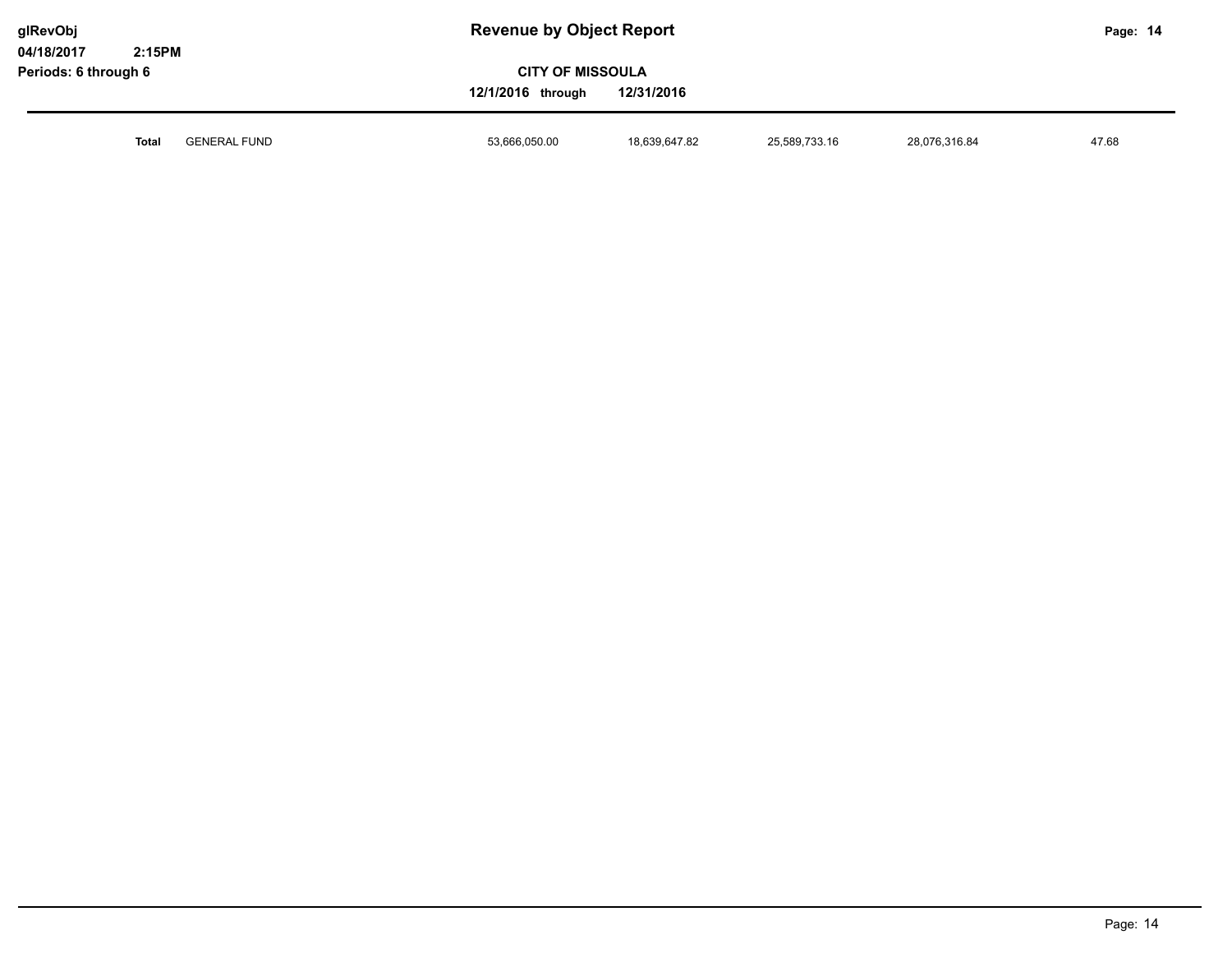| | | | | | | |
|---|---|---|---|---|---|---|
| **Total** | GENERAL FUND | 53,666,050.00 | 18,639,647.82 | 25,589,733.16 | 28,076,316.84 | 47.68 |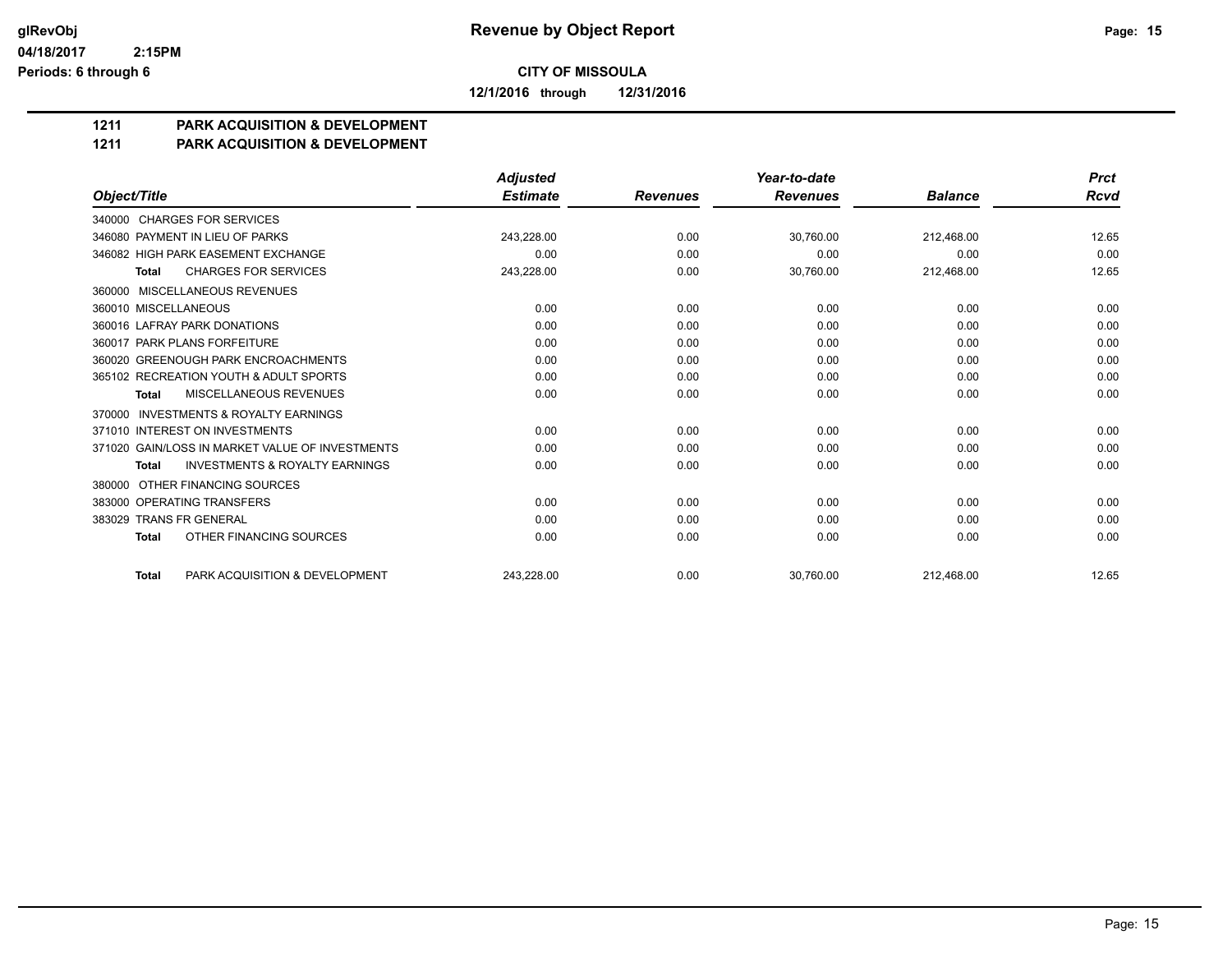**glRevObj** 04/18/2017 2:15PM
**Periods: 6 through 6**

# Revenue by Object Report

**CITY OF MISSOULA**

**12/1/2016 through 12/31/2016**

## 1211 PARK ACQUISITION & DEVELOPMENT
## 1211 PARK ACQUISITION & DEVELOPMENT

| Object/Title | Adjusted Estimate | Revenues | Year-to-date Revenues | Balance | Prct Rcvd |
|---|---|---|---|---|---|
| 340000 CHARGES FOR SERVICES | | | | | |
| 346080 PAYMENT IN LIEU OF PARKS | 243,228.00 | 0.00 | 30,760.00 | 212,468.00 | 12.65 |
| 346082 HIGH PARK EASEMENT EXCHANGE | 0.00 | 0.00 | 0.00 | 0.00 | 0.00 |
| **Total** CHARGES FOR SERVICES | 243,228.00 | 0.00 | 30,760.00 | 212,468.00 | 12.65 |
| 360000 MISCELLANEOUS REVENUES | | | | | |
| 360010 MISCELLANEOUS | 0.00 | 0.00 | 0.00 | 0.00 | 0.00 |
| 360016 LAFRAY PARK DONATIONS | 0.00 | 0.00 | 0.00 | 0.00 | 0.00 |
| 360017 PARK PLANS FORFEITURE | 0.00 | 0.00 | 0.00 | 0.00 | 0.00 |
| 360020 GREENOUGH PARK ENCROACHMENTS | 0.00 | 0.00 | 0.00 | 0.00 | 0.00 |
| 365102 RECREATION YOUTH & ADULT SPORTS | 0.00 | 0.00 | 0.00 | 0.00 | 0.00 |
| **Total** MISCELLANEOUS REVENUES | 0.00 | 0.00 | 0.00 | 0.00 | 0.00 |
| 370000 INVESTMENTS & ROYALTY EARNINGS | | | | | |
| 371010 INTEREST ON INVESTMENTS | 0.00 | 0.00 | 0.00 | 0.00 | 0.00 |
| 371020 GAIN/LOSS IN MARKET VALUE OF INVESTMENTS | 0.00 | 0.00 | 0.00 | 0.00 | 0.00 |
| **Total** INVESTMENTS & ROYALTY EARNINGS | 0.00 | 0.00 | 0.00 | 0.00 | 0.00 |
| 380000 OTHER FINANCING SOURCES | | | | | |
| 383000 OPERATING TRANSFERS | 0.00 | 0.00 | 0.00 | 0.00 | 0.00 |
| 383029 TRANS FR GENERAL | 0.00 | 0.00 | 0.00 | 0.00 | 0.00 |
| **Total** OTHER FINANCING SOURCES | 0.00 | 0.00 | 0.00 | 0.00 | 0.00 |
| **Total** PARK ACQUISITION & DEVELOPMENT | 243,228.00 | 0.00 | 30,760.00 | 212,468.00 | 12.65 |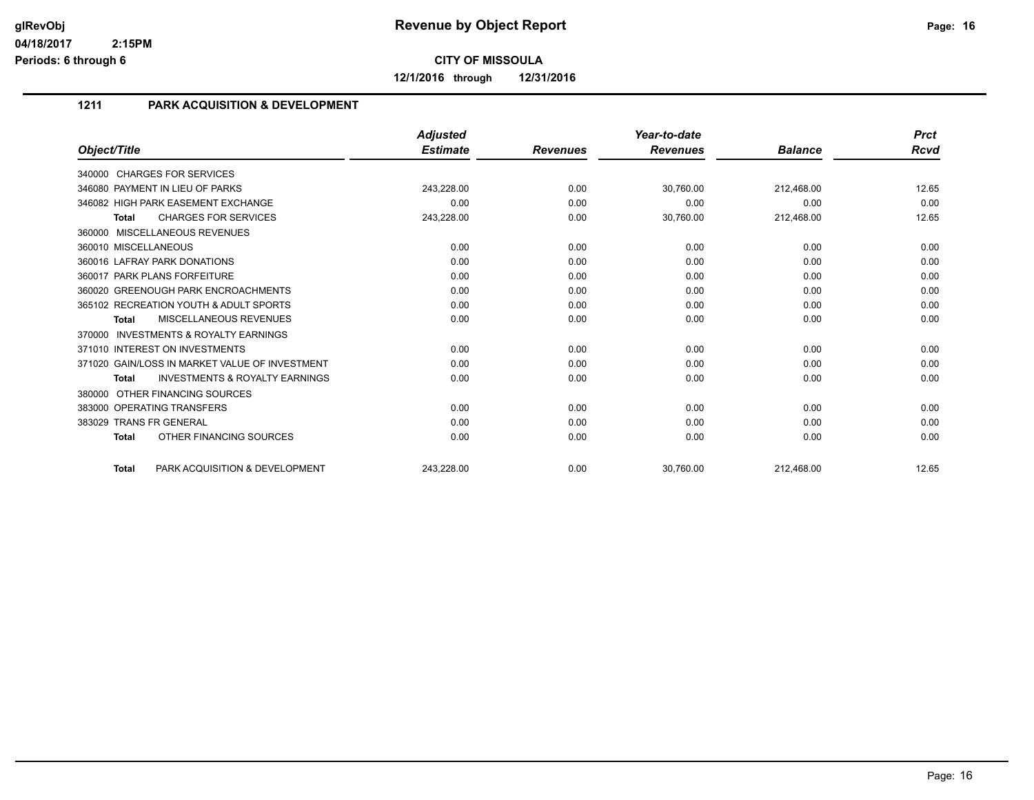# Revenue by Object Report

**CITY OF MISSOULA**

**12/1/2016 through 12/31/2016**

glRevObj
04/18/2017 2:15PM
Periods: 6 through 6

## 1211 PARK ACQUISITION & DEVELOPMENT

| Object/Title | Adjusted Estimate | Revenues | Year-to-date Revenues | Balance | Prct Rcvd |
|---|---|---|---|---|---|
| 340000 CHARGES FOR SERVICES | | | | | |
| 346080 PAYMENT IN LIEU OF PARKS | 243,228.00 | 0.00 | 30,760.00 | 212,468.00 | 12.65 |
| 346082 HIGH PARK EASEMENT EXCHANGE | 0.00 | 0.00 | 0.00 | 0.00 | 0.00 |
| **Total** CHARGES FOR SERVICES | 243,228.00 | 0.00 | 30,760.00 | 212,468.00 | 12.65 |
| 360000 MISCELLANEOUS REVENUES | | | | | |
| 360010 MISCELLANEOUS | 0.00 | 0.00 | 0.00 | 0.00 | 0.00 |
| 360016 LAFRAY PARK DONATIONS | 0.00 | 0.00 | 0.00 | 0.00 | 0.00 |
| 360017 PARK PLANS FORFEITURE | 0.00 | 0.00 | 0.00 | 0.00 | 0.00 |
| 360020 GREENOUGH PARK ENCROACHMENTS | 0.00 | 0.00 | 0.00 | 0.00 | 0.00 |
| 365102 RECREATION YOUTH & ADULT SPORTS | 0.00 | 0.00 | 0.00 | 0.00 | 0.00 |
| **Total** MISCELLANEOUS REVENUES | 0.00 | 0.00 | 0.00 | 0.00 | 0.00 |
| 370000 INVESTMENTS & ROYALTY EARNINGS | | | | | |
| 371010 INTEREST ON INVESTMENTS | 0.00 | 0.00 | 0.00 | 0.00 | 0.00 |
| 371020 GAIN/LOSS IN MARKET VALUE OF INVESTMENT | 0.00 | 0.00 | 0.00 | 0.00 | 0.00 |
| **Total** INVESTMENTS & ROYALTY EARNINGS | 0.00 | 0.00 | 0.00 | 0.00 | 0.00 |
| 380000 OTHER FINANCING SOURCES | | | | | |
| 383000 OPERATING TRANSFERS | 0.00 | 0.00 | 0.00 | 0.00 | 0.00 |
| 383029 TRANS FR GENERAL | 0.00 | 0.00 | 0.00 | 0.00 | 0.00 |
| **Total** OTHER FINANCING SOURCES | 0.00 | 0.00 | 0.00 | 0.00 | 0.00 |
| **Total** PARK ACQUISITION & DEVELOPMENT | 243,228.00 | 0.00 | 30,760.00 | 212,468.00 | 12.65 |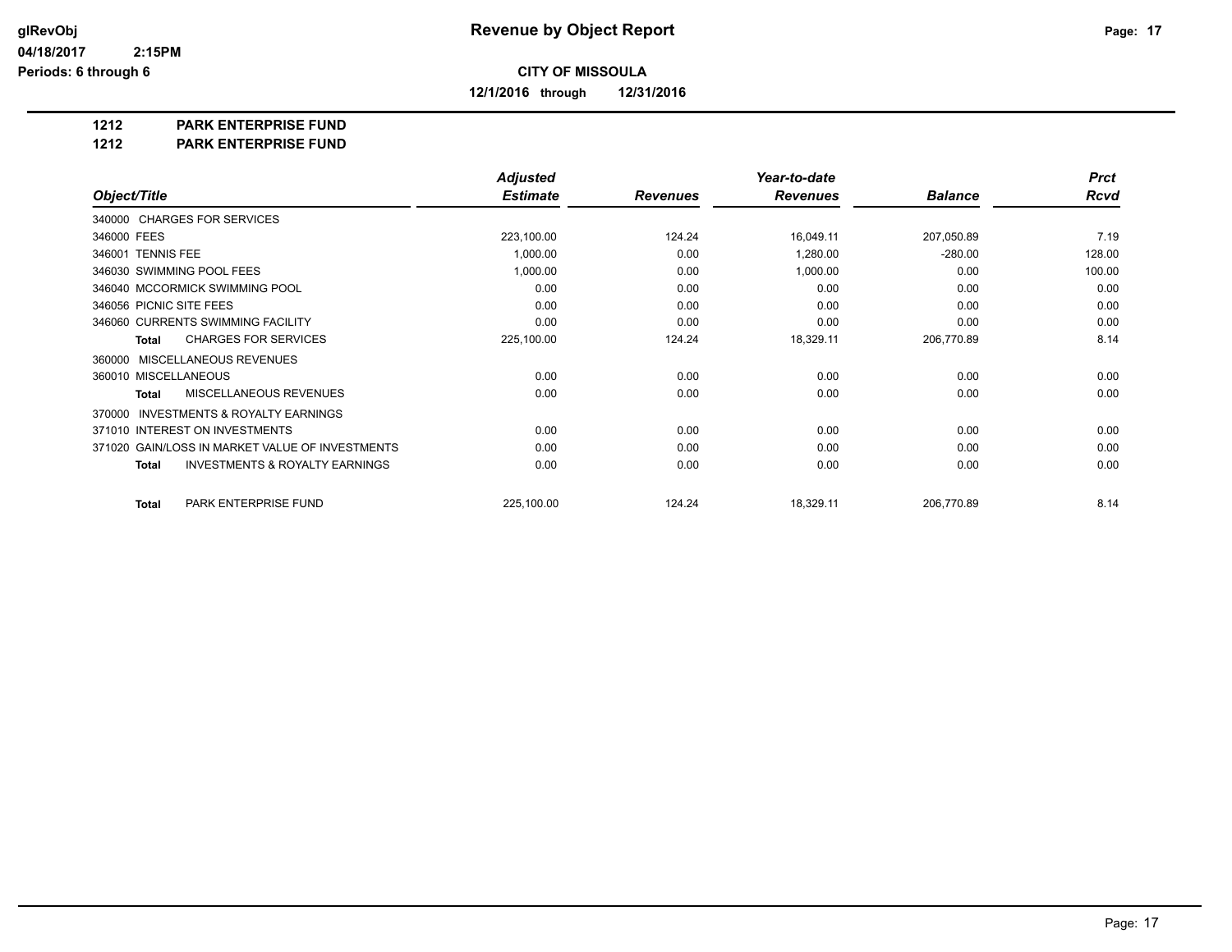# Revenue by Object Report

**CITY OF MISSOULA**

**12/1/2016 through 12/31/2016**

glRevObj
04/18/2017 2:15PM
Periods: 6 through 6

**1212 PARK ENTERPRISE FUND**
**1212 PARK ENTERPRISE FUND**

| Object/Title | Adjusted Estimate | Revenues | Year-to-date Revenues | Balance | Prct Rcvd |
|---|---|---|---|---|---|
| 340000 CHARGES FOR SERVICES | | | | | |
| 346000 FEES | 223,100.00 | 124.24 | 16,049.11 | 207,050.89 | 7.19 |
| 346001 TENNIS FEE | 1,000.00 | 0.00 | 1,280.00 | -280.00 | 128.00 |
| 346030 SWIMMING POOL FEES | 1,000.00 | 0.00 | 1,000.00 | 0.00 | 100.00 |
| 346040 MCCORMICK SWIMMING POOL | 0.00 | 0.00 | 0.00 | 0.00 | 0.00 |
| 346056 PICNIC SITE FEES | 0.00 | 0.00 | 0.00 | 0.00 | 0.00 |
| 346060 CURRENTS SWIMMING FACILITY | 0.00 | 0.00 | 0.00 | 0.00 | 0.00 |
| **Total** CHARGES FOR SERVICES | 225,100.00 | 124.24 | 18,329.11 | 206,770.89 | 8.14 |
| 360000 MISCELLANEOUS REVENUES | | | | | |
| 360010 MISCELLANEOUS | 0.00 | 0.00 | 0.00 | 0.00 | 0.00 |
| **Total** MISCELLANEOUS REVENUES | 0.00 | 0.00 | 0.00 | 0.00 | 0.00 |
| 370000 INVESTMENTS & ROYALTY EARNINGS | | | | | |
| 371010 INTEREST ON INVESTMENTS | 0.00 | 0.00 | 0.00 | 0.00 | 0.00 |
| 371020 GAIN/LOSS IN MARKET VALUE OF INVESTMENTS | 0.00 | 0.00 | 0.00 | 0.00 | 0.00 |
| **Total** INVESTMENTS & ROYALTY EARNINGS | 0.00 | 0.00 | 0.00 | 0.00 | 0.00 |
| **Total** PARK ENTERPRISE FUND | 225,100.00 | 124.24 | 18,329.11 | 206,770.89 | 8.14 |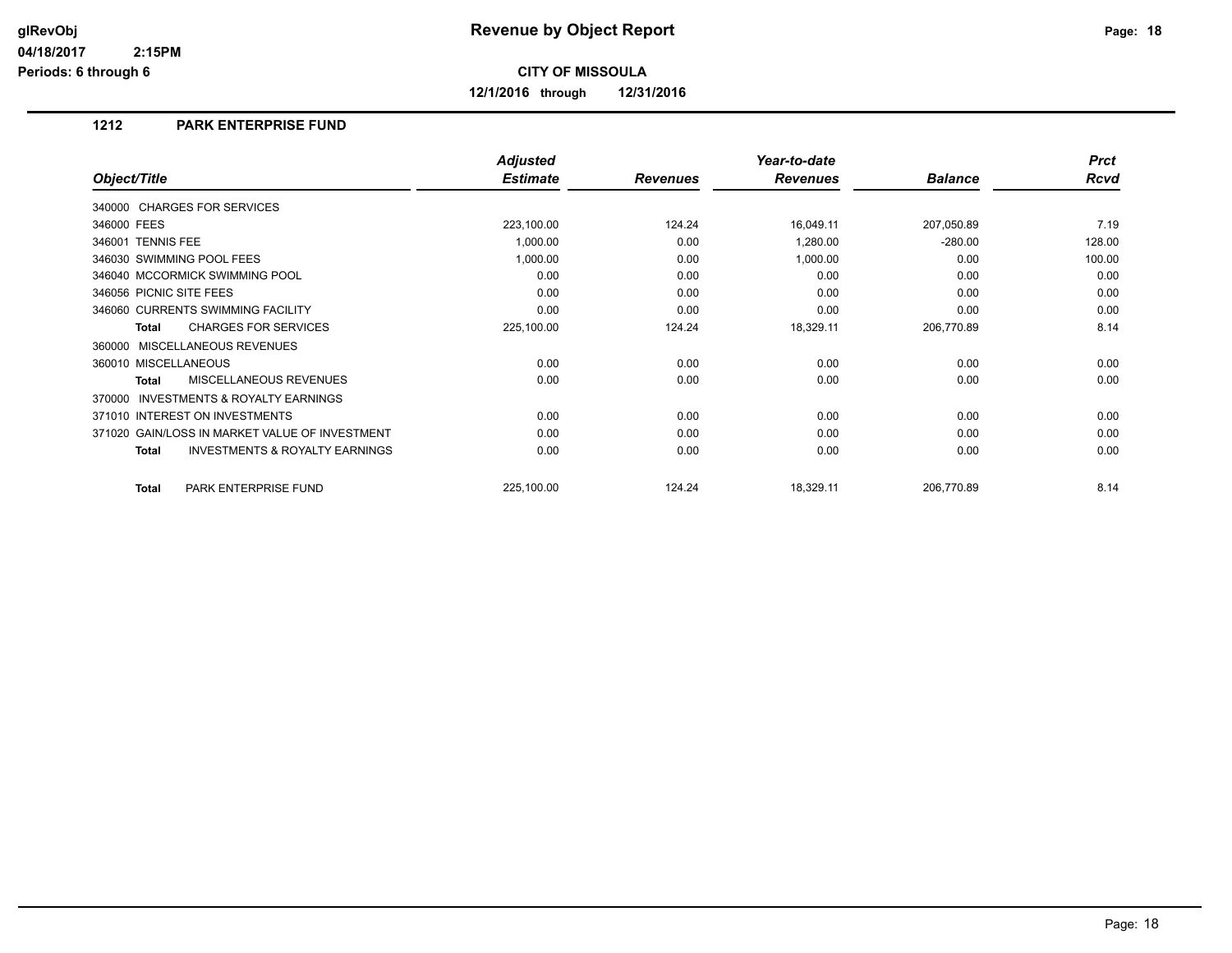**CITY OF MISSOULA**

**12/1/2016 through 12/31/2016**

### 1212 PARK ENTERPRISE FUND

| Object/Title | Adjusted Estimate | Revenues | Year-to-date Revenues | Balance | Prct Rcvd |
|---|---|---|---|---|---|
| 340000 CHARGES FOR SERVICES | | | | | |
| 346000 FEES | 223,100.00 | 124.24 | 16,049.11 | 207,050.89 | 7.19 |
| 346001 TENNIS FEE | 1,000.00 | 0.00 | 1,280.00 | -280.00 | 128.00 |
| 346030 SWIMMING POOL FEES | 1,000.00 | 0.00 | 1,000.00 | 0.00 | 100.00 |
| 346040 MCCORMICK SWIMMING POOL | 0.00 | 0.00 | 0.00 | 0.00 | 0.00 |
| 346056 PICNIC SITE FEES | 0.00 | 0.00 | 0.00 | 0.00 | 0.00 |
| 346060 CURRENTS SWIMMING FACILITY | 0.00 | 0.00 | 0.00 | 0.00 | 0.00 |
| **Total** CHARGES FOR SERVICES | 225,100.00 | 124.24 | 18,329.11 | 206,770.89 | 8.14 |
| 360000 MISCELLANEOUS REVENUES | | | | | |
| 360010 MISCELLANEOUS | 0.00 | 0.00 | 0.00 | 0.00 | 0.00 |
| **Total** MISCELLANEOUS REVENUES | 0.00 | 0.00 | 0.00 | 0.00 | 0.00 |
| 370000 INVESTMENTS & ROYALTY EARNINGS | | | | | |
| 371010 INTEREST ON INVESTMENTS | 0.00 | 0.00 | 0.00 | 0.00 | 0.00 |
| 371020 GAIN/LOSS IN MARKET VALUE OF INVESTMENT | 0.00 | 0.00 | 0.00 | 0.00 | 0.00 |
| **Total** INVESTMENTS & ROYALTY EARNINGS | 0.00 | 0.00 | 0.00 | 0.00 | 0.00 |
| **Total** PARK ENTERPRISE FUND | 225,100.00 | 124.24 | 18,329.11 | 206,770.89 | 8.14 |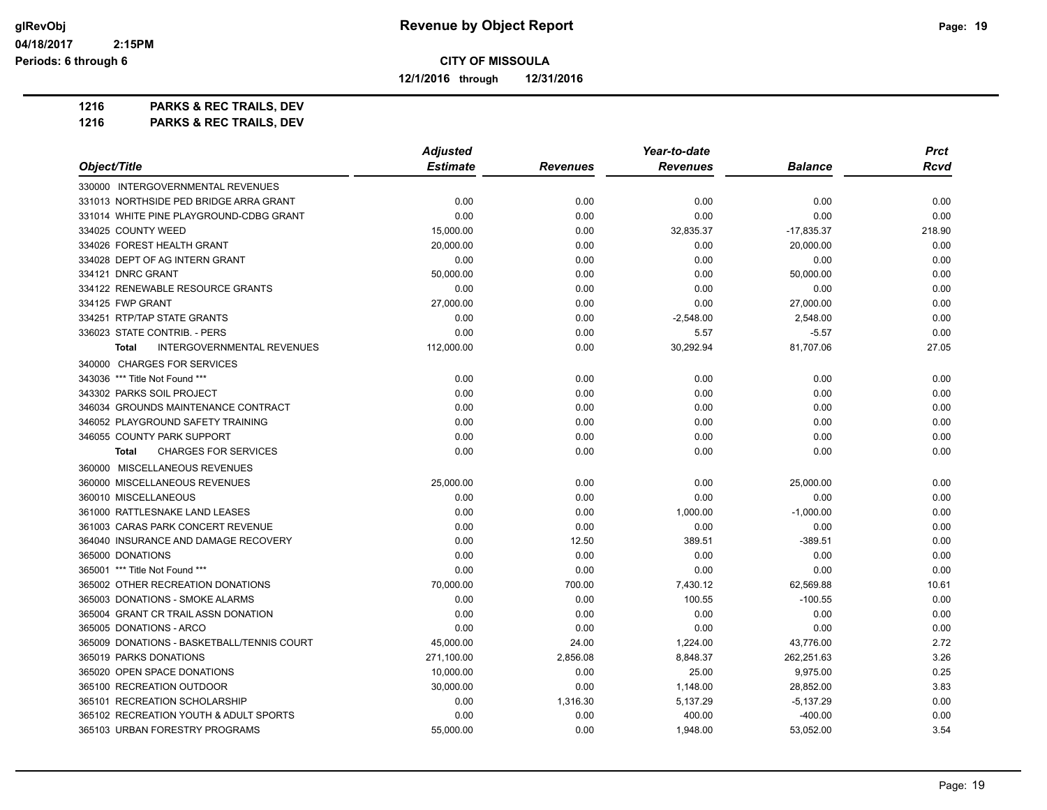**Revenue by Object Report**

**CITY OF MISSOULA**

**12/1/2016 through 12/31/2016**

glRevObj
04/18/2017 2:15PM
Periods: 6 through 6

**1216 PARKS & REC TRAILS, DEV**
**1216 PARKS & REC TRAILS, DEV**

| Object/Title | Adjusted Estimate | Revenues | Year-to-date Revenues | Balance | Prct Rcvd |
|---|---|---|---|---|---|
| 330000 INTERGOVERNMENTAL REVENUES | | | | | |
| 331013 NORTHSIDE PED BRIDGE ARRA GRANT | 0.00 | 0.00 | 0.00 | 0.00 | 0.00 |
| 331014 WHITE PINE PLAYGROUND-CDBG GRANT | 0.00 | 0.00 | 0.00 | 0.00 | 0.00 |
| 334025 COUNTY WEED | 15,000.00 | 0.00 | 32,835.37 | -17,835.37 | 218.90 |
| 334026 FOREST HEALTH GRANT | 20,000.00 | 0.00 | 0.00 | 20,000.00 | 0.00 |
| 334028 DEPT OF AG INTERN GRANT | 0.00 | 0.00 | 0.00 | 0.00 | 0.00 |
| 334121 DNRC GRANT | 50,000.00 | 0.00 | 0.00 | 50,000.00 | 0.00 |
| 334122 RENEWABLE RESOURCE GRANTS | 0.00 | 0.00 | 0.00 | 0.00 | 0.00 |
| 334125 FWP GRANT | 27,000.00 | 0.00 | 0.00 | 27,000.00 | 0.00 |
| 334251 RTP/TAP STATE GRANTS | 0.00 | 0.00 | -2,548.00 | 2,548.00 | 0.00 |
| 336023 STATE CONTRIB. - PERS | 0.00 | 0.00 | 5.57 | -5.57 | 0.00 |
| **Total** INTERGOVERNMENTAL REVENUES | 112,000.00 | 0.00 | 30,292.94 | 81,707.06 | 27.05 |
| 340000 CHARGES FOR SERVICES | | | | | |
| 343036 *** Title Not Found *** | 0.00 | 0.00 | 0.00 | 0.00 | 0.00 |
| 343302 PARKS SOIL PROJECT | 0.00 | 0.00 | 0.00 | 0.00 | 0.00 |
| 346034 GROUNDS MAINTENANCE CONTRACT | 0.00 | 0.00 | 0.00 | 0.00 | 0.00 |
| 346052 PLAYGROUND SAFETY TRAINING | 0.00 | 0.00 | 0.00 | 0.00 | 0.00 |
| 346055 COUNTY PARK SUPPORT | 0.00 | 0.00 | 0.00 | 0.00 | 0.00 |
| **Total** CHARGES FOR SERVICES | 0.00 | 0.00 | 0.00 | 0.00 | 0.00 |
| 360000 MISCELLANEOUS REVENUES | | | | | |
| 360000 MISCELLANEOUS REVENUES | 25,000.00 | 0.00 | 0.00 | 25,000.00 | 0.00 |
| 360010 MISCELLANEOUS | 0.00 | 0.00 | 0.00 | 0.00 | 0.00 |
| 361000 RATTLESNAKE LAND LEASES | 0.00 | 0.00 | 1,000.00 | -1,000.00 | 0.00 |
| 361003 CARAS PARK CONCERT REVENUE | 0.00 | 0.00 | 0.00 | 0.00 | 0.00 |
| 364040 INSURANCE AND DAMAGE RECOVERY | 0.00 | 12.50 | 389.51 | -389.51 | 0.00 |
| 365000 DONATIONS | 0.00 | 0.00 | 0.00 | 0.00 | 0.00 |
| 365001 *** Title Not Found *** | 0.00 | 0.00 | 0.00 | 0.00 | 0.00 |
| 365002 OTHER RECREATION DONATIONS | 70,000.00 | 700.00 | 7,430.12 | 62,569.88 | 10.61 |
| 365003 DONATIONS - SMOKE ALARMS | 0.00 | 0.00 | 100.55 | -100.55 | 0.00 |
| 365004 GRANT CR TRAIL ASSN DONATION | 0.00 | 0.00 | 0.00 | 0.00 | 0.00 |
| 365005 DONATIONS - ARCO | 0.00 | 0.00 | 0.00 | 0.00 | 0.00 |
| 365009 DONATIONS - BASKETBALL/TENNIS COURT | 45,000.00 | 24.00 | 1,224.00 | 43,776.00 | 2.72 |
| 365019 PARKS DONATIONS | 271,100.00 | 2,856.08 | 8,848.37 | 262,251.63 | 3.26 |
| 365020 OPEN SPACE DONATIONS | 10,000.00 | 0.00 | 25.00 | 9,975.00 | 0.25 |
| 365100 RECREATION OUTDOOR | 30,000.00 | 0.00 | 1,148.00 | 28,852.00 | 3.83 |
| 365101 RECREATION SCHOLARSHIP | 0.00 | 1,316.30 | 5,137.29 | -5,137.29 | 0.00 |
| 365102 RECREATION YOUTH & ADULT SPORTS | 0.00 | 0.00 | 400.00 | -400.00 | 0.00 |
| 365103 URBAN FORESTRY PROGRAMS | 55,000.00 | 0.00 | 1,948.00 | 53,052.00 | 3.54 |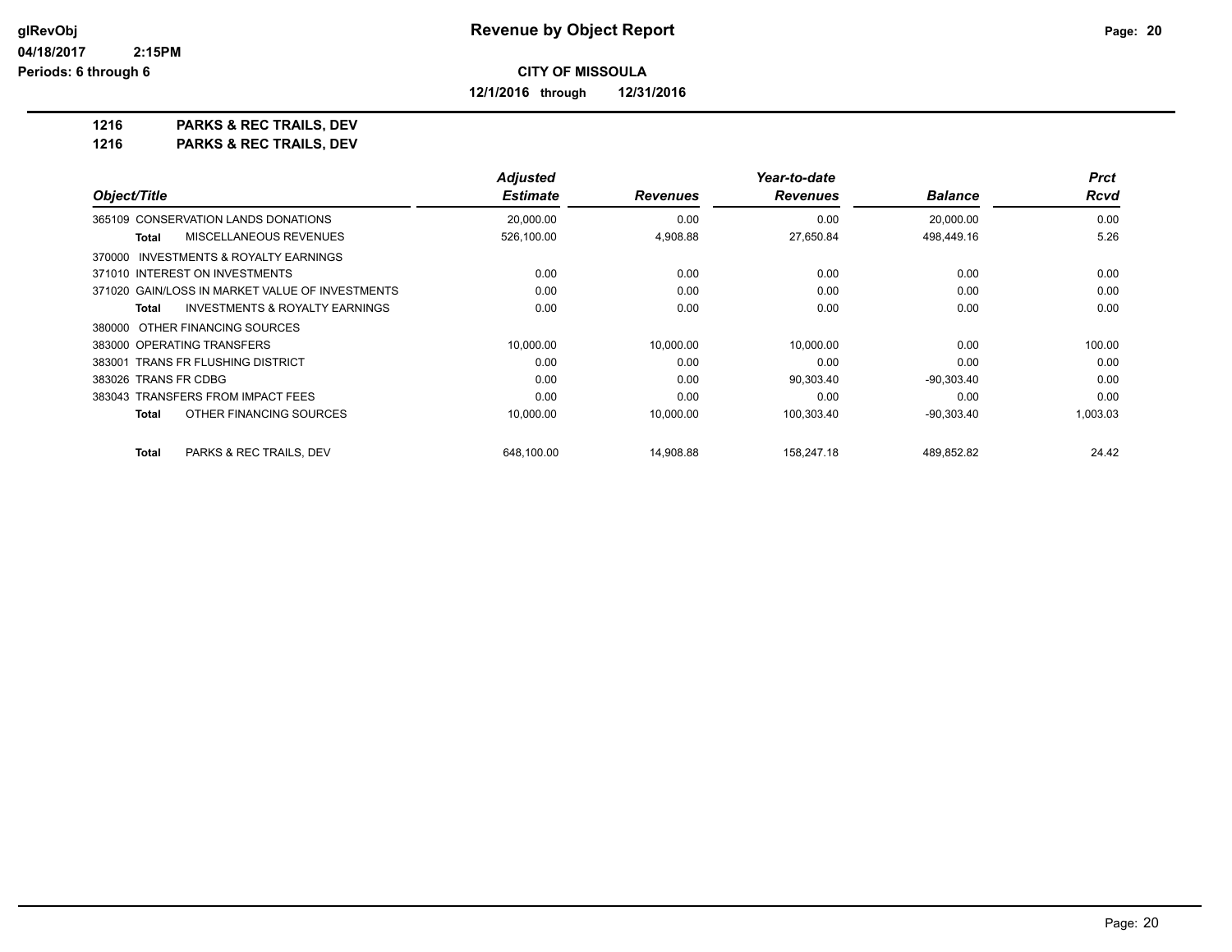**Revenue by Object Report**

**CITY OF MISSOULA**

**12/1/2016 through 12/31/2016**

glRevObj
04/18/2017 2:15PM
Periods: 6 through 6

**1216 PARKS & REC TRAILS, DEV**
**1216 PARKS & REC TRAILS, DEV**

| Object/Title | Adjusted Estimate | Revenues | Year-to-date Revenues | Balance | Prct Rcvd |
|---|---|---|---|---|---|
| 365109 CONSERVATION LANDS DONATIONS | 20,000.00 | 0.00 | 0.00 | 20,000.00 | 0.00 |
| **Total** MISCELLANEOUS REVENUES | 526,100.00 | 4,908.88 | 27,650.84 | 498,449.16 | 5.26 |
| 370000 INVESTMENTS & ROYALTY EARNINGS | | | | | |
| 371010 INTEREST ON INVESTMENTS | 0.00 | 0.00 | 0.00 | 0.00 | 0.00 |
| 371020 GAIN/LOSS IN MARKET VALUE OF INVESTMENTS | 0.00 | 0.00 | 0.00 | 0.00 | 0.00 |
| **Total** INVESTMENTS & ROYALTY EARNINGS | 0.00 | 0.00 | 0.00 | 0.00 | 0.00 |
| 380000 OTHER FINANCING SOURCES | | | | | |
| 383000 OPERATING TRANSFERS | 10,000.00 | 10,000.00 | 10,000.00 | 0.00 | 100.00 |
| 383001 TRANS FR FLUSHING DISTRICT | 0.00 | 0.00 | 0.00 | 0.00 | 0.00 |
| 383026 TRANS FR CDBG | 0.00 | 0.00 | 90,303.40 | -90,303.40 | 0.00 |
| 383043 TRANSFERS FROM IMPACT FEES | 0.00 | 0.00 | 0.00 | 0.00 | 0.00 |
| **Total** OTHER FINANCING SOURCES | 10,000.00 | 10,000.00 | 100,303.40 | -90,303.40 | 1,003.03 |
| **Total** PARKS & REC TRAILS, DEV | 648,100.00 | 14,908.88 | 158,247.18 | 489,852.82 | 24.42 |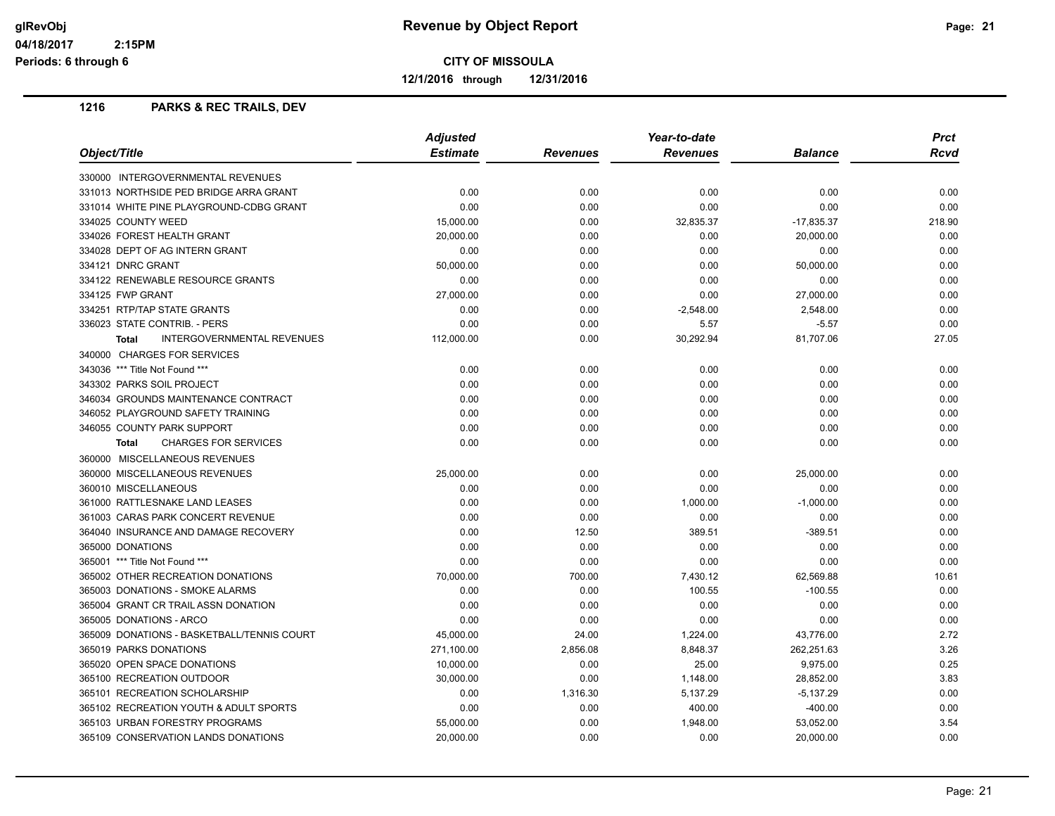**glRevObj** 04/18/2017 2:15PM
Periods: 6 through 6

# Revenue by Object Report

**CITY OF MISSOULA**

**12/1/2016 through 12/31/2016**

## 1216 PARKS & REC TRAILS, DEV

| Object/Title | Adjusted Estimate | Revenues | Year-to-date Revenues | Balance | Prct Rcvd |
|---|---|---|---|---|---|
| 330000 INTERGOVERNMENTAL REVENUES | | | | | |
| 331013 NORTHSIDE PED BRIDGE ARRA GRANT | 0.00 | 0.00 | 0.00 | 0.00 | 0.00 |
| 331014 WHITE PINE PLAYGROUND-CDBG GRANT | 0.00 | 0.00 | 0.00 | 0.00 | 0.00 |
| 334025 COUNTY WEED | 15,000.00 | 0.00 | 32,835.37 | -17,835.37 | 218.90 |
| 334026 FOREST HEALTH GRANT | 20,000.00 | 0.00 | 0.00 | 20,000.00 | 0.00 |
| 334028 DEPT OF AG INTERN GRANT | 0.00 | 0.00 | 0.00 | 0.00 | 0.00 |
| 334121 DNRC GRANT | 50,000.00 | 0.00 | 0.00 | 50,000.00 | 0.00 |
| 334122 RENEWABLE RESOURCE GRANTS | 0.00 | 0.00 | 0.00 | 0.00 | 0.00 |
| 334125 FWP GRANT | 27,000.00 | 0.00 | 0.00 | 27,000.00 | 0.00 |
| 334251 RTP/TAP STATE GRANTS | 0.00 | 0.00 | -2,548.00 | 2,548.00 | 0.00 |
| 336023 STATE CONTRIB. - PERS | 0.00 | 0.00 | 5.57 | -5.57 | 0.00 |
| **Total** INTERGOVERNMENTAL REVENUES | 112,000.00 | 0.00 | 30,292.94 | 81,707.06 | 27.05 |
| 340000 CHARGES FOR SERVICES | | | | | |
| 343036 *** Title Not Found *** | 0.00 | 0.00 | 0.00 | 0.00 | 0.00 |
| 343302 PARKS SOIL PROJECT | 0.00 | 0.00 | 0.00 | 0.00 | 0.00 |
| 346034 GROUNDS MAINTENANCE CONTRACT | 0.00 | 0.00 | 0.00 | 0.00 | 0.00 |
| 346052 PLAYGROUND SAFETY TRAINING | 0.00 | 0.00 | 0.00 | 0.00 | 0.00 |
| 346055 COUNTY PARK SUPPORT | 0.00 | 0.00 | 0.00 | 0.00 | 0.00 |
| **Total** CHARGES FOR SERVICES | 0.00 | 0.00 | 0.00 | 0.00 | 0.00 |
| 360000 MISCELLANEOUS REVENUES | | | | | |
| 360000 MISCELLANEOUS REVENUES | 25,000.00 | 0.00 | 0.00 | 25,000.00 | 0.00 |
| 360010 MISCELLANEOUS | 0.00 | 0.00 | 0.00 | 0.00 | 0.00 |
| 361000 RATTLESNAKE LAND LEASES | 0.00 | 0.00 | 1,000.00 | -1,000.00 | 0.00 |
| 361003 CARAS PARK CONCERT REVENUE | 0.00 | 0.00 | 0.00 | 0.00 | 0.00 |
| 364040 INSURANCE AND DAMAGE RECOVERY | 0.00 | 12.50 | 389.51 | -389.51 | 0.00 |
| 365000 DONATIONS | 0.00 | 0.00 | 0.00 | 0.00 | 0.00 |
| 365001 *** Title Not Found *** | 0.00 | 0.00 | 0.00 | 0.00 | 0.00 |
| 365002 OTHER RECREATION DONATIONS | 70,000.00 | 700.00 | 7,430.12 | 62,569.88 | 10.61 |
| 365003 DONATIONS - SMOKE ALARMS | 0.00 | 0.00 | 100.55 | -100.55 | 0.00 |
| 365004 GRANT CR TRAIL ASSN DONATION | 0.00 | 0.00 | 0.00 | 0.00 | 0.00 |
| 365005 DONATIONS - ARCO | 0.00 | 0.00 | 0.00 | 0.00 | 0.00 |
| 365009 DONATIONS - BASKETBALL/TENNIS COURT | 45,000.00 | 24.00 | 1,224.00 | 43,776.00 | 2.72 |
| 365019 PARKS DONATIONS | 271,100.00 | 2,856.08 | 8,848.37 | 262,251.63 | 3.26 |
| 365020 OPEN SPACE DONATIONS | 10,000.00 | 0.00 | 25.00 | 9,975.00 | 0.25 |
| 365100 RECREATION OUTDOOR | 30,000.00 | 0.00 | 1,148.00 | 28,852.00 | 3.83 |
| 365101 RECREATION SCHOLARSHIP | 0.00 | 1,316.30 | 5,137.29 | -5,137.29 | 0.00 |
| 365102 RECREATION YOUTH & ADULT SPORTS | 0.00 | 0.00 | 400.00 | -400.00 | 0.00 |
| 365103 URBAN FORESTRY PROGRAMS | 55,000.00 | 0.00 | 1,948.00 | 53,052.00 | 3.54 |
| 365109 CONSERVATION LANDS DONATIONS | 20,000.00 | 0.00 | 0.00 | 20,000.00 | 0.00 |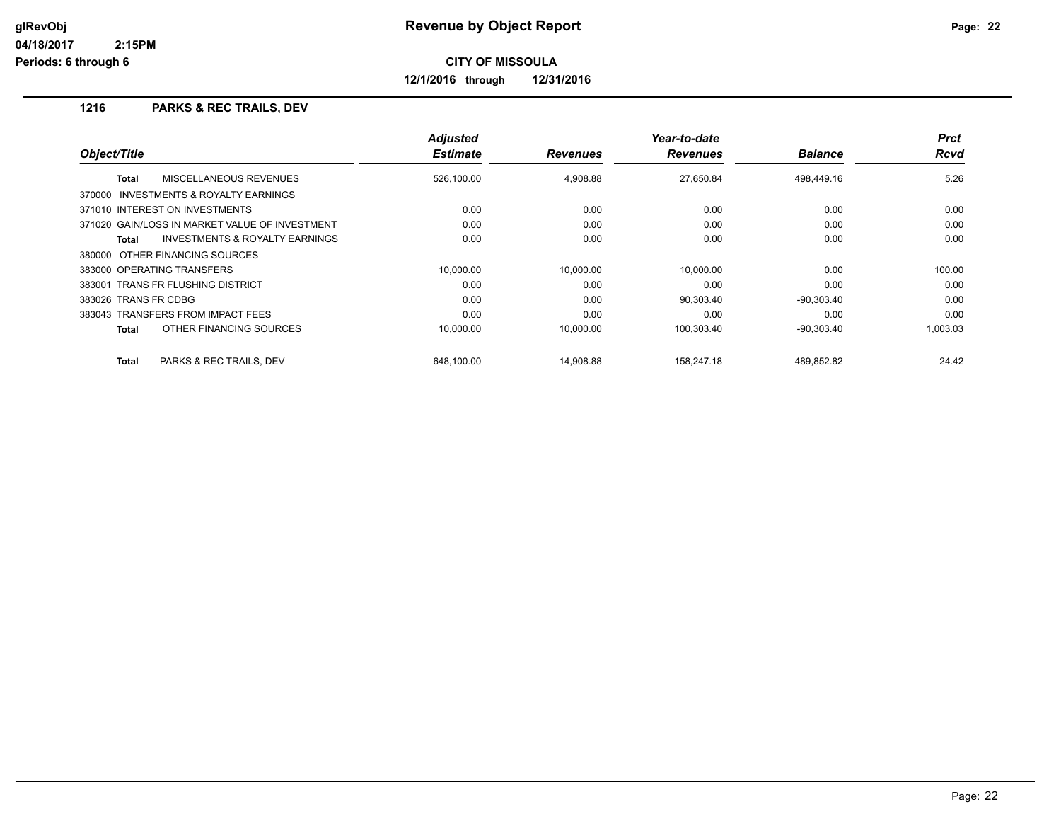# Revenue by Object Report

glRevObj
04/18/2017 2:15PM
Periods: 6 through 6

**CITY OF MISSOULA**

**12/1/2016 through 12/31/2016**

## 1216 PARKS & REC TRAILS, DEV

| Object/Title | Adjusted Estimate | Revenues | Year-to-date Revenues | Balance | Prct Rcvd |
|---|---|---|---|---|---|
| **Total** MISCELLANEOUS REVENUES | 526,100.00 | 4,908.88 | 27,650.84 | 498,449.16 | 5.26 |
| 370000 INVESTMENTS & ROYALTY EARNINGS | | | | | |
| 371010 INTEREST ON INVESTMENTS | 0.00 | 0.00 | 0.00 | 0.00 | 0.00 |
| 371020 GAIN/LOSS IN MARKET VALUE OF INVESTMENT | 0.00 | 0.00 | 0.00 | 0.00 | 0.00 |
| **Total** INVESTMENTS & ROYALTY EARNINGS | 0.00 | 0.00 | 0.00 | 0.00 | 0.00 |
| 380000 OTHER FINANCING SOURCES | | | | | |
| 383000 OPERATING TRANSFERS | 10,000.00 | 10,000.00 | 10,000.00 | 0.00 | 100.00 |
| 383001 TRANS FR FLUSHING DISTRICT | 0.00 | 0.00 | 0.00 | 0.00 | 0.00 |
| 383026 TRANS FR CDBG | 0.00 | 0.00 | 90,303.40 | -90,303.40 | 0.00 |
| 383043 TRANSFERS FROM IMPACT FEES | 0.00 | 0.00 | 0.00 | 0.00 | 0.00 |
| **Total** OTHER FINANCING SOURCES | 10,000.00 | 10,000.00 | 100,303.40 | -90,303.40 | 1,003.03 |
| **Total** PARKS & REC TRAILS, DEV | 648,100.00 | 14,908.88 | 158,247.18 | 489,852.82 | 24.42 |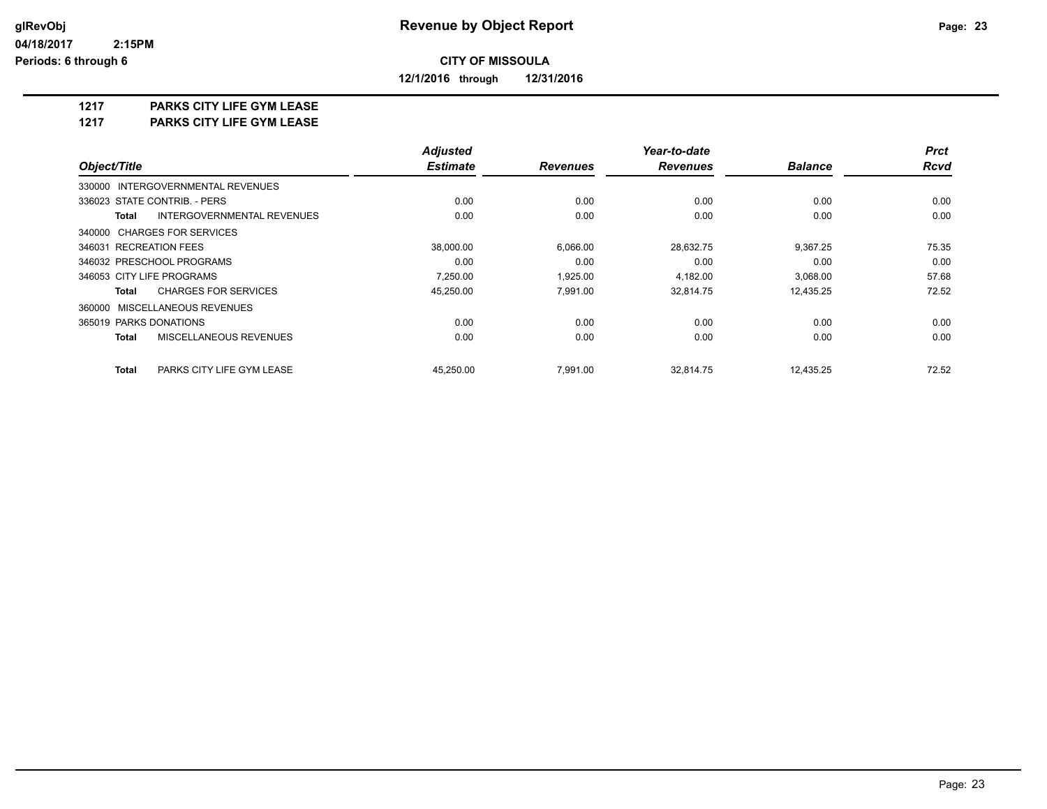# Revenue by Object Report

**CITY OF MISSOULA**

**12/1/2016 through 12/31/2016**

glRevObj
04/18/2017 2:15PM
Periods: 6 through 6

## 1217 PARKS CITY LIFE GYM LEASE
## 1217 PARKS CITY LIFE GYM LEASE

| Object/Title | Adjusted Estimate | Revenues | Year-to-date Revenues | Balance | Prct Rcvd |
|---|---|---|---|---|---|
| 330000 INTERGOVERNMENTAL REVENUES | | | | | |
| 336023 STATE CONTRIB. - PERS | 0.00 | 0.00 | 0.00 | 0.00 | 0.00 |
| **Total** INTERGOVERNMENTAL REVENUES | 0.00 | 0.00 | 0.00 | 0.00 | 0.00 |
| 340000 CHARGES FOR SERVICES | | | | | |
| 346031 RECREATION FEES | 38,000.00 | 6,066.00 | 28,632.75 | 9,367.25 | 75.35 |
| 346032 PRESCHOOL PROGRAMS | 0.00 | 0.00 | 0.00 | 0.00 | 0.00 |
| 346053 CITY LIFE PROGRAMS | 7,250.00 | 1,925.00 | 4,182.00 | 3,068.00 | 57.68 |
| **Total** CHARGES FOR SERVICES | 45,250.00 | 7,991.00 | 32,814.75 | 12,435.25 | 72.52 |
| 360000 MISCELLANEOUS REVENUES | | | | | |
| 365019 PARKS DONATIONS | 0.00 | 0.00 | 0.00 | 0.00 | 0.00 |
| **Total** MISCELLANEOUS REVENUES | 0.00 | 0.00 | 0.00 | 0.00 | 0.00 |
| **Total** PARKS CITY LIFE GYM LEASE | 45,250.00 | 7,991.00 | 32,814.75 | 12,435.25 | 72.52 |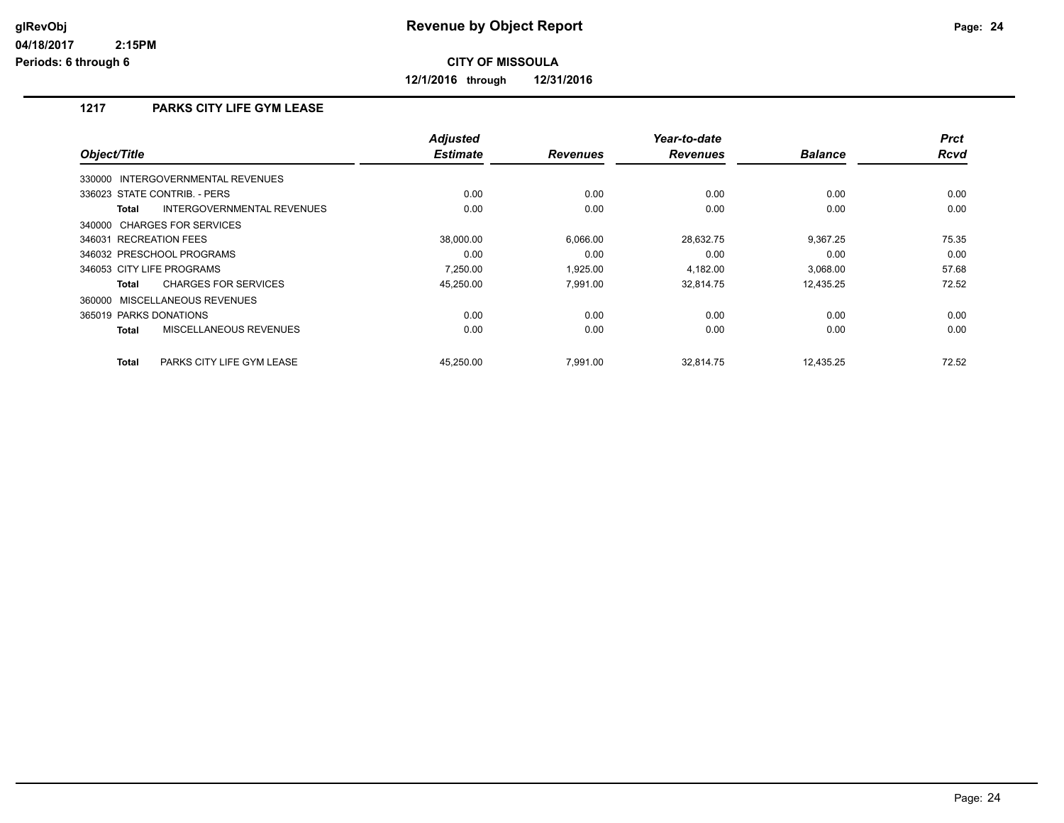# Revenue by Object Report

glRevObj
04/18/2017 2:15PM
Periods: 6 through 6

**CITY OF MISSOULA**

**12/1/2016 through 12/31/2016**

## 1217 PARKS CITY LIFE GYM LEASE

| Object/Title | Adjusted Estimate | Revenues | Year-to-date Revenues | Balance | Prct Rcvd |
|---|---|---|---|---|---|
| 330000 INTERGOVERNMENTAL REVENUES | | | | | |
| 336023 STATE CONTRIB. - PERS | 0.00 | 0.00 | 0.00 | 0.00 | 0.00 |
| **Total** INTERGOVERNMENTAL REVENUES | 0.00 | 0.00 | 0.00 | 0.00 | 0.00 |
| 340000 CHARGES FOR SERVICES | | | | | |
| 346031 RECREATION FEES | 38,000.00 | 6,066.00 | 28,632.75 | 9,367.25 | 75.35 |
| 346032 PRESCHOOL PROGRAMS | 0.00 | 0.00 | 0.00 | 0.00 | 0.00 |
| 346053 CITY LIFE PROGRAMS | 7,250.00 | 1,925.00 | 4,182.00 | 3,068.00 | 57.68 |
| **Total** CHARGES FOR SERVICES | 45,250.00 | 7,991.00 | 32,814.75 | 12,435.25 | 72.52 |
| 360000 MISCELLANEOUS REVENUES | | | | | |
| 365019 PARKS DONATIONS | 0.00 | 0.00 | 0.00 | 0.00 | 0.00 |
| **Total** MISCELLANEOUS REVENUES | 0.00 | 0.00 | 0.00 | 0.00 | 0.00 |
| **Total** PARKS CITY LIFE GYM LEASE | 45,250.00 | 7,991.00 | 32,814.75 | 12,435.25 | 72.52 |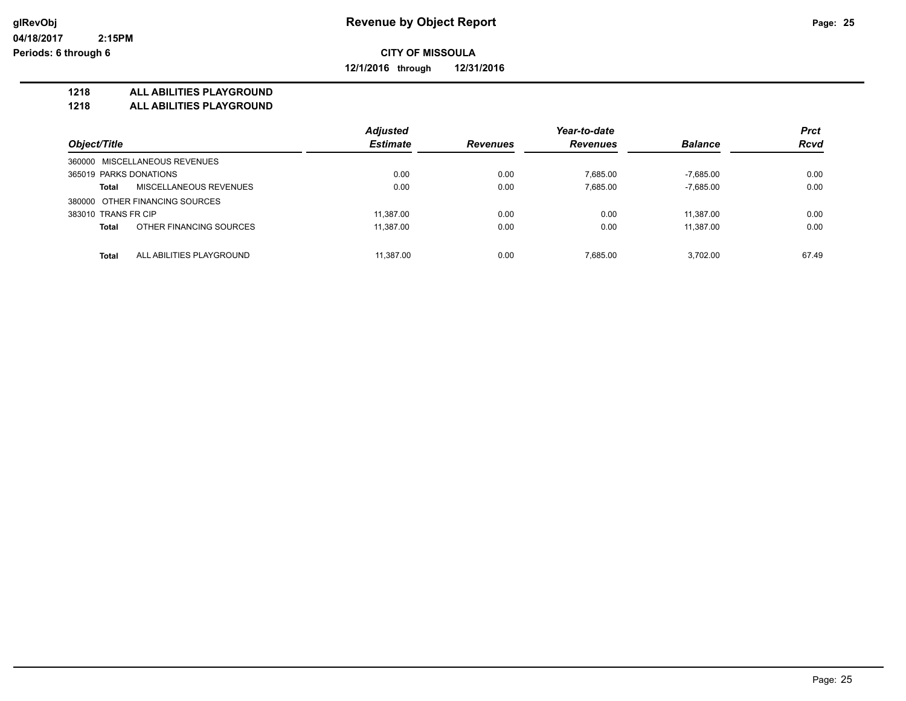**glRevObj**
**04/18/2017 2:15PM**
**Periods: 6 through 6**

# Revenue by Object Report

**CITY OF MISSOULA**

**12/1/2016 through 12/31/2016**

## 1218 ALL ABILITIES PLAYGROUND
## 1218 ALL ABILITIES PLAYGROUND

| Object/Title | | Adjusted Estimate | Revenues | Year-to-date Revenues | Balance | Prct Rcvd |
|---|---|---|---|---|---|---|
| 360000 MISCELLANEOUS REVENUES | | | | | | |
| 365019 PARKS DONATIONS | | 0.00 | 0.00 | 7,685.00 | -7,685.00 | 0.00 |
| **Total** | MISCELLANEOUS REVENUES | 0.00 | 0.00 | 7,685.00 | -7,685.00 | 0.00 |
| 380000 OTHER FINANCING SOURCES | | | | | | |
| 383010 TRANS FR CIP | | 11,387.00 | 0.00 | 0.00 | 11,387.00 | 0.00 |
| **Total** | OTHER FINANCING SOURCES | 11,387.00 | 0.00 | 0.00 | 11,387.00 | 0.00 |
| **Total** | ALL ABILITIES PLAYGROUND | 11,387.00 | 0.00 | 7,685.00 | 3,702.00 | 67.49 |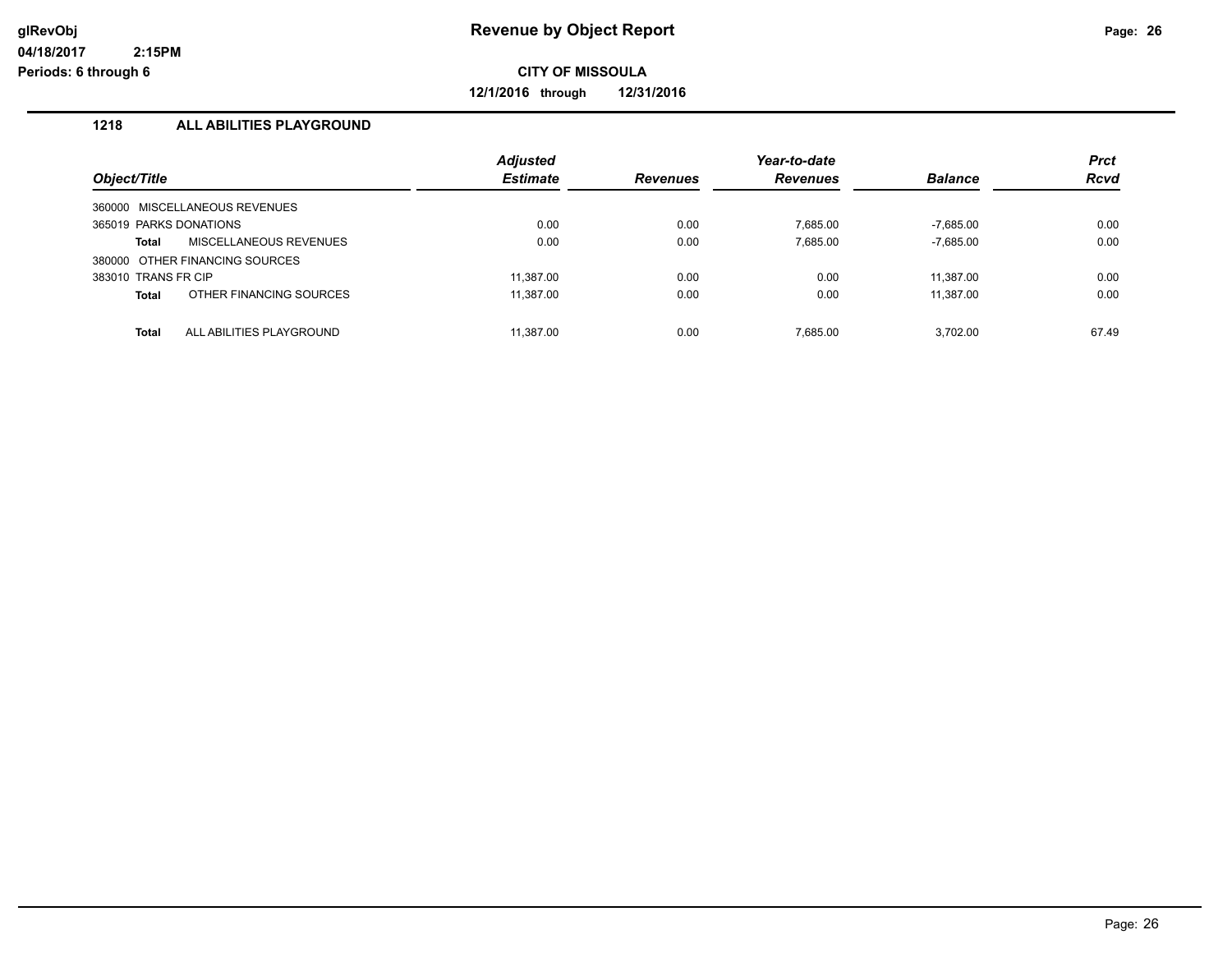# Revenue by Object Report

glRevObj
04/18/2017 2:15PM
Periods: 6 through 6

**CITY OF MISSOULA**

**12/1/2016 through 12/31/2016**

## 1218 ALL ABILITIES PLAYGROUND

| Object/Title | Adjusted Estimate | Revenues | Year-to-date Revenues | Balance | Prct Rcvd |
|---|---|---|---|---|---|
| 360000 MISCELLANEOUS REVENUES | | | | | |
| 365019 PARKS DONATIONS | 0.00 | 0.00 | 7,685.00 | -7,685.00 | 0.00 |
| **Total** MISCELLANEOUS REVENUES | 0.00 | 0.00 | 7,685.00 | -7,685.00 | 0.00 |
| 380000 OTHER FINANCING SOURCES | | | | | |
| 383010 TRANS FR CIP | 11,387.00 | 0.00 | 0.00 | 11,387.00 | 0.00 |
| **Total** OTHER FINANCING SOURCES | 11,387.00 | 0.00 | 0.00 | 11,387.00 | 0.00 |
| **Total** ALL ABILITIES PLAYGROUND | 11,387.00 | 0.00 | 7,685.00 | 3,702.00 | 67.49 |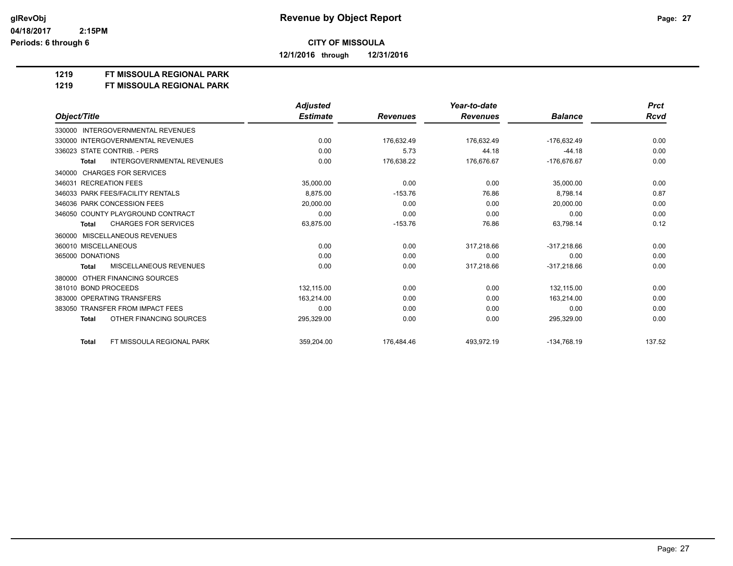# Revenue by Object Report

glRevObj
04/18/2017 2:15PM
Periods: 6 through 6

**CITY OF MISSOULA**

**12/1/2016 through 12/31/2016**

**1219 FT MISSOULA REGIONAL PARK**
**1219 FT MISSOULA REGIONAL PARK**

| Object/Title | Adjusted Estimate | Revenues | Year-to-date Revenues | Balance | Prct Rcvd |
|---|---|---|---|---|---|
| 330000 INTERGOVERNMENTAL REVENUES | | | | | |
| 330000 INTERGOVERNMENTAL REVENUES | 0.00 | 176,632.49 | 176,632.49 | -176,632.49 | 0.00 |
| 336023 STATE CONTRIB. - PERS | 0.00 | 5.73 | 44.18 | -44.18 | 0.00 |
| **Total** INTERGOVERNMENTAL REVENUES | 0.00 | 176,638.22 | 176,676.67 | -176,676.67 | 0.00 |
| 340000 CHARGES FOR SERVICES | | | | | |
| 346031 RECREATION FEES | 35,000.00 | 0.00 | 0.00 | 35,000.00 | 0.00 |
| 346033 PARK FEES/FACILITY RENTALS | 8,875.00 | -153.76 | 76.86 | 8,798.14 | 0.87 |
| 346036 PARK CONCESSION FEES | 20,000.00 | 0.00 | 0.00 | 20,000.00 | 0.00 |
| 346050 COUNTY PLAYGROUND CONTRACT | 0.00 | 0.00 | 0.00 | 0.00 | 0.00 |
| **Total** CHARGES FOR SERVICES | 63,875.00 | -153.76 | 76.86 | 63,798.14 | 0.12 |
| 360000 MISCELLANEOUS REVENUES | | | | | |
| 360010 MISCELLANEOUS | 0.00 | 0.00 | 317,218.66 | -317,218.66 | 0.00 |
| 365000 DONATIONS | 0.00 | 0.00 | 0.00 | 0.00 | 0.00 |
| **Total** MISCELLANEOUS REVENUES | 0.00 | 0.00 | 317,218.66 | -317,218.66 | 0.00 |
| 380000 OTHER FINANCING SOURCES | | | | | |
| 381010 BOND PROCEEDS | 132,115.00 | 0.00 | 0.00 | 132,115.00 | 0.00 |
| 383000 OPERATING TRANSFERS | 163,214.00 | 0.00 | 0.00 | 163,214.00 | 0.00 |
| 383050 TRANSFER FROM IMPACT FEES | 0.00 | 0.00 | 0.00 | 0.00 | 0.00 |
| **Total** OTHER FINANCING SOURCES | 295,329.00 | 0.00 | 0.00 | 295,329.00 | 0.00 |
| **Total** FT MISSOULA REGIONAL PARK | 359,204.00 | 176,484.46 | 493,972.19 | -134,768.19 | 137.52 |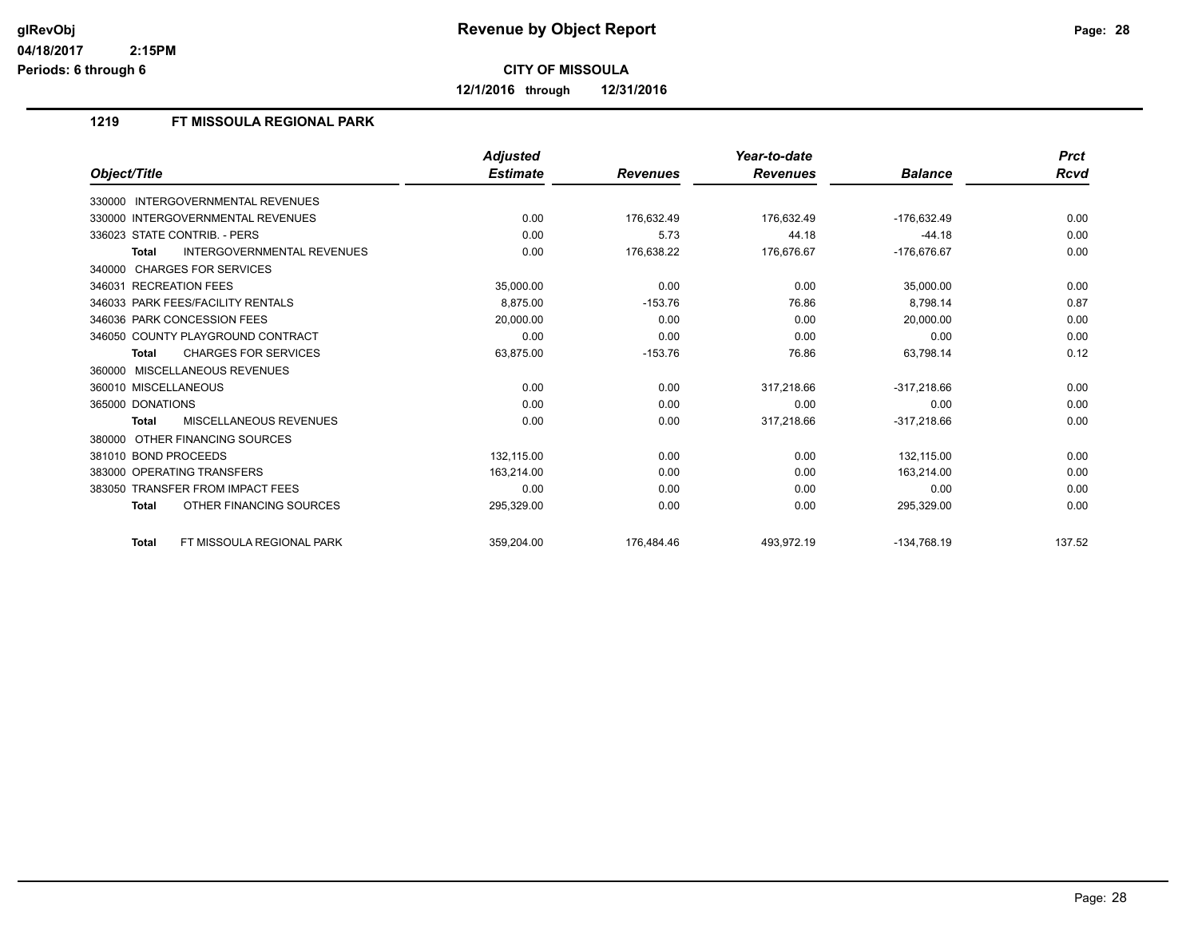**glRevObj**
**04/18/2017 2:15PM**
**Periods: 6 through 6**

# Revenue by Object Report

**CITY OF MISSOULA**

**12/1/2016 through 12/31/2016**

## 1219 FT MISSOULA REGIONAL PARK

| Object/Title | Adjusted Estimate | Revenues | Year-to-date Revenues | Balance | Prct Rcvd |
|---|---|---|---|---|---|
| 330000 INTERGOVERNMENTAL REVENUES | | | | | |
| 330000 INTERGOVERNMENTAL REVENUES | 0.00 | 176,632.49 | 176,632.49 | -176,632.49 | 0.00 |
| 336023 STATE CONTRIB. - PERS | 0.00 | 5.73 | 44.18 | -44.18 | 0.00 |
| **Total** INTERGOVERNMENTAL REVENUES | 0.00 | 176,638.22 | 176,676.67 | -176,676.67 | 0.00 |
| 340000 CHARGES FOR SERVICES | | | | | |
| 346031 RECREATION FEES | 35,000.00 | 0.00 | 0.00 | 35,000.00 | 0.00 |
| 346033 PARK FEES/FACILITY RENTALS | 8,875.00 | -153.76 | 76.86 | 8,798.14 | 0.87 |
| 346036 PARK CONCESSION FEES | 20,000.00 | 0.00 | 0.00 | 20,000.00 | 0.00 |
| 346050 COUNTY PLAYGROUND CONTRACT | 0.00 | 0.00 | 0.00 | 0.00 | 0.00 |
| **Total** CHARGES FOR SERVICES | 63,875.00 | -153.76 | 76.86 | 63,798.14 | 0.12 |
| 360000 MISCELLANEOUS REVENUES | | | | | |
| 360010 MISCELLANEOUS | 0.00 | 0.00 | 317,218.66 | -317,218.66 | 0.00 |
| 365000 DONATIONS | 0.00 | 0.00 | 0.00 | 0.00 | 0.00 |
| **Total** MISCELLANEOUS REVENUES | 0.00 | 0.00 | 317,218.66 | -317,218.66 | 0.00 |
| 380000 OTHER FINANCING SOURCES | | | | | |
| 381010 BOND PROCEEDS | 132,115.00 | 0.00 | 0.00 | 132,115.00 | 0.00 |
| 383000 OPERATING TRANSFERS | 163,214.00 | 0.00 | 0.00 | 163,214.00 | 0.00 |
| 383050 TRANSFER FROM IMPACT FEES | 0.00 | 0.00 | 0.00 | 0.00 | 0.00 |
| **Total** OTHER FINANCING SOURCES | 295,329.00 | 0.00 | 0.00 | 295,329.00 | 0.00 |
| **Total** FT MISSOULA REGIONAL PARK | 359,204.00 | 176,484.46 | 493,972.19 | -134,768.19 | 137.52 |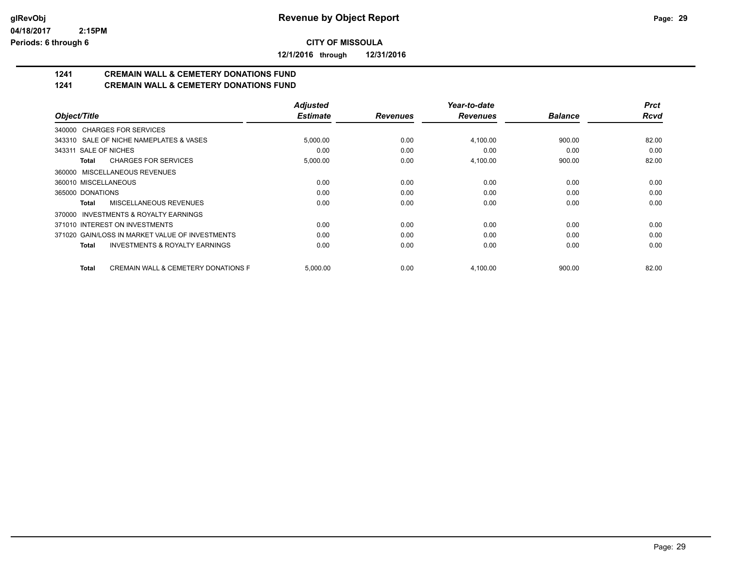**Revenue by Object Report**

glRevObj
04/18/2017 2:15PM
Periods: 6 through 6

**CITY OF MISSOULA**

**12/1/2016 through 12/31/2016**

## 1241 CREMAIN WALL & CEMETERY DONATIONS FUND
## 1241 CREMAIN WALL & CEMETERY DONATIONS FUND

| Object/Title | Adjusted Estimate | Revenues | Year-to-date Revenues | Balance | Prct Rcvd |
|---|---|---|---|---|---|
| 340000 CHARGES FOR SERVICES | | | | | |
| 343310 SALE OF NICHE NAMEPLATES & VASES | 5,000.00 | 0.00 | 4,100.00 | 900.00 | 82.00 |
| 343311 SALE OF NICHES | 0.00 | 0.00 | 0.00 | 0.00 | 0.00 |
| **Total** CHARGES FOR SERVICES | 5,000.00 | 0.00 | 4,100.00 | 900.00 | 82.00 |
| 360000 MISCELLANEOUS REVENUES | | | | | |
| 360010 MISCELLANEOUS | 0.00 | 0.00 | 0.00 | 0.00 | 0.00 |
| 365000 DONATIONS | 0.00 | 0.00 | 0.00 | 0.00 | 0.00 |
| **Total** MISCELLANEOUS REVENUES | 0.00 | 0.00 | 0.00 | 0.00 | 0.00 |
| 370000 INVESTMENTS & ROYALTY EARNINGS | | | | | |
| 371010 INTEREST ON INVESTMENTS | 0.00 | 0.00 | 0.00 | 0.00 | 0.00 |
| 371020 GAIN/LOSS IN MARKET VALUE OF INVESTMENTS | 0.00 | 0.00 | 0.00 | 0.00 | 0.00 |
| **Total** INVESTMENTS & ROYALTY EARNINGS | 0.00 | 0.00 | 0.00 | 0.00 | 0.00 |
| **Total** CREMAIN WALL & CEMETERY DONATIONS F | 5,000.00 | 0.00 | 4,100.00 | 900.00 | 82.00 |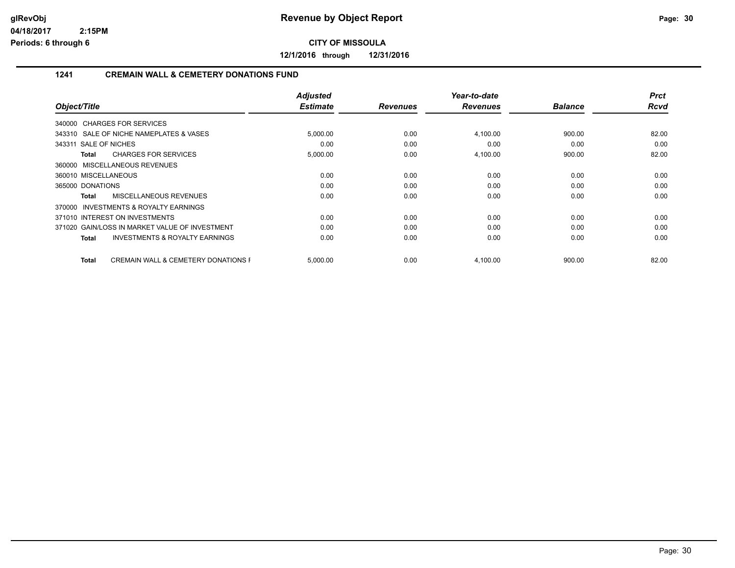# Revenue by Object Report

**CITY OF MISSOULA**

**12/1/2016 through 12/31/2016**

glRevObj
04/18/2017 2:15PM
Periods: 6 through 6

## 1241 CREMAIN WALL & CEMETERY DONATIONS FUND

| Object/Title | Adjusted Estimate | Revenues | Year-to-date Revenues | Balance | Prct Rcvd |
|---|---|---|---|---|---|
| 340000 CHARGES FOR SERVICES | | | | | |
| 343310 SALE OF NICHE NAMEPLATES & VASES | 5,000.00 | 0.00 | 4,100.00 | 900.00 | 82.00 |
| 343311 SALE OF NICHES | 0.00 | 0.00 | 0.00 | 0.00 | 0.00 |
| **Total** CHARGES FOR SERVICES | 5,000.00 | 0.00 | 4,100.00 | 900.00 | 82.00 |
| 360000 MISCELLANEOUS REVENUES | | | | | |
| 360010 MISCELLANEOUS | 0.00 | 0.00 | 0.00 | 0.00 | 0.00 |
| 365000 DONATIONS | 0.00 | 0.00 | 0.00 | 0.00 | 0.00 |
| **Total** MISCELLANEOUS REVENUES | 0.00 | 0.00 | 0.00 | 0.00 | 0.00 |
| 370000 INVESTMENTS & ROYALTY EARNINGS | | | | | |
| 371010 INTEREST ON INVESTMENTS | 0.00 | 0.00 | 0.00 | 0.00 | 0.00 |
| 371020 GAIN/LOSS IN MARKET VALUE OF INVESTMENT | 0.00 | 0.00 | 0.00 | 0.00 | 0.00 |
| **Total** INVESTMENTS & ROYALTY EARNINGS | 0.00 | 0.00 | 0.00 | 0.00 | 0.00 |
| **Total** CREMAIN WALL & CEMETERY DONATIONS F | 5,000.00 | 0.00 | 4,100.00 | 900.00 | 82.00 |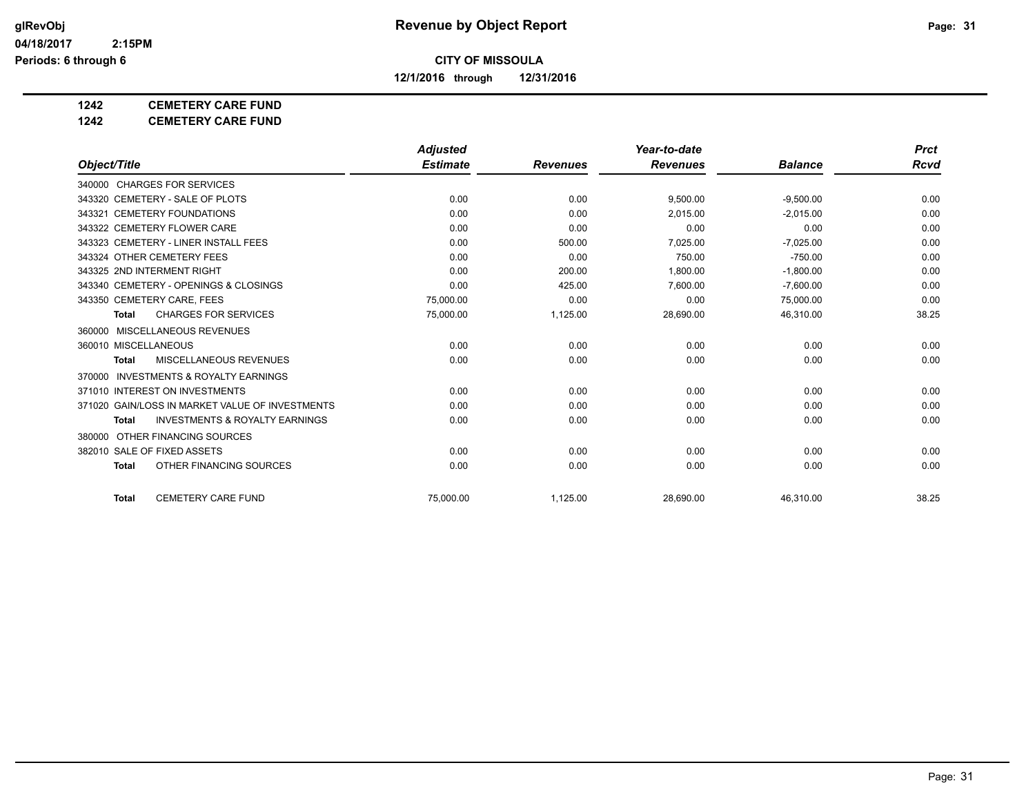glRevObj
04/18/2017 2:15PM
Periods: 6 through 6

# Revenue by Object Report

**CITY OF MISSOULA**

**12/1/2016 through 12/31/2016**

**1242 CEMETERY CARE FUND**
**1242 CEMETERY CARE FUND**

| Object/Title | Adjusted Estimate | Revenues | Year-to-date Revenues | Balance | Prct Rcvd |
|---|---|---|---|---|---|
| 340000 CHARGES FOR SERVICES | | | | | |
| 343320 CEMETERY - SALE OF PLOTS | 0.00 | 0.00 | 9,500.00 | -9,500.00 | 0.00 |
| 343321 CEMETERY FOUNDATIONS | 0.00 | 0.00 | 2,015.00 | -2,015.00 | 0.00 |
| 343322 CEMETERY FLOWER CARE | 0.00 | 0.00 | 0.00 | 0.00 | 0.00 |
| 343323 CEMETERY - LINER INSTALL FEES | 0.00 | 500.00 | 7,025.00 | -7,025.00 | 0.00 |
| 343324 OTHER CEMETERY FEES | 0.00 | 0.00 | 750.00 | -750.00 | 0.00 |
| 343325 2ND INTERMENT RIGHT | 0.00 | 200.00 | 1,800.00 | -1,800.00 | 0.00 |
| 343340 CEMETERY - OPENINGS & CLOSINGS | 0.00 | 425.00 | 7,600.00 | -7,600.00 | 0.00 |
| 343350 CEMETERY CARE, FEES | 75,000.00 | 0.00 | 0.00 | 75,000.00 | 0.00 |
| **Total** CHARGES FOR SERVICES | 75,000.00 | 1,125.00 | 28,690.00 | 46,310.00 | 38.25 |
| 360000 MISCELLANEOUS REVENUES | | | | | |
| 360010 MISCELLANEOUS | 0.00 | 0.00 | 0.00 | 0.00 | 0.00 |
| **Total** MISCELLANEOUS REVENUES | 0.00 | 0.00 | 0.00 | 0.00 | 0.00 |
| 370000 INVESTMENTS & ROYALTY EARNINGS | | | | | |
| 371010 INTEREST ON INVESTMENTS | 0.00 | 0.00 | 0.00 | 0.00 | 0.00 |
| 371020 GAIN/LOSS IN MARKET VALUE OF INVESTMENTS | 0.00 | 0.00 | 0.00 | 0.00 | 0.00 |
| **Total** INVESTMENTS & ROYALTY EARNINGS | 0.00 | 0.00 | 0.00 | 0.00 | 0.00 |
| 380000 OTHER FINANCING SOURCES | | | | | |
| 382010 SALE OF FIXED ASSETS | 0.00 | 0.00 | 0.00 | 0.00 | 0.00 |
| **Total** OTHER FINANCING SOURCES | 0.00 | 0.00 | 0.00 | 0.00 | 0.00 |
| **Total** CEMETERY CARE FUND | 75,000.00 | 1,125.00 | 28,690.00 | 46,310.00 | 38.25 |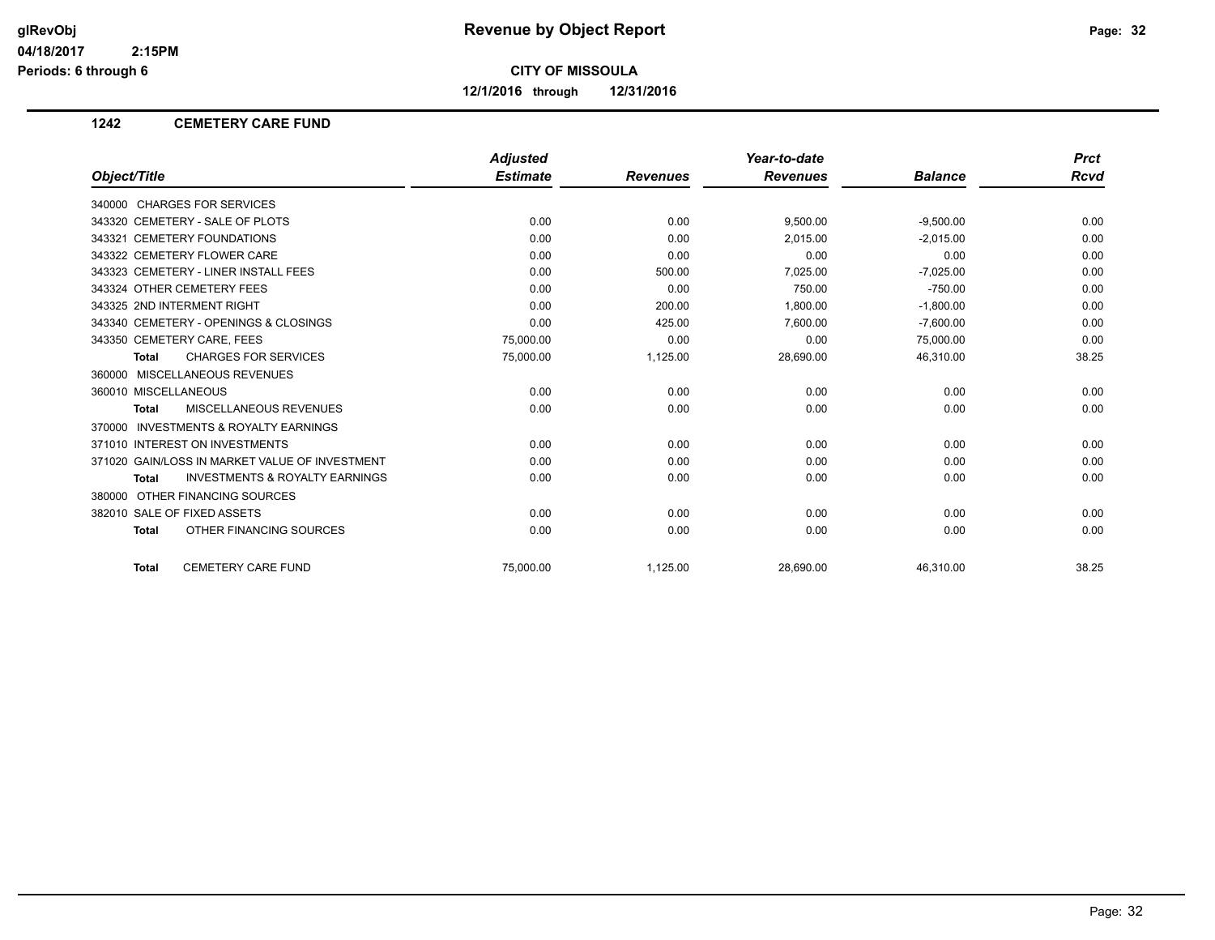**Revenue by Object Report**

**CITY OF MISSOULA**

**12/1/2016 through 12/31/2016**

glRevObj
04/18/2017 2:15PM
Periods: 6 through 6

## 1242 CEMETERY CARE FUND

| Object/Title | Adjusted Estimate | Revenues | Year-to-date Revenues | Balance | Prct Rcvd |
|---|---|---|---|---|---|
| 340000 CHARGES FOR SERVICES | | | | | |
| 343320 CEMETERY - SALE OF PLOTS | 0.00 | 0.00 | 9,500.00 | -9,500.00 | 0.00 |
| 343321 CEMETERY FOUNDATIONS | 0.00 | 0.00 | 2,015.00 | -2,015.00 | 0.00 |
| 343322 CEMETERY FLOWER CARE | 0.00 | 0.00 | 0.00 | 0.00 | 0.00 |
| 343323 CEMETERY - LINER INSTALL FEES | 0.00 | 500.00 | 7,025.00 | -7,025.00 | 0.00 |
| 343324 OTHER CEMETERY FEES | 0.00 | 0.00 | 750.00 | -750.00 | 0.00 |
| 343325 2ND INTERMENT RIGHT | 0.00 | 200.00 | 1,800.00 | -1,800.00 | 0.00 |
| 343340 CEMETERY - OPENINGS & CLOSINGS | 0.00 | 425.00 | 7,600.00 | -7,600.00 | 0.00 |
| 343350 CEMETERY CARE, FEES | 75,000.00 | 0.00 | 0.00 | 75,000.00 | 0.00 |
| **Total** CHARGES FOR SERVICES | 75,000.00 | 1,125.00 | 28,690.00 | 46,310.00 | 38.25 |
| 360000 MISCELLANEOUS REVENUES | | | | | |
| 360010 MISCELLANEOUS | 0.00 | 0.00 | 0.00 | 0.00 | 0.00 |
| **Total** MISCELLANEOUS REVENUES | 0.00 | 0.00 | 0.00 | 0.00 | 0.00 |
| 370000 INVESTMENTS & ROYALTY EARNINGS | | | | | |
| 371010 INTEREST ON INVESTMENTS | 0.00 | 0.00 | 0.00 | 0.00 | 0.00 |
| 371020 GAIN/LOSS IN MARKET VALUE OF INVESTMENT | 0.00 | 0.00 | 0.00 | 0.00 | 0.00 |
| **Total** INVESTMENTS & ROYALTY EARNINGS | 0.00 | 0.00 | 0.00 | 0.00 | 0.00 |
| 380000 OTHER FINANCING SOURCES | | | | | |
| 382010 SALE OF FIXED ASSETS | 0.00 | 0.00 | 0.00 | 0.00 | 0.00 |
| **Total** OTHER FINANCING SOURCES | 0.00 | 0.00 | 0.00 | 0.00 | 0.00 |
| **Total** CEMETERY CARE FUND | 75,000.00 | 1,125.00 | 28,690.00 | 46,310.00 | 38.25 |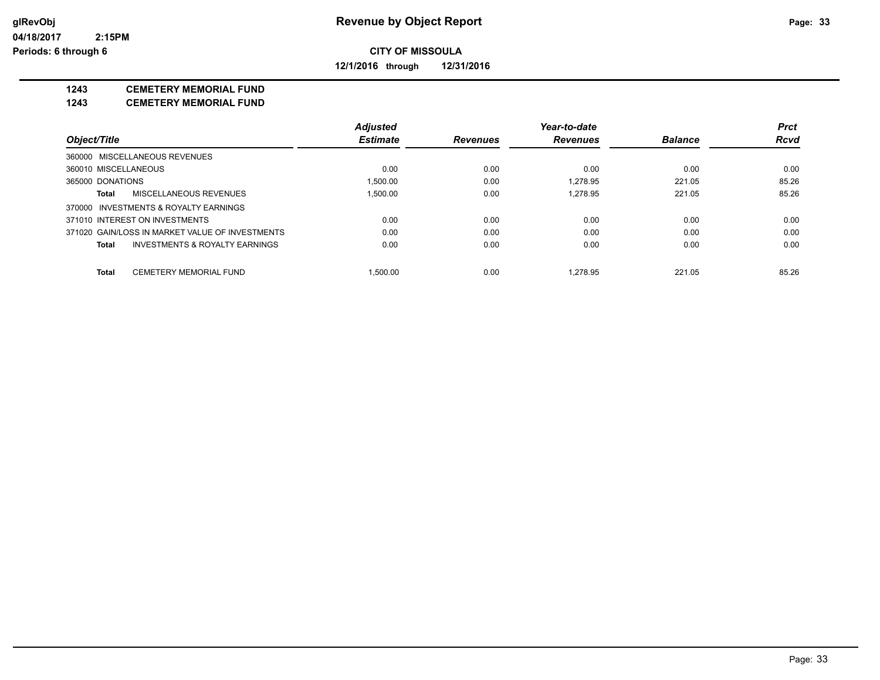# Revenue by Object Report

glRevObj
04/18/2017 2:15PM
Periods: 6 through 6

**CITY OF MISSOULA**

**12/1/2016 through 12/31/2016**

**1243 CEMETERY MEMORIAL FUND**
**1243 CEMETERY MEMORIAL FUND**

| Object/Title | Adjusted Estimate | Revenues | Year-to-date Revenues | Balance | Prct Rcvd |
|---|---|---|---|---|---|
| 360000 MISCELLANEOUS REVENUES | | | | | |
| 360010 MISCELLANEOUS | 0.00 | 0.00 | 0.00 | 0.00 | 0.00 |
| 365000 DONATIONS | 1,500.00 | 0.00 | 1,278.95 | 221.05 | 85.26 |
| **Total** MISCELLANEOUS REVENUES | 1,500.00 | 0.00 | 1,278.95 | 221.05 | 85.26 |
| 370000 INVESTMENTS & ROYALTY EARNINGS | | | | | |
| 371010 INTEREST ON INVESTMENTS | 0.00 | 0.00 | 0.00 | 0.00 | 0.00 |
| 371020 GAIN/LOSS IN MARKET VALUE OF INVESTMENTS | 0.00 | 0.00 | 0.00 | 0.00 | 0.00 |
| **Total** INVESTMENTS & ROYALTY EARNINGS | 0.00 | 0.00 | 0.00 | 0.00 | 0.00 |
| **Total** CEMETERY MEMORIAL FUND | 1,500.00 | 0.00 | 1,278.95 | 221.05 | 85.26 |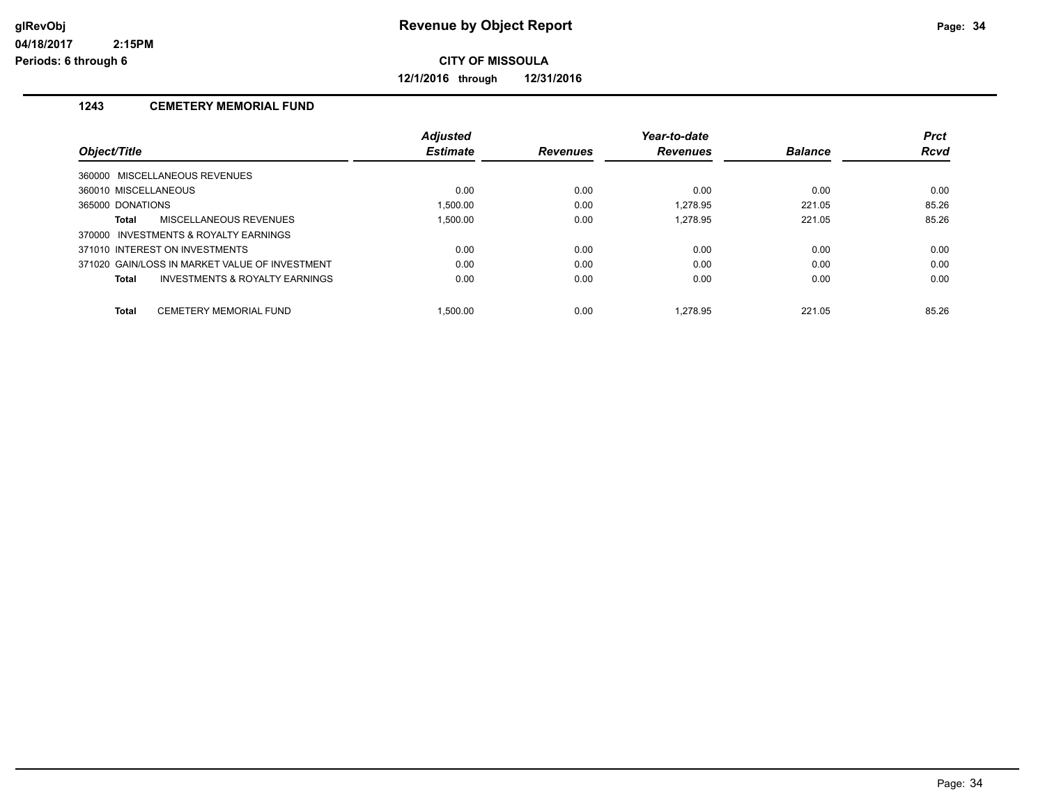**glRevObj**
**04/18/2017 2:15PM**
**Periods: 6 through 6**

# Revenue by Object Report

**CITY OF MISSOULA**

**12/1/2016 through 12/31/2016**

## 1243 CEMETERY MEMORIAL FUND

| Object/Title | Adjusted Estimate | Revenues | Year-to-date Revenues | Balance | Prct Rcvd |
|---|---|---|---|---|---|
| 360000 MISCELLANEOUS REVENUES | | | | | |
| 360010 MISCELLANEOUS | 0.00 | 0.00 | 0.00 | 0.00 | 0.00 |
| 365000 DONATIONS | 1,500.00 | 0.00 | 1,278.95 | 221.05 | 85.26 |
| **Total** MISCELLANEOUS REVENUES | 1,500.00 | 0.00 | 1,278.95 | 221.05 | 85.26 |
| 370000 INVESTMENTS & ROYALTY EARNINGS | | | | | |
| 371010 INTEREST ON INVESTMENTS | 0.00 | 0.00 | 0.00 | 0.00 | 0.00 |
| 371020 GAIN/LOSS IN MARKET VALUE OF INVESTMENT | 0.00 | 0.00 | 0.00 | 0.00 | 0.00 |
| **Total** INVESTMENTS & ROYALTY EARNINGS | 0.00 | 0.00 | 0.00 | 0.00 | 0.00 |
| **Total** CEMETERY MEMORIAL FUND | 1,500.00 | 0.00 | 1,278.95 | 221.05 | 85.26 |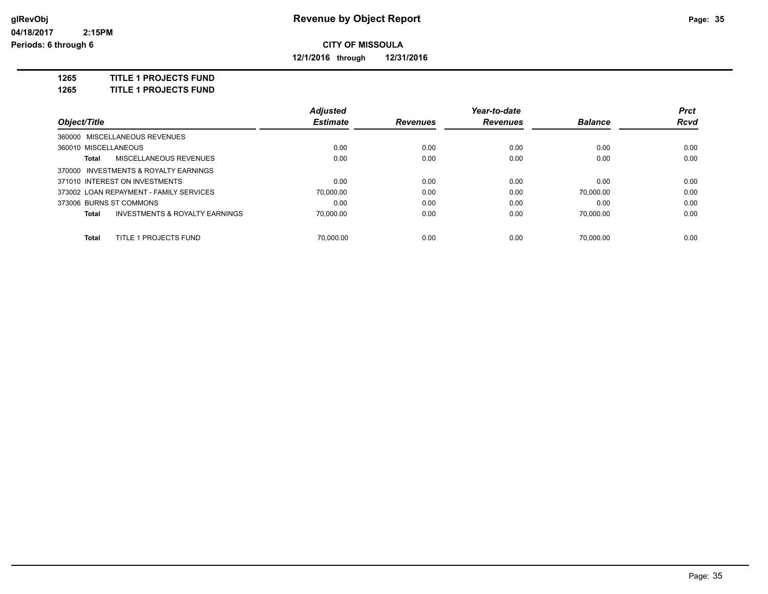**Revenue by Object Report**

**CITY OF MISSOULA**

**12/1/2016 through 12/31/2016**

glRevObj
04/18/2017 2:15PM
Periods: 6 through 6

**1265 TITLE 1 PROJECTS FUND**
**1265 TITLE 1 PROJECTS FUND**

| Object/Title | Adjusted Estimate | Revenues | Year-to-date Revenues | Balance | Prct Rcvd |
|---|---|---|---|---|---|
| 360000 MISCELLANEOUS REVENUES | | | | | |
| 360010 MISCELLANEOUS | 0.00 | 0.00 | 0.00 | 0.00 | 0.00 |
| **Total** MISCELLANEOUS REVENUES | 0.00 | 0.00 | 0.00 | 0.00 | 0.00 |
| 370000 INVESTMENTS & ROYALTY EARNINGS | | | | | |
| 371010 INTEREST ON INVESTMENTS | 0.00 | 0.00 | 0.00 | 0.00 | 0.00 |
| 373002 LOAN REPAYMENT - FAMILY SERVICES | 70,000.00 | 0.00 | 0.00 | 70,000.00 | 0.00 |
| 373006 BURNS ST COMMONS | 0.00 | 0.00 | 0.00 | 0.00 | 0.00 |
| **Total** INVESTMENTS & ROYALTY EARNINGS | 70,000.00 | 0.00 | 0.00 | 70,000.00 | 0.00 |
| **Total** TITLE 1 PROJECTS FUND | 70,000.00 | 0.00 | 0.00 | 70,000.00 | 0.00 |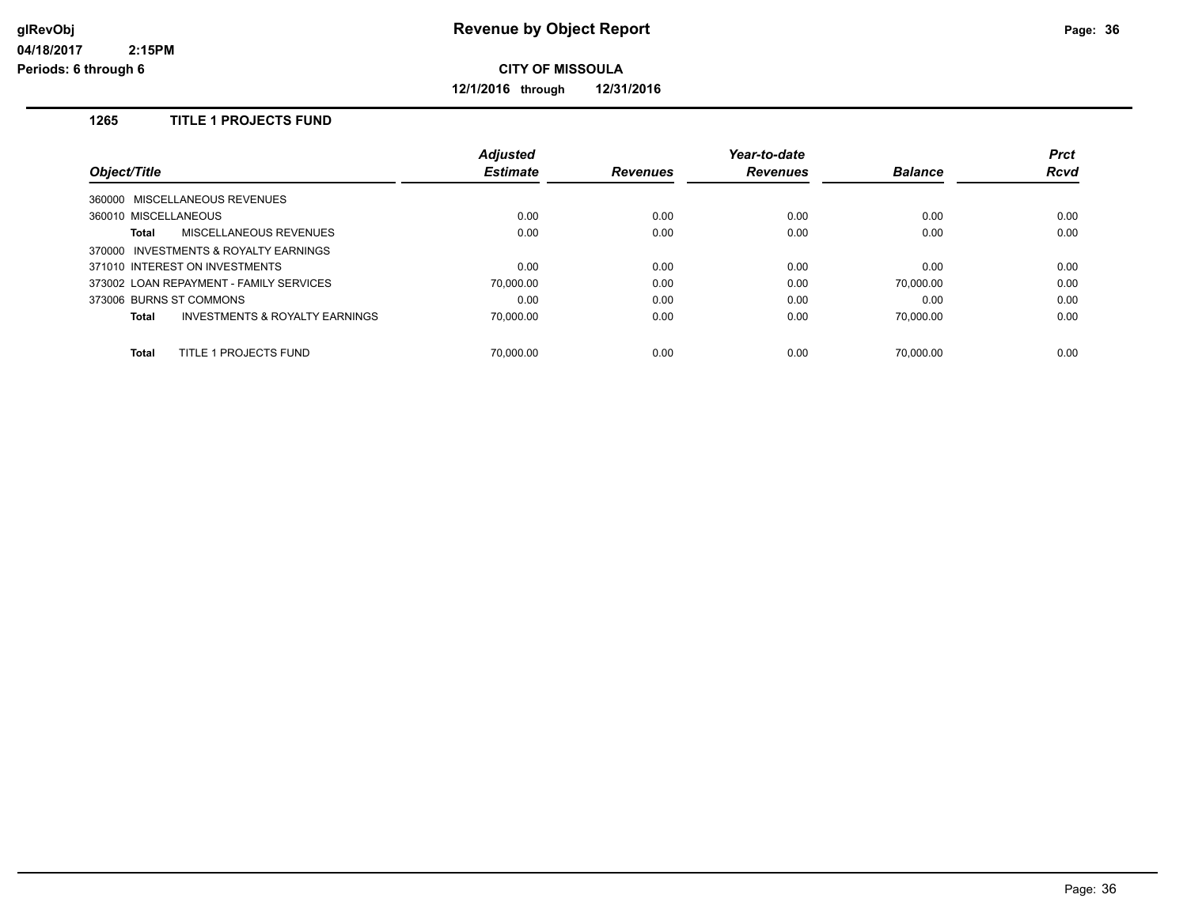# Revenue by Object Report

glRevObj
04/18/2017 2:15PM
Periods: 6 through 6

**CITY OF MISSOULA**

**12/1/2016 through 12/31/2016**

## 1265 TITLE 1 PROJECTS FUND

| Object/Title | Adjusted Estimate | Revenues | Year-to-date Revenues | Balance | Prct Rcvd |
|---|---|---|---|---|---|
| 360000 MISCELLANEOUS REVENUES | | | | | |
| 360010 MISCELLANEOUS | 0.00 | 0.00 | 0.00 | 0.00 | 0.00 |
| **Total** MISCELLANEOUS REVENUES | 0.00 | 0.00 | 0.00 | 0.00 | 0.00 |
| 370000 INVESTMENTS & ROYALTY EARNINGS | | | | | |
| 371010 INTEREST ON INVESTMENTS | 0.00 | 0.00 | 0.00 | 0.00 | 0.00 |
| 373002 LOAN REPAYMENT - FAMILY SERVICES | 70,000.00 | 0.00 | 0.00 | 70,000.00 | 0.00 |
| 373006 BURNS ST COMMONS | 0.00 | 0.00 | 0.00 | 0.00 | 0.00 |
| **Total** INVESTMENTS & ROYALTY EARNINGS | 70,000.00 | 0.00 | 0.00 | 70,000.00 | 0.00 |
| **Total** TITLE 1 PROJECTS FUND | 70,000.00 | 0.00 | 0.00 | 70,000.00 | 0.00 |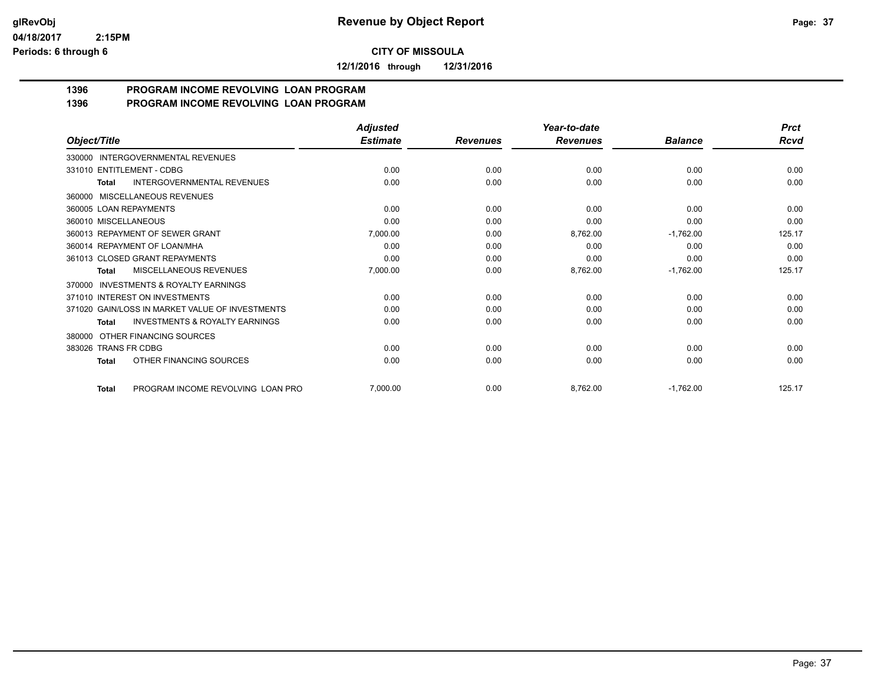**CITY OF MISSOULA**

**12/1/2016 through 12/31/2016**

## 1396 PROGRAM INCOME REVOLVING LOAN PROGRAM
## 1396 PROGRAM INCOME REVOLVING LOAN PROGRAM

| Object/Title | Adjusted Estimate | Revenues | Year-to-date Revenues | Balance | Prct Rcvd |
|---|---|---|---|---|---|
| 330000 INTERGOVERNMENTAL REVENUES | | | | | |
| 331010 ENTITLEMENT - CDBG | 0.00 | 0.00 | 0.00 | 0.00 | 0.00 |
| **Total** INTERGOVERNMENTAL REVENUES | 0.00 | 0.00 | 0.00 | 0.00 | 0.00 |
| 360000 MISCELLANEOUS REVENUES | | | | | |
| 360005 LOAN REPAYMENTS | 0.00 | 0.00 | 0.00 | 0.00 | 0.00 |
| 360010 MISCELLANEOUS | 0.00 | 0.00 | 0.00 | 0.00 | 0.00 |
| 360013 REPAYMENT OF SEWER GRANT | 7,000.00 | 0.00 | 8,762.00 | -1,762.00 | 125.17 |
| 360014 REPAYMENT OF LOAN/MHA | 0.00 | 0.00 | 0.00 | 0.00 | 0.00 |
| 361013 CLOSED GRANT REPAYMENTS | 0.00 | 0.00 | 0.00 | 0.00 | 0.00 |
| **Total** MISCELLANEOUS REVENUES | 7,000.00 | 0.00 | 8,762.00 | -1,762.00 | 125.17 |
| 370000 INVESTMENTS & ROYALTY EARNINGS | | | | | |
| 371010 INTEREST ON INVESTMENTS | 0.00 | 0.00 | 0.00 | 0.00 | 0.00 |
| 371020 GAIN/LOSS IN MARKET VALUE OF INVESTMENTS | 0.00 | 0.00 | 0.00 | 0.00 | 0.00 |
| **Total** INVESTMENTS & ROYALTY EARNINGS | 0.00 | 0.00 | 0.00 | 0.00 | 0.00 |
| 380000 OTHER FINANCING SOURCES | | | | | |
| 383026 TRANS FR CDBG | 0.00 | 0.00 | 0.00 | 0.00 | 0.00 |
| **Total** OTHER FINANCING SOURCES | 0.00 | 0.00 | 0.00 | 0.00 | 0.00 |
| **Total** PROGRAM INCOME REVOLVING LOAN PRO | 7,000.00 | 0.00 | 8,762.00 | -1,762.00 | 125.17 |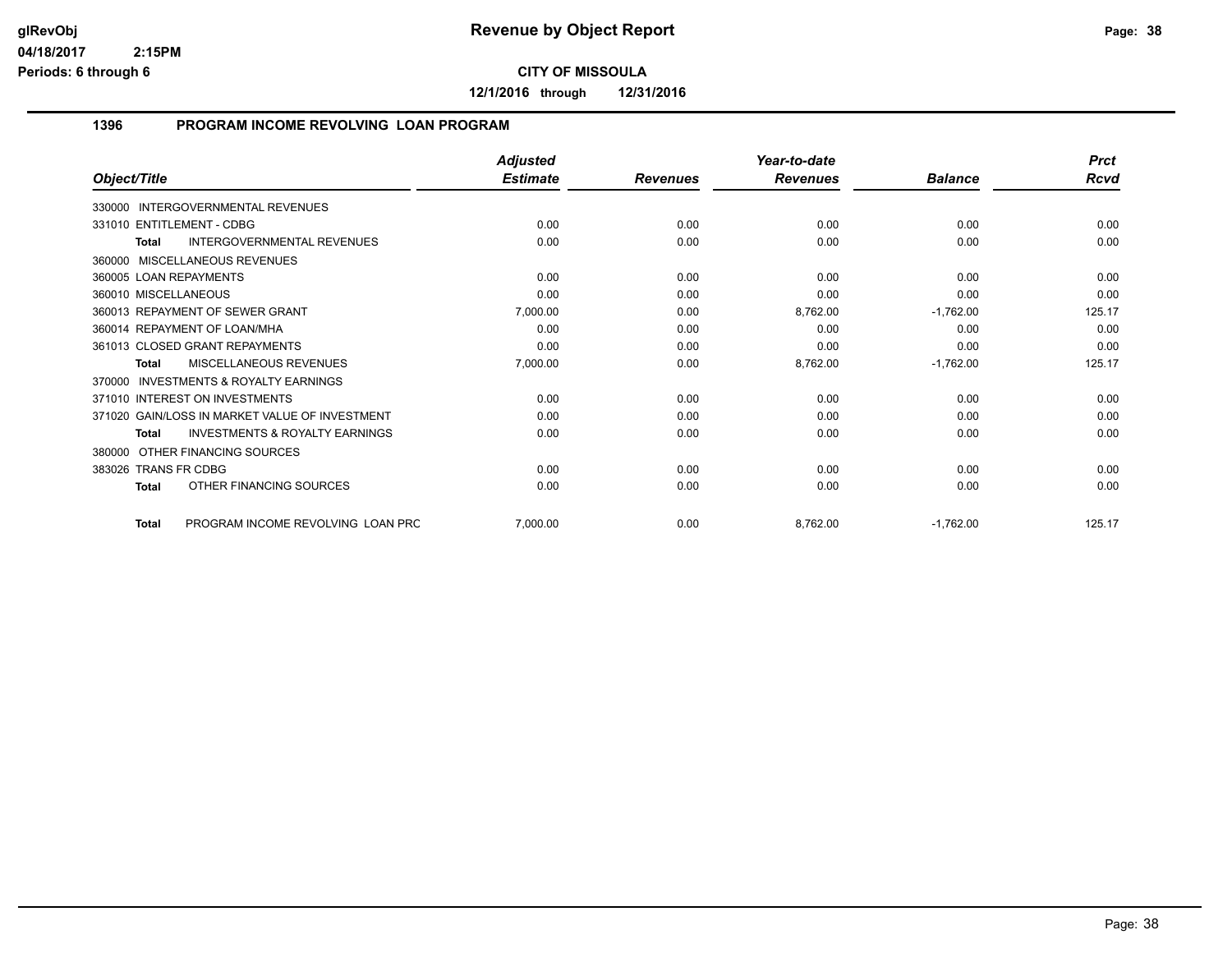**CITY OF MISSOULA**

**12/1/2016 through 12/31/2016**

## 1396 PROGRAM INCOME REVOLVING LOAN PROGRAM

| Object/Title | Adjusted Estimate | Revenues | Year-to-date Revenues | Balance | Prct Rcvd |
|---|---|---|---|---|---|
| 330000 INTERGOVERNMENTAL REVENUES | | | | | |
| 331010 ENTITLEMENT - CDBG | 0.00 | 0.00 | 0.00 | 0.00 | 0.00 |
| **Total** INTERGOVERNMENTAL REVENUES | 0.00 | 0.00 | 0.00 | 0.00 | 0.00 |
| 360000 MISCELLANEOUS REVENUES | | | | | |
| 360005 LOAN REPAYMENTS | 0.00 | 0.00 | 0.00 | 0.00 | 0.00 |
| 360010 MISCELLANEOUS | 0.00 | 0.00 | 0.00 | 0.00 | 0.00 |
| 360013 REPAYMENT OF SEWER GRANT | 7,000.00 | 0.00 | 8,762.00 | -1,762.00 | 125.17 |
| 360014 REPAYMENT OF LOAN/MHA | 0.00 | 0.00 | 0.00 | 0.00 | 0.00 |
| 361013 CLOSED GRANT REPAYMENTS | 0.00 | 0.00 | 0.00 | 0.00 | 0.00 |
| **Total** MISCELLANEOUS REVENUES | 7,000.00 | 0.00 | 8,762.00 | -1,762.00 | 125.17 |
| 370000 INVESTMENTS & ROYALTY EARNINGS | | | | | |
| 371010 INTEREST ON INVESTMENTS | 0.00 | 0.00 | 0.00 | 0.00 | 0.00 |
| 371020 GAIN/LOSS IN MARKET VALUE OF INVESTMENT | 0.00 | 0.00 | 0.00 | 0.00 | 0.00 |
| **Total** INVESTMENTS & ROYALTY EARNINGS | 0.00 | 0.00 | 0.00 | 0.00 | 0.00 |
| 380000 OTHER FINANCING SOURCES | | | | | |
| 383026 TRANS FR CDBG | 0.00 | 0.00 | 0.00 | 0.00 | 0.00 |
| **Total** OTHER FINANCING SOURCES | 0.00 | 0.00 | 0.00 | 0.00 | 0.00 |
| **Total** PROGRAM INCOME REVOLVING LOAN PRC | 7,000.00 | 0.00 | 8,762.00 | -1,762.00 | 125.17 |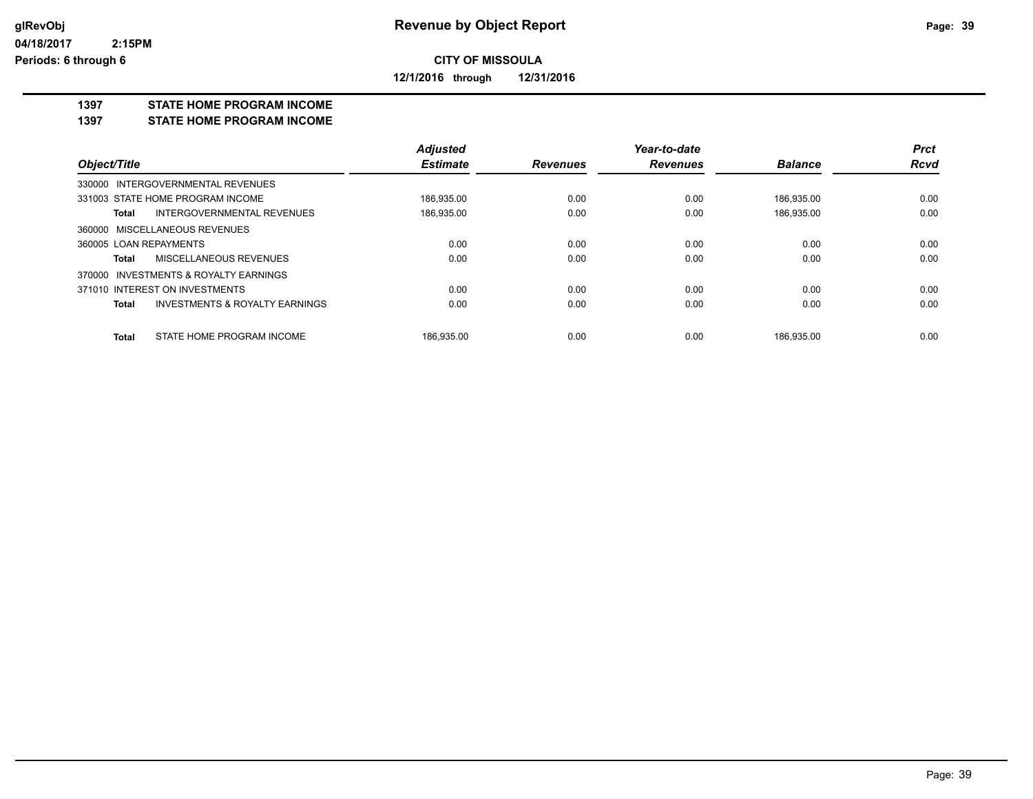**glRevObj** 
**04/18/2017 2:15PM** 
**Periods: 6 through 6**

# Revenue by Object Report

**CITY OF MISSOULA**

**12/1/2016 through 12/31/2016**

## 1397 STATE HOME PROGRAM INCOME
## 1397 STATE HOME PROGRAM INCOME

| Object/Title | | Adjusted Estimate | Revenues | Year-to-date Revenues | Balance | Prct Rcvd |
|---|---|---|---|---|---|---|
| 330000 INTERGOVERNMENTAL REVENUES | | | | | | |
| 331003 STATE HOME PROGRAM INCOME | | 186,935.00 | 0.00 | 0.00 | 186,935.00 | 0.00 |
| **Total** | INTERGOVERNMENTAL REVENUES | 186,935.00 | 0.00 | 0.00 | 186,935.00 | 0.00 |
| 360000 MISCELLANEOUS REVENUES | | | | | | |
| 360005 LOAN REPAYMENTS | | 0.00 | 0.00 | 0.00 | 0.00 | 0.00 |
| **Total** | MISCELLANEOUS REVENUES | 0.00 | 0.00 | 0.00 | 0.00 | 0.00 |
| 370000 INVESTMENTS & ROYALTY EARNINGS | | | | | | |
| 371010 INTEREST ON INVESTMENTS | | 0.00 | 0.00 | 0.00 | 0.00 | 0.00 |
| **Total** | INVESTMENTS & ROYALTY EARNINGS | 0.00 | 0.00 | 0.00 | 0.00 | 0.00 |
| **Total** | STATE HOME PROGRAM INCOME | 186,935.00 | 0.00 | 0.00 | 186,935.00 | 0.00 |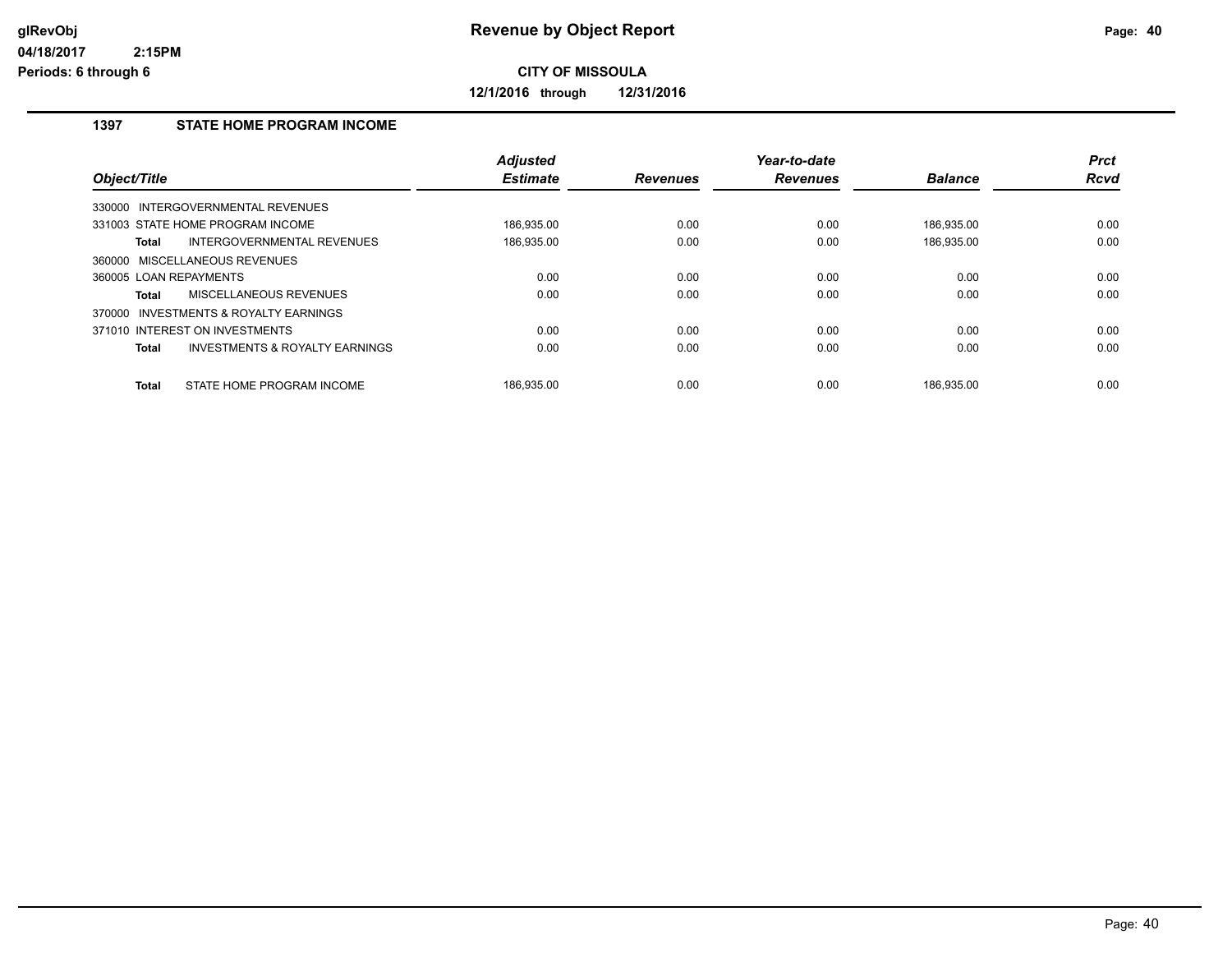# Revenue by Object Report

**CITY OF MISSOULA**

**12/1/2016 through 12/31/2016**

glRevObj
04/18/2017 2:15PM
Periods: 6 through 6

## 1397 STATE HOME PROGRAM INCOME

| Object/Title | | Adjusted Estimate | Revenues | Year-to-date Revenues | Balance | Prct Rcvd |
|---|---|---|---|---|---|---|
| 330000 INTERGOVERNMENTAL REVENUES | | | | | | |
| 331003 STATE HOME PROGRAM INCOME | | 186,935.00 | 0.00 | 0.00 | 186,935.00 | 0.00 |
| **Total** | INTERGOVERNMENTAL REVENUES | 186,935.00 | 0.00 | 0.00 | 186,935.00 | 0.00 |
| 360000 MISCELLANEOUS REVENUES | | | | | | |
| 360005 LOAN REPAYMENTS | | 0.00 | 0.00 | 0.00 | 0.00 | 0.00 |
| **Total** | MISCELLANEOUS REVENUES | 0.00 | 0.00 | 0.00 | 0.00 | 0.00 |
| 370000 INVESTMENTS & ROYALTY EARNINGS | | | | | | |
| 371010 INTEREST ON INVESTMENTS | | 0.00 | 0.00 | 0.00 | 0.00 | 0.00 |
| **Total** | INVESTMENTS & ROYALTY EARNINGS | 0.00 | 0.00 | 0.00 | 0.00 | 0.00 |
| **Total** | STATE HOME PROGRAM INCOME | 186,935.00 | 0.00 | 0.00 | 186,935.00 | 0.00 |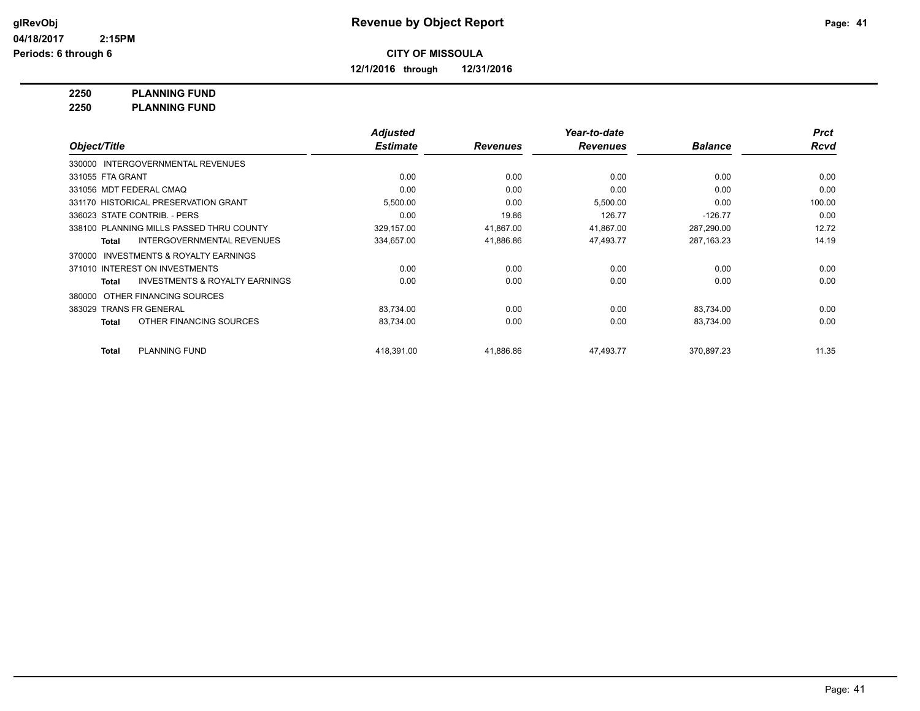# Revenue by Object Report

glRevObj
04/18/2017 2:15PM
Periods: 6 through 6

**CITY OF MISSOULA**

**12/1/2016 through 12/31/2016**

**2250 PLANNING FUND**
**2250 PLANNING FUND**

| Object/Title | Adjusted Estimate | Revenues | Year-to-date Revenues | Balance | Prct Rcvd |
|---|---|---|---|---|---|
| 330000 INTERGOVERNMENTAL REVENUES | | | | | |
| 331055 FTA GRANT | 0.00 | 0.00 | 0.00 | 0.00 | 0.00 |
| 331056 MDT FEDERAL CMAQ | 0.00 | 0.00 | 0.00 | 0.00 | 0.00 |
| 331170 HISTORICAL PRESERVATION GRANT | 5,500.00 | 0.00 | 5,500.00 | 0.00 | 100.00 |
| 336023 STATE CONTRIB. - PERS | 0.00 | 19.86 | 126.77 | -126.77 | 0.00 |
| 338100 PLANNING MILLS PASSED THRU COUNTY | 329,157.00 | 41,867.00 | 41,867.00 | 287,290.00 | 12.72 |
| **Total** INTERGOVERNMENTAL REVENUES | 334,657.00 | 41,886.86 | 47,493.77 | 287,163.23 | 14.19 |
| 370000 INVESTMENTS & ROYALTY EARNINGS | | | | | |
| 371010 INTEREST ON INVESTMENTS | 0.00 | 0.00 | 0.00 | 0.00 | 0.00 |
| **Total** INVESTMENTS & ROYALTY EARNINGS | 0.00 | 0.00 | 0.00 | 0.00 | 0.00 |
| 380000 OTHER FINANCING SOURCES | | | | | |
| 383029 TRANS FR GENERAL | 83,734.00 | 0.00 | 0.00 | 83,734.00 | 0.00 |
| **Total** OTHER FINANCING SOURCES | 83,734.00 | 0.00 | 0.00 | 83,734.00 | 0.00 |
| **Total** PLANNING FUND | 418,391.00 | 41,886.86 | 47,493.77 | 370,897.23 | 11.35 |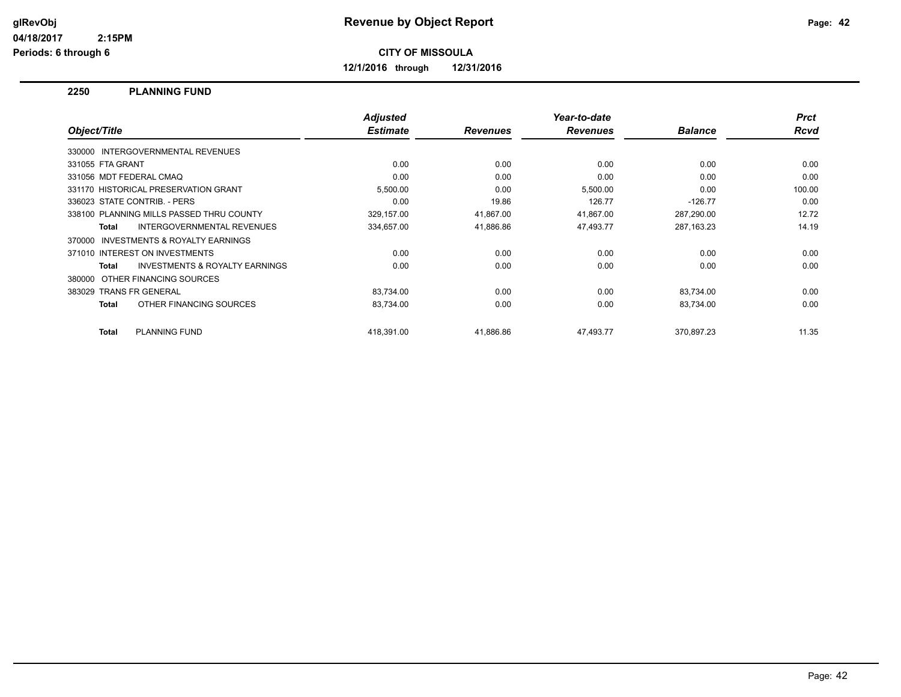# Revenue by Object Report

glRevObj
04/18/2017 2:15PM
Periods: 6 through 6

**CITY OF MISSOULA**

**12/1/2016 through 12/31/2016**

## 2250 PLANNING FUND

| Object/Title | Adjusted Estimate | Revenues | Year-to-date Revenues | Balance | Prct Rcvd |
|---|---|---|---|---|---|
| 330000 INTERGOVERNMENTAL REVENUES | | | | | |
| 331055 FTA GRANT | 0.00 | 0.00 | 0.00 | 0.00 | 0.00 |
| 331056 MDT FEDERAL CMAQ | 0.00 | 0.00 | 0.00 | 0.00 | 0.00 |
| 331170 HISTORICAL PRESERVATION GRANT | 5,500.00 | 0.00 | 5,500.00 | 0.00 | 100.00 |
| 336023 STATE CONTRIB. - PERS | 0.00 | 19.86 | 126.77 | -126.77 | 0.00 |
| 338100 PLANNING MILLS PASSED THRU COUNTY | 329,157.00 | 41,867.00 | 41,867.00 | 287,290.00 | 12.72 |
| **Total** INTERGOVERNMENTAL REVENUES | 334,657.00 | 41,886.86 | 47,493.77 | 287,163.23 | 14.19 |
| 370000 INVESTMENTS & ROYALTY EARNINGS | | | | | |
| 371010 INTEREST ON INVESTMENTS | 0.00 | 0.00 | 0.00 | 0.00 | 0.00 |
| **Total** INVESTMENTS & ROYALTY EARNINGS | 0.00 | 0.00 | 0.00 | 0.00 | 0.00 |
| 380000 OTHER FINANCING SOURCES | | | | | |
| 383029 TRANS FR GENERAL | 83,734.00 | 0.00 | 0.00 | 83,734.00 | 0.00 |
| **Total** OTHER FINANCING SOURCES | 83,734.00 | 0.00 | 0.00 | 83,734.00 | 0.00 |
| **Total** PLANNING FUND | 418,391.00 | 41,886.86 | 47,493.77 | 370,897.23 | 11.35 |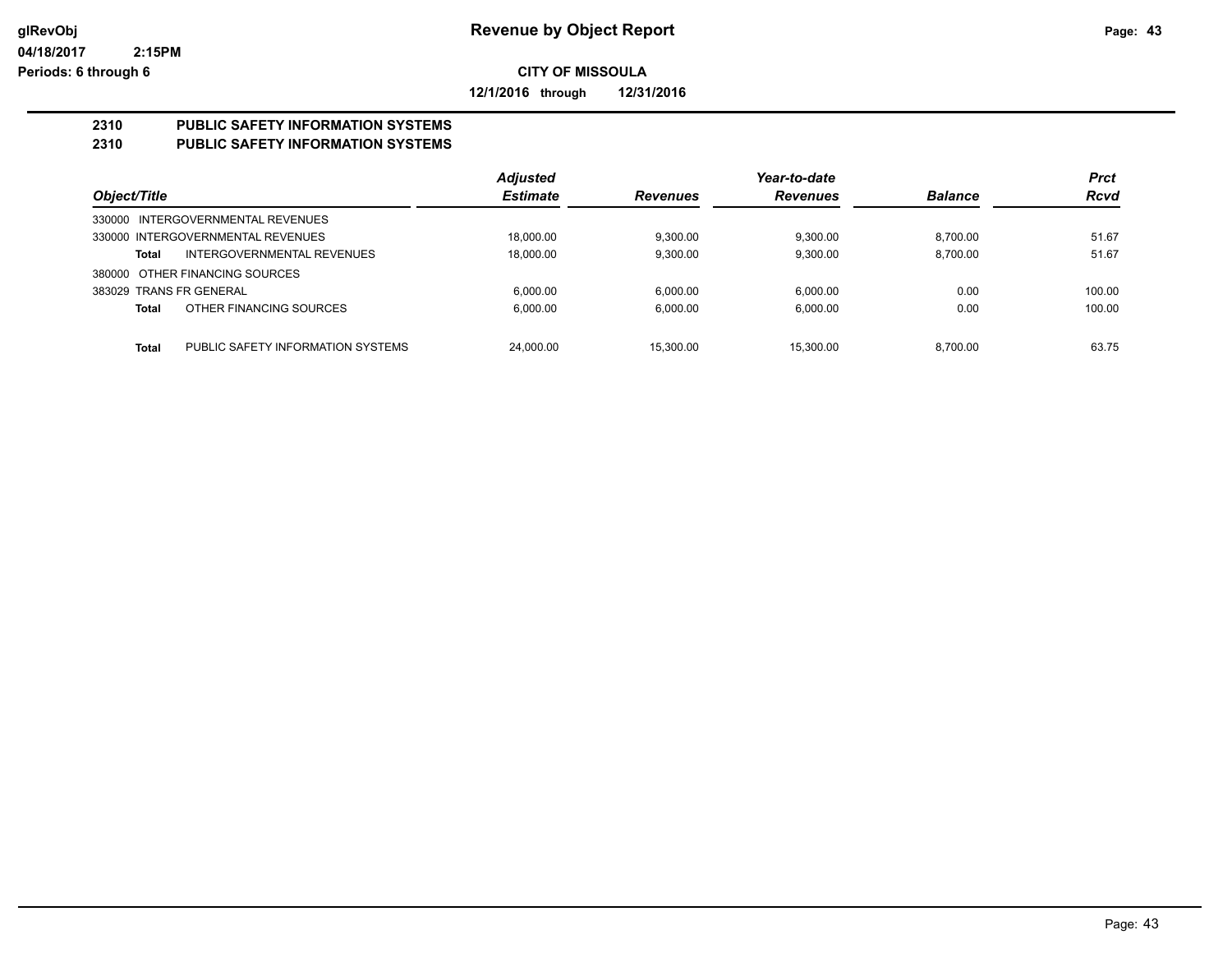# Revenue by Object Report

glRevObj
04/18/2017 2:15PM
Periods: 6 through 6

**CITY OF MISSOULA**

**12/1/2016 through 12/31/2016**

## 2310 PUBLIC SAFETY INFORMATION SYSTEMS
## 2310 PUBLIC SAFETY INFORMATION SYSTEMS

| Object/Title | | Adjusted Estimate | Revenues | Year-to-date Revenues | Balance | Prct Rcvd |
|---|---|---|---|---|---|---|
| 330000 INTERGOVERNMENTAL REVENUES | | | | | | |
| 330000 INTERGOVERNMENTAL REVENUES | | 18,000.00 | 9,300.00 | 9,300.00 | 8,700.00 | 51.67 |
| **Total** | INTERGOVERNMENTAL REVENUES | 18,000.00 | 9,300.00 | 9,300.00 | 8,700.00 | 51.67 |
| 380000 OTHER FINANCING SOURCES | | | | | | |
| 383029 TRANS FR GENERAL | | 6,000.00 | 6,000.00 | 6,000.00 | 0.00 | 100.00 |
| **Total** | OTHER FINANCING SOURCES | 6,000.00 | 6,000.00 | 6,000.00 | 0.00 | 100.00 |
| **Total** | PUBLIC SAFETY INFORMATION SYSTEMS | 24,000.00 | 15,300.00 | 15,300.00 | 8,700.00 | 63.75 |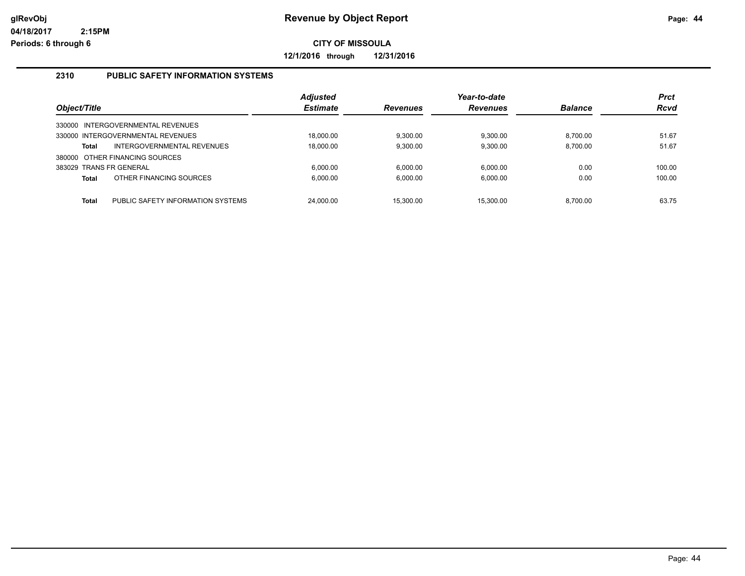# Revenue by Object Report

glRevObj
04/18/2017 2:15PM
Periods: 6 through 6

**CITY OF MISSOULA**

**12/1/2016 through 12/31/2016**

## 2310 PUBLIC SAFETY INFORMATION SYSTEMS

| Object/Title | | Adjusted Estimate | Revenues | Year-to-date Revenues | Balance | Prct Rcvd |
|---|---|---|---|---|---|---|
| 330000 INTERGOVERNMENTAL REVENUES | | | | | | |
| 330000 INTERGOVERNMENTAL REVENUES | | 18,000.00 | 9,300.00 | 9,300.00 | 8,700.00 | 51.67 |
| **Total** | INTERGOVERNMENTAL REVENUES | 18,000.00 | 9,300.00 | 9,300.00 | 8,700.00 | 51.67 |
| 380000 OTHER FINANCING SOURCES | | | | | | |
| 383029 TRANS FR GENERAL | | 6,000.00 | 6,000.00 | 6,000.00 | 0.00 | 100.00 |
| **Total** | OTHER FINANCING SOURCES | 6,000.00 | 6,000.00 | 6,000.00 | 0.00 | 100.00 |
| **Total** | PUBLIC SAFETY INFORMATION SYSTEMS | 24,000.00 | 15,300.00 | 15,300.00 | 8,700.00 | 63.75 |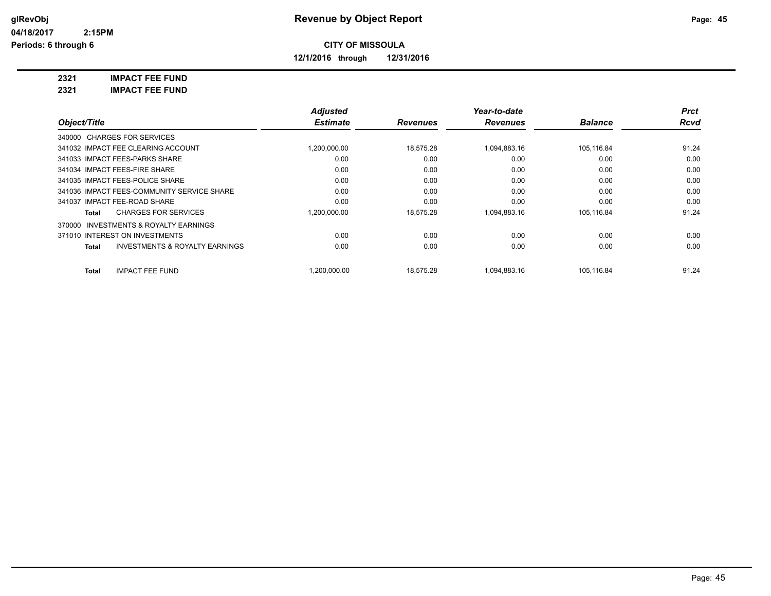# Revenue by Object Report

glRevObj
04/18/2017 2:15PM
Periods: 6 through 6

**CITY OF MISSOULA**

**12/1/2016 through 12/31/2016**

**2321 IMPACT FEE FUND**
**2321 IMPACT FEE FUND**

| Object/Title | Adjusted Estimate | Revenues | Year-to-date Revenues | Balance | Prct Rcvd |
|---|---|---|---|---|---|
| 340000 CHARGES FOR SERVICES | | | | | |
| 341032 IMPACT FEE CLEARING ACCOUNT | 1,200,000.00 | 18,575.28 | 1,094,883.16 | 105,116.84 | 91.24 |
| 341033 IMPACT FEES-PARKS SHARE | 0.00 | 0.00 | 0.00 | 0.00 | 0.00 |
| 341034 IMPACT FEES-FIRE SHARE | 0.00 | 0.00 | 0.00 | 0.00 | 0.00 |
| 341035 IMPACT FEES-POLICE SHARE | 0.00 | 0.00 | 0.00 | 0.00 | 0.00 |
| 341036 IMPACT FEES-COMMUNITY SERVICE SHARE | 0.00 | 0.00 | 0.00 | 0.00 | 0.00 |
| 341037 IMPACT FEE-ROAD SHARE | 0.00 | 0.00 | 0.00 | 0.00 | 0.00 |
| **Total** CHARGES FOR SERVICES | 1,200,000.00 | 18,575.28 | 1,094,883.16 | 105,116.84 | 91.24 |
| 370000 INVESTMENTS & ROYALTY EARNINGS | | | | | |
| 371010 INTEREST ON INVESTMENTS | 0.00 | 0.00 | 0.00 | 0.00 | 0.00 |
| **Total** INVESTMENTS & ROYALTY EARNINGS | 0.00 | 0.00 | 0.00 | 0.00 | 0.00 |
| **Total** IMPACT FEE FUND | 1,200,000.00 | 18,575.28 | 1,094,883.16 | 105,116.84 | 91.24 |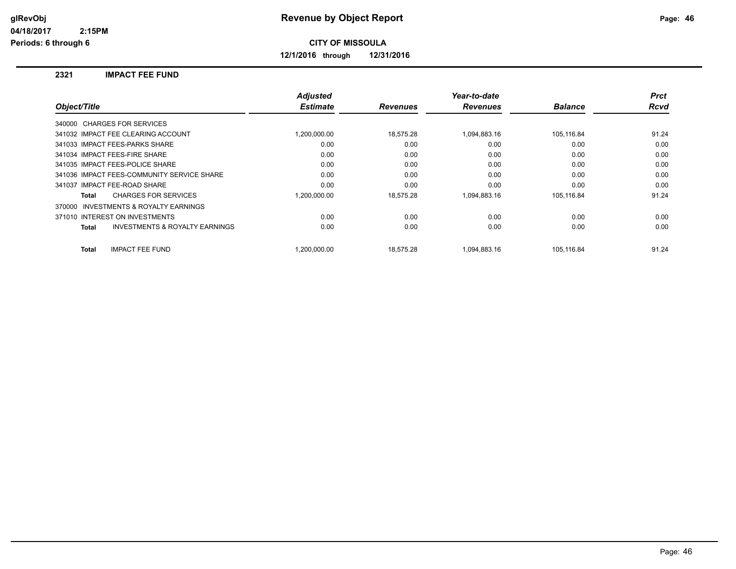**glRevObj**
**04/18/2017 2:15PM**
**Periods: 6 through 6**

# Revenue by Object Report

**CITY OF MISSOULA**

**12/1/2016 through 12/31/2016**

## 2321 IMPACT FEE FUND

| Object/Title | Adjusted Estimate | Revenues | Year-to-date Revenues | Balance | Prct Rcvd |
|---|---|---|---|---|---|
| 340000 CHARGES FOR SERVICES | | | | | |
| 341032 IMPACT FEE CLEARING ACCOUNT | 1,200,000.00 | 18,575.28 | 1,094,883.16 | 105,116.84 | 91.24 |
| 341033 IMPACT FEES-PARKS SHARE | 0.00 | 0.00 | 0.00 | 0.00 | 0.00 |
| 341034 IMPACT FEES-FIRE SHARE | 0.00 | 0.00 | 0.00 | 0.00 | 0.00 |
| 341035 IMPACT FEES-POLICE SHARE | 0.00 | 0.00 | 0.00 | 0.00 | 0.00 |
| 341036 IMPACT FEES-COMMUNITY SERVICE SHARE | 0.00 | 0.00 | 0.00 | 0.00 | 0.00 |
| 341037 IMPACT FEE-ROAD SHARE | 0.00 | 0.00 | 0.00 | 0.00 | 0.00 |
| **Total** CHARGES FOR SERVICES | 1,200,000.00 | 18,575.28 | 1,094,883.16 | 105,116.84 | 91.24 |
| 370000 INVESTMENTS & ROYALTY EARNINGS | | | | | |
| 371010 INTEREST ON INVESTMENTS | 0.00 | 0.00 | 0.00 | 0.00 | 0.00 |
| **Total** INVESTMENTS & ROYALTY EARNINGS | 0.00 | 0.00 | 0.00 | 0.00 | 0.00 |
| **Total** IMPACT FEE FUND | 1,200,000.00 | 18,575.28 | 1,094,883.16 | 105,116.84 | 91.24 |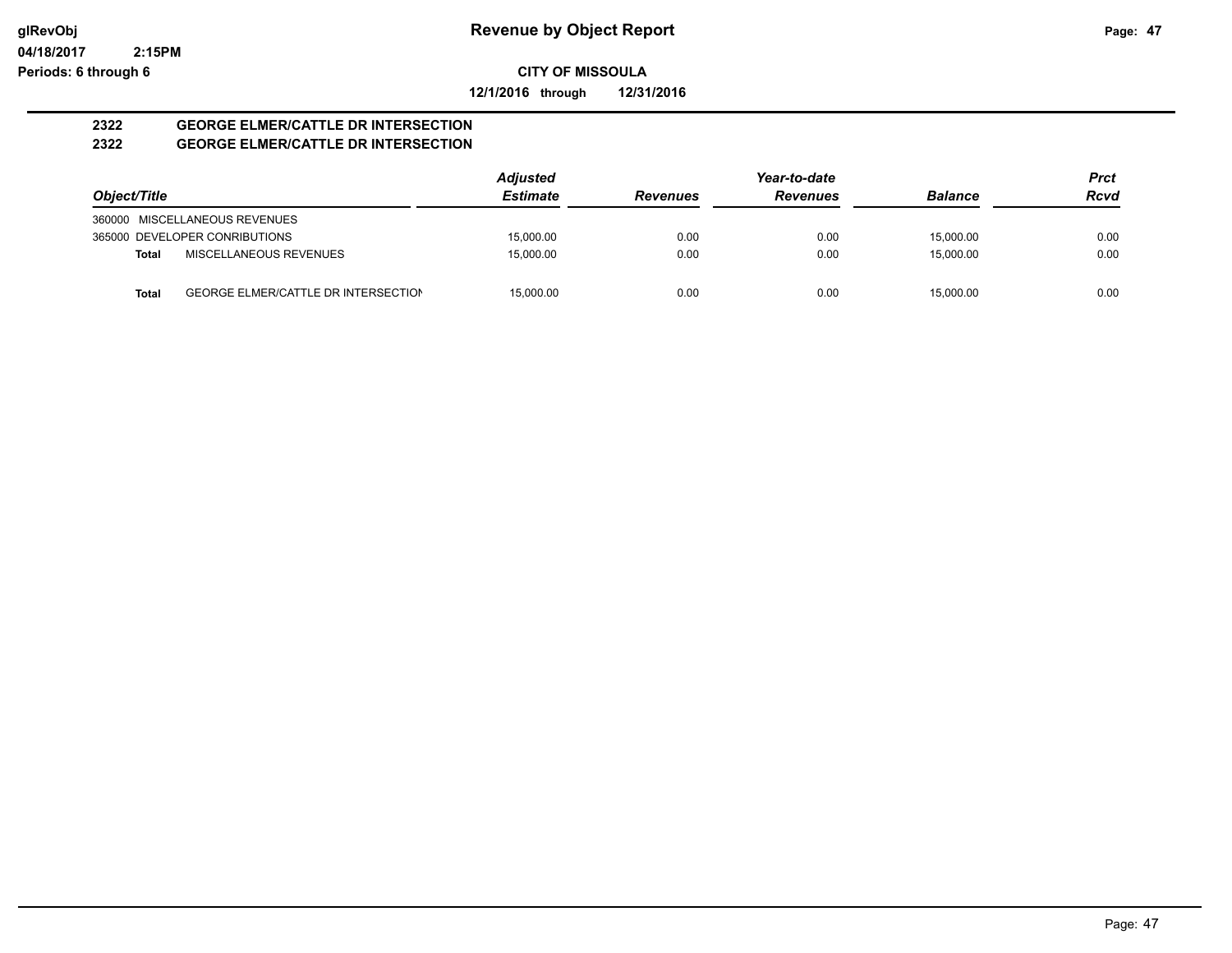**glRevObj** **Revenue by Object Report**
**04/18/2017 2:15PM**
**Periods: 6 through 6**

**CITY OF MISSOULA**

**12/1/2016 through 12/31/2016**

## 2322 GEORGE ELMER/CATTLE DR INTERSECTION
## 2322 GEORGE ELMER/CATTLE DR INTERSECTION

| Object/Title | | Adjusted Estimate | Revenues | Year-to-date Revenues | Balance | Prct Rcvd |
|---|---|---|---|---|---|---|
| 360000 MISCELLANEOUS REVENUES | | | | | | |
| 365000 DEVELOPER CONRIBUTIONS | | 15,000.00 | 0.00 | 0.00 | 15,000.00 | 0.00 |
| **Total** | MISCELLANEOUS REVENUES | 15,000.00 | 0.00 | 0.00 | 15,000.00 | 0.00 |
| | | | | | | |
| **Total** | GEORGE ELMER/CATTLE DR INTERSECTION | 15,000.00 | 0.00 | 0.00 | 15,000.00 | 0.00 |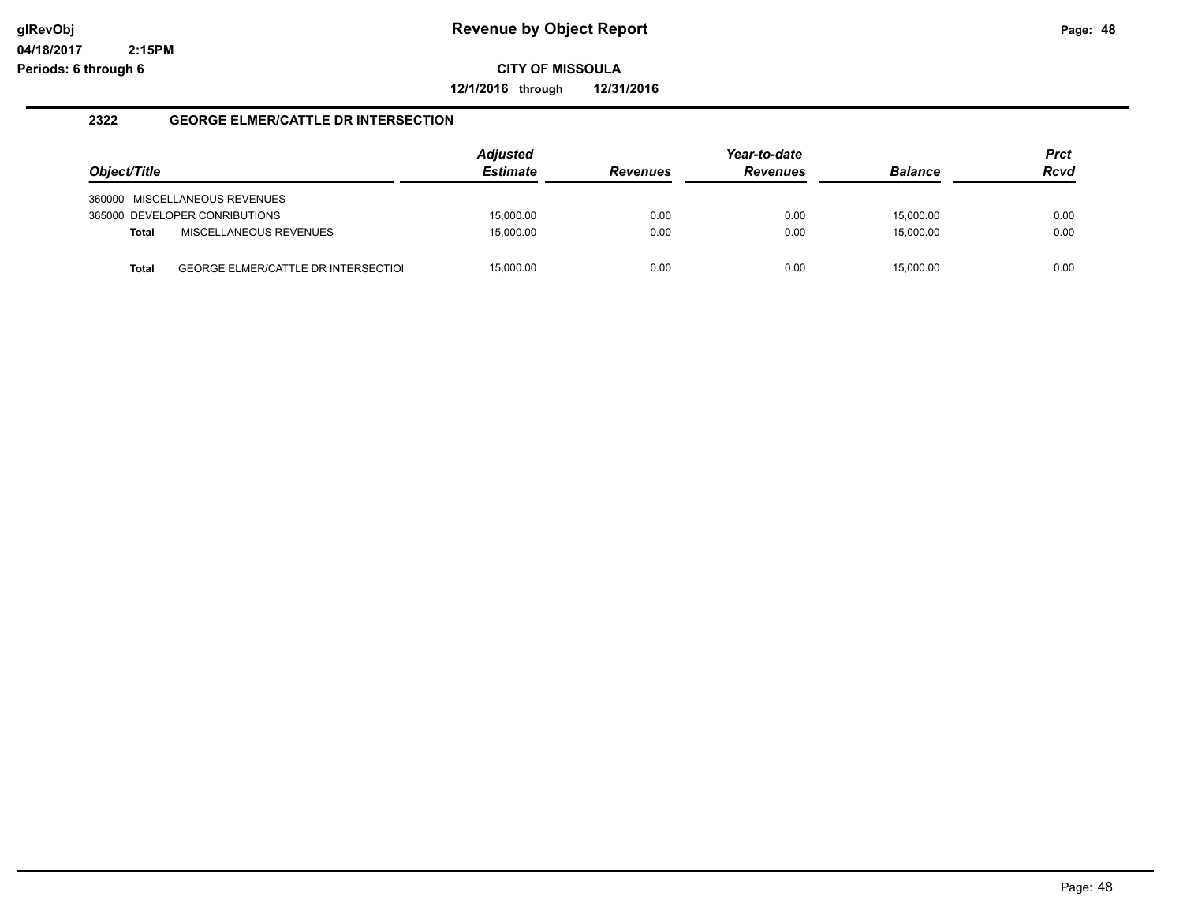**glRevObj** 
**04/18/2017 2:15PM** 
**Periods: 6 through 6**

# Revenue by Object Report

**CITY OF MISSOULA**

**12/1/2016 through 12/31/2016**

## 2322 GEORGE ELMER/CATTLE DR INTERSECTION

| Object/Title | Adjusted Estimate | Revenues | Year-to-date Revenues | Balance | Prct Rcvd |
|---|---|---|---|---|---|
| 360000 MISCELLANEOUS REVENUES | | | | | |
| 365000 DEVELOPER CONRIBUTIONS | 15,000.00 | 0.00 | 0.00 | 15,000.00 | 0.00 |
| **Total** MISCELLANEOUS REVENUES | 15,000.00 | 0.00 | 0.00 | 15,000.00 | 0.00 |
| **Total** GEORGE ELMER/CATTLE DR INTERSECTIOI | 15,000.00 | 0.00 | 0.00 | 15,000.00 | 0.00 |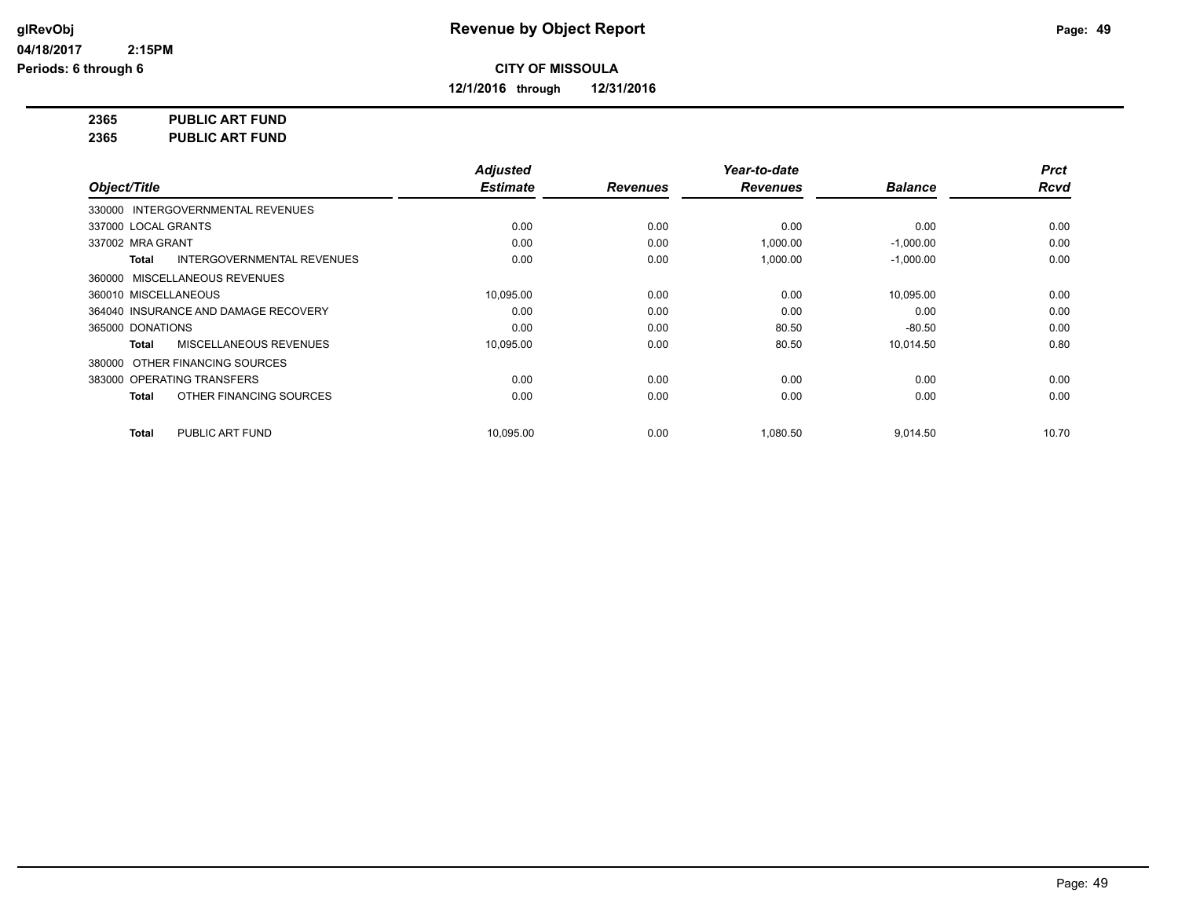# Revenue by Object Report

glRevObj
04/18/2017 2:15PM
Periods: 6 through 6

**CITY OF MISSOULA**

**12/1/2016 through 12/31/2016**

**2365 PUBLIC ART FUND**
**2365 PUBLIC ART FUND**

| Object/Title | Adjusted Estimate | Revenues | Year-to-date Revenues | Balance | Prct Rcvd |
|---|---|---|---|---|---|
| 330000 INTERGOVERNMENTAL REVENUES | | | | | |
| 337000 LOCAL GRANTS | 0.00 | 0.00 | 0.00 | 0.00 | 0.00 |
| 337002 MRA GRANT | 0.00 | 0.00 | 1,000.00 | -1,000.00 | 0.00 |
| **Total** INTERGOVERNMENTAL REVENUES | 0.00 | 0.00 | 1,000.00 | -1,000.00 | 0.00 |
| 360000 MISCELLANEOUS REVENUES | | | | | |
| 360010 MISCELLANEOUS | 10,095.00 | 0.00 | 0.00 | 10,095.00 | 0.00 |
| 364040 INSURANCE AND DAMAGE RECOVERY | 0.00 | 0.00 | 0.00 | 0.00 | 0.00 |
| 365000 DONATIONS | 0.00 | 0.00 | 80.50 | -80.50 | 0.00 |
| **Total** MISCELLANEOUS REVENUES | 10,095.00 | 0.00 | 80.50 | 10,014.50 | 0.80 |
| 380000 OTHER FINANCING SOURCES | | | | | |
| 383000 OPERATING TRANSFERS | 0.00 | 0.00 | 0.00 | 0.00 | 0.00 |
| **Total** OTHER FINANCING SOURCES | 0.00 | 0.00 | 0.00 | 0.00 | 0.00 |
| **Total** PUBLIC ART FUND | 10,095.00 | 0.00 | 1,080.50 | 9,014.50 | 10.70 |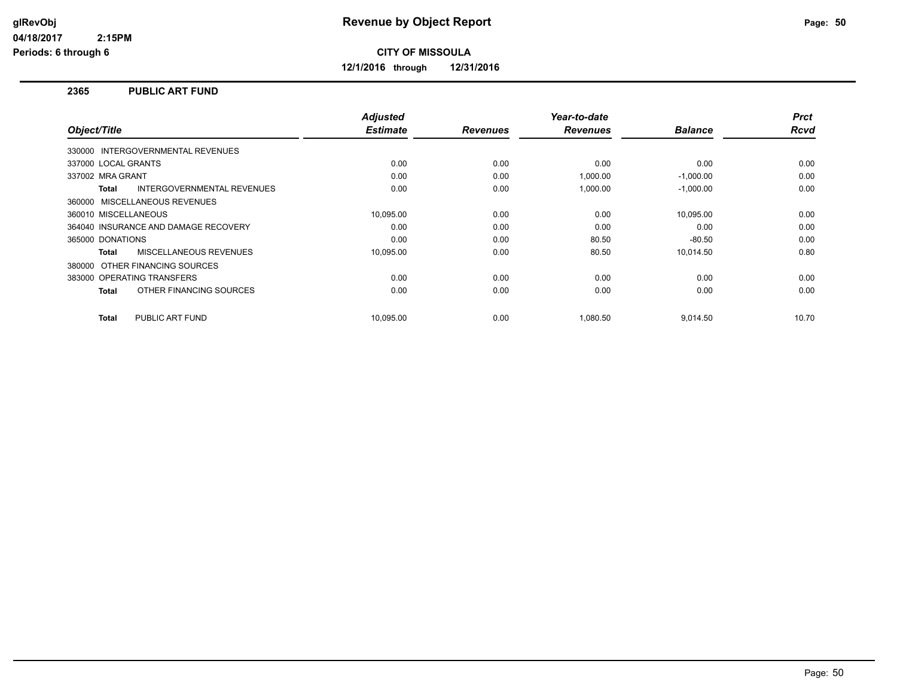# Revenue by Object Report

glRevObj
04/18/2017 2:15PM
Periods: 6 through 6

**CITY OF MISSOULA**

**12/1/2016 through 12/31/2016**

## 2365 PUBLIC ART FUND

| Object/Title | Adjusted Estimate | Revenues | Year-to-date Revenues | Balance | Prct Rcvd |
|---|---|---|---|---|---|
| 330000 INTERGOVERNMENTAL REVENUES | | | | | |
| 337000 LOCAL GRANTS | 0.00 | 0.00 | 0.00 | 0.00 | 0.00 |
| 337002 MRA GRANT | 0.00 | 0.00 | 1,000.00 | -1,000.00 | 0.00 |
| **Total** INTERGOVERNMENTAL REVENUES | 0.00 | 0.00 | 1,000.00 | -1,000.00 | 0.00 |
| 360000 MISCELLANEOUS REVENUES | | | | | |
| 360010 MISCELLANEOUS | 10,095.00 | 0.00 | 0.00 | 10,095.00 | 0.00 |
| 364040 INSURANCE AND DAMAGE RECOVERY | 0.00 | 0.00 | 0.00 | 0.00 | 0.00 |
| 365000 DONATIONS | 0.00 | 0.00 | 80.50 | -80.50 | 0.00 |
| **Total** MISCELLANEOUS REVENUES | 10,095.00 | 0.00 | 80.50 | 10,014.50 | 0.80 |
| 380000 OTHER FINANCING SOURCES | | | | | |
| 383000 OPERATING TRANSFERS | 0.00 | 0.00 | 0.00 | 0.00 | 0.00 |
| **Total** OTHER FINANCING SOURCES | 0.00 | 0.00 | 0.00 | 0.00 | 0.00 |
| **Total** PUBLIC ART FUND | 10,095.00 | 0.00 | 1,080.50 | 9,014.50 | 10.70 |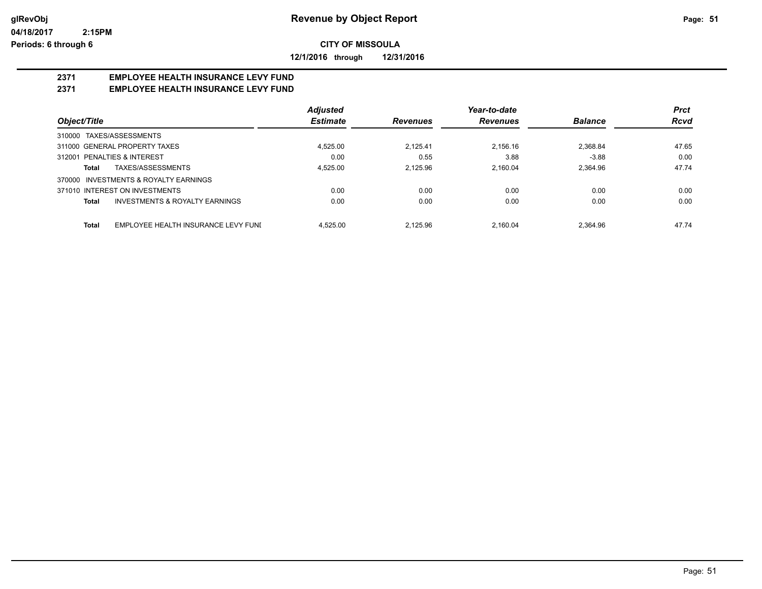**glRevObj**
**04/18/2017 2:15PM**
**Periods: 6 through 6**

# Revenue by Object Report

**CITY OF MISSOULA**

**12/1/2016 through 12/31/2016**

## 2371 EMPLOYEE HEALTH INSURANCE LEVY FUND
## 2371 EMPLOYEE HEALTH INSURANCE LEVY FUND

| Object/Title | Adjusted Estimate | Revenues | Year-to-date Revenues | Balance | Prct Rcvd |
|---|---|---|---|---|---|
| 310000 TAXES/ASSESSMENTS | | | | | |
| 311000 GENERAL PROPERTY TAXES | 4,525.00 | 2,125.41 | 2,156.16 | 2,368.84 | 47.65 |
| 312001 PENALTIES & INTEREST | 0.00 | 0.55 | 3.88 | -3.88 | 0.00 |
| **Total** TAXES/ASSESSMENTS | 4,525.00 | 2,125.96 | 2,160.04 | 2,364.96 | 47.74 |
| 370000 INVESTMENTS & ROYALTY EARNINGS | | | | | |
| 371010 INTEREST ON INVESTMENTS | 0.00 | 0.00 | 0.00 | 0.00 | 0.00 |
| **Total** INVESTMENTS & ROYALTY EARNINGS | 0.00 | 0.00 | 0.00 | 0.00 | 0.00 |
| **Total** EMPLOYEE HEALTH INSURANCE LEVY FUNI | 4,525.00 | 2,125.96 | 2,160.04 | 2,364.96 | 47.74 |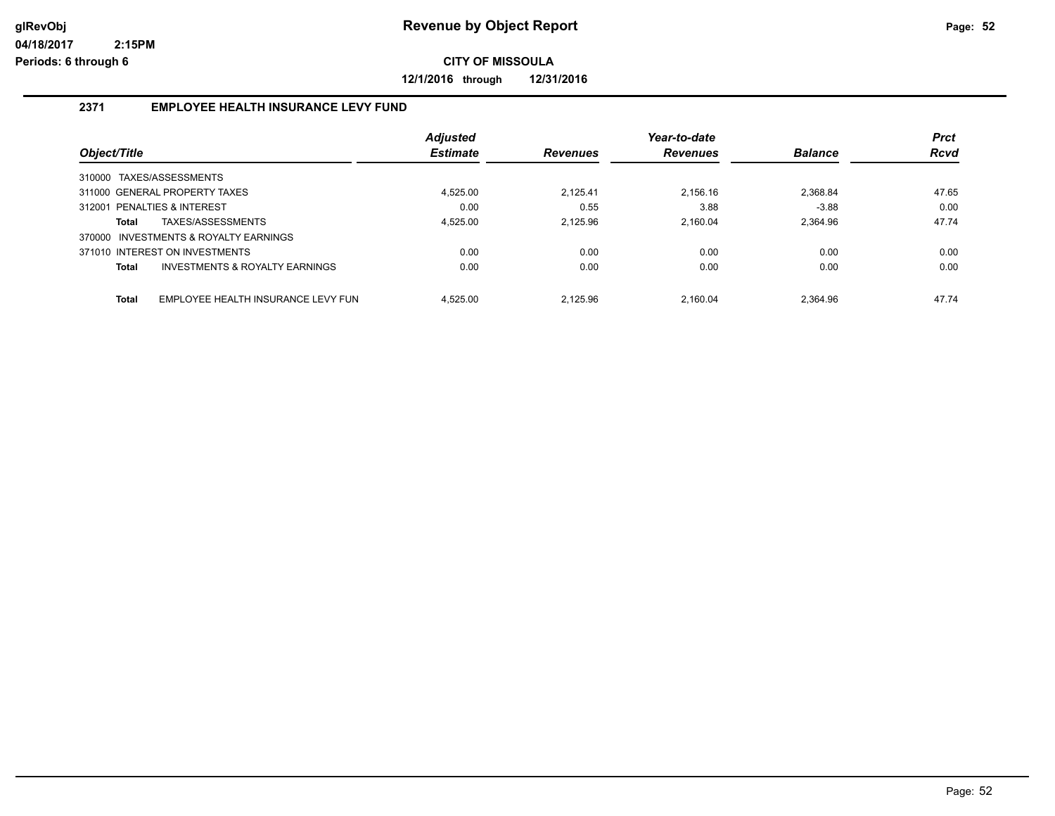# Revenue by Object Report

glRevObj
04/18/2017 2:15PM
Periods: 6 through 6

**CITY OF MISSOULA**

**12/1/2016 through 12/31/2016**

## 2371 EMPLOYEE HEALTH INSURANCE LEVY FUND

| Object/Title | Adjusted Estimate | Revenues | Year-to-date Revenues | Balance | Prct Rcvd |
|---|---|---|---|---|---|
| 310000 TAXES/ASSESSMENTS | | | | | |
| 311000 GENERAL PROPERTY TAXES | 4,525.00 | 2,125.41 | 2,156.16 | 2,368.84 | 47.65 |
| 312001 PENALTIES & INTEREST | 0.00 | 0.55 | 3.88 | -3.88 | 0.00 |
| **Total** TAXES/ASSESSMENTS | 4,525.00 | 2,125.96 | 2,160.04 | 2,364.96 | 47.74 |
| 370000 INVESTMENTS & ROYALTY EARNINGS | | | | | |
| 371010 INTEREST ON INVESTMENTS | 0.00 | 0.00 | 0.00 | 0.00 | 0.00 |
| **Total** INVESTMENTS & ROYALTY EARNINGS | 0.00 | 0.00 | 0.00 | 0.00 | 0.00 |
| **Total** EMPLOYEE HEALTH INSURANCE LEVY FUN | 4,525.00 | 2,125.96 | 2,160.04 | 2,364.96 | 47.74 |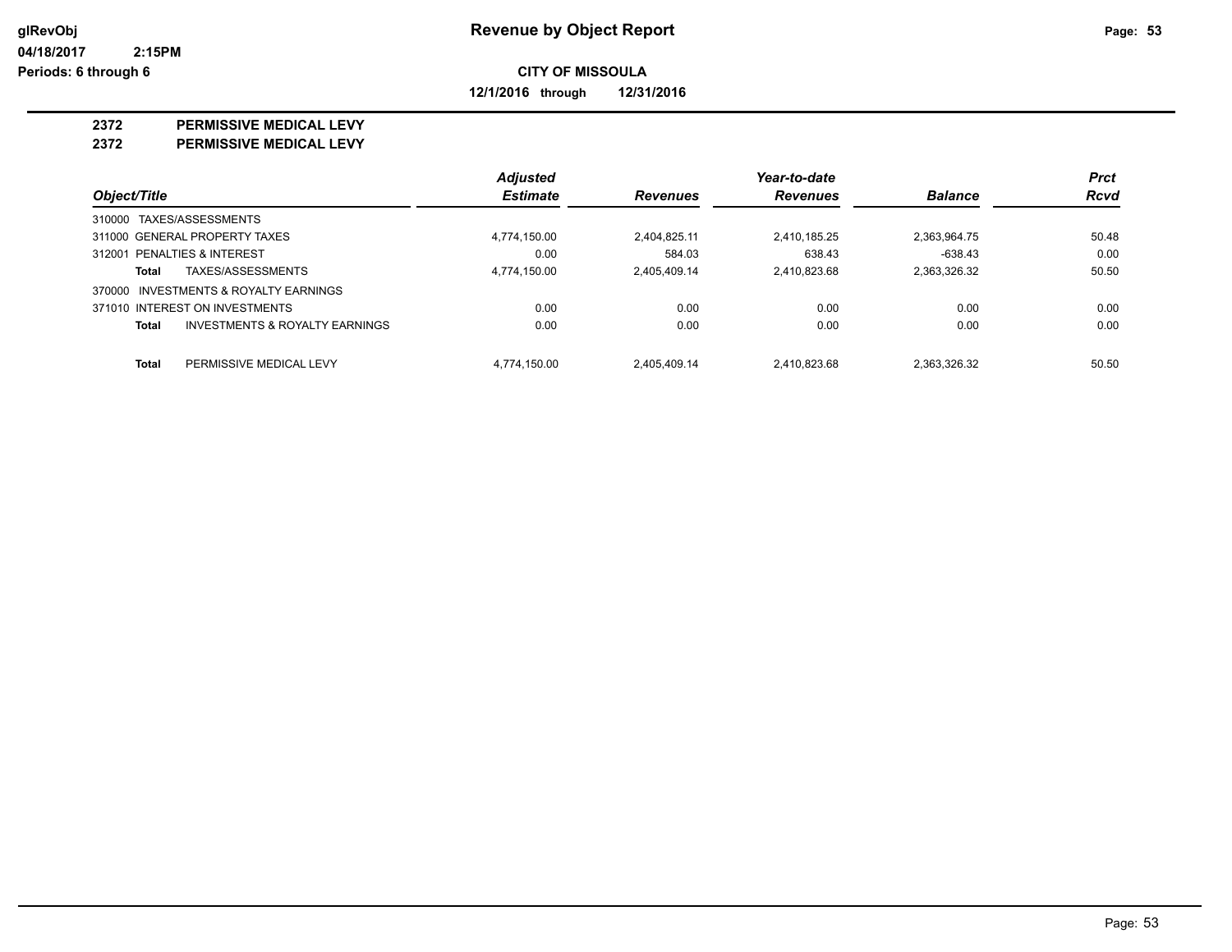**glRevObj**
**04/18/2017 2:15PM**
**Periods: 6 through 6**

# Revenue by Object Report

**CITY OF MISSOULA**

**12/1/2016 through 12/31/2016**

## 2372 PERMISSIVE MEDICAL LEVY
## 2372 PERMISSIVE MEDICAL LEVY

| Object/Title | Adjusted Estimate | Revenues | Year-to-date Revenues | Balance | Prct Rcvd |
|---|---|---|---|---|---|
| 310000 TAXES/ASSESSMENTS | | | | | |
| 311000 GENERAL PROPERTY TAXES | 4,774,150.00 | 2,404,825.11 | 2,410,185.25 | 2,363,964.75 | 50.48 |
| 312001 PENALTIES & INTEREST | 0.00 | 584.03 | 638.43 | -638.43 | 0.00 |
| **Total** TAXES/ASSESSMENTS | 4,774,150.00 | 2,405,409.14 | 2,410,823.68 | 2,363,326.32 | 50.50 |
| 370000 INVESTMENTS & ROYALTY EARNINGS | | | | | |
| 371010 INTEREST ON INVESTMENTS | 0.00 | 0.00 | 0.00 | 0.00 | 0.00 |
| **Total** INVESTMENTS & ROYALTY EARNINGS | 0.00 | 0.00 | 0.00 | 0.00 | 0.00 |
| **Total** PERMISSIVE MEDICAL LEVY | 4,774,150.00 | 2,405,409.14 | 2,410,823.68 | 2,363,326.32 | 50.50 |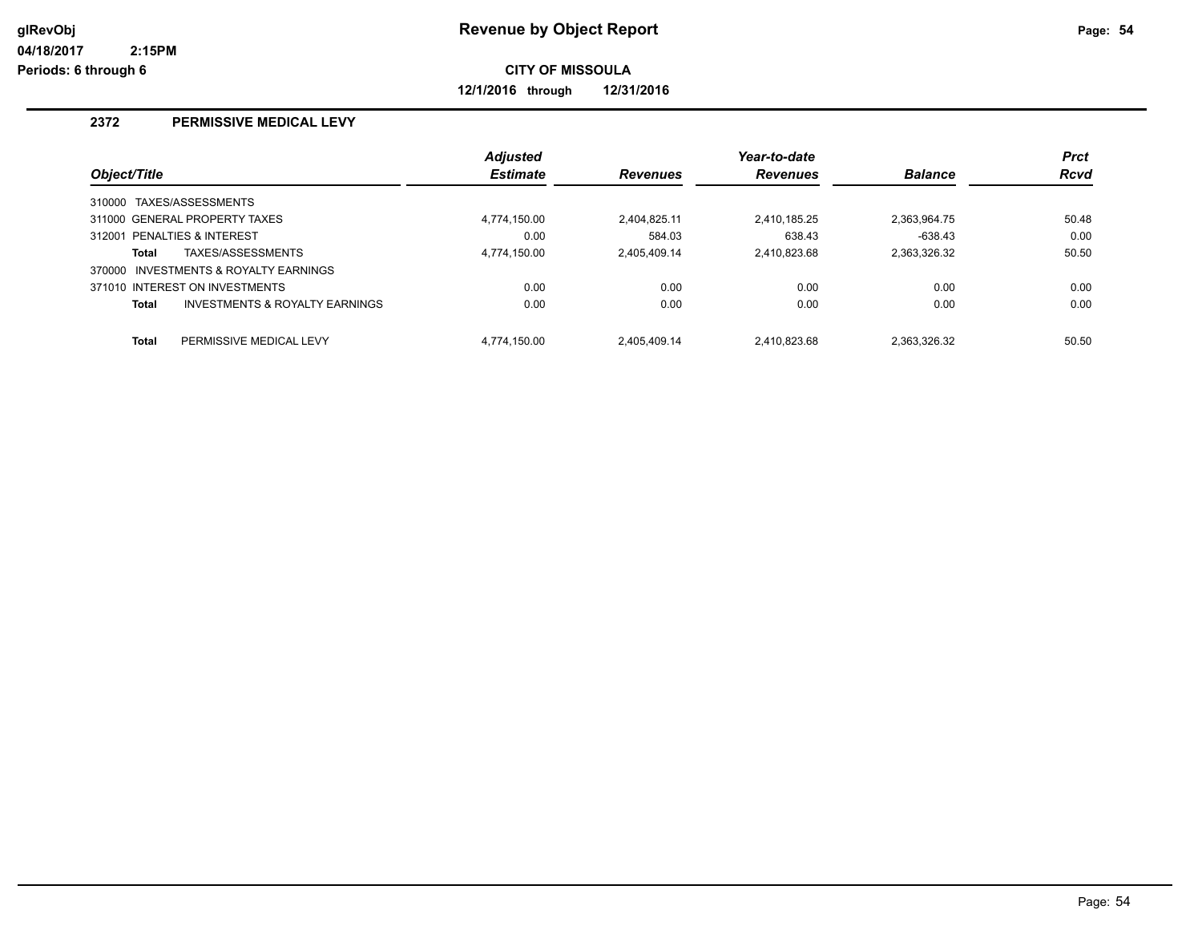# Revenue by Object Report

glRevObj
04/18/2017 2:15PM
Periods: 6 through 6

**CITY OF MISSOULA**

**12/1/2016 through 12/31/2016**

## 2372 PERMISSIVE MEDICAL LEVY

| Object/Title | Adjusted Estimate | Revenues | Year-to-date Revenues | Balance | Prct Rcvd |
|---|---|---|---|---|---|
| 310000 TAXES/ASSESSMENTS | | | | | |
| 311000 GENERAL PROPERTY TAXES | 4,774,150.00 | 2,404,825.11 | 2,410,185.25 | 2,363,964.75 | 50.48 |
| 312001 PENALTIES & INTEREST | 0.00 | 584.03 | 638.43 | -638.43 | 0.00 |
| **Total** TAXES/ASSESSMENTS | 4,774,150.00 | 2,405,409.14 | 2,410,823.68 | 2,363,326.32 | 50.50 |
| 370000 INVESTMENTS & ROYALTY EARNINGS | | | | | |
| 371010 INTEREST ON INVESTMENTS | 0.00 | 0.00 | 0.00 | 0.00 | 0.00 |
| **Total** INVESTMENTS & ROYALTY EARNINGS | 0.00 | 0.00 | 0.00 | 0.00 | 0.00 |
| **Total** PERMISSIVE MEDICAL LEVY | 4,774,150.00 | 2,405,409.14 | 2,410,823.68 | 2,363,326.32 | 50.50 |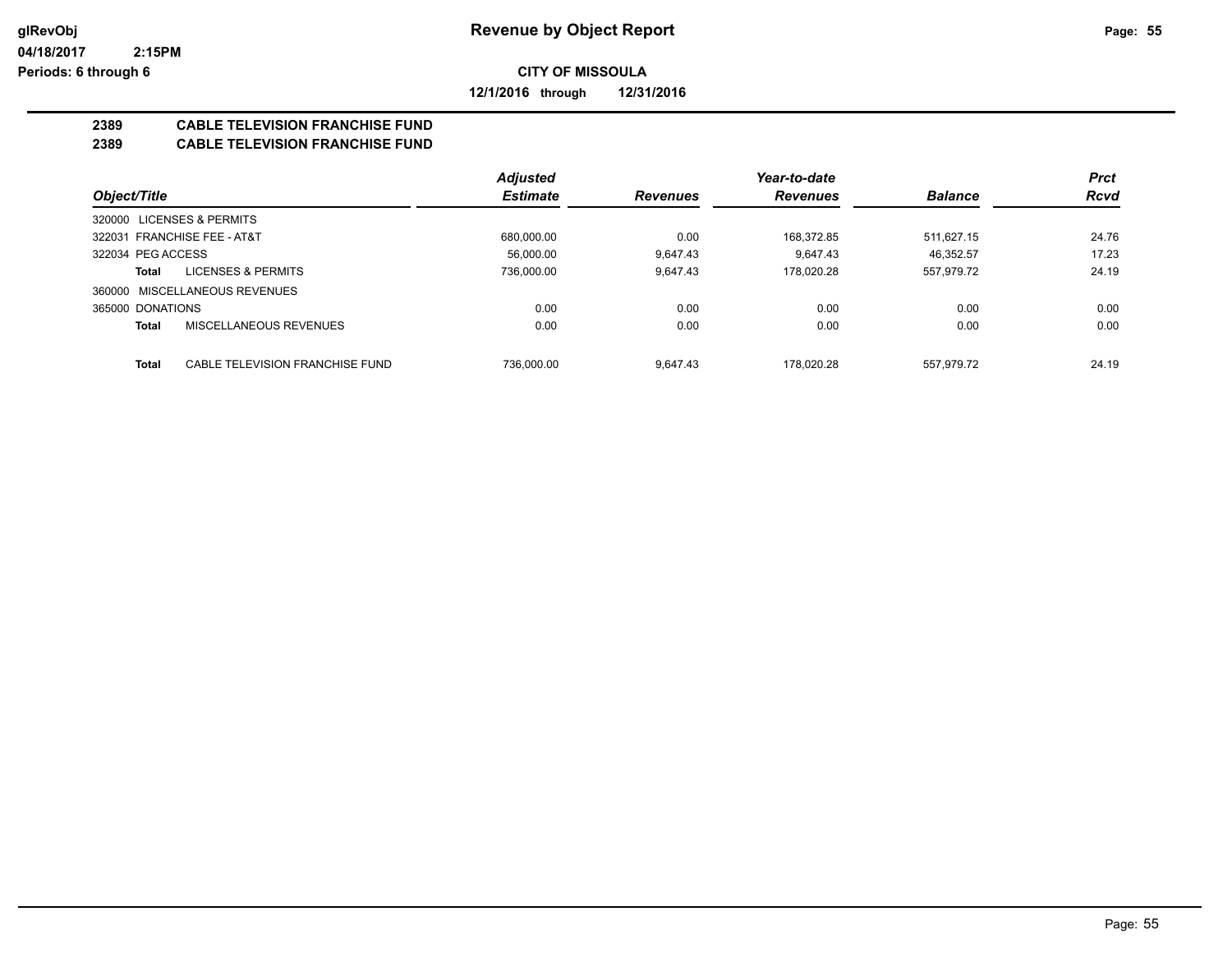**glRevObj** — **Revenue by Object Report**

**04/18/2017 2:15PM**

**Periods: 6 through 6**

**CITY OF MISSOULA**

**12/1/2016 through 12/31/2016**

## 2389 CABLE TELEVISION FRANCHISE FUND
## 2389 CABLE TELEVISION FRANCHISE FUND

| Object/Title | Adjusted Estimate | Revenues | Year-to-date Revenues | Balance | Prct Rcvd |
|---|---|---|---|---|---|
| 320000 LICENSES & PERMITS | | | | | |
| 322031 FRANCHISE FEE - AT&T | 680,000.00 | 0.00 | 168,372.85 | 511,627.15 | 24.76 |
| 322034 PEG ACCESS | 56,000.00 | 9,647.43 | 9,647.43 | 46,352.57 | 17.23 |
| **Total** LICENSES & PERMITS | 736,000.00 | 9,647.43 | 178,020.28 | 557,979.72 | 24.19 |
| 360000 MISCELLANEOUS REVENUES | | | | | |
| 365000 DONATIONS | 0.00 | 0.00 | 0.00 | 0.00 | 0.00 |
| **Total** MISCELLANEOUS REVENUES | 0.00 | 0.00 | 0.00 | 0.00 | 0.00 |
| **Total** CABLE TELEVISION FRANCHISE FUND | 736,000.00 | 9,647.43 | 178,020.28 | 557,979.72 | 24.19 |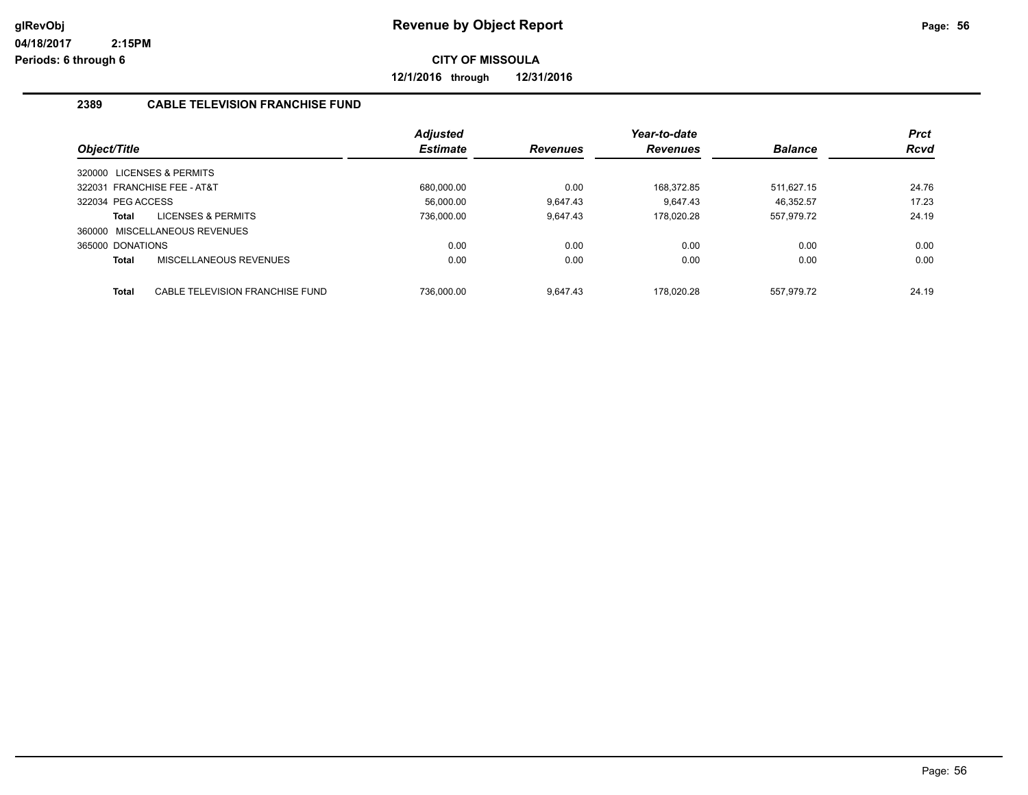glRevObj
04/18/2017 2:15PM
Periods: 6 through 6

# Revenue by Object Report

**CITY OF MISSOULA**

**12/1/2016 through 12/31/2016**

## 2389 CABLE TELEVISION FRANCHISE FUND

| Object/Title | Adjusted Estimate | Revenues | Year-to-date Revenues | Balance | Prct Rcvd |
|---|---|---|---|---|---|
| 320000 LICENSES & PERMITS | | | | | |
| 322031 FRANCHISE FEE - AT&T | 680,000.00 | 0.00 | 168,372.85 | 511,627.15 | 24.76 |
| 322034 PEG ACCESS | 56,000.00 | 9,647.43 | 9,647.43 | 46,352.57 | 17.23 |
| **Total** LICENSES & PERMITS | 736,000.00 | 9,647.43 | 178,020.28 | 557,979.72 | 24.19 |
| 360000 MISCELLANEOUS REVENUES | | | | | |
| 365000 DONATIONS | 0.00 | 0.00 | 0.00 | 0.00 | 0.00 |
| **Total** MISCELLANEOUS REVENUES | 0.00 | 0.00 | 0.00 | 0.00 | 0.00 |
| **Total** CABLE TELEVISION FRANCHISE FUND | 736,000.00 | 9,647.43 | 178,020.28 | 557,979.72 | 24.19 |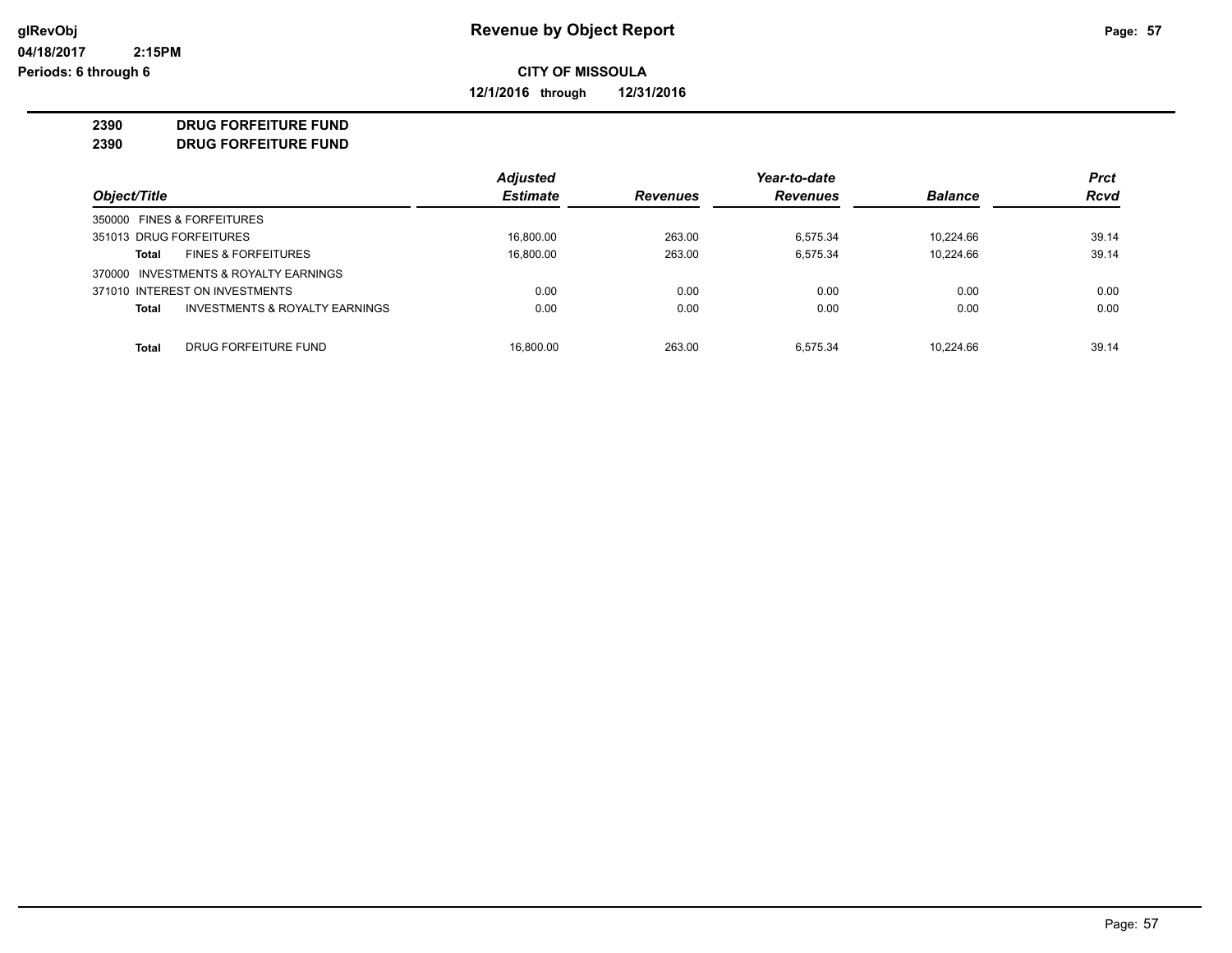**glRevObj** **Revenue by Object Report**

**04/18/2017 2:15PM**

**Periods: 6 through 6**

**CITY OF MISSOULA**

**12/1/2016 through 12/31/2016**

**2390 DRUG FORFEITURE FUND**

**2390 DRUG FORFEITURE FUND**

| Object/Title | | Adjusted Estimate | Revenues | Year-to-date Revenues | Balance | Prct Rcvd |
|---|---|---|---|---|---|---|
| 350000 FINES & FORFEITURES | | | | | | |
| 351013 DRUG FORFEITURES | | 16,800.00 | 263.00 | 6,575.34 | 10,224.66 | 39.14 |
| **Total** | FINES & FORFEITURES | 16,800.00 | 263.00 | 6,575.34 | 10,224.66 | 39.14 |
| 370000 INVESTMENTS & ROYALTY EARNINGS | | | | | | |
| 371010 INTEREST ON INVESTMENTS | | 0.00 | 0.00 | 0.00 | 0.00 | 0.00 |
| **Total** | INVESTMENTS & ROYALTY EARNINGS | 0.00 | 0.00 | 0.00 | 0.00 | 0.00 |
| **Total** | DRUG FORFEITURE FUND | 16,800.00 | 263.00 | 6,575.34 | 10,224.66 | 39.14 |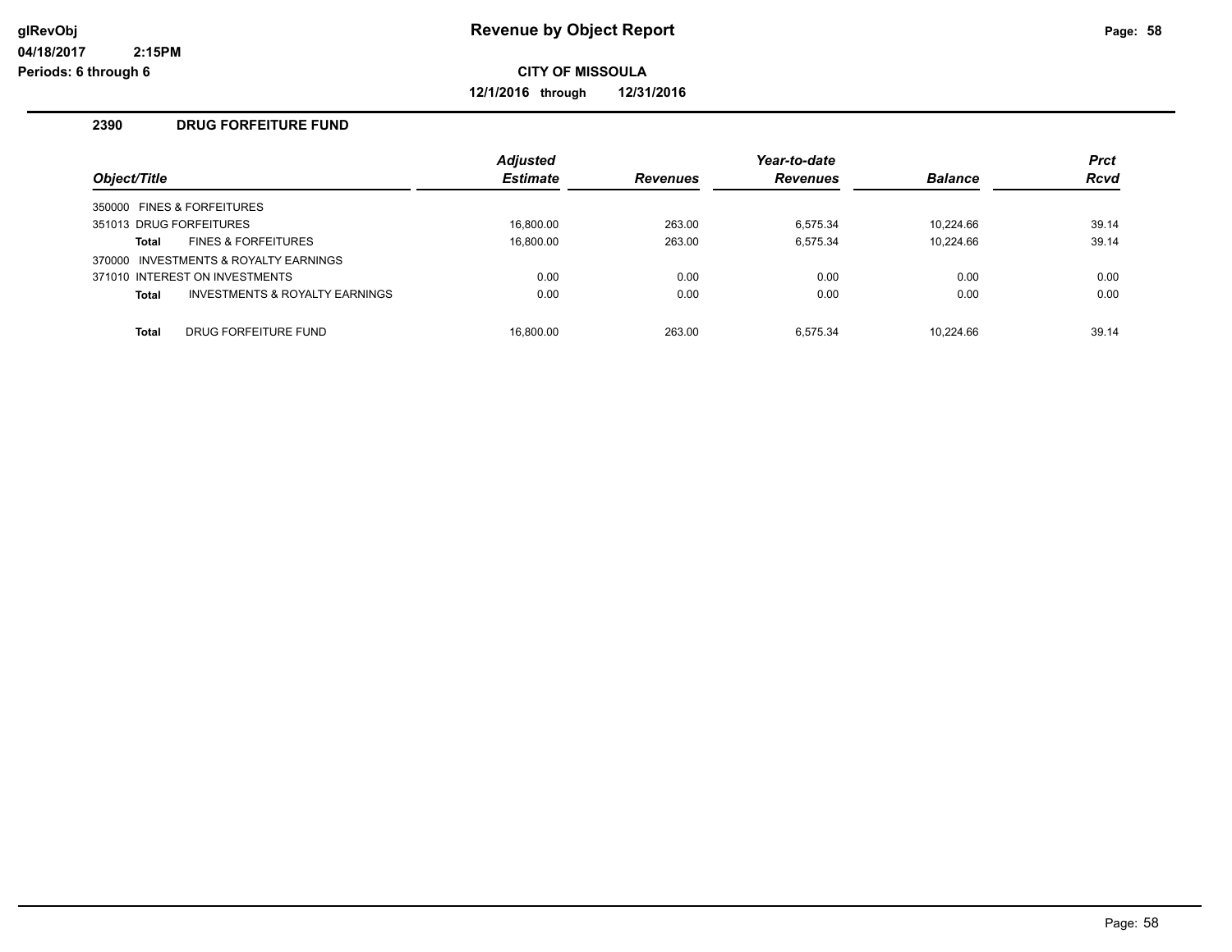# Revenue by Object Report

glRevObj
04/18/2017 2:15PM
Periods: 6 through 6

**CITY OF MISSOULA**

**12/1/2016 through 12/31/2016**

## 2390 DRUG FORFEITURE FUND

| Object/Title | Adjusted Estimate | Revenues | Year-to-date Revenues | Balance | Prct Rcvd |
|---|---|---|---|---|---|
| 350000 FINES & FORFEITURES | | | | | |
| 351013 DRUG FORFEITURES | 16,800.00 | 263.00 | 6,575.34 | 10,224.66 | 39.14 |
| **Total** FINES & FORFEITURES | 16,800.00 | 263.00 | 6,575.34 | 10,224.66 | 39.14 |
| 370000 INVESTMENTS & ROYALTY EARNINGS | | | | | |
| 371010 INTEREST ON INVESTMENTS | 0.00 | 0.00 | 0.00 | 0.00 | 0.00 |
| **Total** INVESTMENTS & ROYALTY EARNINGS | 0.00 | 0.00 | 0.00 | 0.00 | 0.00 |
| **Total** DRUG FORFEITURE FUND | 16,800.00 | 263.00 | 6,575.34 | 10,224.66 | 39.14 |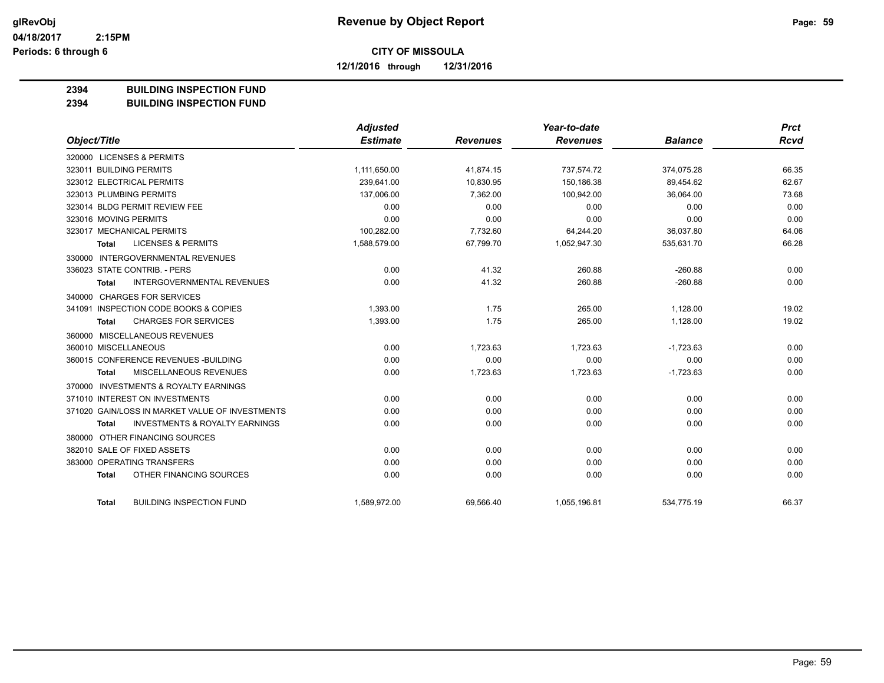# Revenue by Object Report

glRevObj
04/18/2017 2:15PM
Periods: 6 through 6

**CITY OF MISSOULA**

**12/1/2016 through 12/31/2016**

**2394 BUILDING INSPECTION FUND**
**2394 BUILDING INSPECTION FUND**

| Object/Title | Adjusted Estimate | Revenues | Year-to-date Revenues | Balance | Prct Rcvd |
|---|---|---|---|---|---|
| 320000 LICENSES & PERMITS | | | | | |
| 323011 BUILDING PERMITS | 1,111,650.00 | 41,874.15 | 737,574.72 | 374,075.28 | 66.35 |
| 323012 ELECTRICAL PERMITS | 239,641.00 | 10,830.95 | 150,186.38 | 89,454.62 | 62.67 |
| 323013 PLUMBING PERMITS | 137,006.00 | 7,362.00 | 100,942.00 | 36,064.00 | 73.68 |
| 323014 BLDG PERMIT REVIEW FEE | 0.00 | 0.00 | 0.00 | 0.00 | 0.00 |
| 323016 MOVING PERMITS | 0.00 | 0.00 | 0.00 | 0.00 | 0.00 |
| 323017 MECHANICAL PERMITS | 100,282.00 | 7,732.60 | 64,244.20 | 36,037.80 | 64.06 |
| **Total** LICENSES & PERMITS | 1,588,579.00 | 67,799.70 | 1,052,947.30 | 535,631.70 | 66.28 |
| 330000 INTERGOVERNMENTAL REVENUES | | | | | |
| 336023 STATE CONTRIB. - PERS | 0.00 | 41.32 | 260.88 | -260.88 | 0.00 |
| **Total** INTERGOVERNMENTAL REVENUES | 0.00 | 41.32 | 260.88 | -260.88 | 0.00 |
| 340000 CHARGES FOR SERVICES | | | | | |
| 341091 INSPECTION CODE BOOKS & COPIES | 1,393.00 | 1.75 | 265.00 | 1,128.00 | 19.02 |
| **Total** CHARGES FOR SERVICES | 1,393.00 | 1.75 | 265.00 | 1,128.00 | 19.02 |
| 360000 MISCELLANEOUS REVENUES | | | | | |
| 360010 MISCELLANEOUS | 0.00 | 1,723.63 | 1,723.63 | -1,723.63 | 0.00 |
| 360015 CONFERENCE REVENUES -BUILDING | 0.00 | 0.00 | 0.00 | 0.00 | 0.00 |
| **Total** MISCELLANEOUS REVENUES | 0.00 | 1,723.63 | 1,723.63 | -1,723.63 | 0.00 |
| 370000 INVESTMENTS & ROYALTY EARNINGS | | | | | |
| 371010 INTEREST ON INVESTMENTS | 0.00 | 0.00 | 0.00 | 0.00 | 0.00 |
| 371020 GAIN/LOSS IN MARKET VALUE OF INVESTMENTS | 0.00 | 0.00 | 0.00 | 0.00 | 0.00 |
| **Total** INVESTMENTS & ROYALTY EARNINGS | 0.00 | 0.00 | 0.00 | 0.00 | 0.00 |
| 380000 OTHER FINANCING SOURCES | | | | | |
| 382010 SALE OF FIXED ASSETS | 0.00 | 0.00 | 0.00 | 0.00 | 0.00 |
| 383000 OPERATING TRANSFERS | 0.00 | 0.00 | 0.00 | 0.00 | 0.00 |
| **Total** OTHER FINANCING SOURCES | 0.00 | 0.00 | 0.00 | 0.00 | 0.00 |
| **Total** BUILDING INSPECTION FUND | 1,589,972.00 | 69,566.40 | 1,055,196.81 | 534,775.19 | 66.37 |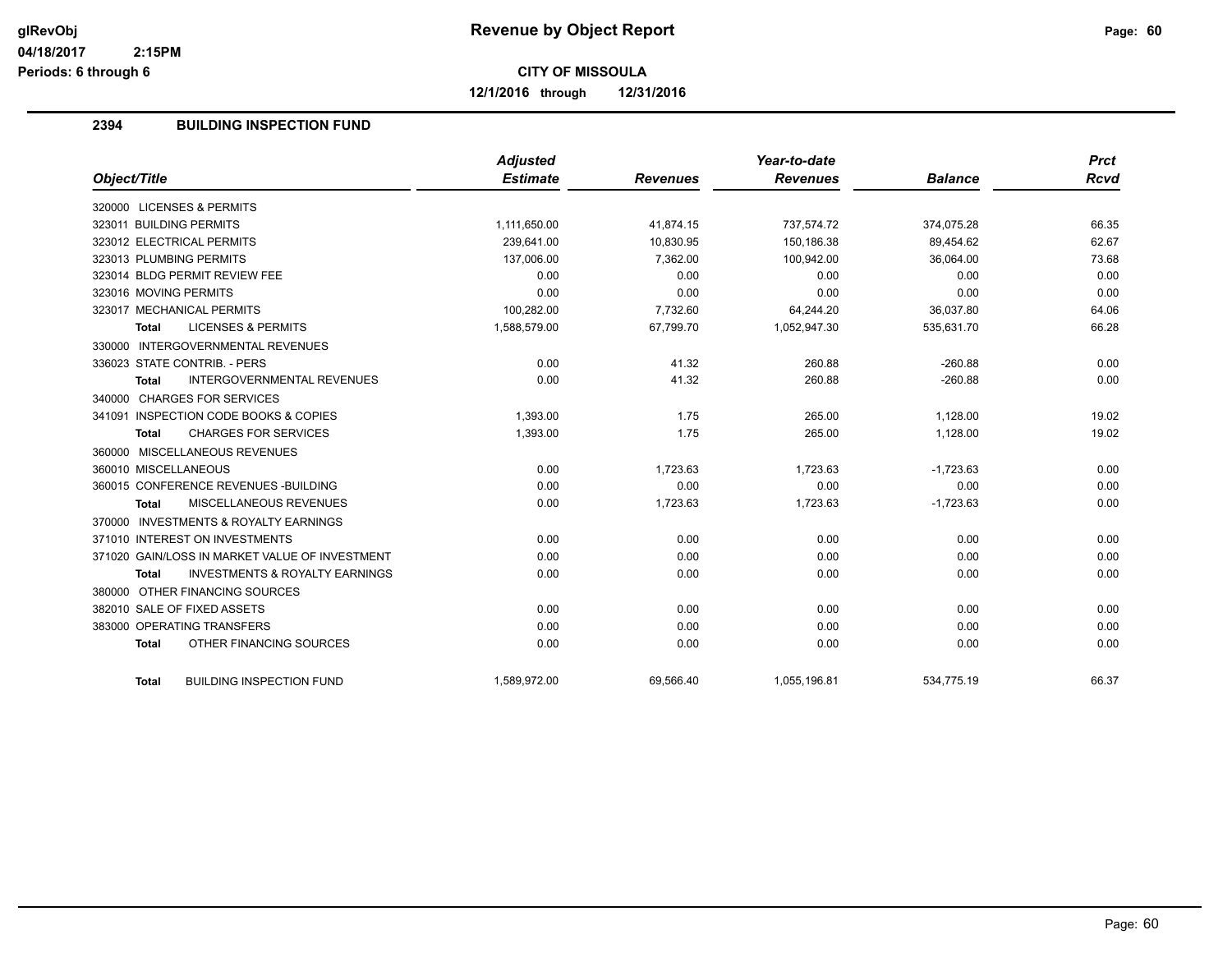# Revenue by Object Report

**CITY OF MISSOULA**

**12/1/2016 through 12/31/2016**

glRevObj
04/18/2017 2:15PM
Periods: 6 through 6

## 2394 BUILDING INSPECTION FUND

| Object/Title | Adjusted Estimate | Revenues | Year-to-date Revenues | Balance | Prct Rcvd |
|---|---|---|---|---|---|
| 320000 LICENSES & PERMITS | | | | | |
| 323011 BUILDING PERMITS | 1,111,650.00 | 41,874.15 | 737,574.72 | 374,075.28 | 66.35 |
| 323012 ELECTRICAL PERMITS | 239,641.00 | 10,830.95 | 150,186.38 | 89,454.62 | 62.67 |
| 323013 PLUMBING PERMITS | 137,006.00 | 7,362.00 | 100,942.00 | 36,064.00 | 73.68 |
| 323014 BLDG PERMIT REVIEW FEE | 0.00 | 0.00 | 0.00 | 0.00 | 0.00 |
| 323016 MOVING PERMITS | 0.00 | 0.00 | 0.00 | 0.00 | 0.00 |
| 323017 MECHANICAL PERMITS | 100,282.00 | 7,732.60 | 64,244.20 | 36,037.80 | 64.06 |
| Total LICENSES & PERMITS | 1,588,579.00 | 67,799.70 | 1,052,947.30 | 535,631.70 | 66.28 |
| 330000 INTERGOVERNMENTAL REVENUES | | | | | |
| 336023 STATE CONTRIB. - PERS | 0.00 | 41.32 | 260.88 | -260.88 | 0.00 |
| Total INTERGOVERNMENTAL REVENUES | 0.00 | 41.32 | 260.88 | -260.88 | 0.00 |
| 340000 CHARGES FOR SERVICES | | | | | |
| 341091 INSPECTION CODE BOOKS & COPIES | 1,393.00 | 1.75 | 265.00 | 1,128.00 | 19.02 |
| Total CHARGES FOR SERVICES | 1,393.00 | 1.75 | 265.00 | 1,128.00 | 19.02 |
| 360000 MISCELLANEOUS REVENUES | | | | | |
| 360010 MISCELLANEOUS | 0.00 | 1,723.63 | 1,723.63 | -1,723.63 | 0.00 |
| 360015 CONFERENCE REVENUES -BUILDING | 0.00 | 0.00 | 0.00 | 0.00 | 0.00 |
| Total MISCELLANEOUS REVENUES | 0.00 | 1,723.63 | 1,723.63 | -1,723.63 | 0.00 |
| 370000 INVESTMENTS & ROYALTY EARNINGS | | | | | |
| 371010 INTEREST ON INVESTMENTS | 0.00 | 0.00 | 0.00 | 0.00 | 0.00 |
| 371020 GAIN/LOSS IN MARKET VALUE OF INVESTMENT | 0.00 | 0.00 | 0.00 | 0.00 | 0.00 |
| Total INVESTMENTS & ROYALTY EARNINGS | 0.00 | 0.00 | 0.00 | 0.00 | 0.00 |
| 380000 OTHER FINANCING SOURCES | | | | | |
| 382010 SALE OF FIXED ASSETS | 0.00 | 0.00 | 0.00 | 0.00 | 0.00 |
| 383000 OPERATING TRANSFERS | 0.00 | 0.00 | 0.00 | 0.00 | 0.00 |
| Total OTHER FINANCING SOURCES | 0.00 | 0.00 | 0.00 | 0.00 | 0.00 |
| Total BUILDING INSPECTION FUND | 1,589,972.00 | 69,566.40 | 1,055,196.81 | 534,775.19 | 66.37 |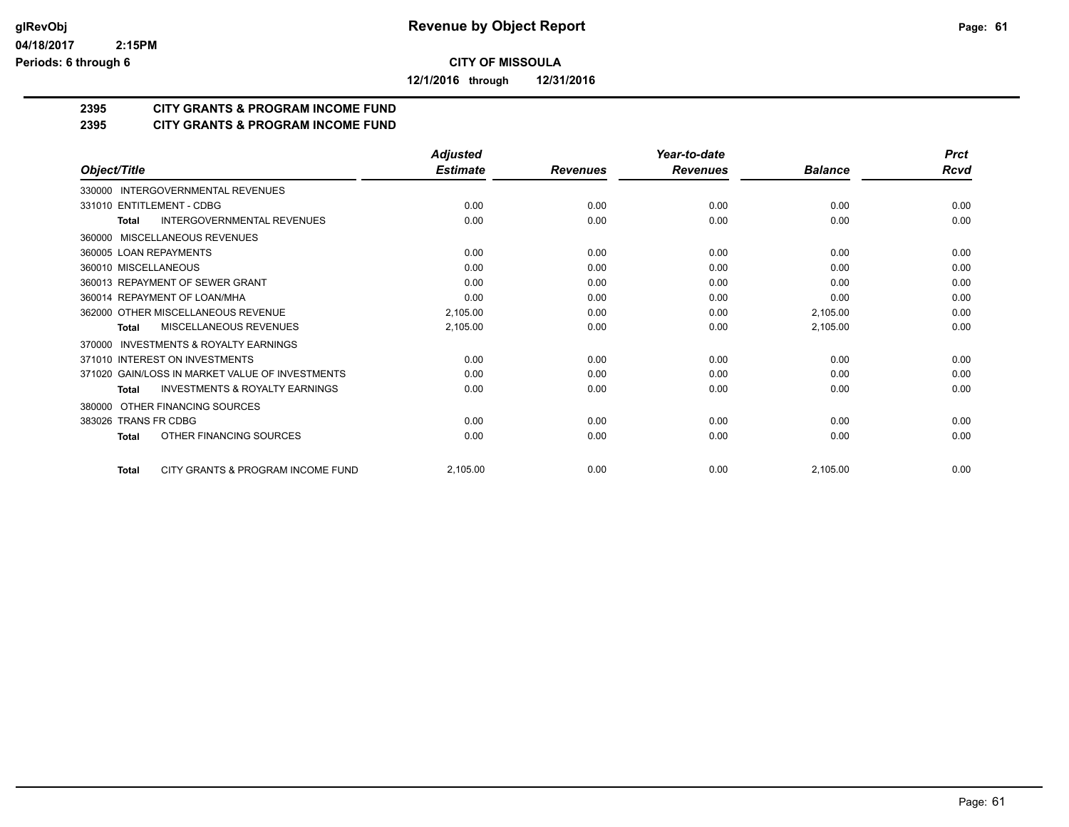# Revenue by Object Report

**CITY OF MISSOULA**

**12/1/2016 through 12/31/2016**

glRevObj
04/18/2017 2:15PM
Periods: 6 through 6

## 2395 CITY GRANTS & PROGRAM INCOME FUND
## 2395 CITY GRANTS & PROGRAM INCOME FUND

| Object/Title | Adjusted Estimate | Revenues | Year-to-date Revenues | Balance | Prct Rcvd |
|---|---|---|---|---|---|
| 330000 INTERGOVERNMENTAL REVENUES | | | | | |
| 331010 ENTITLEMENT - CDBG | 0.00 | 0.00 | 0.00 | 0.00 | 0.00 |
| **Total** INTERGOVERNMENTAL REVENUES | 0.00 | 0.00 | 0.00 | 0.00 | 0.00 |
| 360000 MISCELLANEOUS REVENUES | | | | | |
| 360005 LOAN REPAYMENTS | 0.00 | 0.00 | 0.00 | 0.00 | 0.00 |
| 360010 MISCELLANEOUS | 0.00 | 0.00 | 0.00 | 0.00 | 0.00 |
| 360013 REPAYMENT OF SEWER GRANT | 0.00 | 0.00 | 0.00 | 0.00 | 0.00 |
| 360014 REPAYMENT OF LOAN/MHA | 0.00 | 0.00 | 0.00 | 0.00 | 0.00 |
| 362000 OTHER MISCELLANEOUS REVENUE | 2,105.00 | 0.00 | 0.00 | 2,105.00 | 0.00 |
| **Total** MISCELLANEOUS REVENUES | 2,105.00 | 0.00 | 0.00 | 2,105.00 | 0.00 |
| 370000 INVESTMENTS & ROYALTY EARNINGS | | | | | |
| 371010 INTEREST ON INVESTMENTS | 0.00 | 0.00 | 0.00 | 0.00 | 0.00 |
| 371020 GAIN/LOSS IN MARKET VALUE OF INVESTMENTS | 0.00 | 0.00 | 0.00 | 0.00 | 0.00 |
| **Total** INVESTMENTS & ROYALTY EARNINGS | 0.00 | 0.00 | 0.00 | 0.00 | 0.00 |
| 380000 OTHER FINANCING SOURCES | | | | | |
| 383026 TRANS FR CDBG | 0.00 | 0.00 | 0.00 | 0.00 | 0.00 |
| **Total** OTHER FINANCING SOURCES | 0.00 | 0.00 | 0.00 | 0.00 | 0.00 |
| **Total** CITY GRANTS & PROGRAM INCOME FUND | 2,105.00 | 0.00 | 0.00 | 2,105.00 | 0.00 |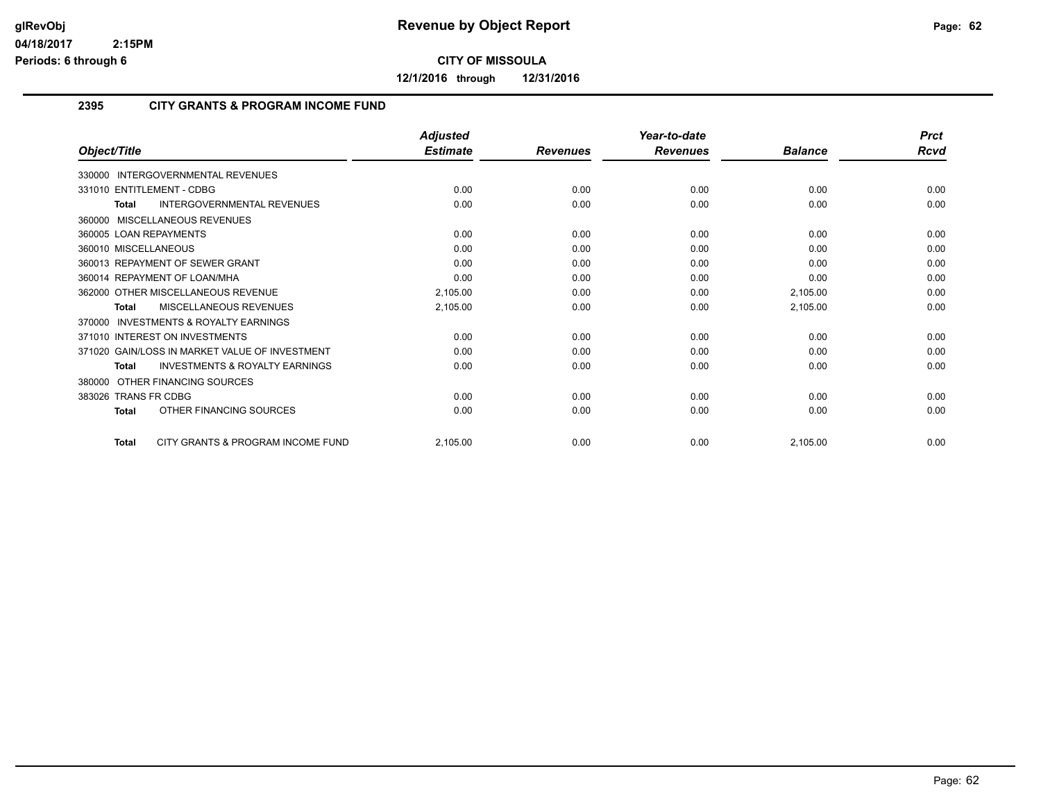# Revenue by Object Report

**CITY OF MISSOULA**

**12/1/2016 through 12/31/2016**

glRevObj
04/18/2017 2:15PM
Periods: 6 through 6

## 2395 CITY GRANTS & PROGRAM INCOME FUND

| Object/Title | Adjusted Estimate | Revenues | Year-to-date Revenues | Balance | Prct Rcvd |
|---|---|---|---|---|---|
| 330000 INTERGOVERNMENTAL REVENUES | | | | | |
| 331010 ENTITLEMENT - CDBG | 0.00 | 0.00 | 0.00 | 0.00 | 0.00 |
| **Total** INTERGOVERNMENTAL REVENUES | 0.00 | 0.00 | 0.00 | 0.00 | 0.00 |
| 360000 MISCELLANEOUS REVENUES | | | | | |
| 360005 LOAN REPAYMENTS | 0.00 | 0.00 | 0.00 | 0.00 | 0.00 |
| 360010 MISCELLANEOUS | 0.00 | 0.00 | 0.00 | 0.00 | 0.00 |
| 360013 REPAYMENT OF SEWER GRANT | 0.00 | 0.00 | 0.00 | 0.00 | 0.00 |
| 360014 REPAYMENT OF LOAN/MHA | 0.00 | 0.00 | 0.00 | 0.00 | 0.00 |
| 362000 OTHER MISCELLANEOUS REVENUE | 2,105.00 | 0.00 | 0.00 | 2,105.00 | 0.00 |
| **Total** MISCELLANEOUS REVENUES | 2,105.00 | 0.00 | 0.00 | 2,105.00 | 0.00 |
| 370000 INVESTMENTS & ROYALTY EARNINGS | | | | | |
| 371010 INTEREST ON INVESTMENTS | 0.00 | 0.00 | 0.00 | 0.00 | 0.00 |
| 371020 GAIN/LOSS IN MARKET VALUE OF INVESTMENT | 0.00 | 0.00 | 0.00 | 0.00 | 0.00 |
| **Total** INVESTMENTS & ROYALTY EARNINGS | 0.00 | 0.00 | 0.00 | 0.00 | 0.00 |
| 380000 OTHER FINANCING SOURCES | | | | | |
| 383026 TRANS FR CDBG | 0.00 | 0.00 | 0.00 | 0.00 | 0.00 |
| **Total** OTHER FINANCING SOURCES | 0.00 | 0.00 | 0.00 | 0.00 | 0.00 |
| **Total** CITY GRANTS & PROGRAM INCOME FUND | 2,105.00 | 0.00 | 0.00 | 2,105.00 | 0.00 |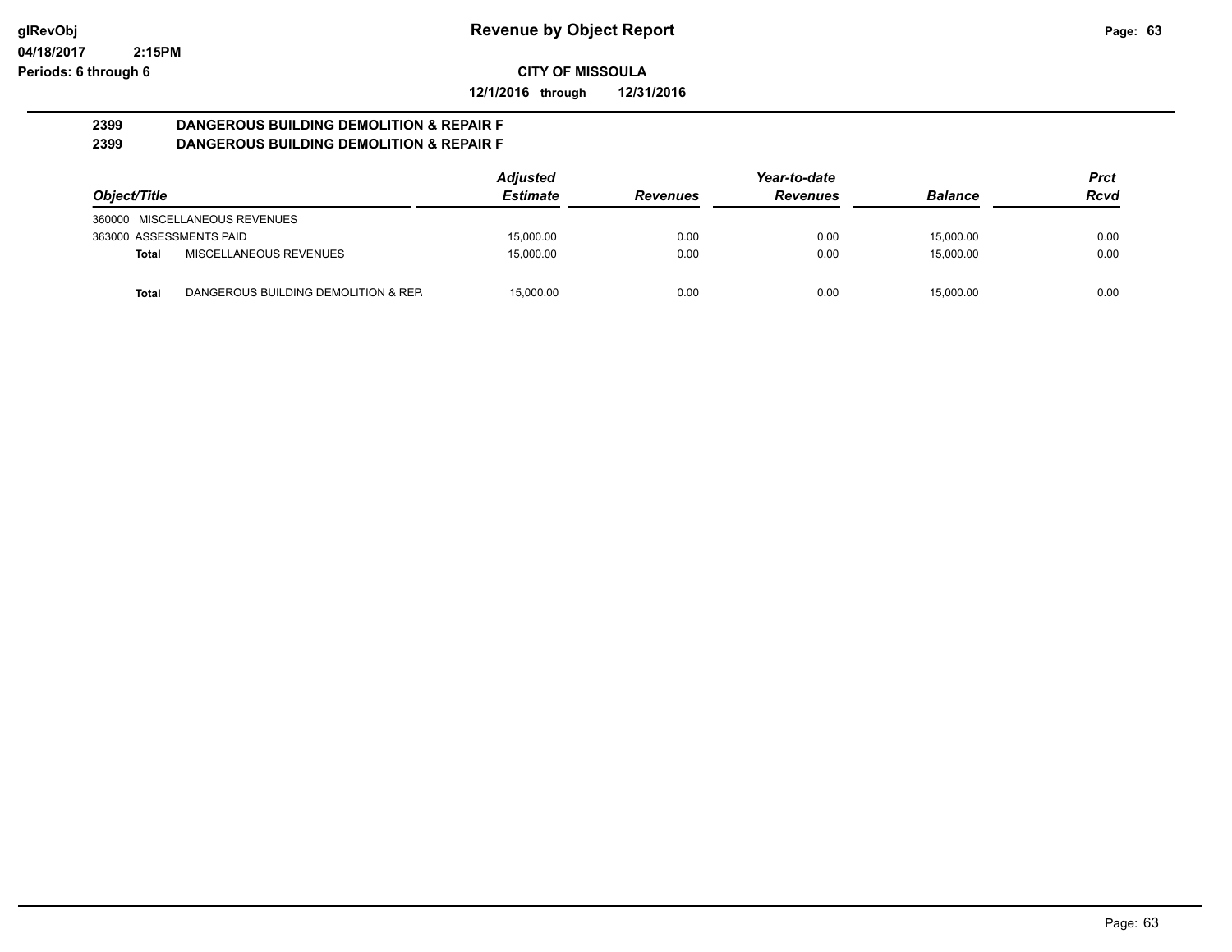# Revenue by Object Report

glRevObj
04/18/2017 2:15PM
Periods: 6 through 6

**CITY OF MISSOULA**

**12/1/2016 through 12/31/2016**

**2399 DANGEROUS BUILDING DEMOLITION & REPAIR F**
**2399 DANGEROUS BUILDING DEMOLITION & REPAIR F**

| Object/Title | Adjusted Estimate | Revenues | Year-to-date Revenues | Balance | Prct Rcvd |
|---|---|---|---|---|---|
| 360000 MISCELLANEOUS REVENUES | | | | | |
| 363000 ASSESSMENTS PAID | 15,000.00 | 0.00 | 0.00 | 15,000.00 | 0.00 |
| **Total** MISCELLANEOUS REVENUES | 15,000.00 | 0.00 | 0.00 | 15,000.00 | 0.00 |
| **Total** DANGEROUS BUILDING DEMOLITION & REP. | 15,000.00 | 0.00 | 0.00 | 15,000.00 | 0.00 |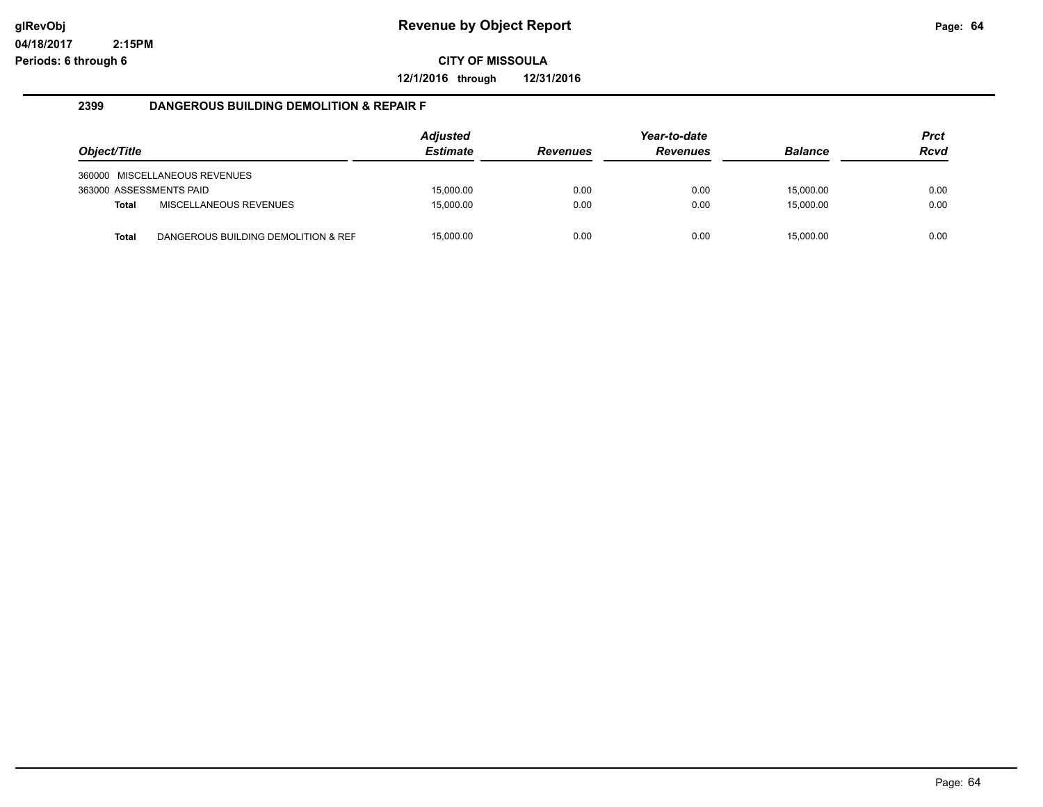**glRevObj** **Revenue by Object Report**

**04/18/2017 2:15PM**

**Periods: 6 through 6**

**CITY OF MISSOULA**

**12/1/2016 through 12/31/2016**

## 2399 DANGEROUS BUILDING DEMOLITION & REPAIR F

| Object/Title | | Adjusted Estimate | Revenues | Year-to-date Revenues | Balance | Prct Rcvd |
|---|---|---|---|---|---|---|
| 360000 MISCELLANEOUS REVENUES | | | | | | |
| 363000 ASSESSMENTS PAID | | 15,000.00 | 0.00 | 0.00 | 15,000.00 | 0.00 |
| **Total** | MISCELLANEOUS REVENUES | 15,000.00 | 0.00 | 0.00 | 15,000.00 | 0.00 |
| **Total** | DANGEROUS BUILDING DEMOLITION & REF | 15,000.00 | 0.00 | 0.00 | 15,000.00 | 0.00 |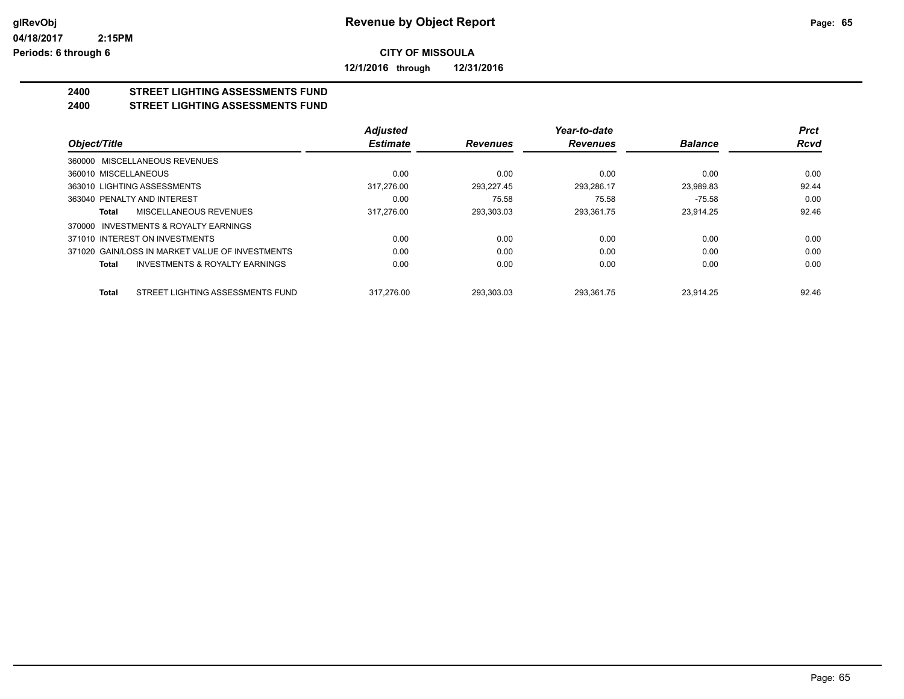# Revenue by Object Report

glRevObj
04/18/2017 2:15PM
Periods: 6 through 6

**CITY OF MISSOULA**

**12/1/2016 through 12/31/2016**

## 2400 STREET LIGHTING ASSESSMENTS FUND
## 2400 STREET LIGHTING ASSESSMENTS FUND

| Object/Title | Adjusted Estimate | Revenues | Year-to-date Revenues | Balance | Prct Rcvd |
|---|---|---|---|---|---|
| 360000 MISCELLANEOUS REVENUES | | | | | |
| 360010 MISCELLANEOUS | 0.00 | 0.00 | 0.00 | 0.00 | 0.00 |
| 363010 LIGHTING ASSESSMENTS | 317,276.00 | 293,227.45 | 293,286.17 | 23,989.83 | 92.44 |
| 363040 PENALTY AND INTEREST | 0.00 | 75.58 | 75.58 | -75.58 | 0.00 |
| **Total** MISCELLANEOUS REVENUES | 317,276.00 | 293,303.03 | 293,361.75 | 23,914.25 | 92.46 |
| 370000 INVESTMENTS & ROYALTY EARNINGS | | | | | |
| 371010 INTEREST ON INVESTMENTS | 0.00 | 0.00 | 0.00 | 0.00 | 0.00 |
| 371020 GAIN/LOSS IN MARKET VALUE OF INVESTMENTS | 0.00 | 0.00 | 0.00 | 0.00 | 0.00 |
| **Total** INVESTMENTS & ROYALTY EARNINGS | 0.00 | 0.00 | 0.00 | 0.00 | 0.00 |
| **Total** STREET LIGHTING ASSESSMENTS FUND | 317,276.00 | 293,303.03 | 293,361.75 | 23,914.25 | 92.46 |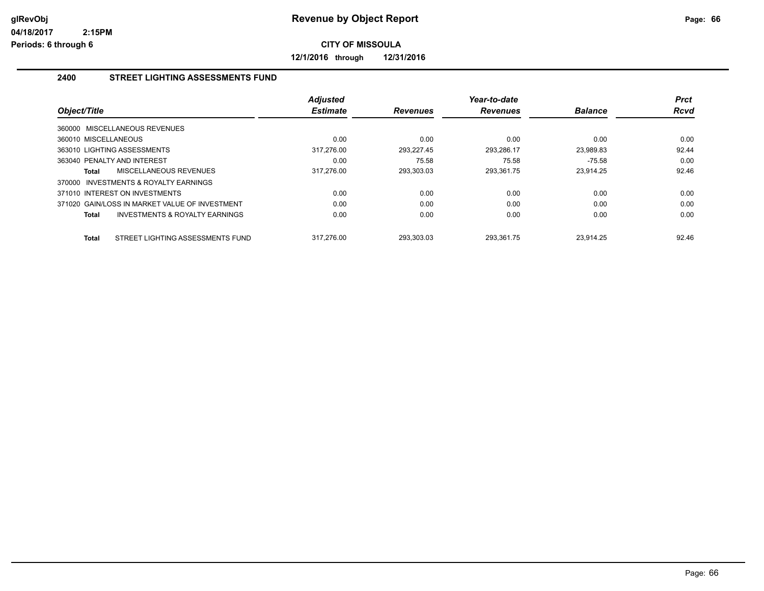# Revenue by Object Report

glRevObj
04/18/2017 2:15PM
Periods: 6 through 6

**CITY OF MISSOULA**

**12/1/2016 through 12/31/2016**

## 2400 STREET LIGHTING ASSESSMENTS FUND

| Object/Title | Adjusted Estimate | Revenues | Year-to-date Revenues | Balance | Prct Rcvd |
|---|---|---|---|---|---|
| 360000 MISCELLANEOUS REVENUES | | | | | |
| 360010 MISCELLANEOUS | 0.00 | 0.00 | 0.00 | 0.00 | 0.00 |
| 363010 LIGHTING ASSESSMENTS | 317,276.00 | 293,227.45 | 293,286.17 | 23,989.83 | 92.44 |
| 363040 PENALTY AND INTEREST | 0.00 | 75.58 | 75.58 | -75.58 | 0.00 |
| **Total** MISCELLANEOUS REVENUES | 317,276.00 | 293,303.03 | 293,361.75 | 23,914.25 | 92.46 |
| 370000 INVESTMENTS & ROYALTY EARNINGS | | | | | |
| 371010 INTEREST ON INVESTMENTS | 0.00 | 0.00 | 0.00 | 0.00 | 0.00 |
| 371020 GAIN/LOSS IN MARKET VALUE OF INVESTMENT | 0.00 | 0.00 | 0.00 | 0.00 | 0.00 |
| **Total** INVESTMENTS & ROYALTY EARNINGS | 0.00 | 0.00 | 0.00 | 0.00 | 0.00 |
| **Total** STREET LIGHTING ASSESSMENTS FUND | 317,276.00 | 293,303.03 | 293,361.75 | 23,914.25 | 92.46 |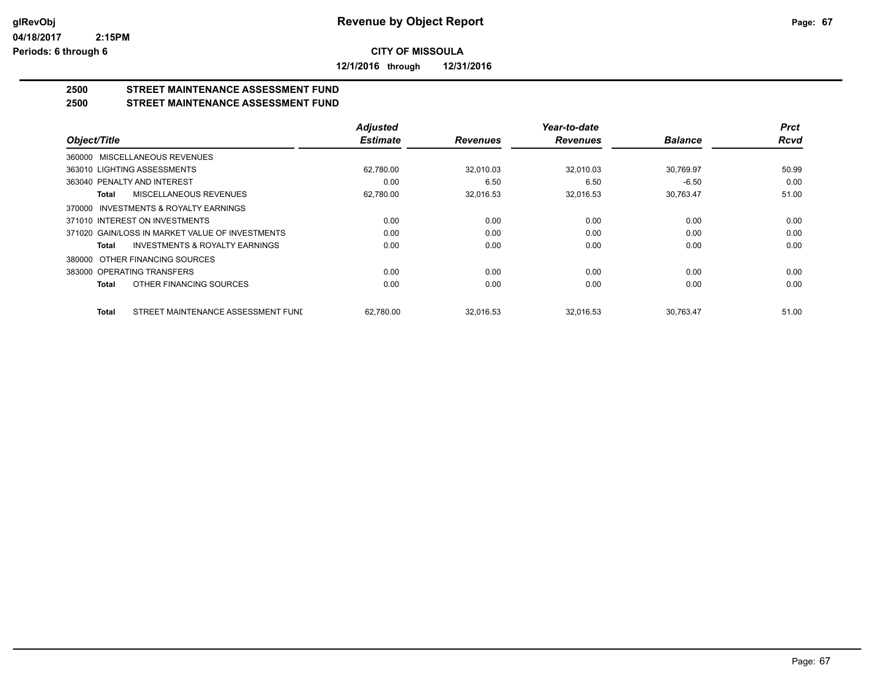# Revenue by Object Report

**CITY OF MISSOULA**

**12/1/2016 through 12/31/2016**

glRevObj
04/18/2017 2:15PM
Periods: 6 through 6

## 2500 STREET MAINTENANCE ASSESSMENT FUND
## 2500 STREET MAINTENANCE ASSESSMENT FUND

| Object/Title | Adjusted Estimate | Revenues | Year-to-date Revenues | Balance | Prct Rcvd |
|---|---|---|---|---|---|
| 360000 MISCELLANEOUS REVENUES | | | | | |
| 363010 LIGHTING ASSESSMENTS | 62,780.00 | 32,010.03 | 32,010.03 | 30,769.97 | 50.99 |
| 363040 PENALTY AND INTEREST | 0.00 | 6.50 | 6.50 | -6.50 | 0.00 |
| **Total** MISCELLANEOUS REVENUES | 62,780.00 | 32,016.53 | 32,016.53 | 30,763.47 | 51.00 |
| 370000 INVESTMENTS & ROYALTY EARNINGS | | | | | |
| 371010 INTEREST ON INVESTMENTS | 0.00 | 0.00 | 0.00 | 0.00 | 0.00 |
| 371020 GAIN/LOSS IN MARKET VALUE OF INVESTMENTS | 0.00 | 0.00 | 0.00 | 0.00 | 0.00 |
| **Total** INVESTMENTS & ROYALTY EARNINGS | 0.00 | 0.00 | 0.00 | 0.00 | 0.00 |
| 380000 OTHER FINANCING SOURCES | | | | | |
| 383000 OPERATING TRANSFERS | 0.00 | 0.00 | 0.00 | 0.00 | 0.00 |
| **Total** OTHER FINANCING SOURCES | 0.00 | 0.00 | 0.00 | 0.00 | 0.00 |
| **Total** STREET MAINTENANCE ASSESSMENT FUND | 62,780.00 | 32,016.53 | 32,016.53 | 30,763.47 | 51.00 |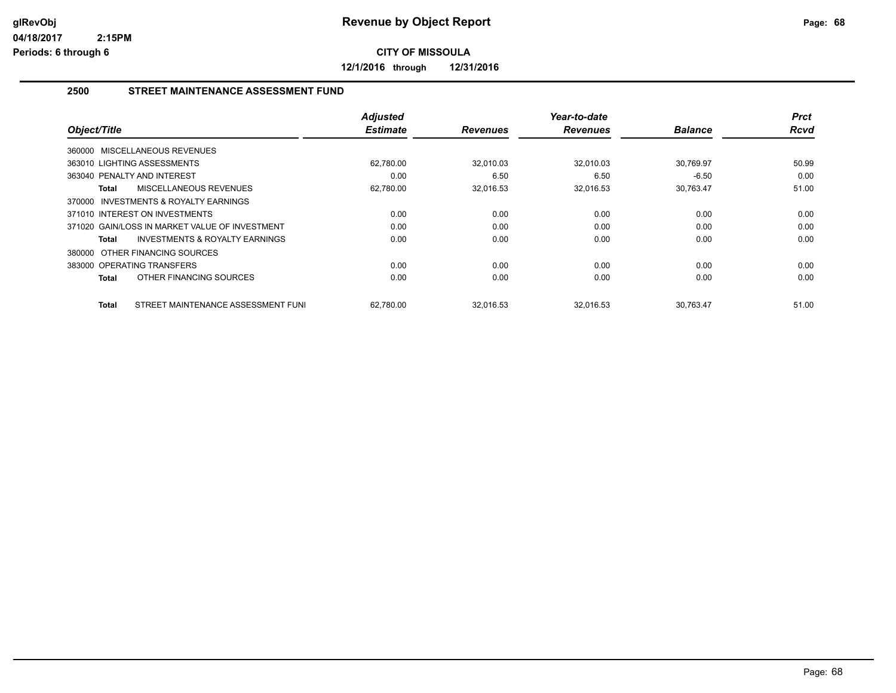# Revenue by Object Report

glRevObj
04/18/2017 2:15PM
Periods: 6 through 6

**CITY OF MISSOULA**

**12/1/2016 through 12/31/2016**

## 2500 STREET MAINTENANCE ASSESSMENT FUND

| Object/Title | Adjusted Estimate | Revenues | Year-to-date Revenues | Balance | Prct Rcvd |
|---|---|---|---|---|---|
| 360000 MISCELLANEOUS REVENUES | | | | | |
| 363010 LIGHTING ASSESSMENTS | 62,780.00 | 32,010.03 | 32,010.03 | 30,769.97 | 50.99 |
| 363040 PENALTY AND INTEREST | 0.00 | 6.50 | 6.50 | -6.50 | 0.00 |
| **Total** MISCELLANEOUS REVENUES | 62,780.00 | 32,016.53 | 32,016.53 | 30,763.47 | 51.00 |
| 370000 INVESTMENTS & ROYALTY EARNINGS | | | | | |
| 371010 INTEREST ON INVESTMENTS | 0.00 | 0.00 | 0.00 | 0.00 | 0.00 |
| 371020 GAIN/LOSS IN MARKET VALUE OF INVESTMENT | 0.00 | 0.00 | 0.00 | 0.00 | 0.00 |
| **Total** INVESTMENTS & ROYALTY EARNINGS | 0.00 | 0.00 | 0.00 | 0.00 | 0.00 |
| 380000 OTHER FINANCING SOURCES | | | | | |
| 383000 OPERATING TRANSFERS | 0.00 | 0.00 | 0.00 | 0.00 | 0.00 |
| **Total** OTHER FINANCING SOURCES | 0.00 | 0.00 | 0.00 | 0.00 | 0.00 |
| **Total** STREET MAINTENANCE ASSESSMENT FUNI | 62,780.00 | 32,016.53 | 32,016.53 | 30,763.47 | 51.00 |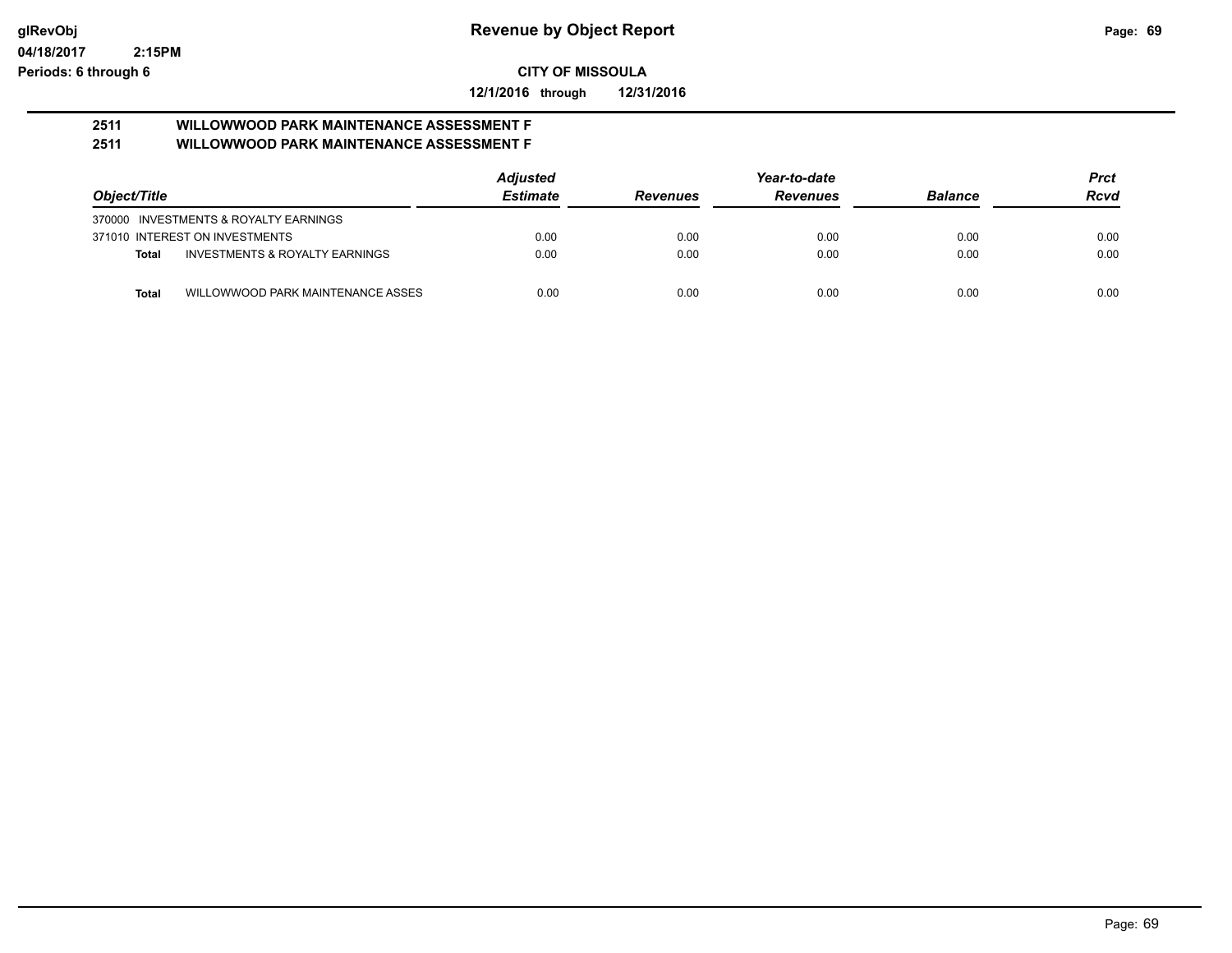# Revenue by Object Report

**CITY OF MISSOULA**

**12/1/2016 through 12/31/2016**

glRevObj
04/18/2017 2:15PM
Periods: 6 through 6

## 2511 WILLOWWOOD PARK MAINTENANCE ASSESSMENT F
## 2511 WILLOWWOOD PARK MAINTENANCE ASSESSMENT F

| Object/Title | | Adjusted Estimate | Revenues | Year-to-date Revenues | Balance | Prct Rcvd |
|---|---|---|---|---|---|---|
| 370000 INVESTMENTS & ROYALTY EARNINGS | | | | | | |
| 371010 INTEREST ON INVESTMENTS | | 0.00 | 0.00 | 0.00 | 0.00 | 0.00 |
| **Total** | INVESTMENTS & ROYALTY EARNINGS | 0.00 | 0.00 | 0.00 | 0.00 | 0.00 |
| **Total** | WILLOWWOOD PARK MAINTENANCE ASSES | 0.00 | 0.00 | 0.00 | 0.00 | 0.00 |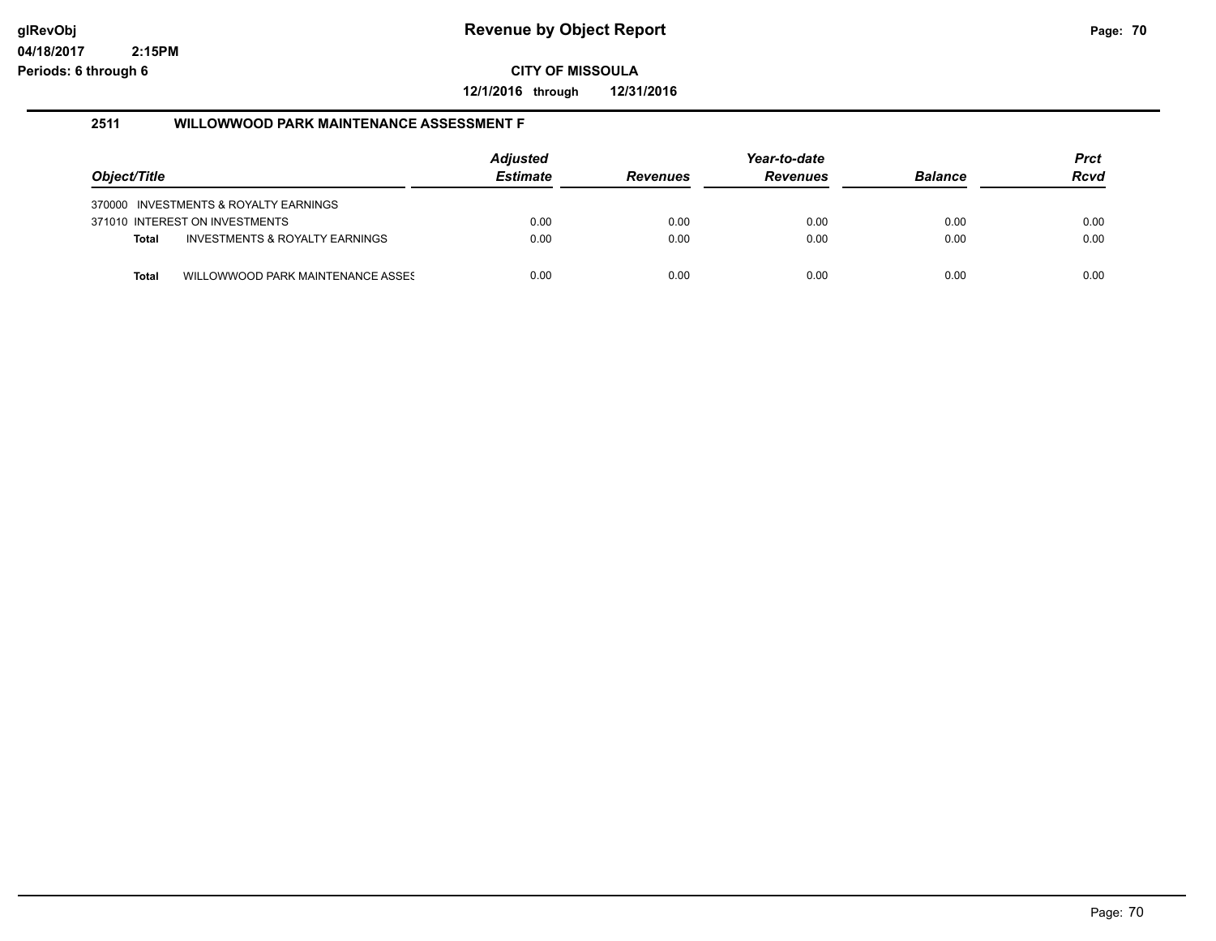**Revenue by Object Report**

**CITY OF MISSOULA**

**12/1/2016 through 12/31/2016**

glRevObj
04/18/2017 2:15PM
Periods: 6 through 6

### 2511 WILLOWWOOD PARK MAINTENANCE ASSESSMENT F

| Object/Title | | Adjusted Estimate | Revenues | Year-to-date Revenues | Balance | Prct Rcvd |
|---|---|---|---|---|---|---|
| 370000 | INVESTMENTS & ROYALTY EARNINGS | | | | | |
| 371010 | INTEREST ON INVESTMENTS | 0.00 | 0.00 | 0.00 | 0.00 | 0.00 |
| **Total** | INVESTMENTS & ROYALTY EARNINGS | 0.00 | 0.00 | 0.00 | 0.00 | 0.00 |
| **Total** | WILLOWWOOD PARK MAINTENANCE ASSES | 0.00 | 0.00 | 0.00 | 0.00 | 0.00 |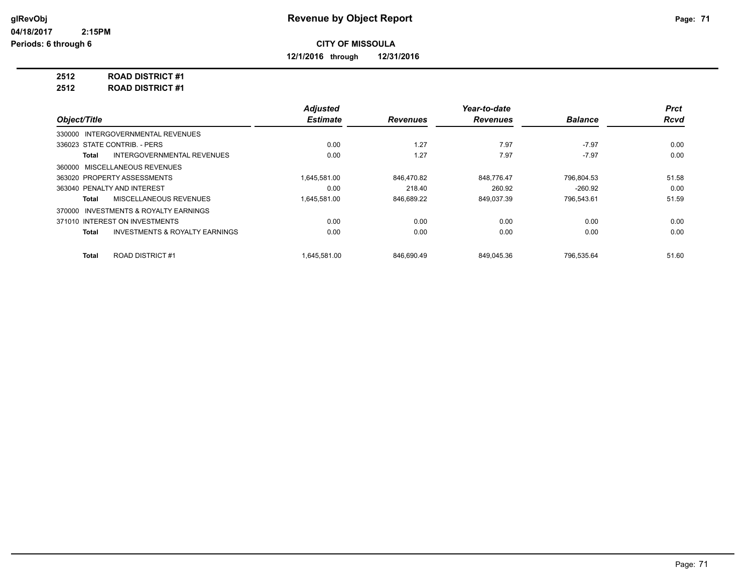**glRevObj**
**04/18/2017 2:15PM**
**Periods: 6 through 6**

# Revenue by Object Report

**CITY OF MISSOULA**

**12/1/2016 through 12/31/2016**

**2512 ROAD DISTRICT #1**
**2512 ROAD DISTRICT #1**

| Object/Title | Adjusted Estimate | Revenues | Year-to-date Revenues | Balance | Prct Rcvd |
|---|---|---|---|---|---|
| 330000 INTERGOVERNMENTAL REVENUES | | | | | |
| 336023 STATE CONTRIB. - PERS | 0.00 | 1.27 | 7.97 | -7.97 | 0.00 |
| **Total** INTERGOVERNMENTAL REVENUES | 0.00 | 1.27 | 7.97 | -7.97 | 0.00 |
| 360000 MISCELLANEOUS REVENUES | | | | | |
| 363020 PROPERTY ASSESSMENTS | 1,645,581.00 | 846,470.82 | 848,776.47 | 796,804.53 | 51.58 |
| 363040 PENALTY AND INTEREST | 0.00 | 218.40 | 260.92 | -260.92 | 0.00 |
| **Total** MISCELLANEOUS REVENUES | 1,645,581.00 | 846,689.22 | 849,037.39 | 796,543.61 | 51.59 |
| 370000 INVESTMENTS & ROYALTY EARNINGS | | | | | |
| 371010 INTEREST ON INVESTMENTS | 0.00 | 0.00 | 0.00 | 0.00 | 0.00 |
| **Total** INVESTMENTS & ROYALTY EARNINGS | 0.00 | 0.00 | 0.00 | 0.00 | 0.00 |
| **Total** ROAD DISTRICT #1 | 1,645,581.00 | 846,690.49 | 849,045.36 | 796,535.64 | 51.60 |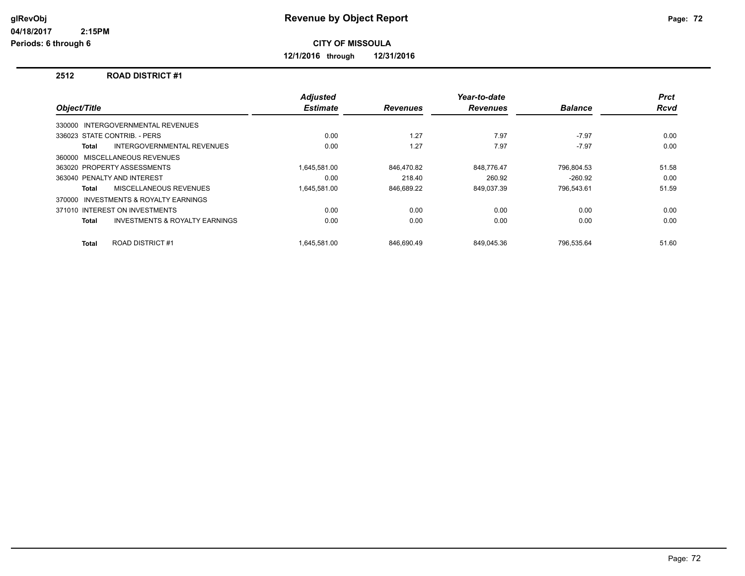**glRevObj** 04/18/2017 2:15PM Periods: 6 through 6

# Revenue by Object Report

**CITY OF MISSOULA**

**12/1/2016 through 12/31/2016**

## 2512 ROAD DISTRICT #1

| Object/Title | Adjusted Estimate | Revenues | Year-to-date Revenues | Balance | Prct Rcvd |
|---|---|---|---|---|---|
| 330000 INTERGOVERNMENTAL REVENUES | | | | | |
| 336023 STATE CONTRIB. - PERS | 0.00 | 1.27 | 7.97 | -7.97 | 0.00 |
| **Total** INTERGOVERNMENTAL REVENUES | 0.00 | 1.27 | 7.97 | -7.97 | 0.00 |
| 360000 MISCELLANEOUS REVENUES | | | | | |
| 363020 PROPERTY ASSESSMENTS | 1,645,581.00 | 846,470.82 | 848,776.47 | 796,804.53 | 51.58 |
| 363040 PENALTY AND INTEREST | 0.00 | 218.40 | 260.92 | -260.92 | 0.00 |
| **Total** MISCELLANEOUS REVENUES | 1,645,581.00 | 846,689.22 | 849,037.39 | 796,543.61 | 51.59 |
| 370000 INVESTMENTS & ROYALTY EARNINGS | | | | | |
| 371010 INTEREST ON INVESTMENTS | 0.00 | 0.00 | 0.00 | 0.00 | 0.00 |
| **Total** INVESTMENTS & ROYALTY EARNINGS | 0.00 | 0.00 | 0.00 | 0.00 | 0.00 |
| **Total** ROAD DISTRICT #1 | 1,645,581.00 | 846,690.49 | 849,045.36 | 796,535.64 | 51.60 |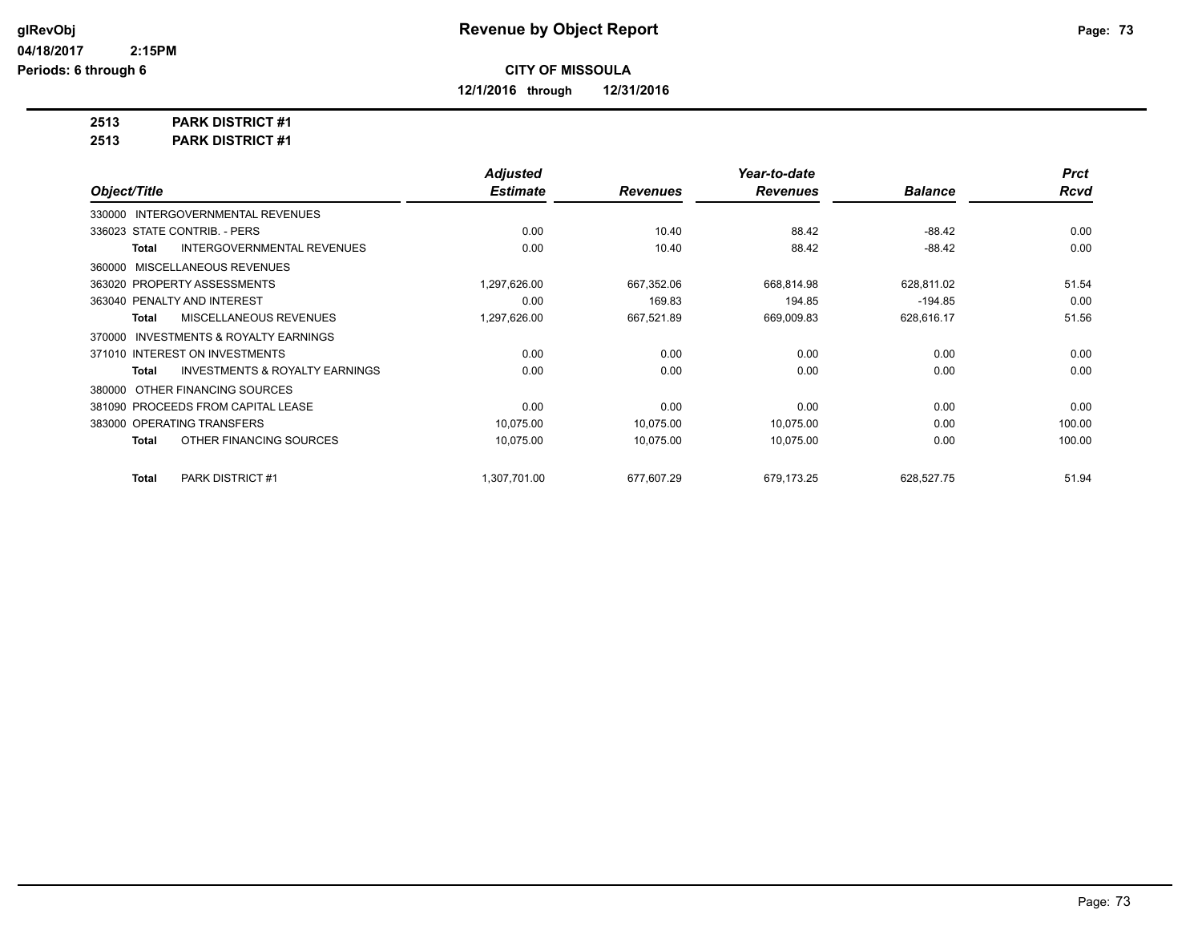glRevObj
04/18/2017 2:15PM
Periods: 6 through 6

# Revenue by Object Report

**CITY OF MISSOULA**

**12/1/2016 through 12/31/2016**

**2513 PARK DISTRICT #1**
**2513 PARK DISTRICT #1**

| Object/Title | Adjusted Estimate | Revenues | Year-to-date Revenues | Balance | Prct Rcvd |
|---|---|---|---|---|---|
| 330000 INTERGOVERNMENTAL REVENUES | | | | | |
| 336023 STATE CONTRIB. - PERS | 0.00 | 10.40 | 88.42 | -88.42 | 0.00 |
| **Total** INTERGOVERNMENTAL REVENUES | 0.00 | 10.40 | 88.42 | -88.42 | 0.00 |
| 360000 MISCELLANEOUS REVENUES | | | | | |
| 363020 PROPERTY ASSESSMENTS | 1,297,626.00 | 667,352.06 | 668,814.98 | 628,811.02 | 51.54 |
| 363040 PENALTY AND INTEREST | 0.00 | 169.83 | 194.85 | -194.85 | 0.00 |
| **Total** MISCELLANEOUS REVENUES | 1,297,626.00 | 667,521.89 | 669,009.83 | 628,616.17 | 51.56 |
| 370000 INVESTMENTS & ROYALTY EARNINGS | | | | | |
| 371010 INTEREST ON INVESTMENTS | 0.00 | 0.00 | 0.00 | 0.00 | 0.00 |
| **Total** INVESTMENTS & ROYALTY EARNINGS | 0.00 | 0.00 | 0.00 | 0.00 | 0.00 |
| 380000 OTHER FINANCING SOURCES | | | | | |
| 381090 PROCEEDS FROM CAPITAL LEASE | 0.00 | 0.00 | 0.00 | 0.00 | 0.00 |
| 383000 OPERATING TRANSFERS | 10,075.00 | 10,075.00 | 10,075.00 | 0.00 | 100.00 |
| **Total** OTHER FINANCING SOURCES | 10,075.00 | 10,075.00 | 10,075.00 | 0.00 | 100.00 |
| **Total** PARK DISTRICT #1 | 1,307,701.00 | 677,607.29 | 679,173.25 | 628,527.75 | 51.94 |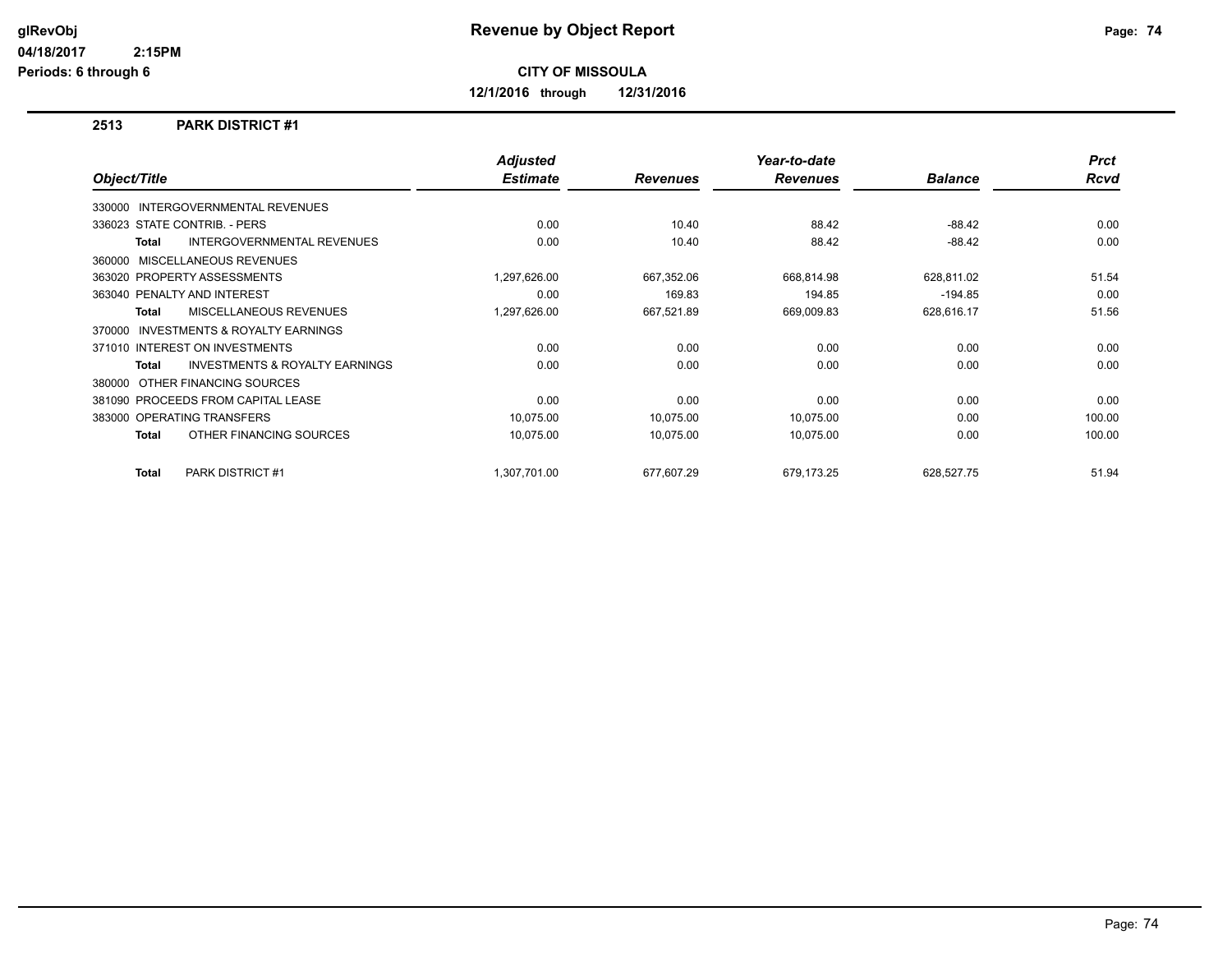# Revenue by Object Report

**CITY OF MISSOULA**

**12/1/2016 through 12/31/2016**

glRevObj
04/18/2017 2:15PM
Periods: 6 through 6

## 2513 PARK DISTRICT #1

| Object/Title | Adjusted Estimate | Revenues | Year-to-date Revenues | Balance | Prct Rcvd |
|---|---|---|---|---|---|
| 330000 INTERGOVERNMENTAL REVENUES | | | | | |
| 336023 STATE CONTRIB. - PERS | 0.00 | 10.40 | 88.42 | -88.42 | 0.00 |
| **Total** INTERGOVERNMENTAL REVENUES | 0.00 | 10.40 | 88.42 | -88.42 | 0.00 |
| 360000 MISCELLANEOUS REVENUES | | | | | |
| 363020 PROPERTY ASSESSMENTS | 1,297,626.00 | 667,352.06 | 668,814.98 | 628,811.02 | 51.54 |
| 363040 PENALTY AND INTEREST | 0.00 | 169.83 | 194.85 | -194.85 | 0.00 |
| **Total** MISCELLANEOUS REVENUES | 1,297,626.00 | 667,521.89 | 669,009.83 | 628,616.17 | 51.56 |
| 370000 INVESTMENTS & ROYALTY EARNINGS | | | | | |
| 371010 INTEREST ON INVESTMENTS | 0.00 | 0.00 | 0.00 | 0.00 | 0.00 |
| **Total** INVESTMENTS & ROYALTY EARNINGS | 0.00 | 0.00 | 0.00 | 0.00 | 0.00 |
| 380000 OTHER FINANCING SOURCES | | | | | |
| 381090 PROCEEDS FROM CAPITAL LEASE | 0.00 | 0.00 | 0.00 | 0.00 | 0.00 |
| 383000 OPERATING TRANSFERS | 10,075.00 | 10,075.00 | 10,075.00 | 0.00 | 100.00 |
| **Total** OTHER FINANCING SOURCES | 10,075.00 | 10,075.00 | 10,075.00 | 0.00 | 100.00 |
| **Total** PARK DISTRICT #1 | 1,307,701.00 | 677,607.29 | 679,173.25 | 628,527.75 | 51.94 |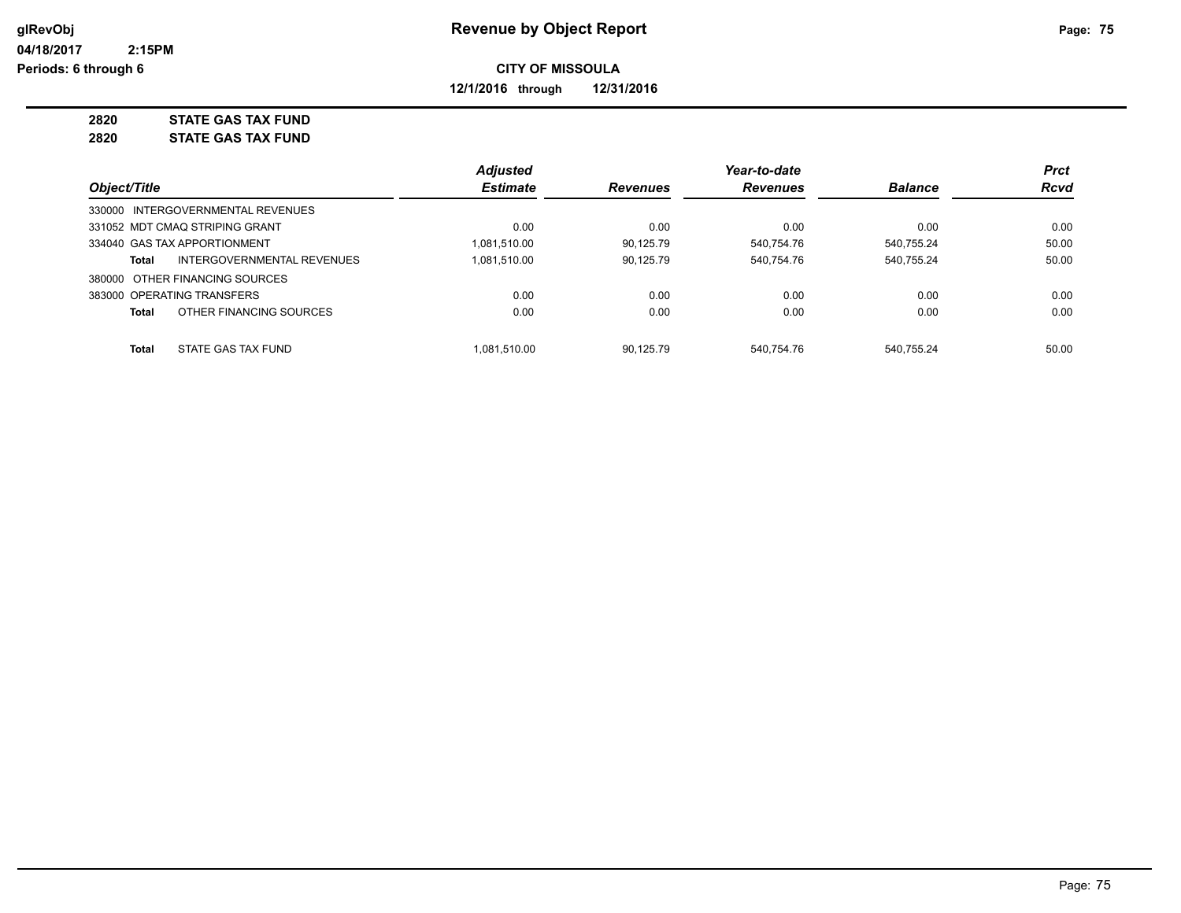**glRevObj**
**04/18/2017 2:15PM**
**Periods: 6 through 6**

# Revenue by Object Report

**CITY OF MISSOULA**

**12/1/2016 through 12/31/2016**

**2820 STATE GAS TAX FUND**
**2820 STATE GAS TAX FUND**

| Object/Title | Adjusted Estimate | Revenues | Year-to-date Revenues | Balance | Prct Rcvd |
|---|---|---|---|---|---|
| 330000 INTERGOVERNMENTAL REVENUES | | | | | |
| 331052 MDT CMAQ STRIPING GRANT | 0.00 | 0.00 | 0.00 | 0.00 | 0.00 |
| 334040 GAS TAX APPORTIONMENT | 1,081,510.00 | 90,125.79 | 540,754.76 | 540,755.24 | 50.00 |
| **Total** INTERGOVERNMENTAL REVENUES | 1,081,510.00 | 90,125.79 | 540,754.76 | 540,755.24 | 50.00 |
| 380000 OTHER FINANCING SOURCES | | | | | |
| 383000 OPERATING TRANSFERS | 0.00 | 0.00 | 0.00 | 0.00 | 0.00 |
| **Total** OTHER FINANCING SOURCES | 0.00 | 0.00 | 0.00 | 0.00 | 0.00 |
| **Total** STATE GAS TAX FUND | 1,081,510.00 | 90,125.79 | 540,754.76 | 540,755.24 | 50.00 |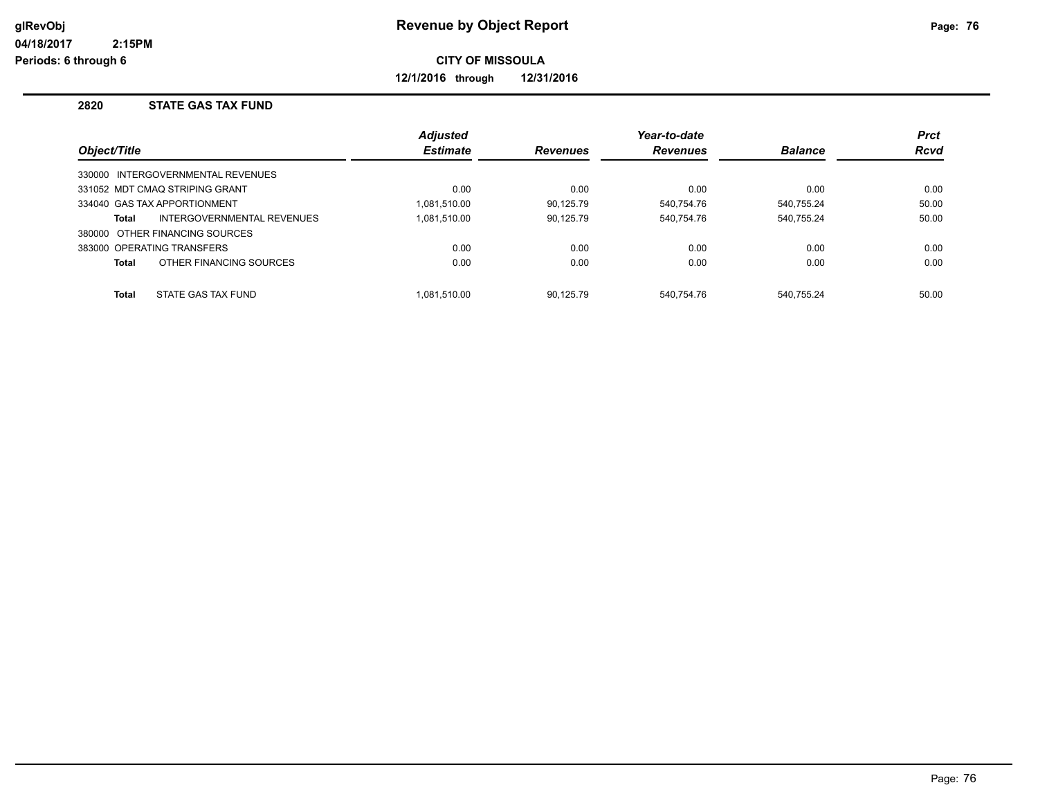# Revenue by Object Report

glRevObj
04/18/2017 2:15PM
Periods: 6 through 6

**CITY OF MISSOULA**

**12/1/2016 through 12/31/2016**

## 2820 STATE GAS TAX FUND

| Object/Title | Adjusted Estimate | Revenues | Year-to-date Revenues | Balance | Prct Rcvd |
|---|---|---|---|---|---|
| 330000 INTERGOVERNMENTAL REVENUES | | | | | |
| 331052 MDT CMAQ STRIPING GRANT | 0.00 | 0.00 | 0.00 | 0.00 | 0.00 |
| 334040 GAS TAX APPORTIONMENT | 1,081,510.00 | 90,125.79 | 540,754.76 | 540,755.24 | 50.00 |
| **Total** INTERGOVERNMENTAL REVENUES | 1,081,510.00 | 90,125.79 | 540,754.76 | 540,755.24 | 50.00 |
| 380000 OTHER FINANCING SOURCES | | | | | |
| 383000 OPERATING TRANSFERS | 0.00 | 0.00 | 0.00 | 0.00 | 0.00 |
| **Total** OTHER FINANCING SOURCES | 0.00 | 0.00 | 0.00 | 0.00 | 0.00 |
| **Total** STATE GAS TAX FUND | 1,081,510.00 | 90,125.79 | 540,754.76 | 540,755.24 | 50.00 |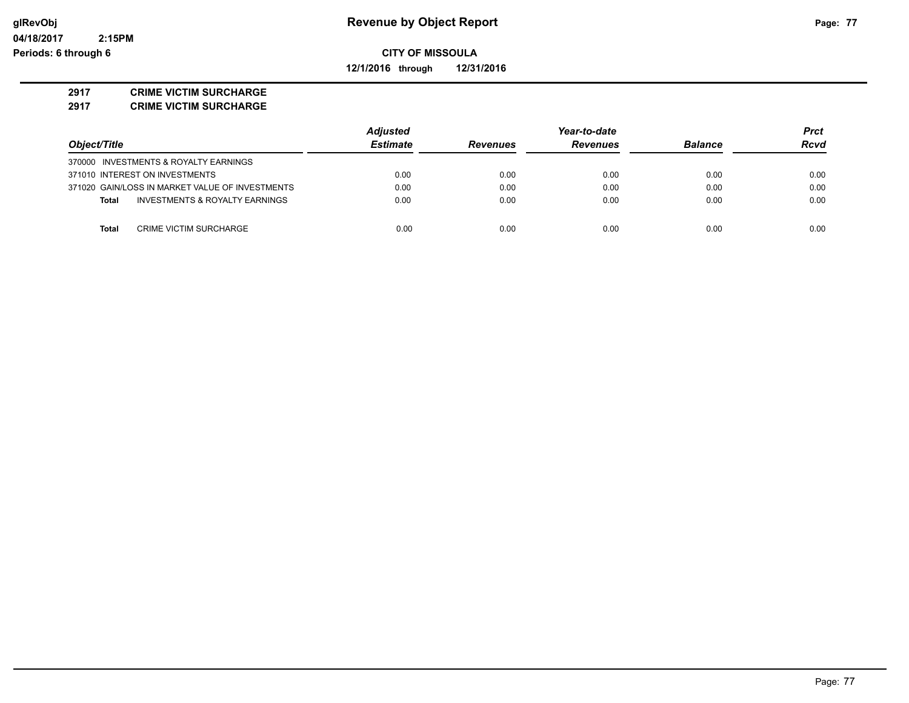# Revenue by Object Report

**CITY OF MISSOULA**

**12/1/2016 through 12/31/2016**

glRevObj
04/18/2017 2:15PM
Periods: 6 through 6

**2917 CRIME VICTIM SURCHARGE**
**2917 CRIME VICTIM SURCHARGE**

| Object/Title | Adjusted Estimate | Revenues | Year-to-date Revenues | Balance | Prct Rcvd |
|---|---|---|---|---|---|
| 370000 INVESTMENTS & ROYALTY EARNINGS | | | | | |
| 371010 INTEREST ON INVESTMENTS | 0.00 | 0.00 | 0.00 | 0.00 | 0.00 |
| 371020 GAIN/LOSS IN MARKET VALUE OF INVESTMENTS | 0.00 | 0.00 | 0.00 | 0.00 | 0.00 |
| **Total** INVESTMENTS & ROYALTY EARNINGS | 0.00 | 0.00 | 0.00 | 0.00 | 0.00 |
| **Total** CRIME VICTIM SURCHARGE | 0.00 | 0.00 | 0.00 | 0.00 | 0.00 |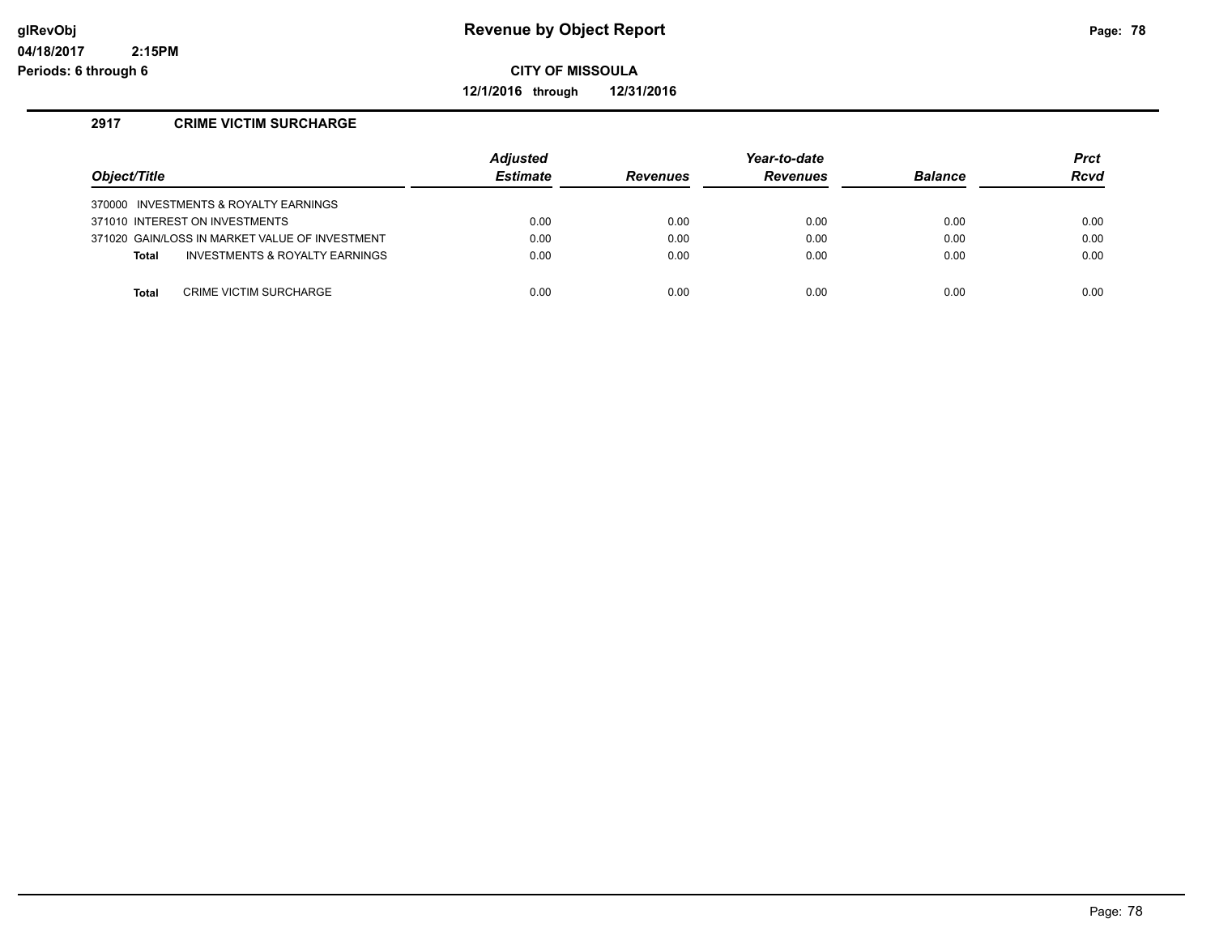# Revenue by Object Report

**CITY OF MISSOULA**

**12/1/2016 through 12/31/2016**

glRevObj
04/18/2017 2:15PM
Periods: 6 through 6

## 2917 CRIME VICTIM SURCHARGE

| Object/Title | Adjusted Estimate | Revenues | Year-to-date Revenues | Balance | Prct Rcvd |
|---|---|---|---|---|---|
| 370000 INVESTMENTS & ROYALTY EARNINGS | | | | | |
| 371010 INTEREST ON INVESTMENTS | 0.00 | 0.00 | 0.00 | 0.00 | 0.00 |
| 371020 GAIN/LOSS IN MARKET VALUE OF INVESTMENT | 0.00 | 0.00 | 0.00 | 0.00 | 0.00 |
| **Total** INVESTMENTS & ROYALTY EARNINGS | 0.00 | 0.00 | 0.00 | 0.00 | 0.00 |
| **Total** CRIME VICTIM SURCHARGE | 0.00 | 0.00 | 0.00 | 0.00 | 0.00 |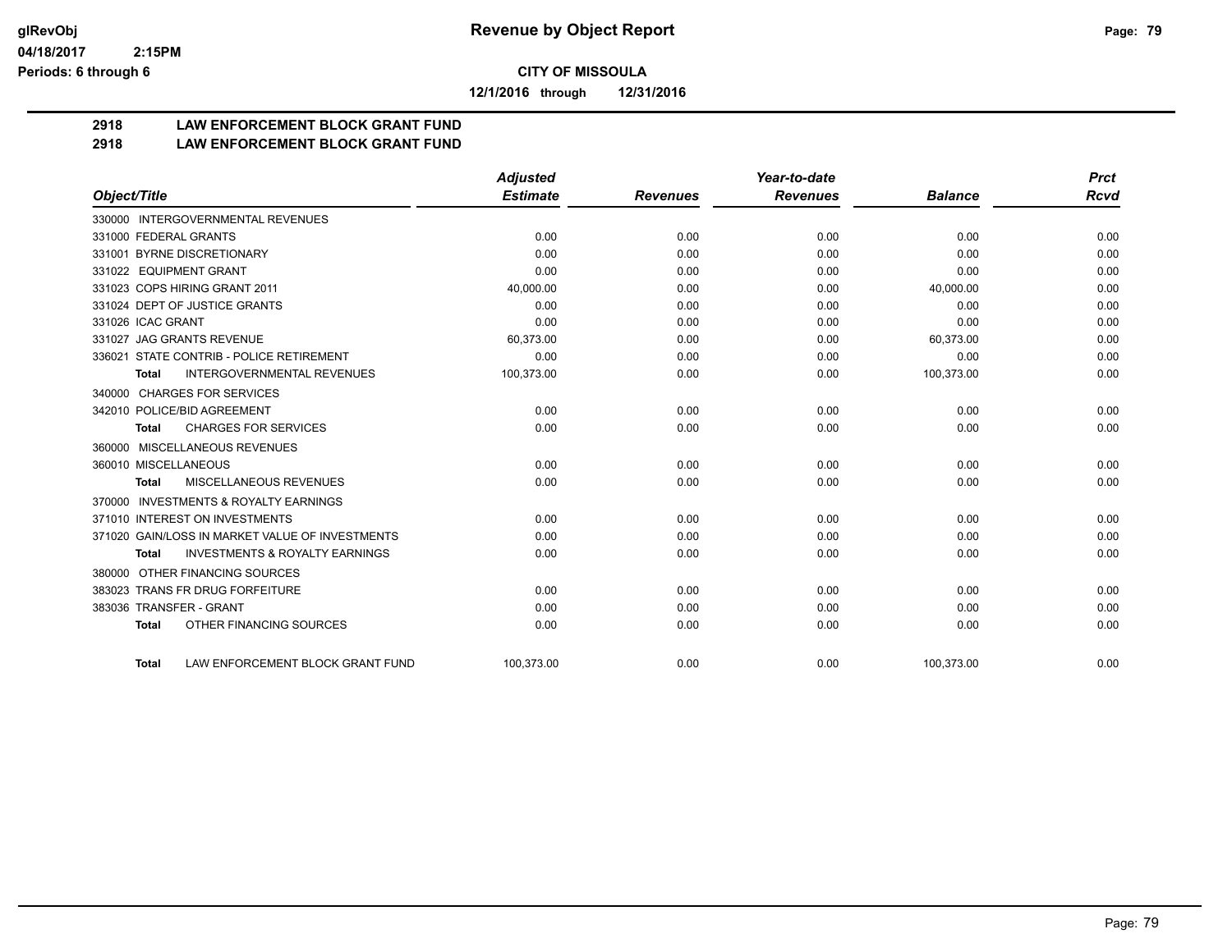# Revenue by Object Report

glRevObj
04/18/2017 2:15PM
Periods: 6 through 6

**CITY OF MISSOULA**

**12/1/2016 through 12/31/2016**

## 2918 LAW ENFORCEMENT BLOCK GRANT FUND
## 2918 LAW ENFORCEMENT BLOCK GRANT FUND

| Object/Title | Adjusted Estimate | Revenues | Year-to-date Revenues | Balance | Prct Rcvd |
|---|---|---|---|---|---|
| 330000 INTERGOVERNMENTAL REVENUES | | | | | |
| 331000 FEDERAL GRANTS | 0.00 | 0.00 | 0.00 | 0.00 | 0.00 |
| 331001 BYRNE DISCRETIONARY | 0.00 | 0.00 | 0.00 | 0.00 | 0.00 |
| 331022 EQUIPMENT GRANT | 0.00 | 0.00 | 0.00 | 0.00 | 0.00 |
| 331023 COPS HIRING GRANT 2011 | 40,000.00 | 0.00 | 0.00 | 40,000.00 | 0.00 |
| 331024 DEPT OF JUSTICE GRANTS | 0.00 | 0.00 | 0.00 | 0.00 | 0.00 |
| 331026 ICAC GRANT | 0.00 | 0.00 | 0.00 | 0.00 | 0.00 |
| 331027 JAG GRANTS REVENUE | 60,373.00 | 0.00 | 0.00 | 60,373.00 | 0.00 |
| 336021 STATE CONTRIB - POLICE RETIREMENT | 0.00 | 0.00 | 0.00 | 0.00 | 0.00 |
| **Total** INTERGOVERNMENTAL REVENUES | 100,373.00 | 0.00 | 0.00 | 100,373.00 | 0.00 |
| 340000 CHARGES FOR SERVICES | | | | | |
| 342010 POLICE/BID AGREEMENT | 0.00 | 0.00 | 0.00 | 0.00 | 0.00 |
| **Total** CHARGES FOR SERVICES | 0.00 | 0.00 | 0.00 | 0.00 | 0.00 |
| 360000 MISCELLANEOUS REVENUES | | | | | |
| 360010 MISCELLANEOUS | 0.00 | 0.00 | 0.00 | 0.00 | 0.00 |
| **Total** MISCELLANEOUS REVENUES | 0.00 | 0.00 | 0.00 | 0.00 | 0.00 |
| 370000 INVESTMENTS & ROYALTY EARNINGS | | | | | |
| 371010 INTEREST ON INVESTMENTS | 0.00 | 0.00 | 0.00 | 0.00 | 0.00 |
| 371020 GAIN/LOSS IN MARKET VALUE OF INVESTMENTS | 0.00 | 0.00 | 0.00 | 0.00 | 0.00 |
| **Total** INVESTMENTS & ROYALTY EARNINGS | 0.00 | 0.00 | 0.00 | 0.00 | 0.00 |
| 380000 OTHER FINANCING SOURCES | | | | | |
| 383023 TRANS FR DRUG FORFEITURE | 0.00 | 0.00 | 0.00 | 0.00 | 0.00 |
| 383036 TRANSFER - GRANT | 0.00 | 0.00 | 0.00 | 0.00 | 0.00 |
| **Total** OTHER FINANCING SOURCES | 0.00 | 0.00 | 0.00 | 0.00 | 0.00 |
| **Total** LAW ENFORCEMENT BLOCK GRANT FUND | 100,373.00 | 0.00 | 0.00 | 100,373.00 | 0.00 |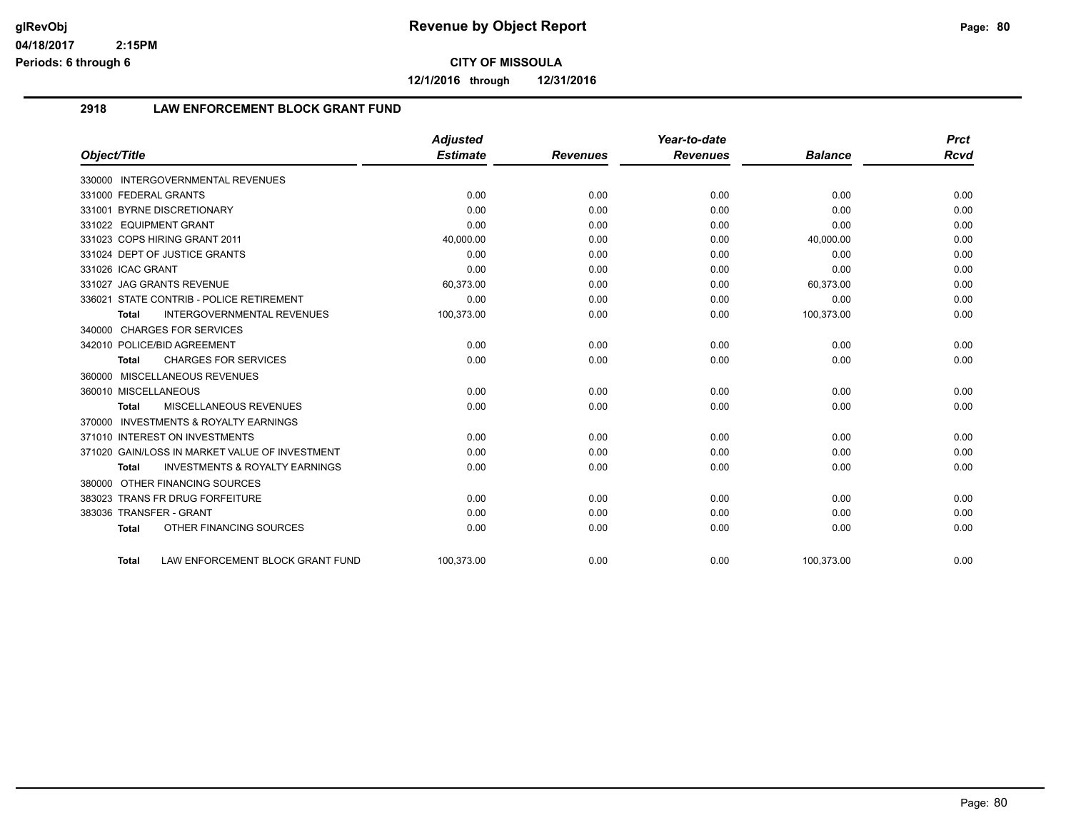# Revenue by Object Report

**CITY OF MISSOULA**

**12/1/2016 through 12/31/2016**

glRevObj
04/18/2017 2:15PM
Periods: 6 through 6

## 2918 LAW ENFORCEMENT BLOCK GRANT FUND

| Object/Title | Adjusted Estimate | Revenues | Year-to-date Revenues | Balance | Prct Rcvd |
|---|---|---|---|---|---|
| 330000 INTERGOVERNMENTAL REVENUES | | | | | |
| 331000 FEDERAL GRANTS | 0.00 | 0.00 | 0.00 | 0.00 | 0.00 |
| 331001 BYRNE DISCRETIONARY | 0.00 | 0.00 | 0.00 | 0.00 | 0.00 |
| 331022 EQUIPMENT GRANT | 0.00 | 0.00 | 0.00 | 0.00 | 0.00 |
| 331023 COPS HIRING GRANT 2011 | 40,000.00 | 0.00 | 0.00 | 40,000.00 | 0.00 |
| 331024 DEPT OF JUSTICE GRANTS | 0.00 | 0.00 | 0.00 | 0.00 | 0.00 |
| 331026 ICAC GRANT | 0.00 | 0.00 | 0.00 | 0.00 | 0.00 |
| 331027 JAG GRANTS REVENUE | 60,373.00 | 0.00 | 0.00 | 60,373.00 | 0.00 |
| 336021 STATE CONTRIB - POLICE RETIREMENT | 0.00 | 0.00 | 0.00 | 0.00 | 0.00 |
| **Total** INTERGOVERNMENTAL REVENUES | 100,373.00 | 0.00 | 0.00 | 100,373.00 | 0.00 |
| 340000 CHARGES FOR SERVICES | | | | | |
| 342010 POLICE/BID AGREEMENT | 0.00 | 0.00 | 0.00 | 0.00 | 0.00 |
| **Total** CHARGES FOR SERVICES | 0.00 | 0.00 | 0.00 | 0.00 | 0.00 |
| 360000 MISCELLANEOUS REVENUES | | | | | |
| 360010 MISCELLANEOUS | 0.00 | 0.00 | 0.00 | 0.00 | 0.00 |
| **Total** MISCELLANEOUS REVENUES | 0.00 | 0.00 | 0.00 | 0.00 | 0.00 |
| 370000 INVESTMENTS & ROYALTY EARNINGS | | | | | |
| 371010 INTEREST ON INVESTMENTS | 0.00 | 0.00 | 0.00 | 0.00 | 0.00 |
| 371020 GAIN/LOSS IN MARKET VALUE OF INVESTMENT | 0.00 | 0.00 | 0.00 | 0.00 | 0.00 |
| **Total** INVESTMENTS & ROYALTY EARNINGS | 0.00 | 0.00 | 0.00 | 0.00 | 0.00 |
| 380000 OTHER FINANCING SOURCES | | | | | |
| 383023 TRANS FR DRUG FORFEITURE | 0.00 | 0.00 | 0.00 | 0.00 | 0.00 |
| 383036 TRANSFER - GRANT | 0.00 | 0.00 | 0.00 | 0.00 | 0.00 |
| **Total** OTHER FINANCING SOURCES | 0.00 | 0.00 | 0.00 | 0.00 | 0.00 |
| **Total** LAW ENFORCEMENT BLOCK GRANT FUND | 100,373.00 | 0.00 | 0.00 | 100,373.00 | 0.00 |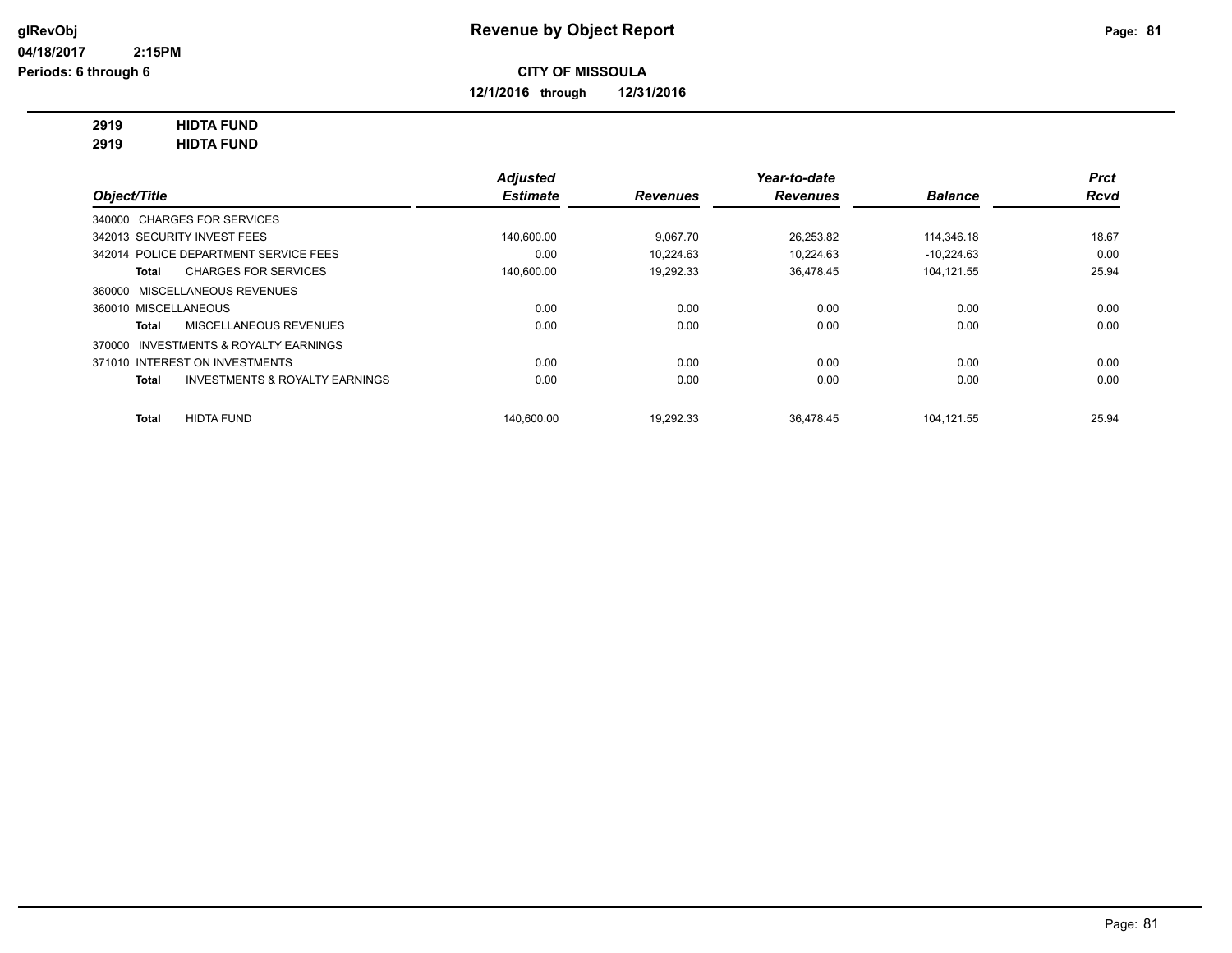glRevObj
04/18/2017 2:15PM
Periods: 6 through 6

# Revenue by Object Report

**CITY OF MISSOULA**

**12/1/2016 through 12/31/2016**

**2919 HIDTA FUND**
**2919 HIDTA FUND**

| Object/Title | Adjusted Estimate | Revenues | Year-to-date Revenues | Balance | Prct Rcvd |
|---|---|---|---|---|---|
| 340000 CHARGES FOR SERVICES | | | | | |
| 342013 SECURITY INVEST FEES | 140,600.00 | 9,067.70 | 26,253.82 | 114,346.18 | 18.67 |
| 342014 POLICE DEPARTMENT SERVICE FEES | 0.00 | 10,224.63 | 10,224.63 | -10,224.63 | 0.00 |
| **Total** CHARGES FOR SERVICES | 140,600.00 | 19,292.33 | 36,478.45 | 104,121.55 | 25.94 |
| 360000 MISCELLANEOUS REVENUES | | | | | |
| 360010 MISCELLANEOUS | 0.00 | 0.00 | 0.00 | 0.00 | 0.00 |
| **Total** MISCELLANEOUS REVENUES | 0.00 | 0.00 | 0.00 | 0.00 | 0.00 |
| 370000 INVESTMENTS & ROYALTY EARNINGS | | | | | |
| 371010 INTEREST ON INVESTMENTS | 0.00 | 0.00 | 0.00 | 0.00 | 0.00 |
| **Total** INVESTMENTS & ROYALTY EARNINGS | 0.00 | 0.00 | 0.00 | 0.00 | 0.00 |
| **Total** HIDTA FUND | 140,600.00 | 19,292.33 | 36,478.45 | 104,121.55 | 25.94 |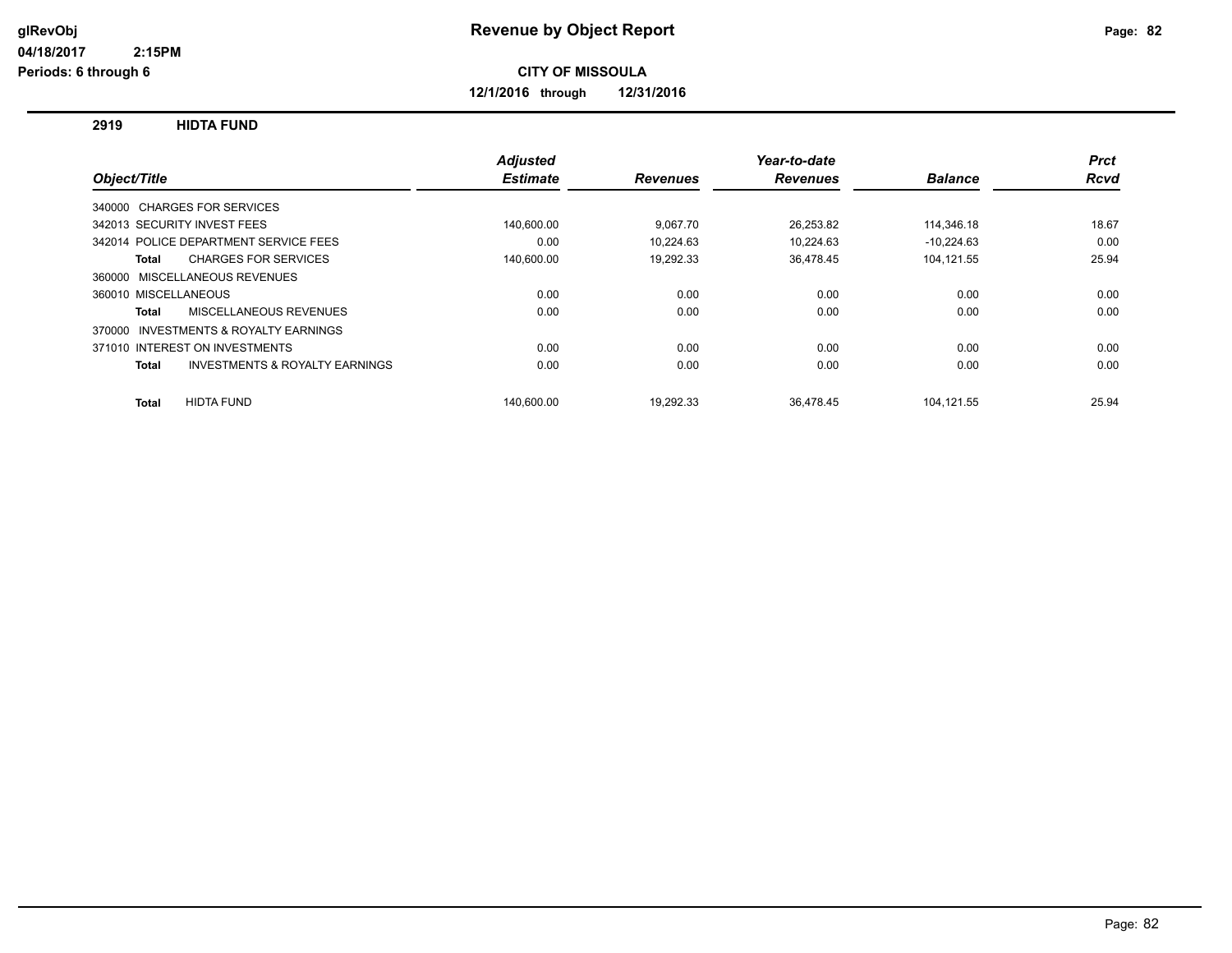# Revenue by Object Report

**CITY OF MISSOULA**

**12/1/2016 through 12/31/2016**

glRevObj
04/18/2017 2:15PM
Periods: 6 through 6

## 2919 HIDTA FUND

| Object/Title | Adjusted Estimate | Revenues | Year-to-date Revenues | Balance | Prct Rcvd |
|---|---|---|---|---|---|
| 340000 CHARGES FOR SERVICES | | | | | |
| 342013 SECURITY INVEST FEES | 140,600.00 | 9,067.70 | 26,253.82 | 114,346.18 | 18.67 |
| 342014 POLICE DEPARTMENT SERVICE FEES | 0.00 | 10,224.63 | 10,224.63 | -10,224.63 | 0.00 |
| **Total** CHARGES FOR SERVICES | 140,600.00 | 19,292.33 | 36,478.45 | 104,121.55 | 25.94 |
| 360000 MISCELLANEOUS REVENUES | | | | | |
| 360010 MISCELLANEOUS | 0.00 | 0.00 | 0.00 | 0.00 | 0.00 |
| **Total** MISCELLANEOUS REVENUES | 0.00 | 0.00 | 0.00 | 0.00 | 0.00 |
| 370000 INVESTMENTS & ROYALTY EARNINGS | | | | | |
| 371010 INTEREST ON INVESTMENTS | 0.00 | 0.00 | 0.00 | 0.00 | 0.00 |
| **Total** INVESTMENTS & ROYALTY EARNINGS | 0.00 | 0.00 | 0.00 | 0.00 | 0.00 |
| **Total** HIDTA FUND | 140,600.00 | 19,292.33 | 36,478.45 | 104,121.55 | 25.94 |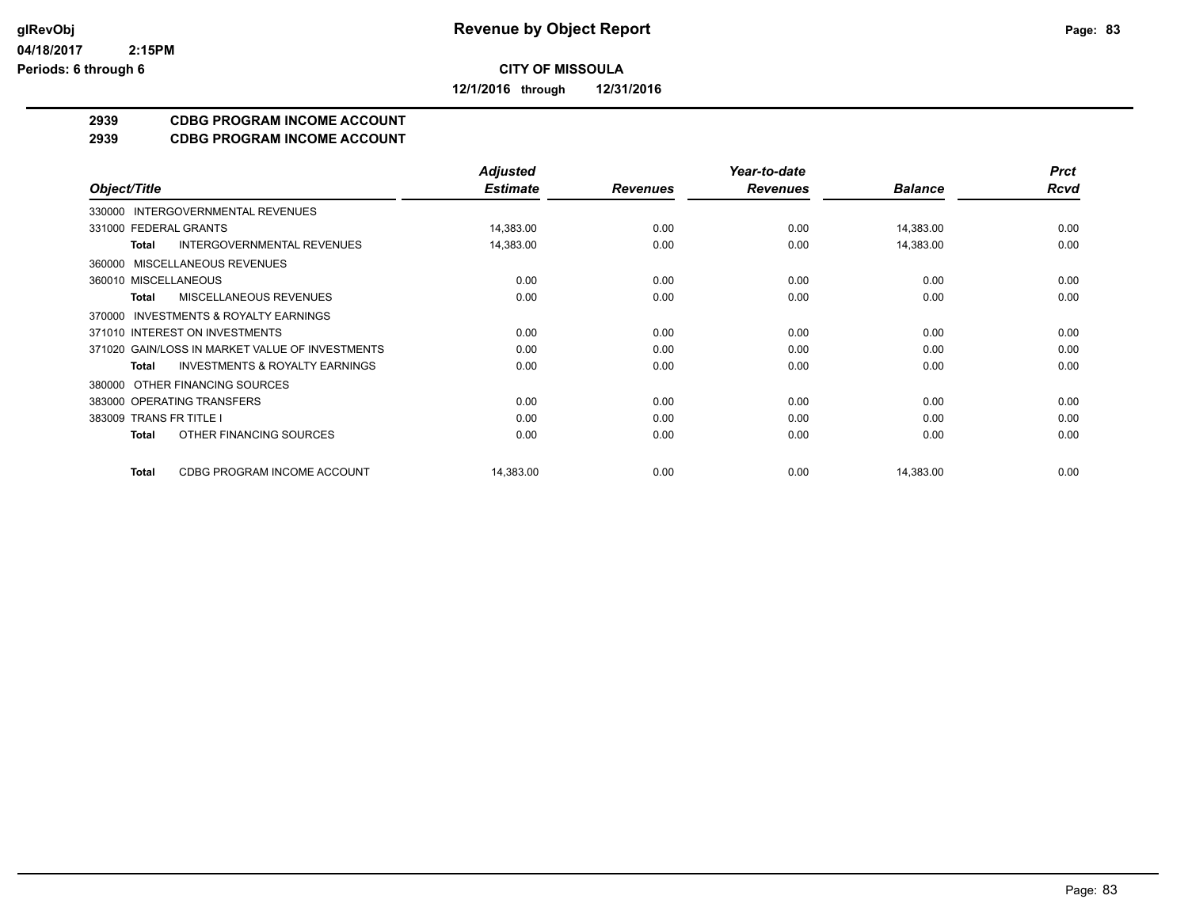**Revenue by Object Report**

**CITY OF MISSOULA**

**12/1/2016 through 12/31/2016**

glRevObj
04/18/2017 2:15PM
Periods: 6 through 6

## 2939 CDBG PROGRAM INCOME ACCOUNT
## 2939 CDBG PROGRAM INCOME ACCOUNT

| Object/Title | Adjusted Estimate | Revenues | Year-to-date Revenues | Balance | Prct Rcvd |
|---|---|---|---|---|---|
| 330000 INTERGOVERNMENTAL REVENUES | | | | | |
| 331000 FEDERAL GRANTS | 14,383.00 | 0.00 | 0.00 | 14,383.00 | 0.00 |
| **Total** INTERGOVERNMENTAL REVENUES | 14,383.00 | 0.00 | 0.00 | 14,383.00 | 0.00 |
| 360000 MISCELLANEOUS REVENUES | | | | | |
| 360010 MISCELLANEOUS | 0.00 | 0.00 | 0.00 | 0.00 | 0.00 |
| **Total** MISCELLANEOUS REVENUES | 0.00 | 0.00 | 0.00 | 0.00 | 0.00 |
| 370000 INVESTMENTS & ROYALTY EARNINGS | | | | | |
| 371010 INTEREST ON INVESTMENTS | 0.00 | 0.00 | 0.00 | 0.00 | 0.00 |
| 371020 GAIN/LOSS IN MARKET VALUE OF INVESTMENTS | 0.00 | 0.00 | 0.00 | 0.00 | 0.00 |
| **Total** INVESTMENTS & ROYALTY EARNINGS | 0.00 | 0.00 | 0.00 | 0.00 | 0.00 |
| 380000 OTHER FINANCING SOURCES | | | | | |
| 383000 OPERATING TRANSFERS | 0.00 | 0.00 | 0.00 | 0.00 | 0.00 |
| 383009 TRANS FR TITLE I | 0.00 | 0.00 | 0.00 | 0.00 | 0.00 |
| **Total** OTHER FINANCING SOURCES | 0.00 | 0.00 | 0.00 | 0.00 | 0.00 |
| **Total** CDBG PROGRAM INCOME ACCOUNT | 14,383.00 | 0.00 | 0.00 | 14,383.00 | 0.00 |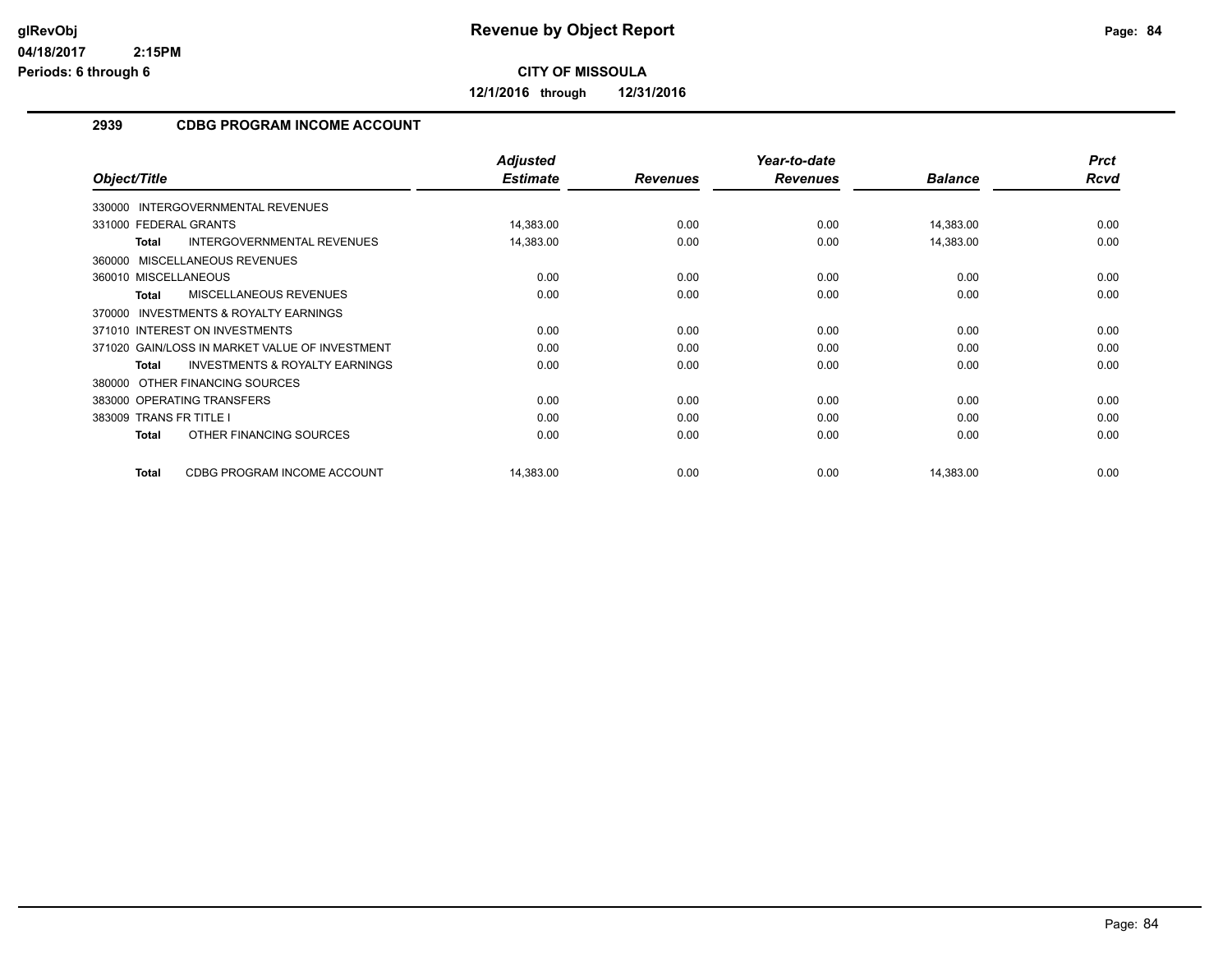# Revenue by Object Report

**CITY OF MISSOULA**

**12/1/2016 through 12/31/2016**

glRevObj
04/18/2017 2:15PM
Periods: 6 through 6

## 2939 CDBG PROGRAM INCOME ACCOUNT

| Object/Title | Adjusted Estimate | Revenues | Year-to-date Revenues | Balance | Prct Rcvd |
|---|---|---|---|---|---|
| 330000 INTERGOVERNMENTAL REVENUES | | | | | |
| 331000 FEDERAL GRANTS | 14,383.00 | 0.00 | 0.00 | 14,383.00 | 0.00 |
| **Total** INTERGOVERNMENTAL REVENUES | 14,383.00 | 0.00 | 0.00 | 14,383.00 | 0.00 |
| 360000 MISCELLANEOUS REVENUES | | | | | |
| 360010 MISCELLANEOUS | 0.00 | 0.00 | 0.00 | 0.00 | 0.00 |
| **Total** MISCELLANEOUS REVENUES | 0.00 | 0.00 | 0.00 | 0.00 | 0.00 |
| 370000 INVESTMENTS & ROYALTY EARNINGS | | | | | |
| 371010 INTEREST ON INVESTMENTS | 0.00 | 0.00 | 0.00 | 0.00 | 0.00 |
| 371020 GAIN/LOSS IN MARKET VALUE OF INVESTMENT | 0.00 | 0.00 | 0.00 | 0.00 | 0.00 |
| **Total** INVESTMENTS & ROYALTY EARNINGS | 0.00 | 0.00 | 0.00 | 0.00 | 0.00 |
| 380000 OTHER FINANCING SOURCES | | | | | |
| 383000 OPERATING TRANSFERS | 0.00 | 0.00 | 0.00 | 0.00 | 0.00 |
| 383009 TRANS FR TITLE I | 0.00 | 0.00 | 0.00 | 0.00 | 0.00 |
| **Total** OTHER FINANCING SOURCES | 0.00 | 0.00 | 0.00 | 0.00 | 0.00 |
| **Total** CDBG PROGRAM INCOME ACCOUNT | 14,383.00 | 0.00 | 0.00 | 14,383.00 | 0.00 |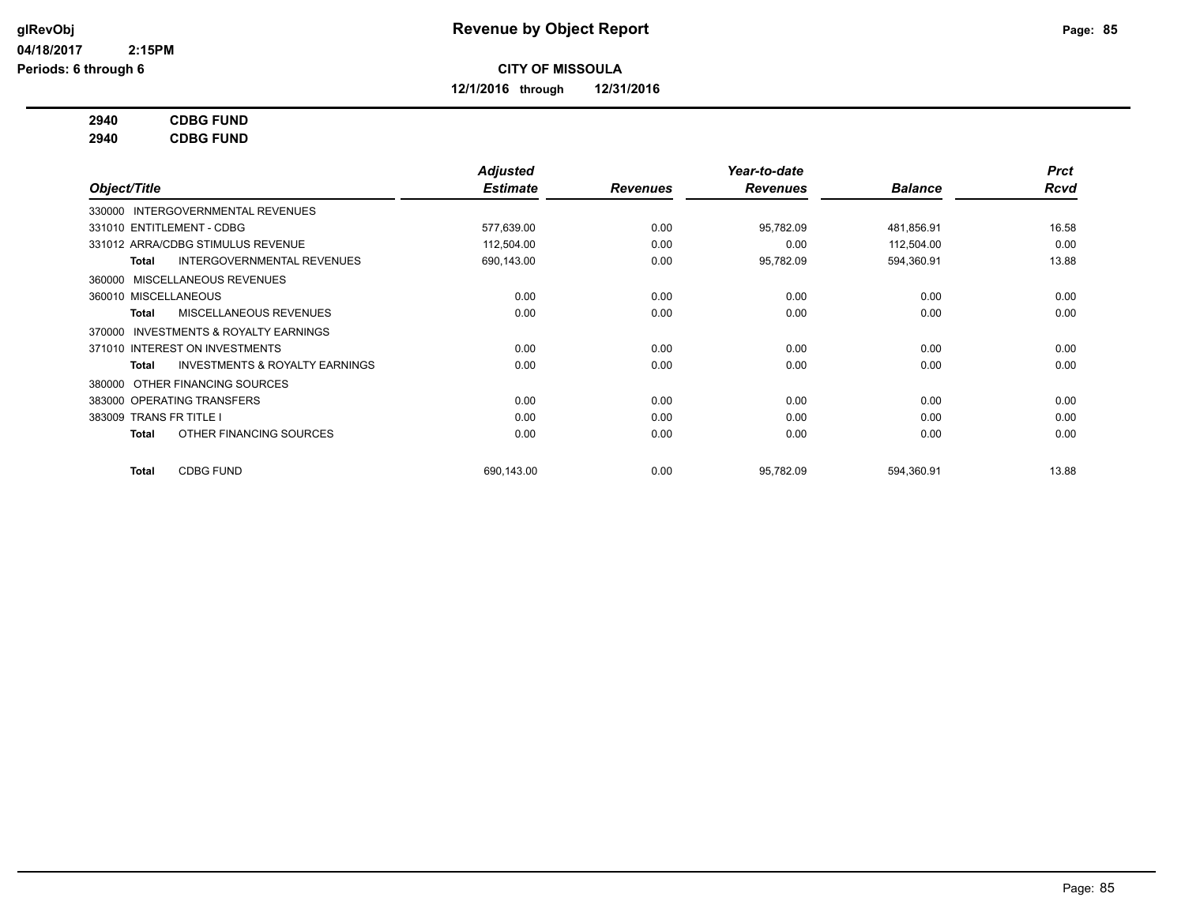**Revenue by Object Report**

**CITY OF MISSOULA**

**12/1/2016 through 12/31/2016**

glRevObj
04/18/2017 2:15PM
Periods: 6 through 6

**2940 CDBG FUND**
**2940 CDBG FUND**

| Object/Title | Adjusted Estimate | Revenues | Year-to-date Revenues | Balance | Prct Rcvd |
|---|---|---|---|---|---|
| 330000 INTERGOVERNMENTAL REVENUES | | | | | |
| 331010 ENTITLEMENT - CDBG | 577,639.00 | 0.00 | 95,782.09 | 481,856.91 | 16.58 |
| 331012 ARRA/CDBG STIMULUS REVENUE | 112,504.00 | 0.00 | 0.00 | 112,504.00 | 0.00 |
| **Total** INTERGOVERNMENTAL REVENUES | 690,143.00 | 0.00 | 95,782.09 | 594,360.91 | 13.88 |
| 360000 MISCELLANEOUS REVENUES | | | | | |
| 360010 MISCELLANEOUS | 0.00 | 0.00 | 0.00 | 0.00 | 0.00 |
| **Total** MISCELLANEOUS REVENUES | 0.00 | 0.00 | 0.00 | 0.00 | 0.00 |
| 370000 INVESTMENTS & ROYALTY EARNINGS | | | | | |
| 371010 INTEREST ON INVESTMENTS | 0.00 | 0.00 | 0.00 | 0.00 | 0.00 |
| **Total** INVESTMENTS & ROYALTY EARNINGS | 0.00 | 0.00 | 0.00 | 0.00 | 0.00 |
| 380000 OTHER FINANCING SOURCES | | | | | |
| 383000 OPERATING TRANSFERS | 0.00 | 0.00 | 0.00 | 0.00 | 0.00 |
| 383009 TRANS FR TITLE I | 0.00 | 0.00 | 0.00 | 0.00 | 0.00 |
| **Total** OTHER FINANCING SOURCES | 0.00 | 0.00 | 0.00 | 0.00 | 0.00 |
| **Total** CDBG FUND | 690,143.00 | 0.00 | 95,782.09 | 594,360.91 | 13.88 |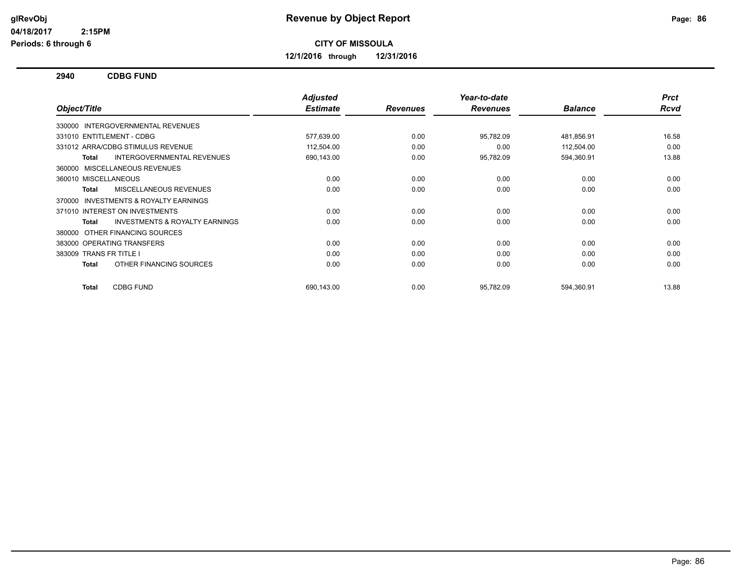**glRevObj**
**04/18/2017 2:15PM**
**Periods: 6 through 6**

# Revenue by Object Report

**CITY OF MISSOULA**

**12/1/2016 through 12/31/2016**

## 2940 CDBG FUND

| Object/Title | Adjusted Estimate | Revenues | Year-to-date Revenues | Balance | Prct Rcvd |
|---|---|---|---|---|---|
| 330000 INTERGOVERNMENTAL REVENUES | | | | | |
| 331010 ENTITLEMENT - CDBG | 577,639.00 | 0.00 | 95,782.09 | 481,856.91 | 16.58 |
| 331012 ARRA/CDBG STIMULUS REVENUE | 112,504.00 | 0.00 | 0.00 | 112,504.00 | 0.00 |
| **Total** INTERGOVERNMENTAL REVENUES | 690,143.00 | 0.00 | 95,782.09 | 594,360.91 | 13.88 |
| 360000 MISCELLANEOUS REVENUES | | | | | |
| 360010 MISCELLANEOUS | 0.00 | 0.00 | 0.00 | 0.00 | 0.00 |
| **Total** MISCELLANEOUS REVENUES | 0.00 | 0.00 | 0.00 | 0.00 | 0.00 |
| 370000 INVESTMENTS & ROYALTY EARNINGS | | | | | |
| 371010 INTEREST ON INVESTMENTS | 0.00 | 0.00 | 0.00 | 0.00 | 0.00 |
| **Total** INVESTMENTS & ROYALTY EARNINGS | 0.00 | 0.00 | 0.00 | 0.00 | 0.00 |
| 380000 OTHER FINANCING SOURCES | | | | | |
| 383000 OPERATING TRANSFERS | 0.00 | 0.00 | 0.00 | 0.00 | 0.00 |
| 383009 TRANS FR TITLE I | 0.00 | 0.00 | 0.00 | 0.00 | 0.00 |
| **Total** OTHER FINANCING SOURCES | 0.00 | 0.00 | 0.00 | 0.00 | 0.00 |
| **Total** CDBG FUND | 690,143.00 | 0.00 | 95,782.09 | 594,360.91 | 13.88 |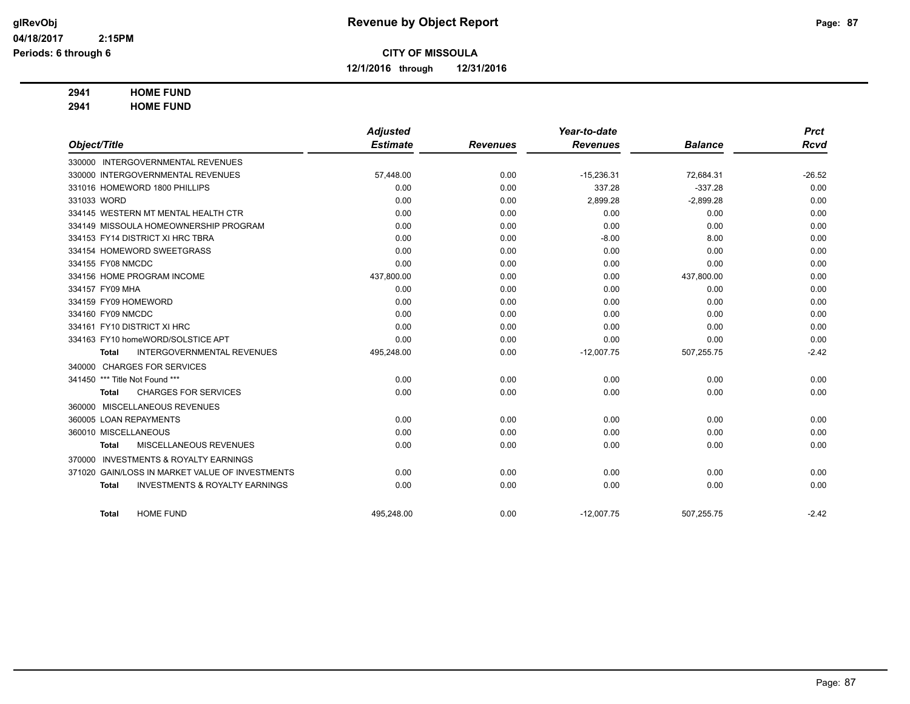# Revenue by Object Report

glRevObj
04/18/2017 2:15PM
Periods: 6 through 6

**CITY OF MISSOULA**

**12/1/2016 through 12/31/2016**

**2941 HOME FUND**
**2941 HOME FUND**

| Object/Title | Adjusted Estimate | Revenues | Year-to-date Revenues | Balance | Prct Rcvd |
|---|---|---|---|---|---|
| 330000 INTERGOVERNMENTAL REVENUES | | | | | |
| 330000 INTERGOVERNMENTAL REVENUES | 57,448.00 | 0.00 | -15,236.31 | 72,684.31 | -26.52 |
| 331016 HOMEWORD 1800 PHILLIPS | 0.00 | 0.00 | 337.28 | -337.28 | 0.00 |
| 331033 WORD | 0.00 | 0.00 | 2,899.28 | -2,899.28 | 0.00 |
| 334145 WESTERN MT MENTAL HEALTH CTR | 0.00 | 0.00 | 0.00 | 0.00 | 0.00 |
| 334149 MISSOULA HOMEOWNERSHIP PROGRAM | 0.00 | 0.00 | 0.00 | 0.00 | 0.00 |
| 334153 FY14 DISTRICT XI HRC TBRA | 0.00 | 0.00 | -8.00 | 8.00 | 0.00 |
| 334154 HOMEWORD SWEETGRASS | 0.00 | 0.00 | 0.00 | 0.00 | 0.00 |
| 334155 FY08 NMCDC | 0.00 | 0.00 | 0.00 | 0.00 | 0.00 |
| 334156 HOME PROGRAM INCOME | 437,800.00 | 0.00 | 0.00 | 437,800.00 | 0.00 |
| 334157 FY09 MHA | 0.00 | 0.00 | 0.00 | 0.00 | 0.00 |
| 334159 FY09 HOMEWORD | 0.00 | 0.00 | 0.00 | 0.00 | 0.00 |
| 334160 FY09 NMCDC | 0.00 | 0.00 | 0.00 | 0.00 | 0.00 |
| 334161 FY10 DISTRICT XI HRC | 0.00 | 0.00 | 0.00 | 0.00 | 0.00 |
| 334163 FY10 homeWORD/SOLSTICE APT | 0.00 | 0.00 | 0.00 | 0.00 | 0.00 |
| **Total** INTERGOVERNMENTAL REVENUES | 495,248.00 | 0.00 | -12,007.75 | 507,255.75 | -2.42 |
| 340000 CHARGES FOR SERVICES | | | | | |
| 341450 *** Title Not Found *** | 0.00 | 0.00 | 0.00 | 0.00 | 0.00 |
| **Total** CHARGES FOR SERVICES | 0.00 | 0.00 | 0.00 | 0.00 | 0.00 |
| 360000 MISCELLANEOUS REVENUES | | | | | |
| 360005 LOAN REPAYMENTS | 0.00 | 0.00 | 0.00 | 0.00 | 0.00 |
| 360010 MISCELLANEOUS | 0.00 | 0.00 | 0.00 | 0.00 | 0.00 |
| **Total** MISCELLANEOUS REVENUES | 0.00 | 0.00 | 0.00 | 0.00 | 0.00 |
| 370000 INVESTMENTS & ROYALTY EARNINGS | | | | | |
| 371020 GAIN/LOSS IN MARKET VALUE OF INVESTMENTS | 0.00 | 0.00 | 0.00 | 0.00 | 0.00 |
| **Total** INVESTMENTS & ROYALTY EARNINGS | 0.00 | 0.00 | 0.00 | 0.00 | 0.00 |
| **Total** HOME FUND | 495,248.00 | 0.00 | -12,007.75 | 507,255.75 | -2.42 |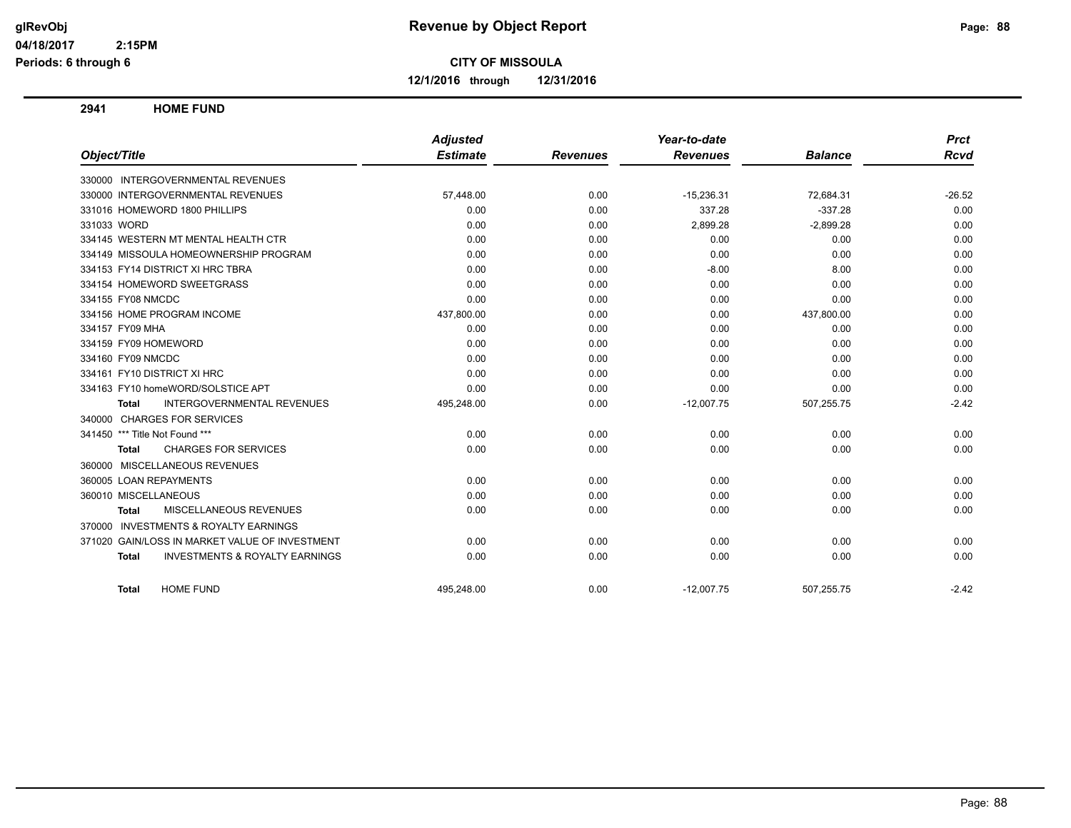# Revenue by Object Report

glRevObj
04/18/2017 2:15PM
Periods: 6 through 6

**CITY OF MISSOULA**

**12/1/2016 through 12/31/2016**

## 2941 HOME FUND

| Object/Title | Adjusted Estimate | Revenues | Year-to-date Revenues | Balance | Prct Rcvd |
|---|---|---|---|---|---|
| 330000 INTERGOVERNMENTAL REVENUES | | | | | |
| 330000 INTERGOVERNMENTAL REVENUES | 57,448.00 | 0.00 | -15,236.31 | 72,684.31 | -26.52 |
| 331016 HOMEWORD 1800 PHILLIPS | 0.00 | 0.00 | 337.28 | -337.28 | 0.00 |
| 331033 WORD | 0.00 | 0.00 | 2,899.28 | -2,899.28 | 0.00 |
| 334145 WESTERN MT MENTAL HEALTH CTR | 0.00 | 0.00 | 0.00 | 0.00 | 0.00 |
| 334149 MISSOULA HOMEOWNERSHIP PROGRAM | 0.00 | 0.00 | 0.00 | 0.00 | 0.00 |
| 334153 FY14 DISTRICT XI HRC TBRA | 0.00 | 0.00 | -8.00 | 8.00 | 0.00 |
| 334154 HOMEWORD SWEETGRASS | 0.00 | 0.00 | 0.00 | 0.00 | 0.00 |
| 334155 FY08 NMCDC | 0.00 | 0.00 | 0.00 | 0.00 | 0.00 |
| 334156 HOME PROGRAM INCOME | 437,800.00 | 0.00 | 0.00 | 437,800.00 | 0.00 |
| 334157 FY09 MHA | 0.00 | 0.00 | 0.00 | 0.00 | 0.00 |
| 334159 FY09 HOMEWORD | 0.00 | 0.00 | 0.00 | 0.00 | 0.00 |
| 334160 FY09 NMCDC | 0.00 | 0.00 | 0.00 | 0.00 | 0.00 |
| 334161 FY10 DISTRICT XI HRC | 0.00 | 0.00 | 0.00 | 0.00 | 0.00 |
| 334163 FY10 homeWORD/SOLSTICE APT | 0.00 | 0.00 | 0.00 | 0.00 | 0.00 |
| **Total** INTERGOVERNMENTAL REVENUES | 495,248.00 | 0.00 | -12,007.75 | 507,255.75 | -2.42 |
| 340000 CHARGES FOR SERVICES | | | | | |
| 341450 *** Title Not Found *** | 0.00 | 0.00 | 0.00 | 0.00 | 0.00 |
| **Total** CHARGES FOR SERVICES | 0.00 | 0.00 | 0.00 | 0.00 | 0.00 |
| 360000 MISCELLANEOUS REVENUES | | | | | |
| 360005 LOAN REPAYMENTS | 0.00 | 0.00 | 0.00 | 0.00 | 0.00 |
| 360010 MISCELLANEOUS | 0.00 | 0.00 | 0.00 | 0.00 | 0.00 |
| **Total** MISCELLANEOUS REVENUES | 0.00 | 0.00 | 0.00 | 0.00 | 0.00 |
| 370000 INVESTMENTS & ROYALTY EARNINGS | | | | | |
| 371020 GAIN/LOSS IN MARKET VALUE OF INVESTMENT | 0.00 | 0.00 | 0.00 | 0.00 | 0.00 |
| **Total** INVESTMENTS & ROYALTY EARNINGS | 0.00 | 0.00 | 0.00 | 0.00 | 0.00 |
| **Total** HOME FUND | 495,248.00 | 0.00 | -12,007.75 | 507,255.75 | -2.42 |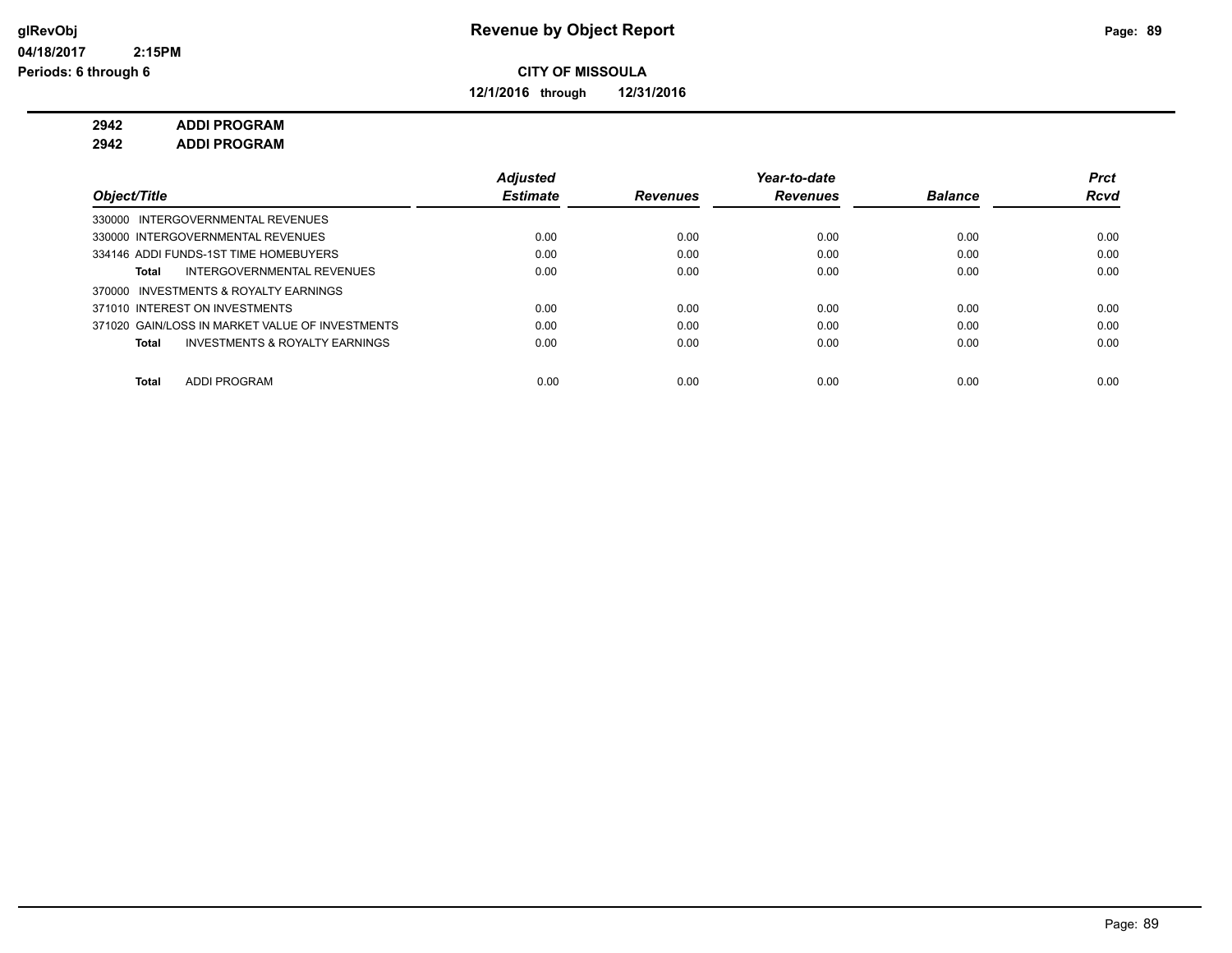# Revenue by Object Report

glRevObj
04/18/2017 2:15PM
Periods: 6 through 6

**CITY OF MISSOULA**

**12/1/2016 through 12/31/2016**

**2942 ADDI PROGRAM**
**2942 ADDI PROGRAM**

| Object/Title | Adjusted Estimate | Revenues | Year-to-date Revenues | Balance | Prct Rcvd |
|---|---|---|---|---|---|
| 330000 INTERGOVERNMENTAL REVENUES | | | | | |
| 330000 INTERGOVERNMENTAL REVENUES | 0.00 | 0.00 | 0.00 | 0.00 | 0.00 |
| 334146 ADDI FUNDS-1ST TIME HOMEBUYERS | 0.00 | 0.00 | 0.00 | 0.00 | 0.00 |
| **Total** INTERGOVERNMENTAL REVENUES | 0.00 | 0.00 | 0.00 | 0.00 | 0.00 |
| 370000 INVESTMENTS & ROYALTY EARNINGS | | | | | |
| 371010 INTEREST ON INVESTMENTS | 0.00 | 0.00 | 0.00 | 0.00 | 0.00 |
| 371020 GAIN/LOSS IN MARKET VALUE OF INVESTMENTS | 0.00 | 0.00 | 0.00 | 0.00 | 0.00 |
| **Total** INVESTMENTS & ROYALTY EARNINGS | 0.00 | 0.00 | 0.00 | 0.00 | 0.00 |
| **Total** ADDI PROGRAM | 0.00 | 0.00 | 0.00 | 0.00 | 0.00 |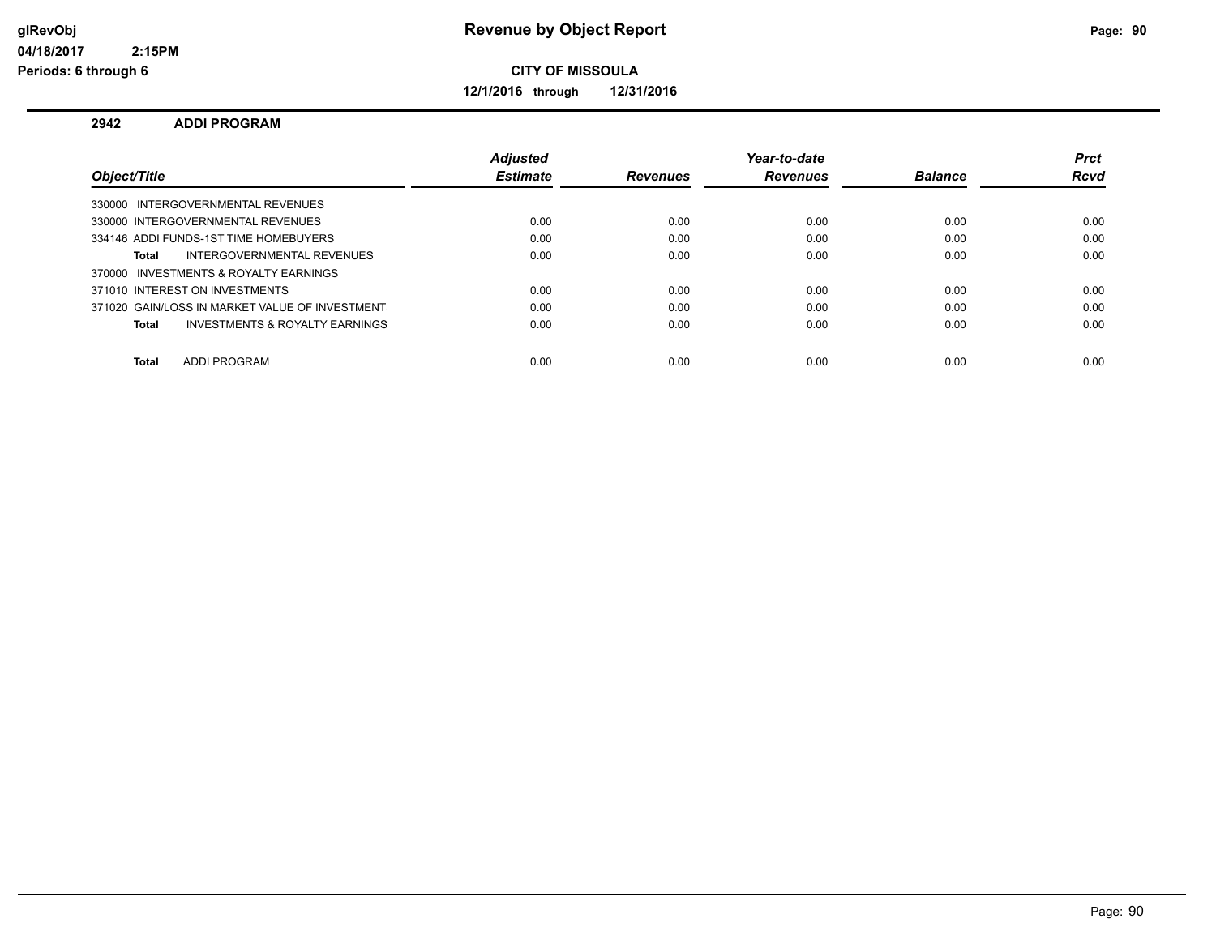# Revenue by Object Report

glRevObj
04/18/2017 2:15PM
Periods: 6 through 6

**CITY OF MISSOULA**

**12/1/2016 through 12/31/2016**

## 2942 ADDI PROGRAM

| Object/Title | Adjusted Estimate | Revenues | Year-to-date Revenues | Balance | Prct Rcvd |
|---|---|---|---|---|---|
| 330000 INTERGOVERNMENTAL REVENUES | | | | | |
| 330000 INTERGOVERNMENTAL REVENUES | 0.00 | 0.00 | 0.00 | 0.00 | 0.00 |
| 334146 ADDI FUNDS-1ST TIME HOMEBUYERS | 0.00 | 0.00 | 0.00 | 0.00 | 0.00 |
| **Total** INTERGOVERNMENTAL REVENUES | 0.00 | 0.00 | 0.00 | 0.00 | 0.00 |
| 370000 INVESTMENTS & ROYALTY EARNINGS | | | | | |
| 371010 INTEREST ON INVESTMENTS | 0.00 | 0.00 | 0.00 | 0.00 | 0.00 |
| 371020 GAIN/LOSS IN MARKET VALUE OF INVESTMENT | 0.00 | 0.00 | 0.00 | 0.00 | 0.00 |
| **Total** INVESTMENTS & ROYALTY EARNINGS | 0.00 | 0.00 | 0.00 | 0.00 | 0.00 |
| **Total** ADDI PROGRAM | 0.00 | 0.00 | 0.00 | 0.00 | 0.00 |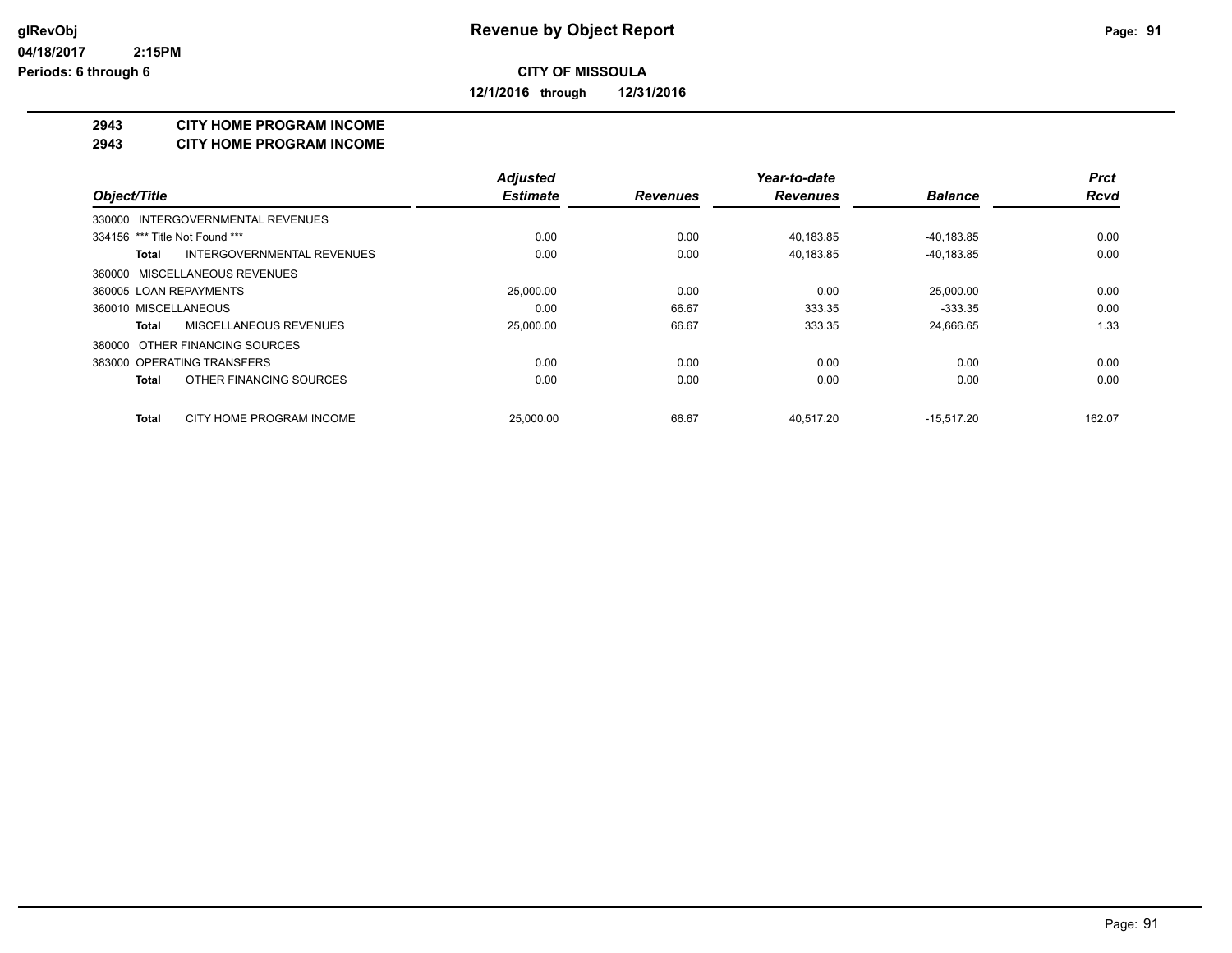**glRevObj**
**04/18/2017 2:15PM**
**Periods: 6 through 6**

# Revenue by Object Report

**CITY OF MISSOULA**

**12/1/2016 through 12/31/2016**

## 2943 CITY HOME PROGRAM INCOME
## 2943 CITY HOME PROGRAM INCOME

| Object/Title | | Adjusted Estimate | Revenues | Year-to-date Revenues | Balance | Prct Rcvd |
|---|---|---|---|---|---|---|
| 330000 INTERGOVERNMENTAL REVENUES | | | | | | |
| 334156 *** Title Not Found *** | | 0.00 | 0.00 | 40,183.85 | -40,183.85 | 0.00 |
| Total | INTERGOVERNMENTAL REVENUES | 0.00 | 0.00 | 40,183.85 | -40,183.85 | 0.00 |
| 360000 MISCELLANEOUS REVENUES | | | | | | |
| 360005 LOAN REPAYMENTS | | 25,000.00 | 0.00 | 0.00 | 25,000.00 | 0.00 |
| 360010 MISCELLANEOUS | | 0.00 | 66.67 | 333.35 | -333.35 | 0.00 |
| Total | MISCELLANEOUS REVENUES | 25,000.00 | 66.67 | 333.35 | 24,666.65 | 1.33 |
| 380000 OTHER FINANCING SOURCES | | | | | | |
| 383000 OPERATING TRANSFERS | | 0.00 | 0.00 | 0.00 | 0.00 | 0.00 |
| Total | OTHER FINANCING SOURCES | 0.00 | 0.00 | 0.00 | 0.00 | 0.00 |
| Total | CITY HOME PROGRAM INCOME | 25,000.00 | 66.67 | 40,517.20 | -15,517.20 | 162.07 |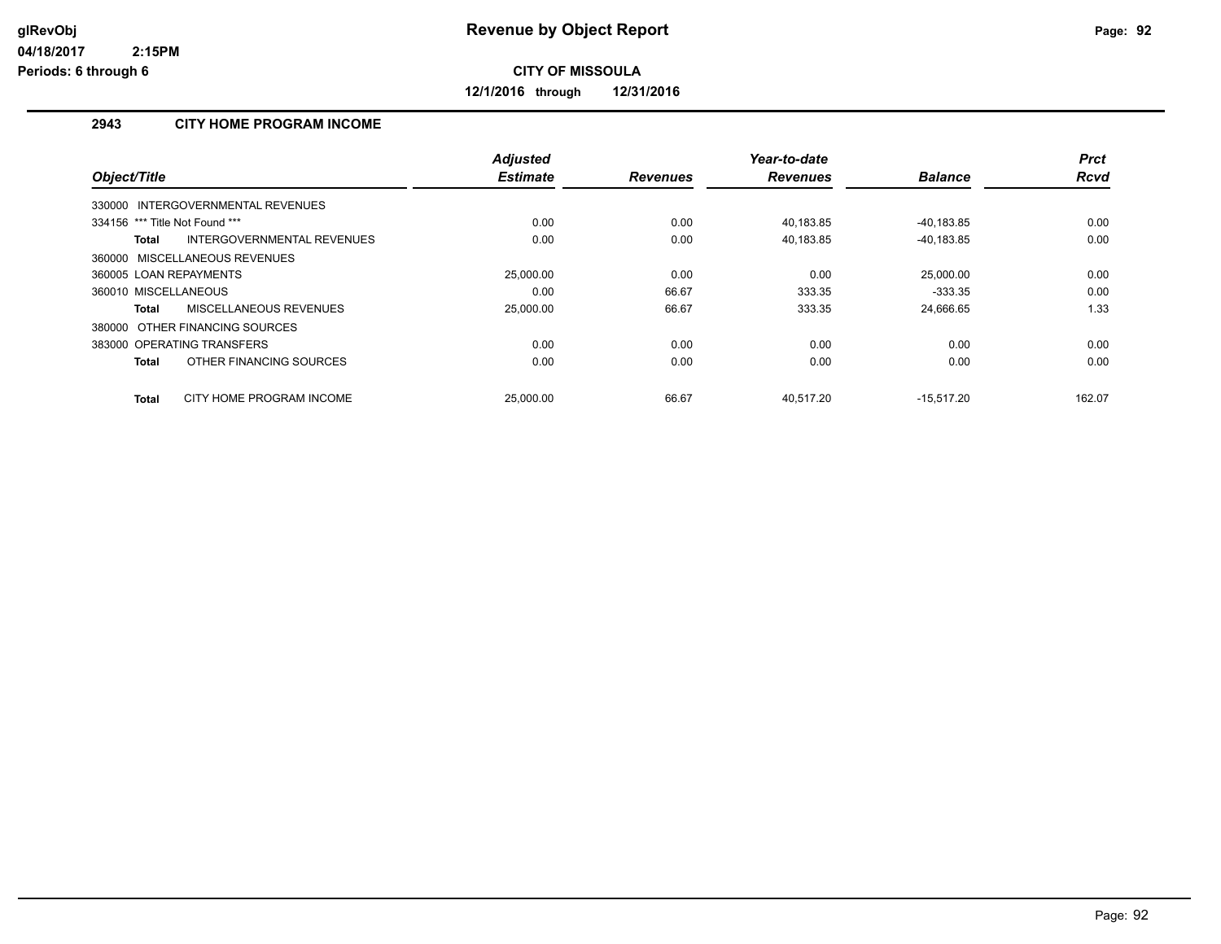# Revenue by Object Report

glRevObj
04/18/2017 2:15PM
Periods: 6 through 6

**CITY OF MISSOULA**

**12/1/2016 through 12/31/2016**

## 2943 CITY HOME PROGRAM INCOME

| Object/Title | Adjusted Estimate | Revenues | Year-to-date Revenues | Balance | Prct Rcvd |
|---|---|---|---|---|---|
| 330000 INTERGOVERNMENTAL REVENUES | | | | | |
| 334156 *** Title Not Found *** | 0.00 | 0.00 | 40,183.85 | -40,183.85 | 0.00 |
| **Total** INTERGOVERNMENTAL REVENUES | 0.00 | 0.00 | 40,183.85 | -40,183.85 | 0.00 |
| 360000 MISCELLANEOUS REVENUES | | | | | |
| 360005 LOAN REPAYMENTS | 25,000.00 | 0.00 | 0.00 | 25,000.00 | 0.00 |
| 360010 MISCELLANEOUS | 0.00 | 66.67 | 333.35 | -333.35 | 0.00 |
| **Total** MISCELLANEOUS REVENUES | 25,000.00 | 66.67 | 333.35 | 24,666.65 | 1.33 |
| 380000 OTHER FINANCING SOURCES | | | | | |
| 383000 OPERATING TRANSFERS | 0.00 | 0.00 | 0.00 | 0.00 | 0.00 |
| **Total** OTHER FINANCING SOURCES | 0.00 | 0.00 | 0.00 | 0.00 | 0.00 |
| **Total** CITY HOME PROGRAM INCOME | 25,000.00 | 66.67 | 40,517.20 | -15,517.20 | 162.07 |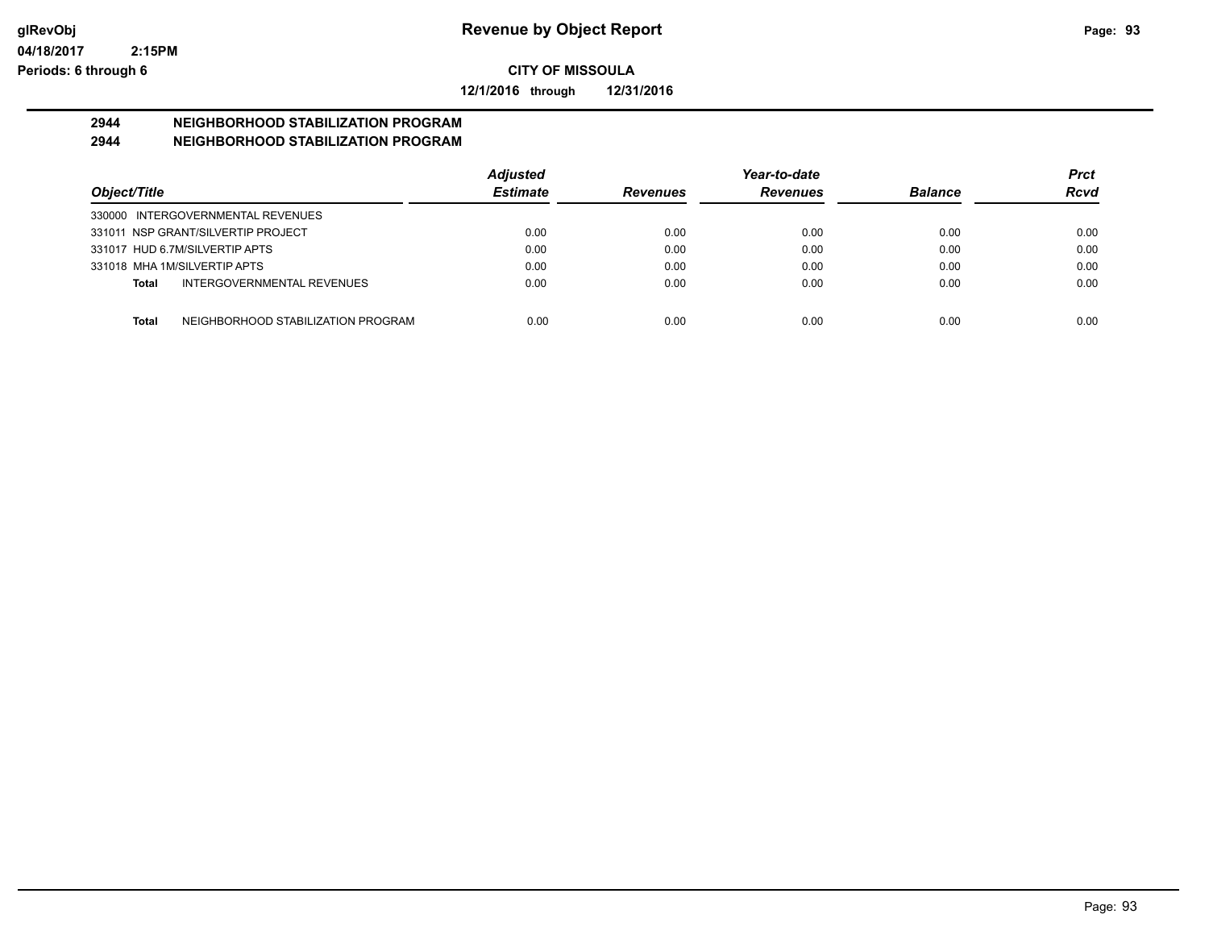**Revenue by Object Report**

glRevObj
04/18/2017 2:15PM
Periods: 6 through 6

**CITY OF MISSOULA**

12/1/2016 through 12/31/2016

**2944 NEIGHBORHOOD STABILIZATION PROGRAM**
**2944 NEIGHBORHOOD STABILIZATION PROGRAM**

| Object/Title | | Adjusted Estimate | Revenues | Year-to-date Revenues | Balance | Prct Rcvd |
|---|---|---|---|---|---|---|
| 330000 INTERGOVERNMENTAL REVENUES | | | | | | |
| 331011 NSP GRANT/SILVERTIP PROJECT | | 0.00 | 0.00 | 0.00 | 0.00 | 0.00 |
| 331017 HUD 6.7M/SILVERTIP APTS | | 0.00 | 0.00 | 0.00 | 0.00 | 0.00 |
| 331018 MHA 1M/SILVERTIP APTS | | 0.00 | 0.00 | 0.00 | 0.00 | 0.00 |
| **Total** | INTERGOVERNMENTAL REVENUES | 0.00 | 0.00 | 0.00 | 0.00 | 0.00 |
| **Total** | NEIGHBORHOOD STABILIZATION PROGRAM | 0.00 | 0.00 | 0.00 | 0.00 | 0.00 |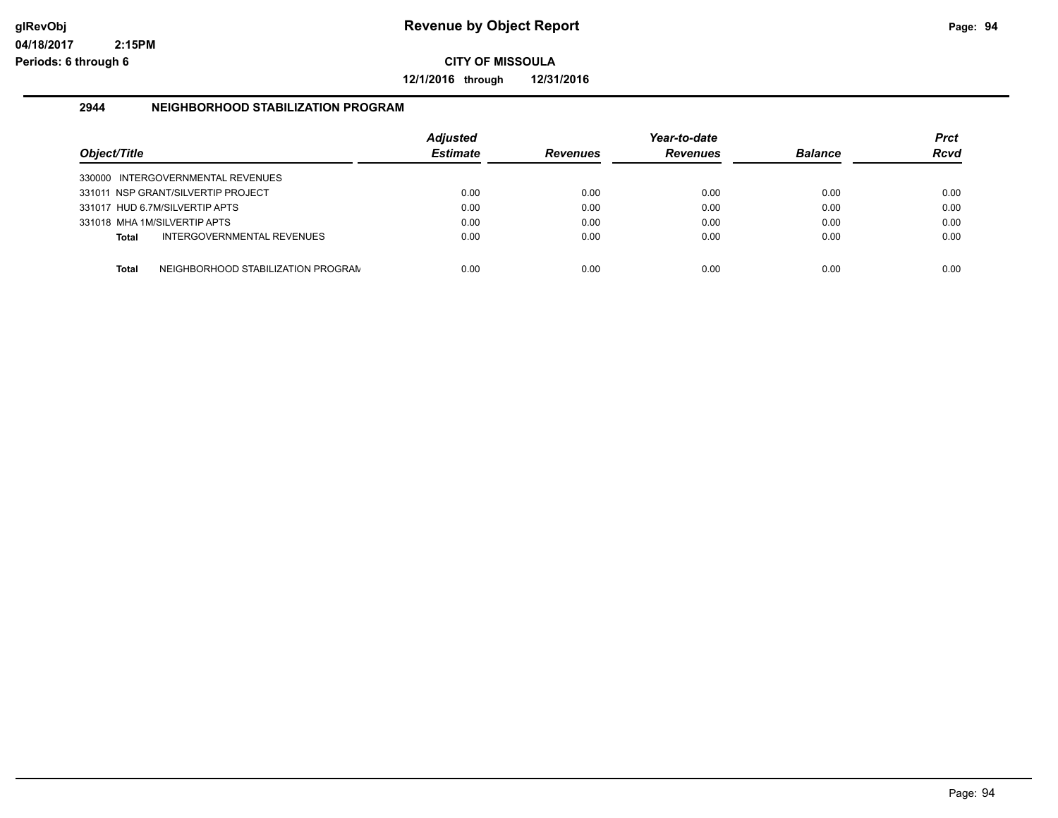**glRevObj**
**04/18/2017 2:15PM**
**Periods: 6 through 6**

# Revenue by Object Report

**CITY OF MISSOULA**

**12/1/2016 through 12/31/2016**

## 2944 NEIGHBORHOOD STABILIZATION PROGRAM

| Object/Title | Adjusted Estimate | Revenues | Year-to-date Revenues | Balance | Prct Rcvd |
|---|---|---|---|---|---|
| 330000 INTERGOVERNMENTAL REVENUES | | | | | |
| 331011 NSP GRANT/SILVERTIP PROJECT | 0.00 | 0.00 | 0.00 | 0.00 | 0.00 |
| 331017 HUD 6.7M/SILVERTIP APTS | 0.00 | 0.00 | 0.00 | 0.00 | 0.00 |
| 331018 MHA 1M/SILVERTIP APTS | 0.00 | 0.00 | 0.00 | 0.00 | 0.00 |
| **Total** INTERGOVERNMENTAL REVENUES | 0.00 | 0.00 | 0.00 | 0.00 | 0.00 |
| **Total** NEIGHBORHOOD STABILIZATION PROGRAM | 0.00 | 0.00 | 0.00 | 0.00 | 0.00 |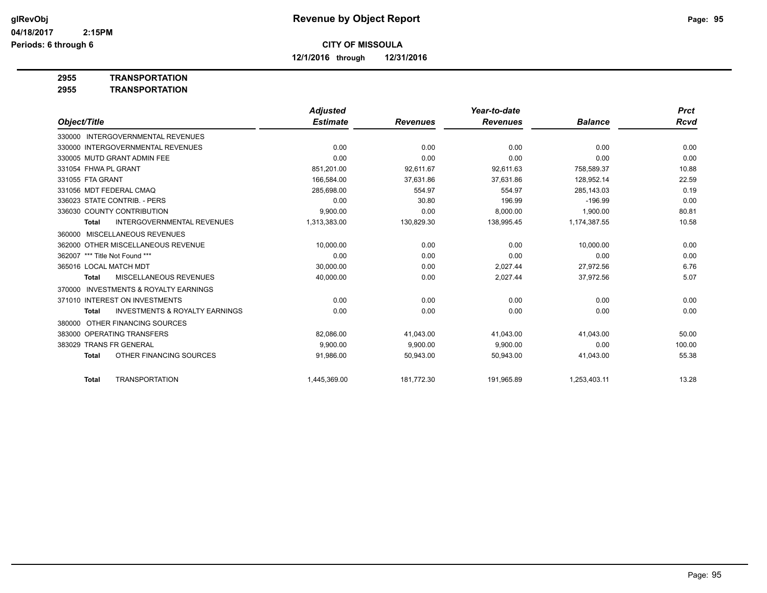**CITY OF MISSOULA**

**12/1/2016 through 12/31/2016**

**2955 TRANSPORTATION**

**2955 TRANSPORTATION**

| Object/Title | Adjusted Estimate | Revenues | Year-to-date Revenues | Balance | Prct Rcvd |
|---|---|---|---|---|---|
| 330000 INTERGOVERNMENTAL REVENUES | | | | | |
| 330000 INTERGOVERNMENTAL REVENUES | 0.00 | 0.00 | 0.00 | 0.00 | 0.00 |
| 330005 MUTD GRANT ADMIN FEE | 0.00 | 0.00 | 0.00 | 0.00 | 0.00 |
| 331054 FHWA PL GRANT | 851,201.00 | 92,611.67 | 92,611.63 | 758,589.37 | 10.88 |
| 331055 FTA GRANT | 166,584.00 | 37,631.86 | 37,631.86 | 128,952.14 | 22.59 |
| 331056 MDT FEDERAL CMAQ | 285,698.00 | 554.97 | 554.97 | 285,143.03 | 0.19 |
| 336023 STATE CONTRIB. - PERS | 0.00 | 30.80 | 196.99 | -196.99 | 0.00 |
| 336030 COUNTY CONTRIBUTION | 9,900.00 | 0.00 | 8,000.00 | 1,900.00 | 80.81 |
| **Total** INTERGOVERNMENTAL REVENUES | 1,313,383.00 | 130,829.30 | 138,995.45 | 1,174,387.55 | 10.58 |
| 360000 MISCELLANEOUS REVENUES | | | | | |
| 362000 OTHER MISCELLANEOUS REVENUE | 10,000.00 | 0.00 | 0.00 | 10,000.00 | 0.00 |
| 362007 *** Title Not Found *** | 0.00 | 0.00 | 0.00 | 0.00 | 0.00 |
| 365016 LOCAL MATCH MDT | 30,000.00 | 0.00 | 2,027.44 | 27,972.56 | 6.76 |
| **Total** MISCELLANEOUS REVENUES | 40,000.00 | 0.00 | 2,027.44 | 37,972.56 | 5.07 |
| 370000 INVESTMENTS & ROYALTY EARNINGS | | | | | |
| 371010 INTEREST ON INVESTMENTS | 0.00 | 0.00 | 0.00 | 0.00 | 0.00 |
| **Total** INVESTMENTS & ROYALTY EARNINGS | 0.00 | 0.00 | 0.00 | 0.00 | 0.00 |
| 380000 OTHER FINANCING SOURCES | | | | | |
| 383000 OPERATING TRANSFERS | 82,086.00 | 41,043.00 | 41,043.00 | 41,043.00 | 50.00 |
| 383029 TRANS FR GENERAL | 9,900.00 | 9,900.00 | 9,900.00 | 0.00 | 100.00 |
| **Total** OTHER FINANCING SOURCES | 91,986.00 | 50,943.00 | 50,943.00 | 41,043.00 | 55.38 |
| **Total** TRANSPORTATION | 1,445,369.00 | 181,772.30 | 191,965.89 | 1,253,403.11 | 13.28 |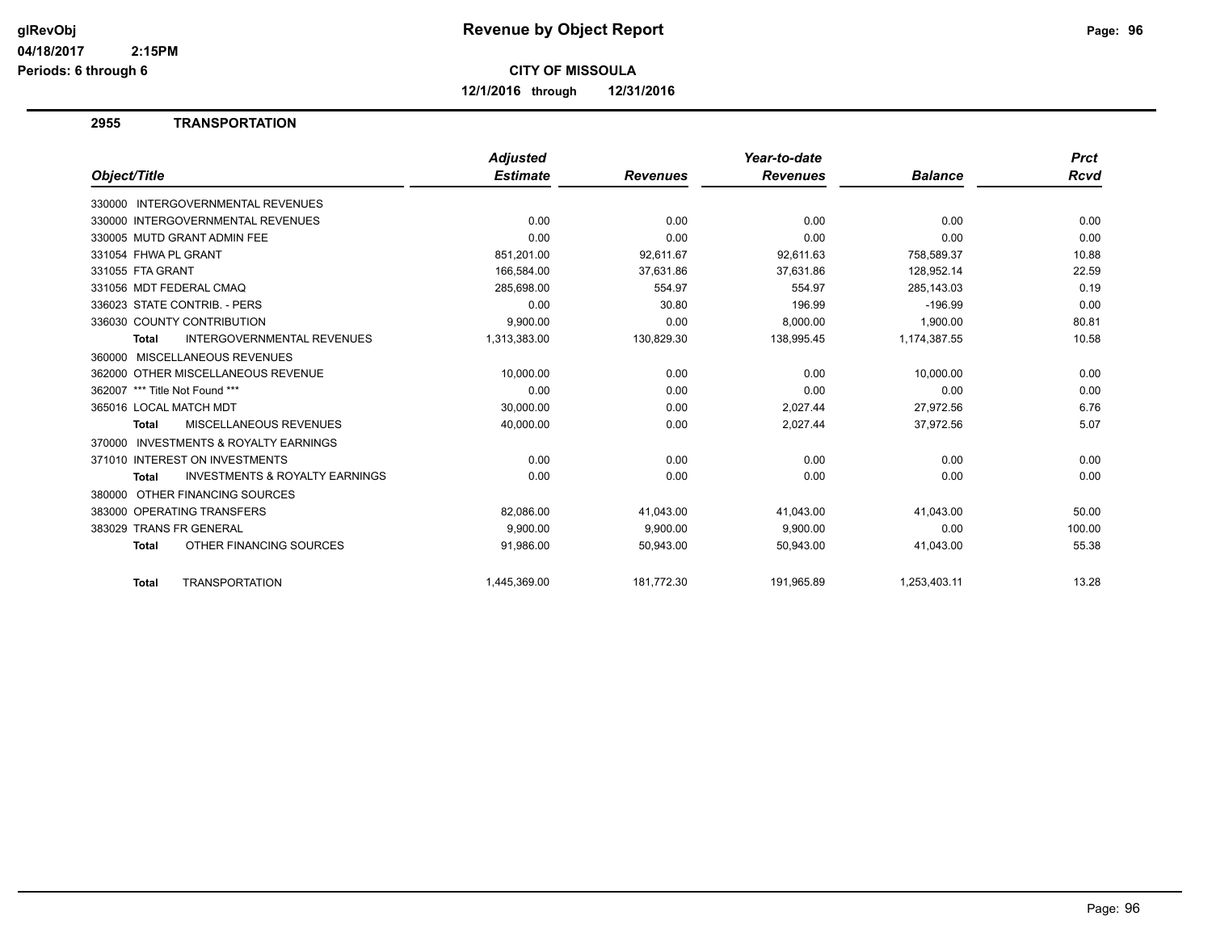# Revenue by Object Report

glRevObj
04/18/2017 2:15PM
Periods: 6 through 6

**CITY OF MISSOULA**

**12/1/2016 through 12/31/2016**

## 2955 TRANSPORTATION

| Object/Title | Adjusted Estimate | Revenues | Year-to-date Revenues | Balance | Prct Rcvd |
|---|---|---|---|---|---|
| 330000 INTERGOVERNMENTAL REVENUES | | | | | |
| 330000 INTERGOVERNMENTAL REVENUES | 0.00 | 0.00 | 0.00 | 0.00 | 0.00 |
| 330005 MUTD GRANT ADMIN FEE | 0.00 | 0.00 | 0.00 | 0.00 | 0.00 |
| 331054 FHWA PL GRANT | 851,201.00 | 92,611.67 | 92,611.63 | 758,589.37 | 10.88 |
| 331055 FTA GRANT | 166,584.00 | 37,631.86 | 37,631.86 | 128,952.14 | 22.59 |
| 331056 MDT FEDERAL CMAQ | 285,698.00 | 554.97 | 554.97 | 285,143.03 | 0.19 |
| 336023 STATE CONTRIB. - PERS | 0.00 | 30.80 | 196.99 | -196.99 | 0.00 |
| 336030 COUNTY CONTRIBUTION | 9,900.00 | 0.00 | 8,000.00 | 1,900.00 | 80.81 |
| **Total** INTERGOVERNMENTAL REVENUES | 1,313,383.00 | 130,829.30 | 138,995.45 | 1,174,387.55 | 10.58 |
| 360000 MISCELLANEOUS REVENUES | | | | | |
| 362000 OTHER MISCELLANEOUS REVENUE | 10,000.00 | 0.00 | 0.00 | 10,000.00 | 0.00 |
| 362007 *** Title Not Found *** | 0.00 | 0.00 | 0.00 | 0.00 | 0.00 |
| 365016 LOCAL MATCH MDT | 30,000.00 | 0.00 | 2,027.44 | 27,972.56 | 6.76 |
| **Total** MISCELLANEOUS REVENUES | 40,000.00 | 0.00 | 2,027.44 | 37,972.56 | 5.07 |
| 370000 INVESTMENTS & ROYALTY EARNINGS | | | | | |
| 371010 INTEREST ON INVESTMENTS | 0.00 | 0.00 | 0.00 | 0.00 | 0.00 |
| **Total** INVESTMENTS & ROYALTY EARNINGS | 0.00 | 0.00 | 0.00 | 0.00 | 0.00 |
| 380000 OTHER FINANCING SOURCES | | | | | |
| 383000 OPERATING TRANSFERS | 82,086.00 | 41,043.00 | 41,043.00 | 41,043.00 | 50.00 |
| 383029 TRANS FR GENERAL | 9,900.00 | 9,900.00 | 9,900.00 | 0.00 | 100.00 |
| **Total** OTHER FINANCING SOURCES | 91,986.00 | 50,943.00 | 50,943.00 | 41,043.00 | 55.38 |
| **Total** TRANSPORTATION | 1,445,369.00 | 181,772.30 | 191,965.89 | 1,253,403.11 | 13.28 |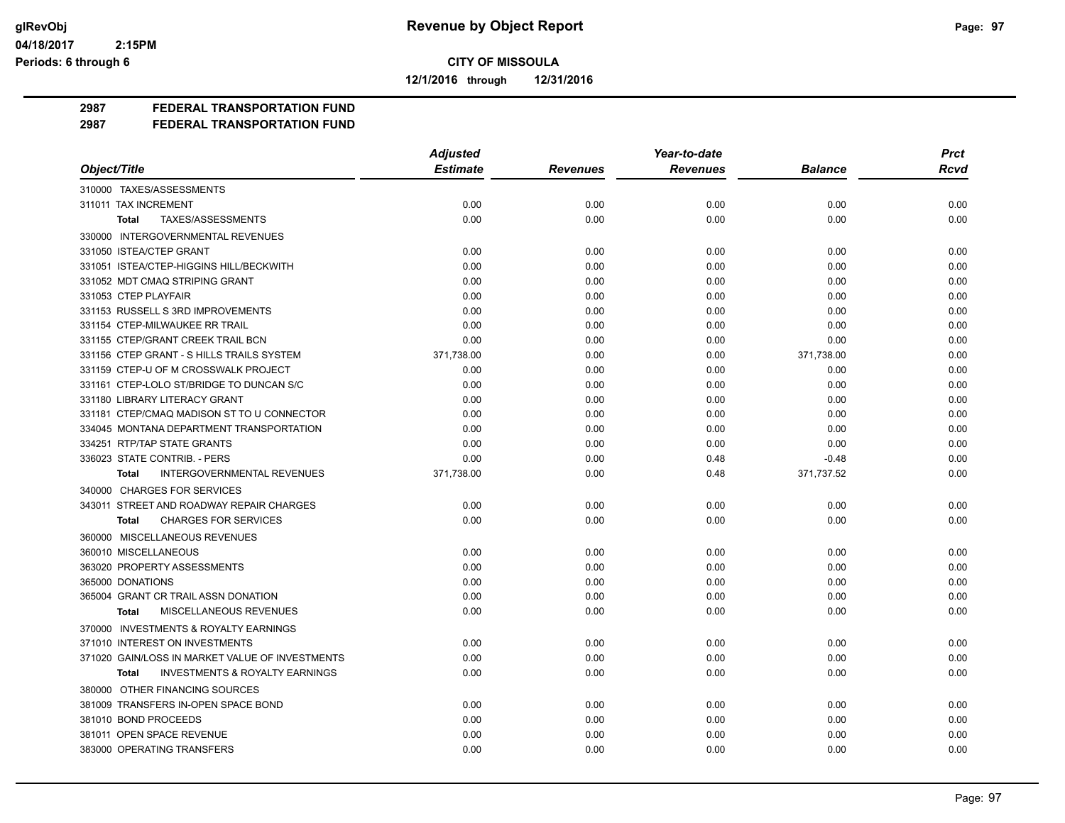# Revenue by Object Report

**CITY OF MISSOULA**

**12/1/2016 through 12/31/2016**

glRevObj
04/18/2017 2:15PM
Periods: 6 through 6

**2987 FEDERAL TRANSPORTATION FUND**
**2987 FEDERAL TRANSPORTATION FUND**

| Object/Title | Adjusted Estimate | Revenues | Year-to-date Revenues | Balance | Prct Rcvd |
|---|---|---|---|---|---|
| 310000 TAXES/ASSESSMENTS | | | | | |
| 311011 TAX INCREMENT | 0.00 | 0.00 | 0.00 | 0.00 | 0.00 |
| **Total** TAXES/ASSESSMENTS | 0.00 | 0.00 | 0.00 | 0.00 | 0.00 |
| 330000 INTERGOVERNMENTAL REVENUES | | | | | |
| 331050 ISTEA/CTEP GRANT | 0.00 | 0.00 | 0.00 | 0.00 | 0.00 |
| 331051 ISTEA/CTEP-HIGGINS HILL/BECKWITH | 0.00 | 0.00 | 0.00 | 0.00 | 0.00 |
| 331052 MDT CMAQ STRIPING GRANT | 0.00 | 0.00 | 0.00 | 0.00 | 0.00 |
| 331053 CTEP PLAYFAIR | 0.00 | 0.00 | 0.00 | 0.00 | 0.00 |
| 331153 RUSSELL S 3RD IMPROVEMENTS | 0.00 | 0.00 | 0.00 | 0.00 | 0.00 |
| 331154 CTEP-MILWAUKEE RR TRAIL | 0.00 | 0.00 | 0.00 | 0.00 | 0.00 |
| 331155 CTEP/GRANT CREEK TRAIL BCN | 0.00 | 0.00 | 0.00 | 0.00 | 0.00 |
| 331156 CTEP GRANT - S HILLS TRAILS SYSTEM | 371,738.00 | 0.00 | 0.00 | 371,738.00 | 0.00 |
| 331159 CTEP-U OF M CROSSWALK PROJECT | 0.00 | 0.00 | 0.00 | 0.00 | 0.00 |
| 331161 CTEP-LOLO ST/BRIDGE TO DUNCAN S/C | 0.00 | 0.00 | 0.00 | 0.00 | 0.00 |
| 331180 LIBRARY LITERACY GRANT | 0.00 | 0.00 | 0.00 | 0.00 | 0.00 |
| 331181 CTEP/CMAQ MADISON ST TO U CONNECTOR | 0.00 | 0.00 | 0.00 | 0.00 | 0.00 |
| 334045 MONTANA DEPARTMENT TRANSPORTATION | 0.00 | 0.00 | 0.00 | 0.00 | 0.00 |
| 334251 RTP/TAP STATE GRANTS | 0.00 | 0.00 | 0.00 | 0.00 | 0.00 |
| 336023 STATE CONTRIB. - PERS | 0.00 | 0.00 | 0.48 | -0.48 | 0.00 |
| **Total** INTERGOVERNMENTAL REVENUES | 371,738.00 | 0.00 | 0.48 | 371,737.52 | 0.00 |
| 340000 CHARGES FOR SERVICES | | | | | |
| 343011 STREET AND ROADWAY REPAIR CHARGES | 0.00 | 0.00 | 0.00 | 0.00 | 0.00 |
| **Total** CHARGES FOR SERVICES | 0.00 | 0.00 | 0.00 | 0.00 | 0.00 |
| 360000 MISCELLANEOUS REVENUES | | | | | |
| 360010 MISCELLANEOUS | 0.00 | 0.00 | 0.00 | 0.00 | 0.00 |
| 363020 PROPERTY ASSESSMENTS | 0.00 | 0.00 | 0.00 | 0.00 | 0.00 |
| 365000 DONATIONS | 0.00 | 0.00 | 0.00 | 0.00 | 0.00 |
| 365004 GRANT CR TRAIL ASSN DONATION | 0.00 | 0.00 | 0.00 | 0.00 | 0.00 |
| **Total** MISCELLANEOUS REVENUES | 0.00 | 0.00 | 0.00 | 0.00 | 0.00 |
| 370000 INVESTMENTS & ROYALTY EARNINGS | | | | | |
| 371010 INTEREST ON INVESTMENTS | 0.00 | 0.00 | 0.00 | 0.00 | 0.00 |
| 371020 GAIN/LOSS IN MARKET VALUE OF INVESTMENTS | 0.00 | 0.00 | 0.00 | 0.00 | 0.00 |
| **Total** INVESTMENTS & ROYALTY EARNINGS | 0.00 | 0.00 | 0.00 | 0.00 | 0.00 |
| 380000 OTHER FINANCING SOURCES | | | | | |
| 381009 TRANSFERS IN-OPEN SPACE BOND | 0.00 | 0.00 | 0.00 | 0.00 | 0.00 |
| 381010 BOND PROCEEDS | 0.00 | 0.00 | 0.00 | 0.00 | 0.00 |
| 381011 OPEN SPACE REVENUE | 0.00 | 0.00 | 0.00 | 0.00 | 0.00 |
| 383000 OPERATING TRANSFERS | 0.00 | 0.00 | 0.00 | 0.00 | 0.00 |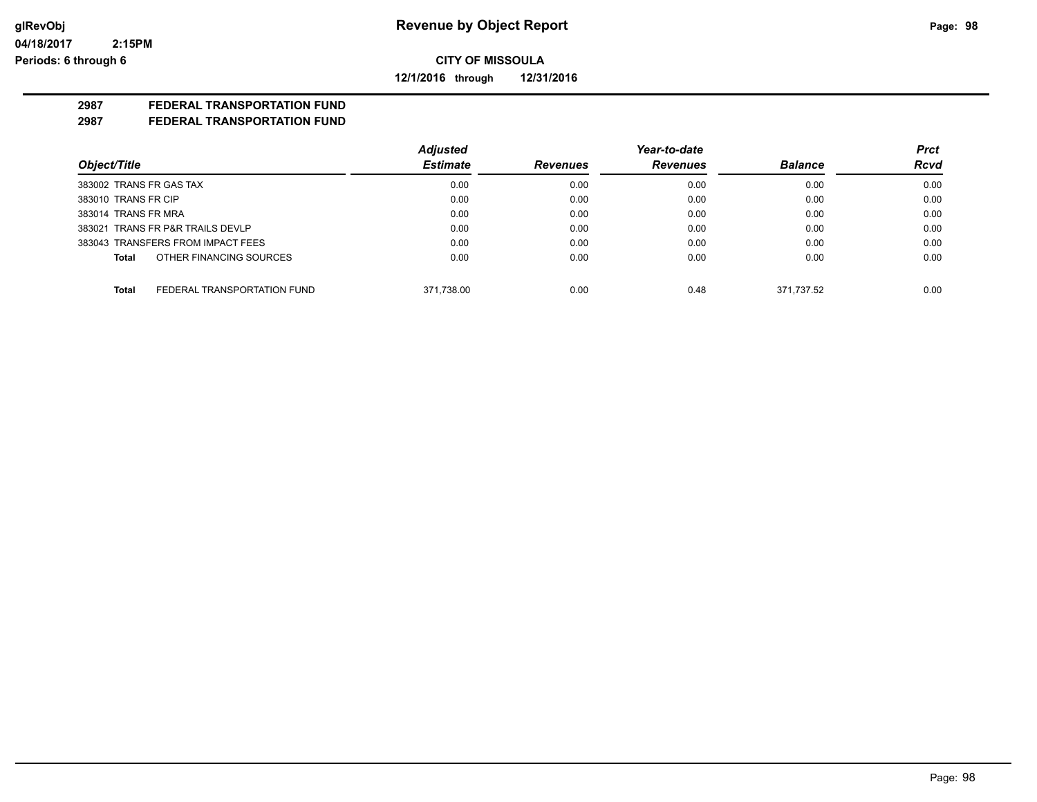**Revenue by Object Report**

**CITY OF MISSOULA**

**12/1/2016 through 12/31/2016**

glRevObj
04/18/2017 2:15PM
Periods: 6 through 6

**2987 FEDERAL TRANSPORTATION FUND**
**2987 FEDERAL TRANSPORTATION FUND**

| Object/Title | Adjusted Estimate | Revenues | Year-to-date Revenues | Balance | Prct Rcvd |
|---|---|---|---|---|---|
| 383002 TRANS FR GAS TAX | 0.00 | 0.00 | 0.00 | 0.00 | 0.00 |
| 383010 TRANS FR CIP | 0.00 | 0.00 | 0.00 | 0.00 | 0.00 |
| 383014 TRANS FR MRA | 0.00 | 0.00 | 0.00 | 0.00 | 0.00 |
| 383021 TRANS FR P&R TRAILS DEVLP | 0.00 | 0.00 | 0.00 | 0.00 | 0.00 |
| 383043 TRANSFERS FROM IMPACT FEES | 0.00 | 0.00 | 0.00 | 0.00 | 0.00 |
| **Total** OTHER FINANCING SOURCES | 0.00 | 0.00 | 0.00 | 0.00 | 0.00 |
| **Total** FEDERAL TRANSPORTATION FUND | 371,738.00 | 0.00 | 0.48 | 371,737.52 | 0.00 |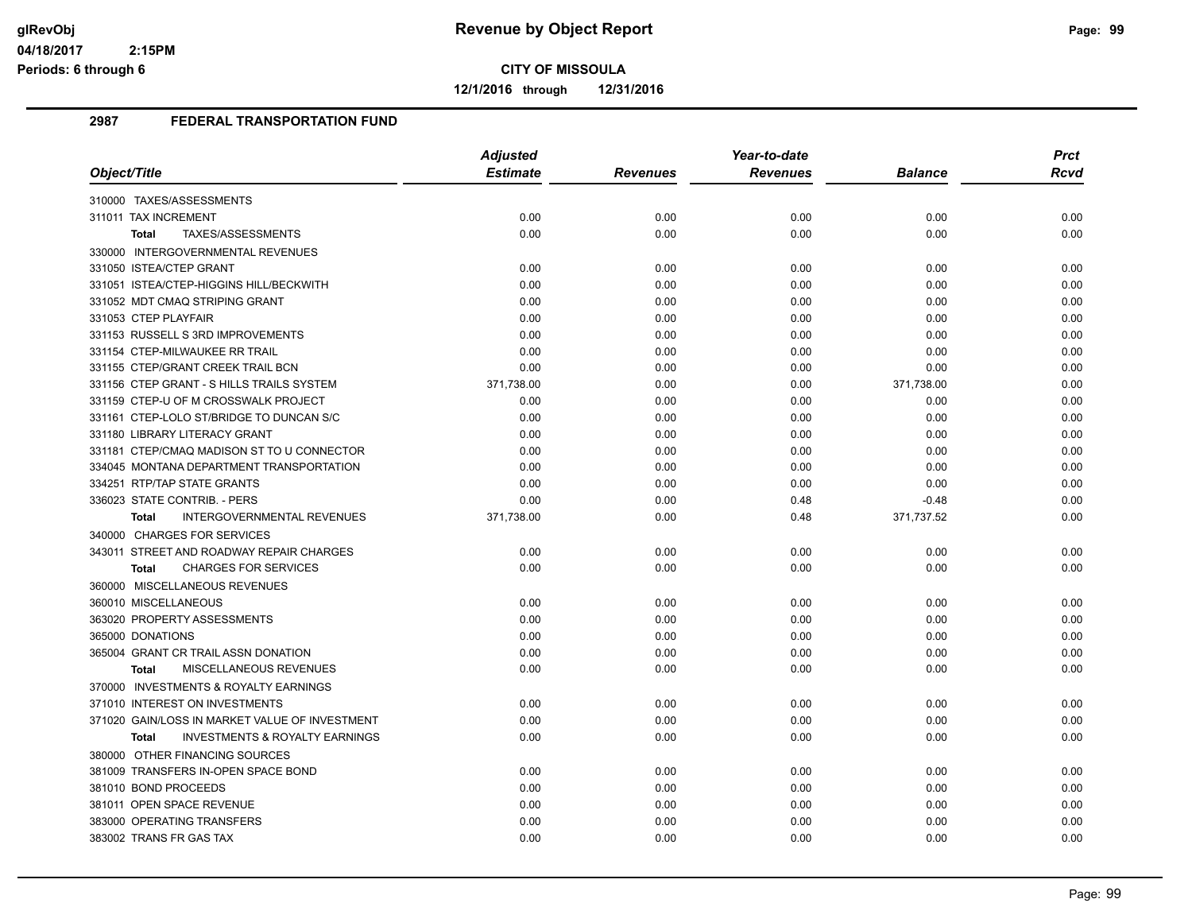# Revenue by Object Report

**CITY OF MISSOULA**

**12/1/2016 through 12/31/2016**

glRevObj
04/18/2017 2:15PM
Periods: 6 through 6

## 2987 FEDERAL TRANSPORTATION FUND

| Object/Title | Adjusted Estimate | Revenues | Year-to-date Revenues | Balance | Prct Rcvd |
|---|---|---|---|---|---|
| 310000 TAXES/ASSESSMENTS | | | | | |
| 311011 TAX INCREMENT | 0.00 | 0.00 | 0.00 | 0.00 | 0.00 |
| **Total** TAXES/ASSESSMENTS | 0.00 | 0.00 | 0.00 | 0.00 | 0.00 |
| 330000 INTERGOVERNMENTAL REVENUES | | | | | |
| 331050 ISTEA/CTEP GRANT | 0.00 | 0.00 | 0.00 | 0.00 | 0.00 |
| 331051 ISTEA/CTEP-HIGGINS HILL/BECKWITH | 0.00 | 0.00 | 0.00 | 0.00 | 0.00 |
| 331052 MDT CMAQ STRIPING GRANT | 0.00 | 0.00 | 0.00 | 0.00 | 0.00 |
| 331053 CTEP PLAYFAIR | 0.00 | 0.00 | 0.00 | 0.00 | 0.00 |
| 331153 RUSSELL S 3RD IMPROVEMENTS | 0.00 | 0.00 | 0.00 | 0.00 | 0.00 |
| 331154 CTEP-MILWAUKEE RR TRAIL | 0.00 | 0.00 | 0.00 | 0.00 | 0.00 |
| 331155 CTEP/GRANT CREEK TRAIL BCN | 0.00 | 0.00 | 0.00 | 0.00 | 0.00 |
| 331156 CTEP GRANT - S HILLS TRAILS SYSTEM | 371,738.00 | 0.00 | 0.00 | 371,738.00 | 0.00 |
| 331159 CTEP-U OF M CROSSWALK PROJECT | 0.00 | 0.00 | 0.00 | 0.00 | 0.00 |
| 331161 CTEP-LOLO ST/BRIDGE TO DUNCAN S/C | 0.00 | 0.00 | 0.00 | 0.00 | 0.00 |
| 331180 LIBRARY LITERACY GRANT | 0.00 | 0.00 | 0.00 | 0.00 | 0.00 |
| 331181 CTEP/CMAQ MADISON ST TO U CONNECTOR | 0.00 | 0.00 | 0.00 | 0.00 | 0.00 |
| 334045 MONTANA DEPARTMENT TRANSPORTATION | 0.00 | 0.00 | 0.00 | 0.00 | 0.00 |
| 334251 RTP/TAP STATE GRANTS | 0.00 | 0.00 | 0.00 | 0.00 | 0.00 |
| 336023 STATE CONTRIB. - PERS | 0.00 | 0.00 | 0.48 | -0.48 | 0.00 |
| **Total** INTERGOVERNMENTAL REVENUES | 371,738.00 | 0.00 | 0.48 | 371,737.52 | 0.00 |
| 340000 CHARGES FOR SERVICES | | | | | |
| 343011 STREET AND ROADWAY REPAIR CHARGES | 0.00 | 0.00 | 0.00 | 0.00 | 0.00 |
| **Total** CHARGES FOR SERVICES | 0.00 | 0.00 | 0.00 | 0.00 | 0.00 |
| 360000 MISCELLANEOUS REVENUES | | | | | |
| 360010 MISCELLANEOUS | 0.00 | 0.00 | 0.00 | 0.00 | 0.00 |
| 363020 PROPERTY ASSESSMENTS | 0.00 | 0.00 | 0.00 | 0.00 | 0.00 |
| 365000 DONATIONS | 0.00 | 0.00 | 0.00 | 0.00 | 0.00 |
| 365004 GRANT CR TRAIL ASSN DONATION | 0.00 | 0.00 | 0.00 | 0.00 | 0.00 |
| **Total** MISCELLANEOUS REVENUES | 0.00 | 0.00 | 0.00 | 0.00 | 0.00 |
| 370000 INVESTMENTS & ROYALTY EARNINGS | | | | | |
| 371010 INTEREST ON INVESTMENTS | 0.00 | 0.00 | 0.00 | 0.00 | 0.00 |
| 371020 GAIN/LOSS IN MARKET VALUE OF INVESTMENT | 0.00 | 0.00 | 0.00 | 0.00 | 0.00 |
| **Total** INVESTMENTS & ROYALTY EARNINGS | 0.00 | 0.00 | 0.00 | 0.00 | 0.00 |
| 380000 OTHER FINANCING SOURCES | | | | | |
| 381009 TRANSFERS IN-OPEN SPACE BOND | 0.00 | 0.00 | 0.00 | 0.00 | 0.00 |
| 381010 BOND PROCEEDS | 0.00 | 0.00 | 0.00 | 0.00 | 0.00 |
| 381011 OPEN SPACE REVENUE | 0.00 | 0.00 | 0.00 | 0.00 | 0.00 |
| 383000 OPERATING TRANSFERS | 0.00 | 0.00 | 0.00 | 0.00 | 0.00 |
| 383002 TRANS FR GAS TAX | 0.00 | 0.00 | 0.00 | 0.00 | 0.00 |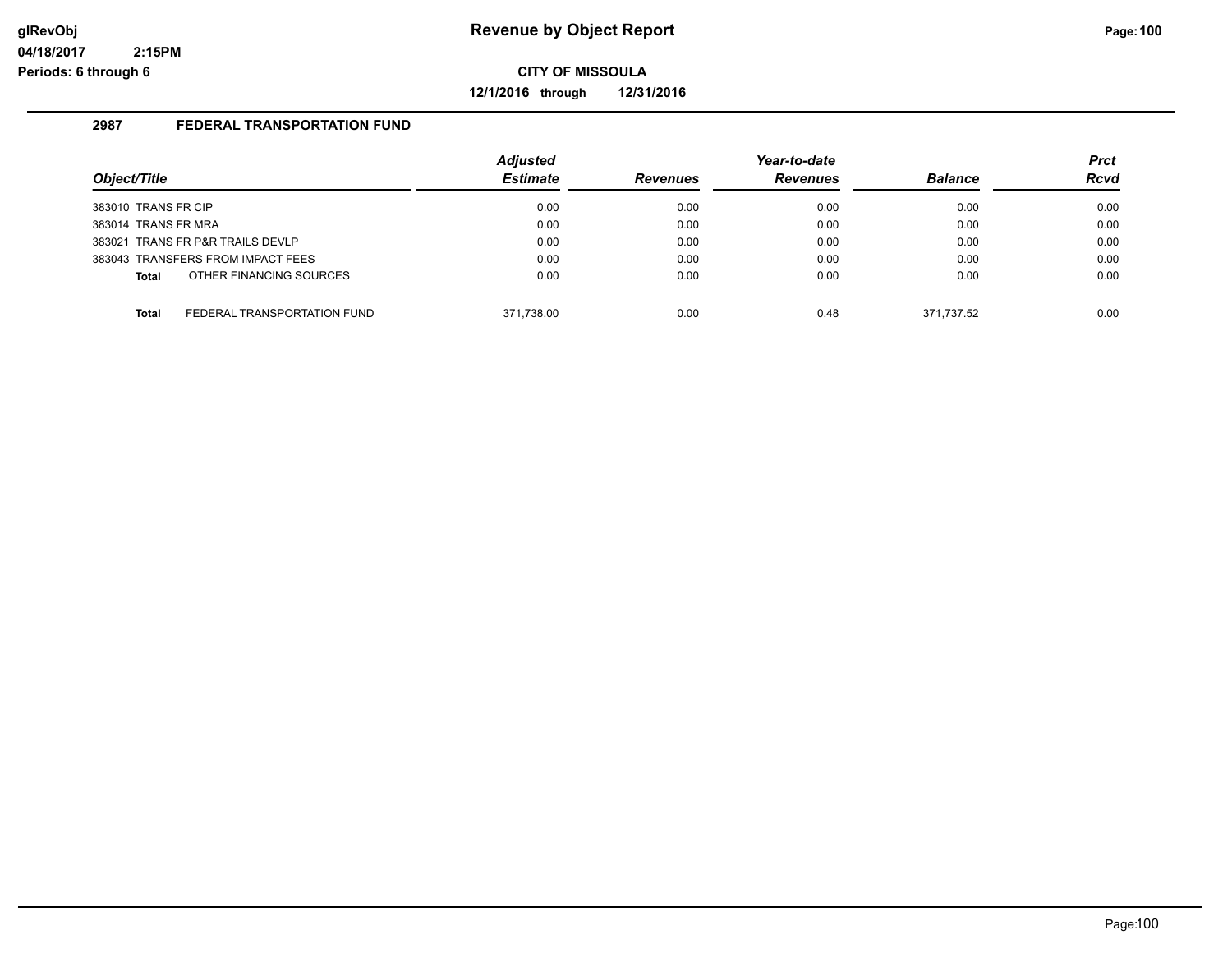# Revenue by Object Report

**CITY OF MISSOULA**

**12/1/2016 through 12/31/2016**

glRevObj
04/18/2017 2:15PM
Periods: 6 through 6

## 2987 FEDERAL TRANSPORTATION FUND

| Object/Title | | Adjusted Estimate | Revenues | Year-to-date Revenues | Balance | Prct Rcvd |
|---|---|---|---|---|---|---|
| 383010 TRANS FR CIP | | 0.00 | 0.00 | 0.00 | 0.00 | 0.00 |
| 383014 TRANS FR MRA | | 0.00 | 0.00 | 0.00 | 0.00 | 0.00 |
| 383021 TRANS FR P&R TRAILS DEVLP | | 0.00 | 0.00 | 0.00 | 0.00 | 0.00 |
| 383043 TRANSFERS FROM IMPACT FEES | | 0.00 | 0.00 | 0.00 | 0.00 | 0.00 |
| **Total** | OTHER FINANCING SOURCES | 0.00 | 0.00 | 0.00 | 0.00 | 0.00 |
| **Total** | FEDERAL TRANSPORTATION FUND | 371,738.00 | 0.00 | 0.48 | 371,737.52 | 0.00 |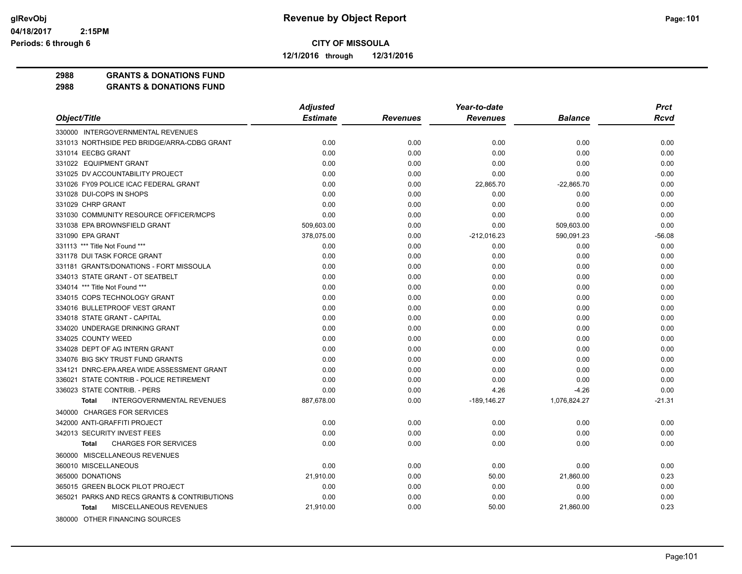# Revenue by Object Report

**CITY OF MISSOULA**

**12/1/2016 through 12/31/2016**

glRevObj
04/18/2017 2:15PM
Periods: 6 through 6

**2988 GRANTS & DONATIONS FUND**
**2988 GRANTS & DONATIONS FUND**

| Object/Title | Adjusted Estimate | Revenues | Year-to-date Revenues | Balance | Prct Rcvd |
|---|---|---|---|---|---|
| 330000 INTERGOVERNMENTAL REVENUES | | | | | |
| 331013 NORTHSIDE PED BRIDGE/ARRA-CDBG GRANT | 0.00 | 0.00 | 0.00 | 0.00 | 0.00 |
| 331014 EECBG GRANT | 0.00 | 0.00 | 0.00 | 0.00 | 0.00 |
| 331022 EQUIPMENT GRANT | 0.00 | 0.00 | 0.00 | 0.00 | 0.00 |
| 331025 DV ACCOUNTABILITY PROJECT | 0.00 | 0.00 | 0.00 | 0.00 | 0.00 |
| 331026 FY09 POLICE ICAC FEDERAL GRANT | 0.00 | 0.00 | 22,865.70 | -22,865.70 | 0.00 |
| 331028 DUI-COPS IN SHOPS | 0.00 | 0.00 | 0.00 | 0.00 | 0.00 |
| 331029 CHRP GRANT | 0.00 | 0.00 | 0.00 | 0.00 | 0.00 |
| 331030 COMMUNITY RESOURCE OFFICER/MCPS | 0.00 | 0.00 | 0.00 | 0.00 | 0.00 |
| 331038 EPA BROWNSFIELD GRANT | 509,603.00 | 0.00 | 0.00 | 509,603.00 | 0.00 |
| 331090 EPA GRANT | 378,075.00 | 0.00 | -212,016.23 | 590,091.23 | -56.08 |
| 331113 *** Title Not Found *** | 0.00 | 0.00 | 0.00 | 0.00 | 0.00 |
| 331178 DUI TASK FORCE GRANT | 0.00 | 0.00 | 0.00 | 0.00 | 0.00 |
| 331181 GRANTS/DONATIONS - FORT MISSOULA | 0.00 | 0.00 | 0.00 | 0.00 | 0.00 |
| 334013 STATE GRANT - OT SEATBELT | 0.00 | 0.00 | 0.00 | 0.00 | 0.00 |
| 334014 *** Title Not Found *** | 0.00 | 0.00 | 0.00 | 0.00 | 0.00 |
| 334015 COPS TECHNOLOGY GRANT | 0.00 | 0.00 | 0.00 | 0.00 | 0.00 |
| 334016 BULLETPROOF VEST GRANT | 0.00 | 0.00 | 0.00 | 0.00 | 0.00 |
| 334018 STATE GRANT - CAPITAL | 0.00 | 0.00 | 0.00 | 0.00 | 0.00 |
| 334020 UNDERAGE DRINKING GRANT | 0.00 | 0.00 | 0.00 | 0.00 | 0.00 |
| 334025 COUNTY WEED | 0.00 | 0.00 | 0.00 | 0.00 | 0.00 |
| 334028 DEPT OF AG INTERN GRANT | 0.00 | 0.00 | 0.00 | 0.00 | 0.00 |
| 334076 BIG SKY TRUST FUND GRANTS | 0.00 | 0.00 | 0.00 | 0.00 | 0.00 |
| 334121 DNRC-EPA AREA WIDE ASSESSMENT GRANT | 0.00 | 0.00 | 0.00 | 0.00 | 0.00 |
| 336021 STATE CONTRIB - POLICE RETIREMENT | 0.00 | 0.00 | 0.00 | 0.00 | 0.00 |
| 336023 STATE CONTRIB. - PERS | 0.00 | 0.00 | 4.26 | -4.26 | 0.00 |
| **Total** INTERGOVERNMENTAL REVENUES | 887,678.00 | 0.00 | -189,146.27 | 1,076,824.27 | -21.31 |
| 340000 CHARGES FOR SERVICES | | | | | |
| 342000 ANTI-GRAFFITI PROJECT | 0.00 | 0.00 | 0.00 | 0.00 | 0.00 |
| 342013 SECURITY INVEST FEES | 0.00 | 0.00 | 0.00 | 0.00 | 0.00 |
| **Total** CHARGES FOR SERVICES | 0.00 | 0.00 | 0.00 | 0.00 | 0.00 |
| 360000 MISCELLANEOUS REVENUES | | | | | |
| 360010 MISCELLANEOUS | 0.00 | 0.00 | 0.00 | 0.00 | 0.00 |
| 365000 DONATIONS | 21,910.00 | 0.00 | 50.00 | 21,860.00 | 0.23 |
| 365015 GREEN BLOCK PILOT PROJECT | 0.00 | 0.00 | 0.00 | 0.00 | 0.00 |
| 365021 PARKS AND RECS GRANTS & CONTRIBUTIONS | 0.00 | 0.00 | 0.00 | 0.00 | 0.00 |
| **Total** MISCELLANEOUS REVENUES | 21,910.00 | 0.00 | 50.00 | 21,860.00 | 0.23 |
| 380000 OTHER FINANCING SOURCES | | | | | |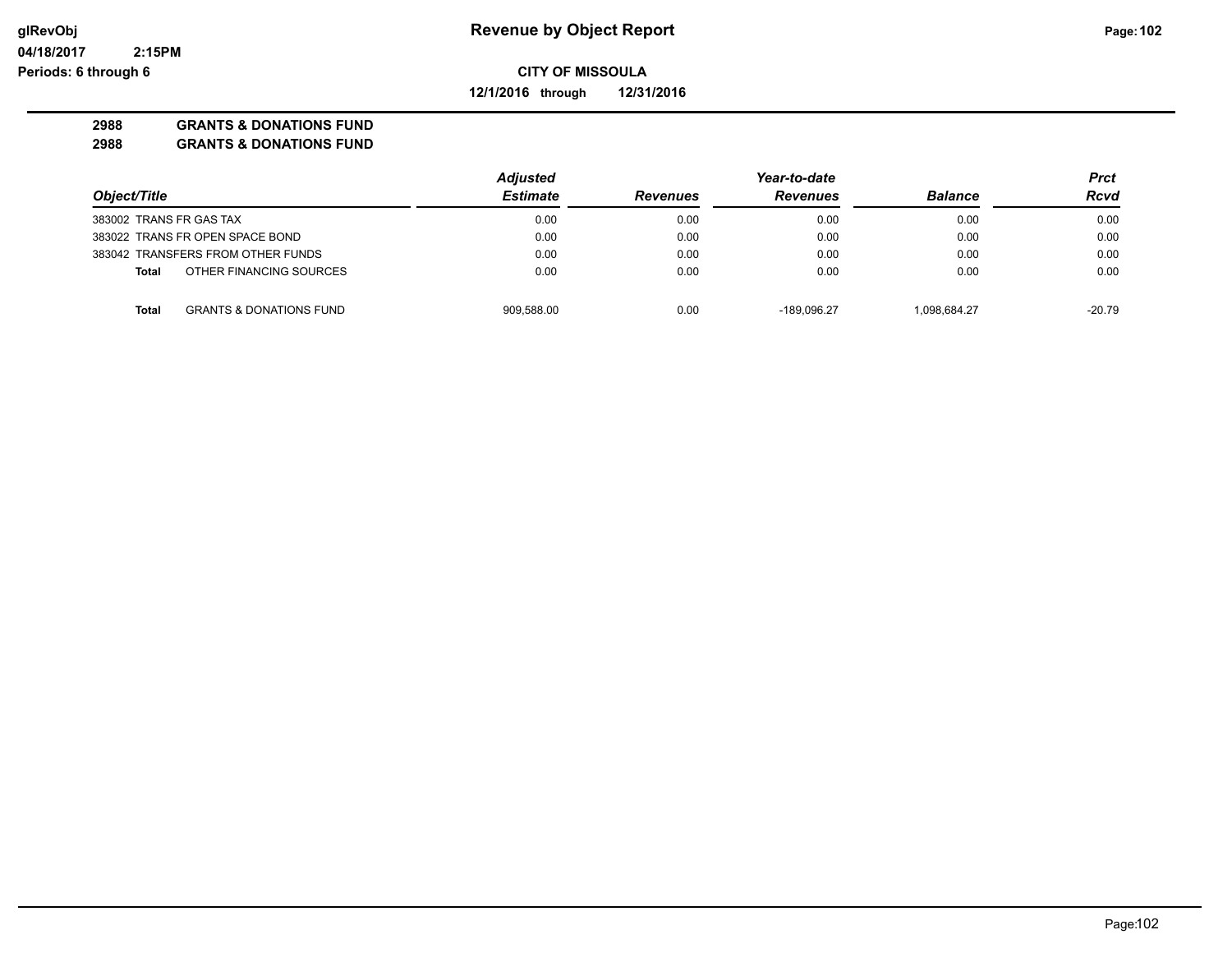**Revenue by Object Report**

**CITY OF MISSOULA**

**12/1/2016 through 12/31/2016**

**2988 GRANTS & DONATIONS FUND**

**2988 GRANTS & DONATIONS FUND**

| Object/Title | | Adjusted Estimate | Revenues | Year-to-date Revenues | Balance | Prct Rcvd |
|---|---|---|---|---|---|---|
| 383002 TRANS FR GAS TAX | | 0.00 | 0.00 | 0.00 | 0.00 | 0.00 |
| 383022 TRANS FR OPEN SPACE BOND | | 0.00 | 0.00 | 0.00 | 0.00 | 0.00 |
| 383042 TRANSFERS FROM OTHER FUNDS | | 0.00 | 0.00 | 0.00 | 0.00 | 0.00 |
| **Total** | OTHER FINANCING SOURCES | 0.00 | 0.00 | 0.00 | 0.00 | 0.00 |
| **Total** | GRANTS & DONATIONS FUND | 909,588.00 | 0.00 | -189,096.27 | 1,098,684.27 | -20.79 |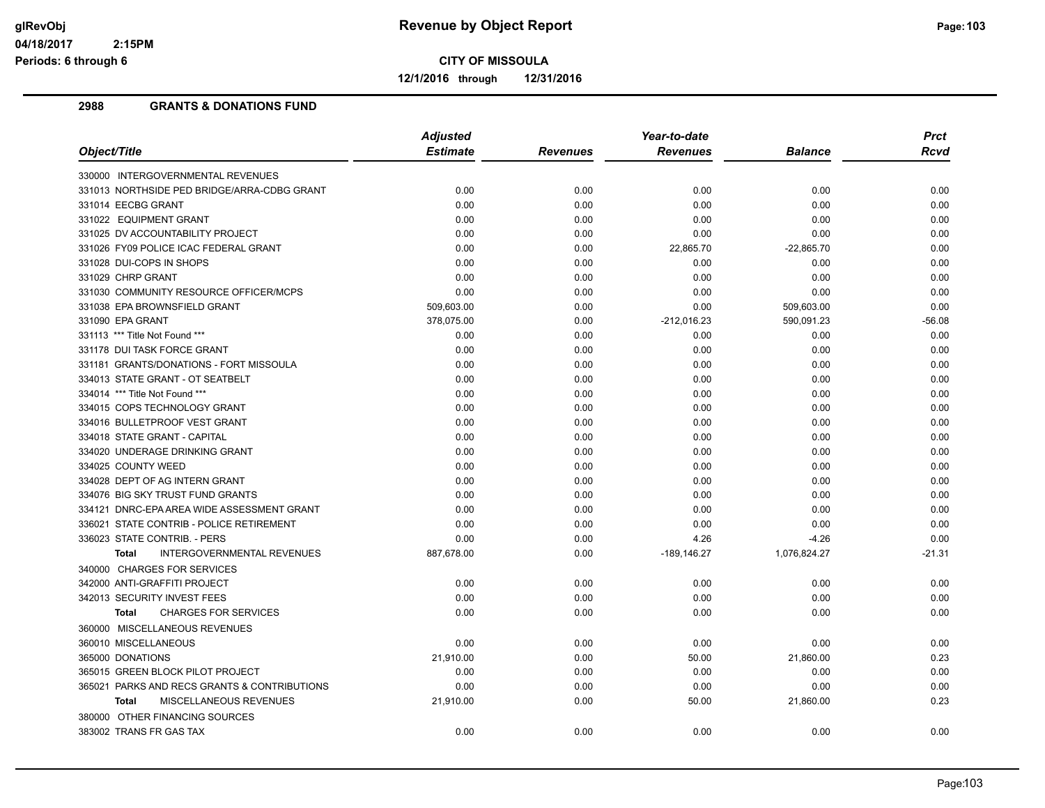# Revenue by Object Report

glRevObj
04/18/2017 2:15PM
Periods: 6 through 6

**CITY OF MISSOULA**

**12/1/2016 through 12/31/2016**

## 2988 GRANTS & DONATIONS FUND

| Object/Title | Adjusted Estimate | Revenues | Year-to-date Revenues | Balance | Prct Rcvd |
|---|---|---|---|---|---|
| 330000 INTERGOVERNMENTAL REVENUES | | | | | |
| 331013 NORTHSIDE PED BRIDGE/ARRA-CDBG GRANT | 0.00 | 0.00 | 0.00 | 0.00 | 0.00 |
| 331014 EECBG GRANT | 0.00 | 0.00 | 0.00 | 0.00 | 0.00 |
| 331022 EQUIPMENT GRANT | 0.00 | 0.00 | 0.00 | 0.00 | 0.00 |
| 331025 DV ACCOUNTABILITY PROJECT | 0.00 | 0.00 | 0.00 | 0.00 | 0.00 |
| 331026 FY09 POLICE ICAC FEDERAL GRANT | 0.00 | 0.00 | 22,865.70 | -22,865.70 | 0.00 |
| 331028 DUI-COPS IN SHOPS | 0.00 | 0.00 | 0.00 | 0.00 | 0.00 |
| 331029 CHRP GRANT | 0.00 | 0.00 | 0.00 | 0.00 | 0.00 |
| 331030 COMMUNITY RESOURCE OFFICER/MCPS | 0.00 | 0.00 | 0.00 | 0.00 | 0.00 |
| 331038 EPA BROWNSFIELD GRANT | 509,603.00 | 0.00 | 0.00 | 509,603.00 | 0.00 |
| 331090 EPA GRANT | 378,075.00 | 0.00 | -212,016.23 | 590,091.23 | -56.08 |
| 331113 *** Title Not Found *** | 0.00 | 0.00 | 0.00 | 0.00 | 0.00 |
| 331178 DUI TASK FORCE GRANT | 0.00 | 0.00 | 0.00 | 0.00 | 0.00 |
| 331181 GRANTS/DONATIONS - FORT MISSOULA | 0.00 | 0.00 | 0.00 | 0.00 | 0.00 |
| 334013 STATE GRANT - OT SEATBELT | 0.00 | 0.00 | 0.00 | 0.00 | 0.00 |
| 334014 *** Title Not Found *** | 0.00 | 0.00 | 0.00 | 0.00 | 0.00 |
| 334015 COPS TECHNOLOGY GRANT | 0.00 | 0.00 | 0.00 | 0.00 | 0.00 |
| 334016 BULLETPROOF VEST GRANT | 0.00 | 0.00 | 0.00 | 0.00 | 0.00 |
| 334018 STATE GRANT - CAPITAL | 0.00 | 0.00 | 0.00 | 0.00 | 0.00 |
| 334020 UNDERAGE DRINKING GRANT | 0.00 | 0.00 | 0.00 | 0.00 | 0.00 |
| 334025 COUNTY WEED | 0.00 | 0.00 | 0.00 | 0.00 | 0.00 |
| 334028 DEPT OF AG INTERN GRANT | 0.00 | 0.00 | 0.00 | 0.00 | 0.00 |
| 334076 BIG SKY TRUST FUND GRANTS | 0.00 | 0.00 | 0.00 | 0.00 | 0.00 |
| 334121 DNRC-EPA AREA WIDE ASSESSMENT GRANT | 0.00 | 0.00 | 0.00 | 0.00 | 0.00 |
| 336021 STATE CONTRIB - POLICE RETIREMENT | 0.00 | 0.00 | 0.00 | 0.00 | 0.00 |
| 336023 STATE CONTRIB. - PERS | 0.00 | 0.00 | 4.26 | -4.26 | 0.00 |
| **Total** INTERGOVERNMENTAL REVENUES | 887,678.00 | 0.00 | -189,146.27 | 1,076,824.27 | -21.31 |
| 340000 CHARGES FOR SERVICES | | | | | |
| 342000 ANTI-GRAFFITI PROJECT | 0.00 | 0.00 | 0.00 | 0.00 | 0.00 |
| 342013 SECURITY INVEST FEES | 0.00 | 0.00 | 0.00 | 0.00 | 0.00 |
| **Total** CHARGES FOR SERVICES | 0.00 | 0.00 | 0.00 | 0.00 | 0.00 |
| 360000 MISCELLANEOUS REVENUES | | | | | |
| 360010 MISCELLANEOUS | 0.00 | 0.00 | 0.00 | 0.00 | 0.00 |
| 365000 DONATIONS | 21,910.00 | 0.00 | 50.00 | 21,860.00 | 0.23 |
| 365015 GREEN BLOCK PILOT PROJECT | 0.00 | 0.00 | 0.00 | 0.00 | 0.00 |
| 365021 PARKS AND RECS GRANTS & CONTRIBUTIONS | 0.00 | 0.00 | 0.00 | 0.00 | 0.00 |
| **Total** MISCELLANEOUS REVENUES | 21,910.00 | 0.00 | 50.00 | 21,860.00 | 0.23 |
| 380000 OTHER FINANCING SOURCES | | | | | |
| 383002 TRANS FR GAS TAX | 0.00 | 0.00 | 0.00 | 0.00 | 0.00 |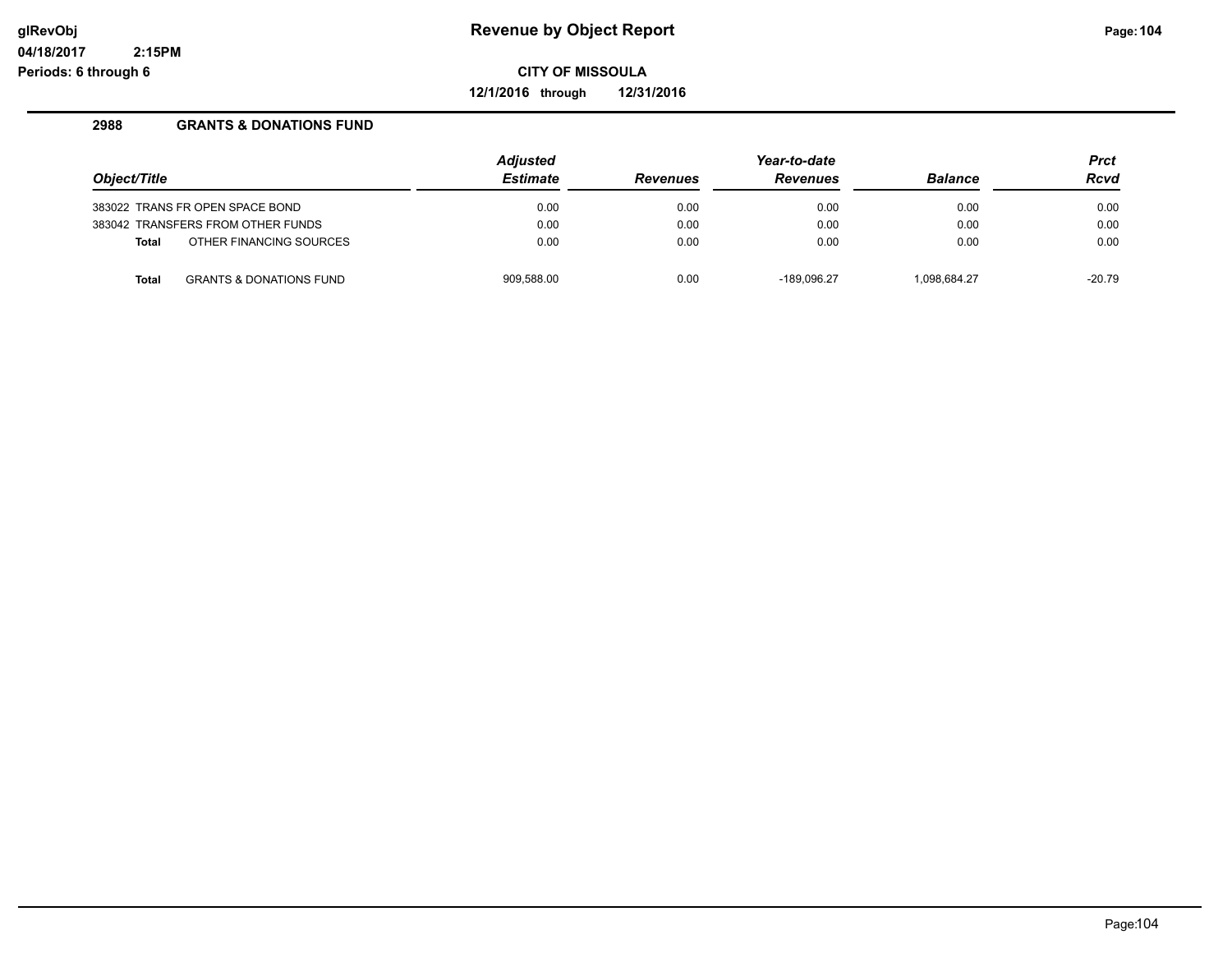**Revenue by Object Report**

**CITY OF MISSOULA**

**12/1/2016 through 12/31/2016**

**2988 GRANTS & DONATIONS FUND**

| *Object/Title* | *Adjusted Estimate* | *Revenues* | *Year-to-date Revenues* | *Balance* | *Prct Rcvd* |
|---|---|---|---|---|---|
| 383022 TRANS FR OPEN SPACE BOND | 0.00 | 0.00 | 0.00 | 0.00 | 0.00 |
| 383042 TRANSFERS FROM OTHER FUNDS | 0.00 | 0.00 | 0.00 | 0.00 | 0.00 |
| **Total** OTHER FINANCING SOURCES | 0.00 | 0.00 | 0.00 | 0.00 | 0.00 |
| **Total** GRANTS & DONATIONS FUND | 909,588.00 | 0.00 | -189,096.27 | 1,098,684.27 | -20.79 |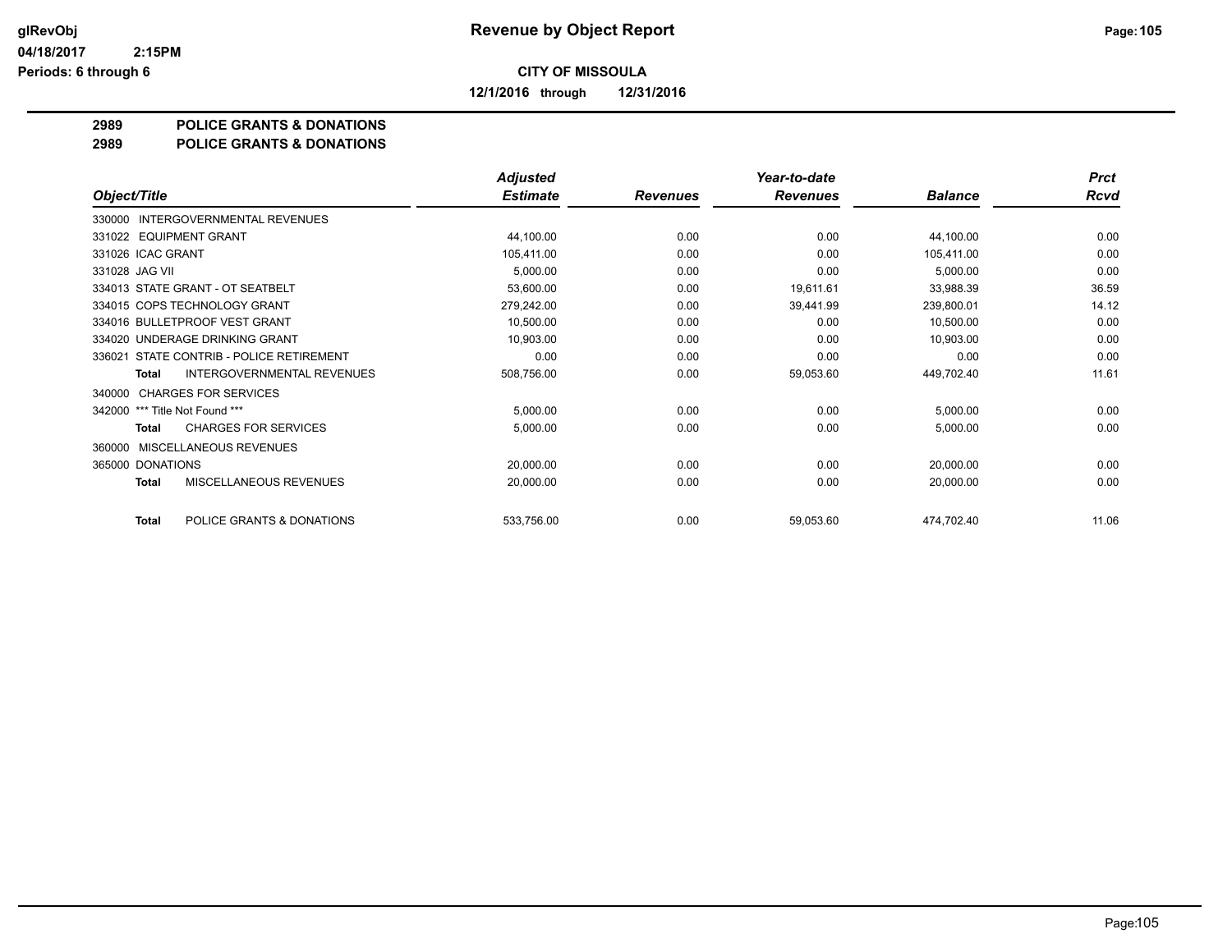**CITY OF MISSOULA**

**12/1/2016 through 12/31/2016**

**2989 POLICE GRANTS & DONATIONS**

**2989 POLICE GRANTS & DONATIONS**

| Object/Title | Adjusted Estimate | Revenues | Year-to-date Revenues | Balance | Prct Rcvd |
|---|---|---|---|---|---|
| 330000 INTERGOVERNMENTAL REVENUES | | | | | |
| 331022 EQUIPMENT GRANT | 44,100.00 | 0.00 | 0.00 | 44,100.00 | 0.00 |
| 331026 ICAC GRANT | 105,411.00 | 0.00 | 0.00 | 105,411.00 | 0.00 |
| 331028 JAG VII | 5,000.00 | 0.00 | 0.00 | 5,000.00 | 0.00 |
| 334013 STATE GRANT - OT SEATBELT | 53,600.00 | 0.00 | 19,611.61 | 33,988.39 | 36.59 |
| 334015 COPS TECHNOLOGY GRANT | 279,242.00 | 0.00 | 39,441.99 | 239,800.01 | 14.12 |
| 334016 BULLETPROOF VEST GRANT | 10,500.00 | 0.00 | 0.00 | 10,500.00 | 0.00 |
| 334020 UNDERAGE DRINKING GRANT | 10,903.00 | 0.00 | 0.00 | 10,903.00 | 0.00 |
| 336021 STATE CONTRIB - POLICE RETIREMENT | 0.00 | 0.00 | 0.00 | 0.00 | 0.00 |
| **Total** INTERGOVERNMENTAL REVENUES | 508,756.00 | 0.00 | 59,053.60 | 449,702.40 | 11.61 |
| 340000 CHARGES FOR SERVICES | | | | | |
| 342000 *** Title Not Found *** | 5,000.00 | 0.00 | 0.00 | 5,000.00 | 0.00 |
| **Total** CHARGES FOR SERVICES | 5,000.00 | 0.00 | 0.00 | 5,000.00 | 0.00 |
| 360000 MISCELLANEOUS REVENUES | | | | | |
| 365000 DONATIONS | 20,000.00 | 0.00 | 0.00 | 20,000.00 | 0.00 |
| **Total** MISCELLANEOUS REVENUES | 20,000.00 | 0.00 | 0.00 | 20,000.00 | 0.00 |
| **Total** POLICE GRANTS & DONATIONS | 533,756.00 | 0.00 | 59,053.60 | 474,702.40 | 11.06 |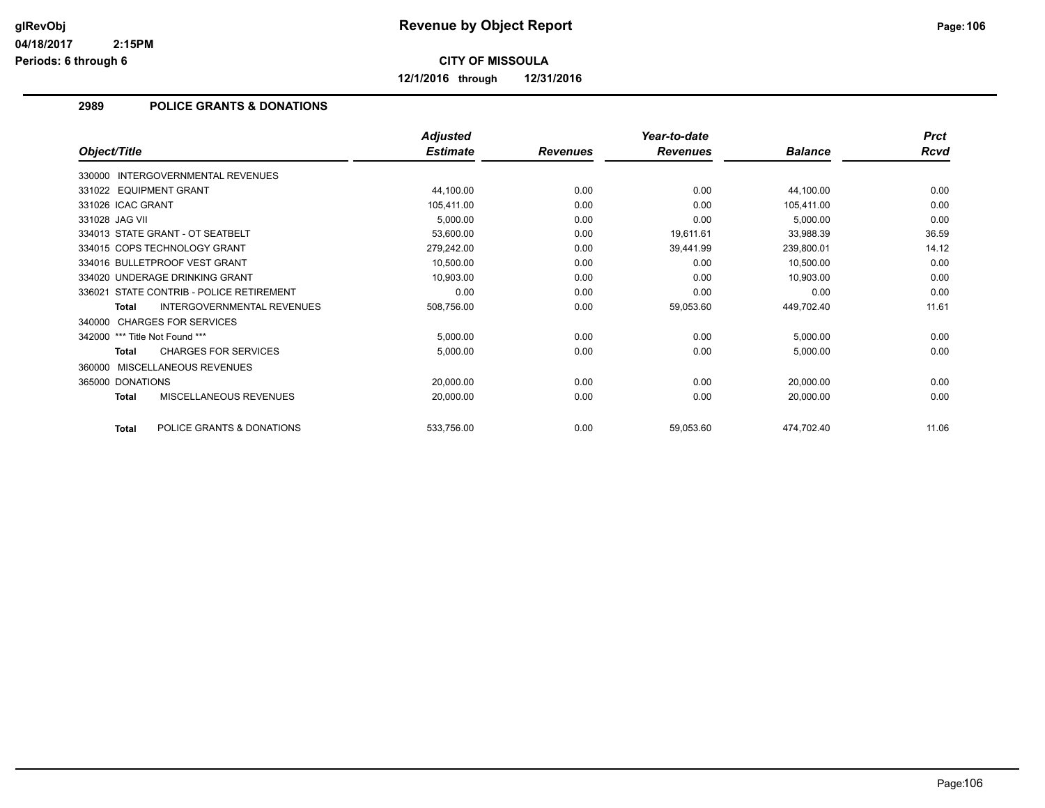# Revenue by Object Report

**CITY OF MISSOULA**

**12/1/2016 through 12/31/2016**

glRevObj
04/18/2017 2:15PM
Periods: 6 through 6

## 2989 POLICE GRANTS & DONATIONS

| Object/Title | Adjusted Estimate | Revenues | Year-to-date Revenues | Balance | Prct Rcvd |
|---|---|---|---|---|---|
| 330000 INTERGOVERNMENTAL REVENUES | | | | | |
| 331022 EQUIPMENT GRANT | 44,100.00 | 0.00 | 0.00 | 44,100.00 | 0.00 |
| 331026 ICAC GRANT | 105,411.00 | 0.00 | 0.00 | 105,411.00 | 0.00 |
| 331028 JAG VII | 5,000.00 | 0.00 | 0.00 | 5,000.00 | 0.00 |
| 334013 STATE GRANT - OT SEATBELT | 53,600.00 | 0.00 | 19,611.61 | 33,988.39 | 36.59 |
| 334015 COPS TECHNOLOGY GRANT | 279,242.00 | 0.00 | 39,441.99 | 239,800.01 | 14.12 |
| 334016 BULLETPROOF VEST GRANT | 10,500.00 | 0.00 | 0.00 | 10,500.00 | 0.00 |
| 334020 UNDERAGE DRINKING GRANT | 10,903.00 | 0.00 | 0.00 | 10,903.00 | 0.00 |
| 336021 STATE CONTRIB - POLICE RETIREMENT | 0.00 | 0.00 | 0.00 | 0.00 | 0.00 |
| **Total** INTERGOVERNMENTAL REVENUES | 508,756.00 | 0.00 | 59,053.60 | 449,702.40 | 11.61 |
| 340000 CHARGES FOR SERVICES | | | | | |
| 342000 *** Title Not Found *** | 5,000.00 | 0.00 | 0.00 | 5,000.00 | 0.00 |
| **Total** CHARGES FOR SERVICES | 5,000.00 | 0.00 | 0.00 | 5,000.00 | 0.00 |
| 360000 MISCELLANEOUS REVENUES | | | | | |
| 365000 DONATIONS | 20,000.00 | 0.00 | 0.00 | 20,000.00 | 0.00 |
| **Total** MISCELLANEOUS REVENUES | 20,000.00 | 0.00 | 0.00 | 20,000.00 | 0.00 |
| **Total** POLICE GRANTS & DONATIONS | 533,756.00 | 0.00 | 59,053.60 | 474,702.40 | 11.06 |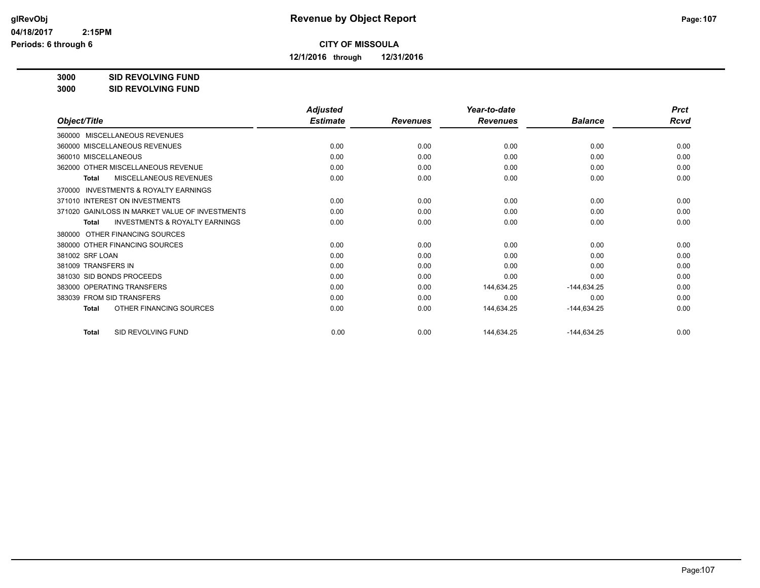# Revenue by Object Report

**CITY OF MISSOULA**

**12/1/2016 through 12/31/2016**

glRevObj
04/18/2017 2:15PM
Periods: 6 through 6

**3000 SID REVOLVING FUND**
**3000 SID REVOLVING FUND**

| Object/Title | Adjusted Estimate | Revenues | Year-to-date Revenues | Balance | Prct Rcvd |
|---|---|---|---|---|---|
| 360000 MISCELLANEOUS REVENUES | | | | | |
| 360000 MISCELLANEOUS REVENUES | 0.00 | 0.00 | 0.00 | 0.00 | 0.00 |
| 360010 MISCELLANEOUS | 0.00 | 0.00 | 0.00 | 0.00 | 0.00 |
| 362000 OTHER MISCELLANEOUS REVENUE | 0.00 | 0.00 | 0.00 | 0.00 | 0.00 |
| **Total** MISCELLANEOUS REVENUES | 0.00 | 0.00 | 0.00 | 0.00 | 0.00 |
| 370000 INVESTMENTS & ROYALTY EARNINGS | | | | | |
| 371010 INTEREST ON INVESTMENTS | 0.00 | 0.00 | 0.00 | 0.00 | 0.00 |
| 371020 GAIN/LOSS IN MARKET VALUE OF INVESTMENTS | 0.00 | 0.00 | 0.00 | 0.00 | 0.00 |
| **Total** INVESTMENTS & ROYALTY EARNINGS | 0.00 | 0.00 | 0.00 | 0.00 | 0.00 |
| 380000 OTHER FINANCING SOURCES | | | | | |
| 380000 OTHER FINANCING SOURCES | 0.00 | 0.00 | 0.00 | 0.00 | 0.00 |
| 381002 SRF LOAN | 0.00 | 0.00 | 0.00 | 0.00 | 0.00 |
| 381009 TRANSFERS IN | 0.00 | 0.00 | 0.00 | 0.00 | 0.00 |
| 381030 SID BONDS PROCEEDS | 0.00 | 0.00 | 0.00 | 0.00 | 0.00 |
| 383000 OPERATING TRANSFERS | 0.00 | 0.00 | 144,634.25 | -144,634.25 | 0.00 |
| 383039 FROM SID TRANSFERS | 0.00 | 0.00 | 0.00 | 0.00 | 0.00 |
| **Total** OTHER FINANCING SOURCES | 0.00 | 0.00 | 144,634.25 | -144,634.25 | 0.00 |
| **Total** SID REVOLVING FUND | 0.00 | 0.00 | 144,634.25 | -144,634.25 | 0.00 |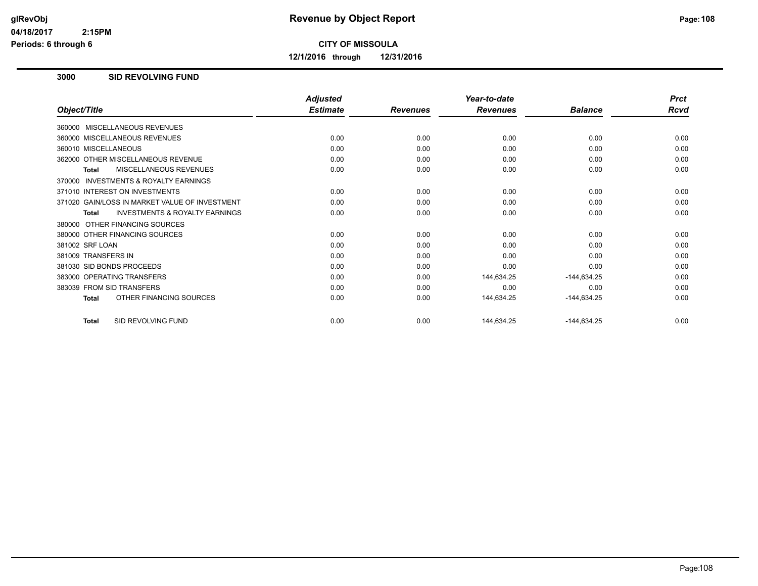# Revenue by Object Report

**CITY OF MISSOULA**

**12/1/2016 through 12/31/2016**

glRevObj
04/18/2017 2:15PM
Periods: 6 through 6

## 3000 SID REVOLVING FUND

| Object/Title | Adjusted Estimate | Revenues | Year-to-date Revenues | Balance | Prct Rcvd |
|---|---|---|---|---|---|
| 360000 MISCELLANEOUS REVENUES | | | | | |
| 360000 MISCELLANEOUS REVENUES | 0.00 | 0.00 | 0.00 | 0.00 | 0.00 |
| 360010 MISCELLANEOUS | 0.00 | 0.00 | 0.00 | 0.00 | 0.00 |
| 362000 OTHER MISCELLANEOUS REVENUE | 0.00 | 0.00 | 0.00 | 0.00 | 0.00 |
| **Total** MISCELLANEOUS REVENUES | 0.00 | 0.00 | 0.00 | 0.00 | 0.00 |
| 370000 INVESTMENTS & ROYALTY EARNINGS | | | | | |
| 371010 INTEREST ON INVESTMENTS | 0.00 | 0.00 | 0.00 | 0.00 | 0.00 |
| 371020 GAIN/LOSS IN MARKET VALUE OF INVESTMENT | 0.00 | 0.00 | 0.00 | 0.00 | 0.00 |
| **Total** INVESTMENTS & ROYALTY EARNINGS | 0.00 | 0.00 | 0.00 | 0.00 | 0.00 |
| 380000 OTHER FINANCING SOURCES | | | | | |
| 380000 OTHER FINANCING SOURCES | 0.00 | 0.00 | 0.00 | 0.00 | 0.00 |
| 381002 SRF LOAN | 0.00 | 0.00 | 0.00 | 0.00 | 0.00 |
| 381009 TRANSFERS IN | 0.00 | 0.00 | 0.00 | 0.00 | 0.00 |
| 381030 SID BONDS PROCEEDS | 0.00 | 0.00 | 0.00 | 0.00 | 0.00 |
| 383000 OPERATING TRANSFERS | 0.00 | 0.00 | 144,634.25 | -144,634.25 | 0.00 |
| 383039 FROM SID TRANSFERS | 0.00 | 0.00 | 0.00 | 0.00 | 0.00 |
| **Total** OTHER FINANCING SOURCES | 0.00 | 0.00 | 144,634.25 | -144,634.25 | 0.00 |
| **Total** SID REVOLVING FUND | 0.00 | 0.00 | 144,634.25 | -144,634.25 | 0.00 |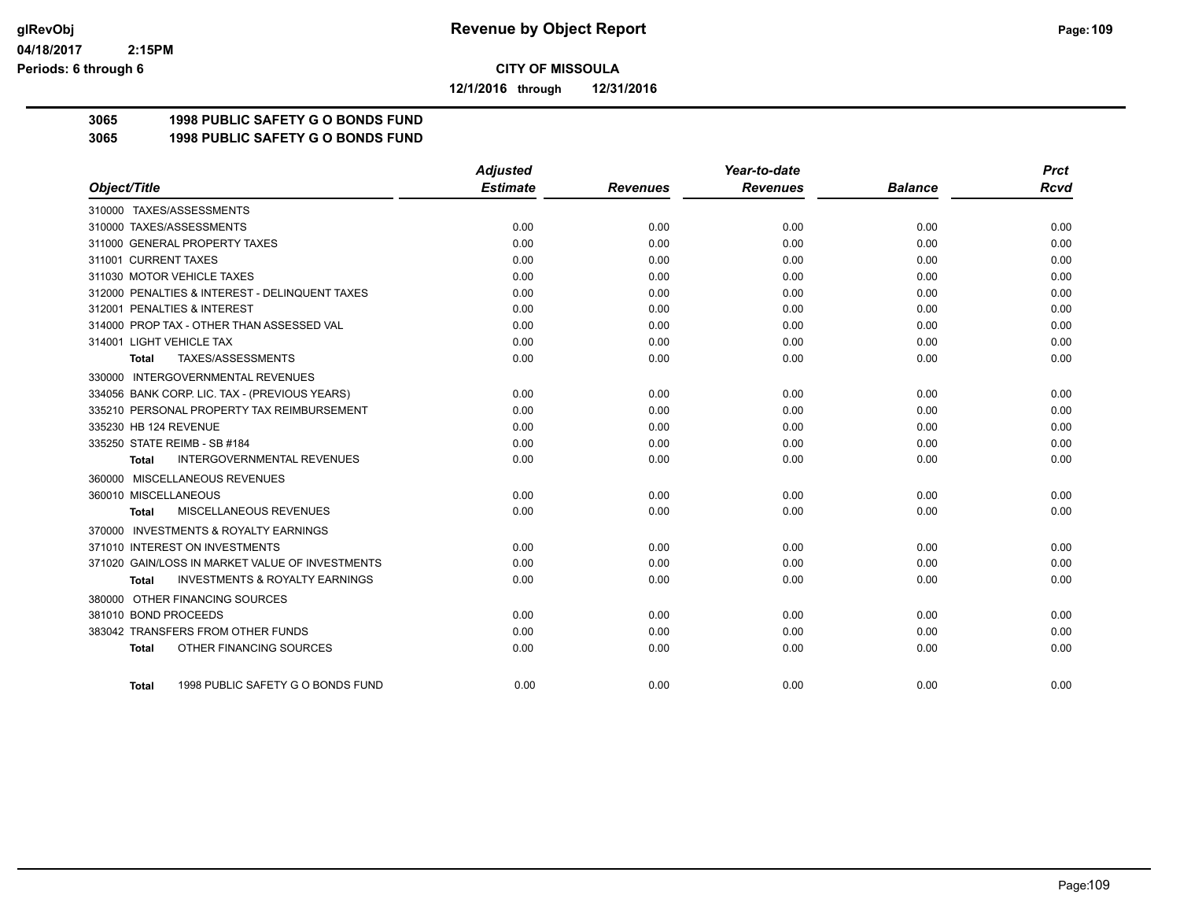# Revenue by Object Report

glRevObj
04/18/2017 2:15PM
Periods: 6 through 6

**CITY OF MISSOULA**

**12/1/2016 through 12/31/2016**

**3065 1998 PUBLIC SAFETY G O BONDS FUND**
**3065 1998 PUBLIC SAFETY G O BONDS FUND**

| Object/Title | Adjusted Estimate | Revenues | Year-to-date Revenues | Balance | Prct Rcvd |
|---|---|---|---|---|---|
| 310000 TAXES/ASSESSMENTS | | | | | |
| 310000 TAXES/ASSESSMENTS | 0.00 | 0.00 | 0.00 | 0.00 | 0.00 |
| 311000 GENERAL PROPERTY TAXES | 0.00 | 0.00 | 0.00 | 0.00 | 0.00 |
| 311001 CURRENT TAXES | 0.00 | 0.00 | 0.00 | 0.00 | 0.00 |
| 311030 MOTOR VEHICLE TAXES | 0.00 | 0.00 | 0.00 | 0.00 | 0.00 |
| 312000 PENALTIES & INTEREST - DELINQUENT TAXES | 0.00 | 0.00 | 0.00 | 0.00 | 0.00 |
| 312001 PENALTIES & INTEREST | 0.00 | 0.00 | 0.00 | 0.00 | 0.00 |
| 314000 PROP TAX - OTHER THAN ASSESSED VAL | 0.00 | 0.00 | 0.00 | 0.00 | 0.00 |
| 314001 LIGHT VEHICLE TAX | 0.00 | 0.00 | 0.00 | 0.00 | 0.00 |
| **Total** TAXES/ASSESSMENTS | 0.00 | 0.00 | 0.00 | 0.00 | 0.00 |
| 330000 INTERGOVERNMENTAL REVENUES | | | | | |
| 334056 BANK CORP. LIC. TAX - (PREVIOUS YEARS) | 0.00 | 0.00 | 0.00 | 0.00 | 0.00 |
| 335210 PERSONAL PROPERTY TAX REIMBURSEMENT | 0.00 | 0.00 | 0.00 | 0.00 | 0.00 |
| 335230 HB 124 REVENUE | 0.00 | 0.00 | 0.00 | 0.00 | 0.00 |
| 335250 STATE REIMB - SB #184 | 0.00 | 0.00 | 0.00 | 0.00 | 0.00 |
| **Total** INTERGOVERNMENTAL REVENUES | 0.00 | 0.00 | 0.00 | 0.00 | 0.00 |
| 360000 MISCELLANEOUS REVENUES | | | | | |
| 360010 MISCELLANEOUS | 0.00 | 0.00 | 0.00 | 0.00 | 0.00 |
| **Total** MISCELLANEOUS REVENUES | 0.00 | 0.00 | 0.00 | 0.00 | 0.00 |
| 370000 INVESTMENTS & ROYALTY EARNINGS | | | | | |
| 371010 INTEREST ON INVESTMENTS | 0.00 | 0.00 | 0.00 | 0.00 | 0.00 |
| 371020 GAIN/LOSS IN MARKET VALUE OF INVESTMENTS | 0.00 | 0.00 | 0.00 | 0.00 | 0.00 |
| **Total** INVESTMENTS & ROYALTY EARNINGS | 0.00 | 0.00 | 0.00 | 0.00 | 0.00 |
| 380000 OTHER FINANCING SOURCES | | | | | |
| 381010 BOND PROCEEDS | 0.00 | 0.00 | 0.00 | 0.00 | 0.00 |
| 383042 TRANSFERS FROM OTHER FUNDS | 0.00 | 0.00 | 0.00 | 0.00 | 0.00 |
| **Total** OTHER FINANCING SOURCES | 0.00 | 0.00 | 0.00 | 0.00 | 0.00 |
| **Total** 1998 PUBLIC SAFETY G O BONDS FUND | 0.00 | 0.00 | 0.00 | 0.00 | 0.00 |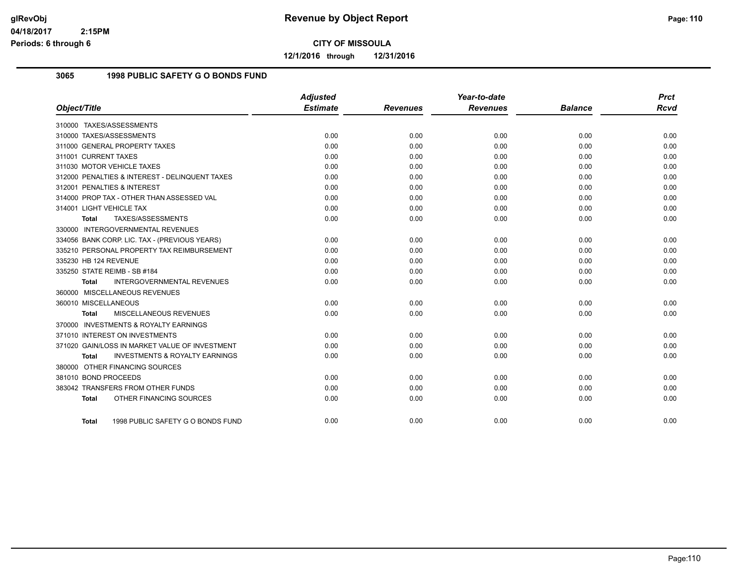# Revenue by Object Report

glRevObj
04/18/2017 2:15PM
Periods: 6 through 6

**CITY OF MISSOULA**

**12/1/2016 through 12/31/2016**

## 3065 1998 PUBLIC SAFETY G O BONDS FUND

| Object/Title | Adjusted Estimate | Revenues | Year-to-date Revenues | Balance | Prct Rcvd |
|---|---|---|---|---|---|
| 310000 TAXES/ASSESSMENTS | | | | | |
| 310000 TAXES/ASSESSMENTS | 0.00 | 0.00 | 0.00 | 0.00 | 0.00 |
| 311000 GENERAL PROPERTY TAXES | 0.00 | 0.00 | 0.00 | 0.00 | 0.00 |
| 311001 CURRENT TAXES | 0.00 | 0.00 | 0.00 | 0.00 | 0.00 |
| 311030 MOTOR VEHICLE TAXES | 0.00 | 0.00 | 0.00 | 0.00 | 0.00 |
| 312000 PENALTIES & INTEREST - DELINQUENT TAXES | 0.00 | 0.00 | 0.00 | 0.00 | 0.00 |
| 312001 PENALTIES & INTEREST | 0.00 | 0.00 | 0.00 | 0.00 | 0.00 |
| 314000 PROP TAX - OTHER THAN ASSESSED VAL | 0.00 | 0.00 | 0.00 | 0.00 | 0.00 |
| 314001 LIGHT VEHICLE TAX | 0.00 | 0.00 | 0.00 | 0.00 | 0.00 |
| **Total** TAXES/ASSESSMENTS | 0.00 | 0.00 | 0.00 | 0.00 | 0.00 |
| 330000 INTERGOVERNMENTAL REVENUES | | | | | |
| 334056 BANK CORP. LIC. TAX - (PREVIOUS YEARS) | 0.00 | 0.00 | 0.00 | 0.00 | 0.00 |
| 335210 PERSONAL PROPERTY TAX REIMBURSEMENT | 0.00 | 0.00 | 0.00 | 0.00 | 0.00 |
| 335230 HB 124 REVENUE | 0.00 | 0.00 | 0.00 | 0.00 | 0.00 |
| 335250 STATE REIMB - SB #184 | 0.00 | 0.00 | 0.00 | 0.00 | 0.00 |
| **Total** INTERGOVERNMENTAL REVENUES | 0.00 | 0.00 | 0.00 | 0.00 | 0.00 |
| 360000 MISCELLANEOUS REVENUES | | | | | |
| 360010 MISCELLANEOUS | 0.00 | 0.00 | 0.00 | 0.00 | 0.00 |
| **Total** MISCELLANEOUS REVENUES | 0.00 | 0.00 | 0.00 | 0.00 | 0.00 |
| 370000 INVESTMENTS & ROYALTY EARNINGS | | | | | |
| 371010 INTEREST ON INVESTMENTS | 0.00 | 0.00 | 0.00 | 0.00 | 0.00 |
| 371020 GAIN/LOSS IN MARKET VALUE OF INVESTMENT | 0.00 | 0.00 | 0.00 | 0.00 | 0.00 |
| **Total** INVESTMENTS & ROYALTY EARNINGS | 0.00 | 0.00 | 0.00 | 0.00 | 0.00 |
| 380000 OTHER FINANCING SOURCES | | | | | |
| 381010 BOND PROCEEDS | 0.00 | 0.00 | 0.00 | 0.00 | 0.00 |
| 383042 TRANSFERS FROM OTHER FUNDS | 0.00 | 0.00 | 0.00 | 0.00 | 0.00 |
| **Total** OTHER FINANCING SOURCES | 0.00 | 0.00 | 0.00 | 0.00 | 0.00 |
| **Total** 1998 PUBLIC SAFETY G O BONDS FUND | 0.00 | 0.00 | 0.00 | 0.00 | 0.00 |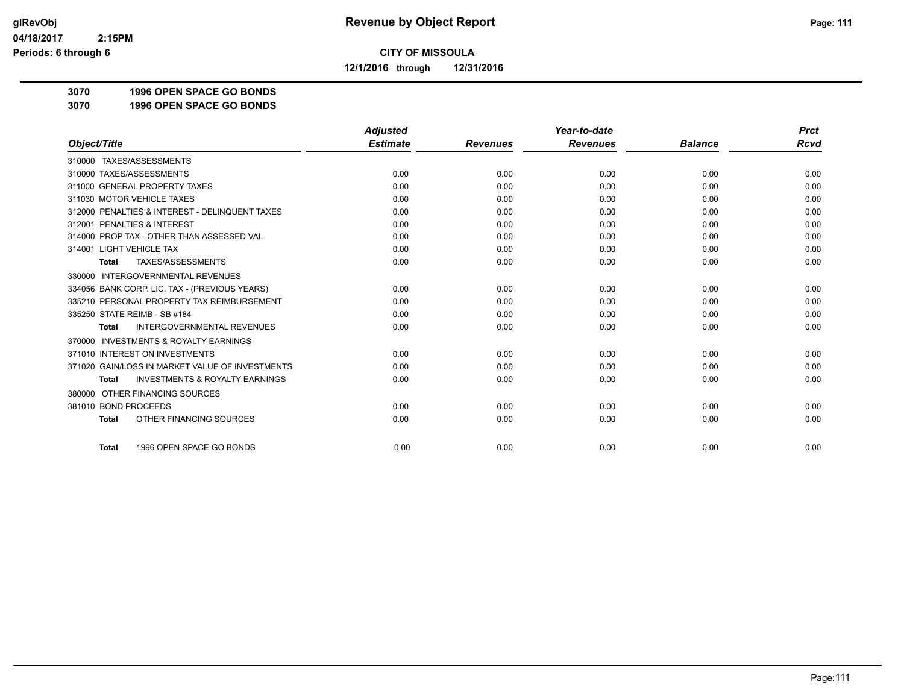# Revenue by Object Report

glRevObj
04/18/2017 2:15PM
Periods: 6 through 6

**CITY OF MISSOULA**

**12/1/2016 through 12/31/2016**

**3070 1996 OPEN SPACE GO BONDS**
**3070 1996 OPEN SPACE GO BONDS**

| Object/Title | Adjusted Estimate | Revenues | Year-to-date Revenues | Balance | Prct Rcvd |
|---|---|---|---|---|---|
| 310000 TAXES/ASSESSMENTS | | | | | |
| 310000 TAXES/ASSESSMENTS | 0.00 | 0.00 | 0.00 | 0.00 | 0.00 |
| 311000 GENERAL PROPERTY TAXES | 0.00 | 0.00 | 0.00 | 0.00 | 0.00 |
| 311030 MOTOR VEHICLE TAXES | 0.00 | 0.00 | 0.00 | 0.00 | 0.00 |
| 312000 PENALTIES & INTEREST - DELINQUENT TAXES | 0.00 | 0.00 | 0.00 | 0.00 | 0.00 |
| 312001 PENALTIES & INTEREST | 0.00 | 0.00 | 0.00 | 0.00 | 0.00 |
| 314000 PROP TAX - OTHER THAN ASSESSED VAL | 0.00 | 0.00 | 0.00 | 0.00 | 0.00 |
| 314001 LIGHT VEHICLE TAX | 0.00 | 0.00 | 0.00 | 0.00 | 0.00 |
| **Total** TAXES/ASSESSMENTS | 0.00 | 0.00 | 0.00 | 0.00 | 0.00 |
| 330000 INTERGOVERNMENTAL REVENUES | | | | | |
| 334056 BANK CORP. LIC. TAX - (PREVIOUS YEARS) | 0.00 | 0.00 | 0.00 | 0.00 | 0.00 |
| 335210 PERSONAL PROPERTY TAX REIMBURSEMENT | 0.00 | 0.00 | 0.00 | 0.00 | 0.00 |
| 335250 STATE REIMB - SB #184 | 0.00 | 0.00 | 0.00 | 0.00 | 0.00 |
| **Total** INTERGOVERNMENTAL REVENUES | 0.00 | 0.00 | 0.00 | 0.00 | 0.00 |
| 370000 INVESTMENTS & ROYALTY EARNINGS | | | | | |
| 371010 INTEREST ON INVESTMENTS | 0.00 | 0.00 | 0.00 | 0.00 | 0.00 |
| 371020 GAIN/LOSS IN MARKET VALUE OF INVESTMENTS | 0.00 | 0.00 | 0.00 | 0.00 | 0.00 |
| **Total** INVESTMENTS & ROYALTY EARNINGS | 0.00 | 0.00 | 0.00 | 0.00 | 0.00 |
| 380000 OTHER FINANCING SOURCES | | | | | |
| 381010 BOND PROCEEDS | 0.00 | 0.00 | 0.00 | 0.00 | 0.00 |
| **Total** OTHER FINANCING SOURCES | 0.00 | 0.00 | 0.00 | 0.00 | 0.00 |
| **Total** 1996 OPEN SPACE GO BONDS | 0.00 | 0.00 | 0.00 | 0.00 | 0.00 |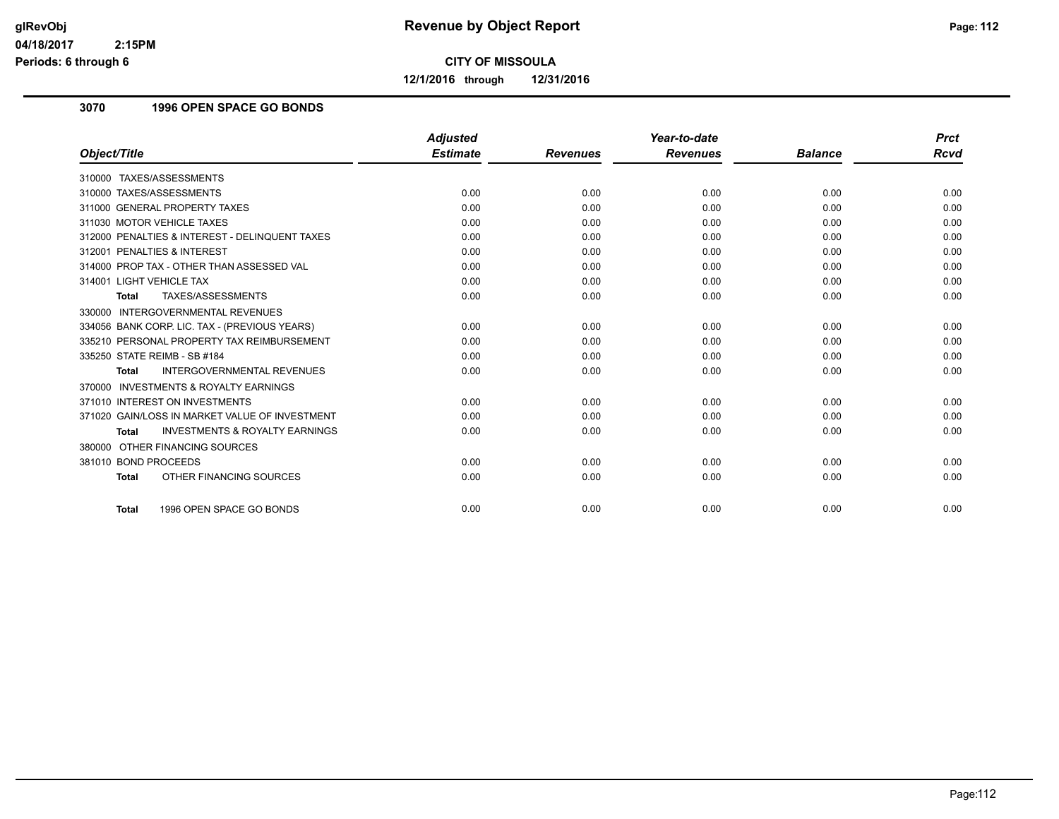**glRevObj**
**04/18/2017 2:15PM**
**Periods: 6 through 6**

# Revenue by Object Report

**CITY OF MISSOULA**

**12/1/2016 through 12/31/2016**

## 3070 1996 OPEN SPACE GO BONDS

| Object/Title | Adjusted Estimate | Revenues | Year-to-date Revenues | Balance | Prct Rcvd |
|---|---|---|---|---|---|
| 310000 TAXES/ASSESSMENTS | | | | | |
| 310000 TAXES/ASSESSMENTS | 0.00 | 0.00 | 0.00 | 0.00 | 0.00 |
| 311000 GENERAL PROPERTY TAXES | 0.00 | 0.00 | 0.00 | 0.00 | 0.00 |
| 311030 MOTOR VEHICLE TAXES | 0.00 | 0.00 | 0.00 | 0.00 | 0.00 |
| 312000 PENALTIES & INTEREST - DELINQUENT TAXES | 0.00 | 0.00 | 0.00 | 0.00 | 0.00 |
| 312001 PENALTIES & INTEREST | 0.00 | 0.00 | 0.00 | 0.00 | 0.00 |
| 314000 PROP TAX - OTHER THAN ASSESSED VAL | 0.00 | 0.00 | 0.00 | 0.00 | 0.00 |
| 314001 LIGHT VEHICLE TAX | 0.00 | 0.00 | 0.00 | 0.00 | 0.00 |
| **Total** TAXES/ASSESSMENTS | 0.00 | 0.00 | 0.00 | 0.00 | 0.00 |
| 330000 INTERGOVERNMENTAL REVENUES | | | | | |
| 334056 BANK CORP. LIC. TAX - (PREVIOUS YEARS) | 0.00 | 0.00 | 0.00 | 0.00 | 0.00 |
| 335210 PERSONAL PROPERTY TAX REIMBURSEMENT | 0.00 | 0.00 | 0.00 | 0.00 | 0.00 |
| 335250 STATE REIMB - SB #184 | 0.00 | 0.00 | 0.00 | 0.00 | 0.00 |
| **Total** INTERGOVERNMENTAL REVENUES | 0.00 | 0.00 | 0.00 | 0.00 | 0.00 |
| 370000 INVESTMENTS & ROYALTY EARNINGS | | | | | |
| 371010 INTEREST ON INVESTMENTS | 0.00 | 0.00 | 0.00 | 0.00 | 0.00 |
| 371020 GAIN/LOSS IN MARKET VALUE OF INVESTMENT | 0.00 | 0.00 | 0.00 | 0.00 | 0.00 |
| **Total** INVESTMENTS & ROYALTY EARNINGS | 0.00 | 0.00 | 0.00 | 0.00 | 0.00 |
| 380000 OTHER FINANCING SOURCES | | | | | |
| 381010 BOND PROCEEDS | 0.00 | 0.00 | 0.00 | 0.00 | 0.00 |
| **Total** OTHER FINANCING SOURCES | 0.00 | 0.00 | 0.00 | 0.00 | 0.00 |
| **Total** 1996 OPEN SPACE GO BONDS | 0.00 | 0.00 | 0.00 | 0.00 | 0.00 |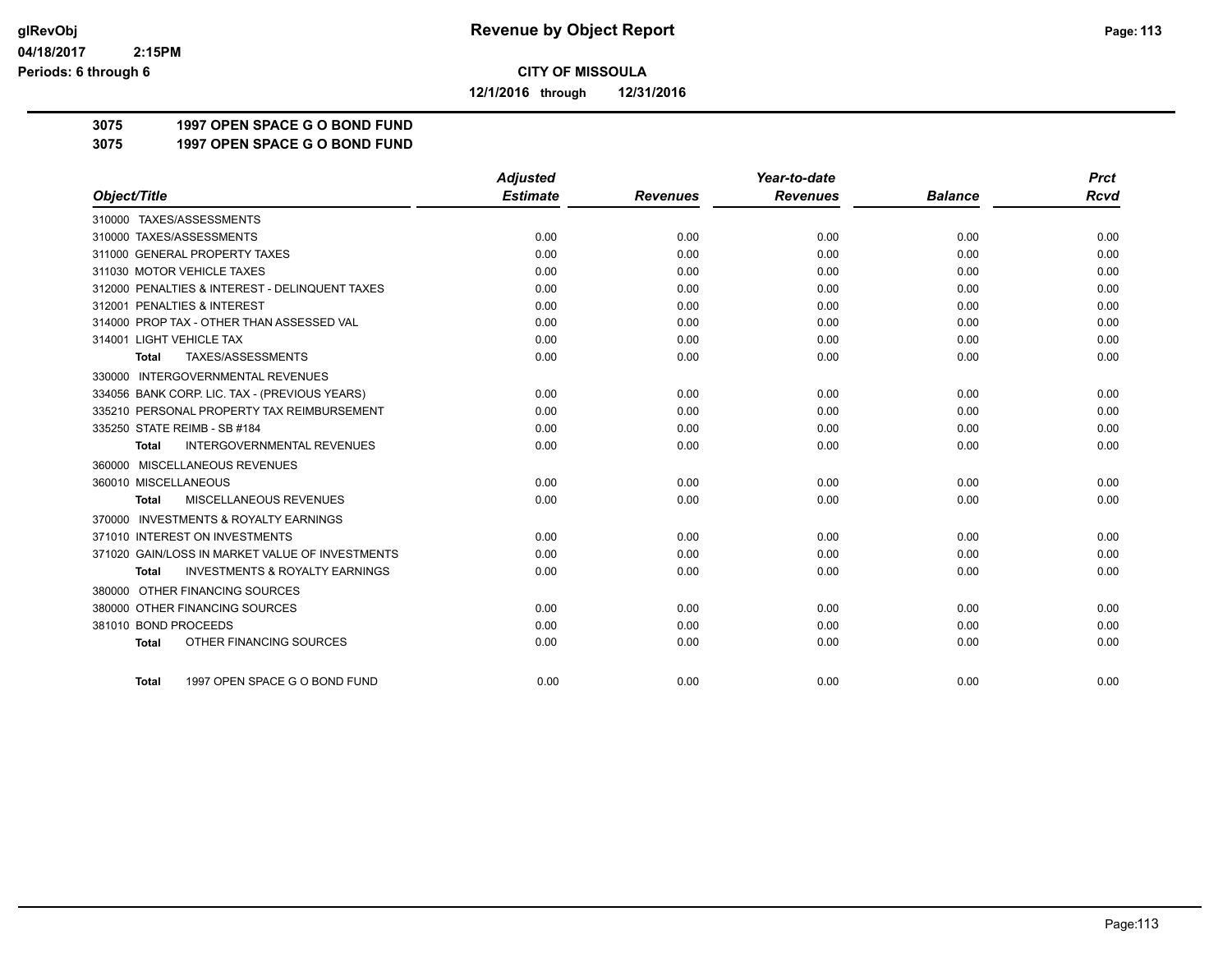**Revenue by Object Report**

**CITY OF MISSOULA**

**12/1/2016 through 12/31/2016**

glRevObj
04/18/2017 2:15PM
Periods: 6 through 6

**3075 1997 OPEN SPACE G O BOND FUND**
**3075 1997 OPEN SPACE G O BOND FUND**

| Object/Title | Adjusted Estimate | Revenues | Year-to-date Revenues | Balance | Prct Rcvd |
|---|---|---|---|---|---|
| 310000 TAXES/ASSESSMENTS | | | | | |
| 310000 TAXES/ASSESSMENTS | 0.00 | 0.00 | 0.00 | 0.00 | 0.00 |
| 311000 GENERAL PROPERTY TAXES | 0.00 | 0.00 | 0.00 | 0.00 | 0.00 |
| 311030 MOTOR VEHICLE TAXES | 0.00 | 0.00 | 0.00 | 0.00 | 0.00 |
| 312000 PENALTIES & INTEREST - DELINQUENT TAXES | 0.00 | 0.00 | 0.00 | 0.00 | 0.00 |
| 312001 PENALTIES & INTEREST | 0.00 | 0.00 | 0.00 | 0.00 | 0.00 |
| 314000 PROP TAX - OTHER THAN ASSESSED VAL | 0.00 | 0.00 | 0.00 | 0.00 | 0.00 |
| 314001 LIGHT VEHICLE TAX | 0.00 | 0.00 | 0.00 | 0.00 | 0.00 |
| **Total** TAXES/ASSESSMENTS | 0.00 | 0.00 | 0.00 | 0.00 | 0.00 |
| 330000 INTERGOVERNMENTAL REVENUES | | | | | |
| 334056 BANK CORP. LIC. TAX - (PREVIOUS YEARS) | 0.00 | 0.00 | 0.00 | 0.00 | 0.00 |
| 335210 PERSONAL PROPERTY TAX REIMBURSEMENT | 0.00 | 0.00 | 0.00 | 0.00 | 0.00 |
| 335250 STATE REIMB - SB #184 | 0.00 | 0.00 | 0.00 | 0.00 | 0.00 |
| **Total** INTERGOVERNMENTAL REVENUES | 0.00 | 0.00 | 0.00 | 0.00 | 0.00 |
| 360000 MISCELLANEOUS REVENUES | | | | | |
| 360010 MISCELLANEOUS | 0.00 | 0.00 | 0.00 | 0.00 | 0.00 |
| **Total** MISCELLANEOUS REVENUES | 0.00 | 0.00 | 0.00 | 0.00 | 0.00 |
| 370000 INVESTMENTS & ROYALTY EARNINGS | | | | | |
| 371010 INTEREST ON INVESTMENTS | 0.00 | 0.00 | 0.00 | 0.00 | 0.00 |
| 371020 GAIN/LOSS IN MARKET VALUE OF INVESTMENTS | 0.00 | 0.00 | 0.00 | 0.00 | 0.00 |
| **Total** INVESTMENTS & ROYALTY EARNINGS | 0.00 | 0.00 | 0.00 | 0.00 | 0.00 |
| 380000 OTHER FINANCING SOURCES | | | | | |
| 380000 OTHER FINANCING SOURCES | 0.00 | 0.00 | 0.00 | 0.00 | 0.00 |
| 381010 BOND PROCEEDS | 0.00 | 0.00 | 0.00 | 0.00 | 0.00 |
| **Total** OTHER FINANCING SOURCES | 0.00 | 0.00 | 0.00 | 0.00 | 0.00 |
| **Total** 1997 OPEN SPACE G O BOND FUND | 0.00 | 0.00 | 0.00 | 0.00 | 0.00 |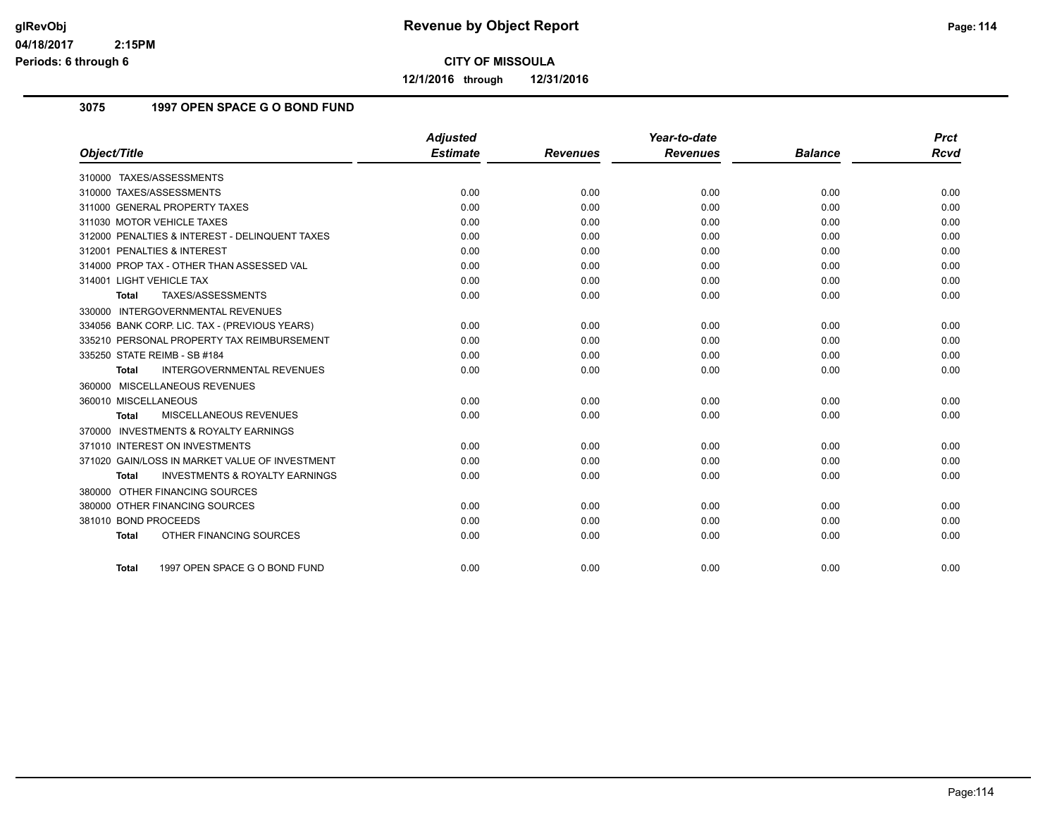glRevObj
04/18/2017 2:15PM
Periods: 6 through 6

# Revenue by Object Report

**CITY OF MISSOULA**

**12/1/2016 through 12/31/2016**

## 3075 1997 OPEN SPACE G O BOND FUND

| Object/Title | Adjusted Estimate | Revenues | Year-to-date Revenues | Balance | Prct Rcvd |
|---|---|---|---|---|---|
| 310000 TAXES/ASSESSMENTS | | | | | |
| 310000 TAXES/ASSESSMENTS | 0.00 | 0.00 | 0.00 | 0.00 | 0.00 |
| 311000 GENERAL PROPERTY TAXES | 0.00 | 0.00 | 0.00 | 0.00 | 0.00 |
| 311030 MOTOR VEHICLE TAXES | 0.00 | 0.00 | 0.00 | 0.00 | 0.00 |
| 312000 PENALTIES & INTEREST - DELINQUENT TAXES | 0.00 | 0.00 | 0.00 | 0.00 | 0.00 |
| 312001 PENALTIES & INTEREST | 0.00 | 0.00 | 0.00 | 0.00 | 0.00 |
| 314000 PROP TAX - OTHER THAN ASSESSED VAL | 0.00 | 0.00 | 0.00 | 0.00 | 0.00 |
| 314001 LIGHT VEHICLE TAX | 0.00 | 0.00 | 0.00 | 0.00 | 0.00 |
| **Total** TAXES/ASSESSMENTS | 0.00 | 0.00 | 0.00 | 0.00 | 0.00 |
| 330000 INTERGOVERNMENTAL REVENUES | | | | | |
| 334056 BANK CORP. LIC. TAX - (PREVIOUS YEARS) | 0.00 | 0.00 | 0.00 | 0.00 | 0.00 |
| 335210 PERSONAL PROPERTY TAX REIMBURSEMENT | 0.00 | 0.00 | 0.00 | 0.00 | 0.00 |
| 335250 STATE REIMB - SB #184 | 0.00 | 0.00 | 0.00 | 0.00 | 0.00 |
| **Total** INTERGOVERNMENTAL REVENUES | 0.00 | 0.00 | 0.00 | 0.00 | 0.00 |
| 360000 MISCELLANEOUS REVENUES | | | | | |
| 360010 MISCELLANEOUS | 0.00 | 0.00 | 0.00 | 0.00 | 0.00 |
| **Total** MISCELLANEOUS REVENUES | 0.00 | 0.00 | 0.00 | 0.00 | 0.00 |
| 370000 INVESTMENTS & ROYALTY EARNINGS | | | | | |
| 371010 INTEREST ON INVESTMENTS | 0.00 | 0.00 | 0.00 | 0.00 | 0.00 |
| 371020 GAIN/LOSS IN MARKET VALUE OF INVESTMENT | 0.00 | 0.00 | 0.00 | 0.00 | 0.00 |
| **Total** INVESTMENTS & ROYALTY EARNINGS | 0.00 | 0.00 | 0.00 | 0.00 | 0.00 |
| 380000 OTHER FINANCING SOURCES | | | | | |
| 380000 OTHER FINANCING SOURCES | 0.00 | 0.00 | 0.00 | 0.00 | 0.00 |
| 381010 BOND PROCEEDS | 0.00 | 0.00 | 0.00 | 0.00 | 0.00 |
| **Total** OTHER FINANCING SOURCES | 0.00 | 0.00 | 0.00 | 0.00 | 0.00 |
| **Total** 1997 OPEN SPACE G O BOND FUND | 0.00 | 0.00 | 0.00 | 0.00 | 0.00 |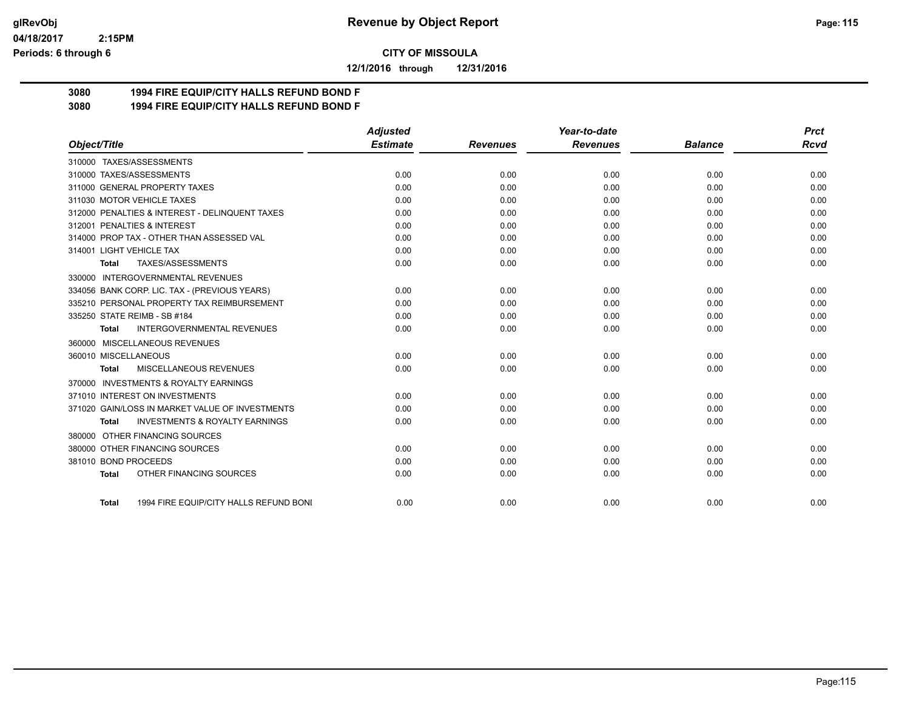# Revenue by Object Report

glRevObj
04/18/2017 2:15PM
Periods: 6 through 6

**CITY OF MISSOULA**

**12/1/2016 through 12/31/2016**

**3080 1994 FIRE EQUIP/CITY HALLS REFUND BOND F**
**3080 1994 FIRE EQUIP/CITY HALLS REFUND BOND F**

| Object/Title | Adjusted Estimate | Revenues | Year-to-date Revenues | Balance | Prct Rcvd |
|---|---|---|---|---|---|
| 310000 TAXES/ASSESSMENTS | | | | | |
| 310000 TAXES/ASSESSMENTS | 0.00 | 0.00 | 0.00 | 0.00 | 0.00 |
| 311000 GENERAL PROPERTY TAXES | 0.00 | 0.00 | 0.00 | 0.00 | 0.00 |
| 311030 MOTOR VEHICLE TAXES | 0.00 | 0.00 | 0.00 | 0.00 | 0.00 |
| 312000 PENALTIES & INTEREST - DELINQUENT TAXES | 0.00 | 0.00 | 0.00 | 0.00 | 0.00 |
| 312001 PENALTIES & INTEREST | 0.00 | 0.00 | 0.00 | 0.00 | 0.00 |
| 314000 PROP TAX - OTHER THAN ASSESSED VAL | 0.00 | 0.00 | 0.00 | 0.00 | 0.00 |
| 314001 LIGHT VEHICLE TAX | 0.00 | 0.00 | 0.00 | 0.00 | 0.00 |
| **Total** TAXES/ASSESSMENTS | 0.00 | 0.00 | 0.00 | 0.00 | 0.00 |
| 330000 INTERGOVERNMENTAL REVENUES | | | | | |
| 334056 BANK CORP. LIC. TAX - (PREVIOUS YEARS) | 0.00 | 0.00 | 0.00 | 0.00 | 0.00 |
| 335210 PERSONAL PROPERTY TAX REIMBURSEMENT | 0.00 | 0.00 | 0.00 | 0.00 | 0.00 |
| 335250 STATE REIMB - SB #184 | 0.00 | 0.00 | 0.00 | 0.00 | 0.00 |
| **Total** INTERGOVERNMENTAL REVENUES | 0.00 | 0.00 | 0.00 | 0.00 | 0.00 |
| 360000 MISCELLANEOUS REVENUES | | | | | |
| 360010 MISCELLANEOUS | 0.00 | 0.00 | 0.00 | 0.00 | 0.00 |
| **Total** MISCELLANEOUS REVENUES | 0.00 | 0.00 | 0.00 | 0.00 | 0.00 |
| 370000 INVESTMENTS & ROYALTY EARNINGS | | | | | |
| 371010 INTEREST ON INVESTMENTS | 0.00 | 0.00 | 0.00 | 0.00 | 0.00 |
| 371020 GAIN/LOSS IN MARKET VALUE OF INVESTMENTS | 0.00 | 0.00 | 0.00 | 0.00 | 0.00 |
| **Total** INVESTMENTS & ROYALTY EARNINGS | 0.00 | 0.00 | 0.00 | 0.00 | 0.00 |
| 380000 OTHER FINANCING SOURCES | | | | | |
| 380000 OTHER FINANCING SOURCES | 0.00 | 0.00 | 0.00 | 0.00 | 0.00 |
| 381010 BOND PROCEEDS | 0.00 | 0.00 | 0.00 | 0.00 | 0.00 |
| **Total** OTHER FINANCING SOURCES | 0.00 | 0.00 | 0.00 | 0.00 | 0.00 |
| **Total** 1994 FIRE EQUIP/CITY HALLS REFUND BONI | 0.00 | 0.00 | 0.00 | 0.00 | 0.00 |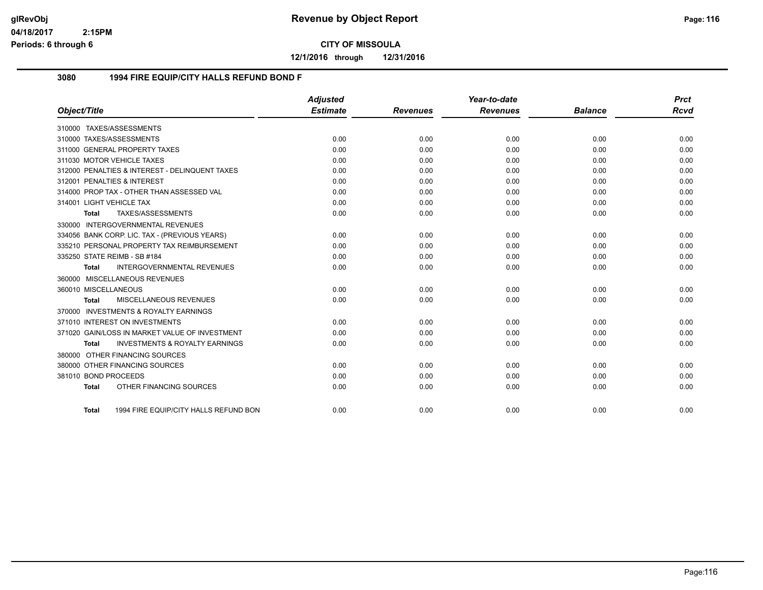# Revenue by Object Report

glRevObj
04/18/2017 2:15PM
Periods: 6 through 6

**CITY OF MISSOULA**

**12/1/2016 through 12/31/2016**

## 3080 1994 FIRE EQUIP/CITY HALLS REFUND BOND F

| Object/Title | Adjusted Estimate | Revenues | Year-to-date Revenues | Balance | Prct Rcvd |
|---|---|---|---|---|---|
| 310000 TAXES/ASSESSMENTS | | | | | |
| 310000 TAXES/ASSESSMENTS | 0.00 | 0.00 | 0.00 | 0.00 | 0.00 |
| 311000 GENERAL PROPERTY TAXES | 0.00 | 0.00 | 0.00 | 0.00 | 0.00 |
| 311030 MOTOR VEHICLE TAXES | 0.00 | 0.00 | 0.00 | 0.00 | 0.00 |
| 312000 PENALTIES & INTEREST - DELINQUENT TAXES | 0.00 | 0.00 | 0.00 | 0.00 | 0.00 |
| 312001 PENALTIES & INTEREST | 0.00 | 0.00 | 0.00 | 0.00 | 0.00 |
| 314000 PROP TAX - OTHER THAN ASSESSED VAL | 0.00 | 0.00 | 0.00 | 0.00 | 0.00 |
| 314001 LIGHT VEHICLE TAX | 0.00 | 0.00 | 0.00 | 0.00 | 0.00 |
| **Total** TAXES/ASSESSMENTS | 0.00 | 0.00 | 0.00 | 0.00 | 0.00 |
| 330000 INTERGOVERNMENTAL REVENUES | | | | | |
| 334056 BANK CORP. LIC. TAX - (PREVIOUS YEARS) | 0.00 | 0.00 | 0.00 | 0.00 | 0.00 |
| 335210 PERSONAL PROPERTY TAX REIMBURSEMENT | 0.00 | 0.00 | 0.00 | 0.00 | 0.00 |
| 335250 STATE REIMB - SB #184 | 0.00 | 0.00 | 0.00 | 0.00 | 0.00 |
| **Total** INTERGOVERNMENTAL REVENUES | 0.00 | 0.00 | 0.00 | 0.00 | 0.00 |
| 360000 MISCELLANEOUS REVENUES | | | | | |
| 360010 MISCELLANEOUS | 0.00 | 0.00 | 0.00 | 0.00 | 0.00 |
| **Total** MISCELLANEOUS REVENUES | 0.00 | 0.00 | 0.00 | 0.00 | 0.00 |
| 370000 INVESTMENTS & ROYALTY EARNINGS | | | | | |
| 371010 INTEREST ON INVESTMENTS | 0.00 | 0.00 | 0.00 | 0.00 | 0.00 |
| 371020 GAIN/LOSS IN MARKET VALUE OF INVESTMENT | 0.00 | 0.00 | 0.00 | 0.00 | 0.00 |
| **Total** INVESTMENTS & ROYALTY EARNINGS | 0.00 | 0.00 | 0.00 | 0.00 | 0.00 |
| 380000 OTHER FINANCING SOURCES | | | | | |
| 380000 OTHER FINANCING SOURCES | 0.00 | 0.00 | 0.00 | 0.00 | 0.00 |
| 381010 BOND PROCEEDS | 0.00 | 0.00 | 0.00 | 0.00 | 0.00 |
| **Total** OTHER FINANCING SOURCES | 0.00 | 0.00 | 0.00 | 0.00 | 0.00 |
| **Total** 1994 FIRE EQUIP/CITY HALLS REFUND BON | 0.00 | 0.00 | 0.00 | 0.00 | 0.00 |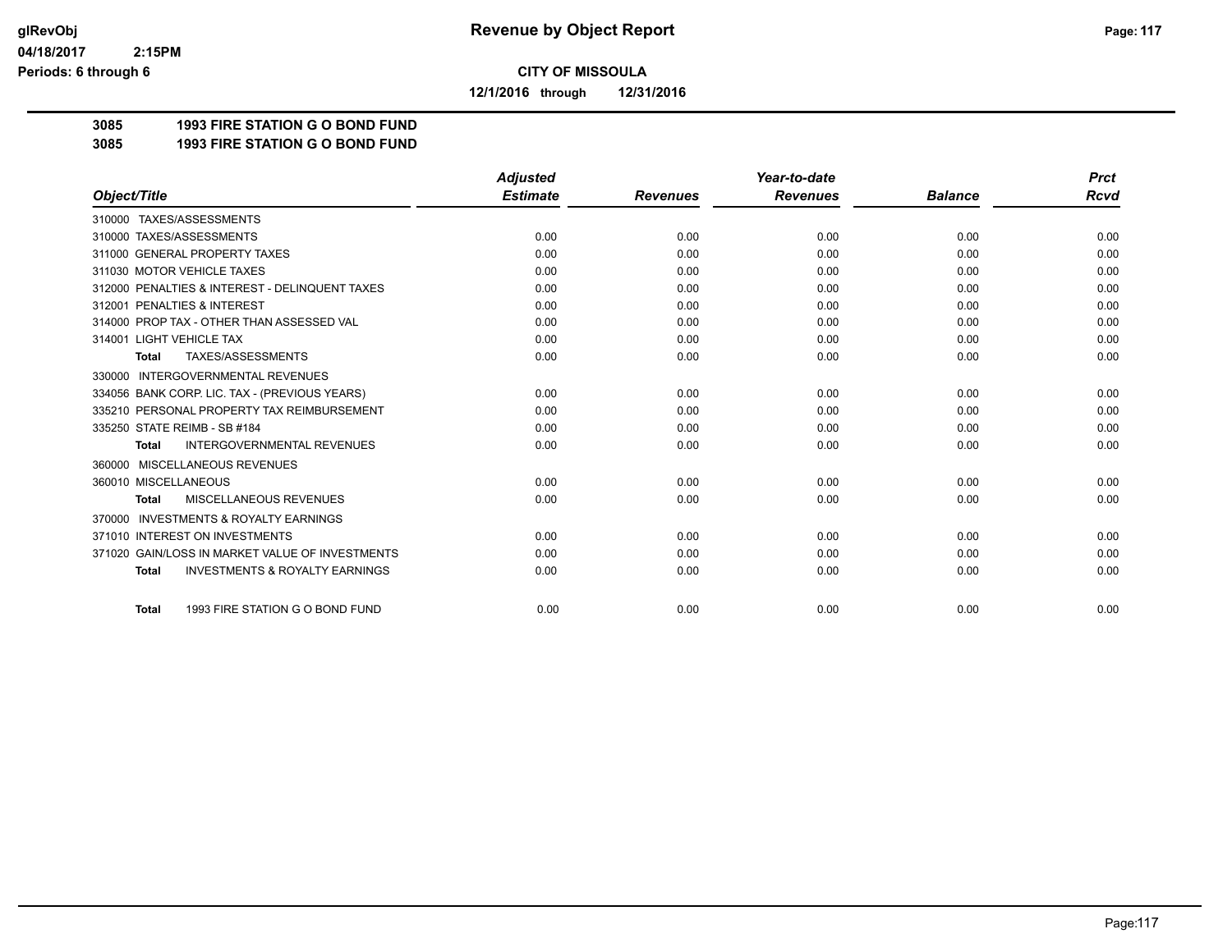# Revenue by Object Report

glRevObj
04/18/2017 2:15PM
Periods: 6 through 6

**CITY OF MISSOULA**

**12/1/2016 through 12/31/2016**

**3085 1993 FIRE STATION G O BOND FUND**
**3085 1993 FIRE STATION G O BOND FUND**

| Object/Title | Adjusted Estimate | Revenues | Year-to-date Revenues | Balance | Prct Rcvd |
|---|---|---|---|---|---|
| 310000 TAXES/ASSESSMENTS | | | | | |
| 310000 TAXES/ASSESSMENTS | 0.00 | 0.00 | 0.00 | 0.00 | 0.00 |
| 311000 GENERAL PROPERTY TAXES | 0.00 | 0.00 | 0.00 | 0.00 | 0.00 |
| 311030 MOTOR VEHICLE TAXES | 0.00 | 0.00 | 0.00 | 0.00 | 0.00 |
| 312000 PENALTIES & INTEREST - DELINQUENT TAXES | 0.00 | 0.00 | 0.00 | 0.00 | 0.00 |
| 312001 PENALTIES & INTEREST | 0.00 | 0.00 | 0.00 | 0.00 | 0.00 |
| 314000 PROP TAX - OTHER THAN ASSESSED VAL | 0.00 | 0.00 | 0.00 | 0.00 | 0.00 |
| 314001 LIGHT VEHICLE TAX | 0.00 | 0.00 | 0.00 | 0.00 | 0.00 |
| **Total** TAXES/ASSESSMENTS | 0.00 | 0.00 | 0.00 | 0.00 | 0.00 |
| 330000 INTERGOVERNMENTAL REVENUES | | | | | |
| 334056 BANK CORP. LIC. TAX - (PREVIOUS YEARS) | 0.00 | 0.00 | 0.00 | 0.00 | 0.00 |
| 335210 PERSONAL PROPERTY TAX REIMBURSEMENT | 0.00 | 0.00 | 0.00 | 0.00 | 0.00 |
| 335250 STATE REIMB - SB #184 | 0.00 | 0.00 | 0.00 | 0.00 | 0.00 |
| **Total** INTERGOVERNMENTAL REVENUES | 0.00 | 0.00 | 0.00 | 0.00 | 0.00 |
| 360000 MISCELLANEOUS REVENUES | | | | | |
| 360010 MISCELLANEOUS | 0.00 | 0.00 | 0.00 | 0.00 | 0.00 |
| **Total** MISCELLANEOUS REVENUES | 0.00 | 0.00 | 0.00 | 0.00 | 0.00 |
| 370000 INVESTMENTS & ROYALTY EARNINGS | | | | | |
| 371010 INTEREST ON INVESTMENTS | 0.00 | 0.00 | 0.00 | 0.00 | 0.00 |
| 371020 GAIN/LOSS IN MARKET VALUE OF INVESTMENTS | 0.00 | 0.00 | 0.00 | 0.00 | 0.00 |
| **Total** INVESTMENTS & ROYALTY EARNINGS | 0.00 | 0.00 | 0.00 | 0.00 | 0.00 |
| **Total** 1993 FIRE STATION G O BOND FUND | 0.00 | 0.00 | 0.00 | 0.00 | 0.00 |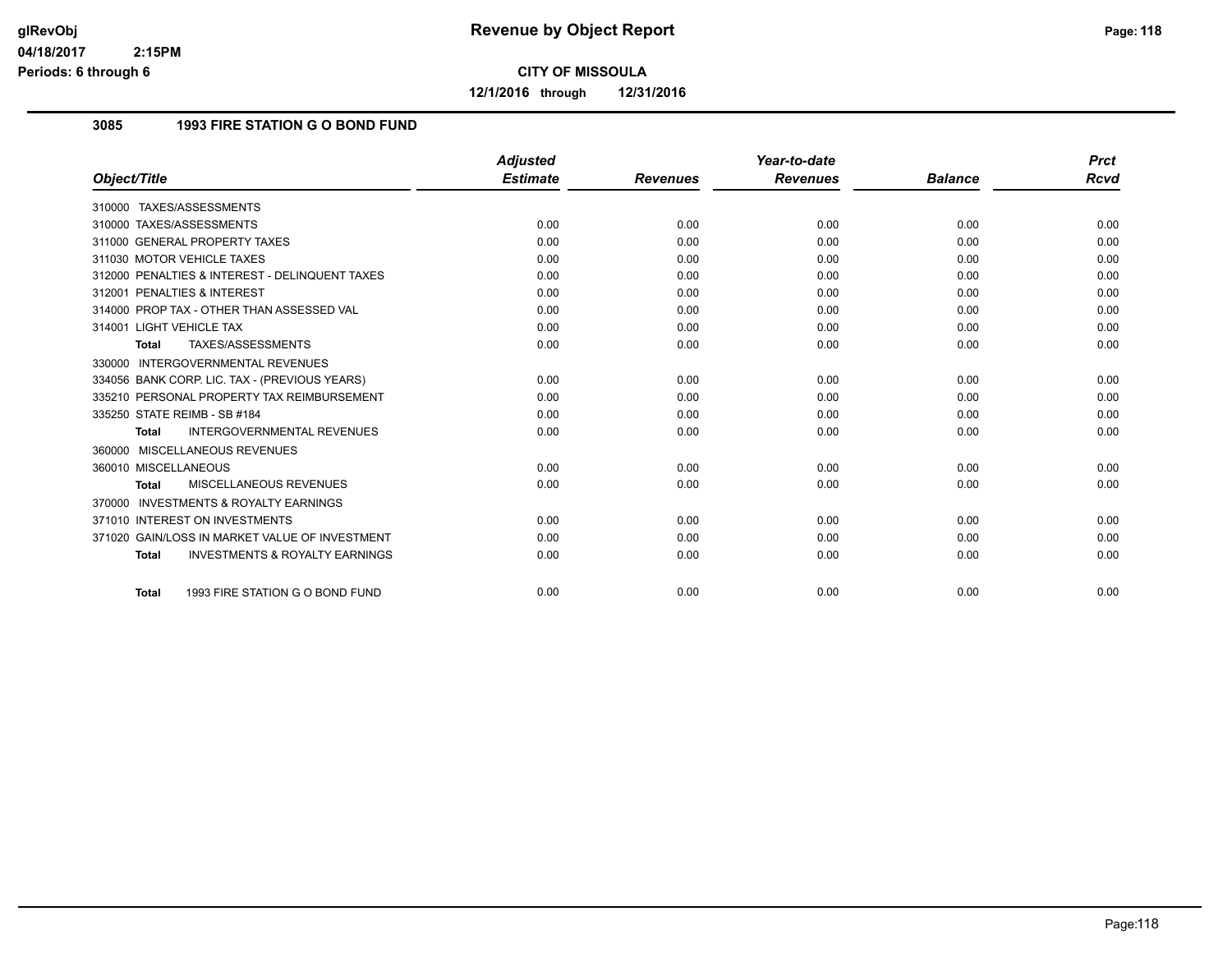# Revenue by Object Report

**CITY OF MISSOULA**

**12/1/2016 through 12/31/2016**

## 3085 1993 FIRE STATION G O BOND FUND

| Object/Title | Adjusted Estimate | Revenues | Year-to-date Revenues | Balance | Prct Rcvd |
|---|---|---|---|---|---|
| 310000 TAXES/ASSESSMENTS | | | | | |
| 310000 TAXES/ASSESSMENTS | 0.00 | 0.00 | 0.00 | 0.00 | 0.00 |
| 311000 GENERAL PROPERTY TAXES | 0.00 | 0.00 | 0.00 | 0.00 | 0.00 |
| 311030 MOTOR VEHICLE TAXES | 0.00 | 0.00 | 0.00 | 0.00 | 0.00 |
| 312000 PENALTIES & INTEREST - DELINQUENT TAXES | 0.00 | 0.00 | 0.00 | 0.00 | 0.00 |
| 312001 PENALTIES & INTEREST | 0.00 | 0.00 | 0.00 | 0.00 | 0.00 |
| 314000 PROP TAX - OTHER THAN ASSESSED VAL | 0.00 | 0.00 | 0.00 | 0.00 | 0.00 |
| 314001 LIGHT VEHICLE TAX | 0.00 | 0.00 | 0.00 | 0.00 | 0.00 |
| **Total** TAXES/ASSESSMENTS | 0.00 | 0.00 | 0.00 | 0.00 | 0.00 |
| 330000 INTERGOVERNMENTAL REVENUES | | | | | |
| 334056 BANK CORP. LIC. TAX - (PREVIOUS YEARS) | 0.00 | 0.00 | 0.00 | 0.00 | 0.00 |
| 335210 PERSONAL PROPERTY TAX REIMBURSEMENT | 0.00 | 0.00 | 0.00 | 0.00 | 0.00 |
| 335250 STATE REIMB - SB #184 | 0.00 | 0.00 | 0.00 | 0.00 | 0.00 |
| **Total** INTERGOVERNMENTAL REVENUES | 0.00 | 0.00 | 0.00 | 0.00 | 0.00 |
| 360000 MISCELLANEOUS REVENUES | | | | | |
| 360010 MISCELLANEOUS | 0.00 | 0.00 | 0.00 | 0.00 | 0.00 |
| **Total** MISCELLANEOUS REVENUES | 0.00 | 0.00 | 0.00 | 0.00 | 0.00 |
| 370000 INVESTMENTS & ROYALTY EARNINGS | | | | | |
| 371010 INTEREST ON INVESTMENTS | 0.00 | 0.00 | 0.00 | 0.00 | 0.00 |
| 371020 GAIN/LOSS IN MARKET VALUE OF INVESTMENT | 0.00 | 0.00 | 0.00 | 0.00 | 0.00 |
| **Total** INVESTMENTS & ROYALTY EARNINGS | 0.00 | 0.00 | 0.00 | 0.00 | 0.00 |
| **Total** 1993 FIRE STATION G O BOND FUND | 0.00 | 0.00 | 0.00 | 0.00 | 0.00 |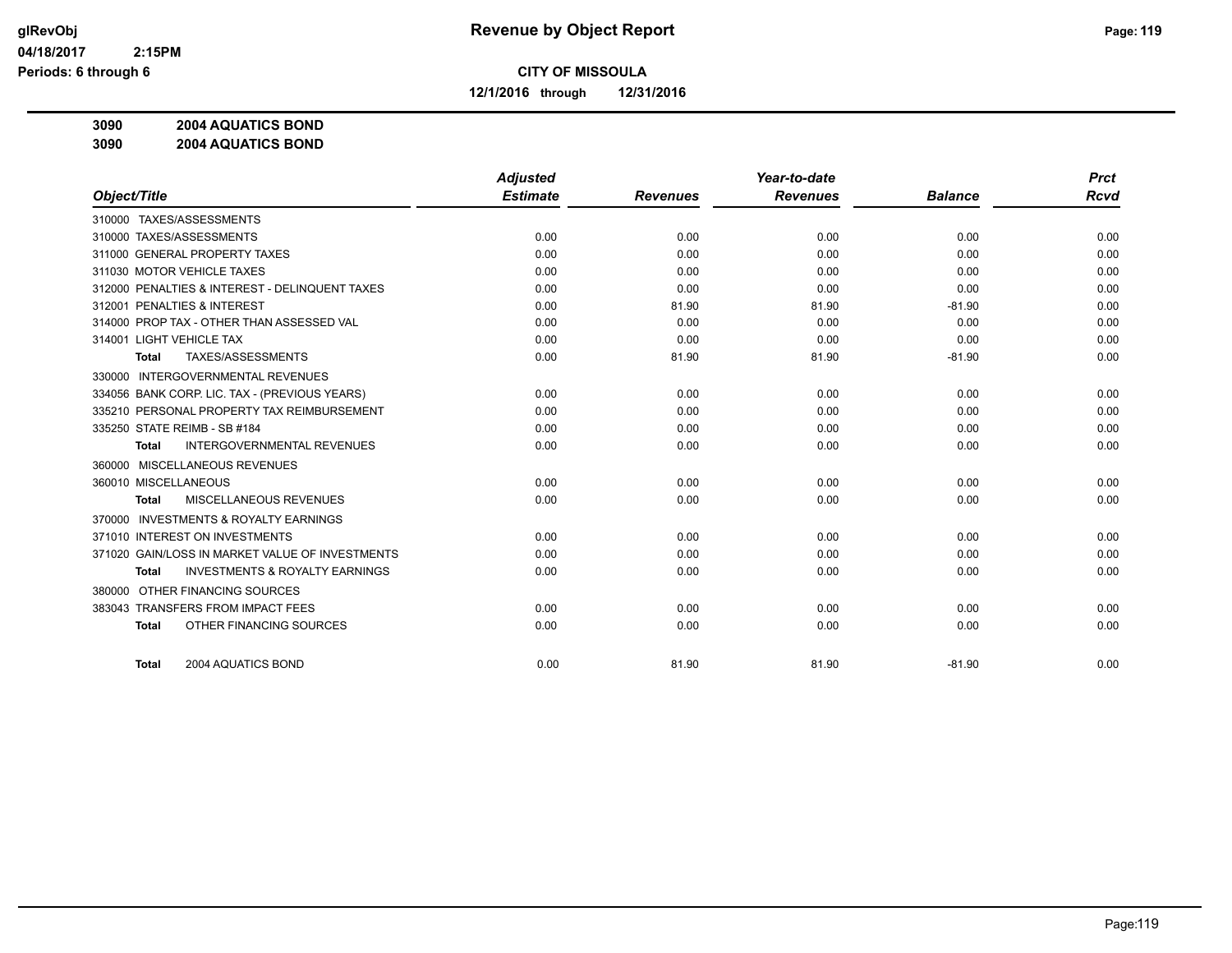# Revenue by Object Report

**CITY OF MISSOULA**

**12/1/2016 through 12/31/2016**

glRevObj
04/18/2017 2:15PM
Periods: 6 through 6

**3090 2004 AQUATICS BOND**
**3090 2004 AQUATICS BOND**

| Object/Title | Adjusted Estimate | Revenues | Year-to-date Revenues | Balance | Prct Rcvd |
|---|---|---|---|---|---|
| 310000 TAXES/ASSESSMENTS | | | | | |
| 310000 TAXES/ASSESSMENTS | 0.00 | 0.00 | 0.00 | 0.00 | 0.00 |
| 311000 GENERAL PROPERTY TAXES | 0.00 | 0.00 | 0.00 | 0.00 | 0.00 |
| 311030 MOTOR VEHICLE TAXES | 0.00 | 0.00 | 0.00 | 0.00 | 0.00 |
| 312000 PENALTIES & INTEREST - DELINQUENT TAXES | 0.00 | 0.00 | 0.00 | 0.00 | 0.00 |
| 312001 PENALTIES & INTEREST | 0.00 | 81.90 | 81.90 | -81.90 | 0.00 |
| 314000 PROP TAX - OTHER THAN ASSESSED VAL | 0.00 | 0.00 | 0.00 | 0.00 | 0.00 |
| 314001 LIGHT VEHICLE TAX | 0.00 | 0.00 | 0.00 | 0.00 | 0.00 |
| **Total** TAXES/ASSESSMENTS | 0.00 | 81.90 | 81.90 | -81.90 | 0.00 |
| 330000 INTERGOVERNMENTAL REVENUES | | | | | |
| 334056 BANK CORP. LIC. TAX - (PREVIOUS YEARS) | 0.00 | 0.00 | 0.00 | 0.00 | 0.00 |
| 335210 PERSONAL PROPERTY TAX REIMBURSEMENT | 0.00 | 0.00 | 0.00 | 0.00 | 0.00 |
| 335250 STATE REIMB - SB #184 | 0.00 | 0.00 | 0.00 | 0.00 | 0.00 |
| **Total** INTERGOVERNMENTAL REVENUES | 0.00 | 0.00 | 0.00 | 0.00 | 0.00 |
| 360000 MISCELLANEOUS REVENUES | | | | | |
| 360010 MISCELLANEOUS | 0.00 | 0.00 | 0.00 | 0.00 | 0.00 |
| **Total** MISCELLANEOUS REVENUES | 0.00 | 0.00 | 0.00 | 0.00 | 0.00 |
| 370000 INVESTMENTS & ROYALTY EARNINGS | | | | | |
| 371010 INTEREST ON INVESTMENTS | 0.00 | 0.00 | 0.00 | 0.00 | 0.00 |
| 371020 GAIN/LOSS IN MARKET VALUE OF INVESTMENTS | 0.00 | 0.00 | 0.00 | 0.00 | 0.00 |
| **Total** INVESTMENTS & ROYALTY EARNINGS | 0.00 | 0.00 | 0.00 | 0.00 | 0.00 |
| 380000 OTHER FINANCING SOURCES | | | | | |
| 383043 TRANSFERS FROM IMPACT FEES | 0.00 | 0.00 | 0.00 | 0.00 | 0.00 |
| **Total** OTHER FINANCING SOURCES | 0.00 | 0.00 | 0.00 | 0.00 | 0.00 |
| **Total** 2004 AQUATICS BOND | 0.00 | 81.90 | 81.90 | -81.90 | 0.00 |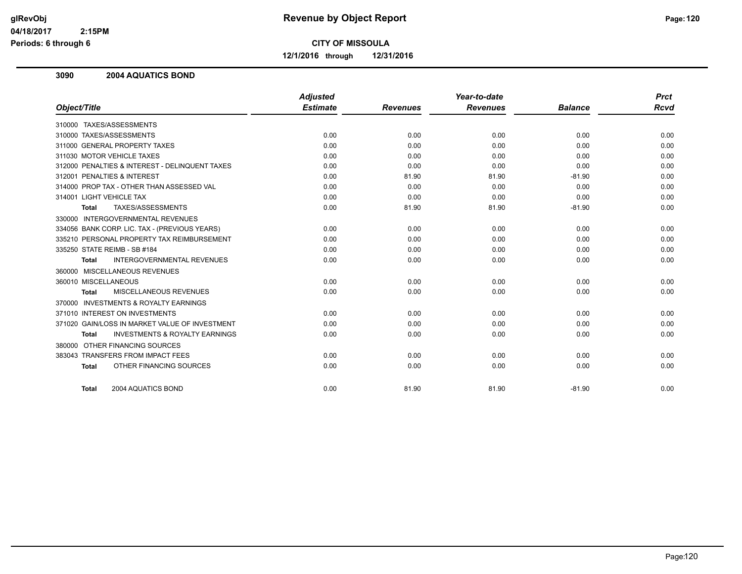# Revenue by Object Report

**CITY OF MISSOULA**

**12/1/2016 through 12/31/2016**

glRevObj
04/18/2017 2:15PM
Periods: 6 through 6

## 3090 2004 AQUATICS BOND

| Object/Title | Adjusted Estimate | Revenues | Year-to-date Revenues | Balance | Prct Rcvd |
|---|---|---|---|---|---|
| 310000 TAXES/ASSESSMENTS | | | | | |
| 310000 TAXES/ASSESSMENTS | 0.00 | 0.00 | 0.00 | 0.00 | 0.00 |
| 311000 GENERAL PROPERTY TAXES | 0.00 | 0.00 | 0.00 | 0.00 | 0.00 |
| 311030 MOTOR VEHICLE TAXES | 0.00 | 0.00 | 0.00 | 0.00 | 0.00 |
| 312000 PENALTIES & INTEREST - DELINQUENT TAXES | 0.00 | 0.00 | 0.00 | 0.00 | 0.00 |
| 312001 PENALTIES & INTEREST | 0.00 | 81.90 | 81.90 | -81.90 | 0.00 |
| 314000 PROP TAX - OTHER THAN ASSESSED VAL | 0.00 | 0.00 | 0.00 | 0.00 | 0.00 |
| 314001 LIGHT VEHICLE TAX | 0.00 | 0.00 | 0.00 | 0.00 | 0.00 |
| **Total** TAXES/ASSESSMENTS | 0.00 | 81.90 | 81.90 | -81.90 | 0.00 |
| 330000 INTERGOVERNMENTAL REVENUES | | | | | |
| 334056 BANK CORP. LIC. TAX - (PREVIOUS YEARS) | 0.00 | 0.00 | 0.00 | 0.00 | 0.00 |
| 335210 PERSONAL PROPERTY TAX REIMBURSEMENT | 0.00 | 0.00 | 0.00 | 0.00 | 0.00 |
| 335250 STATE REIMB - SB #184 | 0.00 | 0.00 | 0.00 | 0.00 | 0.00 |
| **Total** INTERGOVERNMENTAL REVENUES | 0.00 | 0.00 | 0.00 | 0.00 | 0.00 |
| 360000 MISCELLANEOUS REVENUES | | | | | |
| 360010 MISCELLANEOUS | 0.00 | 0.00 | 0.00 | 0.00 | 0.00 |
| **Total** MISCELLANEOUS REVENUES | 0.00 | 0.00 | 0.00 | 0.00 | 0.00 |
| 370000 INVESTMENTS & ROYALTY EARNINGS | | | | | |
| 371010 INTEREST ON INVESTMENTS | 0.00 | 0.00 | 0.00 | 0.00 | 0.00 |
| 371020 GAIN/LOSS IN MARKET VALUE OF INVESTMENT | 0.00 | 0.00 | 0.00 | 0.00 | 0.00 |
| **Total** INVESTMENTS & ROYALTY EARNINGS | 0.00 | 0.00 | 0.00 | 0.00 | 0.00 |
| 380000 OTHER FINANCING SOURCES | | | | | |
| 383043 TRANSFERS FROM IMPACT FEES | 0.00 | 0.00 | 0.00 | 0.00 | 0.00 |
| **Total** OTHER FINANCING SOURCES | 0.00 | 0.00 | 0.00 | 0.00 | 0.00 |
| **Total** 2004 AQUATICS BOND | 0.00 | 81.90 | 81.90 | -81.90 | 0.00 |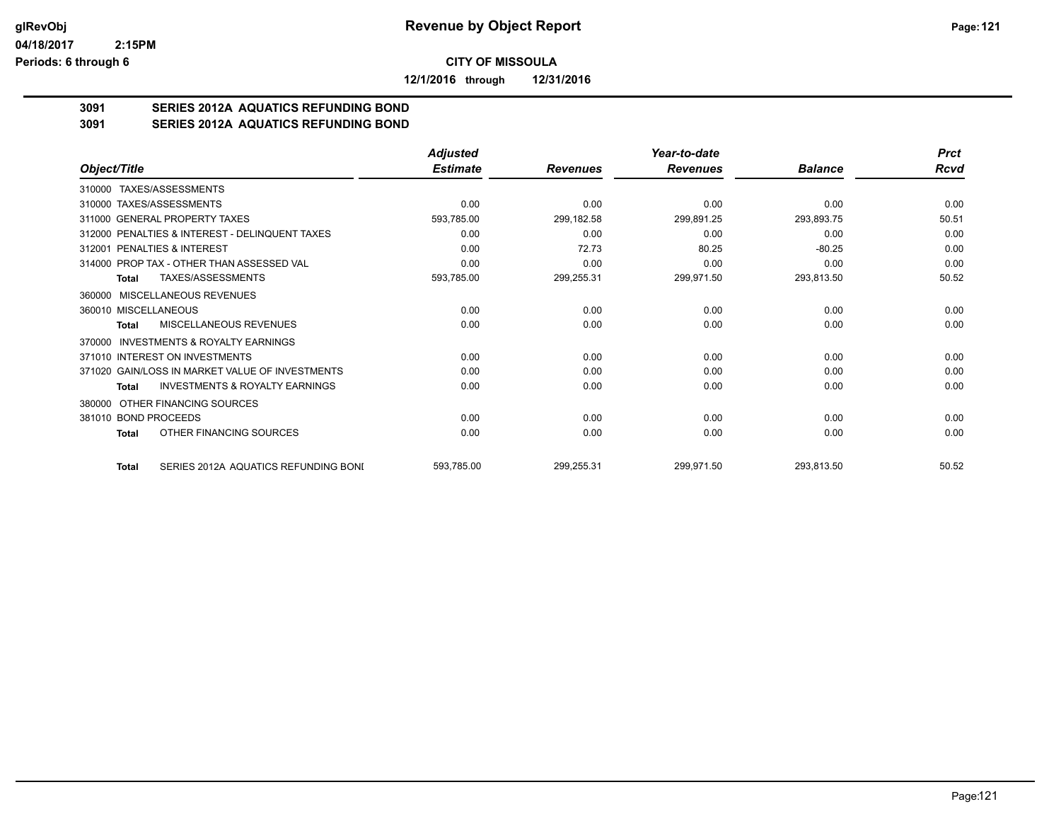# Revenue by Object Report

**CITY OF MISSOULA**

**12/1/2016 through 12/31/2016**

glRevObj
04/18/2017 2:15PM
Periods: 6 through 6

## 3091 SERIES 2012A AQUATICS REFUNDING BOND
## 3091 SERIES 2012A AQUATICS REFUNDING BOND

| Object/Title | Adjusted Estimate | Revenues | Year-to-date Revenues | Balance | Prct Rcvd |
|---|---|---|---|---|---|
| 310000 TAXES/ASSESSMENTS | | | | | |
| 310000 TAXES/ASSESSMENTS | 0.00 | 0.00 | 0.00 | 0.00 | 0.00 |
| 311000 GENERAL PROPERTY TAXES | 593,785.00 | 299,182.58 | 299,891.25 | 293,893.75 | 50.51 |
| 312000 PENALTIES & INTEREST - DELINQUENT TAXES | 0.00 | 0.00 | 0.00 | 0.00 | 0.00 |
| 312001 PENALTIES & INTEREST | 0.00 | 72.73 | 80.25 | -80.25 | 0.00 |
| 314000 PROP TAX - OTHER THAN ASSESSED VAL | 0.00 | 0.00 | 0.00 | 0.00 | 0.00 |
| **Total** TAXES/ASSESSMENTS | 593,785.00 | 299,255.31 | 299,971.50 | 293,813.50 | 50.52 |
| 360000 MISCELLANEOUS REVENUES | | | | | |
| 360010 MISCELLANEOUS | 0.00 | 0.00 | 0.00 | 0.00 | 0.00 |
| **Total** MISCELLANEOUS REVENUES | 0.00 | 0.00 | 0.00 | 0.00 | 0.00 |
| 370000 INVESTMENTS & ROYALTY EARNINGS | | | | | |
| 371010 INTEREST ON INVESTMENTS | 0.00 | 0.00 | 0.00 | 0.00 | 0.00 |
| 371020 GAIN/LOSS IN MARKET VALUE OF INVESTMENTS | 0.00 | 0.00 | 0.00 | 0.00 | 0.00 |
| **Total** INVESTMENTS & ROYALTY EARNINGS | 0.00 | 0.00 | 0.00 | 0.00 | 0.00 |
| 380000 OTHER FINANCING SOURCES | | | | | |
| 381010 BOND PROCEEDS | 0.00 | 0.00 | 0.00 | 0.00 | 0.00 |
| **Total** OTHER FINANCING SOURCES | 0.00 | 0.00 | 0.00 | 0.00 | 0.00 |
| **Total** SERIES 2012A AQUATICS REFUNDING BONI | 593,785.00 | 299,255.31 | 299,971.50 | 293,813.50 | 50.52 |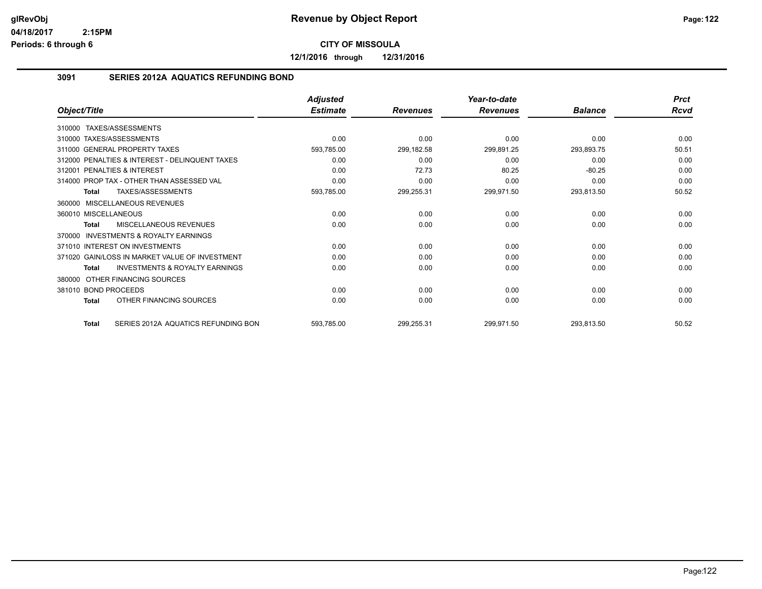# Revenue by Object Report

glRevObj
04/18/2017 2:15PM
Periods: 6 through 6

**CITY OF MISSOULA**

**12/1/2016 through 12/31/2016**

## 3091 SERIES 2012A AQUATICS REFUNDING BOND

| Object/Title | Adjusted Estimate | Revenues | Year-to-date Revenues | Balance | Prct Rcvd |
|---|---|---|---|---|---|
| 310000 TAXES/ASSESSMENTS | | | | | |
| 310000 TAXES/ASSESSMENTS | 0.00 | 0.00 | 0.00 | 0.00 | 0.00 |
| 311000 GENERAL PROPERTY TAXES | 593,785.00 | 299,182.58 | 299,891.25 | 293,893.75 | 50.51 |
| 312000 PENALTIES & INTEREST - DELINQUENT TAXES | 0.00 | 0.00 | 0.00 | 0.00 | 0.00 |
| 312001 PENALTIES & INTEREST | 0.00 | 72.73 | 80.25 | -80.25 | 0.00 |
| 314000 PROP TAX - OTHER THAN ASSESSED VAL | 0.00 | 0.00 | 0.00 | 0.00 | 0.00 |
| **Total** TAXES/ASSESSMENTS | 593,785.00 | 299,255.31 | 299,971.50 | 293,813.50 | 50.52 |
| 360000 MISCELLANEOUS REVENUES | | | | | |
| 360010 MISCELLANEOUS | 0.00 | 0.00 | 0.00 | 0.00 | 0.00 |
| **Total** MISCELLANEOUS REVENUES | 0.00 | 0.00 | 0.00 | 0.00 | 0.00 |
| 370000 INVESTMENTS & ROYALTY EARNINGS | | | | | |
| 371010 INTEREST ON INVESTMENTS | 0.00 | 0.00 | 0.00 | 0.00 | 0.00 |
| 371020 GAIN/LOSS IN MARKET VALUE OF INVESTMENT | 0.00 | 0.00 | 0.00 | 0.00 | 0.00 |
| **Total** INVESTMENTS & ROYALTY EARNINGS | 0.00 | 0.00 | 0.00 | 0.00 | 0.00 |
| 380000 OTHER FINANCING SOURCES | | | | | |
| 381010 BOND PROCEEDS | 0.00 | 0.00 | 0.00 | 0.00 | 0.00 |
| **Total** OTHER FINANCING SOURCES | 0.00 | 0.00 | 0.00 | 0.00 | 0.00 |
| **Total** SERIES 2012A AQUATICS REFUNDING BON | 593,785.00 | 299,255.31 | 299,971.50 | 293,813.50 | 50.52 |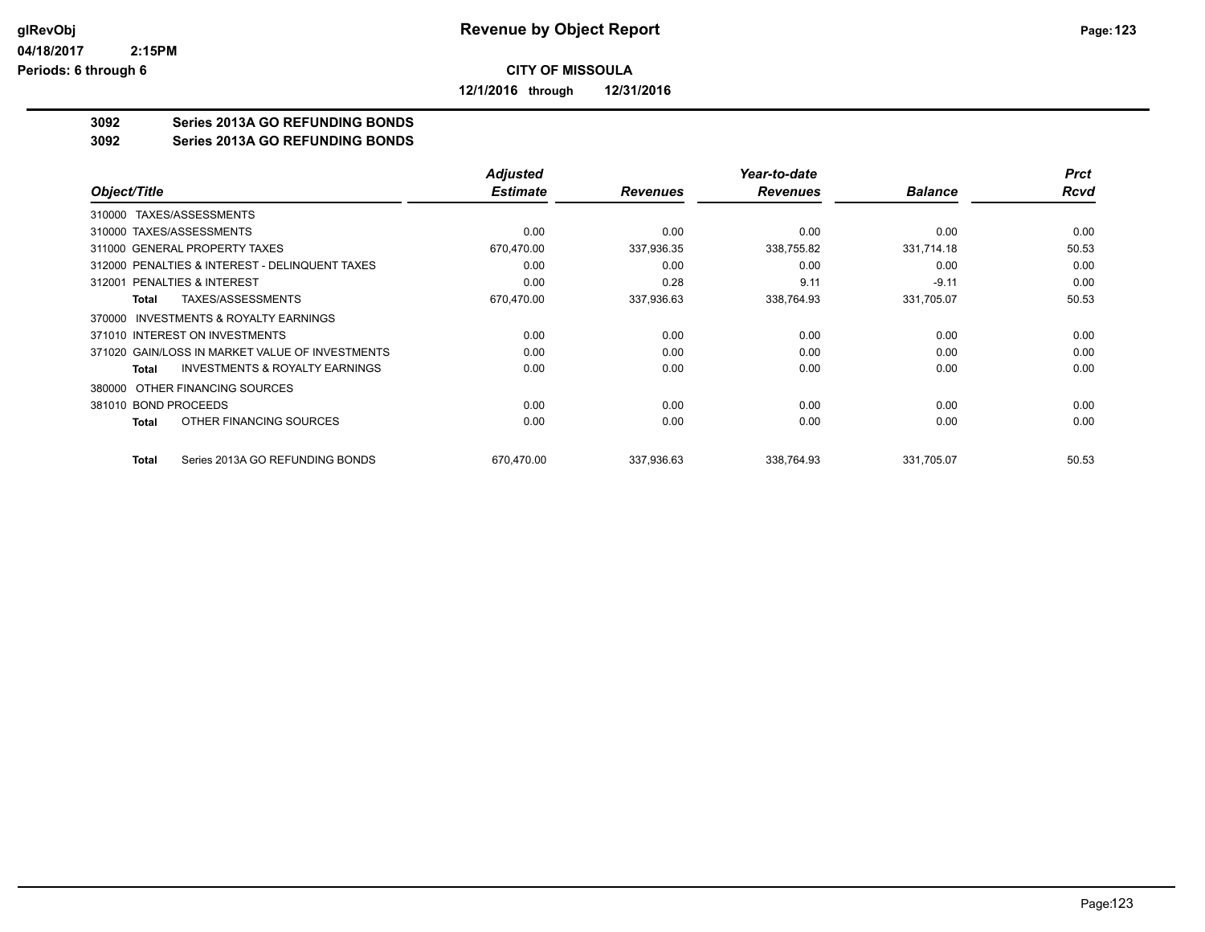# Revenue by Object Report

glRevObj
04/18/2017 2:15PM
Periods: 6 through 6

**CITY OF MISSOULA**

**12/1/2016 through 12/31/2016**

**3092 Series 2013A GO REFUNDING BONDS**
**3092 Series 2013A GO REFUNDING BONDS**

| Object/Title | Adjusted Estimate | Revenues | Year-to-date Revenues | Balance | Prct Rcvd |
|---|---|---|---|---|---|
| 310000 TAXES/ASSESSMENTS | | | | | |
| 310000 TAXES/ASSESSMENTS | 0.00 | 0.00 | 0.00 | 0.00 | 0.00 |
| 311000 GENERAL PROPERTY TAXES | 670,470.00 | 337,936.35 | 338,755.82 | 331,714.18 | 50.53 |
| 312000 PENALTIES & INTEREST - DELINQUENT TAXES | 0.00 | 0.00 | 0.00 | 0.00 | 0.00 |
| 312001 PENALTIES & INTEREST | 0.00 | 0.28 | 9.11 | -9.11 | 0.00 |
| **Total** TAXES/ASSESSMENTS | 670,470.00 | 337,936.63 | 338,764.93 | 331,705.07 | 50.53 |
| 370000 INVESTMENTS & ROYALTY EARNINGS | | | | | |
| 371010 INTEREST ON INVESTMENTS | 0.00 | 0.00 | 0.00 | 0.00 | 0.00 |
| 371020 GAIN/LOSS IN MARKET VALUE OF INVESTMENTS | 0.00 | 0.00 | 0.00 | 0.00 | 0.00 |
| **Total** INVESTMENTS & ROYALTY EARNINGS | 0.00 | 0.00 | 0.00 | 0.00 | 0.00 |
| 380000 OTHER FINANCING SOURCES | | | | | |
| 381010 BOND PROCEEDS | 0.00 | 0.00 | 0.00 | 0.00 | 0.00 |
| **Total** OTHER FINANCING SOURCES | 0.00 | 0.00 | 0.00 | 0.00 | 0.00 |
| **Total** Series 2013A GO REFUNDING BONDS | 670,470.00 | 337,936.63 | 338,764.93 | 331,705.07 | 50.53 |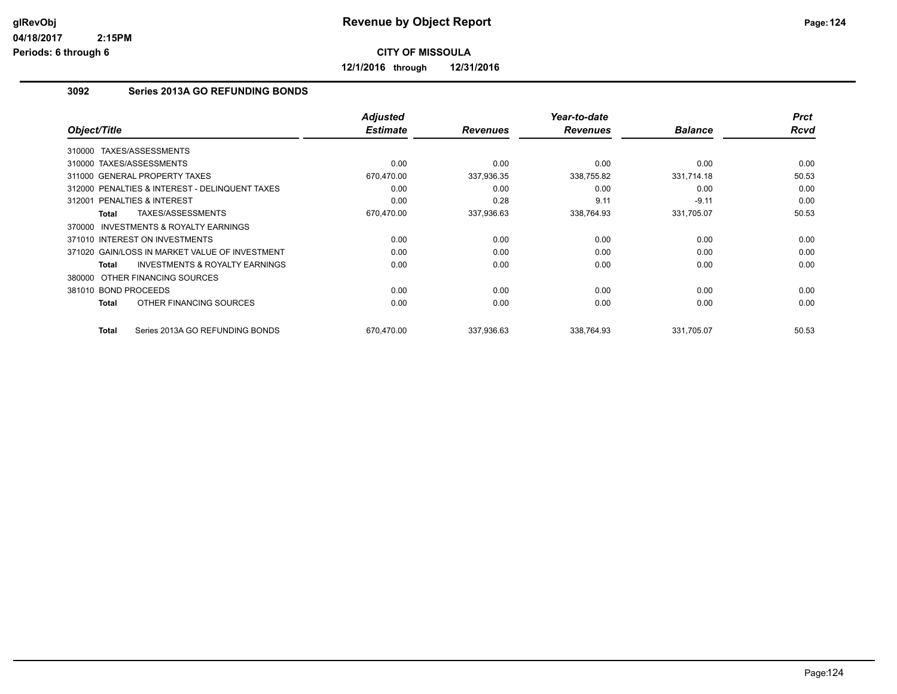# Revenue by Object Report

**CITY OF MISSOULA**

**12/1/2016 through 12/31/2016**

glRevObj
04/18/2017 2:15PM
Periods: 6 through 6

## 3092 Series 2013A GO REFUNDING BONDS

| Object/Title | Adjusted Estimate | Revenues | Year-to-date Revenues | Balance | Prct Rcvd |
|---|---|---|---|---|---|
| 310000 TAXES/ASSESSMENTS | | | | | |
| 310000 TAXES/ASSESSMENTS | 0.00 | 0.00 | 0.00 | 0.00 | 0.00 |
| 311000 GENERAL PROPERTY TAXES | 670,470.00 | 337,936.35 | 338,755.82 | 331,714.18 | 50.53 |
| 312000 PENALTIES & INTEREST - DELINQUENT TAXES | 0.00 | 0.00 | 0.00 | 0.00 | 0.00 |
| 312001 PENALTIES & INTEREST | 0.00 | 0.28 | 9.11 | -9.11 | 0.00 |
| **Total** TAXES/ASSESSMENTS | 670,470.00 | 337,936.63 | 338,764.93 | 331,705.07 | 50.53 |
| 370000 INVESTMENTS & ROYALTY EARNINGS | | | | | |
| 371010 INTEREST ON INVESTMENTS | 0.00 | 0.00 | 0.00 | 0.00 | 0.00 |
| 371020 GAIN/LOSS IN MARKET VALUE OF INVESTMENT | 0.00 | 0.00 | 0.00 | 0.00 | 0.00 |
| **Total** INVESTMENTS & ROYALTY EARNINGS | 0.00 | 0.00 | 0.00 | 0.00 | 0.00 |
| 380000 OTHER FINANCING SOURCES | | | | | |
| 381010 BOND PROCEEDS | 0.00 | 0.00 | 0.00 | 0.00 | 0.00 |
| **Total** OTHER FINANCING SOURCES | 0.00 | 0.00 | 0.00 | 0.00 | 0.00 |
| **Total** Series 2013A GO REFUNDING BONDS | 670,470.00 | 337,936.63 | 338,764.93 | 331,705.07 | 50.53 |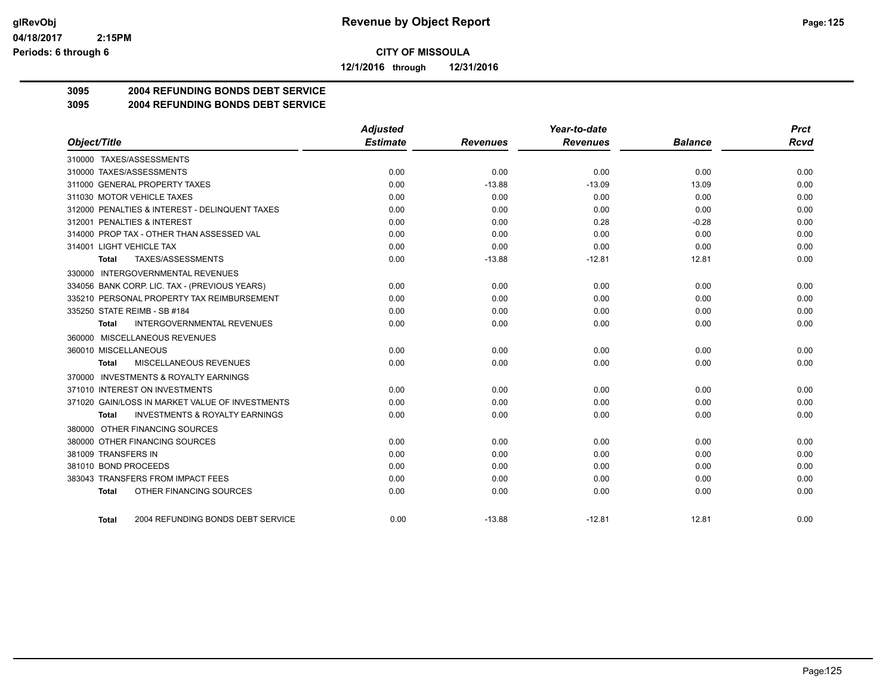# Revenue by Object Report

**CITY OF MISSOULA**

**12/1/2016 through 12/31/2016**

glRevObj
04/18/2017 2:15PM
Periods: 6 through 6

## 3095 2004 REFUNDING BONDS DEBT SERVICE
## 3095 2004 REFUNDING BONDS DEBT SERVICE

| Object/Title | Adjusted Estimate | Revenues | Year-to-date Revenues | Balance | Prct Rcvd |
|---|---|---|---|---|---|
| 310000 TAXES/ASSESSMENTS | | | | | |
| 310000 TAXES/ASSESSMENTS | 0.00 | 0.00 | 0.00 | 0.00 | 0.00 |
| 311000 GENERAL PROPERTY TAXES | 0.00 | -13.88 | -13.09 | 13.09 | 0.00 |
| 311030 MOTOR VEHICLE TAXES | 0.00 | 0.00 | 0.00 | 0.00 | 0.00 |
| 312000 PENALTIES & INTEREST - DELINQUENT TAXES | 0.00 | 0.00 | 0.00 | 0.00 | 0.00 |
| 312001 PENALTIES & INTEREST | 0.00 | 0.00 | 0.28 | -0.28 | 0.00 |
| 314000 PROP TAX - OTHER THAN ASSESSED VAL | 0.00 | 0.00 | 0.00 | 0.00 | 0.00 |
| 314001 LIGHT VEHICLE TAX | 0.00 | 0.00 | 0.00 | 0.00 | 0.00 |
| **Total** TAXES/ASSESSMENTS | 0.00 | -13.88 | -12.81 | 12.81 | 0.00 |
| 330000 INTERGOVERNMENTAL REVENUES | | | | | |
| 334056 BANK CORP. LIC. TAX - (PREVIOUS YEARS) | 0.00 | 0.00 | 0.00 | 0.00 | 0.00 |
| 335210 PERSONAL PROPERTY TAX REIMBURSEMENT | 0.00 | 0.00 | 0.00 | 0.00 | 0.00 |
| 335250 STATE REIMB - SB #184 | 0.00 | 0.00 | 0.00 | 0.00 | 0.00 |
| **Total** INTERGOVERNMENTAL REVENUES | 0.00 | 0.00 | 0.00 | 0.00 | 0.00 |
| 360000 MISCELLANEOUS REVENUES | | | | | |
| 360010 MISCELLANEOUS | 0.00 | 0.00 | 0.00 | 0.00 | 0.00 |
| **Total** MISCELLANEOUS REVENUES | 0.00 | 0.00 | 0.00 | 0.00 | 0.00 |
| 370000 INVESTMENTS & ROYALTY EARNINGS | | | | | |
| 371010 INTEREST ON INVESTMENTS | 0.00 | 0.00 | 0.00 | 0.00 | 0.00 |
| 371020 GAIN/LOSS IN MARKET VALUE OF INVESTMENTS | 0.00 | 0.00 | 0.00 | 0.00 | 0.00 |
| **Total** INVESTMENTS & ROYALTY EARNINGS | 0.00 | 0.00 | 0.00 | 0.00 | 0.00 |
| 380000 OTHER FINANCING SOURCES | | | | | |
| 380000 OTHER FINANCING SOURCES | 0.00 | 0.00 | 0.00 | 0.00 | 0.00 |
| 381009 TRANSFERS IN | 0.00 | 0.00 | 0.00 | 0.00 | 0.00 |
| 381010 BOND PROCEEDS | 0.00 | 0.00 | 0.00 | 0.00 | 0.00 |
| 383043 TRANSFERS FROM IMPACT FEES | 0.00 | 0.00 | 0.00 | 0.00 | 0.00 |
| **Total** OTHER FINANCING SOURCES | 0.00 | 0.00 | 0.00 | 0.00 | 0.00 |
| **Total** 2004 REFUNDING BONDS DEBT SERVICE | 0.00 | -13.88 | -12.81 | 12.81 | 0.00 |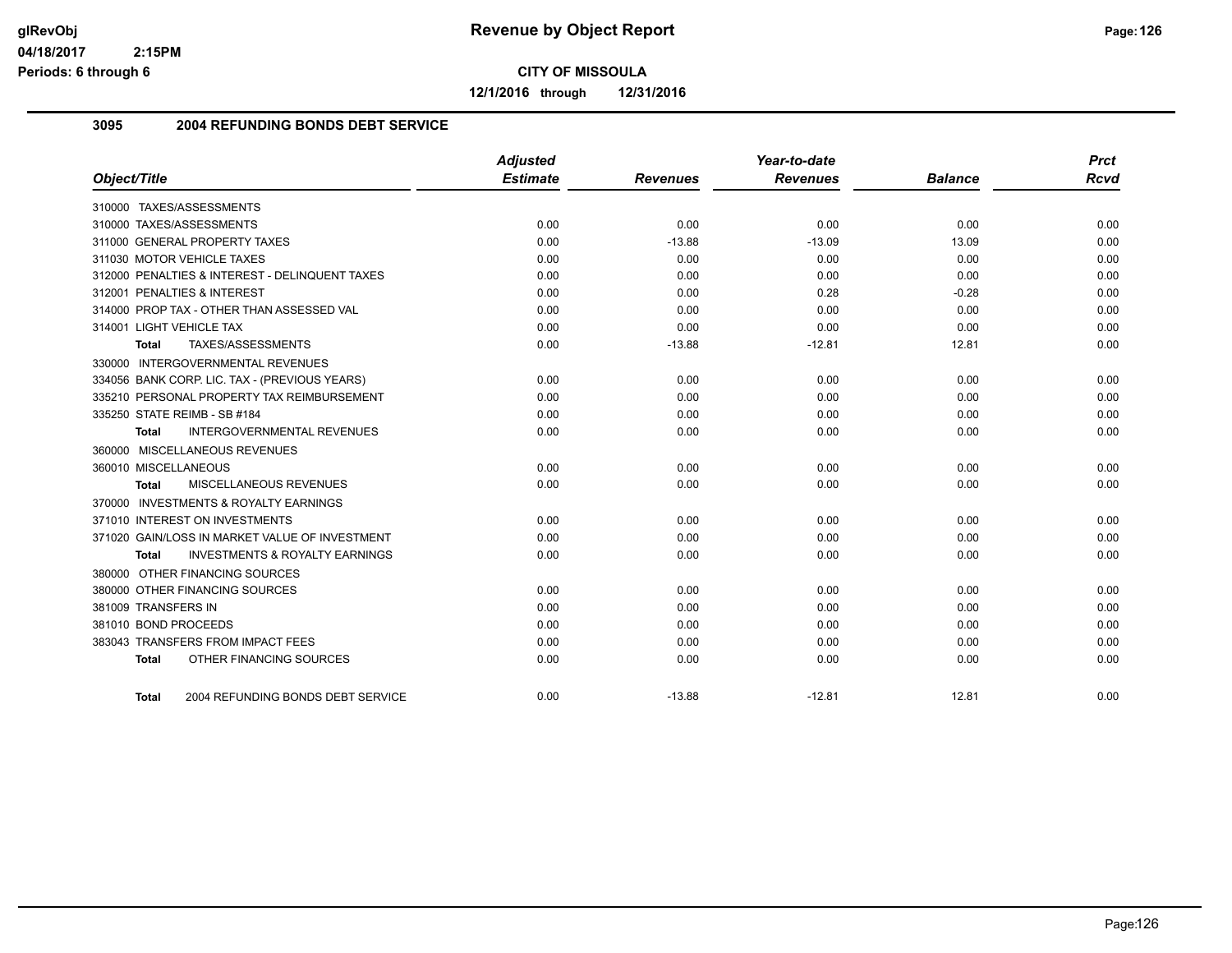**Revenue by Object Report**

**CITY OF MISSOULA**

**12/1/2016 through 12/31/2016**

glRevObj
04/18/2017 2:15PM
Periods: 6 through 6

## 3095 2004 REFUNDING BONDS DEBT SERVICE

| Object/Title | Adjusted Estimate | Revenues | Year-to-date Revenues | Balance | Prct Rcvd |
|---|---|---|---|---|---|
| 310000 TAXES/ASSESSMENTS | | | | | |
| 310000 TAXES/ASSESSMENTS | 0.00 | 0.00 | 0.00 | 0.00 | 0.00 |
| 311000 GENERAL PROPERTY TAXES | 0.00 | -13.88 | -13.09 | 13.09 | 0.00 |
| 311030 MOTOR VEHICLE TAXES | 0.00 | 0.00 | 0.00 | 0.00 | 0.00 |
| 312000 PENALTIES & INTEREST - DELINQUENT TAXES | 0.00 | 0.00 | 0.00 | 0.00 | 0.00 |
| 312001 PENALTIES & INTEREST | 0.00 | 0.00 | 0.28 | -0.28 | 0.00 |
| 314000 PROP TAX - OTHER THAN ASSESSED VAL | 0.00 | 0.00 | 0.00 | 0.00 | 0.00 |
| 314001 LIGHT VEHICLE TAX | 0.00 | 0.00 | 0.00 | 0.00 | 0.00 |
| **Total** TAXES/ASSESSMENTS | 0.00 | -13.88 | -12.81 | 12.81 | 0.00 |
| 330000 INTERGOVERNMENTAL REVENUES | | | | | |
| 334056 BANK CORP. LIC. TAX - (PREVIOUS YEARS) | 0.00 | 0.00 | 0.00 | 0.00 | 0.00 |
| 335210 PERSONAL PROPERTY TAX REIMBURSEMENT | 0.00 | 0.00 | 0.00 | 0.00 | 0.00 |
| 335250 STATE REIMB - SB #184 | 0.00 | 0.00 | 0.00 | 0.00 | 0.00 |
| **Total** INTERGOVERNMENTAL REVENUES | 0.00 | 0.00 | 0.00 | 0.00 | 0.00 |
| 360000 MISCELLANEOUS REVENUES | | | | | |
| 360010 MISCELLANEOUS | 0.00 | 0.00 | 0.00 | 0.00 | 0.00 |
| **Total** MISCELLANEOUS REVENUES | 0.00 | 0.00 | 0.00 | 0.00 | 0.00 |
| 370000 INVESTMENTS & ROYALTY EARNINGS | | | | | |
| 371010 INTEREST ON INVESTMENTS | 0.00 | 0.00 | 0.00 | 0.00 | 0.00 |
| 371020 GAIN/LOSS IN MARKET VALUE OF INVESTMENT | 0.00 | 0.00 | 0.00 | 0.00 | 0.00 |
| **Total** INVESTMENTS & ROYALTY EARNINGS | 0.00 | 0.00 | 0.00 | 0.00 | 0.00 |
| 380000 OTHER FINANCING SOURCES | | | | | |
| 380000 OTHER FINANCING SOURCES | 0.00 | 0.00 | 0.00 | 0.00 | 0.00 |
| 381009 TRANSFERS IN | 0.00 | 0.00 | 0.00 | 0.00 | 0.00 |
| 381010 BOND PROCEEDS | 0.00 | 0.00 | 0.00 | 0.00 | 0.00 |
| 383043 TRANSFERS FROM IMPACT FEES | 0.00 | 0.00 | 0.00 | 0.00 | 0.00 |
| **Total** OTHER FINANCING SOURCES | 0.00 | 0.00 | 0.00 | 0.00 | 0.00 |
| **Total** 2004 REFUNDING BONDS DEBT SERVICE | 0.00 | -13.88 | -12.81 | 12.81 | 0.00 |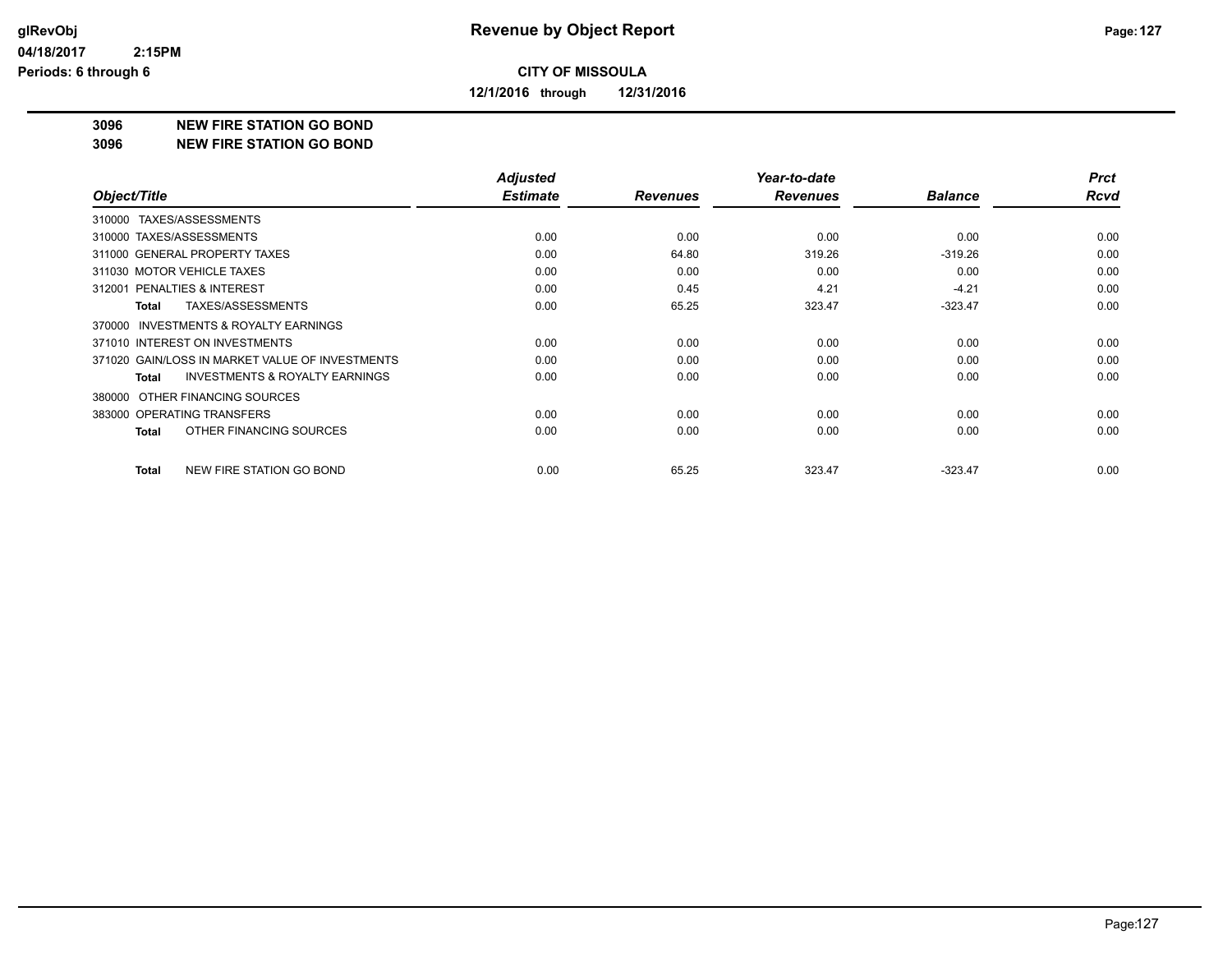**Revenue by Object Report**

glRevObj
04/18/2017 2:15PM
Periods: 6 through 6

**CITY OF MISSOULA**

**12/1/2016 through 12/31/2016**

**3096 NEW FIRE STATION GO BOND**
**3096 NEW FIRE STATION GO BOND**

| Object/Title | Adjusted Estimate | Revenues | Year-to-date Revenues | Balance | Prct Rcvd |
|---|---|---|---|---|---|
| 310000 TAXES/ASSESSMENTS | | | | | |
| 310000 TAXES/ASSESSMENTS | 0.00 | 0.00 | 0.00 | 0.00 | 0.00 |
| 311000 GENERAL PROPERTY TAXES | 0.00 | 64.80 | 319.26 | -319.26 | 0.00 |
| 311030 MOTOR VEHICLE TAXES | 0.00 | 0.00 | 0.00 | 0.00 | 0.00 |
| 312001 PENALTIES & INTEREST | 0.00 | 0.45 | 4.21 | -4.21 | 0.00 |
| **Total** TAXES/ASSESSMENTS | 0.00 | 65.25 | 323.47 | -323.47 | 0.00 |
| 370000 INVESTMENTS & ROYALTY EARNINGS | | | | | |
| 371010 INTEREST ON INVESTMENTS | 0.00 | 0.00 | 0.00 | 0.00 | 0.00 |
| 371020 GAIN/LOSS IN MARKET VALUE OF INVESTMENTS | 0.00 | 0.00 | 0.00 | 0.00 | 0.00 |
| **Total** INVESTMENTS & ROYALTY EARNINGS | 0.00 | 0.00 | 0.00 | 0.00 | 0.00 |
| 380000 OTHER FINANCING SOURCES | | | | | |
| 383000 OPERATING TRANSFERS | 0.00 | 0.00 | 0.00 | 0.00 | 0.00 |
| **Total** OTHER FINANCING SOURCES | 0.00 | 0.00 | 0.00 | 0.00 | 0.00 |
| **Total** NEW FIRE STATION GO BOND | 0.00 | 65.25 | 323.47 | -323.47 | 0.00 |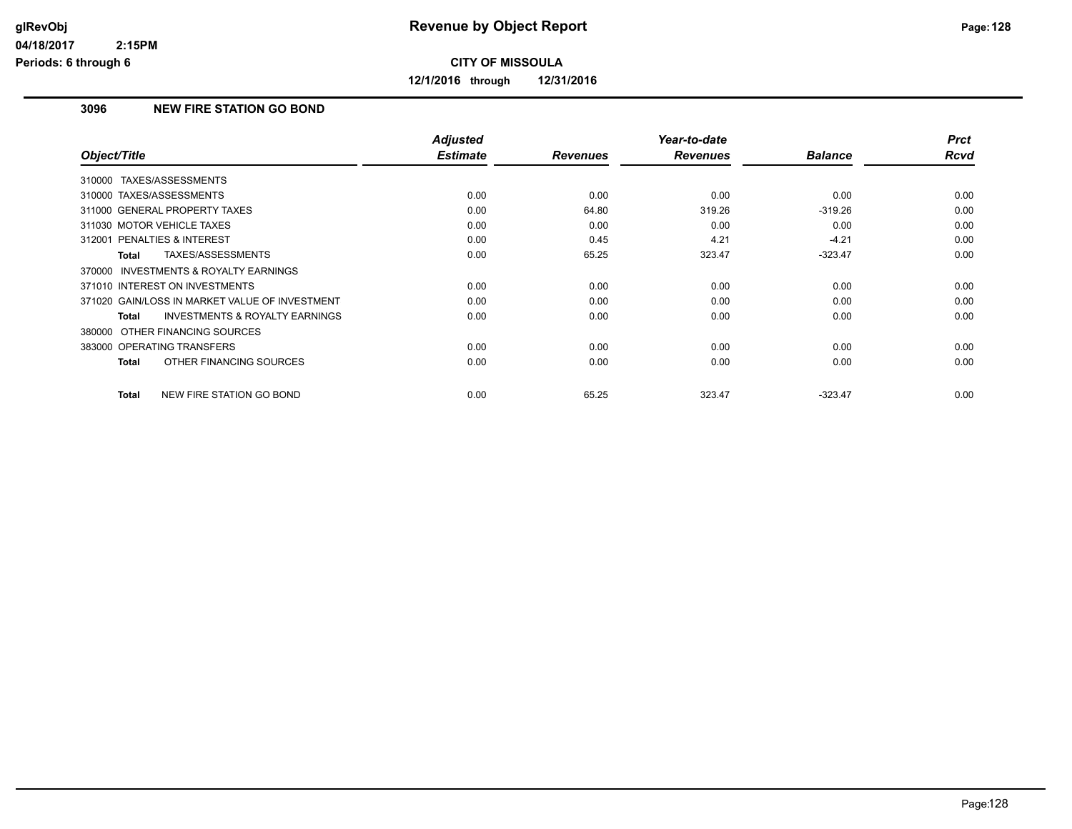# Revenue by Object Report

**CITY OF MISSOULA**

**12/1/2016 through 12/31/2016**

glRevObj
04/18/2017 2:15PM
Periods: 6 through 6

### 3096 NEW FIRE STATION GO BOND

| Object/Title | Adjusted Estimate | Revenues | Year-to-date Revenues | Balance | Prct Rcvd |
|---|---|---|---|---|---|
| 310000 TAXES/ASSESSMENTS | | | | | |
| 310000 TAXES/ASSESSMENTS | 0.00 | 0.00 | 0.00 | 0.00 | 0.00 |
| 311000 GENERAL PROPERTY TAXES | 0.00 | 64.80 | 319.26 | -319.26 | 0.00 |
| 311030 MOTOR VEHICLE TAXES | 0.00 | 0.00 | 0.00 | 0.00 | 0.00 |
| 312001 PENALTIES & INTEREST | 0.00 | 0.45 | 4.21 | -4.21 | 0.00 |
| **Total** TAXES/ASSESSMENTS | 0.00 | 65.25 | 323.47 | -323.47 | 0.00 |
| 370000 INVESTMENTS & ROYALTY EARNINGS | | | | | |
| 371010 INTEREST ON INVESTMENTS | 0.00 | 0.00 | 0.00 | 0.00 | 0.00 |
| 371020 GAIN/LOSS IN MARKET VALUE OF INVESTMENT | 0.00 | 0.00 | 0.00 | 0.00 | 0.00 |
| **Total** INVESTMENTS & ROYALTY EARNINGS | 0.00 | 0.00 | 0.00 | 0.00 | 0.00 |
| 380000 OTHER FINANCING SOURCES | | | | | |
| 383000 OPERATING TRANSFERS | 0.00 | 0.00 | 0.00 | 0.00 | 0.00 |
| **Total** OTHER FINANCING SOURCES | 0.00 | 0.00 | 0.00 | 0.00 | 0.00 |
| **Total** NEW FIRE STATION GO BOND | 0.00 | 65.25 | 323.47 | -323.47 | 0.00 |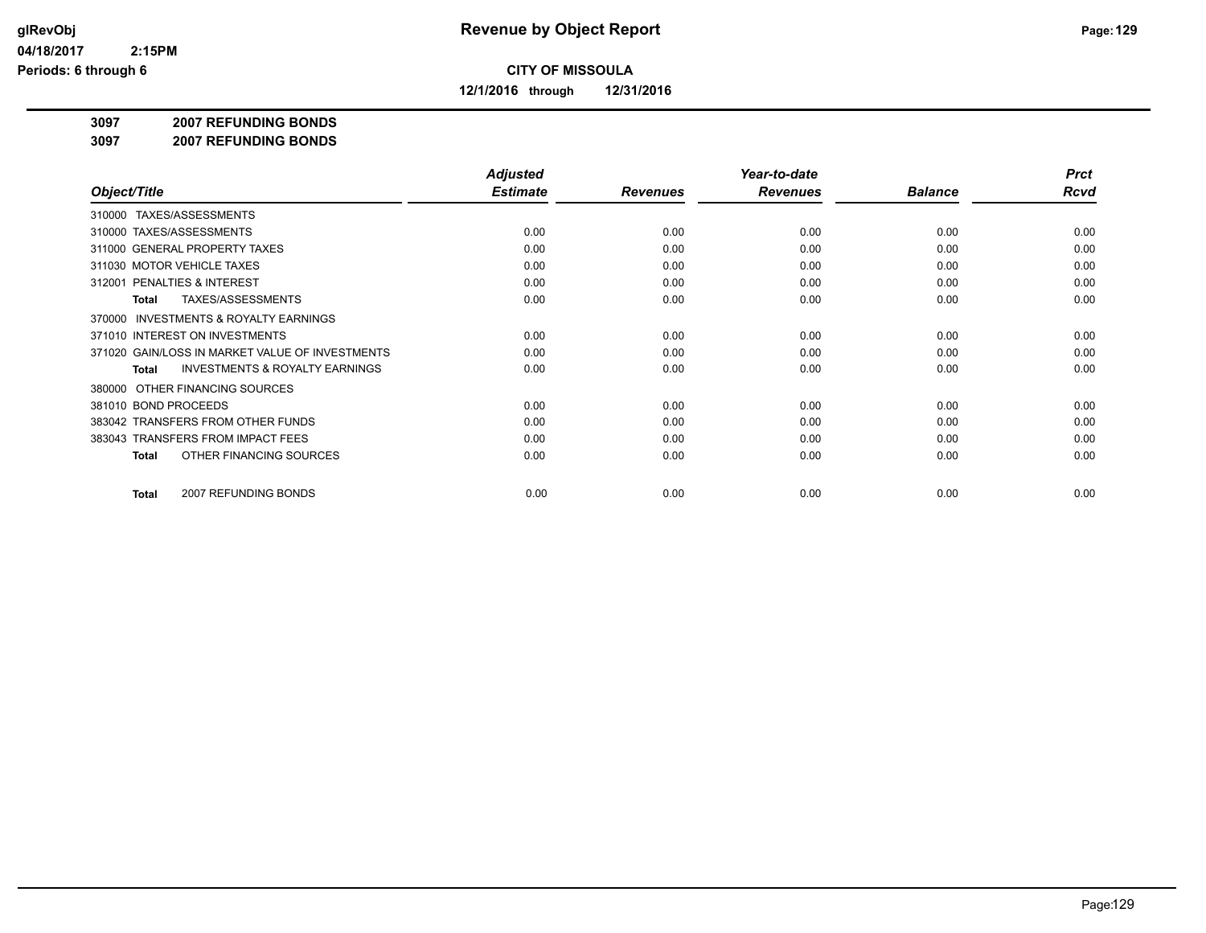# Revenue by Object Report

glRevObj
04/18/2017 2:15PM
Periods: 6 through 6

**CITY OF MISSOULA**

**12/1/2016 through 12/31/2016**

**3097 2007 REFUNDING BONDS**
**3097 2007 REFUNDING BONDS**

| Object/Title | Adjusted Estimate | Revenues | Year-to-date Revenues | Balance | Prct Rcvd |
|---|---|---|---|---|---|
| 310000 TAXES/ASSESSMENTS | | | | | |
| 310000 TAXES/ASSESSMENTS | 0.00 | 0.00 | 0.00 | 0.00 | 0.00 |
| 311000 GENERAL PROPERTY TAXES | 0.00 | 0.00 | 0.00 | 0.00 | 0.00 |
| 311030 MOTOR VEHICLE TAXES | 0.00 | 0.00 | 0.00 | 0.00 | 0.00 |
| 312001 PENALTIES & INTEREST | 0.00 | 0.00 | 0.00 | 0.00 | 0.00 |
| **Total** TAXES/ASSESSMENTS | 0.00 | 0.00 | 0.00 | 0.00 | 0.00 |
| 370000 INVESTMENTS & ROYALTY EARNINGS | | | | | |
| 371010 INTEREST ON INVESTMENTS | 0.00 | 0.00 | 0.00 | 0.00 | 0.00 |
| 371020 GAIN/LOSS IN MARKET VALUE OF INVESTMENTS | 0.00 | 0.00 | 0.00 | 0.00 | 0.00 |
| **Total** INVESTMENTS & ROYALTY EARNINGS | 0.00 | 0.00 | 0.00 | 0.00 | 0.00 |
| 380000 OTHER FINANCING SOURCES | | | | | |
| 381010 BOND PROCEEDS | 0.00 | 0.00 | 0.00 | 0.00 | 0.00 |
| 383042 TRANSFERS FROM OTHER FUNDS | 0.00 | 0.00 | 0.00 | 0.00 | 0.00 |
| 383043 TRANSFERS FROM IMPACT FEES | 0.00 | 0.00 | 0.00 | 0.00 | 0.00 |
| **Total** OTHER FINANCING SOURCES | 0.00 | 0.00 | 0.00 | 0.00 | 0.00 |
| **Total** 2007 REFUNDING BONDS | 0.00 | 0.00 | 0.00 | 0.00 | 0.00 |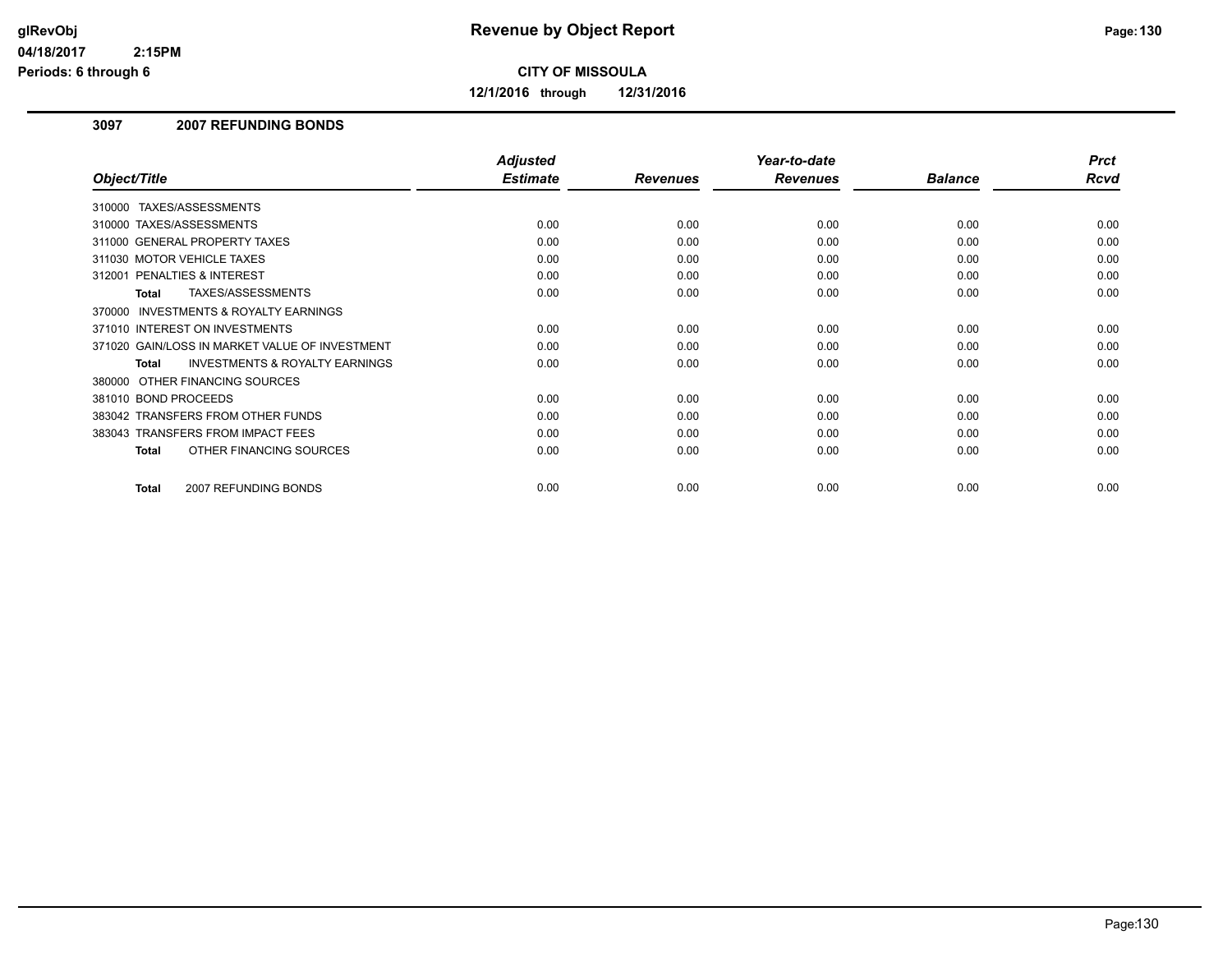# Revenue by Object Report

**CITY OF MISSOULA**

**12/1/2016 through 12/31/2016**

glRevObj
04/18/2017 2:15PM
Periods: 6 through 6

## 3097 2007 REFUNDING BONDS

| Object/Title | Adjusted Estimate | Revenues | Year-to-date Revenues | Balance | Prct Rcvd |
|---|---|---|---|---|---|
| 310000 TAXES/ASSESSMENTS | | | | | |
| 310000 TAXES/ASSESSMENTS | 0.00 | 0.00 | 0.00 | 0.00 | 0.00 |
| 311000 GENERAL PROPERTY TAXES | 0.00 | 0.00 | 0.00 | 0.00 | 0.00 |
| 311030 MOTOR VEHICLE TAXES | 0.00 | 0.00 | 0.00 | 0.00 | 0.00 |
| 312001 PENALTIES & INTEREST | 0.00 | 0.00 | 0.00 | 0.00 | 0.00 |
| **Total** TAXES/ASSESSMENTS | 0.00 | 0.00 | 0.00 | 0.00 | 0.00 |
| 370000 INVESTMENTS & ROYALTY EARNINGS | | | | | |
| 371010 INTEREST ON INVESTMENTS | 0.00 | 0.00 | 0.00 | 0.00 | 0.00 |
| 371020 GAIN/LOSS IN MARKET VALUE OF INVESTMENT | 0.00 | 0.00 | 0.00 | 0.00 | 0.00 |
| **Total** INVESTMENTS & ROYALTY EARNINGS | 0.00 | 0.00 | 0.00 | 0.00 | 0.00 |
| 380000 OTHER FINANCING SOURCES | | | | | |
| 381010 BOND PROCEEDS | 0.00 | 0.00 | 0.00 | 0.00 | 0.00 |
| 383042 TRANSFERS FROM OTHER FUNDS | 0.00 | 0.00 | 0.00 | 0.00 | 0.00 |
| 383043 TRANSFERS FROM IMPACT FEES | 0.00 | 0.00 | 0.00 | 0.00 | 0.00 |
| **Total** OTHER FINANCING SOURCES | 0.00 | 0.00 | 0.00 | 0.00 | 0.00 |
| **Total** 2007 REFUNDING BONDS | 0.00 | 0.00 | 0.00 | 0.00 | 0.00 |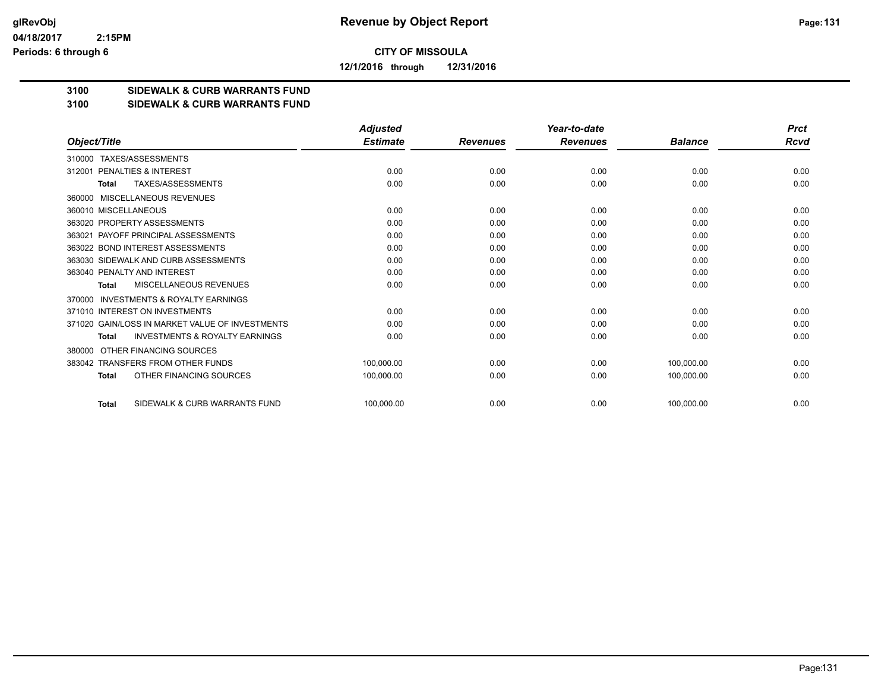# Revenue by Object Report

**CITY OF MISSOULA**

**12/1/2016 through 12/31/2016**

glRevObj
04/18/2017 2:15PM
Periods: 6 through 6

## 3100 SIDEWALK & CURB WARRANTS FUND
## 3100 SIDEWALK & CURB WARRANTS FUND

| Object/Title | Adjusted Estimate | Revenues | Year-to-date Revenues | Balance | Prct Rcvd |
|---|---|---|---|---|---|
| 310000 TAXES/ASSESSMENTS | | | | | |
| 312001 PENALTIES & INTEREST | 0.00 | 0.00 | 0.00 | 0.00 | 0.00 |
| **Total** TAXES/ASSESSMENTS | 0.00 | 0.00 | 0.00 | 0.00 | 0.00 |
| 360000 MISCELLANEOUS REVENUES | | | | | |
| 360010 MISCELLANEOUS | 0.00 | 0.00 | 0.00 | 0.00 | 0.00 |
| 363020 PROPERTY ASSESSMENTS | 0.00 | 0.00 | 0.00 | 0.00 | 0.00 |
| 363021 PAYOFF PRINCIPAL ASSESSMENTS | 0.00 | 0.00 | 0.00 | 0.00 | 0.00 |
| 363022 BOND INTEREST ASSESSMENTS | 0.00 | 0.00 | 0.00 | 0.00 | 0.00 |
| 363030 SIDEWALK AND CURB ASSESSMENTS | 0.00 | 0.00 | 0.00 | 0.00 | 0.00 |
| 363040 PENALTY AND INTEREST | 0.00 | 0.00 | 0.00 | 0.00 | 0.00 |
| **Total** MISCELLANEOUS REVENUES | 0.00 | 0.00 | 0.00 | 0.00 | 0.00 |
| 370000 INVESTMENTS & ROYALTY EARNINGS | | | | | |
| 371010 INTEREST ON INVESTMENTS | 0.00 | 0.00 | 0.00 | 0.00 | 0.00 |
| 371020 GAIN/LOSS IN MARKET VALUE OF INVESTMENTS | 0.00 | 0.00 | 0.00 | 0.00 | 0.00 |
| **Total** INVESTMENTS & ROYALTY EARNINGS | 0.00 | 0.00 | 0.00 | 0.00 | 0.00 |
| 380000 OTHER FINANCING SOURCES | | | | | |
| 383042 TRANSFERS FROM OTHER FUNDS | 100,000.00 | 0.00 | 0.00 | 100,000.00 | 0.00 |
| **Total** OTHER FINANCING SOURCES | 100,000.00 | 0.00 | 0.00 | 100,000.00 | 0.00 |
| **Total** SIDEWALK & CURB WARRANTS FUND | 100,000.00 | 0.00 | 0.00 | 100,000.00 | 0.00 |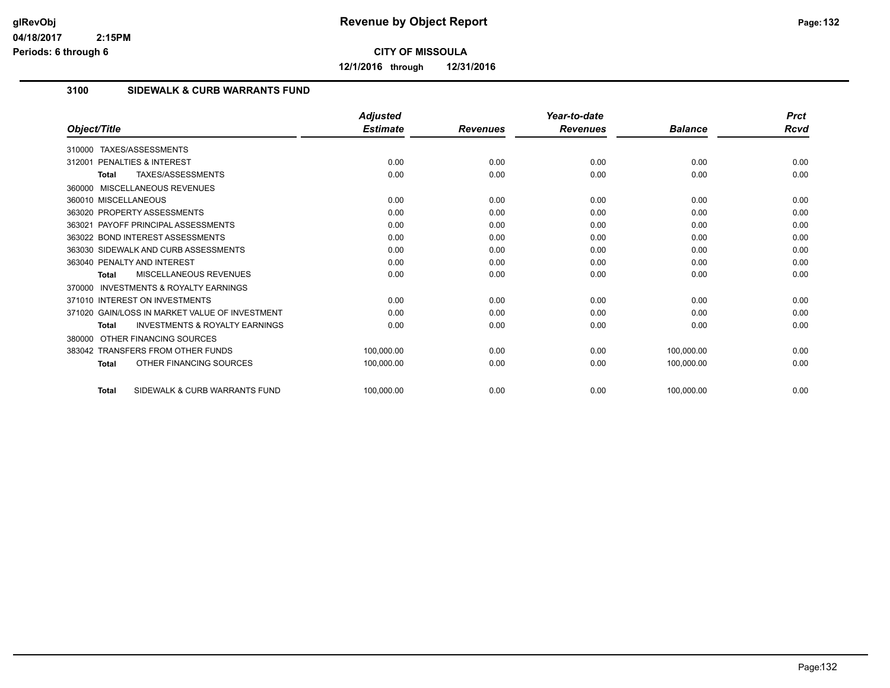# Revenue by Object Report

**CITY OF MISSOULA**

**12/1/2016 through 12/31/2016**

## 3100 SIDEWALK & CURB WARRANTS FUND

| Object/Title | Adjusted Estimate | Revenues | Year-to-date Revenues | Balance | Prct Rcvd |
|---|---|---|---|---|---|
| 310000 TAXES/ASSESSMENTS | | | | | |
| 312001 PENALTIES & INTEREST | 0.00 | 0.00 | 0.00 | 0.00 | 0.00 |
| **Total** TAXES/ASSESSMENTS | 0.00 | 0.00 | 0.00 | 0.00 | 0.00 |
| 360000 MISCELLANEOUS REVENUES | | | | | |
| 360010 MISCELLANEOUS | 0.00 | 0.00 | 0.00 | 0.00 | 0.00 |
| 363020 PROPERTY ASSESSMENTS | 0.00 | 0.00 | 0.00 | 0.00 | 0.00 |
| 363021 PAYOFF PRINCIPAL ASSESSMENTS | 0.00 | 0.00 | 0.00 | 0.00 | 0.00 |
| 363022 BOND INTEREST ASSESSMENTS | 0.00 | 0.00 | 0.00 | 0.00 | 0.00 |
| 363030 SIDEWALK AND CURB ASSESSMENTS | 0.00 | 0.00 | 0.00 | 0.00 | 0.00 |
| 363040 PENALTY AND INTEREST | 0.00 | 0.00 | 0.00 | 0.00 | 0.00 |
| **Total** MISCELLANEOUS REVENUES | 0.00 | 0.00 | 0.00 | 0.00 | 0.00 |
| 370000 INVESTMENTS & ROYALTY EARNINGS | | | | | |
| 371010 INTEREST ON INVESTMENTS | 0.00 | 0.00 | 0.00 | 0.00 | 0.00 |
| 371020 GAIN/LOSS IN MARKET VALUE OF INVESTMENT | 0.00 | 0.00 | 0.00 | 0.00 | 0.00 |
| **Total** INVESTMENTS & ROYALTY EARNINGS | 0.00 | 0.00 | 0.00 | 0.00 | 0.00 |
| 380000 OTHER FINANCING SOURCES | | | | | |
| 383042 TRANSFERS FROM OTHER FUNDS | 100,000.00 | 0.00 | 0.00 | 100,000.00 | 0.00 |
| **Total** OTHER FINANCING SOURCES | 100,000.00 | 0.00 | 0.00 | 100,000.00 | 0.00 |
| **Total** SIDEWALK & CURB WARRANTS FUND | 100,000.00 | 0.00 | 0.00 | 100,000.00 | 0.00 |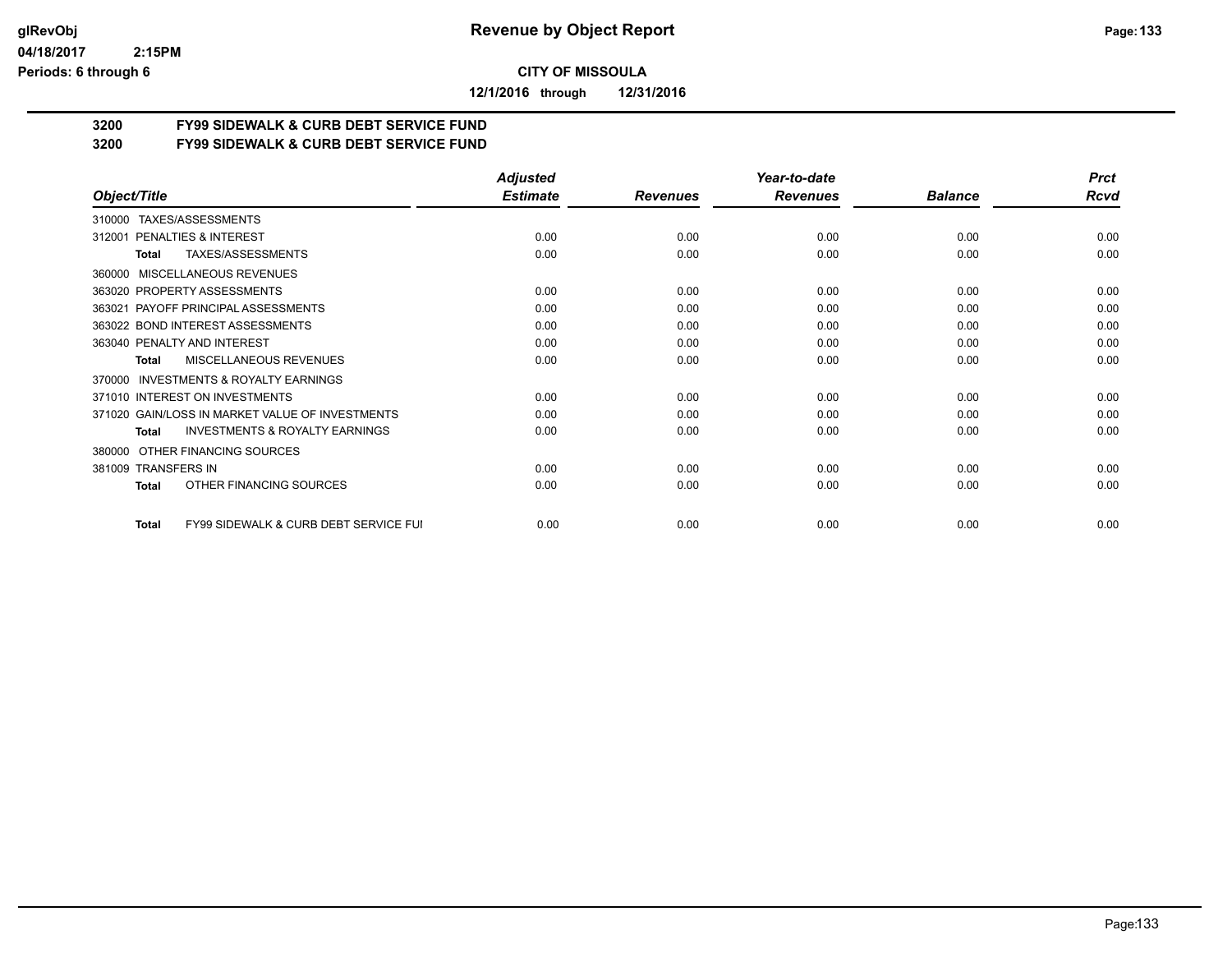# Revenue by Object Report

**CITY OF MISSOULA**

**12/1/2016 through 12/31/2016**

**3200 FY99 SIDEWALK & CURB DEBT SERVICE FUND**
**3200 FY99 SIDEWALK & CURB DEBT SERVICE FUND**

| Object/Title | Adjusted Estimate | Revenues | Year-to-date Revenues | Balance | Prct Rcvd |
|---|---|---|---|---|---|
| 310000 TAXES/ASSESSMENTS | | | | | |
| 312001 PENALTIES & INTEREST | 0.00 | 0.00 | 0.00 | 0.00 | 0.00 |
| **Total** TAXES/ASSESSMENTS | 0.00 | 0.00 | 0.00 | 0.00 | 0.00 |
| 360000 MISCELLANEOUS REVENUES | | | | | |
| 363020 PROPERTY ASSESSMENTS | 0.00 | 0.00 | 0.00 | 0.00 | 0.00 |
| 363021 PAYOFF PRINCIPAL ASSESSMENTS | 0.00 | 0.00 | 0.00 | 0.00 | 0.00 |
| 363022 BOND INTEREST ASSESSMENTS | 0.00 | 0.00 | 0.00 | 0.00 | 0.00 |
| 363040 PENALTY AND INTEREST | 0.00 | 0.00 | 0.00 | 0.00 | 0.00 |
| **Total** MISCELLANEOUS REVENUES | 0.00 | 0.00 | 0.00 | 0.00 | 0.00 |
| 370000 INVESTMENTS & ROYALTY EARNINGS | | | | | |
| 371010 INTEREST ON INVESTMENTS | 0.00 | 0.00 | 0.00 | 0.00 | 0.00 |
| 371020 GAIN/LOSS IN MARKET VALUE OF INVESTMENTS | 0.00 | 0.00 | 0.00 | 0.00 | 0.00 |
| **Total** INVESTMENTS & ROYALTY EARNINGS | 0.00 | 0.00 | 0.00 | 0.00 | 0.00 |
| 380000 OTHER FINANCING SOURCES | | | | | |
| 381009 TRANSFERS IN | 0.00 | 0.00 | 0.00 | 0.00 | 0.00 |
| **Total** OTHER FINANCING SOURCES | 0.00 | 0.00 | 0.00 | 0.00 | 0.00 |
| **Total** FY99 SIDEWALK & CURB DEBT SERVICE FUI | 0.00 | 0.00 | 0.00 | 0.00 | 0.00 |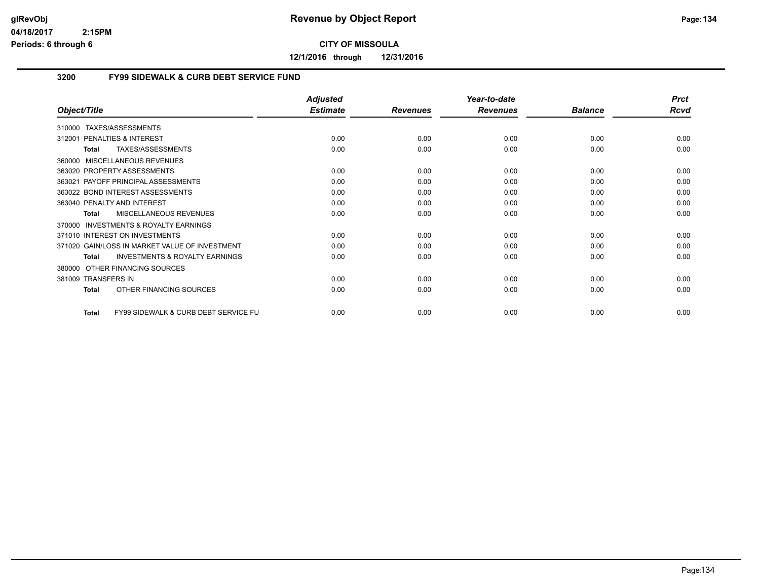# Revenue by Object Report

**CITY OF MISSOULA**

**12/1/2016 through 12/31/2016**

glRevObj
04/18/2017 2:15PM
Periods: 6 through 6

## 3200 FY99 SIDEWALK & CURB DEBT SERVICE FUND

| Object/Title | Adjusted Estimate | Revenues | Year-to-date Revenues | Balance | Prct Rcvd |
|---|---|---|---|---|---|
| 310000 TAXES/ASSESSMENTS | | | | | |
| 312001 PENALTIES & INTEREST | 0.00 | 0.00 | 0.00 | 0.00 | 0.00 |
| **Total** TAXES/ASSESSMENTS | 0.00 | 0.00 | 0.00 | 0.00 | 0.00 |
| 360000 MISCELLANEOUS REVENUES | | | | | |
| 363020 PROPERTY ASSESSMENTS | 0.00 | 0.00 | 0.00 | 0.00 | 0.00 |
| 363021 PAYOFF PRINCIPAL ASSESSMENTS | 0.00 | 0.00 | 0.00 | 0.00 | 0.00 |
| 363022 BOND INTEREST ASSESSMENTS | 0.00 | 0.00 | 0.00 | 0.00 | 0.00 |
| 363040 PENALTY AND INTEREST | 0.00 | 0.00 | 0.00 | 0.00 | 0.00 |
| **Total** MISCELLANEOUS REVENUES | 0.00 | 0.00 | 0.00 | 0.00 | 0.00 |
| 370000 INVESTMENTS & ROYALTY EARNINGS | | | | | |
| 371010 INTEREST ON INVESTMENTS | 0.00 | 0.00 | 0.00 | 0.00 | 0.00 |
| 371020 GAIN/LOSS IN MARKET VALUE OF INVESTMENT | 0.00 | 0.00 | 0.00 | 0.00 | 0.00 |
| **Total** INVESTMENTS & ROYALTY EARNINGS | 0.00 | 0.00 | 0.00 | 0.00 | 0.00 |
| 380000 OTHER FINANCING SOURCES | | | | | |
| 381009 TRANSFERS IN | 0.00 | 0.00 | 0.00 | 0.00 | 0.00 |
| **Total** OTHER FINANCING SOURCES | 0.00 | 0.00 | 0.00 | 0.00 | 0.00 |
| **Total** FY99 SIDEWALK & CURB DEBT SERVICE FU | 0.00 | 0.00 | 0.00 | 0.00 | 0.00 |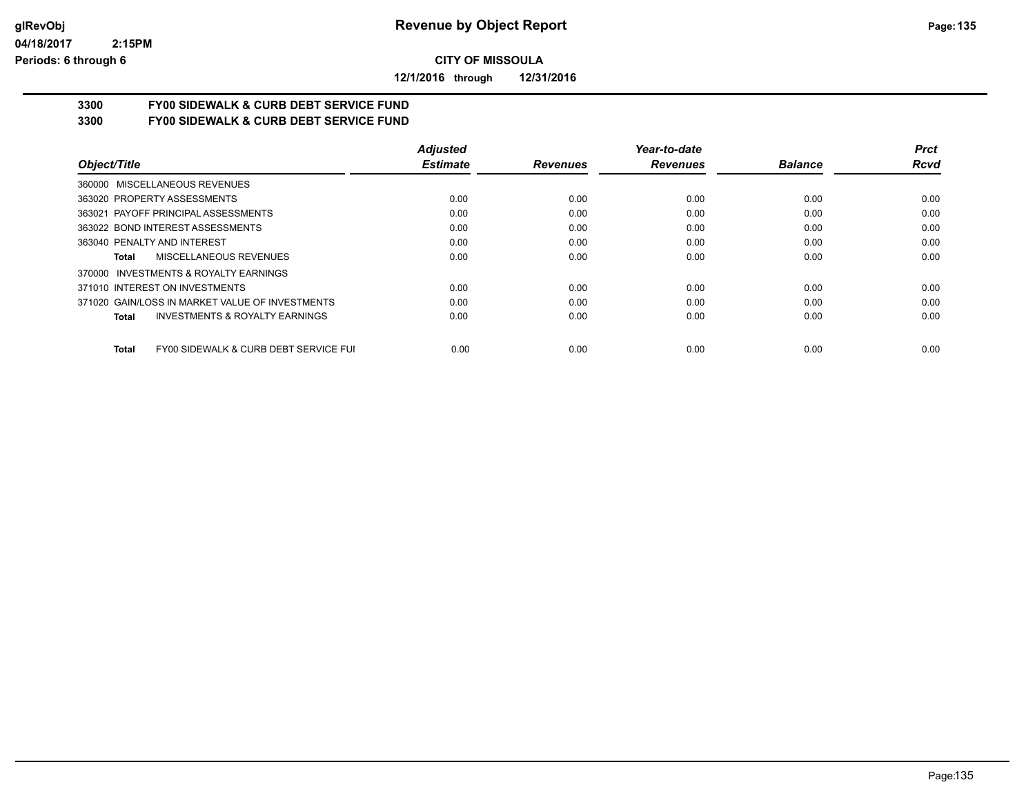**Revenue by Object Report**

**CITY OF MISSOULA**

**12/1/2016 through 12/31/2016**

glRevObj
04/18/2017 2:15PM
Periods: 6 through 6

**3300 FY00 SIDEWALK & CURB DEBT SERVICE FUND**
**3300 FY00 SIDEWALK & CURB DEBT SERVICE FUND**

| Object/Title | Adjusted Estimate | Revenues | Year-to-date Revenues | Balance | Prct Rcvd |
|---|---|---|---|---|---|
| 360000 MISCELLANEOUS REVENUES | | | | | |
| 363020 PROPERTY ASSESSMENTS | 0.00 | 0.00 | 0.00 | 0.00 | 0.00 |
| 363021 PAYOFF PRINCIPAL ASSESSMENTS | 0.00 | 0.00 | 0.00 | 0.00 | 0.00 |
| 363022 BOND INTEREST ASSESSMENTS | 0.00 | 0.00 | 0.00 | 0.00 | 0.00 |
| 363040 PENALTY AND INTEREST | 0.00 | 0.00 | 0.00 | 0.00 | 0.00 |
| **Total** MISCELLANEOUS REVENUES | 0.00 | 0.00 | 0.00 | 0.00 | 0.00 |
| 370000 INVESTMENTS & ROYALTY EARNINGS | | | | | |
| 371010 INTEREST ON INVESTMENTS | 0.00 | 0.00 | 0.00 | 0.00 | 0.00 |
| 371020 GAIN/LOSS IN MARKET VALUE OF INVESTMENTS | 0.00 | 0.00 | 0.00 | 0.00 | 0.00 |
| **Total** INVESTMENTS & ROYALTY EARNINGS | 0.00 | 0.00 | 0.00 | 0.00 | 0.00 |
| **Total** FY00 SIDEWALK & CURB DEBT SERVICE FUI | 0.00 | 0.00 | 0.00 | 0.00 | 0.00 |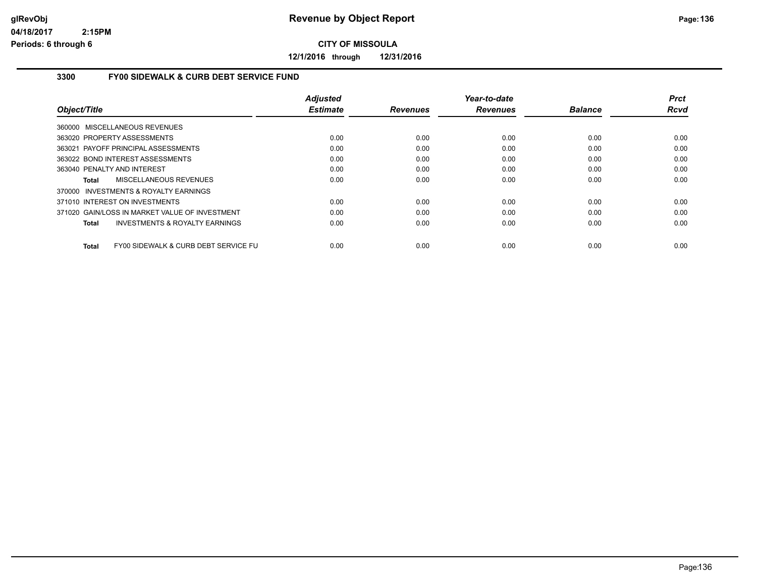**Revenue by Object Report**

**CITY OF MISSOULA**

**12/1/2016 through 12/31/2016**

### 3300 FY00 SIDEWALK & CURB DEBT SERVICE FUND

| Object/Title | Adjusted Estimate | Revenues | Year-to-date Revenues | Balance | Prct Rcvd |
|---|---|---|---|---|---|
| 360000 MISCELLANEOUS REVENUES | | | | | |
| 363020 PROPERTY ASSESSMENTS | 0.00 | 0.00 | 0.00 | 0.00 | 0.00 |
| 363021 PAYOFF PRINCIPAL ASSESSMENTS | 0.00 | 0.00 | 0.00 | 0.00 | 0.00 |
| 363022 BOND INTEREST ASSESSMENTS | 0.00 | 0.00 | 0.00 | 0.00 | 0.00 |
| 363040 PENALTY AND INTEREST | 0.00 | 0.00 | 0.00 | 0.00 | 0.00 |
| **Total** MISCELLANEOUS REVENUES | 0.00 | 0.00 | 0.00 | 0.00 | 0.00 |
| 370000 INVESTMENTS & ROYALTY EARNINGS | | | | | |
| 371010 INTEREST ON INVESTMENTS | 0.00 | 0.00 | 0.00 | 0.00 | 0.00 |
| 371020 GAIN/LOSS IN MARKET VALUE OF INVESTMENT | 0.00 | 0.00 | 0.00 | 0.00 | 0.00 |
| **Total** INVESTMENTS & ROYALTY EARNINGS | 0.00 | 0.00 | 0.00 | 0.00 | 0.00 |
| **Total** FY00 SIDEWALK & CURB DEBT SERVICE FU | 0.00 | 0.00 | 0.00 | 0.00 | 0.00 |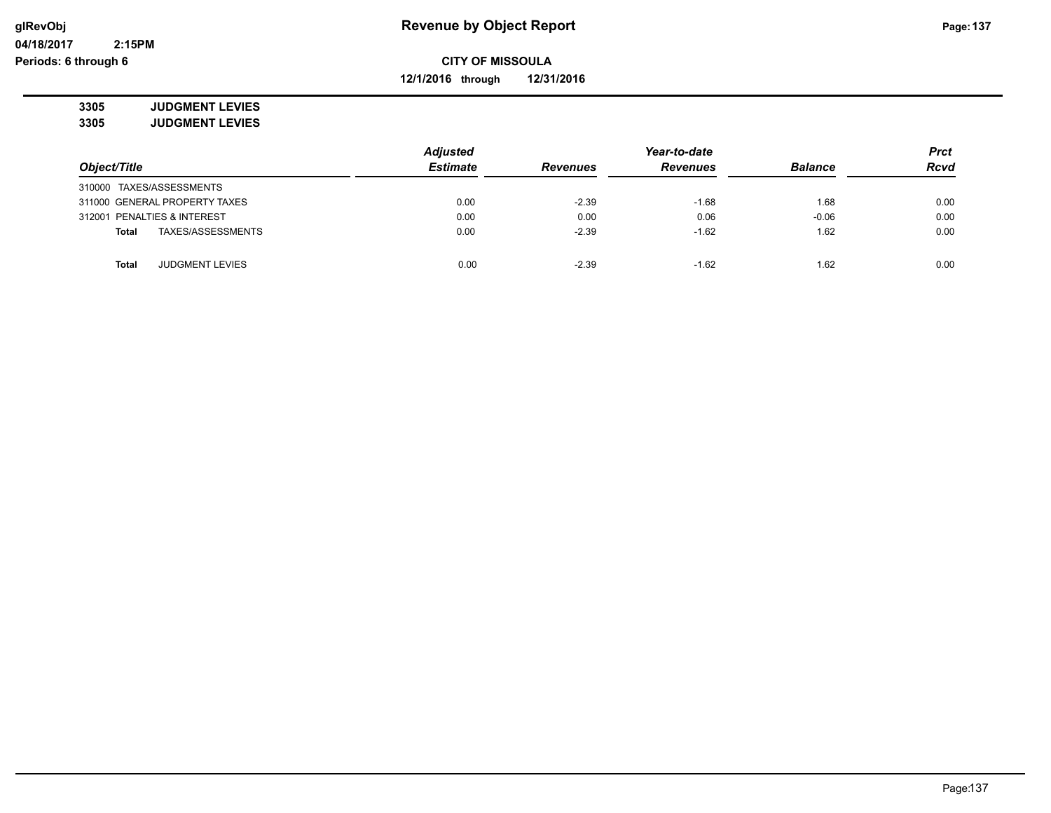# Revenue by Object Report

glRevObj
04/18/2017 2:15PM
Periods: 6 through 6

**CITY OF MISSOULA**

**12/1/2016 through 12/31/2016**

**3305 JUDGMENT LEVIES**
**3305 JUDGMENT LEVIES**

| Object/Title | Adjusted Estimate | Revenues | Year-to-date Revenues | Balance | Prct Rcvd |
|---|---|---|---|---|---|
| 310000 TAXES/ASSESSMENTS | | | | | |
| 311000 GENERAL PROPERTY TAXES | 0.00 | -2.39 | -1.68 | 1.68 | 0.00 |
| 312001 PENALTIES & INTEREST | 0.00 | 0.00 | 0.06 | -0.06 | 0.00 |
| **Total** TAXES/ASSESSMENTS | 0.00 | -2.39 | -1.62 | 1.62 | 0.00 |
| | | | | | |
| **Total** JUDGMENT LEVIES | 0.00 | -2.39 | -1.62 | 1.62 | 0.00 |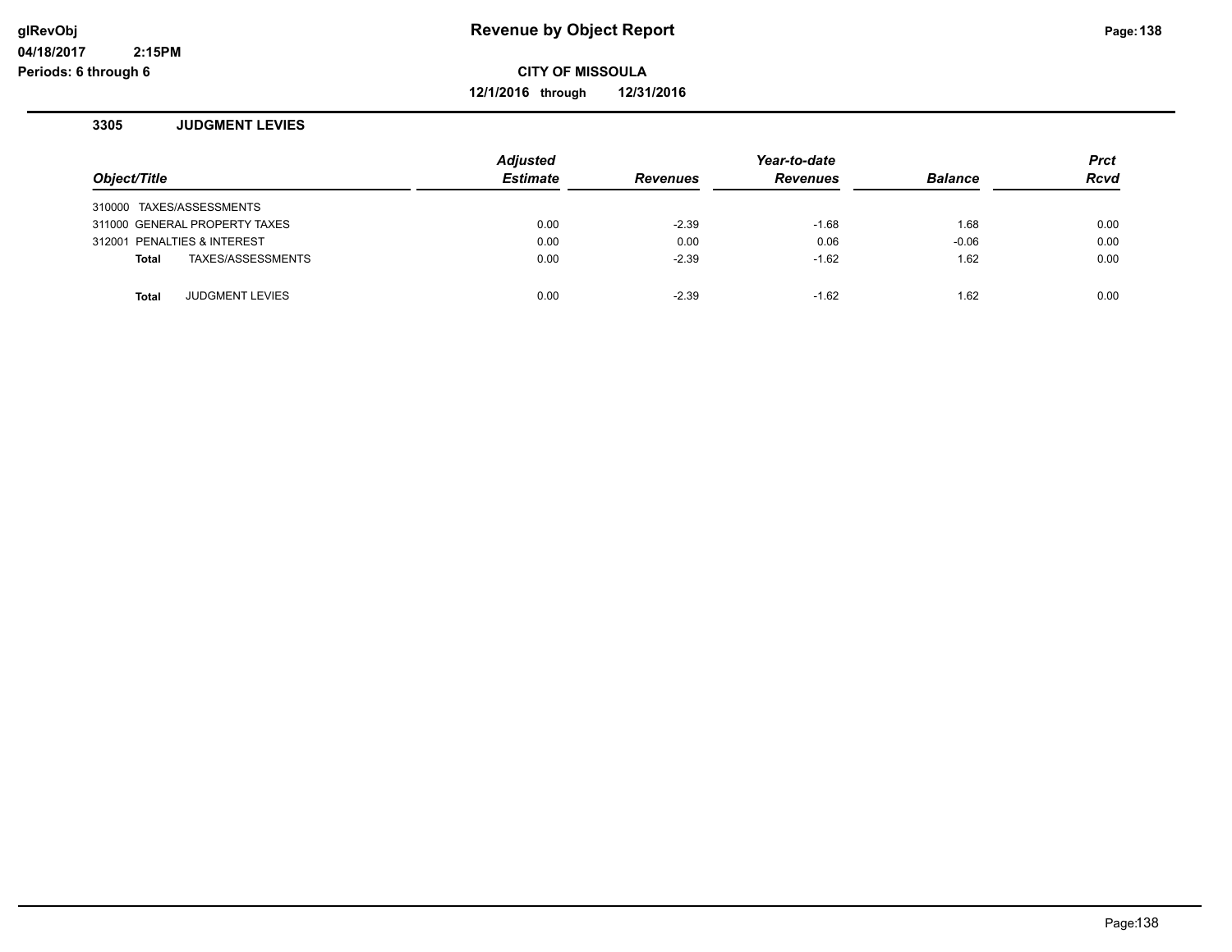# Revenue by Object Report

glRevObj
04/18/2017 2:15PM
Periods: 6 through 6

**CITY OF MISSOULA**

**12/1/2016 through 12/31/2016**

## 3305 JUDGMENT LEVIES

| Object/Title | Adjusted Estimate | Revenues | Year-to-date Revenues | Balance | Prct Rcvd |
|---|---|---|---|---|---|
| 310000 TAXES/ASSESSMENTS | | | | | |
| 311000 GENERAL PROPERTY TAXES | 0.00 | -2.39 | -1.68 | 1.68 | 0.00 |
| 312001 PENALTIES & INTEREST | 0.00 | 0.00 | 0.06 | -0.06 | 0.00 |
| **Total** TAXES/ASSESSMENTS | 0.00 | -2.39 | -1.62 | 1.62 | 0.00 |
| **Total** JUDGMENT LEVIES | 0.00 | -2.39 | -1.62 | 1.62 | 0.00 |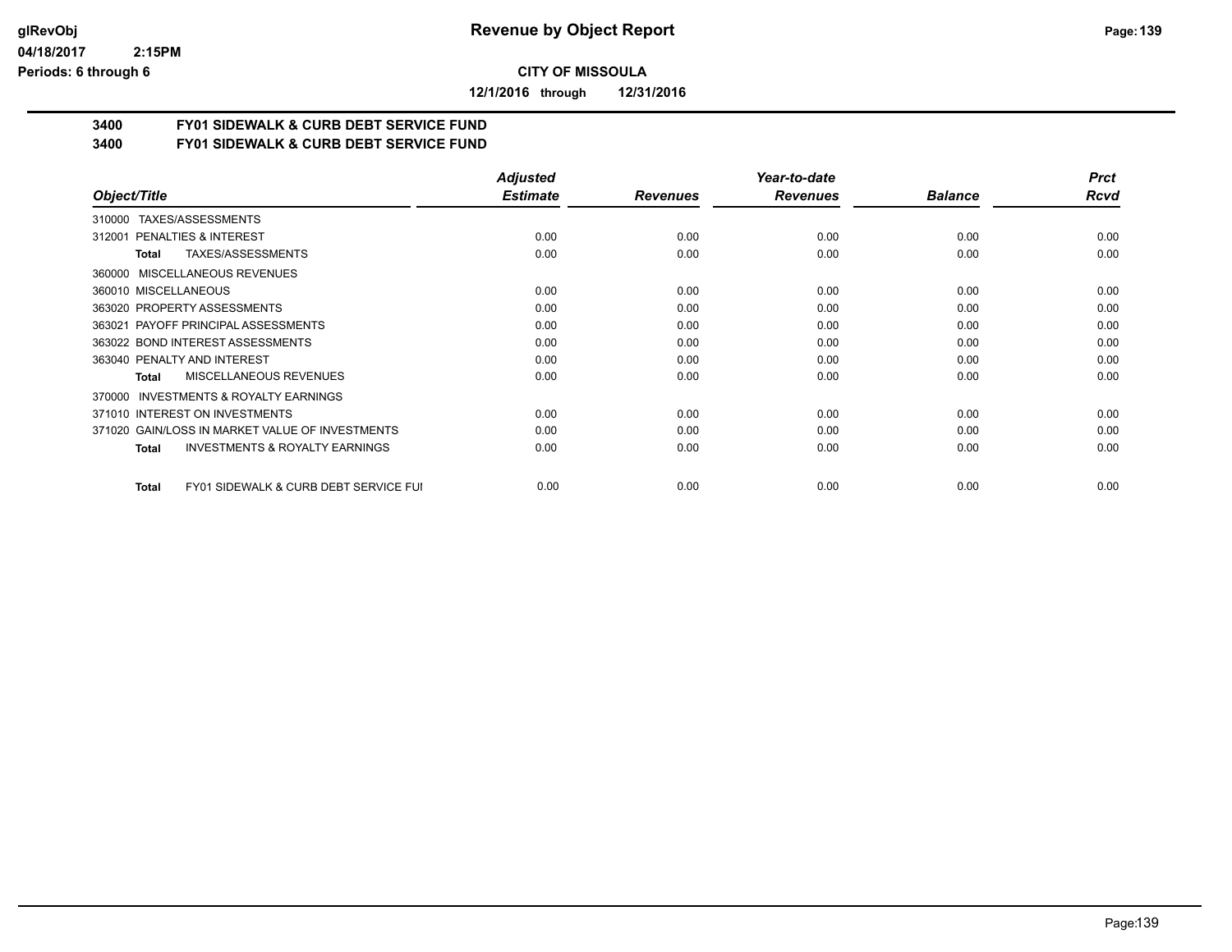**CITY OF MISSOULA**

**12/1/2016 through 12/31/2016**

**3400 FY01 SIDEWALK & CURB DEBT SERVICE FUND**

**3400 FY01 SIDEWALK & CURB DEBT SERVICE FUND**

| Object/Title | Adjusted Estimate | Revenues | Year-to-date Revenues | Balance | Prct Rcvd |
|---|---|---|---|---|---|
| 310000 TAXES/ASSESSMENTS | | | | | |
| 312001 PENALTIES & INTEREST | 0.00 | 0.00 | 0.00 | 0.00 | 0.00 |
| **Total** TAXES/ASSESSMENTS | 0.00 | 0.00 | 0.00 | 0.00 | 0.00 |
| 360000 MISCELLANEOUS REVENUES | | | | | |
| 360010 MISCELLANEOUS | 0.00 | 0.00 | 0.00 | 0.00 | 0.00 |
| 363020 PROPERTY ASSESSMENTS | 0.00 | 0.00 | 0.00 | 0.00 | 0.00 |
| 363021 PAYOFF PRINCIPAL ASSESSMENTS | 0.00 | 0.00 | 0.00 | 0.00 | 0.00 |
| 363022 BOND INTEREST ASSESSMENTS | 0.00 | 0.00 | 0.00 | 0.00 | 0.00 |
| 363040 PENALTY AND INTEREST | 0.00 | 0.00 | 0.00 | 0.00 | 0.00 |
| **Total** MISCELLANEOUS REVENUES | 0.00 | 0.00 | 0.00 | 0.00 | 0.00 |
| 370000 INVESTMENTS & ROYALTY EARNINGS | | | | | |
| 371010 INTEREST ON INVESTMENTS | 0.00 | 0.00 | 0.00 | 0.00 | 0.00 |
| 371020 GAIN/LOSS IN MARKET VALUE OF INVESTMENTS | 0.00 | 0.00 | 0.00 | 0.00 | 0.00 |
| **Total** INVESTMENTS & ROYALTY EARNINGS | 0.00 | 0.00 | 0.00 | 0.00 | 0.00 |
| **Total** FY01 SIDEWALK & CURB DEBT SERVICE FUI | 0.00 | 0.00 | 0.00 | 0.00 | 0.00 |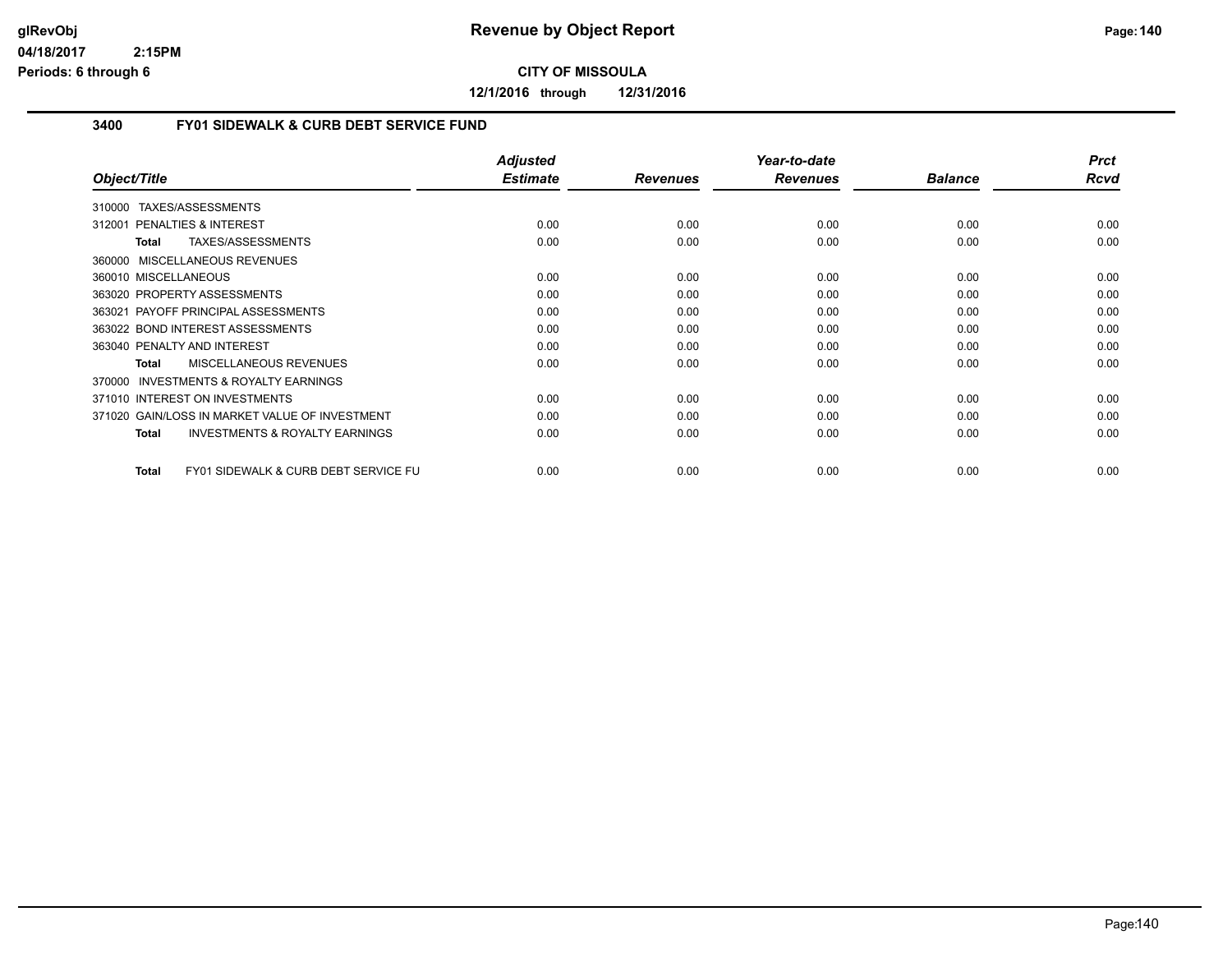# Revenue by Object Report

**CITY OF MISSOULA**

**12/1/2016 through 12/31/2016**

glRevObj
04/18/2017 2:15PM
Periods: 6 through 6

## 3400 FY01 SIDEWALK & CURB DEBT SERVICE FUND

| Object/Title | Adjusted Estimate | Revenues | Year-to-date Revenues | Balance | Prct Rcvd |
|---|---|---|---|---|---|
| 310000 TAXES/ASSESSMENTS | | | | | |
| 312001 PENALTIES & INTEREST | 0.00 | 0.00 | 0.00 | 0.00 | 0.00 |
| **Total** TAXES/ASSESSMENTS | 0.00 | 0.00 | 0.00 | 0.00 | 0.00 |
| 360000 MISCELLANEOUS REVENUES | | | | | |
| 360010 MISCELLANEOUS | 0.00 | 0.00 | 0.00 | 0.00 | 0.00 |
| 363020 PROPERTY ASSESSMENTS | 0.00 | 0.00 | 0.00 | 0.00 | 0.00 |
| 363021 PAYOFF PRINCIPAL ASSESSMENTS | 0.00 | 0.00 | 0.00 | 0.00 | 0.00 |
| 363022 BOND INTEREST ASSESSMENTS | 0.00 | 0.00 | 0.00 | 0.00 | 0.00 |
| 363040 PENALTY AND INTEREST | 0.00 | 0.00 | 0.00 | 0.00 | 0.00 |
| **Total** MISCELLANEOUS REVENUES | 0.00 | 0.00 | 0.00 | 0.00 | 0.00 |
| 370000 INVESTMENTS & ROYALTY EARNINGS | | | | | |
| 371010 INTEREST ON INVESTMENTS | 0.00 | 0.00 | 0.00 | 0.00 | 0.00 |
| 371020 GAIN/LOSS IN MARKET VALUE OF INVESTMENT | 0.00 | 0.00 | 0.00 | 0.00 | 0.00 |
| **Total** INVESTMENTS & ROYALTY EARNINGS | 0.00 | 0.00 | 0.00 | 0.00 | 0.00 |
| **Total** FY01 SIDEWALK & CURB DEBT SERVICE FU | 0.00 | 0.00 | 0.00 | 0.00 | 0.00 |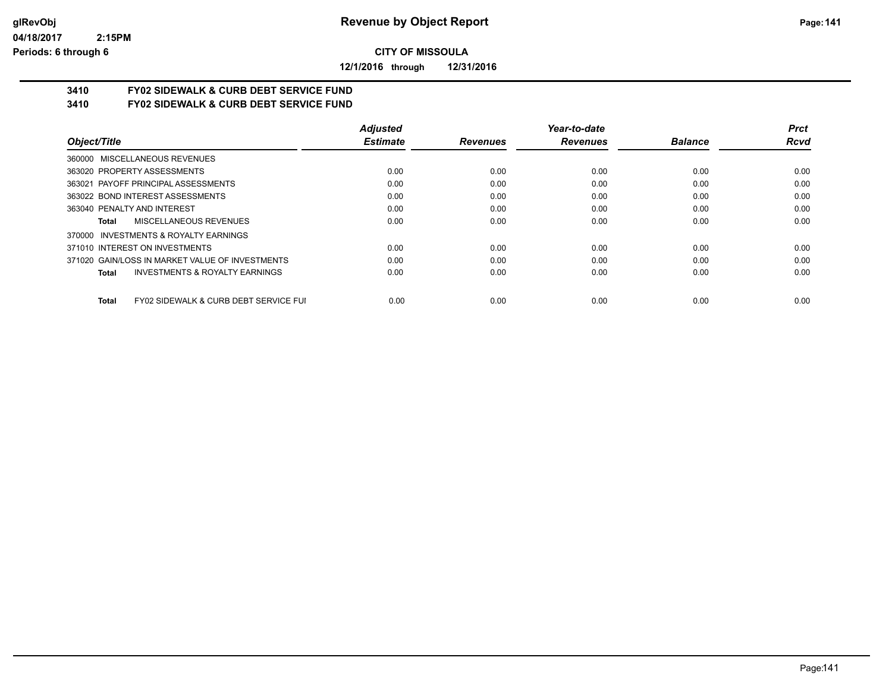# Revenue by Object Report

glRevObj
04/18/2017 2:15PM
Periods: 6 through 6

**CITY OF MISSOULA**

**12/1/2016 through 12/31/2016**

## 3410 FY02 SIDEWALK & CURB DEBT SERVICE FUND
## 3410 FY02 SIDEWALK & CURB DEBT SERVICE FUND

| Object/Title | Adjusted Estimate | Revenues | Year-to-date Revenues | Balance | Prct Rcvd |
|---|---|---|---|---|---|
| 360000 MISCELLANEOUS REVENUES | | | | | |
| 363020 PROPERTY ASSESSMENTS | 0.00 | 0.00 | 0.00 | 0.00 | 0.00 |
| 363021 PAYOFF PRINCIPAL ASSESSMENTS | 0.00 | 0.00 | 0.00 | 0.00 | 0.00 |
| 363022 BOND INTEREST ASSESSMENTS | 0.00 | 0.00 | 0.00 | 0.00 | 0.00 |
| 363040 PENALTY AND INTEREST | 0.00 | 0.00 | 0.00 | 0.00 | 0.00 |
| **Total** MISCELLANEOUS REVENUES | 0.00 | 0.00 | 0.00 | 0.00 | 0.00 |
| 370000 INVESTMENTS & ROYALTY EARNINGS | | | | | |
| 371010 INTEREST ON INVESTMENTS | 0.00 | 0.00 | 0.00 | 0.00 | 0.00 |
| 371020 GAIN/LOSS IN MARKET VALUE OF INVESTMENTS | 0.00 | 0.00 | 0.00 | 0.00 | 0.00 |
| **Total** INVESTMENTS & ROYALTY EARNINGS | 0.00 | 0.00 | 0.00 | 0.00 | 0.00 |
| **Total** FY02 SIDEWALK & CURB DEBT SERVICE FUI | 0.00 | 0.00 | 0.00 | 0.00 | 0.00 |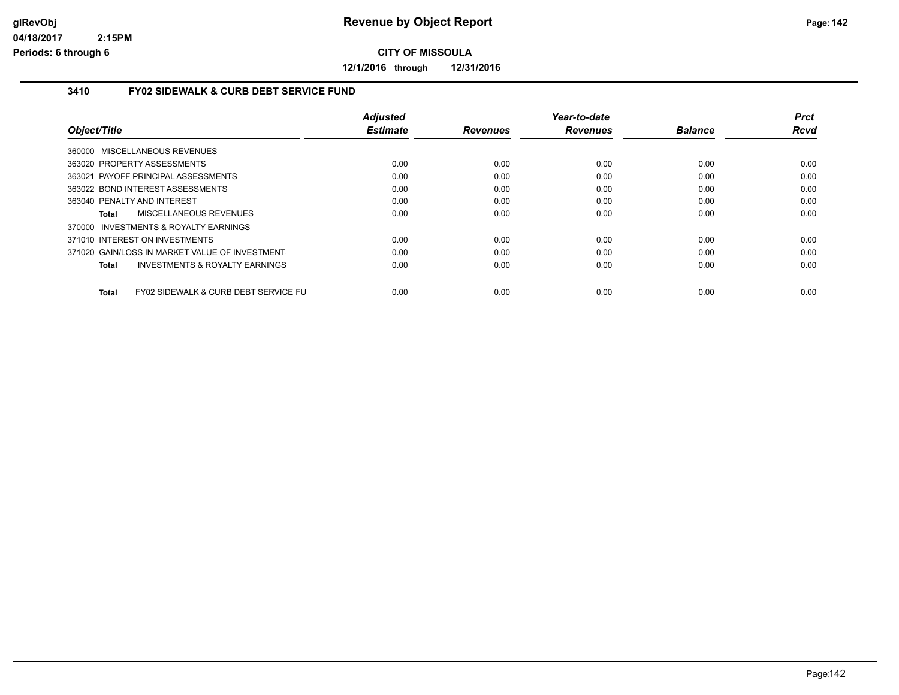# Revenue by Object Report

**CITY OF MISSOULA**

**12/1/2016 through 12/31/2016**

glRevObj
04/18/2017 2:15PM
Periods: 6 through 6

### 3410 FY02 SIDEWALK & CURB DEBT SERVICE FUND

| Object/Title | Adjusted Estimate | Revenues | Year-to-date Revenues | Balance | Prct Rcvd |
|---|---|---|---|---|---|
| 360000 MISCELLANEOUS REVENUES | | | | | |
| 363020 PROPERTY ASSESSMENTS | 0.00 | 0.00 | 0.00 | 0.00 | 0.00 |
| 363021 PAYOFF PRINCIPAL ASSESSMENTS | 0.00 | 0.00 | 0.00 | 0.00 | 0.00 |
| 363022 BOND INTEREST ASSESSMENTS | 0.00 | 0.00 | 0.00 | 0.00 | 0.00 |
| 363040 PENALTY AND INTEREST | 0.00 | 0.00 | 0.00 | 0.00 | 0.00 |
| **Total** MISCELLANEOUS REVENUES | 0.00 | 0.00 | 0.00 | 0.00 | 0.00 |
| 370000 INVESTMENTS & ROYALTY EARNINGS | | | | | |
| 371010 INTEREST ON INVESTMENTS | 0.00 | 0.00 | 0.00 | 0.00 | 0.00 |
| 371020 GAIN/LOSS IN MARKET VALUE OF INVESTMENT | 0.00 | 0.00 | 0.00 | 0.00 | 0.00 |
| **Total** INVESTMENTS & ROYALTY EARNINGS | 0.00 | 0.00 | 0.00 | 0.00 | 0.00 |
| **Total** FY02 SIDEWALK & CURB DEBT SERVICE FU | 0.00 | 0.00 | 0.00 | 0.00 | 0.00 |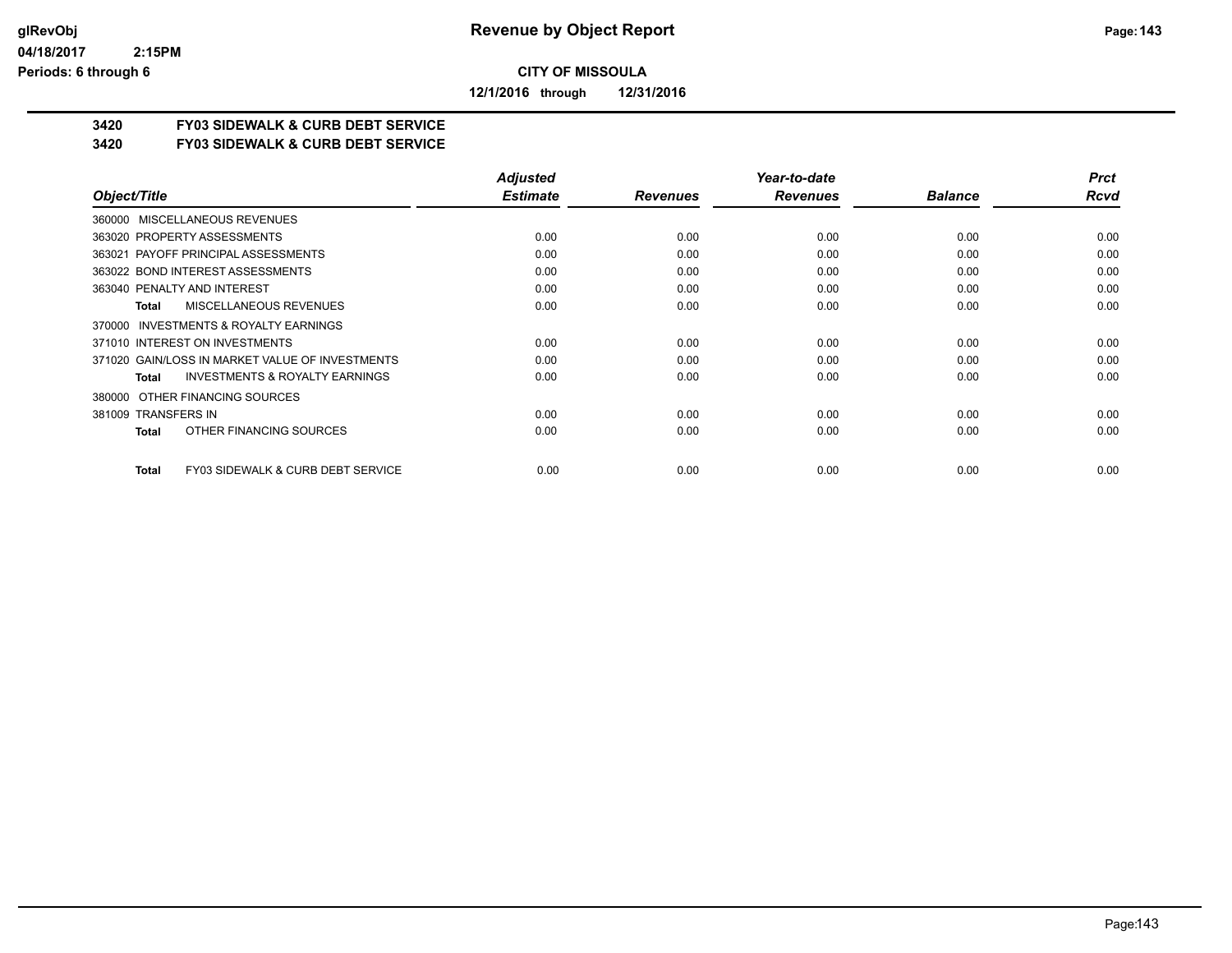**Revenue by Object Report**

**CITY OF MISSOULA**

**12/1/2016 through 12/31/2016**

glRevObj
04/18/2017 2:15PM
Periods: 6 through 6

**3420 FY03 SIDEWALK & CURB DEBT SERVICE**
**3420 FY03 SIDEWALK & CURB DEBT SERVICE**

| Object/Title | *Adjusted Estimate* | *Revenues* | *Year-to-date Revenues* | *Balance* | *Prct Rcvd* |
|---|---|---|---|---|---|
| 360000 MISCELLANEOUS REVENUES | | | | | |
| 363020 PROPERTY ASSESSMENTS | 0.00 | 0.00 | 0.00 | 0.00 | 0.00 |
| 363021 PAYOFF PRINCIPAL ASSESSMENTS | 0.00 | 0.00 | 0.00 | 0.00 | 0.00 |
| 363022 BOND INTEREST ASSESSMENTS | 0.00 | 0.00 | 0.00 | 0.00 | 0.00 |
| 363040 PENALTY AND INTEREST | 0.00 | 0.00 | 0.00 | 0.00 | 0.00 |
| **Total** MISCELLANEOUS REVENUES | 0.00 | 0.00 | 0.00 | 0.00 | 0.00 |
| 370000 INVESTMENTS & ROYALTY EARNINGS | | | | | |
| 371010 INTEREST ON INVESTMENTS | 0.00 | 0.00 | 0.00 | 0.00 | 0.00 |
| 371020 GAIN/LOSS IN MARKET VALUE OF INVESTMENTS | 0.00 | 0.00 | 0.00 | 0.00 | 0.00 |
| **Total** INVESTMENTS & ROYALTY EARNINGS | 0.00 | 0.00 | 0.00 | 0.00 | 0.00 |
| 380000 OTHER FINANCING SOURCES | | | | | |
| 381009 TRANSFERS IN | 0.00 | 0.00 | 0.00 | 0.00 | 0.00 |
| **Total** OTHER FINANCING SOURCES | 0.00 | 0.00 | 0.00 | 0.00 | 0.00 |
| **Total** FY03 SIDEWALK & CURB DEBT SERVICE | 0.00 | 0.00 | 0.00 | 0.00 | 0.00 |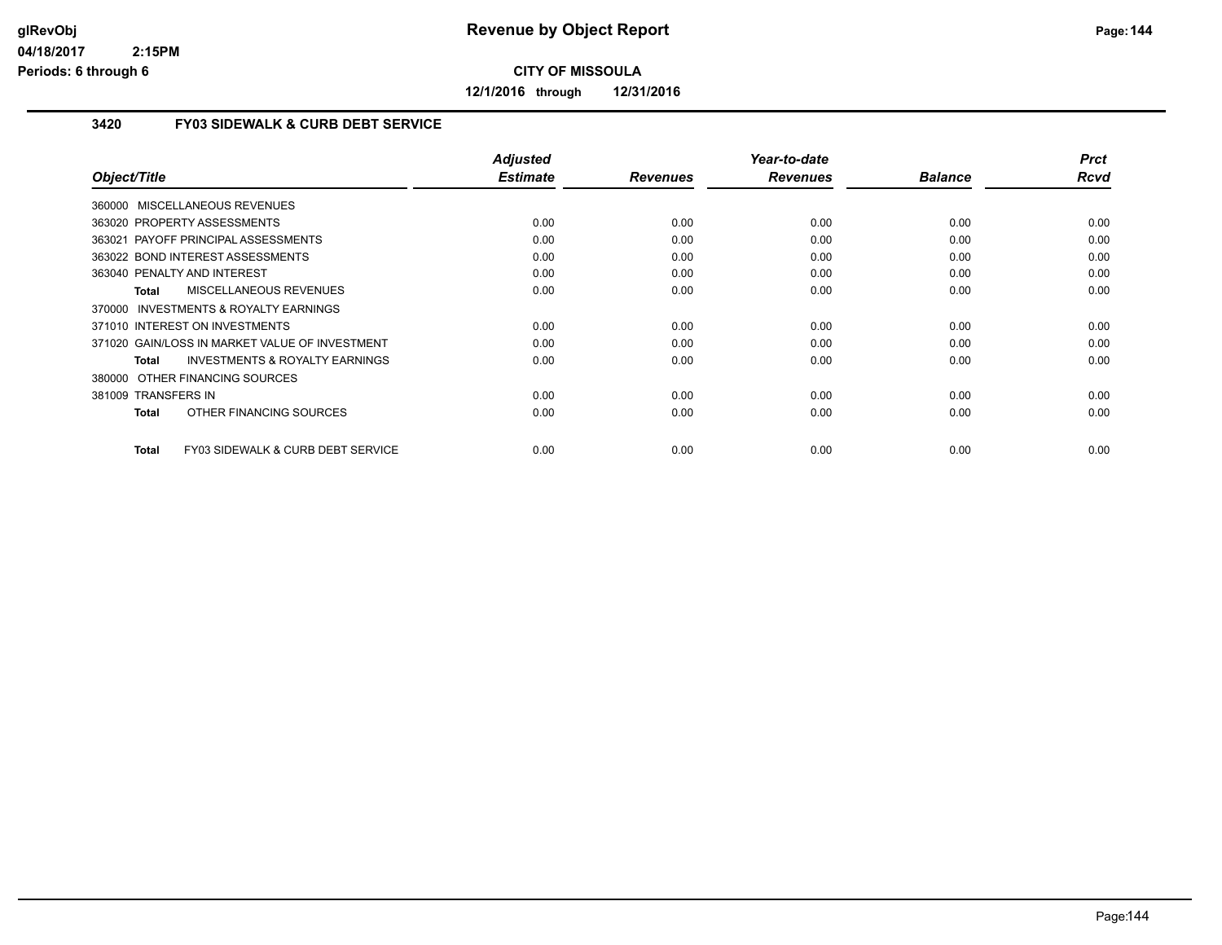**CITY OF MISSOULA**

**12/1/2016 through 12/31/2016**

### 3420 FY03 SIDEWALK & CURB DEBT SERVICE

| Object/Title | Adjusted Estimate | Revenues | Year-to-date Revenues | Balance | Prct Rcvd |
|---|---|---|---|---|---|
| 360000 MISCELLANEOUS REVENUES | | | | | |
| 363020 PROPERTY ASSESSMENTS | 0.00 | 0.00 | 0.00 | 0.00 | 0.00 |
| 363021 PAYOFF PRINCIPAL ASSESSMENTS | 0.00 | 0.00 | 0.00 | 0.00 | 0.00 |
| 363022 BOND INTEREST ASSESSMENTS | 0.00 | 0.00 | 0.00 | 0.00 | 0.00 |
| 363040 PENALTY AND INTEREST | 0.00 | 0.00 | 0.00 | 0.00 | 0.00 |
| **Total** MISCELLANEOUS REVENUES | 0.00 | 0.00 | 0.00 | 0.00 | 0.00 |
| 370000 INVESTMENTS & ROYALTY EARNINGS | | | | | |
| 371010 INTEREST ON INVESTMENTS | 0.00 | 0.00 | 0.00 | 0.00 | 0.00 |
| 371020 GAIN/LOSS IN MARKET VALUE OF INVESTMENT | 0.00 | 0.00 | 0.00 | 0.00 | 0.00 |
| **Total** INVESTMENTS & ROYALTY EARNINGS | 0.00 | 0.00 | 0.00 | 0.00 | 0.00 |
| 380000 OTHER FINANCING SOURCES | | | | | |
| 381009 TRANSFERS IN | 0.00 | 0.00 | 0.00 | 0.00 | 0.00 |
| **Total** OTHER FINANCING SOURCES | 0.00 | 0.00 | 0.00 | 0.00 | 0.00 |
| **Total** FY03 SIDEWALK & CURB DEBT SERVICE | 0.00 | 0.00 | 0.00 | 0.00 | 0.00 |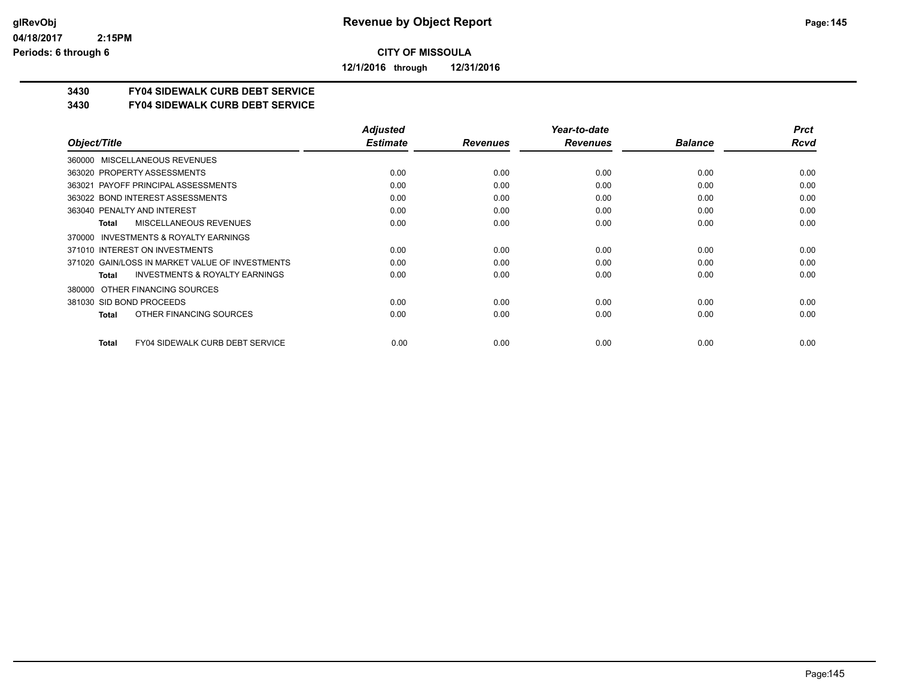**CITY OF MISSOULA**

**12/1/2016 through 12/31/2016**

**3430 FY04 SIDEWALK CURB DEBT SERVICE**
**3430 FY04 SIDEWALK CURB DEBT SERVICE**

| Object/Title | Adjusted Estimate | Revenues | Year-to-date Revenues | Balance | Prct Rcvd |
|---|---|---|---|---|---|
| 360000 MISCELLANEOUS REVENUES | | | | | |
| 363020 PROPERTY ASSESSMENTS | 0.00 | 0.00 | 0.00 | 0.00 | 0.00 |
| 363021 PAYOFF PRINCIPAL ASSESSMENTS | 0.00 | 0.00 | 0.00 | 0.00 | 0.00 |
| 363022 BOND INTEREST ASSESSMENTS | 0.00 | 0.00 | 0.00 | 0.00 | 0.00 |
| 363040 PENALTY AND INTEREST | 0.00 | 0.00 | 0.00 | 0.00 | 0.00 |
| **Total** MISCELLANEOUS REVENUES | 0.00 | 0.00 | 0.00 | 0.00 | 0.00 |
| 370000 INVESTMENTS & ROYALTY EARNINGS | | | | | |
| 371010 INTEREST ON INVESTMENTS | 0.00 | 0.00 | 0.00 | 0.00 | 0.00 |
| 371020 GAIN/LOSS IN MARKET VALUE OF INVESTMENTS | 0.00 | 0.00 | 0.00 | 0.00 | 0.00 |
| **Total** INVESTMENTS & ROYALTY EARNINGS | 0.00 | 0.00 | 0.00 | 0.00 | 0.00 |
| 380000 OTHER FINANCING SOURCES | | | | | |
| 381030 SID BOND PROCEEDS | 0.00 | 0.00 | 0.00 | 0.00 | 0.00 |
| **Total** OTHER FINANCING SOURCES | 0.00 | 0.00 | 0.00 | 0.00 | 0.00 |
| **Total** FY04 SIDEWALK CURB DEBT SERVICE | 0.00 | 0.00 | 0.00 | 0.00 | 0.00 |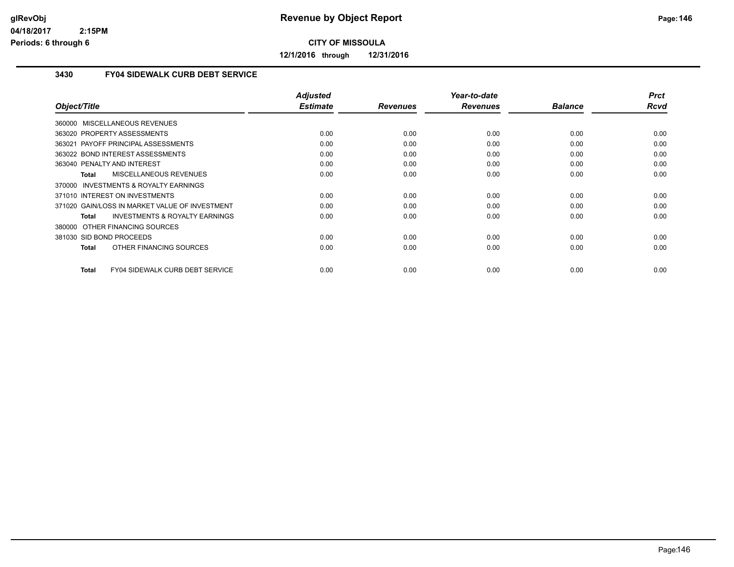# Revenue by Object Report

**CITY OF MISSOULA**

**12/1/2016 through 12/31/2016**

glRevObj
04/18/2017 2:15PM
Periods: 6 through 6

## 3430 FY04 SIDEWALK CURB DEBT SERVICE

| Object/Title | Adjusted Estimate | Revenues | Year-to-date Revenues | Balance | Prct Rcvd |
|---|---|---|---|---|---|
| 360000 MISCELLANEOUS REVENUES | | | | | |
| 363020 PROPERTY ASSESSMENTS | 0.00 | 0.00 | 0.00 | 0.00 | 0.00 |
| 363021 PAYOFF PRINCIPAL ASSESSMENTS | 0.00 | 0.00 | 0.00 | 0.00 | 0.00 |
| 363022 BOND INTEREST ASSESSMENTS | 0.00 | 0.00 | 0.00 | 0.00 | 0.00 |
| 363040 PENALTY AND INTEREST | 0.00 | 0.00 | 0.00 | 0.00 | 0.00 |
| **Total** MISCELLANEOUS REVENUES | 0.00 | 0.00 | 0.00 | 0.00 | 0.00 |
| 370000 INVESTMENTS & ROYALTY EARNINGS | | | | | |
| 371010 INTEREST ON INVESTMENTS | 0.00 | 0.00 | 0.00 | 0.00 | 0.00 |
| 371020 GAIN/LOSS IN MARKET VALUE OF INVESTMENT | 0.00 | 0.00 | 0.00 | 0.00 | 0.00 |
| **Total** INVESTMENTS & ROYALTY EARNINGS | 0.00 | 0.00 | 0.00 | 0.00 | 0.00 |
| 380000 OTHER FINANCING SOURCES | | | | | |
| 381030 SID BOND PROCEEDS | 0.00 | 0.00 | 0.00 | 0.00 | 0.00 |
| **Total** OTHER FINANCING SOURCES | 0.00 | 0.00 | 0.00 | 0.00 | 0.00 |
| **Total** FY04 SIDEWALK CURB DEBT SERVICE | 0.00 | 0.00 | 0.00 | 0.00 | 0.00 |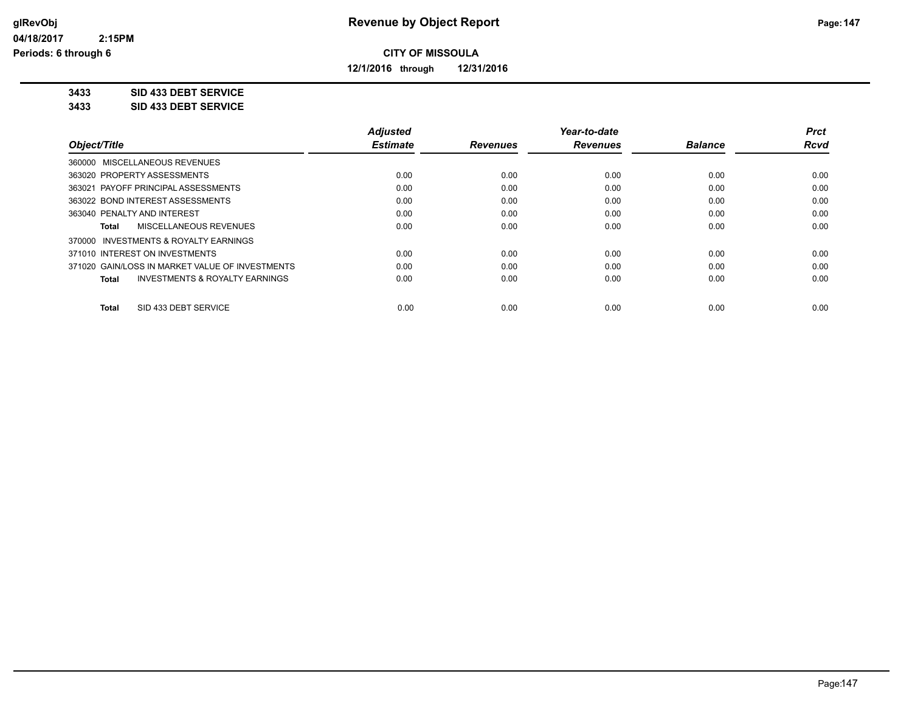**Revenue by Object Report**

**CITY OF MISSOULA**

**12/1/2016 through 12/31/2016**

glRevObj
04/18/2017 2:15PM
Periods: 6 through 6

**3433 SID 433 DEBT SERVICE**
**3433 SID 433 DEBT SERVICE**

| Object/Title | Adjusted Estimate | Revenues | Year-to-date Revenues | Balance | Prct Rcvd |
|---|---|---|---|---|---|
| 360000 MISCELLANEOUS REVENUES | | | | | |
| 363020 PROPERTY ASSESSMENTS | 0.00 | 0.00 | 0.00 | 0.00 | 0.00 |
| 363021 PAYOFF PRINCIPAL ASSESSMENTS | 0.00 | 0.00 | 0.00 | 0.00 | 0.00 |
| 363022 BOND INTEREST ASSESSMENTS | 0.00 | 0.00 | 0.00 | 0.00 | 0.00 |
| 363040 PENALTY AND INTEREST | 0.00 | 0.00 | 0.00 | 0.00 | 0.00 |
| **Total** MISCELLANEOUS REVENUES | 0.00 | 0.00 | 0.00 | 0.00 | 0.00 |
| 370000 INVESTMENTS & ROYALTY EARNINGS | | | | | |
| 371010 INTEREST ON INVESTMENTS | 0.00 | 0.00 | 0.00 | 0.00 | 0.00 |
| 371020 GAIN/LOSS IN MARKET VALUE OF INVESTMENTS | 0.00 | 0.00 | 0.00 | 0.00 | 0.00 |
| **Total** INVESTMENTS & ROYALTY EARNINGS | 0.00 | 0.00 | 0.00 | 0.00 | 0.00 |
| **Total** SID 433 DEBT SERVICE | 0.00 | 0.00 | 0.00 | 0.00 | 0.00 |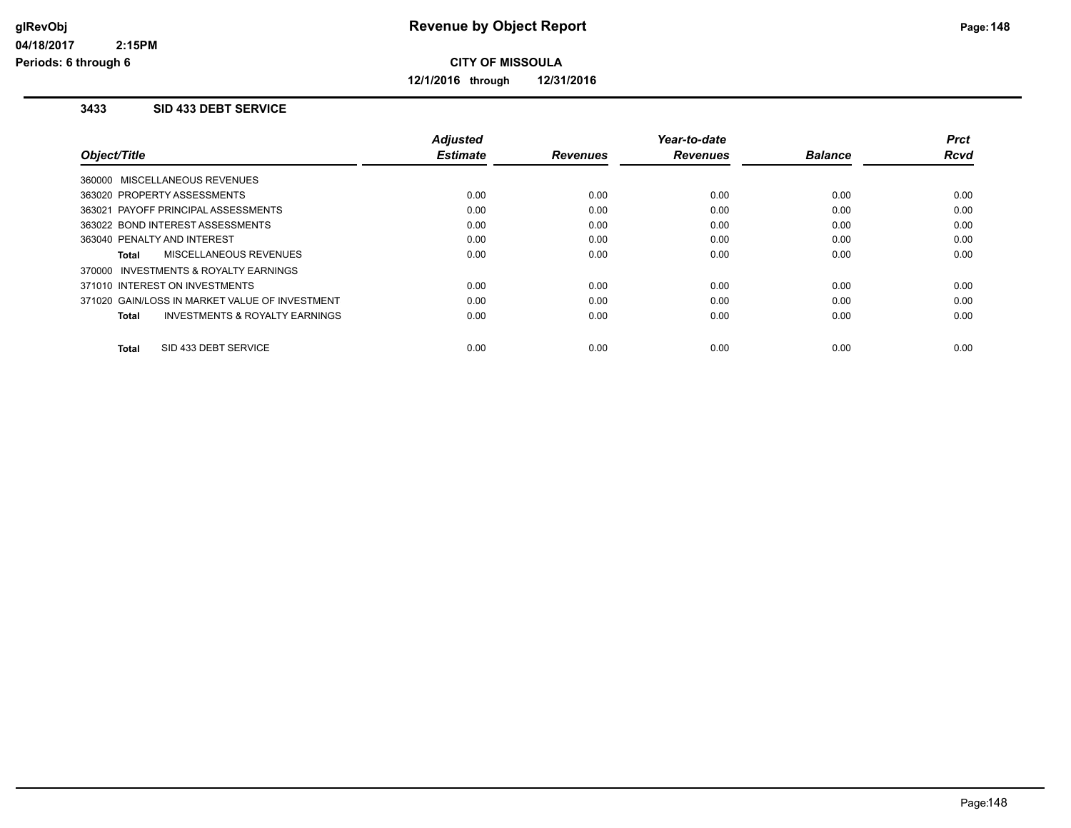# Revenue by Object Report

**CITY OF MISSOULA**

**12/1/2016 through 12/31/2016**

glRevObj
04/18/2017 2:15PM
Periods: 6 through 6

### 3433 SID 433 DEBT SERVICE

| Object/Title | Adjusted Estimate | Revenues | Year-to-date Revenues | Balance | Prct Rcvd |
|---|---|---|---|---|---|
| 360000 MISCELLANEOUS REVENUES | | | | | |
| 363020 PROPERTY ASSESSMENTS | 0.00 | 0.00 | 0.00 | 0.00 | 0.00 |
| 363021 PAYOFF PRINCIPAL ASSESSMENTS | 0.00 | 0.00 | 0.00 | 0.00 | 0.00 |
| 363022 BOND INTEREST ASSESSMENTS | 0.00 | 0.00 | 0.00 | 0.00 | 0.00 |
| 363040 PENALTY AND INTEREST | 0.00 | 0.00 | 0.00 | 0.00 | 0.00 |
| **Total** MISCELLANEOUS REVENUES | 0.00 | 0.00 | 0.00 | 0.00 | 0.00 |
| 370000 INVESTMENTS & ROYALTY EARNINGS | | | | | |
| 371010 INTEREST ON INVESTMENTS | 0.00 | 0.00 | 0.00 | 0.00 | 0.00 |
| 371020 GAIN/LOSS IN MARKET VALUE OF INVESTMENT | 0.00 | 0.00 | 0.00 | 0.00 | 0.00 |
| **Total** INVESTMENTS & ROYALTY EARNINGS | 0.00 | 0.00 | 0.00 | 0.00 | 0.00 |
| **Total** SID 433 DEBT SERVICE | 0.00 | 0.00 | 0.00 | 0.00 | 0.00 |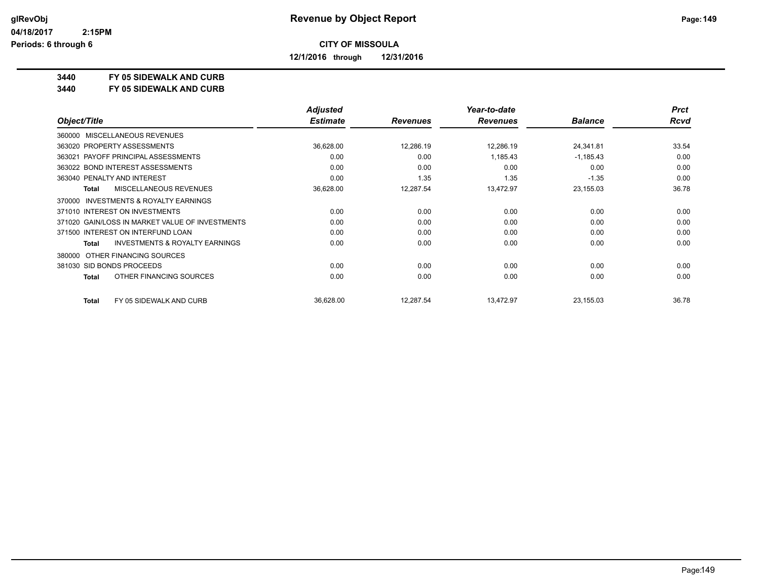**CITY OF MISSOULA**

**12/1/2016 through 12/31/2016**

**3440 FY 05 SIDEWALK AND CURB**

**3440 FY 05 SIDEWALK AND CURB**

| Object/Title | Adjusted Estimate | Revenues | Year-to-date Revenues | Balance | Prct Rcvd |
|---|---|---|---|---|---|
| 360000 MISCELLANEOUS REVENUES | | | | | |
| 363020 PROPERTY ASSESSMENTS | 36,628.00 | 12,286.19 | 12,286.19 | 24,341.81 | 33.54 |
| 363021 PAYOFF PRINCIPAL ASSESSMENTS | 0.00 | 0.00 | 1,185.43 | -1,185.43 | 0.00 |
| 363022 BOND INTEREST ASSESSMENTS | 0.00 | 0.00 | 0.00 | 0.00 | 0.00 |
| 363040 PENALTY AND INTEREST | 0.00 | 1.35 | 1.35 | -1.35 | 0.00 |
| **Total** MISCELLANEOUS REVENUES | 36,628.00 | 12,287.54 | 13,472.97 | 23,155.03 | 36.78 |
| 370000 INVESTMENTS & ROYALTY EARNINGS | | | | | |
| 371010 INTEREST ON INVESTMENTS | 0.00 | 0.00 | 0.00 | 0.00 | 0.00 |
| 371020 GAIN/LOSS IN MARKET VALUE OF INVESTMENTS | 0.00 | 0.00 | 0.00 | 0.00 | 0.00 |
| 371500 INTEREST ON INTERFUND LOAN | 0.00 | 0.00 | 0.00 | 0.00 | 0.00 |
| **Total** INVESTMENTS & ROYALTY EARNINGS | 0.00 | 0.00 | 0.00 | 0.00 | 0.00 |
| 380000 OTHER FINANCING SOURCES | | | | | |
| 381030 SID BONDS PROCEEDS | 0.00 | 0.00 | 0.00 | 0.00 | 0.00 |
| **Total** OTHER FINANCING SOURCES | 0.00 | 0.00 | 0.00 | 0.00 | 0.00 |
| **Total** FY 05 SIDEWALK AND CURB | 36,628.00 | 12,287.54 | 13,472.97 | 23,155.03 | 36.78 |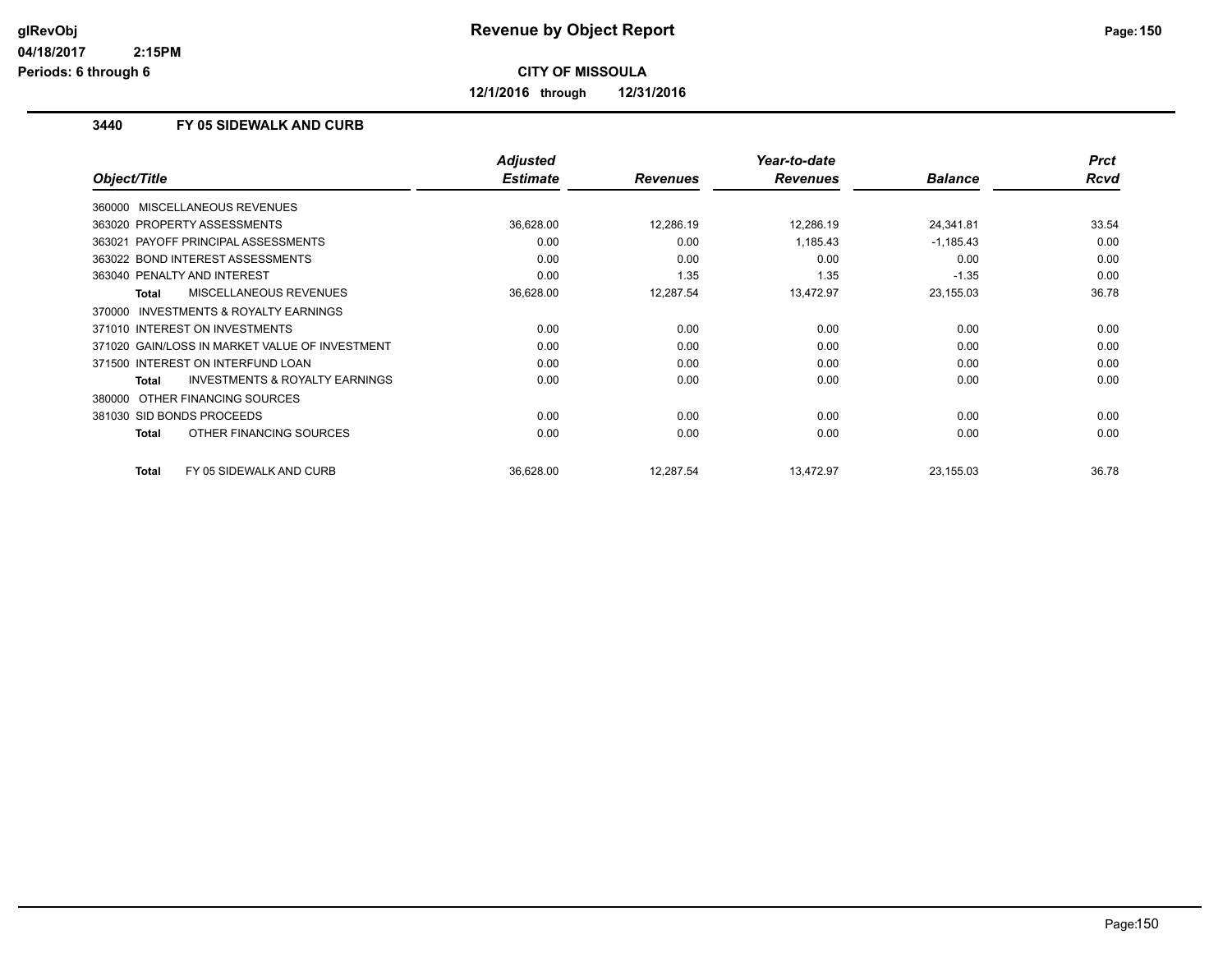# Revenue by Object Report

**CITY OF MISSOULA**

**12/1/2016 through 12/31/2016**

### 3440 FY 05 SIDEWALK AND CURB

| Object/Title | Adjusted Estimate | Revenues | Year-to-date Revenues | Balance | Prct Rcvd |
|---|---|---|---|---|---|
| 360000 MISCELLANEOUS REVENUES | | | | | |
| 363020 PROPERTY ASSESSMENTS | 36,628.00 | 12,286.19 | 12,286.19 | 24,341.81 | 33.54 |
| 363021 PAYOFF PRINCIPAL ASSESSMENTS | 0.00 | 0.00 | 1,185.43 | -1,185.43 | 0.00 |
| 363022 BOND INTEREST ASSESSMENTS | 0.00 | 0.00 | 0.00 | 0.00 | 0.00 |
| 363040 PENALTY AND INTEREST | 0.00 | 1.35 | 1.35 | -1.35 | 0.00 |
| **Total** MISCELLANEOUS REVENUES | 36,628.00 | 12,287.54 | 13,472.97 | 23,155.03 | 36.78 |
| 370000 INVESTMENTS & ROYALTY EARNINGS | | | | | |
| 371010 INTEREST ON INVESTMENTS | 0.00 | 0.00 | 0.00 | 0.00 | 0.00 |
| 371020 GAIN/LOSS IN MARKET VALUE OF INVESTMENT | 0.00 | 0.00 | 0.00 | 0.00 | 0.00 |
| 371500 INTEREST ON INTERFUND LOAN | 0.00 | 0.00 | 0.00 | 0.00 | 0.00 |
| **Total** INVESTMENTS & ROYALTY EARNINGS | 0.00 | 0.00 | 0.00 | 0.00 | 0.00 |
| 380000 OTHER FINANCING SOURCES | | | | | |
| 381030 SID BONDS PROCEEDS | 0.00 | 0.00 | 0.00 | 0.00 | 0.00 |
| **Total** OTHER FINANCING SOURCES | 0.00 | 0.00 | 0.00 | 0.00 | 0.00 |
| **Total** FY 05 SIDEWALK AND CURB | 36,628.00 | 12,287.54 | 13,472.97 | 23,155.03 | 36.78 |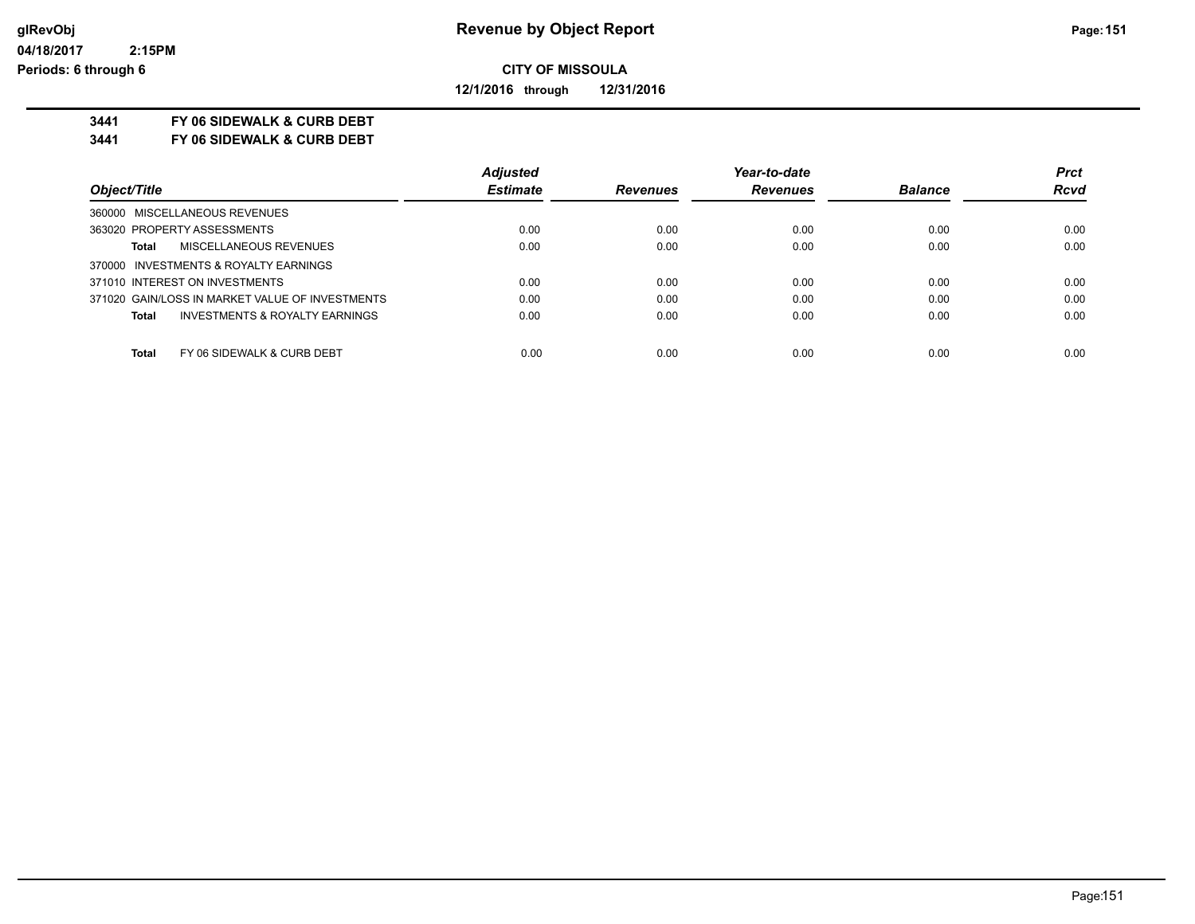**Revenue by Object Report**

**CITY OF MISSOULA**

**12/1/2016 through 12/31/2016**

glRevObj
04/18/2017 2:15PM
Periods: 6 through 6

**3441 FY 06 SIDEWALK & CURB DEBT**
**3441 FY 06 SIDEWALK & CURB DEBT**

| Object/Title | Adjusted Estimate | Revenues | Year-to-date Revenues | Balance | Prct Rcvd |
|---|---|---|---|---|---|
| 360000 MISCELLANEOUS REVENUES | | | | | |
| 363020 PROPERTY ASSESSMENTS | 0.00 | 0.00 | 0.00 | 0.00 | 0.00 |
| **Total** MISCELLANEOUS REVENUES | 0.00 | 0.00 | 0.00 | 0.00 | 0.00 |
| 370000 INVESTMENTS & ROYALTY EARNINGS | | | | | |
| 371010 INTEREST ON INVESTMENTS | 0.00 | 0.00 | 0.00 | 0.00 | 0.00 |
| 371020 GAIN/LOSS IN MARKET VALUE OF INVESTMENTS | 0.00 | 0.00 | 0.00 | 0.00 | 0.00 |
| **Total** INVESTMENTS & ROYALTY EARNINGS | 0.00 | 0.00 | 0.00 | 0.00 | 0.00 |
| **Total** FY 06 SIDEWALK & CURB DEBT | 0.00 | 0.00 | 0.00 | 0.00 | 0.00 |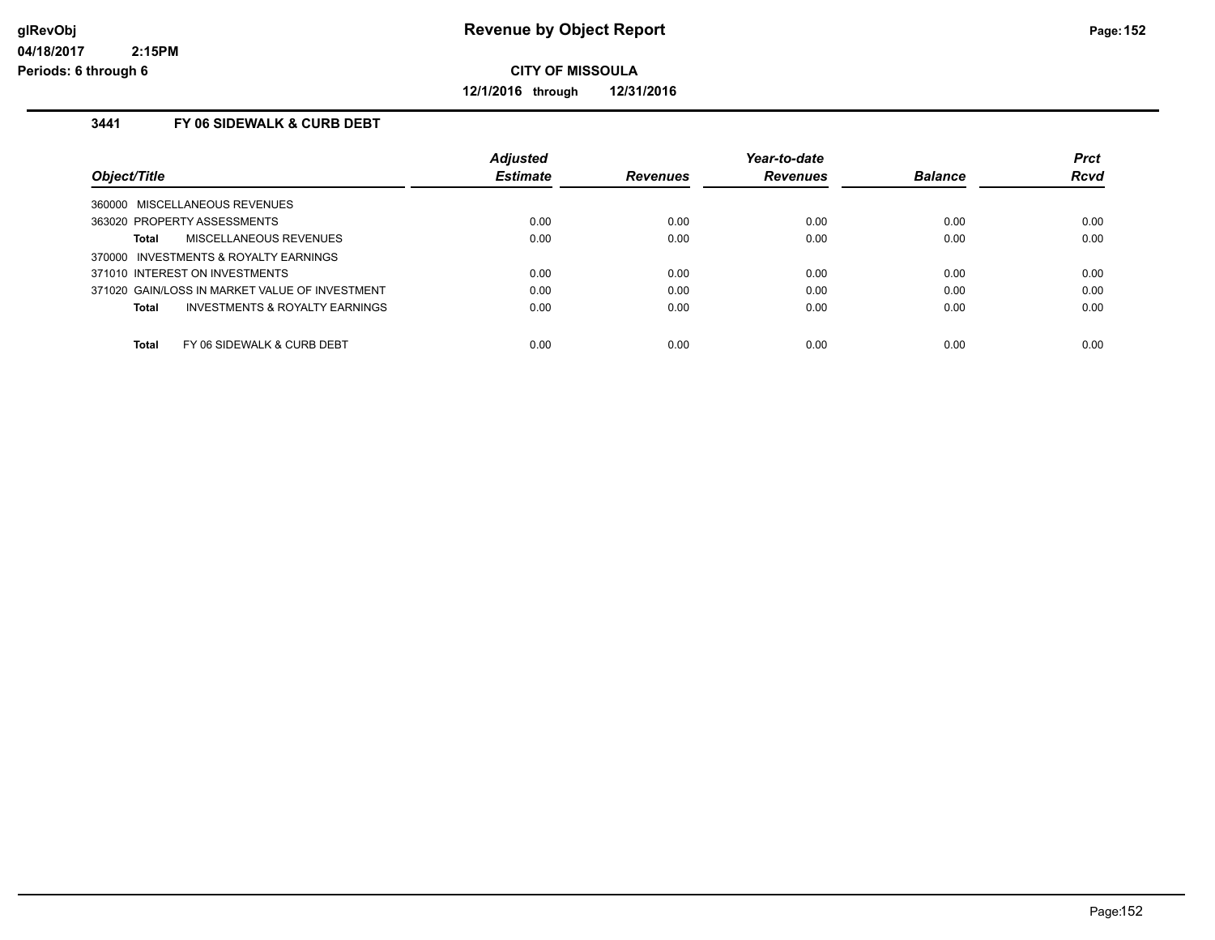# Revenue by Object Report

**CITY OF MISSOULA**

**12/1/2016 through 12/31/2016**

glRevObj
04/18/2017 2:15PM
Periods: 6 through 6

### 3441 FY 06 SIDEWALK & CURB DEBT

| Object/Title | Adjusted Estimate | Revenues | Year-to-date Revenues | Balance | Prct Rcvd |
|---|---|---|---|---|---|
| 360000 MISCELLANEOUS REVENUES | | | | | |
| 363020 PROPERTY ASSESSMENTS | 0.00 | 0.00 | 0.00 | 0.00 | 0.00 |
| **Total** MISCELLANEOUS REVENUES | 0.00 | 0.00 | 0.00 | 0.00 | 0.00 |
| 370000 INVESTMENTS & ROYALTY EARNINGS | | | | | |
| 371010 INTEREST ON INVESTMENTS | 0.00 | 0.00 | 0.00 | 0.00 | 0.00 |
| 371020 GAIN/LOSS IN MARKET VALUE OF INVESTMENT | 0.00 | 0.00 | 0.00 | 0.00 | 0.00 |
| **Total** INVESTMENTS & ROYALTY EARNINGS | 0.00 | 0.00 | 0.00 | 0.00 | 0.00 |
| **Total** FY 06 SIDEWALK & CURB DEBT | 0.00 | 0.00 | 0.00 | 0.00 | 0.00 |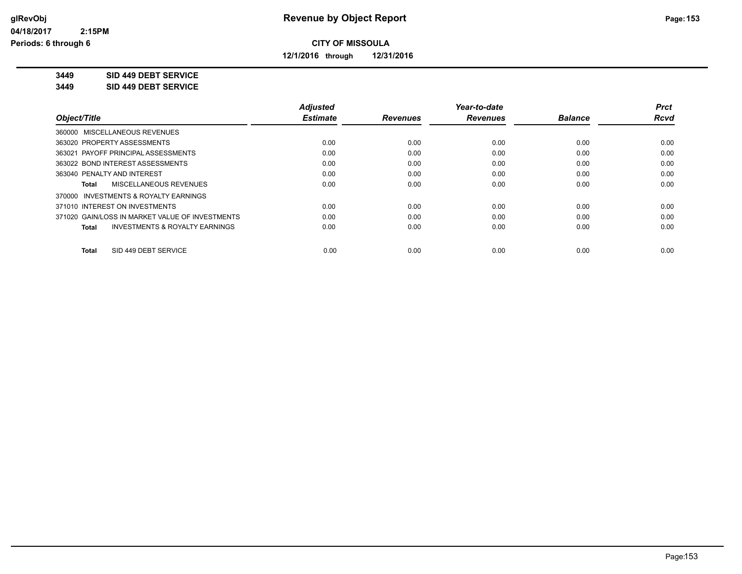# Revenue by Object Report

glRevObj
04/18/2017 2:15PM
Periods: 6 through 6

**CITY OF MISSOULA**

**12/1/2016 through 12/31/2016**

**3449 SID 449 DEBT SERVICE**
**3449 SID 449 DEBT SERVICE**

| Object/Title | Adjusted Estimate | Revenues | Year-to-date Revenues | Balance | Prct Rcvd |
|---|---|---|---|---|---|
| 360000 MISCELLANEOUS REVENUES | | | | | |
| 363020 PROPERTY ASSESSMENTS | 0.00 | 0.00 | 0.00 | 0.00 | 0.00 |
| 363021 PAYOFF PRINCIPAL ASSESSMENTS | 0.00 | 0.00 | 0.00 | 0.00 | 0.00 |
| 363022 BOND INTEREST ASSESSMENTS | 0.00 | 0.00 | 0.00 | 0.00 | 0.00 |
| 363040 PENALTY AND INTEREST | 0.00 | 0.00 | 0.00 | 0.00 | 0.00 |
| **Total** MISCELLANEOUS REVENUES | 0.00 | 0.00 | 0.00 | 0.00 | 0.00 |
| 370000 INVESTMENTS & ROYALTY EARNINGS | | | | | |
| 371010 INTEREST ON INVESTMENTS | 0.00 | 0.00 | 0.00 | 0.00 | 0.00 |
| 371020 GAIN/LOSS IN MARKET VALUE OF INVESTMENTS | 0.00 | 0.00 | 0.00 | 0.00 | 0.00 |
| **Total** INVESTMENTS & ROYALTY EARNINGS | 0.00 | 0.00 | 0.00 | 0.00 | 0.00 |
| **Total** SID 449 DEBT SERVICE | 0.00 | 0.00 | 0.00 | 0.00 | 0.00 |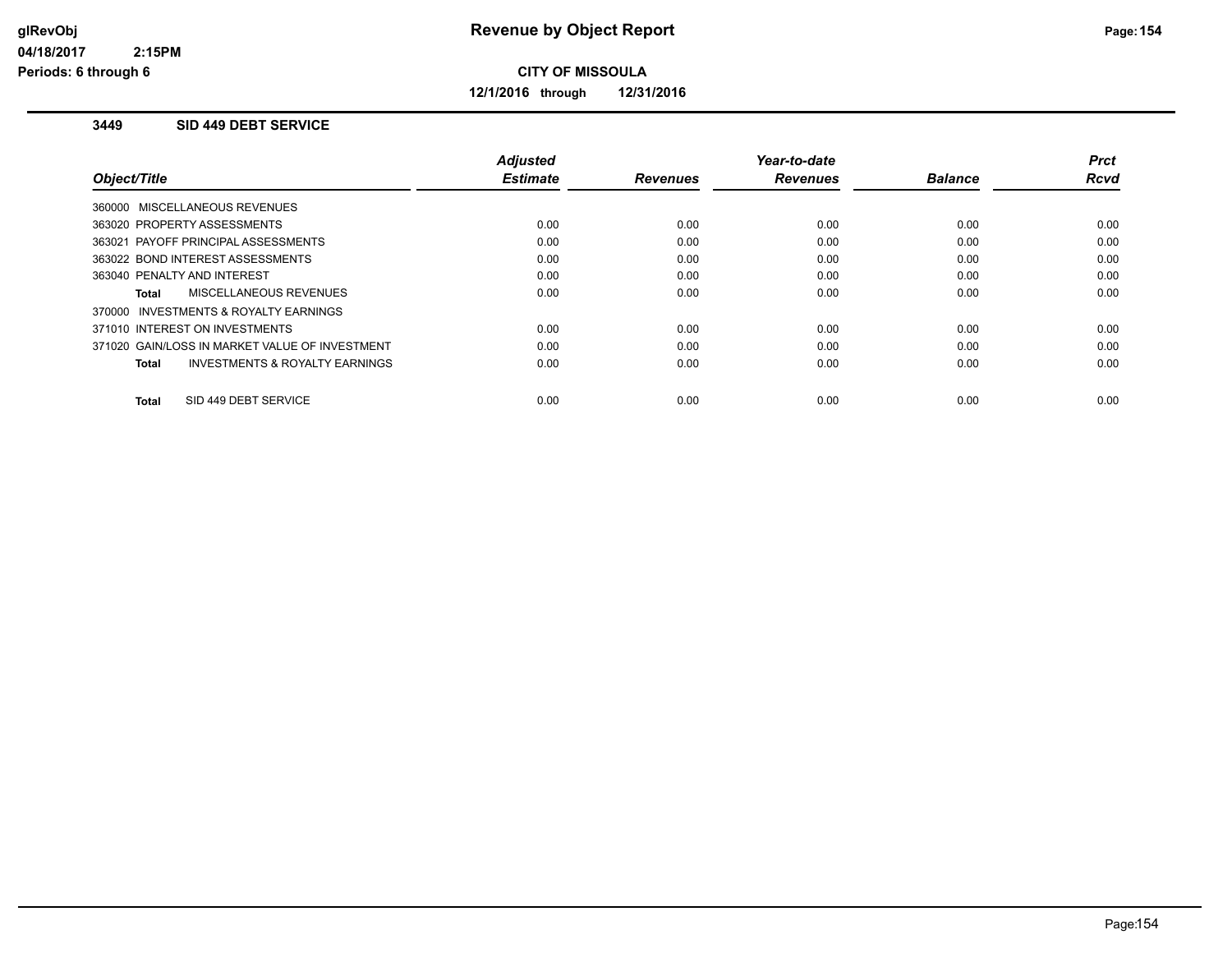# Revenue by Object Report

**CITY OF MISSOULA**

**12/1/2016 through 12/31/2016**

glRevObj
04/18/2017 2:15PM
Periods: 6 through 6

### 3449 SID 449 DEBT SERVICE

| Object/Title | Adjusted Estimate | Revenues | Year-to-date Revenues | Balance | Prct Rcvd |
|---|---|---|---|---|---|
| 360000 MISCELLANEOUS REVENUES | | | | | |
| 363020 PROPERTY ASSESSMENTS | 0.00 | 0.00 | 0.00 | 0.00 | 0.00 |
| 363021 PAYOFF PRINCIPAL ASSESSMENTS | 0.00 | 0.00 | 0.00 | 0.00 | 0.00 |
| 363022 BOND INTEREST ASSESSMENTS | 0.00 | 0.00 | 0.00 | 0.00 | 0.00 |
| 363040 PENALTY AND INTEREST | 0.00 | 0.00 | 0.00 | 0.00 | 0.00 |
| **Total** MISCELLANEOUS REVENUES | 0.00 | 0.00 | 0.00 | 0.00 | 0.00 |
| 370000 INVESTMENTS & ROYALTY EARNINGS | | | | | |
| 371010 INTEREST ON INVESTMENTS | 0.00 | 0.00 | 0.00 | 0.00 | 0.00 |
| 371020 GAIN/LOSS IN MARKET VALUE OF INVESTMENT | 0.00 | 0.00 | 0.00 | 0.00 | 0.00 |
| **Total** INVESTMENTS & ROYALTY EARNINGS | 0.00 | 0.00 | 0.00 | 0.00 | 0.00 |
| **Total** SID 449 DEBT SERVICE | 0.00 | 0.00 | 0.00 | 0.00 | 0.00 |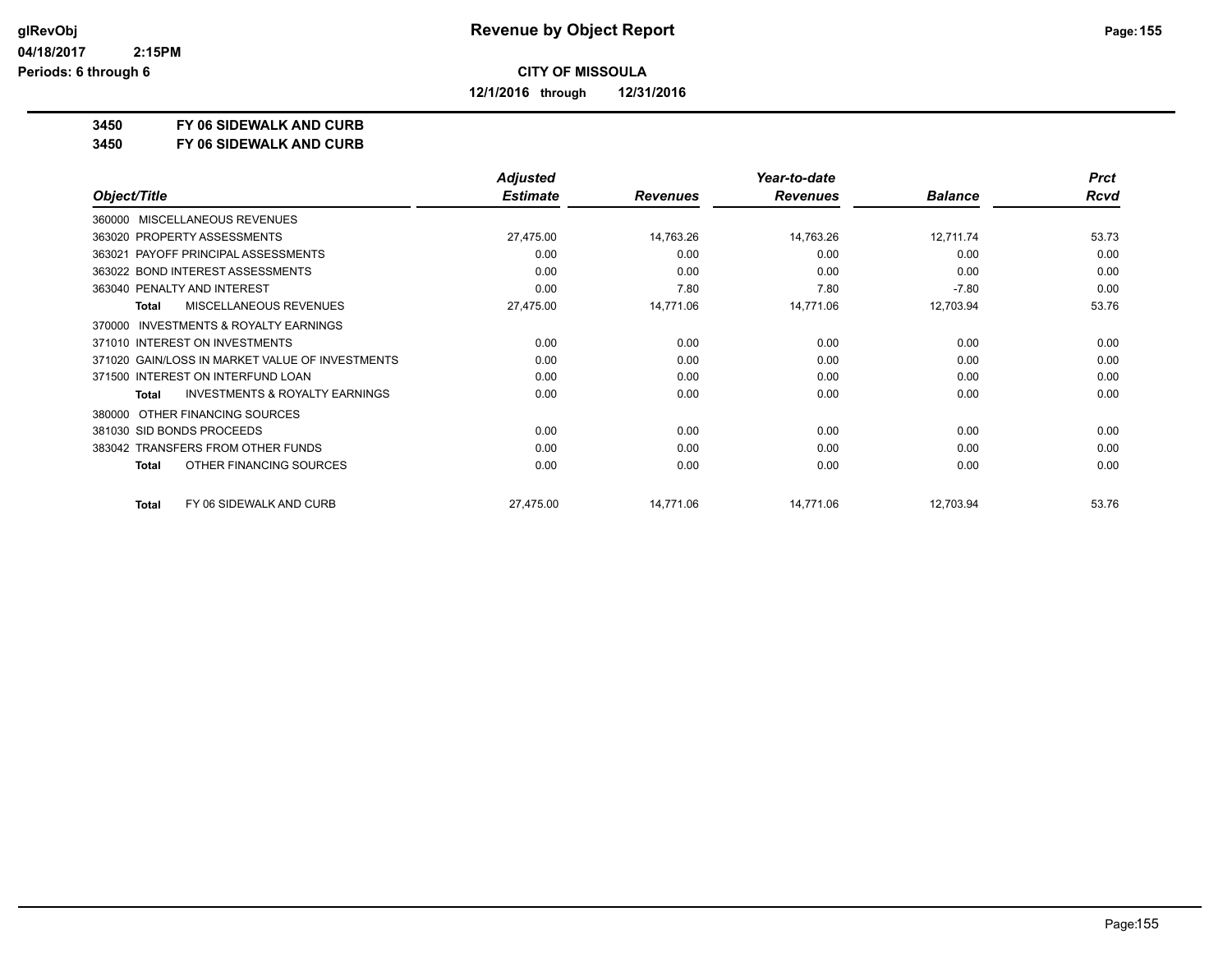# Revenue by Object Report

glRevObj
04/18/2017 2:15PM
Periods: 6 through 6

**CITY OF MISSOULA**

**12/1/2016 through 12/31/2016**

**3450 FY 06 SIDEWALK AND CURB**
**3450 FY 06 SIDEWALK AND CURB**

| Object/Title | Adjusted Estimate | Revenues | Year-to-date Revenues | Balance | Prct Rcvd |
|---|---|---|---|---|---|
| 360000 MISCELLANEOUS REVENUES | | | | | |
| 363020 PROPERTY ASSESSMENTS | 27,475.00 | 14,763.26 | 14,763.26 | 12,711.74 | 53.73 |
| 363021 PAYOFF PRINCIPAL ASSESSMENTS | 0.00 | 0.00 | 0.00 | 0.00 | 0.00 |
| 363022 BOND INTEREST ASSESSMENTS | 0.00 | 0.00 | 0.00 | 0.00 | 0.00 |
| 363040 PENALTY AND INTEREST | 0.00 | 7.80 | 7.80 | -7.80 | 0.00 |
| **Total** MISCELLANEOUS REVENUES | 27,475.00 | 14,771.06 | 14,771.06 | 12,703.94 | 53.76 |
| 370000 INVESTMENTS & ROYALTY EARNINGS | | | | | |
| 371010 INTEREST ON INVESTMENTS | 0.00 | 0.00 | 0.00 | 0.00 | 0.00 |
| 371020 GAIN/LOSS IN MARKET VALUE OF INVESTMENTS | 0.00 | 0.00 | 0.00 | 0.00 | 0.00 |
| 371500 INTEREST ON INTERFUND LOAN | 0.00 | 0.00 | 0.00 | 0.00 | 0.00 |
| **Total** INVESTMENTS & ROYALTY EARNINGS | 0.00 | 0.00 | 0.00 | 0.00 | 0.00 |
| 380000 OTHER FINANCING SOURCES | | | | | |
| 381030 SID BONDS PROCEEDS | 0.00 | 0.00 | 0.00 | 0.00 | 0.00 |
| 383042 TRANSFERS FROM OTHER FUNDS | 0.00 | 0.00 | 0.00 | 0.00 | 0.00 |
| **Total** OTHER FINANCING SOURCES | 0.00 | 0.00 | 0.00 | 0.00 | 0.00 |
| **Total** FY 06 SIDEWALK AND CURB | 27,475.00 | 14,771.06 | 14,771.06 | 12,703.94 | 53.76 |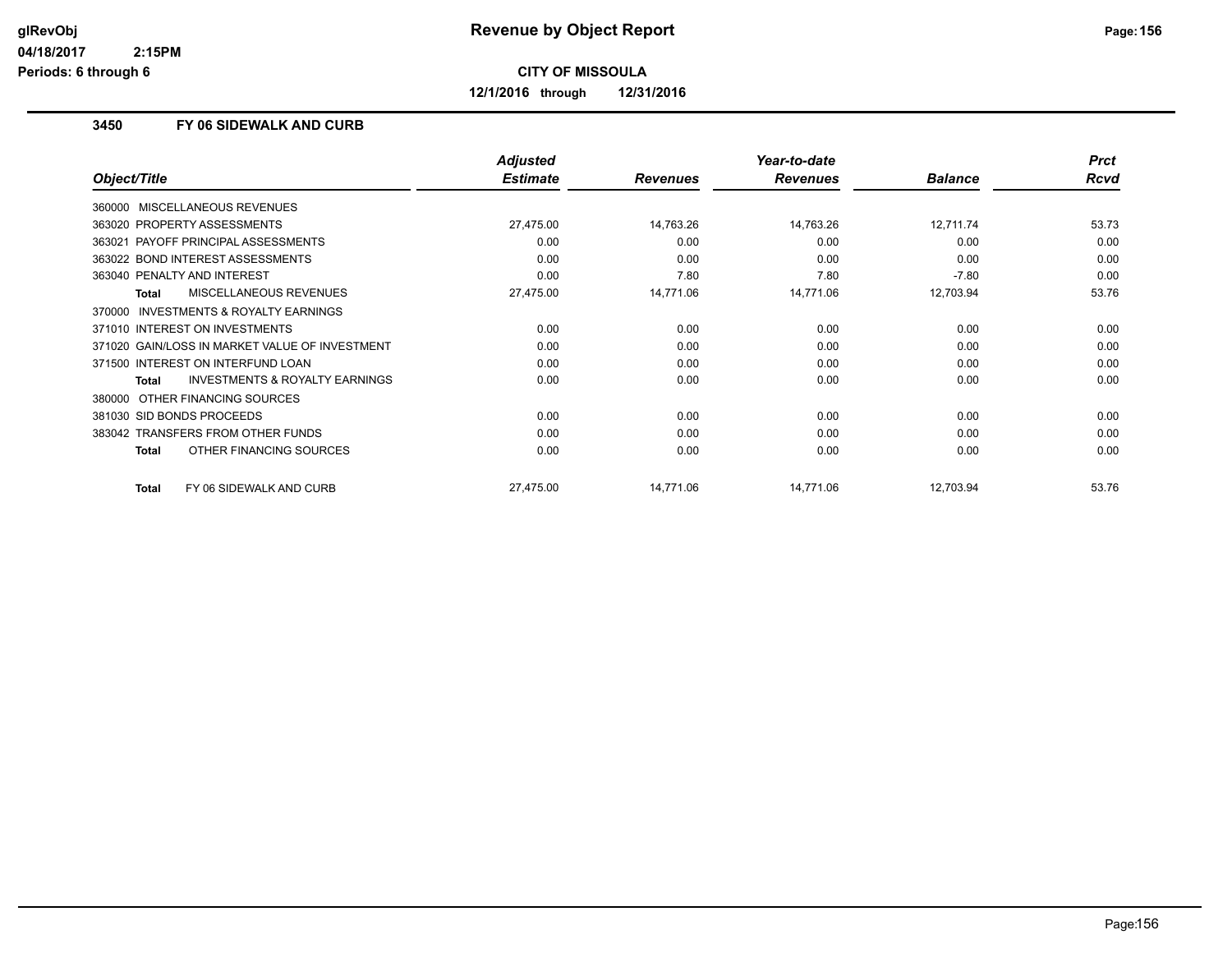**Revenue by Object Report**

**CITY OF MISSOULA**

**12/1/2016 through 12/31/2016**

### 3450 FY 06 SIDEWALK AND CURB

| Object/Title | Adjusted Estimate | Revenues | Year-to-date Revenues | Balance | Prct Rcvd |
|---|---|---|---|---|---|
| 360000 MISCELLANEOUS REVENUES | | | | | |
| 363020 PROPERTY ASSESSMENTS | 27,475.00 | 14,763.26 | 14,763.26 | 12,711.74 | 53.73 |
| 363021 PAYOFF PRINCIPAL ASSESSMENTS | 0.00 | 0.00 | 0.00 | 0.00 | 0.00 |
| 363022 BOND INTEREST ASSESSMENTS | 0.00 | 0.00 | 0.00 | 0.00 | 0.00 |
| 363040 PENALTY AND INTEREST | 0.00 | 7.80 | 7.80 | -7.80 | 0.00 |
| **Total** MISCELLANEOUS REVENUES | 27,475.00 | 14,771.06 | 14,771.06 | 12,703.94 | 53.76 |
| 370000 INVESTMENTS & ROYALTY EARNINGS | | | | | |
| 371010 INTEREST ON INVESTMENTS | 0.00 | 0.00 | 0.00 | 0.00 | 0.00 |
| 371020 GAIN/LOSS IN MARKET VALUE OF INVESTMENT | 0.00 | 0.00 | 0.00 | 0.00 | 0.00 |
| 371500 INTEREST ON INTERFUND LOAN | 0.00 | 0.00 | 0.00 | 0.00 | 0.00 |
| **Total** INVESTMENTS & ROYALTY EARNINGS | 0.00 | 0.00 | 0.00 | 0.00 | 0.00 |
| 380000 OTHER FINANCING SOURCES | | | | | |
| 381030 SID BONDS PROCEEDS | 0.00 | 0.00 | 0.00 | 0.00 | 0.00 |
| 383042 TRANSFERS FROM OTHER FUNDS | 0.00 | 0.00 | 0.00 | 0.00 | 0.00 |
| **Total** OTHER FINANCING SOURCES | 0.00 | 0.00 | 0.00 | 0.00 | 0.00 |
| **Total** FY 06 SIDEWALK AND CURB | 27,475.00 | 14,771.06 | 14,771.06 | 12,703.94 | 53.76 |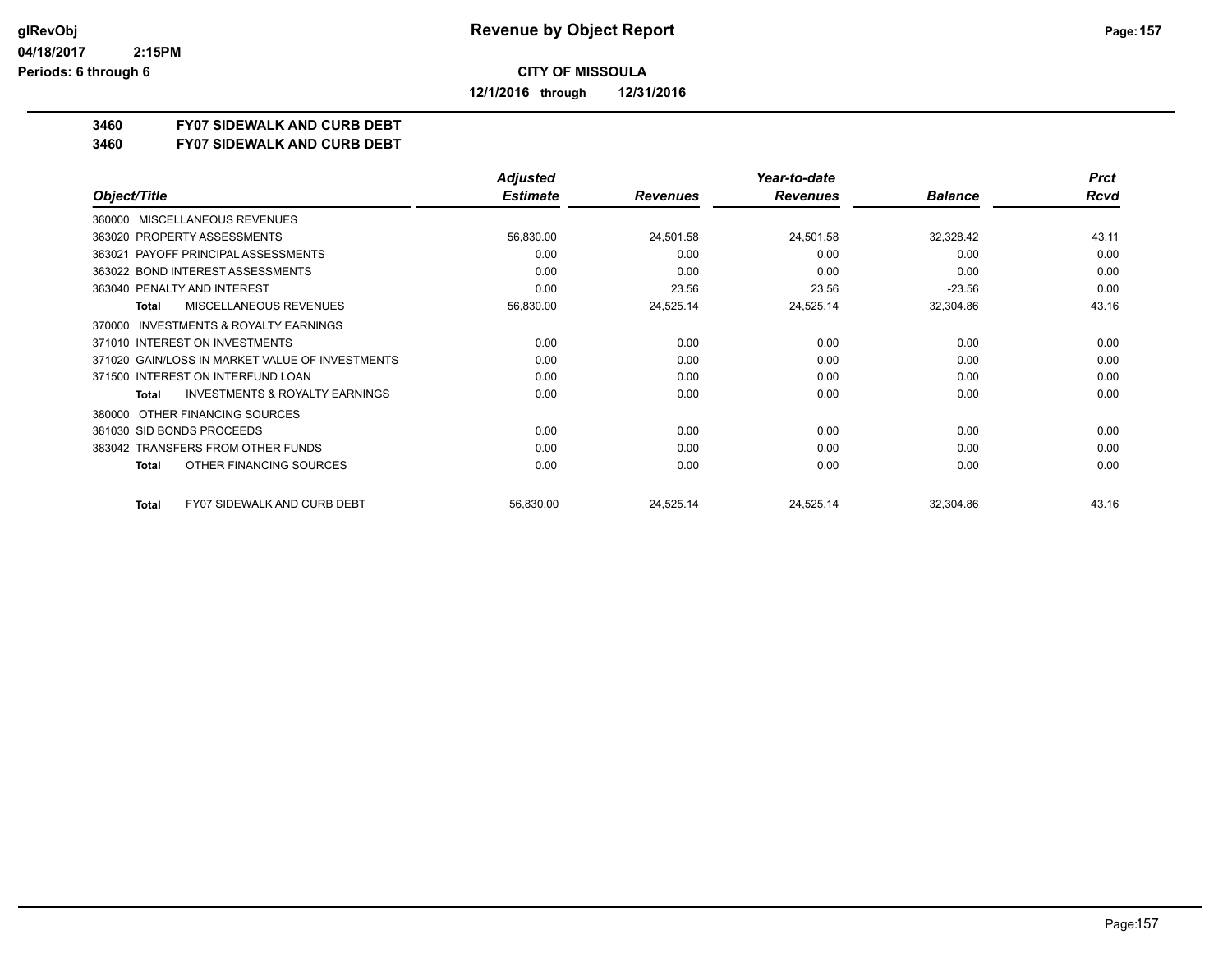# Revenue by Object Report

**CITY OF MISSOULA**

**12/1/2016 through 12/31/2016**

glRevObj
04/18/2017 2:15PM
Periods: 6 through 6

**3460 FY07 SIDEWALK AND CURB DEBT**
**3460 FY07 SIDEWALK AND CURB DEBT**

| Object/Title | Adjusted Estimate | Revenues | Year-to-date Revenues | Balance | Prct Rcvd |
|---|---|---|---|---|---|
| 360000 MISCELLANEOUS REVENUES | | | | | |
| 363020 PROPERTY ASSESSMENTS | 56,830.00 | 24,501.58 | 24,501.58 | 32,328.42 | 43.11 |
| 363021 PAYOFF PRINCIPAL ASSESSMENTS | 0.00 | 0.00 | 0.00 | 0.00 | 0.00 |
| 363022 BOND INTEREST ASSESSMENTS | 0.00 | 0.00 | 0.00 | 0.00 | 0.00 |
| 363040 PENALTY AND INTEREST | 0.00 | 23.56 | 23.56 | -23.56 | 0.00 |
| **Total** MISCELLANEOUS REVENUES | 56,830.00 | 24,525.14 | 24,525.14 | 32,304.86 | 43.16 |
| 370000 INVESTMENTS & ROYALTY EARNINGS | | | | | |
| 371010 INTEREST ON INVESTMENTS | 0.00 | 0.00 | 0.00 | 0.00 | 0.00 |
| 371020 GAIN/LOSS IN MARKET VALUE OF INVESTMENTS | 0.00 | 0.00 | 0.00 | 0.00 | 0.00 |
| 371500 INTEREST ON INTERFUND LOAN | 0.00 | 0.00 | 0.00 | 0.00 | 0.00 |
| **Total** INVESTMENTS & ROYALTY EARNINGS | 0.00 | 0.00 | 0.00 | 0.00 | 0.00 |
| 380000 OTHER FINANCING SOURCES | | | | | |
| 381030 SID BONDS PROCEEDS | 0.00 | 0.00 | 0.00 | 0.00 | 0.00 |
| 383042 TRANSFERS FROM OTHER FUNDS | 0.00 | 0.00 | 0.00 | 0.00 | 0.00 |
| **Total** OTHER FINANCING SOURCES | 0.00 | 0.00 | 0.00 | 0.00 | 0.00 |
| **Total** FY07 SIDEWALK AND CURB DEBT | 56,830.00 | 24,525.14 | 24,525.14 | 32,304.86 | 43.16 |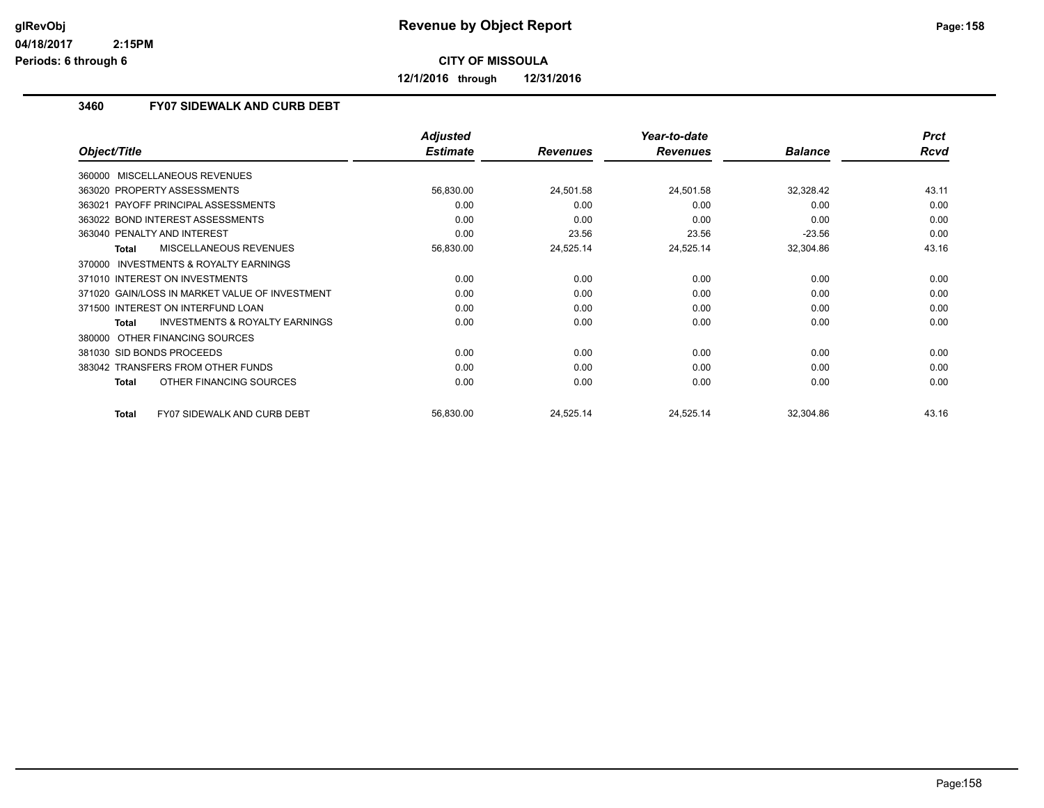**Revenue by Object Report**

**CITY OF MISSOULA**

**12/1/2016 through 12/31/2016**

### 3460 FY07 SIDEWALK AND CURB DEBT

| Object/Title | Adjusted Estimate | Revenues | Year-to-date Revenues | Balance | Prct Rcvd |
|---|---|---|---|---|---|
| 360000 MISCELLANEOUS REVENUES | | | | | |
| 363020 PROPERTY ASSESSMENTS | 56,830.00 | 24,501.58 | 24,501.58 | 32,328.42 | 43.11 |
| 363021 PAYOFF PRINCIPAL ASSESSMENTS | 0.00 | 0.00 | 0.00 | 0.00 | 0.00 |
| 363022 BOND INTEREST ASSESSMENTS | 0.00 | 0.00 | 0.00 | 0.00 | 0.00 |
| 363040 PENALTY AND INTEREST | 0.00 | 23.56 | 23.56 | -23.56 | 0.00 |
| **Total** MISCELLANEOUS REVENUES | 56,830.00 | 24,525.14 | 24,525.14 | 32,304.86 | 43.16 |
| 370000 INVESTMENTS & ROYALTY EARNINGS | | | | | |
| 371010 INTEREST ON INVESTMENTS | 0.00 | 0.00 | 0.00 | 0.00 | 0.00 |
| 371020 GAIN/LOSS IN MARKET VALUE OF INVESTMENT | 0.00 | 0.00 | 0.00 | 0.00 | 0.00 |
| 371500 INTEREST ON INTERFUND LOAN | 0.00 | 0.00 | 0.00 | 0.00 | 0.00 |
| **Total** INVESTMENTS & ROYALTY EARNINGS | 0.00 | 0.00 | 0.00 | 0.00 | 0.00 |
| 380000 OTHER FINANCING SOURCES | | | | | |
| 381030 SID BONDS PROCEEDS | 0.00 | 0.00 | 0.00 | 0.00 | 0.00 |
| 383042 TRANSFERS FROM OTHER FUNDS | 0.00 | 0.00 | 0.00 | 0.00 | 0.00 |
| **Total** OTHER FINANCING SOURCES | 0.00 | 0.00 | 0.00 | 0.00 | 0.00 |
| **Total** FY07 SIDEWALK AND CURB DEBT | 56,830.00 | 24,525.14 | 24,525.14 | 32,304.86 | 43.16 |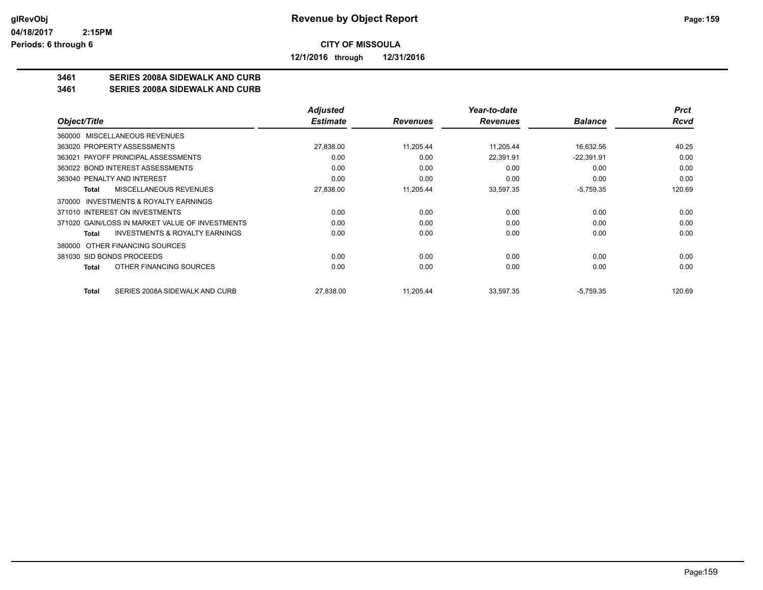**CITY OF MISSOULA**

**12/1/2016 through 12/31/2016**

**3461 SERIES 2008A SIDEWALK AND CURB**

**3461 SERIES 2008A SIDEWALK AND CURB**

| Object/Title | Adjusted Estimate | Revenues | Year-to-date Revenues | Balance | Prct Rcvd |
|---|---|---|---|---|---|
| 360000 MISCELLANEOUS REVENUES | | | | | |
| 363020 PROPERTY ASSESSMENTS | 27,838.00 | 11,205.44 | 11,205.44 | 16,632.56 | 40.25 |
| 363021 PAYOFF PRINCIPAL ASSESSMENTS | 0.00 | 0.00 | 22,391.91 | -22,391.91 | 0.00 |
| 363022 BOND INTEREST ASSESSMENTS | 0.00 | 0.00 | 0.00 | 0.00 | 0.00 |
| 363040 PENALTY AND INTEREST | 0.00 | 0.00 | 0.00 | 0.00 | 0.00 |
| **Total** MISCELLANEOUS REVENUES | 27,838.00 | 11,205.44 | 33,597.35 | -5,759.35 | 120.69 |
| 370000 INVESTMENTS & ROYALTY EARNINGS | | | | | |
| 371010 INTEREST ON INVESTMENTS | 0.00 | 0.00 | 0.00 | 0.00 | 0.00 |
| 371020 GAIN/LOSS IN MARKET VALUE OF INVESTMENTS | 0.00 | 0.00 | 0.00 | 0.00 | 0.00 |
| **Total** INVESTMENTS & ROYALTY EARNINGS | 0.00 | 0.00 | 0.00 | 0.00 | 0.00 |
| 380000 OTHER FINANCING SOURCES | | | | | |
| 381030 SID BONDS PROCEEDS | 0.00 | 0.00 | 0.00 | 0.00 | 0.00 |
| **Total** OTHER FINANCING SOURCES | 0.00 | 0.00 | 0.00 | 0.00 | 0.00 |
| **Total** SERIES 2008A SIDEWALK AND CURB | 27,838.00 | 11,205.44 | 33,597.35 | -5,759.35 | 120.69 |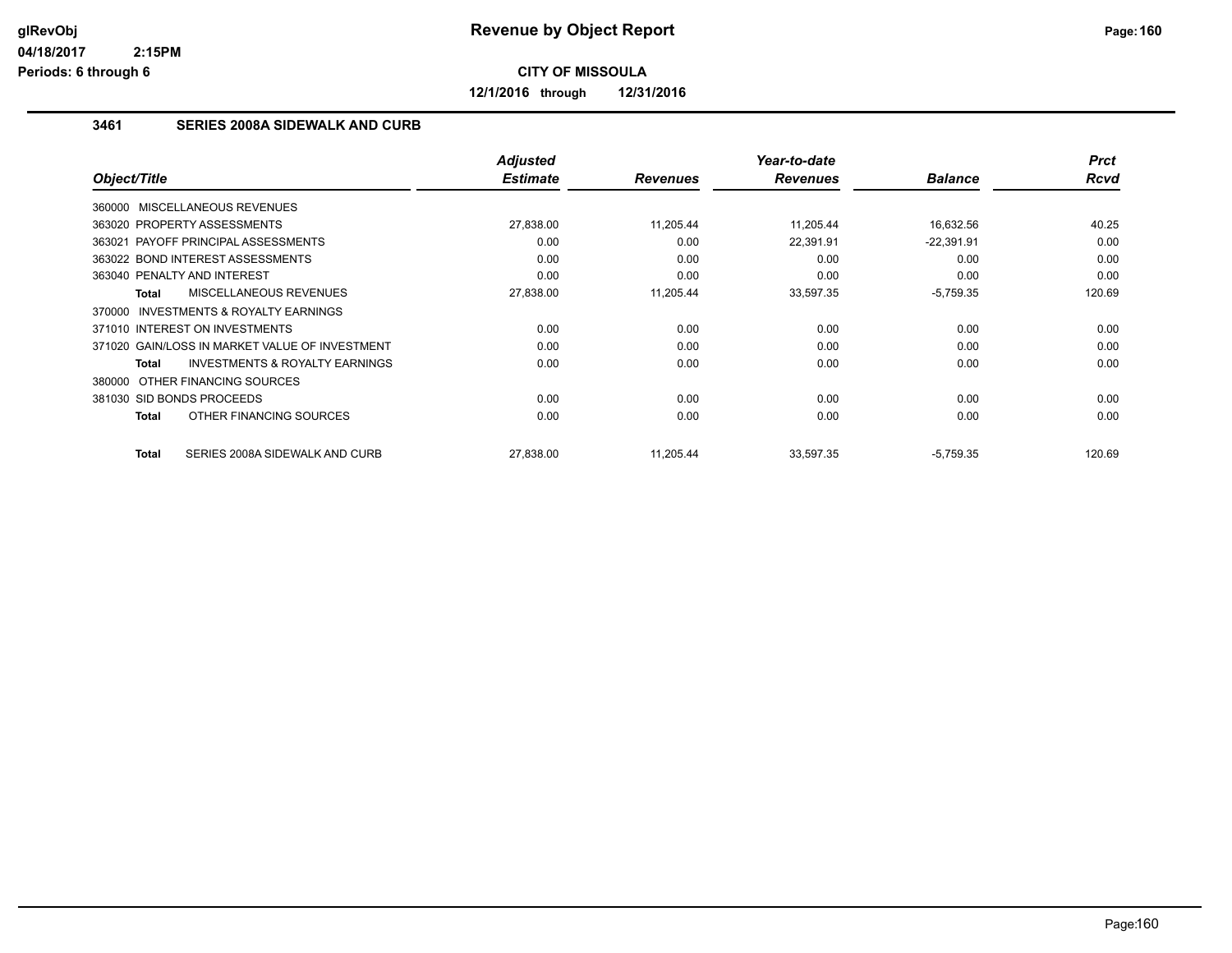# Revenue by Object Report

**CITY OF MISSOULA**

**12/1/2016 through 12/31/2016**

glRevObj
04/18/2017 2:15PM
Periods: 6 through 6

### 3461 SERIES 2008A SIDEWALK AND CURB

| Object/Title | Adjusted Estimate | Revenues | Year-to-date Revenues | Balance | Prct Rcvd |
|---|---|---|---|---|---|
| 360000 MISCELLANEOUS REVENUES | | | | | |
| 363020 PROPERTY ASSESSMENTS | 27,838.00 | 11,205.44 | 11,205.44 | 16,632.56 | 40.25 |
| 363021 PAYOFF PRINCIPAL ASSESSMENTS | 0.00 | 0.00 | 22,391.91 | -22,391.91 | 0.00 |
| 363022 BOND INTEREST ASSESSMENTS | 0.00 | 0.00 | 0.00 | 0.00 | 0.00 |
| 363040 PENALTY AND INTEREST | 0.00 | 0.00 | 0.00 | 0.00 | 0.00 |
| **Total** MISCELLANEOUS REVENUES | 27,838.00 | 11,205.44 | 33,597.35 | -5,759.35 | 120.69 |
| 370000 INVESTMENTS & ROYALTY EARNINGS | | | | | |
| 371010 INTEREST ON INVESTMENTS | 0.00 | 0.00 | 0.00 | 0.00 | 0.00 |
| 371020 GAIN/LOSS IN MARKET VALUE OF INVESTMENT | 0.00 | 0.00 | 0.00 | 0.00 | 0.00 |
| **Total** INVESTMENTS & ROYALTY EARNINGS | 0.00 | 0.00 | 0.00 | 0.00 | 0.00 |
| 380000 OTHER FINANCING SOURCES | | | | | |
| 381030 SID BONDS PROCEEDS | 0.00 | 0.00 | 0.00 | 0.00 | 0.00 |
| **Total** OTHER FINANCING SOURCES | 0.00 | 0.00 | 0.00 | 0.00 | 0.00 |
| **Total** SERIES 2008A SIDEWALK AND CURB | 27,838.00 | 11,205.44 | 33,597.35 | -5,759.35 | 120.69 |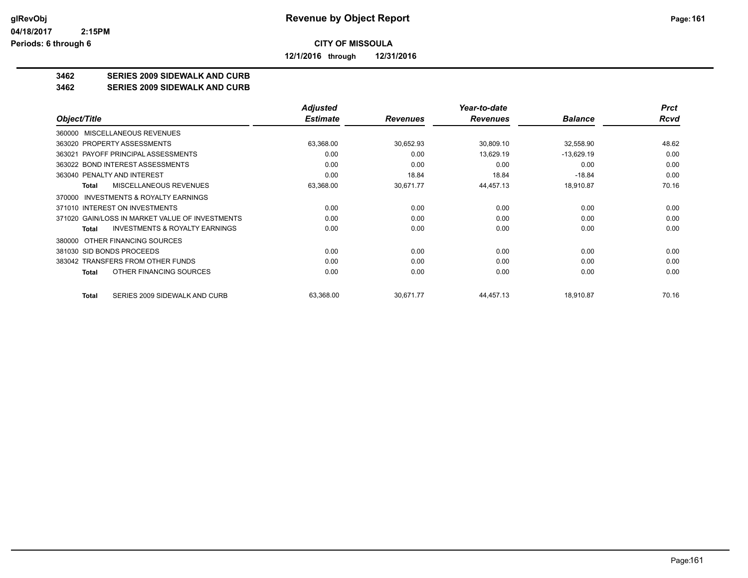# Revenue by Object Report

**CITY OF MISSOULA**

**12/1/2016 through 12/31/2016**

glRevObj
04/18/2017 2:15PM
Periods: 6 through 6

**3462 SERIES 2009 SIDEWALK AND CURB**
**3462 SERIES 2009 SIDEWALK AND CURB**

| Object/Title | Adjusted Estimate | Revenues | Year-to-date Revenues | Balance | Prct Rcvd |
|---|---|---|---|---|---|
| 360000 MISCELLANEOUS REVENUES | | | | | |
| 363020 PROPERTY ASSESSMENTS | 63,368.00 | 30,652.93 | 30,809.10 | 32,558.90 | 48.62 |
| 363021 PAYOFF PRINCIPAL ASSESSMENTS | 0.00 | 0.00 | 13,629.19 | -13,629.19 | 0.00 |
| 363022 BOND INTEREST ASSESSMENTS | 0.00 | 0.00 | 0.00 | 0.00 | 0.00 |
| 363040 PENALTY AND INTEREST | 0.00 | 18.84 | 18.84 | -18.84 | 0.00 |
| **Total** MISCELLANEOUS REVENUES | 63,368.00 | 30,671.77 | 44,457.13 | 18,910.87 | 70.16 |
| 370000 INVESTMENTS & ROYALTY EARNINGS | | | | | |
| 371010 INTEREST ON INVESTMENTS | 0.00 | 0.00 | 0.00 | 0.00 | 0.00 |
| 371020 GAIN/LOSS IN MARKET VALUE OF INVESTMENTS | 0.00 | 0.00 | 0.00 | 0.00 | 0.00 |
| **Total** INVESTMENTS & ROYALTY EARNINGS | 0.00 | 0.00 | 0.00 | 0.00 | 0.00 |
| 380000 OTHER FINANCING SOURCES | | | | | |
| 381030 SID BONDS PROCEEDS | 0.00 | 0.00 | 0.00 | 0.00 | 0.00 |
| 383042 TRANSFERS FROM OTHER FUNDS | 0.00 | 0.00 | 0.00 | 0.00 | 0.00 |
| **Total** OTHER FINANCING SOURCES | 0.00 | 0.00 | 0.00 | 0.00 | 0.00 |
| **Total** SERIES 2009 SIDEWALK AND CURB | 63,368.00 | 30,671.77 | 44,457.13 | 18,910.87 | 70.16 |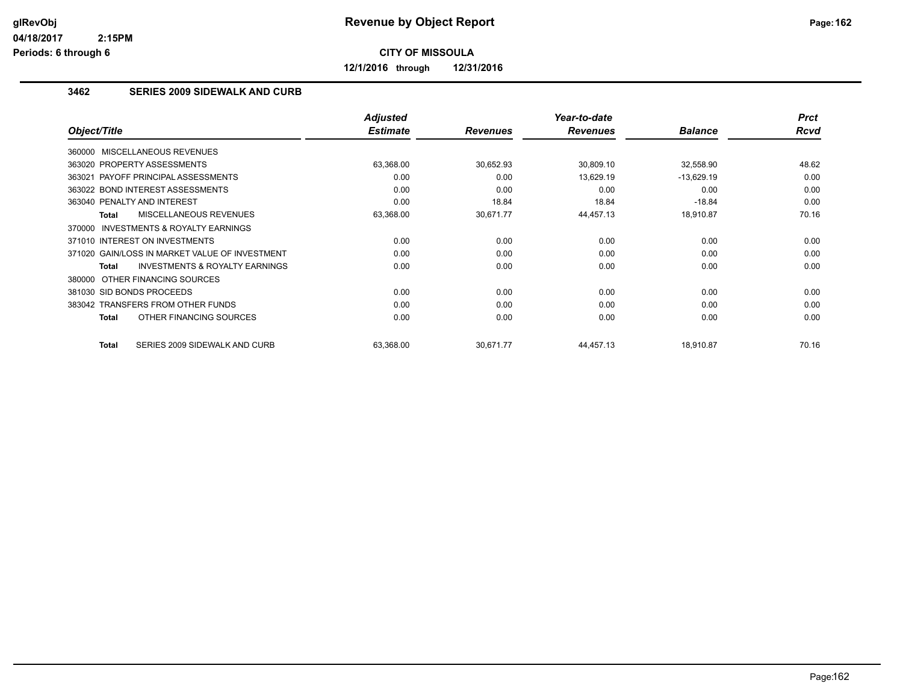# Revenue by Object Report

**CITY OF MISSOULA**

**12/1/2016 through 12/31/2016**

glRevObj
04/18/2017 2:15PM
Periods: 6 through 6

### 3462 SERIES 2009 SIDEWALK AND CURB

| Object/Title | Adjusted Estimate | Revenues | Year-to-date Revenues | Balance | Prct Rcvd |
|---|---|---|---|---|---|
| 360000 MISCELLANEOUS REVENUES | | | | | |
| 363020 PROPERTY ASSESSMENTS | 63,368.00 | 30,652.93 | 30,809.10 | 32,558.90 | 48.62 |
| 363021 PAYOFF PRINCIPAL ASSESSMENTS | 0.00 | 0.00 | 13,629.19 | -13,629.19 | 0.00 |
| 363022 BOND INTEREST ASSESSMENTS | 0.00 | 0.00 | 0.00 | 0.00 | 0.00 |
| 363040 PENALTY AND INTEREST | 0.00 | 18.84 | 18.84 | -18.84 | 0.00 |
| **Total** MISCELLANEOUS REVENUES | 63,368.00 | 30,671.77 | 44,457.13 | 18,910.87 | 70.16 |
| 370000 INVESTMENTS & ROYALTY EARNINGS | | | | | |
| 371010 INTEREST ON INVESTMENTS | 0.00 | 0.00 | 0.00 | 0.00 | 0.00 |
| 371020 GAIN/LOSS IN MARKET VALUE OF INVESTMENT | 0.00 | 0.00 | 0.00 | 0.00 | 0.00 |
| **Total** INVESTMENTS & ROYALTY EARNINGS | 0.00 | 0.00 | 0.00 | 0.00 | 0.00 |
| 380000 OTHER FINANCING SOURCES | | | | | |
| 381030 SID BONDS PROCEEDS | 0.00 | 0.00 | 0.00 | 0.00 | 0.00 |
| 383042 TRANSFERS FROM OTHER FUNDS | 0.00 | 0.00 | 0.00 | 0.00 | 0.00 |
| **Total** OTHER FINANCING SOURCES | 0.00 | 0.00 | 0.00 | 0.00 | 0.00 |
| **Total** SERIES 2009 SIDEWALK AND CURB | 63,368.00 | 30,671.77 | 44,457.13 | 18,910.87 | 70.16 |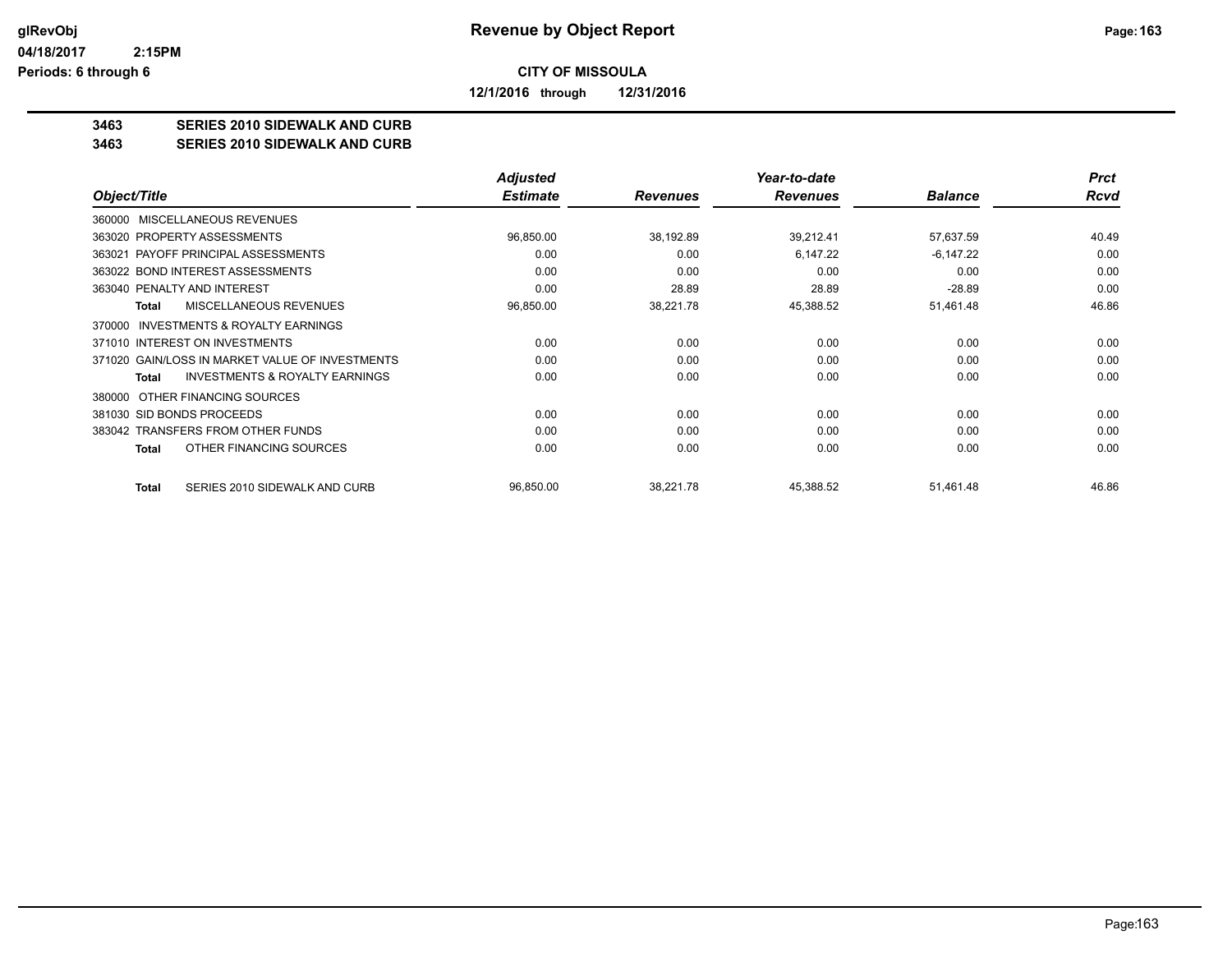# Revenue by Object Report

**CITY OF MISSOULA**

**12/1/2016 through 12/31/2016**

glRevObj
04/18/2017 2:15PM
Periods: 6 through 6

**3463 SERIES 2010 SIDEWALK AND CURB**
**3463 SERIES 2010 SIDEWALK AND CURB**

| Object/Title | Adjusted Estimate | Revenues | Year-to-date Revenues | Balance | Prct Rcvd |
|---|---|---|---|---|---|
| 360000 MISCELLANEOUS REVENUES | | | | | |
| 363020 PROPERTY ASSESSMENTS | 96,850.00 | 38,192.89 | 39,212.41 | 57,637.59 | 40.49 |
| 363021 PAYOFF PRINCIPAL ASSESSMENTS | 0.00 | 0.00 | 6,147.22 | -6,147.22 | 0.00 |
| 363022 BOND INTEREST ASSESSMENTS | 0.00 | 0.00 | 0.00 | 0.00 | 0.00 |
| 363040 PENALTY AND INTEREST | 0.00 | 28.89 | 28.89 | -28.89 | 0.00 |
| **Total** MISCELLANEOUS REVENUES | 96,850.00 | 38,221.78 | 45,388.52 | 51,461.48 | 46.86 |
| 370000 INVESTMENTS & ROYALTY EARNINGS | | | | | |
| 371010 INTEREST ON INVESTMENTS | 0.00 | 0.00 | 0.00 | 0.00 | 0.00 |
| 371020 GAIN/LOSS IN MARKET VALUE OF INVESTMENTS | 0.00 | 0.00 | 0.00 | 0.00 | 0.00 |
| **Total** INVESTMENTS & ROYALTY EARNINGS | 0.00 | 0.00 | 0.00 | 0.00 | 0.00 |
| 380000 OTHER FINANCING SOURCES | | | | | |
| 381030 SID BONDS PROCEEDS | 0.00 | 0.00 | 0.00 | 0.00 | 0.00 |
| 383042 TRANSFERS FROM OTHER FUNDS | 0.00 | 0.00 | 0.00 | 0.00 | 0.00 |
| **Total** OTHER FINANCING SOURCES | 0.00 | 0.00 | 0.00 | 0.00 | 0.00 |
| **Total** SERIES 2010 SIDEWALK AND CURB | 96,850.00 | 38,221.78 | 45,388.52 | 51,461.48 | 46.86 |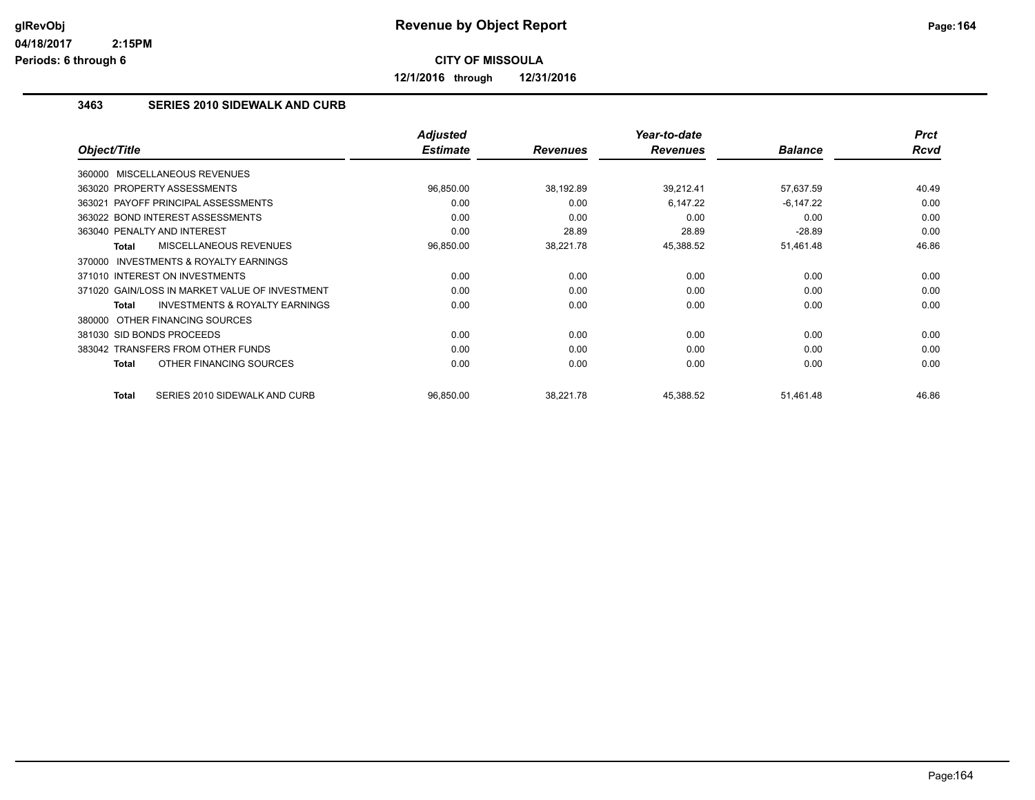# Revenue by Object Report

**CITY OF MISSOULA**

**12/1/2016 through 12/31/2016**

glRevObj
04/18/2017 2:15PM
Periods: 6 through 6

### 3463 SERIES 2010 SIDEWALK AND CURB

| Object/Title | Adjusted Estimate | Revenues | Year-to-date Revenues | Balance | Prct Rcvd |
|---|---|---|---|---|---|
| 360000 MISCELLANEOUS REVENUES | | | | | |
| 363020 PROPERTY ASSESSMENTS | 96,850.00 | 38,192.89 | 39,212.41 | 57,637.59 | 40.49 |
| 363021 PAYOFF PRINCIPAL ASSESSMENTS | 0.00 | 0.00 | 6,147.22 | -6,147.22 | 0.00 |
| 363022 BOND INTEREST ASSESSMENTS | 0.00 | 0.00 | 0.00 | 0.00 | 0.00 |
| 363040 PENALTY AND INTEREST | 0.00 | 28.89 | 28.89 | -28.89 | 0.00 |
| **Total** MISCELLANEOUS REVENUES | 96,850.00 | 38,221.78 | 45,388.52 | 51,461.48 | 46.86 |
| 370000 INVESTMENTS & ROYALTY EARNINGS | | | | | |
| 371010 INTEREST ON INVESTMENTS | 0.00 | 0.00 | 0.00 | 0.00 | 0.00 |
| 371020 GAIN/LOSS IN MARKET VALUE OF INVESTMENT | 0.00 | 0.00 | 0.00 | 0.00 | 0.00 |
| **Total** INVESTMENTS & ROYALTY EARNINGS | 0.00 | 0.00 | 0.00 | 0.00 | 0.00 |
| 380000 OTHER FINANCING SOURCES | | | | | |
| 381030 SID BONDS PROCEEDS | 0.00 | 0.00 | 0.00 | 0.00 | 0.00 |
| 383042 TRANSFERS FROM OTHER FUNDS | 0.00 | 0.00 | 0.00 | 0.00 | 0.00 |
| **Total** OTHER FINANCING SOURCES | 0.00 | 0.00 | 0.00 | 0.00 | 0.00 |
| **Total** SERIES 2010 SIDEWALK AND CURB | 96,850.00 | 38,221.78 | 45,388.52 | 51,461.48 | 46.86 |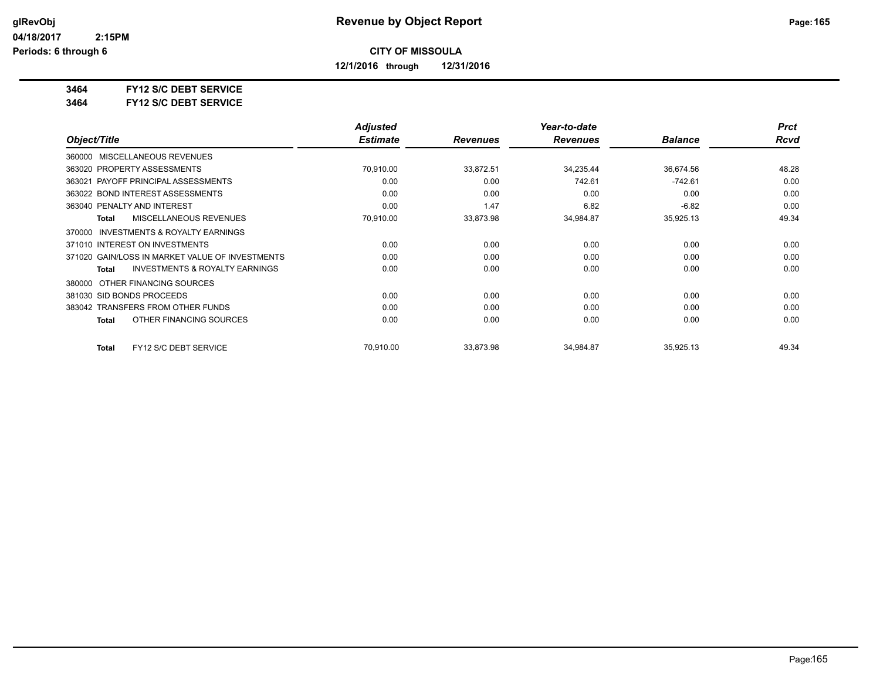glRevObj
04/18/2017 2:15PM
Periods: 6 through 6

# Revenue by Object Report

**CITY OF MISSOULA**

**12/1/2016 through 12/31/2016**

**3464 FY12 S/C DEBT SERVICE**
**3464 FY12 S/C DEBT SERVICE**

| Object/Title | Adjusted Estimate | Revenues | Year-to-date Revenues | Balance | Prct Rcvd |
|---|---|---|---|---|---|
| 360000 MISCELLANEOUS REVENUES | | | | | |
| 363020 PROPERTY ASSESSMENTS | 70,910.00 | 33,872.51 | 34,235.44 | 36,674.56 | 48.28 |
| 363021 PAYOFF PRINCIPAL ASSESSMENTS | 0.00 | 0.00 | 742.61 | -742.61 | 0.00 |
| 363022 BOND INTEREST ASSESSMENTS | 0.00 | 0.00 | 0.00 | 0.00 | 0.00 |
| 363040 PENALTY AND INTEREST | 0.00 | 1.47 | 6.82 | -6.82 | 0.00 |
| **Total** MISCELLANEOUS REVENUES | 70,910.00 | 33,873.98 | 34,984.87 | 35,925.13 | 49.34 |
| 370000 INVESTMENTS & ROYALTY EARNINGS | | | | | |
| 371010 INTEREST ON INVESTMENTS | 0.00 | 0.00 | 0.00 | 0.00 | 0.00 |
| 371020 GAIN/LOSS IN MARKET VALUE OF INVESTMENTS | 0.00 | 0.00 | 0.00 | 0.00 | 0.00 |
| **Total** INVESTMENTS & ROYALTY EARNINGS | 0.00 | 0.00 | 0.00 | 0.00 | 0.00 |
| 380000 OTHER FINANCING SOURCES | | | | | |
| 381030 SID BONDS PROCEEDS | 0.00 | 0.00 | 0.00 | 0.00 | 0.00 |
| 383042 TRANSFERS FROM OTHER FUNDS | 0.00 | 0.00 | 0.00 | 0.00 | 0.00 |
| **Total** OTHER FINANCING SOURCES | 0.00 | 0.00 | 0.00 | 0.00 | 0.00 |
| **Total** FY12 S/C DEBT SERVICE | 70,910.00 | 33,873.98 | 34,984.87 | 35,925.13 | 49.34 |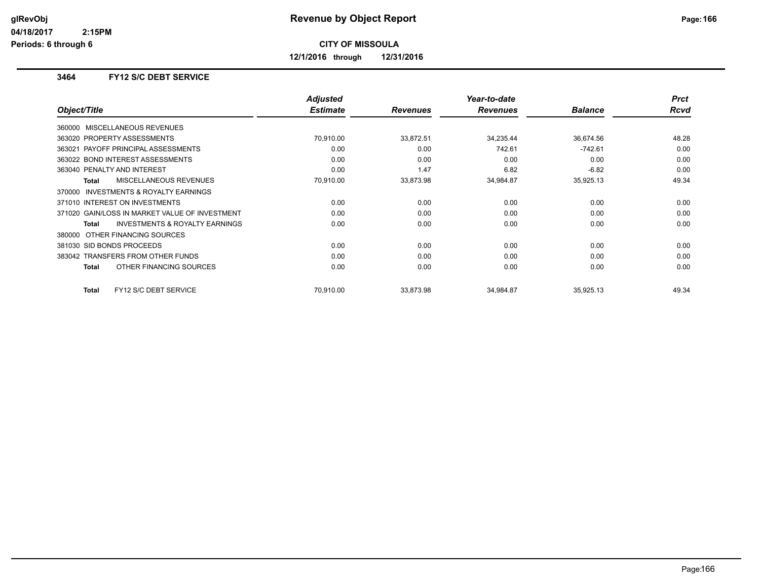# Revenue by Object Report

**CITY OF MISSOULA**

**12/1/2016 through 12/31/2016**

glRevObj
04/18/2017 2:15PM
Periods: 6 through 6

### 3464 FY12 S/C DEBT SERVICE

| Object/Title | Adjusted Estimate | Revenues | Year-to-date Revenues | Balance | Prct Rcvd |
|---|---|---|---|---|---|
| 360000 MISCELLANEOUS REVENUES | | | | | |
| 363020 PROPERTY ASSESSMENTS | 70,910.00 | 33,872.51 | 34,235.44 | 36,674.56 | 48.28 |
| 363021 PAYOFF PRINCIPAL ASSESSMENTS | 0.00 | 0.00 | 742.61 | -742.61 | 0.00 |
| 363022 BOND INTEREST ASSESSMENTS | 0.00 | 0.00 | 0.00 | 0.00 | 0.00 |
| 363040 PENALTY AND INTEREST | 0.00 | 1.47 | 6.82 | -6.82 | 0.00 |
| **Total** MISCELLANEOUS REVENUES | 70,910.00 | 33,873.98 | 34,984.87 | 35,925.13 | 49.34 |
| 370000 INVESTMENTS & ROYALTY EARNINGS | | | | | |
| 371010 INTEREST ON INVESTMENTS | 0.00 | 0.00 | 0.00 | 0.00 | 0.00 |
| 371020 GAIN/LOSS IN MARKET VALUE OF INVESTMENT | 0.00 | 0.00 | 0.00 | 0.00 | 0.00 |
| **Total** INVESTMENTS & ROYALTY EARNINGS | 0.00 | 0.00 | 0.00 | 0.00 | 0.00 |
| 380000 OTHER FINANCING SOURCES | | | | | |
| 381030 SID BONDS PROCEEDS | 0.00 | 0.00 | 0.00 | 0.00 | 0.00 |
| 383042 TRANSFERS FROM OTHER FUNDS | 0.00 | 0.00 | 0.00 | 0.00 | 0.00 |
| **Total** OTHER FINANCING SOURCES | 0.00 | 0.00 | 0.00 | 0.00 | 0.00 |
| **Total** FY12 S/C DEBT SERVICE | 70,910.00 | 33,873.98 | 34,984.87 | 35,925.13 | 49.34 |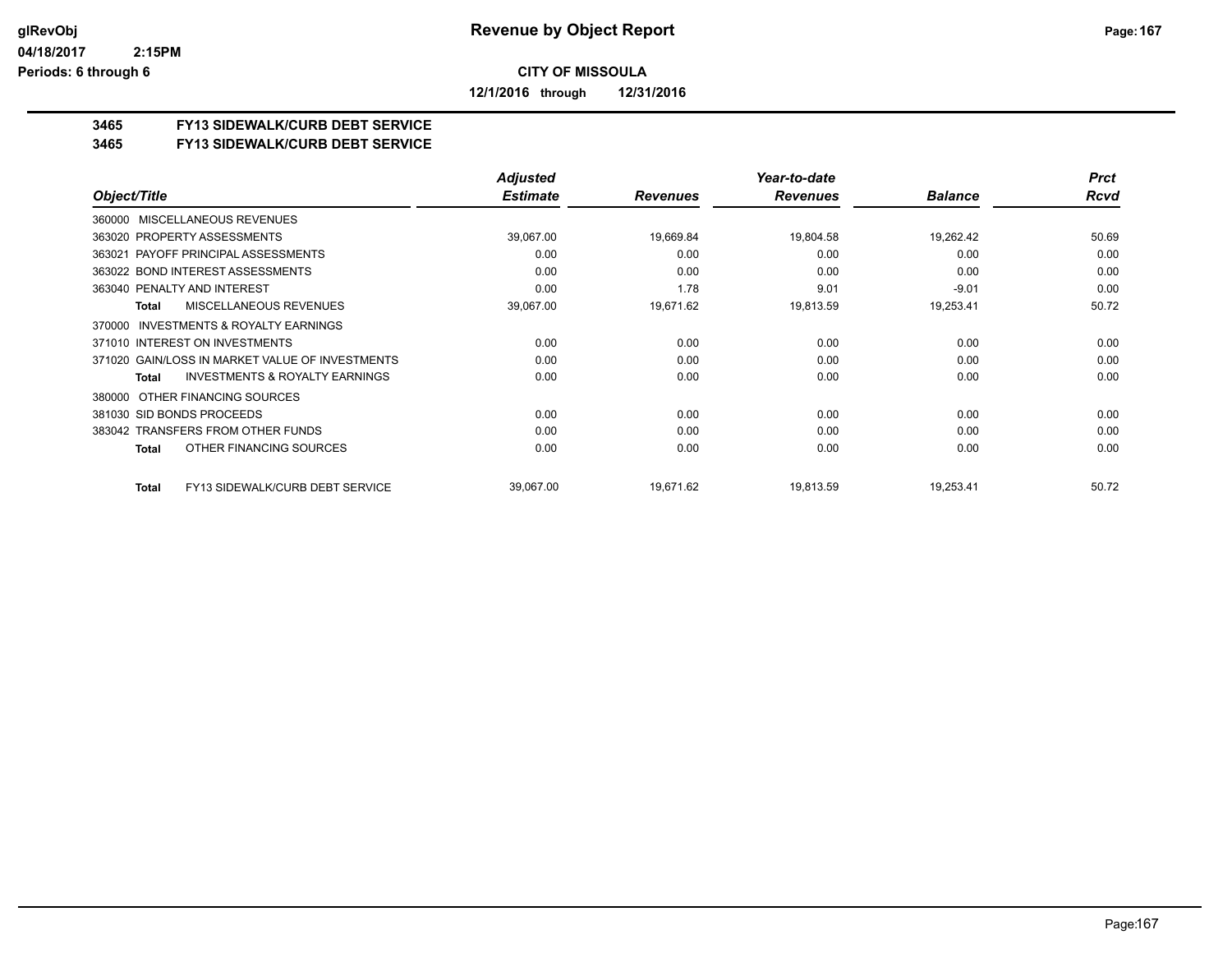# Revenue by Object Report

**CITY OF MISSOULA**

**12/1/2016 through 12/31/2016**

glRevObj
04/18/2017 2:15PM
Periods: 6 through 6

**3465 FY13 SIDEWALK/CURB DEBT SERVICE**
**3465 FY13 SIDEWALK/CURB DEBT SERVICE**

| Object/Title | Adjusted Estimate | Revenues | Year-to-date Revenues | Balance | Prct Rcvd |
|---|---|---|---|---|---|
| 360000 MISCELLANEOUS REVENUES | | | | | |
| 363020 PROPERTY ASSESSMENTS | 39,067.00 | 19,669.84 | 19,804.58 | 19,262.42 | 50.69 |
| 363021 PAYOFF PRINCIPAL ASSESSMENTS | 0.00 | 0.00 | 0.00 | 0.00 | 0.00 |
| 363022 BOND INTEREST ASSESSMENTS | 0.00 | 0.00 | 0.00 | 0.00 | 0.00 |
| 363040 PENALTY AND INTEREST | 0.00 | 1.78 | 9.01 | -9.01 | 0.00 |
| **Total** MISCELLANEOUS REVENUES | 39,067.00 | 19,671.62 | 19,813.59 | 19,253.41 | 50.72 |
| 370000 INVESTMENTS & ROYALTY EARNINGS | | | | | |
| 371010 INTEREST ON INVESTMENTS | 0.00 | 0.00 | 0.00 | 0.00 | 0.00 |
| 371020 GAIN/LOSS IN MARKET VALUE OF INVESTMENTS | 0.00 | 0.00 | 0.00 | 0.00 | 0.00 |
| **Total** INVESTMENTS & ROYALTY EARNINGS | 0.00 | 0.00 | 0.00 | 0.00 | 0.00 |
| 380000 OTHER FINANCING SOURCES | | | | | |
| 381030 SID BONDS PROCEEDS | 0.00 | 0.00 | 0.00 | 0.00 | 0.00 |
| 383042 TRANSFERS FROM OTHER FUNDS | 0.00 | 0.00 | 0.00 | 0.00 | 0.00 |
| **Total** OTHER FINANCING SOURCES | 0.00 | 0.00 | 0.00 | 0.00 | 0.00 |
| **Total** FY13 SIDEWALK/CURB DEBT SERVICE | 39,067.00 | 19,671.62 | 19,813.59 | 19,253.41 | 50.72 |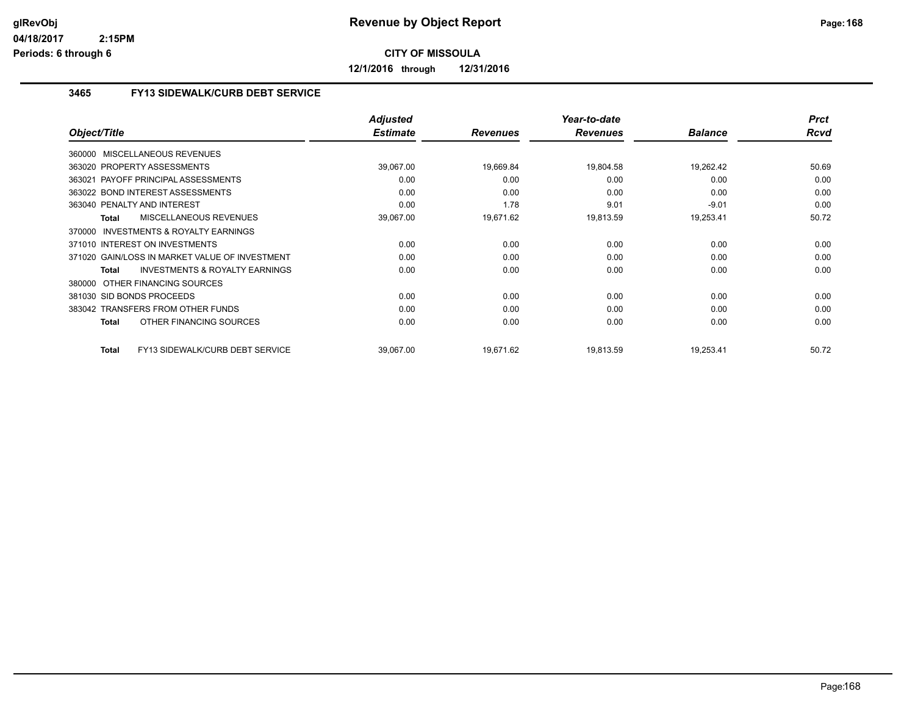# Revenue by Object Report

**CITY OF MISSOULA**

**12/1/2016 through 12/31/2016**

### 3465 FY13 SIDEWALK/CURB DEBT SERVICE

| Object/Title | Adjusted Estimate | Revenues | Year-to-date Revenues | Balance | Prct Rcvd |
|---|---|---|---|---|---|
| 360000 MISCELLANEOUS REVENUES | | | | | |
| 363020 PROPERTY ASSESSMENTS | 39,067.00 | 19,669.84 | 19,804.58 | 19,262.42 | 50.69 |
| 363021 PAYOFF PRINCIPAL ASSESSMENTS | 0.00 | 0.00 | 0.00 | 0.00 | 0.00 |
| 363022 BOND INTEREST ASSESSMENTS | 0.00 | 0.00 | 0.00 | 0.00 | 0.00 |
| 363040 PENALTY AND INTEREST | 0.00 | 1.78 | 9.01 | -9.01 | 0.00 |
| **Total** MISCELLANEOUS REVENUES | 39,067.00 | 19,671.62 | 19,813.59 | 19,253.41 | 50.72 |
| 370000 INVESTMENTS & ROYALTY EARNINGS | | | | | |
| 371010 INTEREST ON INVESTMENTS | 0.00 | 0.00 | 0.00 | 0.00 | 0.00 |
| 371020 GAIN/LOSS IN MARKET VALUE OF INVESTMENT | 0.00 | 0.00 | 0.00 | 0.00 | 0.00 |
| **Total** INVESTMENTS & ROYALTY EARNINGS | 0.00 | 0.00 | 0.00 | 0.00 | 0.00 |
| 380000 OTHER FINANCING SOURCES | | | | | |
| 381030 SID BONDS PROCEEDS | 0.00 | 0.00 | 0.00 | 0.00 | 0.00 |
| 383042 TRANSFERS FROM OTHER FUNDS | 0.00 | 0.00 | 0.00 | 0.00 | 0.00 |
| **Total** OTHER FINANCING SOURCES | 0.00 | 0.00 | 0.00 | 0.00 | 0.00 |
| **Total** FY13 SIDEWALK/CURB DEBT SERVICE | 39,067.00 | 19,671.62 | 19,813.59 | 19,253.41 | 50.72 |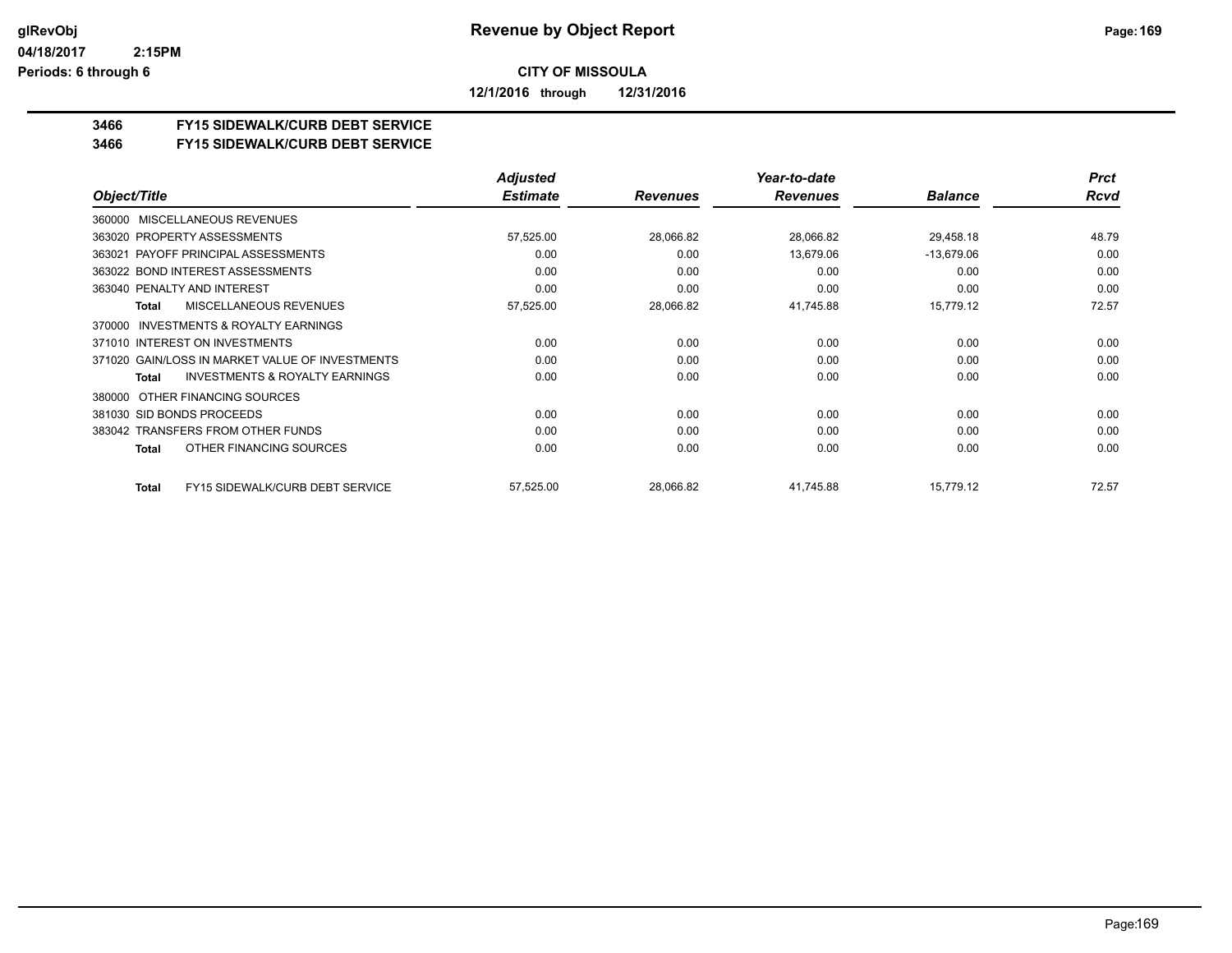**CITY OF MISSOULA**

**12/1/2016 through 12/31/2016**

**3466 FY15 SIDEWALK/CURB DEBT SERVICE**
**3466 FY15 SIDEWALK/CURB DEBT SERVICE**

| Object/Title | Adjusted Estimate | Revenues | Year-to-date Revenues | Balance | Prct Rcvd |
|---|---|---|---|---|---|
| 360000 MISCELLANEOUS REVENUES | | | | | |
| 363020 PROPERTY ASSESSMENTS | 57,525.00 | 28,066.82 | 28,066.82 | 29,458.18 | 48.79 |
| 363021 PAYOFF PRINCIPAL ASSESSMENTS | 0.00 | 0.00 | 13,679.06 | -13,679.06 | 0.00 |
| 363022 BOND INTEREST ASSESSMENTS | 0.00 | 0.00 | 0.00 | 0.00 | 0.00 |
| 363040 PENALTY AND INTEREST | 0.00 | 0.00 | 0.00 | 0.00 | 0.00 |
| **Total** MISCELLANEOUS REVENUES | 57,525.00 | 28,066.82 | 41,745.88 | 15,779.12 | 72.57 |
| 370000 INVESTMENTS & ROYALTY EARNINGS | | | | | |
| 371010 INTEREST ON INVESTMENTS | 0.00 | 0.00 | 0.00 | 0.00 | 0.00 |
| 371020 GAIN/LOSS IN MARKET VALUE OF INVESTMENTS | 0.00 | 0.00 | 0.00 | 0.00 | 0.00 |
| **Total** INVESTMENTS & ROYALTY EARNINGS | 0.00 | 0.00 | 0.00 | 0.00 | 0.00 |
| 380000 OTHER FINANCING SOURCES | | | | | |
| 381030 SID BONDS PROCEEDS | 0.00 | 0.00 | 0.00 | 0.00 | 0.00 |
| 383042 TRANSFERS FROM OTHER FUNDS | 0.00 | 0.00 | 0.00 | 0.00 | 0.00 |
| **Total** OTHER FINANCING SOURCES | 0.00 | 0.00 | 0.00 | 0.00 | 0.00 |
| **Total** FY15 SIDEWALK/CURB DEBT SERVICE | 57,525.00 | 28,066.82 | 41,745.88 | 15,779.12 | 72.57 |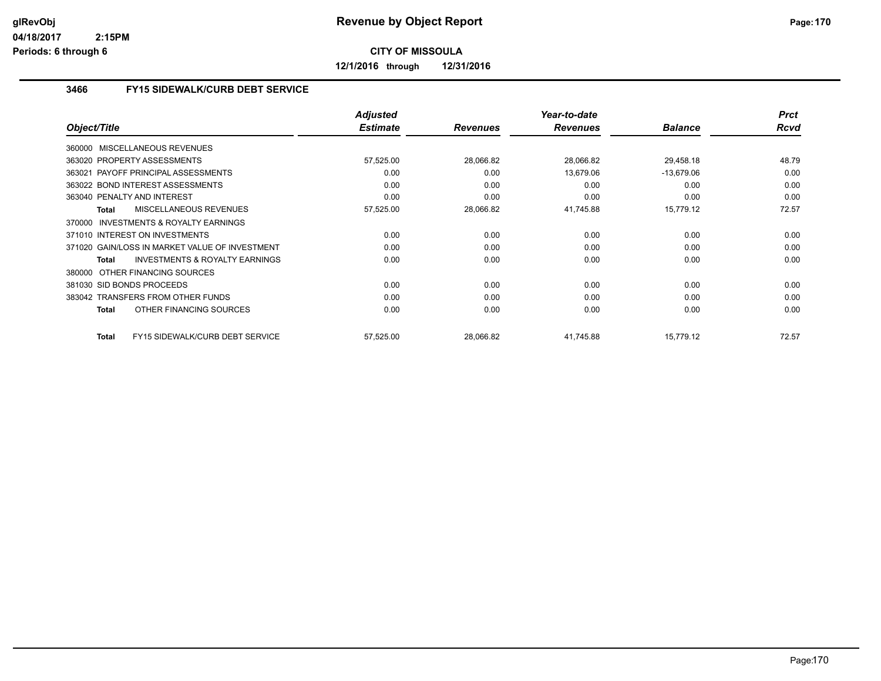# Revenue by Object Report

**CITY OF MISSOULA**

**12/1/2016 through 12/31/2016**

### 3466 FY15 SIDEWALK/CURB DEBT SERVICE

| Object/Title | Adjusted Estimate | Revenues | Year-to-date Revenues | Balance | Prct Rcvd |
|---|---|---|---|---|---|
| 360000 MISCELLANEOUS REVENUES | | | | | |
| 363020 PROPERTY ASSESSMENTS | 57,525.00 | 28,066.82 | 28,066.82 | 29,458.18 | 48.79 |
| 363021 PAYOFF PRINCIPAL ASSESSMENTS | 0.00 | 0.00 | 13,679.06 | -13,679.06 | 0.00 |
| 363022 BOND INTEREST ASSESSMENTS | 0.00 | 0.00 | 0.00 | 0.00 | 0.00 |
| 363040 PENALTY AND INTEREST | 0.00 | 0.00 | 0.00 | 0.00 | 0.00 |
| **Total** MISCELLANEOUS REVENUES | 57,525.00 | 28,066.82 | 41,745.88 | 15,779.12 | 72.57 |
| 370000 INVESTMENTS & ROYALTY EARNINGS | | | | | |
| 371010 INTEREST ON INVESTMENTS | 0.00 | 0.00 | 0.00 | 0.00 | 0.00 |
| 371020 GAIN/LOSS IN MARKET VALUE OF INVESTMENT | 0.00 | 0.00 | 0.00 | 0.00 | 0.00 |
| **Total** INVESTMENTS & ROYALTY EARNINGS | 0.00 | 0.00 | 0.00 | 0.00 | 0.00 |
| 380000 OTHER FINANCING SOURCES | | | | | |
| 381030 SID BONDS PROCEEDS | 0.00 | 0.00 | 0.00 | 0.00 | 0.00 |
| 383042 TRANSFERS FROM OTHER FUNDS | 0.00 | 0.00 | 0.00 | 0.00 | 0.00 |
| **Total** OTHER FINANCING SOURCES | 0.00 | 0.00 | 0.00 | 0.00 | 0.00 |
| **Total** FY15 SIDEWALK/CURB DEBT SERVICE | 57,525.00 | 28,066.82 | 41,745.88 | 15,779.12 | 72.57 |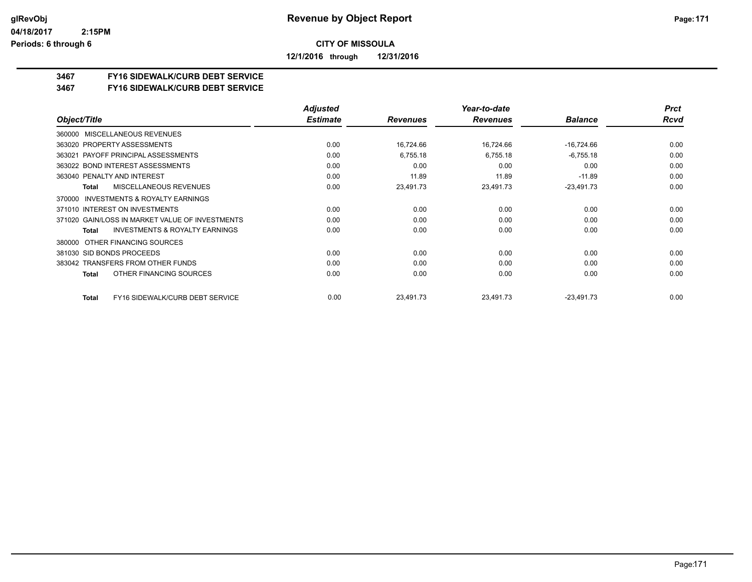# Revenue by Object Report

**CITY OF MISSOULA**

**12/1/2016 through 12/31/2016**

glRevObj
04/18/2017 2:15PM
Periods: 6 through 6

## 3467 FY16 SIDEWALK/CURB DEBT SERVICE
## 3467 FY16 SIDEWALK/CURB DEBT SERVICE

| Object/Title | Adjusted Estimate | Revenues | Year-to-date Revenues | Balance | Prct Rcvd |
|---|---|---|---|---|---|
| 360000 MISCELLANEOUS REVENUES | | | | | |
| 363020 PROPERTY ASSESSMENTS | 0.00 | 16,724.66 | 16,724.66 | -16,724.66 | 0.00 |
| 363021 PAYOFF PRINCIPAL ASSESSMENTS | 0.00 | 6,755.18 | 6,755.18 | -6,755.18 | 0.00 |
| 363022 BOND INTEREST ASSESSMENTS | 0.00 | 0.00 | 0.00 | 0.00 | 0.00 |
| 363040 PENALTY AND INTEREST | 0.00 | 11.89 | 11.89 | -11.89 | 0.00 |
| **Total** MISCELLANEOUS REVENUES | 0.00 | 23,491.73 | 23,491.73 | -23,491.73 | 0.00 |
| 370000 INVESTMENTS & ROYALTY EARNINGS | | | | | |
| 371010 INTEREST ON INVESTMENTS | 0.00 | 0.00 | 0.00 | 0.00 | 0.00 |
| 371020 GAIN/LOSS IN MARKET VALUE OF INVESTMENTS | 0.00 | 0.00 | 0.00 | 0.00 | 0.00 |
| **Total** INVESTMENTS & ROYALTY EARNINGS | 0.00 | 0.00 | 0.00 | 0.00 | 0.00 |
| 380000 OTHER FINANCING SOURCES | | | | | |
| 381030 SID BONDS PROCEEDS | 0.00 | 0.00 | 0.00 | 0.00 | 0.00 |
| 383042 TRANSFERS FROM OTHER FUNDS | 0.00 | 0.00 | 0.00 | 0.00 | 0.00 |
| **Total** OTHER FINANCING SOURCES | 0.00 | 0.00 | 0.00 | 0.00 | 0.00 |
| **Total** FY16 SIDEWALK/CURB DEBT SERVICE | 0.00 | 23,491.73 | 23,491.73 | -23,491.73 | 0.00 |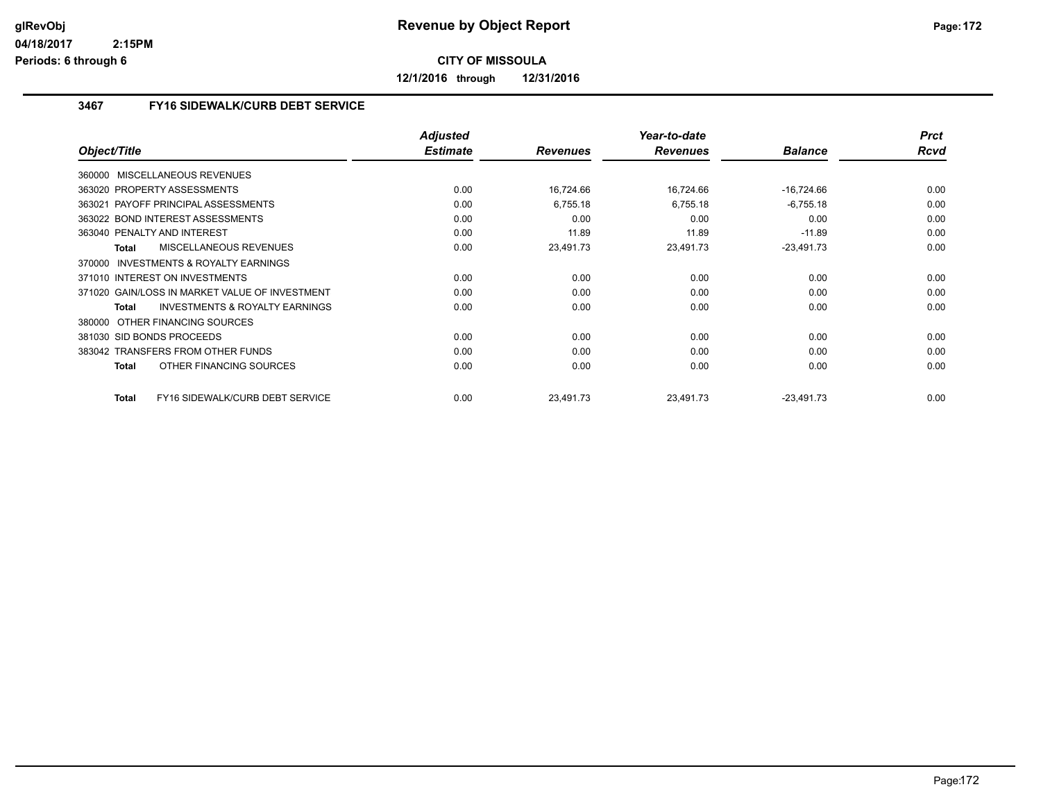# Revenue by Object Report

**CITY OF MISSOULA**

**12/1/2016 through 12/31/2016**

glRevObj
04/18/2017 2:15PM
Periods: 6 through 6

## 3467 FY16 SIDEWALK/CURB DEBT SERVICE

| Object/Title | Adjusted Estimate | Revenues | Year-to-date Revenues | Balance | Prct Rcvd |
|---|---|---|---|---|---|
| 360000 MISCELLANEOUS REVENUES | | | | | |
| 363020 PROPERTY ASSESSMENTS | 0.00 | 16,724.66 | 16,724.66 | -16,724.66 | 0.00 |
| 363021 PAYOFF PRINCIPAL ASSESSMENTS | 0.00 | 6,755.18 | 6,755.18 | -6,755.18 | 0.00 |
| 363022 BOND INTEREST ASSESSMENTS | 0.00 | 0.00 | 0.00 | 0.00 | 0.00 |
| 363040 PENALTY AND INTEREST | 0.00 | 11.89 | 11.89 | -11.89 | 0.00 |
| **Total** MISCELLANEOUS REVENUES | 0.00 | 23,491.73 | 23,491.73 | -23,491.73 | 0.00 |
| 370000 INVESTMENTS & ROYALTY EARNINGS | | | | | |
| 371010 INTEREST ON INVESTMENTS | 0.00 | 0.00 | 0.00 | 0.00 | 0.00 |
| 371020 GAIN/LOSS IN MARKET VALUE OF INVESTMENT | 0.00 | 0.00 | 0.00 | 0.00 | 0.00 |
| **Total** INVESTMENTS & ROYALTY EARNINGS | 0.00 | 0.00 | 0.00 | 0.00 | 0.00 |
| 380000 OTHER FINANCING SOURCES | | | | | |
| 381030 SID BONDS PROCEEDS | 0.00 | 0.00 | 0.00 | 0.00 | 0.00 |
| 383042 TRANSFERS FROM OTHER FUNDS | 0.00 | 0.00 | 0.00 | 0.00 | 0.00 |
| **Total** OTHER FINANCING SOURCES | 0.00 | 0.00 | 0.00 | 0.00 | 0.00 |
| **Total** FY16 SIDEWALK/CURB DEBT SERVICE | 0.00 | 23,491.73 | 23,491.73 | -23,491.73 | 0.00 |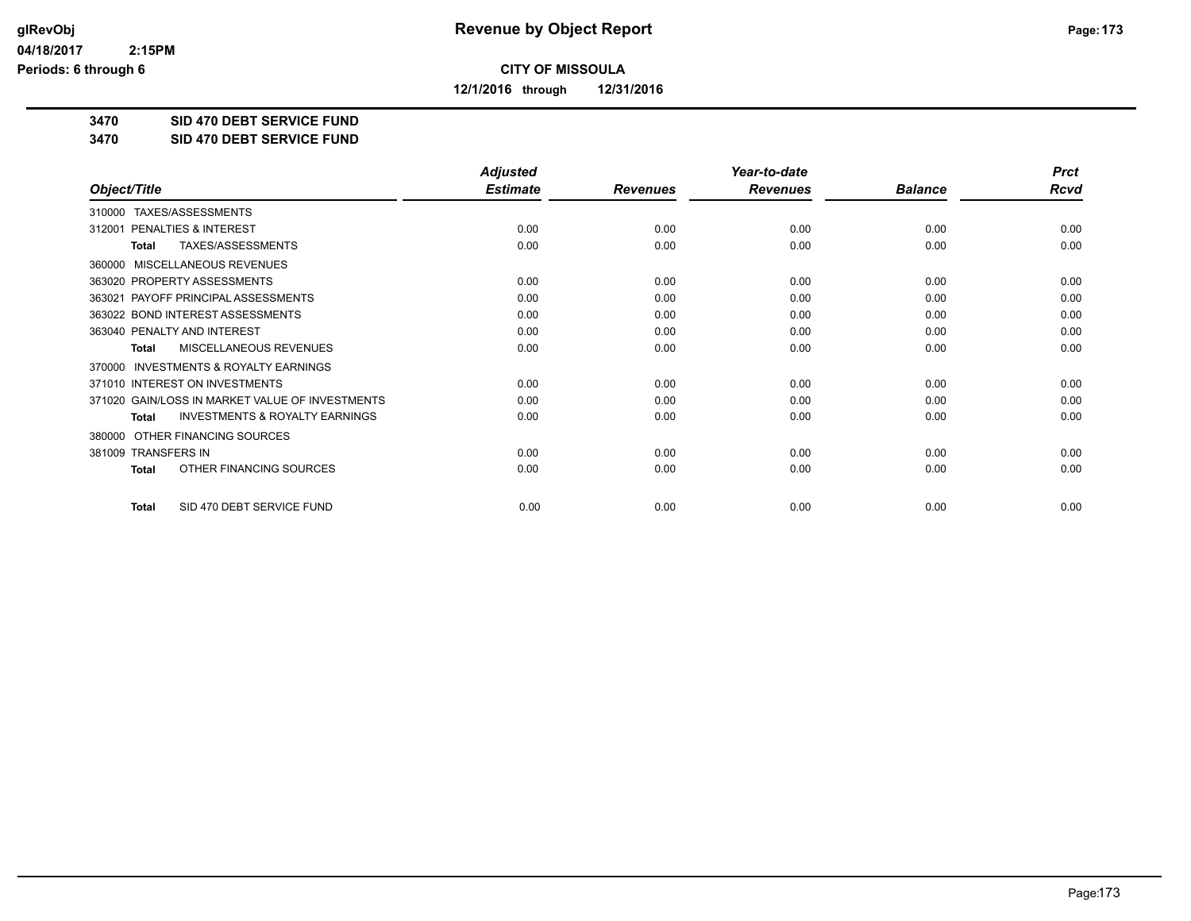# Revenue by Object Report

**CITY OF MISSOULA**

**12/1/2016 through 12/31/2016**

glRevObj
04/18/2017 2:15PM
Periods: 6 through 6

**3470 SID 470 DEBT SERVICE FUND**
**3470 SID 470 DEBT SERVICE FUND**

| Object/Title | Adjusted Estimate | Revenues | Year-to-date Revenues | Balance | Prct Rcvd |
|---|---|---|---|---|---|
| 310000 TAXES/ASSESSMENTS | | | | | |
| 312001 PENALTIES & INTEREST | 0.00 | 0.00 | 0.00 | 0.00 | 0.00 |
| **Total** TAXES/ASSESSMENTS | 0.00 | 0.00 | 0.00 | 0.00 | 0.00 |
| 360000 MISCELLANEOUS REVENUES | | | | | |
| 363020 PROPERTY ASSESSMENTS | 0.00 | 0.00 | 0.00 | 0.00 | 0.00 |
| 363021 PAYOFF PRINCIPAL ASSESSMENTS | 0.00 | 0.00 | 0.00 | 0.00 | 0.00 |
| 363022 BOND INTEREST ASSESSMENTS | 0.00 | 0.00 | 0.00 | 0.00 | 0.00 |
| 363040 PENALTY AND INTEREST | 0.00 | 0.00 | 0.00 | 0.00 | 0.00 |
| **Total** MISCELLANEOUS REVENUES | 0.00 | 0.00 | 0.00 | 0.00 | 0.00 |
| 370000 INVESTMENTS & ROYALTY EARNINGS | | | | | |
| 371010 INTEREST ON INVESTMENTS | 0.00 | 0.00 | 0.00 | 0.00 | 0.00 |
| 371020 GAIN/LOSS IN MARKET VALUE OF INVESTMENTS | 0.00 | 0.00 | 0.00 | 0.00 | 0.00 |
| **Total** INVESTMENTS & ROYALTY EARNINGS | 0.00 | 0.00 | 0.00 | 0.00 | 0.00 |
| 380000 OTHER FINANCING SOURCES | | | | | |
| 381009 TRANSFERS IN | 0.00 | 0.00 | 0.00 | 0.00 | 0.00 |
| **Total** OTHER FINANCING SOURCES | 0.00 | 0.00 | 0.00 | 0.00 | 0.00 |
| **Total** SID 470 DEBT SERVICE FUND | 0.00 | 0.00 | 0.00 | 0.00 | 0.00 |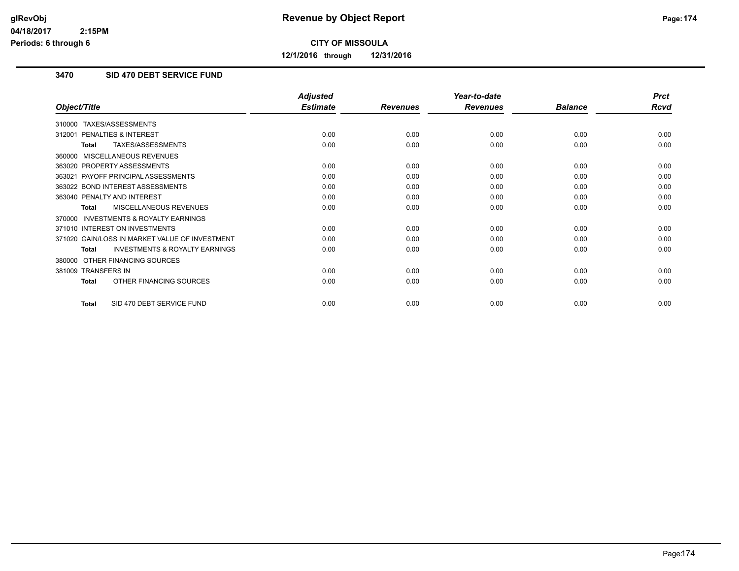**Revenue by Object Report**

**CITY OF MISSOULA**

**12/1/2016 through 12/31/2016**

glRevObj
04/18/2017 2:15PM
Periods: 6 through 6

## 3470 SID 470 DEBT SERVICE FUND

| Object/Title | Adjusted Estimate | Revenues | Year-to-date Revenues | Balance | Prct Rcvd |
|---|---|---|---|---|---|
| 310000 TAXES/ASSESSMENTS | | | | | |
| 312001 PENALTIES & INTEREST | 0.00 | 0.00 | 0.00 | 0.00 | 0.00 |
| **Total** TAXES/ASSESSMENTS | 0.00 | 0.00 | 0.00 | 0.00 | 0.00 |
| 360000 MISCELLANEOUS REVENUES | | | | | |
| 363020 PROPERTY ASSESSMENTS | 0.00 | 0.00 | 0.00 | 0.00 | 0.00 |
| 363021 PAYOFF PRINCIPAL ASSESSMENTS | 0.00 | 0.00 | 0.00 | 0.00 | 0.00 |
| 363022 BOND INTEREST ASSESSMENTS | 0.00 | 0.00 | 0.00 | 0.00 | 0.00 |
| 363040 PENALTY AND INTEREST | 0.00 | 0.00 | 0.00 | 0.00 | 0.00 |
| **Total** MISCELLANEOUS REVENUES | 0.00 | 0.00 | 0.00 | 0.00 | 0.00 |
| 370000 INVESTMENTS & ROYALTY EARNINGS | | | | | |
| 371010 INTEREST ON INVESTMENTS | 0.00 | 0.00 | 0.00 | 0.00 | 0.00 |
| 371020 GAIN/LOSS IN MARKET VALUE OF INVESTMENT | 0.00 | 0.00 | 0.00 | 0.00 | 0.00 |
| **Total** INVESTMENTS & ROYALTY EARNINGS | 0.00 | 0.00 | 0.00 | 0.00 | 0.00 |
| 380000 OTHER FINANCING SOURCES | | | | | |
| 381009 TRANSFERS IN | 0.00 | 0.00 | 0.00 | 0.00 | 0.00 |
| **Total** OTHER FINANCING SOURCES | 0.00 | 0.00 | 0.00 | 0.00 | 0.00 |
| **Total** SID 470 DEBT SERVICE FUND | 0.00 | 0.00 | 0.00 | 0.00 | 0.00 |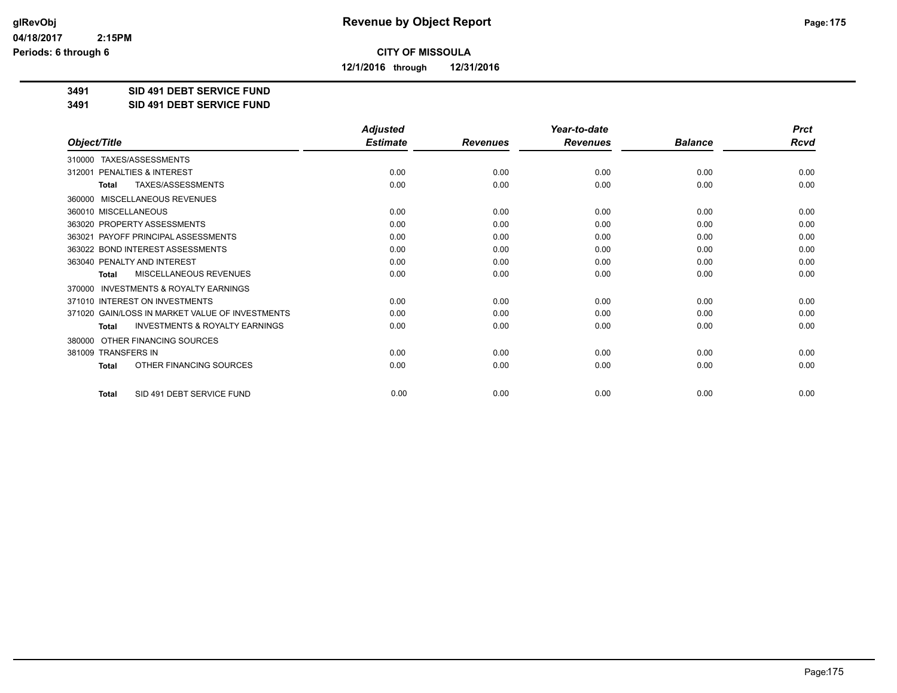**glRevObj**
**04/18/2017 2:15PM**
**Periods: 6 through 6**

# Revenue by Object Report

**CITY OF MISSOULA**

**12/1/2016 through 12/31/2016**

**3491 SID 491 DEBT SERVICE FUND**
**3491 SID 491 DEBT SERVICE FUND**

| Object/Title | Adjusted Estimate | Revenues | Year-to-date Revenues | Balance | Prct Rcvd |
|---|---|---|---|---|---|
| 310000 TAXES/ASSESSMENTS | | | | | |
| 312001 PENALTIES & INTEREST | 0.00 | 0.00 | 0.00 | 0.00 | 0.00 |
| **Total** TAXES/ASSESSMENTS | 0.00 | 0.00 | 0.00 | 0.00 | 0.00 |
| 360000 MISCELLANEOUS REVENUES | | | | | |
| 360010 MISCELLANEOUS | 0.00 | 0.00 | 0.00 | 0.00 | 0.00 |
| 363020 PROPERTY ASSESSMENTS | 0.00 | 0.00 | 0.00 | 0.00 | 0.00 |
| 363021 PAYOFF PRINCIPAL ASSESSMENTS | 0.00 | 0.00 | 0.00 | 0.00 | 0.00 |
| 363022 BOND INTEREST ASSESSMENTS | 0.00 | 0.00 | 0.00 | 0.00 | 0.00 |
| 363040 PENALTY AND INTEREST | 0.00 | 0.00 | 0.00 | 0.00 | 0.00 |
| **Total** MISCELLANEOUS REVENUES | 0.00 | 0.00 | 0.00 | 0.00 | 0.00 |
| 370000 INVESTMENTS & ROYALTY EARNINGS | | | | | |
| 371010 INTEREST ON INVESTMENTS | 0.00 | 0.00 | 0.00 | 0.00 | 0.00 |
| 371020 GAIN/LOSS IN MARKET VALUE OF INVESTMENTS | 0.00 | 0.00 | 0.00 | 0.00 | 0.00 |
| **Total** INVESTMENTS & ROYALTY EARNINGS | 0.00 | 0.00 | 0.00 | 0.00 | 0.00 |
| 380000 OTHER FINANCING SOURCES | | | | | |
| 381009 TRANSFERS IN | 0.00 | 0.00 | 0.00 | 0.00 | 0.00 |
| **Total** OTHER FINANCING SOURCES | 0.00 | 0.00 | 0.00 | 0.00 | 0.00 |
| **Total** SID 491 DEBT SERVICE FUND | 0.00 | 0.00 | 0.00 | 0.00 | 0.00 |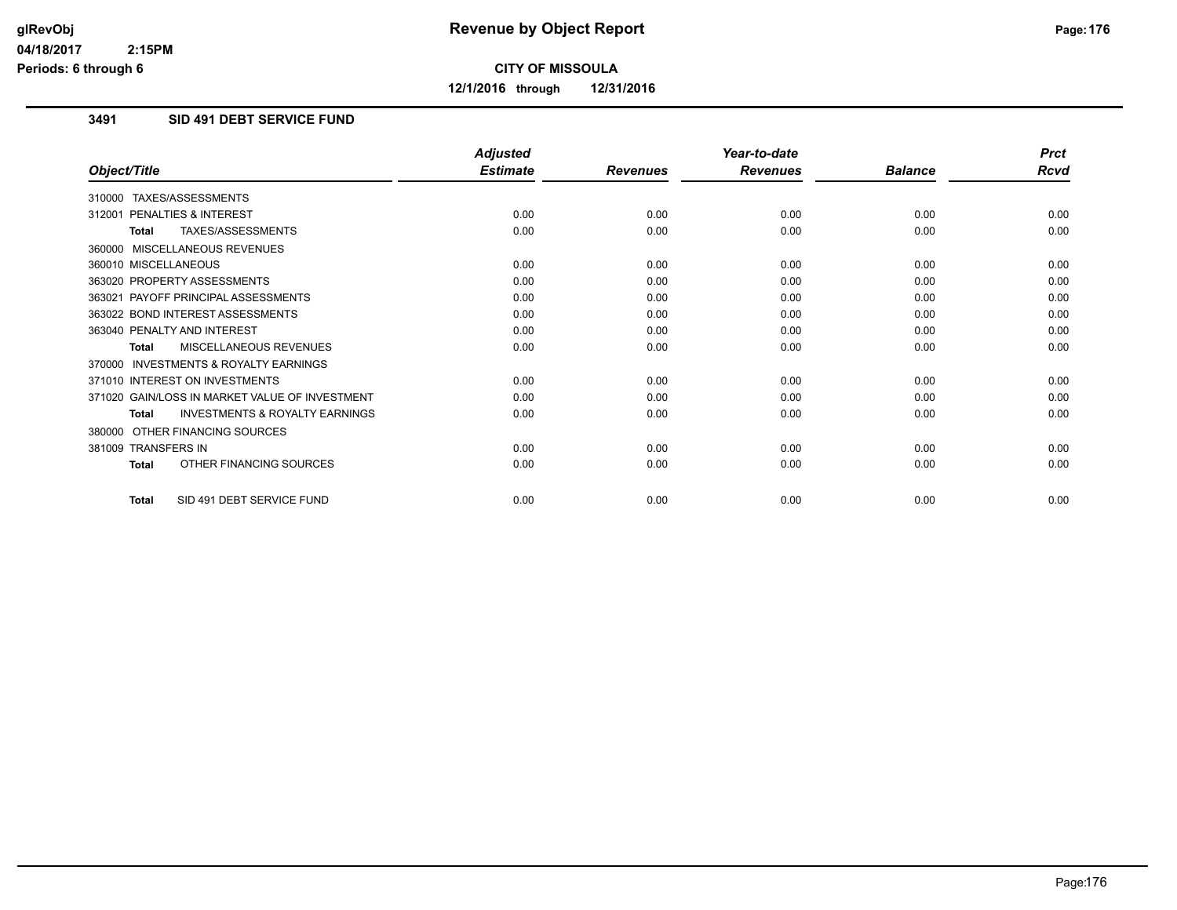## Revenue by Object Report

**CITY OF MISSOULA**

**12/1/2016 through 12/31/2016**

glRevObj
04/18/2017 2:15PM
Periods: 6 through 6

### 3491 SID 491 DEBT SERVICE FUND

| Object/Title | Adjusted Estimate | Revenues | Year-to-date Revenues | Balance | Prct Rcvd |
|---|---|---|---|---|---|
| 310000 TAXES/ASSESSMENTS | | | | | |
| 312001 PENALTIES & INTEREST | 0.00 | 0.00 | 0.00 | 0.00 | 0.00 |
| **Total** TAXES/ASSESSMENTS | 0.00 | 0.00 | 0.00 | 0.00 | 0.00 |
| 360000 MISCELLANEOUS REVENUES | | | | | |
| 360010 MISCELLANEOUS | 0.00 | 0.00 | 0.00 | 0.00 | 0.00 |
| 363020 PROPERTY ASSESSMENTS | 0.00 | 0.00 | 0.00 | 0.00 | 0.00 |
| 363021 PAYOFF PRINCIPAL ASSESSMENTS | 0.00 | 0.00 | 0.00 | 0.00 | 0.00 |
| 363022 BOND INTEREST ASSESSMENTS | 0.00 | 0.00 | 0.00 | 0.00 | 0.00 |
| 363040 PENALTY AND INTEREST | 0.00 | 0.00 | 0.00 | 0.00 | 0.00 |
| **Total** MISCELLANEOUS REVENUES | 0.00 | 0.00 | 0.00 | 0.00 | 0.00 |
| 370000 INVESTMENTS & ROYALTY EARNINGS | | | | | |
| 371010 INTEREST ON INVESTMENTS | 0.00 | 0.00 | 0.00 | 0.00 | 0.00 |
| 371020 GAIN/LOSS IN MARKET VALUE OF INVESTMENT | 0.00 | 0.00 | 0.00 | 0.00 | 0.00 |
| **Total** INVESTMENTS & ROYALTY EARNINGS | 0.00 | 0.00 | 0.00 | 0.00 | 0.00 |
| 380000 OTHER FINANCING SOURCES | | | | | |
| 381009 TRANSFERS IN | 0.00 | 0.00 | 0.00 | 0.00 | 0.00 |
| **Total** OTHER FINANCING SOURCES | 0.00 | 0.00 | 0.00 | 0.00 | 0.00 |
| **Total** SID 491 DEBT SERVICE FUND | 0.00 | 0.00 | 0.00 | 0.00 | 0.00 |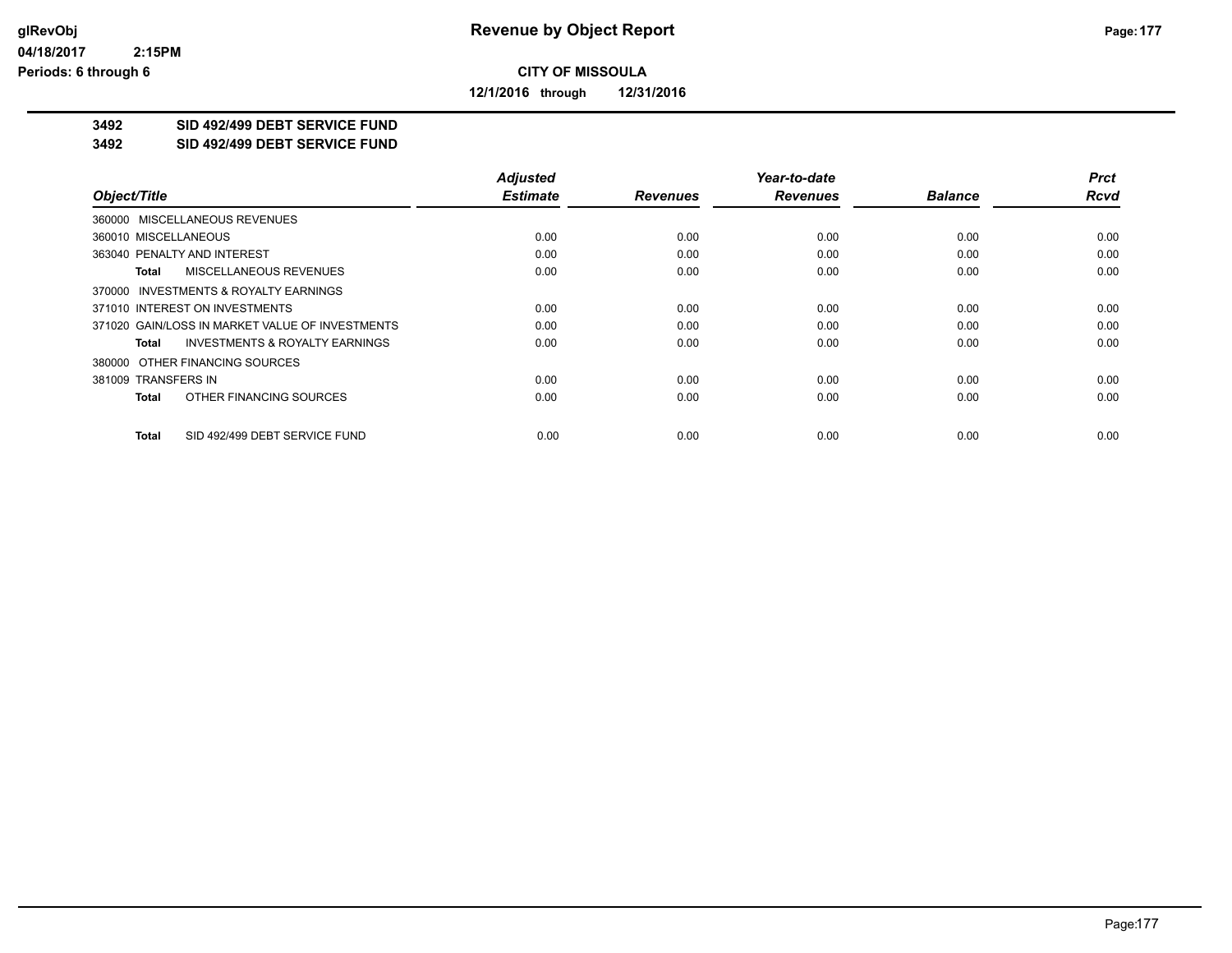**Revenue by Object Report**

**CITY OF MISSOULA**

**12/1/2016 through 12/31/2016**

glRevObj
04/18/2017 2:15PM
Periods: 6 through 6

**3492 SID 492/499 DEBT SERVICE FUND**
**3492 SID 492/499 DEBT SERVICE FUND**

| Object/Title | Adjusted Estimate | Revenues | Year-to-date Revenues | Balance | Prct Rcvd |
|---|---|---|---|---|---|
| 360000 MISCELLANEOUS REVENUES | | | | | |
| 360010 MISCELLANEOUS | 0.00 | 0.00 | 0.00 | 0.00 | 0.00 |
| 363040 PENALTY AND INTEREST | 0.00 | 0.00 | 0.00 | 0.00 | 0.00 |
| **Total** MISCELLANEOUS REVENUES | 0.00 | 0.00 | 0.00 | 0.00 | 0.00 |
| 370000 INVESTMENTS & ROYALTY EARNINGS | | | | | |
| 371010 INTEREST ON INVESTMENTS | 0.00 | 0.00 | 0.00 | 0.00 | 0.00 |
| 371020 GAIN/LOSS IN MARKET VALUE OF INVESTMENTS | 0.00 | 0.00 | 0.00 | 0.00 | 0.00 |
| **Total** INVESTMENTS & ROYALTY EARNINGS | 0.00 | 0.00 | 0.00 | 0.00 | 0.00 |
| 380000 OTHER FINANCING SOURCES | | | | | |
| 381009 TRANSFERS IN | 0.00 | 0.00 | 0.00 | 0.00 | 0.00 |
| **Total** OTHER FINANCING SOURCES | 0.00 | 0.00 | 0.00 | 0.00 | 0.00 |
| **Total** SID 492/499 DEBT SERVICE FUND | 0.00 | 0.00 | 0.00 | 0.00 | 0.00 |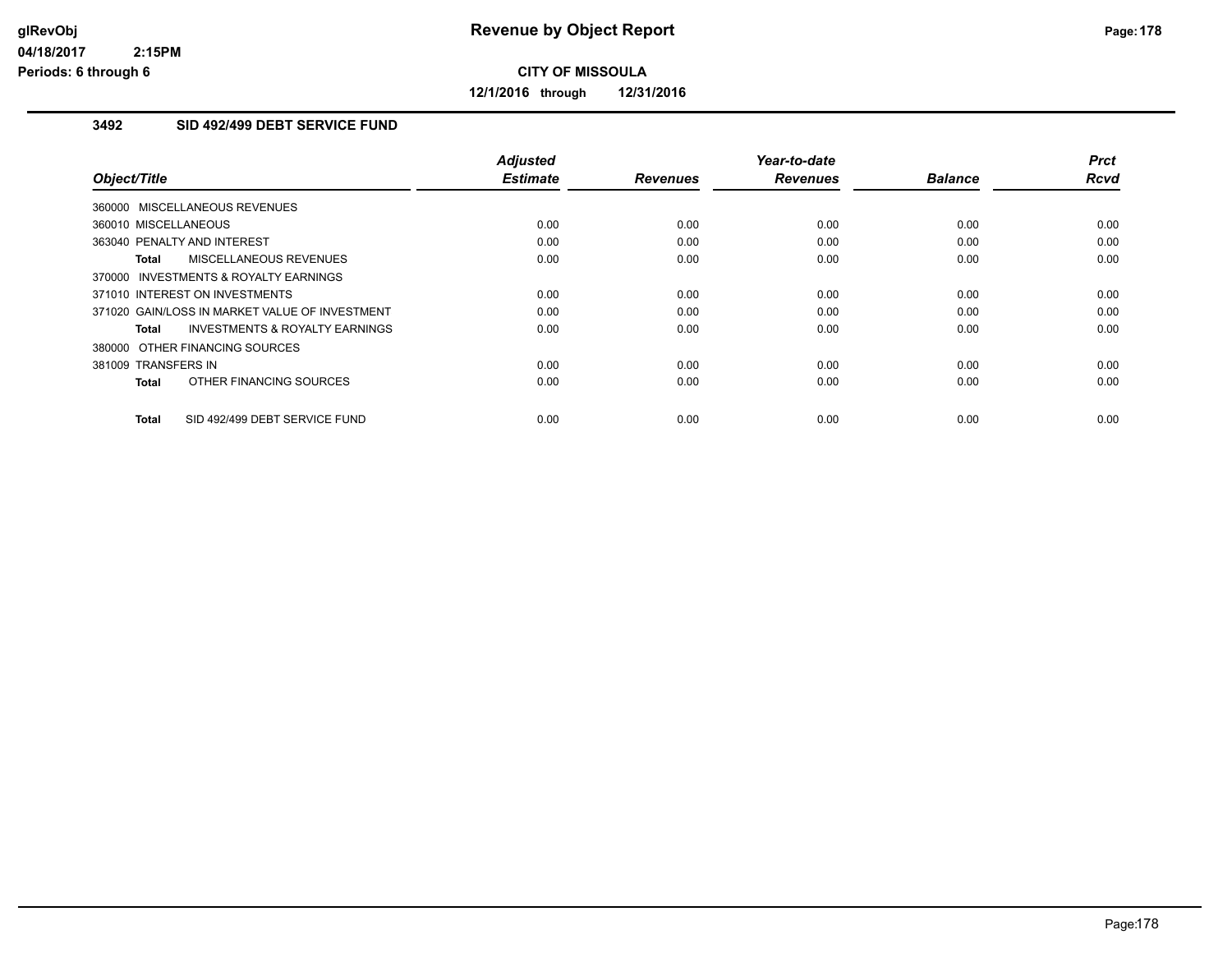# Revenue by Object Report

**CITY OF MISSOULA**

**12/1/2016 through 12/31/2016**

glRevObj
04/18/2017 2:15PM
Periods: 6 through 6

## 3492 SID 492/499 DEBT SERVICE FUND

| Object/Title | Adjusted Estimate | Revenues | Year-to-date Revenues | Balance | Prct Rcvd |
|---|---|---|---|---|---|
| 360000 MISCELLANEOUS REVENUES | | | | | |
| 360010 MISCELLANEOUS | 0.00 | 0.00 | 0.00 | 0.00 | 0.00 |
| 363040 PENALTY AND INTEREST | 0.00 | 0.00 | 0.00 | 0.00 | 0.00 |
| **Total** MISCELLANEOUS REVENUES | 0.00 | 0.00 | 0.00 | 0.00 | 0.00 |
| 370000 INVESTMENTS & ROYALTY EARNINGS | | | | | |
| 371010 INTEREST ON INVESTMENTS | 0.00 | 0.00 | 0.00 | 0.00 | 0.00 |
| 371020 GAIN/LOSS IN MARKET VALUE OF INVESTMENT | 0.00 | 0.00 | 0.00 | 0.00 | 0.00 |
| **Total** INVESTMENTS & ROYALTY EARNINGS | 0.00 | 0.00 | 0.00 | 0.00 | 0.00 |
| 380000 OTHER FINANCING SOURCES | | | | | |
| 381009 TRANSFERS IN | 0.00 | 0.00 | 0.00 | 0.00 | 0.00 |
| **Total** OTHER FINANCING SOURCES | 0.00 | 0.00 | 0.00 | 0.00 | 0.00 |
| **Total** SID 492/499 DEBT SERVICE FUND | 0.00 | 0.00 | 0.00 | 0.00 | 0.00 |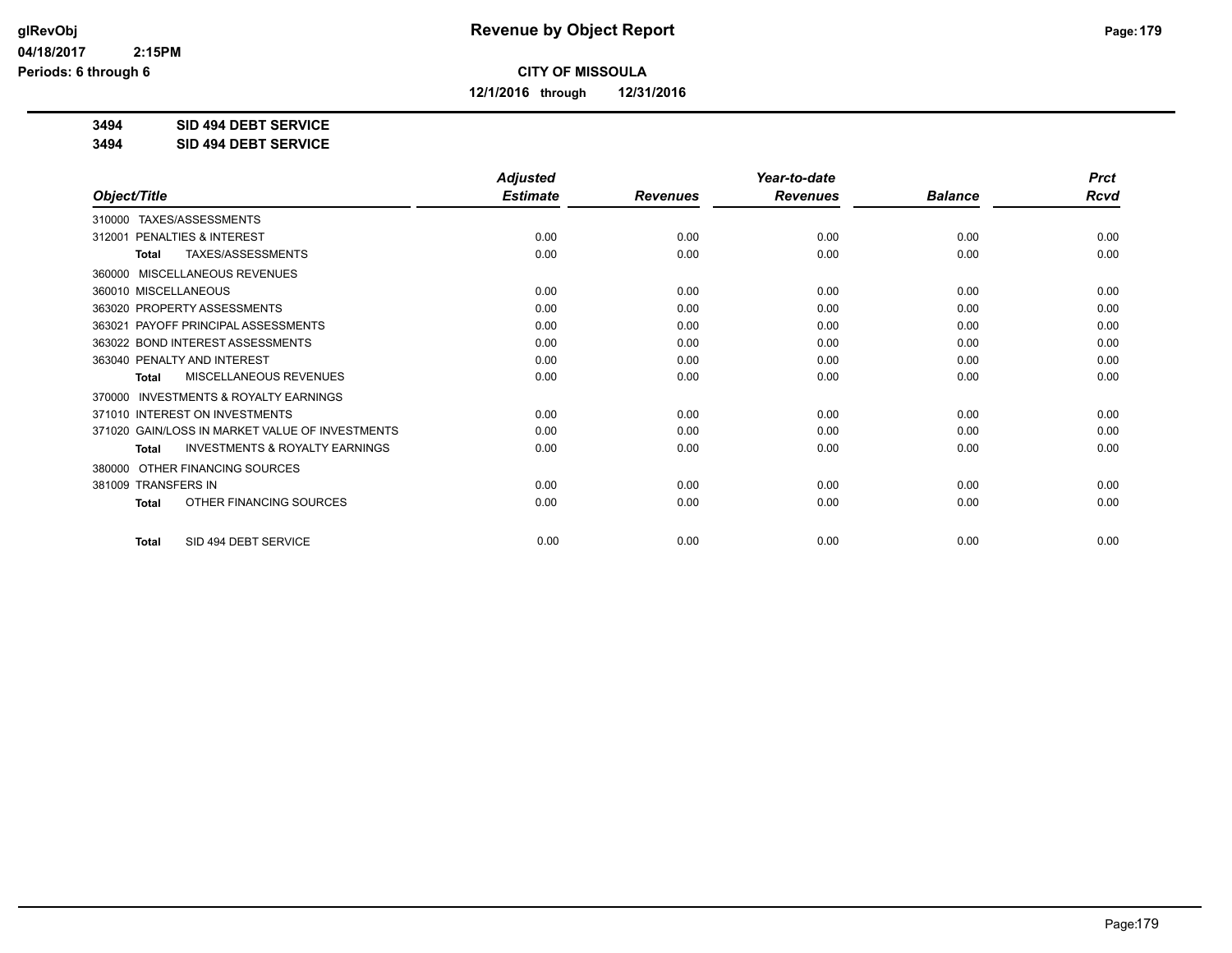glRevObj
04/18/2017 2:15PM
Periods: 6 through 6

# Revenue by Object Report

**CITY OF MISSOULA**

**12/1/2016 through 12/31/2016**

**3494 SID 494 DEBT SERVICE**
**3494 SID 494 DEBT SERVICE**

| Object/Title | Adjusted Estimate | Revenues | Year-to-date Revenues | Balance | Prct Rcvd |
|---|---|---|---|---|---|
| 310000 TAXES/ASSESSMENTS | | | | | |
| 312001 PENALTIES & INTEREST | 0.00 | 0.00 | 0.00 | 0.00 | 0.00 |
| Total TAXES/ASSESSMENTS | 0.00 | 0.00 | 0.00 | 0.00 | 0.00 |
| 360000 MISCELLANEOUS REVENUES | | | | | |
| 360010 MISCELLANEOUS | 0.00 | 0.00 | 0.00 | 0.00 | 0.00 |
| 363020 PROPERTY ASSESSMENTS | 0.00 | 0.00 | 0.00 | 0.00 | 0.00 |
| 363021 PAYOFF PRINCIPAL ASSESSMENTS | 0.00 | 0.00 | 0.00 | 0.00 | 0.00 |
| 363022 BOND INTEREST ASSESSMENTS | 0.00 | 0.00 | 0.00 | 0.00 | 0.00 |
| 363040 PENALTY AND INTEREST | 0.00 | 0.00 | 0.00 | 0.00 | 0.00 |
| Total MISCELLANEOUS REVENUES | 0.00 | 0.00 | 0.00 | 0.00 | 0.00 |
| 370000 INVESTMENTS & ROYALTY EARNINGS | | | | | |
| 371010 INTEREST ON INVESTMENTS | 0.00 | 0.00 | 0.00 | 0.00 | 0.00 |
| 371020 GAIN/LOSS IN MARKET VALUE OF INVESTMENTS | 0.00 | 0.00 | 0.00 | 0.00 | 0.00 |
| Total INVESTMENTS & ROYALTY EARNINGS | 0.00 | 0.00 | 0.00 | 0.00 | 0.00 |
| 380000 OTHER FINANCING SOURCES | | | | | |
| 381009 TRANSFERS IN | 0.00 | 0.00 | 0.00 | 0.00 | 0.00 |
| Total OTHER FINANCING SOURCES | 0.00 | 0.00 | 0.00 | 0.00 | 0.00 |
| Total SID 494 DEBT SERVICE | 0.00 | 0.00 | 0.00 | 0.00 | 0.00 |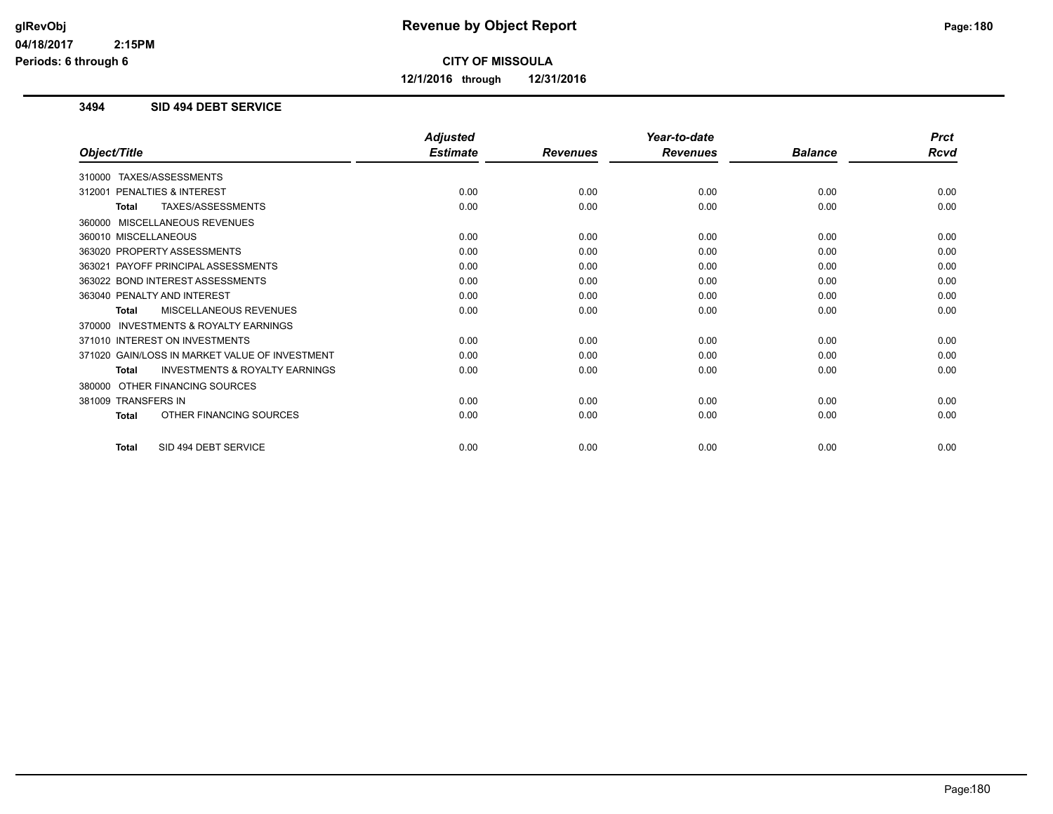# Revenue by Object Report

**CITY OF MISSOULA**

**12/1/2016 through 12/31/2016**

glRevObj
04/18/2017 2:15PM
Periods: 6 through 6

## 3494 SID 494 DEBT SERVICE

| Object/Title | Adjusted Estimate | Revenues | Year-to-date Revenues | Balance | Prct Rcvd |
|---|---|---|---|---|---|
| 310000 TAXES/ASSESSMENTS | | | | | |
| 312001 PENALTIES & INTEREST | 0.00 | 0.00 | 0.00 | 0.00 | 0.00 |
| **Total** TAXES/ASSESSMENTS | 0.00 | 0.00 | 0.00 | 0.00 | 0.00 |
| 360000 MISCELLANEOUS REVENUES | | | | | |
| 360010 MISCELLANEOUS | 0.00 | 0.00 | 0.00 | 0.00 | 0.00 |
| 363020 PROPERTY ASSESSMENTS | 0.00 | 0.00 | 0.00 | 0.00 | 0.00 |
| 363021 PAYOFF PRINCIPAL ASSESSMENTS | 0.00 | 0.00 | 0.00 | 0.00 | 0.00 |
| 363022 BOND INTEREST ASSESSMENTS | 0.00 | 0.00 | 0.00 | 0.00 | 0.00 |
| 363040 PENALTY AND INTEREST | 0.00 | 0.00 | 0.00 | 0.00 | 0.00 |
| **Total** MISCELLANEOUS REVENUES | 0.00 | 0.00 | 0.00 | 0.00 | 0.00 |
| 370000 INVESTMENTS & ROYALTY EARNINGS | | | | | |
| 371010 INTEREST ON INVESTMENTS | 0.00 | 0.00 | 0.00 | 0.00 | 0.00 |
| 371020 GAIN/LOSS IN MARKET VALUE OF INVESTMENT | 0.00 | 0.00 | 0.00 | 0.00 | 0.00 |
| **Total** INVESTMENTS & ROYALTY EARNINGS | 0.00 | 0.00 | 0.00 | 0.00 | 0.00 |
| 380000 OTHER FINANCING SOURCES | | | | | |
| 381009 TRANSFERS IN | 0.00 | 0.00 | 0.00 | 0.00 | 0.00 |
| **Total** OTHER FINANCING SOURCES | 0.00 | 0.00 | 0.00 | 0.00 | 0.00 |
| **Total** SID 494 DEBT SERVICE | 0.00 | 0.00 | 0.00 | 0.00 | 0.00 |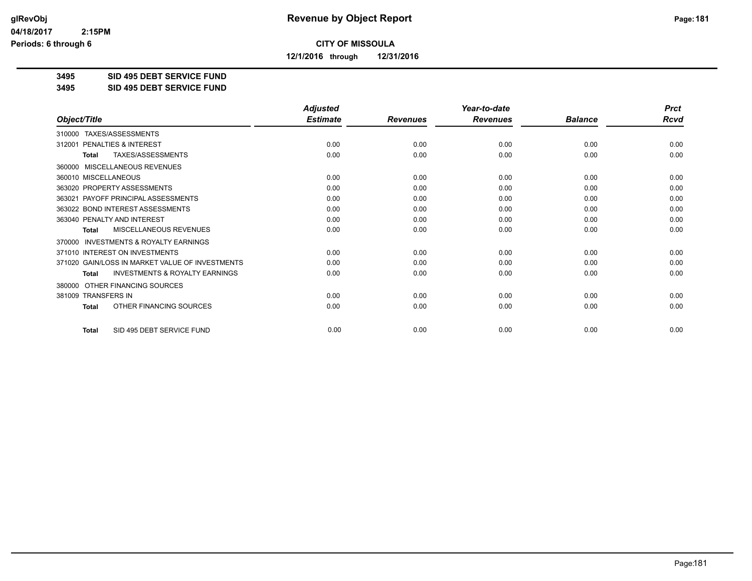# Revenue by Object Report

glRevObj
04/18/2017 2:15PM
Periods: 6 through 6

**CITY OF MISSOULA**

**12/1/2016 through 12/31/2016**

**3495 SID 495 DEBT SERVICE FUND**
**3495 SID 495 DEBT SERVICE FUND**

| Object/Title | Adjusted Estimate | Revenues | Year-to-date Revenues | Balance | Prct Rcvd |
|---|---|---|---|---|---|
| 310000 TAXES/ASSESSMENTS | | | | | |
| 312001 PENALTIES & INTEREST | 0.00 | 0.00 | 0.00 | 0.00 | 0.00 |
| **Total** TAXES/ASSESSMENTS | 0.00 | 0.00 | 0.00 | 0.00 | 0.00 |
| 360000 MISCELLANEOUS REVENUES | | | | | |
| 360010 MISCELLANEOUS | 0.00 | 0.00 | 0.00 | 0.00 | 0.00 |
| 363020 PROPERTY ASSESSMENTS | 0.00 | 0.00 | 0.00 | 0.00 | 0.00 |
| 363021 PAYOFF PRINCIPAL ASSESSMENTS | 0.00 | 0.00 | 0.00 | 0.00 | 0.00 |
| 363022 BOND INTEREST ASSESSMENTS | 0.00 | 0.00 | 0.00 | 0.00 | 0.00 |
| 363040 PENALTY AND INTEREST | 0.00 | 0.00 | 0.00 | 0.00 | 0.00 |
| **Total** MISCELLANEOUS REVENUES | 0.00 | 0.00 | 0.00 | 0.00 | 0.00 |
| 370000 INVESTMENTS & ROYALTY EARNINGS | | | | | |
| 371010 INTEREST ON INVESTMENTS | 0.00 | 0.00 | 0.00 | 0.00 | 0.00 |
| 371020 GAIN/LOSS IN MARKET VALUE OF INVESTMENTS | 0.00 | 0.00 | 0.00 | 0.00 | 0.00 |
| **Total** INVESTMENTS & ROYALTY EARNINGS | 0.00 | 0.00 | 0.00 | 0.00 | 0.00 |
| 380000 OTHER FINANCING SOURCES | | | | | |
| 381009 TRANSFERS IN | 0.00 | 0.00 | 0.00 | 0.00 | 0.00 |
| **Total** OTHER FINANCING SOURCES | 0.00 | 0.00 | 0.00 | 0.00 | 0.00 |
| **Total** SID 495 DEBT SERVICE FUND | 0.00 | 0.00 | 0.00 | 0.00 | 0.00 |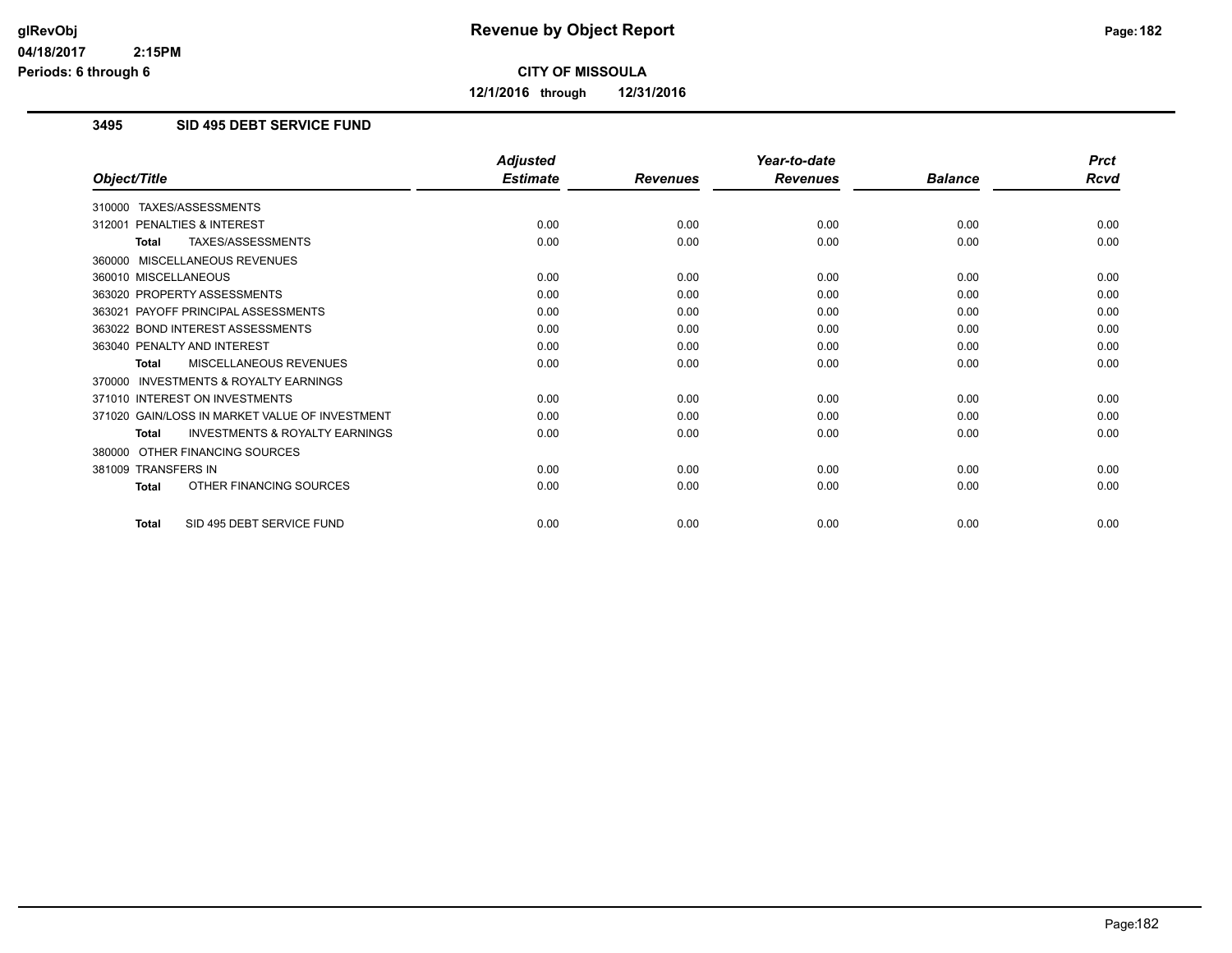# Revenue by Object Report

**CITY OF MISSOULA**

**12/1/2016 through 12/31/2016**

glRevObj
04/18/2017 2:15PM
Periods: 6 through 6

## 3495 SID 495 DEBT SERVICE FUND

| Object/Title | Adjusted Estimate | Revenues | Year-to-date Revenues | Balance | Prct Rcvd |
|---|---|---|---|---|---|
| 310000 TAXES/ASSESSMENTS | | | | | |
| 312001 PENALTIES & INTEREST | 0.00 | 0.00 | 0.00 | 0.00 | 0.00 |
| **Total** TAXES/ASSESSMENTS | 0.00 | 0.00 | 0.00 | 0.00 | 0.00 |
| 360000 MISCELLANEOUS REVENUES | | | | | |
| 360010 MISCELLANEOUS | 0.00 | 0.00 | 0.00 | 0.00 | 0.00 |
| 363020 PROPERTY ASSESSMENTS | 0.00 | 0.00 | 0.00 | 0.00 | 0.00 |
| 363021 PAYOFF PRINCIPAL ASSESSMENTS | 0.00 | 0.00 | 0.00 | 0.00 | 0.00 |
| 363022 BOND INTEREST ASSESSMENTS | 0.00 | 0.00 | 0.00 | 0.00 | 0.00 |
| 363040 PENALTY AND INTEREST | 0.00 | 0.00 | 0.00 | 0.00 | 0.00 |
| **Total** MISCELLANEOUS REVENUES | 0.00 | 0.00 | 0.00 | 0.00 | 0.00 |
| 370000 INVESTMENTS & ROYALTY EARNINGS | | | | | |
| 371010 INTEREST ON INVESTMENTS | 0.00 | 0.00 | 0.00 | 0.00 | 0.00 |
| 371020 GAIN/LOSS IN MARKET VALUE OF INVESTMENT | 0.00 | 0.00 | 0.00 | 0.00 | 0.00 |
| **Total** INVESTMENTS & ROYALTY EARNINGS | 0.00 | 0.00 | 0.00 | 0.00 | 0.00 |
| 380000 OTHER FINANCING SOURCES | | | | | |
| 381009 TRANSFERS IN | 0.00 | 0.00 | 0.00 | 0.00 | 0.00 |
| **Total** OTHER FINANCING SOURCES | 0.00 | 0.00 | 0.00 | 0.00 | 0.00 |
| **Total** SID 495 DEBT SERVICE FUND | 0.00 | 0.00 | 0.00 | 0.00 | 0.00 |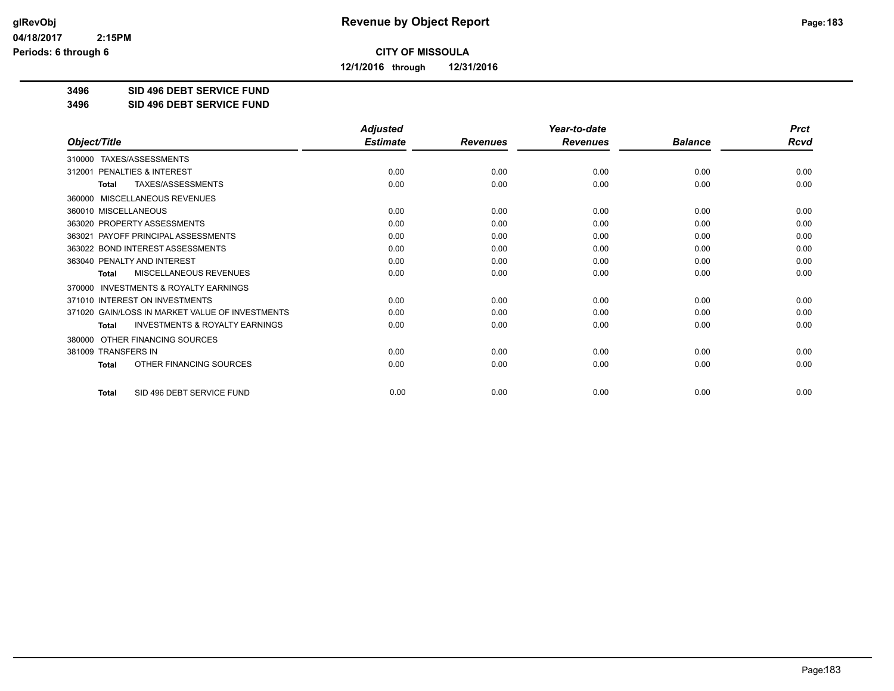# Revenue by Object Report

**CITY OF MISSOULA**

**12/1/2016 through 12/31/2016**

glRevObj
04/18/2017 2:15PM
Periods: 6 through 6

**3496 SID 496 DEBT SERVICE FUND**
**3496 SID 496 DEBT SERVICE FUND**

| Object/Title | Adjusted Estimate | Revenues | Year-to-date Revenues | Balance | Prct Rcvd |
|---|---|---|---|---|---|
| 310000 TAXES/ASSESSMENTS | | | | | |
| 312001 PENALTIES & INTEREST | 0.00 | 0.00 | 0.00 | 0.00 | 0.00 |
| **Total** TAXES/ASSESSMENTS | 0.00 | 0.00 | 0.00 | 0.00 | 0.00 |
| 360000 MISCELLANEOUS REVENUES | | | | | |
| 360010 MISCELLANEOUS | 0.00 | 0.00 | 0.00 | 0.00 | 0.00 |
| 363020 PROPERTY ASSESSMENTS | 0.00 | 0.00 | 0.00 | 0.00 | 0.00 |
| 363021 PAYOFF PRINCIPAL ASSESSMENTS | 0.00 | 0.00 | 0.00 | 0.00 | 0.00 |
| 363022 BOND INTEREST ASSESSMENTS | 0.00 | 0.00 | 0.00 | 0.00 | 0.00 |
| 363040 PENALTY AND INTEREST | 0.00 | 0.00 | 0.00 | 0.00 | 0.00 |
| **Total** MISCELLANEOUS REVENUES | 0.00 | 0.00 | 0.00 | 0.00 | 0.00 |
| 370000 INVESTMENTS & ROYALTY EARNINGS | | | | | |
| 371010 INTEREST ON INVESTMENTS | 0.00 | 0.00 | 0.00 | 0.00 | 0.00 |
| 371020 GAIN/LOSS IN MARKET VALUE OF INVESTMENTS | 0.00 | 0.00 | 0.00 | 0.00 | 0.00 |
| **Total** INVESTMENTS & ROYALTY EARNINGS | 0.00 | 0.00 | 0.00 | 0.00 | 0.00 |
| 380000 OTHER FINANCING SOURCES | | | | | |
| 381009 TRANSFERS IN | 0.00 | 0.00 | 0.00 | 0.00 | 0.00 |
| **Total** OTHER FINANCING SOURCES | 0.00 | 0.00 | 0.00 | 0.00 | 0.00 |
| **Total** SID 496 DEBT SERVICE FUND | 0.00 | 0.00 | 0.00 | 0.00 | 0.00 |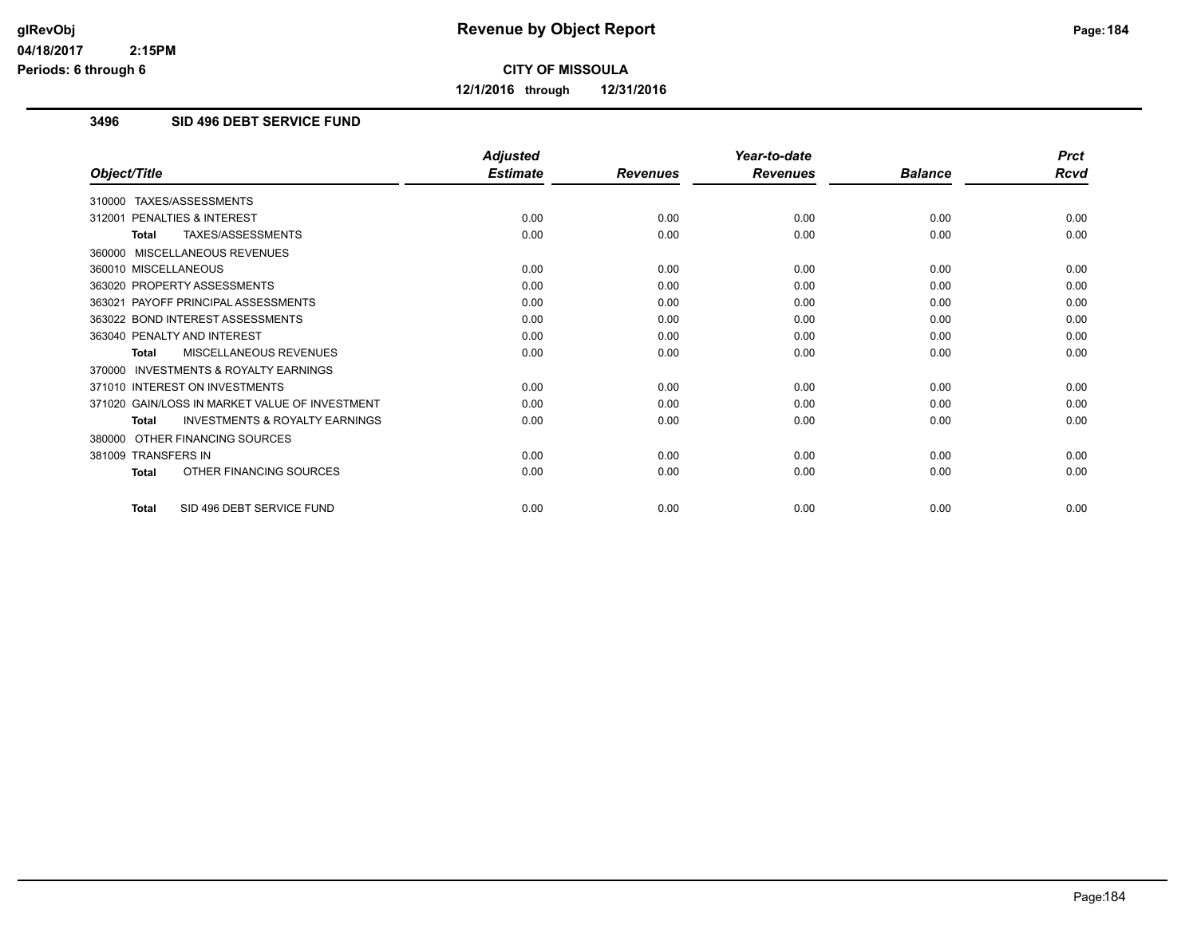# Revenue by Object Report

**CITY OF MISSOULA**

**12/1/2016 through 12/31/2016**

glRevObj
04/18/2017 2:15PM
Periods: 6 through 6

## 3496 SID 496 DEBT SERVICE FUND

| Object/Title | Adjusted Estimate | Revenues | Year-to-date Revenues | Balance | Prct Rcvd |
|---|---|---|---|---|---|
| 310000 TAXES/ASSESSMENTS | | | | | |
| 312001 PENALTIES & INTEREST | 0.00 | 0.00 | 0.00 | 0.00 | 0.00 |
| **Total** TAXES/ASSESSMENTS | 0.00 | 0.00 | 0.00 | 0.00 | 0.00 |
| 360000 MISCELLANEOUS REVENUES | | | | | |
| 360010 MISCELLANEOUS | 0.00 | 0.00 | 0.00 | 0.00 | 0.00 |
| 363020 PROPERTY ASSESSMENTS | 0.00 | 0.00 | 0.00 | 0.00 | 0.00 |
| 363021 PAYOFF PRINCIPAL ASSESSMENTS | 0.00 | 0.00 | 0.00 | 0.00 | 0.00 |
| 363022 BOND INTEREST ASSESSMENTS | 0.00 | 0.00 | 0.00 | 0.00 | 0.00 |
| 363040 PENALTY AND INTEREST | 0.00 | 0.00 | 0.00 | 0.00 | 0.00 |
| **Total** MISCELLANEOUS REVENUES | 0.00 | 0.00 | 0.00 | 0.00 | 0.00 |
| 370000 INVESTMENTS & ROYALTY EARNINGS | | | | | |
| 371010 INTEREST ON INVESTMENTS | 0.00 | 0.00 | 0.00 | 0.00 | 0.00 |
| 371020 GAIN/LOSS IN MARKET VALUE OF INVESTMENT | 0.00 | 0.00 | 0.00 | 0.00 | 0.00 |
| **Total** INVESTMENTS & ROYALTY EARNINGS | 0.00 | 0.00 | 0.00 | 0.00 | 0.00 |
| 380000 OTHER FINANCING SOURCES | | | | | |
| 381009 TRANSFERS IN | 0.00 | 0.00 | 0.00 | 0.00 | 0.00 |
| **Total** OTHER FINANCING SOURCES | 0.00 | 0.00 | 0.00 | 0.00 | 0.00 |
| **Total** SID 496 DEBT SERVICE FUND | 0.00 | 0.00 | 0.00 | 0.00 | 0.00 |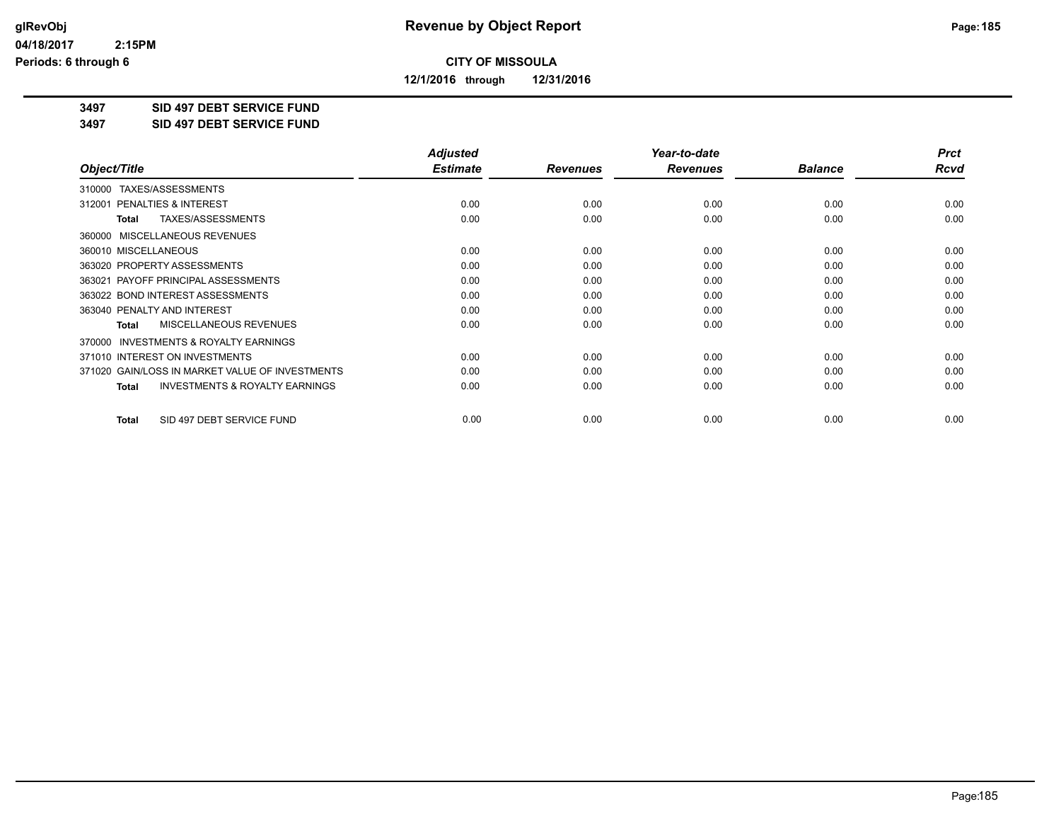**Revenue by Object Report**

**CITY OF MISSOULA**

**12/1/2016 through 12/31/2016**

glRevObj
04/18/2017 2:15PM
Periods: 6 through 6

**3497 SID 497 DEBT SERVICE FUND**
**3497 SID 497 DEBT SERVICE FUND**

| Object/Title | Adjusted Estimate | Revenues | Year-to-date Revenues | Balance | Prct Rcvd |
|---|---|---|---|---|---|
| 310000 TAXES/ASSESSMENTS | | | | | |
| 312001 PENALTIES & INTEREST | 0.00 | 0.00 | 0.00 | 0.00 | 0.00 |
| **Total** TAXES/ASSESSMENTS | 0.00 | 0.00 | 0.00 | 0.00 | 0.00 |
| 360000 MISCELLANEOUS REVENUES | | | | | |
| 360010 MISCELLANEOUS | 0.00 | 0.00 | 0.00 | 0.00 | 0.00 |
| 363020 PROPERTY ASSESSMENTS | 0.00 | 0.00 | 0.00 | 0.00 | 0.00 |
| 363021 PAYOFF PRINCIPAL ASSESSMENTS | 0.00 | 0.00 | 0.00 | 0.00 | 0.00 |
| 363022 BOND INTEREST ASSESSMENTS | 0.00 | 0.00 | 0.00 | 0.00 | 0.00 |
| 363040 PENALTY AND INTEREST | 0.00 | 0.00 | 0.00 | 0.00 | 0.00 |
| **Total** MISCELLANEOUS REVENUES | 0.00 | 0.00 | 0.00 | 0.00 | 0.00 |
| 370000 INVESTMENTS & ROYALTY EARNINGS | | | | | |
| 371010 INTEREST ON INVESTMENTS | 0.00 | 0.00 | 0.00 | 0.00 | 0.00 |
| 371020 GAIN/LOSS IN MARKET VALUE OF INVESTMENTS | 0.00 | 0.00 | 0.00 | 0.00 | 0.00 |
| **Total** INVESTMENTS & ROYALTY EARNINGS | 0.00 | 0.00 | 0.00 | 0.00 | 0.00 |
| **Total** SID 497 DEBT SERVICE FUND | 0.00 | 0.00 | 0.00 | 0.00 | 0.00 |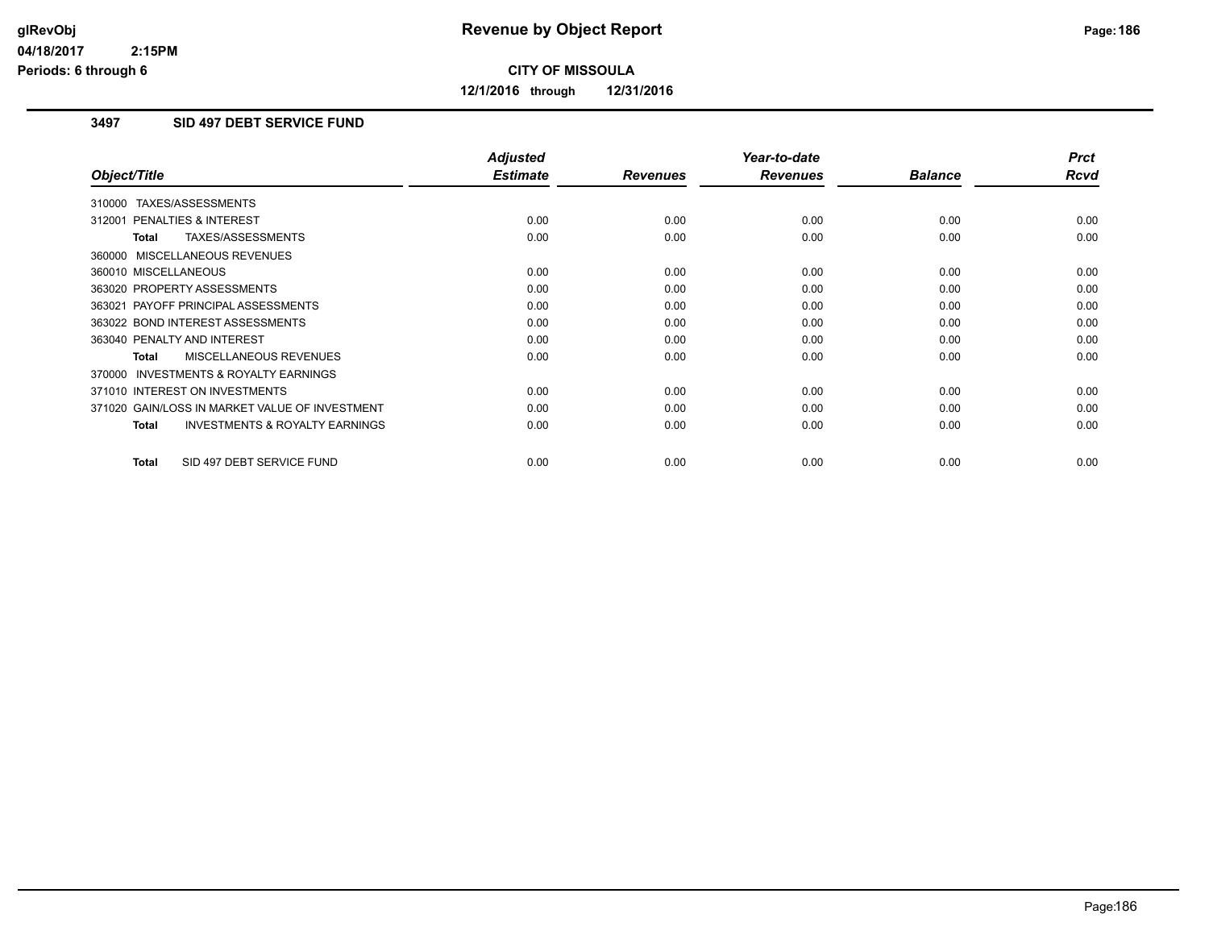**glRevObj**
**04/18/2017 2:15PM**
**Periods: 6 through 6**

# Revenue by Object Report

**CITY OF MISSOULA**

**12/1/2016 through 12/31/2016**

## 3497 SID 497 DEBT SERVICE FUND

| Object/Title | Adjusted Estimate | Revenues | Year-to-date Revenues | Balance | Prct Rcvd |
|---|---|---|---|---|---|
| 310000 TAXES/ASSESSMENTS | | | | | |
| 312001 PENALTIES & INTEREST | 0.00 | 0.00 | 0.00 | 0.00 | 0.00 |
| **Total** TAXES/ASSESSMENTS | 0.00 | 0.00 | 0.00 | 0.00 | 0.00 |
| 360000 MISCELLANEOUS REVENUES | | | | | |
| 360010 MISCELLANEOUS | 0.00 | 0.00 | 0.00 | 0.00 | 0.00 |
| 363020 PROPERTY ASSESSMENTS | 0.00 | 0.00 | 0.00 | 0.00 | 0.00 |
| 363021 PAYOFF PRINCIPAL ASSESSMENTS | 0.00 | 0.00 | 0.00 | 0.00 | 0.00 |
| 363022 BOND INTEREST ASSESSMENTS | 0.00 | 0.00 | 0.00 | 0.00 | 0.00 |
| 363040 PENALTY AND INTEREST | 0.00 | 0.00 | 0.00 | 0.00 | 0.00 |
| **Total** MISCELLANEOUS REVENUES | 0.00 | 0.00 | 0.00 | 0.00 | 0.00 |
| 370000 INVESTMENTS & ROYALTY EARNINGS | | | | | |
| 371010 INTEREST ON INVESTMENTS | 0.00 | 0.00 | 0.00 | 0.00 | 0.00 |
| 371020 GAIN/LOSS IN MARKET VALUE OF INVESTMENT | 0.00 | 0.00 | 0.00 | 0.00 | 0.00 |
| **Total** INVESTMENTS & ROYALTY EARNINGS | 0.00 | 0.00 | 0.00 | 0.00 | 0.00 |
| **Total** SID 497 DEBT SERVICE FUND | 0.00 | 0.00 | 0.00 | 0.00 | 0.00 |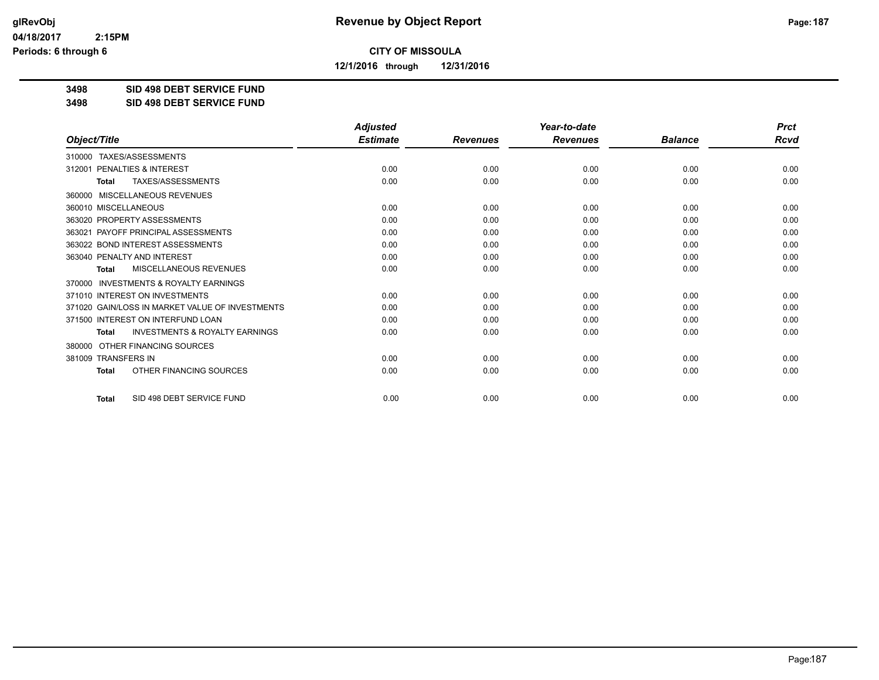# CITY OF MISSOULA

**12/1/2016 through 12/31/2016**

## 3498 SID 498 DEBT SERVICE FUND

## 3498 SID 498 DEBT SERVICE FUND

| Object/Title | Adjusted Estimate | Revenues | Year-to-date Revenues | Balance | Prct Rcvd |
|---|---|---|---|---|---|
| 310000 TAXES/ASSESSMENTS | | | | | |
| 312001 PENALTIES & INTEREST | 0.00 | 0.00 | 0.00 | 0.00 | 0.00 |
| **Total** TAXES/ASSESSMENTS | 0.00 | 0.00 | 0.00 | 0.00 | 0.00 |
| 360000 MISCELLANEOUS REVENUES | | | | | |
| 360010 MISCELLANEOUS | 0.00 | 0.00 | 0.00 | 0.00 | 0.00 |
| 363020 PROPERTY ASSESSMENTS | 0.00 | 0.00 | 0.00 | 0.00 | 0.00 |
| 363021 PAYOFF PRINCIPAL ASSESSMENTS | 0.00 | 0.00 | 0.00 | 0.00 | 0.00 |
| 363022 BOND INTEREST ASSESSMENTS | 0.00 | 0.00 | 0.00 | 0.00 | 0.00 |
| 363040 PENALTY AND INTEREST | 0.00 | 0.00 | 0.00 | 0.00 | 0.00 |
| **Total** MISCELLANEOUS REVENUES | 0.00 | 0.00 | 0.00 | 0.00 | 0.00 |
| 370000 INVESTMENTS & ROYALTY EARNINGS | | | | | |
| 371010 INTEREST ON INVESTMENTS | 0.00 | 0.00 | 0.00 | 0.00 | 0.00 |
| 371020 GAIN/LOSS IN MARKET VALUE OF INVESTMENTS | 0.00 | 0.00 | 0.00 | 0.00 | 0.00 |
| 371500 INTEREST ON INTERFUND LOAN | 0.00 | 0.00 | 0.00 | 0.00 | 0.00 |
| **Total** INVESTMENTS & ROYALTY EARNINGS | 0.00 | 0.00 | 0.00 | 0.00 | 0.00 |
| 380000 OTHER FINANCING SOURCES | | | | | |
| 381009 TRANSFERS IN | 0.00 | 0.00 | 0.00 | 0.00 | 0.00 |
| **Total** OTHER FINANCING SOURCES | 0.00 | 0.00 | 0.00 | 0.00 | 0.00 |
| **Total** SID 498 DEBT SERVICE FUND | 0.00 | 0.00 | 0.00 | 0.00 | 0.00 |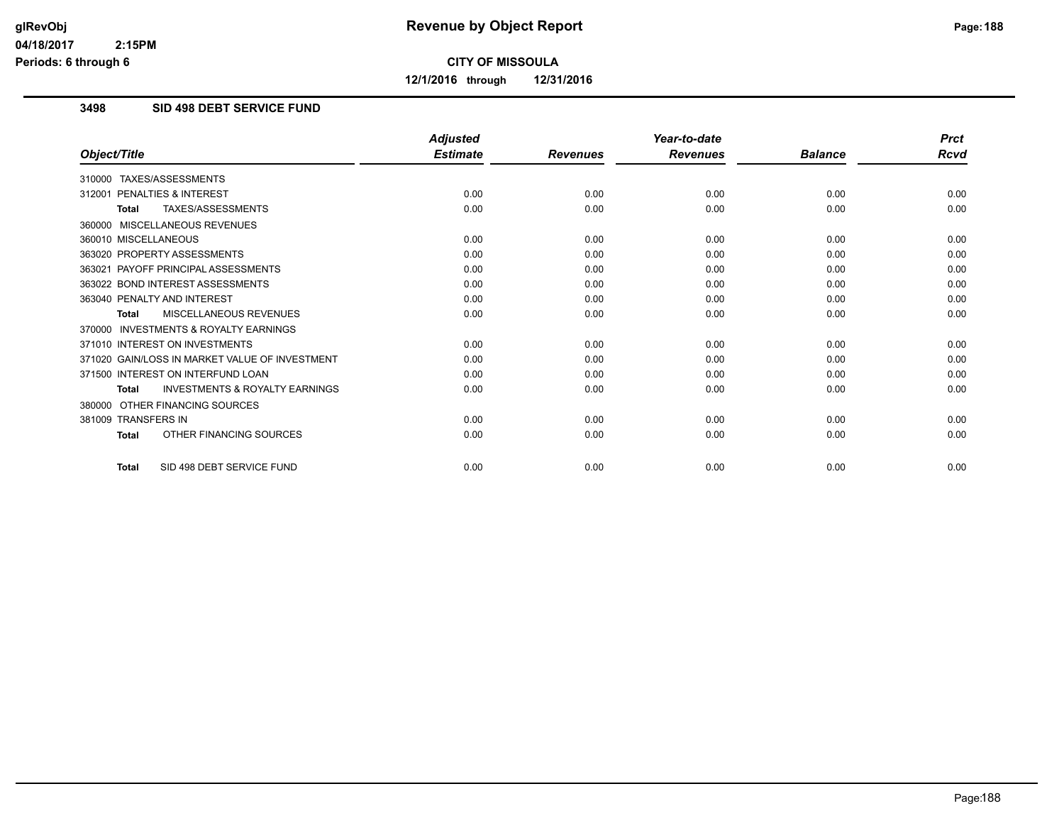# Revenue by Object Report

**CITY OF MISSOULA**

**12/1/2016 through 12/31/2016**

glRevObj
04/18/2017 2:15PM
Periods: 6 through 6

## 3498 SID 498 DEBT SERVICE FUND

| Object/Title | Adjusted Estimate | Revenues | Year-to-date Revenues | Balance | Prct Rcvd |
|---|---|---|---|---|---|
| 310000 TAXES/ASSESSMENTS | | | | | |
| 312001 PENALTIES & INTEREST | 0.00 | 0.00 | 0.00 | 0.00 | 0.00 |
| **Total** TAXES/ASSESSMENTS | 0.00 | 0.00 | 0.00 | 0.00 | 0.00 |
| 360000 MISCELLANEOUS REVENUES | | | | | |
| 360010 MISCELLANEOUS | 0.00 | 0.00 | 0.00 | 0.00 | 0.00 |
| 363020 PROPERTY ASSESSMENTS | 0.00 | 0.00 | 0.00 | 0.00 | 0.00 |
| 363021 PAYOFF PRINCIPAL ASSESSMENTS | 0.00 | 0.00 | 0.00 | 0.00 | 0.00 |
| 363022 BOND INTEREST ASSESSMENTS | 0.00 | 0.00 | 0.00 | 0.00 | 0.00 |
| 363040 PENALTY AND INTEREST | 0.00 | 0.00 | 0.00 | 0.00 | 0.00 |
| **Total** MISCELLANEOUS REVENUES | 0.00 | 0.00 | 0.00 | 0.00 | 0.00 |
| 370000 INVESTMENTS & ROYALTY EARNINGS | | | | | |
| 371010 INTEREST ON INVESTMENTS | 0.00 | 0.00 | 0.00 | 0.00 | 0.00 |
| 371020 GAIN/LOSS IN MARKET VALUE OF INVESTMENT | 0.00 | 0.00 | 0.00 | 0.00 | 0.00 |
| 371500 INTEREST ON INTERFUND LOAN | 0.00 | 0.00 | 0.00 | 0.00 | 0.00 |
| **Total** INVESTMENTS & ROYALTY EARNINGS | 0.00 | 0.00 | 0.00 | 0.00 | 0.00 |
| 380000 OTHER FINANCING SOURCES | | | | | |
| 381009 TRANSFERS IN | 0.00 | 0.00 | 0.00 | 0.00 | 0.00 |
| **Total** OTHER FINANCING SOURCES | 0.00 | 0.00 | 0.00 | 0.00 | 0.00 |
| **Total** SID 498 DEBT SERVICE FUND | 0.00 | 0.00 | 0.00 | 0.00 | 0.00 |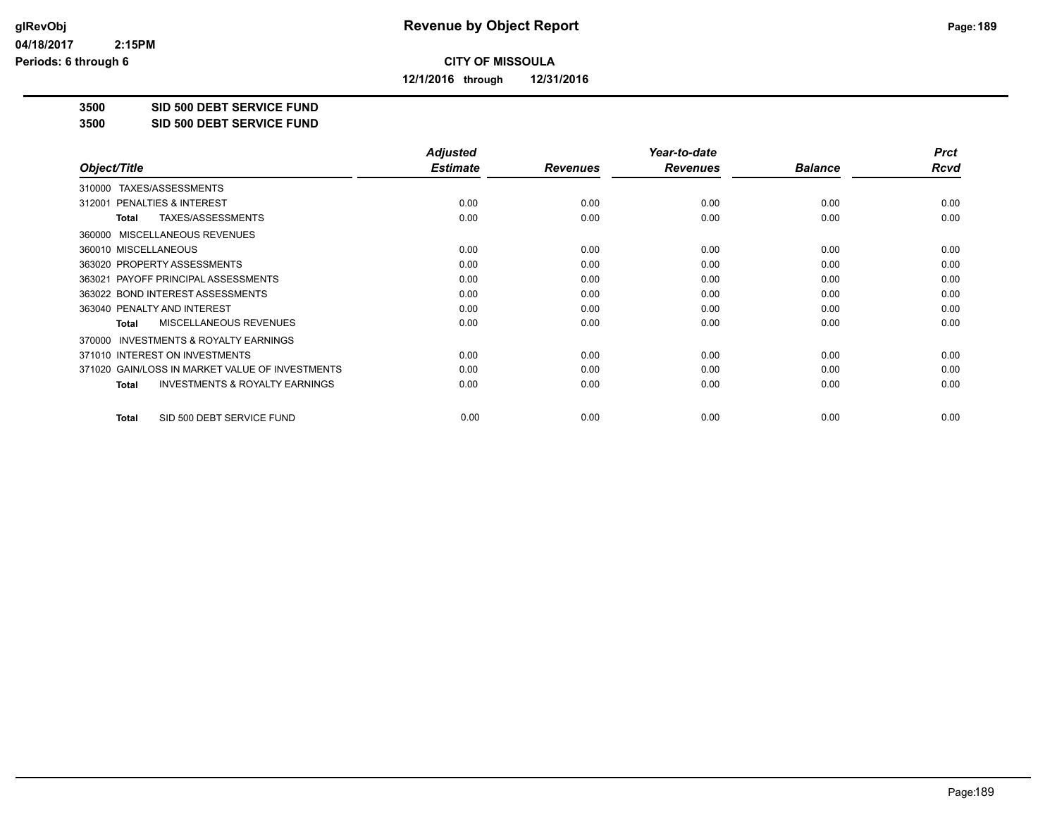**CITY OF MISSOULA**

**12/1/2016 through 12/31/2016**

**3500 SID 500 DEBT SERVICE FUND**

**3500 SID 500 DEBT SERVICE FUND**

| Object/Title | Adjusted Estimate | Revenues | Year-to-date Revenues | Balance | Prct Rcvd |
|---|---|---|---|---|---|
| 310000 TAXES/ASSESSMENTS | | | | | |
| 312001 PENALTIES & INTEREST | 0.00 | 0.00 | 0.00 | 0.00 | 0.00 |
| **Total** TAXES/ASSESSMENTS | 0.00 | 0.00 | 0.00 | 0.00 | 0.00 |
| 360000 MISCELLANEOUS REVENUES | | | | | |
| 360010 MISCELLANEOUS | 0.00 | 0.00 | 0.00 | 0.00 | 0.00 |
| 363020 PROPERTY ASSESSMENTS | 0.00 | 0.00 | 0.00 | 0.00 | 0.00 |
| 363021 PAYOFF PRINCIPAL ASSESSMENTS | 0.00 | 0.00 | 0.00 | 0.00 | 0.00 |
| 363022 BOND INTEREST ASSESSMENTS | 0.00 | 0.00 | 0.00 | 0.00 | 0.00 |
| 363040 PENALTY AND INTEREST | 0.00 | 0.00 | 0.00 | 0.00 | 0.00 |
| **Total** MISCELLANEOUS REVENUES | 0.00 | 0.00 | 0.00 | 0.00 | 0.00 |
| 370000 INVESTMENTS & ROYALTY EARNINGS | | | | | |
| 371010 INTEREST ON INVESTMENTS | 0.00 | 0.00 | 0.00 | 0.00 | 0.00 |
| 371020 GAIN/LOSS IN MARKET VALUE OF INVESTMENTS | 0.00 | 0.00 | 0.00 | 0.00 | 0.00 |
| **Total** INVESTMENTS & ROYALTY EARNINGS | 0.00 | 0.00 | 0.00 | 0.00 | 0.00 |
| **Total** SID 500 DEBT SERVICE FUND | 0.00 | 0.00 | 0.00 | 0.00 | 0.00 |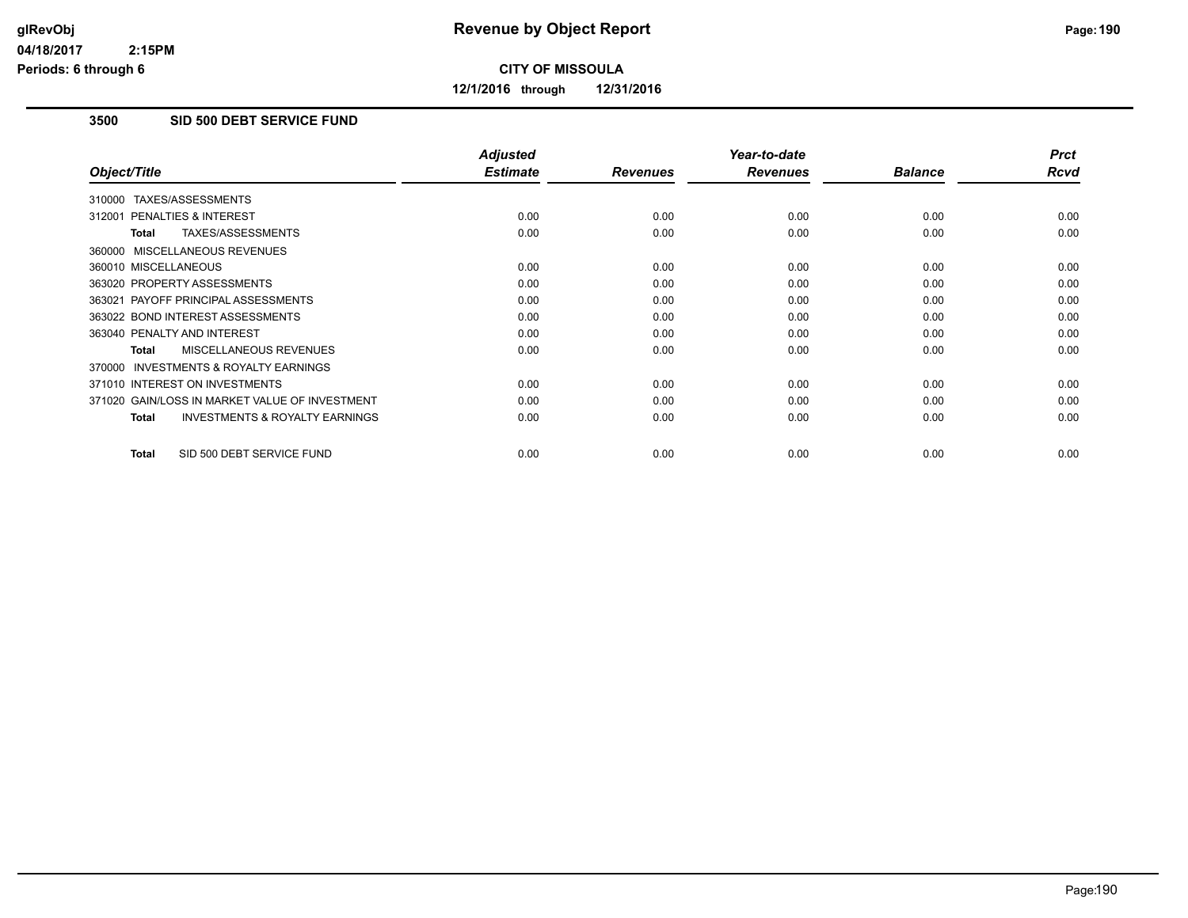# Revenue by Object Report

**CITY OF MISSOULA**

**12/1/2016 through 12/31/2016**

glRevObj
04/18/2017 2:15PM
Periods: 6 through 6

## 3500 SID 500 DEBT SERVICE FUND

| Object/Title | Adjusted Estimate | Revenues | Year-to-date Revenues | Balance | Prct Rcvd |
|---|---|---|---|---|---|
| 310000 TAXES/ASSESSMENTS | | | | | |
| 312001 PENALTIES & INTEREST | 0.00 | 0.00 | 0.00 | 0.00 | 0.00 |
| **Total** TAXES/ASSESSMENTS | 0.00 | 0.00 | 0.00 | 0.00 | 0.00 |
| 360000 MISCELLANEOUS REVENUES | | | | | |
| 360010 MISCELLANEOUS | 0.00 | 0.00 | 0.00 | 0.00 | 0.00 |
| 363020 PROPERTY ASSESSMENTS | 0.00 | 0.00 | 0.00 | 0.00 | 0.00 |
| 363021 PAYOFF PRINCIPAL ASSESSMENTS | 0.00 | 0.00 | 0.00 | 0.00 | 0.00 |
| 363022 BOND INTEREST ASSESSMENTS | 0.00 | 0.00 | 0.00 | 0.00 | 0.00 |
| 363040 PENALTY AND INTEREST | 0.00 | 0.00 | 0.00 | 0.00 | 0.00 |
| **Total** MISCELLANEOUS REVENUES | 0.00 | 0.00 | 0.00 | 0.00 | 0.00 |
| 370000 INVESTMENTS & ROYALTY EARNINGS | | | | | |
| 371010 INTEREST ON INVESTMENTS | 0.00 | 0.00 | 0.00 | 0.00 | 0.00 |
| 371020 GAIN/LOSS IN MARKET VALUE OF INVESTMENT | 0.00 | 0.00 | 0.00 | 0.00 | 0.00 |
| **Total** INVESTMENTS & ROYALTY EARNINGS | 0.00 | 0.00 | 0.00 | 0.00 | 0.00 |
| **Total** SID 500 DEBT SERVICE FUND | 0.00 | 0.00 | 0.00 | 0.00 | 0.00 |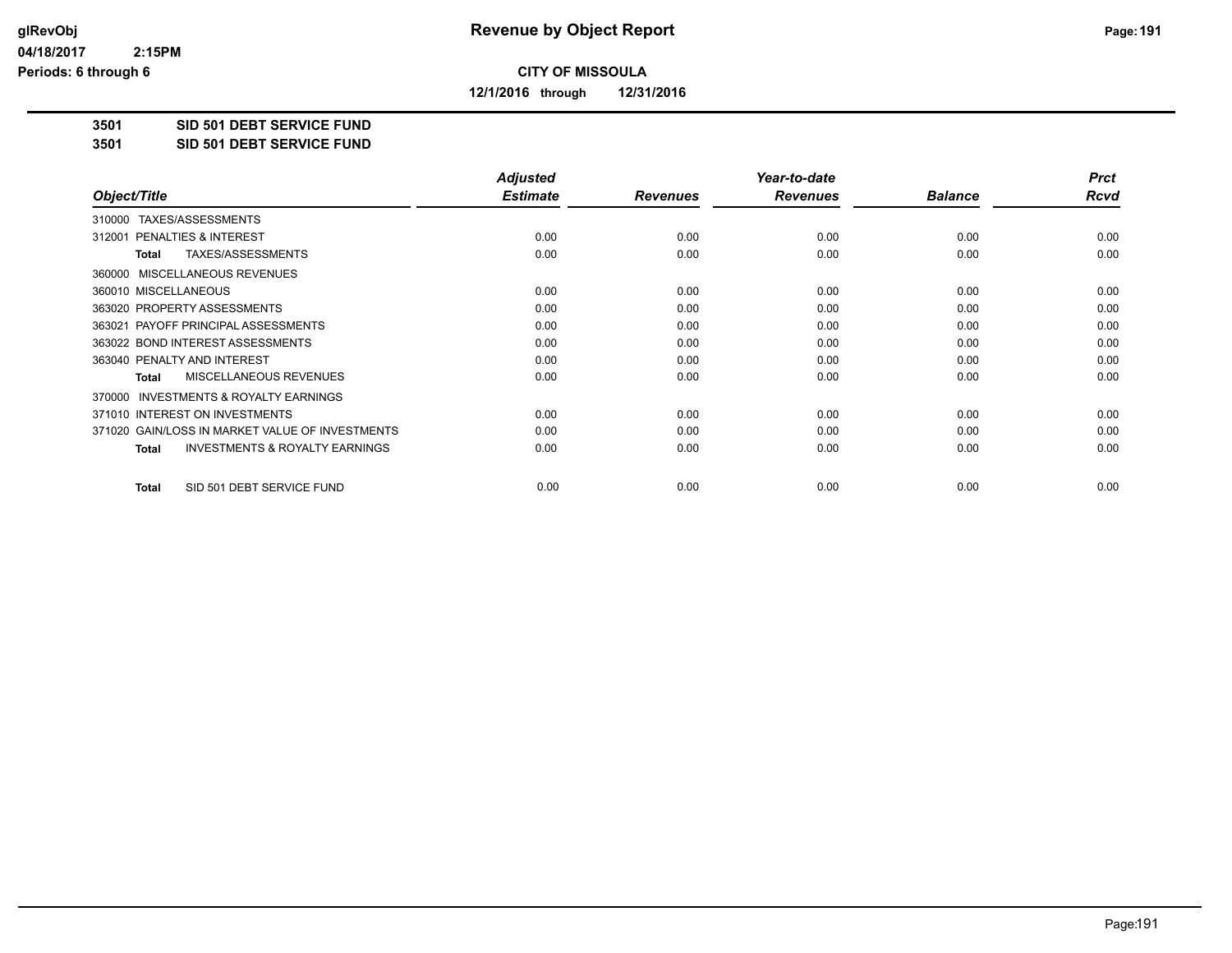**Revenue by Object Report**

**CITY OF MISSOULA**

**12/1/2016 through 12/31/2016**

glRevObj
04/18/2017 2:15PM
Periods: 6 through 6

**3501 SID 501 DEBT SERVICE FUND**
**3501 SID 501 DEBT SERVICE FUND**

| Object/Title | Adjusted Estimate | Revenues | Year-to-date Revenues | Balance | Prct Rcvd |
|---|---|---|---|---|---|
| 310000 TAXES/ASSESSMENTS | | | | | |
| 312001 PENALTIES & INTEREST | 0.00 | 0.00 | 0.00 | 0.00 | 0.00 |
| **Total** TAXES/ASSESSMENTS | 0.00 | 0.00 | 0.00 | 0.00 | 0.00 |
| 360000 MISCELLANEOUS REVENUES | | | | | |
| 360010 MISCELLANEOUS | 0.00 | 0.00 | 0.00 | 0.00 | 0.00 |
| 363020 PROPERTY ASSESSMENTS | 0.00 | 0.00 | 0.00 | 0.00 | 0.00 |
| 363021 PAYOFF PRINCIPAL ASSESSMENTS | 0.00 | 0.00 | 0.00 | 0.00 | 0.00 |
| 363022 BOND INTEREST ASSESSMENTS | 0.00 | 0.00 | 0.00 | 0.00 | 0.00 |
| 363040 PENALTY AND INTEREST | 0.00 | 0.00 | 0.00 | 0.00 | 0.00 |
| **Total** MISCELLANEOUS REVENUES | 0.00 | 0.00 | 0.00 | 0.00 | 0.00 |
| 370000 INVESTMENTS & ROYALTY EARNINGS | | | | | |
| 371010 INTEREST ON INVESTMENTS | 0.00 | 0.00 | 0.00 | 0.00 | 0.00 |
| 371020 GAIN/LOSS IN MARKET VALUE OF INVESTMENTS | 0.00 | 0.00 | 0.00 | 0.00 | 0.00 |
| **Total** INVESTMENTS & ROYALTY EARNINGS | 0.00 | 0.00 | 0.00 | 0.00 | 0.00 |
| **Total** SID 501 DEBT SERVICE FUND | 0.00 | 0.00 | 0.00 | 0.00 | 0.00 |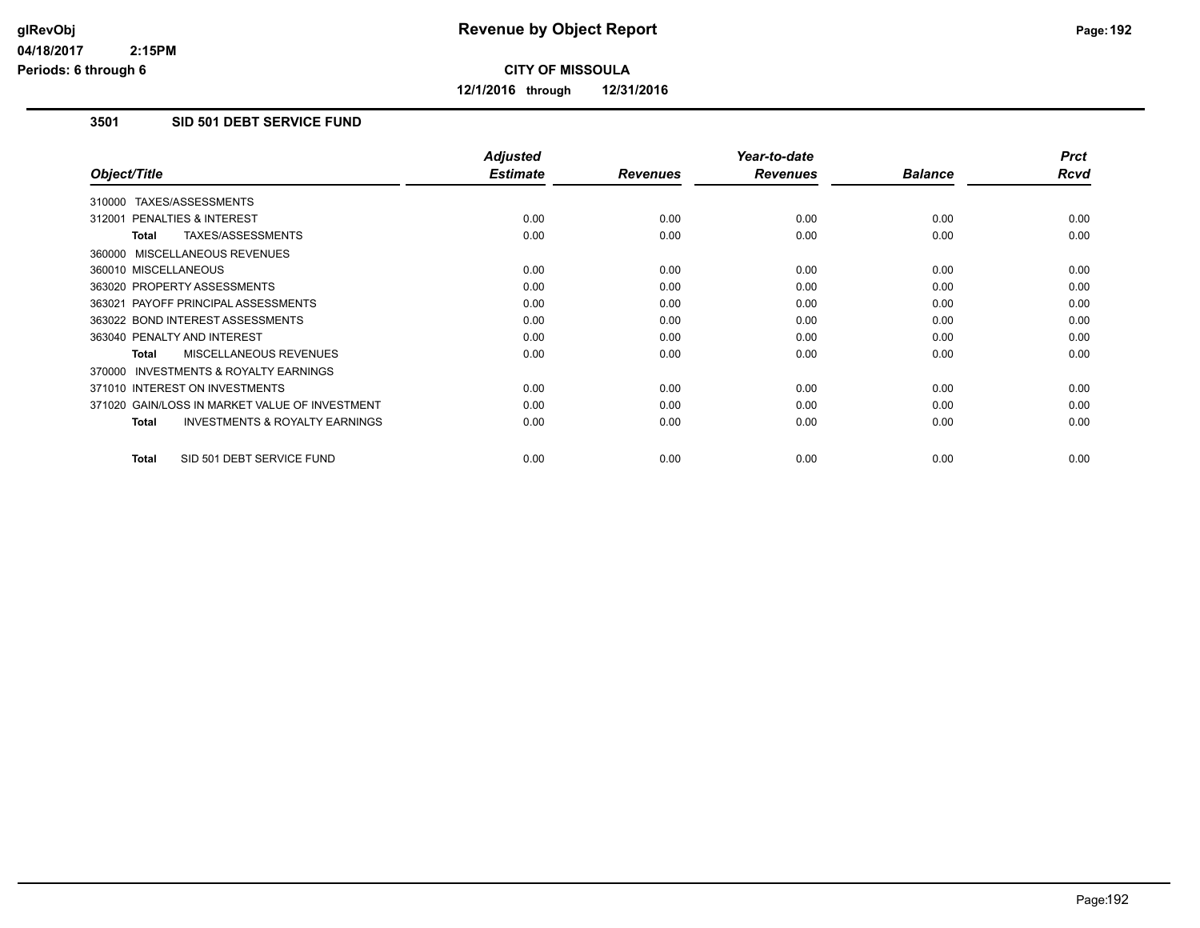**Revenue by Object Report**

**CITY OF MISSOULA**

**12/1/2016 through 12/31/2016**

glRevObj
04/18/2017 2:15PM
Periods: 6 through 6

## 3501 SID 501 DEBT SERVICE FUND

| Object/Title | Adjusted Estimate | Revenues | Year-to-date Revenues | Balance | Prct Rcvd |
|---|---|---|---|---|---|
| 310000 TAXES/ASSESSMENTS | | | | | |
| 312001 PENALTIES & INTEREST | 0.00 | 0.00 | 0.00 | 0.00 | 0.00 |
| **Total** TAXES/ASSESSMENTS | 0.00 | 0.00 | 0.00 | 0.00 | 0.00 |
| 360000 MISCELLANEOUS REVENUES | | | | | |
| 360010 MISCELLANEOUS | 0.00 | 0.00 | 0.00 | 0.00 | 0.00 |
| 363020 PROPERTY ASSESSMENTS | 0.00 | 0.00 | 0.00 | 0.00 | 0.00 |
| 363021 PAYOFF PRINCIPAL ASSESSMENTS | 0.00 | 0.00 | 0.00 | 0.00 | 0.00 |
| 363022 BOND INTEREST ASSESSMENTS | 0.00 | 0.00 | 0.00 | 0.00 | 0.00 |
| 363040 PENALTY AND INTEREST | 0.00 | 0.00 | 0.00 | 0.00 | 0.00 |
| **Total** MISCELLANEOUS REVENUES | 0.00 | 0.00 | 0.00 | 0.00 | 0.00 |
| 370000 INVESTMENTS & ROYALTY EARNINGS | | | | | |
| 371010 INTEREST ON INVESTMENTS | 0.00 | 0.00 | 0.00 | 0.00 | 0.00 |
| 371020 GAIN/LOSS IN MARKET VALUE OF INVESTMENT | 0.00 | 0.00 | 0.00 | 0.00 | 0.00 |
| **Total** INVESTMENTS & ROYALTY EARNINGS | 0.00 | 0.00 | 0.00 | 0.00 | 0.00 |
| **Total** SID 501 DEBT SERVICE FUND | 0.00 | 0.00 | 0.00 | 0.00 | 0.00 |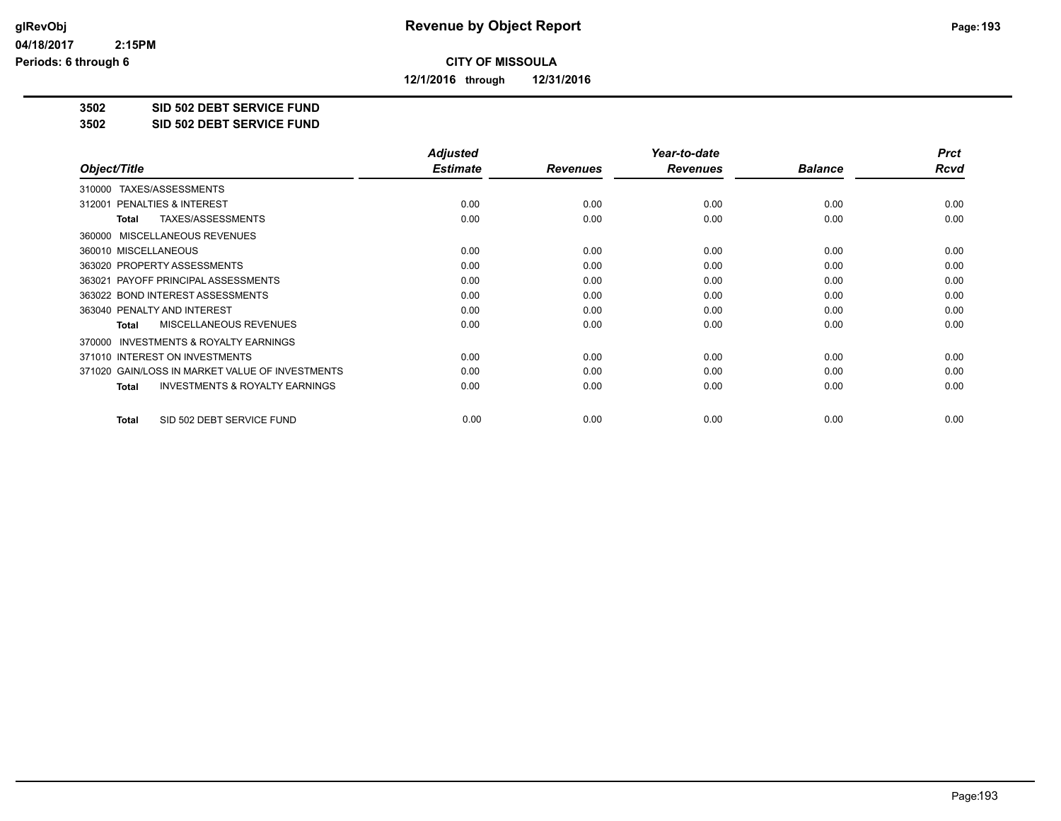**Revenue by Object Report**

**CITY OF MISSOULA**

**12/1/2016 through 12/31/2016**

glRevObj
04/18/2017 2:15PM
Periods: 6 through 6

**3502 SID 502 DEBT SERVICE FUND**
**3502 SID 502 DEBT SERVICE FUND**

| Object/Title | Adjusted Estimate | Revenues | Year-to-date Revenues | Balance | Prct Rcvd |
|---|---|---|---|---|---|
| 310000 TAXES/ASSESSMENTS | | | | | |
| 312001 PENALTIES & INTEREST | 0.00 | 0.00 | 0.00 | 0.00 | 0.00 |
| **Total** TAXES/ASSESSMENTS | 0.00 | 0.00 | 0.00 | 0.00 | 0.00 |
| 360000 MISCELLANEOUS REVENUES | | | | | |
| 360010 MISCELLANEOUS | 0.00 | 0.00 | 0.00 | 0.00 | 0.00 |
| 363020 PROPERTY ASSESSMENTS | 0.00 | 0.00 | 0.00 | 0.00 | 0.00 |
| 363021 PAYOFF PRINCIPAL ASSESSMENTS | 0.00 | 0.00 | 0.00 | 0.00 | 0.00 |
| 363022 BOND INTEREST ASSESSMENTS | 0.00 | 0.00 | 0.00 | 0.00 | 0.00 |
| 363040 PENALTY AND INTEREST | 0.00 | 0.00 | 0.00 | 0.00 | 0.00 |
| **Total** MISCELLANEOUS REVENUES | 0.00 | 0.00 | 0.00 | 0.00 | 0.00 |
| 370000 INVESTMENTS & ROYALTY EARNINGS | | | | | |
| 371010 INTEREST ON INVESTMENTS | 0.00 | 0.00 | 0.00 | 0.00 | 0.00 |
| 371020 GAIN/LOSS IN MARKET VALUE OF INVESTMENTS | 0.00 | 0.00 | 0.00 | 0.00 | 0.00 |
| **Total** INVESTMENTS & ROYALTY EARNINGS | 0.00 | 0.00 | 0.00 | 0.00 | 0.00 |
| **Total** SID 502 DEBT SERVICE FUND | 0.00 | 0.00 | 0.00 | 0.00 | 0.00 |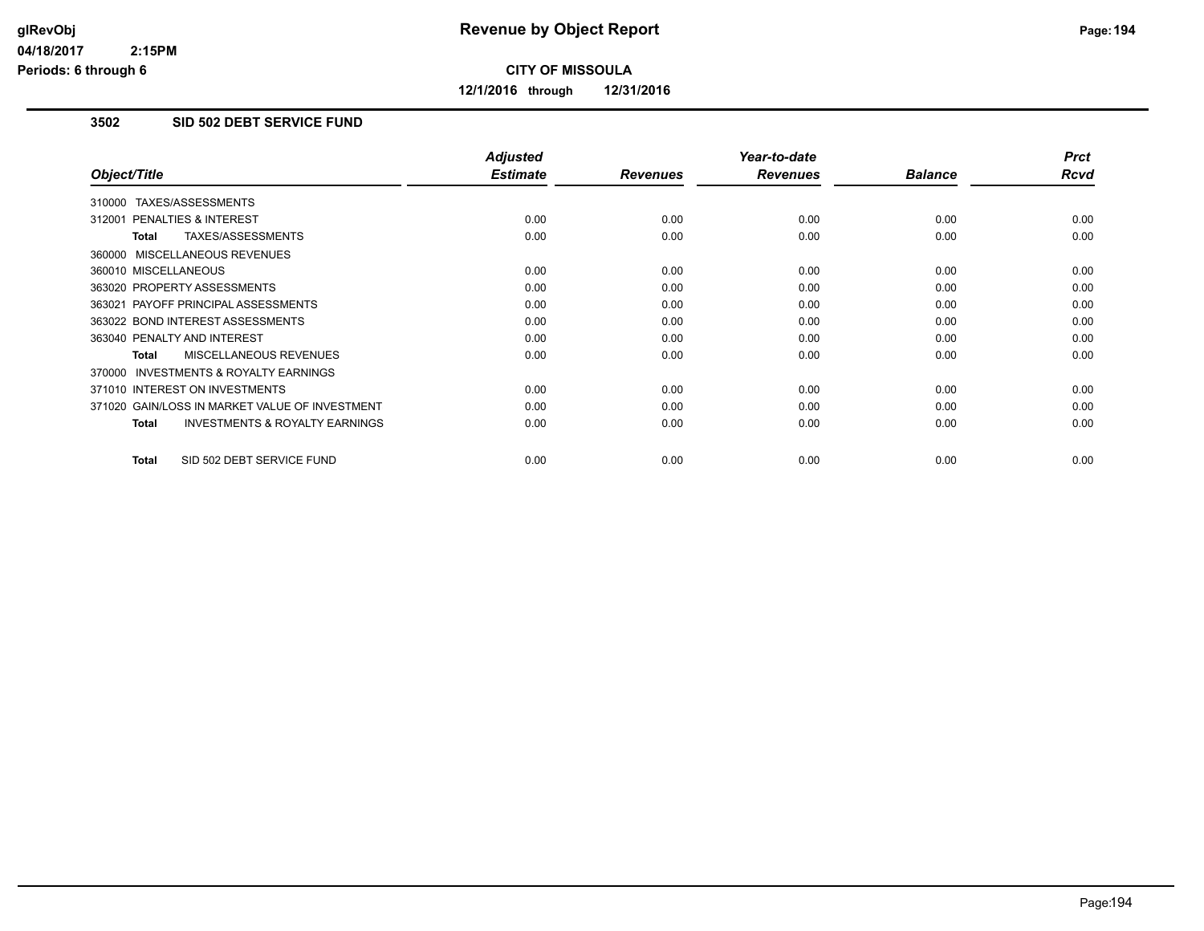# Revenue by Object Report

**CITY OF MISSOULA**

**12/1/2016 through 12/31/2016**

glRevObj
04/18/2017 2:15PM
Periods: 6 through 6

## 3502 SID 502 DEBT SERVICE FUND

| Object/Title | Adjusted Estimate | Revenues | Year-to-date Revenues | Balance | Prct Rcvd |
|---|---|---|---|---|---|
| 310000 TAXES/ASSESSMENTS | | | | | |
| 312001 PENALTIES & INTEREST | 0.00 | 0.00 | 0.00 | 0.00 | 0.00 |
| **Total** TAXES/ASSESSMENTS | 0.00 | 0.00 | 0.00 | 0.00 | 0.00 |
| 360000 MISCELLANEOUS REVENUES | | | | | |
| 360010 MISCELLANEOUS | 0.00 | 0.00 | 0.00 | 0.00 | 0.00 |
| 363020 PROPERTY ASSESSMENTS | 0.00 | 0.00 | 0.00 | 0.00 | 0.00 |
| 363021 PAYOFF PRINCIPAL ASSESSMENTS | 0.00 | 0.00 | 0.00 | 0.00 | 0.00 |
| 363022 BOND INTEREST ASSESSMENTS | 0.00 | 0.00 | 0.00 | 0.00 | 0.00 |
| 363040 PENALTY AND INTEREST | 0.00 | 0.00 | 0.00 | 0.00 | 0.00 |
| **Total** MISCELLANEOUS REVENUES | 0.00 | 0.00 | 0.00 | 0.00 | 0.00 |
| 370000 INVESTMENTS & ROYALTY EARNINGS | | | | | |
| 371010 INTEREST ON INVESTMENTS | 0.00 | 0.00 | 0.00 | 0.00 | 0.00 |
| 371020 GAIN/LOSS IN MARKET VALUE OF INVESTMENT | 0.00 | 0.00 | 0.00 | 0.00 | 0.00 |
| **Total** INVESTMENTS & ROYALTY EARNINGS | 0.00 | 0.00 | 0.00 | 0.00 | 0.00 |
| **Total** SID 502 DEBT SERVICE FUND | 0.00 | 0.00 | 0.00 | 0.00 | 0.00 |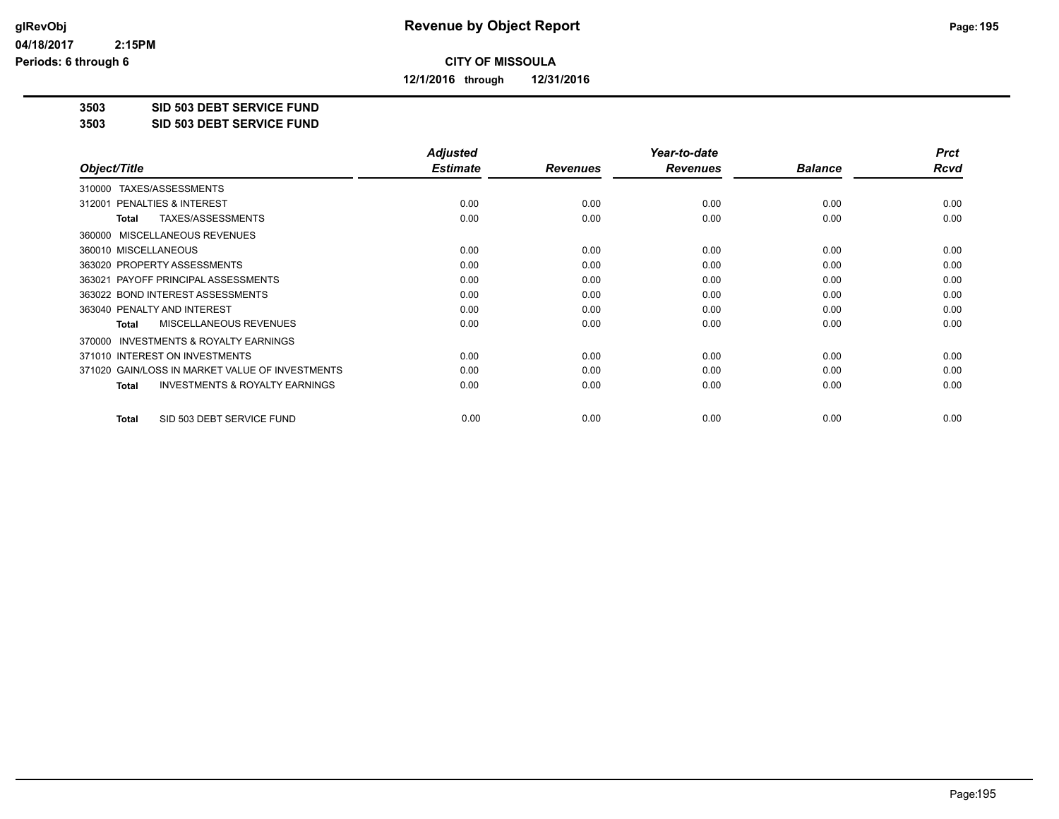**CITY OF MISSOULA**

**12/1/2016 through 12/31/2016**

**3503 SID 503 DEBT SERVICE FUND**

**3503 SID 503 DEBT SERVICE FUND**

| Object/Title | Adjusted Estimate | Revenues | Year-to-date Revenues | Balance | Prct Rcvd |
|---|---|---|---|---|---|
| 310000 TAXES/ASSESSMENTS | | | | | |
| 312001 PENALTIES & INTEREST | 0.00 | 0.00 | 0.00 | 0.00 | 0.00 |
| **Total** TAXES/ASSESSMENTS | 0.00 | 0.00 | 0.00 | 0.00 | 0.00 |
| 360000 MISCELLANEOUS REVENUES | | | | | |
| 360010 MISCELLANEOUS | 0.00 | 0.00 | 0.00 | 0.00 | 0.00 |
| 363020 PROPERTY ASSESSMENTS | 0.00 | 0.00 | 0.00 | 0.00 | 0.00 |
| 363021 PAYOFF PRINCIPAL ASSESSMENTS | 0.00 | 0.00 | 0.00 | 0.00 | 0.00 |
| 363022 BOND INTEREST ASSESSMENTS | 0.00 | 0.00 | 0.00 | 0.00 | 0.00 |
| 363040 PENALTY AND INTEREST | 0.00 | 0.00 | 0.00 | 0.00 | 0.00 |
| **Total** MISCELLANEOUS REVENUES | 0.00 | 0.00 | 0.00 | 0.00 | 0.00 |
| 370000 INVESTMENTS & ROYALTY EARNINGS | | | | | |
| 371010 INTEREST ON INVESTMENTS | 0.00 | 0.00 | 0.00 | 0.00 | 0.00 |
| 371020 GAIN/LOSS IN MARKET VALUE OF INVESTMENTS | 0.00 | 0.00 | 0.00 | 0.00 | 0.00 |
| **Total** INVESTMENTS & ROYALTY EARNINGS | 0.00 | 0.00 | 0.00 | 0.00 | 0.00 |
| **Total** SID 503 DEBT SERVICE FUND | 0.00 | 0.00 | 0.00 | 0.00 | 0.00 |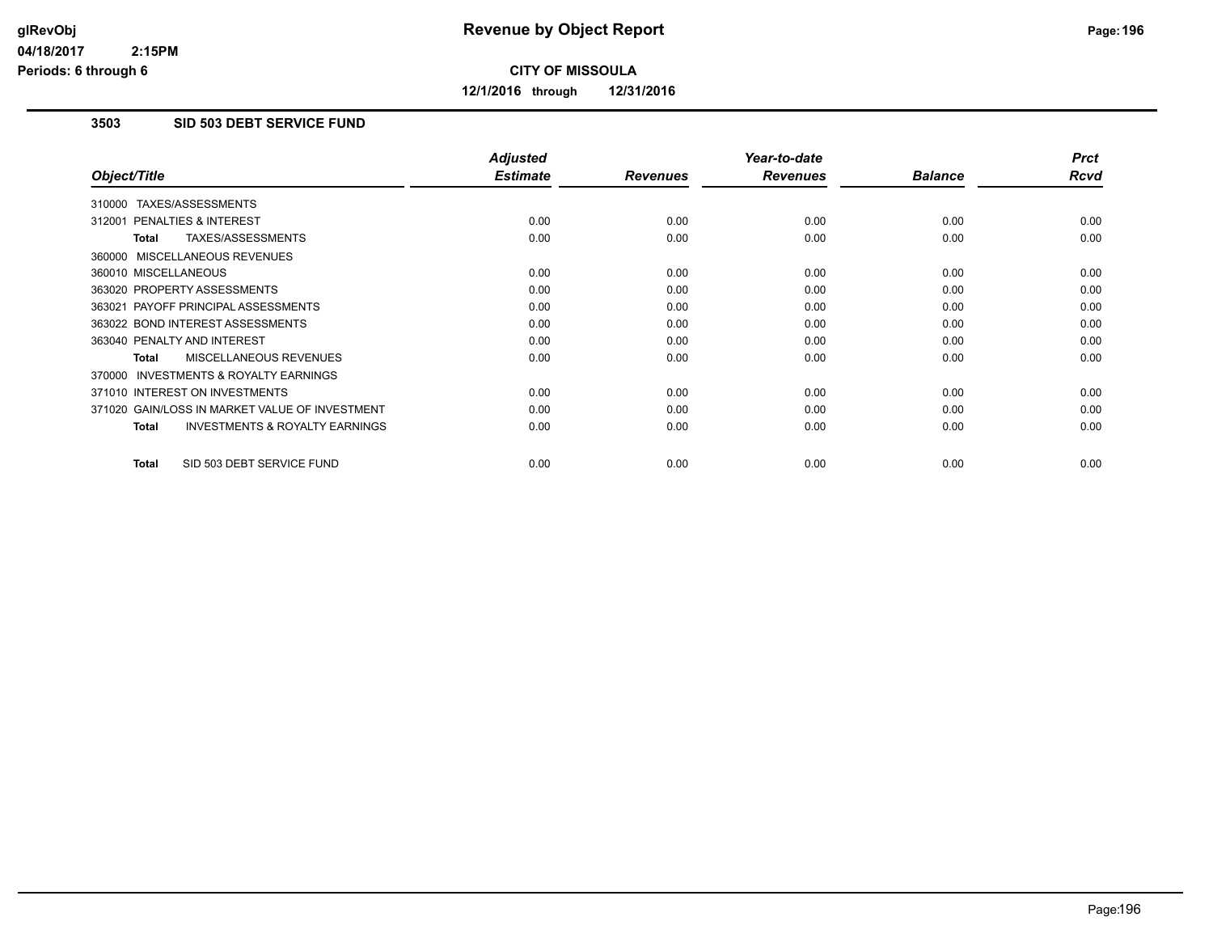# Revenue by Object Report

**CITY OF MISSOULA**

**12/1/2016 through 12/31/2016**

glRevObj
04/18/2017 2:15PM
Periods: 6 through 6

### 3503 SID 503 DEBT SERVICE FUND

| Object/Title | Adjusted Estimate | Revenues | Year-to-date Revenues | Balance | Prct Rcvd |
|---|---|---|---|---|---|
| 310000 TAXES/ASSESSMENTS | | | | | |
| 312001 PENALTIES & INTEREST | 0.00 | 0.00 | 0.00 | 0.00 | 0.00 |
| **Total** TAXES/ASSESSMENTS | 0.00 | 0.00 | 0.00 | 0.00 | 0.00 |
| 360000 MISCELLANEOUS REVENUES | | | | | |
| 360010 MISCELLANEOUS | 0.00 | 0.00 | 0.00 | 0.00 | 0.00 |
| 363020 PROPERTY ASSESSMENTS | 0.00 | 0.00 | 0.00 | 0.00 | 0.00 |
| 363021 PAYOFF PRINCIPAL ASSESSMENTS | 0.00 | 0.00 | 0.00 | 0.00 | 0.00 |
| 363022 BOND INTEREST ASSESSMENTS | 0.00 | 0.00 | 0.00 | 0.00 | 0.00 |
| 363040 PENALTY AND INTEREST | 0.00 | 0.00 | 0.00 | 0.00 | 0.00 |
| **Total** MISCELLANEOUS REVENUES | 0.00 | 0.00 | 0.00 | 0.00 | 0.00 |
| 370000 INVESTMENTS & ROYALTY EARNINGS | | | | | |
| 371010 INTEREST ON INVESTMENTS | 0.00 | 0.00 | 0.00 | 0.00 | 0.00 |
| 371020 GAIN/LOSS IN MARKET VALUE OF INVESTMENT | 0.00 | 0.00 | 0.00 | 0.00 | 0.00 |
| **Total** INVESTMENTS & ROYALTY EARNINGS | 0.00 | 0.00 | 0.00 | 0.00 | 0.00 |
| **Total** SID 503 DEBT SERVICE FUND | 0.00 | 0.00 | 0.00 | 0.00 | 0.00 |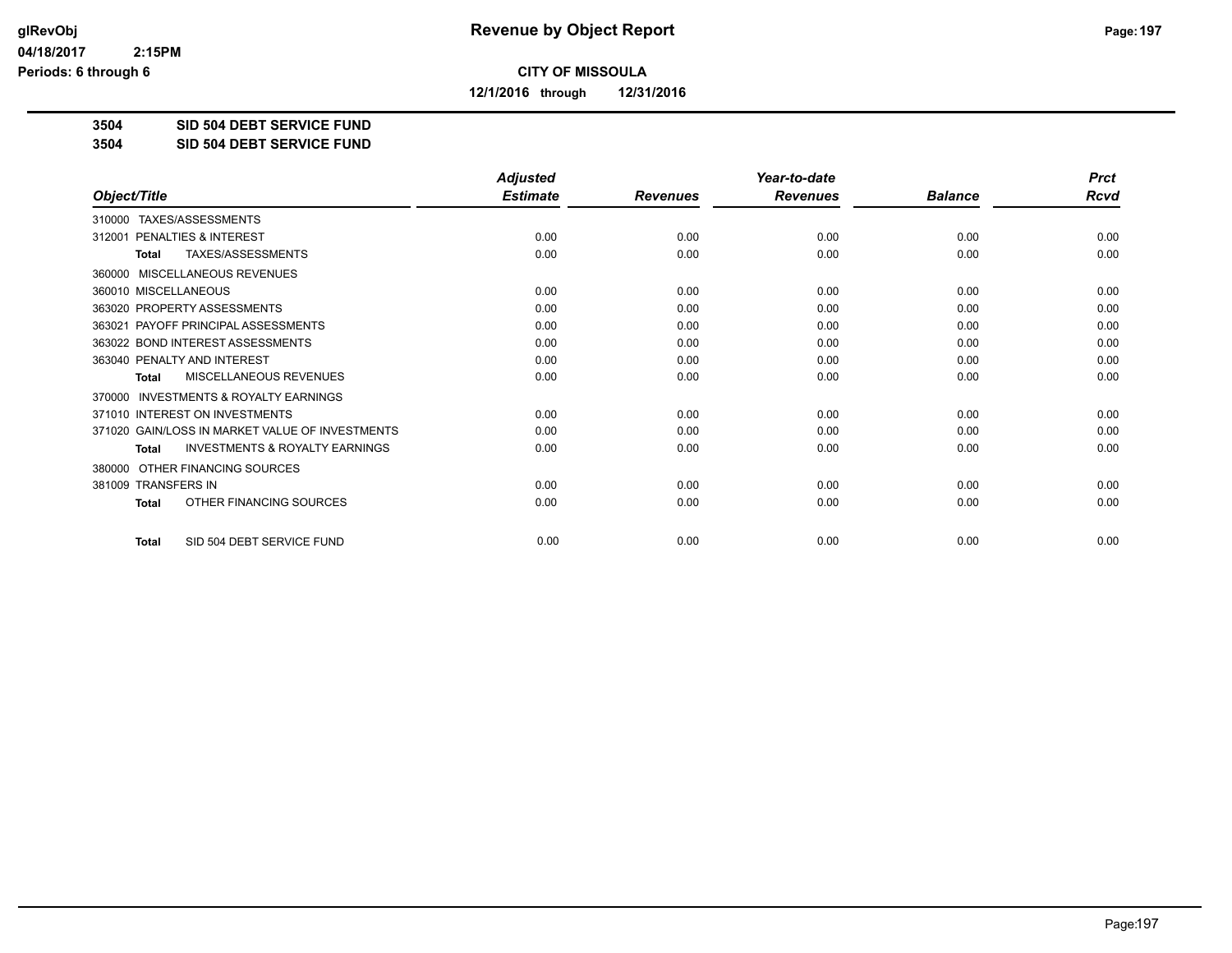# Revenue by Object Report

**CITY OF MISSOULA**

**12/1/2016 through 12/31/2016**

glRevObj
04/18/2017 2:15PM
Periods: 6 through 6

**3504 SID 504 DEBT SERVICE FUND**
**3504 SID 504 DEBT SERVICE FUND**

| Object/Title | Adjusted Estimate | Revenues | Year-to-date Revenues | Balance | Prct Rcvd |
|---|---|---|---|---|---|
| 310000 TAXES/ASSESSMENTS | | | | | |
| 312001 PENALTIES & INTEREST | 0.00 | 0.00 | 0.00 | 0.00 | 0.00 |
| **Total** TAXES/ASSESSMENTS | 0.00 | 0.00 | 0.00 | 0.00 | 0.00 |
| 360000 MISCELLANEOUS REVENUES | | | | | |
| 360010 MISCELLANEOUS | 0.00 | 0.00 | 0.00 | 0.00 | 0.00 |
| 363020 PROPERTY ASSESSMENTS | 0.00 | 0.00 | 0.00 | 0.00 | 0.00 |
| 363021 PAYOFF PRINCIPAL ASSESSMENTS | 0.00 | 0.00 | 0.00 | 0.00 | 0.00 |
| 363022 BOND INTEREST ASSESSMENTS | 0.00 | 0.00 | 0.00 | 0.00 | 0.00 |
| 363040 PENALTY AND INTEREST | 0.00 | 0.00 | 0.00 | 0.00 | 0.00 |
| **Total** MISCELLANEOUS REVENUES | 0.00 | 0.00 | 0.00 | 0.00 | 0.00 |
| 370000 INVESTMENTS & ROYALTY EARNINGS | | | | | |
| 371010 INTEREST ON INVESTMENTS | 0.00 | 0.00 | 0.00 | 0.00 | 0.00 |
| 371020 GAIN/LOSS IN MARKET VALUE OF INVESTMENTS | 0.00 | 0.00 | 0.00 | 0.00 | 0.00 |
| **Total** INVESTMENTS & ROYALTY EARNINGS | 0.00 | 0.00 | 0.00 | 0.00 | 0.00 |
| 380000 OTHER FINANCING SOURCES | | | | | |
| 381009 TRANSFERS IN | 0.00 | 0.00 | 0.00 | 0.00 | 0.00 |
| **Total** OTHER FINANCING SOURCES | 0.00 | 0.00 | 0.00 | 0.00 | 0.00 |
| **Total** SID 504 DEBT SERVICE FUND | 0.00 | 0.00 | 0.00 | 0.00 | 0.00 |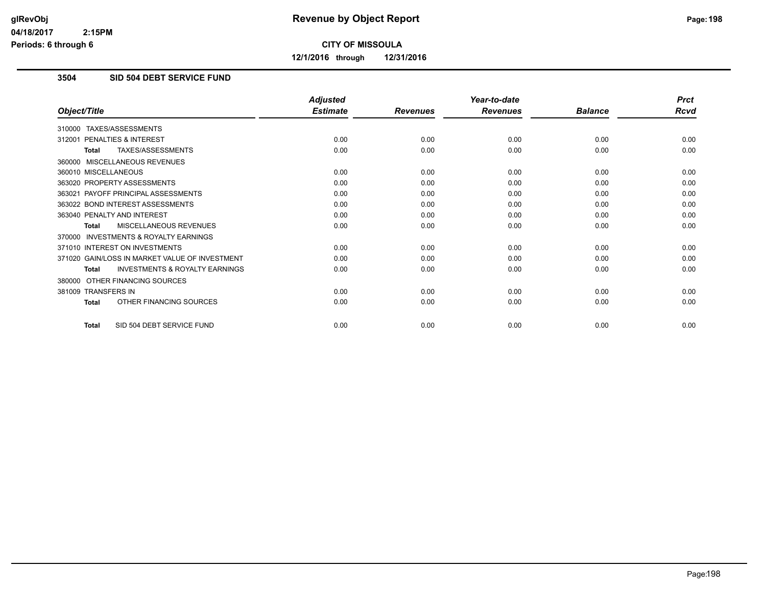**CITY OF MISSOULA**

**12/1/2016 through 12/31/2016**

## 3504 SID 504 DEBT SERVICE FUND

| Object/Title | Adjusted Estimate | Revenues | Year-to-date Revenues | Balance | Prct Rcvd |
|---|---|---|---|---|---|
| 310000 TAXES/ASSESSMENTS | | | | | |
| 312001 PENALTIES & INTEREST | 0.00 | 0.00 | 0.00 | 0.00 | 0.00 |
| **Total** TAXES/ASSESSMENTS | 0.00 | 0.00 | 0.00 | 0.00 | 0.00 |
| 360000 MISCELLANEOUS REVENUES | | | | | |
| 360010 MISCELLANEOUS | 0.00 | 0.00 | 0.00 | 0.00 | 0.00 |
| 363020 PROPERTY ASSESSMENTS | 0.00 | 0.00 | 0.00 | 0.00 | 0.00 |
| 363021 PAYOFF PRINCIPAL ASSESSMENTS | 0.00 | 0.00 | 0.00 | 0.00 | 0.00 |
| 363022 BOND INTEREST ASSESSMENTS | 0.00 | 0.00 | 0.00 | 0.00 | 0.00 |
| 363040 PENALTY AND INTEREST | 0.00 | 0.00 | 0.00 | 0.00 | 0.00 |
| **Total** MISCELLANEOUS REVENUES | 0.00 | 0.00 | 0.00 | 0.00 | 0.00 |
| 370000 INVESTMENTS & ROYALTY EARNINGS | | | | | |
| 371010 INTEREST ON INVESTMENTS | 0.00 | 0.00 | 0.00 | 0.00 | 0.00 |
| 371020 GAIN/LOSS IN MARKET VALUE OF INVESTMENT | 0.00 | 0.00 | 0.00 | 0.00 | 0.00 |
| **Total** INVESTMENTS & ROYALTY EARNINGS | 0.00 | 0.00 | 0.00 | 0.00 | 0.00 |
| 380000 OTHER FINANCING SOURCES | | | | | |
| 381009 TRANSFERS IN | 0.00 | 0.00 | 0.00 | 0.00 | 0.00 |
| **Total** OTHER FINANCING SOURCES | 0.00 | 0.00 | 0.00 | 0.00 | 0.00 |
| **Total** SID 504 DEBT SERVICE FUND | 0.00 | 0.00 | 0.00 | 0.00 | 0.00 |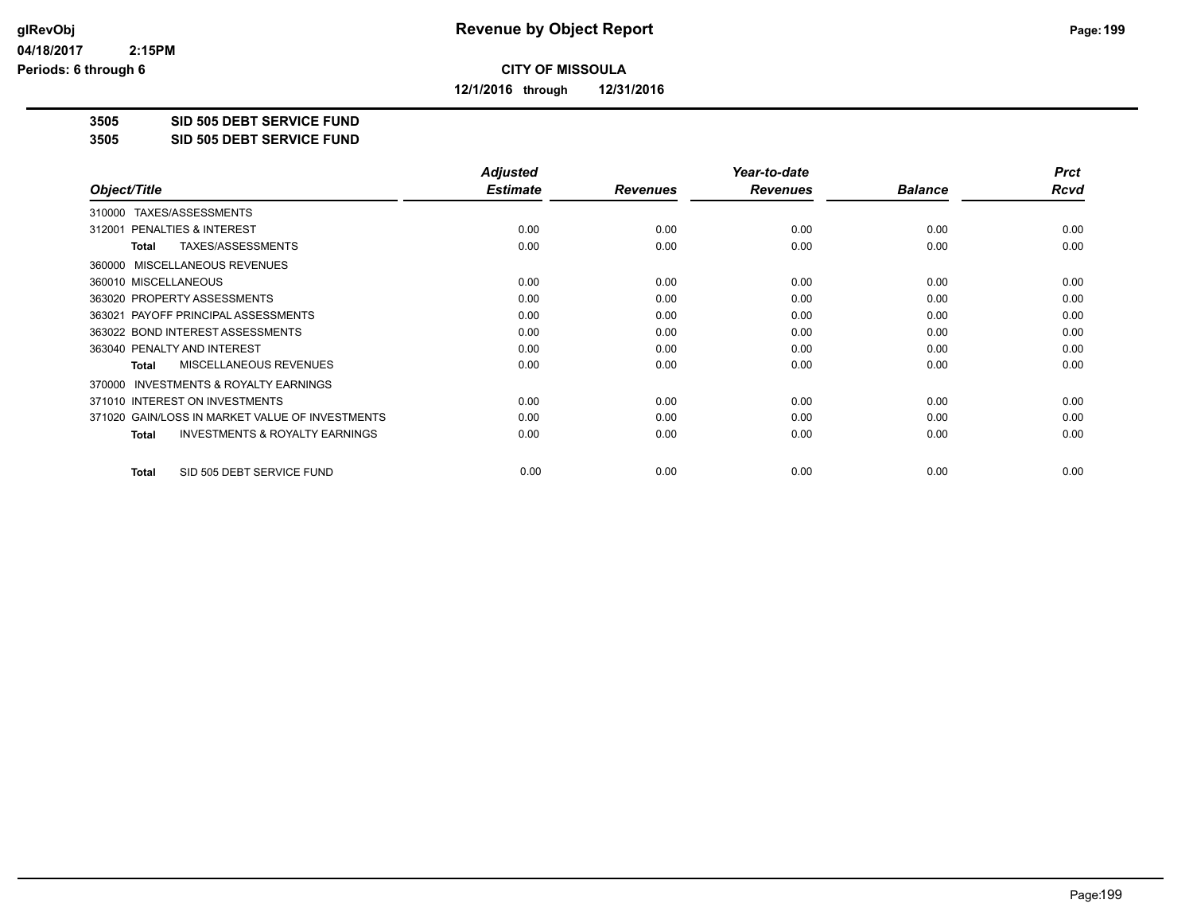# Revenue by Object Report

**CITY OF MISSOULA**

**12/1/2016 through 12/31/2016**

glRevObj
04/18/2017 2:15PM
Periods: 6 through 6

## 3505 SID 505 DEBT SERVICE FUND
## 3505 SID 505 DEBT SERVICE FUND

| Object/Title | Adjusted Estimate | Revenues | Year-to-date Revenues | Balance | Prct Rcvd |
|---|---|---|---|---|---|
| 310000 TAXES/ASSESSMENTS | | | | | |
| 312001 PENALTIES & INTEREST | 0.00 | 0.00 | 0.00 | 0.00 | 0.00 |
| **Total** TAXES/ASSESSMENTS | 0.00 | 0.00 | 0.00 | 0.00 | 0.00 |
| 360000 MISCELLANEOUS REVENUES | | | | | |
| 360010 MISCELLANEOUS | 0.00 | 0.00 | 0.00 | 0.00 | 0.00 |
| 363020 PROPERTY ASSESSMENTS | 0.00 | 0.00 | 0.00 | 0.00 | 0.00 |
| 363021 PAYOFF PRINCIPAL ASSESSMENTS | 0.00 | 0.00 | 0.00 | 0.00 | 0.00 |
| 363022 BOND INTEREST ASSESSMENTS | 0.00 | 0.00 | 0.00 | 0.00 | 0.00 |
| 363040 PENALTY AND INTEREST | 0.00 | 0.00 | 0.00 | 0.00 | 0.00 |
| **Total** MISCELLANEOUS REVENUES | 0.00 | 0.00 | 0.00 | 0.00 | 0.00 |
| 370000 INVESTMENTS & ROYALTY EARNINGS | | | | | |
| 371010 INTEREST ON INVESTMENTS | 0.00 | 0.00 | 0.00 | 0.00 | 0.00 |
| 371020 GAIN/LOSS IN MARKET VALUE OF INVESTMENTS | 0.00 | 0.00 | 0.00 | 0.00 | 0.00 |
| **Total** INVESTMENTS & ROYALTY EARNINGS | 0.00 | 0.00 | 0.00 | 0.00 | 0.00 |
| **Total** SID 505 DEBT SERVICE FUND | 0.00 | 0.00 | 0.00 | 0.00 | 0.00 |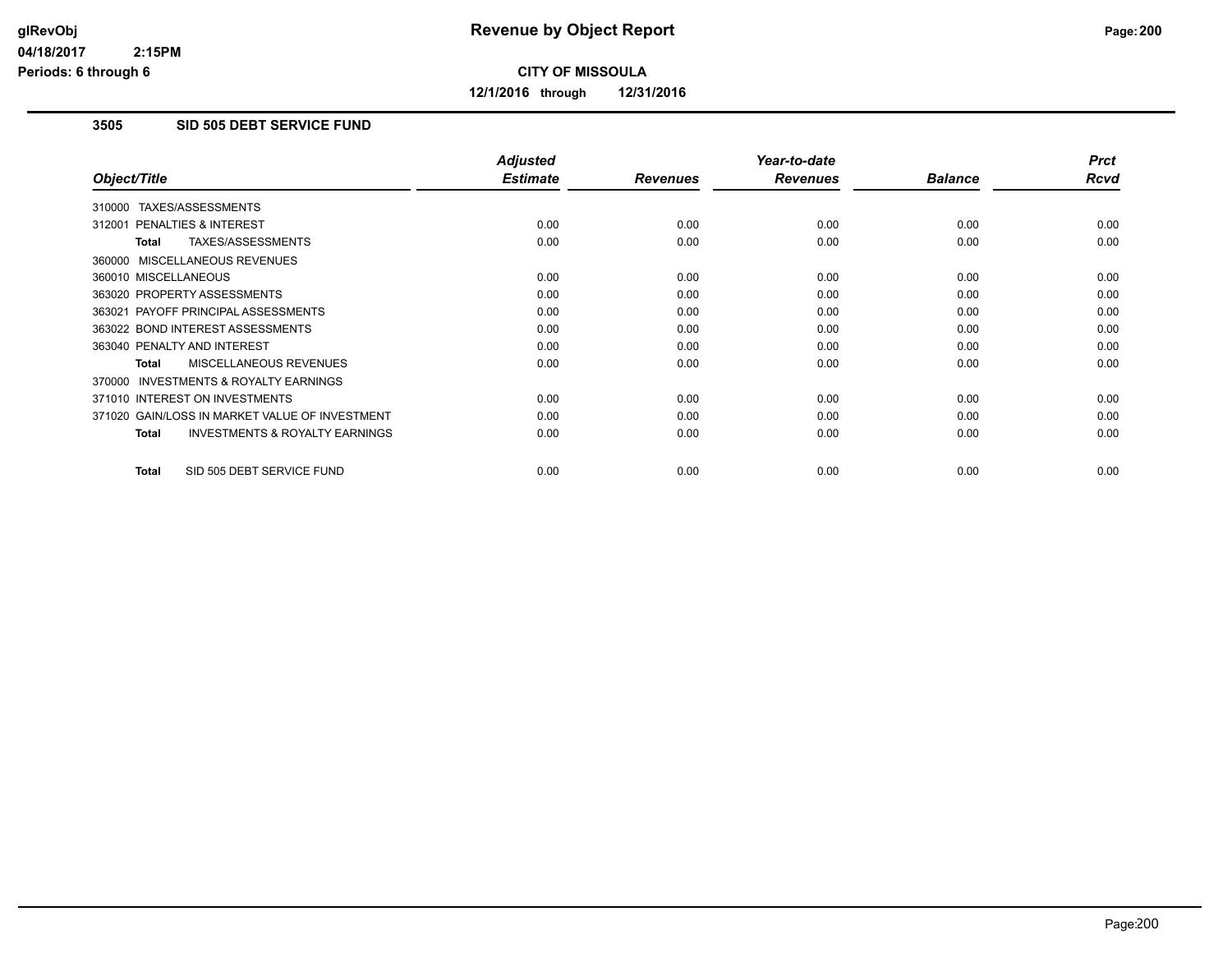# Revenue by Object Report

glRevObj
04/18/2017 2:15PM
Periods: 6 through 6

**CITY OF MISSOULA**

**12/1/2016 through 12/31/2016**

## 3505 SID 505 DEBT SERVICE FUND

| Object/Title | Adjusted Estimate | Revenues | Year-to-date Revenues | Balance | Prct Rcvd |
|---|---|---|---|---|---|
| 310000 TAXES/ASSESSMENTS | | | | | |
| 312001 PENALTIES & INTEREST | 0.00 | 0.00 | 0.00 | 0.00 | 0.00 |
| **Total** TAXES/ASSESSMENTS | 0.00 | 0.00 | 0.00 | 0.00 | 0.00 |
| 360000 MISCELLANEOUS REVENUES | | | | | |
| 360010 MISCELLANEOUS | 0.00 | 0.00 | 0.00 | 0.00 | 0.00 |
| 363020 PROPERTY ASSESSMENTS | 0.00 | 0.00 | 0.00 | 0.00 | 0.00 |
| 363021 PAYOFF PRINCIPAL ASSESSMENTS | 0.00 | 0.00 | 0.00 | 0.00 | 0.00 |
| 363022 BOND INTEREST ASSESSMENTS | 0.00 | 0.00 | 0.00 | 0.00 | 0.00 |
| 363040 PENALTY AND INTEREST | 0.00 | 0.00 | 0.00 | 0.00 | 0.00 |
| **Total** MISCELLANEOUS REVENUES | 0.00 | 0.00 | 0.00 | 0.00 | 0.00 |
| 370000 INVESTMENTS & ROYALTY EARNINGS | | | | | |
| 371010 INTEREST ON INVESTMENTS | 0.00 | 0.00 | 0.00 | 0.00 | 0.00 |
| 371020 GAIN/LOSS IN MARKET VALUE OF INVESTMENT | 0.00 | 0.00 | 0.00 | 0.00 | 0.00 |
| **Total** INVESTMENTS & ROYALTY EARNINGS | 0.00 | 0.00 | 0.00 | 0.00 | 0.00 |
| **Total** SID 505 DEBT SERVICE FUND | 0.00 | 0.00 | 0.00 | 0.00 | 0.00 |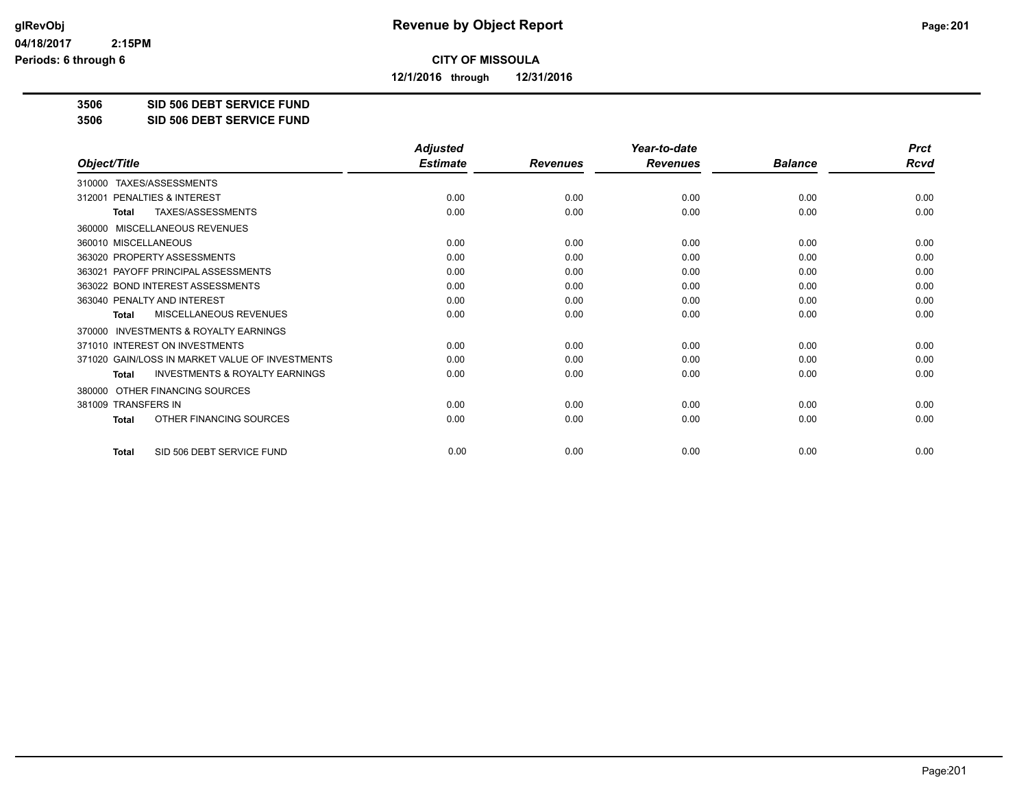# Revenue by Object Report

glRevObj
04/18/2017 2:15PM
Periods: 6 through 6

**CITY OF MISSOULA**

**12/1/2016 through 12/31/2016**

**3506 SID 506 DEBT SERVICE FUND**
**3506 SID 506 DEBT SERVICE FUND**

| Object/Title | Adjusted Estimate | Revenues | Year-to-date Revenues | Balance | Prct Rcvd |
|---|---|---|---|---|---|
| 310000 TAXES/ASSESSMENTS | | | | | |
| 312001 PENALTIES & INTEREST | 0.00 | 0.00 | 0.00 | 0.00 | 0.00 |
| **Total** TAXES/ASSESSMENTS | 0.00 | 0.00 | 0.00 | 0.00 | 0.00 |
| 360000 MISCELLANEOUS REVENUES | | | | | |
| 360010 MISCELLANEOUS | 0.00 | 0.00 | 0.00 | 0.00 | 0.00 |
| 363020 PROPERTY ASSESSMENTS | 0.00 | 0.00 | 0.00 | 0.00 | 0.00 |
| 363021 PAYOFF PRINCIPAL ASSESSMENTS | 0.00 | 0.00 | 0.00 | 0.00 | 0.00 |
| 363022 BOND INTEREST ASSESSMENTS | 0.00 | 0.00 | 0.00 | 0.00 | 0.00 |
| 363040 PENALTY AND INTEREST | 0.00 | 0.00 | 0.00 | 0.00 | 0.00 |
| **Total** MISCELLANEOUS REVENUES | 0.00 | 0.00 | 0.00 | 0.00 | 0.00 |
| 370000 INVESTMENTS & ROYALTY EARNINGS | | | | | |
| 371010 INTEREST ON INVESTMENTS | 0.00 | 0.00 | 0.00 | 0.00 | 0.00 |
| 371020 GAIN/LOSS IN MARKET VALUE OF INVESTMENTS | 0.00 | 0.00 | 0.00 | 0.00 | 0.00 |
| **Total** INVESTMENTS & ROYALTY EARNINGS | 0.00 | 0.00 | 0.00 | 0.00 | 0.00 |
| 380000 OTHER FINANCING SOURCES | | | | | |
| 381009 TRANSFERS IN | 0.00 | 0.00 | 0.00 | 0.00 | 0.00 |
| **Total** OTHER FINANCING SOURCES | 0.00 | 0.00 | 0.00 | 0.00 | 0.00 |
| **Total** SID 506 DEBT SERVICE FUND | 0.00 | 0.00 | 0.00 | 0.00 | 0.00 |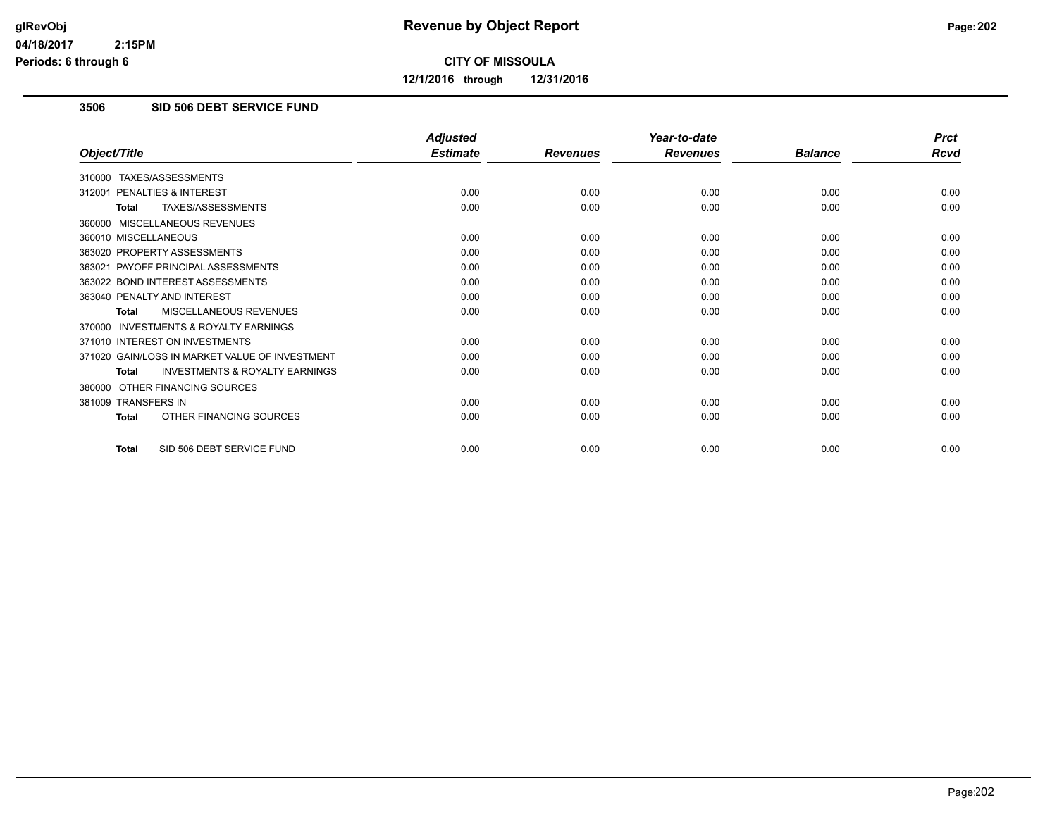# Revenue by Object Report

**CITY OF MISSOULA**

**12/1/2016 through 12/31/2016**

### 3506 SID 506 DEBT SERVICE FUND

| Object/Title | Adjusted Estimate | Revenues | Year-to-date Revenues | Balance | Prct Rcvd |
|---|---|---|---|---|---|
| 310000 TAXES/ASSESSMENTS | | | | | |
| 312001 PENALTIES & INTEREST | 0.00 | 0.00 | 0.00 | 0.00 | 0.00 |
| **Total** TAXES/ASSESSMENTS | 0.00 | 0.00 | 0.00 | 0.00 | 0.00 |
| 360000 MISCELLANEOUS REVENUES | | | | | |
| 360010 MISCELLANEOUS | 0.00 | 0.00 | 0.00 | 0.00 | 0.00 |
| 363020 PROPERTY ASSESSMENTS | 0.00 | 0.00 | 0.00 | 0.00 | 0.00 |
| 363021 PAYOFF PRINCIPAL ASSESSMENTS | 0.00 | 0.00 | 0.00 | 0.00 | 0.00 |
| 363022 BOND INTEREST ASSESSMENTS | 0.00 | 0.00 | 0.00 | 0.00 | 0.00 |
| 363040 PENALTY AND INTEREST | 0.00 | 0.00 | 0.00 | 0.00 | 0.00 |
| **Total** MISCELLANEOUS REVENUES | 0.00 | 0.00 | 0.00 | 0.00 | 0.00 |
| 370000 INVESTMENTS & ROYALTY EARNINGS | | | | | |
| 371010 INTEREST ON INVESTMENTS | 0.00 | 0.00 | 0.00 | 0.00 | 0.00 |
| 371020 GAIN/LOSS IN MARKET VALUE OF INVESTMENT | 0.00 | 0.00 | 0.00 | 0.00 | 0.00 |
| **Total** INVESTMENTS & ROYALTY EARNINGS | 0.00 | 0.00 | 0.00 | 0.00 | 0.00 |
| 380000 OTHER FINANCING SOURCES | | | | | |
| 381009 TRANSFERS IN | 0.00 | 0.00 | 0.00 | 0.00 | 0.00 |
| **Total** OTHER FINANCING SOURCES | 0.00 | 0.00 | 0.00 | 0.00 | 0.00 |
| **Total** SID 506 DEBT SERVICE FUND | 0.00 | 0.00 | 0.00 | 0.00 | 0.00 |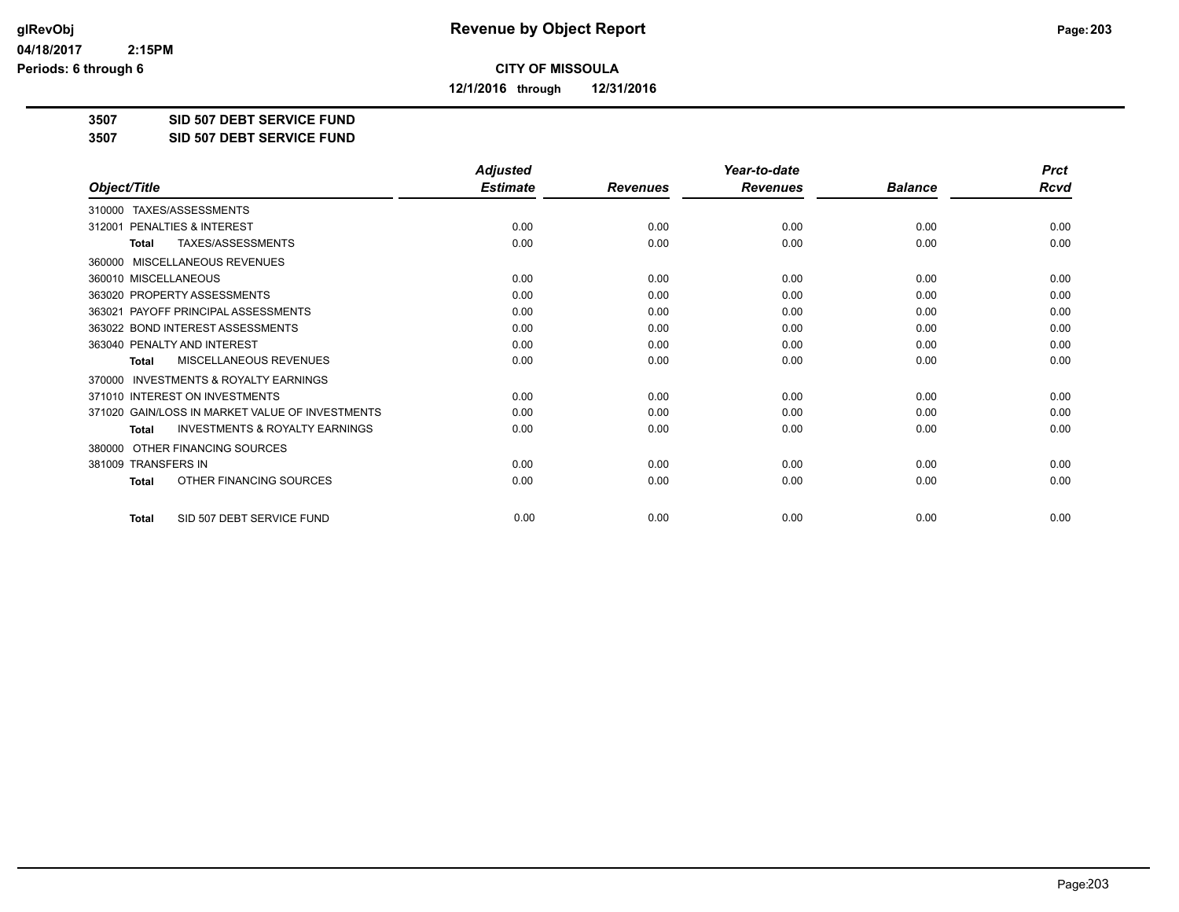# Revenue by Object Report

**CITY OF MISSOULA**

**12/1/2016 through 12/31/2016**

glRevObj
04/18/2017 2:15PM
Periods: 6 through 6

**3507 SID 507 DEBT SERVICE FUND**
**3507 SID 507 DEBT SERVICE FUND**

| Object/Title | Adjusted Estimate | Revenues | Year-to-date Revenues | Balance | Prct Rcvd |
|---|---|---|---|---|---|
| 310000 TAXES/ASSESSMENTS | | | | | |
| 312001 PENALTIES & INTEREST | 0.00 | 0.00 | 0.00 | 0.00 | 0.00 |
| **Total** TAXES/ASSESSMENTS | 0.00 | 0.00 | 0.00 | 0.00 | 0.00 |
| 360000 MISCELLANEOUS REVENUES | | | | | |
| 360010 MISCELLANEOUS | 0.00 | 0.00 | 0.00 | 0.00 | 0.00 |
| 363020 PROPERTY ASSESSMENTS | 0.00 | 0.00 | 0.00 | 0.00 | 0.00 |
| 363021 PAYOFF PRINCIPAL ASSESSMENTS | 0.00 | 0.00 | 0.00 | 0.00 | 0.00 |
| 363022 BOND INTEREST ASSESSMENTS | 0.00 | 0.00 | 0.00 | 0.00 | 0.00 |
| 363040 PENALTY AND INTEREST | 0.00 | 0.00 | 0.00 | 0.00 | 0.00 |
| **Total** MISCELLANEOUS REVENUES | 0.00 | 0.00 | 0.00 | 0.00 | 0.00 |
| 370000 INVESTMENTS & ROYALTY EARNINGS | | | | | |
| 371010 INTEREST ON INVESTMENTS | 0.00 | 0.00 | 0.00 | 0.00 | 0.00 |
| 371020 GAIN/LOSS IN MARKET VALUE OF INVESTMENTS | 0.00 | 0.00 | 0.00 | 0.00 | 0.00 |
| **Total** INVESTMENTS & ROYALTY EARNINGS | 0.00 | 0.00 | 0.00 | 0.00 | 0.00 |
| 380000 OTHER FINANCING SOURCES | | | | | |
| 381009 TRANSFERS IN | 0.00 | 0.00 | 0.00 | 0.00 | 0.00 |
| **Total** OTHER FINANCING SOURCES | 0.00 | 0.00 | 0.00 | 0.00 | 0.00 |
| **Total** SID 507 DEBT SERVICE FUND | 0.00 | 0.00 | 0.00 | 0.00 | 0.00 |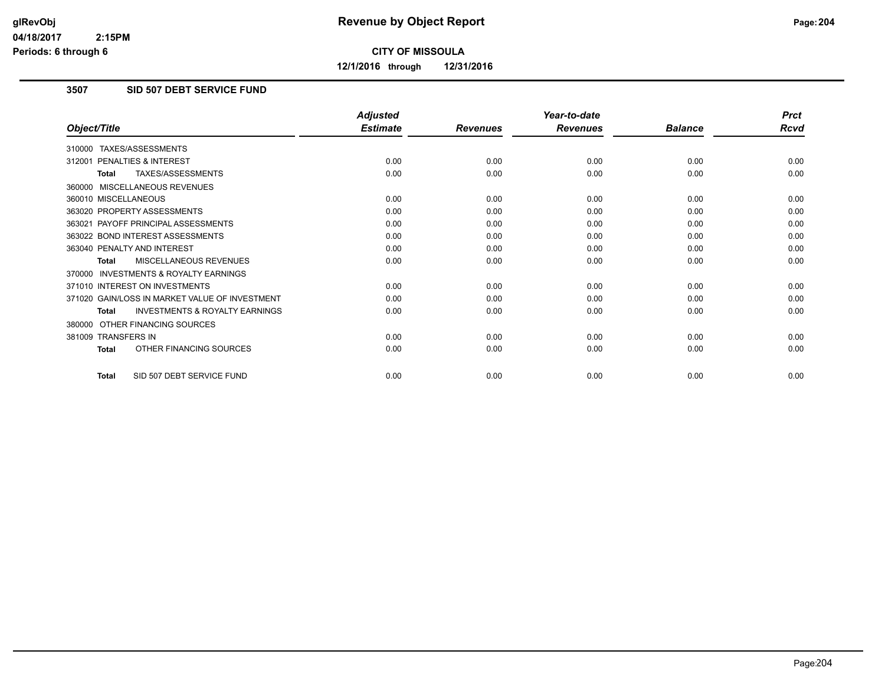# Revenue by Object Report

## CITY OF MISSOULA

**12/1/2016 through 12/31/2016**

### 3507 SID 507 DEBT SERVICE FUND

| Object/Title | Adjusted Estimate | Revenues | Year-to-date Revenues | Balance | Prct Rcvd |
|---|---|---|---|---|---|
| 310000 TAXES/ASSESSMENTS | | | | | |
| 312001 PENALTIES & INTEREST | 0.00 | 0.00 | 0.00 | 0.00 | 0.00 |
| **Total** TAXES/ASSESSMENTS | 0.00 | 0.00 | 0.00 | 0.00 | 0.00 |
| 360000 MISCELLANEOUS REVENUES | | | | | |
| 360010 MISCELLANEOUS | 0.00 | 0.00 | 0.00 | 0.00 | 0.00 |
| 363020 PROPERTY ASSESSMENTS | 0.00 | 0.00 | 0.00 | 0.00 | 0.00 |
| 363021 PAYOFF PRINCIPAL ASSESSMENTS | 0.00 | 0.00 | 0.00 | 0.00 | 0.00 |
| 363022 BOND INTEREST ASSESSMENTS | 0.00 | 0.00 | 0.00 | 0.00 | 0.00 |
| 363040 PENALTY AND INTEREST | 0.00 | 0.00 | 0.00 | 0.00 | 0.00 |
| **Total** MISCELLANEOUS REVENUES | 0.00 | 0.00 | 0.00 | 0.00 | 0.00 |
| 370000 INVESTMENTS & ROYALTY EARNINGS | | | | | |
| 371010 INTEREST ON INVESTMENTS | 0.00 | 0.00 | 0.00 | 0.00 | 0.00 |
| 371020 GAIN/LOSS IN MARKET VALUE OF INVESTMENT | 0.00 | 0.00 | 0.00 | 0.00 | 0.00 |
| **Total** INVESTMENTS & ROYALTY EARNINGS | 0.00 | 0.00 | 0.00 | 0.00 | 0.00 |
| 380000 OTHER FINANCING SOURCES | | | | | |
| 381009 TRANSFERS IN | 0.00 | 0.00 | 0.00 | 0.00 | 0.00 |
| **Total** OTHER FINANCING SOURCES | 0.00 | 0.00 | 0.00 | 0.00 | 0.00 |
| **Total** SID 507 DEBT SERVICE FUND | 0.00 | 0.00 | 0.00 | 0.00 | 0.00 |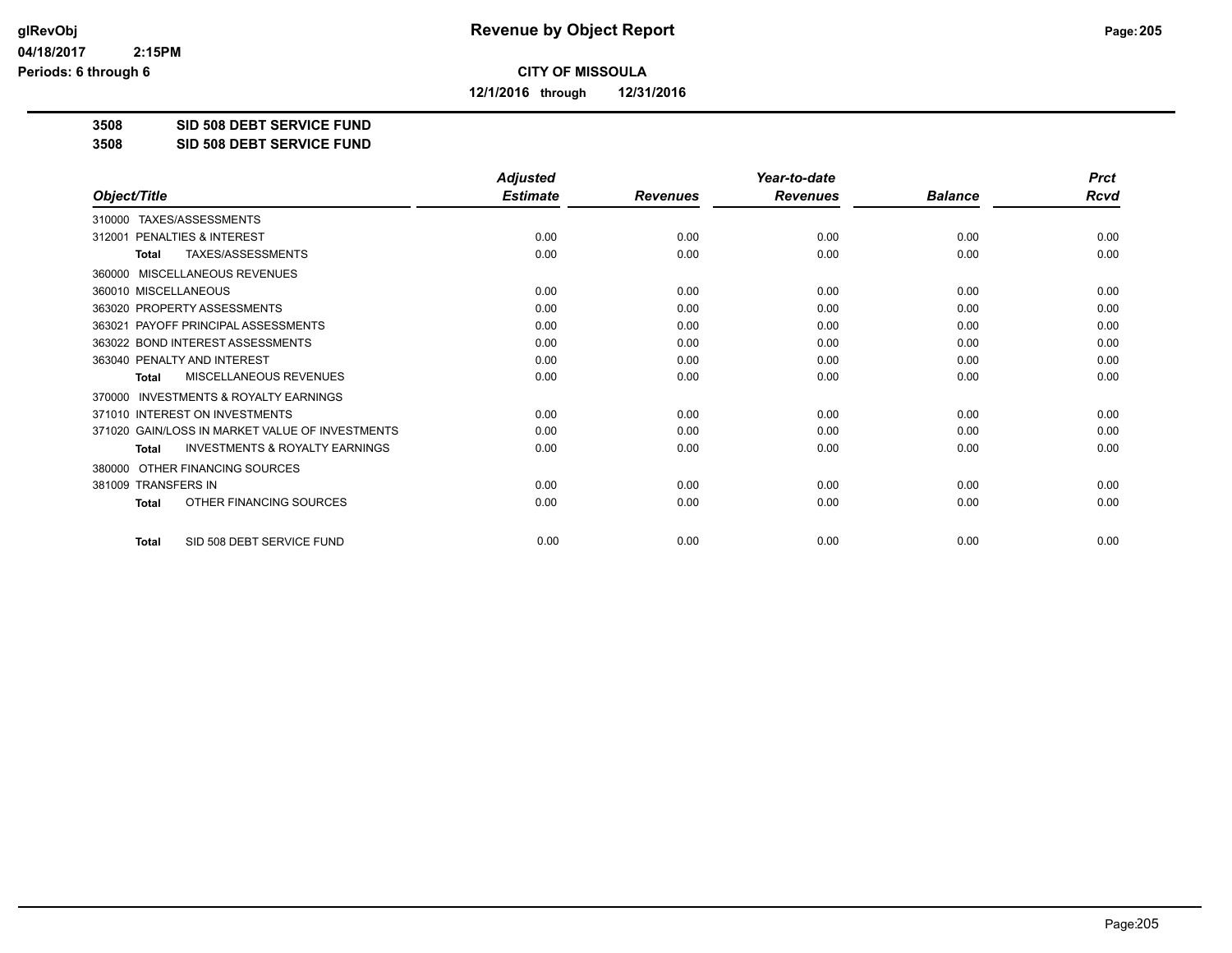**Revenue by Object Report**

glRevObj
04/18/2017 2:15PM
Periods: 6 through 6

**CITY OF MISSOULA**

**12/1/2016 through 12/31/2016**

**3508 SID 508 DEBT SERVICE FUND**
**3508 SID 508 DEBT SERVICE FUND**

| Object/Title | Adjusted Estimate | Revenues | Year-to-date Revenues | Balance | Prct Rcvd |
|---|---|---|---|---|---|
| 310000 TAXES/ASSESSMENTS | | | | | |
| 312001 PENALTIES & INTEREST | 0.00 | 0.00 | 0.00 | 0.00 | 0.00 |
| **Total** TAXES/ASSESSMENTS | 0.00 | 0.00 | 0.00 | 0.00 | 0.00 |
| 360000 MISCELLANEOUS REVENUES | | | | | |
| 360010 MISCELLANEOUS | 0.00 | 0.00 | 0.00 | 0.00 | 0.00 |
| 363020 PROPERTY ASSESSMENTS | 0.00 | 0.00 | 0.00 | 0.00 | 0.00 |
| 363021 PAYOFF PRINCIPAL ASSESSMENTS | 0.00 | 0.00 | 0.00 | 0.00 | 0.00 |
| 363022 BOND INTEREST ASSESSMENTS | 0.00 | 0.00 | 0.00 | 0.00 | 0.00 |
| 363040 PENALTY AND INTEREST | 0.00 | 0.00 | 0.00 | 0.00 | 0.00 |
| **Total** MISCELLANEOUS REVENUES | 0.00 | 0.00 | 0.00 | 0.00 | 0.00 |
| 370000 INVESTMENTS & ROYALTY EARNINGS | | | | | |
| 371010 INTEREST ON INVESTMENTS | 0.00 | 0.00 | 0.00 | 0.00 | 0.00 |
| 371020 GAIN/LOSS IN MARKET VALUE OF INVESTMENTS | 0.00 | 0.00 | 0.00 | 0.00 | 0.00 |
| **Total** INVESTMENTS & ROYALTY EARNINGS | 0.00 | 0.00 | 0.00 | 0.00 | 0.00 |
| 380000 OTHER FINANCING SOURCES | | | | | |
| 381009 TRANSFERS IN | 0.00 | 0.00 | 0.00 | 0.00 | 0.00 |
| **Total** OTHER FINANCING SOURCES | 0.00 | 0.00 | 0.00 | 0.00 | 0.00 |
| **Total** SID 508 DEBT SERVICE FUND | 0.00 | 0.00 | 0.00 | 0.00 | 0.00 |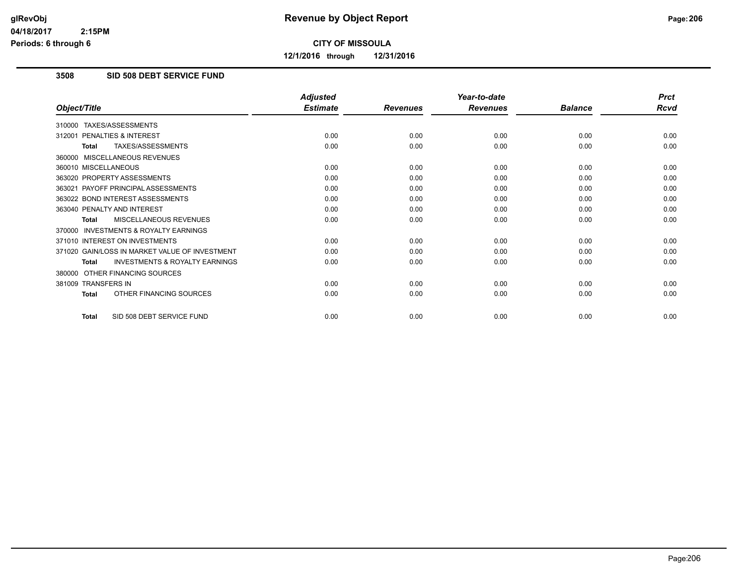**CITY OF MISSOULA**

**12/1/2016 through 12/31/2016**

## 3508 SID 508 DEBT SERVICE FUND

| Object/Title | Adjusted Estimate | Revenues | Year-to-date Revenues | Balance | Prct Rcvd |
|---|---|---|---|---|---|
| 310000 TAXES/ASSESSMENTS | | | | | |
| 312001 PENALTIES & INTEREST | 0.00 | 0.00 | 0.00 | 0.00 | 0.00 |
| **Total** TAXES/ASSESSMENTS | 0.00 | 0.00 | 0.00 | 0.00 | 0.00 |
| 360000 MISCELLANEOUS REVENUES | | | | | |
| 360010 MISCELLANEOUS | 0.00 | 0.00 | 0.00 | 0.00 | 0.00 |
| 363020 PROPERTY ASSESSMENTS | 0.00 | 0.00 | 0.00 | 0.00 | 0.00 |
| 363021 PAYOFF PRINCIPAL ASSESSMENTS | 0.00 | 0.00 | 0.00 | 0.00 | 0.00 |
| 363022 BOND INTEREST ASSESSMENTS | 0.00 | 0.00 | 0.00 | 0.00 | 0.00 |
| 363040 PENALTY AND INTEREST | 0.00 | 0.00 | 0.00 | 0.00 | 0.00 |
| **Total** MISCELLANEOUS REVENUES | 0.00 | 0.00 | 0.00 | 0.00 | 0.00 |
| 370000 INVESTMENTS & ROYALTY EARNINGS | | | | | |
| 371010 INTEREST ON INVESTMENTS | 0.00 | 0.00 | 0.00 | 0.00 | 0.00 |
| 371020 GAIN/LOSS IN MARKET VALUE OF INVESTMENT | 0.00 | 0.00 | 0.00 | 0.00 | 0.00 |
| **Total** INVESTMENTS & ROYALTY EARNINGS | 0.00 | 0.00 | 0.00 | 0.00 | 0.00 |
| 380000 OTHER FINANCING SOURCES | | | | | |
| 381009 TRANSFERS IN | 0.00 | 0.00 | 0.00 | 0.00 | 0.00 |
| **Total** OTHER FINANCING SOURCES | 0.00 | 0.00 | 0.00 | 0.00 | 0.00 |
| **Total** SID 508 DEBT SERVICE FUND | 0.00 | 0.00 | 0.00 | 0.00 | 0.00 |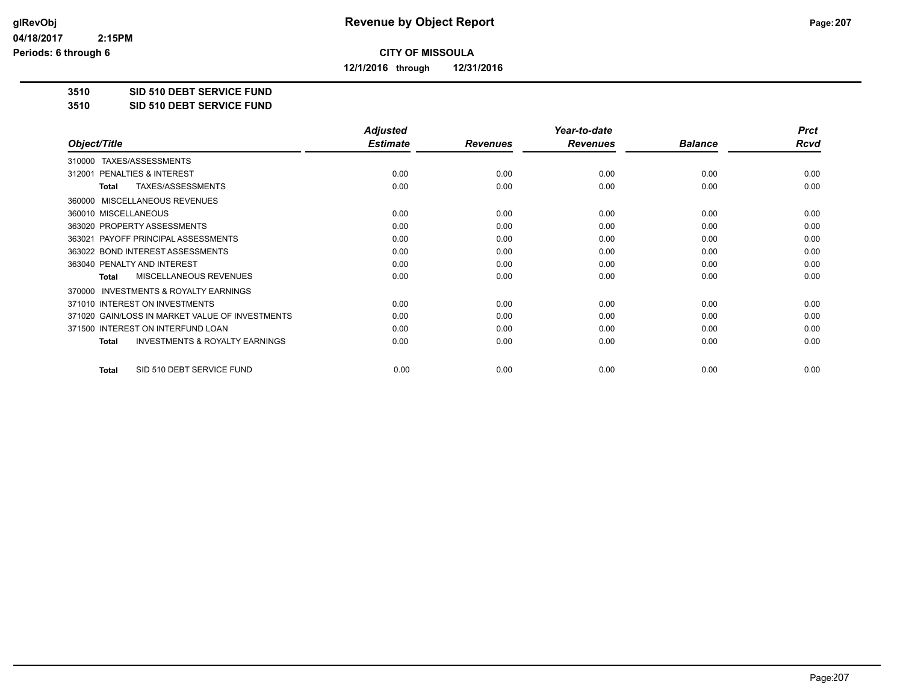# Revenue by Object Report

glRevObj
04/18/2017 2:15PM
Periods: 6 through 6

**CITY OF MISSOULA**

**12/1/2016 through 12/31/2016**

**3510 SID 510 DEBT SERVICE FUND**
**3510 SID 510 DEBT SERVICE FUND**

| Object/Title | Adjusted Estimate | Revenues | Year-to-date Revenues | Balance | Prct Rcvd |
|---|---|---|---|---|---|
| 310000 TAXES/ASSESSMENTS | | | | | |
| 312001 PENALTIES & INTEREST | 0.00 | 0.00 | 0.00 | 0.00 | 0.00 |
| **Total** TAXES/ASSESSMENTS | 0.00 | 0.00 | 0.00 | 0.00 | 0.00 |
| 360000 MISCELLANEOUS REVENUES | | | | | |
| 360010 MISCELLANEOUS | 0.00 | 0.00 | 0.00 | 0.00 | 0.00 |
| 363020 PROPERTY ASSESSMENTS | 0.00 | 0.00 | 0.00 | 0.00 | 0.00 |
| 363021 PAYOFF PRINCIPAL ASSESSMENTS | 0.00 | 0.00 | 0.00 | 0.00 | 0.00 |
| 363022 BOND INTEREST ASSESSMENTS | 0.00 | 0.00 | 0.00 | 0.00 | 0.00 |
| 363040 PENALTY AND INTEREST | 0.00 | 0.00 | 0.00 | 0.00 | 0.00 |
| **Total** MISCELLANEOUS REVENUES | 0.00 | 0.00 | 0.00 | 0.00 | 0.00 |
| 370000 INVESTMENTS & ROYALTY EARNINGS | | | | | |
| 371010 INTEREST ON INVESTMENTS | 0.00 | 0.00 | 0.00 | 0.00 | 0.00 |
| 371020 GAIN/LOSS IN MARKET VALUE OF INVESTMENTS | 0.00 | 0.00 | 0.00 | 0.00 | 0.00 |
| 371500 INTEREST ON INTERFUND LOAN | 0.00 | 0.00 | 0.00 | 0.00 | 0.00 |
| **Total** INVESTMENTS & ROYALTY EARNINGS | 0.00 | 0.00 | 0.00 | 0.00 | 0.00 |
| **Total** SID 510 DEBT SERVICE FUND | 0.00 | 0.00 | 0.00 | 0.00 | 0.00 |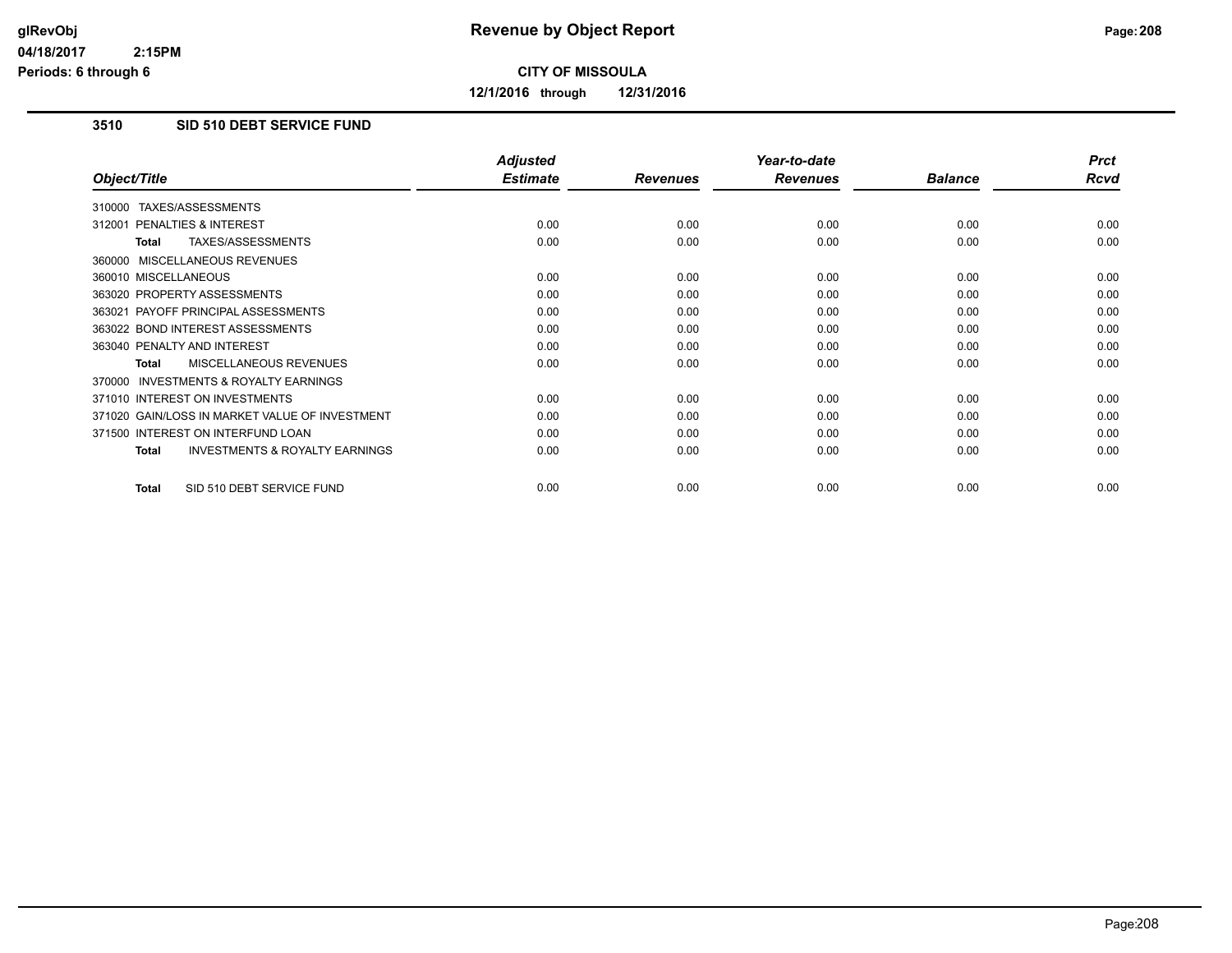# Revenue by Object Report

**CITY OF MISSOULA**

**12/1/2016 through 12/31/2016**

### 3510 SID 510 DEBT SERVICE FUND

| Object/Title | Adjusted Estimate | Revenues | Year-to-date Revenues | Balance | Prct Rcvd |
|---|---|---|---|---|---|
| 310000 TAXES/ASSESSMENTS | | | | | |
| 312001 PENALTIES & INTEREST | 0.00 | 0.00 | 0.00 | 0.00 | 0.00 |
| **Total** TAXES/ASSESSMENTS | 0.00 | 0.00 | 0.00 | 0.00 | 0.00 |
| 360000 MISCELLANEOUS REVENUES | | | | | |
| 360010 MISCELLANEOUS | 0.00 | 0.00 | 0.00 | 0.00 | 0.00 |
| 363020 PROPERTY ASSESSMENTS | 0.00 | 0.00 | 0.00 | 0.00 | 0.00 |
| 363021 PAYOFF PRINCIPAL ASSESSMENTS | 0.00 | 0.00 | 0.00 | 0.00 | 0.00 |
| 363022 BOND INTEREST ASSESSMENTS | 0.00 | 0.00 | 0.00 | 0.00 | 0.00 |
| 363040 PENALTY AND INTEREST | 0.00 | 0.00 | 0.00 | 0.00 | 0.00 |
| **Total** MISCELLANEOUS REVENUES | 0.00 | 0.00 | 0.00 | 0.00 | 0.00 |
| 370000 INVESTMENTS & ROYALTY EARNINGS | | | | | |
| 371010 INTEREST ON INVESTMENTS | 0.00 | 0.00 | 0.00 | 0.00 | 0.00 |
| 371020 GAIN/LOSS IN MARKET VALUE OF INVESTMENT | 0.00 | 0.00 | 0.00 | 0.00 | 0.00 |
| 371500 INTEREST ON INTERFUND LOAN | 0.00 | 0.00 | 0.00 | 0.00 | 0.00 |
| **Total** INVESTMENTS & ROYALTY EARNINGS | 0.00 | 0.00 | 0.00 | 0.00 | 0.00 |
| **Total** SID 510 DEBT SERVICE FUND | 0.00 | 0.00 | 0.00 | 0.00 | 0.00 |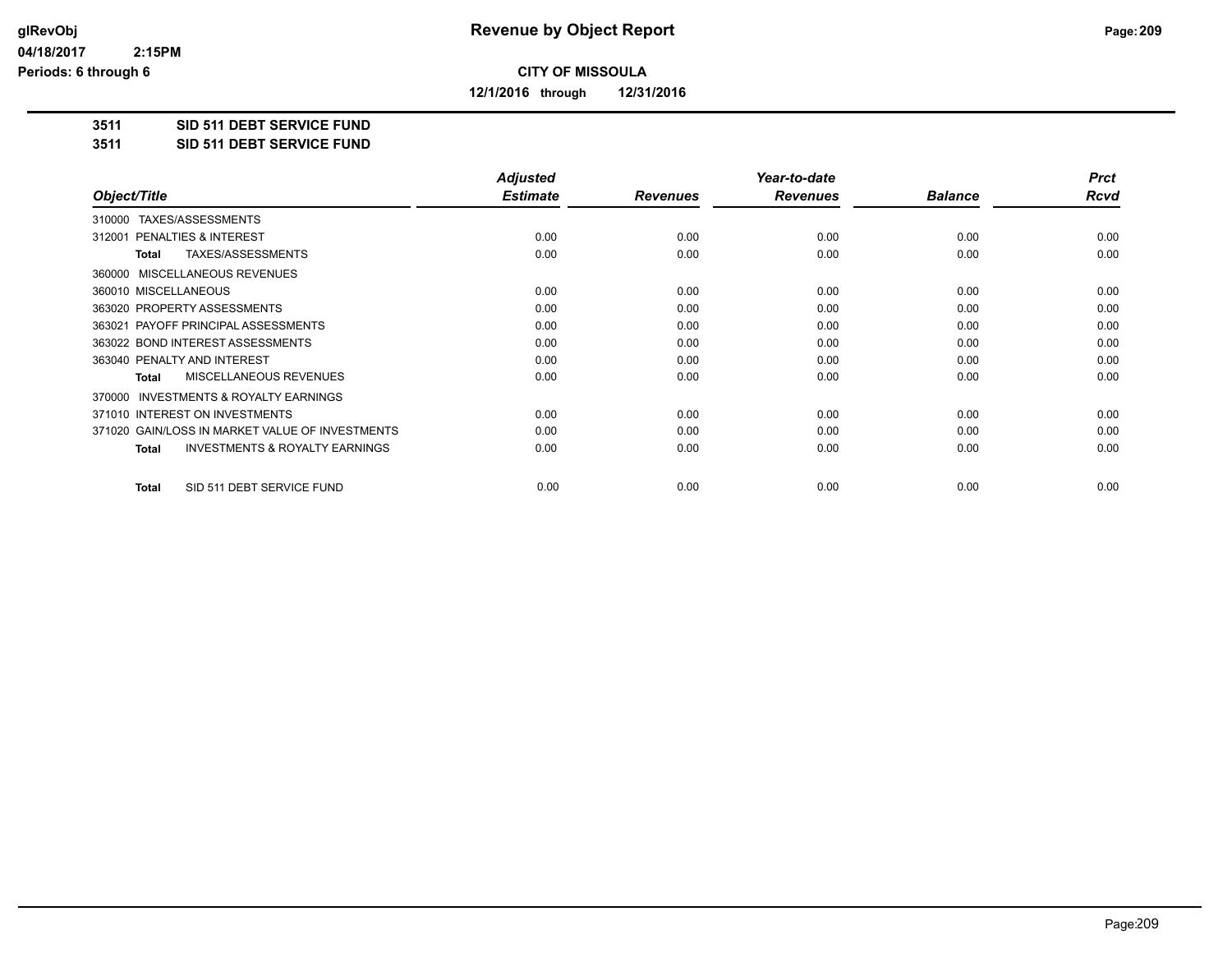# Revenue by Object Report

glRevObj
04/18/2017 2:15PM
Periods: 6 through 6

**CITY OF MISSOULA**

**12/1/2016 through 12/31/2016**

**3511 SID 511 DEBT SERVICE FUND**
**3511 SID 511 DEBT SERVICE FUND**

| Object/Title | Adjusted Estimate | Revenues | Year-to-date Revenues | Balance | Prct Rcvd |
|---|---|---|---|---|---|
| 310000 TAXES/ASSESSMENTS | | | | | |
| 312001 PENALTIES & INTEREST | 0.00 | 0.00 | 0.00 | 0.00 | 0.00 |
| **Total** TAXES/ASSESSMENTS | 0.00 | 0.00 | 0.00 | 0.00 | 0.00 |
| 360000 MISCELLANEOUS REVENUES | | | | | |
| 360010 MISCELLANEOUS | 0.00 | 0.00 | 0.00 | 0.00 | 0.00 |
| 363020 PROPERTY ASSESSMENTS | 0.00 | 0.00 | 0.00 | 0.00 | 0.00 |
| 363021 PAYOFF PRINCIPAL ASSESSMENTS | 0.00 | 0.00 | 0.00 | 0.00 | 0.00 |
| 363022 BOND INTEREST ASSESSMENTS | 0.00 | 0.00 | 0.00 | 0.00 | 0.00 |
| 363040 PENALTY AND INTEREST | 0.00 | 0.00 | 0.00 | 0.00 | 0.00 |
| **Total** MISCELLANEOUS REVENUES | 0.00 | 0.00 | 0.00 | 0.00 | 0.00 |
| 370000 INVESTMENTS & ROYALTY EARNINGS | | | | | |
| 371010 INTEREST ON INVESTMENTS | 0.00 | 0.00 | 0.00 | 0.00 | 0.00 |
| 371020 GAIN/LOSS IN MARKET VALUE OF INVESTMENTS | 0.00 | 0.00 | 0.00 | 0.00 | 0.00 |
| **Total** INVESTMENTS & ROYALTY EARNINGS | 0.00 | 0.00 | 0.00 | 0.00 | 0.00 |
| **Total** SID 511 DEBT SERVICE FUND | 0.00 | 0.00 | 0.00 | 0.00 | 0.00 |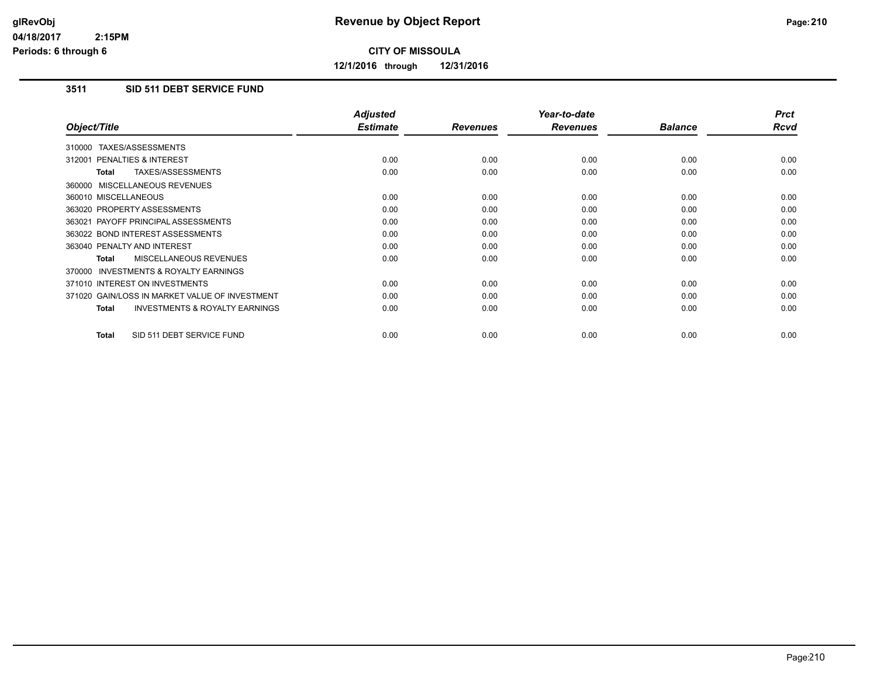# Revenue by Object Report

**CITY OF MISSOULA**

**12/1/2016 through 12/31/2016**

glRevObj
04/18/2017 2:15PM
Periods: 6 through 6

## 3511 SID 511 DEBT SERVICE FUND

| Object/Title | Adjusted Estimate | Revenues | Year-to-date Revenues | Balance | Prct Rcvd |
|---|---|---|---|---|---|
| 310000 TAXES/ASSESSMENTS | | | | | |
| 312001 PENALTIES & INTEREST | 0.00 | 0.00 | 0.00 | 0.00 | 0.00 |
| **Total** TAXES/ASSESSMENTS | 0.00 | 0.00 | 0.00 | 0.00 | 0.00 |
| 360000 MISCELLANEOUS REVENUES | | | | | |
| 360010 MISCELLANEOUS | 0.00 | 0.00 | 0.00 | 0.00 | 0.00 |
| 363020 PROPERTY ASSESSMENTS | 0.00 | 0.00 | 0.00 | 0.00 | 0.00 |
| 363021 PAYOFF PRINCIPAL ASSESSMENTS | 0.00 | 0.00 | 0.00 | 0.00 | 0.00 |
| 363022 BOND INTEREST ASSESSMENTS | 0.00 | 0.00 | 0.00 | 0.00 | 0.00 |
| 363040 PENALTY AND INTEREST | 0.00 | 0.00 | 0.00 | 0.00 | 0.00 |
| **Total** MISCELLANEOUS REVENUES | 0.00 | 0.00 | 0.00 | 0.00 | 0.00 |
| 370000 INVESTMENTS & ROYALTY EARNINGS | | | | | |
| 371010 INTEREST ON INVESTMENTS | 0.00 | 0.00 | 0.00 | 0.00 | 0.00 |
| 371020 GAIN/LOSS IN MARKET VALUE OF INVESTMENT | 0.00 | 0.00 | 0.00 | 0.00 | 0.00 |
| **Total** INVESTMENTS & ROYALTY EARNINGS | 0.00 | 0.00 | 0.00 | 0.00 | 0.00 |
| **Total** SID 511 DEBT SERVICE FUND | 0.00 | 0.00 | 0.00 | 0.00 | 0.00 |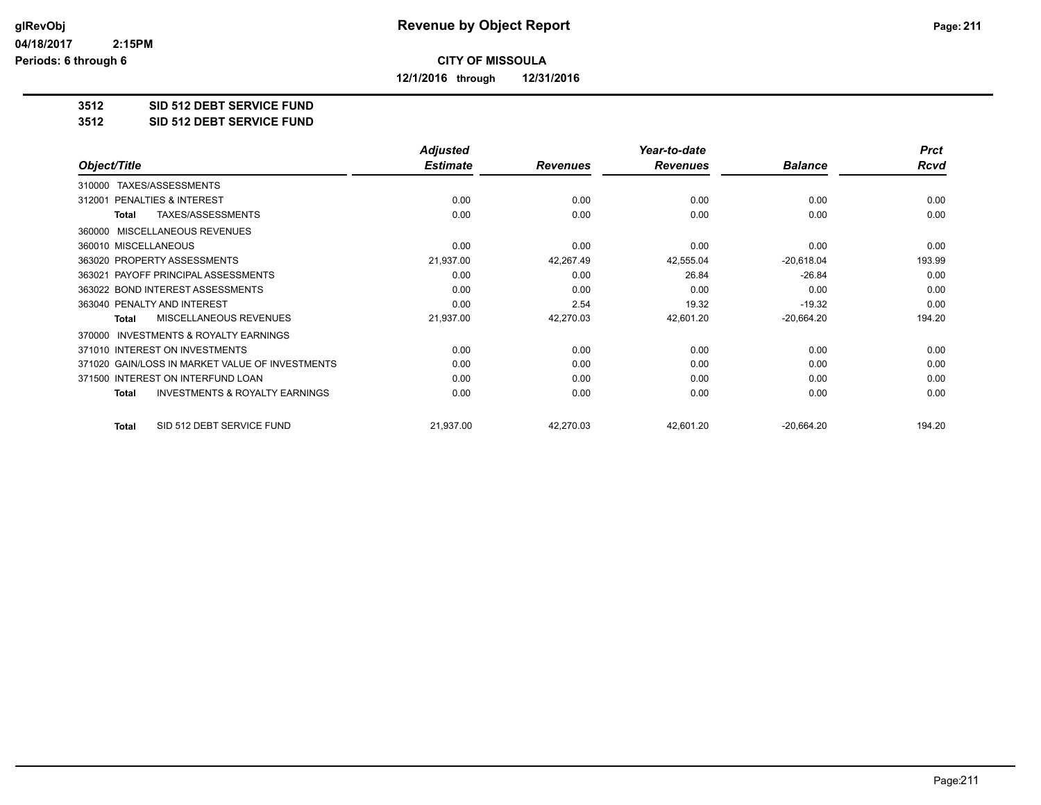# CITY OF MISSOULA

**Revenue by Object Report**

glRevObj
04/18/2017 2:15PM
Periods: 6 through 6

12/1/2016 through 12/31/2016

**3512 SID 512 DEBT SERVICE FUND**
**3512 SID 512 DEBT SERVICE FUND**

| Object/Title | Adjusted Estimate | Revenues | Year-to-date Revenues | Balance | Prct Rcvd |
|---|---|---|---|---|---|
| 310000 TAXES/ASSESSMENTS | | | | | |
| 312001 PENALTIES & INTEREST | 0.00 | 0.00 | 0.00 | 0.00 | 0.00 |
| **Total** TAXES/ASSESSMENTS | 0.00 | 0.00 | 0.00 | 0.00 | 0.00 |
| 360000 MISCELLANEOUS REVENUES | | | | | |
| 360010 MISCELLANEOUS | 0.00 | 0.00 | 0.00 | 0.00 | 0.00 |
| 363020 PROPERTY ASSESSMENTS | 21,937.00 | 42,267.49 | 42,555.04 | -20,618.04 | 193.99 |
| 363021 PAYOFF PRINCIPAL ASSESSMENTS | 0.00 | 0.00 | 26.84 | -26.84 | 0.00 |
| 363022 BOND INTEREST ASSESSMENTS | 0.00 | 0.00 | 0.00 | 0.00 | 0.00 |
| 363040 PENALTY AND INTEREST | 0.00 | 2.54 | 19.32 | -19.32 | 0.00 |
| **Total** MISCELLANEOUS REVENUES | 21,937.00 | 42,270.03 | 42,601.20 | -20,664.20 | 194.20 |
| 370000 INVESTMENTS & ROYALTY EARNINGS | | | | | |
| 371010 INTEREST ON INVESTMENTS | 0.00 | 0.00 | 0.00 | 0.00 | 0.00 |
| 371020 GAIN/LOSS IN MARKET VALUE OF INVESTMENTS | 0.00 | 0.00 | 0.00 | 0.00 | 0.00 |
| 371500 INTEREST ON INTERFUND LOAN | 0.00 | 0.00 | 0.00 | 0.00 | 0.00 |
| **Total** INVESTMENTS & ROYALTY EARNINGS | 0.00 | 0.00 | 0.00 | 0.00 | 0.00 |
| **Total** SID 512 DEBT SERVICE FUND | 21,937.00 | 42,270.03 | 42,601.20 | -20,664.20 | 194.20 |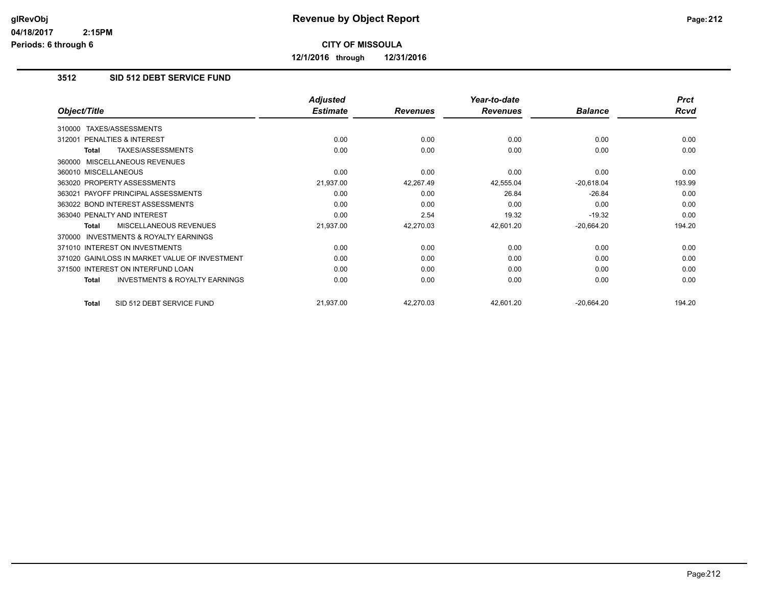**CITY OF MISSOULA**

**12/1/2016 through 12/31/2016**

## 3512 SID 512 DEBT SERVICE FUND

| Object/Title | Adjusted Estimate | Revenues | Year-to-date Revenues | Balance | Prct Rcvd |
|---|---|---|---|---|---|
| 310000 TAXES/ASSESSMENTS | | | | | |
| 312001 PENALTIES & INTEREST | 0.00 | 0.00 | 0.00 | 0.00 | 0.00 |
| **Total** TAXES/ASSESSMENTS | 0.00 | 0.00 | 0.00 | 0.00 | 0.00 |
| 360000 MISCELLANEOUS REVENUES | | | | | |
| 360010 MISCELLANEOUS | 0.00 | 0.00 | 0.00 | 0.00 | 0.00 |
| 363020 PROPERTY ASSESSMENTS | 21,937.00 | 42,267.49 | 42,555.04 | -20,618.04 | 193.99 |
| 363021 PAYOFF PRINCIPAL ASSESSMENTS | 0.00 | 0.00 | 26.84 | -26.84 | 0.00 |
| 363022 BOND INTEREST ASSESSMENTS | 0.00 | 0.00 | 0.00 | 0.00 | 0.00 |
| 363040 PENALTY AND INTEREST | 0.00 | 2.54 | 19.32 | -19.32 | 0.00 |
| **Total** MISCELLANEOUS REVENUES | 21,937.00 | 42,270.03 | 42,601.20 | -20,664.20 | 194.20 |
| 370000 INVESTMENTS & ROYALTY EARNINGS | | | | | |
| 371010 INTEREST ON INVESTMENTS | 0.00 | 0.00 | 0.00 | 0.00 | 0.00 |
| 371020 GAIN/LOSS IN MARKET VALUE OF INVESTMENT | 0.00 | 0.00 | 0.00 | 0.00 | 0.00 |
| 371500 INTEREST ON INTERFUND LOAN | 0.00 | 0.00 | 0.00 | 0.00 | 0.00 |
| **Total** INVESTMENTS & ROYALTY EARNINGS | 0.00 | 0.00 | 0.00 | 0.00 | 0.00 |
| **Total** SID 512 DEBT SERVICE FUND | 21,937.00 | 42,270.03 | 42,601.20 | -20,664.20 | 194.20 |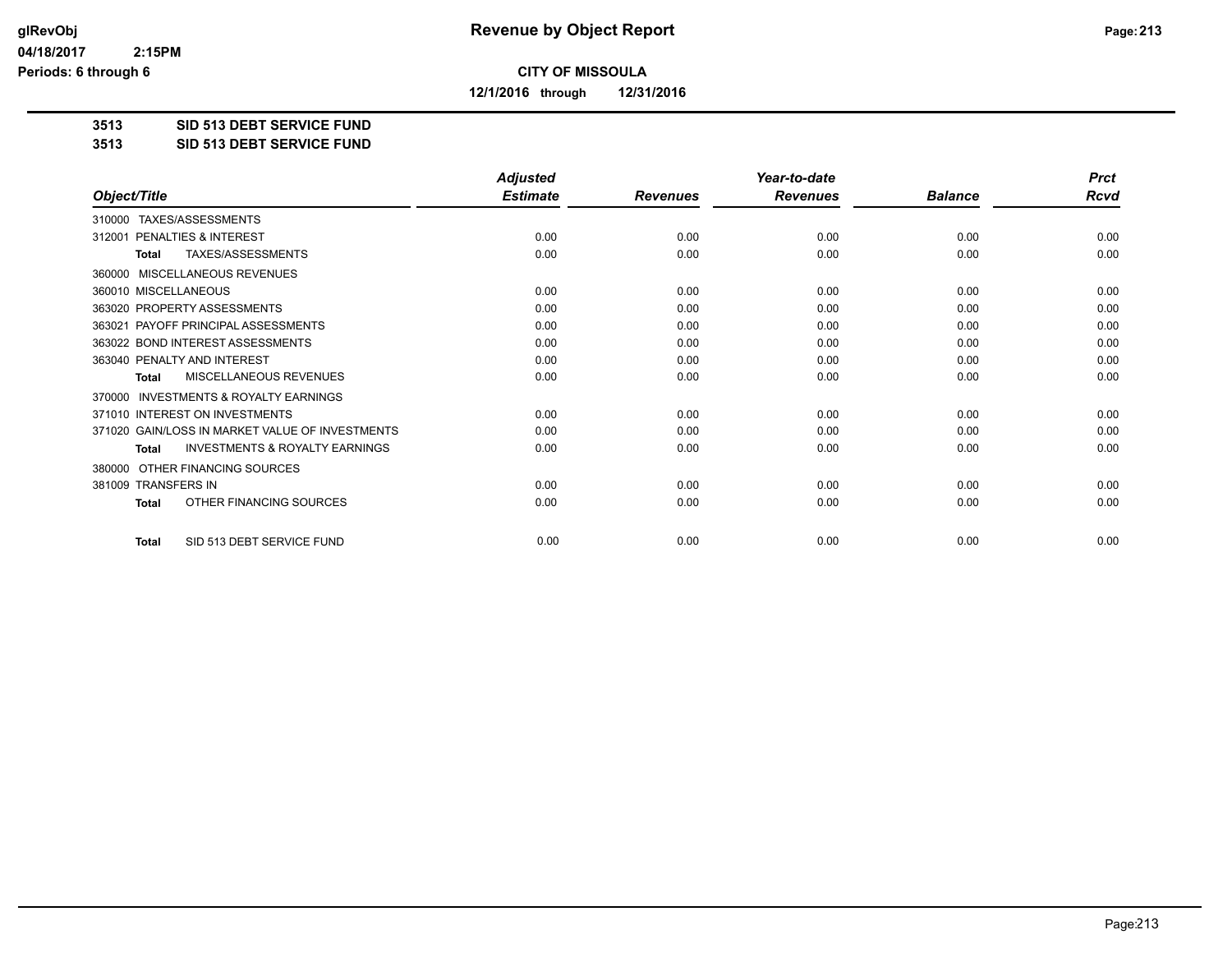# Revenue by Object Report

**CITY OF MISSOULA**

**12/1/2016 through 12/31/2016**

**3513 SID 513 DEBT SERVICE FUND**
**3513 SID 513 DEBT SERVICE FUND**

| Object/Title | Adjusted Estimate | Revenues | Year-to-date Revenues | Balance | Prct Rcvd |
|---|---|---|---|---|---|
| 310000 TAXES/ASSESSMENTS | | | | | |
| 312001 PENALTIES & INTEREST | 0.00 | 0.00 | 0.00 | 0.00 | 0.00 |
| **Total** TAXES/ASSESSMENTS | 0.00 | 0.00 | 0.00 | 0.00 | 0.00 |
| 360000 MISCELLANEOUS REVENUES | | | | | |
| 360010 MISCELLANEOUS | 0.00 | 0.00 | 0.00 | 0.00 | 0.00 |
| 363020 PROPERTY ASSESSMENTS | 0.00 | 0.00 | 0.00 | 0.00 | 0.00 |
| 363021 PAYOFF PRINCIPAL ASSESSMENTS | 0.00 | 0.00 | 0.00 | 0.00 | 0.00 |
| 363022 BOND INTEREST ASSESSMENTS | 0.00 | 0.00 | 0.00 | 0.00 | 0.00 |
| 363040 PENALTY AND INTEREST | 0.00 | 0.00 | 0.00 | 0.00 | 0.00 |
| **Total** MISCELLANEOUS REVENUES | 0.00 | 0.00 | 0.00 | 0.00 | 0.00 |
| 370000 INVESTMENTS & ROYALTY EARNINGS | | | | | |
| 371010 INTEREST ON INVESTMENTS | 0.00 | 0.00 | 0.00 | 0.00 | 0.00 |
| 371020 GAIN/LOSS IN MARKET VALUE OF INVESTMENTS | 0.00 | 0.00 | 0.00 | 0.00 | 0.00 |
| **Total** INVESTMENTS & ROYALTY EARNINGS | 0.00 | 0.00 | 0.00 | 0.00 | 0.00 |
| 380000 OTHER FINANCING SOURCES | | | | | |
| 381009 TRANSFERS IN | 0.00 | 0.00 | 0.00 | 0.00 | 0.00 |
| **Total** OTHER FINANCING SOURCES | 0.00 | 0.00 | 0.00 | 0.00 | 0.00 |
| **Total** SID 513 DEBT SERVICE FUND | 0.00 | 0.00 | 0.00 | 0.00 | 0.00 |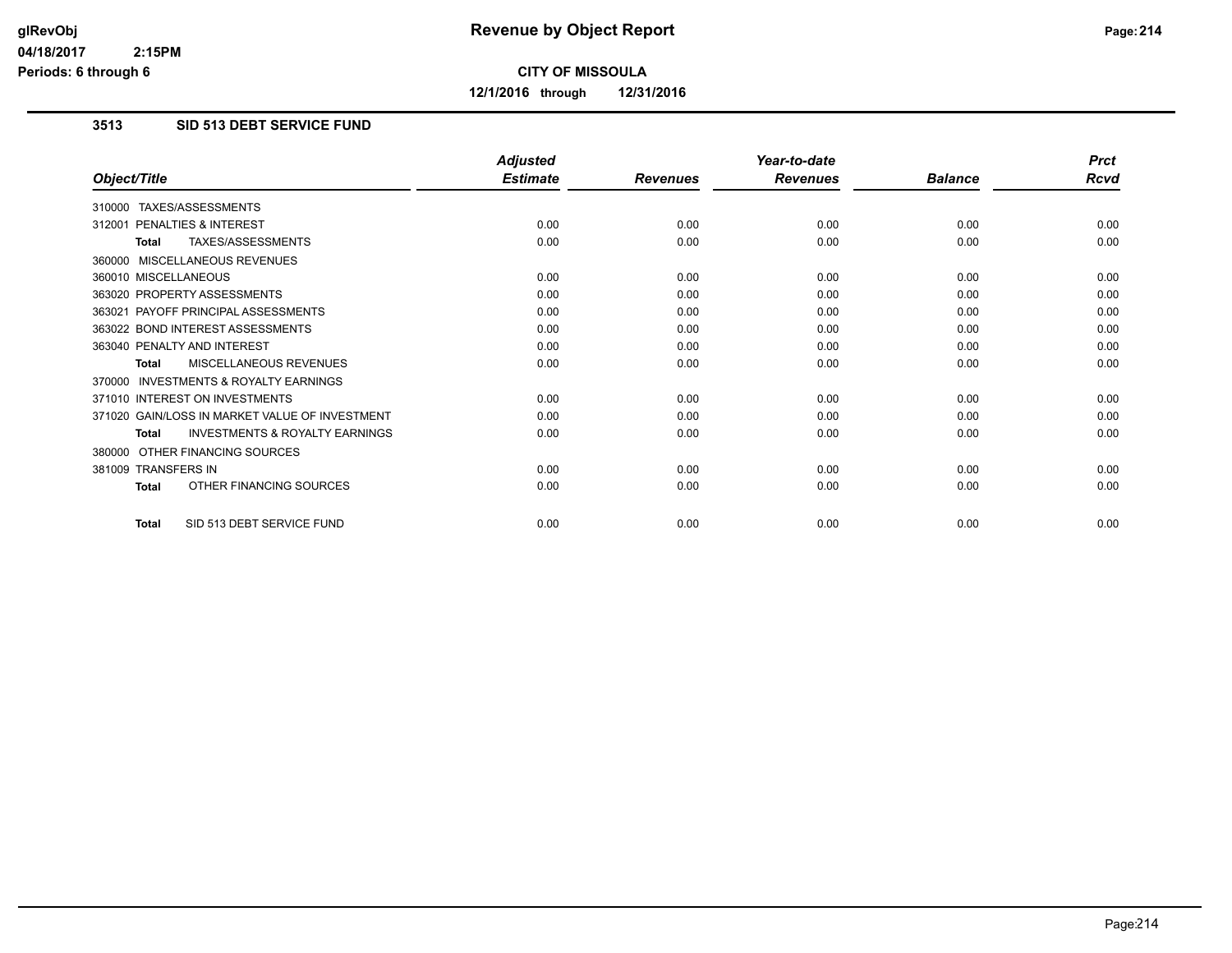# Revenue by Object Report

**CITY OF MISSOULA**

**12/1/2016 through 12/31/2016**

### 3513 SID 513 DEBT SERVICE FUND

| Object/Title | Adjusted Estimate | Revenues | Year-to-date Revenues | Balance | Prct Rcvd |
|---|---|---|---|---|---|
| 310000 TAXES/ASSESSMENTS | | | | | |
| 312001 PENALTIES & INTEREST | 0.00 | 0.00 | 0.00 | 0.00 | 0.00 |
| **Total** TAXES/ASSESSMENTS | 0.00 | 0.00 | 0.00 | 0.00 | 0.00 |
| 360000 MISCELLANEOUS REVENUES | | | | | |
| 360010 MISCELLANEOUS | 0.00 | 0.00 | 0.00 | 0.00 | 0.00 |
| 363020 PROPERTY ASSESSMENTS | 0.00 | 0.00 | 0.00 | 0.00 | 0.00 |
| 363021 PAYOFF PRINCIPAL ASSESSMENTS | 0.00 | 0.00 | 0.00 | 0.00 | 0.00 |
| 363022 BOND INTEREST ASSESSMENTS | 0.00 | 0.00 | 0.00 | 0.00 | 0.00 |
| 363040 PENALTY AND INTEREST | 0.00 | 0.00 | 0.00 | 0.00 | 0.00 |
| **Total** MISCELLANEOUS REVENUES | 0.00 | 0.00 | 0.00 | 0.00 | 0.00 |
| 370000 INVESTMENTS & ROYALTY EARNINGS | | | | | |
| 371010 INTEREST ON INVESTMENTS | 0.00 | 0.00 | 0.00 | 0.00 | 0.00 |
| 371020 GAIN/LOSS IN MARKET VALUE OF INVESTMENT | 0.00 | 0.00 | 0.00 | 0.00 | 0.00 |
| **Total** INVESTMENTS & ROYALTY EARNINGS | 0.00 | 0.00 | 0.00 | 0.00 | 0.00 |
| 380000 OTHER FINANCING SOURCES | | | | | |
| 381009 TRANSFERS IN | 0.00 | 0.00 | 0.00 | 0.00 | 0.00 |
| **Total** OTHER FINANCING SOURCES | 0.00 | 0.00 | 0.00 | 0.00 | 0.00 |
| **Total** SID 513 DEBT SERVICE FUND | 0.00 | 0.00 | 0.00 | 0.00 | 0.00 |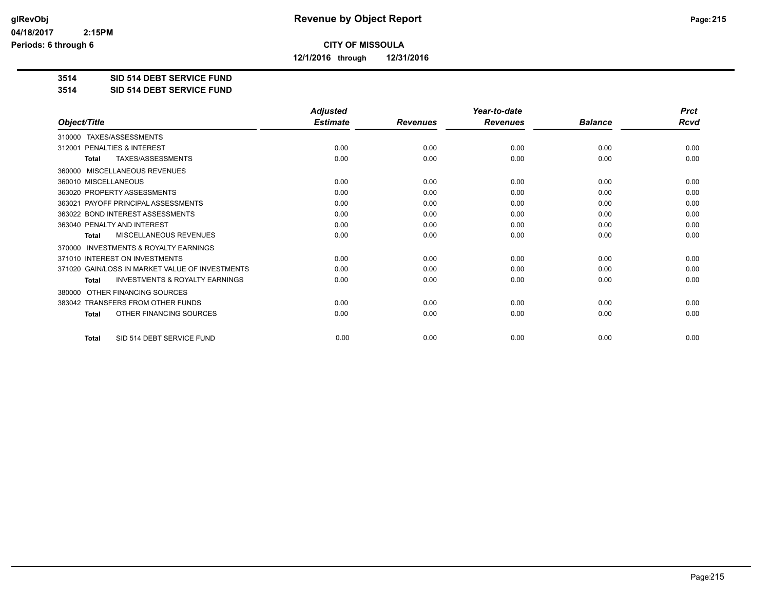**Revenue by Object Report**

**CITY OF MISSOULA**

**12/1/2016 through 12/31/2016**

glRevObj
04/18/2017 2:15PM
Periods: 6 through 6

**3514 SID 514 DEBT SERVICE FUND**
**3514 SID 514 DEBT SERVICE FUND**

| Object/Title | Adjusted Estimate | Revenues | Year-to-date Revenues | Balance | Prct Rcvd |
|---|---|---|---|---|---|
| 310000 TAXES/ASSESSMENTS | | | | | |
| 312001 PENALTIES & INTEREST | 0.00 | 0.00 | 0.00 | 0.00 | 0.00 |
| **Total** TAXES/ASSESSMENTS | 0.00 | 0.00 | 0.00 | 0.00 | 0.00 |
| 360000 MISCELLANEOUS REVENUES | | | | | |
| 360010 MISCELLANEOUS | 0.00 | 0.00 | 0.00 | 0.00 | 0.00 |
| 363020 PROPERTY ASSESSMENTS | 0.00 | 0.00 | 0.00 | 0.00 | 0.00 |
| 363021 PAYOFF PRINCIPAL ASSESSMENTS | 0.00 | 0.00 | 0.00 | 0.00 | 0.00 |
| 363022 BOND INTEREST ASSESSMENTS | 0.00 | 0.00 | 0.00 | 0.00 | 0.00 |
| 363040 PENALTY AND INTEREST | 0.00 | 0.00 | 0.00 | 0.00 | 0.00 |
| **Total** MISCELLANEOUS REVENUES | 0.00 | 0.00 | 0.00 | 0.00 | 0.00 |
| 370000 INVESTMENTS & ROYALTY EARNINGS | | | | | |
| 371010 INTEREST ON INVESTMENTS | 0.00 | 0.00 | 0.00 | 0.00 | 0.00 |
| 371020 GAIN/LOSS IN MARKET VALUE OF INVESTMENTS | 0.00 | 0.00 | 0.00 | 0.00 | 0.00 |
| **Total** INVESTMENTS & ROYALTY EARNINGS | 0.00 | 0.00 | 0.00 | 0.00 | 0.00 |
| 380000 OTHER FINANCING SOURCES | | | | | |
| 383042 TRANSFERS FROM OTHER FUNDS | 0.00 | 0.00 | 0.00 | 0.00 | 0.00 |
| **Total** OTHER FINANCING SOURCES | 0.00 | 0.00 | 0.00 | 0.00 | 0.00 |
| **Total** SID 514 DEBT SERVICE FUND | 0.00 | 0.00 | 0.00 | 0.00 | 0.00 |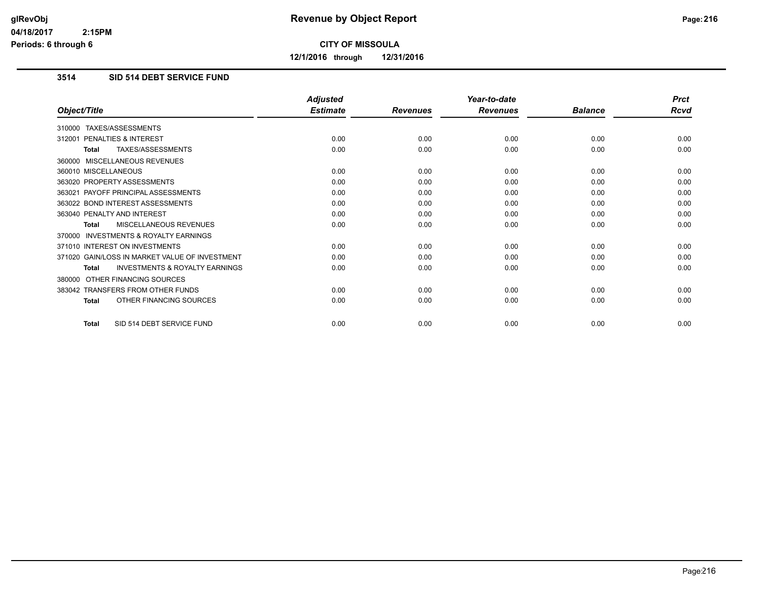# Revenue by Object Report

**CITY OF MISSOULA**

**12/1/2016 through 12/31/2016**

glRevObj
04/18/2017 2:15PM
Periods: 6 through 6

### 3514 SID 514 DEBT SERVICE FUND

| Object/Title | Adjusted Estimate | Revenues | Year-to-date Revenues | Balance | Prct Rcvd |
|---|---|---|---|---|---|
| 310000 TAXES/ASSESSMENTS | | | | | |
| 312001 PENALTIES & INTEREST | 0.00 | 0.00 | 0.00 | 0.00 | 0.00 |
| **Total** TAXES/ASSESSMENTS | 0.00 | 0.00 | 0.00 | 0.00 | 0.00 |
| 360000 MISCELLANEOUS REVENUES | | | | | |
| 360010 MISCELLANEOUS | 0.00 | 0.00 | 0.00 | 0.00 | 0.00 |
| 363020 PROPERTY ASSESSMENTS | 0.00 | 0.00 | 0.00 | 0.00 | 0.00 |
| 363021 PAYOFF PRINCIPAL ASSESSMENTS | 0.00 | 0.00 | 0.00 | 0.00 | 0.00 |
| 363022 BOND INTEREST ASSESSMENTS | 0.00 | 0.00 | 0.00 | 0.00 | 0.00 |
| 363040 PENALTY AND INTEREST | 0.00 | 0.00 | 0.00 | 0.00 | 0.00 |
| **Total** MISCELLANEOUS REVENUES | 0.00 | 0.00 | 0.00 | 0.00 | 0.00 |
| 370000 INVESTMENTS & ROYALTY EARNINGS | | | | | |
| 371010 INTEREST ON INVESTMENTS | 0.00 | 0.00 | 0.00 | 0.00 | 0.00 |
| 371020 GAIN/LOSS IN MARKET VALUE OF INVESTMENT | 0.00 | 0.00 | 0.00 | 0.00 | 0.00 |
| **Total** INVESTMENTS & ROYALTY EARNINGS | 0.00 | 0.00 | 0.00 | 0.00 | 0.00 |
| 380000 OTHER FINANCING SOURCES | | | | | |
| 383042 TRANSFERS FROM OTHER FUNDS | 0.00 | 0.00 | 0.00 | 0.00 | 0.00 |
| **Total** OTHER FINANCING SOURCES | 0.00 | 0.00 | 0.00 | 0.00 | 0.00 |
| **Total** SID 514 DEBT SERVICE FUND | 0.00 | 0.00 | 0.00 | 0.00 | 0.00 |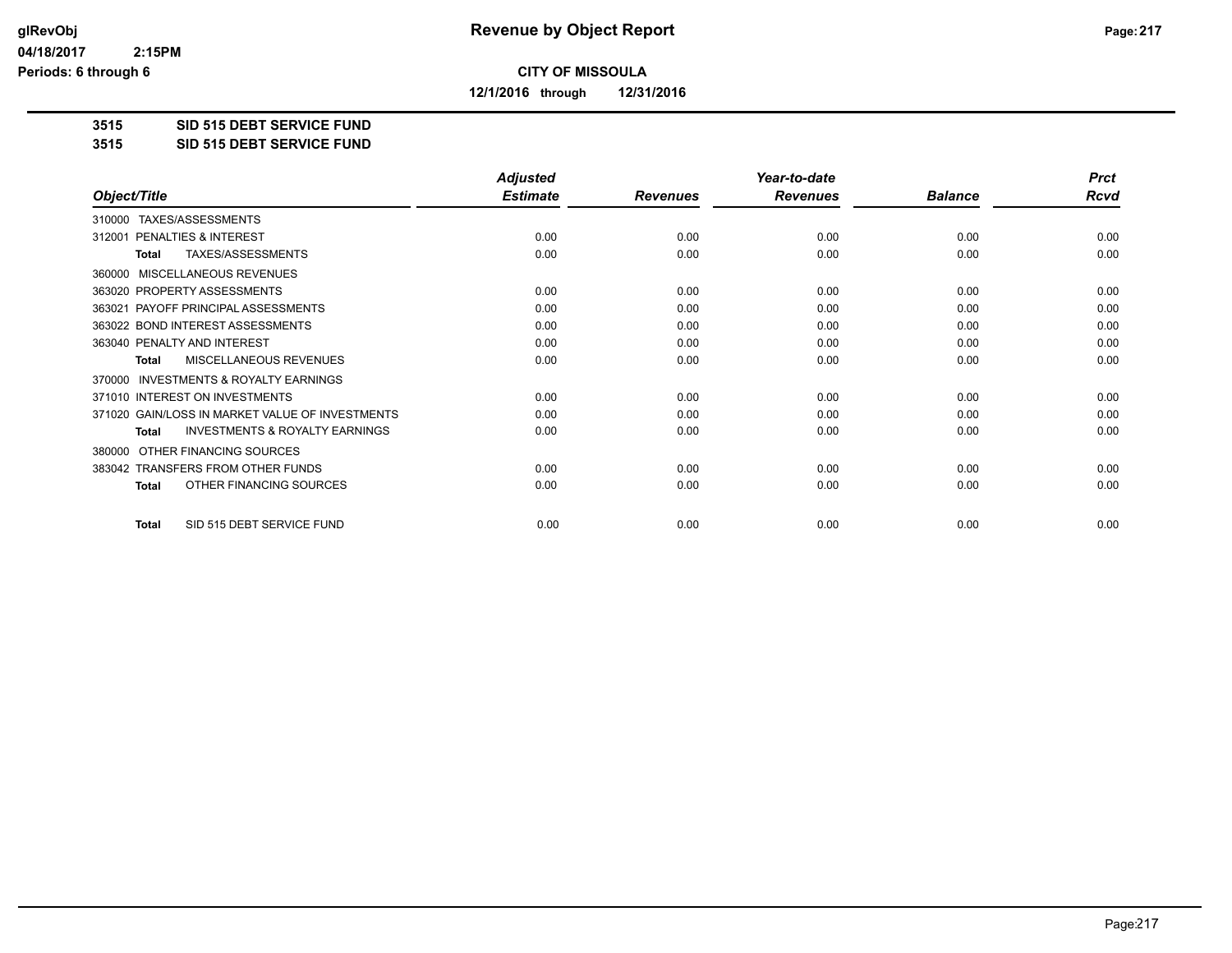# Revenue by Object Report

**CITY OF MISSOULA**

**12/1/2016 through 12/31/2016**

glRevObj
04/18/2017 2:15PM
Periods: 6 through 6

**3515 SID 515 DEBT SERVICE FUND**
**3515 SID 515 DEBT SERVICE FUND**

| Object/Title | Adjusted Estimate | Revenues | Year-to-date Revenues | Balance | Prct Rcvd |
|---|---|---|---|---|---|
| 310000 TAXES/ASSESSMENTS | | | | | |
| 312001 PENALTIES & INTEREST | 0.00 | 0.00 | 0.00 | 0.00 | 0.00 |
| **Total** TAXES/ASSESSMENTS | 0.00 | 0.00 | 0.00 | 0.00 | 0.00 |
| 360000 MISCELLANEOUS REVENUES | | | | | |
| 363020 PROPERTY ASSESSMENTS | 0.00 | 0.00 | 0.00 | 0.00 | 0.00 |
| 363021 PAYOFF PRINCIPAL ASSESSMENTS | 0.00 | 0.00 | 0.00 | 0.00 | 0.00 |
| 363022 BOND INTEREST ASSESSMENTS | 0.00 | 0.00 | 0.00 | 0.00 | 0.00 |
| 363040 PENALTY AND INTEREST | 0.00 | 0.00 | 0.00 | 0.00 | 0.00 |
| **Total** MISCELLANEOUS REVENUES | 0.00 | 0.00 | 0.00 | 0.00 | 0.00 |
| 370000 INVESTMENTS & ROYALTY EARNINGS | | | | | |
| 371010 INTEREST ON INVESTMENTS | 0.00 | 0.00 | 0.00 | 0.00 | 0.00 |
| 371020 GAIN/LOSS IN MARKET VALUE OF INVESTMENTS | 0.00 | 0.00 | 0.00 | 0.00 | 0.00 |
| **Total** INVESTMENTS & ROYALTY EARNINGS | 0.00 | 0.00 | 0.00 | 0.00 | 0.00 |
| 380000 OTHER FINANCING SOURCES | | | | | |
| 383042 TRANSFERS FROM OTHER FUNDS | 0.00 | 0.00 | 0.00 | 0.00 | 0.00 |
| **Total** OTHER FINANCING SOURCES | 0.00 | 0.00 | 0.00 | 0.00 | 0.00 |
| **Total** SID 515 DEBT SERVICE FUND | 0.00 | 0.00 | 0.00 | 0.00 | 0.00 |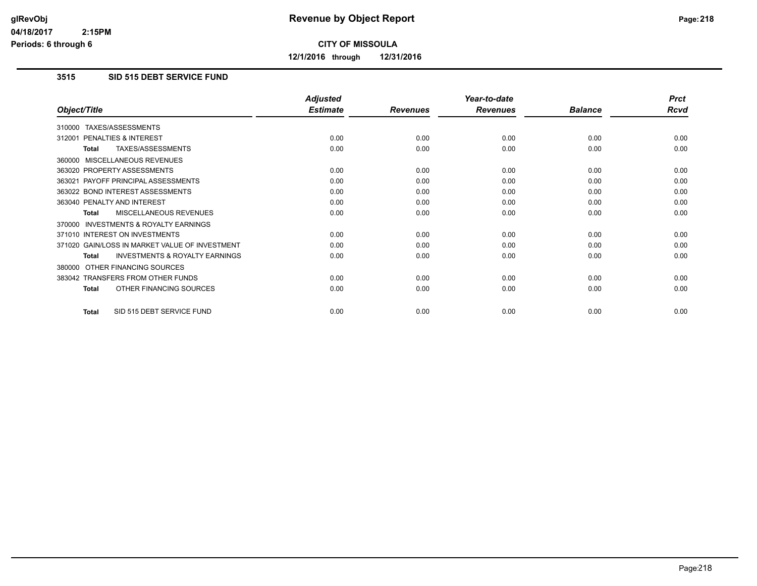# Revenue by Object Report

**CITY OF MISSOULA**

**12/1/2016 through 12/31/2016**

glRevObj
04/18/2017 2:15PM
Periods: 6 through 6

### 3515 SID 515 DEBT SERVICE FUND

| Object/Title | Adjusted Estimate | Revenues | Year-to-date Revenues | Balance | Prct Rcvd |
|---|---|---|---|---|---|
| 310000 TAXES/ASSESSMENTS | | | | | |
| 312001 PENALTIES & INTEREST | 0.00 | 0.00 | 0.00 | 0.00 | 0.00 |
| **Total** TAXES/ASSESSMENTS | 0.00 | 0.00 | 0.00 | 0.00 | 0.00 |
| 360000 MISCELLANEOUS REVENUES | | | | | |
| 363020 PROPERTY ASSESSMENTS | 0.00 | 0.00 | 0.00 | 0.00 | 0.00 |
| 363021 PAYOFF PRINCIPAL ASSESSMENTS | 0.00 | 0.00 | 0.00 | 0.00 | 0.00 |
| 363022 BOND INTEREST ASSESSMENTS | 0.00 | 0.00 | 0.00 | 0.00 | 0.00 |
| 363040 PENALTY AND INTEREST | 0.00 | 0.00 | 0.00 | 0.00 | 0.00 |
| **Total** MISCELLANEOUS REVENUES | 0.00 | 0.00 | 0.00 | 0.00 | 0.00 |
| 370000 INVESTMENTS & ROYALTY EARNINGS | | | | | |
| 371010 INTEREST ON INVESTMENTS | 0.00 | 0.00 | 0.00 | 0.00 | 0.00 |
| 371020 GAIN/LOSS IN MARKET VALUE OF INVESTMENT | 0.00 | 0.00 | 0.00 | 0.00 | 0.00 |
| **Total** INVESTMENTS & ROYALTY EARNINGS | 0.00 | 0.00 | 0.00 | 0.00 | 0.00 |
| 380000 OTHER FINANCING SOURCES | | | | | |
| 383042 TRANSFERS FROM OTHER FUNDS | 0.00 | 0.00 | 0.00 | 0.00 | 0.00 |
| **Total** OTHER FINANCING SOURCES | 0.00 | 0.00 | 0.00 | 0.00 | 0.00 |
| **Total** SID 515 DEBT SERVICE FUND | 0.00 | 0.00 | 0.00 | 0.00 | 0.00 |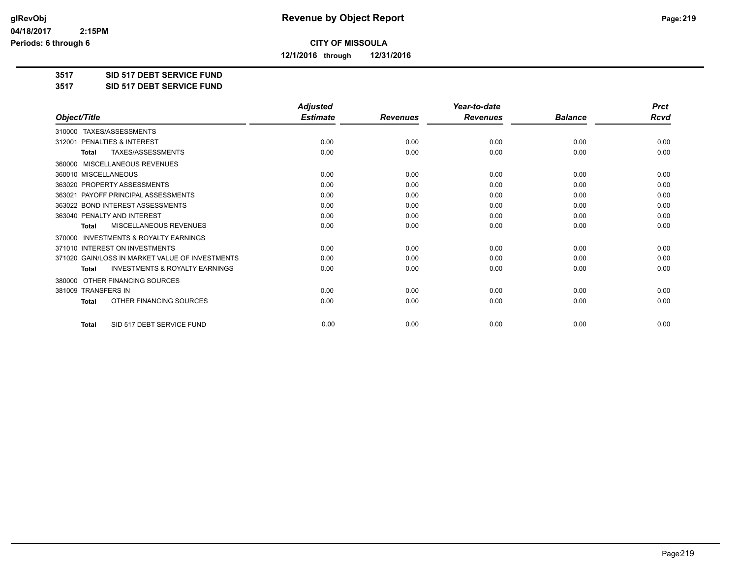# Revenue by Object Report

glRevObj
04/18/2017 2:15PM
Periods: 6 through 6

**CITY OF MISSOULA**

**12/1/2016 through 12/31/2016**

**3517 SID 517 DEBT SERVICE FUND**
**3517 SID 517 DEBT SERVICE FUND**

| Object/Title | Adjusted Estimate | Revenues | Year-to-date Revenues | Balance | Prct Rcvd |
|---|---|---|---|---|---|
| 310000 TAXES/ASSESSMENTS | | | | | |
| 312001 PENALTIES & INTEREST | 0.00 | 0.00 | 0.00 | 0.00 | 0.00 |
| **Total** TAXES/ASSESSMENTS | 0.00 | 0.00 | 0.00 | 0.00 | 0.00 |
| 360000 MISCELLANEOUS REVENUES | | | | | |
| 360010 MISCELLANEOUS | 0.00 | 0.00 | 0.00 | 0.00 | 0.00 |
| 363020 PROPERTY ASSESSMENTS | 0.00 | 0.00 | 0.00 | 0.00 | 0.00 |
| 363021 PAYOFF PRINCIPAL ASSESSMENTS | 0.00 | 0.00 | 0.00 | 0.00 | 0.00 |
| 363022 BOND INTEREST ASSESSMENTS | 0.00 | 0.00 | 0.00 | 0.00 | 0.00 |
| 363040 PENALTY AND INTEREST | 0.00 | 0.00 | 0.00 | 0.00 | 0.00 |
| **Total** MISCELLANEOUS REVENUES | 0.00 | 0.00 | 0.00 | 0.00 | 0.00 |
| 370000 INVESTMENTS & ROYALTY EARNINGS | | | | | |
| 371010 INTEREST ON INVESTMENTS | 0.00 | 0.00 | 0.00 | 0.00 | 0.00 |
| 371020 GAIN/LOSS IN MARKET VALUE OF INVESTMENTS | 0.00 | 0.00 | 0.00 | 0.00 | 0.00 |
| **Total** INVESTMENTS & ROYALTY EARNINGS | 0.00 | 0.00 | 0.00 | 0.00 | 0.00 |
| 380000 OTHER FINANCING SOURCES | | | | | |
| 381009 TRANSFERS IN | 0.00 | 0.00 | 0.00 | 0.00 | 0.00 |
| **Total** OTHER FINANCING SOURCES | 0.00 | 0.00 | 0.00 | 0.00 | 0.00 |
| **Total** SID 517 DEBT SERVICE FUND | 0.00 | 0.00 | 0.00 | 0.00 | 0.00 |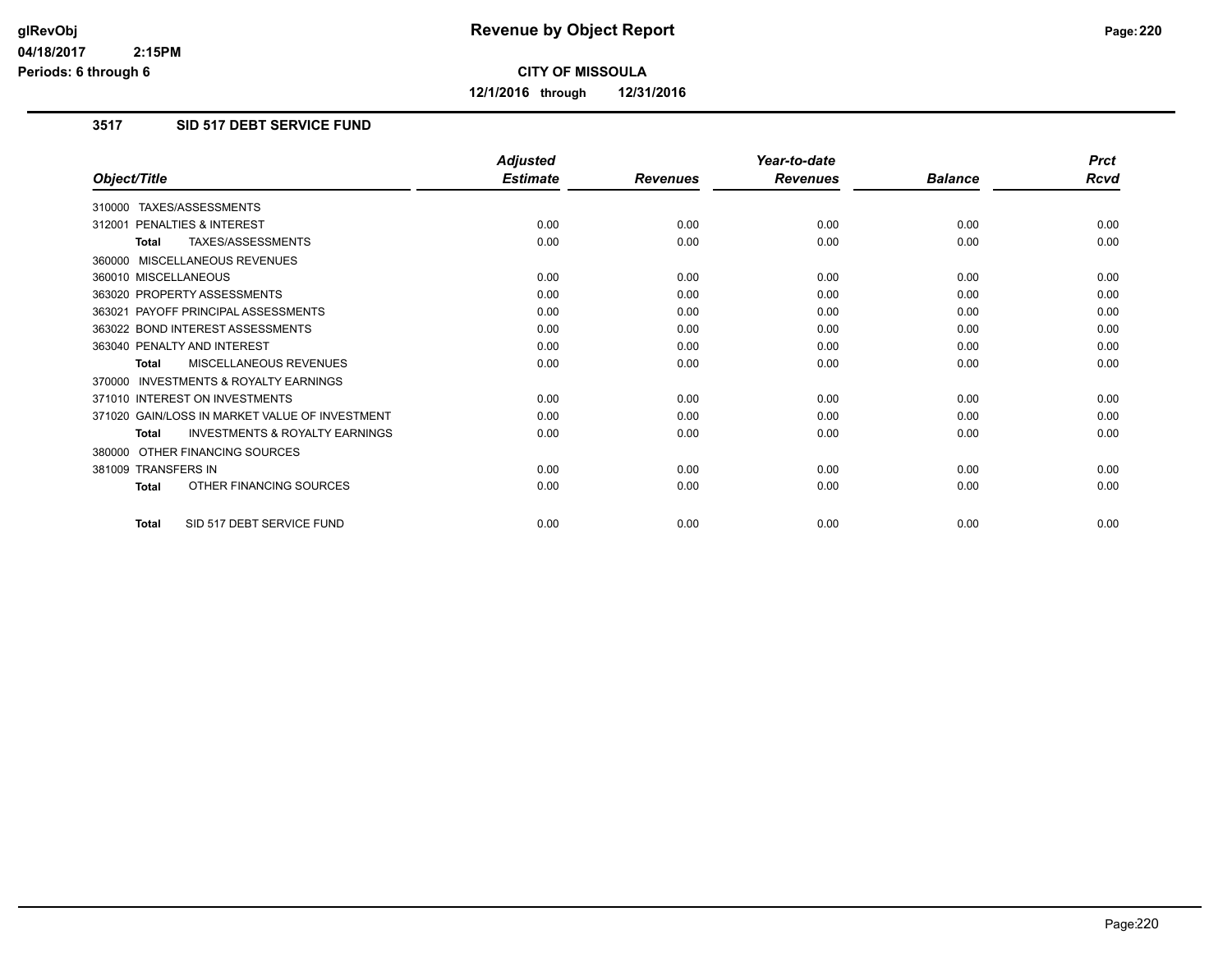**Revenue by Object Report**

**CITY OF MISSOULA**

**12/1/2016 through 12/31/2016**

glRevObj
04/18/2017 2:15PM
Periods: 6 through 6

## 3517 SID 517 DEBT SERVICE FUND

| Object/Title | Adjusted Estimate | Revenues | Year-to-date Revenues | Balance | Prct Rcvd |
|---|---|---|---|---|---|
| 310000 TAXES/ASSESSMENTS | | | | | |
| 312001 PENALTIES & INTEREST | 0.00 | 0.00 | 0.00 | 0.00 | 0.00 |
| **Total** TAXES/ASSESSMENTS | 0.00 | 0.00 | 0.00 | 0.00 | 0.00 |
| 360000 MISCELLANEOUS REVENUES | | | | | |
| 360010 MISCELLANEOUS | 0.00 | 0.00 | 0.00 | 0.00 | 0.00 |
| 363020 PROPERTY ASSESSMENTS | 0.00 | 0.00 | 0.00 | 0.00 | 0.00 |
| 363021 PAYOFF PRINCIPAL ASSESSMENTS | 0.00 | 0.00 | 0.00 | 0.00 | 0.00 |
| 363022 BOND INTEREST ASSESSMENTS | 0.00 | 0.00 | 0.00 | 0.00 | 0.00 |
| 363040 PENALTY AND INTEREST | 0.00 | 0.00 | 0.00 | 0.00 | 0.00 |
| **Total** MISCELLANEOUS REVENUES | 0.00 | 0.00 | 0.00 | 0.00 | 0.00 |
| 370000 INVESTMENTS & ROYALTY EARNINGS | | | | | |
| 371010 INTEREST ON INVESTMENTS | 0.00 | 0.00 | 0.00 | 0.00 | 0.00 |
| 371020 GAIN/LOSS IN MARKET VALUE OF INVESTMENT | 0.00 | 0.00 | 0.00 | 0.00 | 0.00 |
| **Total** INVESTMENTS & ROYALTY EARNINGS | 0.00 | 0.00 | 0.00 | 0.00 | 0.00 |
| 380000 OTHER FINANCING SOURCES | | | | | |
| 381009 TRANSFERS IN | 0.00 | 0.00 | 0.00 | 0.00 | 0.00 |
| **Total** OTHER FINANCING SOURCES | 0.00 | 0.00 | 0.00 | 0.00 | 0.00 |
| **Total** SID 517 DEBT SERVICE FUND | 0.00 | 0.00 | 0.00 | 0.00 | 0.00 |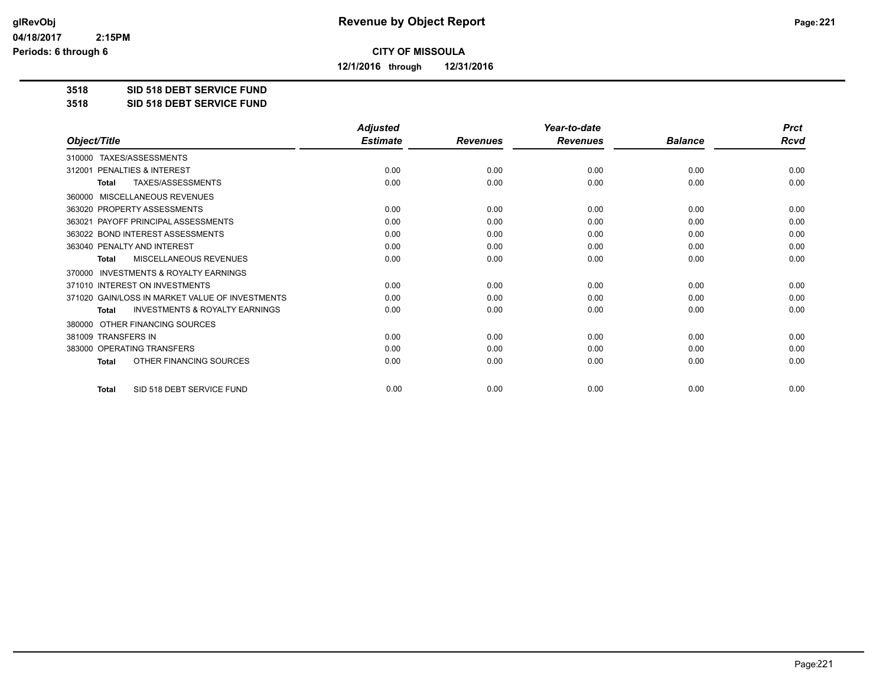**Revenue by Object Report**

**CITY OF MISSOULA**

**12/1/2016 through 12/31/2016**

glRevObj
04/18/2017 2:15PM
Periods: 6 through 6

**3518 SID 518 DEBT SERVICE FUND**
**3518 SID 518 DEBT SERVICE FUND**

| Object/Title | Adjusted Estimate | Revenues | Year-to-date Revenues | Balance | Prct Rcvd |
|---|---|---|---|---|---|
| 310000 TAXES/ASSESSMENTS | | | | | |
| 312001 PENALTIES & INTEREST | 0.00 | 0.00 | 0.00 | 0.00 | 0.00 |
| **Total** TAXES/ASSESSMENTS | 0.00 | 0.00 | 0.00 | 0.00 | 0.00 |
| 360000 MISCELLANEOUS REVENUES | | | | | |
| 363020 PROPERTY ASSESSMENTS | 0.00 | 0.00 | 0.00 | 0.00 | 0.00 |
| 363021 PAYOFF PRINCIPAL ASSESSMENTS | 0.00 | 0.00 | 0.00 | 0.00 | 0.00 |
| 363022 BOND INTEREST ASSESSMENTS | 0.00 | 0.00 | 0.00 | 0.00 | 0.00 |
| 363040 PENALTY AND INTEREST | 0.00 | 0.00 | 0.00 | 0.00 | 0.00 |
| **Total** MISCELLANEOUS REVENUES | 0.00 | 0.00 | 0.00 | 0.00 | 0.00 |
| 370000 INVESTMENTS & ROYALTY EARNINGS | | | | | |
| 371010 INTEREST ON INVESTMENTS | 0.00 | 0.00 | 0.00 | 0.00 | 0.00 |
| 371020 GAIN/LOSS IN MARKET VALUE OF INVESTMENTS | 0.00 | 0.00 | 0.00 | 0.00 | 0.00 |
| **Total** INVESTMENTS & ROYALTY EARNINGS | 0.00 | 0.00 | 0.00 | 0.00 | 0.00 |
| 380000 OTHER FINANCING SOURCES | | | | | |
| 381009 TRANSFERS IN | 0.00 | 0.00 | 0.00 | 0.00 | 0.00 |
| 383000 OPERATING TRANSFERS | 0.00 | 0.00 | 0.00 | 0.00 | 0.00 |
| **Total** OTHER FINANCING SOURCES | 0.00 | 0.00 | 0.00 | 0.00 | 0.00 |
| **Total** SID 518 DEBT SERVICE FUND | 0.00 | 0.00 | 0.00 | 0.00 | 0.00 |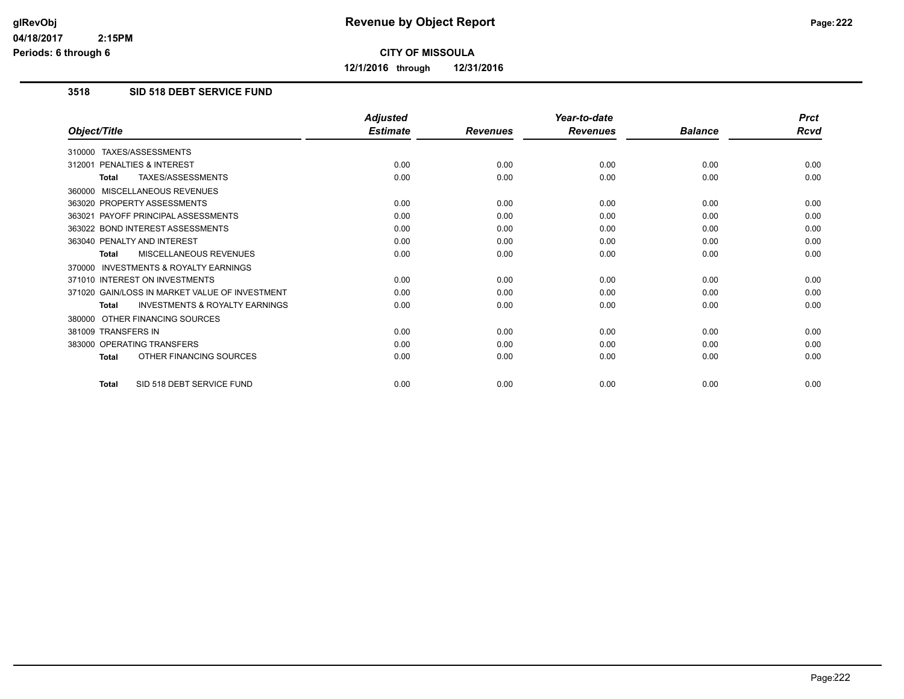**glRevObj** | **Revenue by Object Report**

**04/18/2017 2:15PM**

**Periods: 6 through 6**

**CITY OF MISSOULA**

**12/1/2016 through 12/31/2016**

### 3518 SID 518 DEBT SERVICE FUND

| Object/Title | Adjusted Estimate | Revenues | Year-to-date Revenues | Balance | Prct Rcvd |
|---|---|---|---|---|---|
| 310000 TAXES/ASSESSMENTS | | | | | |
| 312001 PENALTIES & INTEREST | 0.00 | 0.00 | 0.00 | 0.00 | 0.00 |
| **Total** TAXES/ASSESSMENTS | 0.00 | 0.00 | 0.00 | 0.00 | 0.00 |
| 360000 MISCELLANEOUS REVENUES | | | | | |
| 363020 PROPERTY ASSESSMENTS | 0.00 | 0.00 | 0.00 | 0.00 | 0.00 |
| 363021 PAYOFF PRINCIPAL ASSESSMENTS | 0.00 | 0.00 | 0.00 | 0.00 | 0.00 |
| 363022 BOND INTEREST ASSESSMENTS | 0.00 | 0.00 | 0.00 | 0.00 | 0.00 |
| 363040 PENALTY AND INTEREST | 0.00 | 0.00 | 0.00 | 0.00 | 0.00 |
| **Total** MISCELLANEOUS REVENUES | 0.00 | 0.00 | 0.00 | 0.00 | 0.00 |
| 370000 INVESTMENTS & ROYALTY EARNINGS | | | | | |
| 371010 INTEREST ON INVESTMENTS | 0.00 | 0.00 | 0.00 | 0.00 | 0.00 |
| 371020 GAIN/LOSS IN MARKET VALUE OF INVESTMENT | 0.00 | 0.00 | 0.00 | 0.00 | 0.00 |
| **Total** INVESTMENTS & ROYALTY EARNINGS | 0.00 | 0.00 | 0.00 | 0.00 | 0.00 |
| 380000 OTHER FINANCING SOURCES | | | | | |
| 381009 TRANSFERS IN | 0.00 | 0.00 | 0.00 | 0.00 | 0.00 |
| 383000 OPERATING TRANSFERS | 0.00 | 0.00 | 0.00 | 0.00 | 0.00 |
| **Total** OTHER FINANCING SOURCES | 0.00 | 0.00 | 0.00 | 0.00 | 0.00 |
| **Total** SID 518 DEBT SERVICE FUND | 0.00 | 0.00 | 0.00 | 0.00 | 0.00 |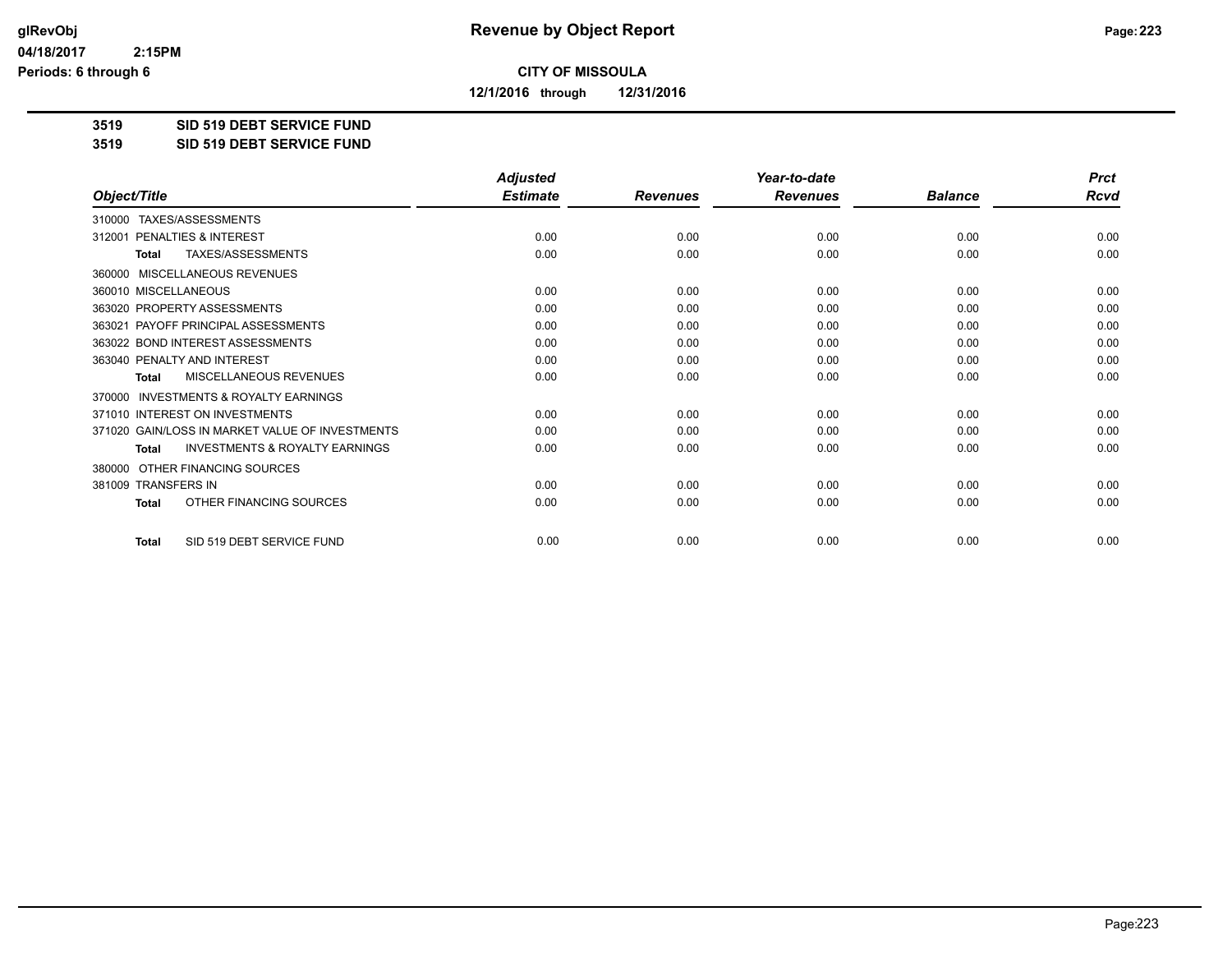# Revenue by Object Report

**CITY OF MISSOULA**

**12/1/2016 through 12/31/2016**

**3519 SID 519 DEBT SERVICE FUND**
**3519 SID 519 DEBT SERVICE FUND**

| Object/Title | Adjusted Estimate | Revenues | Year-to-date Revenues | Balance | Prct Rcvd |
|---|---|---|---|---|---|
| 310000 TAXES/ASSESSMENTS | | | | | |
| 312001 PENALTIES & INTEREST | 0.00 | 0.00 | 0.00 | 0.00 | 0.00 |
| **Total** TAXES/ASSESSMENTS | 0.00 | 0.00 | 0.00 | 0.00 | 0.00 |
| 360000 MISCELLANEOUS REVENUES | | | | | |
| 360010 MISCELLANEOUS | 0.00 | 0.00 | 0.00 | 0.00 | 0.00 |
| 363020 PROPERTY ASSESSMENTS | 0.00 | 0.00 | 0.00 | 0.00 | 0.00 |
| 363021 PAYOFF PRINCIPAL ASSESSMENTS | 0.00 | 0.00 | 0.00 | 0.00 | 0.00 |
| 363022 BOND INTEREST ASSESSMENTS | 0.00 | 0.00 | 0.00 | 0.00 | 0.00 |
| 363040 PENALTY AND INTEREST | 0.00 | 0.00 | 0.00 | 0.00 | 0.00 |
| **Total** MISCELLANEOUS REVENUES | 0.00 | 0.00 | 0.00 | 0.00 | 0.00 |
| 370000 INVESTMENTS & ROYALTY EARNINGS | | | | | |
| 371010 INTEREST ON INVESTMENTS | 0.00 | 0.00 | 0.00 | 0.00 | 0.00 |
| 371020 GAIN/LOSS IN MARKET VALUE OF INVESTMENTS | 0.00 | 0.00 | 0.00 | 0.00 | 0.00 |
| **Total** INVESTMENTS & ROYALTY EARNINGS | 0.00 | 0.00 | 0.00 | 0.00 | 0.00 |
| 380000 OTHER FINANCING SOURCES | | | | | |
| 381009 TRANSFERS IN | 0.00 | 0.00 | 0.00 | 0.00 | 0.00 |
| **Total** OTHER FINANCING SOURCES | 0.00 | 0.00 | 0.00 | 0.00 | 0.00 |
| **Total** SID 519 DEBT SERVICE FUND | 0.00 | 0.00 | 0.00 | 0.00 | 0.00 |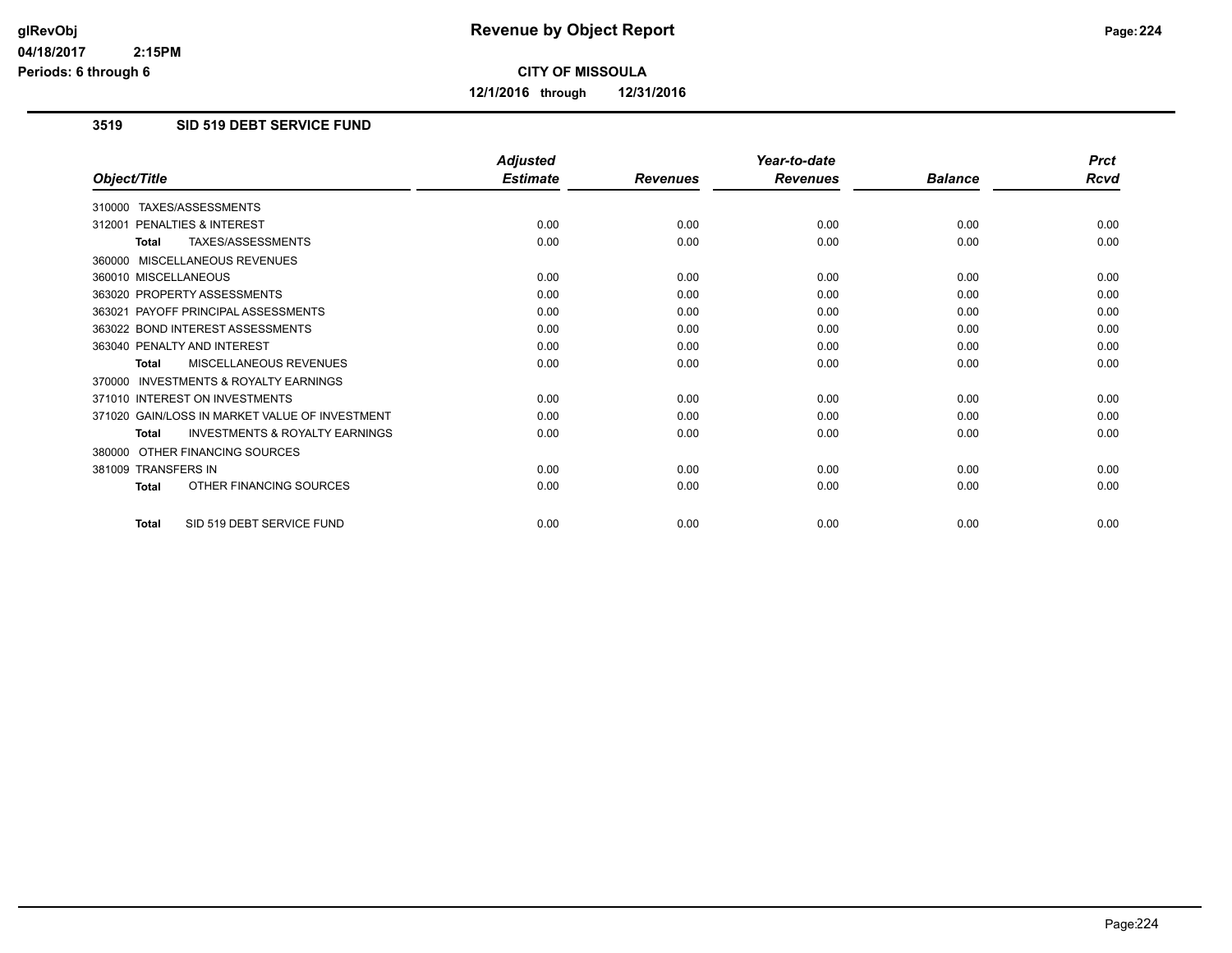# Revenue by Object Report

glRevObj
04/18/2017 2:15PM
Periods: 6 through 6

**CITY OF MISSOULA**

**12/1/2016 through 12/31/2016**

## 3519 SID 519 DEBT SERVICE FUND

| Object/Title | Adjusted Estimate | Revenues | Year-to-date Revenues | Balance | Prct Rcvd |
|---|---|---|---|---|---|
| 310000 TAXES/ASSESSMENTS | | | | | |
| 312001 PENALTIES & INTEREST | 0.00 | 0.00 | 0.00 | 0.00 | 0.00 |
| **Total** TAXES/ASSESSMENTS | 0.00 | 0.00 | 0.00 | 0.00 | 0.00 |
| 360000 MISCELLANEOUS REVENUES | | | | | |
| 360010 MISCELLANEOUS | 0.00 | 0.00 | 0.00 | 0.00 | 0.00 |
| 363020 PROPERTY ASSESSMENTS | 0.00 | 0.00 | 0.00 | 0.00 | 0.00 |
| 363021 PAYOFF PRINCIPAL ASSESSMENTS | 0.00 | 0.00 | 0.00 | 0.00 | 0.00 |
| 363022 BOND INTEREST ASSESSMENTS | 0.00 | 0.00 | 0.00 | 0.00 | 0.00 |
| 363040 PENALTY AND INTEREST | 0.00 | 0.00 | 0.00 | 0.00 | 0.00 |
| **Total** MISCELLANEOUS REVENUES | 0.00 | 0.00 | 0.00 | 0.00 | 0.00 |
| 370000 INVESTMENTS & ROYALTY EARNINGS | | | | | |
| 371010 INTEREST ON INVESTMENTS | 0.00 | 0.00 | 0.00 | 0.00 | 0.00 |
| 371020 GAIN/LOSS IN MARKET VALUE OF INVESTMENT | 0.00 | 0.00 | 0.00 | 0.00 | 0.00 |
| **Total** INVESTMENTS & ROYALTY EARNINGS | 0.00 | 0.00 | 0.00 | 0.00 | 0.00 |
| 380000 OTHER FINANCING SOURCES | | | | | |
| 381009 TRANSFERS IN | 0.00 | 0.00 | 0.00 | 0.00 | 0.00 |
| **Total** OTHER FINANCING SOURCES | 0.00 | 0.00 | 0.00 | 0.00 | 0.00 |
| **Total** SID 519 DEBT SERVICE FUND | 0.00 | 0.00 | 0.00 | 0.00 | 0.00 |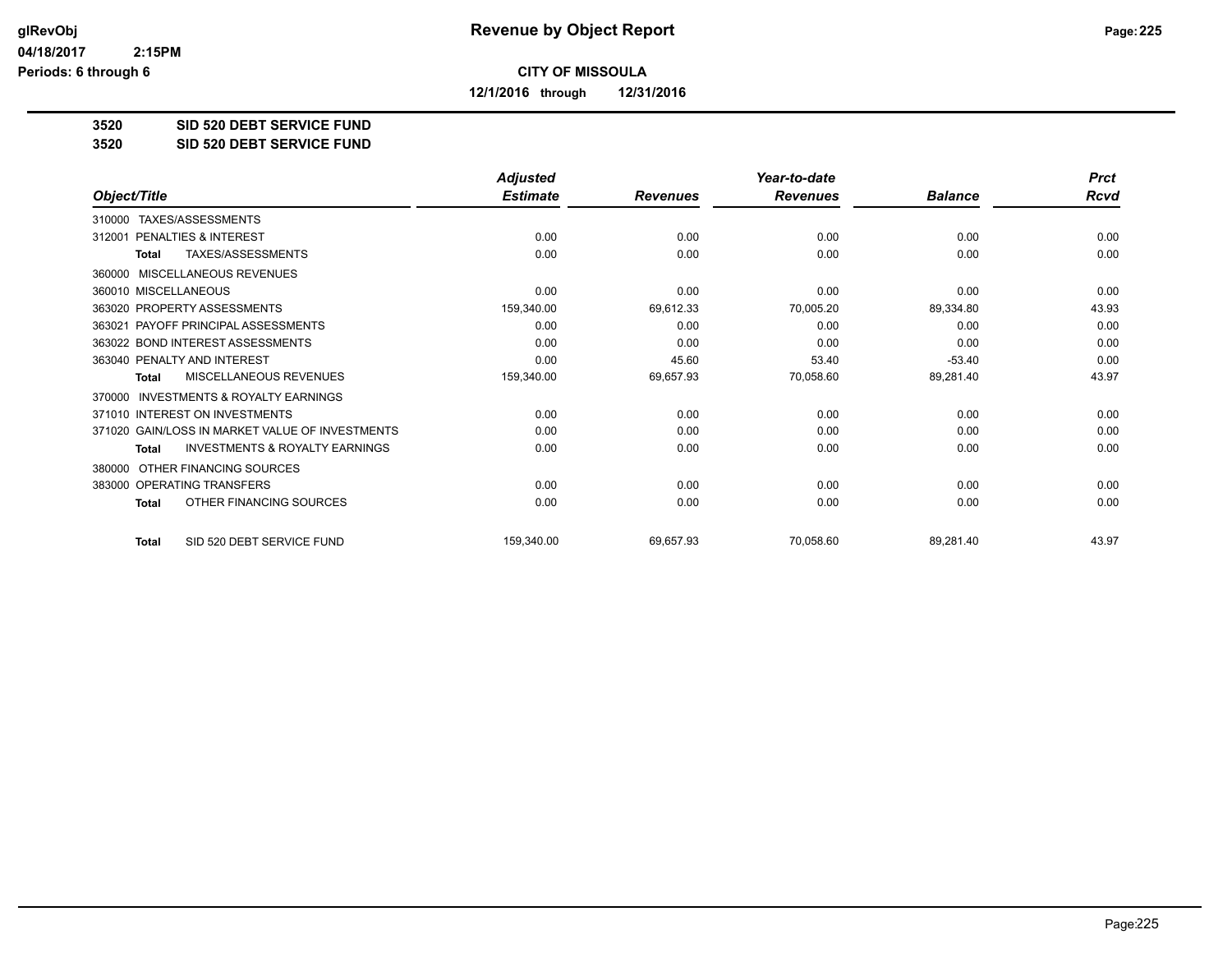**Revenue by Object Report**

**CITY OF MISSOULA**

**12/1/2016 through 12/31/2016**

glRevObj
04/18/2017 2:15PM
Periods: 6 through 6

**3520 SID 520 DEBT SERVICE FUND**
**3520 SID 520 DEBT SERVICE FUND**

| Object/Title | Adjusted Estimate | Revenues | Year-to-date Revenues | Balance | Prct Rcvd |
|---|---|---|---|---|---|
| 310000 TAXES/ASSESSMENTS | | | | | |
| 312001 PENALTIES & INTEREST | 0.00 | 0.00 | 0.00 | 0.00 | 0.00 |
| **Total** TAXES/ASSESSMENTS | 0.00 | 0.00 | 0.00 | 0.00 | 0.00 |
| 360000 MISCELLANEOUS REVENUES | | | | | |
| 360010 MISCELLANEOUS | 0.00 | 0.00 | 0.00 | 0.00 | 0.00 |
| 363020 PROPERTY ASSESSMENTS | 159,340.00 | 69,612.33 | 70,005.20 | 89,334.80 | 43.93 |
| 363021 PAYOFF PRINCIPAL ASSESSMENTS | 0.00 | 0.00 | 0.00 | 0.00 | 0.00 |
| 363022 BOND INTEREST ASSESSMENTS | 0.00 | 0.00 | 0.00 | 0.00 | 0.00 |
| 363040 PENALTY AND INTEREST | 0.00 | 45.60 | 53.40 | -53.40 | 0.00 |
| **Total** MISCELLANEOUS REVENUES | 159,340.00 | 69,657.93 | 70,058.60 | 89,281.40 | 43.97 |
| 370000 INVESTMENTS & ROYALTY EARNINGS | | | | | |
| 371010 INTEREST ON INVESTMENTS | 0.00 | 0.00 | 0.00 | 0.00 | 0.00 |
| 371020 GAIN/LOSS IN MARKET VALUE OF INVESTMENTS | 0.00 | 0.00 | 0.00 | 0.00 | 0.00 |
| **Total** INVESTMENTS & ROYALTY EARNINGS | 0.00 | 0.00 | 0.00 | 0.00 | 0.00 |
| 380000 OTHER FINANCING SOURCES | | | | | |
| 383000 OPERATING TRANSFERS | 0.00 | 0.00 | 0.00 | 0.00 | 0.00 |
| **Total** OTHER FINANCING SOURCES | 0.00 | 0.00 | 0.00 | 0.00 | 0.00 |
| **Total** SID 520 DEBT SERVICE FUND | 159,340.00 | 69,657.93 | 70,058.60 | 89,281.40 | 43.97 |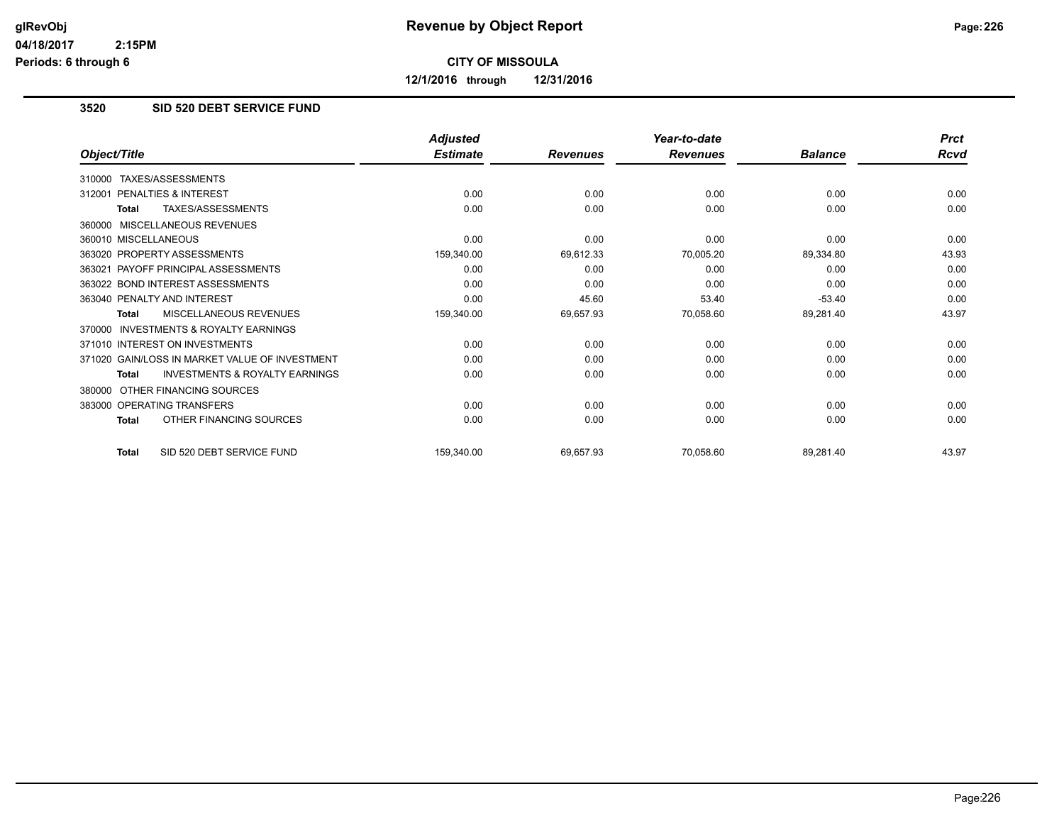# Revenue by Object Report

glRevObj
04/18/2017 2:15PM
Periods: 6 through 6

**CITY OF MISSOULA**

**12/1/2016 through 12/31/2016**

### 3520 SID 520 DEBT SERVICE FUND

| Object/Title | Adjusted Estimate | Revenues | Year-to-date Revenues | Balance | Prct Rcvd |
|---|---|---|---|---|---|
| 310000 TAXES/ASSESSMENTS | | | | | |
| 312001 PENALTIES & INTEREST | 0.00 | 0.00 | 0.00 | 0.00 | 0.00 |
| **Total** TAXES/ASSESSMENTS | 0.00 | 0.00 | 0.00 | 0.00 | 0.00 |
| 360000 MISCELLANEOUS REVENUES | | | | | |
| 360010 MISCELLANEOUS | 0.00 | 0.00 | 0.00 | 0.00 | 0.00 |
| 363020 PROPERTY ASSESSMENTS | 159,340.00 | 69,612.33 | 70,005.20 | 89,334.80 | 43.93 |
| 363021 PAYOFF PRINCIPAL ASSESSMENTS | 0.00 | 0.00 | 0.00 | 0.00 | 0.00 |
| 363022 BOND INTEREST ASSESSMENTS | 0.00 | 0.00 | 0.00 | 0.00 | 0.00 |
| 363040 PENALTY AND INTEREST | 0.00 | 45.60 | 53.40 | -53.40 | 0.00 |
| **Total** MISCELLANEOUS REVENUES | 159,340.00 | 69,657.93 | 70,058.60 | 89,281.40 | 43.97 |
| 370000 INVESTMENTS & ROYALTY EARNINGS | | | | | |
| 371010 INTEREST ON INVESTMENTS | 0.00 | 0.00 | 0.00 | 0.00 | 0.00 |
| 371020 GAIN/LOSS IN MARKET VALUE OF INVESTMENT | 0.00 | 0.00 | 0.00 | 0.00 | 0.00 |
| **Total** INVESTMENTS & ROYALTY EARNINGS | 0.00 | 0.00 | 0.00 | 0.00 | 0.00 |
| 380000 OTHER FINANCING SOURCES | | | | | |
| 383000 OPERATING TRANSFERS | 0.00 | 0.00 | 0.00 | 0.00 | 0.00 |
| **Total** OTHER FINANCING SOURCES | 0.00 | 0.00 | 0.00 | 0.00 | 0.00 |
| **Total** SID 520 DEBT SERVICE FUND | 159,340.00 | 69,657.93 | 70,058.60 | 89,281.40 | 43.97 |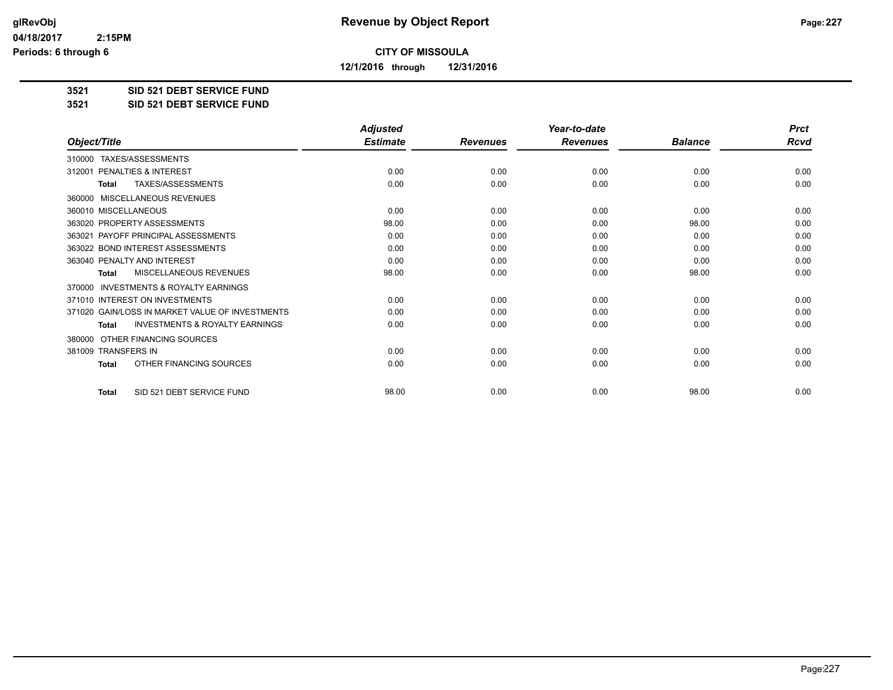glRevObj
04/18/2017 2:15PM
Periods: 6 through 6

# Revenue by Object Report

**CITY OF MISSOULA**

**12/1/2016 through 12/31/2016**

**3521 SID 521 DEBT SERVICE FUND**
**3521 SID 521 DEBT SERVICE FUND**

| Object/Title | Adjusted Estimate | Revenues | Year-to-date Revenues | Balance | Prct Rcvd |
|---|---|---|---|---|---|
| 310000 TAXES/ASSESSMENTS | | | | | |
| 312001 PENALTIES & INTEREST | 0.00 | 0.00 | 0.00 | 0.00 | 0.00 |
| **Total** TAXES/ASSESSMENTS | 0.00 | 0.00 | 0.00 | 0.00 | 0.00 |
| 360000 MISCELLANEOUS REVENUES | | | | | |
| 360010 MISCELLANEOUS | 0.00 | 0.00 | 0.00 | 0.00 | 0.00 |
| 363020 PROPERTY ASSESSMENTS | 98.00 | 0.00 | 0.00 | 98.00 | 0.00 |
| 363021 PAYOFF PRINCIPAL ASSESSMENTS | 0.00 | 0.00 | 0.00 | 0.00 | 0.00 |
| 363022 BOND INTEREST ASSESSMENTS | 0.00 | 0.00 | 0.00 | 0.00 | 0.00 |
| 363040 PENALTY AND INTEREST | 0.00 | 0.00 | 0.00 | 0.00 | 0.00 |
| **Total** MISCELLANEOUS REVENUES | 98.00 | 0.00 | 0.00 | 98.00 | 0.00 |
| 370000 INVESTMENTS & ROYALTY EARNINGS | | | | | |
| 371010 INTEREST ON INVESTMENTS | 0.00 | 0.00 | 0.00 | 0.00 | 0.00 |
| 371020 GAIN/LOSS IN MARKET VALUE OF INVESTMENTS | 0.00 | 0.00 | 0.00 | 0.00 | 0.00 |
| **Total** INVESTMENTS & ROYALTY EARNINGS | 0.00 | 0.00 | 0.00 | 0.00 | 0.00 |
| 380000 OTHER FINANCING SOURCES | | | | | |
| 381009 TRANSFERS IN | 0.00 | 0.00 | 0.00 | 0.00 | 0.00 |
| **Total** OTHER FINANCING SOURCES | 0.00 | 0.00 | 0.00 | 0.00 | 0.00 |
| **Total** SID 521 DEBT SERVICE FUND | 98.00 | 0.00 | 0.00 | 98.00 | 0.00 |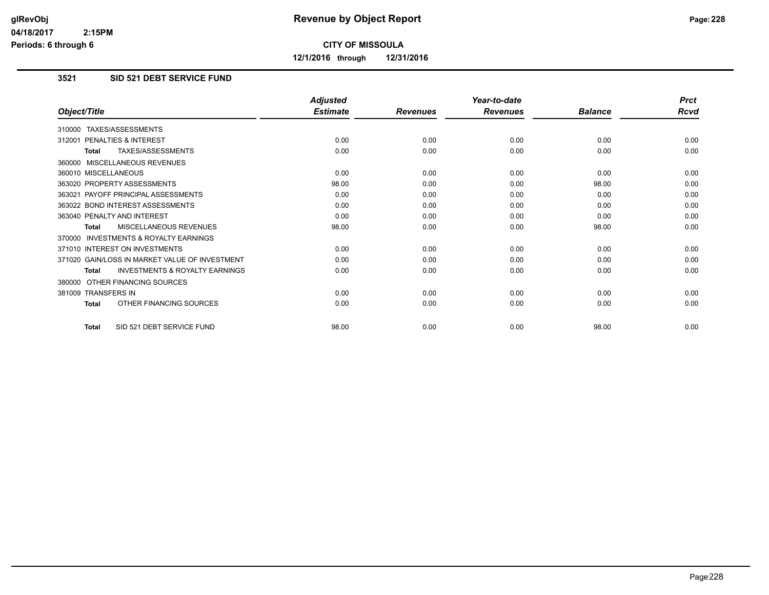# Revenue by Object Report

**CITY OF MISSOULA**

**12/1/2016 through 12/31/2016**

glRevObj
04/18/2017 2:15PM
Periods: 6 through 6

## 3521 SID 521 DEBT SERVICE FUND

| Object/Title | Adjusted Estimate | Revenues | Year-to-date Revenues | Balance | Prct Rcvd |
|---|---|---|---|---|---|
| 310000 TAXES/ASSESSMENTS | | | | | |
| 312001 PENALTIES & INTEREST | 0.00 | 0.00 | 0.00 | 0.00 | 0.00 |
| **Total** TAXES/ASSESSMENTS | 0.00 | 0.00 | 0.00 | 0.00 | 0.00 |
| 360000 MISCELLANEOUS REVENUES | | | | | |
| 360010 MISCELLANEOUS | 0.00 | 0.00 | 0.00 | 0.00 | 0.00 |
| 363020 PROPERTY ASSESSMENTS | 98.00 | 0.00 | 0.00 | 98.00 | 0.00 |
| 363021 PAYOFF PRINCIPAL ASSESSMENTS | 0.00 | 0.00 | 0.00 | 0.00 | 0.00 |
| 363022 BOND INTEREST ASSESSMENTS | 0.00 | 0.00 | 0.00 | 0.00 | 0.00 |
| 363040 PENALTY AND INTEREST | 0.00 | 0.00 | 0.00 | 0.00 | 0.00 |
| **Total** MISCELLANEOUS REVENUES | 98.00 | 0.00 | 0.00 | 98.00 | 0.00 |
| 370000 INVESTMENTS & ROYALTY EARNINGS | | | | | |
| 371010 INTEREST ON INVESTMENTS | 0.00 | 0.00 | 0.00 | 0.00 | 0.00 |
| 371020 GAIN/LOSS IN MARKET VALUE OF INVESTMENT | 0.00 | 0.00 | 0.00 | 0.00 | 0.00 |
| **Total** INVESTMENTS & ROYALTY EARNINGS | 0.00 | 0.00 | 0.00 | 0.00 | 0.00 |
| 380000 OTHER FINANCING SOURCES | | | | | |
| 381009 TRANSFERS IN | 0.00 | 0.00 | 0.00 | 0.00 | 0.00 |
| **Total** OTHER FINANCING SOURCES | 0.00 | 0.00 | 0.00 | 0.00 | 0.00 |
| **Total** SID 521 DEBT SERVICE FUND | 98.00 | 0.00 | 0.00 | 98.00 | 0.00 |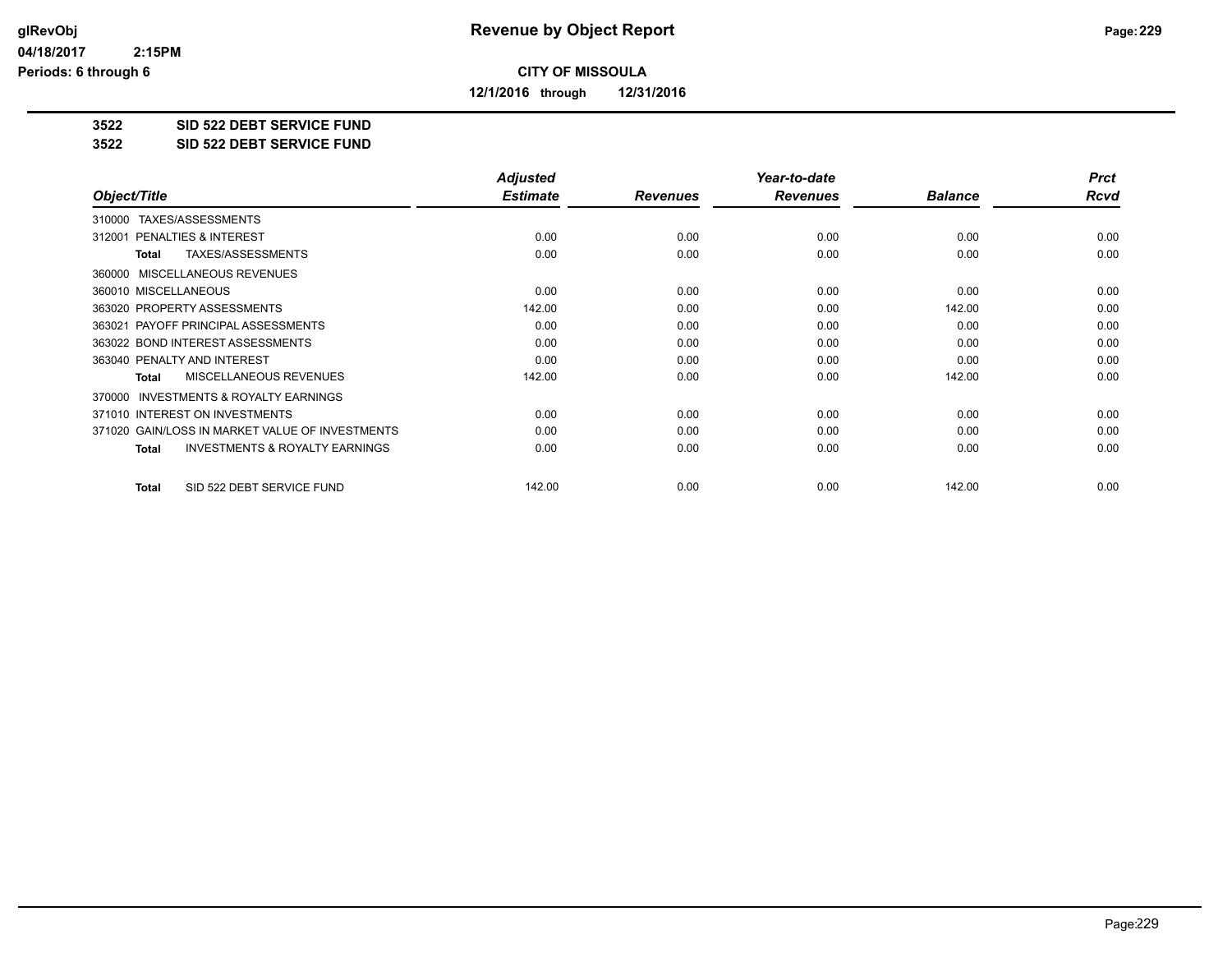**CITY OF MISSOULA**

**12/1/2016 through 12/31/2016**

**3522 SID 522 DEBT SERVICE FUND**

**3522 SID 522 DEBT SERVICE FUND**

| Object/Title | Adjusted Estimate | Revenues | Year-to-date Revenues | Balance | Prct Rcvd |
|---|---|---|---|---|---|
| 310000 TAXES/ASSESSMENTS | | | | | |
| 312001 PENALTIES & INTEREST | 0.00 | 0.00 | 0.00 | 0.00 | 0.00 |
| **Total** TAXES/ASSESSMENTS | 0.00 | 0.00 | 0.00 | 0.00 | 0.00 |
| 360000 MISCELLANEOUS REVENUES | | | | | |
| 360010 MISCELLANEOUS | 0.00 | 0.00 | 0.00 | 0.00 | 0.00 |
| 363020 PROPERTY ASSESSMENTS | 142.00 | 0.00 | 0.00 | 142.00 | 0.00 |
| 363021 PAYOFF PRINCIPAL ASSESSMENTS | 0.00 | 0.00 | 0.00 | 0.00 | 0.00 |
| 363022 BOND INTEREST ASSESSMENTS | 0.00 | 0.00 | 0.00 | 0.00 | 0.00 |
| 363040 PENALTY AND INTEREST | 0.00 | 0.00 | 0.00 | 0.00 | 0.00 |
| **Total** MISCELLANEOUS REVENUES | 142.00 | 0.00 | 0.00 | 142.00 | 0.00 |
| 370000 INVESTMENTS & ROYALTY EARNINGS | | | | | |
| 371010 INTEREST ON INVESTMENTS | 0.00 | 0.00 | 0.00 | 0.00 | 0.00 |
| 371020 GAIN/LOSS IN MARKET VALUE OF INVESTMENTS | 0.00 | 0.00 | 0.00 | 0.00 | 0.00 |
| **Total** INVESTMENTS & ROYALTY EARNINGS | 0.00 | 0.00 | 0.00 | 0.00 | 0.00 |
| **Total** SID 522 DEBT SERVICE FUND | 142.00 | 0.00 | 0.00 | 142.00 | 0.00 |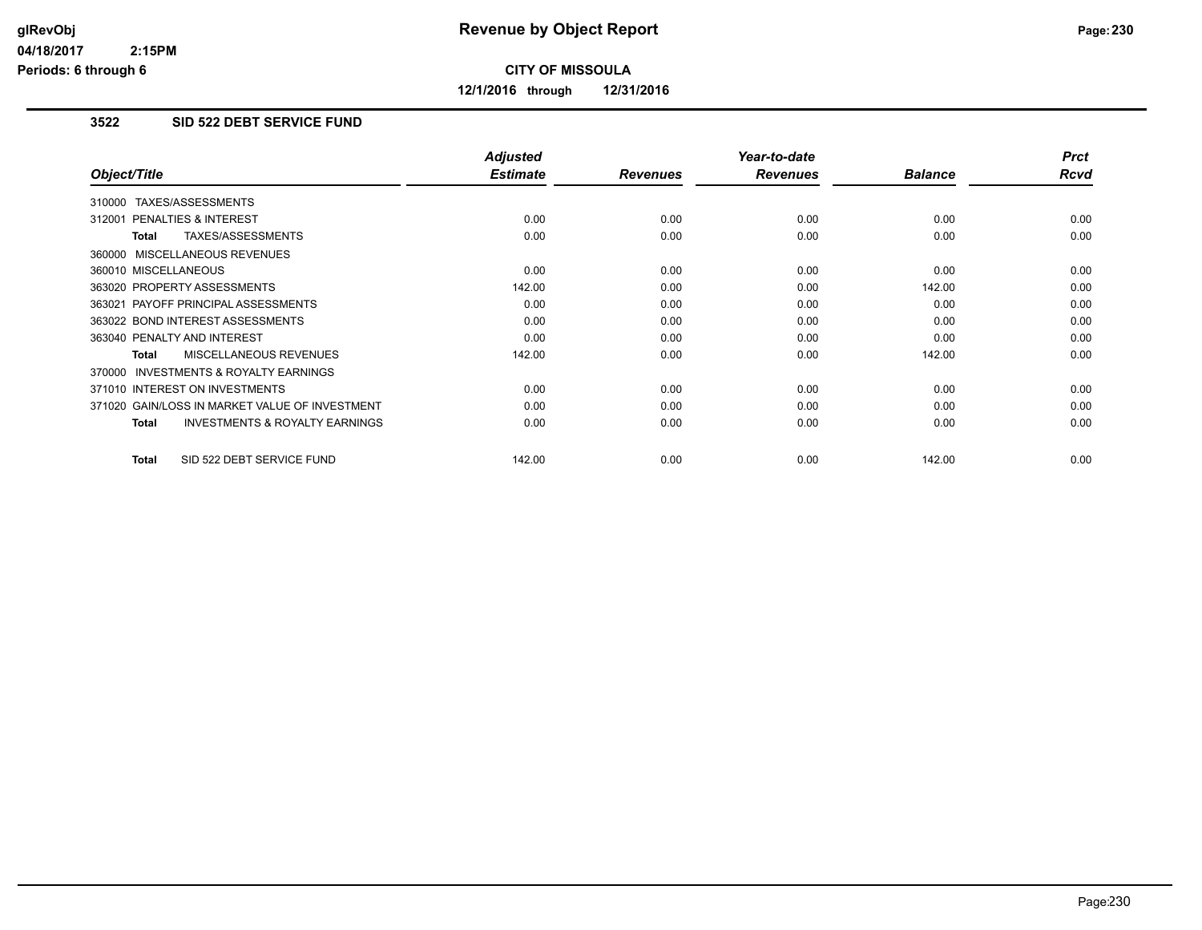# Revenue by Object Report

**CITY OF MISSOULA**

**12/1/2016 through 12/31/2016**

glRevObj
04/18/2017 2:15PM
Periods: 6 through 6

## 3522 SID 522 DEBT SERVICE FUND

| Object/Title | Adjusted Estimate | Revenues | Year-to-date Revenues | Balance | Prct Rcvd |
|---|---|---|---|---|---|
| 310000 TAXES/ASSESSMENTS | | | | | |
| 312001 PENALTIES & INTEREST | 0.00 | 0.00 | 0.00 | 0.00 | 0.00 |
| **Total** TAXES/ASSESSMENTS | 0.00 | 0.00 | 0.00 | 0.00 | 0.00 |
| 360000 MISCELLANEOUS REVENUES | | | | | |
| 360010 MISCELLANEOUS | 0.00 | 0.00 | 0.00 | 0.00 | 0.00 |
| 363020 PROPERTY ASSESSMENTS | 142.00 | 0.00 | 0.00 | 142.00 | 0.00 |
| 363021 PAYOFF PRINCIPAL ASSESSMENTS | 0.00 | 0.00 | 0.00 | 0.00 | 0.00 |
| 363022 BOND INTEREST ASSESSMENTS | 0.00 | 0.00 | 0.00 | 0.00 | 0.00 |
| 363040 PENALTY AND INTEREST | 0.00 | 0.00 | 0.00 | 0.00 | 0.00 |
| **Total** MISCELLANEOUS REVENUES | 142.00 | 0.00 | 0.00 | 142.00 | 0.00 |
| 370000 INVESTMENTS & ROYALTY EARNINGS | | | | | |
| 371010 INTEREST ON INVESTMENTS | 0.00 | 0.00 | 0.00 | 0.00 | 0.00 |
| 371020 GAIN/LOSS IN MARKET VALUE OF INVESTMENT | 0.00 | 0.00 | 0.00 | 0.00 | 0.00 |
| **Total** INVESTMENTS & ROYALTY EARNINGS | 0.00 | 0.00 | 0.00 | 0.00 | 0.00 |
| **Total** SID 522 DEBT SERVICE FUND | 142.00 | 0.00 | 0.00 | 142.00 | 0.00 |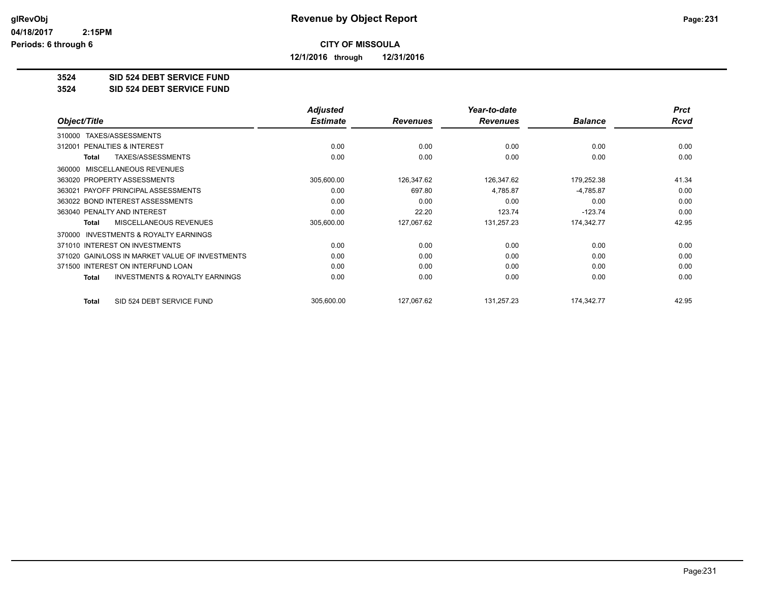# Revenue by Object Report

glRevObj
04/18/2017 2:15PM
Periods: 6 through 6

**CITY OF MISSOULA**

**12/1/2016 through 12/31/2016**

**3524 SID 524 DEBT SERVICE FUND**
**3524 SID 524 DEBT SERVICE FUND**

| Object/Title | Adjusted Estimate | Revenues | Year-to-date Revenues | Balance | Prct Rcvd |
|---|---|---|---|---|---|
| 310000 TAXES/ASSESSMENTS | | | | | |
| 312001 PENALTIES & INTEREST | 0.00 | 0.00 | 0.00 | 0.00 | 0.00 |
| **Total** TAXES/ASSESSMENTS | 0.00 | 0.00 | 0.00 | 0.00 | 0.00 |
| 360000 MISCELLANEOUS REVENUES | | | | | |
| 363020 PROPERTY ASSESSMENTS | 305,600.00 | 126,347.62 | 126,347.62 | 179,252.38 | 41.34 |
| 363021 PAYOFF PRINCIPAL ASSESSMENTS | 0.00 | 697.80 | 4,785.87 | -4,785.87 | 0.00 |
| 363022 BOND INTEREST ASSESSMENTS | 0.00 | 0.00 | 0.00 | 0.00 | 0.00 |
| 363040 PENALTY AND INTEREST | 0.00 | 22.20 | 123.74 | -123.74 | 0.00 |
| **Total** MISCELLANEOUS REVENUES | 305,600.00 | 127,067.62 | 131,257.23 | 174,342.77 | 42.95 |
| 370000 INVESTMENTS & ROYALTY EARNINGS | | | | | |
| 371010 INTEREST ON INVESTMENTS | 0.00 | 0.00 | 0.00 | 0.00 | 0.00 |
| 371020 GAIN/LOSS IN MARKET VALUE OF INVESTMENTS | 0.00 | 0.00 | 0.00 | 0.00 | 0.00 |
| 371500 INTEREST ON INTERFUND LOAN | 0.00 | 0.00 | 0.00 | 0.00 | 0.00 |
| **Total** INVESTMENTS & ROYALTY EARNINGS | 0.00 | 0.00 | 0.00 | 0.00 | 0.00 |
| **Total** SID 524 DEBT SERVICE FUND | 305,600.00 | 127,067.62 | 131,257.23 | 174,342.77 | 42.95 |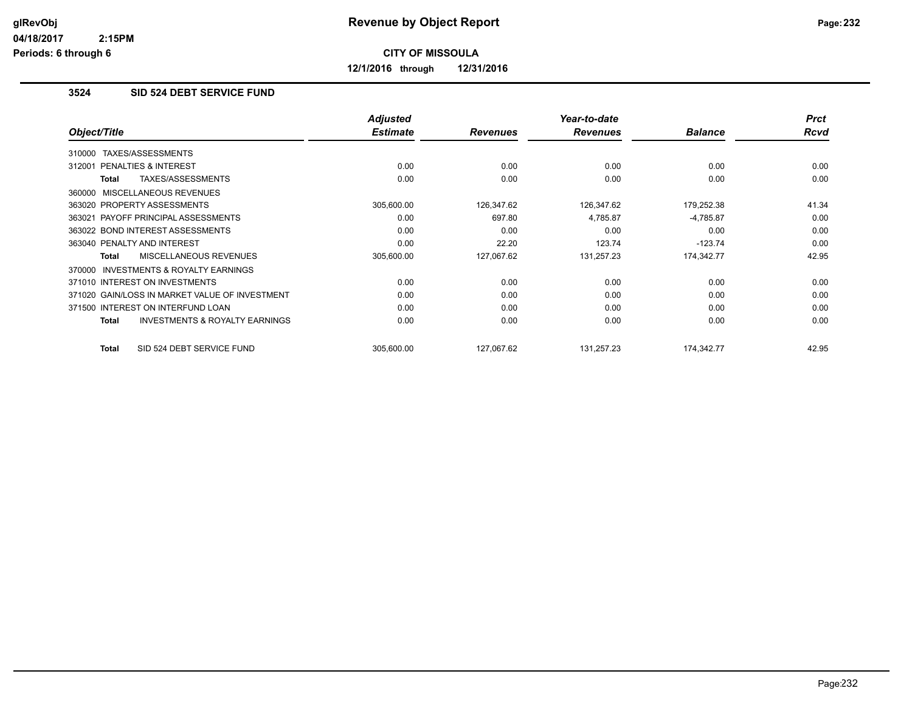# Revenue by Object Report

glRevObj
04/18/2017 2:15PM
Periods: 6 through 6

**CITY OF MISSOULA**

**12/1/2016 through 12/31/2016**

## 3524 SID 524 DEBT SERVICE FUND

| Object/Title | Adjusted Estimate | Revenues | Year-to-date Revenues | Balance | Prct Rcvd |
|---|---|---|---|---|---|
| 310000 TAXES/ASSESSMENTS | | | | | |
| 312001 PENALTIES & INTEREST | 0.00 | 0.00 | 0.00 | 0.00 | 0.00 |
| **Total** TAXES/ASSESSMENTS | 0.00 | 0.00 | 0.00 | 0.00 | 0.00 |
| 360000 MISCELLANEOUS REVENUES | | | | | |
| 363020 PROPERTY ASSESSMENTS | 305,600.00 | 126,347.62 | 126,347.62 | 179,252.38 | 41.34 |
| 363021 PAYOFF PRINCIPAL ASSESSMENTS | 0.00 | 697.80 | 4,785.87 | -4,785.87 | 0.00 |
| 363022 BOND INTEREST ASSESSMENTS | 0.00 | 0.00 | 0.00 | 0.00 | 0.00 |
| 363040 PENALTY AND INTEREST | 0.00 | 22.20 | 123.74 | -123.74 | 0.00 |
| **Total** MISCELLANEOUS REVENUES | 305,600.00 | 127,067.62 | 131,257.23 | 174,342.77 | 42.95 |
| 370000 INVESTMENTS & ROYALTY EARNINGS | | | | | |
| 371010 INTEREST ON INVESTMENTS | 0.00 | 0.00 | 0.00 | 0.00 | 0.00 |
| 371020 GAIN/LOSS IN MARKET VALUE OF INVESTMENT | 0.00 | 0.00 | 0.00 | 0.00 | 0.00 |
| 371500 INTEREST ON INTERFUND LOAN | 0.00 | 0.00 | 0.00 | 0.00 | 0.00 |
| **Total** INVESTMENTS & ROYALTY EARNINGS | 0.00 | 0.00 | 0.00 | 0.00 | 0.00 |
| **Total** SID 524 DEBT SERVICE FUND | 305,600.00 | 127,067.62 | 131,257.23 | 174,342.77 | 42.95 |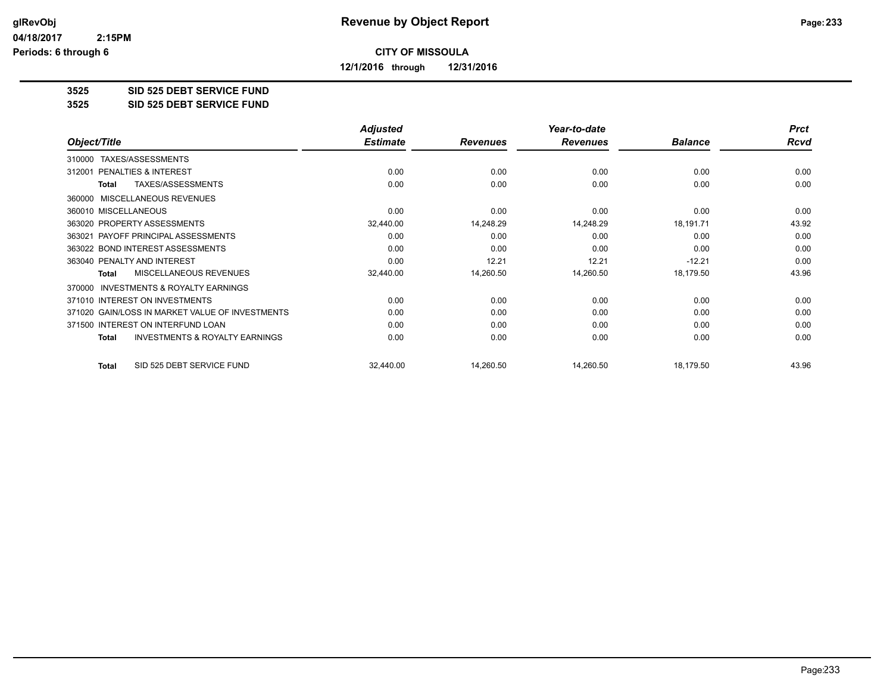# Revenue by Object Report

glRevObj
04/18/2017 2:15PM
Periods: 6 through 6

**CITY OF MISSOULA**

**12/1/2016 through 12/31/2016**

**3525 SID 525 DEBT SERVICE FUND**
**3525 SID 525 DEBT SERVICE FUND**

| Object/Title | Adjusted Estimate | Revenues | Year-to-date Revenues | Balance | Prct Rcvd |
|---|---|---|---|---|---|
| 310000 TAXES/ASSESSMENTS | | | | | |
| 312001 PENALTIES & INTEREST | 0.00 | 0.00 | 0.00 | 0.00 | 0.00 |
| **Total** TAXES/ASSESSMENTS | 0.00 | 0.00 | 0.00 | 0.00 | 0.00 |
| 360000 MISCELLANEOUS REVENUES | | | | | |
| 360010 MISCELLANEOUS | 0.00 | 0.00 | 0.00 | 0.00 | 0.00 |
| 363020 PROPERTY ASSESSMENTS | 32,440.00 | 14,248.29 | 14,248.29 | 18,191.71 | 43.92 |
| 363021 PAYOFF PRINCIPAL ASSESSMENTS | 0.00 | 0.00 | 0.00 | 0.00 | 0.00 |
| 363022 BOND INTEREST ASSESSMENTS | 0.00 | 0.00 | 0.00 | 0.00 | 0.00 |
| 363040 PENALTY AND INTEREST | 0.00 | 12.21 | 12.21 | -12.21 | 0.00 |
| **Total** MISCELLANEOUS REVENUES | 32,440.00 | 14,260.50 | 14,260.50 | 18,179.50 | 43.96 |
| 370000 INVESTMENTS & ROYALTY EARNINGS | | | | | |
| 371010 INTEREST ON INVESTMENTS | 0.00 | 0.00 | 0.00 | 0.00 | 0.00 |
| 371020 GAIN/LOSS IN MARKET VALUE OF INVESTMENTS | 0.00 | 0.00 | 0.00 | 0.00 | 0.00 |
| 371500 INTEREST ON INTERFUND LOAN | 0.00 | 0.00 | 0.00 | 0.00 | 0.00 |
| **Total** INVESTMENTS & ROYALTY EARNINGS | 0.00 | 0.00 | 0.00 | 0.00 | 0.00 |
| **Total** SID 525 DEBT SERVICE FUND | 32,440.00 | 14,260.50 | 14,260.50 | 18,179.50 | 43.96 |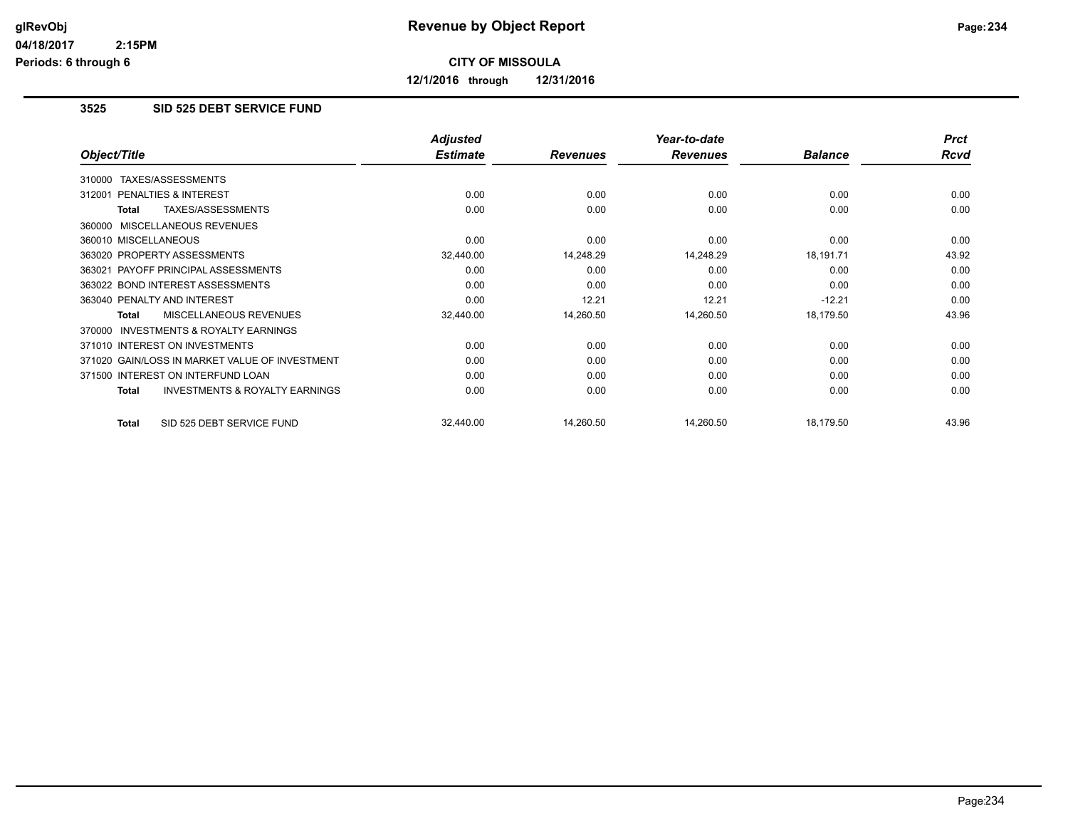# Revenue by Object Report

**CITY OF MISSOULA**

**12/1/2016 through 12/31/2016**

glRevObj
04/18/2017 2:15PM
Periods: 6 through 6

## 3525 SID 525 DEBT SERVICE FUND

| Object/Title | Adjusted Estimate | Revenues | Year-to-date Revenues | Balance | Prct Rcvd |
|---|---|---|---|---|---|
| 310000 TAXES/ASSESSMENTS | | | | | |
| 312001 PENALTIES & INTEREST | 0.00 | 0.00 | 0.00 | 0.00 | 0.00 |
| **Total** TAXES/ASSESSMENTS | 0.00 | 0.00 | 0.00 | 0.00 | 0.00 |
| 360000 MISCELLANEOUS REVENUES | | | | | |
| 360010 MISCELLANEOUS | 0.00 | 0.00 | 0.00 | 0.00 | 0.00 |
| 363020 PROPERTY ASSESSMENTS | 32,440.00 | 14,248.29 | 14,248.29 | 18,191.71 | 43.92 |
| 363021 PAYOFF PRINCIPAL ASSESSMENTS | 0.00 | 0.00 | 0.00 | 0.00 | 0.00 |
| 363022 BOND INTEREST ASSESSMENTS | 0.00 | 0.00 | 0.00 | 0.00 | 0.00 |
| 363040 PENALTY AND INTEREST | 0.00 | 12.21 | 12.21 | -12.21 | 0.00 |
| **Total** MISCELLANEOUS REVENUES | 32,440.00 | 14,260.50 | 14,260.50 | 18,179.50 | 43.96 |
| 370000 INVESTMENTS & ROYALTY EARNINGS | | | | | |
| 371010 INTEREST ON INVESTMENTS | 0.00 | 0.00 | 0.00 | 0.00 | 0.00 |
| 371020 GAIN/LOSS IN MARKET VALUE OF INVESTMENT | 0.00 | 0.00 | 0.00 | 0.00 | 0.00 |
| 371500 INTEREST ON INTERFUND LOAN | 0.00 | 0.00 | 0.00 | 0.00 | 0.00 |
| **Total** INVESTMENTS & ROYALTY EARNINGS | 0.00 | 0.00 | 0.00 | 0.00 | 0.00 |
| **Total** SID 525 DEBT SERVICE FUND | 32,440.00 | 14,260.50 | 14,260.50 | 18,179.50 | 43.96 |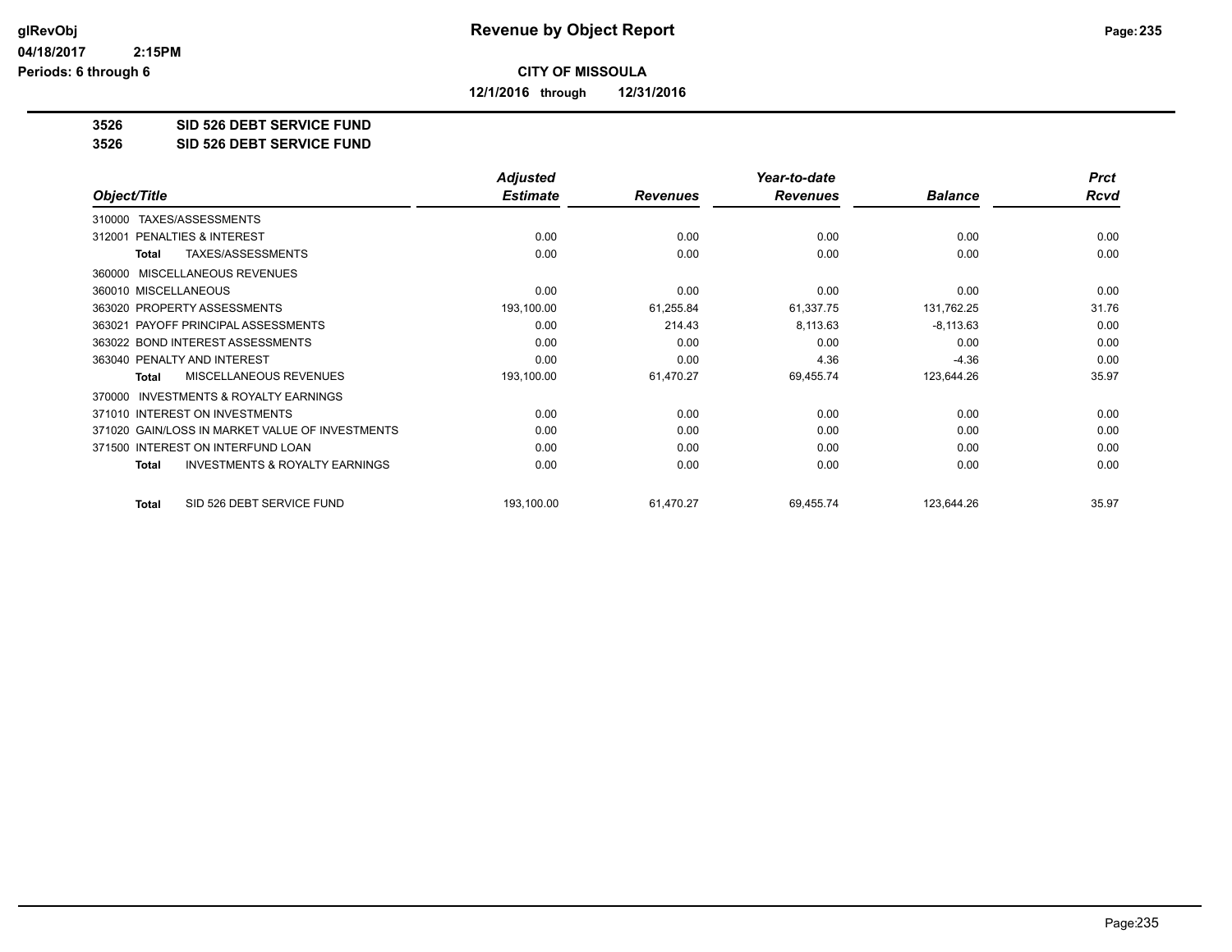**CITY OF MISSOULA**

**12/1/2016 through 12/31/2016**

**3526 SID 526 DEBT SERVICE FUND**

**3526 SID 526 DEBT SERVICE FUND**

| Object/Title | Adjusted Estimate | Revenues | Year-to-date Revenues | Balance | Prct Rcvd |
|---|---|---|---|---|---|
| 310000 TAXES/ASSESSMENTS | | | | | |
| 312001 PENALTIES & INTEREST | 0.00 | 0.00 | 0.00 | 0.00 | 0.00 |
| **Total** TAXES/ASSESSMENTS | 0.00 | 0.00 | 0.00 | 0.00 | 0.00 |
| 360000 MISCELLANEOUS REVENUES | | | | | |
| 360010 MISCELLANEOUS | 0.00 | 0.00 | 0.00 | 0.00 | 0.00 |
| 363020 PROPERTY ASSESSMENTS | 193,100.00 | 61,255.84 | 61,337.75 | 131,762.25 | 31.76 |
| 363021 PAYOFF PRINCIPAL ASSESSMENTS | 0.00 | 214.43 | 8,113.63 | -8,113.63 | 0.00 |
| 363022 BOND INTEREST ASSESSMENTS | 0.00 | 0.00 | 0.00 | 0.00 | 0.00 |
| 363040 PENALTY AND INTEREST | 0.00 | 0.00 | 4.36 | -4.36 | 0.00 |
| **Total** MISCELLANEOUS REVENUES | 193,100.00 | 61,470.27 | 69,455.74 | 123,644.26 | 35.97 |
| 370000 INVESTMENTS & ROYALTY EARNINGS | | | | | |
| 371010 INTEREST ON INVESTMENTS | 0.00 | 0.00 | 0.00 | 0.00 | 0.00 |
| 371020 GAIN/LOSS IN MARKET VALUE OF INVESTMENTS | 0.00 | 0.00 | 0.00 | 0.00 | 0.00 |
| 371500 INTEREST ON INTERFUND LOAN | 0.00 | 0.00 | 0.00 | 0.00 | 0.00 |
| **Total** INVESTMENTS & ROYALTY EARNINGS | 0.00 | 0.00 | 0.00 | 0.00 | 0.00 |
| **Total** SID 526 DEBT SERVICE FUND | 193,100.00 | 61,470.27 | 69,455.74 | 123,644.26 | 35.97 |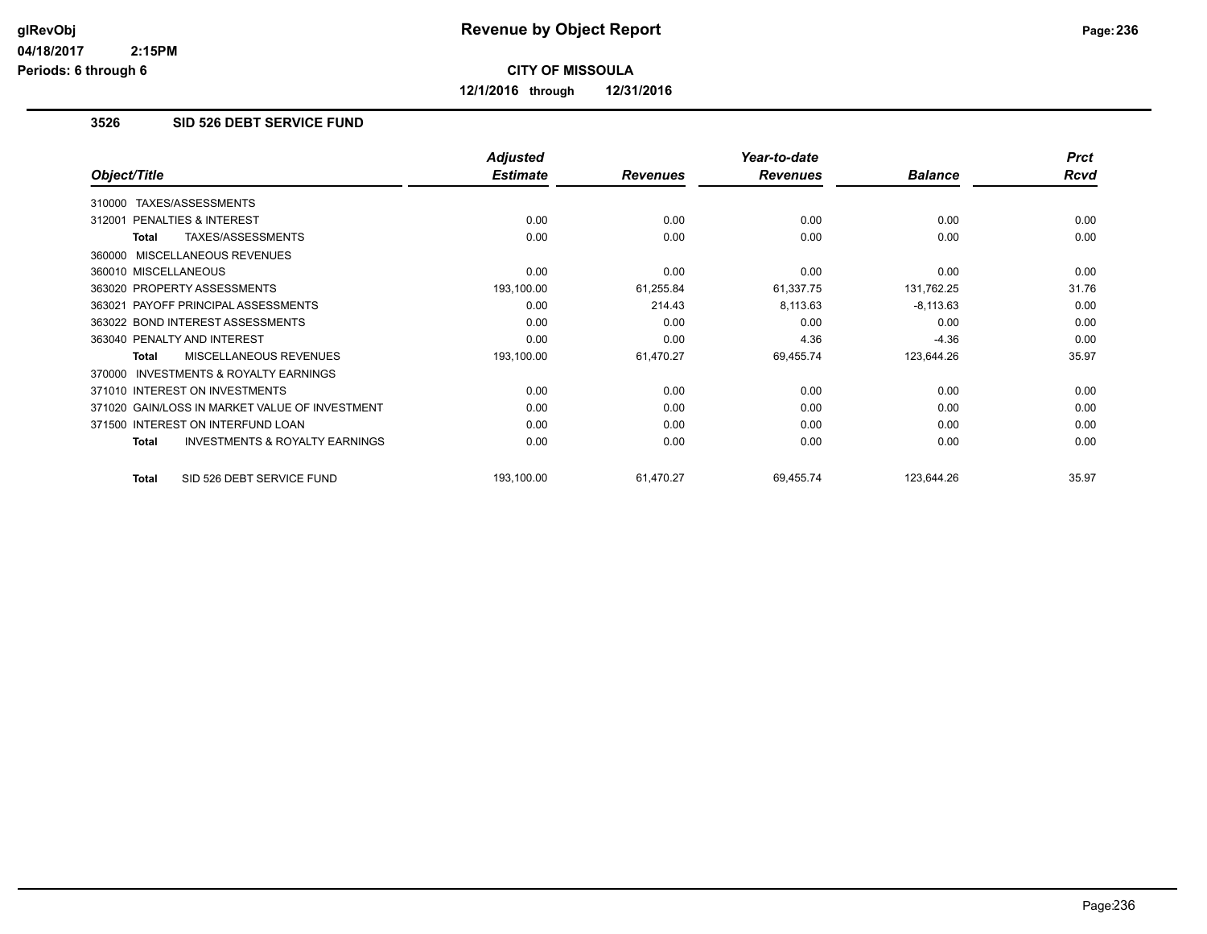# Revenue by Object Report

**CITY OF MISSOULA**

**12/1/2016 through 12/31/2016**

### 3526 SID 526 DEBT SERVICE FUND

| Object/Title | Adjusted Estimate | Revenues | Year-to-date Revenues | Balance | Prct Rcvd |
|---|---|---|---|---|---|
| 310000 TAXES/ASSESSMENTS | | | | | |
| 312001 PENALTIES & INTEREST | 0.00 | 0.00 | 0.00 | 0.00 | 0.00 |
| **Total** TAXES/ASSESSMENTS | 0.00 | 0.00 | 0.00 | 0.00 | 0.00 |
| 360000 MISCELLANEOUS REVENUES | | | | | |
| 360010 MISCELLANEOUS | 0.00 | 0.00 | 0.00 | 0.00 | 0.00 |
| 363020 PROPERTY ASSESSMENTS | 193,100.00 | 61,255.84 | 61,337.75 | 131,762.25 | 31.76 |
| 363021 PAYOFF PRINCIPAL ASSESSMENTS | 0.00 | 214.43 | 8,113.63 | -8,113.63 | 0.00 |
| 363022 BOND INTEREST ASSESSMENTS | 0.00 | 0.00 | 0.00 | 0.00 | 0.00 |
| 363040 PENALTY AND INTEREST | 0.00 | 0.00 | 4.36 | -4.36 | 0.00 |
| **Total** MISCELLANEOUS REVENUES | 193,100.00 | 61,470.27 | 69,455.74 | 123,644.26 | 35.97 |
| 370000 INVESTMENTS & ROYALTY EARNINGS | | | | | |
| 371010 INTEREST ON INVESTMENTS | 0.00 | 0.00 | 0.00 | 0.00 | 0.00 |
| 371020 GAIN/LOSS IN MARKET VALUE OF INVESTMENT | 0.00 | 0.00 | 0.00 | 0.00 | 0.00 |
| 371500 INTEREST ON INTERFUND LOAN | 0.00 | 0.00 | 0.00 | 0.00 | 0.00 |
| **Total** INVESTMENTS & ROYALTY EARNINGS | 0.00 | 0.00 | 0.00 | 0.00 | 0.00 |
| **Total** SID 526 DEBT SERVICE FUND | 193,100.00 | 61,470.27 | 69,455.74 | 123,644.26 | 35.97 |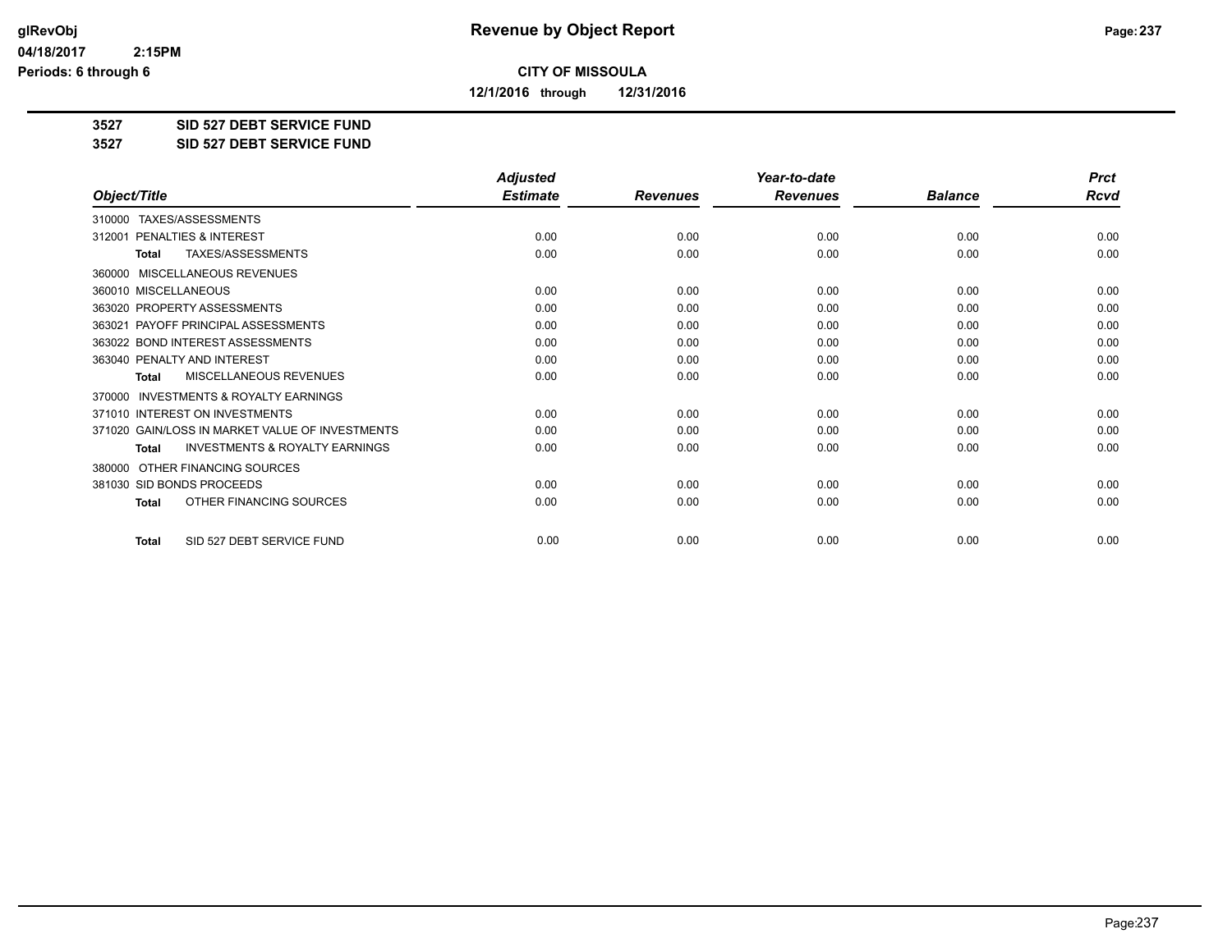**Revenue by Object Report**

glRevObj
04/18/2017 2:15PM
Periods: 6 through 6

**CITY OF MISSOULA**

**12/1/2016 through 12/31/2016**

**3527 SID 527 DEBT SERVICE FUND**
**3527 SID 527 DEBT SERVICE FUND**

| Object/Title | Adjusted Estimate | Revenues | Year-to-date Revenues | Balance | Prct Rcvd |
|---|---|---|---|---|---|
| 310000 TAXES/ASSESSMENTS | | | | | |
| 312001 PENALTIES & INTEREST | 0.00 | 0.00 | 0.00 | 0.00 | 0.00 |
| **Total** TAXES/ASSESSMENTS | 0.00 | 0.00 | 0.00 | 0.00 | 0.00 |
| 360000 MISCELLANEOUS REVENUES | | | | | |
| 360010 MISCELLANEOUS | 0.00 | 0.00 | 0.00 | 0.00 | 0.00 |
| 363020 PROPERTY ASSESSMENTS | 0.00 | 0.00 | 0.00 | 0.00 | 0.00 |
| 363021 PAYOFF PRINCIPAL ASSESSMENTS | 0.00 | 0.00 | 0.00 | 0.00 | 0.00 |
| 363022 BOND INTEREST ASSESSMENTS | 0.00 | 0.00 | 0.00 | 0.00 | 0.00 |
| 363040 PENALTY AND INTEREST | 0.00 | 0.00 | 0.00 | 0.00 | 0.00 |
| **Total** MISCELLANEOUS REVENUES | 0.00 | 0.00 | 0.00 | 0.00 | 0.00 |
| 370000 INVESTMENTS & ROYALTY EARNINGS | | | | | |
| 371010 INTEREST ON INVESTMENTS | 0.00 | 0.00 | 0.00 | 0.00 | 0.00 |
| 371020 GAIN/LOSS IN MARKET VALUE OF INVESTMENTS | 0.00 | 0.00 | 0.00 | 0.00 | 0.00 |
| **Total** INVESTMENTS & ROYALTY EARNINGS | 0.00 | 0.00 | 0.00 | 0.00 | 0.00 |
| 380000 OTHER FINANCING SOURCES | | | | | |
| 381030 SID BONDS PROCEEDS | 0.00 | 0.00 | 0.00 | 0.00 | 0.00 |
| **Total** OTHER FINANCING SOURCES | 0.00 | 0.00 | 0.00 | 0.00 | 0.00 |
| **Total** SID 527 DEBT SERVICE FUND | 0.00 | 0.00 | 0.00 | 0.00 | 0.00 |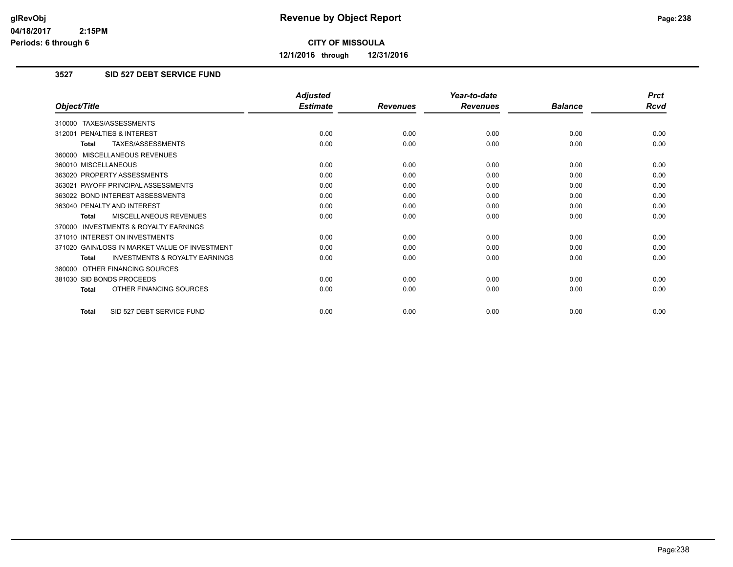**CITY OF MISSOULA**

**12/1/2016 through 12/31/2016**

### 3527 SID 527 DEBT SERVICE FUND

| Object/Title | Adjusted Estimate | Revenues | Year-to-date Revenues | Balance | Prct Rcvd |
|---|---|---|---|---|---|
| 310000 TAXES/ASSESSMENTS | | | | | |
| 312001 PENALTIES & INTEREST | 0.00 | 0.00 | 0.00 | 0.00 | 0.00 |
| **Total** TAXES/ASSESSMENTS | 0.00 | 0.00 | 0.00 | 0.00 | 0.00 |
| 360000 MISCELLANEOUS REVENUES | | | | | |
| 360010 MISCELLANEOUS | 0.00 | 0.00 | 0.00 | 0.00 | 0.00 |
| 363020 PROPERTY ASSESSMENTS | 0.00 | 0.00 | 0.00 | 0.00 | 0.00 |
| 363021 PAYOFF PRINCIPAL ASSESSMENTS | 0.00 | 0.00 | 0.00 | 0.00 | 0.00 |
| 363022 BOND INTEREST ASSESSMENTS | 0.00 | 0.00 | 0.00 | 0.00 | 0.00 |
| 363040 PENALTY AND INTEREST | 0.00 | 0.00 | 0.00 | 0.00 | 0.00 |
| **Total** MISCELLANEOUS REVENUES | 0.00 | 0.00 | 0.00 | 0.00 | 0.00 |
| 370000 INVESTMENTS & ROYALTY EARNINGS | | | | | |
| 371010 INTEREST ON INVESTMENTS | 0.00 | 0.00 | 0.00 | 0.00 | 0.00 |
| 371020 GAIN/LOSS IN MARKET VALUE OF INVESTMENT | 0.00 | 0.00 | 0.00 | 0.00 | 0.00 |
| **Total** INVESTMENTS & ROYALTY EARNINGS | 0.00 | 0.00 | 0.00 | 0.00 | 0.00 |
| 380000 OTHER FINANCING SOURCES | | | | | |
| 381030 SID BONDS PROCEEDS | 0.00 | 0.00 | 0.00 | 0.00 | 0.00 |
| **Total** OTHER FINANCING SOURCES | 0.00 | 0.00 | 0.00 | 0.00 | 0.00 |
| **Total** SID 527 DEBT SERVICE FUND | 0.00 | 0.00 | 0.00 | 0.00 | 0.00 |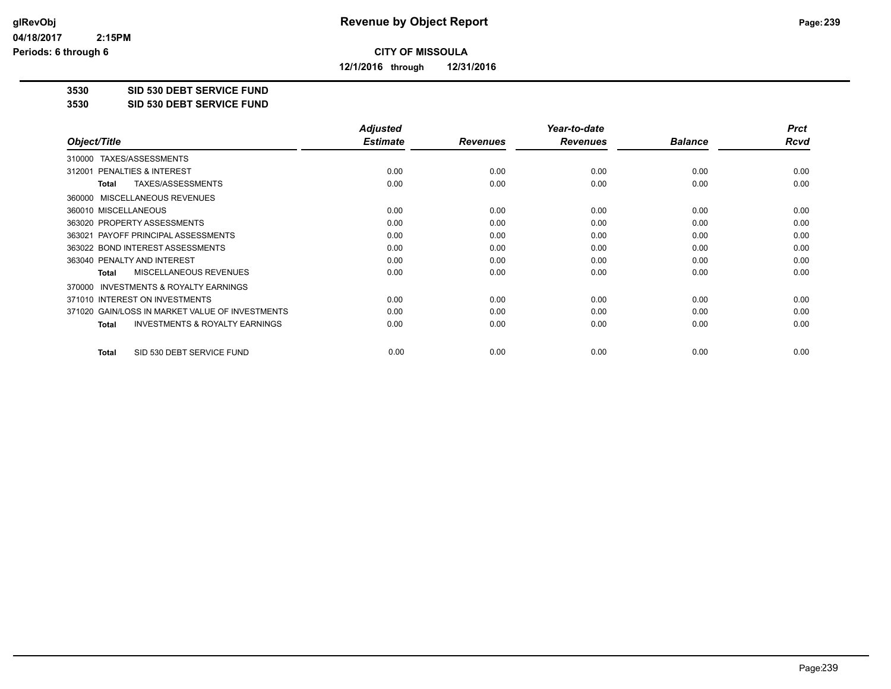**CITY OF MISSOULA**

**12/1/2016 through 12/31/2016**

**3530 SID 530 DEBT SERVICE FUND**

**3530 SID 530 DEBT SERVICE FUND**

| Object/Title | Adjusted Estimate | Revenues | Year-to-date Revenues | Balance | Prct Rcvd |
|---|---|---|---|---|---|
| 310000 TAXES/ASSESSMENTS | | | | | |
| 312001 PENALTIES & INTEREST | 0.00 | 0.00 | 0.00 | 0.00 | 0.00 |
| **Total** TAXES/ASSESSMENTS | 0.00 | 0.00 | 0.00 | 0.00 | 0.00 |
| 360000 MISCELLANEOUS REVENUES | | | | | |
| 360010 MISCELLANEOUS | 0.00 | 0.00 | 0.00 | 0.00 | 0.00 |
| 363020 PROPERTY ASSESSMENTS | 0.00 | 0.00 | 0.00 | 0.00 | 0.00 |
| 363021 PAYOFF PRINCIPAL ASSESSMENTS | 0.00 | 0.00 | 0.00 | 0.00 | 0.00 |
| 363022 BOND INTEREST ASSESSMENTS | 0.00 | 0.00 | 0.00 | 0.00 | 0.00 |
| 363040 PENALTY AND INTEREST | 0.00 | 0.00 | 0.00 | 0.00 | 0.00 |
| **Total** MISCELLANEOUS REVENUES | 0.00 | 0.00 | 0.00 | 0.00 | 0.00 |
| 370000 INVESTMENTS & ROYALTY EARNINGS | | | | | |
| 371010 INTEREST ON INVESTMENTS | 0.00 | 0.00 | 0.00 | 0.00 | 0.00 |
| 371020 GAIN/LOSS IN MARKET VALUE OF INVESTMENTS | 0.00 | 0.00 | 0.00 | 0.00 | 0.00 |
| **Total** INVESTMENTS & ROYALTY EARNINGS | 0.00 | 0.00 | 0.00 | 0.00 | 0.00 |
| **Total** SID 530 DEBT SERVICE FUND | 0.00 | 0.00 | 0.00 | 0.00 | 0.00 |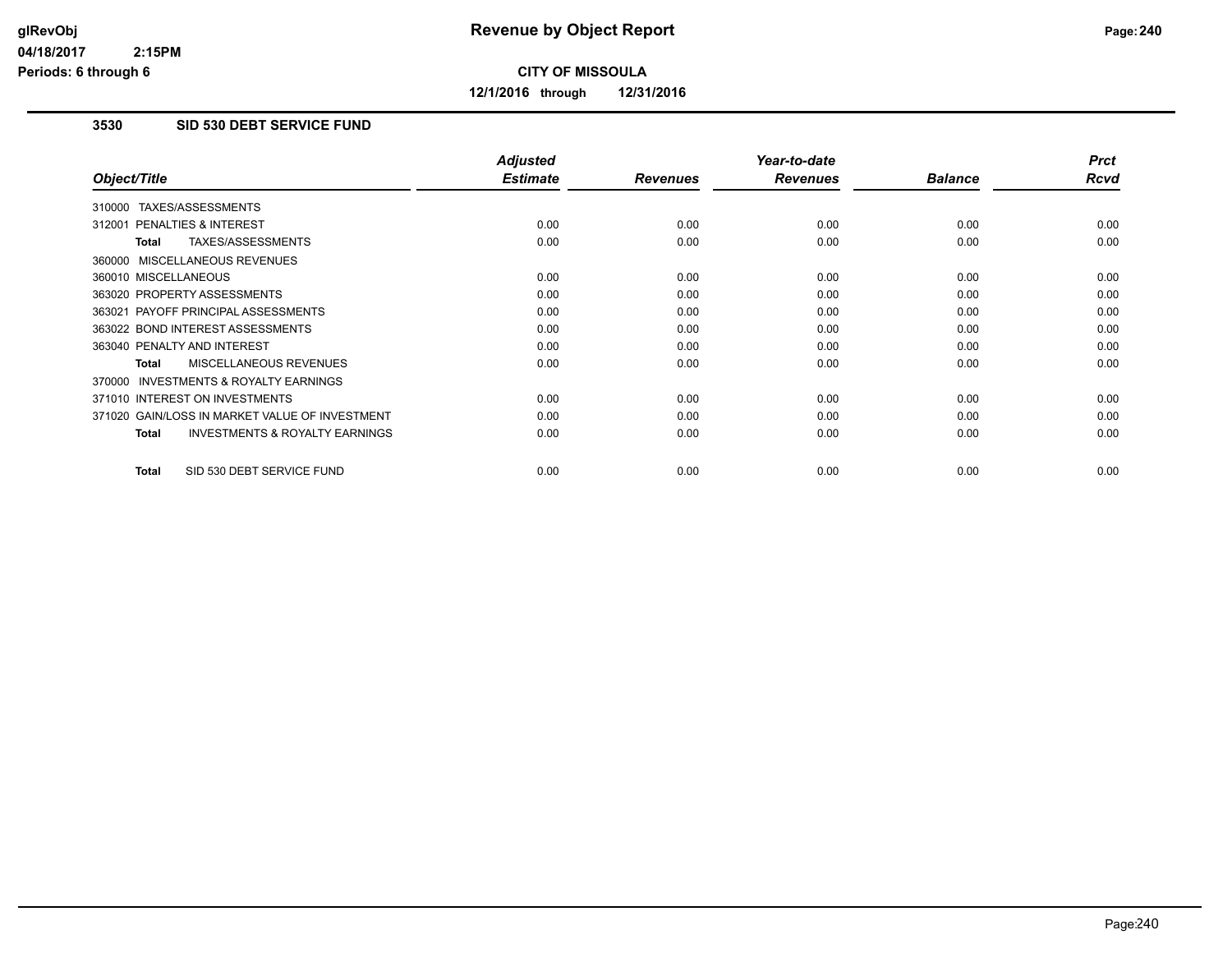# Revenue by Object Report

**CITY OF MISSOULA**

**12/1/2016 through 12/31/2016**

glRevObj
04/18/2017 2:15PM
Periods: 6 through 6

### 3530 SID 530 DEBT SERVICE FUND

| Object/Title | Adjusted Estimate | Revenues | Year-to-date Revenues | Balance | Prct Rcvd |
|---|---|---|---|---|---|
| 310000 TAXES/ASSESSMENTS | | | | | |
| 312001 PENALTIES & INTEREST | 0.00 | 0.00 | 0.00 | 0.00 | 0.00 |
| **Total** TAXES/ASSESSMENTS | 0.00 | 0.00 | 0.00 | 0.00 | 0.00 |
| 360000 MISCELLANEOUS REVENUES | | | | | |
| 360010 MISCELLANEOUS | 0.00 | 0.00 | 0.00 | 0.00 | 0.00 |
| 363020 PROPERTY ASSESSMENTS | 0.00 | 0.00 | 0.00 | 0.00 | 0.00 |
| 363021 PAYOFF PRINCIPAL ASSESSMENTS | 0.00 | 0.00 | 0.00 | 0.00 | 0.00 |
| 363022 BOND INTEREST ASSESSMENTS | 0.00 | 0.00 | 0.00 | 0.00 | 0.00 |
| 363040 PENALTY AND INTEREST | 0.00 | 0.00 | 0.00 | 0.00 | 0.00 |
| **Total** MISCELLANEOUS REVENUES | 0.00 | 0.00 | 0.00 | 0.00 | 0.00 |
| 370000 INVESTMENTS & ROYALTY EARNINGS | | | | | |
| 371010 INTEREST ON INVESTMENTS | 0.00 | 0.00 | 0.00 | 0.00 | 0.00 |
| 371020 GAIN/LOSS IN MARKET VALUE OF INVESTMENT | 0.00 | 0.00 | 0.00 | 0.00 | 0.00 |
| **Total** INVESTMENTS & ROYALTY EARNINGS | 0.00 | 0.00 | 0.00 | 0.00 | 0.00 |
| **Total** SID 530 DEBT SERVICE FUND | 0.00 | 0.00 | 0.00 | 0.00 | 0.00 |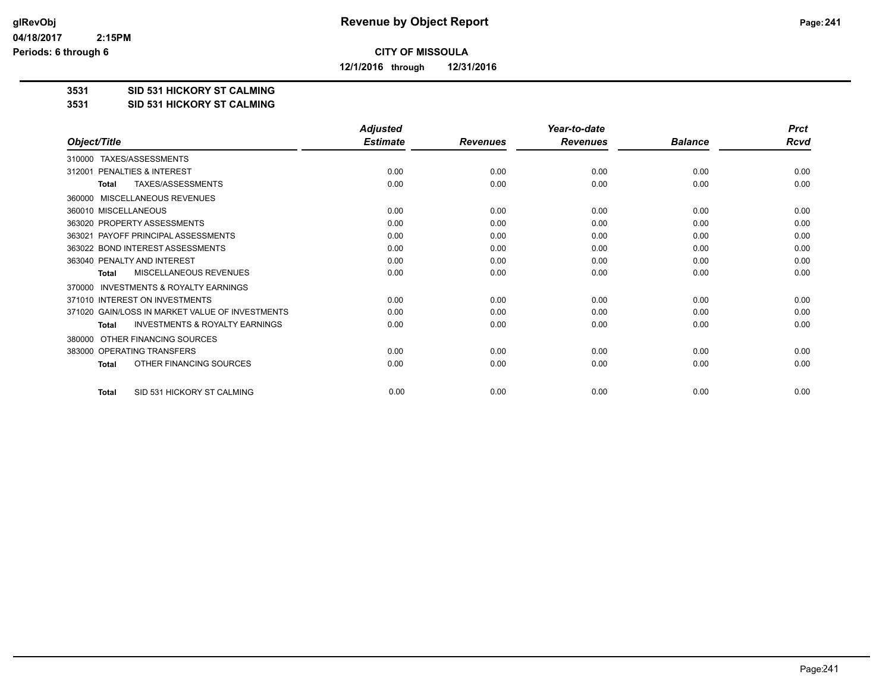glRevObj
04/18/2017 2:15PM
Periods: 6 through 6

# Revenue by Object Report

**CITY OF MISSOULA**

**12/1/2016 through 12/31/2016**

**3531 SID 531 HICKORY ST CALMING**
**3531 SID 531 HICKORY ST CALMING**

| Object/Title | Adjusted Estimate | Revenues | Year-to-date Revenues | Balance | Prct Rcvd |
|---|---|---|---|---|---|
| 310000 TAXES/ASSESSMENTS | | | | | |
| 312001 PENALTIES & INTEREST | 0.00 | 0.00 | 0.00 | 0.00 | 0.00 |
| **Total** TAXES/ASSESSMENTS | 0.00 | 0.00 | 0.00 | 0.00 | 0.00 |
| 360000 MISCELLANEOUS REVENUES | | | | | |
| 360010 MISCELLANEOUS | 0.00 | 0.00 | 0.00 | 0.00 | 0.00 |
| 363020 PROPERTY ASSESSMENTS | 0.00 | 0.00 | 0.00 | 0.00 | 0.00 |
| 363021 PAYOFF PRINCIPAL ASSESSMENTS | 0.00 | 0.00 | 0.00 | 0.00 | 0.00 |
| 363022 BOND INTEREST ASSESSMENTS | 0.00 | 0.00 | 0.00 | 0.00 | 0.00 |
| 363040 PENALTY AND INTEREST | 0.00 | 0.00 | 0.00 | 0.00 | 0.00 |
| **Total** MISCELLANEOUS REVENUES | 0.00 | 0.00 | 0.00 | 0.00 | 0.00 |
| 370000 INVESTMENTS & ROYALTY EARNINGS | | | | | |
| 371010 INTEREST ON INVESTMENTS | 0.00 | 0.00 | 0.00 | 0.00 | 0.00 |
| 371020 GAIN/LOSS IN MARKET VALUE OF INVESTMENTS | 0.00 | 0.00 | 0.00 | 0.00 | 0.00 |
| **Total** INVESTMENTS & ROYALTY EARNINGS | 0.00 | 0.00 | 0.00 | 0.00 | 0.00 |
| 380000 OTHER FINANCING SOURCES | | | | | |
| 383000 OPERATING TRANSFERS | 0.00 | 0.00 | 0.00 | 0.00 | 0.00 |
| **Total** OTHER FINANCING SOURCES | 0.00 | 0.00 | 0.00 | 0.00 | 0.00 |
| **Total** SID 531 HICKORY ST CALMING | 0.00 | 0.00 | 0.00 | 0.00 | 0.00 |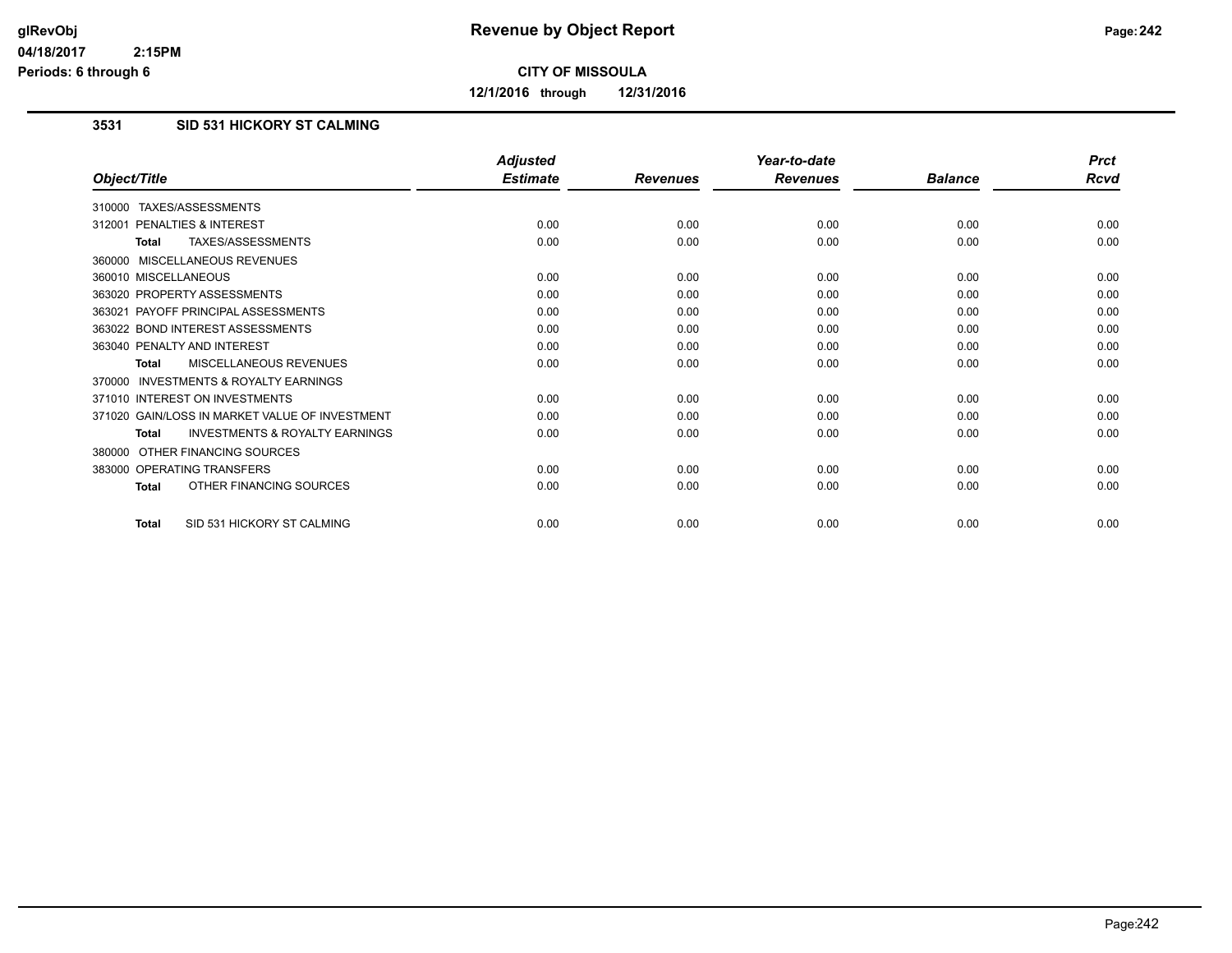# Revenue by Object Report

**CITY OF MISSOULA**

**12/1/2016 through 12/31/2016**

glRevObj
04/18/2017 2:15PM
Periods: 6 through 6

## 3531 SID 531 HICKORY ST CALMING

| Object/Title | Adjusted Estimate | Revenues | Year-to-date Revenues | Balance | Prct Rcvd |
|---|---|---|---|---|---|
| 310000 TAXES/ASSESSMENTS | | | | | |
| 312001 PENALTIES & INTEREST | 0.00 | 0.00 | 0.00 | 0.00 | 0.00 |
| **Total** TAXES/ASSESSMENTS | 0.00 | 0.00 | 0.00 | 0.00 | 0.00 |
| 360000 MISCELLANEOUS REVENUES | | | | | |
| 360010 MISCELLANEOUS | 0.00 | 0.00 | 0.00 | 0.00 | 0.00 |
| 363020 PROPERTY ASSESSMENTS | 0.00 | 0.00 | 0.00 | 0.00 | 0.00 |
| 363021 PAYOFF PRINCIPAL ASSESSMENTS | 0.00 | 0.00 | 0.00 | 0.00 | 0.00 |
| 363022 BOND INTEREST ASSESSMENTS | 0.00 | 0.00 | 0.00 | 0.00 | 0.00 |
| 363040 PENALTY AND INTEREST | 0.00 | 0.00 | 0.00 | 0.00 | 0.00 |
| **Total** MISCELLANEOUS REVENUES | 0.00 | 0.00 | 0.00 | 0.00 | 0.00 |
| 370000 INVESTMENTS & ROYALTY EARNINGS | | | | | |
| 371010 INTEREST ON INVESTMENTS | 0.00 | 0.00 | 0.00 | 0.00 | 0.00 |
| 371020 GAIN/LOSS IN MARKET VALUE OF INVESTMENT | 0.00 | 0.00 | 0.00 | 0.00 | 0.00 |
| **Total** INVESTMENTS & ROYALTY EARNINGS | 0.00 | 0.00 | 0.00 | 0.00 | 0.00 |
| 380000 OTHER FINANCING SOURCES | | | | | |
| 383000 OPERATING TRANSFERS | 0.00 | 0.00 | 0.00 | 0.00 | 0.00 |
| **Total** OTHER FINANCING SOURCES | 0.00 | 0.00 | 0.00 | 0.00 | 0.00 |
| **Total** SID 531 HICKORY ST CALMING | 0.00 | 0.00 | 0.00 | 0.00 | 0.00 |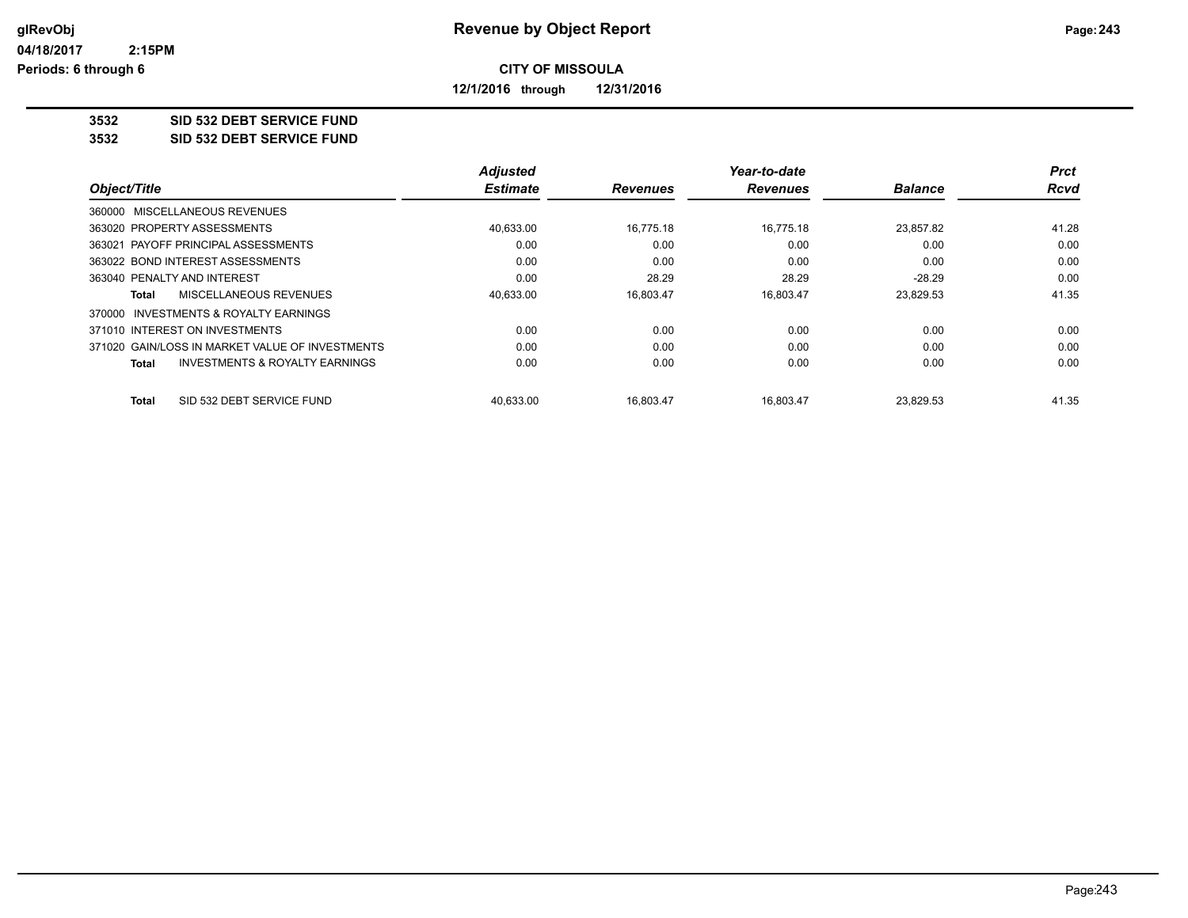# Revenue by Object Report

glRevObj
04/18/2017 2:15PM
Periods: 6 through 6

**CITY OF MISSOULA**

**12/1/2016 through 12/31/2016**

**3532 SID 532 DEBT SERVICE FUND**
**3532 SID 532 DEBT SERVICE FUND**

| Object/Title | Adjusted Estimate | Revenues | Year-to-date Revenues | Balance | Prct Rcvd |
|---|---|---|---|---|---|
| 360000 MISCELLANEOUS REVENUES | | | | | |
| 363020 PROPERTY ASSESSMENTS | 40,633.00 | 16,775.18 | 16,775.18 | 23,857.82 | 41.28 |
| 363021 PAYOFF PRINCIPAL ASSESSMENTS | 0.00 | 0.00 | 0.00 | 0.00 | 0.00 |
| 363022 BOND INTEREST ASSESSMENTS | 0.00 | 0.00 | 0.00 | 0.00 | 0.00 |
| 363040 PENALTY AND INTEREST | 0.00 | 28.29 | 28.29 | -28.29 | 0.00 |
| **Total** MISCELLANEOUS REVENUES | 40,633.00 | 16,803.47 | 16,803.47 | 23,829.53 | 41.35 |
| 370000 INVESTMENTS & ROYALTY EARNINGS | | | | | |
| 371010 INTEREST ON INVESTMENTS | 0.00 | 0.00 | 0.00 | 0.00 | 0.00 |
| 371020 GAIN/LOSS IN MARKET VALUE OF INVESTMENTS | 0.00 | 0.00 | 0.00 | 0.00 | 0.00 |
| **Total** INVESTMENTS & ROYALTY EARNINGS | 0.00 | 0.00 | 0.00 | 0.00 | 0.00 |
| **Total** SID 532 DEBT SERVICE FUND | 40,633.00 | 16,803.47 | 16,803.47 | 23,829.53 | 41.35 |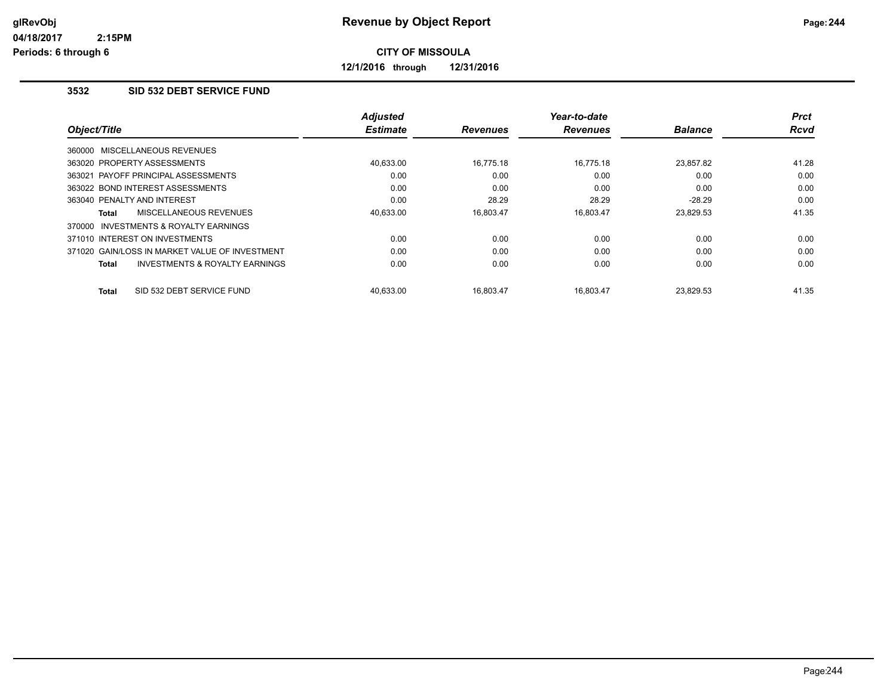# Revenue by Object Report

glRevObj
04/18/2017 2:15PM
Periods: 6 through 6

**CITY OF MISSOULA**

**12/1/2016 through 12/31/2016**

### 3532 SID 532 DEBT SERVICE FUND

| Object/Title | Adjusted Estimate | Revenues | Year-to-date Revenues | Balance | Prct Rcvd |
|---|---|---|---|---|---|
| 360000 MISCELLANEOUS REVENUES | | | | | |
| 363020 PROPERTY ASSESSMENTS | 40,633.00 | 16,775.18 | 16,775.18 | 23,857.82 | 41.28 |
| 363021 PAYOFF PRINCIPAL ASSESSMENTS | 0.00 | 0.00 | 0.00 | 0.00 | 0.00 |
| 363022 BOND INTEREST ASSESSMENTS | 0.00 | 0.00 | 0.00 | 0.00 | 0.00 |
| 363040 PENALTY AND INTEREST | 0.00 | 28.29 | 28.29 | -28.29 | 0.00 |
| **Total** MISCELLANEOUS REVENUES | 40,633.00 | 16,803.47 | 16,803.47 | 23,829.53 | 41.35 |
| 370000 INVESTMENTS & ROYALTY EARNINGS | | | | | |
| 371010 INTEREST ON INVESTMENTS | 0.00 | 0.00 | 0.00 | 0.00 | 0.00 |
| 371020 GAIN/LOSS IN MARKET VALUE OF INVESTMENT | 0.00 | 0.00 | 0.00 | 0.00 | 0.00 |
| **Total** INVESTMENTS & ROYALTY EARNINGS | 0.00 | 0.00 | 0.00 | 0.00 | 0.00 |
| **Total** SID 532 DEBT SERVICE FUND | 40,633.00 | 16,803.47 | 16,803.47 | 23,829.53 | 41.35 |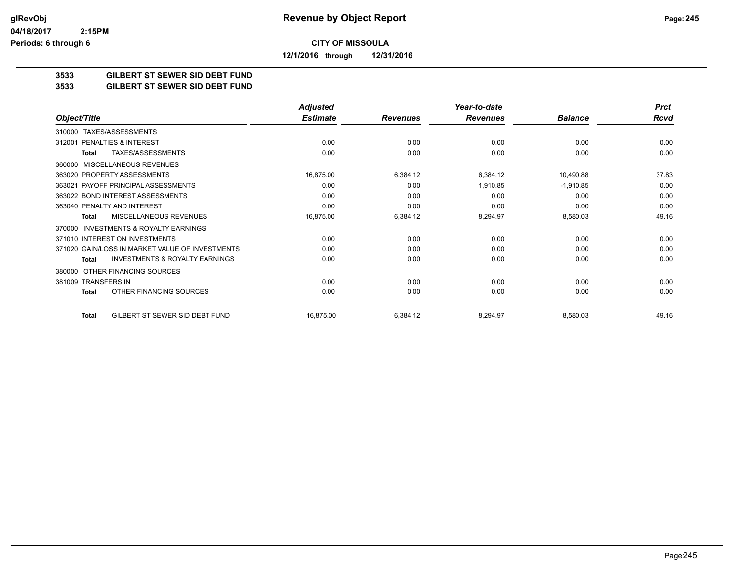# Revenue by Object Report

**CITY OF MISSOULA**

**12/1/2016 through 12/31/2016**

glRevObj
04/18/2017 2:15PM
Periods: 6 through 6

## 3533 GILBERT ST SEWER SID DEBT FUND
## 3533 GILBERT ST SEWER SID DEBT FUND

| Object/Title | Adjusted Estimate | Revenues | Year-to-date Revenues | Balance | Prct Rcvd |
|---|---|---|---|---|---|
| 310000 TAXES/ASSESSMENTS | | | | | |
| 312001 PENALTIES & INTEREST | 0.00 | 0.00 | 0.00 | 0.00 | 0.00 |
| **Total** TAXES/ASSESSMENTS | 0.00 | 0.00 | 0.00 | 0.00 | 0.00 |
| 360000 MISCELLANEOUS REVENUES | | | | | |
| 363020 PROPERTY ASSESSMENTS | 16,875.00 | 6,384.12 | 6,384.12 | 10,490.88 | 37.83 |
| 363021 PAYOFF PRINCIPAL ASSESSMENTS | 0.00 | 0.00 | 1,910.85 | -1,910.85 | 0.00 |
| 363022 BOND INTEREST ASSESSMENTS | 0.00 | 0.00 | 0.00 | 0.00 | 0.00 |
| 363040 PENALTY AND INTEREST | 0.00 | 0.00 | 0.00 | 0.00 | 0.00 |
| **Total** MISCELLANEOUS REVENUES | 16,875.00 | 6,384.12 | 8,294.97 | 8,580.03 | 49.16 |
| 370000 INVESTMENTS & ROYALTY EARNINGS | | | | | |
| 371010 INTEREST ON INVESTMENTS | 0.00 | 0.00 | 0.00 | 0.00 | 0.00 |
| 371020 GAIN/LOSS IN MARKET VALUE OF INVESTMENTS | 0.00 | 0.00 | 0.00 | 0.00 | 0.00 |
| **Total** INVESTMENTS & ROYALTY EARNINGS | 0.00 | 0.00 | 0.00 | 0.00 | 0.00 |
| 380000 OTHER FINANCING SOURCES | | | | | |
| 381009 TRANSFERS IN | 0.00 | 0.00 | 0.00 | 0.00 | 0.00 |
| **Total** OTHER FINANCING SOURCES | 0.00 | 0.00 | 0.00 | 0.00 | 0.00 |
| **Total** GILBERT ST SEWER SID DEBT FUND | 16,875.00 | 6,384.12 | 8,294.97 | 8,580.03 | 49.16 |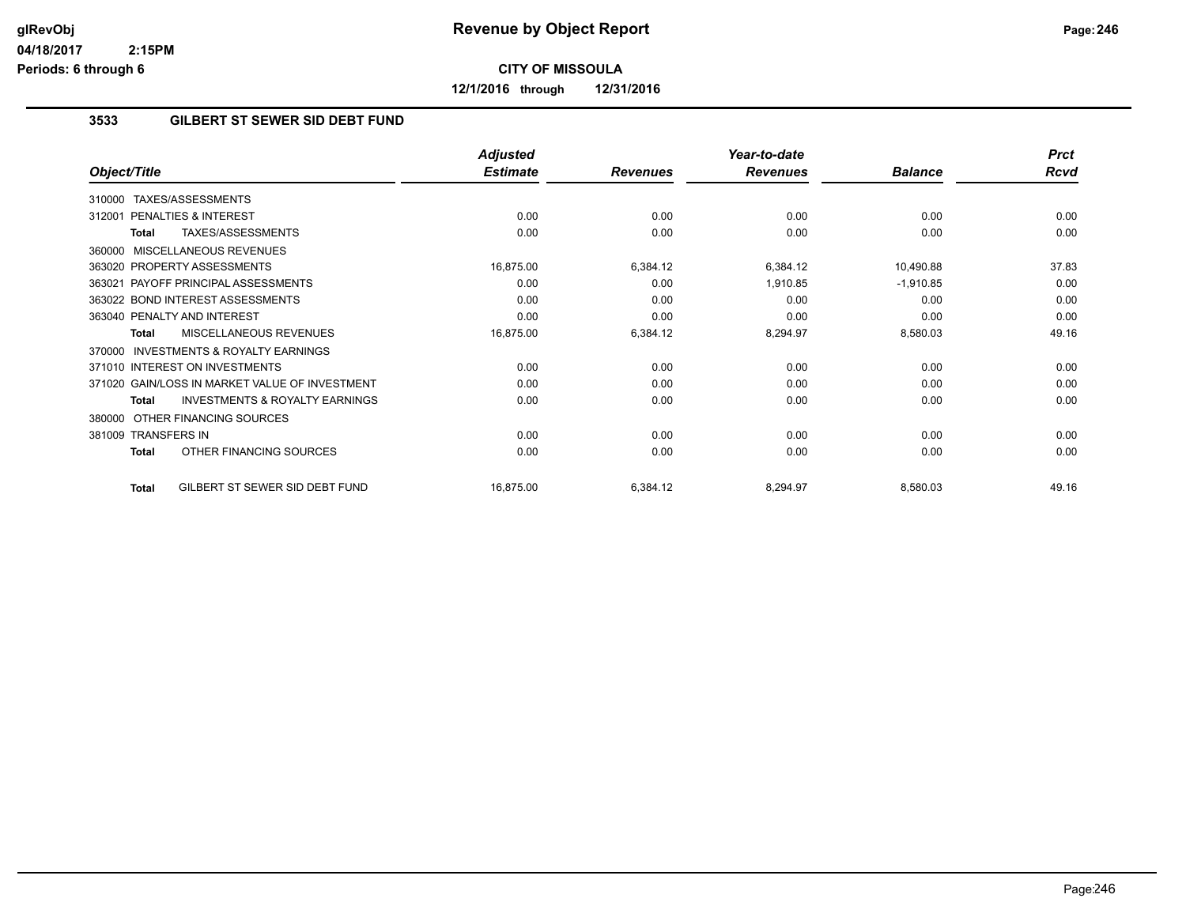**glRevObj**
**04/18/2017 2:15PM**
**Periods: 6 through 6**

# Revenue by Object Report

**CITY OF MISSOULA**

**12/1/2016 through 12/31/2016**

## 3533 GILBERT ST SEWER SID DEBT FUND

| Object/Title | Adjusted Estimate | Revenues | Year-to-date Revenues | Balance | Prct Rcvd |
|---|---|---|---|---|---|
| 310000 TAXES/ASSESSMENTS | | | | | |
| 312001 PENALTIES & INTEREST | 0.00 | 0.00 | 0.00 | 0.00 | 0.00 |
| **Total** TAXES/ASSESSMENTS | 0.00 | 0.00 | 0.00 | 0.00 | 0.00 |
| 360000 MISCELLANEOUS REVENUES | | | | | |
| 363020 PROPERTY ASSESSMENTS | 16,875.00 | 6,384.12 | 6,384.12 | 10,490.88 | 37.83 |
| 363021 PAYOFF PRINCIPAL ASSESSMENTS | 0.00 | 0.00 | 1,910.85 | -1,910.85 | 0.00 |
| 363022 BOND INTEREST ASSESSMENTS | 0.00 | 0.00 | 0.00 | 0.00 | 0.00 |
| 363040 PENALTY AND INTEREST | 0.00 | 0.00 | 0.00 | 0.00 | 0.00 |
| **Total** MISCELLANEOUS REVENUES | 16,875.00 | 6,384.12 | 8,294.97 | 8,580.03 | 49.16 |
| 370000 INVESTMENTS & ROYALTY EARNINGS | | | | | |
| 371010 INTEREST ON INVESTMENTS | 0.00 | 0.00 | 0.00 | 0.00 | 0.00 |
| 371020 GAIN/LOSS IN MARKET VALUE OF INVESTMENT | 0.00 | 0.00 | 0.00 | 0.00 | 0.00 |
| **Total** INVESTMENTS & ROYALTY EARNINGS | 0.00 | 0.00 | 0.00 | 0.00 | 0.00 |
| 380000 OTHER FINANCING SOURCES | | | | | |
| 381009 TRANSFERS IN | 0.00 | 0.00 | 0.00 | 0.00 | 0.00 |
| **Total** OTHER FINANCING SOURCES | 0.00 | 0.00 | 0.00 | 0.00 | 0.00 |
| **Total** GILBERT ST SEWER SID DEBT FUND | 16,875.00 | 6,384.12 | 8,294.97 | 8,580.03 | 49.16 |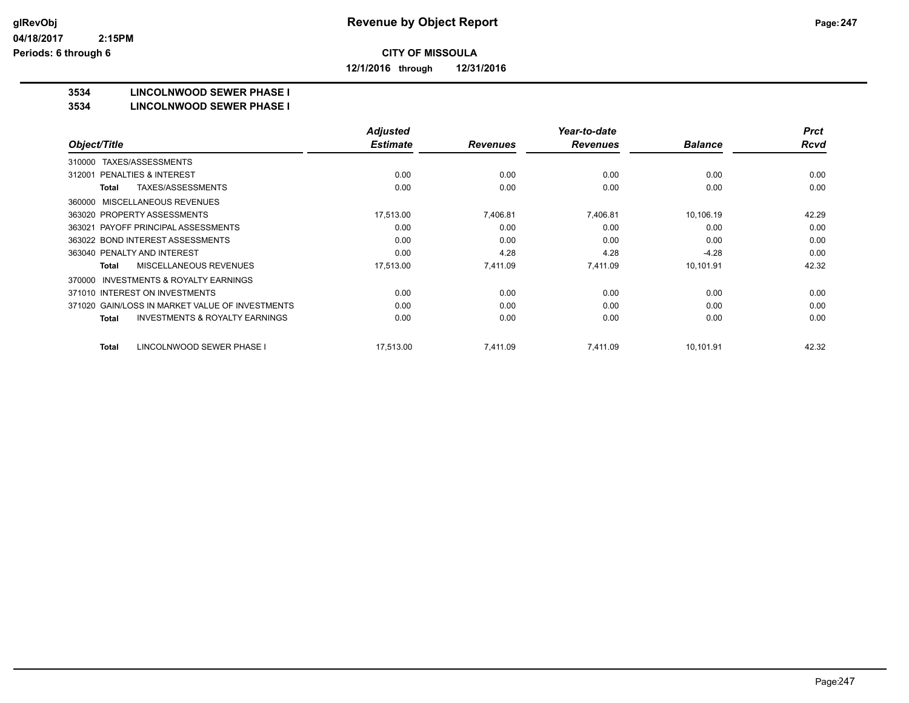# Revenue by Object Report

**CITY OF MISSOULA**

**12/1/2016 through 12/31/2016**

glRevObj
04/18/2017 2:15PM
Periods: 6 through 6

## 3534 LINCOLNWOOD SEWER PHASE I
## 3534 LINCOLNWOOD SEWER PHASE I

| Object/Title | Adjusted Estimate | Revenues | Year-to-date Revenues | Balance | Prct Rcvd |
|---|---|---|---|---|---|
| 310000 TAXES/ASSESSMENTS | | | | | |
| 312001 PENALTIES & INTEREST | 0.00 | 0.00 | 0.00 | 0.00 | 0.00 |
| **Total** TAXES/ASSESSMENTS | 0.00 | 0.00 | 0.00 | 0.00 | 0.00 |
| 360000 MISCELLANEOUS REVENUES | | | | | |
| 363020 PROPERTY ASSESSMENTS | 17,513.00 | 7,406.81 | 7,406.81 | 10,106.19 | 42.29 |
| 363021 PAYOFF PRINCIPAL ASSESSMENTS | 0.00 | 0.00 | 0.00 | 0.00 | 0.00 |
| 363022 BOND INTEREST ASSESSMENTS | 0.00 | 0.00 | 0.00 | 0.00 | 0.00 |
| 363040 PENALTY AND INTEREST | 0.00 | 4.28 | 4.28 | -4.28 | 0.00 |
| **Total** MISCELLANEOUS REVENUES | 17,513.00 | 7,411.09 | 7,411.09 | 10,101.91 | 42.32 |
| 370000 INVESTMENTS & ROYALTY EARNINGS | | | | | |
| 371010 INTEREST ON INVESTMENTS | 0.00 | 0.00 | 0.00 | 0.00 | 0.00 |
| 371020 GAIN/LOSS IN MARKET VALUE OF INVESTMENTS | 0.00 | 0.00 | 0.00 | 0.00 | 0.00 |
| **Total** INVESTMENTS & ROYALTY EARNINGS | 0.00 | 0.00 | 0.00 | 0.00 | 0.00 |
| **Total** LINCOLNWOOD SEWER PHASE I | 17,513.00 | 7,411.09 | 7,411.09 | 10,101.91 | 42.32 |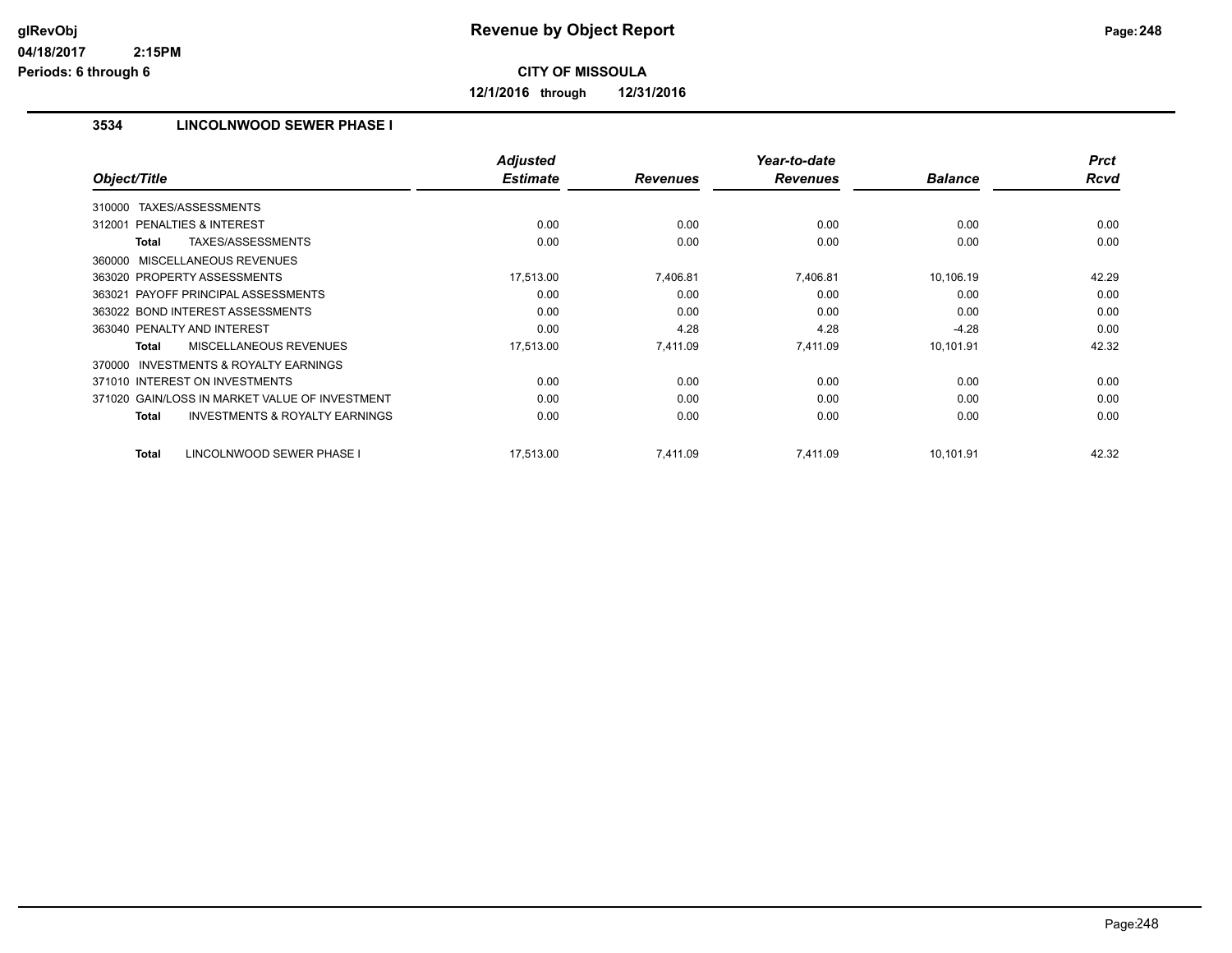# Revenue by Object Report

glRevObj
04/18/2017 2:15PM
Periods: 6 through 6

**CITY OF MISSOULA**

**12/1/2016 through 12/31/2016**

### 3534 LINCOLNWOOD SEWER PHASE I

| Object/Title | Adjusted Estimate | Revenues | Year-to-date Revenues | Balance | Prct Rcvd |
|---|---|---|---|---|---|
| 310000 TAXES/ASSESSMENTS | | | | | |
| 312001 PENALTIES & INTEREST | 0.00 | 0.00 | 0.00 | 0.00 | 0.00 |
| **Total** TAXES/ASSESSMENTS | 0.00 | 0.00 | 0.00 | 0.00 | 0.00 |
| 360000 MISCELLANEOUS REVENUES | | | | | |
| 363020 PROPERTY ASSESSMENTS | 17,513.00 | 7,406.81 | 7,406.81 | 10,106.19 | 42.29 |
| 363021 PAYOFF PRINCIPAL ASSESSMENTS | 0.00 | 0.00 | 0.00 | 0.00 | 0.00 |
| 363022 BOND INTEREST ASSESSMENTS | 0.00 | 0.00 | 0.00 | 0.00 | 0.00 |
| 363040 PENALTY AND INTEREST | 0.00 | 4.28 | 4.28 | -4.28 | 0.00 |
| **Total** MISCELLANEOUS REVENUES | 17,513.00 | 7,411.09 | 7,411.09 | 10,101.91 | 42.32 |
| 370000 INVESTMENTS & ROYALTY EARNINGS | | | | | |
| 371010 INTEREST ON INVESTMENTS | 0.00 | 0.00 | 0.00 | 0.00 | 0.00 |
| 371020 GAIN/LOSS IN MARKET VALUE OF INVESTMENT | 0.00 | 0.00 | 0.00 | 0.00 | 0.00 |
| **Total** INVESTMENTS & ROYALTY EARNINGS | 0.00 | 0.00 | 0.00 | 0.00 | 0.00 |
| **Total** LINCOLNWOOD SEWER PHASE I | 17,513.00 | 7,411.09 | 7,411.09 | 10,101.91 | 42.32 |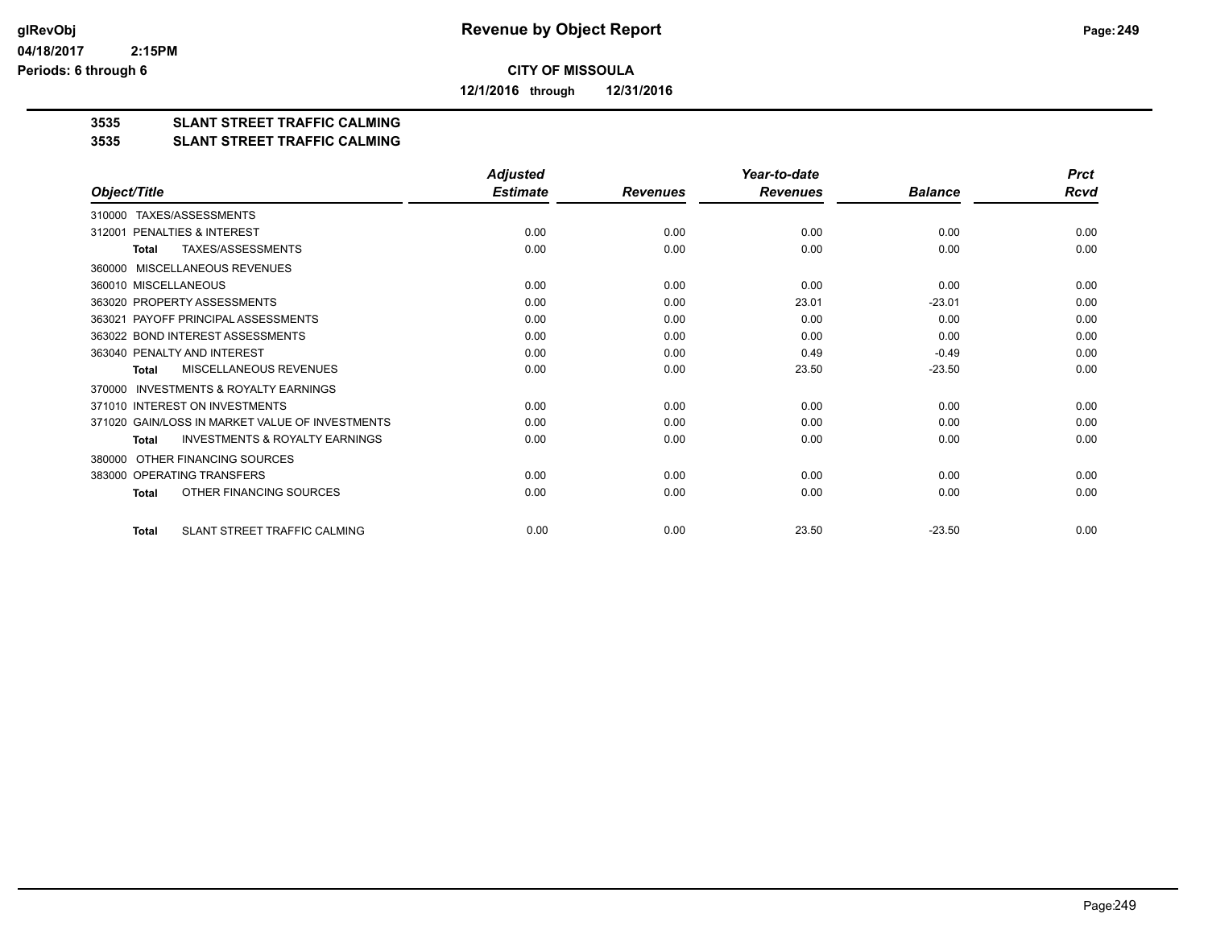# Revenue by Object Report

**CITY OF MISSOULA**

**12/1/2016 through 12/31/2016**

glRevObj
04/18/2017 2:15PM
Periods: 6 through 6

## 3535 SLANT STREET TRAFFIC CALMING
## 3535 SLANT STREET TRAFFIC CALMING

| Object/Title | Adjusted Estimate | Revenues | Year-to-date Revenues | Balance | Prct Rcvd |
|---|---|---|---|---|---|
| 310000 TAXES/ASSESSMENTS | | | | | |
| 312001 PENALTIES & INTEREST | 0.00 | 0.00 | 0.00 | 0.00 | 0.00 |
| **Total** TAXES/ASSESSMENTS | 0.00 | 0.00 | 0.00 | 0.00 | 0.00 |
| 360000 MISCELLANEOUS REVENUES | | | | | |
| 360010 MISCELLANEOUS | 0.00 | 0.00 | 0.00 | 0.00 | 0.00 |
| 363020 PROPERTY ASSESSMENTS | 0.00 | 0.00 | 23.01 | -23.01 | 0.00 |
| 363021 PAYOFF PRINCIPAL ASSESSMENTS | 0.00 | 0.00 | 0.00 | 0.00 | 0.00 |
| 363022 BOND INTEREST ASSESSMENTS | 0.00 | 0.00 | 0.00 | 0.00 | 0.00 |
| 363040 PENALTY AND INTEREST | 0.00 | 0.00 | 0.49 | -0.49 | 0.00 |
| **Total** MISCELLANEOUS REVENUES | 0.00 | 0.00 | 23.50 | -23.50 | 0.00 |
| 370000 INVESTMENTS & ROYALTY EARNINGS | | | | | |
| 371010 INTEREST ON INVESTMENTS | 0.00 | 0.00 | 0.00 | 0.00 | 0.00 |
| 371020 GAIN/LOSS IN MARKET VALUE OF INVESTMENTS | 0.00 | 0.00 | 0.00 | 0.00 | 0.00 |
| **Total** INVESTMENTS & ROYALTY EARNINGS | 0.00 | 0.00 | 0.00 | 0.00 | 0.00 |
| 380000 OTHER FINANCING SOURCES | | | | | |
| 383000 OPERATING TRANSFERS | 0.00 | 0.00 | 0.00 | 0.00 | 0.00 |
| **Total** OTHER FINANCING SOURCES | 0.00 | 0.00 | 0.00 | 0.00 | 0.00 |
| **Total** SLANT STREET TRAFFIC CALMING | 0.00 | 0.00 | 23.50 | -23.50 | 0.00 |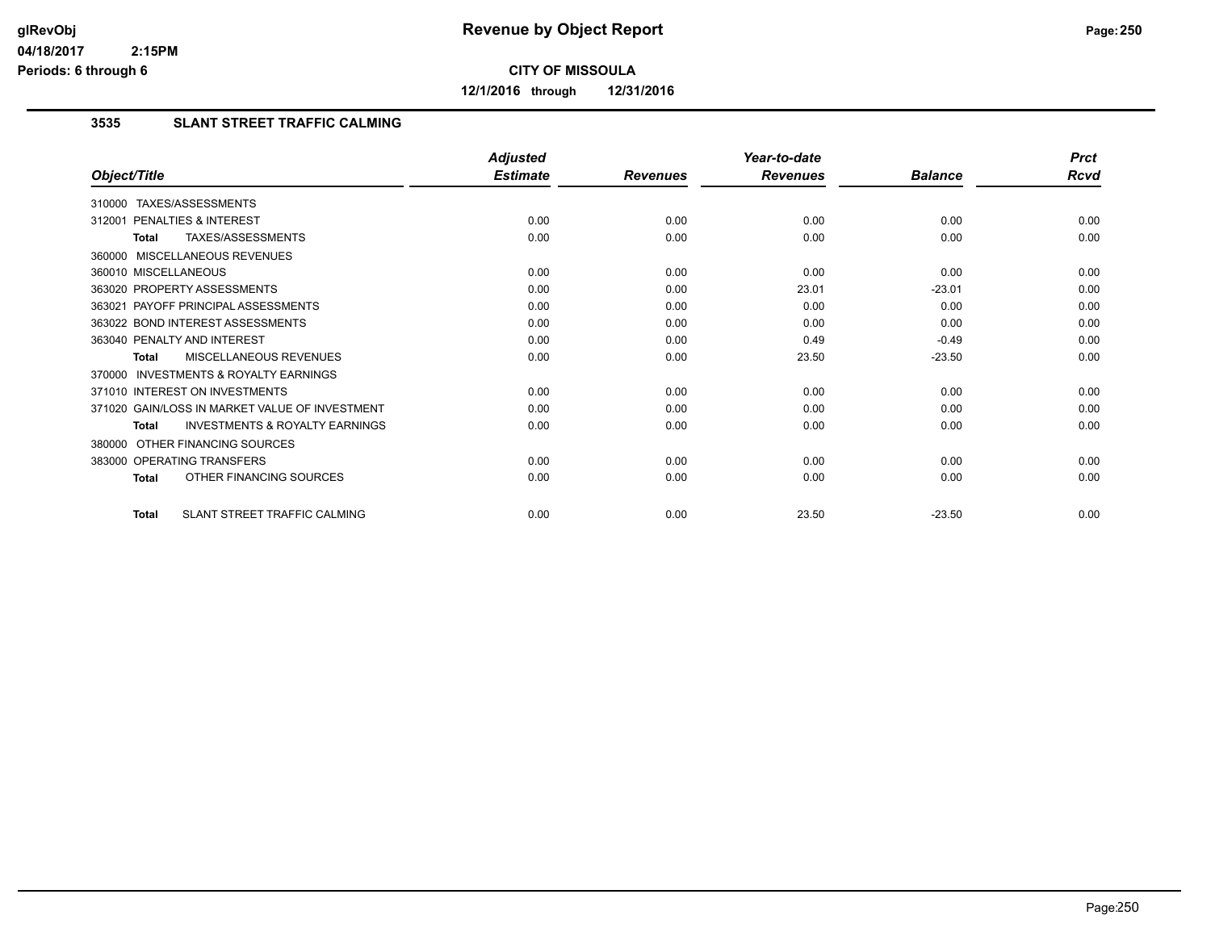# Revenue by Object Report

**CITY OF MISSOULA**

**12/1/2016 through 12/31/2016**

glRevObj
04/18/2017 2:15PM
Periods: 6 through 6

## 3535 SLANT STREET TRAFFIC CALMING

| Object/Title | Adjusted Estimate | Revenues | Year-to-date Revenues | Balance | Prct Rcvd |
|---|---|---|---|---|---|
| 310000 TAXES/ASSESSMENTS | | | | | |
| 312001 PENALTIES & INTEREST | 0.00 | 0.00 | 0.00 | 0.00 | 0.00 |
| **Total** TAXES/ASSESSMENTS | 0.00 | 0.00 | 0.00 | 0.00 | 0.00 |
| 360000 MISCELLANEOUS REVENUES | | | | | |
| 360010 MISCELLANEOUS | 0.00 | 0.00 | 0.00 | 0.00 | 0.00 |
| 363020 PROPERTY ASSESSMENTS | 0.00 | 0.00 | 23.01 | -23.01 | 0.00 |
| 363021 PAYOFF PRINCIPAL ASSESSMENTS | 0.00 | 0.00 | 0.00 | 0.00 | 0.00 |
| 363022 BOND INTEREST ASSESSMENTS | 0.00 | 0.00 | 0.00 | 0.00 | 0.00 |
| 363040 PENALTY AND INTEREST | 0.00 | 0.00 | 0.49 | -0.49 | 0.00 |
| **Total** MISCELLANEOUS REVENUES | 0.00 | 0.00 | 23.50 | -23.50 | 0.00 |
| 370000 INVESTMENTS & ROYALTY EARNINGS | | | | | |
| 371010 INTEREST ON INVESTMENTS | 0.00 | 0.00 | 0.00 | 0.00 | 0.00 |
| 371020 GAIN/LOSS IN MARKET VALUE OF INVESTMENT | 0.00 | 0.00 | 0.00 | 0.00 | 0.00 |
| **Total** INVESTMENTS & ROYALTY EARNINGS | 0.00 | 0.00 | 0.00 | 0.00 | 0.00 |
| 380000 OTHER FINANCING SOURCES | | | | | |
| 383000 OPERATING TRANSFERS | 0.00 | 0.00 | 0.00 | 0.00 | 0.00 |
| **Total** OTHER FINANCING SOURCES | 0.00 | 0.00 | 0.00 | 0.00 | 0.00 |
| **Total** SLANT STREET TRAFFIC CALMING | 0.00 | 0.00 | 23.50 | -23.50 | 0.00 |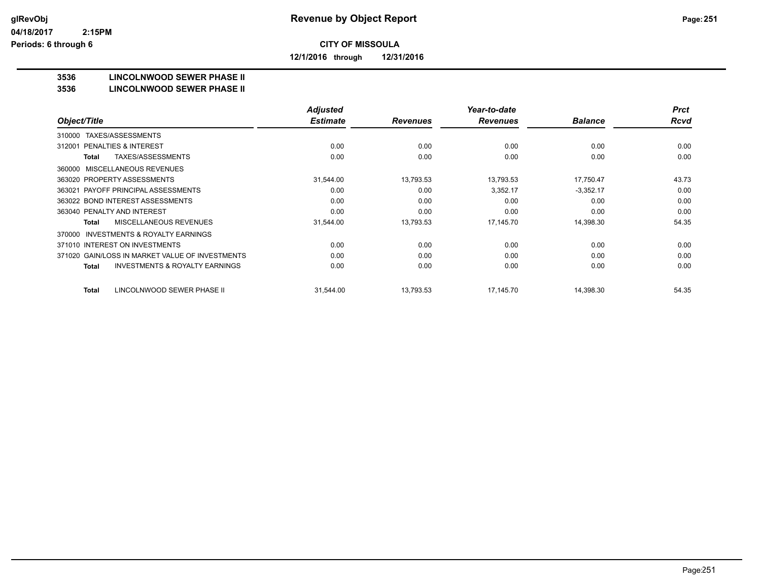**Revenue by Object Report**

glRevObj
04/18/2017 2:15PM
Periods: 6 through 6

**CITY OF MISSOULA**

**12/1/2016 through 12/31/2016**

**3536 LINCOLNWOOD SEWER PHASE II**
**3536 LINCOLNWOOD SEWER PHASE II**

| Object/Title | Adjusted Estimate | Revenues | Year-to-date Revenues | Balance | Prct Rcvd |
|---|---|---|---|---|---|
| 310000 TAXES/ASSESSMENTS | | | | | |
| 312001 PENALTIES & INTEREST | 0.00 | 0.00 | 0.00 | 0.00 | 0.00 |
| **Total** TAXES/ASSESSMENTS | 0.00 | 0.00 | 0.00 | 0.00 | 0.00 |
| 360000 MISCELLANEOUS REVENUES | | | | | |
| 363020 PROPERTY ASSESSMENTS | 31,544.00 | 13,793.53 | 13,793.53 | 17,750.47 | 43.73 |
| 363021 PAYOFF PRINCIPAL ASSESSMENTS | 0.00 | 0.00 | 3,352.17 | -3,352.17 | 0.00 |
| 363022 BOND INTEREST ASSESSMENTS | 0.00 | 0.00 | 0.00 | 0.00 | 0.00 |
| 363040 PENALTY AND INTEREST | 0.00 | 0.00 | 0.00 | 0.00 | 0.00 |
| **Total** MISCELLANEOUS REVENUES | 31,544.00 | 13,793.53 | 17,145.70 | 14,398.30 | 54.35 |
| 370000 INVESTMENTS & ROYALTY EARNINGS | | | | | |
| 371010 INTEREST ON INVESTMENTS | 0.00 | 0.00 | 0.00 | 0.00 | 0.00 |
| 371020 GAIN/LOSS IN MARKET VALUE OF INVESTMENTS | 0.00 | 0.00 | 0.00 | 0.00 | 0.00 |
| **Total** INVESTMENTS & ROYALTY EARNINGS | 0.00 | 0.00 | 0.00 | 0.00 | 0.00 |
| **Total** LINCOLNWOOD SEWER PHASE II | 31,544.00 | 13,793.53 | 17,145.70 | 14,398.30 | 54.35 |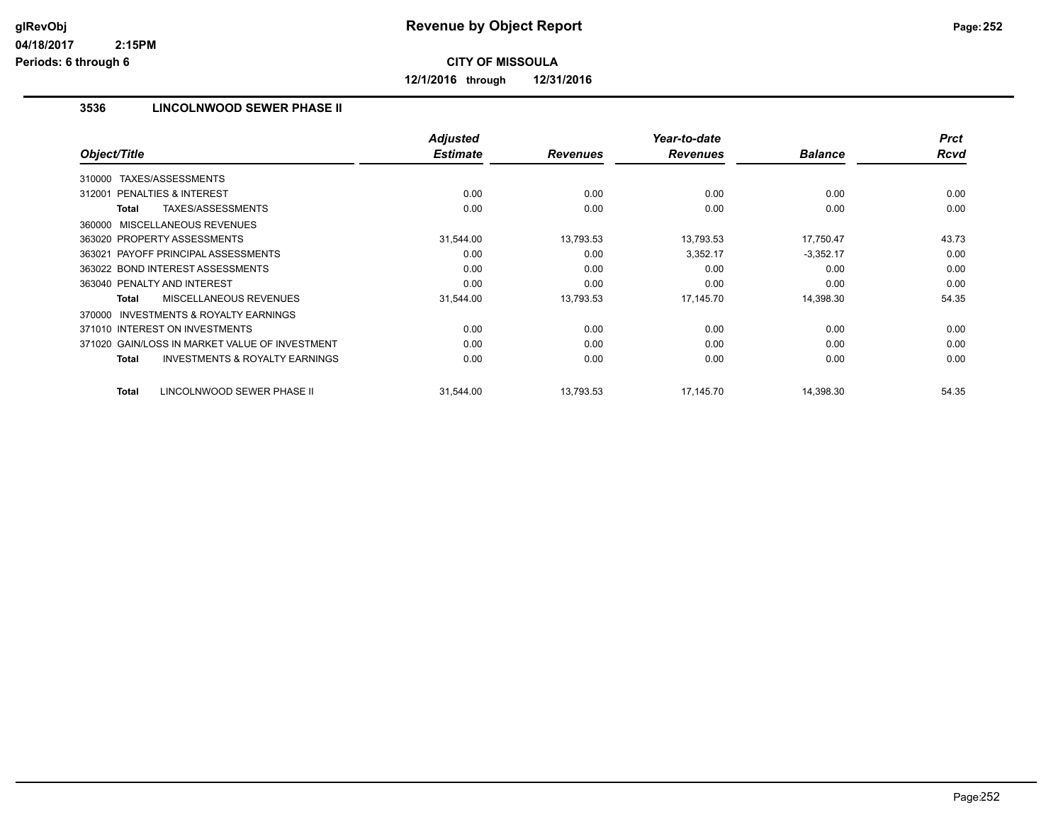# Revenue by Object Report

**CITY OF MISSOULA**

**12/1/2016 through 12/31/2016**

## 3536 LINCOLNWOOD SEWER PHASE II

| Object/Title | Adjusted Estimate | Revenues | Year-to-date Revenues | Balance | Prct Rcvd |
|---|---|---|---|---|---|
| 310000 TAXES/ASSESSMENTS | | | | | |
| 312001 PENALTIES & INTEREST | 0.00 | 0.00 | 0.00 | 0.00 | 0.00 |
| **Total** TAXES/ASSESSMENTS | 0.00 | 0.00 | 0.00 | 0.00 | 0.00 |
| 360000 MISCELLANEOUS REVENUES | | | | | |
| 363020 PROPERTY ASSESSMENTS | 31,544.00 | 13,793.53 | 13,793.53 | 17,750.47 | 43.73 |
| 363021 PAYOFF PRINCIPAL ASSESSMENTS | 0.00 | 0.00 | 3,352.17 | -3,352.17 | 0.00 |
| 363022 BOND INTEREST ASSESSMENTS | 0.00 | 0.00 | 0.00 | 0.00 | 0.00 |
| 363040 PENALTY AND INTEREST | 0.00 | 0.00 | 0.00 | 0.00 | 0.00 |
| **Total** MISCELLANEOUS REVENUES | 31,544.00 | 13,793.53 | 17,145.70 | 14,398.30 | 54.35 |
| 370000 INVESTMENTS & ROYALTY EARNINGS | | | | | |
| 371010 INTEREST ON INVESTMENTS | 0.00 | 0.00 | 0.00 | 0.00 | 0.00 |
| 371020 GAIN/LOSS IN MARKET VALUE OF INVESTMENT | 0.00 | 0.00 | 0.00 | 0.00 | 0.00 |
| **Total** INVESTMENTS & ROYALTY EARNINGS | 0.00 | 0.00 | 0.00 | 0.00 | 0.00 |
| **Total** LINCOLNWOOD SEWER PHASE II | 31,544.00 | 13,793.53 | 17,145.70 | 14,398.30 | 54.35 |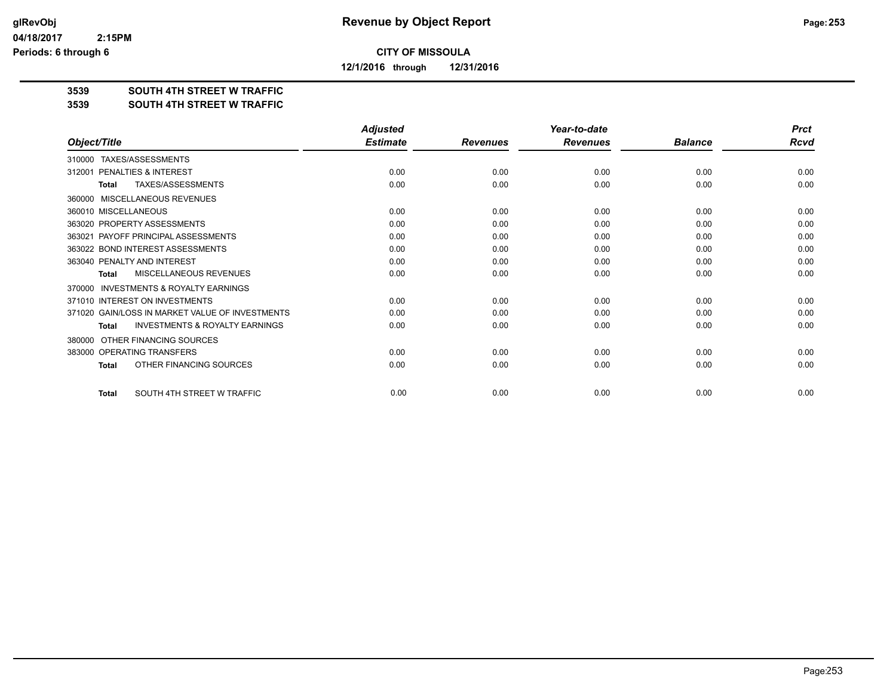**glRevObj** **Revenue by Object Report**
**04/18/2017 2:15PM**
**Periods: 6 through 6**

**CITY OF MISSOULA**

**12/1/2016 through 12/31/2016**

**3539 SOUTH 4TH STREET W TRAFFIC**
**3539 SOUTH 4TH STREET W TRAFFIC**

| Object/Title | Adjusted Estimate | Revenues | Year-to-date Revenues | Balance | Prct Rcvd |
|---|---|---|---|---|---|
| 310000 TAXES/ASSESSMENTS | | | | | |
| 312001 PENALTIES & INTEREST | 0.00 | 0.00 | 0.00 | 0.00 | 0.00 |
| **Total** TAXES/ASSESSMENTS | 0.00 | 0.00 | 0.00 | 0.00 | 0.00 |
| 360000 MISCELLANEOUS REVENUES | | | | | |
| 360010 MISCELLANEOUS | 0.00 | 0.00 | 0.00 | 0.00 | 0.00 |
| 363020 PROPERTY ASSESSMENTS | 0.00 | 0.00 | 0.00 | 0.00 | 0.00 |
| 363021 PAYOFF PRINCIPAL ASSESSMENTS | 0.00 | 0.00 | 0.00 | 0.00 | 0.00 |
| 363022 BOND INTEREST ASSESSMENTS | 0.00 | 0.00 | 0.00 | 0.00 | 0.00 |
| 363040 PENALTY AND INTEREST | 0.00 | 0.00 | 0.00 | 0.00 | 0.00 |
| **Total** MISCELLANEOUS REVENUES | 0.00 | 0.00 | 0.00 | 0.00 | 0.00 |
| 370000 INVESTMENTS & ROYALTY EARNINGS | | | | | |
| 371010 INTEREST ON INVESTMENTS | 0.00 | 0.00 | 0.00 | 0.00 | 0.00 |
| 371020 GAIN/LOSS IN MARKET VALUE OF INVESTMENTS | 0.00 | 0.00 | 0.00 | 0.00 | 0.00 |
| **Total** INVESTMENTS & ROYALTY EARNINGS | 0.00 | 0.00 | 0.00 | 0.00 | 0.00 |
| 380000 OTHER FINANCING SOURCES | | | | | |
| 383000 OPERATING TRANSFERS | 0.00 | 0.00 | 0.00 | 0.00 | 0.00 |
| **Total** OTHER FINANCING SOURCES | 0.00 | 0.00 | 0.00 | 0.00 | 0.00 |
| **Total** SOUTH 4TH STREET W TRAFFIC | 0.00 | 0.00 | 0.00 | 0.00 | 0.00 |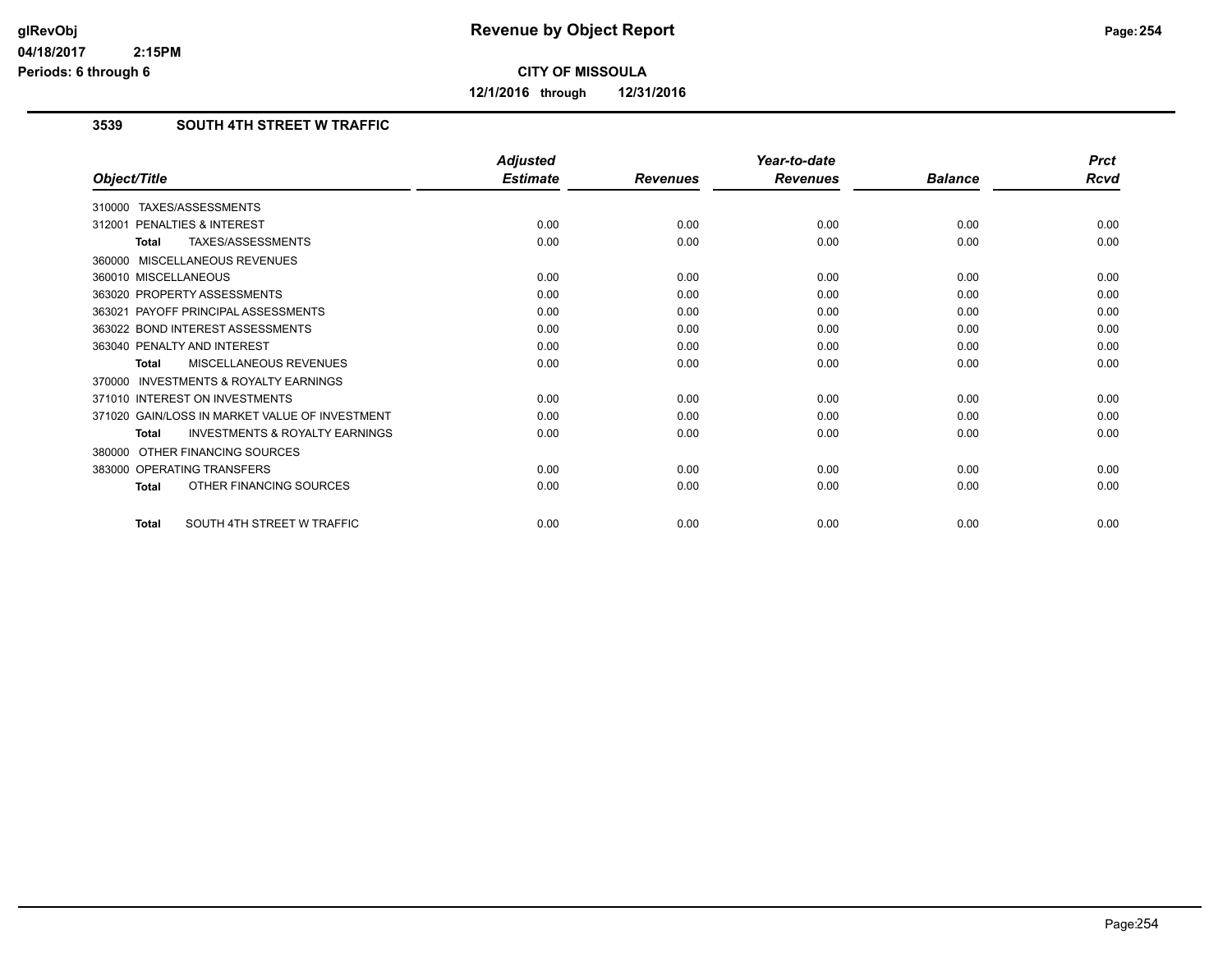# Revenue by Object Report

**CITY OF MISSOULA**

**12/1/2016 through 12/31/2016**

glRevObj
04/18/2017 2:15PM
Periods: 6 through 6

### 3539 SOUTH 4TH STREET W TRAFFIC

| Object/Title | Adjusted Estimate | Revenues | Year-to-date Revenues | Balance | Prct Rcvd |
|---|---|---|---|---|---|
| 310000 TAXES/ASSESSMENTS | | | | | |
| 312001 PENALTIES & INTEREST | 0.00 | 0.00 | 0.00 | 0.00 | 0.00 |
| **Total** TAXES/ASSESSMENTS | 0.00 | 0.00 | 0.00 | 0.00 | 0.00 |
| 360000 MISCELLANEOUS REVENUES | | | | | |
| 360010 MISCELLANEOUS | 0.00 | 0.00 | 0.00 | 0.00 | 0.00 |
| 363020 PROPERTY ASSESSMENTS | 0.00 | 0.00 | 0.00 | 0.00 | 0.00 |
| 363021 PAYOFF PRINCIPAL ASSESSMENTS | 0.00 | 0.00 | 0.00 | 0.00 | 0.00 |
| 363022 BOND INTEREST ASSESSMENTS | 0.00 | 0.00 | 0.00 | 0.00 | 0.00 |
| 363040 PENALTY AND INTEREST | 0.00 | 0.00 | 0.00 | 0.00 | 0.00 |
| **Total** MISCELLANEOUS REVENUES | 0.00 | 0.00 | 0.00 | 0.00 | 0.00 |
| 370000 INVESTMENTS & ROYALTY EARNINGS | | | | | |
| 371010 INTEREST ON INVESTMENTS | 0.00 | 0.00 | 0.00 | 0.00 | 0.00 |
| 371020 GAIN/LOSS IN MARKET VALUE OF INVESTMENT | 0.00 | 0.00 | 0.00 | 0.00 | 0.00 |
| **Total** INVESTMENTS & ROYALTY EARNINGS | 0.00 | 0.00 | 0.00 | 0.00 | 0.00 |
| 380000 OTHER FINANCING SOURCES | | | | | |
| 383000 OPERATING TRANSFERS | 0.00 | 0.00 | 0.00 | 0.00 | 0.00 |
| **Total** OTHER FINANCING SOURCES | 0.00 | 0.00 | 0.00 | 0.00 | 0.00 |
| **Total** SOUTH 4TH STREET W TRAFFIC | 0.00 | 0.00 | 0.00 | 0.00 | 0.00 |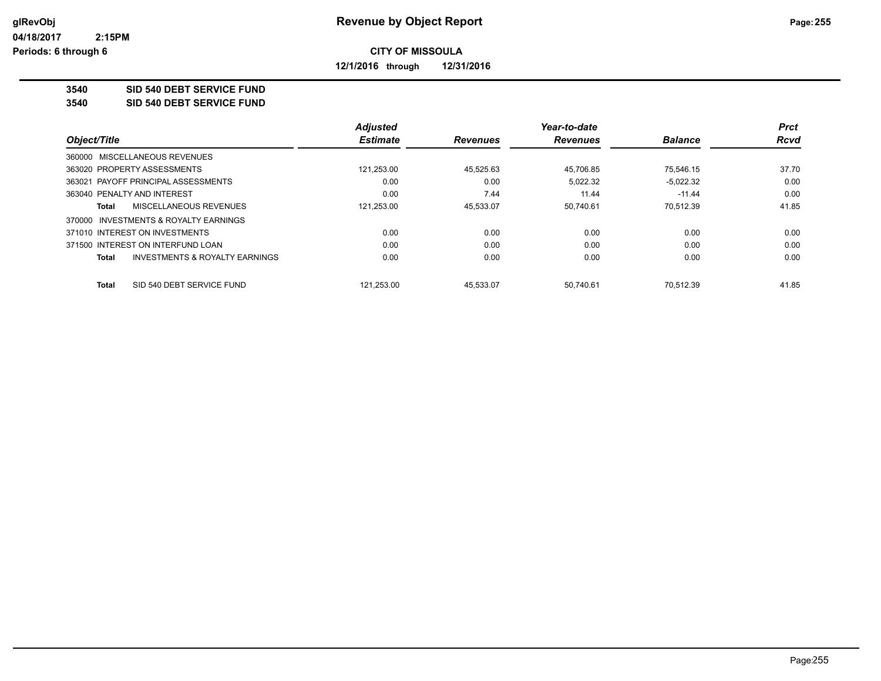glRevObj
04/18/2017 2:15PM
Periods: 6 through 6

# Revenue by Object Report

**CITY OF MISSOULA**

**12/1/2016 through 12/31/2016**

**3540 SID 540 DEBT SERVICE FUND**
**3540 SID 540 DEBT SERVICE FUND**

| Object/Title | Adjusted Estimate | Revenues | Year-to-date Revenues | Balance | Prct Rcvd |
|---|---|---|---|---|---|
| 360000 MISCELLANEOUS REVENUES | | | | | |
| 363020 PROPERTY ASSESSMENTS | 121,253.00 | 45,525.63 | 45,706.85 | 75,546.15 | 37.70 |
| 363021 PAYOFF PRINCIPAL ASSESSMENTS | 0.00 | 0.00 | 5,022.32 | -5,022.32 | 0.00 |
| 363040 PENALTY AND INTEREST | 0.00 | 7.44 | 11.44 | -11.44 | 0.00 |
| **Total** MISCELLANEOUS REVENUES | 121,253.00 | 45,533.07 | 50,740.61 | 70,512.39 | 41.85 |
| 370000 INVESTMENTS & ROYALTY EARNINGS | | | | | |
| 371010 INTEREST ON INVESTMENTS | 0.00 | 0.00 | 0.00 | 0.00 | 0.00 |
| 371500 INTEREST ON INTERFUND LOAN | 0.00 | 0.00 | 0.00 | 0.00 | 0.00 |
| **Total** INVESTMENTS & ROYALTY EARNINGS | 0.00 | 0.00 | 0.00 | 0.00 | 0.00 |
| **Total** SID 540 DEBT SERVICE FUND | 121,253.00 | 45,533.07 | 50,740.61 | 70,512.39 | 41.85 |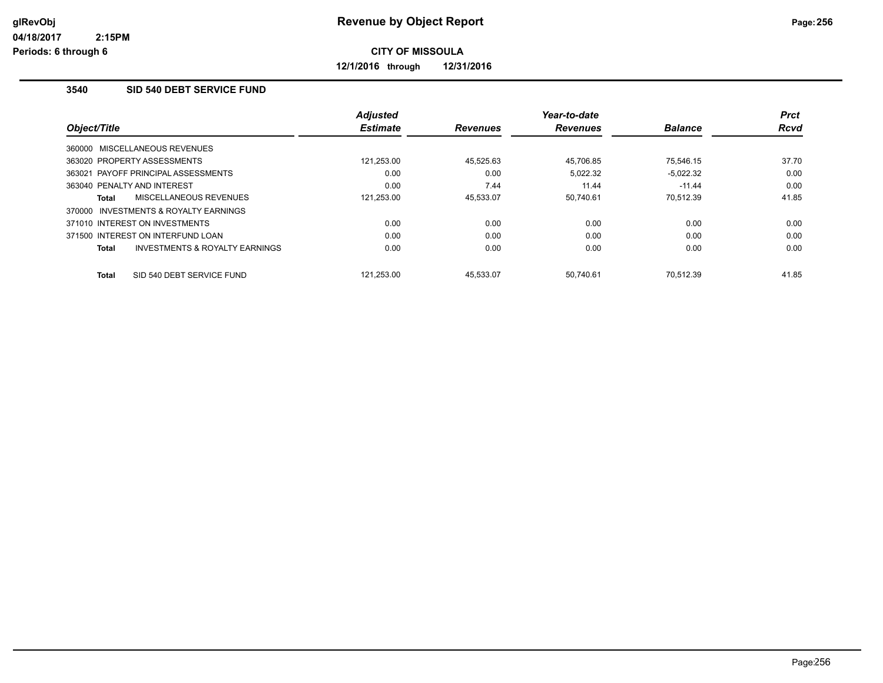# Revenue by Object Report

glRevObj
04/18/2017 2:15PM
Periods: 6 through 6

**CITY OF MISSOULA**

**12/1/2016 through 12/31/2016**

### 3540 SID 540 DEBT SERVICE FUND

| Object/Title | Adjusted Estimate | Revenues | Year-to-date Revenues | Balance | Prct Rcvd |
|---|---|---|---|---|---|
| 360000 MISCELLANEOUS REVENUES | | | | | |
| 363020 PROPERTY ASSESSMENTS | 121,253.00 | 45,525.63 | 45,706.85 | 75,546.15 | 37.70 |
| 363021 PAYOFF PRINCIPAL ASSESSMENTS | 0.00 | 0.00 | 5,022.32 | -5,022.32 | 0.00 |
| 363040 PENALTY AND INTEREST | 0.00 | 7.44 | 11.44 | -11.44 | 0.00 |
| **Total** MISCELLANEOUS REVENUES | 121,253.00 | 45,533.07 | 50,740.61 | 70,512.39 | 41.85 |
| 370000 INVESTMENTS & ROYALTY EARNINGS | | | | | |
| 371010 INTEREST ON INVESTMENTS | 0.00 | 0.00 | 0.00 | 0.00 | 0.00 |
| 371500 INTEREST ON INTERFUND LOAN | 0.00 | 0.00 | 0.00 | 0.00 | 0.00 |
| **Total** INVESTMENTS & ROYALTY EARNINGS | 0.00 | 0.00 | 0.00 | 0.00 | 0.00 |
| **Total** SID 540 DEBT SERVICE FUND | 121,253.00 | 45,533.07 | 50,740.61 | 70,512.39 | 41.85 |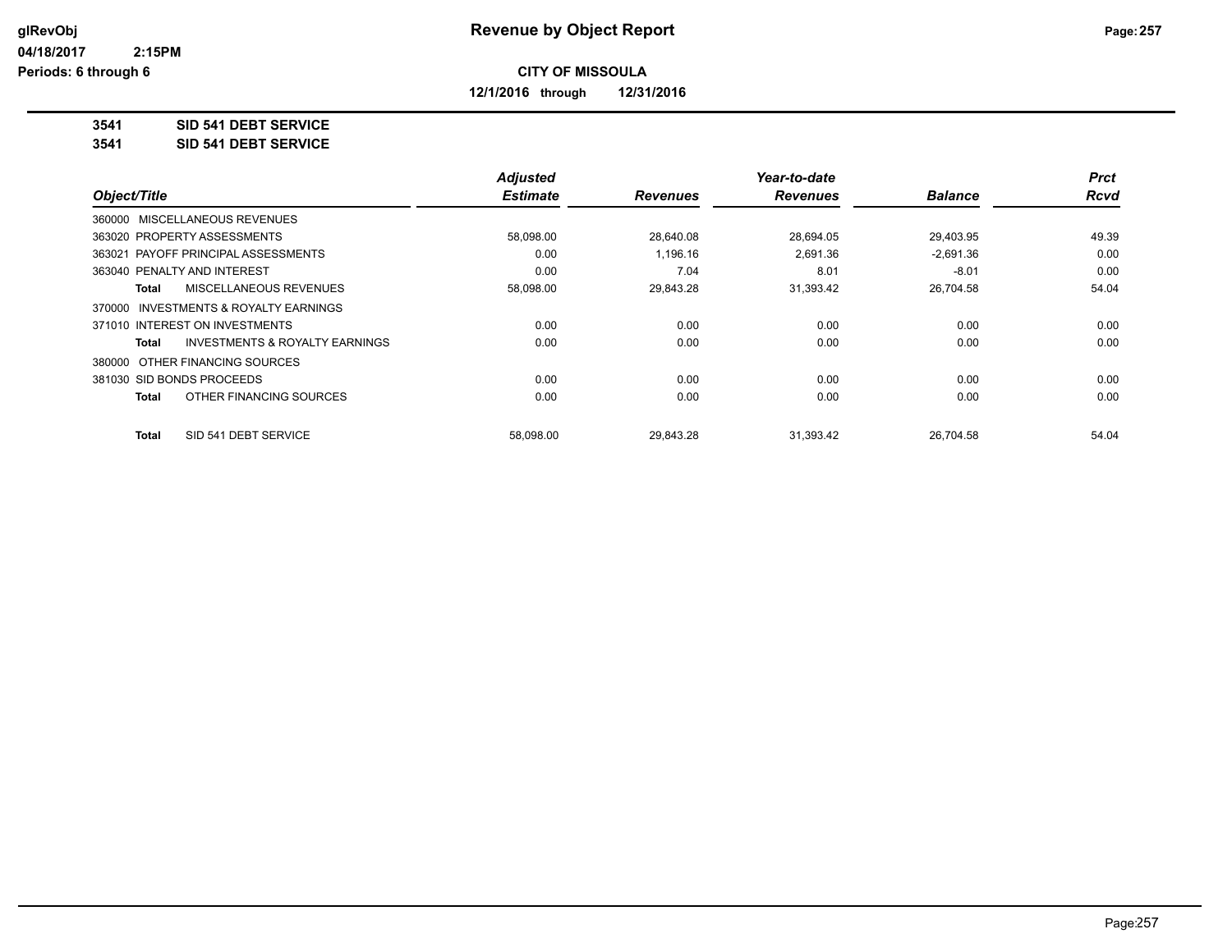# Revenue by Object Report

glRevObj
04/18/2017 2:15PM
Periods: 6 through 6

**CITY OF MISSOULA**

**12/1/2016 through 12/31/2016**

**3541 SID 541 DEBT SERVICE**
**3541 SID 541 DEBT SERVICE**

| Object/Title | Adjusted Estimate | Revenues | Year-to-date Revenues | Balance | Prct Rcvd |
|---|---|---|---|---|---|
| 360000 MISCELLANEOUS REVENUES | | | | | |
| 363020 PROPERTY ASSESSMENTS | 58,098.00 | 28,640.08 | 28,694.05 | 29,403.95 | 49.39 |
| 363021 PAYOFF PRINCIPAL ASSESSMENTS | 0.00 | 1,196.16 | 2,691.36 | -2,691.36 | 0.00 |
| 363040 PENALTY AND INTEREST | 0.00 | 7.04 | 8.01 | -8.01 | 0.00 |
| **Total** MISCELLANEOUS REVENUES | 58,098.00 | 29,843.28 | 31,393.42 | 26,704.58 | 54.04 |
| 370000 INVESTMENTS & ROYALTY EARNINGS | | | | | |
| 371010 INTEREST ON INVESTMENTS | 0.00 | 0.00 | 0.00 | 0.00 | 0.00 |
| **Total** INVESTMENTS & ROYALTY EARNINGS | 0.00 | 0.00 | 0.00 | 0.00 | 0.00 |
| 380000 OTHER FINANCING SOURCES | | | | | |
| 381030 SID BONDS PROCEEDS | 0.00 | 0.00 | 0.00 | 0.00 | 0.00 |
| **Total** OTHER FINANCING SOURCES | 0.00 | 0.00 | 0.00 | 0.00 | 0.00 |
| **Total** SID 541 DEBT SERVICE | 58,098.00 | 29,843.28 | 31,393.42 | 26,704.58 | 54.04 |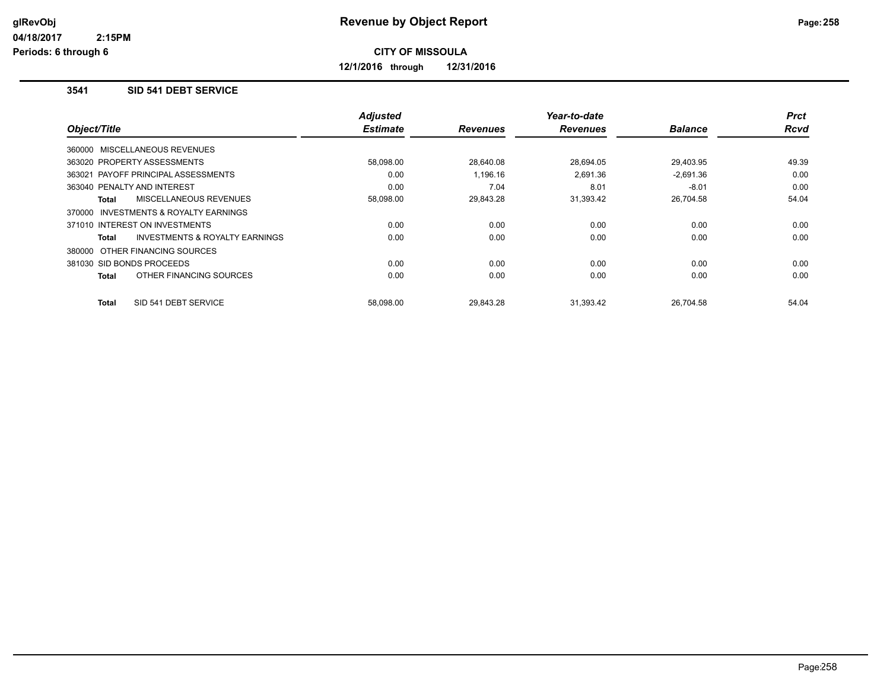# Revenue by Object Report

glRevObj
04/18/2017 2:15PM
Periods: 6 through 6

**CITY OF MISSOULA**

**12/1/2016 through 12/31/2016**

## 3541 SID 541 DEBT SERVICE

| Object/Title | Adjusted Estimate | Revenues | Year-to-date Revenues | Balance | Prct Rcvd |
|---|---|---|---|---|---|
| 360000 MISCELLANEOUS REVENUES | | | | | |
| 363020 PROPERTY ASSESSMENTS | 58,098.00 | 28,640.08 | 28,694.05 | 29,403.95 | 49.39 |
| 363021 PAYOFF PRINCIPAL ASSESSMENTS | 0.00 | 1,196.16 | 2,691.36 | -2,691.36 | 0.00 |
| 363040 PENALTY AND INTEREST | 0.00 | 7.04 | 8.01 | -8.01 | 0.00 |
| **Total** MISCELLANEOUS REVENUES | 58,098.00 | 29,843.28 | 31,393.42 | 26,704.58 | 54.04 |
| 370000 INVESTMENTS & ROYALTY EARNINGS | | | | | |
| 371010 INTEREST ON INVESTMENTS | 0.00 | 0.00 | 0.00 | 0.00 | 0.00 |
| **Total** INVESTMENTS & ROYALTY EARNINGS | 0.00 | 0.00 | 0.00 | 0.00 | 0.00 |
| 380000 OTHER FINANCING SOURCES | | | | | |
| 381030 SID BONDS PROCEEDS | 0.00 | 0.00 | 0.00 | 0.00 | 0.00 |
| **Total** OTHER FINANCING SOURCES | 0.00 | 0.00 | 0.00 | 0.00 | 0.00 |
| **Total** SID 541 DEBT SERVICE | 58,098.00 | 29,843.28 | 31,393.42 | 26,704.58 | 54.04 |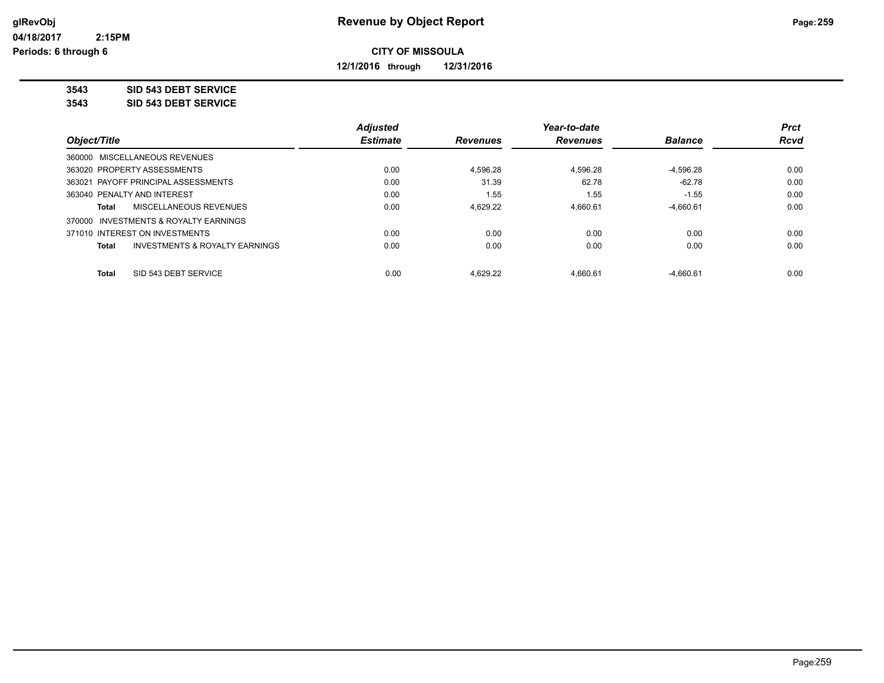# Revenue by Object Report

glRevObj
04/18/2017 2:15PM
Periods: 6 through 6

## CITY OF MISSOULA

**12/1/2016 through 12/31/2016**

**3543 SID 543 DEBT SERVICE**
**3543 SID 543 DEBT SERVICE**

| Object/Title | Adjusted Estimate | Revenues | Year-to-date Revenues | Balance | Prct Rcvd |
|---|---|---|---|---|---|
| 360000 MISCELLANEOUS REVENUES | | | | | |
| 363020 PROPERTY ASSESSMENTS | 0.00 | 4,596.28 | 4,596.28 | -4,596.28 | 0.00 |
| 363021 PAYOFF PRINCIPAL ASSESSMENTS | 0.00 | 31.39 | 62.78 | -62.78 | 0.00 |
| 363040 PENALTY AND INTEREST | 0.00 | 1.55 | 1.55 | -1.55 | 0.00 |
| **Total** MISCELLANEOUS REVENUES | 0.00 | 4,629.22 | 4,660.61 | -4,660.61 | 0.00 |
| 370000 INVESTMENTS & ROYALTY EARNINGS | | | | | |
| 371010 INTEREST ON INVESTMENTS | 0.00 | 0.00 | 0.00 | 0.00 | 0.00 |
| **Total** INVESTMENTS & ROYALTY EARNINGS | 0.00 | 0.00 | 0.00 | 0.00 | 0.00 |
| **Total** SID 543 DEBT SERVICE | 0.00 | 4,629.22 | 4,660.61 | -4,660.61 | 0.00 |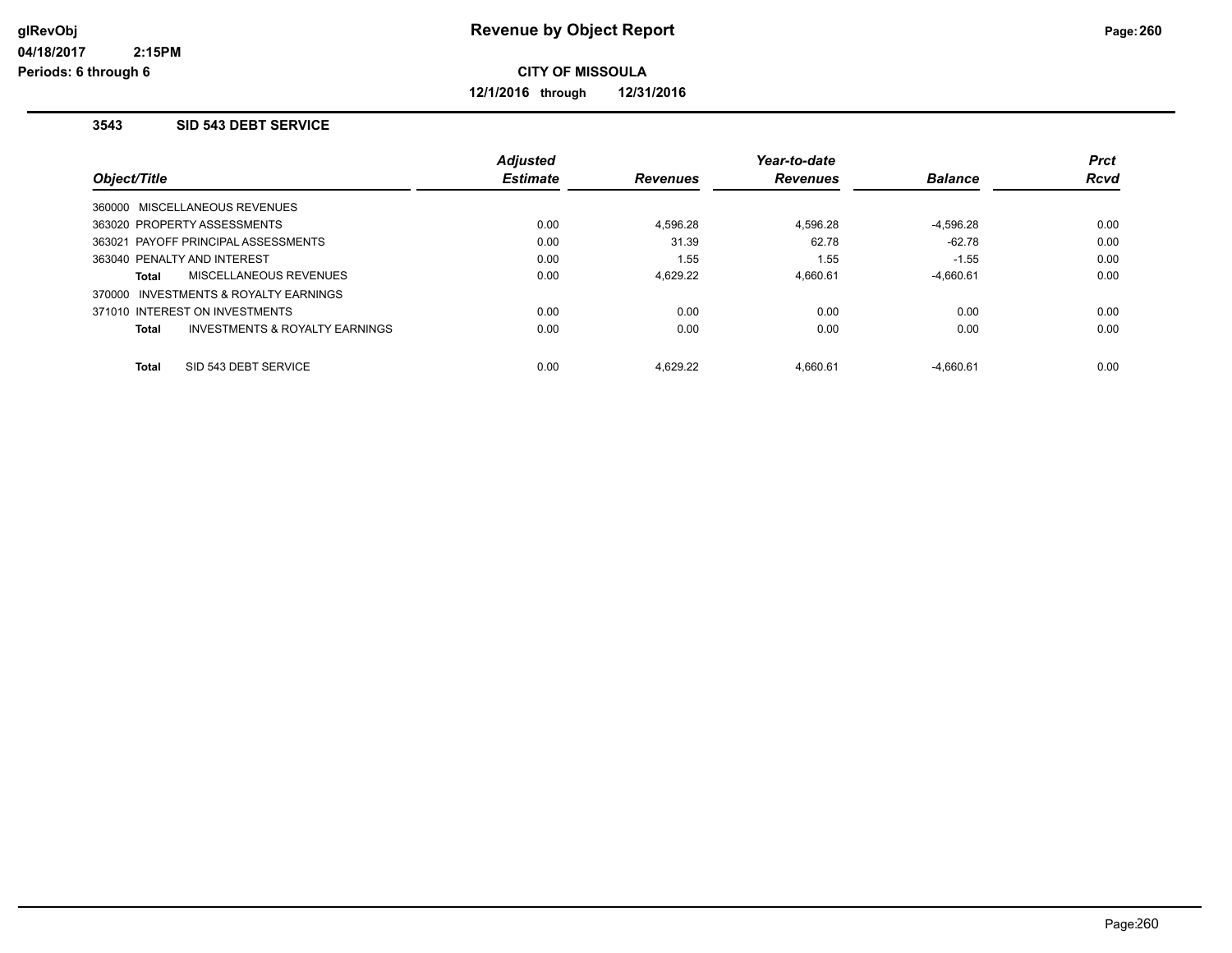# Revenue by Object Report

glRevObj
04/18/2017 2:15PM
Periods: 6 through 6

**CITY OF MISSOULA**

**12/1/2016 through 12/31/2016**

### 3543 SID 543 DEBT SERVICE

| Object/Title | Adjusted Estimate | Revenues | Year-to-date Revenues | Balance | Prct Rcvd |
|---|---|---|---|---|---|
| 360000 MISCELLANEOUS REVENUES | | | | | |
| 363020 PROPERTY ASSESSMENTS | 0.00 | 4,596.28 | 4,596.28 | -4,596.28 | 0.00 |
| 363021 PAYOFF PRINCIPAL ASSESSMENTS | 0.00 | 31.39 | 62.78 | -62.78 | 0.00 |
| 363040 PENALTY AND INTEREST | 0.00 | 1.55 | 1.55 | -1.55 | 0.00 |
| **Total** MISCELLANEOUS REVENUES | 0.00 | 4,629.22 | 4,660.61 | -4,660.61 | 0.00 |
| 370000 INVESTMENTS & ROYALTY EARNINGS | | | | | |
| 371010 INTEREST ON INVESTMENTS | 0.00 | 0.00 | 0.00 | 0.00 | 0.00 |
| **Total** INVESTMENTS & ROYALTY EARNINGS | 0.00 | 0.00 | 0.00 | 0.00 | 0.00 |
| **Total** SID 543 DEBT SERVICE | 0.00 | 4,629.22 | 4,660.61 | -4,660.61 | 0.00 |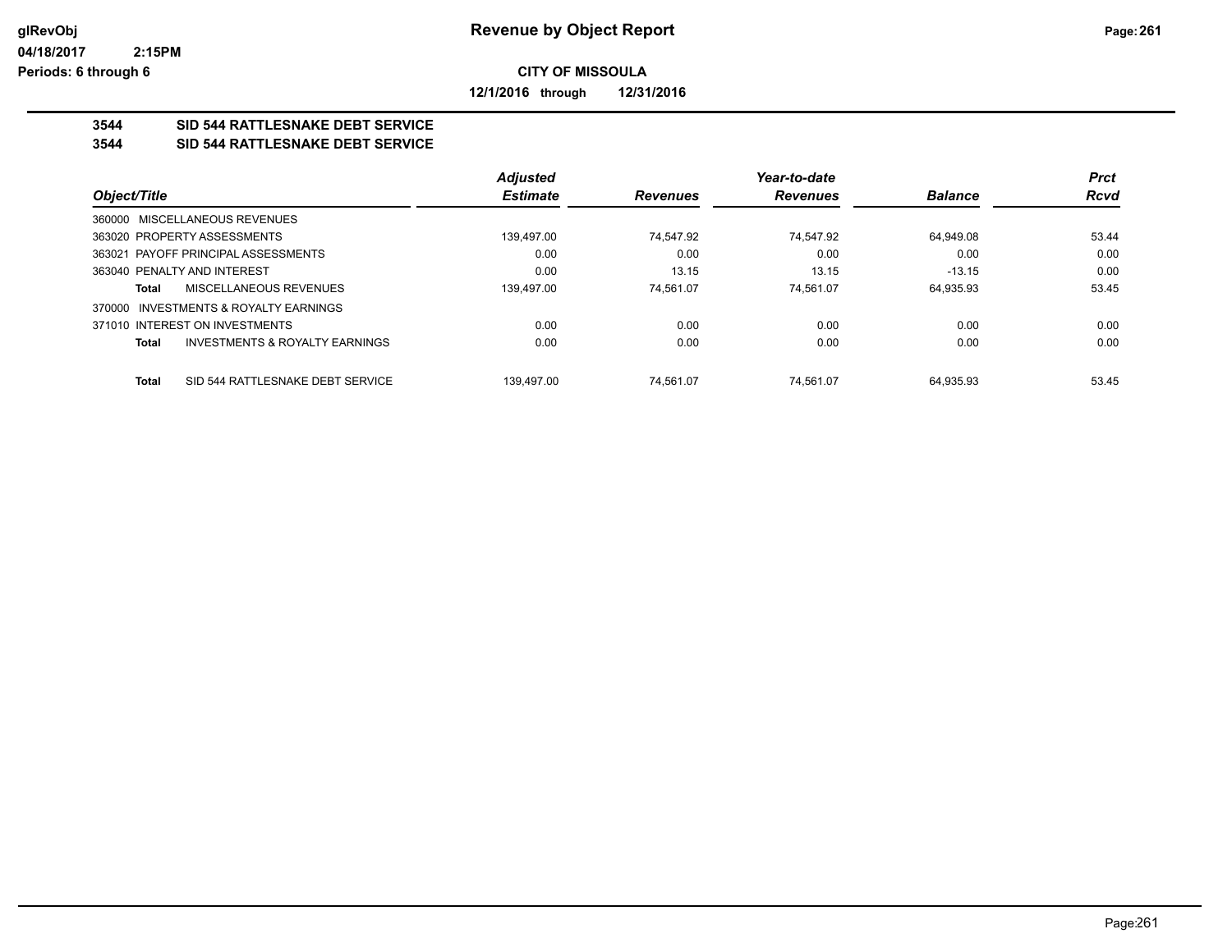# Revenue by Object Report

glRevObj
04/18/2017 2:15PM
Periods: 6 through 6

**CITY OF MISSOULA**

**12/1/2016 through 12/31/2016**

## 3544 SID 544 RATTLESNAKE DEBT SERVICE
## 3544 SID 544 RATTLESNAKE DEBT SERVICE

| Object/Title | | Adjusted Estimate | Revenues | Year-to-date Revenues | Balance | Prct Rcvd |
|---|---|---|---|---|---|---|
| 360000 MISCELLANEOUS REVENUES | | | | | | |
| 363020 PROPERTY ASSESSMENTS | | 139,497.00 | 74,547.92 | 74,547.92 | 64,949.08 | 53.44 |
| 363021 PAYOFF PRINCIPAL ASSESSMENTS | | 0.00 | 0.00 | 0.00 | 0.00 | 0.00 |
| 363040 PENALTY AND INTEREST | | 0.00 | 13.15 | 13.15 | -13.15 | 0.00 |
| **Total** | MISCELLANEOUS REVENUES | 139,497.00 | 74,561.07 | 74,561.07 | 64,935.93 | 53.45 |
| 370000 INVESTMENTS & ROYALTY EARNINGS | | | | | | |
| 371010 INTEREST ON INVESTMENTS | | 0.00 | 0.00 | 0.00 | 0.00 | 0.00 |
| **Total** | INVESTMENTS & ROYALTY EARNINGS | 0.00 | 0.00 | 0.00 | 0.00 | 0.00 |
| **Total** | SID 544 RATTLESNAKE DEBT SERVICE | 139,497.00 | 74,561.07 | 74,561.07 | 64,935.93 | 53.45 |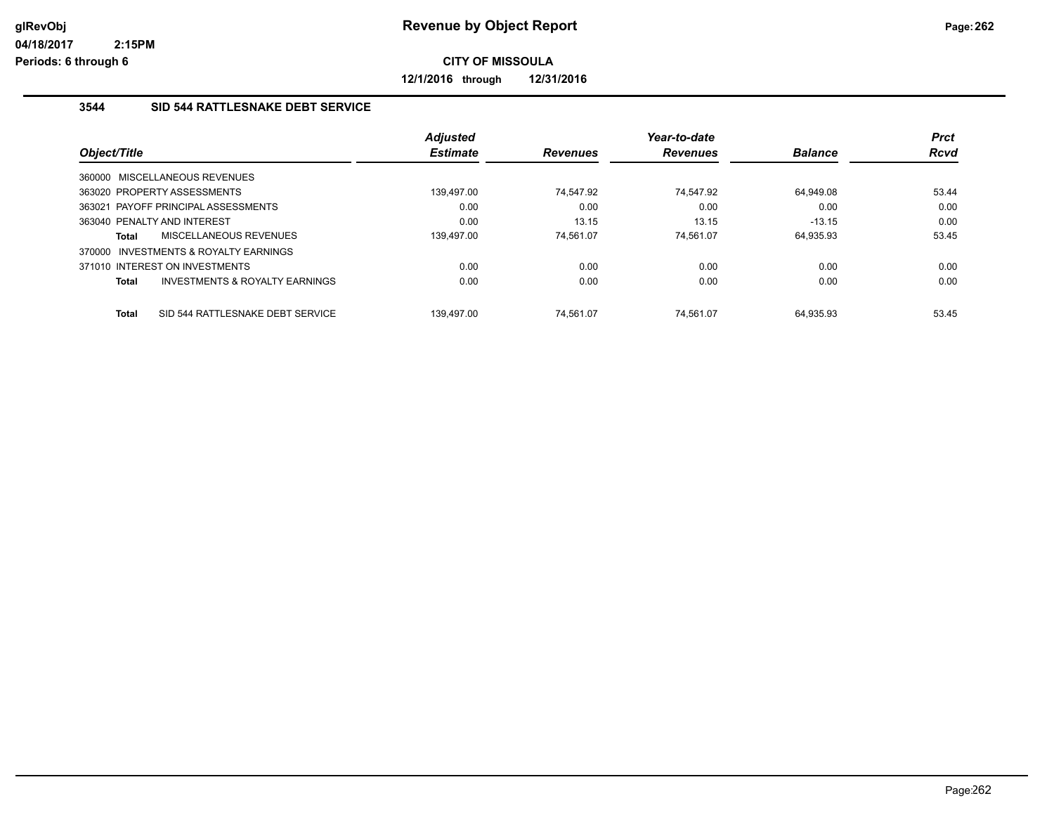# Revenue by Object Report

glRevObj
04/18/2017 2:15PM
Periods: 6 through 6

**CITY OF MISSOULA**

**12/1/2016 through 12/31/2016**

### 3544 SID 544 RATTLESNAKE DEBT SERVICE

| Object/Title | Adjusted Estimate | Revenues | Year-to-date Revenues | Balance | Prct Rcvd |
|---|---|---|---|---|---|
| 360000 MISCELLANEOUS REVENUES | | | | | |
| 363020 PROPERTY ASSESSMENTS | 139,497.00 | 74,547.92 | 74,547.92 | 64,949.08 | 53.44 |
| 363021 PAYOFF PRINCIPAL ASSESSMENTS | 0.00 | 0.00 | 0.00 | 0.00 | 0.00 |
| 363040 PENALTY AND INTEREST | 0.00 | 13.15 | 13.15 | -13.15 | 0.00 |
| **Total** MISCELLANEOUS REVENUES | 139,497.00 | 74,561.07 | 74,561.07 | 64,935.93 | 53.45 |
| 370000 INVESTMENTS & ROYALTY EARNINGS | | | | | |
| 371010 INTEREST ON INVESTMENTS | 0.00 | 0.00 | 0.00 | 0.00 | 0.00 |
| **Total** INVESTMENTS & ROYALTY EARNINGS | 0.00 | 0.00 | 0.00 | 0.00 | 0.00 |
| **Total** SID 544 RATTLESNAKE DEBT SERVICE | 139,497.00 | 74,561.07 | 74,561.07 | 64,935.93 | 53.45 |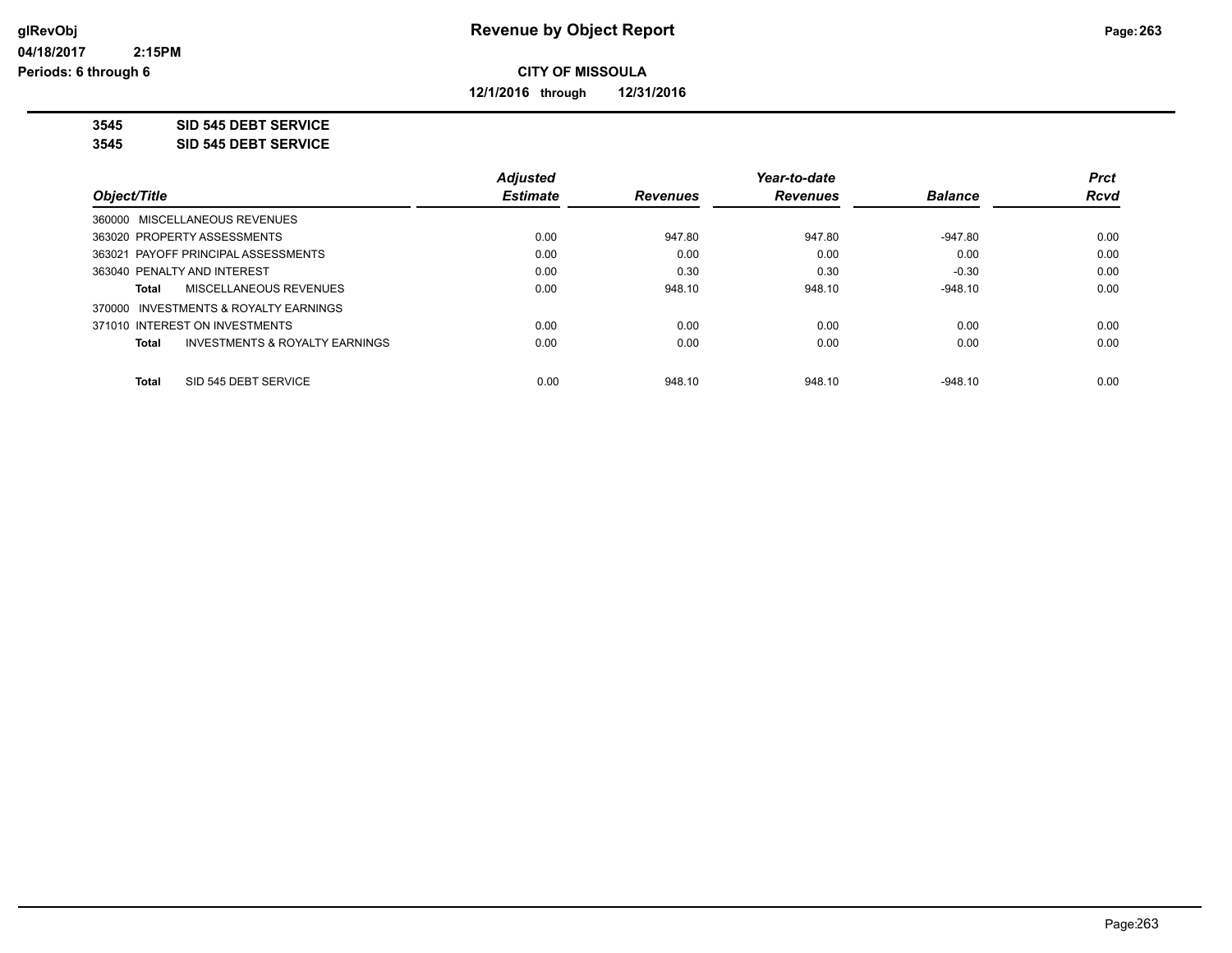**CITY OF MISSOULA**

**12/1/2016 through 12/31/2016**

**3545 SID 545 DEBT SERVICE**

**3545 SID 545 DEBT SERVICE**

| Object/Title | Adjusted Estimate | Revenues | Year-to-date Revenues | Balance | Prct Rcvd |
|---|---|---|---|---|---|
| 360000 MISCELLANEOUS REVENUES | | | | | |
| 363020 PROPERTY ASSESSMENTS | 0.00 | 947.80 | 947.80 | -947.80 | 0.00 |
| 363021 PAYOFF PRINCIPAL ASSESSMENTS | 0.00 | 0.00 | 0.00 | 0.00 | 0.00 |
| 363040 PENALTY AND INTEREST | 0.00 | 0.30 | 0.30 | -0.30 | 0.00 |
| **Total** MISCELLANEOUS REVENUES | 0.00 | 948.10 | 948.10 | -948.10 | 0.00 |
| 370000 INVESTMENTS & ROYALTY EARNINGS | | | | | |
| 371010 INTEREST ON INVESTMENTS | 0.00 | 0.00 | 0.00 | 0.00 | 0.00 |
| **Total** INVESTMENTS & ROYALTY EARNINGS | 0.00 | 0.00 | 0.00 | 0.00 | 0.00 |
| **Total** SID 545 DEBT SERVICE | 0.00 | 948.10 | 948.10 | -948.10 | 0.00 |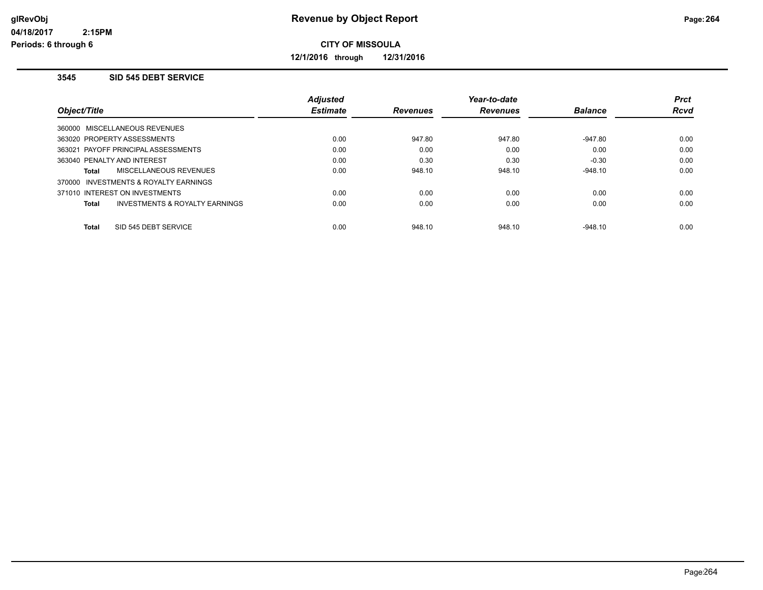# Revenue by Object Report

**CITY OF MISSOULA**

**12/1/2016 through 12/31/2016**

glRevObj
04/18/2017 2:15PM
Periods: 6 through 6

## 3545 SID 545 DEBT SERVICE

| Object/Title | Adjusted Estimate | Revenues | Year-to-date Revenues | Balance | Prct Rcvd |
|---|---|---|---|---|---|
| 360000 MISCELLANEOUS REVENUES | | | | | |
| 363020 PROPERTY ASSESSMENTS | 0.00 | 947.80 | 947.80 | -947.80 | 0.00 |
| 363021 PAYOFF PRINCIPAL ASSESSMENTS | 0.00 | 0.00 | 0.00 | 0.00 | 0.00 |
| 363040 PENALTY AND INTEREST | 0.00 | 0.30 | 0.30 | -0.30 | 0.00 |
| **Total** MISCELLANEOUS REVENUES | 0.00 | 948.10 | 948.10 | -948.10 | 0.00 |
| 370000 INVESTMENTS & ROYALTY EARNINGS | | | | | |
| 371010 INTEREST ON INVESTMENTS | 0.00 | 0.00 | 0.00 | 0.00 | 0.00 |
| **Total** INVESTMENTS & ROYALTY EARNINGS | 0.00 | 0.00 | 0.00 | 0.00 | 0.00 |
| **Total** SID 545 DEBT SERVICE | 0.00 | 948.10 | 948.10 | -948.10 | 0.00 |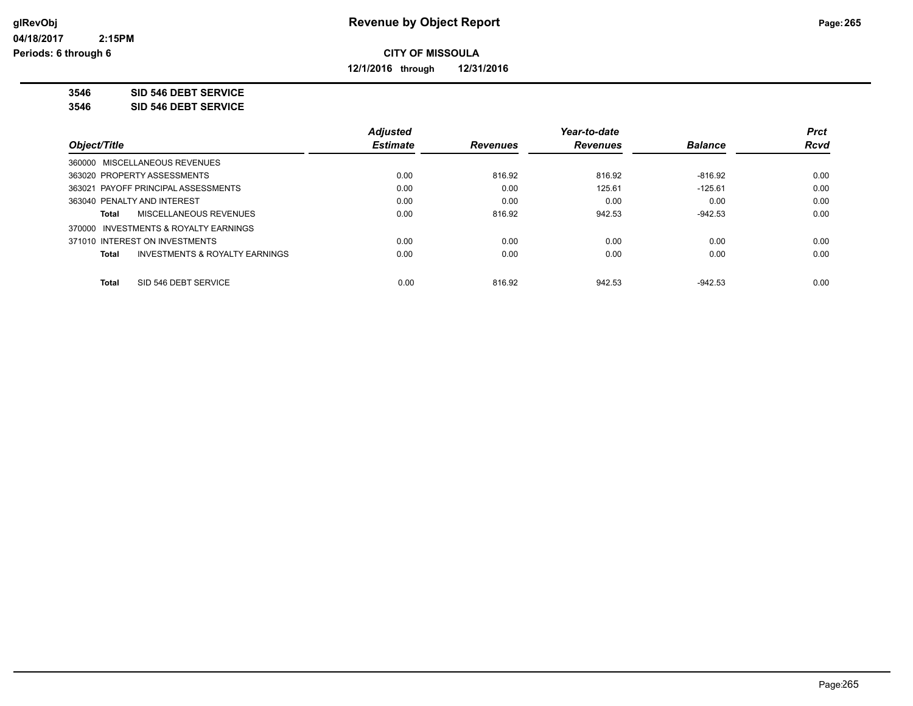**glRevObj**
**04/18/2017 2:15PM**
**Periods: 6 through 6**

# Revenue by Object Report

**CITY OF MISSOULA**

**12/1/2016 through 12/31/2016**

**3546 SID 546 DEBT SERVICE**
**3546 SID 546 DEBT SERVICE**

| Object/Title | Adjusted Estimate | Revenues | Year-to-date Revenues | Balance | Prct Rcvd |
|---|---|---|---|---|---|
| 360000 MISCELLANEOUS REVENUES | | | | | |
| 363020 PROPERTY ASSESSMENTS | 0.00 | 816.92 | 816.92 | -816.92 | 0.00 |
| 363021 PAYOFF PRINCIPAL ASSESSMENTS | 0.00 | 0.00 | 125.61 | -125.61 | 0.00 |
| 363040 PENALTY AND INTEREST | 0.00 | 0.00 | 0.00 | 0.00 | 0.00 |
| **Total** MISCELLANEOUS REVENUES | 0.00 | 816.92 | 942.53 | -942.53 | 0.00 |
| 370000 INVESTMENTS & ROYALTY EARNINGS | | | | | |
| 371010 INTEREST ON INVESTMENTS | 0.00 | 0.00 | 0.00 | 0.00 | 0.00 |
| **Total** INVESTMENTS & ROYALTY EARNINGS | 0.00 | 0.00 | 0.00 | 0.00 | 0.00 |
| **Total** SID 546 DEBT SERVICE | 0.00 | 816.92 | 942.53 | -942.53 | 0.00 |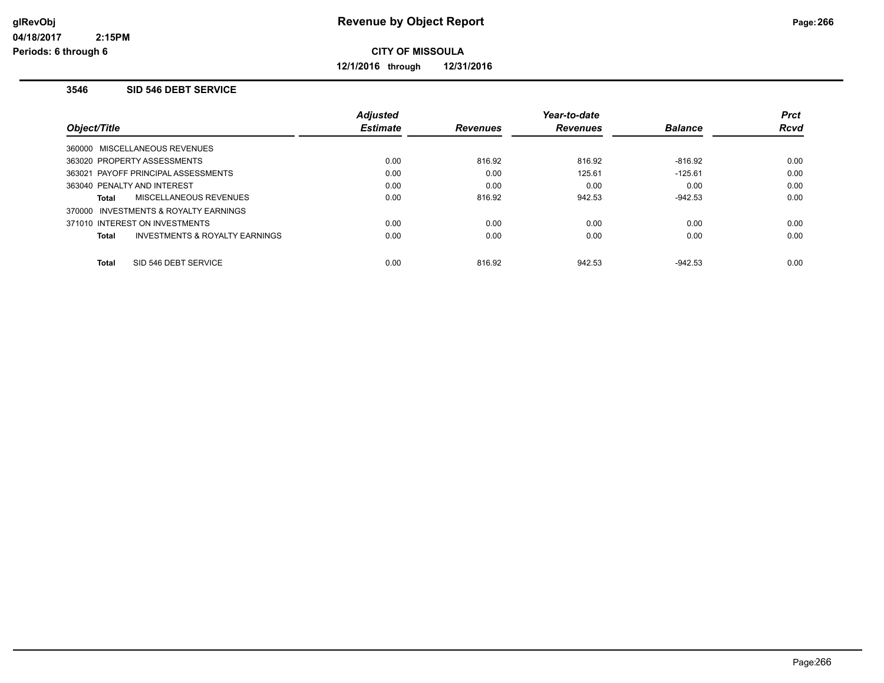# Revenue by Object Report

glRevObj
04/18/2017 2:15PM
Periods: 6 through 6

**CITY OF MISSOULA**

**12/1/2016 through 12/31/2016**

### 3546 SID 546 DEBT SERVICE

| Object/Title | Adjusted Estimate | Revenues | Year-to-date Revenues | Balance | Prct Rcvd |
|---|---|---|---|---|---|
| 360000 MISCELLANEOUS REVENUES | | | | | |
| 363020 PROPERTY ASSESSMENTS | 0.00 | 816.92 | 816.92 | -816.92 | 0.00 |
| 363021 PAYOFF PRINCIPAL ASSESSMENTS | 0.00 | 0.00 | 125.61 | -125.61 | 0.00 |
| 363040 PENALTY AND INTEREST | 0.00 | 0.00 | 0.00 | 0.00 | 0.00 |
| **Total** MISCELLANEOUS REVENUES | 0.00 | 816.92 | 942.53 | -942.53 | 0.00 |
| 370000 INVESTMENTS & ROYALTY EARNINGS | | | | | |
| 371010 INTEREST ON INVESTMENTS | 0.00 | 0.00 | 0.00 | 0.00 | 0.00 |
| **Total** INVESTMENTS & ROYALTY EARNINGS | 0.00 | 0.00 | 0.00 | 0.00 | 0.00 |
| **Total** SID 546 DEBT SERVICE | 0.00 | 816.92 | 942.53 | -942.53 | 0.00 |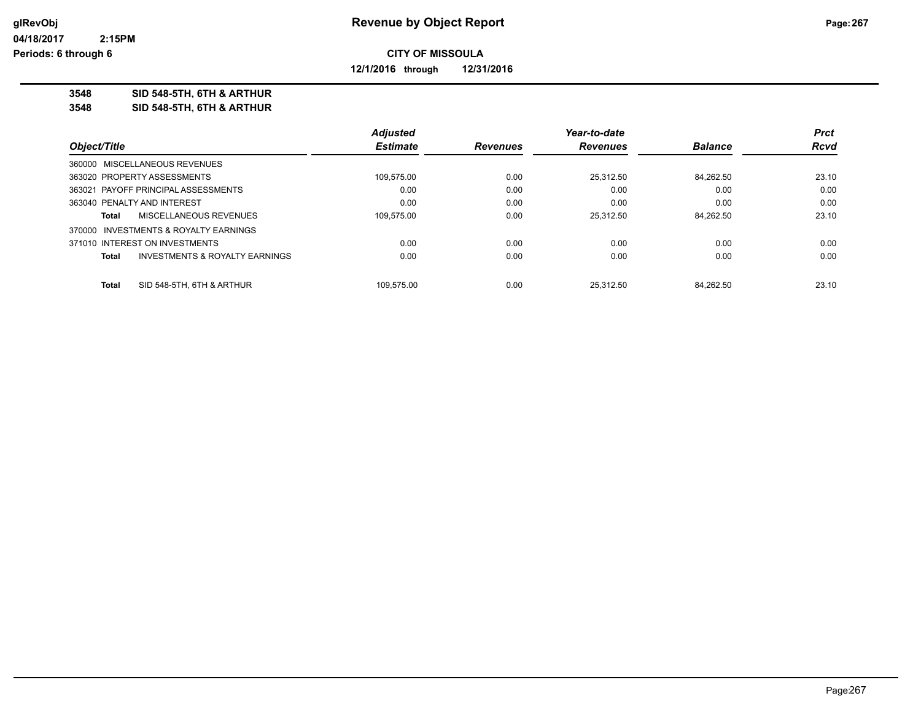# Revenue by Object Report

glRevObj
04/18/2017 2:15PM
Periods: 6 through 6

## CITY OF MISSOULA

12/1/2016 through 12/31/2016

**3548 SID 548-5TH, 6TH & ARTHUR**
**3548 SID 548-5TH, 6TH & ARTHUR**

| Object/Title | Adjusted Estimate | Revenues | Year-to-date Revenues | Balance | Prct Rcvd |
|---|---|---|---|---|---|
| 360000 MISCELLANEOUS REVENUES | | | | | |
| 363020 PROPERTY ASSESSMENTS | 109,575.00 | 0.00 | 25,312.50 | 84,262.50 | 23.10 |
| 363021 PAYOFF PRINCIPAL ASSESSMENTS | 0.00 | 0.00 | 0.00 | 0.00 | 0.00 |
| 363040 PENALTY AND INTEREST | 0.00 | 0.00 | 0.00 | 0.00 | 0.00 |
| **Total** MISCELLANEOUS REVENUES | 109,575.00 | 0.00 | 25,312.50 | 84,262.50 | 23.10 |
| 370000 INVESTMENTS & ROYALTY EARNINGS | | | | | |
| 371010 INTEREST ON INVESTMENTS | 0.00 | 0.00 | 0.00 | 0.00 | 0.00 |
| **Total** INVESTMENTS & ROYALTY EARNINGS | 0.00 | 0.00 | 0.00 | 0.00 | 0.00 |
| **Total** SID 548-5TH, 6TH & ARTHUR | 109,575.00 | 0.00 | 25,312.50 | 84,262.50 | 23.10 |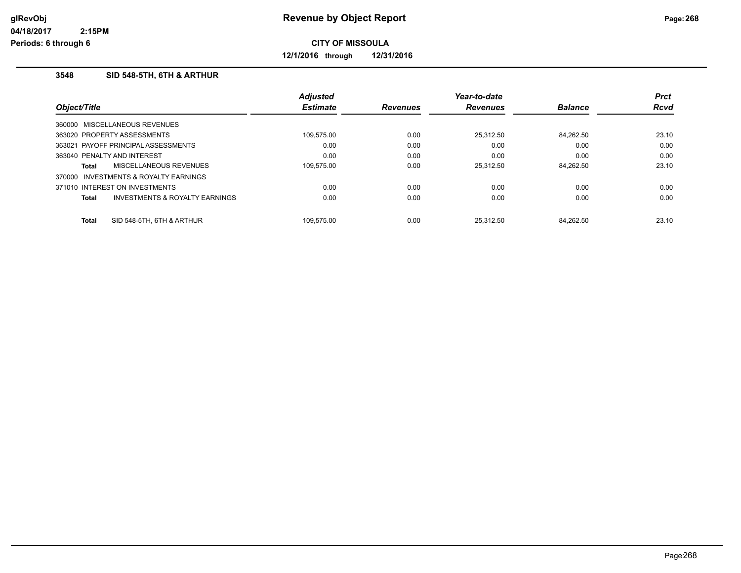# Revenue by Object Report

glRevObj
04/18/2017 2:15PM
Periods: 6 through 6

**CITY OF MISSOULA**

**12/1/2016 through 12/31/2016**

### 3548 SID 548-5TH, 6TH & ARTHUR

| Object/Title | Adjusted Estimate | Revenues | Year-to-date Revenues | Balance | Prct Rcvd |
|---|---|---|---|---|---|
| 360000 MISCELLANEOUS REVENUES | | | | | |
| 363020 PROPERTY ASSESSMENTS | 109,575.00 | 0.00 | 25,312.50 | 84,262.50 | 23.10 |
| 363021 PAYOFF PRINCIPAL ASSESSMENTS | 0.00 | 0.00 | 0.00 | 0.00 | 0.00 |
| 363040 PENALTY AND INTEREST | 0.00 | 0.00 | 0.00 | 0.00 | 0.00 |
| **Total** MISCELLANEOUS REVENUES | 109,575.00 | 0.00 | 25,312.50 | 84,262.50 | 23.10 |
| 370000 INVESTMENTS & ROYALTY EARNINGS | | | | | |
| 371010 INTEREST ON INVESTMENTS | 0.00 | 0.00 | 0.00 | 0.00 | 0.00 |
| **Total** INVESTMENTS & ROYALTY EARNINGS | 0.00 | 0.00 | 0.00 | 0.00 | 0.00 |
| **Total** SID 548-5TH, 6TH & ARTHUR | 109,575.00 | 0.00 | 25,312.50 | 84,262.50 | 23.10 |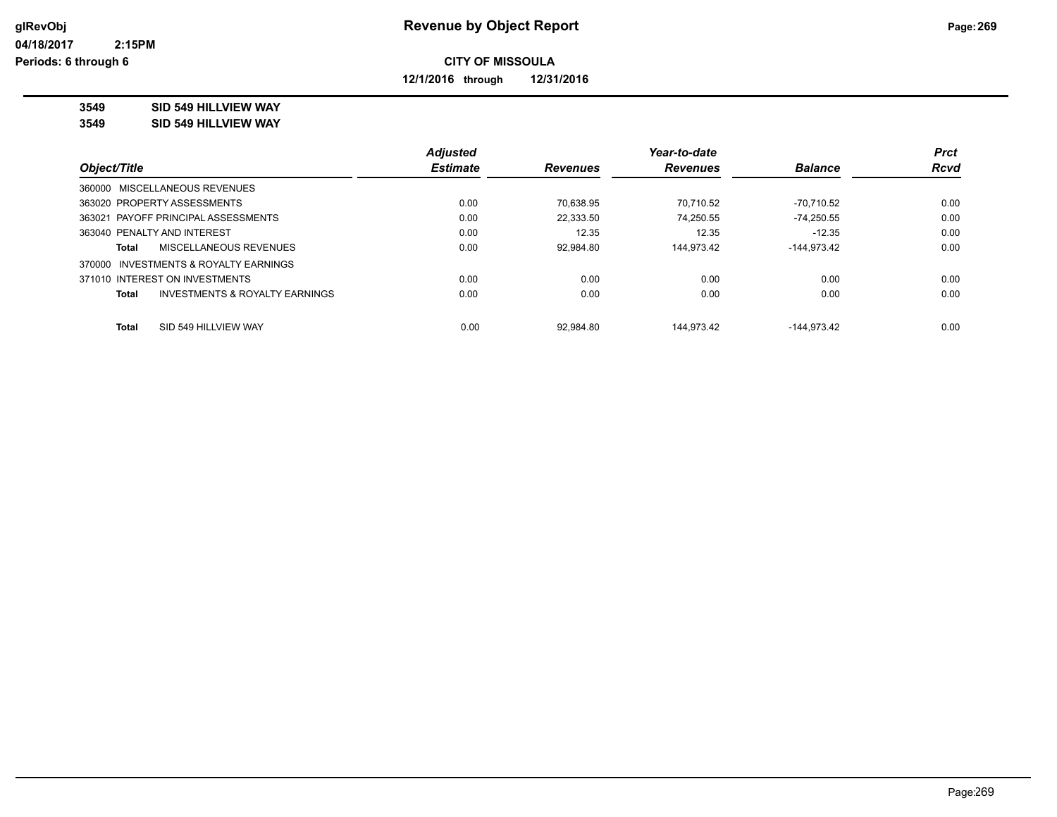# Revenue by Object Report

**CITY OF MISSOULA**

**12/1/2016 through 12/31/2016**

glRevObj
04/18/2017 2:15PM
Periods: 6 through 6

**3549 SID 549 HILLVIEW WAY**
**3549 SID 549 HILLVIEW WAY**

| Object/Title | Adjusted Estimate | Revenues | Year-to-date Revenues | Balance | Prct Rcvd |
|---|---|---|---|---|---|
| 360000 MISCELLANEOUS REVENUES | | | | | |
| 363020 PROPERTY ASSESSMENTS | 0.00 | 70,638.95 | 70,710.52 | -70,710.52 | 0.00 |
| 363021 PAYOFF PRINCIPAL ASSESSMENTS | 0.00 | 22,333.50 | 74,250.55 | -74,250.55 | 0.00 |
| 363040 PENALTY AND INTEREST | 0.00 | 12.35 | 12.35 | -12.35 | 0.00 |
| **Total** MISCELLANEOUS REVENUES | 0.00 | 92,984.80 | 144,973.42 | -144,973.42 | 0.00 |
| 370000 INVESTMENTS & ROYALTY EARNINGS | | | | | |
| 371010 INTEREST ON INVESTMENTS | 0.00 | 0.00 | 0.00 | 0.00 | 0.00 |
| **Total** INVESTMENTS & ROYALTY EARNINGS | 0.00 | 0.00 | 0.00 | 0.00 | 0.00 |
| **Total** SID 549 HILLVIEW WAY | 0.00 | 92,984.80 | 144,973.42 | -144,973.42 | 0.00 |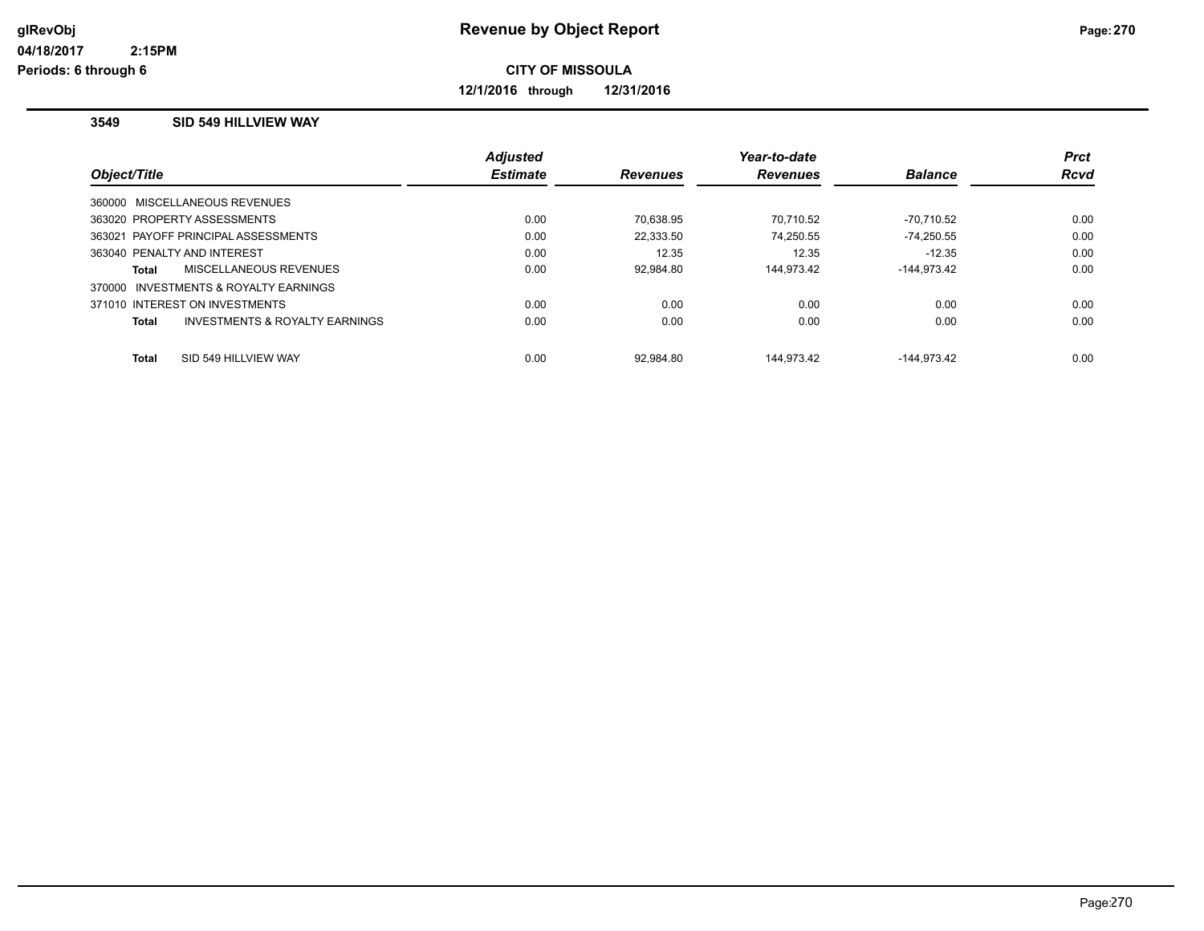**Revenue by Object Report**

**CITY OF MISSOULA**

**12/1/2016 through 12/31/2016**

glRevObj
04/18/2017 2:15PM
Periods: 6 through 6

### 3549 SID 549 HILLVIEW WAY

| Object/Title | Adjusted Estimate | Revenues | Year-to-date Revenues | Balance | Prct Rcvd |
|---|---|---|---|---|---|
| 360000 MISCELLANEOUS REVENUES | | | | | |
| 363020 PROPERTY ASSESSMENTS | 0.00 | 70,638.95 | 70,710.52 | -70,710.52 | 0.00 |
| 363021 PAYOFF PRINCIPAL ASSESSMENTS | 0.00 | 22,333.50 | 74,250.55 | -74,250.55 | 0.00 |
| 363040 PENALTY AND INTEREST | 0.00 | 12.35 | 12.35 | -12.35 | 0.00 |
| **Total** MISCELLANEOUS REVENUES | 0.00 | 92,984.80 | 144,973.42 | -144,973.42 | 0.00 |
| 370000 INVESTMENTS & ROYALTY EARNINGS | | | | | |
| 371010 INTEREST ON INVESTMENTS | 0.00 | 0.00 | 0.00 | 0.00 | 0.00 |
| **Total** INVESTMENTS & ROYALTY EARNINGS | 0.00 | 0.00 | 0.00 | 0.00 | 0.00 |
| **Total** SID 549 HILLVIEW WAY | 0.00 | 92,984.80 | 144,973.42 | -144,973.42 | 0.00 |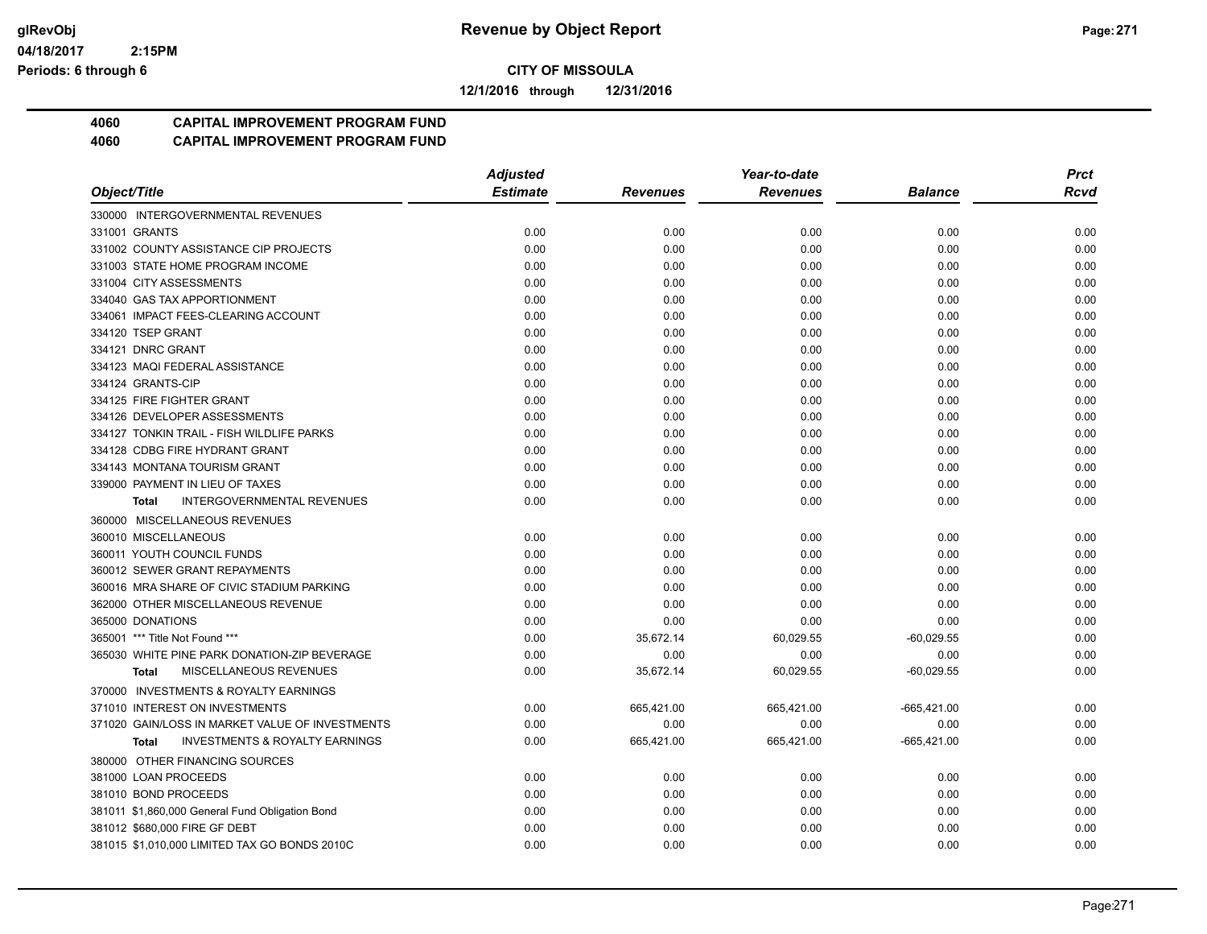**glRevObj** **Revenue by Object Report**

04/18/2017 2:15PM

Periods: 6 through 6

**CITY OF MISSOULA**

**12/1/2016 through 12/31/2016**

## 4060 CAPITAL IMPROVEMENT PROGRAM FUND
## 4060 CAPITAL IMPROVEMENT PROGRAM FUND

| Object/Title | Adjusted Estimate | Revenues | Year-to-date Revenues | Balance | Prct Rcvd |
|---|---|---|---|---|---|
| 330000 INTERGOVERNMENTAL REVENUES | | | | | |
| 331001 GRANTS | 0.00 | 0.00 | 0.00 | 0.00 | 0.00 |
| 331002 COUNTY ASSISTANCE CIP PROJECTS | 0.00 | 0.00 | 0.00 | 0.00 | 0.00 |
| 331003 STATE HOME PROGRAM INCOME | 0.00 | 0.00 | 0.00 | 0.00 | 0.00 |
| 331004 CITY ASSESSMENTS | 0.00 | 0.00 | 0.00 | 0.00 | 0.00 |
| 334040 GAS TAX APPORTIONMENT | 0.00 | 0.00 | 0.00 | 0.00 | 0.00 |
| 334061 IMPACT FEES-CLEARING ACCOUNT | 0.00 | 0.00 | 0.00 | 0.00 | 0.00 |
| 334120 TSEP GRANT | 0.00 | 0.00 | 0.00 | 0.00 | 0.00 |
| 334121 DNRC GRANT | 0.00 | 0.00 | 0.00 | 0.00 | 0.00 |
| 334123 MAQI FEDERAL ASSISTANCE | 0.00 | 0.00 | 0.00 | 0.00 | 0.00 |
| 334124 GRANTS-CIP | 0.00 | 0.00 | 0.00 | 0.00 | 0.00 |
| 334125 FIRE FIGHTER GRANT | 0.00 | 0.00 | 0.00 | 0.00 | 0.00 |
| 334126 DEVELOPER ASSESSMENTS | 0.00 | 0.00 | 0.00 | 0.00 | 0.00 |
| 334127 TONKIN TRAIL - FISH WILDLIFE PARKS | 0.00 | 0.00 | 0.00 | 0.00 | 0.00 |
| 334128 CDBG FIRE HYDRANT GRANT | 0.00 | 0.00 | 0.00 | 0.00 | 0.00 |
| 334143 MONTANA TOURISM GRANT | 0.00 | 0.00 | 0.00 | 0.00 | 0.00 |
| 339000 PAYMENT IN LIEU OF TAXES | 0.00 | 0.00 | 0.00 | 0.00 | 0.00 |
| **Total** INTERGOVERNMENTAL REVENUES | 0.00 | 0.00 | 0.00 | 0.00 | 0.00 |
| 360000 MISCELLANEOUS REVENUES | | | | | |
| 360010 MISCELLANEOUS | 0.00 | 0.00 | 0.00 | 0.00 | 0.00 |
| 360011 YOUTH COUNCIL FUNDS | 0.00 | 0.00 | 0.00 | 0.00 | 0.00 |
| 360012 SEWER GRANT REPAYMENTS | 0.00 | 0.00 | 0.00 | 0.00 | 0.00 |
| 360016 MRA SHARE OF CIVIC STADIUM PARKING | 0.00 | 0.00 | 0.00 | 0.00 | 0.00 |
| 362000 OTHER MISCELLANEOUS REVENUE | 0.00 | 0.00 | 0.00 | 0.00 | 0.00 |
| 365000 DONATIONS | 0.00 | 0.00 | 0.00 | 0.00 | 0.00 |
| 365001 *** Title Not Found *** | 0.00 | 35,672.14 | 60,029.55 | -60,029.55 | 0.00 |
| 365030 WHITE PINE PARK DONATION-ZIP BEVERAGE | 0.00 | 0.00 | 0.00 | 0.00 | 0.00 |
| **Total** MISCELLANEOUS REVENUES | 0.00 | 35,672.14 | 60,029.55 | -60,029.55 | 0.00 |
| 370000 INVESTMENTS & ROYALTY EARNINGS | | | | | |
| 371010 INTEREST ON INVESTMENTS | 0.00 | 665,421.00 | 665,421.00 | -665,421.00 | 0.00 |
| 371020 GAIN/LOSS IN MARKET VALUE OF INVESTMENTS | 0.00 | 0.00 | 0.00 | 0.00 | 0.00 |
| **Total** INVESTMENTS & ROYALTY EARNINGS | 0.00 | 665,421.00 | 665,421.00 | -665,421.00 | 0.00 |
| 380000 OTHER FINANCING SOURCES | | | | | |
| 381000 LOAN PROCEEDS | 0.00 | 0.00 | 0.00 | 0.00 | 0.00 |
| 381010 BOND PROCEEDS | 0.00 | 0.00 | 0.00 | 0.00 | 0.00 |
| 381011 $1,860,000 General Fund Obligation Bond | 0.00 | 0.00 | 0.00 | 0.00 | 0.00 |
| 381012 $680,000 FIRE GF DEBT | 0.00 | 0.00 | 0.00 | 0.00 | 0.00 |
| 381015 $1,010,000 LIMITED TAX GO BONDS 2010C | 0.00 | 0.00 | 0.00 | 0.00 | 0.00 |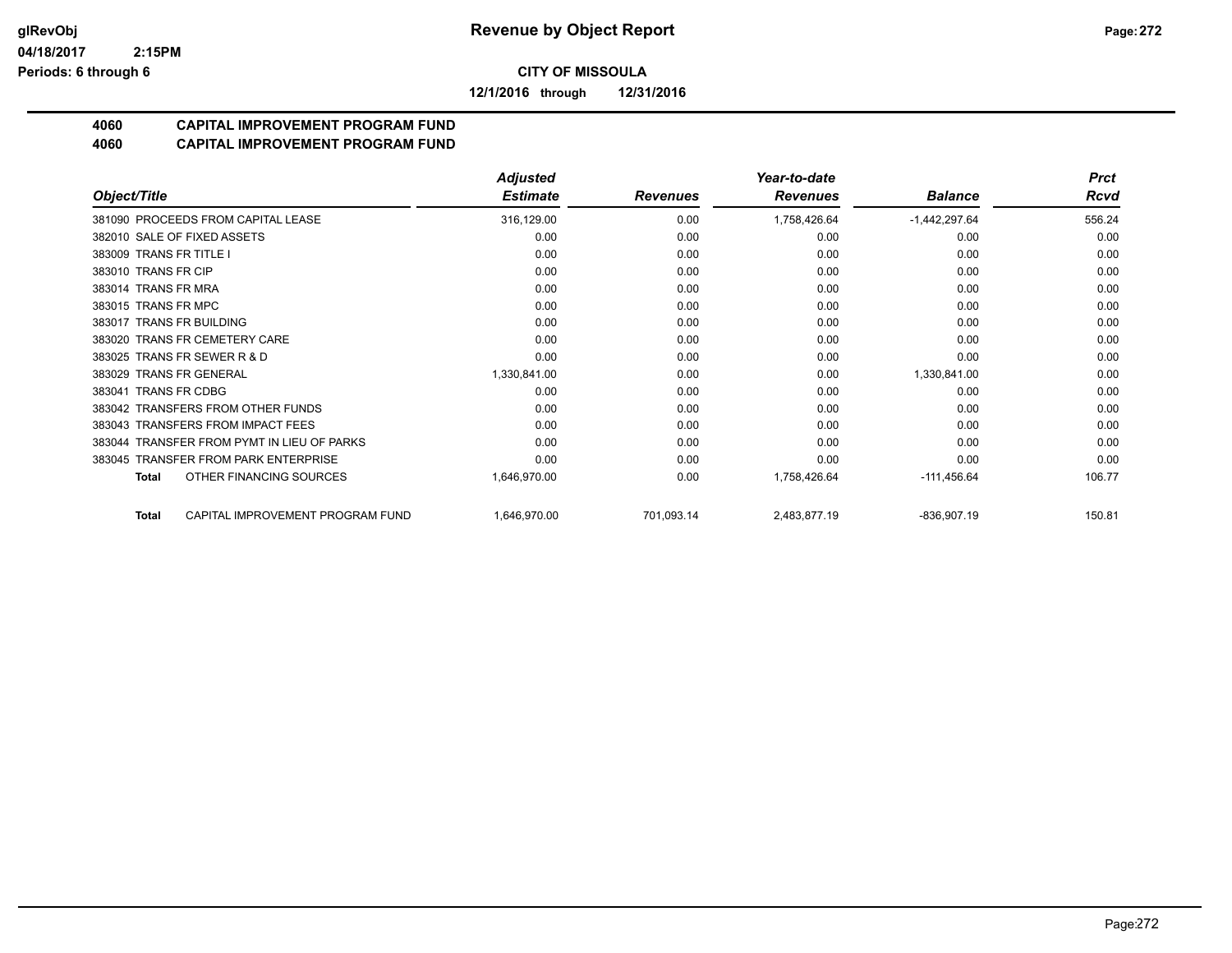# Revenue by Object Report

**CITY OF MISSOULA**

**12/1/2016 through 12/31/2016**

glRevObj
04/18/2017 2:15PM
Periods: 6 through 6

## 4060 CAPITAL IMPROVEMENT PROGRAM FUND
## 4060 CAPITAL IMPROVEMENT PROGRAM FUND

| Object/Title | Adjusted Estimate | Revenues | Year-to-date Revenues | Balance | Prct Rcvd |
|---|---|---|---|---|---|
| 381090 PROCEEDS FROM CAPITAL LEASE | 316,129.00 | 0.00 | 1,758,426.64 | -1,442,297.64 | 556.24 |
| 382010 SALE OF FIXED ASSETS | 0.00 | 0.00 | 0.00 | 0.00 | 0.00 |
| 383009 TRANS FR TITLE I | 0.00 | 0.00 | 0.00 | 0.00 | 0.00 |
| 383010 TRANS FR CIP | 0.00 | 0.00 | 0.00 | 0.00 | 0.00 |
| 383014 TRANS FR MRA | 0.00 | 0.00 | 0.00 | 0.00 | 0.00 |
| 383015 TRANS FR MPC | 0.00 | 0.00 | 0.00 | 0.00 | 0.00 |
| 383017 TRANS FR BUILDING | 0.00 | 0.00 | 0.00 | 0.00 | 0.00 |
| 383020 TRANS FR CEMETERY CARE | 0.00 | 0.00 | 0.00 | 0.00 | 0.00 |
| 383025 TRANS FR SEWER R & D | 0.00 | 0.00 | 0.00 | 0.00 | 0.00 |
| 383029 TRANS FR GENERAL | 1,330,841.00 | 0.00 | 0.00 | 1,330,841.00 | 0.00 |
| 383041 TRANS FR CDBG | 0.00 | 0.00 | 0.00 | 0.00 | 0.00 |
| 383042 TRANSFERS FROM OTHER FUNDS | 0.00 | 0.00 | 0.00 | 0.00 | 0.00 |
| 383043 TRANSFERS FROM IMPACT FEES | 0.00 | 0.00 | 0.00 | 0.00 | 0.00 |
| 383044 TRANSFER FROM PYMT IN LIEU OF PARKS | 0.00 | 0.00 | 0.00 | 0.00 | 0.00 |
| 383045 TRANSFER FROM PARK ENTERPRISE | 0.00 | 0.00 | 0.00 | 0.00 | 0.00 |
| **Total** OTHER FINANCING SOURCES | 1,646,970.00 | 0.00 | 1,758,426.64 | -111,456.64 | 106.77 |
| **Total** CAPITAL IMPROVEMENT PROGRAM FUND | 1,646,970.00 | 701,093.14 | 2,483,877.19 | -836,907.19 | 150.81 |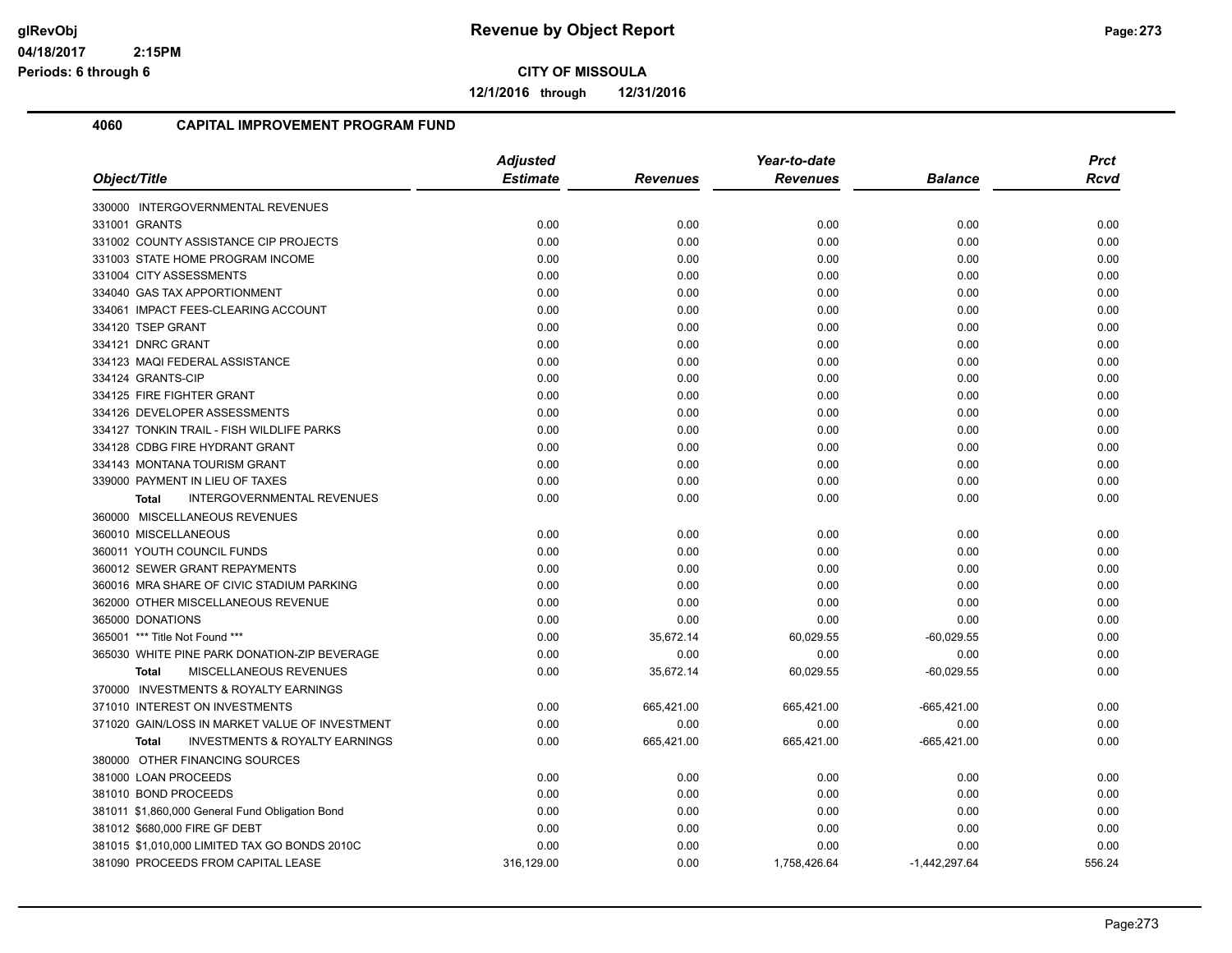**Revenue by Object Report**

**CITY OF MISSOULA**

**12/1/2016 through 12/31/2016**

glRevObj
04/18/2017 2:15PM
Periods: 6 through 6

## 4060 CAPITAL IMPROVEMENT PROGRAM FUND

| Object/Title | Adjusted Estimate | Revenues | Year-to-date Revenues | Balance | Prct Rcvd |
|---|---|---|---|---|---|
| 330000 INTERGOVERNMENTAL REVENUES | | | | | |
| 331001 GRANTS | 0.00 | 0.00 | 0.00 | 0.00 | 0.00 |
| 331002 COUNTY ASSISTANCE CIP PROJECTS | 0.00 | 0.00 | 0.00 | 0.00 | 0.00 |
| 331003 STATE HOME PROGRAM INCOME | 0.00 | 0.00 | 0.00 | 0.00 | 0.00 |
| 331004 CITY ASSESSMENTS | 0.00 | 0.00 | 0.00 | 0.00 | 0.00 |
| 334040 GAS TAX APPORTIONMENT | 0.00 | 0.00 | 0.00 | 0.00 | 0.00 |
| 334061 IMPACT FEES-CLEARING ACCOUNT | 0.00 | 0.00 | 0.00 | 0.00 | 0.00 |
| 334120 TSEP GRANT | 0.00 | 0.00 | 0.00 | 0.00 | 0.00 |
| 334121 DNRC GRANT | 0.00 | 0.00 | 0.00 | 0.00 | 0.00 |
| 334123 MAQI FEDERAL ASSISTANCE | 0.00 | 0.00 | 0.00 | 0.00 | 0.00 |
| 334124 GRANTS-CIP | 0.00 | 0.00 | 0.00 | 0.00 | 0.00 |
| 334125 FIRE FIGHTER GRANT | 0.00 | 0.00 | 0.00 | 0.00 | 0.00 |
| 334126 DEVELOPER ASSESSMENTS | 0.00 | 0.00 | 0.00 | 0.00 | 0.00 |
| 334127 TONKIN TRAIL - FISH WILDLIFE PARKS | 0.00 | 0.00 | 0.00 | 0.00 | 0.00 |
| 334128 CDBG FIRE HYDRANT GRANT | 0.00 | 0.00 | 0.00 | 0.00 | 0.00 |
| 334143 MONTANA TOURISM GRANT | 0.00 | 0.00 | 0.00 | 0.00 | 0.00 |
| 339000 PAYMENT IN LIEU OF TAXES | 0.00 | 0.00 | 0.00 | 0.00 | 0.00 |
| **Total** INTERGOVERNMENTAL REVENUES | 0.00 | 0.00 | 0.00 | 0.00 | 0.00 |
| 360000 MISCELLANEOUS REVENUES | | | | | |
| 360010 MISCELLANEOUS | 0.00 | 0.00 | 0.00 | 0.00 | 0.00 |
| 360011 YOUTH COUNCIL FUNDS | 0.00 | 0.00 | 0.00 | 0.00 | 0.00 |
| 360012 SEWER GRANT REPAYMENTS | 0.00 | 0.00 | 0.00 | 0.00 | 0.00 |
| 360016 MRA SHARE OF CIVIC STADIUM PARKING | 0.00 | 0.00 | 0.00 | 0.00 | 0.00 |
| 362000 OTHER MISCELLANEOUS REVENUE | 0.00 | 0.00 | 0.00 | 0.00 | 0.00 |
| 365000 DONATIONS | 0.00 | 0.00 | 0.00 | 0.00 | 0.00 |
| 365001 *** Title Not Found *** | 0.00 | 35,672.14 | 60,029.55 | -60,029.55 | 0.00 |
| 365030 WHITE PINE PARK DONATION-ZIP BEVERAGE | 0.00 | 0.00 | 0.00 | 0.00 | 0.00 |
| **Total** MISCELLANEOUS REVENUES | 0.00 | 35,672.14 | 60,029.55 | -60,029.55 | 0.00 |
| 370000 INVESTMENTS & ROYALTY EARNINGS | | | | | |
| 371010 INTEREST ON INVESTMENTS | 0.00 | 665,421.00 | 665,421.00 | -665,421.00 | 0.00 |
| 371020 GAIN/LOSS IN MARKET VALUE OF INVESTMENT | 0.00 | 0.00 | 0.00 | 0.00 | 0.00 |
| **Total** INVESTMENTS & ROYALTY EARNINGS | 0.00 | 665,421.00 | 665,421.00 | -665,421.00 | 0.00 |
| 380000 OTHER FINANCING SOURCES | | | | | |
| 381000 LOAN PROCEEDS | 0.00 | 0.00 | 0.00 | 0.00 | 0.00 |
| 381010 BOND PROCEEDS | 0.00 | 0.00 | 0.00 | 0.00 | 0.00 |
| 381011 $1,860,000 General Fund Obligation Bond | 0.00 | 0.00 | 0.00 | 0.00 | 0.00 |
| 381012 $680,000 FIRE GF DEBT | 0.00 | 0.00 | 0.00 | 0.00 | 0.00 |
| 381015 $1,010,000 LIMITED TAX GO BONDS 2010C | 0.00 | 0.00 | 0.00 | 0.00 | 0.00 |
| 381090 PROCEEDS FROM CAPITAL LEASE | 316,129.00 | 0.00 | 1,758,426.64 | -1,442,297.64 | 556.24 |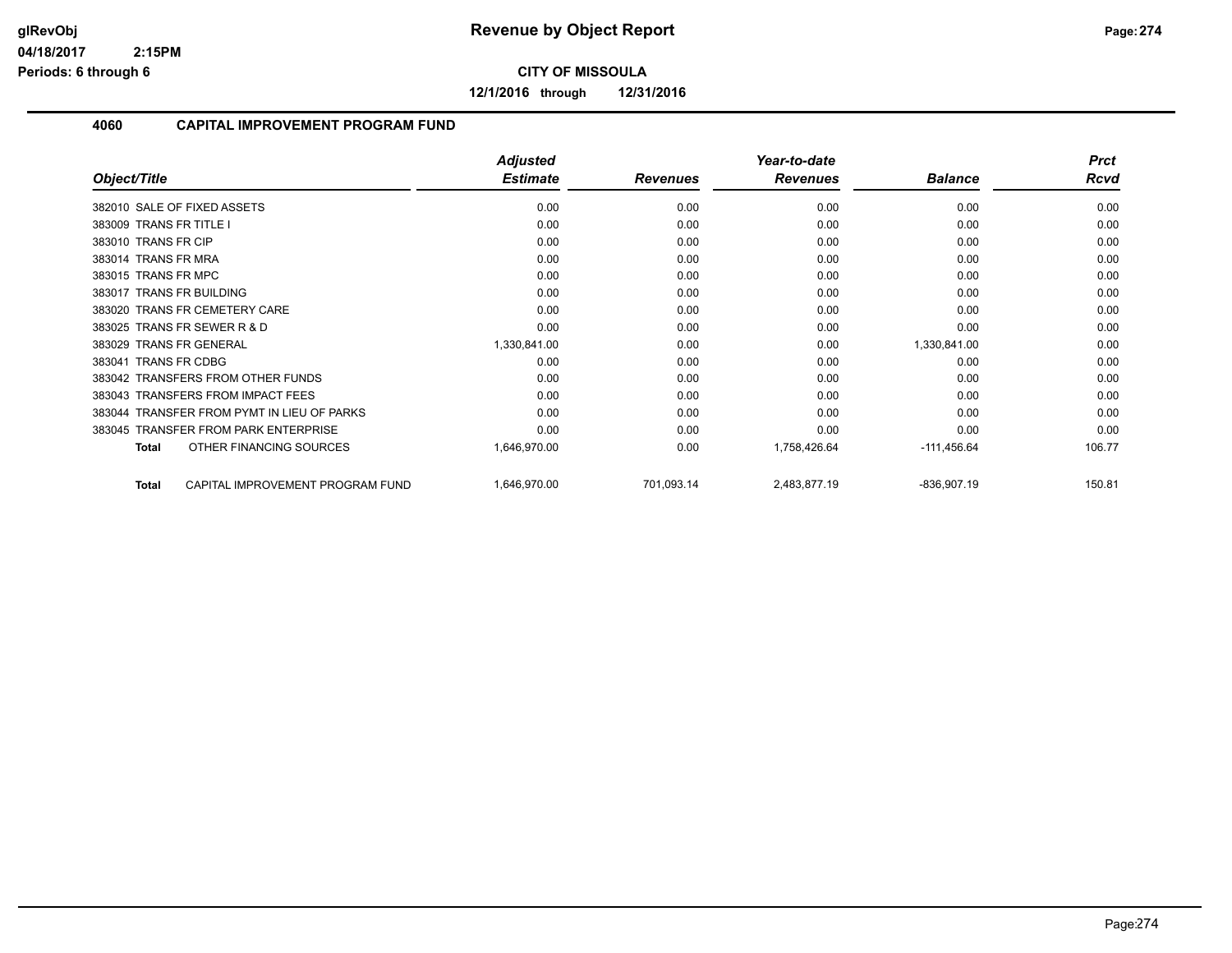# Revenue by Object Report

**CITY OF MISSOULA**

**12/1/2016 through 12/31/2016**

glRevObj
04/18/2017 2:15PM
Periods: 6 through 6

## 4060 CAPITAL IMPROVEMENT PROGRAM FUND

| Object/Title | Adjusted Estimate | Revenues | Year-to-date Revenues | Balance | Prct Rcvd |
|---|---|---|---|---|---|
| 382010 SALE OF FIXED ASSETS | 0.00 | 0.00 | 0.00 | 0.00 | 0.00 |
| 383009 TRANS FR TITLE I | 0.00 | 0.00 | 0.00 | 0.00 | 0.00 |
| 383010 TRANS FR CIP | 0.00 | 0.00 | 0.00 | 0.00 | 0.00 |
| 383014 TRANS FR MRA | 0.00 | 0.00 | 0.00 | 0.00 | 0.00 |
| 383015 TRANS FR MPC | 0.00 | 0.00 | 0.00 | 0.00 | 0.00 |
| 383017 TRANS FR BUILDING | 0.00 | 0.00 | 0.00 | 0.00 | 0.00 |
| 383020 TRANS FR CEMETERY CARE | 0.00 | 0.00 | 0.00 | 0.00 | 0.00 |
| 383025 TRANS FR SEWER R & D | 0.00 | 0.00 | 0.00 | 0.00 | 0.00 |
| 383029 TRANS FR GENERAL | 1,330,841.00 | 0.00 | 0.00 | 1,330,841.00 | 0.00 |
| 383041 TRANS FR CDBG | 0.00 | 0.00 | 0.00 | 0.00 | 0.00 |
| 383042 TRANSFERS FROM OTHER FUNDS | 0.00 | 0.00 | 0.00 | 0.00 | 0.00 |
| 383043 TRANSFERS FROM IMPACT FEES | 0.00 | 0.00 | 0.00 | 0.00 | 0.00 |
| 383044 TRANSFER FROM PYMT IN LIEU OF PARKS | 0.00 | 0.00 | 0.00 | 0.00 | 0.00 |
| 383045 TRANSFER FROM PARK ENTERPRISE | 0.00 | 0.00 | 0.00 | 0.00 | 0.00 |
| **Total** OTHER FINANCING SOURCES | 1,646,970.00 | 0.00 | 1,758,426.64 | -111,456.64 | 106.77 |
| **Total** CAPITAL IMPROVEMENT PROGRAM FUND | 1,646,970.00 | 701,093.14 | 2,483,877.19 | -836,907.19 | 150.81 |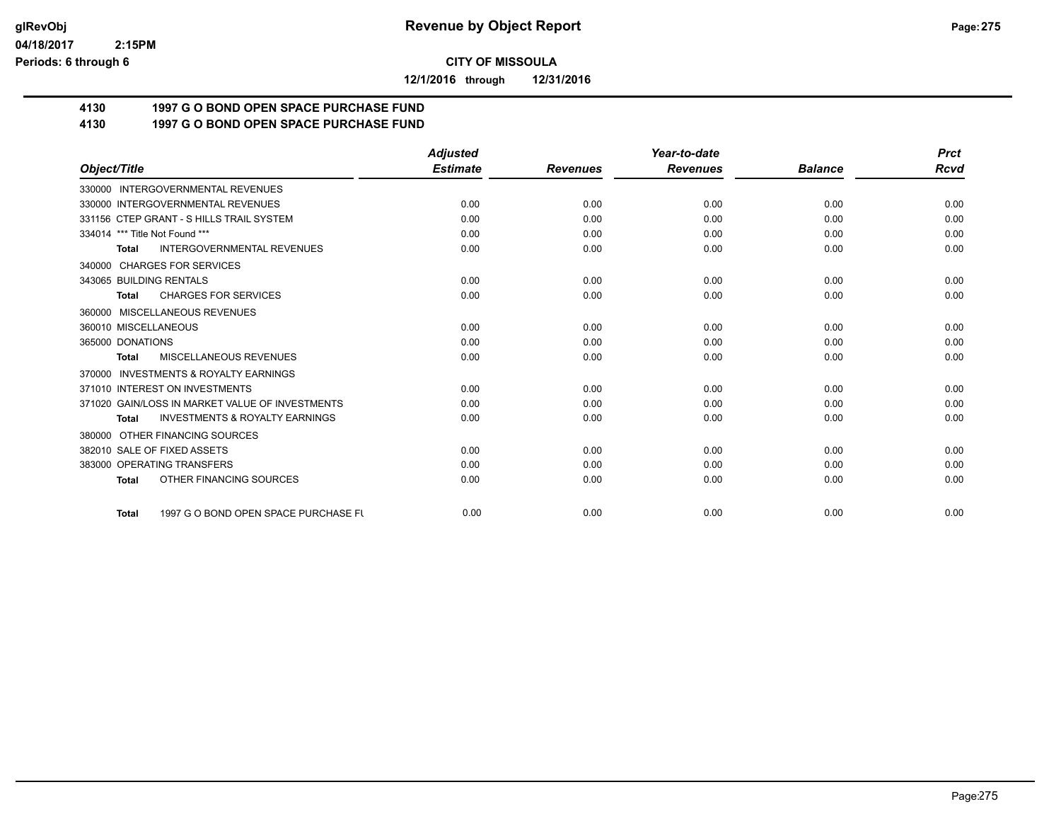**CITY OF MISSOULA**

**12/1/2016 through 12/31/2016**

## 4130 1997 G O BOND OPEN SPACE PURCHASE FUND
## 4130 1997 G O BOND OPEN SPACE PURCHASE FUND

| Object/Title | Adjusted Estimate | Revenues | Year-to-date Revenues | Balance | Prct Rcvd |
|---|---|---|---|---|---|
| 330000 INTERGOVERNMENTAL REVENUES | | | | | |
| 330000 INTERGOVERNMENTAL REVENUES | 0.00 | 0.00 | 0.00 | 0.00 | 0.00 |
| 331156 CTEP GRANT - S HILLS TRAIL SYSTEM | 0.00 | 0.00 | 0.00 | 0.00 | 0.00 |
| 334014 *** Title Not Found *** | 0.00 | 0.00 | 0.00 | 0.00 | 0.00 |
| **Total** INTERGOVERNMENTAL REVENUES | 0.00 | 0.00 | 0.00 | 0.00 | 0.00 |
| 340000 CHARGES FOR SERVICES | | | | | |
| 343065 BUILDING RENTALS | 0.00 | 0.00 | 0.00 | 0.00 | 0.00 |
| **Total** CHARGES FOR SERVICES | 0.00 | 0.00 | 0.00 | 0.00 | 0.00 |
| 360000 MISCELLANEOUS REVENUES | | | | | |
| 360010 MISCELLANEOUS | 0.00 | 0.00 | 0.00 | 0.00 | 0.00 |
| 365000 DONATIONS | 0.00 | 0.00 | 0.00 | 0.00 | 0.00 |
| **Total** MISCELLANEOUS REVENUES | 0.00 | 0.00 | 0.00 | 0.00 | 0.00 |
| 370000 INVESTMENTS & ROYALTY EARNINGS | | | | | |
| 371010 INTEREST ON INVESTMENTS | 0.00 | 0.00 | 0.00 | 0.00 | 0.00 |
| 371020 GAIN/LOSS IN MARKET VALUE OF INVESTMENTS | 0.00 | 0.00 | 0.00 | 0.00 | 0.00 |
| **Total** INVESTMENTS & ROYALTY EARNINGS | 0.00 | 0.00 | 0.00 | 0.00 | 0.00 |
| 380000 OTHER FINANCING SOURCES | | | | | |
| 382010 SALE OF FIXED ASSETS | 0.00 | 0.00 | 0.00 | 0.00 | 0.00 |
| 383000 OPERATING TRANSFERS | 0.00 | 0.00 | 0.00 | 0.00 | 0.00 |
| **Total** OTHER FINANCING SOURCES | 0.00 | 0.00 | 0.00 | 0.00 | 0.00 |
| **Total** 1997 G O BOND OPEN SPACE PURCHASE FU | 0.00 | 0.00 | 0.00 | 0.00 | 0.00 |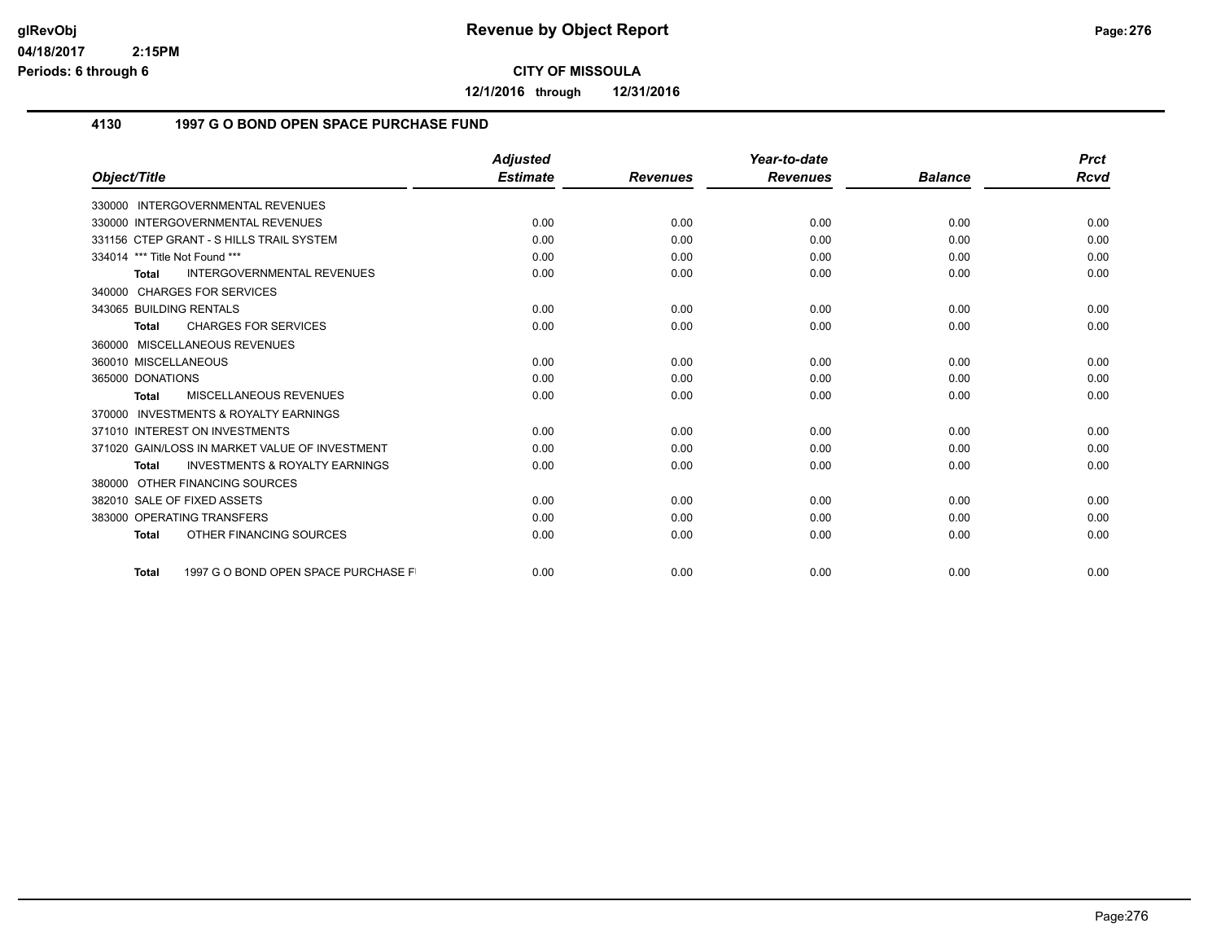**CITY OF MISSOULA**

**12/1/2016 through 12/31/2016**

## 4130 1997 G O BOND OPEN SPACE PURCHASE FUND

| Object/Title | Adjusted Estimate | Revenues | Year-to-date Revenues | Balance | Prct Rcvd |
|---|---|---|---|---|---|
| 330000 INTERGOVERNMENTAL REVENUES | | | | | |
| 330000 INTERGOVERNMENTAL REVENUES | 0.00 | 0.00 | 0.00 | 0.00 | 0.00 |
| 331156 CTEP GRANT - S HILLS TRAIL SYSTEM | 0.00 | 0.00 | 0.00 | 0.00 | 0.00 |
| 334014 *** Title Not Found *** | 0.00 | 0.00 | 0.00 | 0.00 | 0.00 |
| **Total** INTERGOVERNMENTAL REVENUES | 0.00 | 0.00 | 0.00 | 0.00 | 0.00 |
| 340000 CHARGES FOR SERVICES | | | | | |
| 343065 BUILDING RENTALS | 0.00 | 0.00 | 0.00 | 0.00 | 0.00 |
| **Total** CHARGES FOR SERVICES | 0.00 | 0.00 | 0.00 | 0.00 | 0.00 |
| 360000 MISCELLANEOUS REVENUES | | | | | |
| 360010 MISCELLANEOUS | 0.00 | 0.00 | 0.00 | 0.00 | 0.00 |
| 365000 DONATIONS | 0.00 | 0.00 | 0.00 | 0.00 | 0.00 |
| **Total** MISCELLANEOUS REVENUES | 0.00 | 0.00 | 0.00 | 0.00 | 0.00 |
| 370000 INVESTMENTS & ROYALTY EARNINGS | | | | | |
| 371010 INTEREST ON INVESTMENTS | 0.00 | 0.00 | 0.00 | 0.00 | 0.00 |
| 371020 GAIN/LOSS IN MARKET VALUE OF INVESTMENT | 0.00 | 0.00 | 0.00 | 0.00 | 0.00 |
| **Total** INVESTMENTS & ROYALTY EARNINGS | 0.00 | 0.00 | 0.00 | 0.00 | 0.00 |
| 380000 OTHER FINANCING SOURCES | | | | | |
| 382010 SALE OF FIXED ASSETS | 0.00 | 0.00 | 0.00 | 0.00 | 0.00 |
| 383000 OPERATING TRANSFERS | 0.00 | 0.00 | 0.00 | 0.00 | 0.00 |
| **Total** OTHER FINANCING SOURCES | 0.00 | 0.00 | 0.00 | 0.00 | 0.00 |
| **Total** 1997 G O BOND OPEN SPACE PURCHASE FI | 0.00 | 0.00 | 0.00 | 0.00 | 0.00 |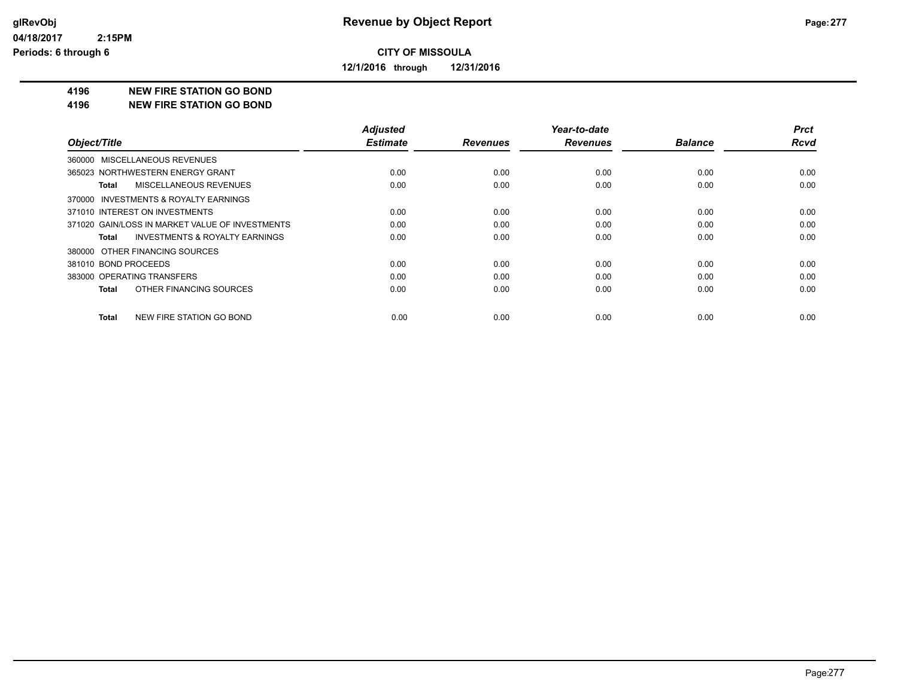**Revenue by Object Report**

**CITY OF MISSOULA**

**12/1/2016 through 12/31/2016**

glRevObj
04/18/2017 2:15PM
Periods: 6 through 6

**4196 NEW FIRE STATION GO BOND**
**4196 NEW FIRE STATION GO BOND**

| Object/Title | Adjusted Estimate | Revenues | Year-to-date Revenues | Balance | Prct Rcvd |
|---|---|---|---|---|---|
| 360000 MISCELLANEOUS REVENUES | | | | | |
| 365023 NORTHWESTERN ENERGY GRANT | 0.00 | 0.00 | 0.00 | 0.00 | 0.00 |
| **Total** MISCELLANEOUS REVENUES | 0.00 | 0.00 | 0.00 | 0.00 | 0.00 |
| 370000 INVESTMENTS & ROYALTY EARNINGS | | | | | |
| 371010 INTEREST ON INVESTMENTS | 0.00 | 0.00 | 0.00 | 0.00 | 0.00 |
| 371020 GAIN/LOSS IN MARKET VALUE OF INVESTMENTS | 0.00 | 0.00 | 0.00 | 0.00 | 0.00 |
| **Total** INVESTMENTS & ROYALTY EARNINGS | 0.00 | 0.00 | 0.00 | 0.00 | 0.00 |
| 380000 OTHER FINANCING SOURCES | | | | | |
| 381010 BOND PROCEEDS | 0.00 | 0.00 | 0.00 | 0.00 | 0.00 |
| 383000 OPERATING TRANSFERS | 0.00 | 0.00 | 0.00 | 0.00 | 0.00 |
| **Total** OTHER FINANCING SOURCES | 0.00 | 0.00 | 0.00 | 0.00 | 0.00 |
| **Total** NEW FIRE STATION GO BOND | 0.00 | 0.00 | 0.00 | 0.00 | 0.00 |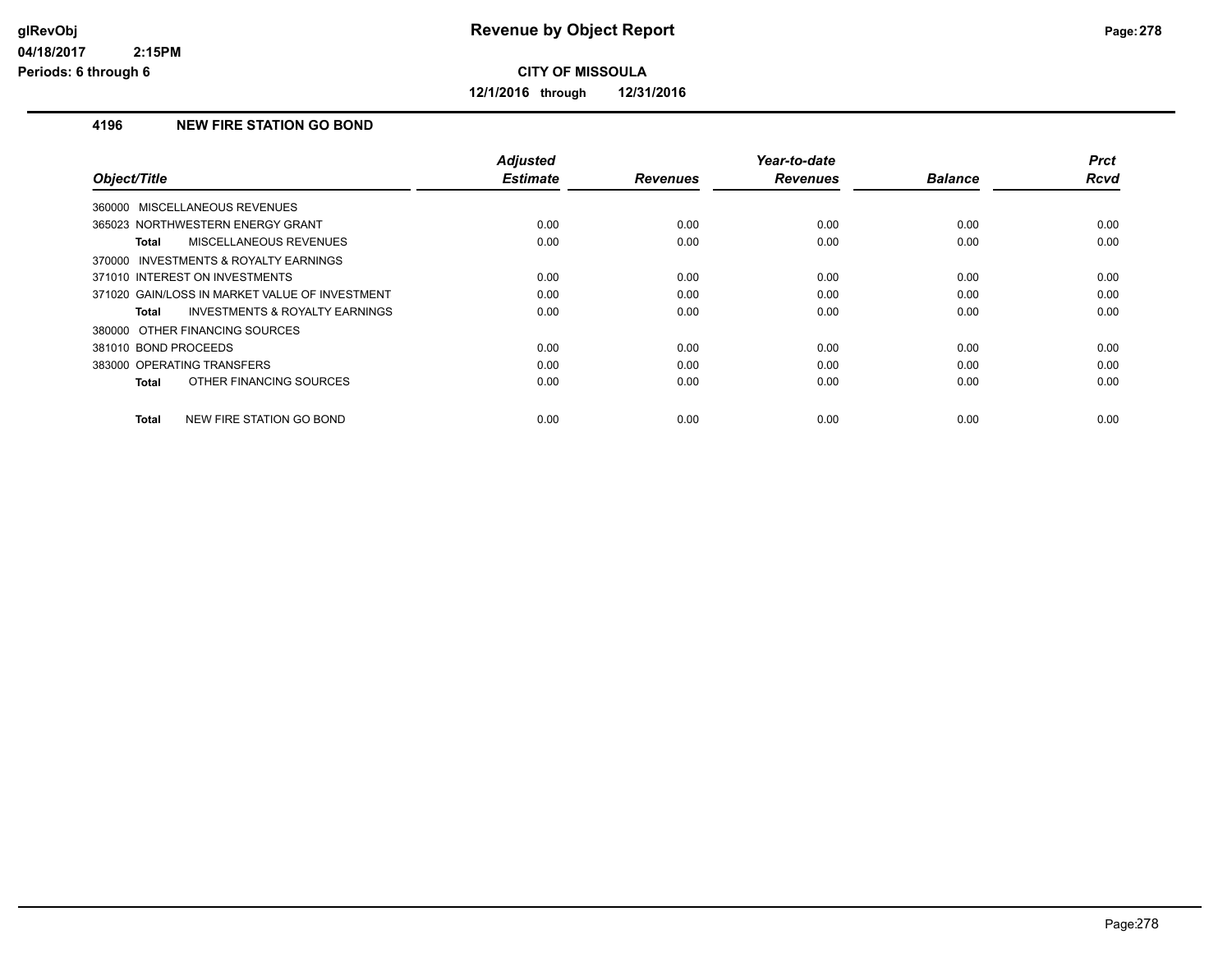# Revenue by Object Report

**CITY OF MISSOULA**

**12/1/2016 through 12/31/2016**

glRevObj
04/18/2017 2:15PM
Periods: 6 through 6

## 4196 NEW FIRE STATION GO BOND

| Object/Title | Adjusted Estimate | Revenues | Year-to-date Revenues | Balance | Prct Rcvd |
|---|---|---|---|---|---|
| 360000 MISCELLANEOUS REVENUES | | | | | |
| 365023 NORTHWESTERN ENERGY GRANT | 0.00 | 0.00 | 0.00 | 0.00 | 0.00 |
| **Total** MISCELLANEOUS REVENUES | 0.00 | 0.00 | 0.00 | 0.00 | 0.00 |
| 370000 INVESTMENTS & ROYALTY EARNINGS | | | | | |
| 371010 INTEREST ON INVESTMENTS | 0.00 | 0.00 | 0.00 | 0.00 | 0.00 |
| 371020 GAIN/LOSS IN MARKET VALUE OF INVESTMENT | 0.00 | 0.00 | 0.00 | 0.00 | 0.00 |
| **Total** INVESTMENTS & ROYALTY EARNINGS | 0.00 | 0.00 | 0.00 | 0.00 | 0.00 |
| 380000 OTHER FINANCING SOURCES | | | | | |
| 381010 BOND PROCEEDS | 0.00 | 0.00 | 0.00 | 0.00 | 0.00 |
| 383000 OPERATING TRANSFERS | 0.00 | 0.00 | 0.00 | 0.00 | 0.00 |
| **Total** OTHER FINANCING SOURCES | 0.00 | 0.00 | 0.00 | 0.00 | 0.00 |
| **Total** NEW FIRE STATION GO BOND | 0.00 | 0.00 | 0.00 | 0.00 | 0.00 |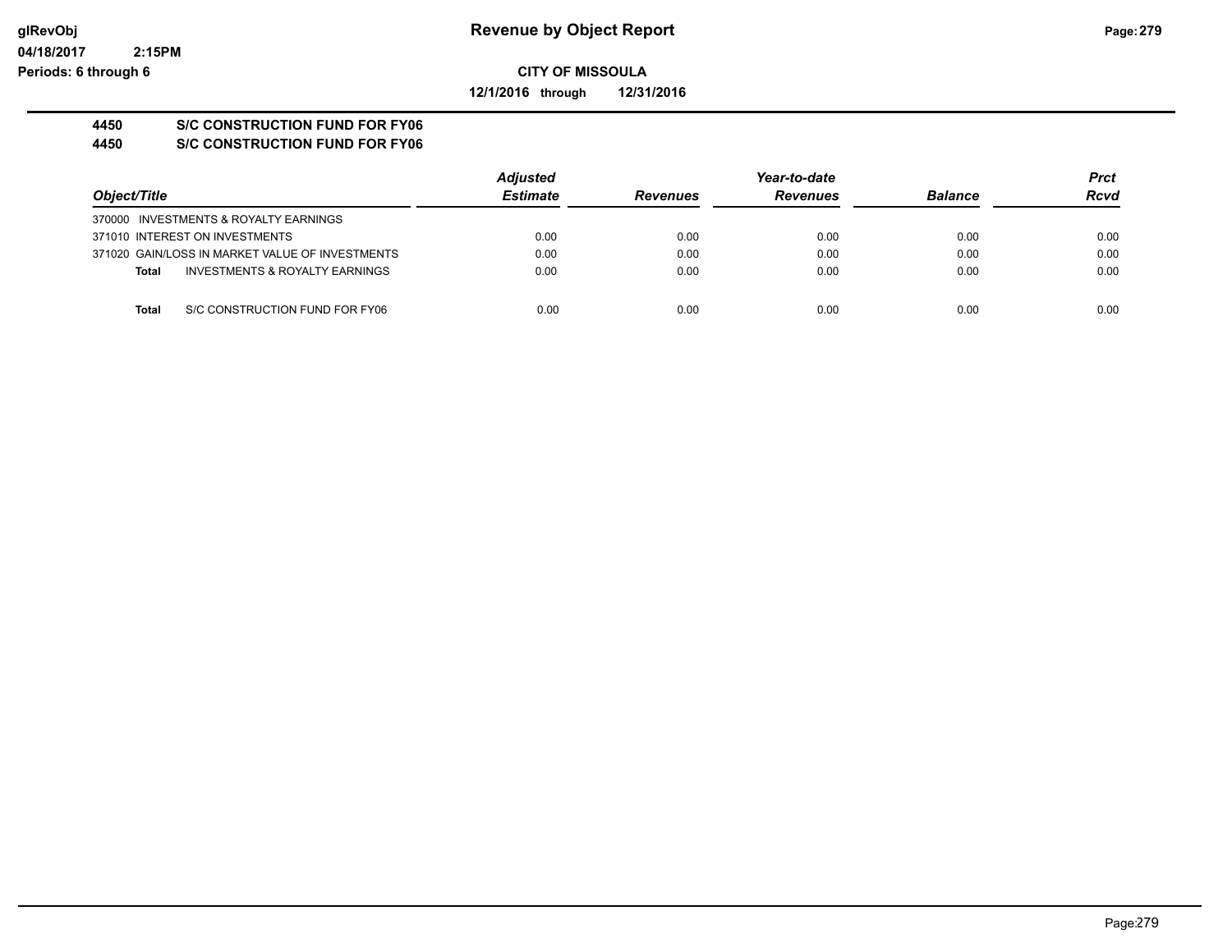**Revenue by Object Report**

**CITY OF MISSOULA**

**12/1/2016 through 12/31/2016**

glRevObj
04/18/2017 2:15PM
Periods: 6 through 6

**4450 S/C CONSTRUCTION FUND FOR FY06**
**4450 S/C CONSTRUCTION FUND FOR FY06**

| Object/Title | Adjusted Estimate | Revenues | Year-to-date Revenues | Balance | Prct Rcvd |
|---|---|---|---|---|---|
| 370000 INVESTMENTS & ROYALTY EARNINGS | | | | | |
| 371010 INTEREST ON INVESTMENTS | 0.00 | 0.00 | 0.00 | 0.00 | 0.00 |
| 371020 GAIN/LOSS IN MARKET VALUE OF INVESTMENTS | 0.00 | 0.00 | 0.00 | 0.00 | 0.00 |
| **Total** INVESTMENTS & ROYALTY EARNINGS | 0.00 | 0.00 | 0.00 | 0.00 | 0.00 |
| **Total** S/C CONSTRUCTION FUND FOR FY06 | 0.00 | 0.00 | 0.00 | 0.00 | 0.00 |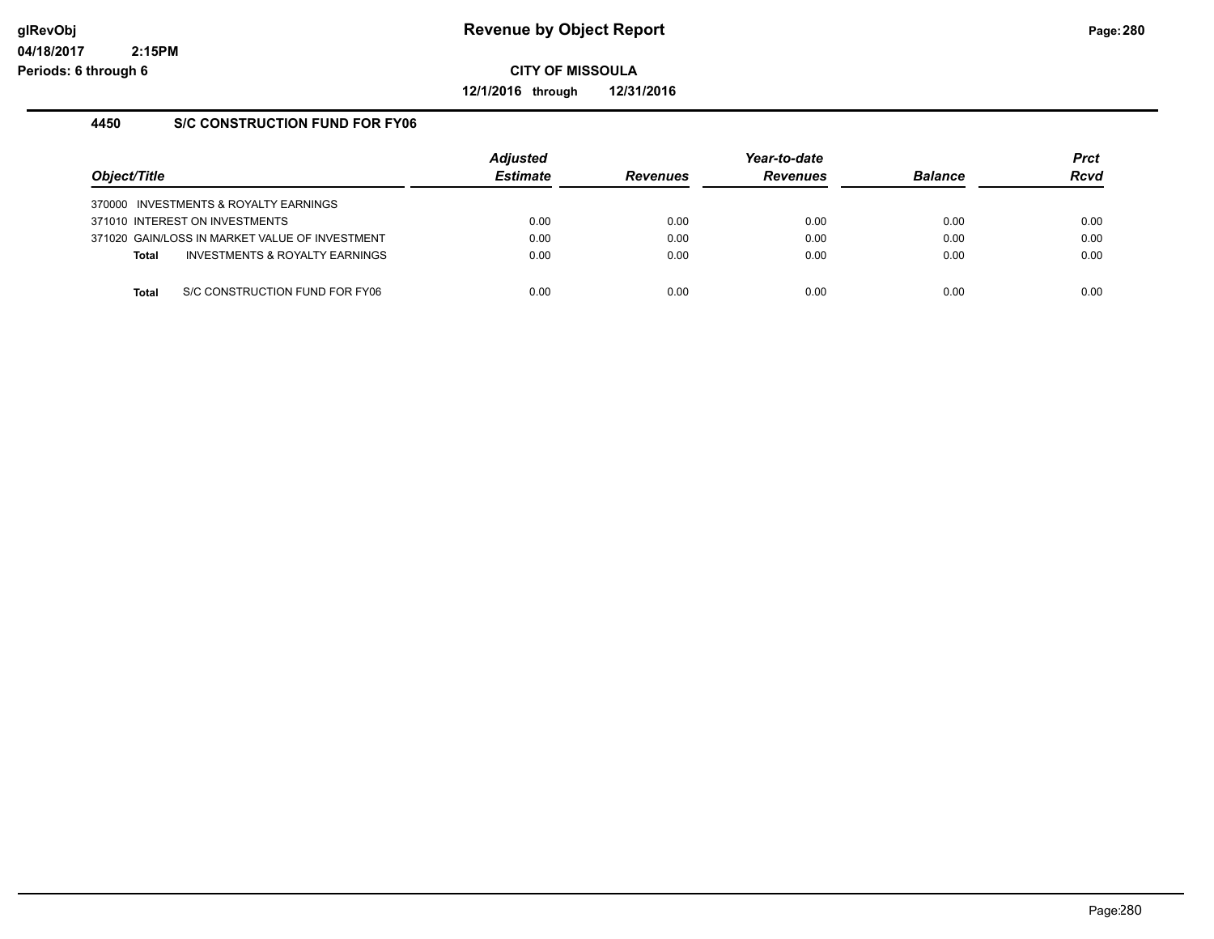## Revenue by Object Report

**CITY OF MISSOULA**

**12/1/2016 through 12/31/2016**

glRevObj
04/18/2017 2:15PM
Periods: 6 through 6

### 4450 S/C CONSTRUCTION FUND FOR FY06

| Object/Title | Adjusted Estimate | Revenues | Year-to-date Revenues | Balance | Prct Rcvd |
|---|---|---|---|---|---|
| 370000 INVESTMENTS & ROYALTY EARNINGS | | | | | |
| 371010 INTEREST ON INVESTMENTS | 0.00 | 0.00 | 0.00 | 0.00 | 0.00 |
| 371020 GAIN/LOSS IN MARKET VALUE OF INVESTMENT | 0.00 | 0.00 | 0.00 | 0.00 | 0.00 |
| **Total** INVESTMENTS & ROYALTY EARNINGS | 0.00 | 0.00 | 0.00 | 0.00 | 0.00 |
| **Total** S/C CONSTRUCTION FUND FOR FY06 | 0.00 | 0.00 | 0.00 | 0.00 | 0.00 |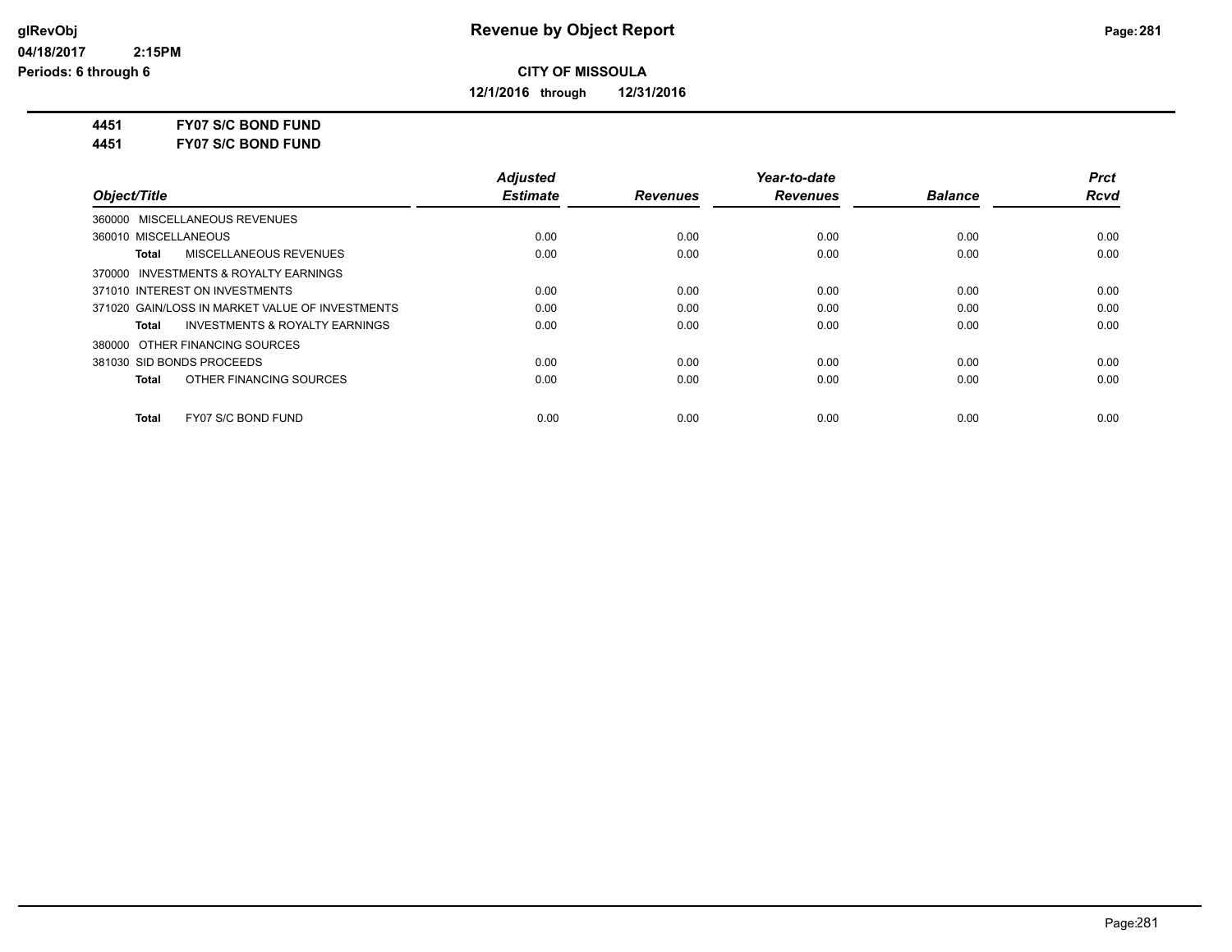**Revenue by Object Report**

**CITY OF MISSOULA**

**12/1/2016 through 12/31/2016**

glRevObj
04/18/2017 2:15PM
Periods: 6 through 6

**4451 FY07 S/C BOND FUND**
**4451 FY07 S/C BOND FUND**

| Object/Title | Adjusted Estimate | Revenues | Year-to-date Revenues | Balance | Prct Rcvd |
|---|---|---|---|---|---|
| 360000 MISCELLANEOUS REVENUES | | | | | |
| 360010 MISCELLANEOUS | 0.00 | 0.00 | 0.00 | 0.00 | 0.00 |
| **Total** MISCELLANEOUS REVENUES | 0.00 | 0.00 | 0.00 | 0.00 | 0.00 |
| 370000 INVESTMENTS & ROYALTY EARNINGS | | | | | |
| 371010 INTEREST ON INVESTMENTS | 0.00 | 0.00 | 0.00 | 0.00 | 0.00 |
| 371020 GAIN/LOSS IN MARKET VALUE OF INVESTMENTS | 0.00 | 0.00 | 0.00 | 0.00 | 0.00 |
| **Total** INVESTMENTS & ROYALTY EARNINGS | 0.00 | 0.00 | 0.00 | 0.00 | 0.00 |
| 380000 OTHER FINANCING SOURCES | | | | | |
| 381030 SID BONDS PROCEEDS | 0.00 | 0.00 | 0.00 | 0.00 | 0.00 |
| **Total** OTHER FINANCING SOURCES | 0.00 | 0.00 | 0.00 | 0.00 | 0.00 |
| **Total** FY07 S/C BOND FUND | 0.00 | 0.00 | 0.00 | 0.00 | 0.00 |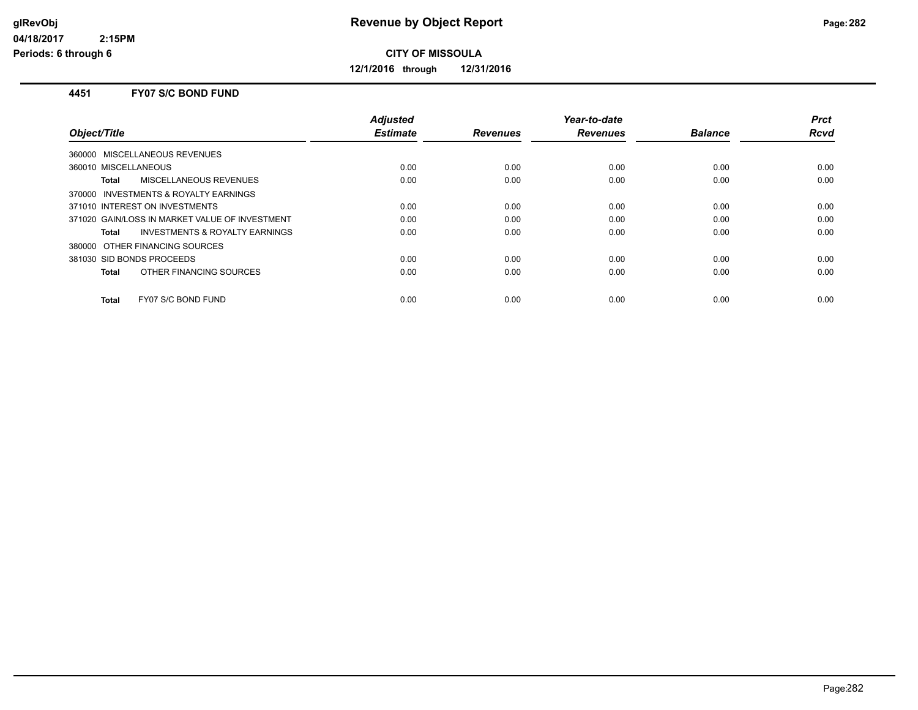# Revenue by Object Report

**CITY OF MISSOULA**

**12/1/2016 through 12/31/2016**

glRevObj
04/18/2017 2:15PM
Periods: 6 through 6

### 4451 FY07 S/C BOND FUND

| Object/Title | Adjusted Estimate | Revenues | Year-to-date Revenues | Balance | Prct Rcvd |
|---|---|---|---|---|---|
| 360000 MISCELLANEOUS REVENUES | | | | | |
| 360010 MISCELLANEOUS | 0.00 | 0.00 | 0.00 | 0.00 | 0.00 |
| **Total** MISCELLANEOUS REVENUES | 0.00 | 0.00 | 0.00 | 0.00 | 0.00 |
| 370000 INVESTMENTS & ROYALTY EARNINGS | | | | | |
| 371010 INTEREST ON INVESTMENTS | 0.00 | 0.00 | 0.00 | 0.00 | 0.00 |
| 371020 GAIN/LOSS IN MARKET VALUE OF INVESTMENT | 0.00 | 0.00 | 0.00 | 0.00 | 0.00 |
| **Total** INVESTMENTS & ROYALTY EARNINGS | 0.00 | 0.00 | 0.00 | 0.00 | 0.00 |
| 380000 OTHER FINANCING SOURCES | | | | | |
| 381030 SID BONDS PROCEEDS | 0.00 | 0.00 | 0.00 | 0.00 | 0.00 |
| **Total** OTHER FINANCING SOURCES | 0.00 | 0.00 | 0.00 | 0.00 | 0.00 |
| **Total** FY07 S/C BOND FUND | 0.00 | 0.00 | 0.00 | 0.00 | 0.00 |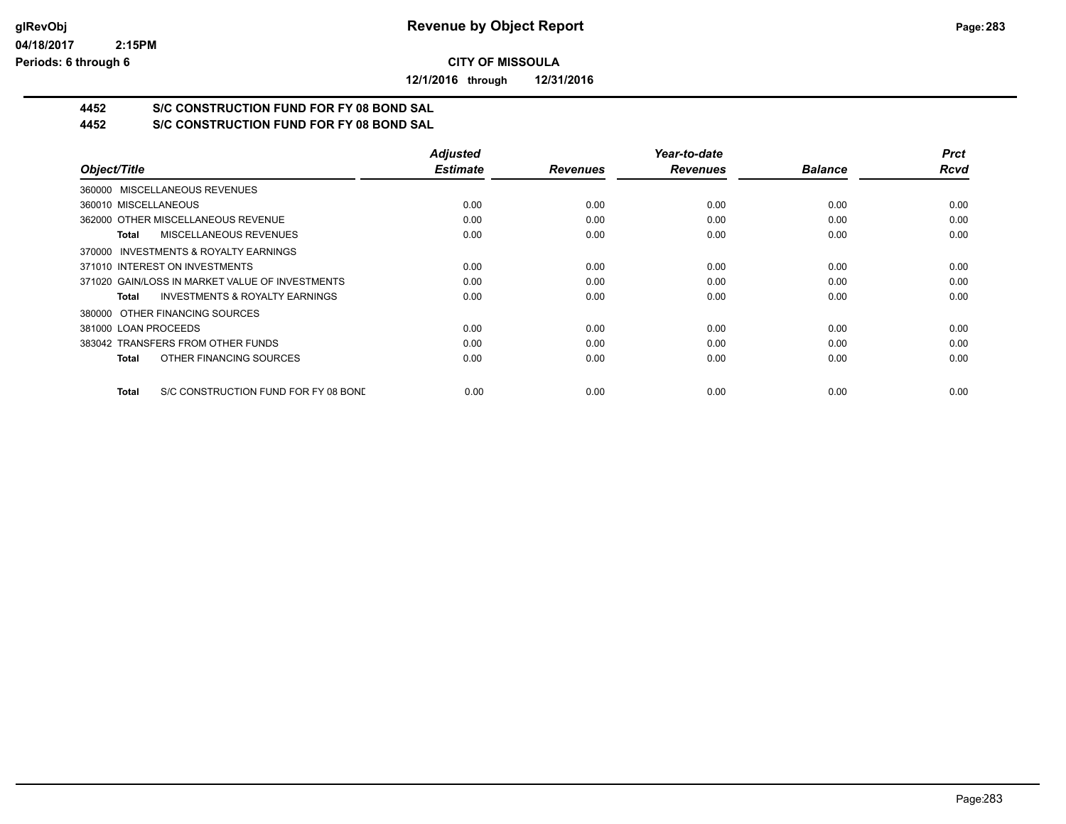**CITY OF MISSOULA**

**12/1/2016 through 12/31/2016**

## 4452 S/C CONSTRUCTION FUND FOR FY 08 BOND SAL
## 4452 S/C CONSTRUCTION FUND FOR FY 08 BOND SAL

| Object/Title | Adjusted Estimate | Revenues | Year-to-date Revenues | Balance | Prct Rcvd |
|---|---|---|---|---|---|
| 360000 MISCELLANEOUS REVENUES | | | | | |
| 360010 MISCELLANEOUS | 0.00 | 0.00 | 0.00 | 0.00 | 0.00 |
| 362000 OTHER MISCELLANEOUS REVENUE | 0.00 | 0.00 | 0.00 | 0.00 | 0.00 |
| **Total** MISCELLANEOUS REVENUES | 0.00 | 0.00 | 0.00 | 0.00 | 0.00 |
| 370000 INVESTMENTS & ROYALTY EARNINGS | | | | | |
| 371010 INTEREST ON INVESTMENTS | 0.00 | 0.00 | 0.00 | 0.00 | 0.00 |
| 371020 GAIN/LOSS IN MARKET VALUE OF INVESTMENTS | 0.00 | 0.00 | 0.00 | 0.00 | 0.00 |
| **Total** INVESTMENTS & ROYALTY EARNINGS | 0.00 | 0.00 | 0.00 | 0.00 | 0.00 |
| 380000 OTHER FINANCING SOURCES | | | | | |
| 381000 LOAN PROCEEDS | 0.00 | 0.00 | 0.00 | 0.00 | 0.00 |
| 383042 TRANSFERS FROM OTHER FUNDS | 0.00 | 0.00 | 0.00 | 0.00 | 0.00 |
| **Total** OTHER FINANCING SOURCES | 0.00 | 0.00 | 0.00 | 0.00 | 0.00 |
| **Total** S/C CONSTRUCTION FUND FOR FY 08 BOND | 0.00 | 0.00 | 0.00 | 0.00 | 0.00 |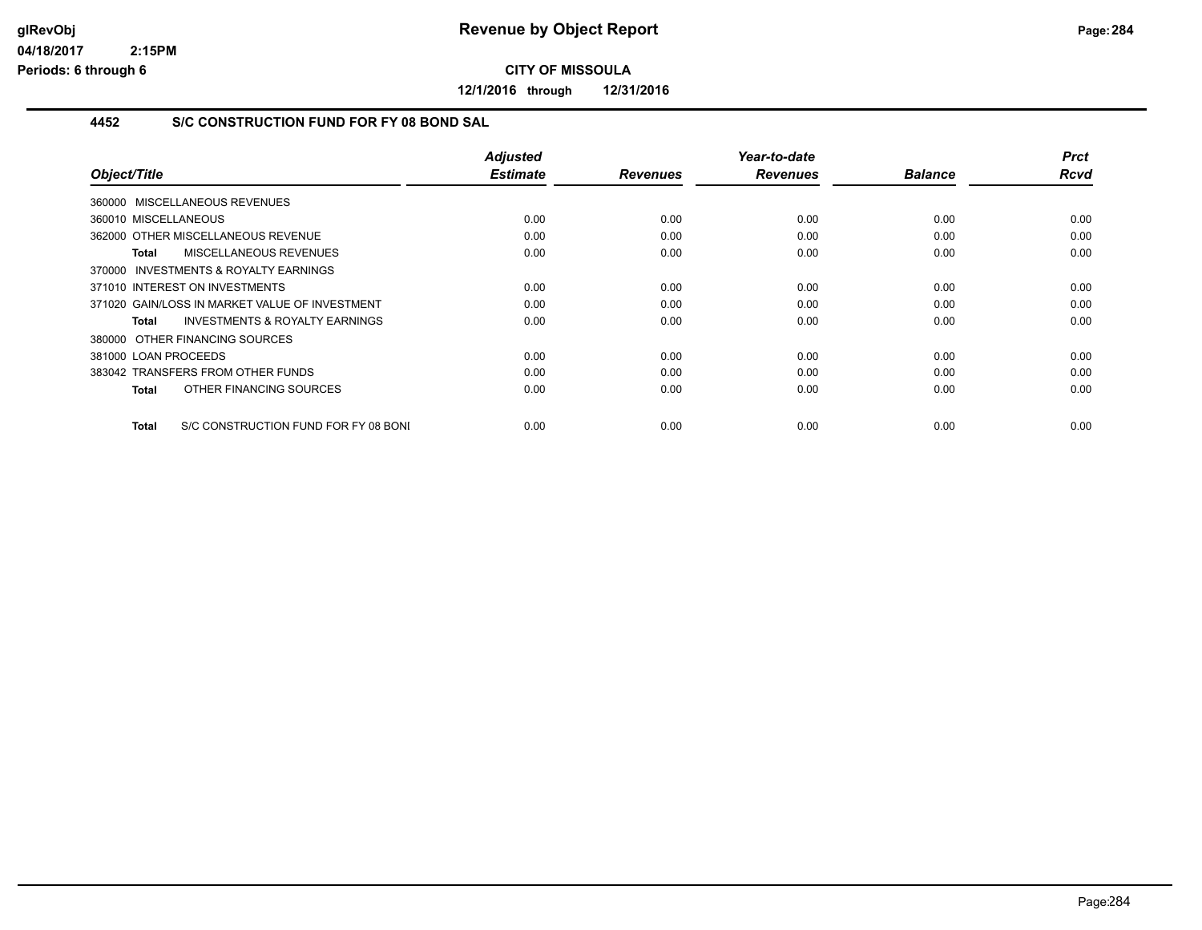**Revenue by Object Report**

**CITY OF MISSOULA**

**12/1/2016 through 12/31/2016**

glRevObj
04/18/2017 2:15PM
Periods: 6 through 6

## 4452 S/C CONSTRUCTION FUND FOR FY 08 BOND SAL

| Object/Title | Adjusted Estimate | Revenues | Year-to-date Revenues | Balance | Prct Rcvd |
|---|---|---|---|---|---|
| 360000 MISCELLANEOUS REVENUES | | | | | |
| 360010 MISCELLANEOUS | 0.00 | 0.00 | 0.00 | 0.00 | 0.00 |
| 362000 OTHER MISCELLANEOUS REVENUE | 0.00 | 0.00 | 0.00 | 0.00 | 0.00 |
| **Total** MISCELLANEOUS REVENUES | 0.00 | 0.00 | 0.00 | 0.00 | 0.00 |
| 370000 INVESTMENTS & ROYALTY EARNINGS | | | | | |
| 371010 INTEREST ON INVESTMENTS | 0.00 | 0.00 | 0.00 | 0.00 | 0.00 |
| 371020 GAIN/LOSS IN MARKET VALUE OF INVESTMENT | 0.00 | 0.00 | 0.00 | 0.00 | 0.00 |
| **Total** INVESTMENTS & ROYALTY EARNINGS | 0.00 | 0.00 | 0.00 | 0.00 | 0.00 |
| 380000 OTHER FINANCING SOURCES | | | | | |
| 381000 LOAN PROCEEDS | 0.00 | 0.00 | 0.00 | 0.00 | 0.00 |
| 383042 TRANSFERS FROM OTHER FUNDS | 0.00 | 0.00 | 0.00 | 0.00 | 0.00 |
| **Total** OTHER FINANCING SOURCES | 0.00 | 0.00 | 0.00 | 0.00 | 0.00 |
| **Total** S/C CONSTRUCTION FUND FOR FY 08 BONI | 0.00 | 0.00 | 0.00 | 0.00 | 0.00 |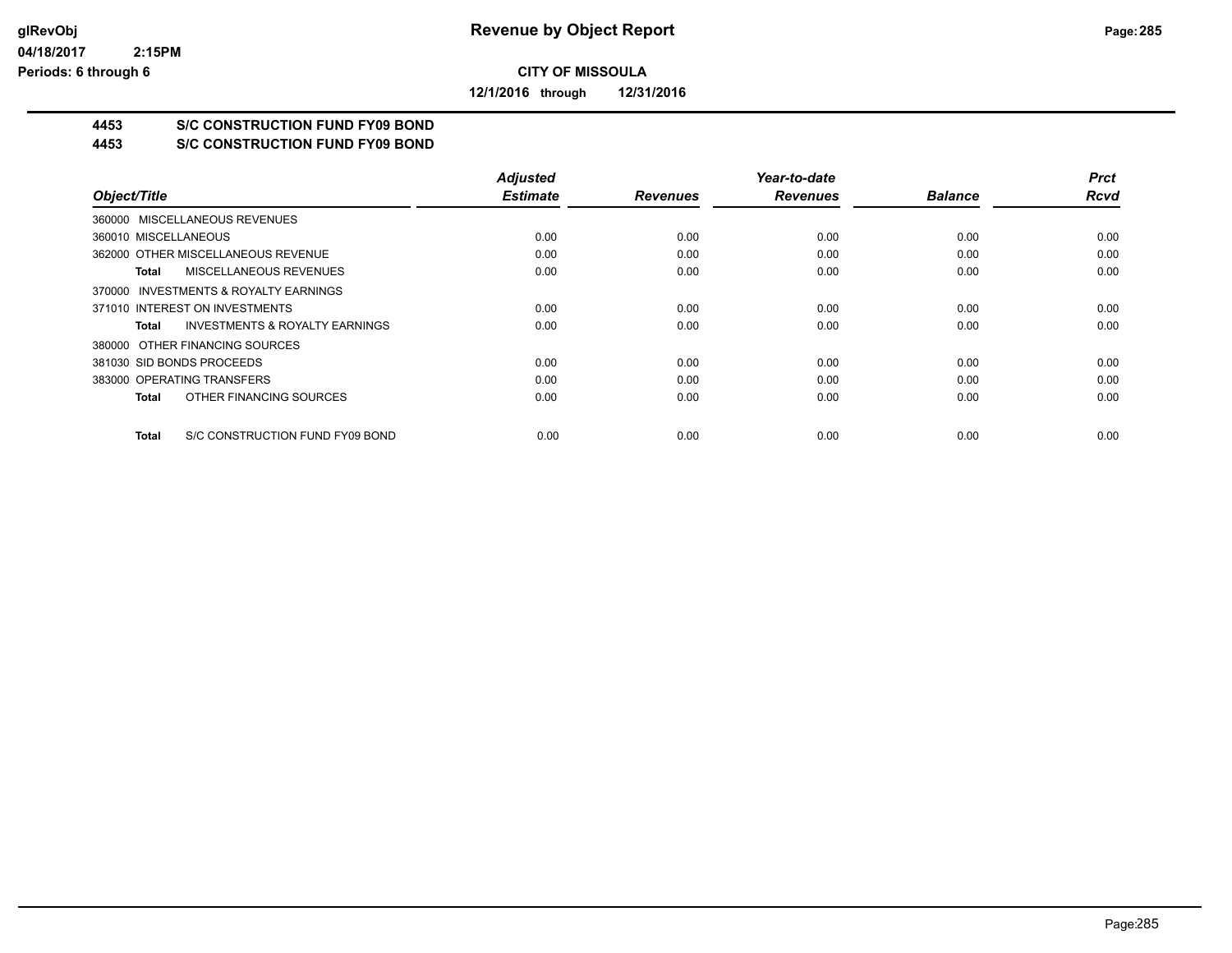**Revenue by Object Report**

**CITY OF MISSOULA**

**12/1/2016 through 12/31/2016**

glRevObj
04/18/2017 2:15PM
Periods: 6 through 6

## 4453 S/C CONSTRUCTION FUND FY09 BOND
## 4453 S/C CONSTRUCTION FUND FY09 BOND

| Object/Title | Adjusted Estimate | Revenues | Year-to-date Revenues | Balance | Prct Rcvd |
|---|---|---|---|---|---|
| 360000 MISCELLANEOUS REVENUES | | | | | |
| 360010 MISCELLANEOUS | 0.00 | 0.00 | 0.00 | 0.00 | 0.00 |
| 362000 OTHER MISCELLANEOUS REVENUE | 0.00 | 0.00 | 0.00 | 0.00 | 0.00 |
| **Total** MISCELLANEOUS REVENUES | 0.00 | 0.00 | 0.00 | 0.00 | 0.00 |
| 370000 INVESTMENTS & ROYALTY EARNINGS | | | | | |
| 371010 INTEREST ON INVESTMENTS | 0.00 | 0.00 | 0.00 | 0.00 | 0.00 |
| **Total** INVESTMENTS & ROYALTY EARNINGS | 0.00 | 0.00 | 0.00 | 0.00 | 0.00 |
| 380000 OTHER FINANCING SOURCES | | | | | |
| 381030 SID BONDS PROCEEDS | 0.00 | 0.00 | 0.00 | 0.00 | 0.00 |
| 383000 OPERATING TRANSFERS | 0.00 | 0.00 | 0.00 | 0.00 | 0.00 |
| **Total** OTHER FINANCING SOURCES | 0.00 | 0.00 | 0.00 | 0.00 | 0.00 |
| **Total** S/C CONSTRUCTION FUND FY09 BOND | 0.00 | 0.00 | 0.00 | 0.00 | 0.00 |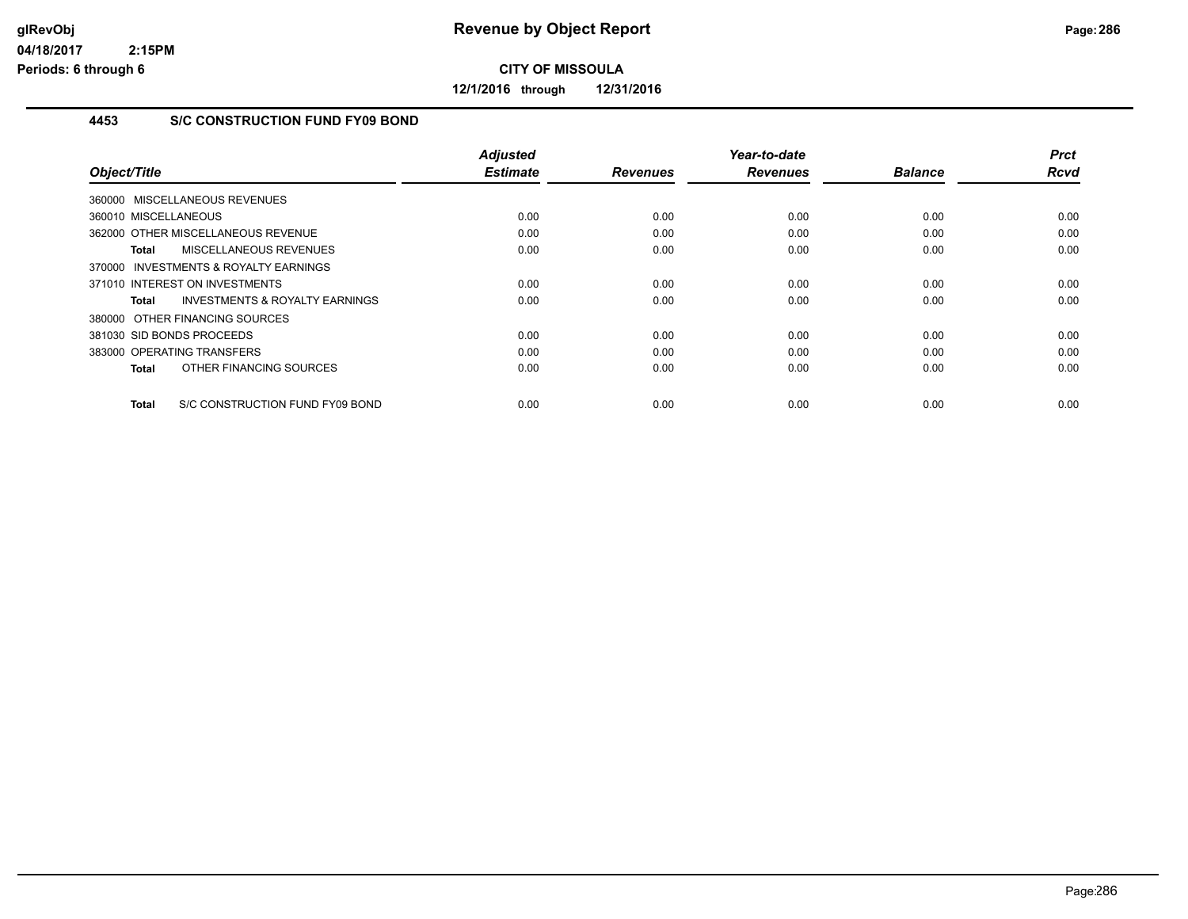# Revenue by Object Report

**CITY OF MISSOULA**

**12/1/2016 through 12/31/2016**

glRevObj
04/18/2017 2:15PM
Periods: 6 through 6

## 4453 S/C CONSTRUCTION FUND FY09 BOND

| Object/Title | Adjusted Estimate | Revenues | Year-to-date Revenues | Balance | Prct Rcvd |
|---|---|---|---|---|---|
| 360000 MISCELLANEOUS REVENUES | | | | | |
| 360010 MISCELLANEOUS | 0.00 | 0.00 | 0.00 | 0.00 | 0.00 |
| 362000 OTHER MISCELLANEOUS REVENUE | 0.00 | 0.00 | 0.00 | 0.00 | 0.00 |
| **Total** MISCELLANEOUS REVENUES | 0.00 | 0.00 | 0.00 | 0.00 | 0.00 |
| 370000 INVESTMENTS & ROYALTY EARNINGS | | | | | |
| 371010 INTEREST ON INVESTMENTS | 0.00 | 0.00 | 0.00 | 0.00 | 0.00 |
| **Total** INVESTMENTS & ROYALTY EARNINGS | 0.00 | 0.00 | 0.00 | 0.00 | 0.00 |
| 380000 OTHER FINANCING SOURCES | | | | | |
| 381030 SID BONDS PROCEEDS | 0.00 | 0.00 | 0.00 | 0.00 | 0.00 |
| 383000 OPERATING TRANSFERS | 0.00 | 0.00 | 0.00 | 0.00 | 0.00 |
| **Total** OTHER FINANCING SOURCES | 0.00 | 0.00 | 0.00 | 0.00 | 0.00 |
| **Total** S/C CONSTRUCTION FUND FY09 BOND | 0.00 | 0.00 | 0.00 | 0.00 | 0.00 |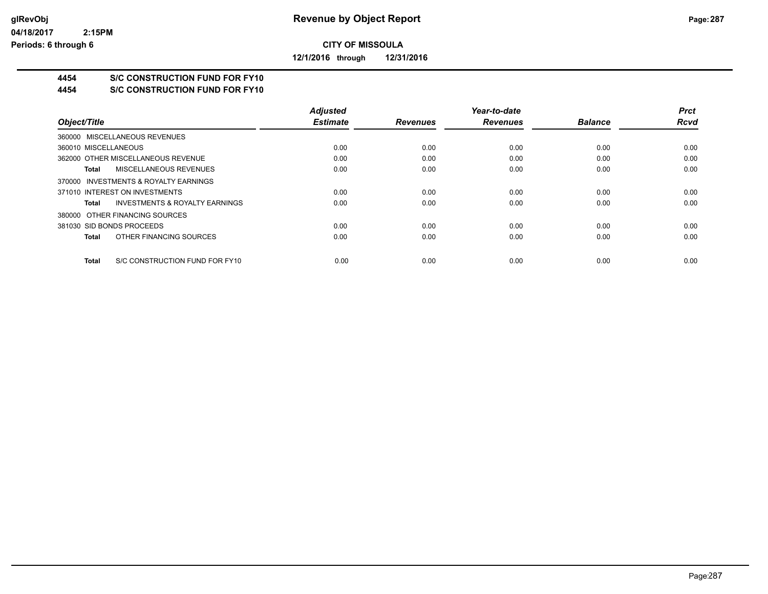**Revenue by Object Report**

**CITY OF MISSOULA**

**12/1/2016 through 12/31/2016**

glRevObj
04/18/2017 2:15PM
Periods: 6 through 6

## 4454 S/C CONSTRUCTION FUND FOR FY10
## 4454 S/C CONSTRUCTION FUND FOR FY10

| Object/Title | Adjusted Estimate | Revenues | Year-to-date Revenues | Balance | Prct Rcvd |
|---|---|---|---|---|---|
| 360000 MISCELLANEOUS REVENUES | | | | | |
| 360010 MISCELLANEOUS | 0.00 | 0.00 | 0.00 | 0.00 | 0.00 |
| 362000 OTHER MISCELLANEOUS REVENUE | 0.00 | 0.00 | 0.00 | 0.00 | 0.00 |
| **Total** MISCELLANEOUS REVENUES | 0.00 | 0.00 | 0.00 | 0.00 | 0.00 |
| 370000 INVESTMENTS & ROYALTY EARNINGS | | | | | |
| 371010 INTEREST ON INVESTMENTS | 0.00 | 0.00 | 0.00 | 0.00 | 0.00 |
| **Total** INVESTMENTS & ROYALTY EARNINGS | 0.00 | 0.00 | 0.00 | 0.00 | 0.00 |
| 380000 OTHER FINANCING SOURCES | | | | | |
| 381030 SID BONDS PROCEEDS | 0.00 | 0.00 | 0.00 | 0.00 | 0.00 |
| **Total** OTHER FINANCING SOURCES | 0.00 | 0.00 | 0.00 | 0.00 | 0.00 |
| **Total** S/C CONSTRUCTION FUND FOR FY10 | 0.00 | 0.00 | 0.00 | 0.00 | 0.00 |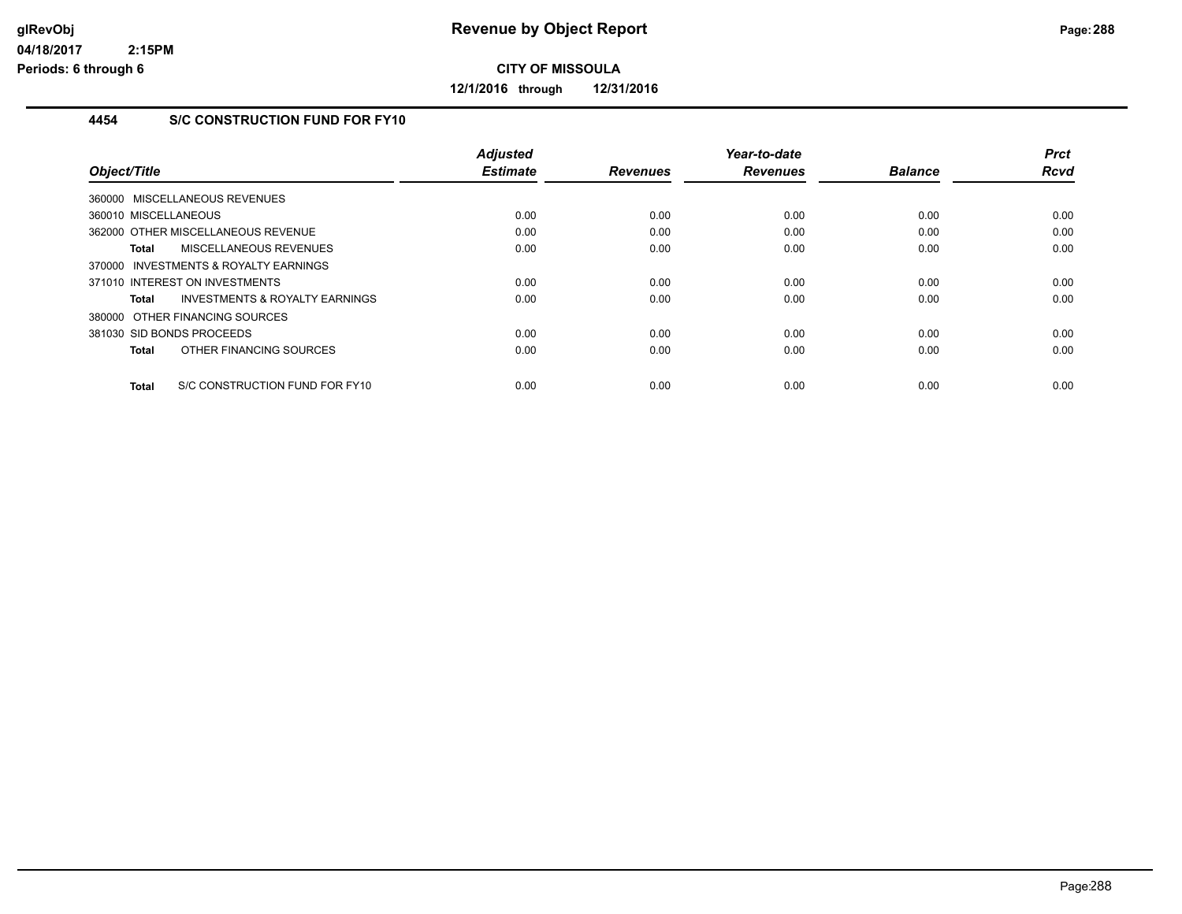# Revenue by Object Report

glRevObj
04/18/2017 2:15PM
Periods: 6 through 6

**CITY OF MISSOULA**

**12/1/2016 through 12/31/2016**

## 4454 S/C CONSTRUCTION FUND FOR FY10

| Object/Title | Adjusted Estimate | Revenues | Year-to-date Revenues | Balance | Prct Rcvd |
|---|---|---|---|---|---|
| 360000 MISCELLANEOUS REVENUES | | | | | |
| 360010 MISCELLANEOUS | 0.00 | 0.00 | 0.00 | 0.00 | 0.00 |
| 362000 OTHER MISCELLANEOUS REVENUE | 0.00 | 0.00 | 0.00 | 0.00 | 0.00 |
| **Total** MISCELLANEOUS REVENUES | 0.00 | 0.00 | 0.00 | 0.00 | 0.00 |
| 370000 INVESTMENTS & ROYALTY EARNINGS | | | | | |
| 371010 INTEREST ON INVESTMENTS | 0.00 | 0.00 | 0.00 | 0.00 | 0.00 |
| **Total** INVESTMENTS & ROYALTY EARNINGS | 0.00 | 0.00 | 0.00 | 0.00 | 0.00 |
| 380000 OTHER FINANCING SOURCES | | | | | |
| 381030 SID BONDS PROCEEDS | 0.00 | 0.00 | 0.00 | 0.00 | 0.00 |
| **Total** OTHER FINANCING SOURCES | 0.00 | 0.00 | 0.00 | 0.00 | 0.00 |
| **Total** S/C CONSTRUCTION FUND FOR FY10 | 0.00 | 0.00 | 0.00 | 0.00 | 0.00 |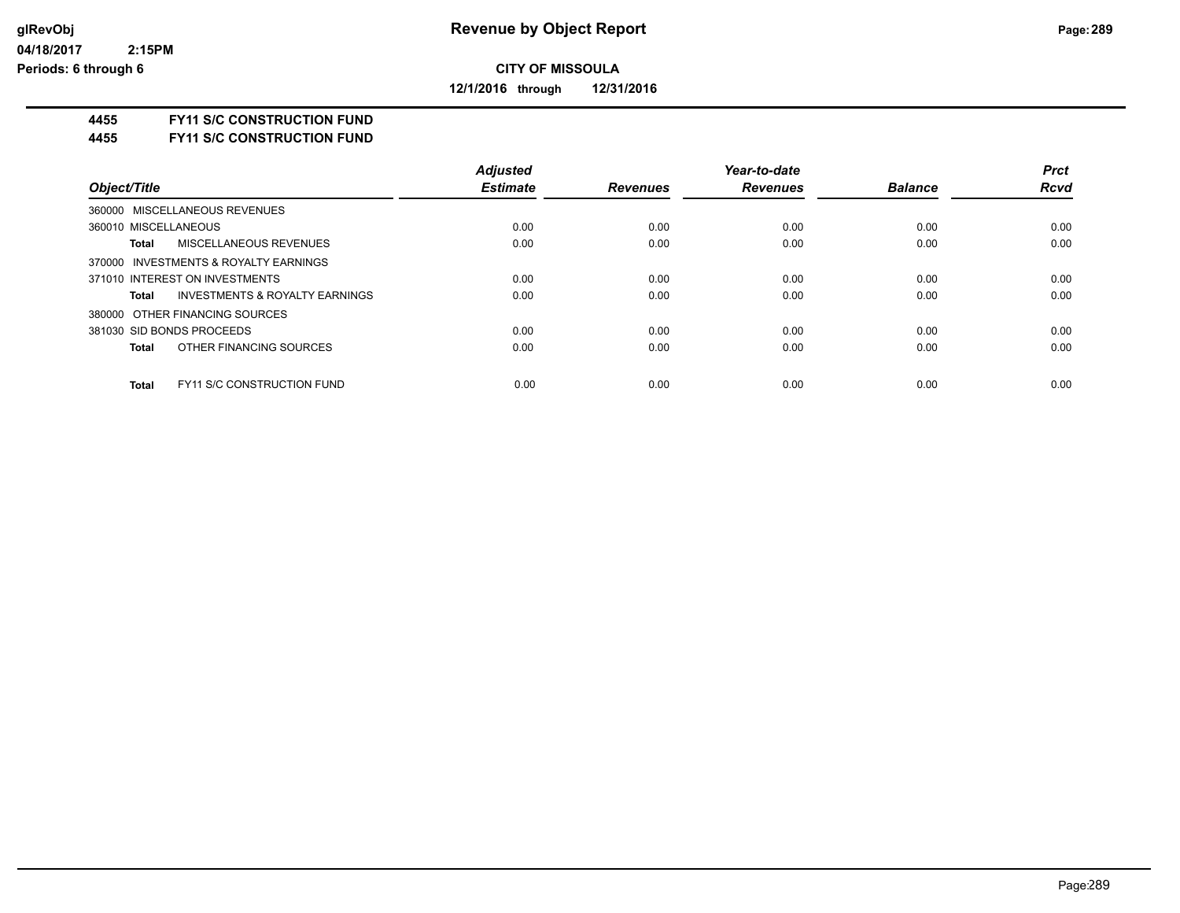**Revenue by Object Report**

**CITY OF MISSOULA**

**12/1/2016 through 12/31/2016**

glRevObj
04/18/2017 2:15PM
Periods: 6 through 6

**4455 FY11 S/C CONSTRUCTION FUND**
**4455 FY11 S/C CONSTRUCTION FUND**

| Object/Title | Adjusted Estimate | Revenues | Year-to-date Revenues | Balance | Prct Rcvd |
|---|---|---|---|---|---|
| 360000 MISCELLANEOUS REVENUES | | | | | |
| 360010 MISCELLANEOUS | 0.00 | 0.00 | 0.00 | 0.00 | 0.00 |
| **Total** MISCELLANEOUS REVENUES | 0.00 | 0.00 | 0.00 | 0.00 | 0.00 |
| 370000 INVESTMENTS & ROYALTY EARNINGS | | | | | |
| 371010 INTEREST ON INVESTMENTS | 0.00 | 0.00 | 0.00 | 0.00 | 0.00 |
| **Total** INVESTMENTS & ROYALTY EARNINGS | 0.00 | 0.00 | 0.00 | 0.00 | 0.00 |
| 380000 OTHER FINANCING SOURCES | | | | | |
| 381030 SID BONDS PROCEEDS | 0.00 | 0.00 | 0.00 | 0.00 | 0.00 |
| **Total** OTHER FINANCING SOURCES | 0.00 | 0.00 | 0.00 | 0.00 | 0.00 |
| **Total** FY11 S/C CONSTRUCTION FUND | 0.00 | 0.00 | 0.00 | 0.00 | 0.00 |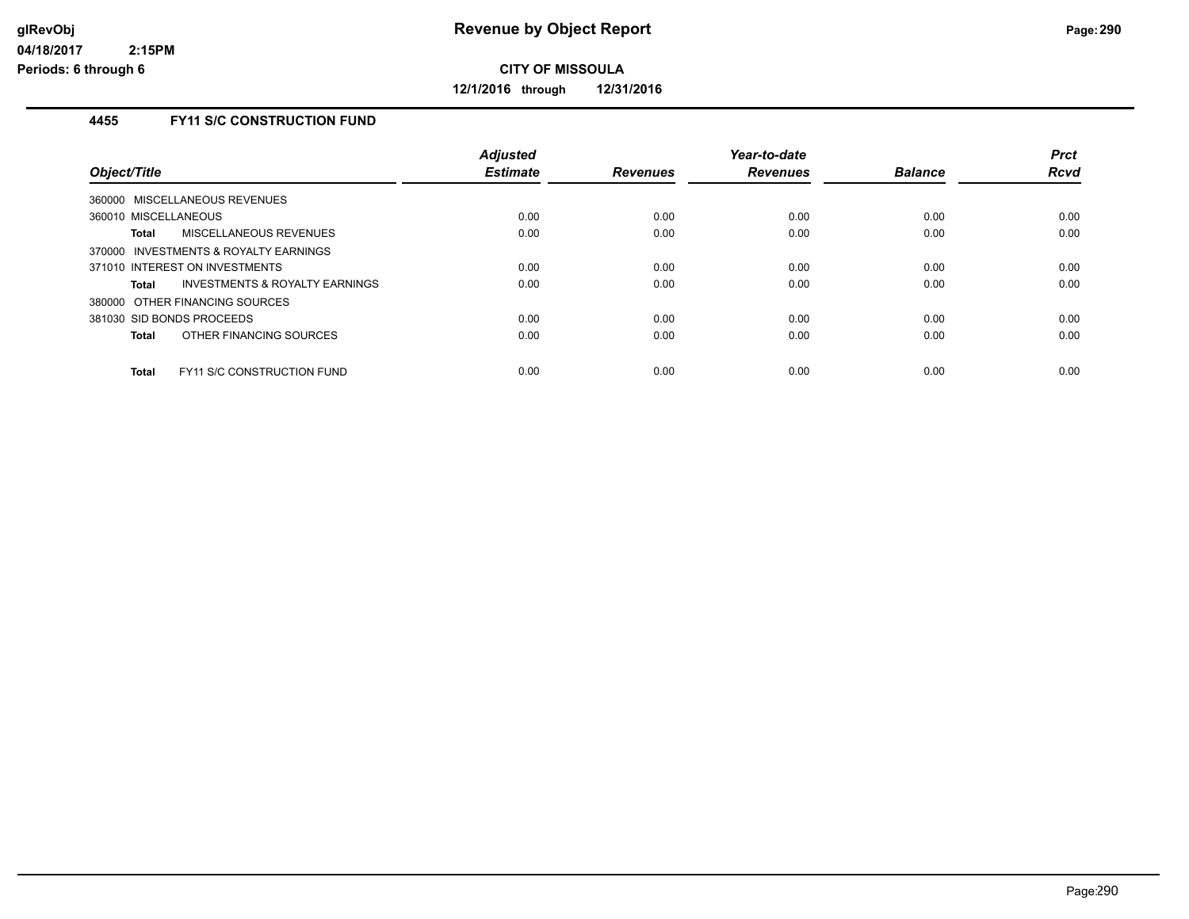**Revenue by Object Report**

**CITY OF MISSOULA**

**12/1/2016 through 12/31/2016**

glRevObj
04/18/2017 2:15PM
Periods: 6 through 6

### 4455 FY11 S/C CONSTRUCTION FUND

| Object/Title | Adjusted Estimate | Revenues | Year-to-date Revenues | Balance | Prct Rcvd |
|---|---|---|---|---|---|
| 360000 MISCELLANEOUS REVENUES | | | | | |
| 360010 MISCELLANEOUS | 0.00 | 0.00 | 0.00 | 0.00 | 0.00 |
| **Total** MISCELLANEOUS REVENUES | 0.00 | 0.00 | 0.00 | 0.00 | 0.00 |
| 370000 INVESTMENTS & ROYALTY EARNINGS | | | | | |
| 371010 INTEREST ON INVESTMENTS | 0.00 | 0.00 | 0.00 | 0.00 | 0.00 |
| **Total** INVESTMENTS & ROYALTY EARNINGS | 0.00 | 0.00 | 0.00 | 0.00 | 0.00 |
| 380000 OTHER FINANCING SOURCES | | | | | |
| 381030 SID BONDS PROCEEDS | 0.00 | 0.00 | 0.00 | 0.00 | 0.00 |
| **Total** OTHER FINANCING SOURCES | 0.00 | 0.00 | 0.00 | 0.00 | 0.00 |
| **Total** FY11 S/C CONSTRUCTION FUND | 0.00 | 0.00 | 0.00 | 0.00 | 0.00 |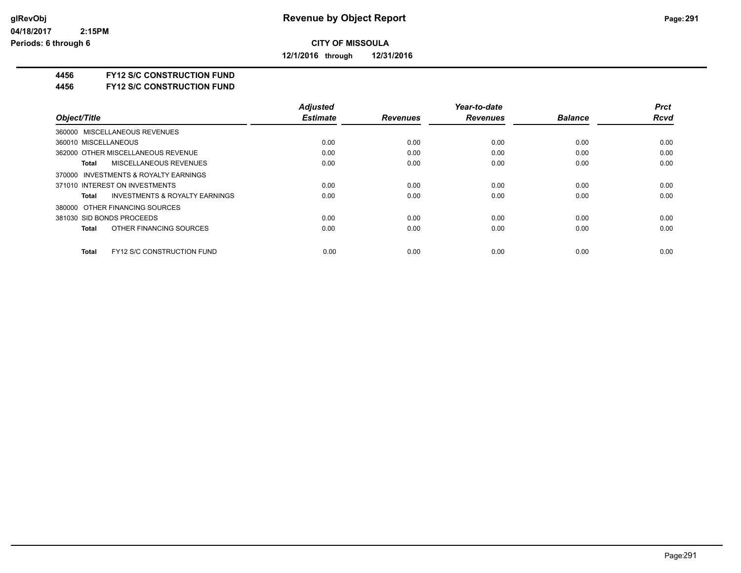**Revenue by Object Report**

**CITY OF MISSOULA**

**12/1/2016 through 12/31/2016**

glRevObj
04/18/2017 2:15PM
Periods: 6 through 6

**4456 FY12 S/C CONSTRUCTION FUND**
**4456 FY12 S/C CONSTRUCTION FUND**

| Object/Title | Adjusted Estimate | Revenues | Year-to-date Revenues | Balance | Prct Rcvd |
|---|---|---|---|---|---|
| 360000 MISCELLANEOUS REVENUES | | | | | |
| 360010 MISCELLANEOUS | 0.00 | 0.00 | 0.00 | 0.00 | 0.00 |
| 362000 OTHER MISCELLANEOUS REVENUE | 0.00 | 0.00 | 0.00 | 0.00 | 0.00 |
| **Total** MISCELLANEOUS REVENUES | 0.00 | 0.00 | 0.00 | 0.00 | 0.00 |
| 370000 INVESTMENTS & ROYALTY EARNINGS | | | | | |
| 371010 INTEREST ON INVESTMENTS | 0.00 | 0.00 | 0.00 | 0.00 | 0.00 |
| **Total** INVESTMENTS & ROYALTY EARNINGS | 0.00 | 0.00 | 0.00 | 0.00 | 0.00 |
| 380000 OTHER FINANCING SOURCES | | | | | |
| 381030 SID BONDS PROCEEDS | 0.00 | 0.00 | 0.00 | 0.00 | 0.00 |
| **Total** OTHER FINANCING SOURCES | 0.00 | 0.00 | 0.00 | 0.00 | 0.00 |
| **Total** FY12 S/C CONSTRUCTION FUND | 0.00 | 0.00 | 0.00 | 0.00 | 0.00 |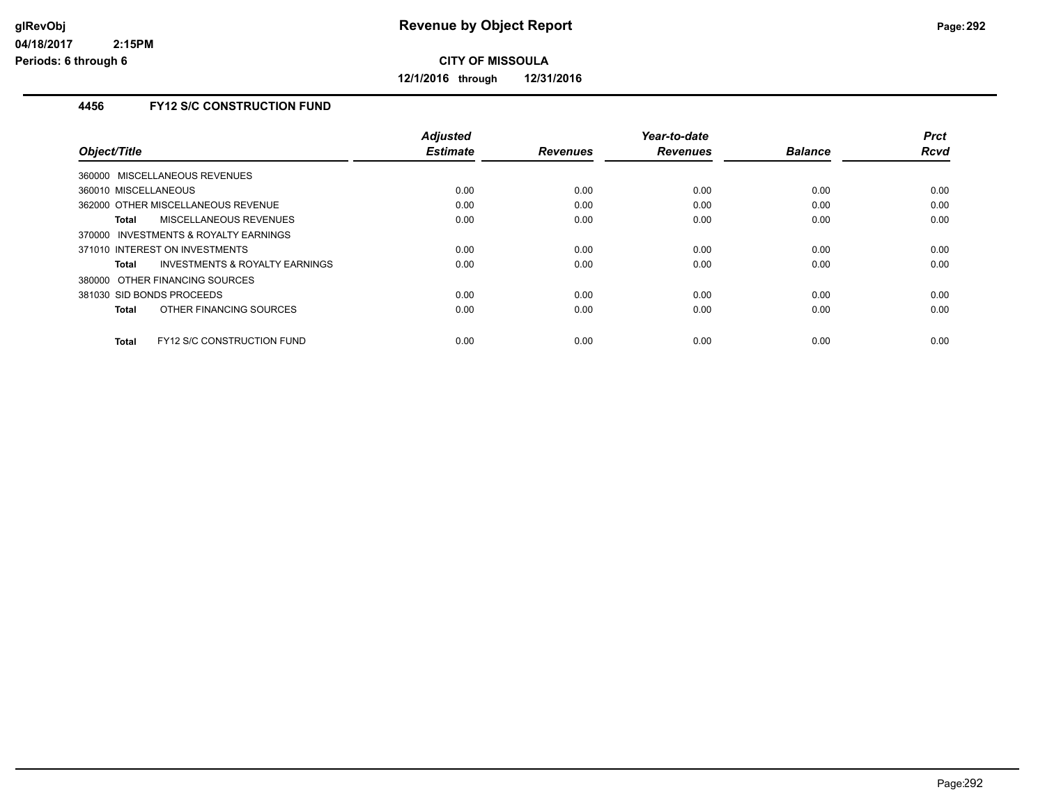**CITY OF MISSOULA**

**12/1/2016 through 12/31/2016**

### 4456 FY12 S/C CONSTRUCTION FUND

| Object/Title | Adjusted Estimate | Revenues | Year-to-date Revenues | Balance | Prct Rcvd |
|---|---|---|---|---|---|
| 360000 MISCELLANEOUS REVENUES | | | | | |
| 360010 MISCELLANEOUS | 0.00 | 0.00 | 0.00 | 0.00 | 0.00 |
| 362000 OTHER MISCELLANEOUS REVENUE | 0.00 | 0.00 | 0.00 | 0.00 | 0.00 |
| **Total** MISCELLANEOUS REVENUES | 0.00 | 0.00 | 0.00 | 0.00 | 0.00 |
| 370000 INVESTMENTS & ROYALTY EARNINGS | | | | | |
| 371010 INTEREST ON INVESTMENTS | 0.00 | 0.00 | 0.00 | 0.00 | 0.00 |
| **Total** INVESTMENTS & ROYALTY EARNINGS | 0.00 | 0.00 | 0.00 | 0.00 | 0.00 |
| 380000 OTHER FINANCING SOURCES | | | | | |
| 381030 SID BONDS PROCEEDS | 0.00 | 0.00 | 0.00 | 0.00 | 0.00 |
| **Total** OTHER FINANCING SOURCES | 0.00 | 0.00 | 0.00 | 0.00 | 0.00 |
| **Total** FY12 S/C CONSTRUCTION FUND | 0.00 | 0.00 | 0.00 | 0.00 | 0.00 |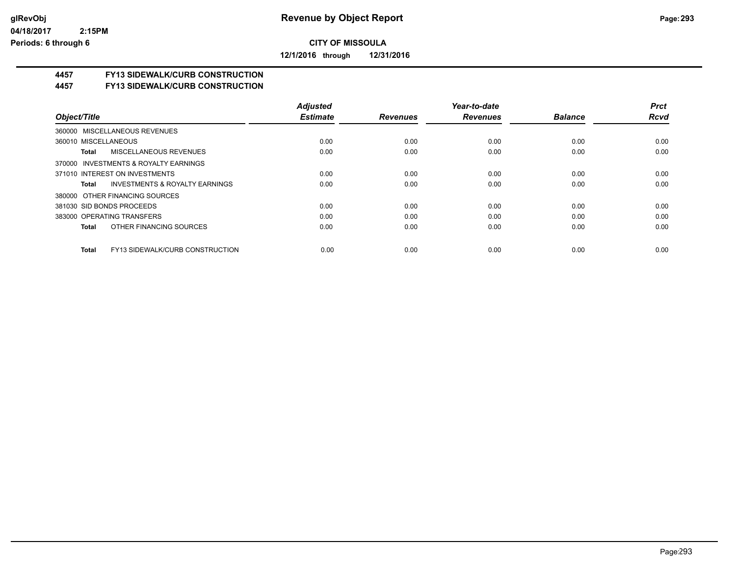# Revenue by Object Report

**CITY OF MISSOULA**

**12/1/2016 through 12/31/2016**

glRevObj
04/18/2017 2:15PM
Periods: 6 through 6

## 4457 FY13 SIDEWALK/CURB CONSTRUCTION
## 4457 FY13 SIDEWALK/CURB CONSTRUCTION

| Object/Title | Adjusted Estimate | Revenues | Year-to-date Revenues | Balance | Prct Rcvd |
|---|---|---|---|---|---|
| 360000 MISCELLANEOUS REVENUES | | | | | |
| 360010 MISCELLANEOUS | 0.00 | 0.00 | 0.00 | 0.00 | 0.00 |
| **Total** MISCELLANEOUS REVENUES | 0.00 | 0.00 | 0.00 | 0.00 | 0.00 |
| 370000 INVESTMENTS & ROYALTY EARNINGS | | | | | |
| 371010 INTEREST ON INVESTMENTS | 0.00 | 0.00 | 0.00 | 0.00 | 0.00 |
| **Total** INVESTMENTS & ROYALTY EARNINGS | 0.00 | 0.00 | 0.00 | 0.00 | 0.00 |
| 380000 OTHER FINANCING SOURCES | | | | | |
| 381030 SID BONDS PROCEEDS | 0.00 | 0.00 | 0.00 | 0.00 | 0.00 |
| 383000 OPERATING TRANSFERS | 0.00 | 0.00 | 0.00 | 0.00 | 0.00 |
| **Total** OTHER FINANCING SOURCES | 0.00 | 0.00 | 0.00 | 0.00 | 0.00 |
| **Total** FY13 SIDEWALK/CURB CONSTRUCTION | 0.00 | 0.00 | 0.00 | 0.00 | 0.00 |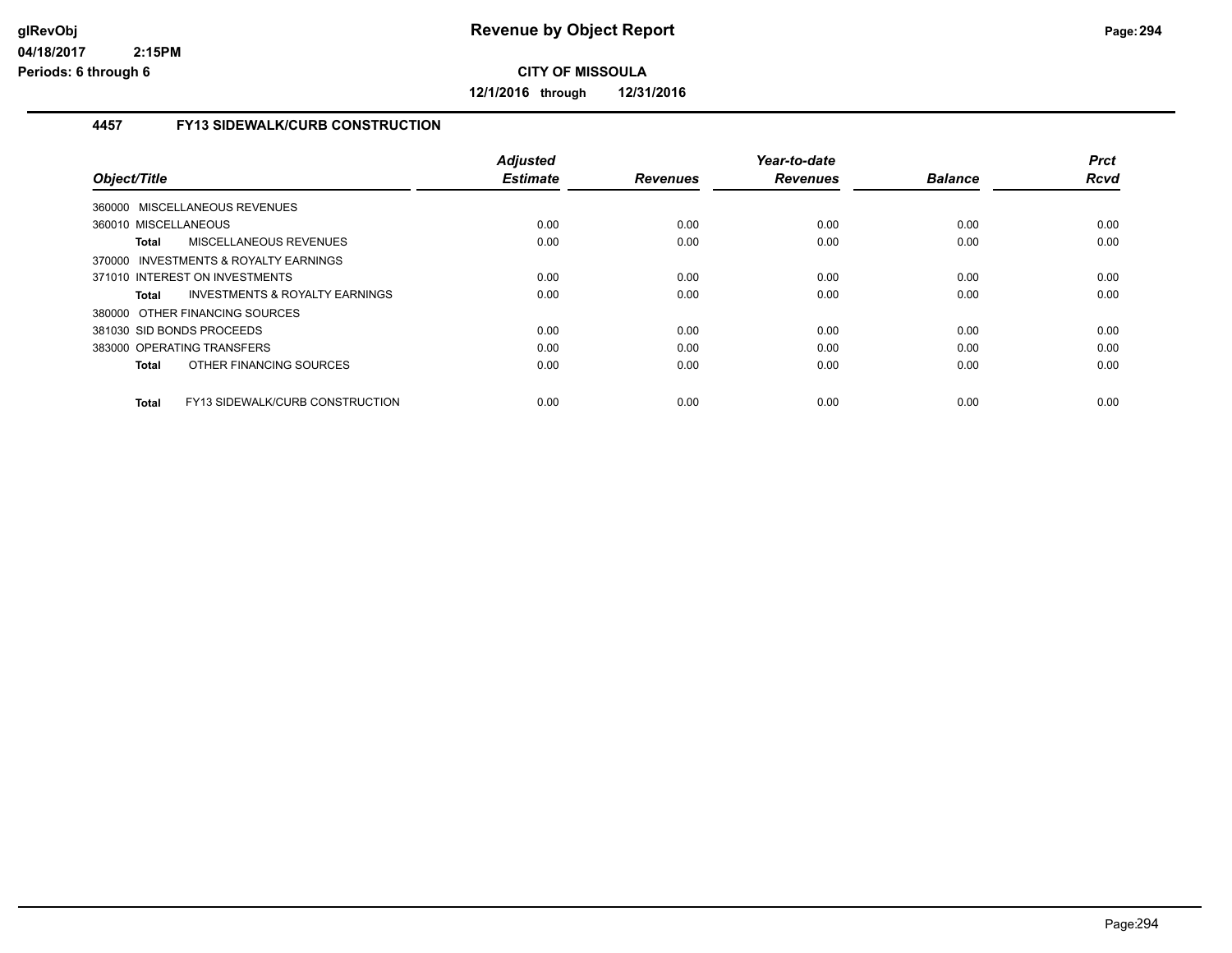# Revenue by Object Report

**CITY OF MISSOULA**

**12/1/2016 through 12/31/2016**

glRevObj
04/18/2017 2:15PM
Periods: 6 through 6

## 4457 FY13 SIDEWALK/CURB CONSTRUCTION

| Object/Title | Adjusted Estimate | Revenues | Year-to-date Revenues | Balance | Prct Rcvd |
|---|---|---|---|---|---|
| 360000 MISCELLANEOUS REVENUES | | | | | |
| 360010 MISCELLANEOUS | 0.00 | 0.00 | 0.00 | 0.00 | 0.00 |
| **Total** MISCELLANEOUS REVENUES | 0.00 | 0.00 | 0.00 | 0.00 | 0.00 |
| 370000 INVESTMENTS & ROYALTY EARNINGS | | | | | |
| 371010 INTEREST ON INVESTMENTS | 0.00 | 0.00 | 0.00 | 0.00 | 0.00 |
| **Total** INVESTMENTS & ROYALTY EARNINGS | 0.00 | 0.00 | 0.00 | 0.00 | 0.00 |
| 380000 OTHER FINANCING SOURCES | | | | | |
| 381030 SID BONDS PROCEEDS | 0.00 | 0.00 | 0.00 | 0.00 | 0.00 |
| 383000 OPERATING TRANSFERS | 0.00 | 0.00 | 0.00 | 0.00 | 0.00 |
| **Total** OTHER FINANCING SOURCES | 0.00 | 0.00 | 0.00 | 0.00 | 0.00 |
| **Total** FY13 SIDEWALK/CURB CONSTRUCTION | 0.00 | 0.00 | 0.00 | 0.00 | 0.00 |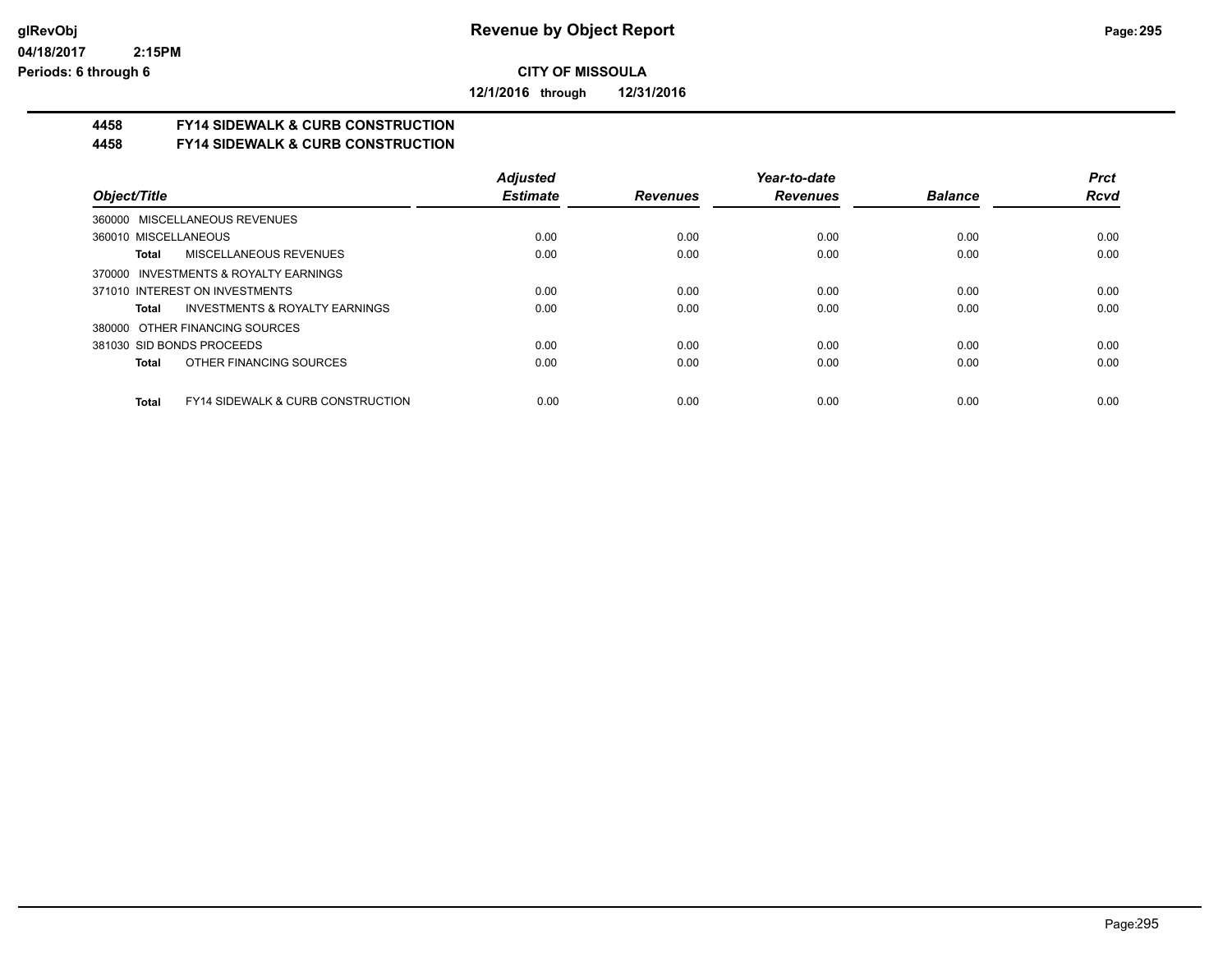**Revenue by Object Report**

**CITY OF MISSOULA**

**12/1/2016 through 12/31/2016**

## 4458 FY14 SIDEWALK & CURB CONSTRUCTION
## 4458 FY14 SIDEWALK & CURB CONSTRUCTION

| Object/Title | Adjusted Estimate | Revenues | Year-to-date Revenues | Balance | Prct Rcvd |
|---|---|---|---|---|---|
| 360000 MISCELLANEOUS REVENUES | | | | | |
| 360010 MISCELLANEOUS | 0.00 | 0.00 | 0.00 | 0.00 | 0.00 |
| **Total** MISCELLANEOUS REVENUES | 0.00 | 0.00 | 0.00 | 0.00 | 0.00 |
| 370000 INVESTMENTS & ROYALTY EARNINGS | | | | | |
| 371010 INTEREST ON INVESTMENTS | 0.00 | 0.00 | 0.00 | 0.00 | 0.00 |
| **Total** INVESTMENTS & ROYALTY EARNINGS | 0.00 | 0.00 | 0.00 | 0.00 | 0.00 |
| 380000 OTHER FINANCING SOURCES | | | | | |
| 381030 SID BONDS PROCEEDS | 0.00 | 0.00 | 0.00 | 0.00 | 0.00 |
| **Total** OTHER FINANCING SOURCES | 0.00 | 0.00 | 0.00 | 0.00 | 0.00 |
| **Total** FY14 SIDEWALK & CURB CONSTRUCTION | 0.00 | 0.00 | 0.00 | 0.00 | 0.00 |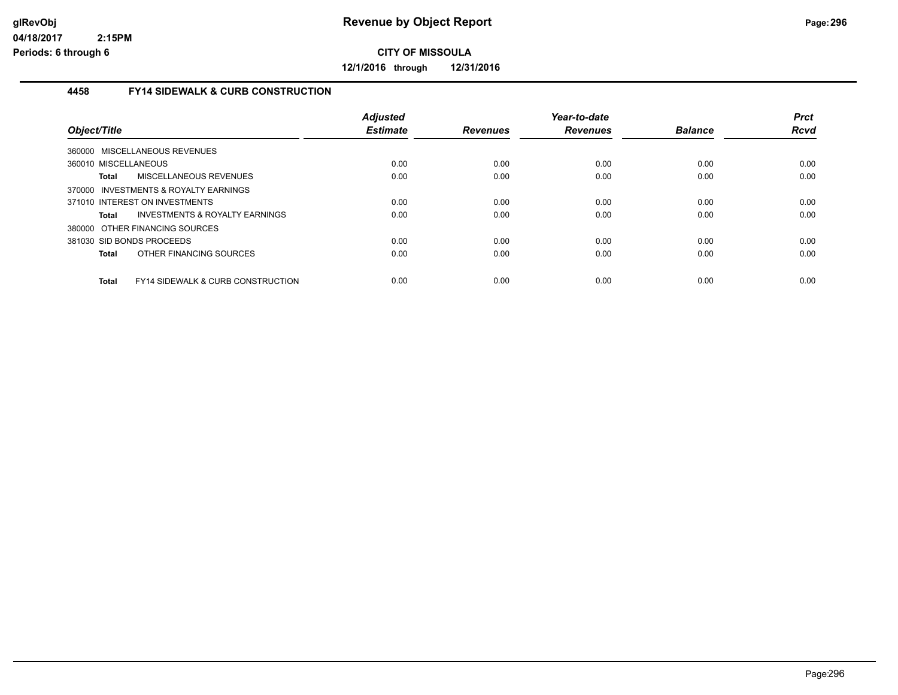# Revenue by Object Report

**CITY OF MISSOULA**

**12/1/2016 through 12/31/2016**

glRevObj
04/18/2017 2:15PM
Periods: 6 through 6

## 4458 FY14 SIDEWALK & CURB CONSTRUCTION

| Object/Title | Adjusted Estimate | Revenues | Year-to-date Revenues | Balance | Prct Rcvd |
|---|---|---|---|---|---|
| 360000 MISCELLANEOUS REVENUES | | | | | |
| 360010 MISCELLANEOUS | 0.00 | 0.00 | 0.00 | 0.00 | 0.00 |
| **Total** MISCELLANEOUS REVENUES | 0.00 | 0.00 | 0.00 | 0.00 | 0.00 |
| 370000 INVESTMENTS & ROYALTY EARNINGS | | | | | |
| 371010 INTEREST ON INVESTMENTS | 0.00 | 0.00 | 0.00 | 0.00 | 0.00 |
| **Total** INVESTMENTS & ROYALTY EARNINGS | 0.00 | 0.00 | 0.00 | 0.00 | 0.00 |
| 380000 OTHER FINANCING SOURCES | | | | | |
| 381030 SID BONDS PROCEEDS | 0.00 | 0.00 | 0.00 | 0.00 | 0.00 |
| **Total** OTHER FINANCING SOURCES | 0.00 | 0.00 | 0.00 | 0.00 | 0.00 |
| **Total** FY14 SIDEWALK & CURB CONSTRUCTION | 0.00 | 0.00 | 0.00 | 0.00 | 0.00 |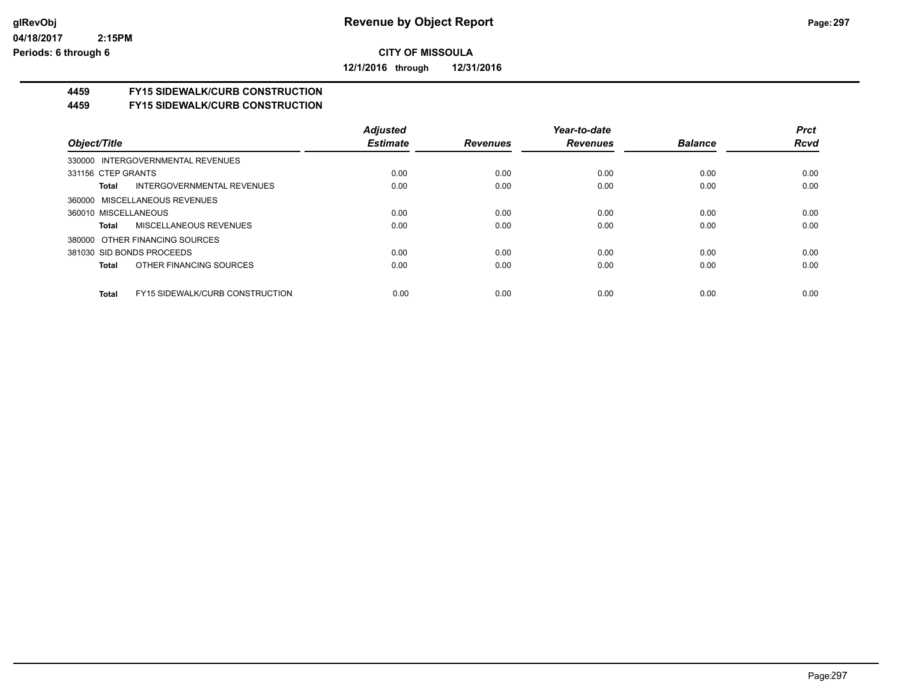# Revenue by Object Report

**CITY OF MISSOULA**

**12/1/2016 through 12/31/2016**

glRevObj
04/18/2017 2:15PM
Periods: 6 through 6

## 4459 FY15 SIDEWALK/CURB CONSTRUCTION
## 4459 FY15 SIDEWALK/CURB CONSTRUCTION

| Object/Title | Adjusted Estimate | Revenues | Year-to-date Revenues | Balance | Prct Rcvd |
|---|---|---|---|---|---|
| 330000 INTERGOVERNMENTAL REVENUES | | | | | |
| 331156 CTEP GRANTS | 0.00 | 0.00 | 0.00 | 0.00 | 0.00 |
| **Total** INTERGOVERNMENTAL REVENUES | 0.00 | 0.00 | 0.00 | 0.00 | 0.00 |
| 360000 MISCELLANEOUS REVENUES | | | | | |
| 360010 MISCELLANEOUS | 0.00 | 0.00 | 0.00 | 0.00 | 0.00 |
| **Total** MISCELLANEOUS REVENUES | 0.00 | 0.00 | 0.00 | 0.00 | 0.00 |
| 380000 OTHER FINANCING SOURCES | | | | | |
| 381030 SID BONDS PROCEEDS | 0.00 | 0.00 | 0.00 | 0.00 | 0.00 |
| **Total** OTHER FINANCING SOURCES | 0.00 | 0.00 | 0.00 | 0.00 | 0.00 |
| **Total** FY15 SIDEWALK/CURB CONSTRUCTION | 0.00 | 0.00 | 0.00 | 0.00 | 0.00 |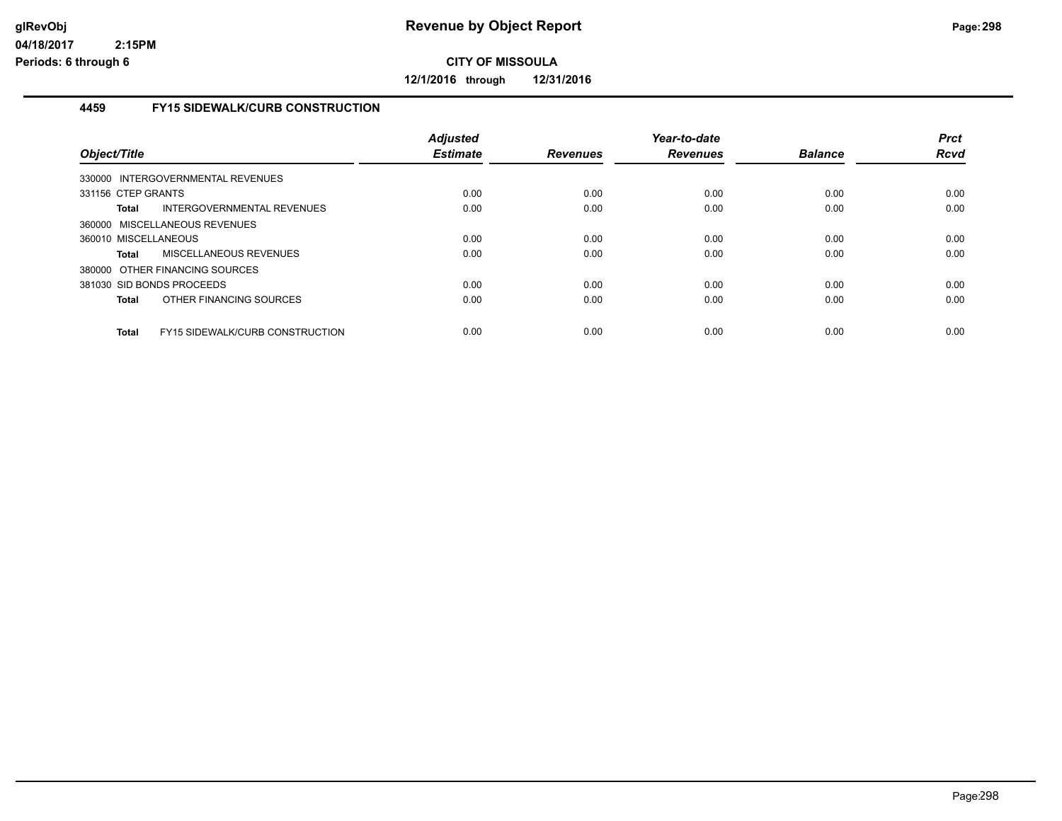# Revenue by Object Report

**CITY OF MISSOULA**

**12/1/2016 through 12/31/2016**

glRevObj
04/18/2017 2:15PM
Periods: 6 through 6

## 4459 FY15 SIDEWALK/CURB CONSTRUCTION

| Object/Title | Adjusted Estimate | Revenues | Year-to-date Revenues | Balance | Prct Rcvd |
|---|---|---|---|---|---|
| 330000 INTERGOVERNMENTAL REVENUES | | | | | |
| 331156 CTEP GRANTS | 0.00 | 0.00 | 0.00 | 0.00 | 0.00 |
| **Total** INTERGOVERNMENTAL REVENUES | 0.00 | 0.00 | 0.00 | 0.00 | 0.00 |
| 360000 MISCELLANEOUS REVENUES | | | | | |
| 360010 MISCELLANEOUS | 0.00 | 0.00 | 0.00 | 0.00 | 0.00 |
| **Total** MISCELLANEOUS REVENUES | 0.00 | 0.00 | 0.00 | 0.00 | 0.00 |
| 380000 OTHER FINANCING SOURCES | | | | | |
| 381030 SID BONDS PROCEEDS | 0.00 | 0.00 | 0.00 | 0.00 | 0.00 |
| **Total** OTHER FINANCING SOURCES | 0.00 | 0.00 | 0.00 | 0.00 | 0.00 |
| **Total** FY15 SIDEWALK/CURB CONSTRUCTION | 0.00 | 0.00 | 0.00 | 0.00 | 0.00 |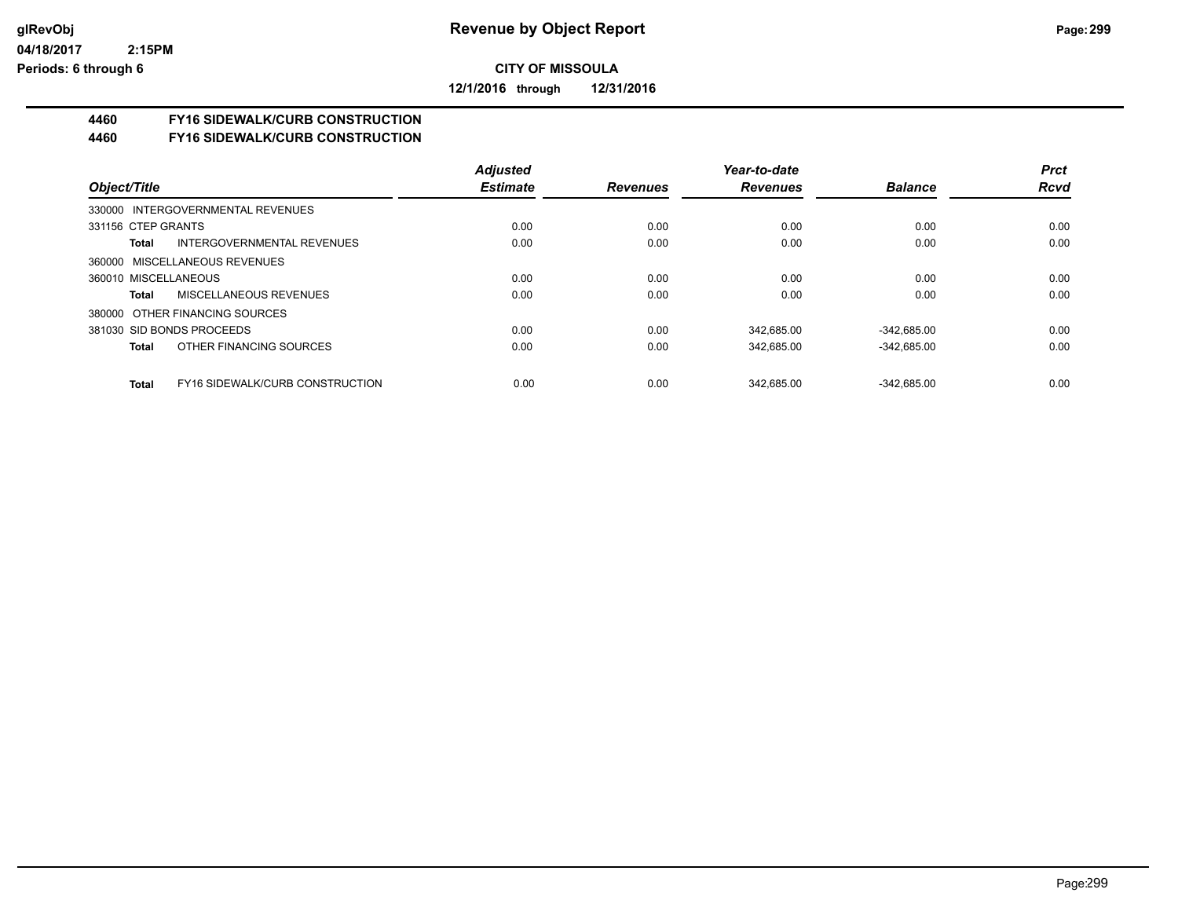**Revenue by Object Report**

**CITY OF MISSOULA**

**12/1/2016 through 12/31/2016**

**4460 FY16 SIDEWALK/CURB CONSTRUCTION**
**4460 FY16 SIDEWALK/CURB CONSTRUCTION**

| Object/Title | Adjusted Estimate | Revenues | Year-to-date Revenues | Balance | Prct Rcvd |
|---|---|---|---|---|---|
| 330000 INTERGOVERNMENTAL REVENUES | | | | | |
| 331156 CTEP GRANTS | 0.00 | 0.00 | 0.00 | 0.00 | 0.00 |
| **Total** INTERGOVERNMENTAL REVENUES | 0.00 | 0.00 | 0.00 | 0.00 | 0.00 |
| 360000 MISCELLANEOUS REVENUES | | | | | |
| 360010 MISCELLANEOUS | 0.00 | 0.00 | 0.00 | 0.00 | 0.00 |
| **Total** MISCELLANEOUS REVENUES | 0.00 | 0.00 | 0.00 | 0.00 | 0.00 |
| 380000 OTHER FINANCING SOURCES | | | | | |
| 381030 SID BONDS PROCEEDS | 0.00 | 0.00 | 342,685.00 | -342,685.00 | 0.00 |
| **Total** OTHER FINANCING SOURCES | 0.00 | 0.00 | 342,685.00 | -342,685.00 | 0.00 |
| **Total** FY16 SIDEWALK/CURB CONSTRUCTION | 0.00 | 0.00 | 342,685.00 | -342,685.00 | 0.00 |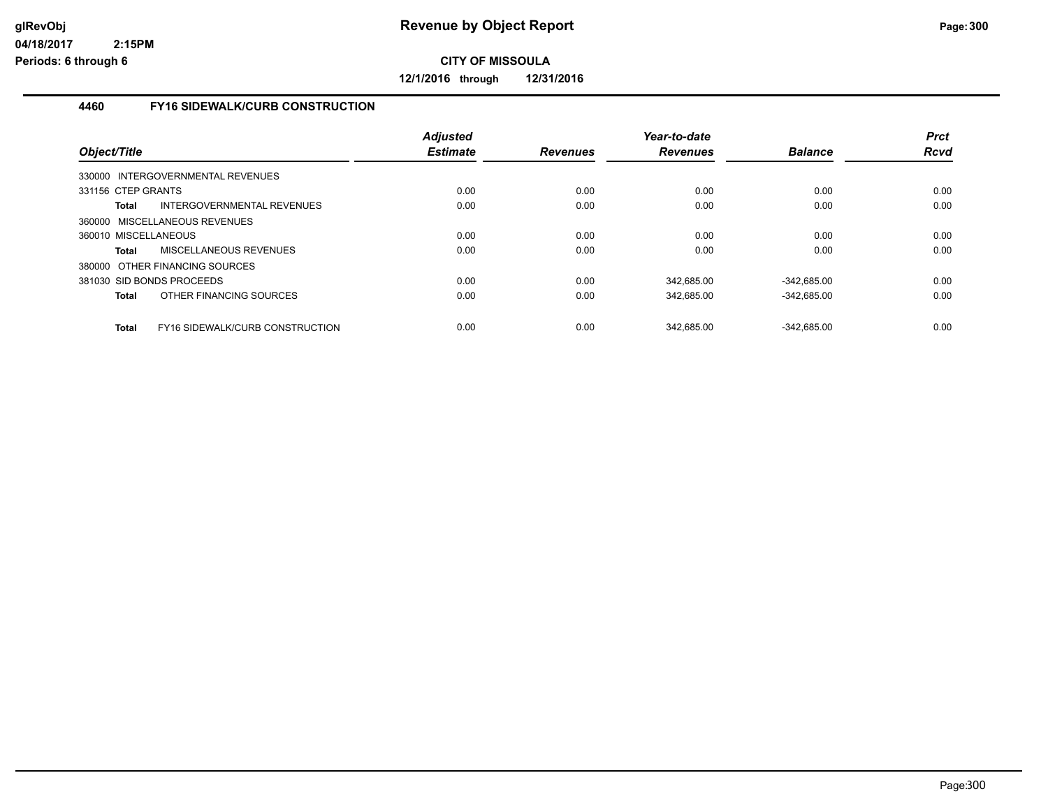# Revenue by Object Report

glRevObj
04/18/2017 2:15PM
Periods: 6 through 6

**CITY OF MISSOULA**

**12/1/2016 through 12/31/2016**

## 4460 FY16 SIDEWALK/CURB CONSTRUCTION

| Object/Title | Adjusted Estimate | Revenues | Year-to-date Revenues | Balance | Prct Rcvd |
|---|---|---|---|---|---|
| 330000 INTERGOVERNMENTAL REVENUES | | | | | |
| 331156 CTEP GRANTS | 0.00 | 0.00 | 0.00 | 0.00 | 0.00 |
| **Total** INTERGOVERNMENTAL REVENUES | 0.00 | 0.00 | 0.00 | 0.00 | 0.00 |
| 360000 MISCELLANEOUS REVENUES | | | | | |
| 360010 MISCELLANEOUS | 0.00 | 0.00 | 0.00 | 0.00 | 0.00 |
| **Total** MISCELLANEOUS REVENUES | 0.00 | 0.00 | 0.00 | 0.00 | 0.00 |
| 380000 OTHER FINANCING SOURCES | | | | | |
| 381030 SID BONDS PROCEEDS | 0.00 | 0.00 | 342,685.00 | -342,685.00 | 0.00 |
| **Total** OTHER FINANCING SOURCES | 0.00 | 0.00 | 342,685.00 | -342,685.00 | 0.00 |
| **Total** FY16 SIDEWALK/CURB CONSTRUCTION | 0.00 | 0.00 | 342,685.00 | -342,685.00 | 0.00 |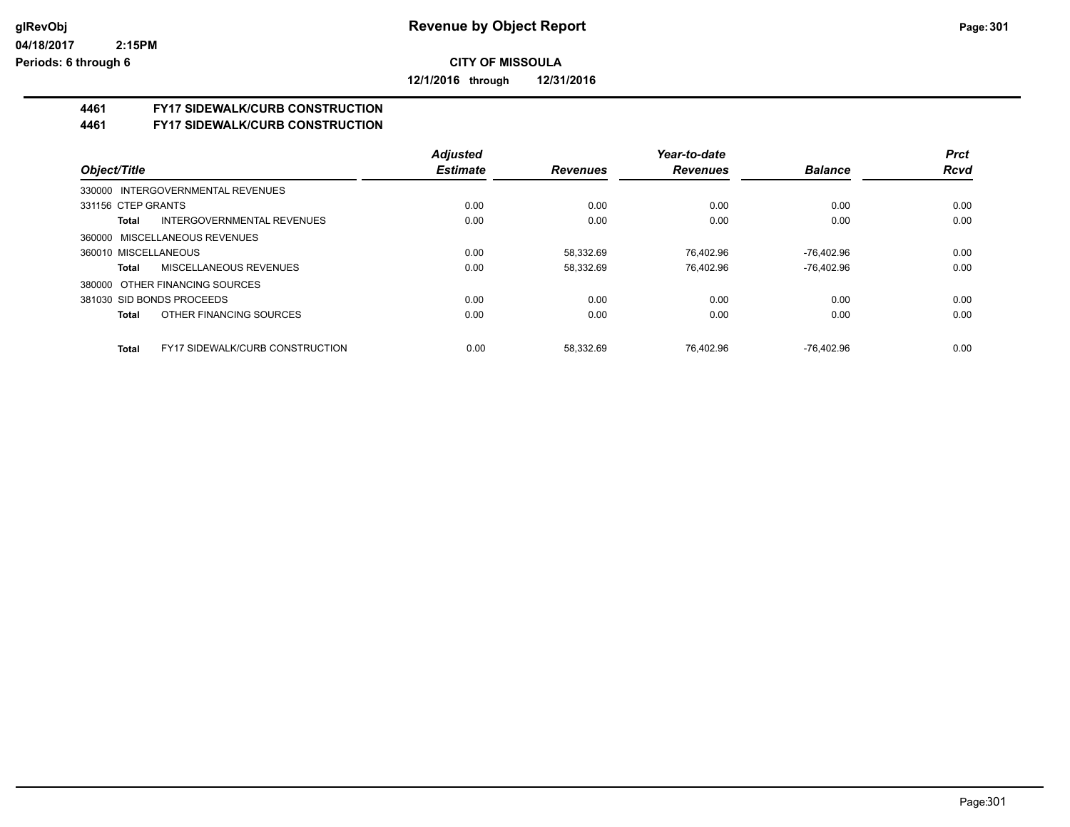**Revenue by Object Report**

**CITY OF MISSOULA**

**12/1/2016 through 12/31/2016**

glRevObj
04/18/2017 2:15PM
Periods: 6 through 6

## 4461 FY17 SIDEWALK/CURB CONSTRUCTION
## 4461 FY17 SIDEWALK/CURB CONSTRUCTION

| Object/Title | | Adjusted Estimate | Revenues | Year-to-date Revenues | Balance | Prct Rcvd |
|---|---|---|---|---|---|---|
| 330000 INTERGOVERNMENTAL REVENUES | | | | | | |
| 331156 CTEP GRANTS | | 0.00 | 0.00 | 0.00 | 0.00 | 0.00 |
| Total | INTERGOVERNMENTAL REVENUES | 0.00 | 0.00 | 0.00 | 0.00 | 0.00 |
| 360000 MISCELLANEOUS REVENUES | | | | | | |
| 360010 MISCELLANEOUS | | 0.00 | 58,332.69 | 76,402.96 | -76,402.96 | 0.00 |
| Total | MISCELLANEOUS REVENUES | 0.00 | 58,332.69 | 76,402.96 | -76,402.96 | 0.00 |
| 380000 OTHER FINANCING SOURCES | | | | | | |
| 381030 SID BONDS PROCEEDS | | 0.00 | 0.00 | 0.00 | 0.00 | 0.00 |
| Total | OTHER FINANCING SOURCES | 0.00 | 0.00 | 0.00 | 0.00 | 0.00 |
| Total | FY17 SIDEWALK/CURB CONSTRUCTION | 0.00 | 58,332.69 | 76,402.96 | -76,402.96 | 0.00 |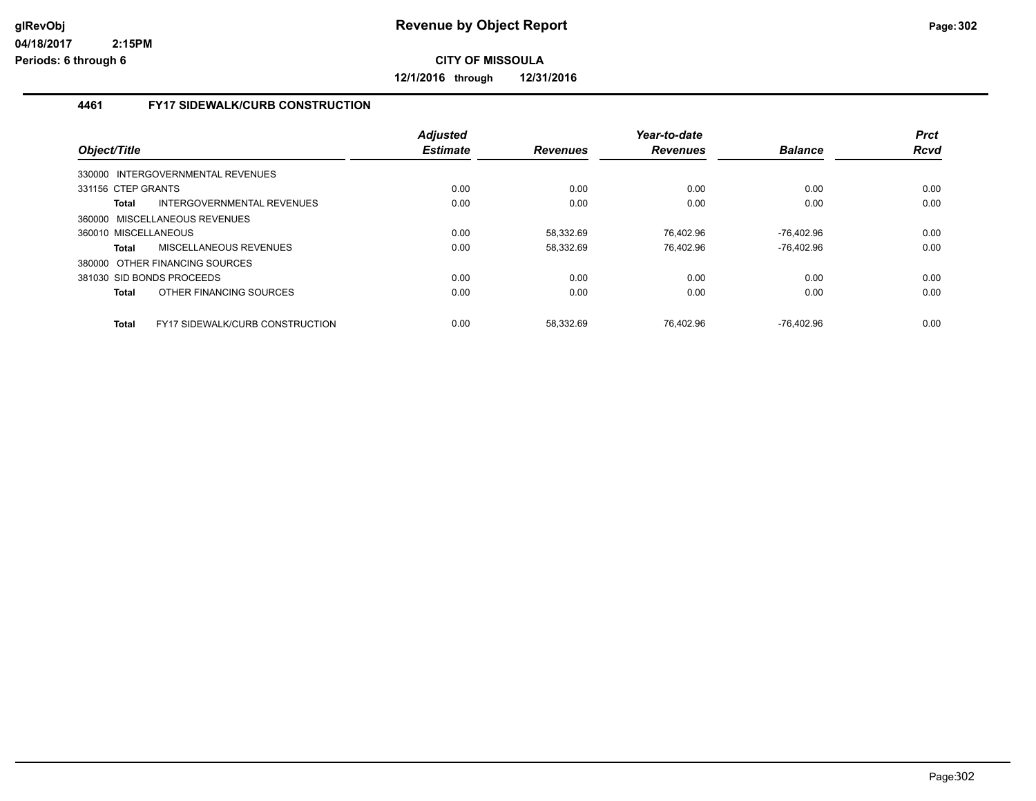**Revenue by Object Report**

**CITY OF MISSOULA**

**12/1/2016 through 12/31/2016**

glRevObj
04/18/2017 2:15PM
Periods: 6 through 6

### 4461 FY17 SIDEWALK/CURB CONSTRUCTION

| Object/Title | | Adjusted Estimate | Revenues | Year-to-date Revenues | Balance | Prct Rcvd |
|---|---|---|---|---|---|---|
| 330000 INTERGOVERNMENTAL REVENUES | | | | | | |
| 331156 CTEP GRANTS | | 0.00 | 0.00 | 0.00 | 0.00 | 0.00 |
| **Total** | INTERGOVERNMENTAL REVENUES | 0.00 | 0.00 | 0.00 | 0.00 | 0.00 |
| 360000 MISCELLANEOUS REVENUES | | | | | | |
| 360010 MISCELLANEOUS | | 0.00 | 58,332.69 | 76,402.96 | -76,402.96 | 0.00 |
| **Total** | MISCELLANEOUS REVENUES | 0.00 | 58,332.69 | 76,402.96 | -76,402.96 | 0.00 |
| 380000 OTHER FINANCING SOURCES | | | | | | |
| 381030 SID BONDS PROCEEDS | | 0.00 | 0.00 | 0.00 | 0.00 | 0.00 |
| **Total** | OTHER FINANCING SOURCES | 0.00 | 0.00 | 0.00 | 0.00 | 0.00 |
| **Total** | FY17 SIDEWALK/CURB CONSTRUCTION | 0.00 | 58,332.69 | 76,402.96 | -76,402.96 | 0.00 |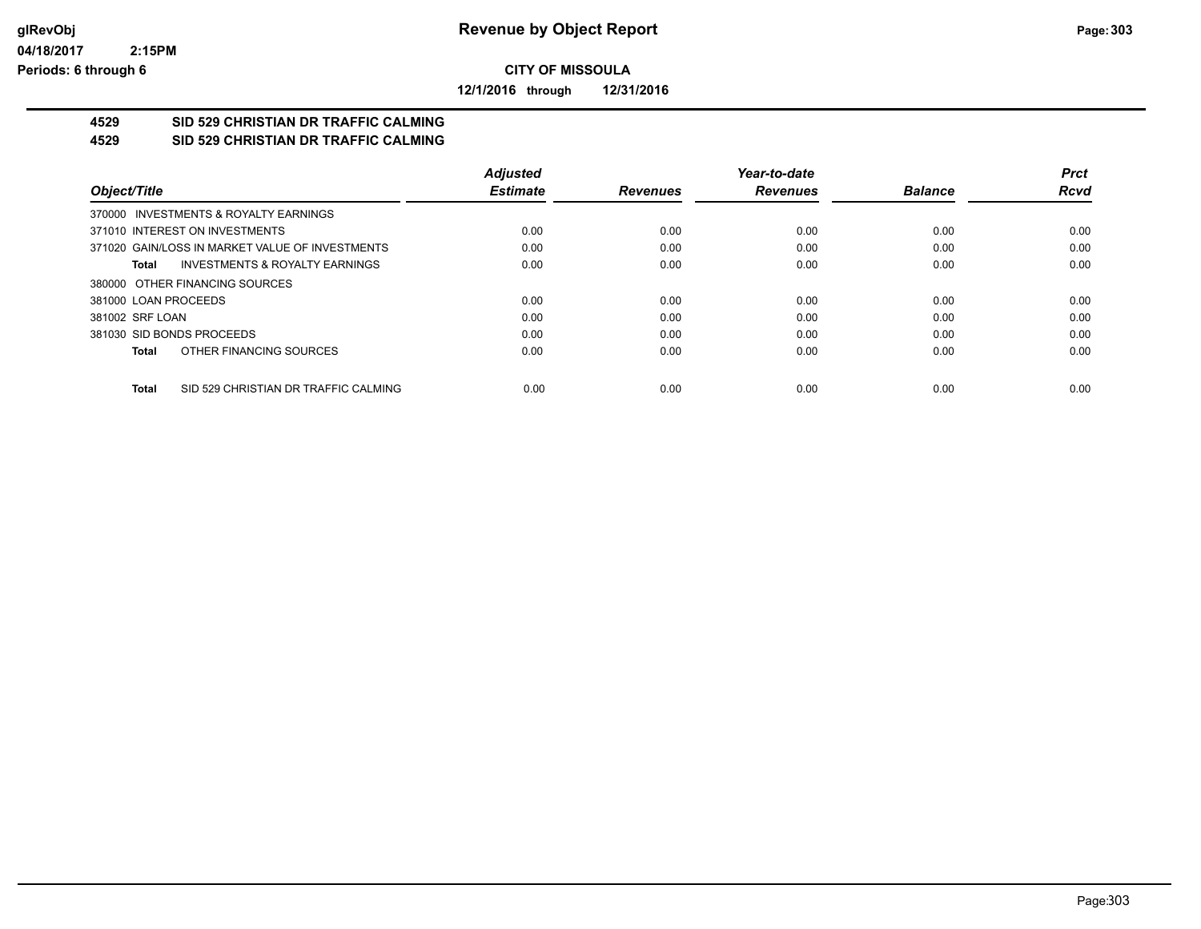# Revenue by Object Report

glRevObj
04/18/2017 2:15PM
Periods: 6 through 6

**CITY OF MISSOULA**

**12/1/2016 through 12/31/2016**

## 4529 SID 529 CHRISTIAN DR TRAFFIC CALMING
## 4529 SID 529 CHRISTIAN DR TRAFFIC CALMING

| Object/Title | | Adjusted Estimate | Revenues | Year-to-date Revenues | Balance | Prct Rcvd |
|---|---|---|---|---|---|---|
| 370000 INVESTMENTS & ROYALTY EARNINGS | | | | | | |
| 371010 INTEREST ON INVESTMENTS | | 0.00 | 0.00 | 0.00 | 0.00 | 0.00 |
| 371020 GAIN/LOSS IN MARKET VALUE OF INVESTMENTS | | 0.00 | 0.00 | 0.00 | 0.00 | 0.00 |
| Total | INVESTMENTS & ROYALTY EARNINGS | 0.00 | 0.00 | 0.00 | 0.00 | 0.00 |
| 380000 OTHER FINANCING SOURCES | | | | | | |
| 381000 LOAN PROCEEDS | | 0.00 | 0.00 | 0.00 | 0.00 | 0.00 |
| 381002 SRF LOAN | | 0.00 | 0.00 | 0.00 | 0.00 | 0.00 |
| 381030 SID BONDS PROCEEDS | | 0.00 | 0.00 | 0.00 | 0.00 | 0.00 |
| Total | OTHER FINANCING SOURCES | 0.00 | 0.00 | 0.00 | 0.00 | 0.00 |
| Total | SID 529 CHRISTIAN DR TRAFFIC CALMING | 0.00 | 0.00 | 0.00 | 0.00 | 0.00 |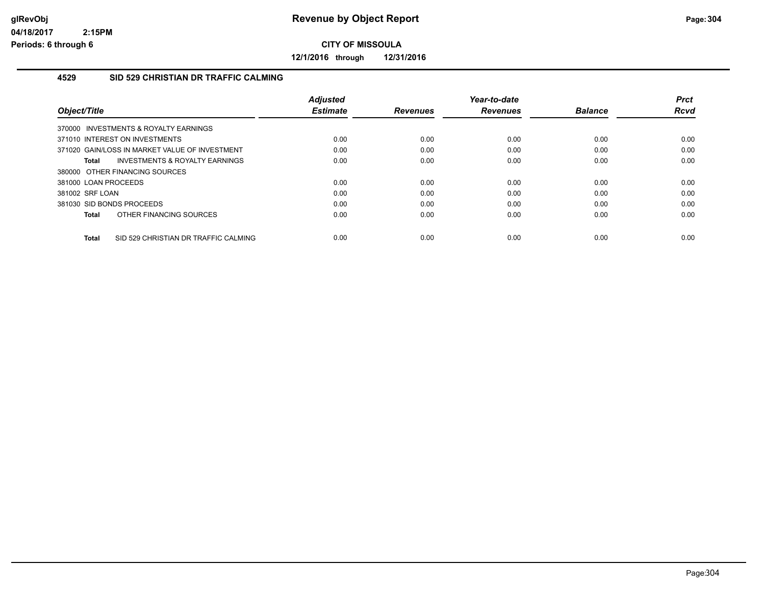# Revenue by Object Report

glRevObj
04/18/2017 2:15PM
Periods: 6 through 6

**CITY OF MISSOULA**

**12/1/2016 through 12/31/2016**

## 4529 SID 529 CHRISTIAN DR TRAFFIC CALMING

| Object/Title | Adjusted Estimate | Revenues | Year-to-date Revenues | Balance | Prct Rcvd |
|---|---|---|---|---|---|
| 370000 INVESTMENTS & ROYALTY EARNINGS | | | | | |
| 371010 INTEREST ON INVESTMENTS | 0.00 | 0.00 | 0.00 | 0.00 | 0.00 |
| 371020 GAIN/LOSS IN MARKET VALUE OF INVESTMENT | 0.00 | 0.00 | 0.00 | 0.00 | 0.00 |
| **Total** INVESTMENTS & ROYALTY EARNINGS | 0.00 | 0.00 | 0.00 | 0.00 | 0.00 |
| 380000 OTHER FINANCING SOURCES | | | | | |
| 381000 LOAN PROCEEDS | 0.00 | 0.00 | 0.00 | 0.00 | 0.00 |
| 381002 SRF LOAN | 0.00 | 0.00 | 0.00 | 0.00 | 0.00 |
| 381030 SID BONDS PROCEEDS | 0.00 | 0.00 | 0.00 | 0.00 | 0.00 |
| **Total** OTHER FINANCING SOURCES | 0.00 | 0.00 | 0.00 | 0.00 | 0.00 |
| **Total** SID 529 CHRISTIAN DR TRAFFIC CALMING | 0.00 | 0.00 | 0.00 | 0.00 | 0.00 |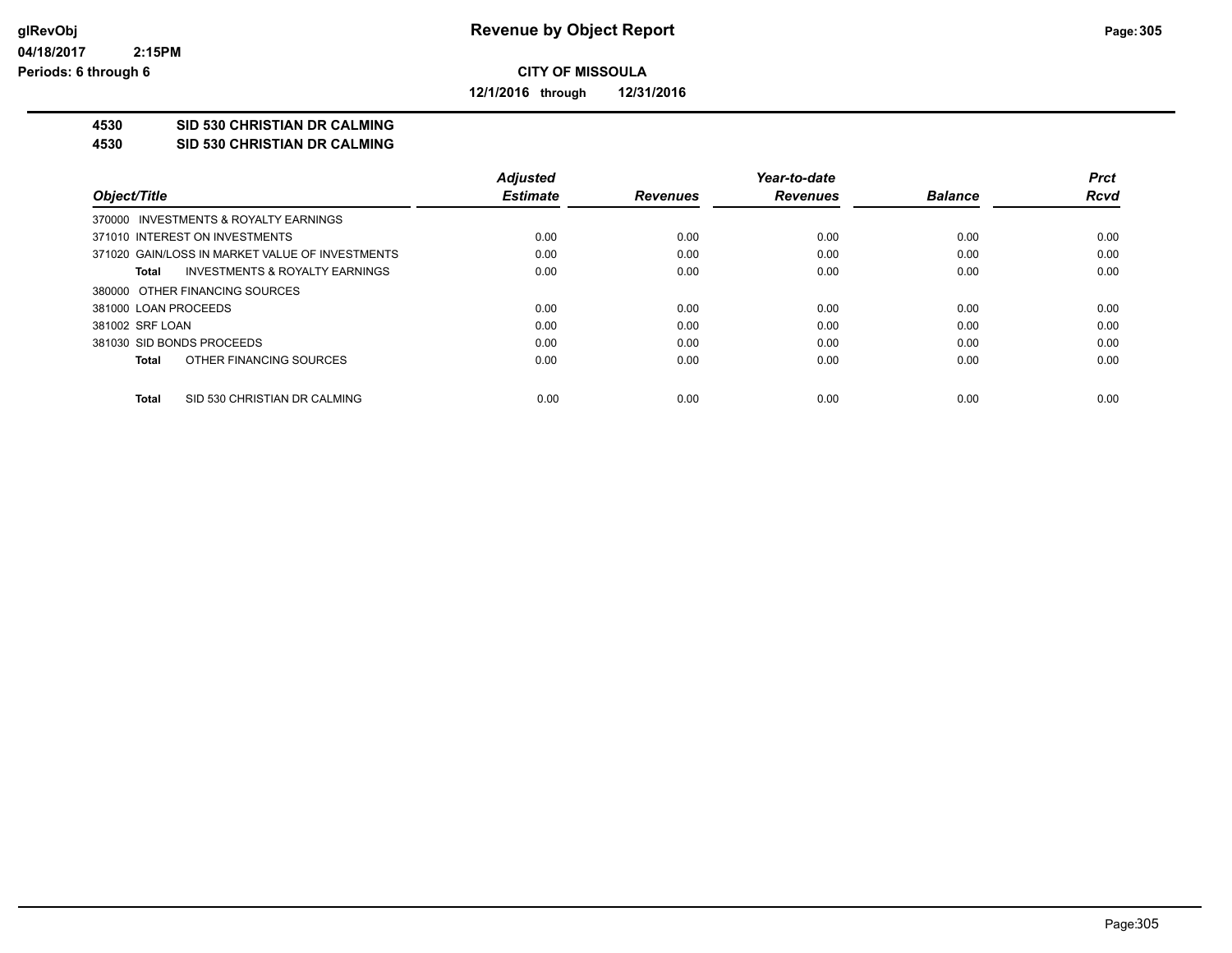# Revenue by Object Report

**CITY OF MISSOULA**

**12/1/2016 through 12/31/2016**

glRevObj
04/18/2017 2:15PM
Periods: 6 through 6

**4530 SID 530 CHRISTIAN DR CALMING**
**4530 SID 530 CHRISTIAN DR CALMING**

| Object/Title | Adjusted Estimate | Revenues | Year-to-date Revenues | Balance | Prct Rcvd |
|---|---|---|---|---|---|
| 370000 INVESTMENTS & ROYALTY EARNINGS | | | | | |
| 371010 INTEREST ON INVESTMENTS | 0.00 | 0.00 | 0.00 | 0.00 | 0.00 |
| 371020 GAIN/LOSS IN MARKET VALUE OF INVESTMENTS | 0.00 | 0.00 | 0.00 | 0.00 | 0.00 |
| **Total** INVESTMENTS & ROYALTY EARNINGS | 0.00 | 0.00 | 0.00 | 0.00 | 0.00 |
| 380000 OTHER FINANCING SOURCES | | | | | |
| 381000 LOAN PROCEEDS | 0.00 | 0.00 | 0.00 | 0.00 | 0.00 |
| 381002 SRF LOAN | 0.00 | 0.00 | 0.00 | 0.00 | 0.00 |
| 381030 SID BONDS PROCEEDS | 0.00 | 0.00 | 0.00 | 0.00 | 0.00 |
| **Total** OTHER FINANCING SOURCES | 0.00 | 0.00 | 0.00 | 0.00 | 0.00 |
| **Total** SID 530 CHRISTIAN DR CALMING | 0.00 | 0.00 | 0.00 | 0.00 | 0.00 |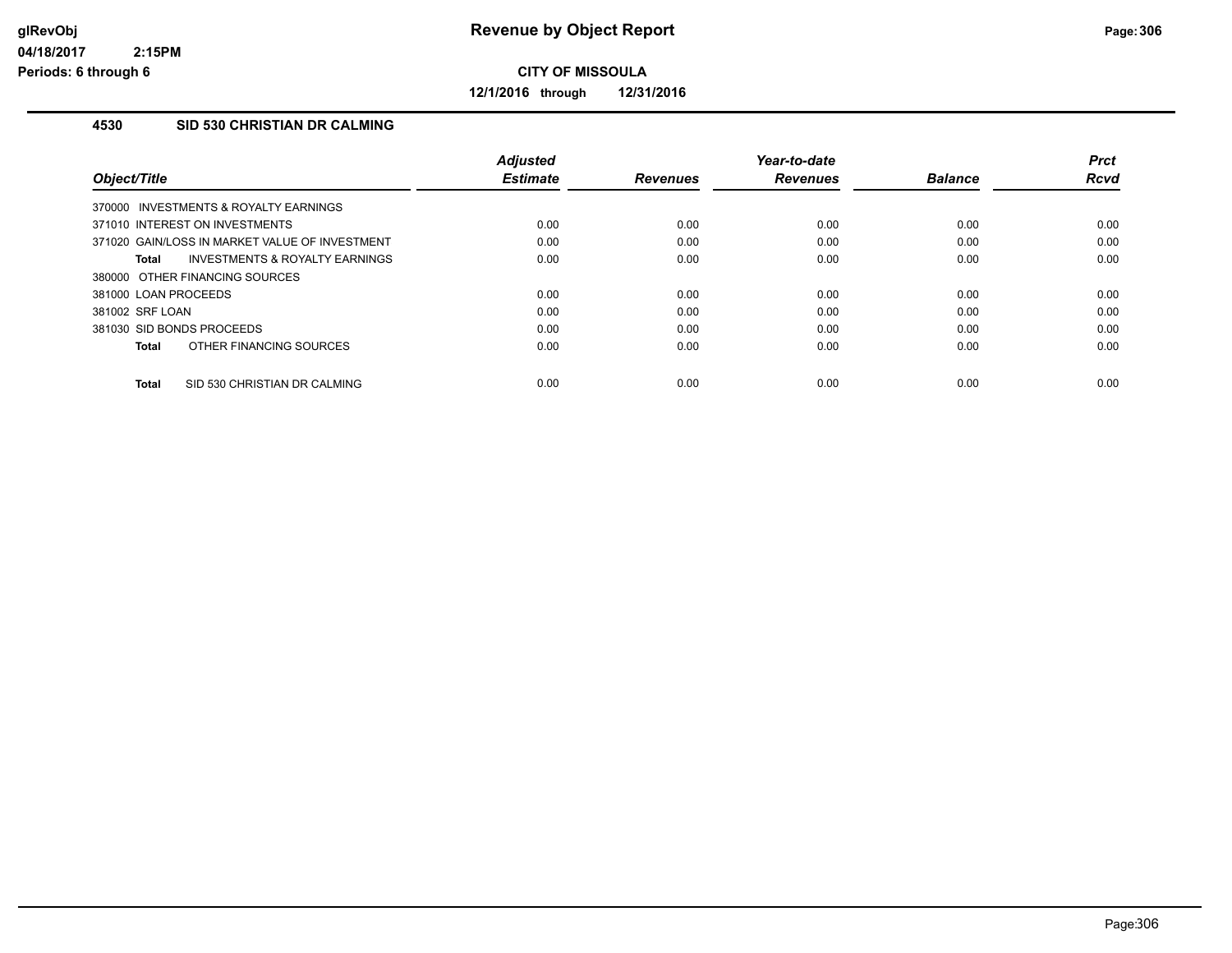**Revenue by Object Report**

**CITY OF MISSOULA**

**12/1/2016 through 12/31/2016**

glRevObj
04/18/2017 2:15PM
Periods: 6 through 6

## 4530 SID 530 CHRISTIAN DR CALMING

| Object/Title | Adjusted Estimate | Revenues | Year-to-date Revenues | Balance | Prct Rcvd |
|---|---|---|---|---|---|
| 370000 INVESTMENTS & ROYALTY EARNINGS | | | | | |
| 371010 INTEREST ON INVESTMENTS | 0.00 | 0.00 | 0.00 | 0.00 | 0.00 |
| 371020 GAIN/LOSS IN MARKET VALUE OF INVESTMENT | 0.00 | 0.00 | 0.00 | 0.00 | 0.00 |
| **Total** INVESTMENTS & ROYALTY EARNINGS | 0.00 | 0.00 | 0.00 | 0.00 | 0.00 |
| 380000 OTHER FINANCING SOURCES | | | | | |
| 381000 LOAN PROCEEDS | 0.00 | 0.00 | 0.00 | 0.00 | 0.00 |
| 381002 SRF LOAN | 0.00 | 0.00 | 0.00 | 0.00 | 0.00 |
| 381030 SID BONDS PROCEEDS | 0.00 | 0.00 | 0.00 | 0.00 | 0.00 |
| **Total** OTHER FINANCING SOURCES | 0.00 | 0.00 | 0.00 | 0.00 | 0.00 |
| **Total** SID 530 CHRISTIAN DR CALMING | 0.00 | 0.00 | 0.00 | 0.00 | 0.00 |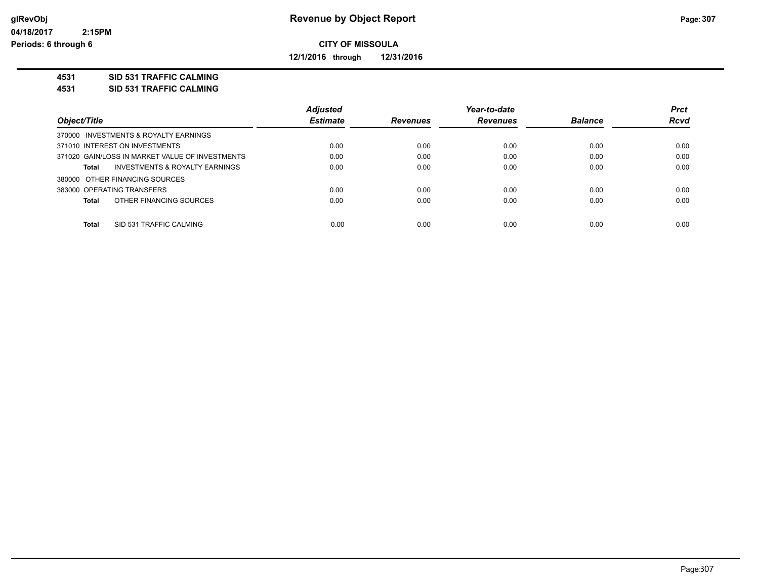**CITY OF MISSOULA**

**12/1/2016 through 12/31/2016**

**4531 SID 531 TRAFFIC CALMING**

**4531 SID 531 TRAFFIC CALMING**

| Object/Title | Adjusted Estimate | Revenues | Year-to-date Revenues | Balance | Prct Rcvd |
|---|---|---|---|---|---|
| 370000 INVESTMENTS & ROYALTY EARNINGS | | | | | |
| 371010 INTEREST ON INVESTMENTS | 0.00 | 0.00 | 0.00 | 0.00 | 0.00 |
| 371020 GAIN/LOSS IN MARKET VALUE OF INVESTMENTS | 0.00 | 0.00 | 0.00 | 0.00 | 0.00 |
| **Total** INVESTMENTS & ROYALTY EARNINGS | 0.00 | 0.00 | 0.00 | 0.00 | 0.00 |
| 380000 OTHER FINANCING SOURCES | | | | | |
| 383000 OPERATING TRANSFERS | 0.00 | 0.00 | 0.00 | 0.00 | 0.00 |
| **Total** OTHER FINANCING SOURCES | 0.00 | 0.00 | 0.00 | 0.00 | 0.00 |
| **Total** SID 531 TRAFFIC CALMING | 0.00 | 0.00 | 0.00 | 0.00 | 0.00 |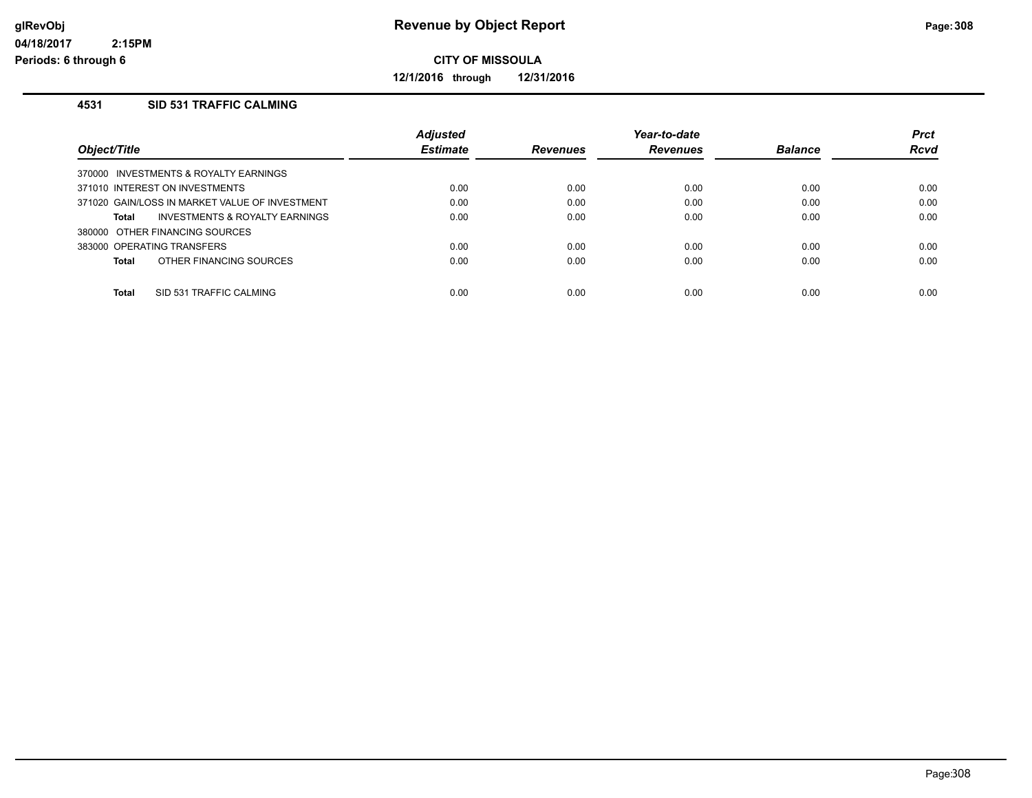# Revenue by Object Report

glRevObj
04/18/2017 2:15PM
Periods: 6 through 6

**CITY OF MISSOULA**

**12/1/2016 through 12/31/2016**

### 4531 SID 531 TRAFFIC CALMING

| Object/Title | Adjusted Estimate | Revenues | Year-to-date Revenues | Balance | Prct Rcvd |
|---|---|---|---|---|---|
| 370000 INVESTMENTS & ROYALTY EARNINGS | | | | | |
| 371010 INTEREST ON INVESTMENTS | 0.00 | 0.00 | 0.00 | 0.00 | 0.00 |
| 371020 GAIN/LOSS IN MARKET VALUE OF INVESTMENT | 0.00 | 0.00 | 0.00 | 0.00 | 0.00 |
| **Total** INVESTMENTS & ROYALTY EARNINGS | 0.00 | 0.00 | 0.00 | 0.00 | 0.00 |
| 380000 OTHER FINANCING SOURCES | | | | | |
| 383000 OPERATING TRANSFERS | 0.00 | 0.00 | 0.00 | 0.00 | 0.00 |
| **Total** OTHER FINANCING SOURCES | 0.00 | 0.00 | 0.00 | 0.00 | 0.00 |
| **Total** SID 531 TRAFFIC CALMING | 0.00 | 0.00 | 0.00 | 0.00 | 0.00 |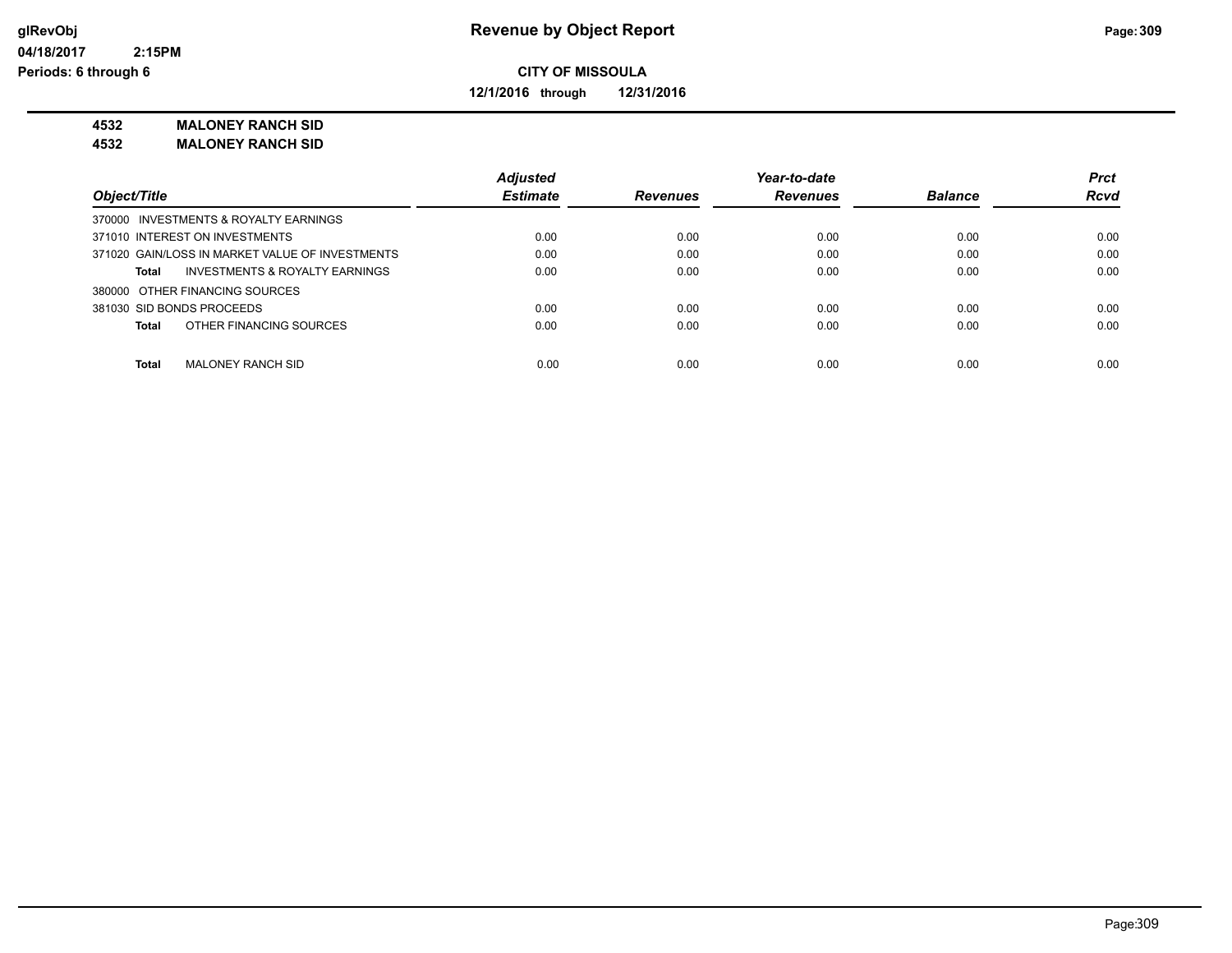# Revenue by Object Report

glRevObj
04/18/2017 2:15PM
Periods: 6 through 6

**CITY OF MISSOULA**

**12/1/2016 through 12/31/2016**

**4532 MALONEY RANCH SID**
**4532 MALONEY RANCH SID**

| Object/Title | Adjusted Estimate | Revenues | Year-to-date Revenues | Balance | Prct Rcvd |
|---|---|---|---|---|---|
| 370000 INVESTMENTS & ROYALTY EARNINGS | | | | | |
| 371010 INTEREST ON INVESTMENTS | 0.00 | 0.00 | 0.00 | 0.00 | 0.00 |
| 371020 GAIN/LOSS IN MARKET VALUE OF INVESTMENTS | 0.00 | 0.00 | 0.00 | 0.00 | 0.00 |
| **Total** INVESTMENTS & ROYALTY EARNINGS | 0.00 | 0.00 | 0.00 | 0.00 | 0.00 |
| 380000 OTHER FINANCING SOURCES | | | | | |
| 381030 SID BONDS PROCEEDS | 0.00 | 0.00 | 0.00 | 0.00 | 0.00 |
| **Total** OTHER FINANCING SOURCES | 0.00 | 0.00 | 0.00 | 0.00 | 0.00 |
| **Total** MALONEY RANCH SID | 0.00 | 0.00 | 0.00 | 0.00 | 0.00 |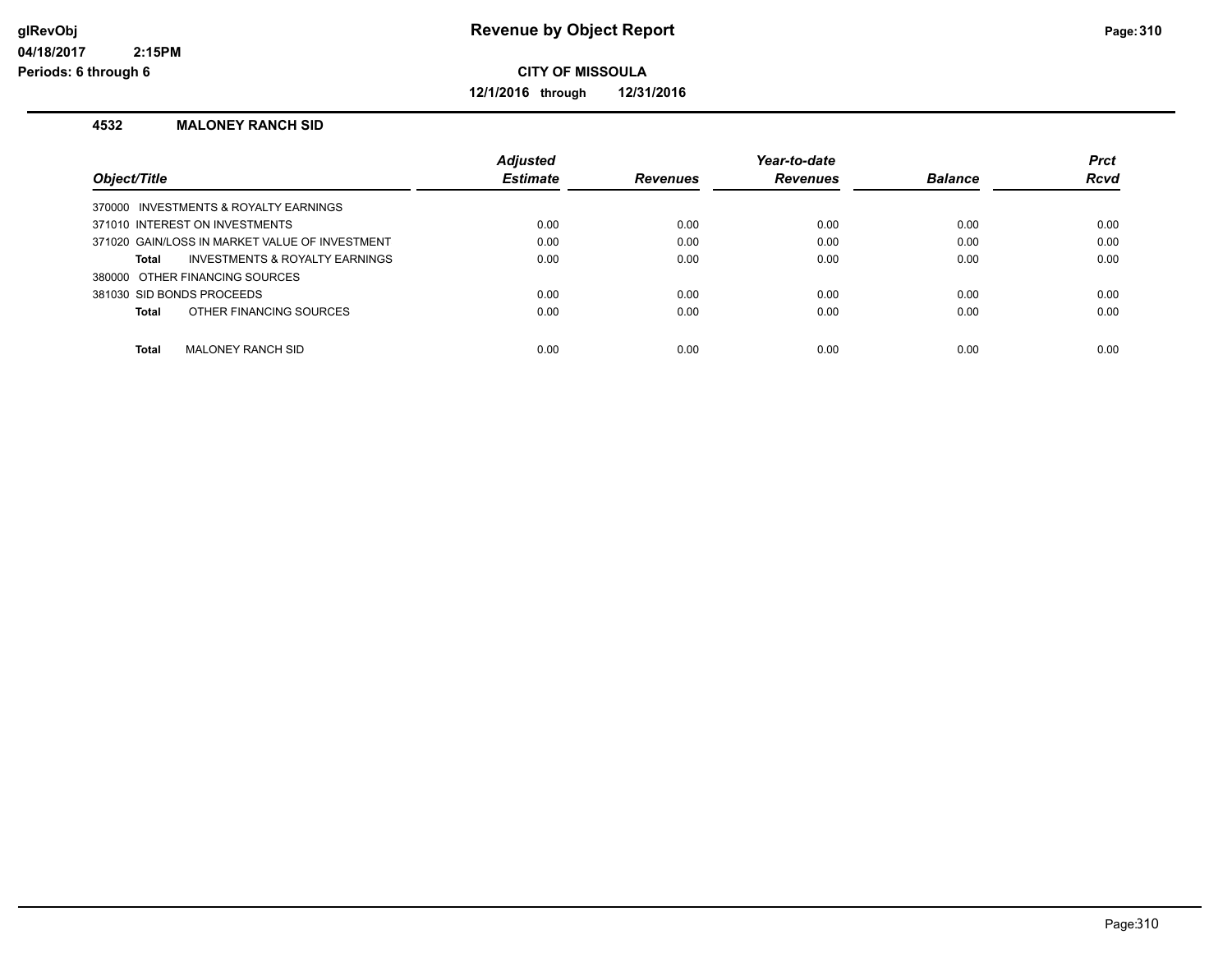# Revenue by Object Report

glRevObj
04/18/2017 2:15PM
Periods: 6 through 6

**CITY OF MISSOULA**

**12/1/2016 through 12/31/2016**

## 4532 MALONEY RANCH SID

| Object/Title | Adjusted Estimate | Revenues | Year-to-date Revenues | Balance | Prct Rcvd |
|---|---|---|---|---|---|
| 370000 INVESTMENTS & ROYALTY EARNINGS | | | | | |
| 371010 INTEREST ON INVESTMENTS | 0.00 | 0.00 | 0.00 | 0.00 | 0.00 |
| 371020 GAIN/LOSS IN MARKET VALUE OF INVESTMENT | 0.00 | 0.00 | 0.00 | 0.00 | 0.00 |
| **Total** INVESTMENTS & ROYALTY EARNINGS | 0.00 | 0.00 | 0.00 | 0.00 | 0.00 |
| 380000 OTHER FINANCING SOURCES | | | | | |
| 381030 SID BONDS PROCEEDS | 0.00 | 0.00 | 0.00 | 0.00 | 0.00 |
| **Total** OTHER FINANCING SOURCES | 0.00 | 0.00 | 0.00 | 0.00 | 0.00 |
| **Total** MALONEY RANCH SID | 0.00 | 0.00 | 0.00 | 0.00 | 0.00 |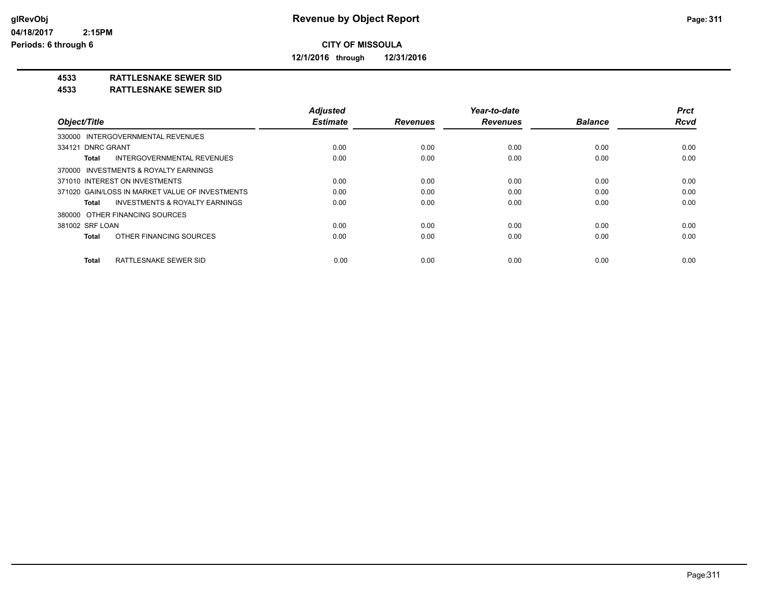# Revenue by Object Report

**CITY OF MISSOULA**

**12/1/2016 through 12/31/2016**

glRevObj
04/18/2017 2:15PM
Periods: 6 through 6

**4533 RATTLESNAKE SEWER SID**
**4533 RATTLESNAKE SEWER SID**

| Object/Title | Adjusted Estimate | Revenues | Year-to-date Revenues | Balance | Prct Rcvd |
|---|---|---|---|---|---|
| 330000 INTERGOVERNMENTAL REVENUES | | | | | |
| 334121 DNRC GRANT | 0.00 | 0.00 | 0.00 | 0.00 | 0.00 |
| **Total** INTERGOVERNMENTAL REVENUES | 0.00 | 0.00 | 0.00 | 0.00 | 0.00 |
| 370000 INVESTMENTS & ROYALTY EARNINGS | | | | | |
| 371010 INTEREST ON INVESTMENTS | 0.00 | 0.00 | 0.00 | 0.00 | 0.00 |
| 371020 GAIN/LOSS IN MARKET VALUE OF INVESTMENTS | 0.00 | 0.00 | 0.00 | 0.00 | 0.00 |
| **Total** INVESTMENTS & ROYALTY EARNINGS | 0.00 | 0.00 | 0.00 | 0.00 | 0.00 |
| 380000 OTHER FINANCING SOURCES | | | | | |
| 381002 SRF LOAN | 0.00 | 0.00 | 0.00 | 0.00 | 0.00 |
| **Total** OTHER FINANCING SOURCES | 0.00 | 0.00 | 0.00 | 0.00 | 0.00 |
| **Total** RATTLESNAKE SEWER SID | 0.00 | 0.00 | 0.00 | 0.00 | 0.00 |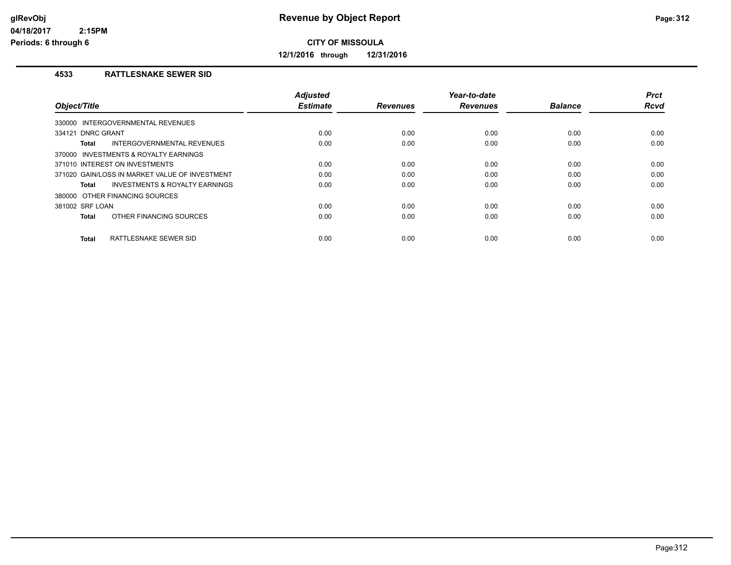# Revenue by Object Report

**CITY OF MISSOULA**

**12/1/2016 through 12/31/2016**

glRevObj
04/18/2017 2:15PM
Periods: 6 through 6

## 4533 RATTLESNAKE SEWER SID

| Object/Title | Adjusted Estimate | Revenues | Year-to-date Revenues | Balance | Prct Rcvd |
|---|---|---|---|---|---|
| 330000 INTERGOVERNMENTAL REVENUES | | | | | |
| 334121 DNRC GRANT | 0.00 | 0.00 | 0.00 | 0.00 | 0.00 |
| **Total** INTERGOVERNMENTAL REVENUES | 0.00 | 0.00 | 0.00 | 0.00 | 0.00 |
| 370000 INVESTMENTS & ROYALTY EARNINGS | | | | | |
| 371010 INTEREST ON INVESTMENTS | 0.00 | 0.00 | 0.00 | 0.00 | 0.00 |
| 371020 GAIN/LOSS IN MARKET VALUE OF INVESTMENT | 0.00 | 0.00 | 0.00 | 0.00 | 0.00 |
| **Total** INVESTMENTS & ROYALTY EARNINGS | 0.00 | 0.00 | 0.00 | 0.00 | 0.00 |
| 380000 OTHER FINANCING SOURCES | | | | | |
| 381002 SRF LOAN | 0.00 | 0.00 | 0.00 | 0.00 | 0.00 |
| **Total** OTHER FINANCING SOURCES | 0.00 | 0.00 | 0.00 | 0.00 | 0.00 |
| **Total** RATTLESNAKE SEWER SID | 0.00 | 0.00 | 0.00 | 0.00 | 0.00 |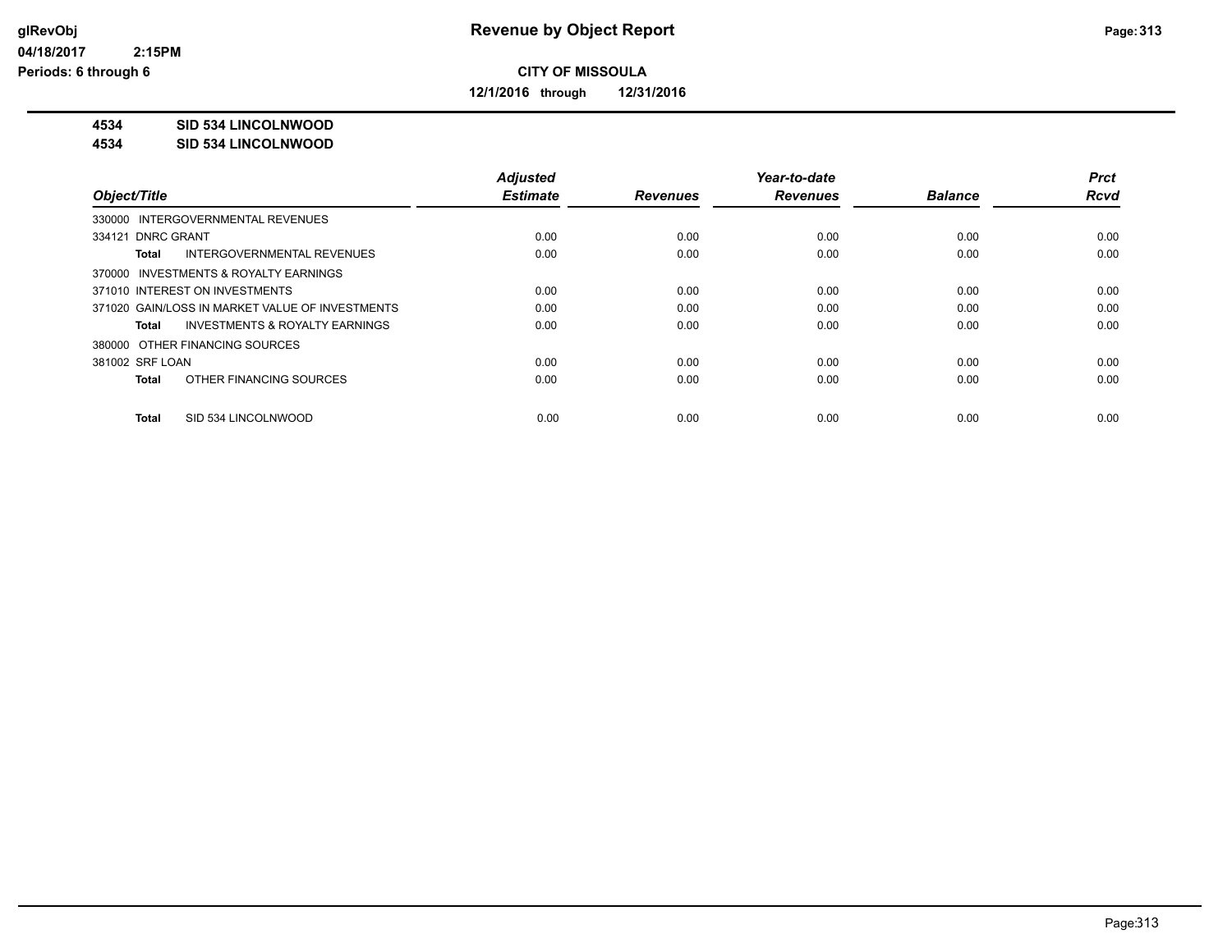# Revenue by Object Report

glRevObj
04/18/2017 2:15PM
Periods: 6 through 6

**CITY OF MISSOULA**

**12/1/2016 through 12/31/2016**

**4534 SID 534 LINCOLNWOOD**
**4534 SID 534 LINCOLNWOOD**

| Object/Title | Adjusted Estimate | Revenues | Year-to-date Revenues | Balance | Prct Rcvd |
|---|---|---|---|---|---|
| 330000 INTERGOVERNMENTAL REVENUES | | | | | |
| 334121 DNRC GRANT | 0.00 | 0.00 | 0.00 | 0.00 | 0.00 |
| **Total** INTERGOVERNMENTAL REVENUES | 0.00 | 0.00 | 0.00 | 0.00 | 0.00 |
| 370000 INVESTMENTS & ROYALTY EARNINGS | | | | | |
| 371010 INTEREST ON INVESTMENTS | 0.00 | 0.00 | 0.00 | 0.00 | 0.00 |
| 371020 GAIN/LOSS IN MARKET VALUE OF INVESTMENTS | 0.00 | 0.00 | 0.00 | 0.00 | 0.00 |
| **Total** INVESTMENTS & ROYALTY EARNINGS | 0.00 | 0.00 | 0.00 | 0.00 | 0.00 |
| 380000 OTHER FINANCING SOURCES | | | | | |
| 381002 SRF LOAN | 0.00 | 0.00 | 0.00 | 0.00 | 0.00 |
| **Total** OTHER FINANCING SOURCES | 0.00 | 0.00 | 0.00 | 0.00 | 0.00 |
| **Total** SID 534 LINCOLNWOOD | 0.00 | 0.00 | 0.00 | 0.00 | 0.00 |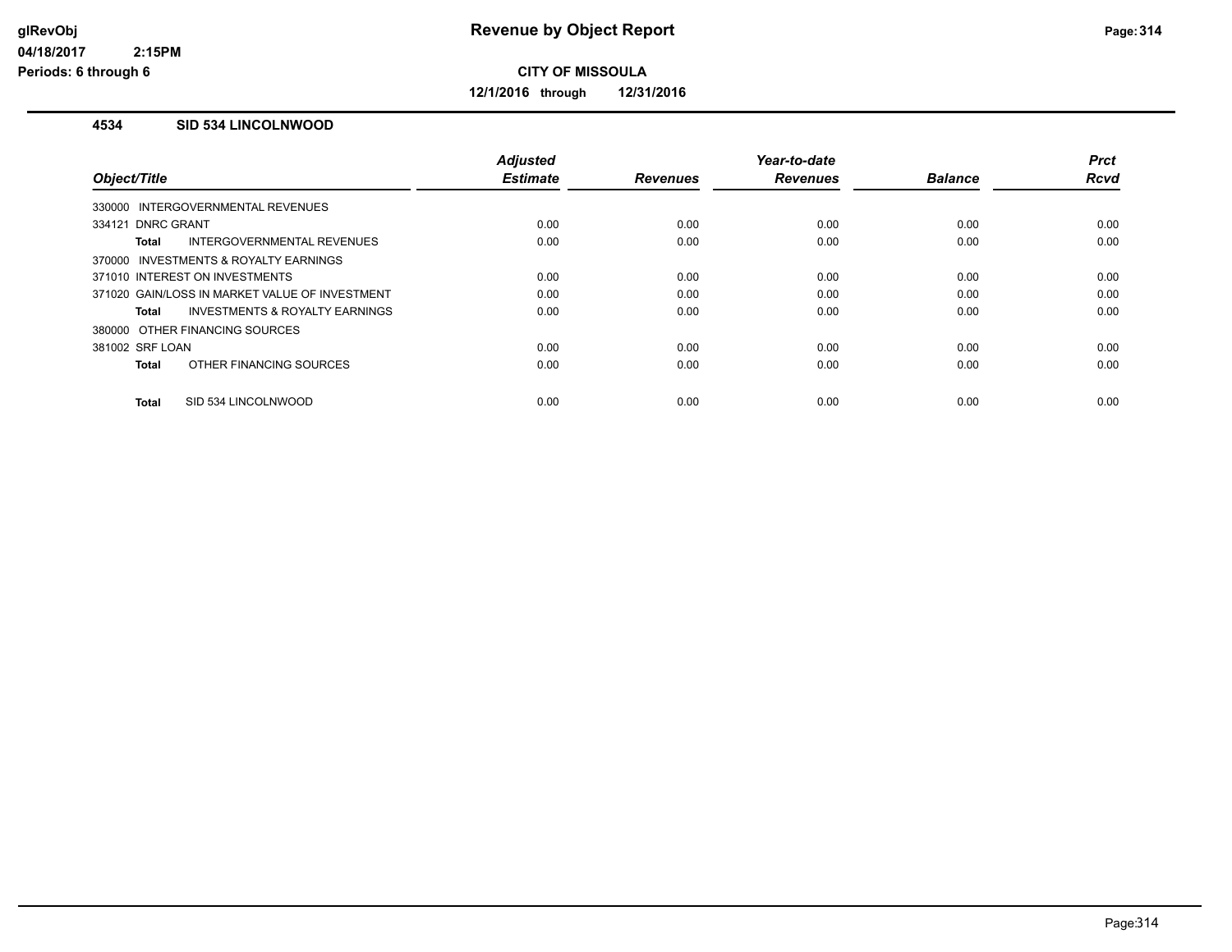# Revenue by Object Report

**CITY OF MISSOULA**

**12/1/2016 through 12/31/2016**

glRevObj
04/18/2017 2:15PM
Periods: 6 through 6

### 4534 SID 534 LINCOLNWOOD

| Object/Title | Adjusted Estimate | Revenues | Year-to-date Revenues | Balance | Prct Rcvd |
|---|---|---|---|---|---|
| 330000 INTERGOVERNMENTAL REVENUES | | | | | |
| 334121 DNRC GRANT | 0.00 | 0.00 | 0.00 | 0.00 | 0.00 |
| **Total** INTERGOVERNMENTAL REVENUES | 0.00 | 0.00 | 0.00 | 0.00 | 0.00 |
| 370000 INVESTMENTS & ROYALTY EARNINGS | | | | | |
| 371010 INTEREST ON INVESTMENTS | 0.00 | 0.00 | 0.00 | 0.00 | 0.00 |
| 371020 GAIN/LOSS IN MARKET VALUE OF INVESTMENT | 0.00 | 0.00 | 0.00 | 0.00 | 0.00 |
| **Total** INVESTMENTS & ROYALTY EARNINGS | 0.00 | 0.00 | 0.00 | 0.00 | 0.00 |
| 380000 OTHER FINANCING SOURCES | | | | | |
| 381002 SRF LOAN | 0.00 | 0.00 | 0.00 | 0.00 | 0.00 |
| **Total** OTHER FINANCING SOURCES | 0.00 | 0.00 | 0.00 | 0.00 | 0.00 |
| **Total** SID 534 LINCOLNWOOD | 0.00 | 0.00 | 0.00 | 0.00 | 0.00 |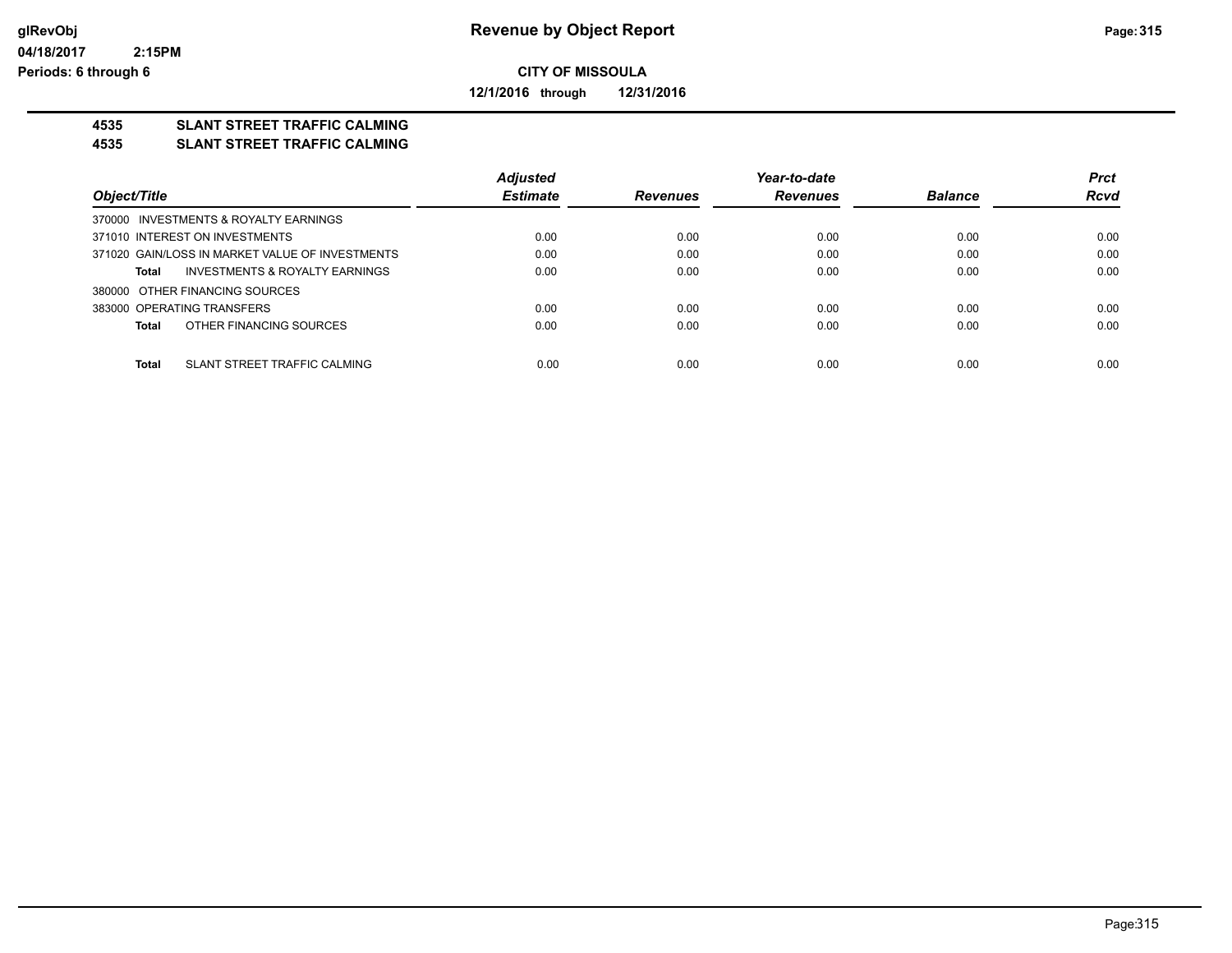**CITY OF MISSOULA**

**12/1/2016 through 12/31/2016**

## 4535 SLANT STREET TRAFFIC CALMING
## 4535 SLANT STREET TRAFFIC CALMING

| Object/Title | Adjusted Estimate | Revenues | Year-to-date Revenues | Balance | Prct Rcvd |
|---|---|---|---|---|---|
| 370000 INVESTMENTS & ROYALTY EARNINGS | | | | | |
| 371010 INTEREST ON INVESTMENTS | 0.00 | 0.00 | 0.00 | 0.00 | 0.00 |
| 371020 GAIN/LOSS IN MARKET VALUE OF INVESTMENTS | 0.00 | 0.00 | 0.00 | 0.00 | 0.00 |
| **Total** INVESTMENTS & ROYALTY EARNINGS | 0.00 | 0.00 | 0.00 | 0.00 | 0.00 |
| 380000 OTHER FINANCING SOURCES | | | | | |
| 383000 OPERATING TRANSFERS | 0.00 | 0.00 | 0.00 | 0.00 | 0.00 |
| **Total** OTHER FINANCING SOURCES | 0.00 | 0.00 | 0.00 | 0.00 | 0.00 |
| **Total** SLANT STREET TRAFFIC CALMING | 0.00 | 0.00 | 0.00 | 0.00 | 0.00 |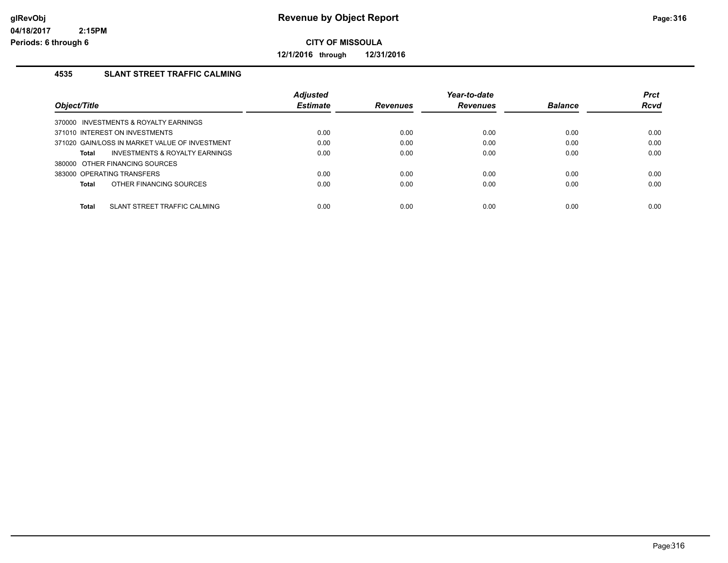**CITY OF MISSOULA**

**12/1/2016 through 12/31/2016**

## 4535 SLANT STREET TRAFFIC CALMING

| Object/Title | Adjusted Estimate | Revenues | Year-to-date Revenues | Balance | Prct Rcvd |
|---|---|---|---|---|---|
| 370000 INVESTMENTS & ROYALTY EARNINGS | | | | | |
| 371010 INTEREST ON INVESTMENTS | 0.00 | 0.00 | 0.00 | 0.00 | 0.00 |
| 371020 GAIN/LOSS IN MARKET VALUE OF INVESTMENT | 0.00 | 0.00 | 0.00 | 0.00 | 0.00 |
| **Total** INVESTMENTS & ROYALTY EARNINGS | 0.00 | 0.00 | 0.00 | 0.00 | 0.00 |
| 380000 OTHER FINANCING SOURCES | | | | | |
| 383000 OPERATING TRANSFERS | 0.00 | 0.00 | 0.00 | 0.00 | 0.00 |
| **Total** OTHER FINANCING SOURCES | 0.00 | 0.00 | 0.00 | 0.00 | 0.00 |
| **Total** SLANT STREET TRAFFIC CALMING | 0.00 | 0.00 | 0.00 | 0.00 | 0.00 |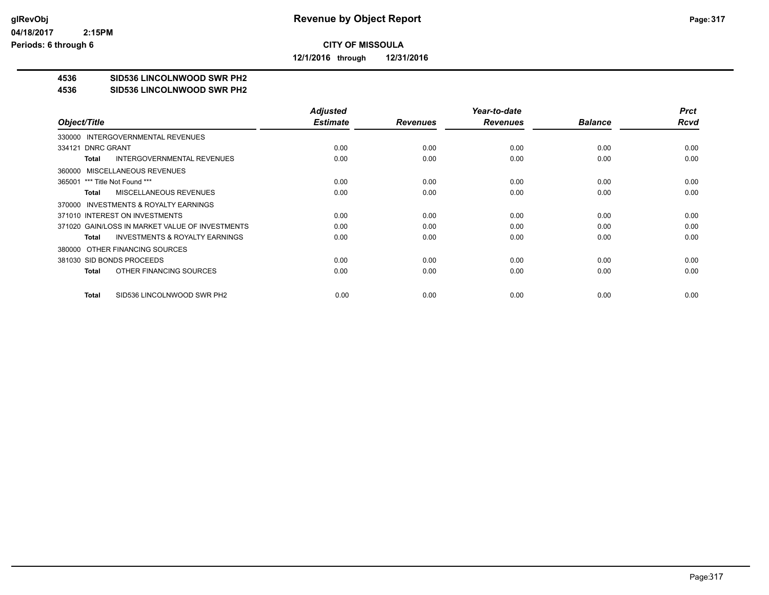**Revenue by Object Report**

**CITY OF MISSOULA**

**12/1/2016 through 12/31/2016**

glRevObj
04/18/2017 2:15PM
Periods: 6 through 6

**4536 SID536 LINCOLNWOOD SWR PH2**
**4536 SID536 LINCOLNWOOD SWR PH2**

| Object/Title | Adjusted Estimate | Revenues | Year-to-date Revenues | Balance | Prct Rcvd |
|---|---|---|---|---|---|
| 330000 INTERGOVERNMENTAL REVENUES | | | | | |
| 334121 DNRC GRANT | 0.00 | 0.00 | 0.00 | 0.00 | 0.00 |
| **Total** INTERGOVERNMENTAL REVENUES | 0.00 | 0.00 | 0.00 | 0.00 | 0.00 |
| 360000 MISCELLANEOUS REVENUES | | | | | |
| 365001 *** Title Not Found *** | 0.00 | 0.00 | 0.00 | 0.00 | 0.00 |
| **Total** MISCELLANEOUS REVENUES | 0.00 | 0.00 | 0.00 | 0.00 | 0.00 |
| 370000 INVESTMENTS & ROYALTY EARNINGS | | | | | |
| 371010 INTEREST ON INVESTMENTS | 0.00 | 0.00 | 0.00 | 0.00 | 0.00 |
| 371020 GAIN/LOSS IN MARKET VALUE OF INVESTMENTS | 0.00 | 0.00 | 0.00 | 0.00 | 0.00 |
| **Total** INVESTMENTS & ROYALTY EARNINGS | 0.00 | 0.00 | 0.00 | 0.00 | 0.00 |
| 380000 OTHER FINANCING SOURCES | | | | | |
| 381030 SID BONDS PROCEEDS | 0.00 | 0.00 | 0.00 | 0.00 | 0.00 |
| **Total** OTHER FINANCING SOURCES | 0.00 | 0.00 | 0.00 | 0.00 | 0.00 |
| **Total** SID536 LINCOLNWOOD SWR PH2 | 0.00 | 0.00 | 0.00 | 0.00 | 0.00 |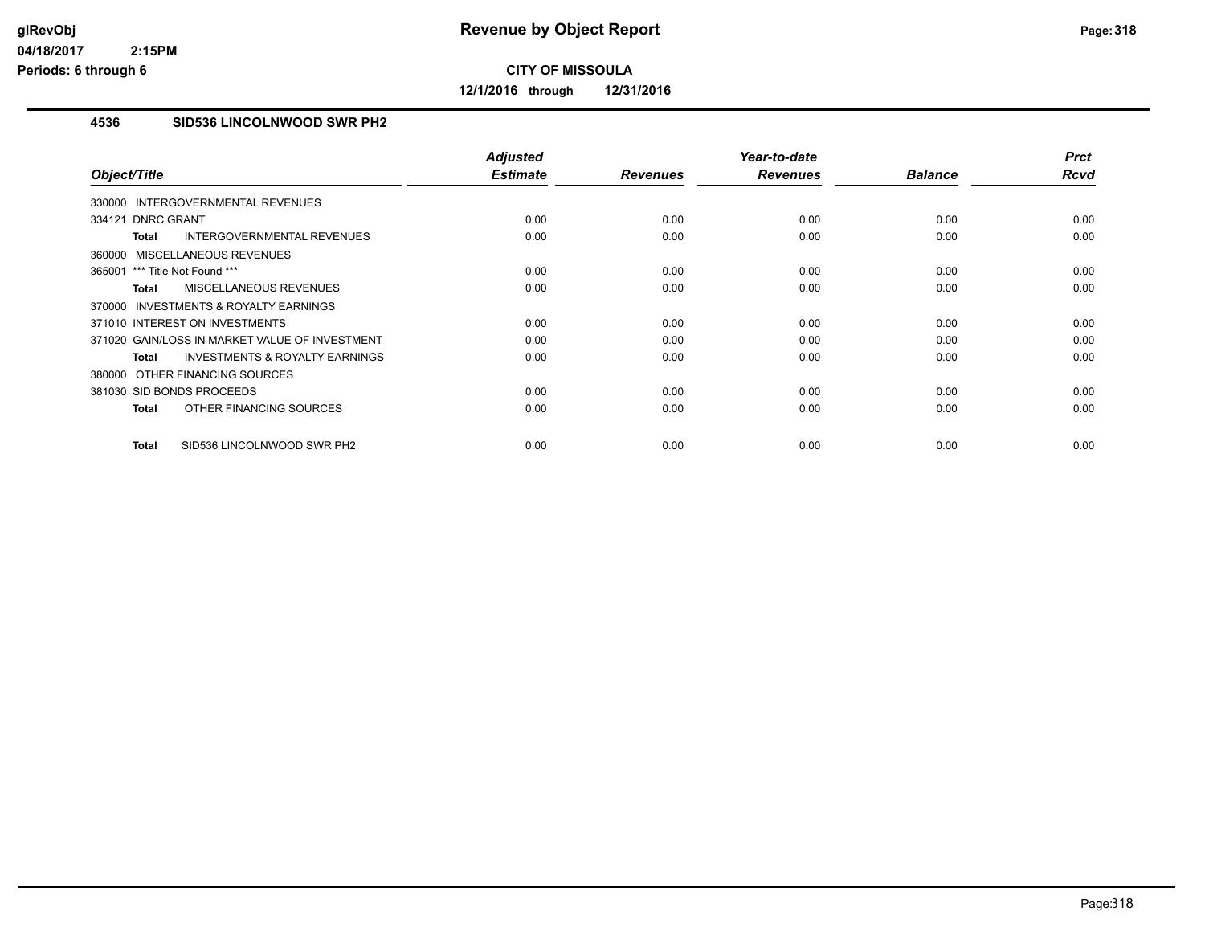# Revenue by Object Report

**CITY OF MISSOULA**

**12/1/2016 through 12/31/2016**

glRevObj
04/18/2017 2:15PM
Periods: 6 through 6

## 4536 SID536 LINCOLNWOOD SWR PH2

| Object/Title | Adjusted Estimate | Revenues | Year-to-date Revenues | Balance | Prct Rcvd |
|---|---|---|---|---|---|
| 330000 INTERGOVERNMENTAL REVENUES | | | | | |
| 334121 DNRC GRANT | 0.00 | 0.00 | 0.00 | 0.00 | 0.00 |
| **Total** INTERGOVERNMENTAL REVENUES | 0.00 | 0.00 | 0.00 | 0.00 | 0.00 |
| 360000 MISCELLANEOUS REVENUES | | | | | |
| 365001 *** Title Not Found *** | 0.00 | 0.00 | 0.00 | 0.00 | 0.00 |
| **Total** MISCELLANEOUS REVENUES | 0.00 | 0.00 | 0.00 | 0.00 | 0.00 |
| 370000 INVESTMENTS & ROYALTY EARNINGS | | | | | |
| 371010 INTEREST ON INVESTMENTS | 0.00 | 0.00 | 0.00 | 0.00 | 0.00 |
| 371020 GAIN/LOSS IN MARKET VALUE OF INVESTMENT | 0.00 | 0.00 | 0.00 | 0.00 | 0.00 |
| **Total** INVESTMENTS & ROYALTY EARNINGS | 0.00 | 0.00 | 0.00 | 0.00 | 0.00 |
| 380000 OTHER FINANCING SOURCES | | | | | |
| 381030 SID BONDS PROCEEDS | 0.00 | 0.00 | 0.00 | 0.00 | 0.00 |
| **Total** OTHER FINANCING SOURCES | 0.00 | 0.00 | 0.00 | 0.00 | 0.00 |
| **Total** SID536 LINCOLNWOOD SWR PH2 | 0.00 | 0.00 | 0.00 | 0.00 | 0.00 |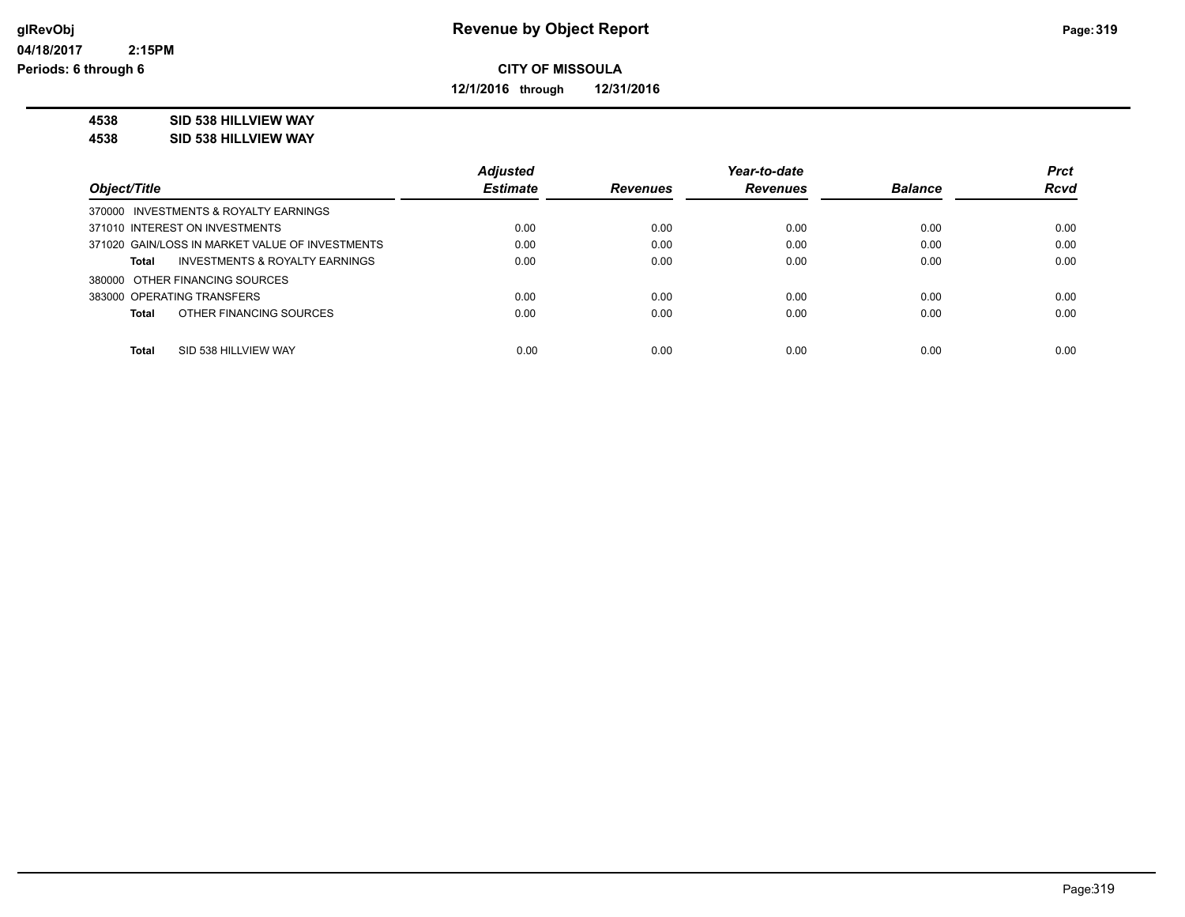**glRevObj** | **Revenue by Object Report**
**04/18/2017 2:15PM**
**Periods: 6 through 6**

**CITY OF MISSOULA**

**12/1/2016 through 12/31/2016**

**4538 SID 538 HILLVIEW WAY**
**4538 SID 538 HILLVIEW WAY**

| Object/Title | Adjusted Estimate | Revenues | Year-to-date Revenues | Balance | Prct Rcvd |
|---|---|---|---|---|---|
| 370000 INVESTMENTS & ROYALTY EARNINGS | | | | | |
| 371010 INTEREST ON INVESTMENTS | 0.00 | 0.00 | 0.00 | 0.00 | 0.00 |
| 371020 GAIN/LOSS IN MARKET VALUE OF INVESTMENTS | 0.00 | 0.00 | 0.00 | 0.00 | 0.00 |
| **Total** INVESTMENTS & ROYALTY EARNINGS | 0.00 | 0.00 | 0.00 | 0.00 | 0.00 |
| 380000 OTHER FINANCING SOURCES | | | | | |
| 383000 OPERATING TRANSFERS | 0.00 | 0.00 | 0.00 | 0.00 | 0.00 |
| **Total** OTHER FINANCING SOURCES | 0.00 | 0.00 | 0.00 | 0.00 | 0.00 |
| **Total** SID 538 HILLVIEW WAY | 0.00 | 0.00 | 0.00 | 0.00 | 0.00 |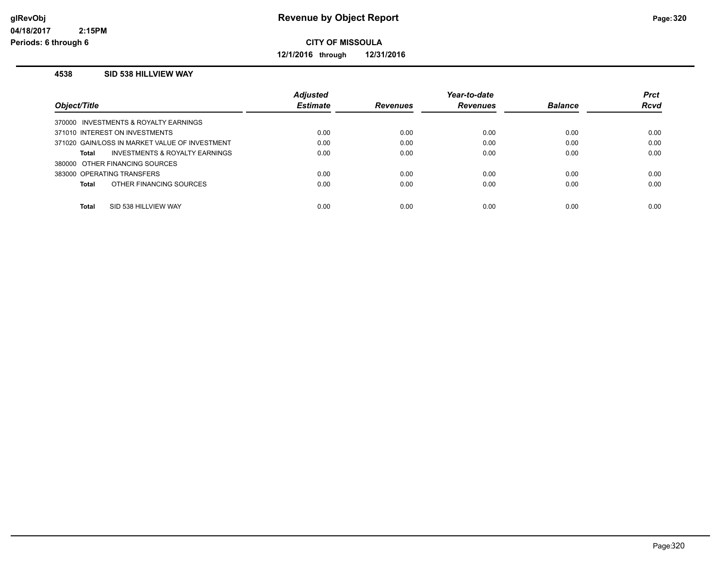# Revenue by Object Report

**CITY OF MISSOULA**

**12/1/2016 through 12/31/2016**

glRevObj
04/18/2017 2:15PM
Periods: 6 through 6

### 4538 SID 538 HILLVIEW WAY

| Object/Title | Adjusted Estimate | Revenues | Year-to-date Revenues | Balance | Prct Rcvd |
|---|---|---|---|---|---|
| 370000 INVESTMENTS & ROYALTY EARNINGS | | | | | |
| 371010 INTEREST ON INVESTMENTS | 0.00 | 0.00 | 0.00 | 0.00 | 0.00 |
| 371020 GAIN/LOSS IN MARKET VALUE OF INVESTMENT | 0.00 | 0.00 | 0.00 | 0.00 | 0.00 |
| **Total** INVESTMENTS & ROYALTY EARNINGS | 0.00 | 0.00 | 0.00 | 0.00 | 0.00 |
| 380000 OTHER FINANCING SOURCES | | | | | |
| 383000 OPERATING TRANSFERS | 0.00 | 0.00 | 0.00 | 0.00 | 0.00 |
| **Total** OTHER FINANCING SOURCES | 0.00 | 0.00 | 0.00 | 0.00 | 0.00 |
| **Total** SID 538 HILLVIEW WAY | 0.00 | 0.00 | 0.00 | 0.00 | 0.00 |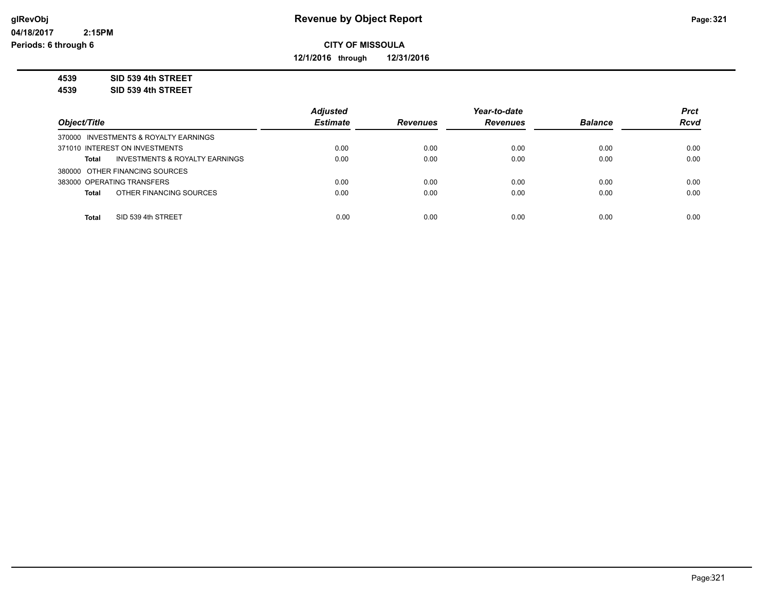**CITY OF MISSOULA**

**12/1/2016 through 12/31/2016**

**4539 SID 539 4th STREET**

**4539 SID 539 4th STREET**

| Object/Title | Adjusted Estimate | Revenues | Year-to-date Revenues | Balance | Prct Rcvd |
|---|---|---|---|---|---|
| 370000 INVESTMENTS & ROYALTY EARNINGS | | | | | |
| 371010 INTEREST ON INVESTMENTS | 0.00 | 0.00 | 0.00 | 0.00 | 0.00 |
| **Total** INVESTMENTS & ROYALTY EARNINGS | 0.00 | 0.00 | 0.00 | 0.00 | 0.00 |
| 380000 OTHER FINANCING SOURCES | | | | | |
| 383000 OPERATING TRANSFERS | 0.00 | 0.00 | 0.00 | 0.00 | 0.00 |
| **Total** OTHER FINANCING SOURCES | 0.00 | 0.00 | 0.00 | 0.00 | 0.00 |
| **Total** SID 539 4th STREET | 0.00 | 0.00 | 0.00 | 0.00 | 0.00 |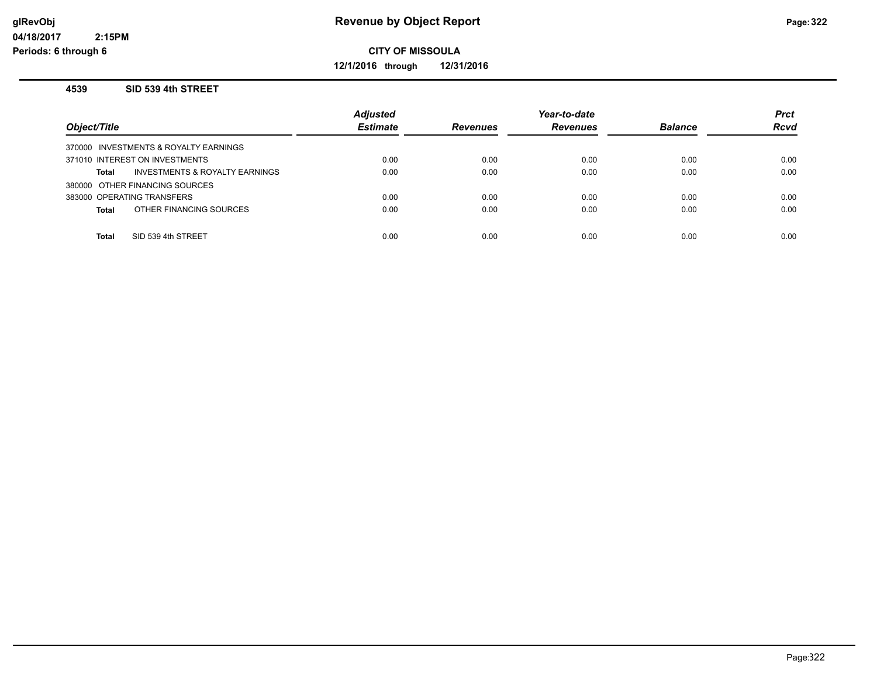**Revenue by Object Report**

**CITY OF MISSOULA**

**12/1/2016 through 12/31/2016**

glRevObj
04/18/2017 2:15PM
Periods: 6 through 6

## 4539 SID 539 4th STREET

| Object/Title | Adjusted Estimate | Revenues | Year-to-date Revenues | Balance | Prct Rcvd |
|---|---|---|---|---|---|
| 370000 INVESTMENTS & ROYALTY EARNINGS | | | | | |
| 371010 INTEREST ON INVESTMENTS | 0.00 | 0.00 | 0.00 | 0.00 | 0.00 |
| **Total** INVESTMENTS & ROYALTY EARNINGS | 0.00 | 0.00 | 0.00 | 0.00 | 0.00 |
| 380000 OTHER FINANCING SOURCES | | | | | |
| 383000 OPERATING TRANSFERS | 0.00 | 0.00 | 0.00 | 0.00 | 0.00 |
| **Total** OTHER FINANCING SOURCES | 0.00 | 0.00 | 0.00 | 0.00 | 0.00 |
| **Total** SID 539 4th STREET | 0.00 | 0.00 | 0.00 | 0.00 | 0.00 |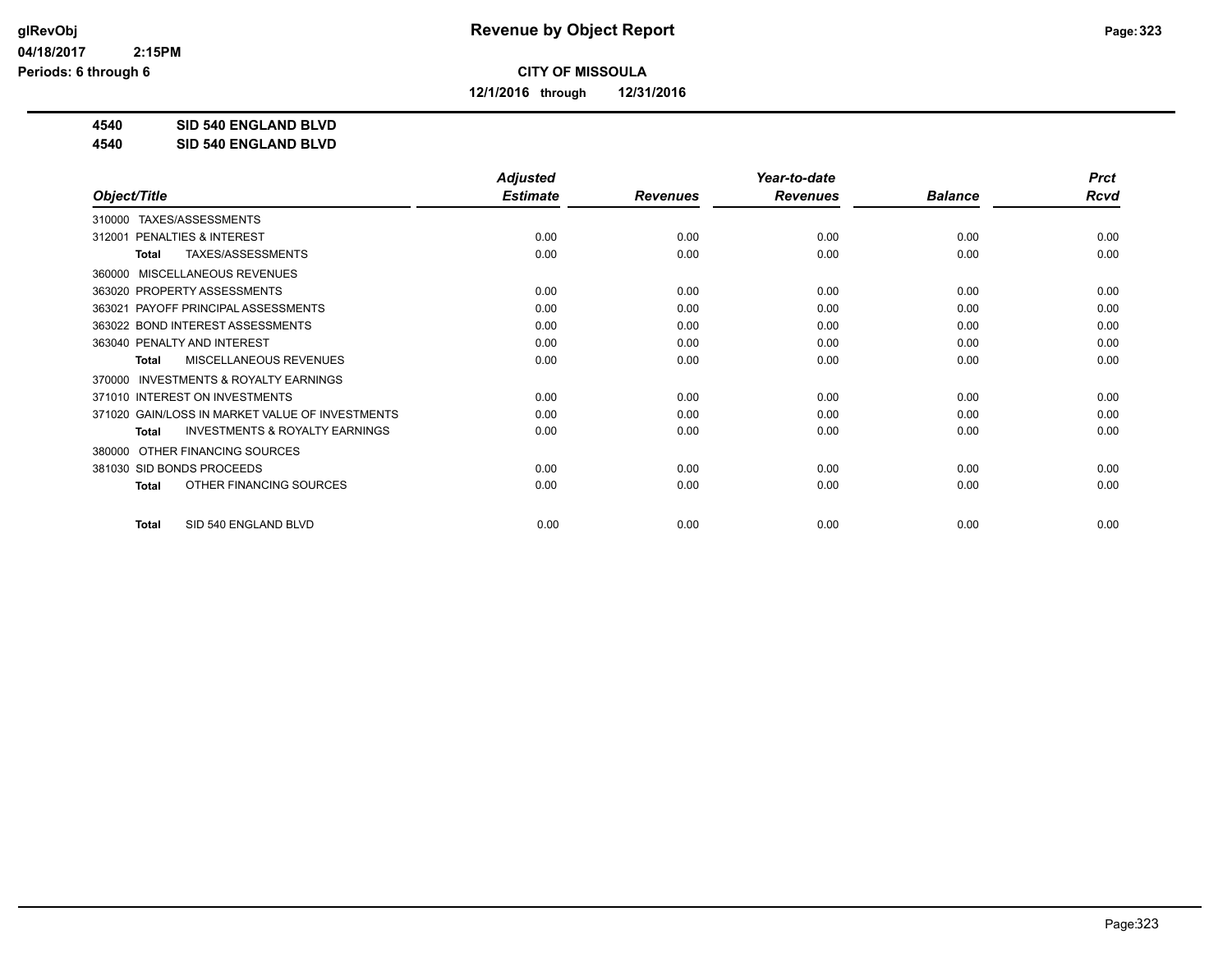# Revenue by Object Report

**CITY OF MISSOULA**

**12/1/2016 through 12/31/2016**

glRevObj
04/18/2017 2:15PM
Periods: 6 through 6

**4540 SID 540 ENGLAND BLVD**
**4540 SID 540 ENGLAND BLVD**

| Object/Title | Adjusted Estimate | Revenues | Year-to-date Revenues | Balance | Prct Rcvd |
|---|---|---|---|---|---|
| 310000 TAXES/ASSESSMENTS | | | | | |
| 312001 PENALTIES & INTEREST | 0.00 | 0.00 | 0.00 | 0.00 | 0.00 |
| **Total** TAXES/ASSESSMENTS | 0.00 | 0.00 | 0.00 | 0.00 | 0.00 |
| 360000 MISCELLANEOUS REVENUES | | | | | |
| 363020 PROPERTY ASSESSMENTS | 0.00 | 0.00 | 0.00 | 0.00 | 0.00 |
| 363021 PAYOFF PRINCIPAL ASSESSMENTS | 0.00 | 0.00 | 0.00 | 0.00 | 0.00 |
| 363022 BOND INTEREST ASSESSMENTS | 0.00 | 0.00 | 0.00 | 0.00 | 0.00 |
| 363040 PENALTY AND INTEREST | 0.00 | 0.00 | 0.00 | 0.00 | 0.00 |
| **Total** MISCELLANEOUS REVENUES | 0.00 | 0.00 | 0.00 | 0.00 | 0.00 |
| 370000 INVESTMENTS & ROYALTY EARNINGS | | | | | |
| 371010 INTEREST ON INVESTMENTS | 0.00 | 0.00 | 0.00 | 0.00 | 0.00 |
| 371020 GAIN/LOSS IN MARKET VALUE OF INVESTMENTS | 0.00 | 0.00 | 0.00 | 0.00 | 0.00 |
| **Total** INVESTMENTS & ROYALTY EARNINGS | 0.00 | 0.00 | 0.00 | 0.00 | 0.00 |
| 380000 OTHER FINANCING SOURCES | | | | | |
| 381030 SID BONDS PROCEEDS | 0.00 | 0.00 | 0.00 | 0.00 | 0.00 |
| **Total** OTHER FINANCING SOURCES | 0.00 | 0.00 | 0.00 | 0.00 | 0.00 |
| **Total** SID 540 ENGLAND BLVD | 0.00 | 0.00 | 0.00 | 0.00 | 0.00 |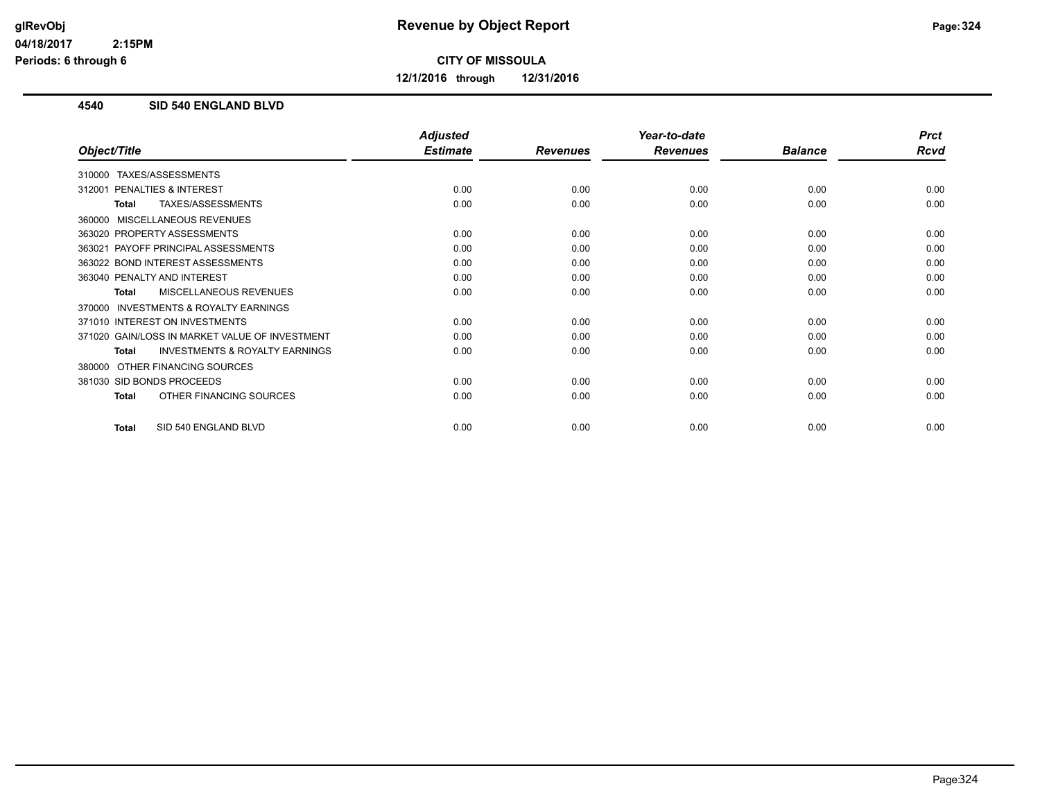# Revenue by Object Report

glRevObj
04/18/2017 2:15PM
Periods: 6 through 6

**CITY OF MISSOULA**

**12/1/2016 through 12/31/2016**

## 4540 SID 540 ENGLAND BLVD

| Object/Title | Adjusted Estimate | Revenues | Year-to-date Revenues | Balance | Prct Rcvd |
|---|---|---|---|---|---|
| 310000 TAXES/ASSESSMENTS | | | | | |
| 312001 PENALTIES & INTEREST | 0.00 | 0.00 | 0.00 | 0.00 | 0.00 |
| **Total** TAXES/ASSESSMENTS | 0.00 | 0.00 | 0.00 | 0.00 | 0.00 |
| 360000 MISCELLANEOUS REVENUES | | | | | |
| 363020 PROPERTY ASSESSMENTS | 0.00 | 0.00 | 0.00 | 0.00 | 0.00 |
| 363021 PAYOFF PRINCIPAL ASSESSMENTS | 0.00 | 0.00 | 0.00 | 0.00 | 0.00 |
| 363022 BOND INTEREST ASSESSMENTS | 0.00 | 0.00 | 0.00 | 0.00 | 0.00 |
| 363040 PENALTY AND INTEREST | 0.00 | 0.00 | 0.00 | 0.00 | 0.00 |
| **Total** MISCELLANEOUS REVENUES | 0.00 | 0.00 | 0.00 | 0.00 | 0.00 |
| 370000 INVESTMENTS & ROYALTY EARNINGS | | | | | |
| 371010 INTEREST ON INVESTMENTS | 0.00 | 0.00 | 0.00 | 0.00 | 0.00 |
| 371020 GAIN/LOSS IN MARKET VALUE OF INVESTMENT | 0.00 | 0.00 | 0.00 | 0.00 | 0.00 |
| **Total** INVESTMENTS & ROYALTY EARNINGS | 0.00 | 0.00 | 0.00 | 0.00 | 0.00 |
| 380000 OTHER FINANCING SOURCES | | | | | |
| 381030 SID BONDS PROCEEDS | 0.00 | 0.00 | 0.00 | 0.00 | 0.00 |
| **Total** OTHER FINANCING SOURCES | 0.00 | 0.00 | 0.00 | 0.00 | 0.00 |
| **Total** SID 540 ENGLAND BLVD | 0.00 | 0.00 | 0.00 | 0.00 | 0.00 |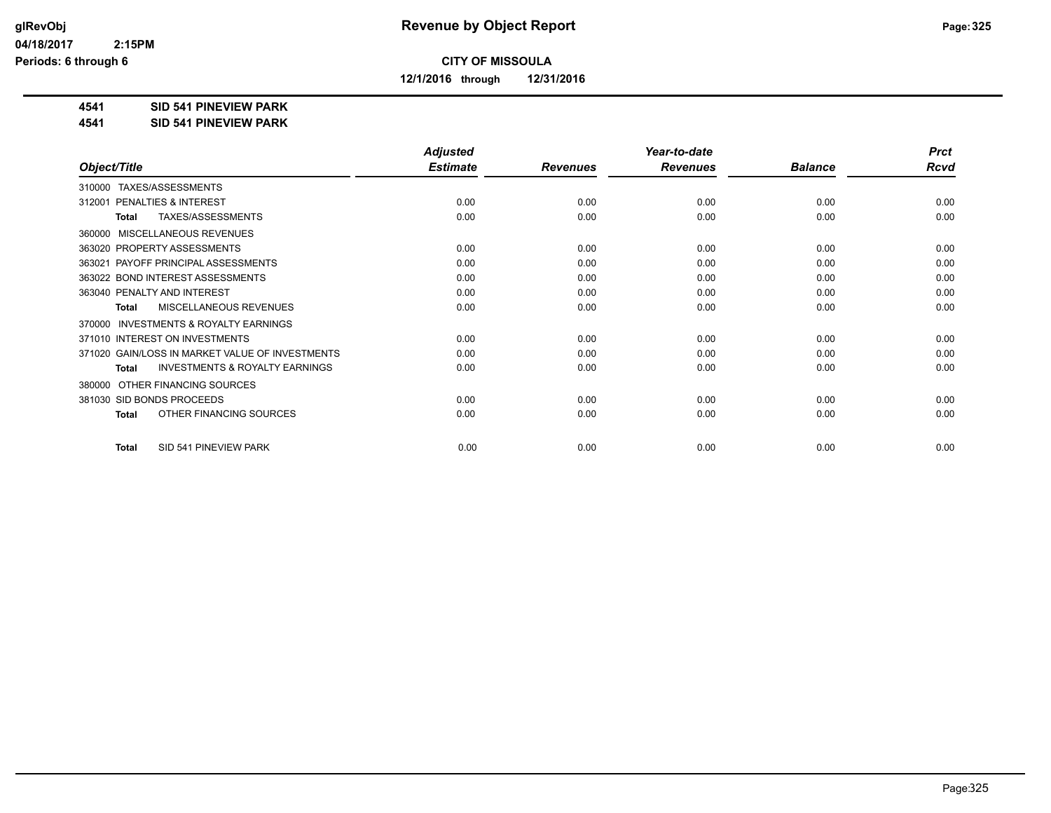glRevObj
04/18/2017 2:15PM
Periods: 6 through 6

# Revenue by Object Report

**CITY OF MISSOULA**

**12/1/2016 through 12/31/2016**

**4541 SID 541 PINEVIEW PARK**
**4541 SID 541 PINEVIEW PARK**

| Object/Title | Adjusted Estimate | Revenues | Year-to-date Revenues | Balance | Prct Rcvd |
|---|---|---|---|---|---|
| 310000 TAXES/ASSESSMENTS | | | | | |
| 312001 PENALTIES & INTEREST | 0.00 | 0.00 | 0.00 | 0.00 | 0.00 |
| **Total** TAXES/ASSESSMENTS | 0.00 | 0.00 | 0.00 | 0.00 | 0.00 |
| 360000 MISCELLANEOUS REVENUES | | | | | |
| 363020 PROPERTY ASSESSMENTS | 0.00 | 0.00 | 0.00 | 0.00 | 0.00 |
| 363021 PAYOFF PRINCIPAL ASSESSMENTS | 0.00 | 0.00 | 0.00 | 0.00 | 0.00 |
| 363022 BOND INTEREST ASSESSMENTS | 0.00 | 0.00 | 0.00 | 0.00 | 0.00 |
| 363040 PENALTY AND INTEREST | 0.00 | 0.00 | 0.00 | 0.00 | 0.00 |
| **Total** MISCELLANEOUS REVENUES | 0.00 | 0.00 | 0.00 | 0.00 | 0.00 |
| 370000 INVESTMENTS & ROYALTY EARNINGS | | | | | |
| 371010 INTEREST ON INVESTMENTS | 0.00 | 0.00 | 0.00 | 0.00 | 0.00 |
| 371020 GAIN/LOSS IN MARKET VALUE OF INVESTMENTS | 0.00 | 0.00 | 0.00 | 0.00 | 0.00 |
| **Total** INVESTMENTS & ROYALTY EARNINGS | 0.00 | 0.00 | 0.00 | 0.00 | 0.00 |
| 380000 OTHER FINANCING SOURCES | | | | | |
| 381030 SID BONDS PROCEEDS | 0.00 | 0.00 | 0.00 | 0.00 | 0.00 |
| **Total** OTHER FINANCING SOURCES | 0.00 | 0.00 | 0.00 | 0.00 | 0.00 |
| **Total** SID 541 PINEVIEW PARK | 0.00 | 0.00 | 0.00 | 0.00 | 0.00 |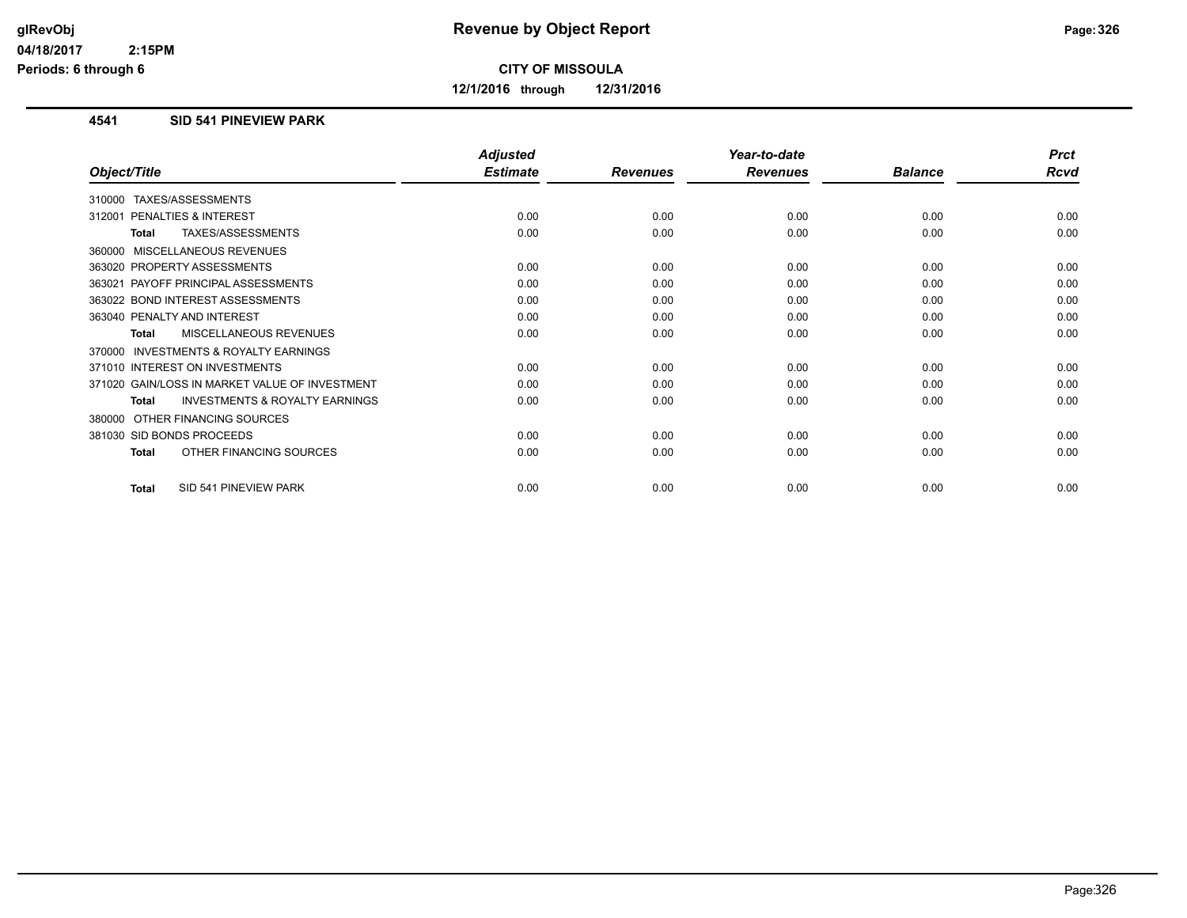# Revenue by Object Report

**CITY OF MISSOULA**

**12/1/2016 through 12/31/2016**

glRevObj
04/18/2017 2:15PM
Periods: 6 through 6

### 4541 SID 541 PINEVIEW PARK

| Object/Title | Adjusted Estimate | Revenues | Year-to-date Revenues | Balance | Prct Rcvd |
|---|---|---|---|---|---|
| 310000 TAXES/ASSESSMENTS | | | | | |
| 312001 PENALTIES & INTEREST | 0.00 | 0.00 | 0.00 | 0.00 | 0.00 |
| **Total** TAXES/ASSESSMENTS | 0.00 | 0.00 | 0.00 | 0.00 | 0.00 |
| 360000 MISCELLANEOUS REVENUES | | | | | |
| 363020 PROPERTY ASSESSMENTS | 0.00 | 0.00 | 0.00 | 0.00 | 0.00 |
| 363021 PAYOFF PRINCIPAL ASSESSMENTS | 0.00 | 0.00 | 0.00 | 0.00 | 0.00 |
| 363022 BOND INTEREST ASSESSMENTS | 0.00 | 0.00 | 0.00 | 0.00 | 0.00 |
| 363040 PENALTY AND INTEREST | 0.00 | 0.00 | 0.00 | 0.00 | 0.00 |
| **Total** MISCELLANEOUS REVENUES | 0.00 | 0.00 | 0.00 | 0.00 | 0.00 |
| 370000 INVESTMENTS & ROYALTY EARNINGS | | | | | |
| 371010 INTEREST ON INVESTMENTS | 0.00 | 0.00 | 0.00 | 0.00 | 0.00 |
| 371020 GAIN/LOSS IN MARKET VALUE OF INVESTMENT | 0.00 | 0.00 | 0.00 | 0.00 | 0.00 |
| **Total** INVESTMENTS & ROYALTY EARNINGS | 0.00 | 0.00 | 0.00 | 0.00 | 0.00 |
| 380000 OTHER FINANCING SOURCES | | | | | |
| 381030 SID BONDS PROCEEDS | 0.00 | 0.00 | 0.00 | 0.00 | 0.00 |
| **Total** OTHER FINANCING SOURCES | 0.00 | 0.00 | 0.00 | 0.00 | 0.00 |
| **Total** SID 541 PINEVIEW PARK | 0.00 | 0.00 | 0.00 | 0.00 | 0.00 |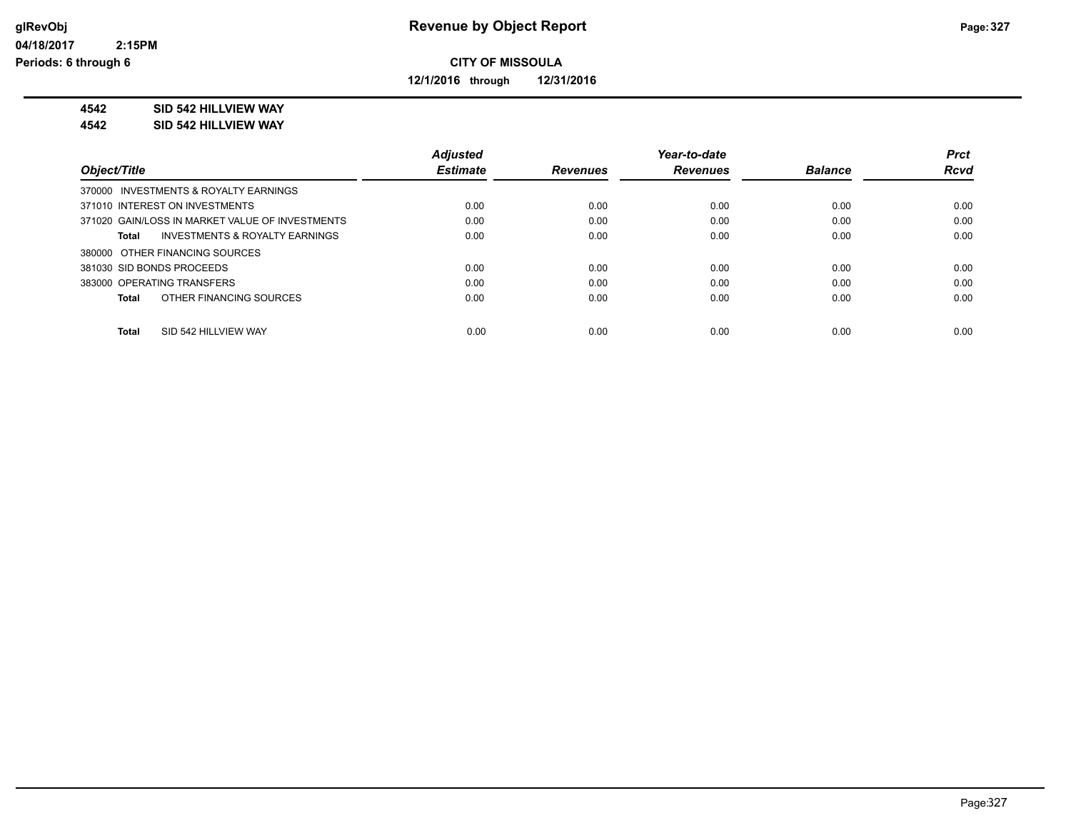**CITY OF MISSOULA**

**12/1/2016 through 12/31/2016**

**4542 SID 542 HILLVIEW WAY**

**4542 SID 542 HILLVIEW WAY**

| Object/Title | Adjusted Estimate | Revenues | Year-to-date Revenues | Balance | Prct Rcvd |
|---|---|---|---|---|---|
| 370000 INVESTMENTS & ROYALTY EARNINGS | | | | | |
| 371010 INTEREST ON INVESTMENTS | 0.00 | 0.00 | 0.00 | 0.00 | 0.00 |
| 371020 GAIN/LOSS IN MARKET VALUE OF INVESTMENTS | 0.00 | 0.00 | 0.00 | 0.00 | 0.00 |
| **Total** INVESTMENTS & ROYALTY EARNINGS | 0.00 | 0.00 | 0.00 | 0.00 | 0.00 |
| 380000 OTHER FINANCING SOURCES | | | | | |
| 381030 SID BONDS PROCEEDS | 0.00 | 0.00 | 0.00 | 0.00 | 0.00 |
| 383000 OPERATING TRANSFERS | 0.00 | 0.00 | 0.00 | 0.00 | 0.00 |
| **Total** OTHER FINANCING SOURCES | 0.00 | 0.00 | 0.00 | 0.00 | 0.00 |
| **Total** SID 542 HILLVIEW WAY | 0.00 | 0.00 | 0.00 | 0.00 | 0.00 |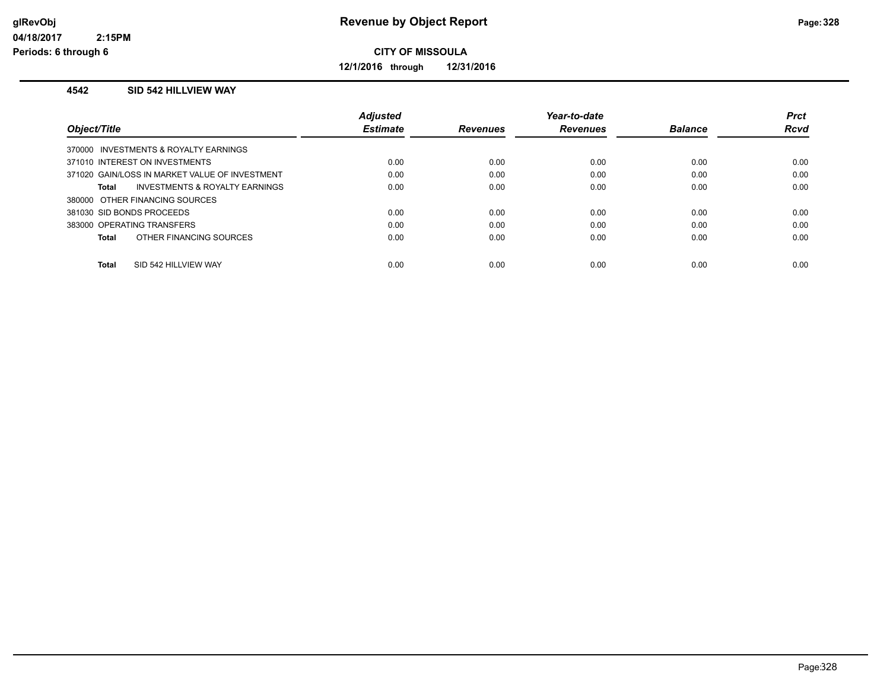# Revenue by Object Report

**CITY OF MISSOULA**

**12/1/2016 through 12/31/2016**

glRevObj
04/18/2017 2:15PM
Periods: 6 through 6

### 4542 SID 542 HILLVIEW WAY

| Object/Title | Adjusted Estimate | Revenues | Year-to-date Revenues | Balance | Prct Rcvd |
|---|---|---|---|---|---|
| 370000 INVESTMENTS & ROYALTY EARNINGS | | | | | |
| 371010 INTEREST ON INVESTMENTS | 0.00 | 0.00 | 0.00 | 0.00 | 0.00 |
| 371020 GAIN/LOSS IN MARKET VALUE OF INVESTMENT | 0.00 | 0.00 | 0.00 | 0.00 | 0.00 |
| **Total** INVESTMENTS & ROYALTY EARNINGS | 0.00 | 0.00 | 0.00 | 0.00 | 0.00 |
| 380000 OTHER FINANCING SOURCES | | | | | |
| 381030 SID BONDS PROCEEDS | 0.00 | 0.00 | 0.00 | 0.00 | 0.00 |
| 383000 OPERATING TRANSFERS | 0.00 | 0.00 | 0.00 | 0.00 | 0.00 |
| **Total** OTHER FINANCING SOURCES | 0.00 | 0.00 | 0.00 | 0.00 | 0.00 |
| **Total** SID 542 HILLVIEW WAY | 0.00 | 0.00 | 0.00 | 0.00 | 0.00 |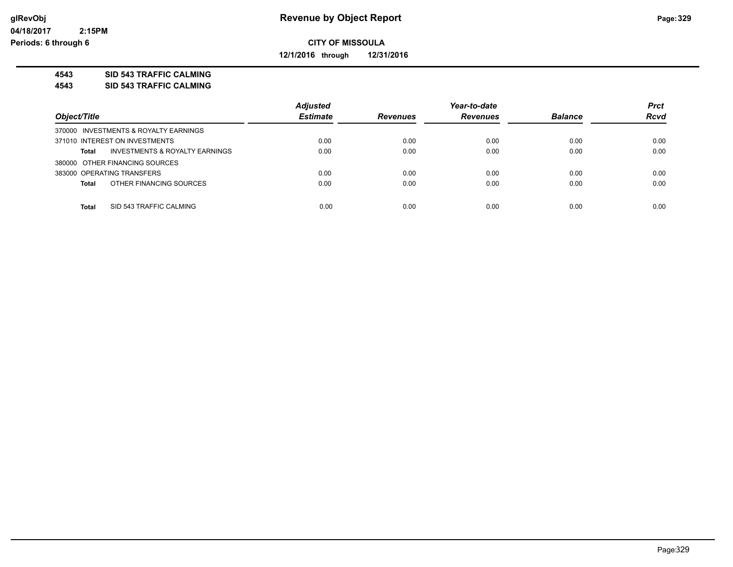**Revenue by Object Report**

**CITY OF MISSOULA**

**12/1/2016 through 12/31/2016**

glRevObj
04/18/2017 2:15PM
Periods: 6 through 6

**4543 SID 543 TRAFFIC CALMING**
**4543 SID 543 TRAFFIC CALMING**

| Object/Title | Adjusted Estimate | Revenues | Year-to-date Revenues | Balance | Prct Rcvd |
|---|---|---|---|---|---|
| 370000 INVESTMENTS & ROYALTY EARNINGS | | | | | |
| 371010 INTEREST ON INVESTMENTS | 0.00 | 0.00 | 0.00 | 0.00 | 0.00 |
| **Total** INVESTMENTS & ROYALTY EARNINGS | 0.00 | 0.00 | 0.00 | 0.00 | 0.00 |
| 380000 OTHER FINANCING SOURCES | | | | | |
| 383000 OPERATING TRANSFERS | 0.00 | 0.00 | 0.00 | 0.00 | 0.00 |
| **Total** OTHER FINANCING SOURCES | 0.00 | 0.00 | 0.00 | 0.00 | 0.00 |
| **Total** SID 543 TRAFFIC CALMING | 0.00 | 0.00 | 0.00 | 0.00 | 0.00 |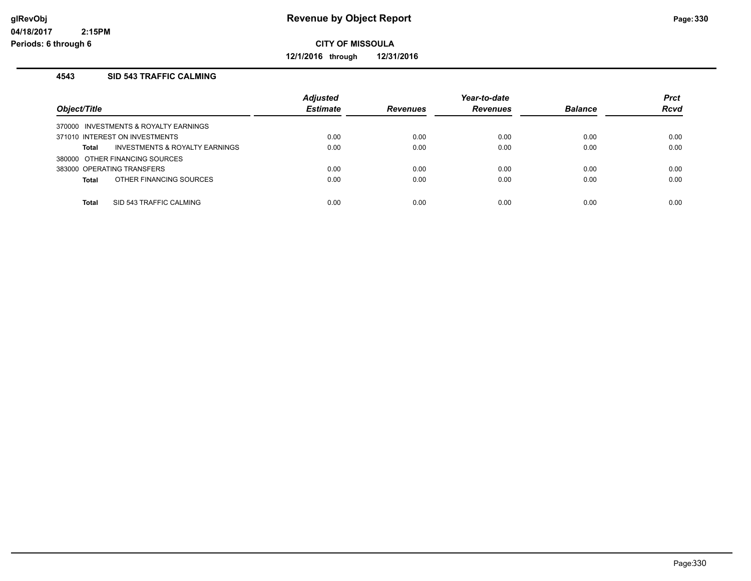# Revenue by Object Report

glRevObj
04/18/2017 2:15PM
Periods: 6 through 6

**CITY OF MISSOULA**

**12/1/2016 through 12/31/2016**

## 4543 SID 543 TRAFFIC CALMING

| Object/Title | Adjusted Estimate | Revenues | Year-to-date Revenues | Balance | Prct Rcvd |
|---|---|---|---|---|---|
| 370000 INVESTMENTS & ROYALTY EARNINGS | | | | | |
| 371010 INTEREST ON INVESTMENTS | 0.00 | 0.00 | 0.00 | 0.00 | 0.00 |
| **Total** INVESTMENTS & ROYALTY EARNINGS | 0.00 | 0.00 | 0.00 | 0.00 | 0.00 |
| 380000 OTHER FINANCING SOURCES | | | | | |
| 383000 OPERATING TRANSFERS | 0.00 | 0.00 | 0.00 | 0.00 | 0.00 |
| **Total** OTHER FINANCING SOURCES | 0.00 | 0.00 | 0.00 | 0.00 | 0.00 |
| **Total** SID 543 TRAFFIC CALMING | 0.00 | 0.00 | 0.00 | 0.00 | 0.00 |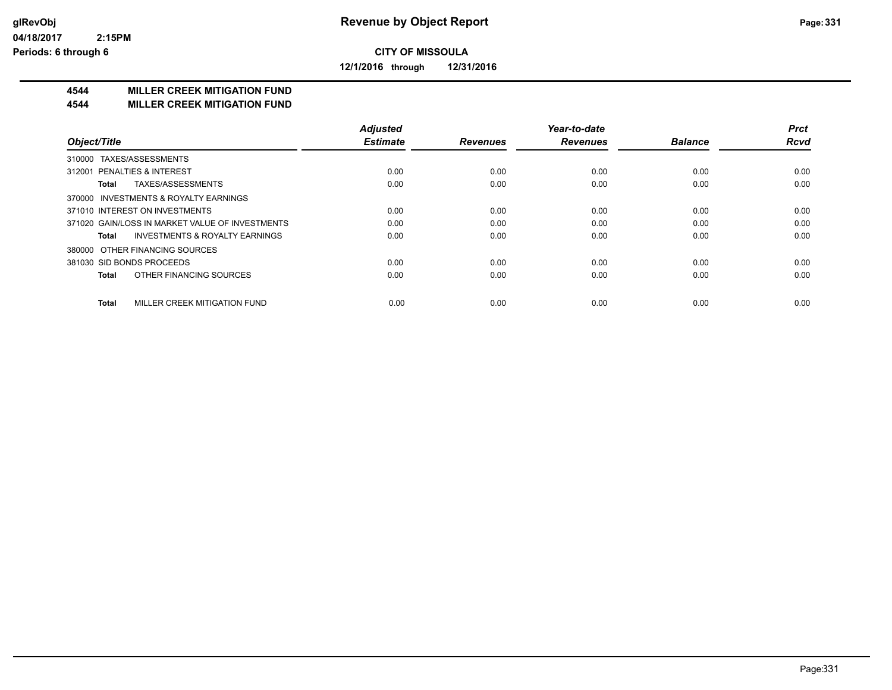**Revenue by Object Report**

**CITY OF MISSOULA**

**12/1/2016 through 12/31/2016**

glRevObj
04/18/2017 2:15PM
Periods: 6 through 6

## 4544 MILLER CREEK MITIGATION FUND
## 4544 MILLER CREEK MITIGATION FUND

| Object/Title | Adjusted Estimate | Revenues | Year-to-date Revenues | Balance | Prct Rcvd |
|---|---|---|---|---|---|
| 310000 TAXES/ASSESSMENTS | | | | | |
| 312001 PENALTIES & INTEREST | 0.00 | 0.00 | 0.00 | 0.00 | 0.00 |
| **Total** TAXES/ASSESSMENTS | 0.00 | 0.00 | 0.00 | 0.00 | 0.00 |
| 370000 INVESTMENTS & ROYALTY EARNINGS | | | | | |
| 371010 INTEREST ON INVESTMENTS | 0.00 | 0.00 | 0.00 | 0.00 | 0.00 |
| 371020 GAIN/LOSS IN MARKET VALUE OF INVESTMENTS | 0.00 | 0.00 | 0.00 | 0.00 | 0.00 |
| **Total** INVESTMENTS & ROYALTY EARNINGS | 0.00 | 0.00 | 0.00 | 0.00 | 0.00 |
| 380000 OTHER FINANCING SOURCES | | | | | |
| 381030 SID BONDS PROCEEDS | 0.00 | 0.00 | 0.00 | 0.00 | 0.00 |
| **Total** OTHER FINANCING SOURCES | 0.00 | 0.00 | 0.00 | 0.00 | 0.00 |
| **Total** MILLER CREEK MITIGATION FUND | 0.00 | 0.00 | 0.00 | 0.00 | 0.00 |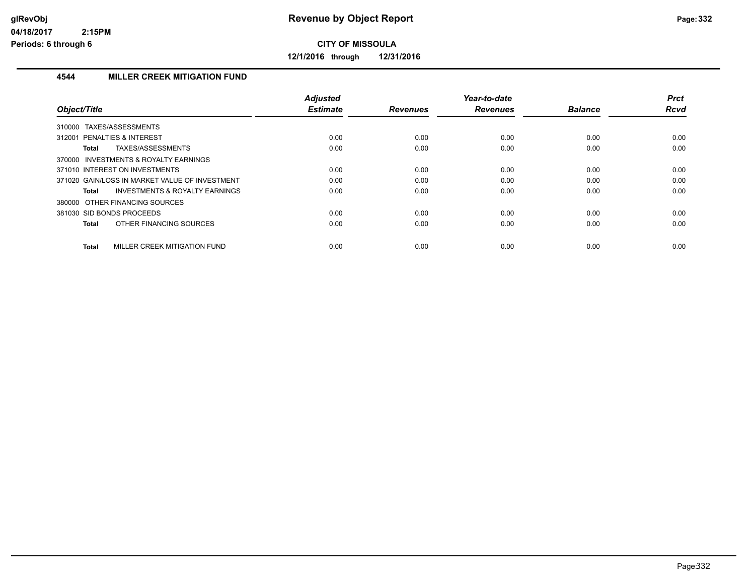# Revenue by Object Report

glRevObj
04/18/2017 2:15PM
Periods: 6 through 6

**CITY OF MISSOULA**

**12/1/2016 through 12/31/2016**

## 4544 MILLER CREEK MITIGATION FUND

| Object/Title | Adjusted Estimate | Revenues | Year-to-date Revenues | Balance | Prct Rcvd |
|---|---|---|---|---|---|
| 310000 TAXES/ASSESSMENTS | | | | | |
| 312001 PENALTIES & INTEREST | 0.00 | 0.00 | 0.00 | 0.00 | 0.00 |
| **Total** TAXES/ASSESSMENTS | 0.00 | 0.00 | 0.00 | 0.00 | 0.00 |
| 370000 INVESTMENTS & ROYALTY EARNINGS | | | | | |
| 371010 INTEREST ON INVESTMENTS | 0.00 | 0.00 | 0.00 | 0.00 | 0.00 |
| 371020 GAIN/LOSS IN MARKET VALUE OF INVESTMENT | 0.00 | 0.00 | 0.00 | 0.00 | 0.00 |
| **Total** INVESTMENTS & ROYALTY EARNINGS | 0.00 | 0.00 | 0.00 | 0.00 | 0.00 |
| 380000 OTHER FINANCING SOURCES | | | | | |
| 381030 SID BONDS PROCEEDS | 0.00 | 0.00 | 0.00 | 0.00 | 0.00 |
| **Total** OTHER FINANCING SOURCES | 0.00 | 0.00 | 0.00 | 0.00 | 0.00 |
| **Total** MILLER CREEK MITIGATION FUND | 0.00 | 0.00 | 0.00 | 0.00 | 0.00 |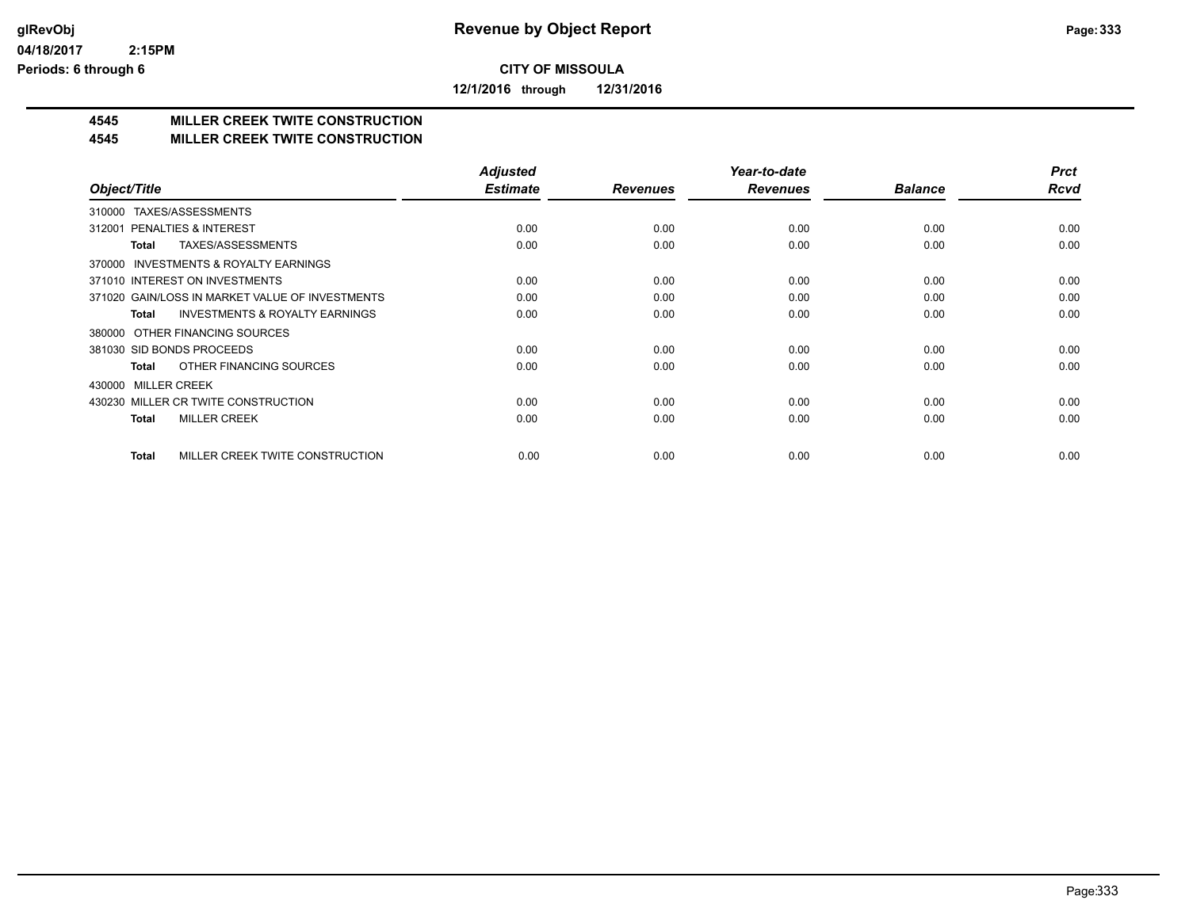**glRevObj**
**04/18/2017 2:15PM**
**Periods: 6 through 6**

# Revenue by Object Report

**CITY OF MISSOULA**

**12/1/2016 through 12/31/2016**

## 4545 MILLER CREEK TWITE CONSTRUCTION
## 4545 MILLER CREEK TWITE CONSTRUCTION

| Object/Title | Adjusted Estimate | Revenues | Year-to-date Revenues | Balance | Prct Rcvd |
|---|---|---|---|---|---|
| 310000 TAXES/ASSESSMENTS | | | | | |
| 312001 PENALTIES & INTEREST | 0.00 | 0.00 | 0.00 | 0.00 | 0.00 |
| **Total** TAXES/ASSESSMENTS | 0.00 | 0.00 | 0.00 | 0.00 | 0.00 |
| 370000 INVESTMENTS & ROYALTY EARNINGS | | | | | |
| 371010 INTEREST ON INVESTMENTS | 0.00 | 0.00 | 0.00 | 0.00 | 0.00 |
| 371020 GAIN/LOSS IN MARKET VALUE OF INVESTMENTS | 0.00 | 0.00 | 0.00 | 0.00 | 0.00 |
| **Total** INVESTMENTS & ROYALTY EARNINGS | 0.00 | 0.00 | 0.00 | 0.00 | 0.00 |
| 380000 OTHER FINANCING SOURCES | | | | | |
| 381030 SID BONDS PROCEEDS | 0.00 | 0.00 | 0.00 | 0.00 | 0.00 |
| **Total** OTHER FINANCING SOURCES | 0.00 | 0.00 | 0.00 | 0.00 | 0.00 |
| 430000 MILLER CREEK | | | | | |
| 430230 MILLER CR TWITE CONSTRUCTION | 0.00 | 0.00 | 0.00 | 0.00 | 0.00 |
| **Total** MILLER CREEK | 0.00 | 0.00 | 0.00 | 0.00 | 0.00 |
| **Total** MILLER CREEK TWITE CONSTRUCTION | 0.00 | 0.00 | 0.00 | 0.00 | 0.00 |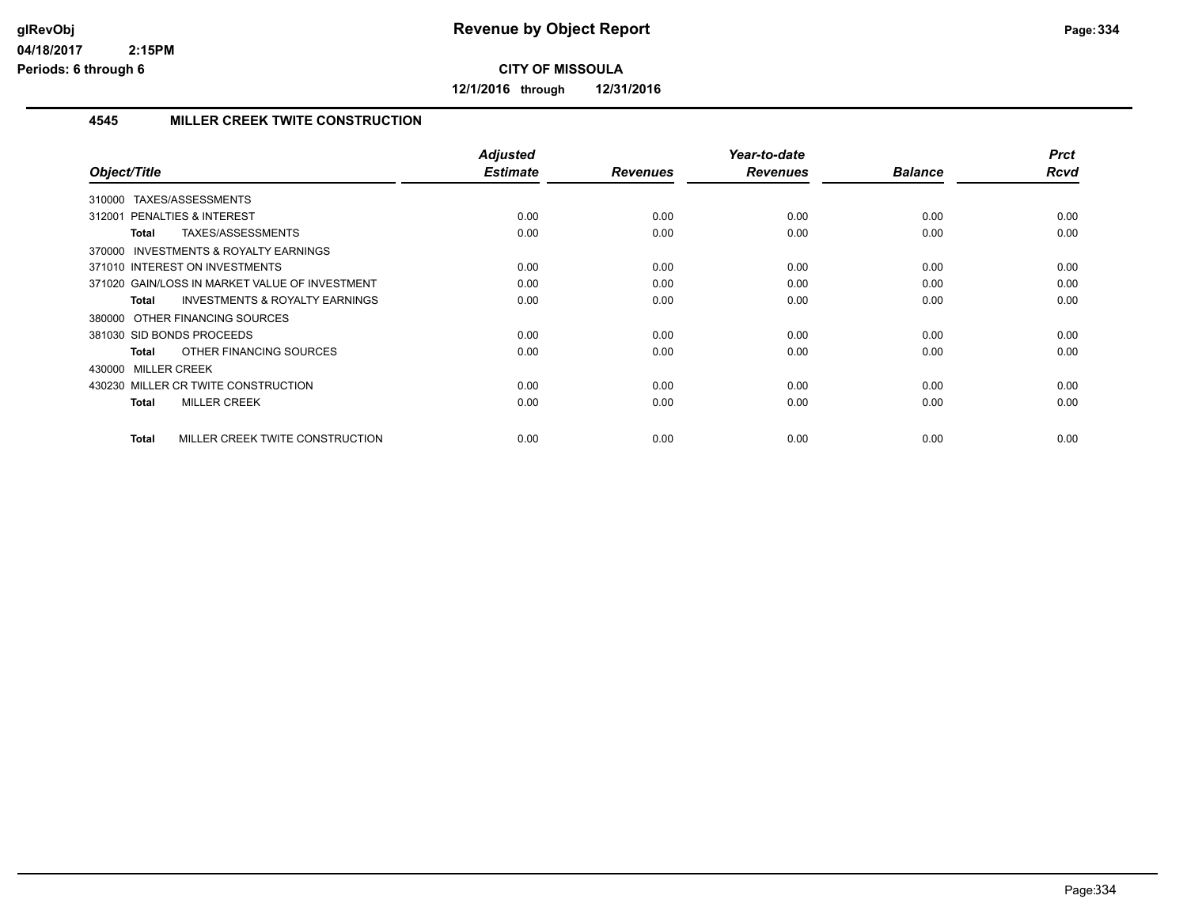# Revenue by Object Report

**CITY OF MISSOULA**

**12/1/2016 through 12/31/2016**

## 4545 MILLER CREEK TWITE CONSTRUCTION

| Object/Title | Adjusted Estimate | Revenues | Year-to-date Revenues | Balance | Prct Rcvd |
|---|---|---|---|---|---|
| 310000 TAXES/ASSESSMENTS | | | | | |
| 312001 PENALTIES & INTEREST | 0.00 | 0.00 | 0.00 | 0.00 | 0.00 |
| **Total** TAXES/ASSESSMENTS | 0.00 | 0.00 | 0.00 | 0.00 | 0.00 |
| 370000 INVESTMENTS & ROYALTY EARNINGS | | | | | |
| 371010 INTEREST ON INVESTMENTS | 0.00 | 0.00 | 0.00 | 0.00 | 0.00 |
| 371020 GAIN/LOSS IN MARKET VALUE OF INVESTMENT | 0.00 | 0.00 | 0.00 | 0.00 | 0.00 |
| **Total** INVESTMENTS & ROYALTY EARNINGS | 0.00 | 0.00 | 0.00 | 0.00 | 0.00 |
| 380000 OTHER FINANCING SOURCES | | | | | |
| 381030 SID BONDS PROCEEDS | 0.00 | 0.00 | 0.00 | 0.00 | 0.00 |
| **Total** OTHER FINANCING SOURCES | 0.00 | 0.00 | 0.00 | 0.00 | 0.00 |
| 430000 MILLER CREEK | | | | | |
| 430230 MILLER CR TWITE CONSTRUCTION | 0.00 | 0.00 | 0.00 | 0.00 | 0.00 |
| **Total** MILLER CREEK | 0.00 | 0.00 | 0.00 | 0.00 | 0.00 |
| **Total** MILLER CREEK TWITE CONSTRUCTION | 0.00 | 0.00 | 0.00 | 0.00 | 0.00 |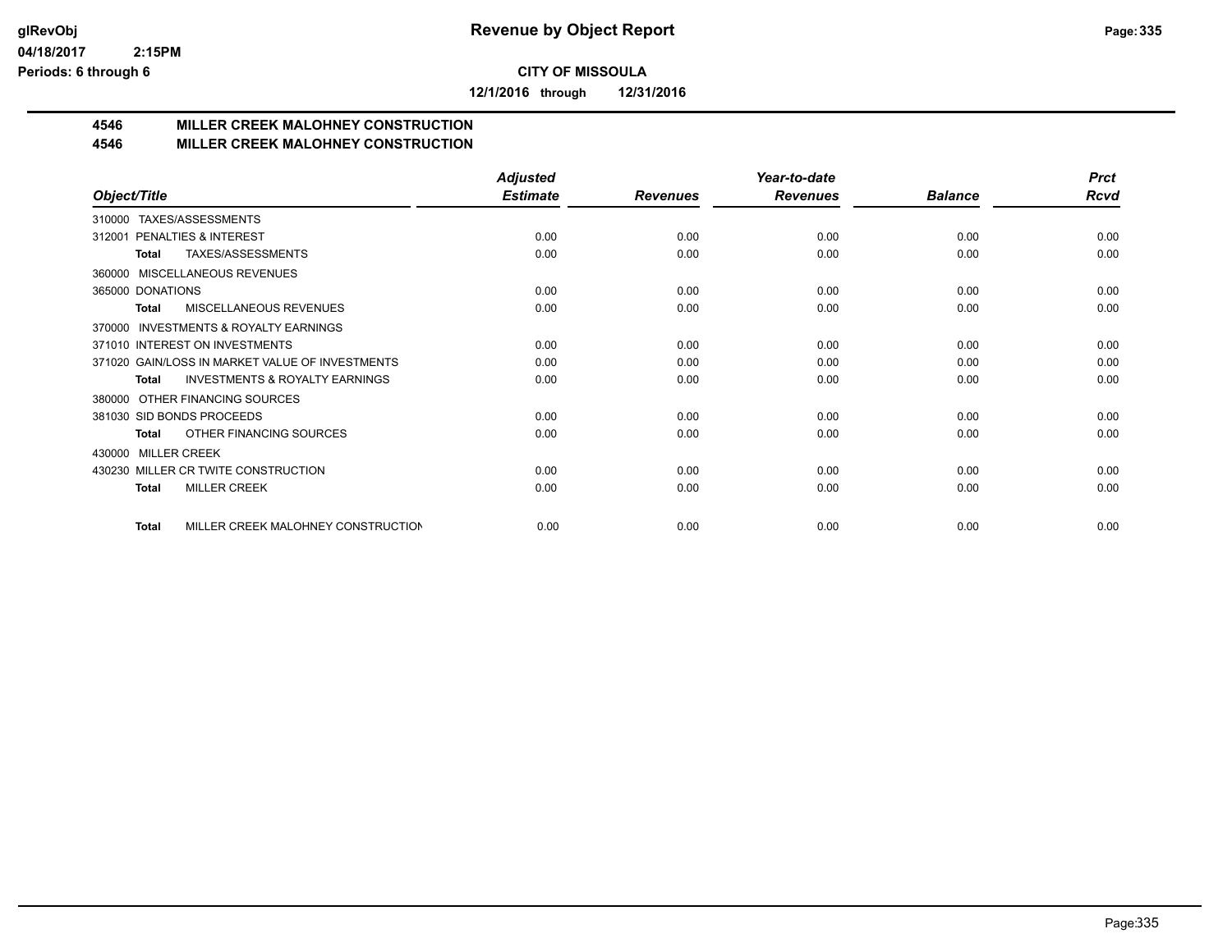# Revenue by Object Report

**CITY OF MISSOULA**

**12/1/2016 through 12/31/2016**

## 4546 MILLER CREEK MALOHNEY CONSTRUCTION
## 4546 MILLER CREEK MALOHNEY CONSTRUCTION

| Object/Title | Adjusted Estimate | Revenues | Year-to-date Revenues | Balance | Prct Rcvd |
|---|---|---|---|---|---|
| 310000 TAXES/ASSESSMENTS | | | | | |
| 312001 PENALTIES & INTEREST | 0.00 | 0.00 | 0.00 | 0.00 | 0.00 |
| **Total** TAXES/ASSESSMENTS | 0.00 | 0.00 | 0.00 | 0.00 | 0.00 |
| 360000 MISCELLANEOUS REVENUES | | | | | |
| 365000 DONATIONS | 0.00 | 0.00 | 0.00 | 0.00 | 0.00 |
| **Total** MISCELLANEOUS REVENUES | 0.00 | 0.00 | 0.00 | 0.00 | 0.00 |
| 370000 INVESTMENTS & ROYALTY EARNINGS | | | | | |
| 371010 INTEREST ON INVESTMENTS | 0.00 | 0.00 | 0.00 | 0.00 | 0.00 |
| 371020 GAIN/LOSS IN MARKET VALUE OF INVESTMENTS | 0.00 | 0.00 | 0.00 | 0.00 | 0.00 |
| **Total** INVESTMENTS & ROYALTY EARNINGS | 0.00 | 0.00 | 0.00 | 0.00 | 0.00 |
| 380000 OTHER FINANCING SOURCES | | | | | |
| 381030 SID BONDS PROCEEDS | 0.00 | 0.00 | 0.00 | 0.00 | 0.00 |
| **Total** OTHER FINANCING SOURCES | 0.00 | 0.00 | 0.00 | 0.00 | 0.00 |
| 430000 MILLER CREEK | | | | | |
| 430230 MILLER CR TWITE CONSTRUCTION | 0.00 | 0.00 | 0.00 | 0.00 | 0.00 |
| **Total** MILLER CREEK | 0.00 | 0.00 | 0.00 | 0.00 | 0.00 |
| **Total** MILLER CREEK MALOHNEY CONSTRUCTION | 0.00 | 0.00 | 0.00 | 0.00 | 0.00 |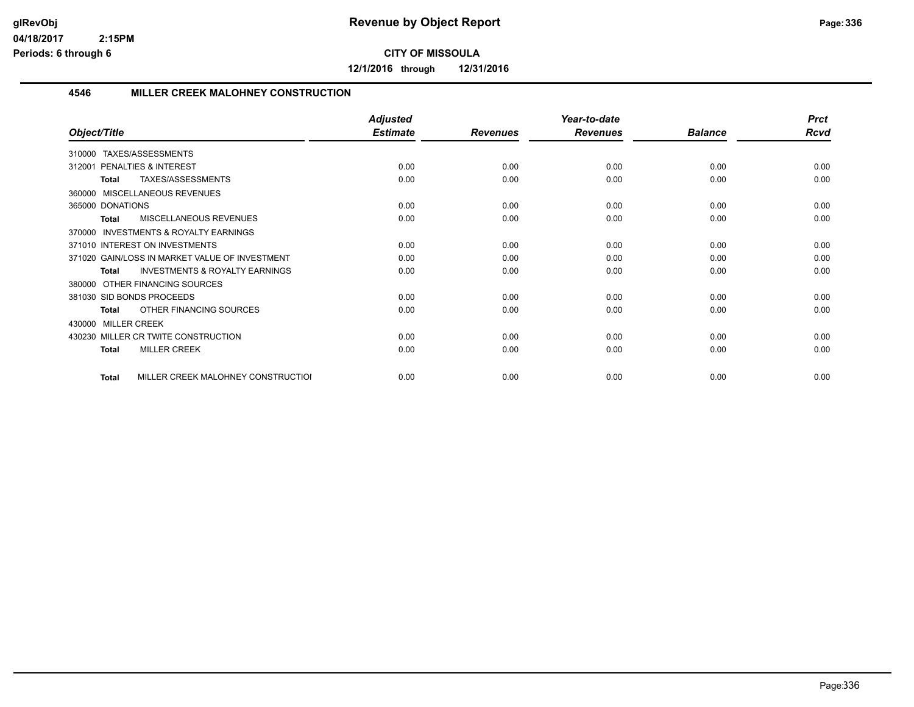# Revenue by Object Report

glRevObj
04/18/2017 2:15PM
Periods: 6 through 6

**CITY OF MISSOULA**

**12/1/2016 through 12/31/2016**

## 4546 MILLER CREEK MALOHNEY CONSTRUCTION

| Object/Title | Adjusted Estimate | Revenues | Year-to-date Revenues | Balance | Prct Rcvd |
|---|---|---|---|---|---|
| 310000 TAXES/ASSESSMENTS | | | | | |
| 312001 PENALTIES & INTEREST | 0.00 | 0.00 | 0.00 | 0.00 | 0.00 |
| **Total** TAXES/ASSESSMENTS | 0.00 | 0.00 | 0.00 | 0.00 | 0.00 |
| 360000 MISCELLANEOUS REVENUES | | | | | |
| 365000 DONATIONS | 0.00 | 0.00 | 0.00 | 0.00 | 0.00 |
| **Total** MISCELLANEOUS REVENUES | 0.00 | 0.00 | 0.00 | 0.00 | 0.00 |
| 370000 INVESTMENTS & ROYALTY EARNINGS | | | | | |
| 371010 INTEREST ON INVESTMENTS | 0.00 | 0.00 | 0.00 | 0.00 | 0.00 |
| 371020 GAIN/LOSS IN MARKET VALUE OF INVESTMENT | 0.00 | 0.00 | 0.00 | 0.00 | 0.00 |
| **Total** INVESTMENTS & ROYALTY EARNINGS | 0.00 | 0.00 | 0.00 | 0.00 | 0.00 |
| 380000 OTHER FINANCING SOURCES | | | | | |
| 381030 SID BONDS PROCEEDS | 0.00 | 0.00 | 0.00 | 0.00 | 0.00 |
| **Total** OTHER FINANCING SOURCES | 0.00 | 0.00 | 0.00 | 0.00 | 0.00 |
| 430000 MILLER CREEK | | | | | |
| 430230 MILLER CR TWITE CONSTRUCTION | 0.00 | 0.00 | 0.00 | 0.00 | 0.00 |
| **Total** MILLER CREEK | 0.00 | 0.00 | 0.00 | 0.00 | 0.00 |
| **Total** MILLER CREEK MALOHNEY CONSTRUCTIOI | 0.00 | 0.00 | 0.00 | 0.00 | 0.00 |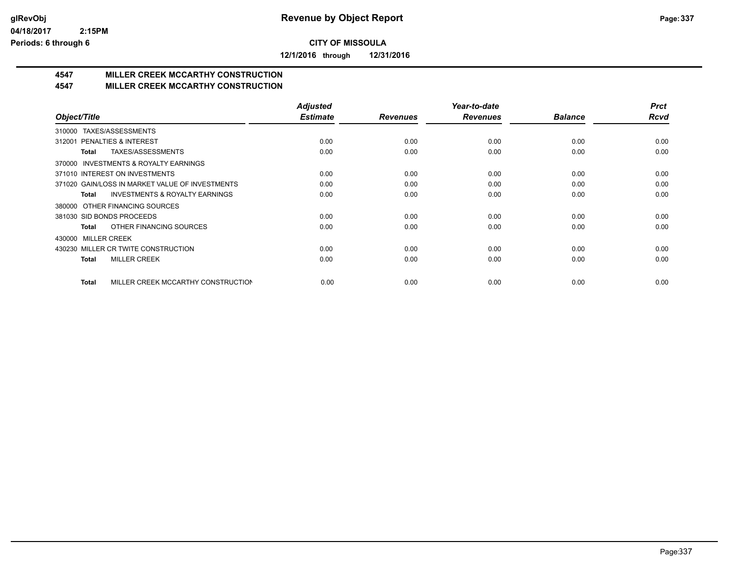# Revenue by Object Report

**CITY OF MISSOULA**

**12/1/2016 through 12/31/2016**

glRevObj
04/18/2017 2:15PM
Periods: 6 through 6

## 4547 MILLER CREEK MCCARTHY CONSTRUCTION
## 4547 MILLER CREEK MCCARTHY CONSTRUCTION

| Object/Title | Adjusted Estimate | Revenues | Year-to-date Revenues | Balance | Prct Rcvd |
|---|---|---|---|---|---|
| 310000 TAXES/ASSESSMENTS | | | | | |
| 312001 PENALTIES & INTEREST | 0.00 | 0.00 | 0.00 | 0.00 | 0.00 |
| **Total** TAXES/ASSESSMENTS | 0.00 | 0.00 | 0.00 | 0.00 | 0.00 |
| 370000 INVESTMENTS & ROYALTY EARNINGS | | | | | |
| 371010 INTEREST ON INVESTMENTS | 0.00 | 0.00 | 0.00 | 0.00 | 0.00 |
| 371020 GAIN/LOSS IN MARKET VALUE OF INVESTMENTS | 0.00 | 0.00 | 0.00 | 0.00 | 0.00 |
| **Total** INVESTMENTS & ROYALTY EARNINGS | 0.00 | 0.00 | 0.00 | 0.00 | 0.00 |
| 380000 OTHER FINANCING SOURCES | | | | | |
| 381030 SID BONDS PROCEEDS | 0.00 | 0.00 | 0.00 | 0.00 | 0.00 |
| **Total** OTHER FINANCING SOURCES | 0.00 | 0.00 | 0.00 | 0.00 | 0.00 |
| 430000 MILLER CREEK | | | | | |
| 430230 MILLER CR TWITE CONSTRUCTION | 0.00 | 0.00 | 0.00 | 0.00 | 0.00 |
| **Total** MILLER CREEK | 0.00 | 0.00 | 0.00 | 0.00 | 0.00 |
| **Total** MILLER CREEK MCCARTHY CONSTRUCTION | 0.00 | 0.00 | 0.00 | 0.00 | 0.00 |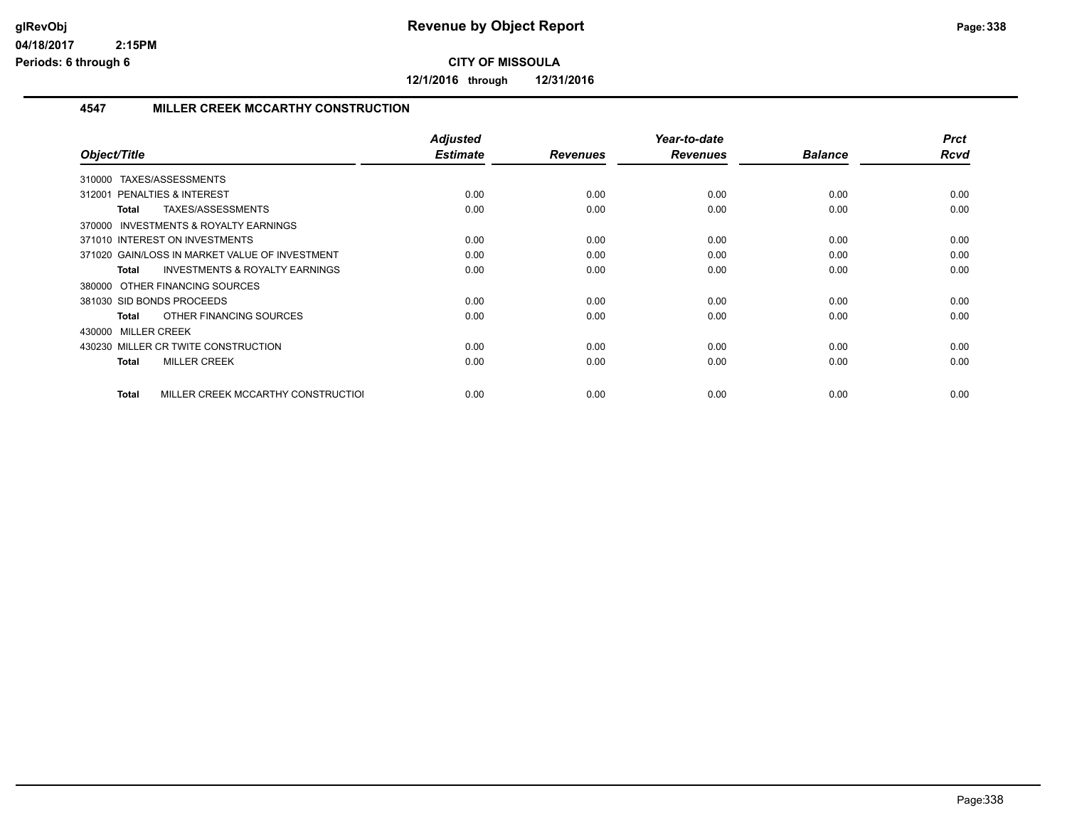# Revenue by Object Report

**CITY OF MISSOULA**

**12/1/2016 through 12/31/2016**

glRevObj
04/18/2017 2:15PM
Periods: 6 through 6

## 4547 MILLER CREEK MCCARTHY CONSTRUCTION

| Object/Title | Adjusted Estimate | Revenues | Year-to-date Revenues | Balance | Prct Rcvd |
|---|---|---|---|---|---|
| 310000 TAXES/ASSESSMENTS | | | | | |
| 312001 PENALTIES & INTEREST | 0.00 | 0.00 | 0.00 | 0.00 | 0.00 |
| **Total** TAXES/ASSESSMENTS | 0.00 | 0.00 | 0.00 | 0.00 | 0.00 |
| 370000 INVESTMENTS & ROYALTY EARNINGS | | | | | |
| 371010 INTEREST ON INVESTMENTS | 0.00 | 0.00 | 0.00 | 0.00 | 0.00 |
| 371020 GAIN/LOSS IN MARKET VALUE OF INVESTMENT | 0.00 | 0.00 | 0.00 | 0.00 | 0.00 |
| **Total** INVESTMENTS & ROYALTY EARNINGS | 0.00 | 0.00 | 0.00 | 0.00 | 0.00 |
| 380000 OTHER FINANCING SOURCES | | | | | |
| 381030 SID BONDS PROCEEDS | 0.00 | 0.00 | 0.00 | 0.00 | 0.00 |
| **Total** OTHER FINANCING SOURCES | 0.00 | 0.00 | 0.00 | 0.00 | 0.00 |
| 430000 MILLER CREEK | | | | | |
| 430230 MILLER CR TWITE CONSTRUCTION | 0.00 | 0.00 | 0.00 | 0.00 | 0.00 |
| **Total** MILLER CREEK | 0.00 | 0.00 | 0.00 | 0.00 | 0.00 |
| **Total** MILLER CREEK MCCARTHY CONSTRUCTIOI | 0.00 | 0.00 | 0.00 | 0.00 | 0.00 |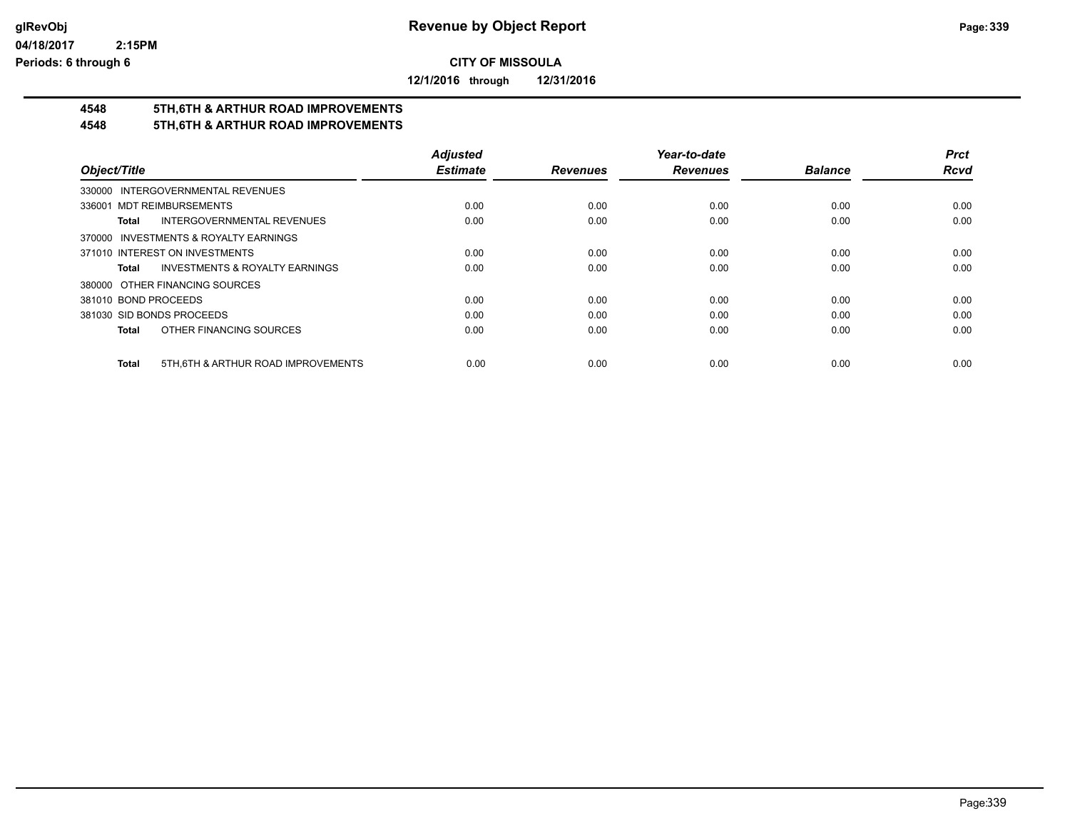# Revenue by Object Report

glRevObj
04/18/2017 2:15PM
Periods: 6 through 6

**CITY OF MISSOULA**

**12/1/2016 through 12/31/2016**

## 4548 5TH,6TH & ARTHUR ROAD IMPROVEMENTS
## 4548 5TH,6TH & ARTHUR ROAD IMPROVEMENTS

| Object/Title | Adjusted Estimate | Revenues | Year-to-date Revenues | Balance | Prct Rcvd |
|---|---|---|---|---|---|
| 330000 INTERGOVERNMENTAL REVENUES | | | | | |
| 336001 MDT REIMBURSEMENTS | 0.00 | 0.00 | 0.00 | 0.00 | 0.00 |
| **Total** INTERGOVERNMENTAL REVENUES | 0.00 | 0.00 | 0.00 | 0.00 | 0.00 |
| 370000 INVESTMENTS & ROYALTY EARNINGS | | | | | |
| 371010 INTEREST ON INVESTMENTS | 0.00 | 0.00 | 0.00 | 0.00 | 0.00 |
| **Total** INVESTMENTS & ROYALTY EARNINGS | 0.00 | 0.00 | 0.00 | 0.00 | 0.00 |
| 380000 OTHER FINANCING SOURCES | | | | | |
| 381010 BOND PROCEEDS | 0.00 | 0.00 | 0.00 | 0.00 | 0.00 |
| 381030 SID BONDS PROCEEDS | 0.00 | 0.00 | 0.00 | 0.00 | 0.00 |
| **Total** OTHER FINANCING SOURCES | 0.00 | 0.00 | 0.00 | 0.00 | 0.00 |
| **Total** 5TH,6TH & ARTHUR ROAD IMPROVEMENTS | 0.00 | 0.00 | 0.00 | 0.00 | 0.00 |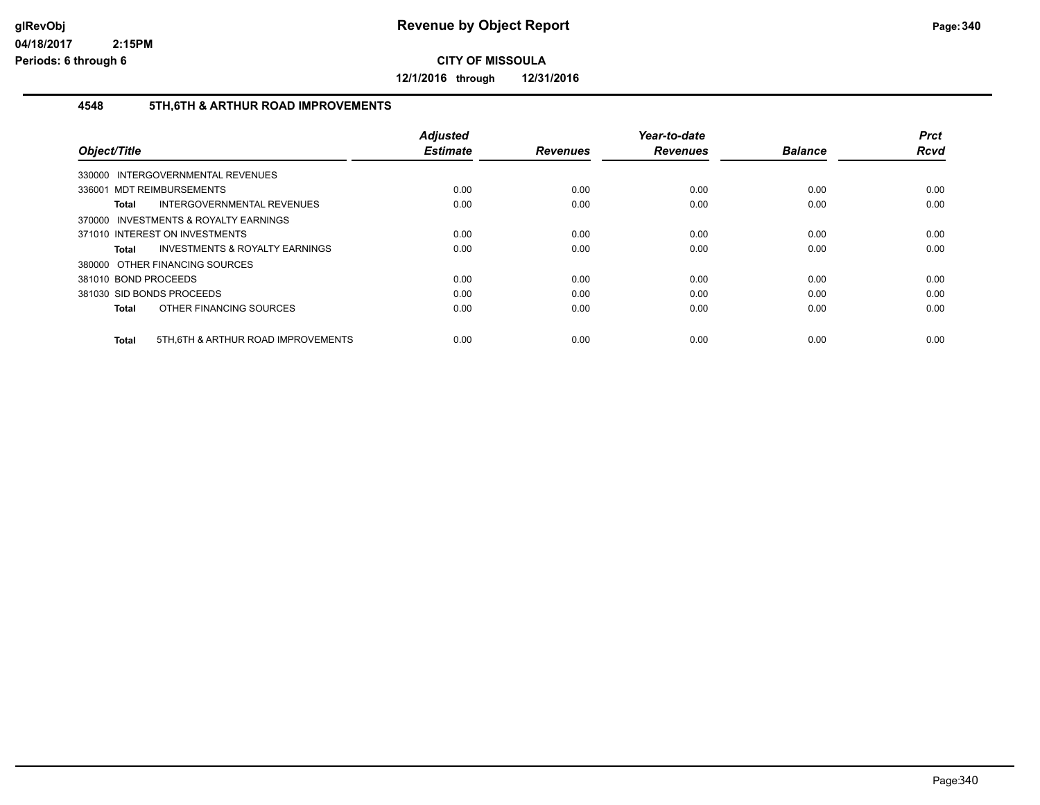# Revenue by Object Report

## CITY OF MISSOULA

**12/1/2016 through 12/31/2016**

glRevObj
04/18/2017 2:15PM
Periods: 6 through 6

### 4548 5TH,6TH & ARTHUR ROAD IMPROVEMENTS

| Object/Title | Adjusted Estimate | Revenues | Year-to-date Revenues | Balance | Prct Rcvd |
|---|---|---|---|---|---|
| 330000 INTERGOVERNMENTAL REVENUES | | | | | |
| 336001 MDT REIMBURSEMENTS | 0.00 | 0.00 | 0.00 | 0.00 | 0.00 |
| **Total** INTERGOVERNMENTAL REVENUES | 0.00 | 0.00 | 0.00 | 0.00 | 0.00 |
| 370000 INVESTMENTS & ROYALTY EARNINGS | | | | | |
| 371010 INTEREST ON INVESTMENTS | 0.00 | 0.00 | 0.00 | 0.00 | 0.00 |
| **Total** INVESTMENTS & ROYALTY EARNINGS | 0.00 | 0.00 | 0.00 | 0.00 | 0.00 |
| 380000 OTHER FINANCING SOURCES | | | | | |
| 381010 BOND PROCEEDS | 0.00 | 0.00 | 0.00 | 0.00 | 0.00 |
| 381030 SID BONDS PROCEEDS | 0.00 | 0.00 | 0.00 | 0.00 | 0.00 |
| **Total** OTHER FINANCING SOURCES | 0.00 | 0.00 | 0.00 | 0.00 | 0.00 |
| **Total** 5TH,6TH & ARTHUR ROAD IMPROVEMENTS | 0.00 | 0.00 | 0.00 | 0.00 | 0.00 |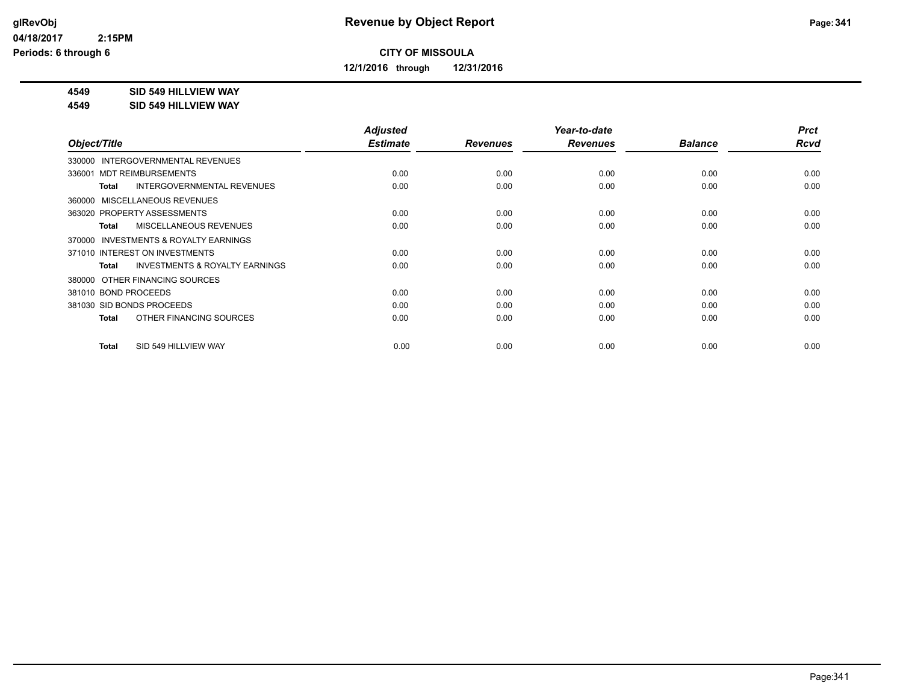**CITY OF MISSOULA**

**12/1/2016 through 12/31/2016**

**4549 SID 549 HILLVIEW WAY**

**4549 SID 549 HILLVIEW WAY**

| Object/Title | Adjusted Estimate | Revenues | Year-to-date Revenues | Balance | Prct Rcvd |
|---|---|---|---|---|---|
| 330000 INTERGOVERNMENTAL REVENUES | | | | | |
| 336001 MDT REIMBURSEMENTS | 0.00 | 0.00 | 0.00 | 0.00 | 0.00 |
| **Total** INTERGOVERNMENTAL REVENUES | 0.00 | 0.00 | 0.00 | 0.00 | 0.00 |
| 360000 MISCELLANEOUS REVENUES | | | | | |
| 363020 PROPERTY ASSESSMENTS | 0.00 | 0.00 | 0.00 | 0.00 | 0.00 |
| **Total** MISCELLANEOUS REVENUES | 0.00 | 0.00 | 0.00 | 0.00 | 0.00 |
| 370000 INVESTMENTS & ROYALTY EARNINGS | | | | | |
| 371010 INTEREST ON INVESTMENTS | 0.00 | 0.00 | 0.00 | 0.00 | 0.00 |
| **Total** INVESTMENTS & ROYALTY EARNINGS | 0.00 | 0.00 | 0.00 | 0.00 | 0.00 |
| 380000 OTHER FINANCING SOURCES | | | | | |
| 381010 BOND PROCEEDS | 0.00 | 0.00 | 0.00 | 0.00 | 0.00 |
| 381030 SID BONDS PROCEEDS | 0.00 | 0.00 | 0.00 | 0.00 | 0.00 |
| **Total** OTHER FINANCING SOURCES | 0.00 | 0.00 | 0.00 | 0.00 | 0.00 |
| **Total** SID 549 HILLVIEW WAY | 0.00 | 0.00 | 0.00 | 0.00 | 0.00 |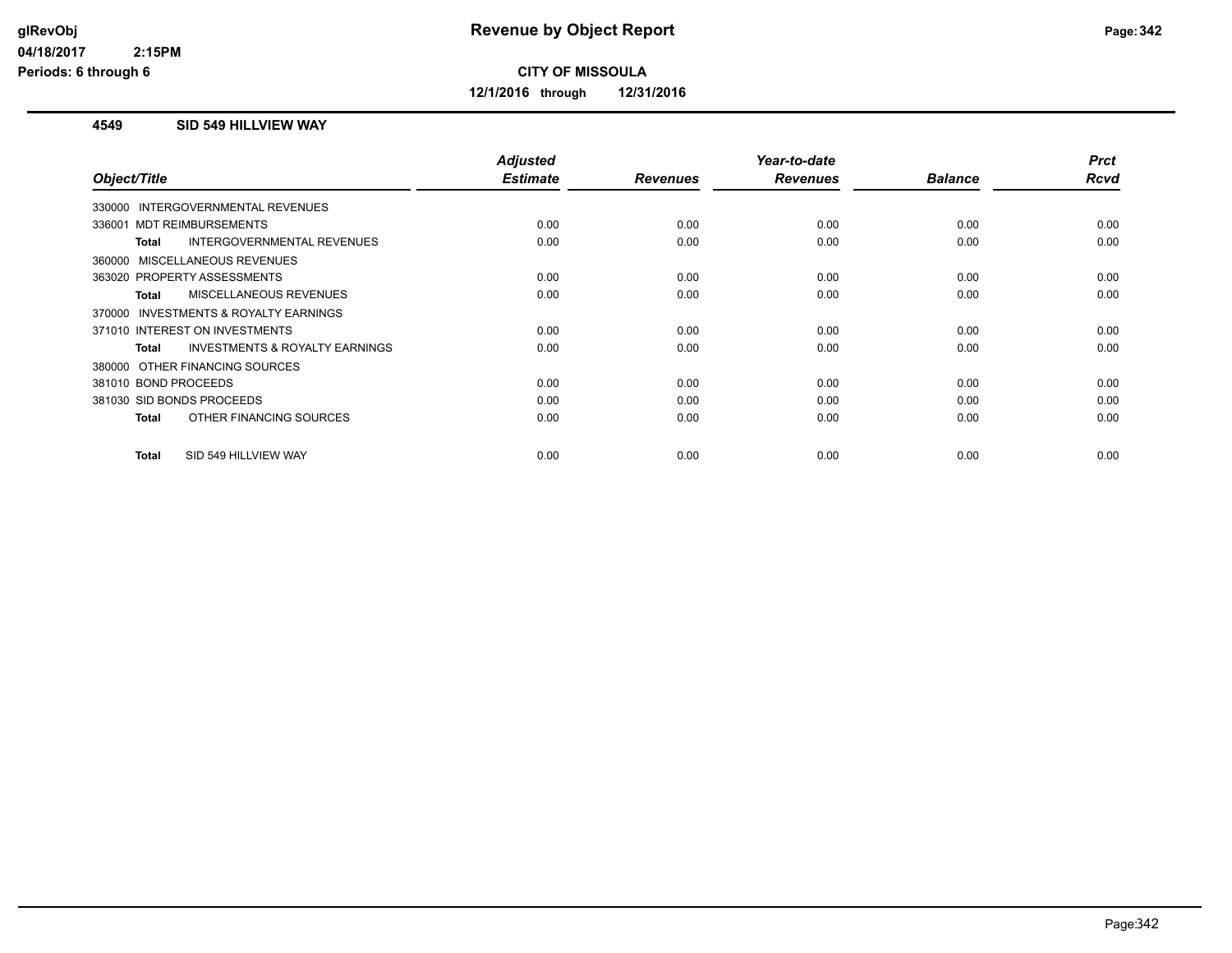glRevObj
04/18/2017 2:15PM
Periods: 6 through 6

# Revenue by Object Report

**CITY OF MISSOULA**

**12/1/2016 through 12/31/2016**

## 4549 SID 549 HILLVIEW WAY

| Object/Title | Adjusted Estimate | Revenues | Year-to-date Revenues | Balance | Prct Rcvd |
|---|---|---|---|---|---|
| 330000 INTERGOVERNMENTAL REVENUES | | | | | |
| 336001 MDT REIMBURSEMENTS | 0.00 | 0.00 | 0.00 | 0.00 | 0.00 |
| **Total** INTERGOVERNMENTAL REVENUES | 0.00 | 0.00 | 0.00 | 0.00 | 0.00 |
| 360000 MISCELLANEOUS REVENUES | | | | | |
| 363020 PROPERTY ASSESSMENTS | 0.00 | 0.00 | 0.00 | 0.00 | 0.00 |
| **Total** MISCELLANEOUS REVENUES | 0.00 | 0.00 | 0.00 | 0.00 | 0.00 |
| 370000 INVESTMENTS & ROYALTY EARNINGS | | | | | |
| 371010 INTEREST ON INVESTMENTS | 0.00 | 0.00 | 0.00 | 0.00 | 0.00 |
| **Total** INVESTMENTS & ROYALTY EARNINGS | 0.00 | 0.00 | 0.00 | 0.00 | 0.00 |
| 380000 OTHER FINANCING SOURCES | | | | | |
| 381010 BOND PROCEEDS | 0.00 | 0.00 | 0.00 | 0.00 | 0.00 |
| 381030 SID BONDS PROCEEDS | 0.00 | 0.00 | 0.00 | 0.00 | 0.00 |
| **Total** OTHER FINANCING SOURCES | 0.00 | 0.00 | 0.00 | 0.00 | 0.00 |
| **Total** SID 549 HILLVIEW WAY | 0.00 | 0.00 | 0.00 | 0.00 | 0.00 |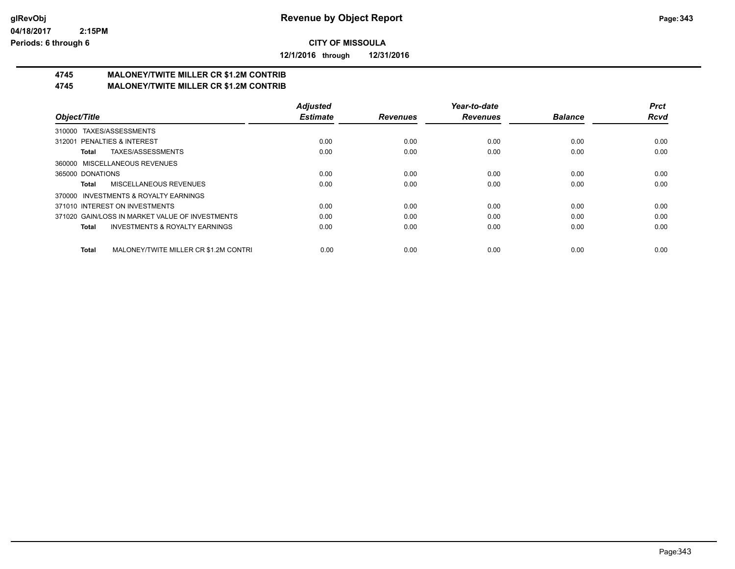# Revenue by Object Report

glRevObj
04/18/2017 2:15PM
Periods: 6 through 6

**CITY OF MISSOULA**

**12/1/2016 through 12/31/2016**

## 4745 MALONEY/TWITE MILLER CR $1.2M CONTRIB
## 4745 MALONEY/TWITE MILLER CR $1.2M CONTRIB

| Object/Title | Adjusted Estimate | Revenues | Year-to-date Revenues | Balance | Prct Rcvd |
|---|---|---|---|---|---|
| 310000 TAXES/ASSESSMENTS | | | | | |
| 312001 PENALTIES & INTEREST | 0.00 | 0.00 | 0.00 | 0.00 | 0.00 |
| **Total** TAXES/ASSESSMENTS | 0.00 | 0.00 | 0.00 | 0.00 | 0.00 |
| 360000 MISCELLANEOUS REVENUES | | | | | |
| 365000 DONATIONS | 0.00 | 0.00 | 0.00 | 0.00 | 0.00 |
| **Total** MISCELLANEOUS REVENUES | 0.00 | 0.00 | 0.00 | 0.00 | 0.00 |
| 370000 INVESTMENTS & ROYALTY EARNINGS | | | | | |
| 371010 INTEREST ON INVESTMENTS | 0.00 | 0.00 | 0.00 | 0.00 | 0.00 |
| 371020 GAIN/LOSS IN MARKET VALUE OF INVESTMENTS | 0.00 | 0.00 | 0.00 | 0.00 | 0.00 |
| **Total** INVESTMENTS & ROYALTY EARNINGS | 0.00 | 0.00 | 0.00 | 0.00 | 0.00 |
| **Total** MALONEY/TWITE MILLER CR $1.2M CONTRI | 0.00 | 0.00 | 0.00 | 0.00 | 0.00 |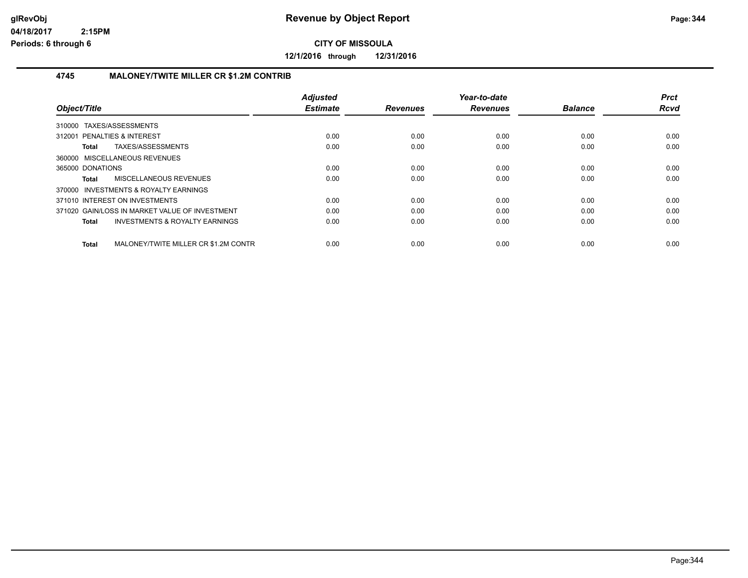# Revenue by Object Report

**CITY OF MISSOULA**

**12/1/2016 through 12/31/2016**

glRevObj
04/18/2017 2:15PM
Periods: 6 through 6

### 4745 MALONEY/TWITE MILLER CR $1.2M CONTRIB

| Object/Title | Adjusted Estimate | Revenues | Year-to-date Revenues | Balance | Prct Rcvd |
|---|---|---|---|---|---|
| 310000 TAXES/ASSESSMENTS | | | | | |
| 312001 PENALTIES & INTEREST | 0.00 | 0.00 | 0.00 | 0.00 | 0.00 |
| **Total** TAXES/ASSESSMENTS | 0.00 | 0.00 | 0.00 | 0.00 | 0.00 |
| 360000 MISCELLANEOUS REVENUES | | | | | |
| 365000 DONATIONS | 0.00 | 0.00 | 0.00 | 0.00 | 0.00 |
| **Total** MISCELLANEOUS REVENUES | 0.00 | 0.00 | 0.00 | 0.00 | 0.00 |
| 370000 INVESTMENTS & ROYALTY EARNINGS | | | | | |
| 371010 INTEREST ON INVESTMENTS | 0.00 | 0.00 | 0.00 | 0.00 | 0.00 |
| 371020 GAIN/LOSS IN MARKET VALUE OF INVESTMENT | 0.00 | 0.00 | 0.00 | 0.00 | 0.00 |
| **Total** INVESTMENTS & ROYALTY EARNINGS | 0.00 | 0.00 | 0.00 | 0.00 | 0.00 |
| **Total** MALONEY/TWITE MILLER CR $1.2M CONTR | 0.00 | 0.00 | 0.00 | 0.00 | 0.00 |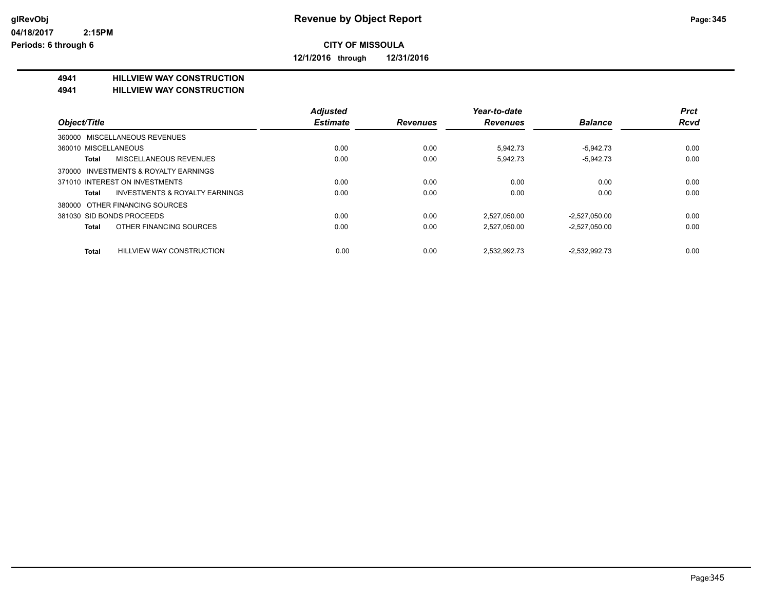# Revenue by Object Report

glRevObj
04/18/2017 2:15PM
Periods: 6 through 6

**CITY OF MISSOULA**

**12/1/2016 through 12/31/2016**

**4941 HILLVIEW WAY CONSTRUCTION**
**4941 HILLVIEW WAY CONSTRUCTION**

| Object/Title | Adjusted Estimate | Revenues | Year-to-date Revenues | Balance | Prct Rcvd |
|---|---|---|---|---|---|
| 360000 MISCELLANEOUS REVENUES | | | | | |
| 360010 MISCELLANEOUS | 0.00 | 0.00 | 5,942.73 | -5,942.73 | 0.00 |
| **Total** MISCELLANEOUS REVENUES | 0.00 | 0.00 | 5,942.73 | -5,942.73 | 0.00 |
| 370000 INVESTMENTS & ROYALTY EARNINGS | | | | | |
| 371010 INTEREST ON INVESTMENTS | 0.00 | 0.00 | 0.00 | 0.00 | 0.00 |
| **Total** INVESTMENTS & ROYALTY EARNINGS | 0.00 | 0.00 | 0.00 | 0.00 | 0.00 |
| 380000 OTHER FINANCING SOURCES | | | | | |
| 381030 SID BONDS PROCEEDS | 0.00 | 0.00 | 2,527,050.00 | -2,527,050.00 | 0.00 |
| **Total** OTHER FINANCING SOURCES | 0.00 | 0.00 | 2,527,050.00 | -2,527,050.00 | 0.00 |
| **Total** HILLVIEW WAY CONSTRUCTION | 0.00 | 0.00 | 2,532,992.73 | -2,532,992.73 | 0.00 |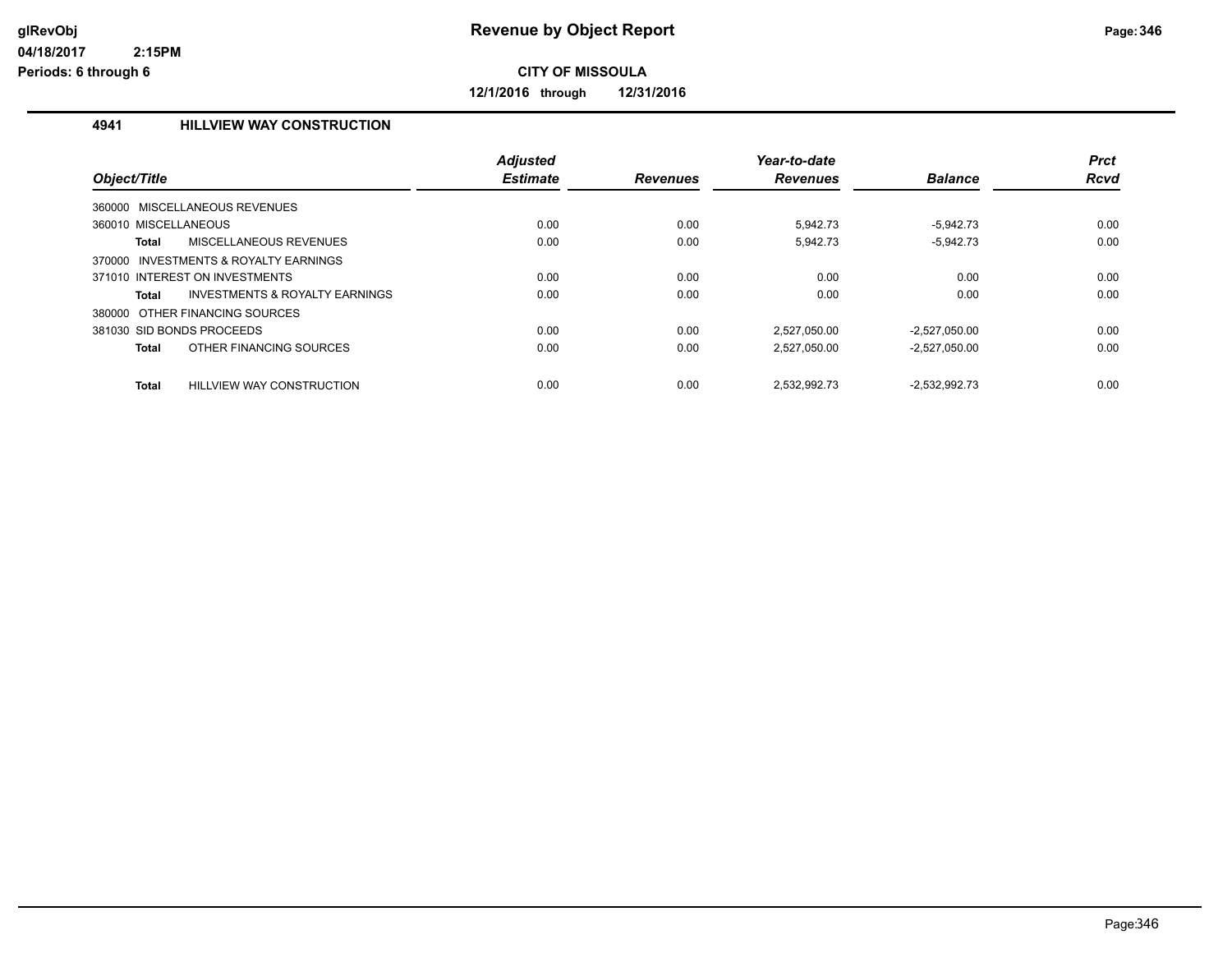# Revenue by Object Report

glRevObj
04/18/2017 2:15PM
Periods: 6 through 6

**CITY OF MISSOULA**

**12/1/2016 through 12/31/2016**

## 4941 HILLVIEW WAY CONSTRUCTION

| Object/Title | Adjusted Estimate | Revenues | Year-to-date Revenues | Balance | Prct Rcvd |
|---|---|---|---|---|---|
| 360000 MISCELLANEOUS REVENUES | | | | | |
| 360010 MISCELLANEOUS | 0.00 | 0.00 | 5,942.73 | -5,942.73 | 0.00 |
| **Total** MISCELLANEOUS REVENUES | 0.00 | 0.00 | 5,942.73 | -5,942.73 | 0.00 |
| 370000 INVESTMENTS & ROYALTY EARNINGS | | | | | |
| 371010 INTEREST ON INVESTMENTS | 0.00 | 0.00 | 0.00 | 0.00 | 0.00 |
| **Total** INVESTMENTS & ROYALTY EARNINGS | 0.00 | 0.00 | 0.00 | 0.00 | 0.00 |
| 380000 OTHER FINANCING SOURCES | | | | | |
| 381030 SID BONDS PROCEEDS | 0.00 | 0.00 | 2,527,050.00 | -2,527,050.00 | 0.00 |
| **Total** OTHER FINANCING SOURCES | 0.00 | 0.00 | 2,527,050.00 | -2,527,050.00 | 0.00 |
| **Total** HILLVIEW WAY CONSTRUCTION | 0.00 | 0.00 | 2,532,992.73 | -2,532,992.73 | 0.00 |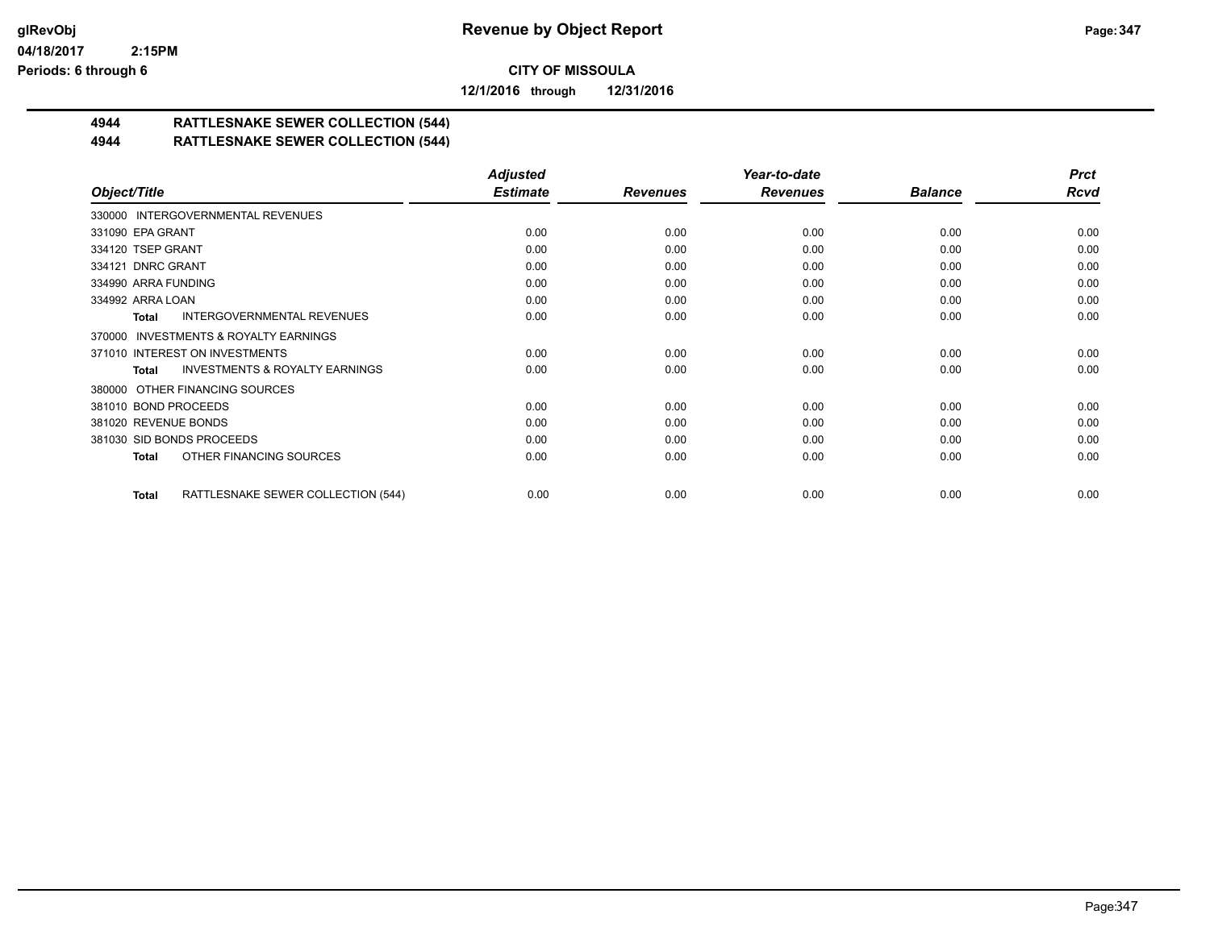# Revenue by Object Report

**CITY OF MISSOULA**

**12/1/2016 through 12/31/2016**

## 4944 RATTLESNAKE SEWER COLLECTION (544)
## 4944 RATTLESNAKE SEWER COLLECTION (544)

| Object/Title | Adjusted Estimate | Revenues | Year-to-date Revenues | Balance | Prct Rcvd |
|---|---|---|---|---|---|
| 330000 INTERGOVERNMENTAL REVENUES | | | | | |
| 331090 EPA GRANT | 0.00 | 0.00 | 0.00 | 0.00 | 0.00 |
| 334120 TSEP GRANT | 0.00 | 0.00 | 0.00 | 0.00 | 0.00 |
| 334121 DNRC GRANT | 0.00 | 0.00 | 0.00 | 0.00 | 0.00 |
| 334990 ARRA FUNDING | 0.00 | 0.00 | 0.00 | 0.00 | 0.00 |
| 334992 ARRA LOAN | 0.00 | 0.00 | 0.00 | 0.00 | 0.00 |
| **Total** INTERGOVERNMENTAL REVENUES | 0.00 | 0.00 | 0.00 | 0.00 | 0.00 |
| 370000 INVESTMENTS & ROYALTY EARNINGS | | | | | |
| 371010 INTEREST ON INVESTMENTS | 0.00 | 0.00 | 0.00 | 0.00 | 0.00 |
| **Total** INVESTMENTS & ROYALTY EARNINGS | 0.00 | 0.00 | 0.00 | 0.00 | 0.00 |
| 380000 OTHER FINANCING SOURCES | | | | | |
| 381010 BOND PROCEEDS | 0.00 | 0.00 | 0.00 | 0.00 | 0.00 |
| 381020 REVENUE BONDS | 0.00 | 0.00 | 0.00 | 0.00 | 0.00 |
| 381030 SID BONDS PROCEEDS | 0.00 | 0.00 | 0.00 | 0.00 | 0.00 |
| **Total** OTHER FINANCING SOURCES | 0.00 | 0.00 | 0.00 | 0.00 | 0.00 |
| **Total** RATTLESNAKE SEWER COLLECTION (544) | 0.00 | 0.00 | 0.00 | 0.00 | 0.00 |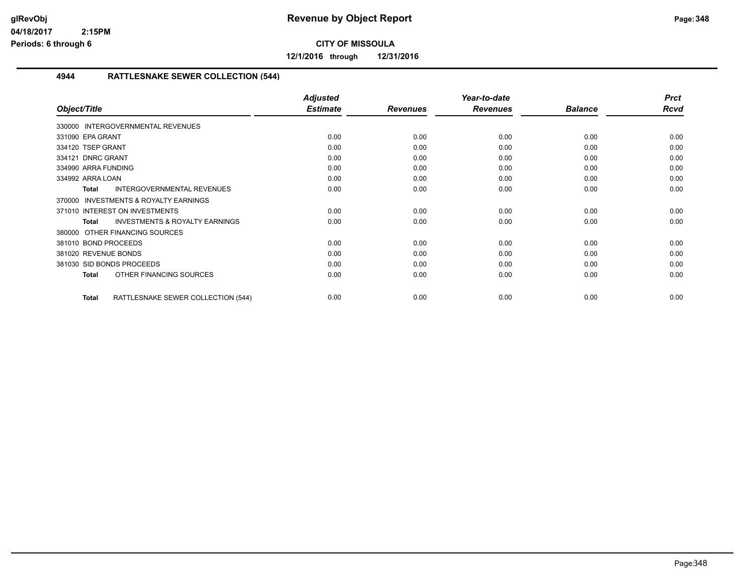**CITY OF MISSOULA**

**12/1/2016 through 12/31/2016**

**Revenue by Object Report**

## 4944 RATTLESNAKE SEWER COLLECTION (544)

| Object/Title | Adjusted Estimate | Revenues | Year-to-date Revenues | Balance | Prct Rcvd |
|---|---|---|---|---|---|
| 330000 INTERGOVERNMENTAL REVENUES | | | | | |
| 331090 EPA GRANT | 0.00 | 0.00 | 0.00 | 0.00 | 0.00 |
| 334120 TSEP GRANT | 0.00 | 0.00 | 0.00 | 0.00 | 0.00 |
| 334121 DNRC GRANT | 0.00 | 0.00 | 0.00 | 0.00 | 0.00 |
| 334990 ARRA FUNDING | 0.00 | 0.00 | 0.00 | 0.00 | 0.00 |
| 334992 ARRA LOAN | 0.00 | 0.00 | 0.00 | 0.00 | 0.00 |
| **Total** INTERGOVERNMENTAL REVENUES | 0.00 | 0.00 | 0.00 | 0.00 | 0.00 |
| 370000 INVESTMENTS & ROYALTY EARNINGS | | | | | |
| 371010 INTEREST ON INVESTMENTS | 0.00 | 0.00 | 0.00 | 0.00 | 0.00 |
| **Total** INVESTMENTS & ROYALTY EARNINGS | 0.00 | 0.00 | 0.00 | 0.00 | 0.00 |
| 380000 OTHER FINANCING SOURCES | | | | | |
| 381010 BOND PROCEEDS | 0.00 | 0.00 | 0.00 | 0.00 | 0.00 |
| 381020 REVENUE BONDS | 0.00 | 0.00 | 0.00 | 0.00 | 0.00 |
| 381030 SID BONDS PROCEEDS | 0.00 | 0.00 | 0.00 | 0.00 | 0.00 |
| **Total** OTHER FINANCING SOURCES | 0.00 | 0.00 | 0.00 | 0.00 | 0.00 |
| **Total** RATTLESNAKE SEWER COLLECTION (544) | 0.00 | 0.00 | 0.00 | 0.00 | 0.00 |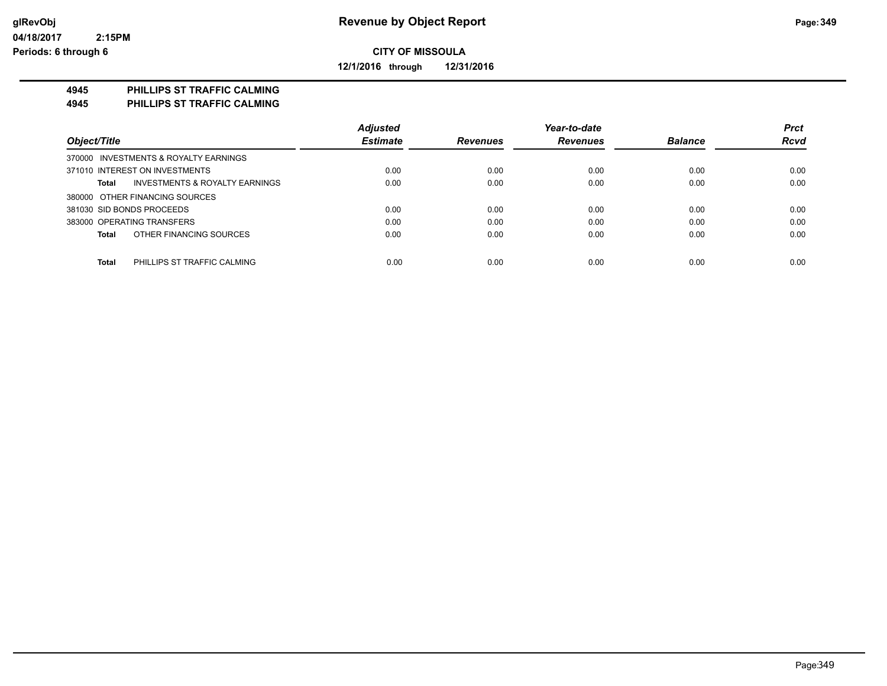# Revenue by Object Report

**CITY OF MISSOULA**

**12/1/2016 through 12/31/2016**

glRevObj
04/18/2017 2:15PM
Periods: 6 through 6

## 4945 PHILLIPS ST TRAFFIC CALMING
## 4945 PHILLIPS ST TRAFFIC CALMING

| Object/Title | Adjusted Estimate | Revenues | Year-to-date Revenues | Balance | Prct Rcvd |
|---|---|---|---|---|---|
| 370000 INVESTMENTS & ROYALTY EARNINGS | | | | | |
| 371010 INTEREST ON INVESTMENTS | 0.00 | 0.00 | 0.00 | 0.00 | 0.00 |
| **Total** INVESTMENTS & ROYALTY EARNINGS | 0.00 | 0.00 | 0.00 | 0.00 | 0.00 |
| 380000 OTHER FINANCING SOURCES | | | | | |
| 381030 SID BONDS PROCEEDS | 0.00 | 0.00 | 0.00 | 0.00 | 0.00 |
| 383000 OPERATING TRANSFERS | 0.00 | 0.00 | 0.00 | 0.00 | 0.00 |
| **Total** OTHER FINANCING SOURCES | 0.00 | 0.00 | 0.00 | 0.00 | 0.00 |
| **Total** PHILLIPS ST TRAFFIC CALMING | 0.00 | 0.00 | 0.00 | 0.00 | 0.00 |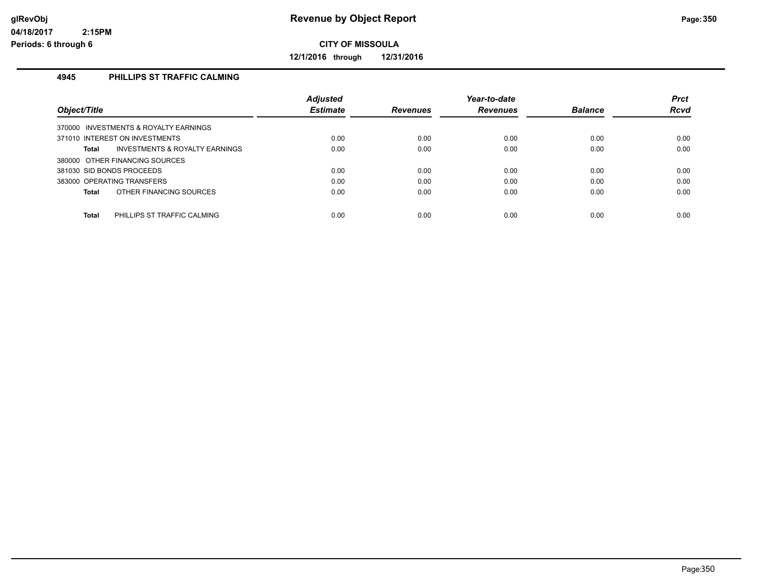# Revenue by Object Report

**CITY OF MISSOULA**

**12/1/2016 through 12/31/2016**

glRevObj
04/18/2017 2:15PM
Periods: 6 through 6

## 4945 PHILLIPS ST TRAFFIC CALMING

| Object/Title | Adjusted Estimate | Revenues | Year-to-date Revenues | Balance | Prct Rcvd |
|---|---|---|---|---|---|
| 370000 INVESTMENTS & ROYALTY EARNINGS | | | | | |
| 371010 INTEREST ON INVESTMENTS | 0.00 | 0.00 | 0.00 | 0.00 | 0.00 |
| **Total** INVESTMENTS & ROYALTY EARNINGS | 0.00 | 0.00 | 0.00 | 0.00 | 0.00 |
| 380000 OTHER FINANCING SOURCES | | | | | |
| 381030 SID BONDS PROCEEDS | 0.00 | 0.00 | 0.00 | 0.00 | 0.00 |
| 383000 OPERATING TRANSFERS | 0.00 | 0.00 | 0.00 | 0.00 | 0.00 |
| **Total** OTHER FINANCING SOURCES | 0.00 | 0.00 | 0.00 | 0.00 | 0.00 |
| **Total** PHILLIPS ST TRAFFIC CALMING | 0.00 | 0.00 | 0.00 | 0.00 | 0.00 |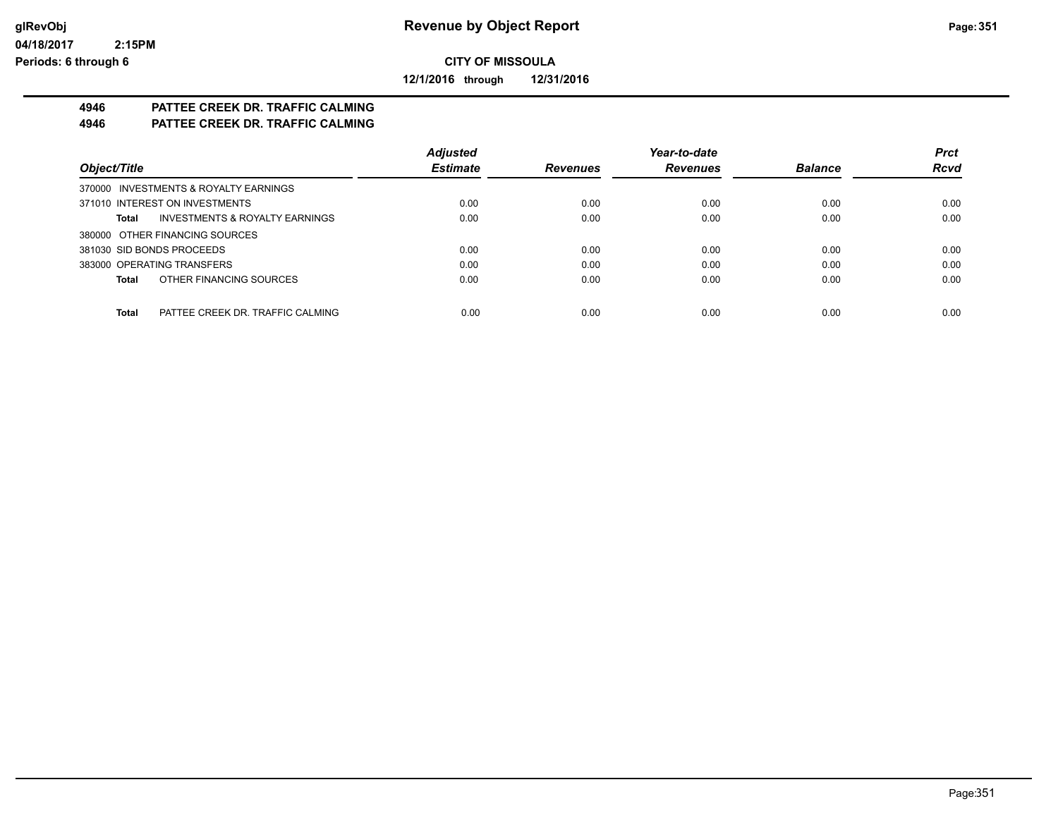# Revenue by Object Report

glRevObj
04/18/2017 2:15PM
Periods: 6 through 6

**CITY OF MISSOULA**

**12/1/2016 through 12/31/2016**

**4946 PATTEE CREEK DR. TRAFFIC CALMING**
**4946 PATTEE CREEK DR. TRAFFIC CALMING**

| Object/Title | Adjusted Estimate | Revenues | Year-to-date Revenues | Balance | Prct Rcvd |
|---|---|---|---|---|---|
| 370000 INVESTMENTS & ROYALTY EARNINGS | | | | | |
| 371010 INTEREST ON INVESTMENTS | 0.00 | 0.00 | 0.00 | 0.00 | 0.00 |
| **Total** INVESTMENTS & ROYALTY EARNINGS | 0.00 | 0.00 | 0.00 | 0.00 | 0.00 |
| 380000 OTHER FINANCING SOURCES | | | | | |
| 381030 SID BONDS PROCEEDS | 0.00 | 0.00 | 0.00 | 0.00 | 0.00 |
| 383000 OPERATING TRANSFERS | 0.00 | 0.00 | 0.00 | 0.00 | 0.00 |
| **Total** OTHER FINANCING SOURCES | 0.00 | 0.00 | 0.00 | 0.00 | 0.00 |
| **Total** PATTEE CREEK DR. TRAFFIC CALMING | 0.00 | 0.00 | 0.00 | 0.00 | 0.00 |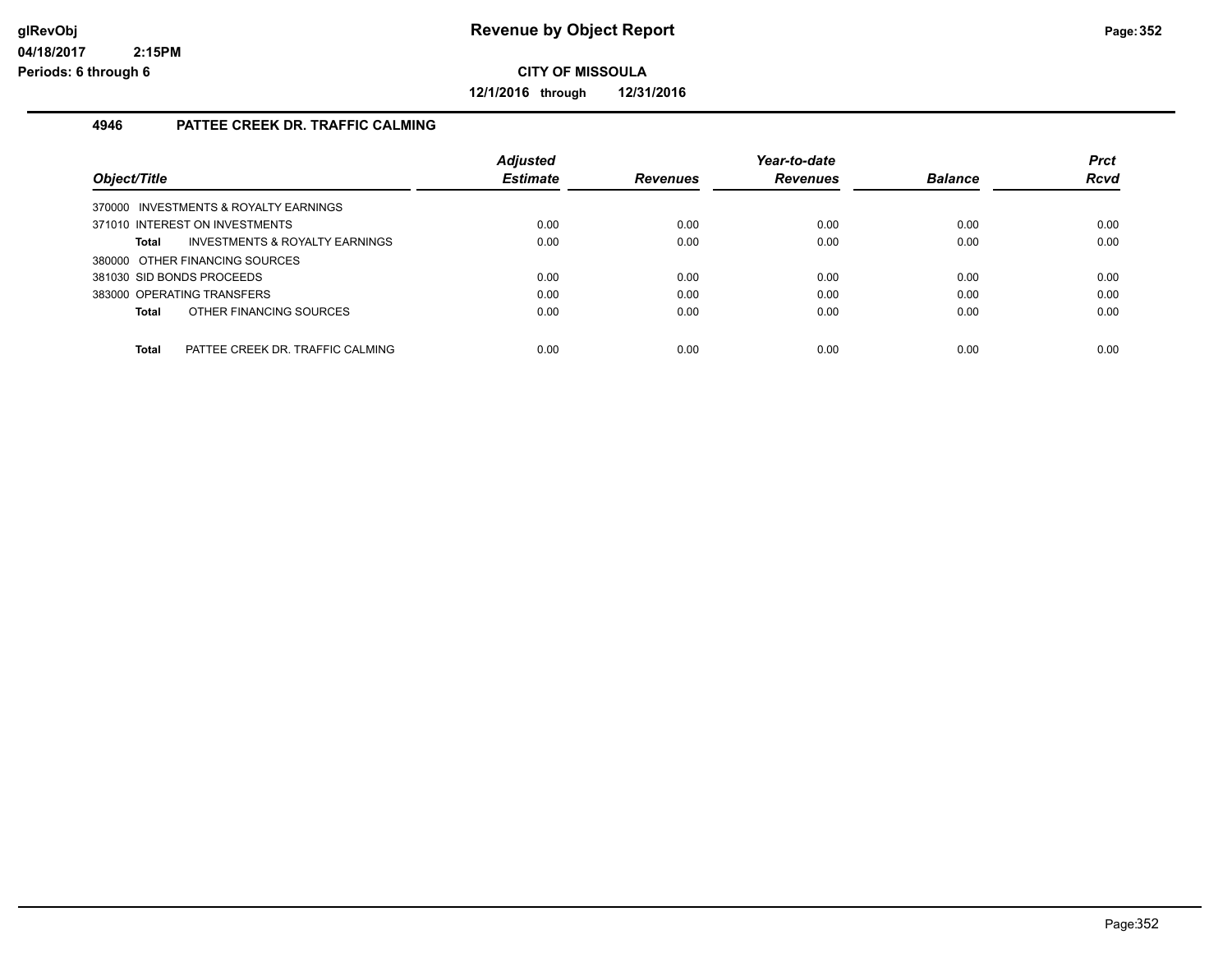# Revenue by Object Report

**CITY OF MISSOULA**

**12/1/2016 through 12/31/2016**

glRevObj
04/18/2017 2:15PM
Periods: 6 through 6

### 4946 PATTEE CREEK DR. TRAFFIC CALMING

| Object/Title | Adjusted Estimate | Revenues | Year-to-date Revenues | Balance | Prct Rcvd |
|---|---|---|---|---|---|
| 370000 INVESTMENTS & ROYALTY EARNINGS | | | | | |
| 371010 INTEREST ON INVESTMENTS | 0.00 | 0.00 | 0.00 | 0.00 | 0.00 |
| **Total** INVESTMENTS & ROYALTY EARNINGS | 0.00 | 0.00 | 0.00 | 0.00 | 0.00 |
| 380000 OTHER FINANCING SOURCES | | | | | |
| 381030 SID BONDS PROCEEDS | 0.00 | 0.00 | 0.00 | 0.00 | 0.00 |
| 383000 OPERATING TRANSFERS | 0.00 | 0.00 | 0.00 | 0.00 | 0.00 |
| **Total** OTHER FINANCING SOURCES | 0.00 | 0.00 | 0.00 | 0.00 | 0.00 |
| **Total** PATTEE CREEK DR. TRAFFIC CALMING | 0.00 | 0.00 | 0.00 | 0.00 | 0.00 |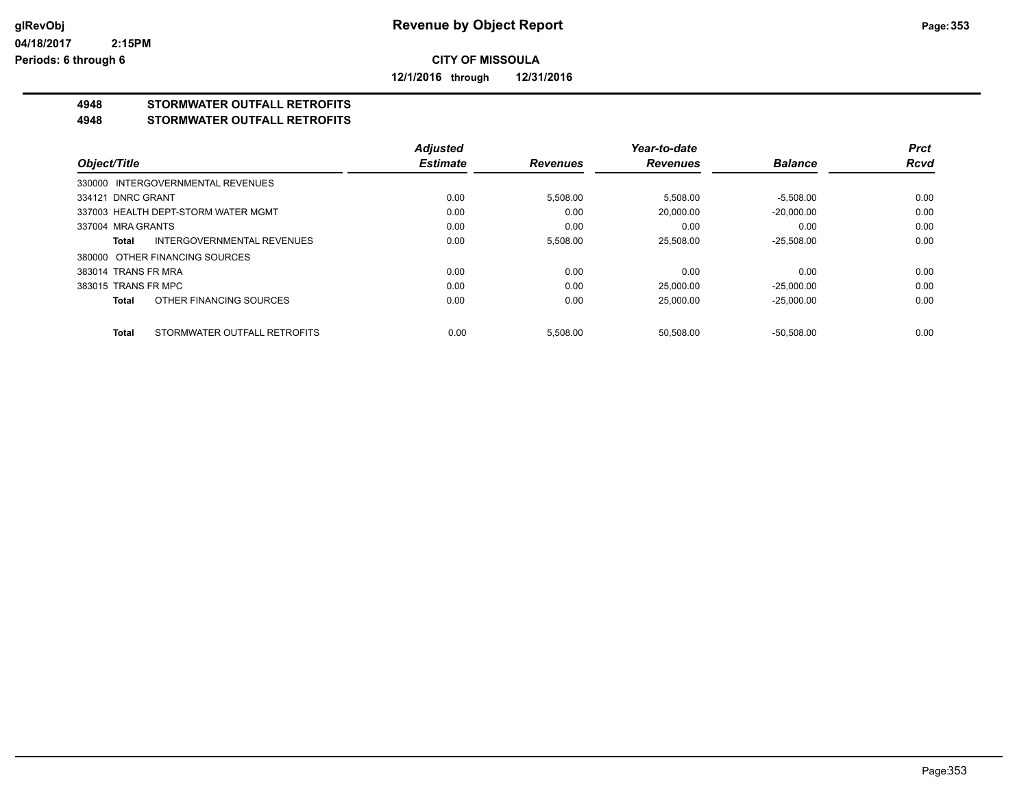# Revenue by Object Report

**CITY OF MISSOULA**

**12/1/2016 through 12/31/2016**

glRevObj
04/18/2017 2:15PM
Periods: 6 through 6

## 4948 STORMWATER OUTFALL RETROFITS
## 4948 STORMWATER OUTFALL RETROFITS

| Object/Title | Adjusted Estimate | Revenues | Year-to-date Revenues | Balance | Prct Rcvd |
|---|---|---|---|---|---|
| 330000 INTERGOVERNMENTAL REVENUES | | | | | |
| 334121 DNRC GRANT | 0.00 | 5,508.00 | 5,508.00 | -5,508.00 | 0.00 |
| 337003 HEALTH DEPT-STORM WATER MGMT | 0.00 | 0.00 | 20,000.00 | -20,000.00 | 0.00 |
| 337004 MRA GRANTS | 0.00 | 0.00 | 0.00 | 0.00 | 0.00 |
| **Total** INTERGOVERNMENTAL REVENUES | 0.00 | 5,508.00 | 25,508.00 | -25,508.00 | 0.00 |
| 380000 OTHER FINANCING SOURCES | | | | | |
| 383014 TRANS FR MRA | 0.00 | 0.00 | 0.00 | 0.00 | 0.00 |
| 383015 TRANS FR MPC | 0.00 | 0.00 | 25,000.00 | -25,000.00 | 0.00 |
| **Total** OTHER FINANCING SOURCES | 0.00 | 0.00 | 25,000.00 | -25,000.00 | 0.00 |
| **Total** STORMWATER OUTFALL RETROFITS | 0.00 | 5,508.00 | 50,508.00 | -50,508.00 | 0.00 |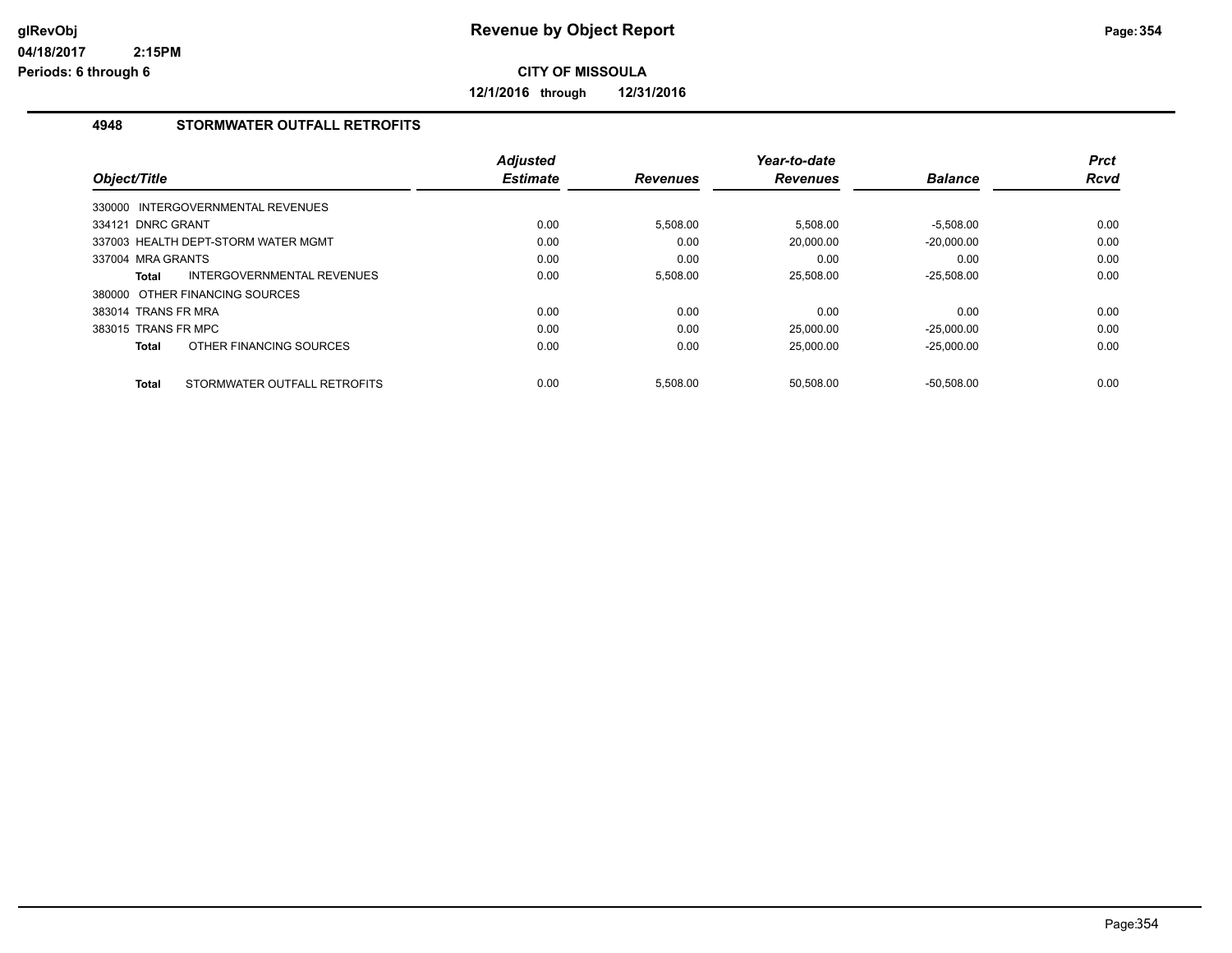**glRevObj**
**04/18/2017 2:15PM**
**Periods: 6 through 6**

# Revenue by Object Report

**CITY OF MISSOULA**

**12/1/2016 through 12/31/2016**

## 4948 STORMWATER OUTFALL RETROFITS

| Object/Title | Adjusted Estimate | Revenues | Year-to-date Revenues | Balance | Prct Rcvd |
|---|---|---|---|---|---|
| 330000 INTERGOVERNMENTAL REVENUES | | | | | |
| 334121 DNRC GRANT | 0.00 | 5,508.00 | 5,508.00 | -5,508.00 | 0.00 |
| 337003 HEALTH DEPT-STORM WATER MGMT | 0.00 | 0.00 | 20,000.00 | -20,000.00 | 0.00 |
| 337004 MRA GRANTS | 0.00 | 0.00 | 0.00 | 0.00 | 0.00 |
| **Total** INTERGOVERNMENTAL REVENUES | 0.00 | 5,508.00 | 25,508.00 | -25,508.00 | 0.00 |
| 380000 OTHER FINANCING SOURCES | | | | | |
| 383014 TRANS FR MRA | 0.00 | 0.00 | 0.00 | 0.00 | 0.00 |
| 383015 TRANS FR MPC | 0.00 | 0.00 | 25,000.00 | -25,000.00 | 0.00 |
| **Total** OTHER FINANCING SOURCES | 0.00 | 0.00 | 25,000.00 | -25,000.00 | 0.00 |
| **Total** STORMWATER OUTFALL RETROFITS | 0.00 | 5,508.00 | 50,508.00 | -50,508.00 | 0.00 |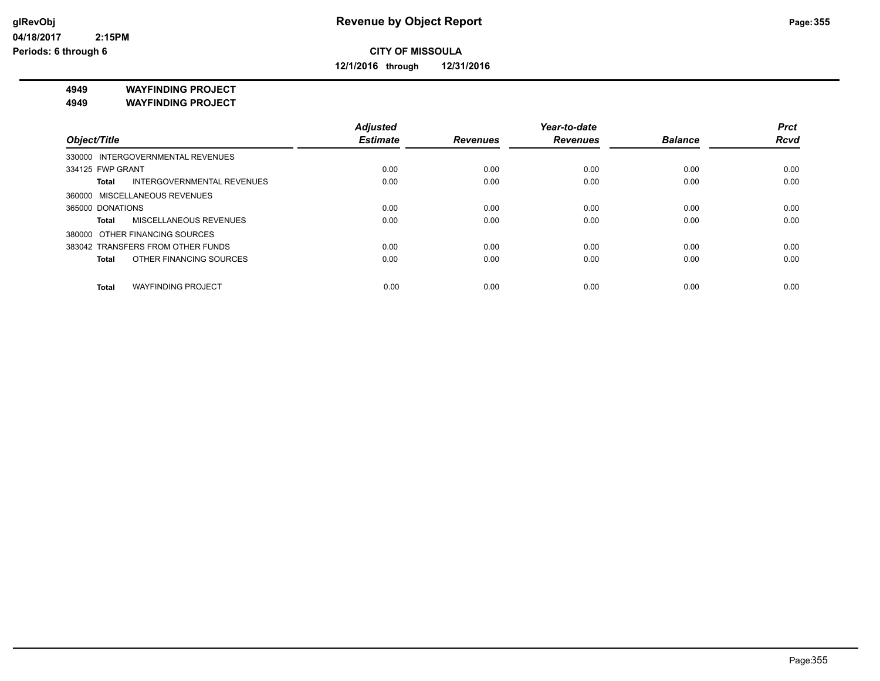**Revenue by Object Report**

**CITY OF MISSOULA**

**12/1/2016 through 12/31/2016**

glRevObj
04/18/2017 2:15PM
Periods: 6 through 6

**4949 WAYFINDING PROJECT**
**4949 WAYFINDING PROJECT**

| Object/Title | Adjusted Estimate | Revenues | Year-to-date Revenues | Balance | Prct Rcvd |
|---|---|---|---|---|---|
| 330000 INTERGOVERNMENTAL REVENUES | | | | | |
| 334125 FWP GRANT | 0.00 | 0.00 | 0.00 | 0.00 | 0.00 |
| **Total** INTERGOVERNMENTAL REVENUES | 0.00 | 0.00 | 0.00 | 0.00 | 0.00 |
| 360000 MISCELLANEOUS REVENUES | | | | | |
| 365000 DONATIONS | 0.00 | 0.00 | 0.00 | 0.00 | 0.00 |
| **Total** MISCELLANEOUS REVENUES | 0.00 | 0.00 | 0.00 | 0.00 | 0.00 |
| 380000 OTHER FINANCING SOURCES | | | | | |
| 383042 TRANSFERS FROM OTHER FUNDS | 0.00 | 0.00 | 0.00 | 0.00 | 0.00 |
| **Total** OTHER FINANCING SOURCES | 0.00 | 0.00 | 0.00 | 0.00 | 0.00 |
| **Total** WAYFINDING PROJECT | 0.00 | 0.00 | 0.00 | 0.00 | 0.00 |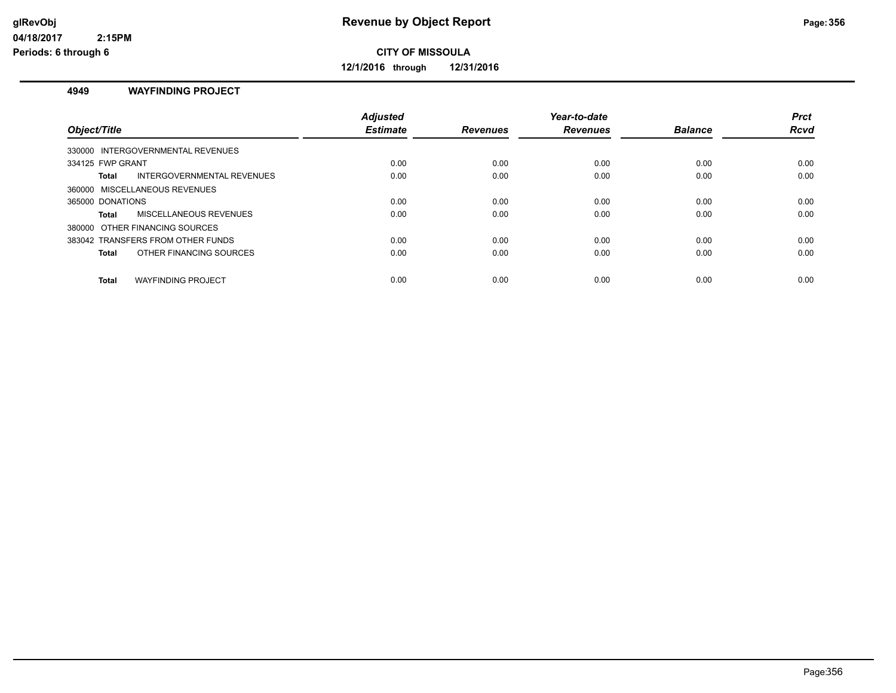**Revenue by Object Report**

**CITY OF MISSOULA**

**12/1/2016 through 12/31/2016**

## 4949 WAYFINDING PROJECT

| Object/Title | Adjusted Estimate | Revenues | Year-to-date Revenues | Balance | Prct Rcvd |
|---|---|---|---|---|---|
| 330000 INTERGOVERNMENTAL REVENUES | | | | | |
| 334125 FWP GRANT | 0.00 | 0.00 | 0.00 | 0.00 | 0.00 |
| **Total** INTERGOVERNMENTAL REVENUES | 0.00 | 0.00 | 0.00 | 0.00 | 0.00 |
| 360000 MISCELLANEOUS REVENUES | | | | | |
| 365000 DONATIONS | 0.00 | 0.00 | 0.00 | 0.00 | 0.00 |
| **Total** MISCELLANEOUS REVENUES | 0.00 | 0.00 | 0.00 | 0.00 | 0.00 |
| 380000 OTHER FINANCING SOURCES | | | | | |
| 383042 TRANSFERS FROM OTHER FUNDS | 0.00 | 0.00 | 0.00 | 0.00 | 0.00 |
| **Total** OTHER FINANCING SOURCES | 0.00 | 0.00 | 0.00 | 0.00 | 0.00 |
| **Total** WAYFINDING PROJECT | 0.00 | 0.00 | 0.00 | 0.00 | 0.00 |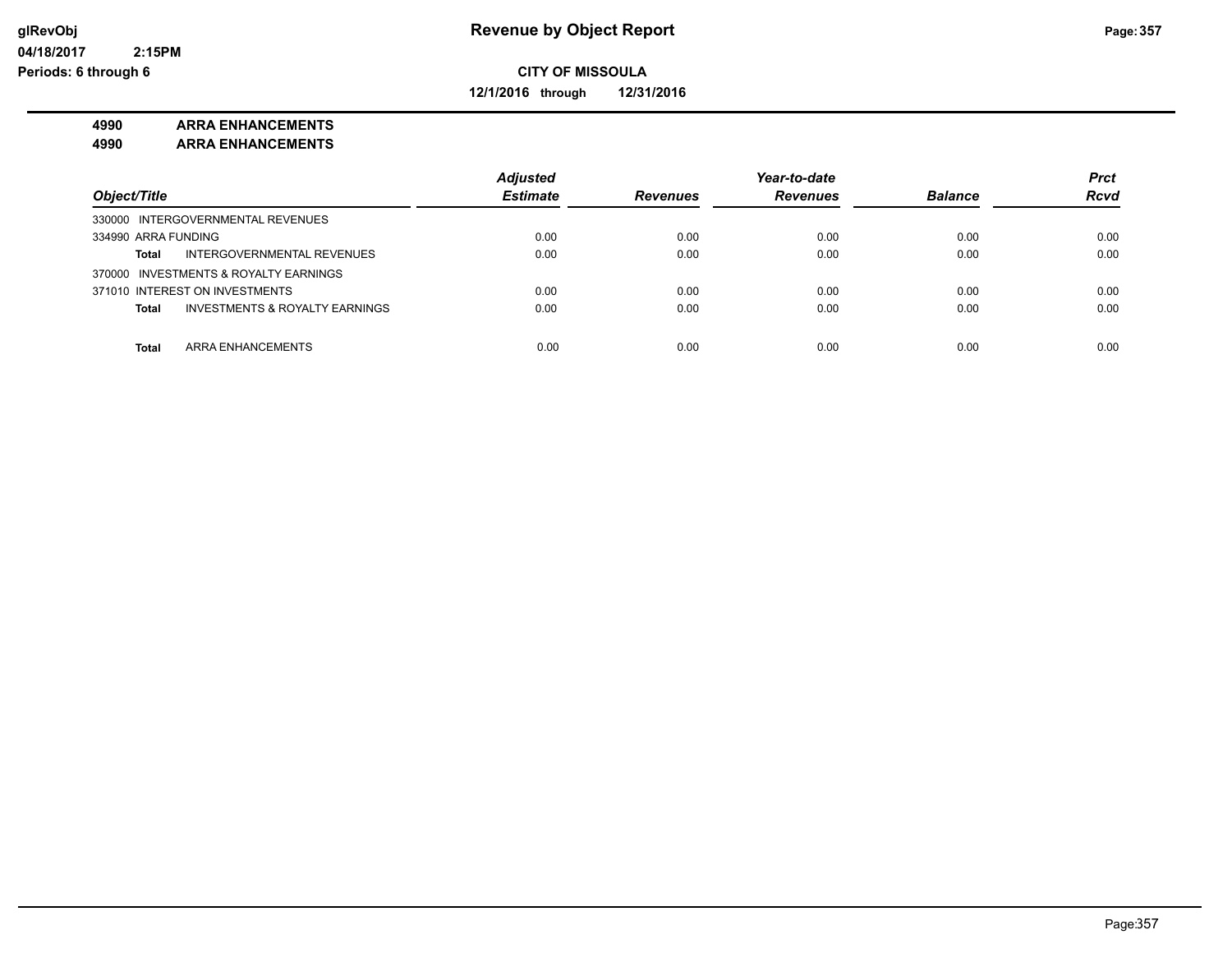# Revenue by Object Report

**CITY OF MISSOULA**

**12/1/2016 through 12/31/2016**

glRevObj
04/18/2017 2:15PM
Periods: 6 through 6

**4990 ARRA ENHANCEMENTS**
**4990 ARRA ENHANCEMENTS**

| Object/Title | Adjusted Estimate | Revenues | Year-to-date Revenues | Balance | Prct Rcvd |
|---|---|---|---|---|---|
| 330000 INTERGOVERNMENTAL REVENUES | | | | | |
| 334990 ARRA FUNDING | 0.00 | 0.00 | 0.00 | 0.00 | 0.00 |
| **Total** INTERGOVERNMENTAL REVENUES | 0.00 | 0.00 | 0.00 | 0.00 | 0.00 |
| 370000 INVESTMENTS & ROYALTY EARNINGS | | | | | |
| 371010 INTEREST ON INVESTMENTS | 0.00 | 0.00 | 0.00 | 0.00 | 0.00 |
| **Total** INVESTMENTS & ROYALTY EARNINGS | 0.00 | 0.00 | 0.00 | 0.00 | 0.00 |
| **Total** ARRA ENHANCEMENTS | 0.00 | 0.00 | 0.00 | 0.00 | 0.00 |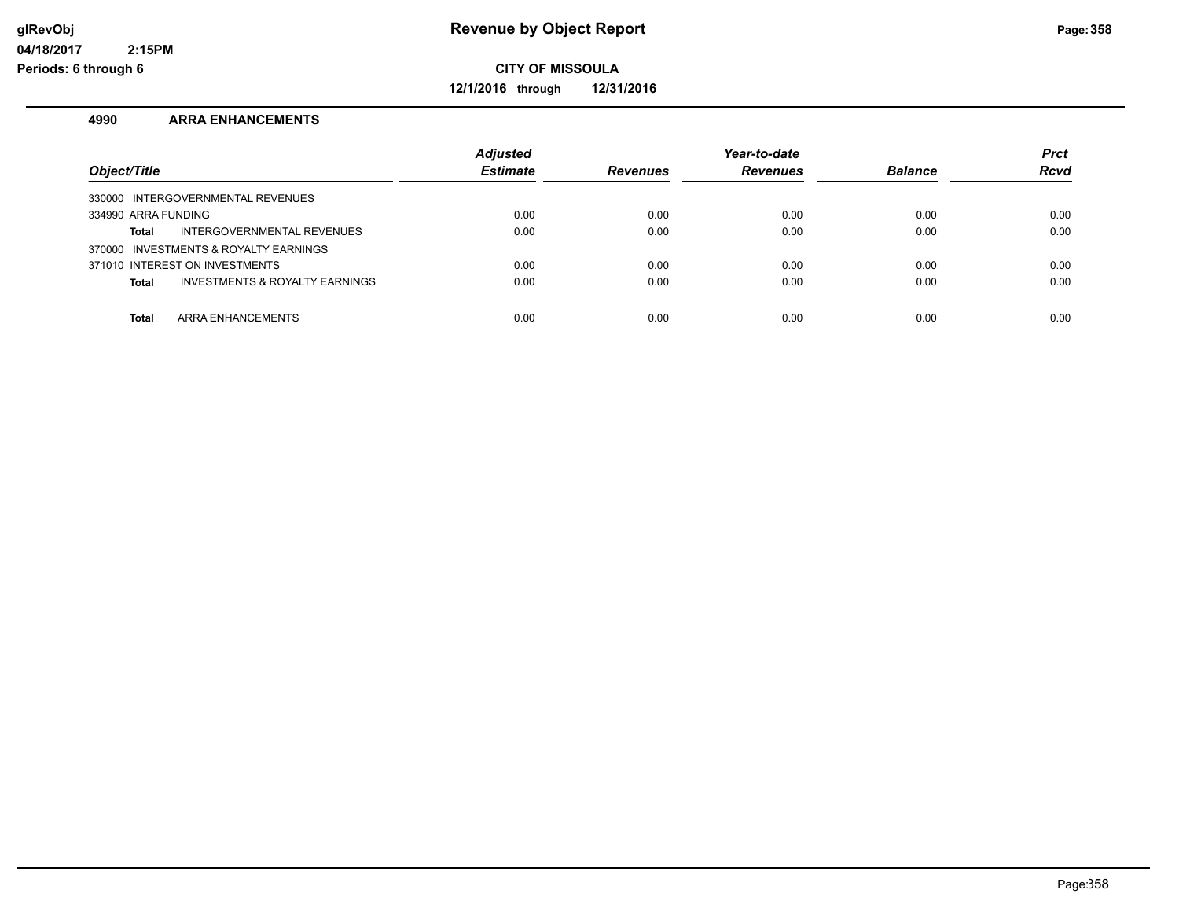**CITY OF MISSOULA**

**12/1/2016 through 12/31/2016**

### 4990 ARRA ENHANCEMENTS

| Object/Title | Adjusted Estimate | Revenues | Year-to-date Revenues | Balance | Prct Rcvd |
|---|---|---|---|---|---|
| 330000 INTERGOVERNMENTAL REVENUES | | | | | |
| 334990 ARRA FUNDING | 0.00 | 0.00 | 0.00 | 0.00 | 0.00 |
| **Total** INTERGOVERNMENTAL REVENUES | 0.00 | 0.00 | 0.00 | 0.00 | 0.00 |
| 370000 INVESTMENTS & ROYALTY EARNINGS | | | | | |
| 371010 INTEREST ON INVESTMENTS | 0.00 | 0.00 | 0.00 | 0.00 | 0.00 |
| **Total** INVESTMENTS & ROYALTY EARNINGS | 0.00 | 0.00 | 0.00 | 0.00 | 0.00 |
| **Total** ARRA ENHANCEMENTS | 0.00 | 0.00 | 0.00 | 0.00 | 0.00 |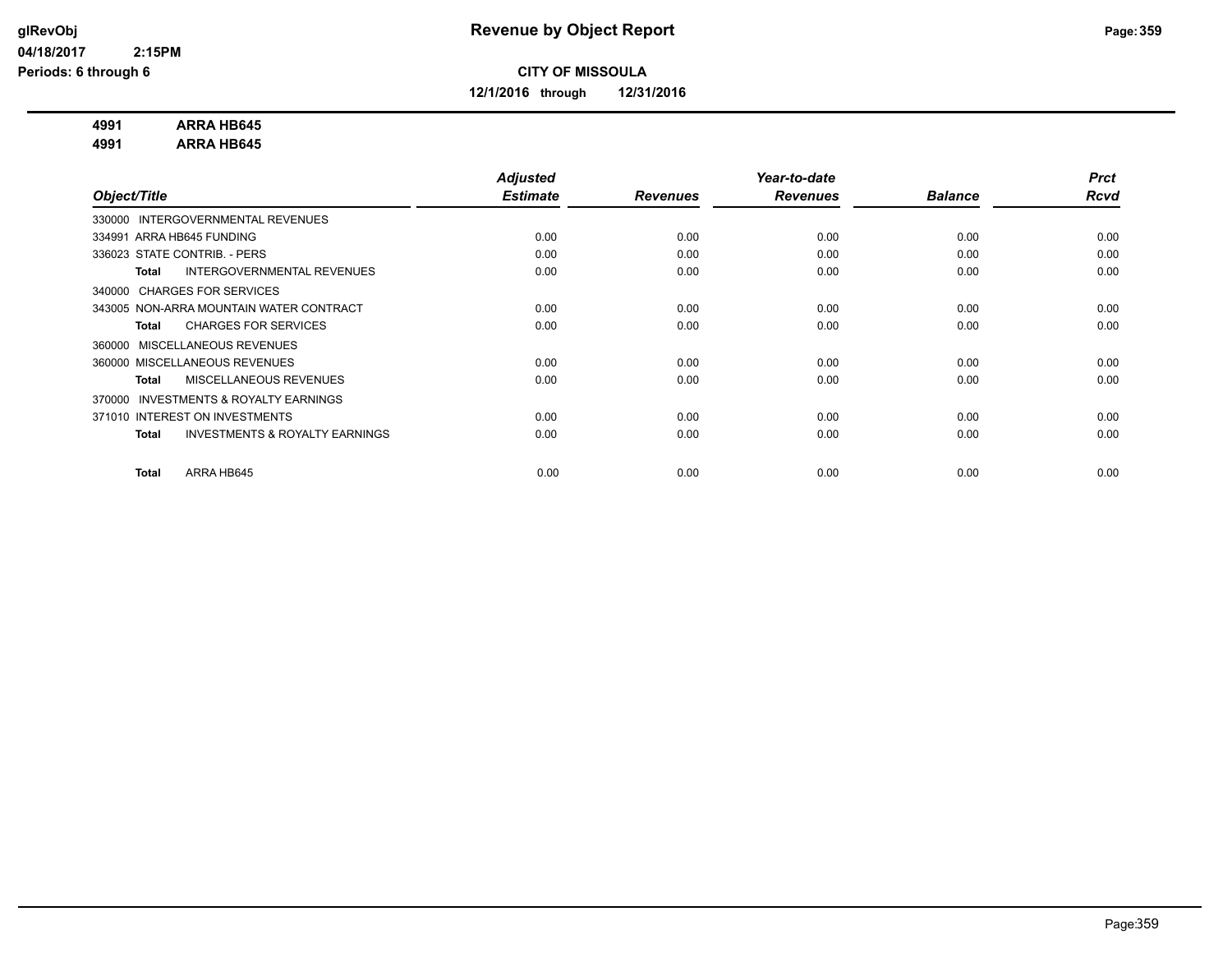# Revenue by Object Report

**CITY OF MISSOULA**

**12/1/2016 through 12/31/2016**

glRevObj
04/18/2017 2:15PM
Periods: 6 through 6

**4991 ARRA HB645**
**4991 ARRA HB645**

| Object/Title | Adjusted Estimate | Revenues | Year-to-date Revenues | Balance | Prct Rcvd |
|---|---|---|---|---|---|
| 330000 INTERGOVERNMENTAL REVENUES | | | | | |
| 334991 ARRA HB645 FUNDING | 0.00 | 0.00 | 0.00 | 0.00 | 0.00 |
| 336023 STATE CONTRIB. - PERS | 0.00 | 0.00 | 0.00 | 0.00 | 0.00 |
| **Total** INTERGOVERNMENTAL REVENUES | 0.00 | 0.00 | 0.00 | 0.00 | 0.00 |
| 340000 CHARGES FOR SERVICES | | | | | |
| 343005 NON-ARRA MOUNTAIN WATER CONTRACT | 0.00 | 0.00 | 0.00 | 0.00 | 0.00 |
| **Total** CHARGES FOR SERVICES | 0.00 | 0.00 | 0.00 | 0.00 | 0.00 |
| 360000 MISCELLANEOUS REVENUES | | | | | |
| 360000 MISCELLANEOUS REVENUES | 0.00 | 0.00 | 0.00 | 0.00 | 0.00 |
| **Total** MISCELLANEOUS REVENUES | 0.00 | 0.00 | 0.00 | 0.00 | 0.00 |
| 370000 INVESTMENTS & ROYALTY EARNINGS | | | | | |
| 371010 INTEREST ON INVESTMENTS | 0.00 | 0.00 | 0.00 | 0.00 | 0.00 |
| **Total** INVESTMENTS & ROYALTY EARNINGS | 0.00 | 0.00 | 0.00 | 0.00 | 0.00 |
| **Total** ARRA HB645 | 0.00 | 0.00 | 0.00 | 0.00 | 0.00 |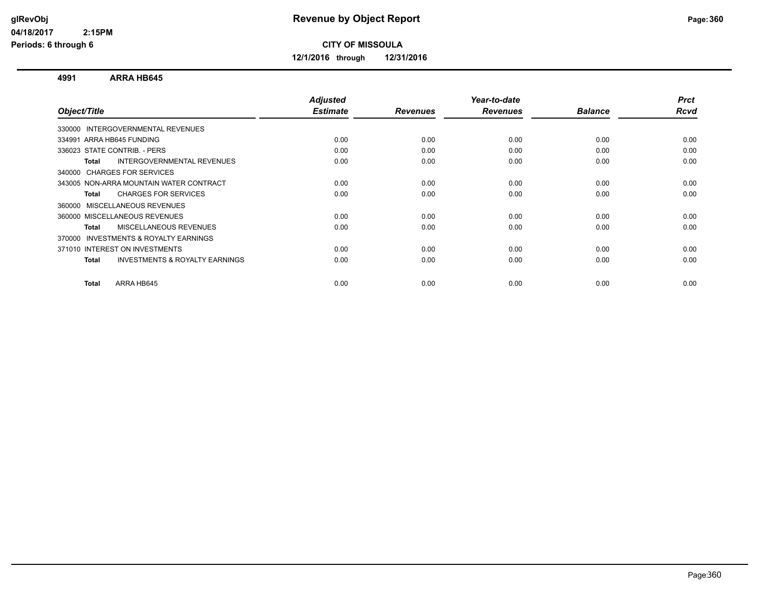# Revenue by Object Report

**CITY OF MISSOULA**

**12/1/2016 through 12/31/2016**

glRevObj
04/18/2017 2:15PM
Periods: 6 through 6

**4991 ARRA HB645**

| Object/Title | Adjusted Estimate | Revenues | Year-to-date Revenues | Balance | Prct Rcvd |
|---|---|---|---|---|---|
| 330000 INTERGOVERNMENTAL REVENUES | | | | | |
| 334991 ARRA HB645 FUNDING | 0.00 | 0.00 | 0.00 | 0.00 | 0.00 |
| 336023 STATE CONTRIB. - PERS | 0.00 | 0.00 | 0.00 | 0.00 | 0.00 |
| **Total** INTERGOVERNMENTAL REVENUES | 0.00 | 0.00 | 0.00 | 0.00 | 0.00 |
| 340000 CHARGES FOR SERVICES | | | | | |
| 343005 NON-ARRA MOUNTAIN WATER CONTRACT | 0.00 | 0.00 | 0.00 | 0.00 | 0.00 |
| **Total** CHARGES FOR SERVICES | 0.00 | 0.00 | 0.00 | 0.00 | 0.00 |
| 360000 MISCELLANEOUS REVENUES | | | | | |
| 360000 MISCELLANEOUS REVENUES | 0.00 | 0.00 | 0.00 | 0.00 | 0.00 |
| **Total** MISCELLANEOUS REVENUES | 0.00 | 0.00 | 0.00 | 0.00 | 0.00 |
| 370000 INVESTMENTS & ROYALTY EARNINGS | | | | | |
| 371010 INTEREST ON INVESTMENTS | 0.00 | 0.00 | 0.00 | 0.00 | 0.00 |
| **Total** INVESTMENTS & ROYALTY EARNINGS | 0.00 | 0.00 | 0.00 | 0.00 | 0.00 |
| **Total** ARRA HB645 | 0.00 | 0.00 | 0.00 | 0.00 | 0.00 |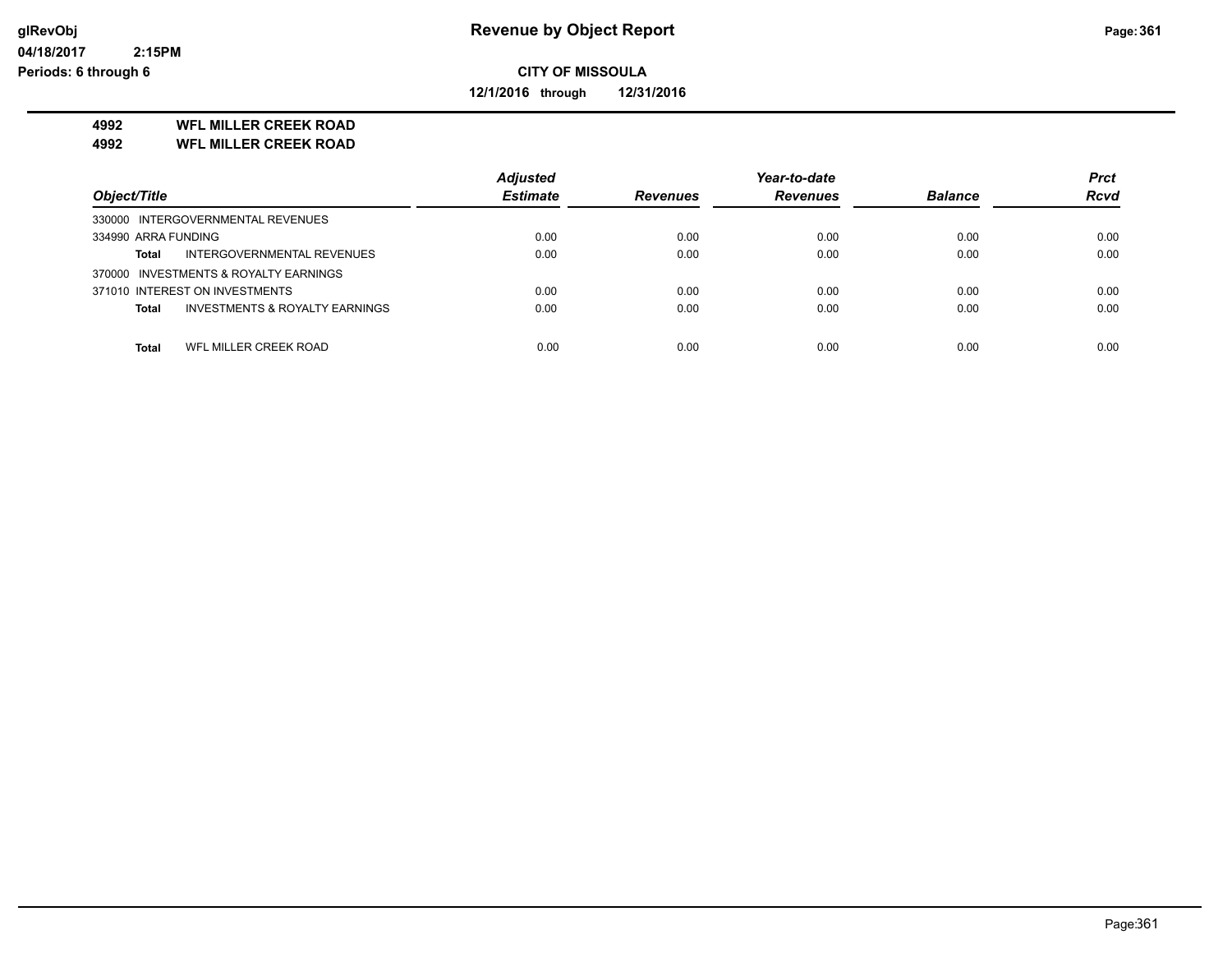glRevObj
04/18/2017 2:15PM
Periods: 6 through 6

# Revenue by Object Report

**CITY OF MISSOULA**

**12/1/2016 through 12/31/2016**

**4992 WFL MILLER CREEK ROAD**
**4992 WFL MILLER CREEK ROAD**

| Object/Title | Adjusted Estimate | Revenues | Year-to-date Revenues | Balance | Prct Rcvd |
|---|---|---|---|---|---|
| 330000 INTERGOVERNMENTAL REVENUES | | | | | |
| 334990 ARRA FUNDING | 0.00 | 0.00 | 0.00 | 0.00 | 0.00 |
| **Total** INTERGOVERNMENTAL REVENUES | 0.00 | 0.00 | 0.00 | 0.00 | 0.00 |
| 370000 INVESTMENTS & ROYALTY EARNINGS | | | | | |
| 371010 INTEREST ON INVESTMENTS | 0.00 | 0.00 | 0.00 | 0.00 | 0.00 |
| **Total** INVESTMENTS & ROYALTY EARNINGS | 0.00 | 0.00 | 0.00 | 0.00 | 0.00 |
| **Total** WFL MILLER CREEK ROAD | 0.00 | 0.00 | 0.00 | 0.00 | 0.00 |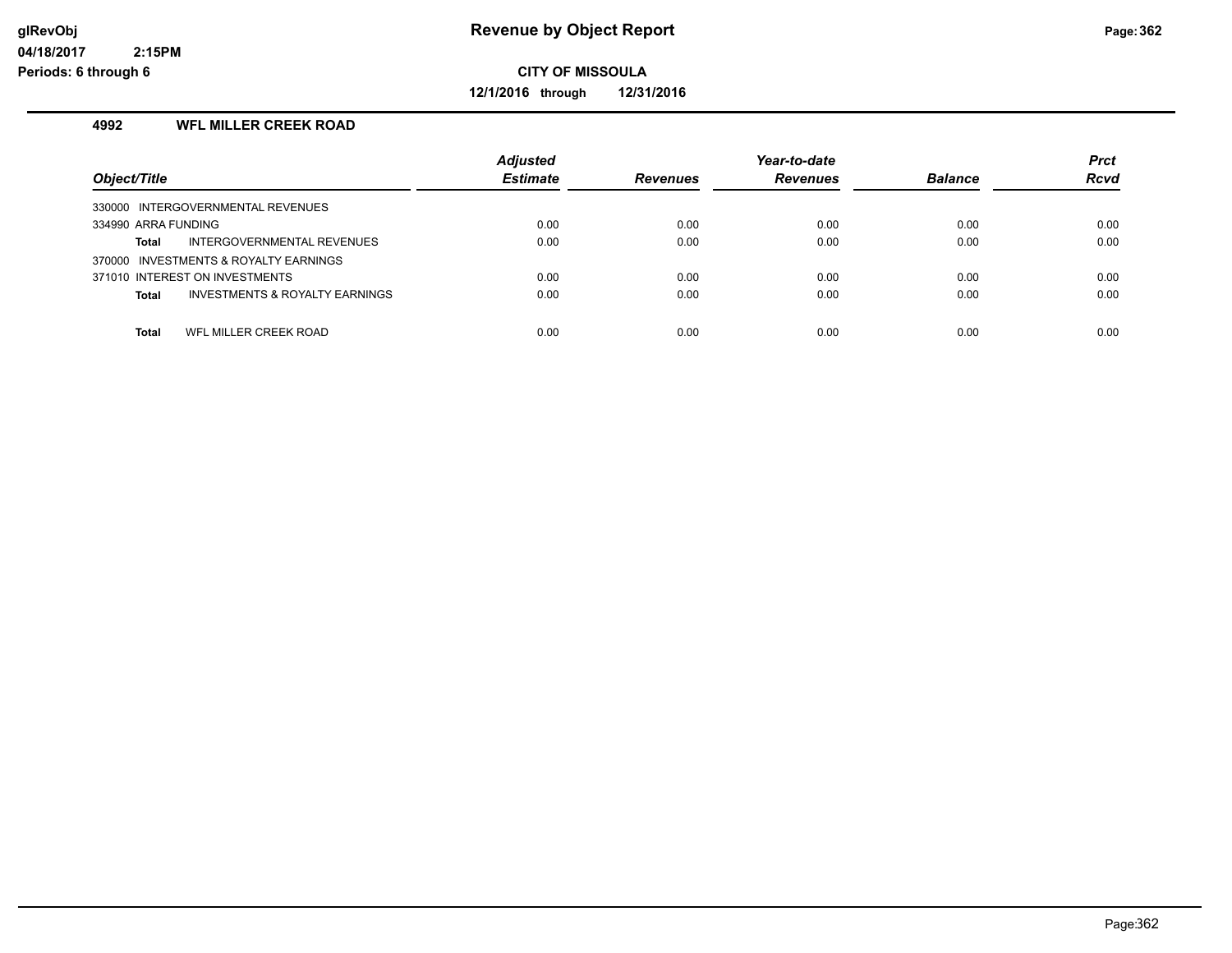# Revenue by Object Report

**CITY OF MISSOULA**

**12/1/2016 through 12/31/2016**

glRevObj
04/18/2017 2:15PM
Periods: 6 through 6

### 4992 WFL MILLER CREEK ROAD

| Object/Title | Adjusted Estimate | Revenues | Year-to-date Revenues | Balance | Prct Rcvd |
|---|---|---|---|---|---|
| 330000 INTERGOVERNMENTAL REVENUES | | | | | |
| 334990 ARRA FUNDING | 0.00 | 0.00 | 0.00 | 0.00 | 0.00 |
| **Total** INTERGOVERNMENTAL REVENUES | 0.00 | 0.00 | 0.00 | 0.00 | 0.00 |
| 370000 INVESTMENTS & ROYALTY EARNINGS | | | | | |
| 371010 INTEREST ON INVESTMENTS | 0.00 | 0.00 | 0.00 | 0.00 | 0.00 |
| **Total** INVESTMENTS & ROYALTY EARNINGS | 0.00 | 0.00 | 0.00 | 0.00 | 0.00 |
| **Total** WFL MILLER CREEK ROAD | 0.00 | 0.00 | 0.00 | 0.00 | 0.00 |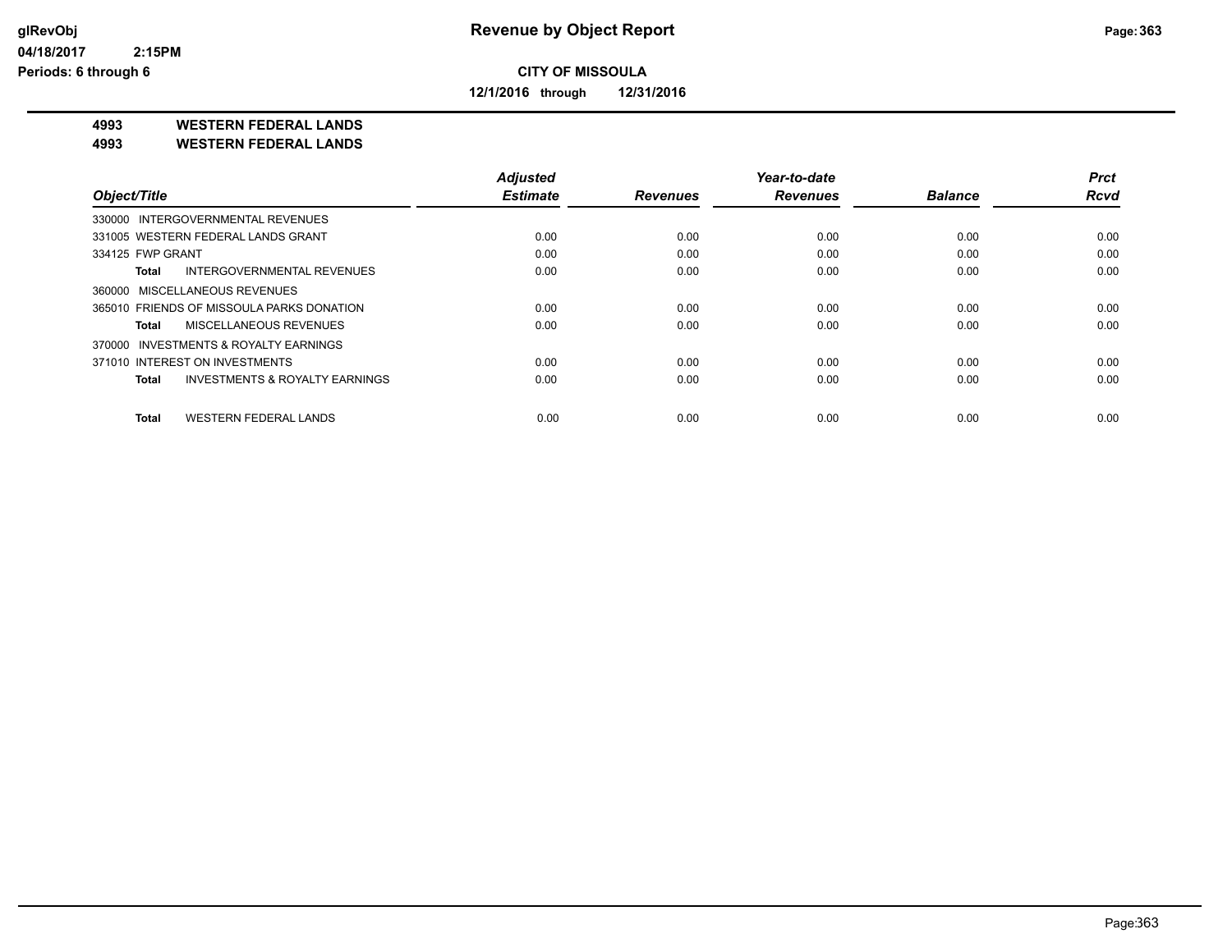**CITY OF MISSOULA**

**12/1/2016 through 12/31/2016**

**4993 WESTERN FEDERAL LANDS**
**4993 WESTERN FEDERAL LANDS**

| Object/Title | Adjusted Estimate | Revenues | Year-to-date Revenues | Balance | Prct Rcvd |
|---|---|---|---|---|---|
| 330000 INTERGOVERNMENTAL REVENUES | | | | | |
| 331005 WESTERN FEDERAL LANDS GRANT | 0.00 | 0.00 | 0.00 | 0.00 | 0.00 |
| 334125 FWP GRANT | 0.00 | 0.00 | 0.00 | 0.00 | 0.00 |
| **Total** INTERGOVERNMENTAL REVENUES | 0.00 | 0.00 | 0.00 | 0.00 | 0.00 |
| 360000 MISCELLANEOUS REVENUES | | | | | |
| 365010 FRIENDS OF MISSOULA PARKS DONATION | 0.00 | 0.00 | 0.00 | 0.00 | 0.00 |
| **Total** MISCELLANEOUS REVENUES | 0.00 | 0.00 | 0.00 | 0.00 | 0.00 |
| 370000 INVESTMENTS & ROYALTY EARNINGS | | | | | |
| 371010 INTEREST ON INVESTMENTS | 0.00 | 0.00 | 0.00 | 0.00 | 0.00 |
| **Total** INVESTMENTS & ROYALTY EARNINGS | 0.00 | 0.00 | 0.00 | 0.00 | 0.00 |
| **Total** WESTERN FEDERAL LANDS | 0.00 | 0.00 | 0.00 | 0.00 | 0.00 |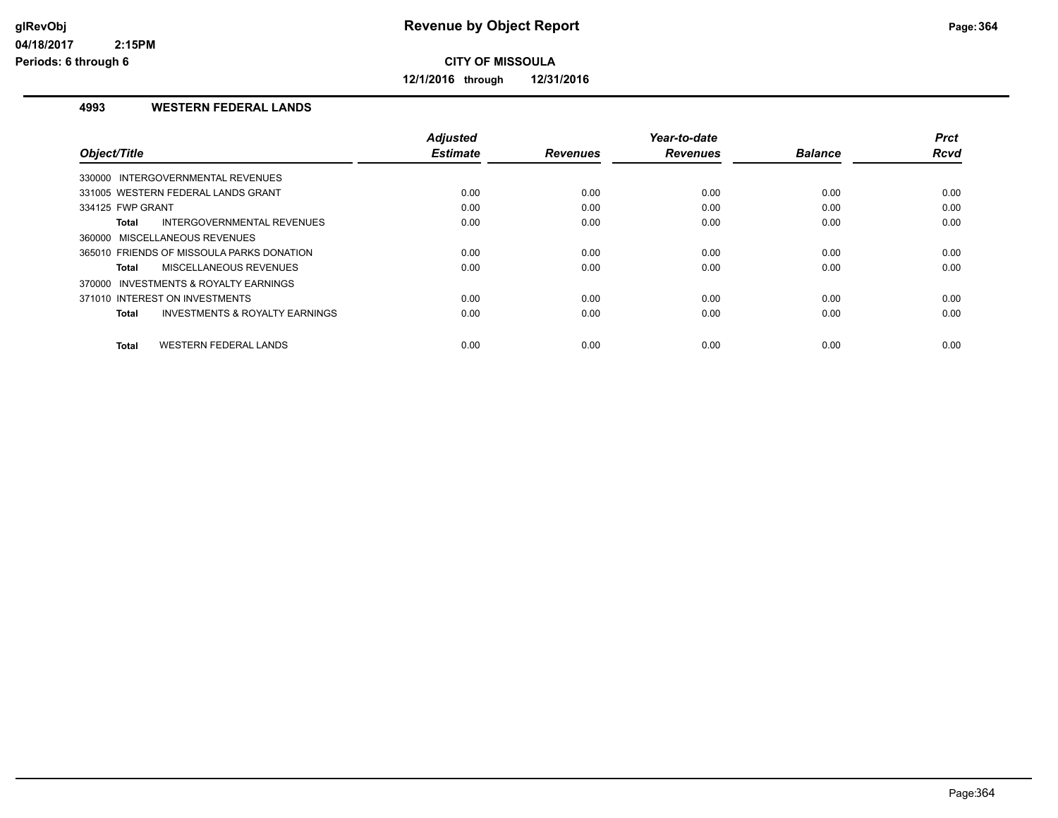# Revenue by Object Report

**CITY OF MISSOULA**

**12/1/2016 through 12/31/2016**

glRevObj
04/18/2017 2:15PM
Periods: 6 through 6

## 4993 WESTERN FEDERAL LANDS

| Object/Title | Adjusted Estimate | Revenues | Year-to-date Revenues | Balance | Prct Rcvd |
|---|---|---|---|---|---|
| 330000 INTERGOVERNMENTAL REVENUES | | | | | |
| 331005 WESTERN FEDERAL LANDS GRANT | 0.00 | 0.00 | 0.00 | 0.00 | 0.00 |
| 334125 FWP GRANT | 0.00 | 0.00 | 0.00 | 0.00 | 0.00 |
| **Total** INTERGOVERNMENTAL REVENUES | 0.00 | 0.00 | 0.00 | 0.00 | 0.00 |
| 360000 MISCELLANEOUS REVENUES | | | | | |
| 365010 FRIENDS OF MISSOULA PARKS DONATION | 0.00 | 0.00 | 0.00 | 0.00 | 0.00 |
| **Total** MISCELLANEOUS REVENUES | 0.00 | 0.00 | 0.00 | 0.00 | 0.00 |
| 370000 INVESTMENTS & ROYALTY EARNINGS | | | | | |
| 371010 INTEREST ON INVESTMENTS | 0.00 | 0.00 | 0.00 | 0.00 | 0.00 |
| **Total** INVESTMENTS & ROYALTY EARNINGS | 0.00 | 0.00 | 0.00 | 0.00 | 0.00 |
| **Total** WESTERN FEDERAL LANDS | 0.00 | 0.00 | 0.00 | 0.00 | 0.00 |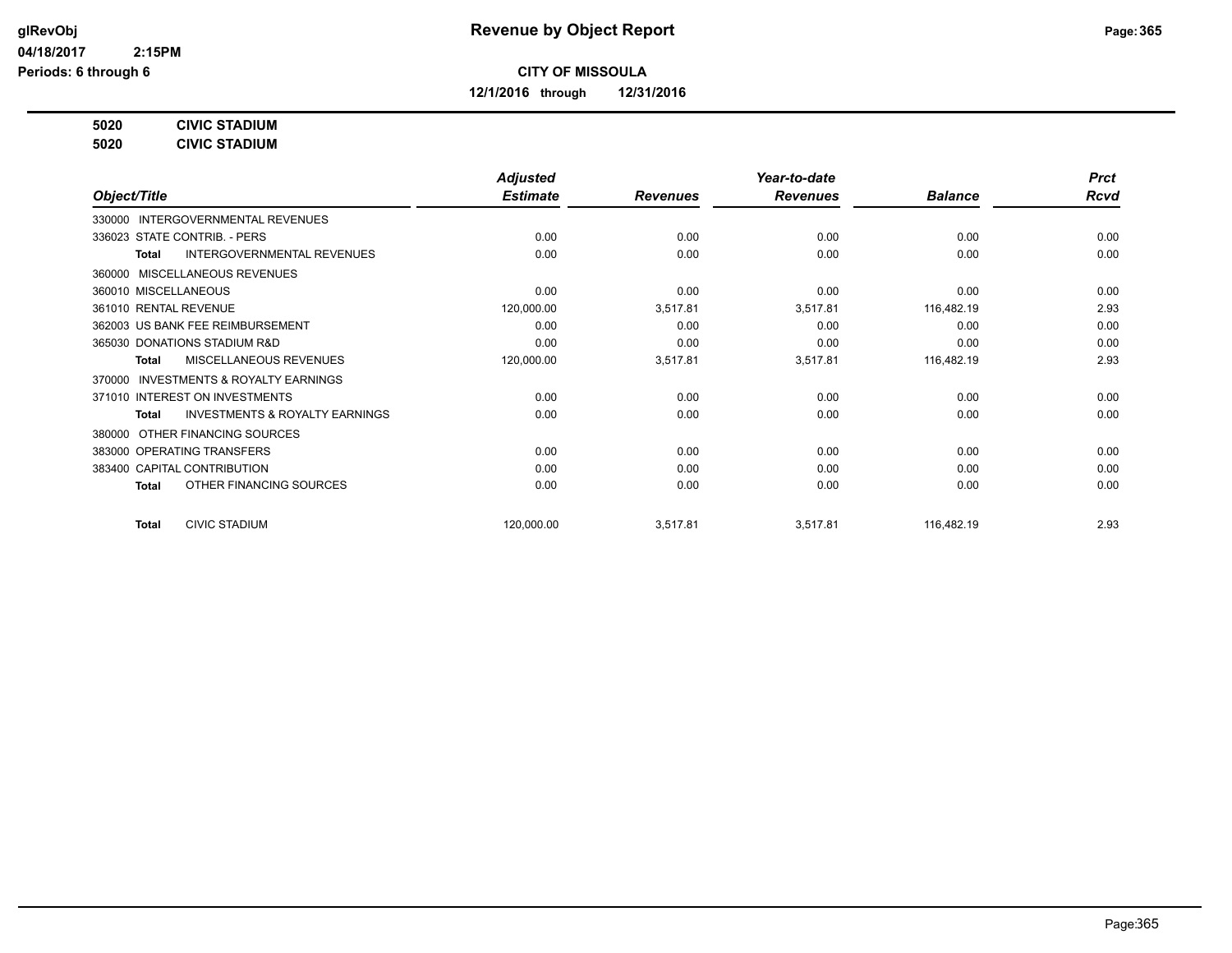# Revenue by Object Report

glRevObj
04/18/2017 2:15PM
Periods: 6 through 6

**CITY OF MISSOULA**

**12/1/2016 through 12/31/2016**

**5020 CIVIC STADIUM**
**5020 CIVIC STADIUM**

| Object/Title | Adjusted Estimate | Revenues | Year-to-date Revenues | Balance | Prct Rcvd |
|---|---|---|---|---|---|
| 330000 INTERGOVERNMENTAL REVENUES | | | | | |
| 336023 STATE CONTRIB. - PERS | 0.00 | 0.00 | 0.00 | 0.00 | 0.00 |
| **Total** INTERGOVERNMENTAL REVENUES | 0.00 | 0.00 | 0.00 | 0.00 | 0.00 |
| 360000 MISCELLANEOUS REVENUES | | | | | |
| 360010 MISCELLANEOUS | 0.00 | 0.00 | 0.00 | 0.00 | 0.00 |
| 361010 RENTAL REVENUE | 120,000.00 | 3,517.81 | 3,517.81 | 116,482.19 | 2.93 |
| 362003 US BANK FEE REIMBURSEMENT | 0.00 | 0.00 | 0.00 | 0.00 | 0.00 |
| 365030 DONATIONS STADIUM R&D | 0.00 | 0.00 | 0.00 | 0.00 | 0.00 |
| **Total** MISCELLANEOUS REVENUES | 120,000.00 | 3,517.81 | 3,517.81 | 116,482.19 | 2.93 |
| 370000 INVESTMENTS & ROYALTY EARNINGS | | | | | |
| 371010 INTEREST ON INVESTMENTS | 0.00 | 0.00 | 0.00 | 0.00 | 0.00 |
| **Total** INVESTMENTS & ROYALTY EARNINGS | 0.00 | 0.00 | 0.00 | 0.00 | 0.00 |
| 380000 OTHER FINANCING SOURCES | | | | | |
| 383000 OPERATING TRANSFERS | 0.00 | 0.00 | 0.00 | 0.00 | 0.00 |
| 383400 CAPITAL CONTRIBUTION | 0.00 | 0.00 | 0.00 | 0.00 | 0.00 |
| **Total** OTHER FINANCING SOURCES | 0.00 | 0.00 | 0.00 | 0.00 | 0.00 |
| **Total** CIVIC STADIUM | 120,000.00 | 3,517.81 | 3,517.81 | 116,482.19 | 2.93 |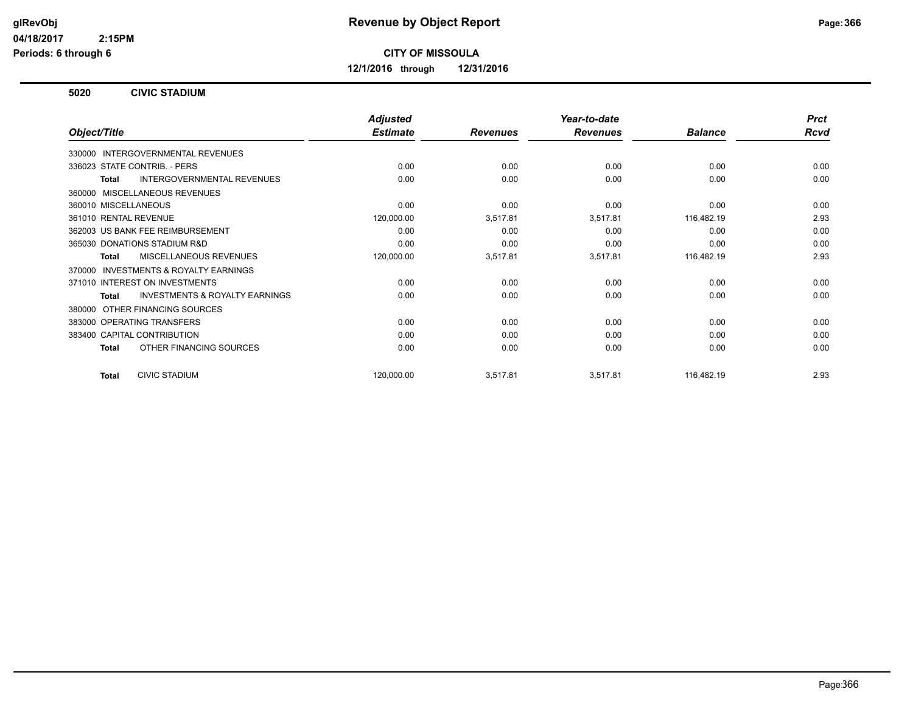# Revenue by Object Report

**CITY OF MISSOULA**

**12/1/2016 through 12/31/2016**

glRevObj
04/18/2017 2:15PM
Periods: 6 through 6

## 5020 CIVIC STADIUM

| Object/Title | Adjusted Estimate | Revenues | Year-to-date Revenues | Balance | Prct Rcvd |
|---|---|---|---|---|---|
| 330000 INTERGOVERNMENTAL REVENUES | | | | | |
| 336023 STATE CONTRIB. - PERS | 0.00 | 0.00 | 0.00 | 0.00 | 0.00 |
| **Total** INTERGOVERNMENTAL REVENUES | 0.00 | 0.00 | 0.00 | 0.00 | 0.00 |
| 360000 MISCELLANEOUS REVENUES | | | | | |
| 360010 MISCELLANEOUS | 0.00 | 0.00 | 0.00 | 0.00 | 0.00 |
| 361010 RENTAL REVENUE | 120,000.00 | 3,517.81 | 3,517.81 | 116,482.19 | 2.93 |
| 362003 US BANK FEE REIMBURSEMENT | 0.00 | 0.00 | 0.00 | 0.00 | 0.00 |
| 365030 DONATIONS STADIUM R&D | 0.00 | 0.00 | 0.00 | 0.00 | 0.00 |
| **Total** MISCELLANEOUS REVENUES | 120,000.00 | 3,517.81 | 3,517.81 | 116,482.19 | 2.93 |
| 370000 INVESTMENTS & ROYALTY EARNINGS | | | | | |
| 371010 INTEREST ON INVESTMENTS | 0.00 | 0.00 | 0.00 | 0.00 | 0.00 |
| **Total** INVESTMENTS & ROYALTY EARNINGS | 0.00 | 0.00 | 0.00 | 0.00 | 0.00 |
| 380000 OTHER FINANCING SOURCES | | | | | |
| 383000 OPERATING TRANSFERS | 0.00 | 0.00 | 0.00 | 0.00 | 0.00 |
| 383400 CAPITAL CONTRIBUTION | 0.00 | 0.00 | 0.00 | 0.00 | 0.00 |
| **Total** OTHER FINANCING SOURCES | 0.00 | 0.00 | 0.00 | 0.00 | 0.00 |
| **Total** CIVIC STADIUM | 120,000.00 | 3,517.81 | 3,517.81 | 116,482.19 | 2.93 |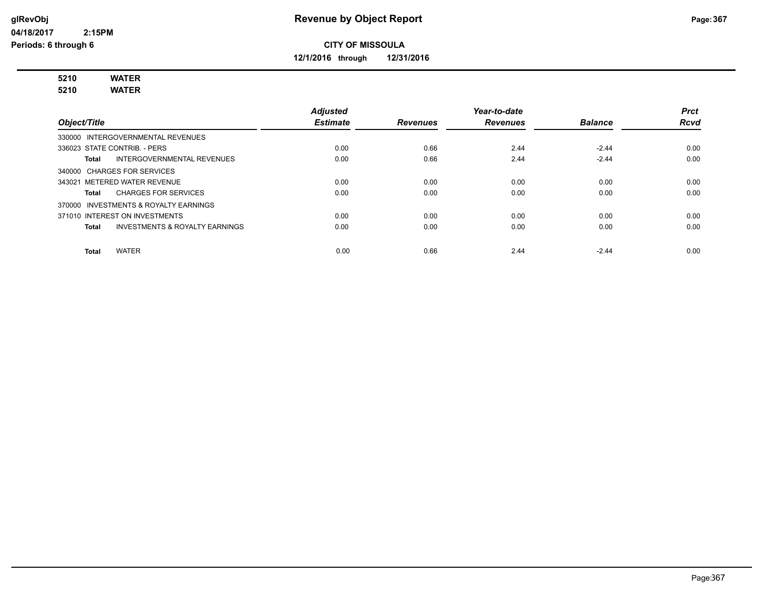# Revenue by Object Report

**CITY OF MISSOULA**

**12/1/2016 through 12/31/2016**

glRevObj
04/18/2017 2:15PM
Periods: 6 through 6

**5210 WATER**
**5210 WATER**

| Object/Title | Adjusted Estimate | Revenues | Year-to-date Revenues | Balance | Prct Rcvd |
|---|---|---|---|---|---|
| 330000 INTERGOVERNMENTAL REVENUES | | | | | |
| 336023 STATE CONTRIB. - PERS | 0.00 | 0.66 | 2.44 | -2.44 | 0.00 |
| **Total** INTERGOVERNMENTAL REVENUES | 0.00 | 0.66 | 2.44 | -2.44 | 0.00 |
| 340000 CHARGES FOR SERVICES | | | | | |
| 343021 METERED WATER REVENUE | 0.00 | 0.00 | 0.00 | 0.00 | 0.00 |
| **Total** CHARGES FOR SERVICES | 0.00 | 0.00 | 0.00 | 0.00 | 0.00 |
| 370000 INVESTMENTS & ROYALTY EARNINGS | | | | | |
| 371010 INTEREST ON INVESTMENTS | 0.00 | 0.00 | 0.00 | 0.00 | 0.00 |
| **Total** INVESTMENTS & ROYALTY EARNINGS | 0.00 | 0.00 | 0.00 | 0.00 | 0.00 |
| **Total** WATER | 0.00 | 0.66 | 2.44 | -2.44 | 0.00 |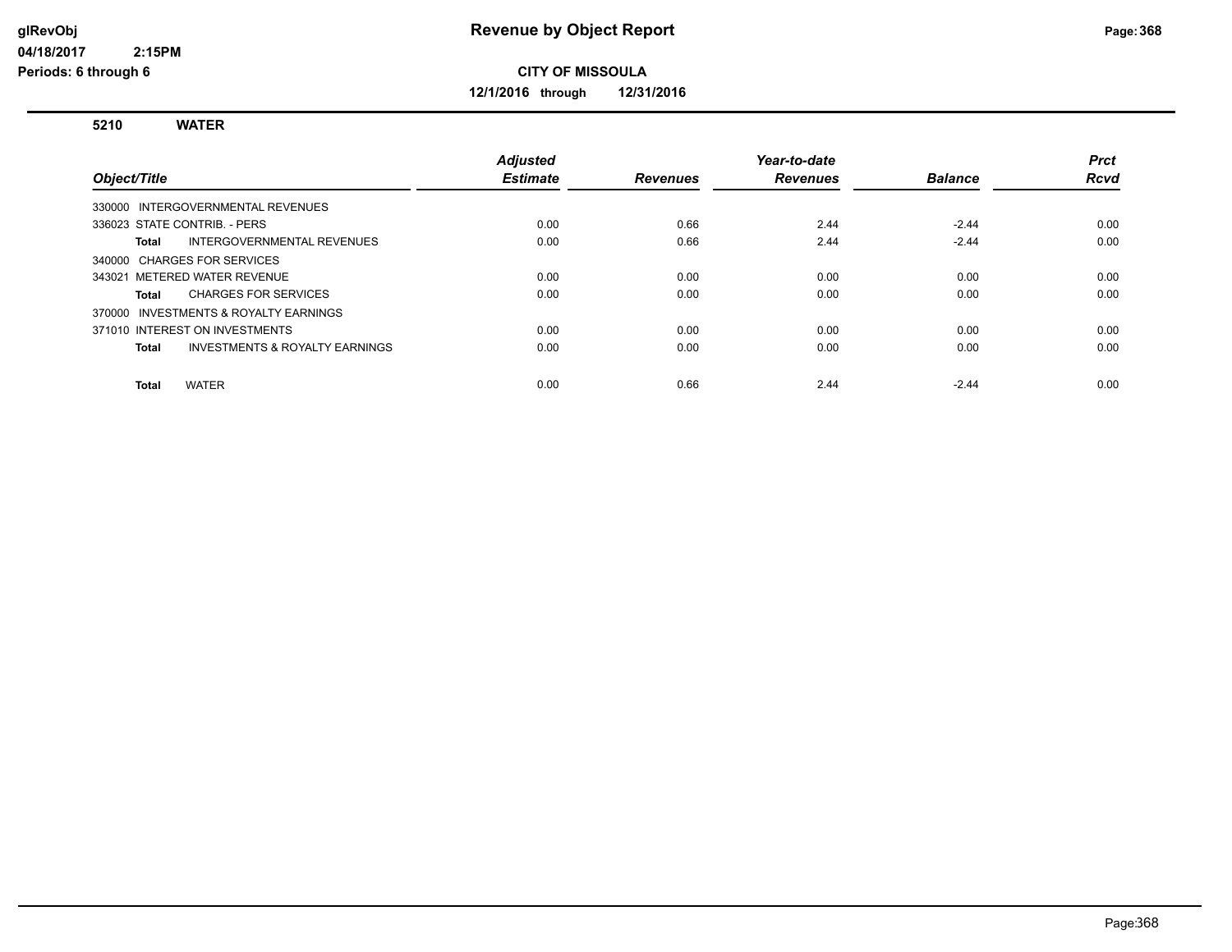# Revenue by Object Report

glRevObj
04/18/2017 2:15PM
Periods: 6 through 6

**CITY OF MISSOULA**

**12/1/2016 through 12/31/2016**

**5210 WATER**

| Object/Title | Adjusted Estimate | Revenues | Year-to-date Revenues | Balance | Prct Rcvd |
|---|---|---|---|---|---|
| 330000 INTERGOVERNMENTAL REVENUES | | | | | |
| 336023 STATE CONTRIB. - PERS | 0.00 | 0.66 | 2.44 | -2.44 | 0.00 |
| **Total** INTERGOVERNMENTAL REVENUES | 0.00 | 0.66 | 2.44 | -2.44 | 0.00 |
| 340000 CHARGES FOR SERVICES | | | | | |
| 343021 METERED WATER REVENUE | 0.00 | 0.00 | 0.00 | 0.00 | 0.00 |
| **Total** CHARGES FOR SERVICES | 0.00 | 0.00 | 0.00 | 0.00 | 0.00 |
| 370000 INVESTMENTS & ROYALTY EARNINGS | | | | | |
| 371010 INTEREST ON INVESTMENTS | 0.00 | 0.00 | 0.00 | 0.00 | 0.00 |
| **Total** INVESTMENTS & ROYALTY EARNINGS | 0.00 | 0.00 | 0.00 | 0.00 | 0.00 |
| **Total** WATER | 0.00 | 0.66 | 2.44 | -2.44 | 0.00 |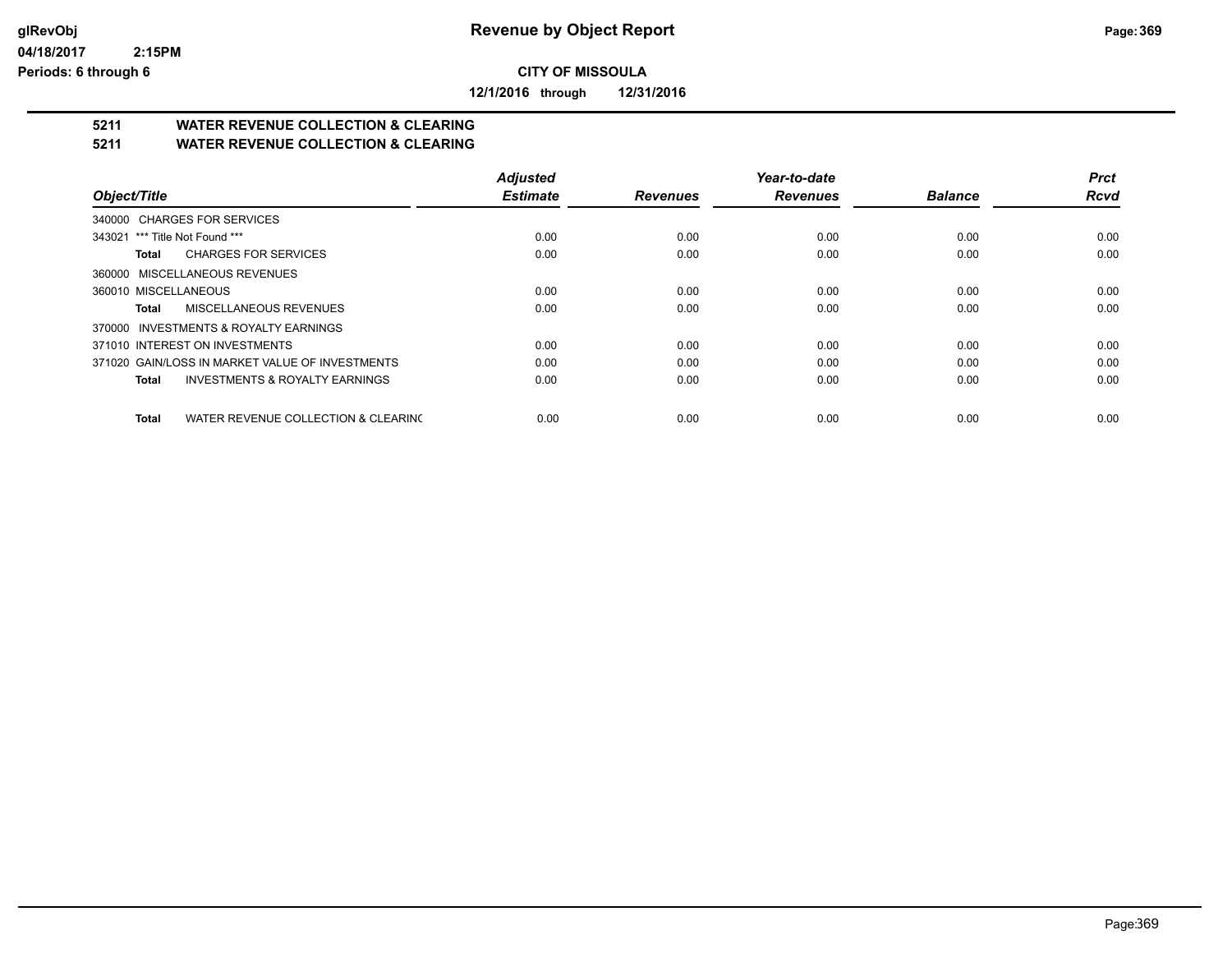**Revenue by Object Report**

**CITY OF MISSOULA**

**12/1/2016 through 12/31/2016**

# 5211 WATER REVENUE COLLECTION & CLEARING
## 5211 WATER REVENUE COLLECTION & CLEARING

| Object/Title | Adjusted Estimate | Revenues | Year-to-date Revenues | Balance | Prct Rcvd |
|---|---|---|---|---|---|
| 340000 CHARGES FOR SERVICES | | | | | |
| 343021 *** Title Not Found *** | 0.00 | 0.00 | 0.00 | 0.00 | 0.00 |
| **Total** CHARGES FOR SERVICES | 0.00 | 0.00 | 0.00 | 0.00 | 0.00 |
| 360000 MISCELLANEOUS REVENUES | | | | | |
| 360010 MISCELLANEOUS | 0.00 | 0.00 | 0.00 | 0.00 | 0.00 |
| **Total** MISCELLANEOUS REVENUES | 0.00 | 0.00 | 0.00 | 0.00 | 0.00 |
| 370000 INVESTMENTS & ROYALTY EARNINGS | | | | | |
| 371010 INTEREST ON INVESTMENTS | 0.00 | 0.00 | 0.00 | 0.00 | 0.00 |
| 371020 GAIN/LOSS IN MARKET VALUE OF INVESTMENTS | 0.00 | 0.00 | 0.00 | 0.00 | 0.00 |
| **Total** INVESTMENTS & ROYALTY EARNINGS | 0.00 | 0.00 | 0.00 | 0.00 | 0.00 |
| **Total** WATER REVENUE COLLECTION & CLEARINC | 0.00 | 0.00 | 0.00 | 0.00 | 0.00 |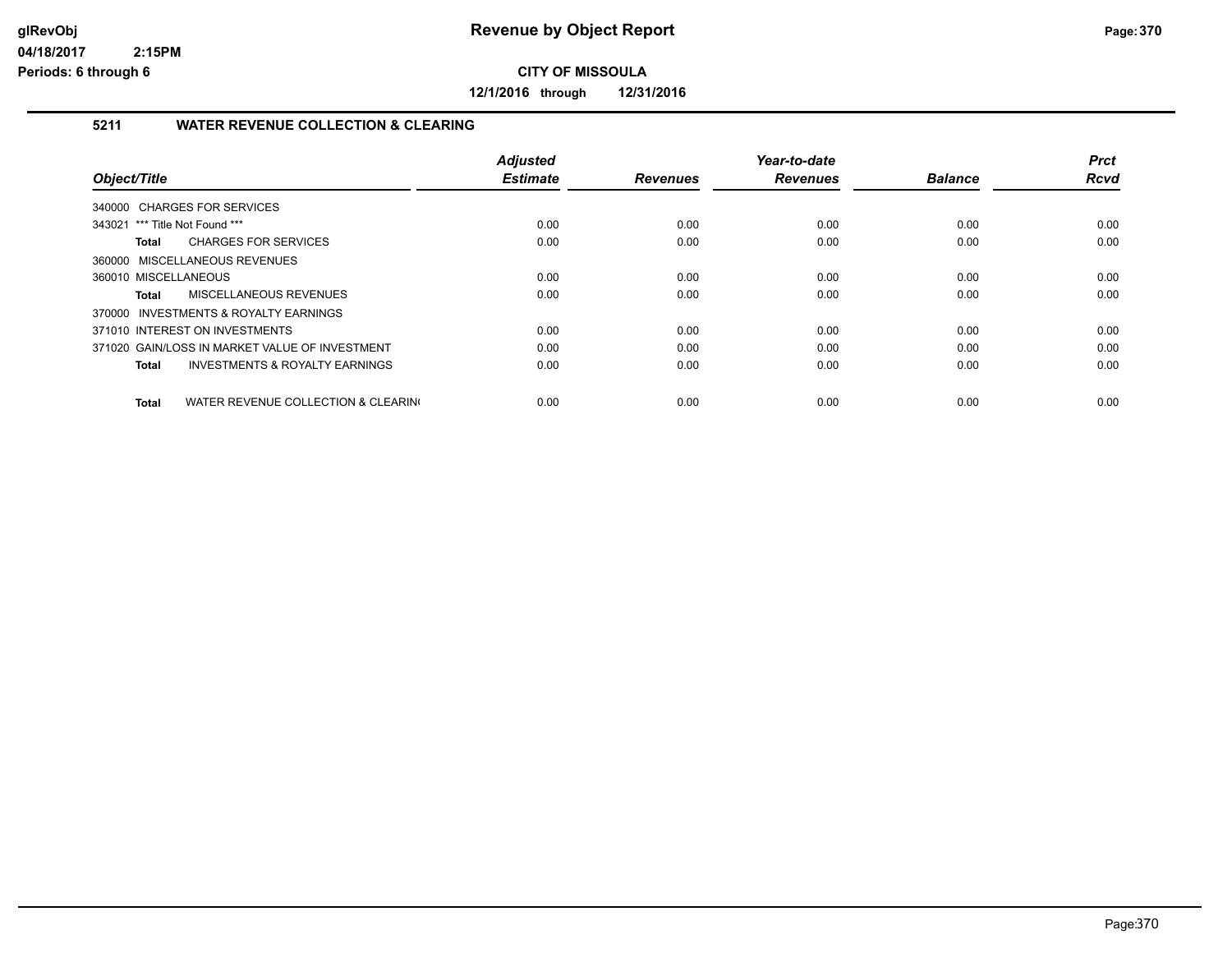# Revenue by Object Report

## CITY OF MISSOULA

**12/1/2016 through 12/31/2016**

glRevObj
04/18/2017 2:15PM
Periods: 6 through 6

### 5211 WATER REVENUE COLLECTION & CLEARING

| Object/Title | Adjusted Estimate | Revenues | Year-to-date Revenues | Balance | Prct Rcvd |
|---|---|---|---|---|---|
| 340000 CHARGES FOR SERVICES | | | | | |
| 343021 *** Title Not Found *** | 0.00 | 0.00 | 0.00 | 0.00 | 0.00 |
| **Total** CHARGES FOR SERVICES | 0.00 | 0.00 | 0.00 | 0.00 | 0.00 |
| 360000 MISCELLANEOUS REVENUES | | | | | |
| 360010 MISCELLANEOUS | 0.00 | 0.00 | 0.00 | 0.00 | 0.00 |
| **Total** MISCELLANEOUS REVENUES | 0.00 | 0.00 | 0.00 | 0.00 | 0.00 |
| 370000 INVESTMENTS & ROYALTY EARNINGS | | | | | |
| 371010 INTEREST ON INVESTMENTS | 0.00 | 0.00 | 0.00 | 0.00 | 0.00 |
| 371020 GAIN/LOSS IN MARKET VALUE OF INVESTMENT | 0.00 | 0.00 | 0.00 | 0.00 | 0.00 |
| **Total** INVESTMENTS & ROYALTY EARNINGS | 0.00 | 0.00 | 0.00 | 0.00 | 0.00 |
| **Total** WATER REVENUE COLLECTION & CLEARIN( | 0.00 | 0.00 | 0.00 | 0.00 | 0.00 |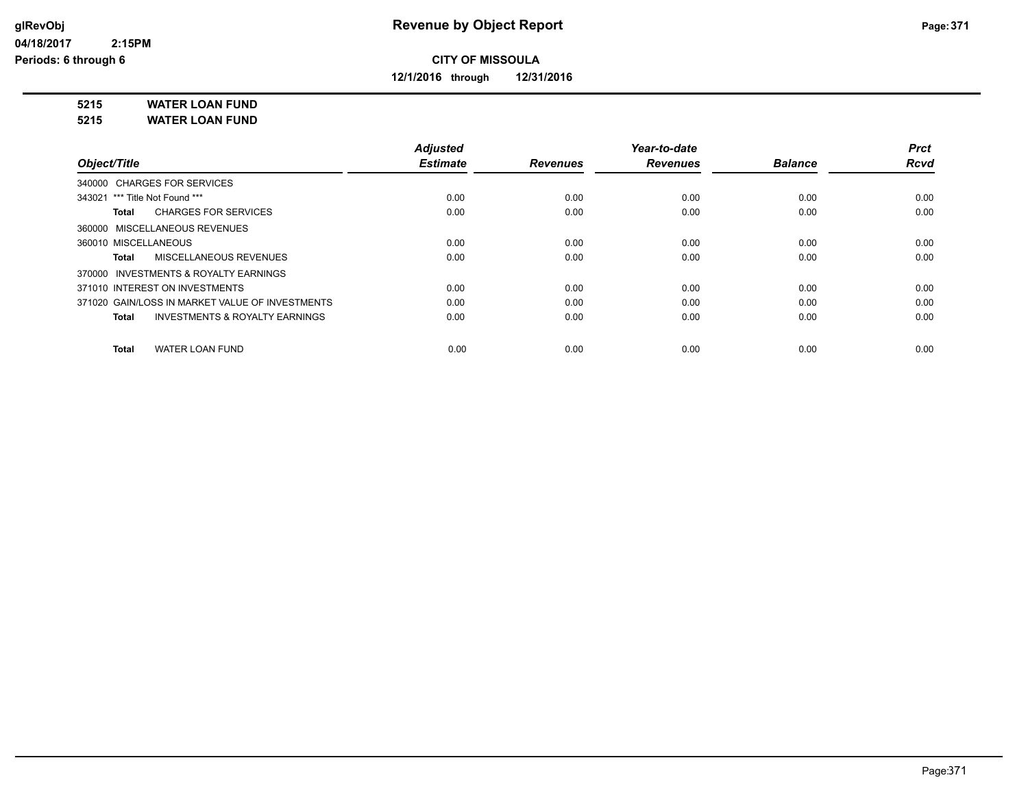# Revenue by Object Report

glRevObj
04/18/2017 2:15PM
Periods: 6 through 6

**CITY OF MISSOULA**

**12/1/2016 through 12/31/2016**

**5215 WATER LOAN FUND**
**5215 WATER LOAN FUND**

| Object/Title | Adjusted Estimate | Revenues | Year-to-date Revenues | Balance | Prct Rcvd |
|---|---|---|---|---|---|
| 340000 CHARGES FOR SERVICES | | | | | |
| 343021 *** Title Not Found *** | 0.00 | 0.00 | 0.00 | 0.00 | 0.00 |
| **Total** CHARGES FOR SERVICES | 0.00 | 0.00 | 0.00 | 0.00 | 0.00 |
| 360000 MISCELLANEOUS REVENUES | | | | | |
| 360010 MISCELLANEOUS | 0.00 | 0.00 | 0.00 | 0.00 | 0.00 |
| **Total** MISCELLANEOUS REVENUES | 0.00 | 0.00 | 0.00 | 0.00 | 0.00 |
| 370000 INVESTMENTS & ROYALTY EARNINGS | | | | | |
| 371010 INTEREST ON INVESTMENTS | 0.00 | 0.00 | 0.00 | 0.00 | 0.00 |
| 371020 GAIN/LOSS IN MARKET VALUE OF INVESTMENTS | 0.00 | 0.00 | 0.00 | 0.00 | 0.00 |
| **Total** INVESTMENTS & ROYALTY EARNINGS | 0.00 | 0.00 | 0.00 | 0.00 | 0.00 |
| **Total** WATER LOAN FUND | 0.00 | 0.00 | 0.00 | 0.00 | 0.00 |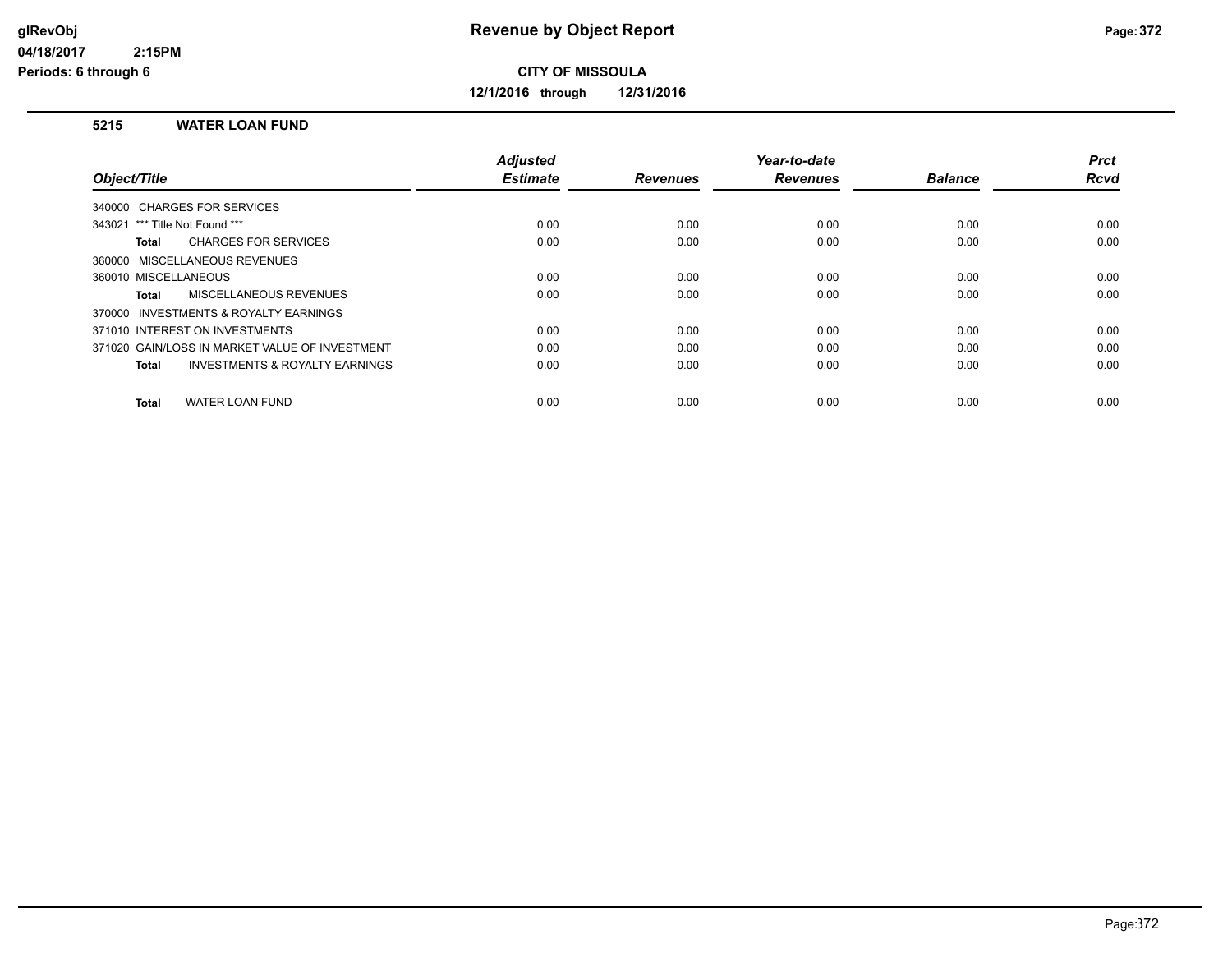# Revenue by Object Report

glRevObj
04/18/2017 2:15PM
Periods: 6 through 6

**CITY OF MISSOULA**

**12/1/2016 through 12/31/2016**

## 5215 WATER LOAN FUND

| Object/Title | Adjusted Estimate | Revenues | Year-to-date Revenues | Balance | Prct Rcvd |
|---|---|---|---|---|---|
| 340000 CHARGES FOR SERVICES | | | | | |
| 343021 *** Title Not Found *** | 0.00 | 0.00 | 0.00 | 0.00 | 0.00 |
| **Total** CHARGES FOR SERVICES | 0.00 | 0.00 | 0.00 | 0.00 | 0.00 |
| 360000 MISCELLANEOUS REVENUES | | | | | |
| 360010 MISCELLANEOUS | 0.00 | 0.00 | 0.00 | 0.00 | 0.00 |
| **Total** MISCELLANEOUS REVENUES | 0.00 | 0.00 | 0.00 | 0.00 | 0.00 |
| 370000 INVESTMENTS & ROYALTY EARNINGS | | | | | |
| 371010 INTEREST ON INVESTMENTS | 0.00 | 0.00 | 0.00 | 0.00 | 0.00 |
| 371020 GAIN/LOSS IN MARKET VALUE OF INVESTMENT | 0.00 | 0.00 | 0.00 | 0.00 | 0.00 |
| **Total** INVESTMENTS & ROYALTY EARNINGS | 0.00 | 0.00 | 0.00 | 0.00 | 0.00 |
| **Total** WATER LOAN FUND | 0.00 | 0.00 | 0.00 | 0.00 | 0.00 |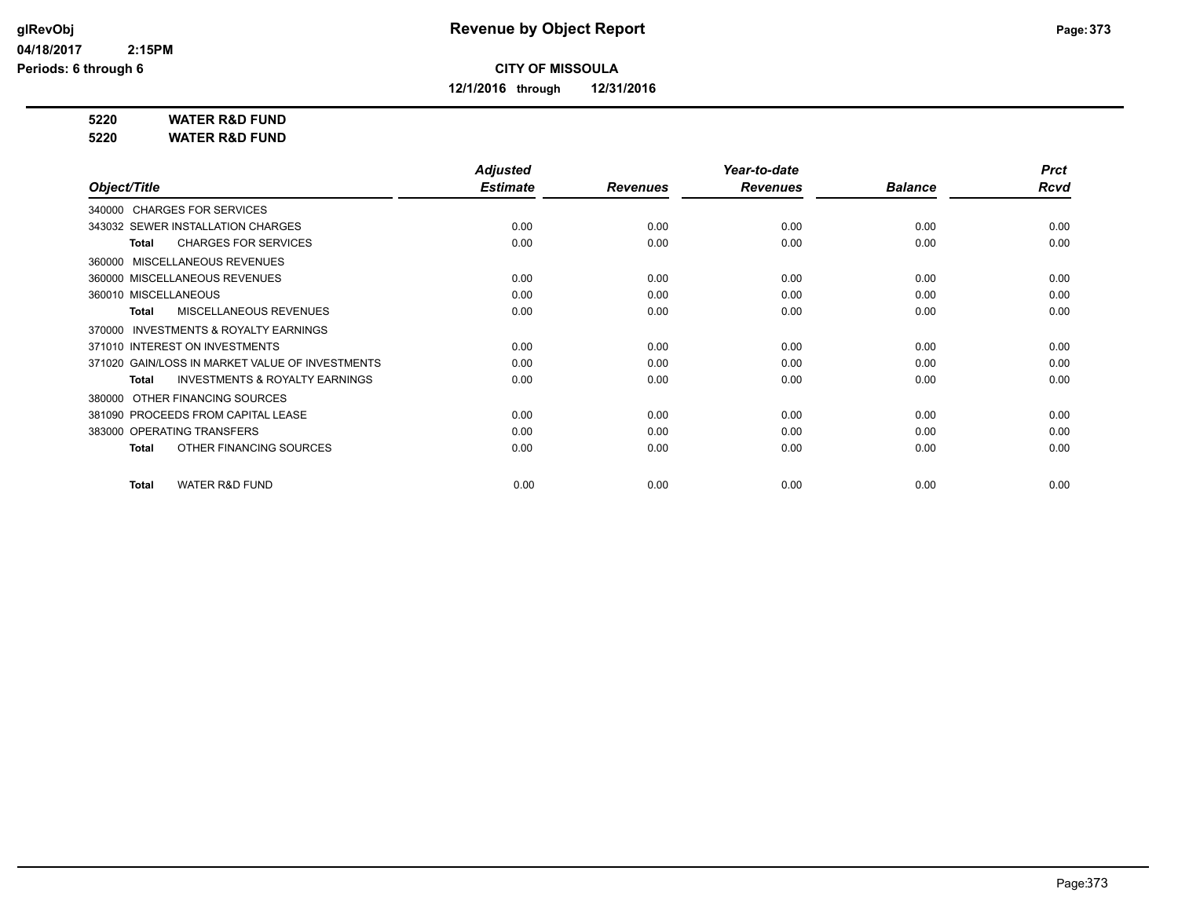# Revenue by Object Report

## CITY OF MISSOULA

**12/1/2016 through 12/31/2016**

glRevObj
04/18/2017 2:15PM
Periods: 6 through 6

**5220 WATER R&D FUND**
**5220 WATER R&D FUND**

| Object/Title | Adjusted Estimate | Revenues | Year-to-date Revenues | Balance | Prct Rcvd |
|---|---|---|---|---|---|
| 340000 CHARGES FOR SERVICES | | | | | |
| 343032 SEWER INSTALLATION CHARGES | 0.00 | 0.00 | 0.00 | 0.00 | 0.00 |
| **Total** CHARGES FOR SERVICES | 0.00 | 0.00 | 0.00 | 0.00 | 0.00 |
| 360000 MISCELLANEOUS REVENUES | | | | | |
| 360000 MISCELLANEOUS REVENUES | 0.00 | 0.00 | 0.00 | 0.00 | 0.00 |
| 360010 MISCELLANEOUS | 0.00 | 0.00 | 0.00 | 0.00 | 0.00 |
| **Total** MISCELLANEOUS REVENUES | 0.00 | 0.00 | 0.00 | 0.00 | 0.00 |
| 370000 INVESTMENTS & ROYALTY EARNINGS | | | | | |
| 371010 INTEREST ON INVESTMENTS | 0.00 | 0.00 | 0.00 | 0.00 | 0.00 |
| 371020 GAIN/LOSS IN MARKET VALUE OF INVESTMENTS | 0.00 | 0.00 | 0.00 | 0.00 | 0.00 |
| **Total** INVESTMENTS & ROYALTY EARNINGS | 0.00 | 0.00 | 0.00 | 0.00 | 0.00 |
| 380000 OTHER FINANCING SOURCES | | | | | |
| 381090 PROCEEDS FROM CAPITAL LEASE | 0.00 | 0.00 | 0.00 | 0.00 | 0.00 |
| 383000 OPERATING TRANSFERS | 0.00 | 0.00 | 0.00 | 0.00 | 0.00 |
| **Total** OTHER FINANCING SOURCES | 0.00 | 0.00 | 0.00 | 0.00 | 0.00 |
| **Total** WATER R&D FUND | 0.00 | 0.00 | 0.00 | 0.00 | 0.00 |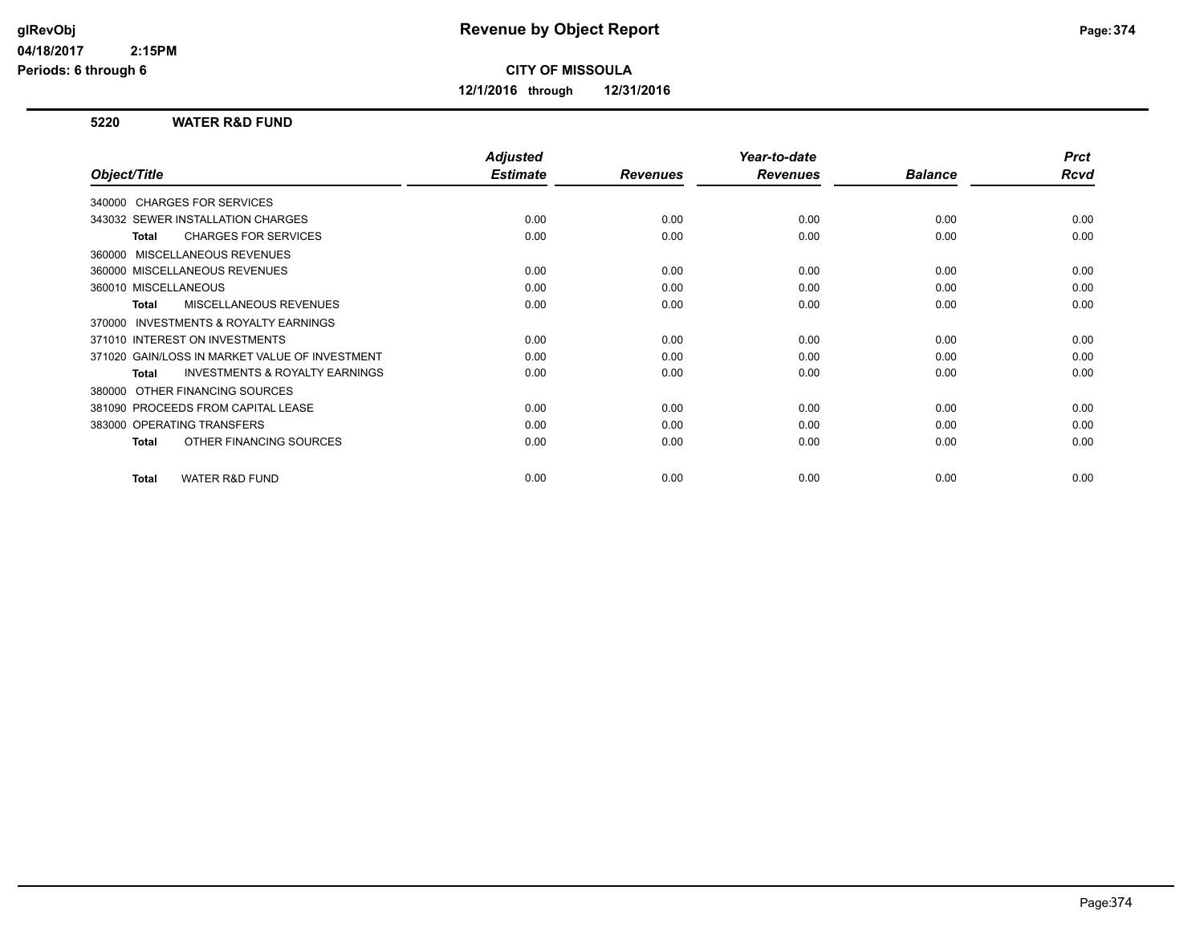# Revenue by Object Report

**CITY OF MISSOULA**

**12/1/2016 through 12/31/2016**

glRevObj
04/18/2017 2:15PM
Periods: 6 through 6

## 5220 WATER R&D FUND

| Object/Title | Adjusted Estimate | Revenues | Year-to-date Revenues | Balance | Prct Rcvd |
|---|---|---|---|---|---|
| 340000 CHARGES FOR SERVICES | | | | | |
| 343032 SEWER INSTALLATION CHARGES | 0.00 | 0.00 | 0.00 | 0.00 | 0.00 |
| **Total** CHARGES FOR SERVICES | 0.00 | 0.00 | 0.00 | 0.00 | 0.00 |
| 360000 MISCELLANEOUS REVENUES | | | | | |
| 360000 MISCELLANEOUS REVENUES | 0.00 | 0.00 | 0.00 | 0.00 | 0.00 |
| 360010 MISCELLANEOUS | 0.00 | 0.00 | 0.00 | 0.00 | 0.00 |
| **Total** MISCELLANEOUS REVENUES | 0.00 | 0.00 | 0.00 | 0.00 | 0.00 |
| 370000 INVESTMENTS & ROYALTY EARNINGS | | | | | |
| 371010 INTEREST ON INVESTMENTS | 0.00 | 0.00 | 0.00 | 0.00 | 0.00 |
| 371020 GAIN/LOSS IN MARKET VALUE OF INVESTMENT | 0.00 | 0.00 | 0.00 | 0.00 | 0.00 |
| **Total** INVESTMENTS & ROYALTY EARNINGS | 0.00 | 0.00 | 0.00 | 0.00 | 0.00 |
| 380000 OTHER FINANCING SOURCES | | | | | |
| 381090 PROCEEDS FROM CAPITAL LEASE | 0.00 | 0.00 | 0.00 | 0.00 | 0.00 |
| 383000 OPERATING TRANSFERS | 0.00 | 0.00 | 0.00 | 0.00 | 0.00 |
| **Total** OTHER FINANCING SOURCES | 0.00 | 0.00 | 0.00 | 0.00 | 0.00 |
| **Total** WATER R&D FUND | 0.00 | 0.00 | 0.00 | 0.00 | 0.00 |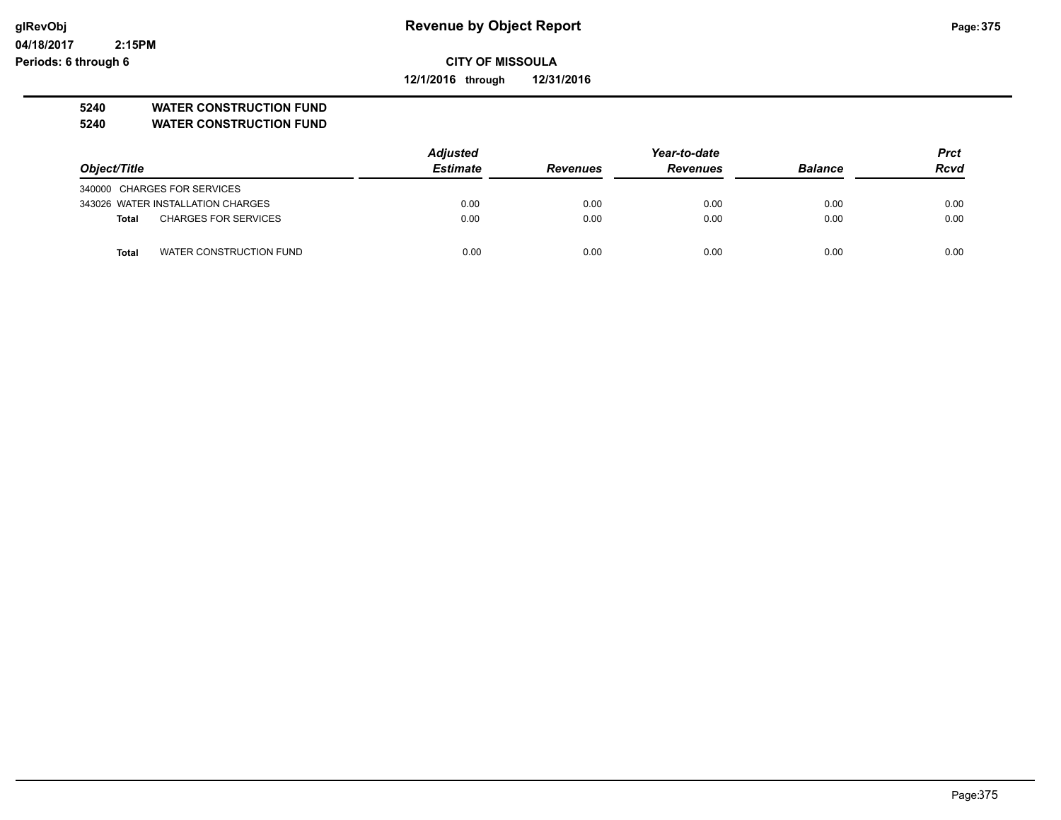**Revenue by Object Report**

**CITY OF MISSOULA**

**12/1/2016 through 12/31/2016**

glRevObj
04/18/2017 2:15PM
Periods: 6 through 6

**5240 WATER CONSTRUCTION FUND**
**5240 WATER CONSTRUCTION FUND**

| Object/Title | | Adjusted Estimate | Revenues | Year-to-date Revenues | Balance | Prct Rcvd |
|---|---|---|---|---|---|---|
| 340000 | CHARGES FOR SERVICES | | | | | |
| 343026 | WATER INSTALLATION CHARGES | 0.00 | 0.00 | 0.00 | 0.00 | 0.00 |
| **Total** | CHARGES FOR SERVICES | 0.00 | 0.00 | 0.00 | 0.00 | 0.00 |
| **Total** | WATER CONSTRUCTION FUND | 0.00 | 0.00 | 0.00 | 0.00 | 0.00 |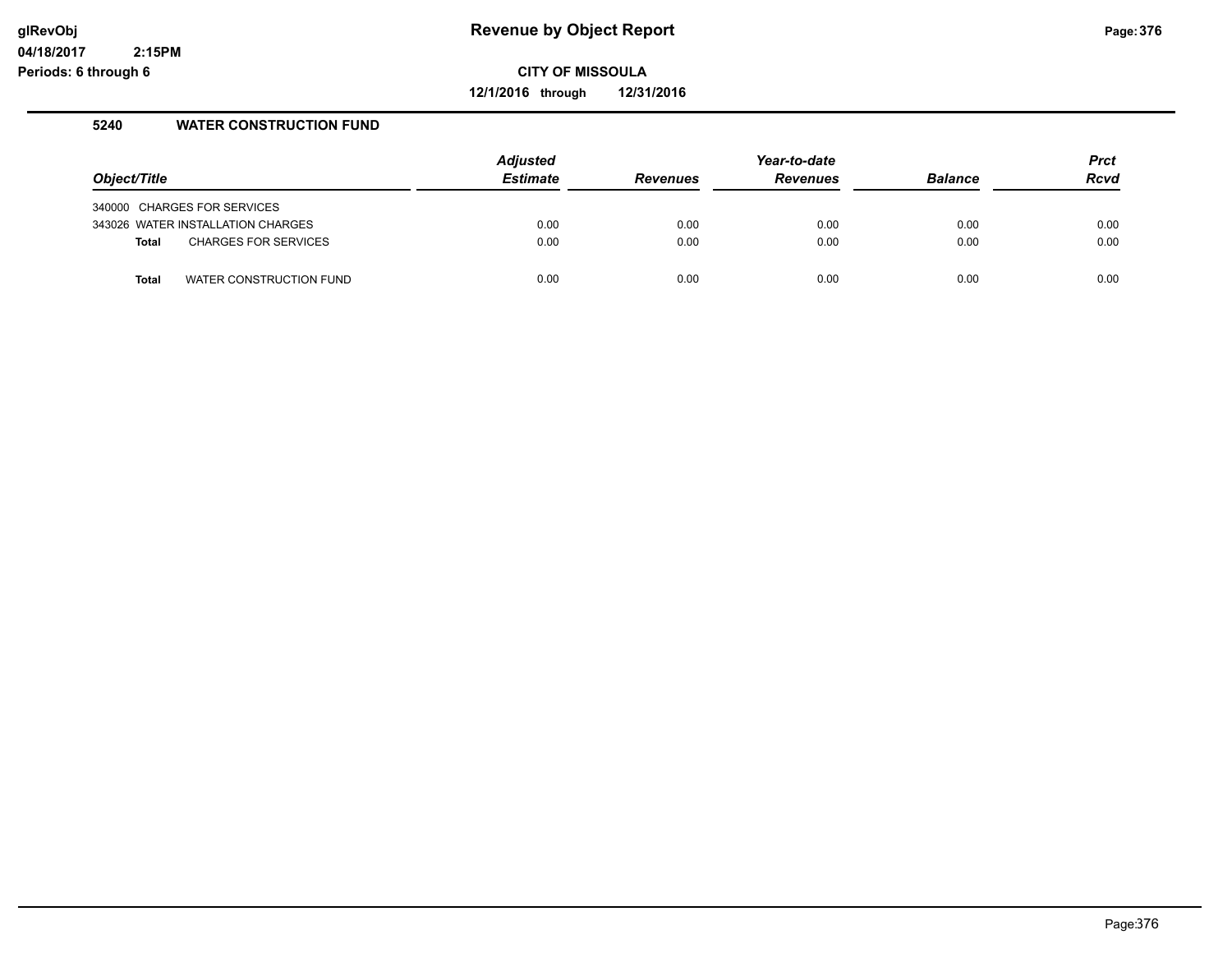# Revenue by Object Report

**CITY OF MISSOULA**

**12/1/2016 through 12/31/2016**

glRevObj
04/18/2017 2:15PM
Periods: 6 through 6

### 5240 WATER CONSTRUCTION FUND

| Object/Title | Adjusted Estimate | Revenues | Year-to-date Revenues | Balance | Prct Rcvd |
|---|---|---|---|---|---|
| 340000 CHARGES FOR SERVICES | | | | | |
| 343026 WATER INSTALLATION CHARGES | 0.00 | 0.00 | 0.00 | 0.00 | 0.00 |
| **Total** CHARGES FOR SERVICES | 0.00 | 0.00 | 0.00 | 0.00 | 0.00 |
| **Total** WATER CONSTRUCTION FUND | 0.00 | 0.00 | 0.00 | 0.00 | 0.00 |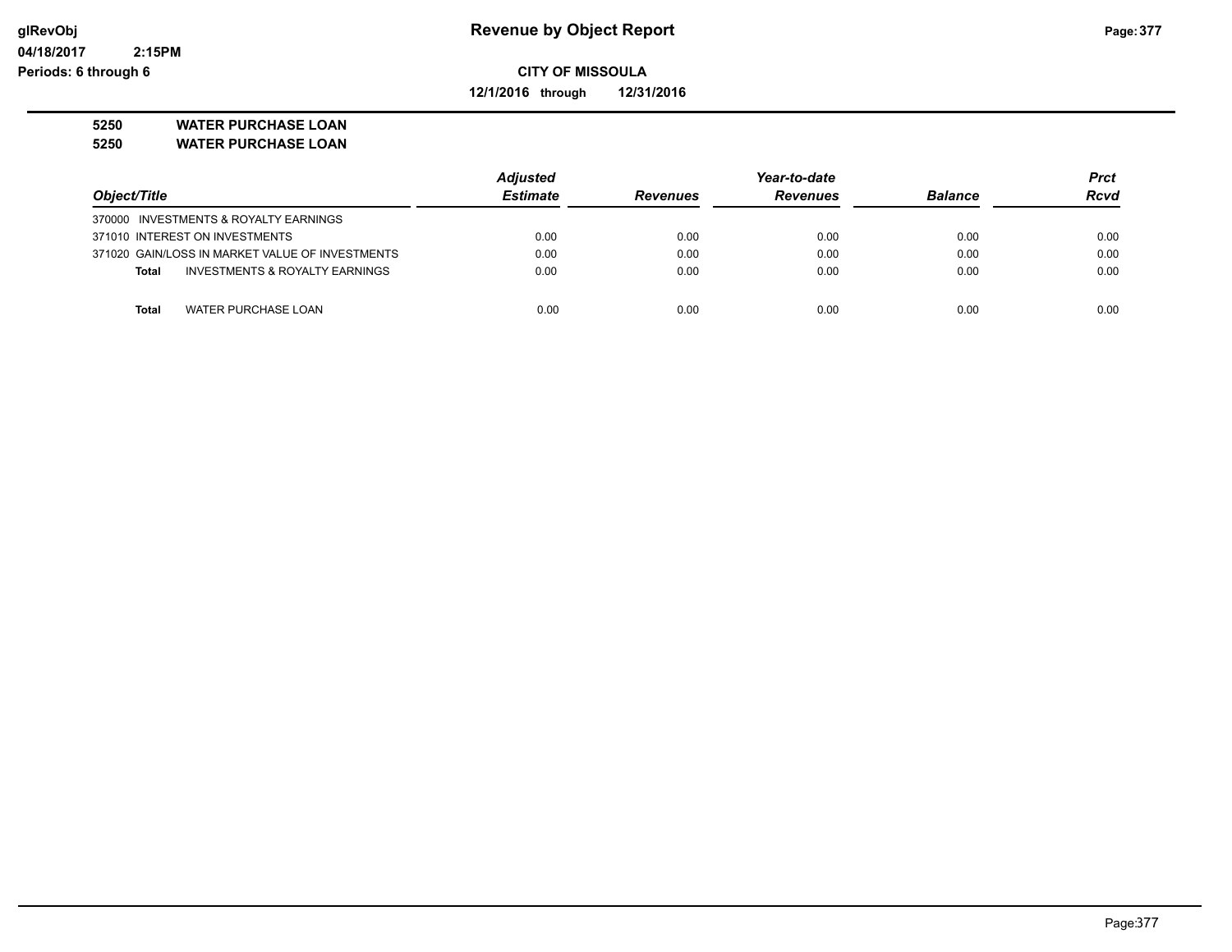**Revenue by Object Report**

**CITY OF MISSOULA**

**12/1/2016 through 12/31/2016**

glRevObj
04/18/2017 2:15PM
Periods: 6 through 6

**5250 WATER PURCHASE LOAN**
**5250 WATER PURCHASE LOAN**

| Object/Title | Adjusted Estimate | Revenues | Year-to-date Revenues | Balance | Prct Rcvd |
|---|---|---|---|---|---|
| 370000 INVESTMENTS & ROYALTY EARNINGS | | | | | |
| 371010 INTEREST ON INVESTMENTS | 0.00 | 0.00 | 0.00 | 0.00 | 0.00 |
| 371020 GAIN/LOSS IN MARKET VALUE OF INVESTMENTS | 0.00 | 0.00 | 0.00 | 0.00 | 0.00 |
| **Total** INVESTMENTS & ROYALTY EARNINGS | 0.00 | 0.00 | 0.00 | 0.00 | 0.00 |
| **Total** WATER PURCHASE LOAN | 0.00 | 0.00 | 0.00 | 0.00 | 0.00 |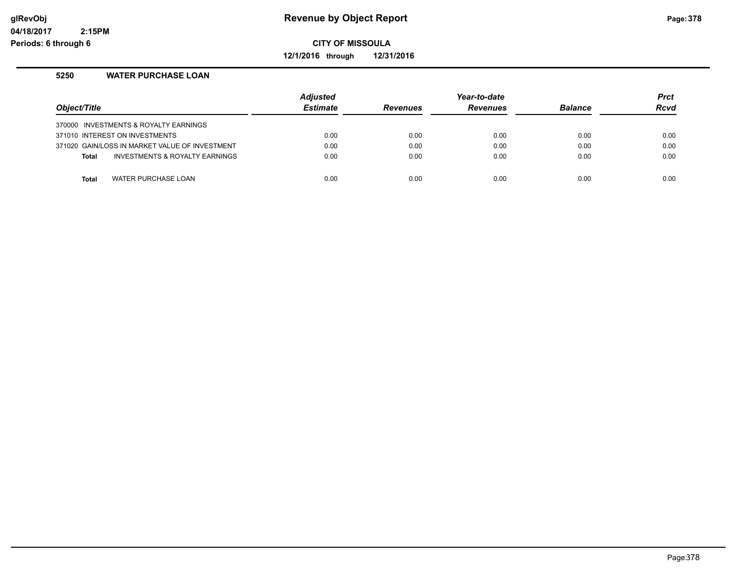**glRevObj** **04/18/2017 2:15PM** **Periods: 6 through 6**

# Revenue by Object Report

**CITY OF MISSOULA**

**12/1/2016 through 12/31/2016**

## 5250 WATER PURCHASE LOAN

| Object/Title | Adjusted Estimate | Revenues | Year-to-date Revenues | Balance | Prct Rcvd |
|---|---|---|---|---|---|
| 370000 INVESTMENTS & ROYALTY EARNINGS | | | | | |
| 371010 INTEREST ON INVESTMENTS | 0.00 | 0.00 | 0.00 | 0.00 | 0.00 |
| 371020 GAIN/LOSS IN MARKET VALUE OF INVESTMENT | 0.00 | 0.00 | 0.00 | 0.00 | 0.00 |
| **Total** INVESTMENTS & ROYALTY EARNINGS | 0.00 | 0.00 | 0.00 | 0.00 | 0.00 |
| **Total** WATER PURCHASE LOAN | 0.00 | 0.00 | 0.00 | 0.00 | 0.00 |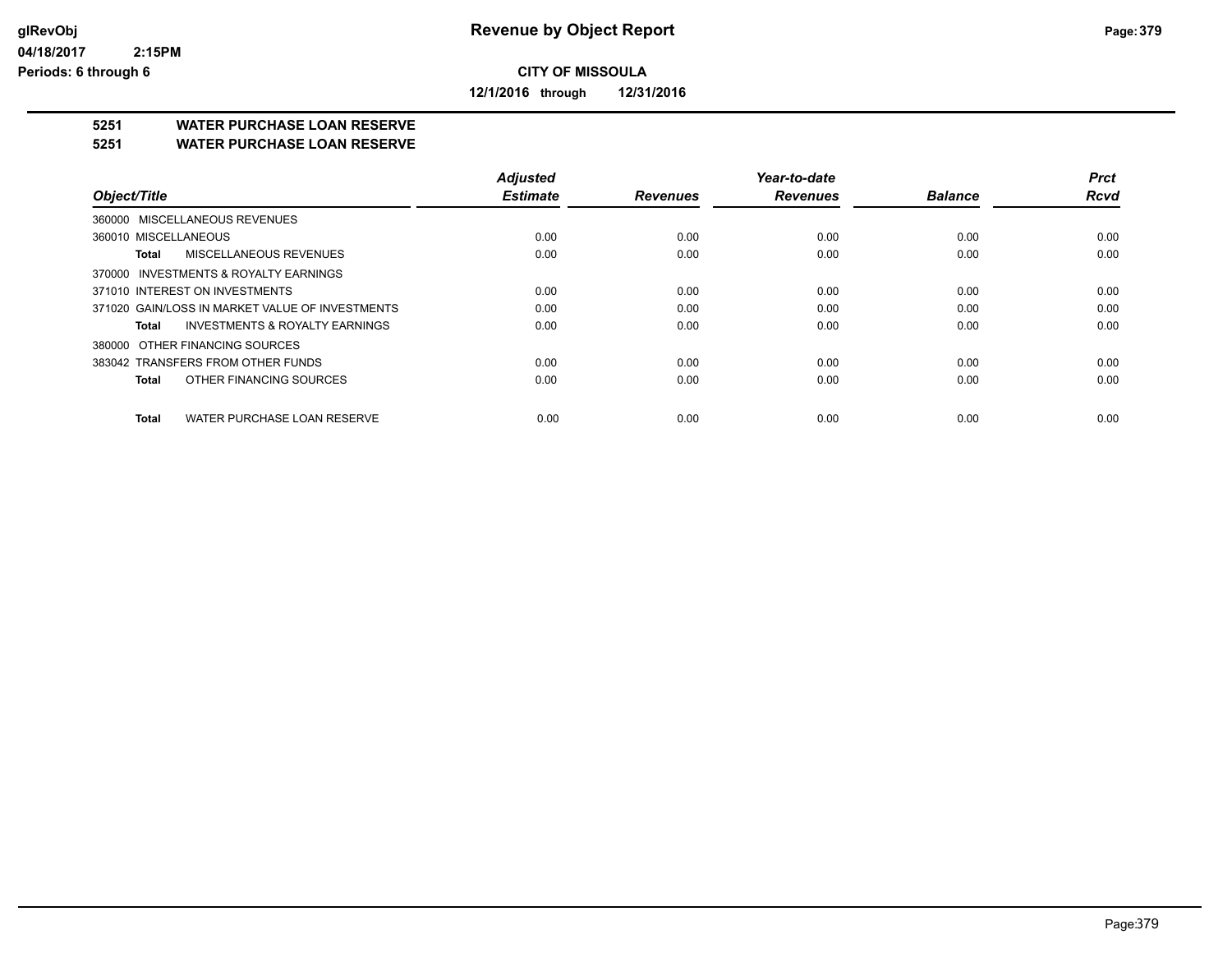**Revenue by Object Report**

**CITY OF MISSOULA**

**12/1/2016 through 12/31/2016**

glRevObj
04/18/2017 2:15PM
Periods: 6 through 6

## 5251 WATER PURCHASE LOAN RESERVE
## 5251 WATER PURCHASE LOAN RESERVE

| Object/Title | Adjusted Estimate | Revenues | Year-to-date Revenues | Balance | Prct Rcvd |
|---|---|---|---|---|---|
| 360000 MISCELLANEOUS REVENUES | | | | | |
| 360010 MISCELLANEOUS | 0.00 | 0.00 | 0.00 | 0.00 | 0.00 |
| **Total** MISCELLANEOUS REVENUES | 0.00 | 0.00 | 0.00 | 0.00 | 0.00 |
| 370000 INVESTMENTS & ROYALTY EARNINGS | | | | | |
| 371010 INTEREST ON INVESTMENTS | 0.00 | 0.00 | 0.00 | 0.00 | 0.00 |
| 371020 GAIN/LOSS IN MARKET VALUE OF INVESTMENTS | 0.00 | 0.00 | 0.00 | 0.00 | 0.00 |
| **Total** INVESTMENTS & ROYALTY EARNINGS | 0.00 | 0.00 | 0.00 | 0.00 | 0.00 |
| 380000 OTHER FINANCING SOURCES | | | | | |
| 383042 TRANSFERS FROM OTHER FUNDS | 0.00 | 0.00 | 0.00 | 0.00 | 0.00 |
| **Total** OTHER FINANCING SOURCES | 0.00 | 0.00 | 0.00 | 0.00 | 0.00 |
| **Total** WATER PURCHASE LOAN RESERVE | 0.00 | 0.00 | 0.00 | 0.00 | 0.00 |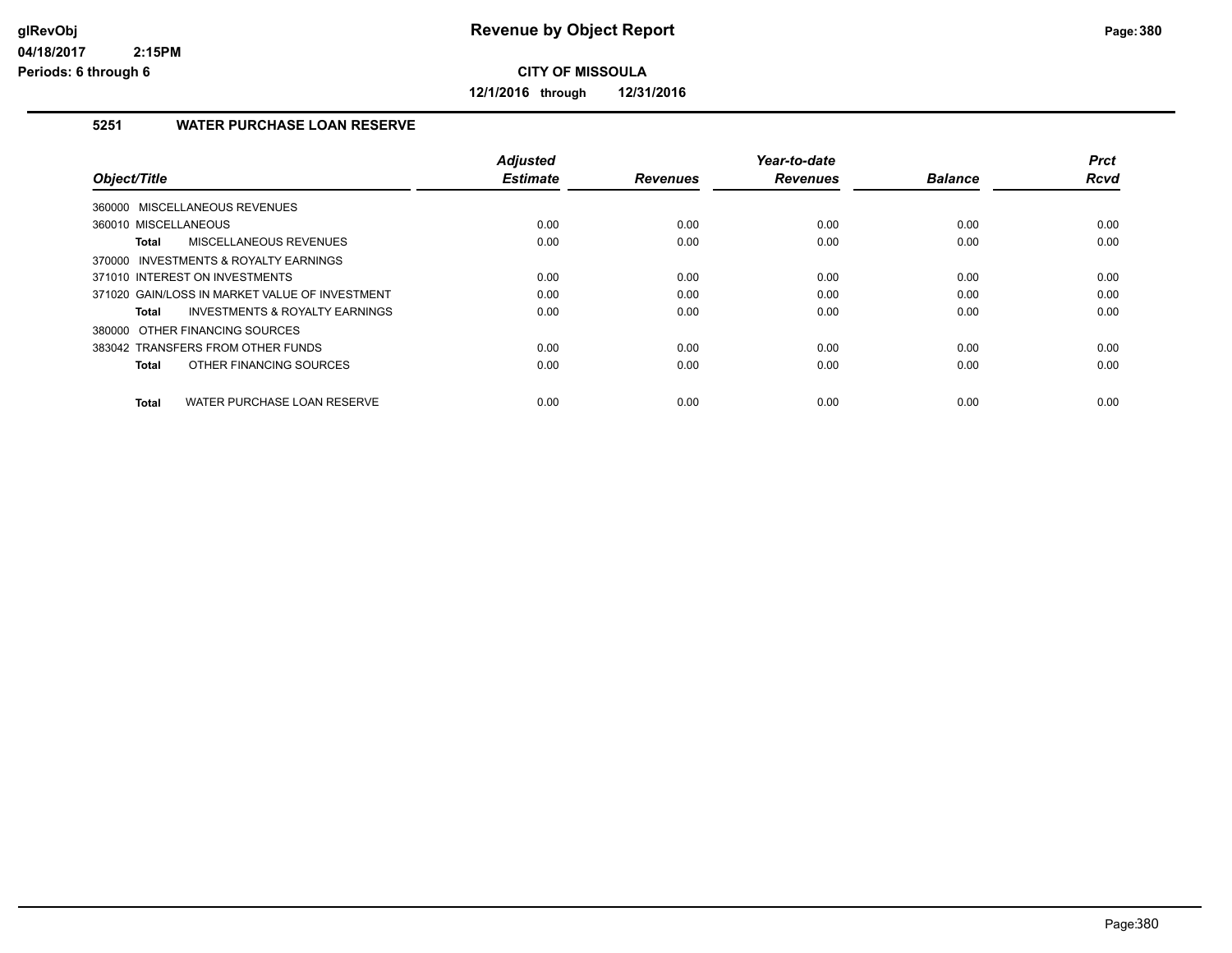## Revenue by Object Report

**CITY OF MISSOULA**

**12/1/2016 through 12/31/2016**

### 5251 WATER PURCHASE LOAN RESERVE

| Object/Title | Adjusted Estimate | Revenues | Year-to-date Revenues | Balance | Prct Rcvd |
|---|---|---|---|---|---|
| 360000 MISCELLANEOUS REVENUES | | | | | |
| 360010 MISCELLANEOUS | 0.00 | 0.00 | 0.00 | 0.00 | 0.00 |
| **Total** MISCELLANEOUS REVENUES | 0.00 | 0.00 | 0.00 | 0.00 | 0.00 |
| 370000 INVESTMENTS & ROYALTY EARNINGS | | | | | |
| 371010 INTEREST ON INVESTMENTS | 0.00 | 0.00 | 0.00 | 0.00 | 0.00 |
| 371020 GAIN/LOSS IN MARKET VALUE OF INVESTMENT | 0.00 | 0.00 | 0.00 | 0.00 | 0.00 |
| **Total** INVESTMENTS & ROYALTY EARNINGS | 0.00 | 0.00 | 0.00 | 0.00 | 0.00 |
| 380000 OTHER FINANCING SOURCES | | | | | |
| 383042 TRANSFERS FROM OTHER FUNDS | 0.00 | 0.00 | 0.00 | 0.00 | 0.00 |
| **Total** OTHER FINANCING SOURCES | 0.00 | 0.00 | 0.00 | 0.00 | 0.00 |
| **Total** WATER PURCHASE LOAN RESERVE | 0.00 | 0.00 | 0.00 | 0.00 | 0.00 |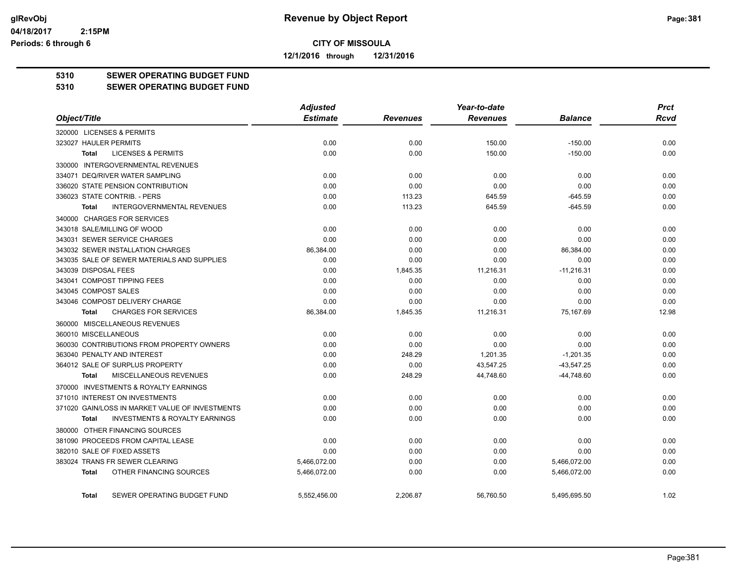# Revenue by Object Report

**CITY OF MISSOULA**

**12/1/2016 through 12/31/2016**

**5310 SEWER OPERATING BUDGET FUND**
**5310 SEWER OPERATING BUDGET FUND**

| Object/Title | Adjusted Estimate | Revenues | Year-to-date Revenues | Balance | Prct Rcvd |
|---|---|---|---|---|---|
| 320000 LICENSES & PERMITS | | | | | |
| 323027 HAULER PERMITS | 0.00 | 0.00 | 150.00 | -150.00 | 0.00 |
| **Total** LICENSES & PERMITS | 0.00 | 0.00 | 150.00 | -150.00 | 0.00 |
| 330000 INTERGOVERNMENTAL REVENUES | | | | | |
| 334071 DEQ/RIVER WATER SAMPLING | 0.00 | 0.00 | 0.00 | 0.00 | 0.00 |
| 336020 STATE PENSION CONTRIBUTION | 0.00 | 0.00 | 0.00 | 0.00 | 0.00 |
| 336023 STATE CONTRIB. - PERS | 0.00 | 113.23 | 645.59 | -645.59 | 0.00 |
| **Total** INTERGOVERNMENTAL REVENUES | 0.00 | 113.23 | 645.59 | -645.59 | 0.00 |
| 340000 CHARGES FOR SERVICES | | | | | |
| 343018 SALE/MILLING OF WOOD | 0.00 | 0.00 | 0.00 | 0.00 | 0.00 |
| 343031 SEWER SERVICE CHARGES | 0.00 | 0.00 | 0.00 | 0.00 | 0.00 |
| 343032 SEWER INSTALLATION CHARGES | 86,384.00 | 0.00 | 0.00 | 86,384.00 | 0.00 |
| 343035 SALE OF SEWER MATERIALS AND SUPPLIES | 0.00 | 0.00 | 0.00 | 0.00 | 0.00 |
| 343039 DISPOSAL FEES | 0.00 | 1,845.35 | 11,216.31 | -11,216.31 | 0.00 |
| 343041 COMPOST TIPPING FEES | 0.00 | 0.00 | 0.00 | 0.00 | 0.00 |
| 343045 COMPOST SALES | 0.00 | 0.00 | 0.00 | 0.00 | 0.00 |
| 343046 COMPOST DELIVERY CHARGE | 0.00 | 0.00 | 0.00 | 0.00 | 0.00 |
| **Total** CHARGES FOR SERVICES | 86,384.00 | 1,845.35 | 11,216.31 | 75,167.69 | 12.98 |
| 360000 MISCELLANEOUS REVENUES | | | | | |
| 360010 MISCELLANEOUS | 0.00 | 0.00 | 0.00 | 0.00 | 0.00 |
| 360030 CONTRIBUTIONS FROM PROPERTY OWNERS | 0.00 | 0.00 | 0.00 | 0.00 | 0.00 |
| 363040 PENALTY AND INTEREST | 0.00 | 248.29 | 1,201.35 | -1,201.35 | 0.00 |
| 364012 SALE OF SURPLUS PROPERTY | 0.00 | 0.00 | 43,547.25 | -43,547.25 | 0.00 |
| **Total** MISCELLANEOUS REVENUES | 0.00 | 248.29 | 44,748.60 | -44,748.60 | 0.00 |
| 370000 INVESTMENTS & ROYALTY EARNINGS | | | | | |
| 371010 INTEREST ON INVESTMENTS | 0.00 | 0.00 | 0.00 | 0.00 | 0.00 |
| 371020 GAIN/LOSS IN MARKET VALUE OF INVESTMENTS | 0.00 | 0.00 | 0.00 | 0.00 | 0.00 |
| **Total** INVESTMENTS & ROYALTY EARNINGS | 0.00 | 0.00 | 0.00 | 0.00 | 0.00 |
| 380000 OTHER FINANCING SOURCES | | | | | |
| 381090 PROCEEDS FROM CAPITAL LEASE | 0.00 | 0.00 | 0.00 | 0.00 | 0.00 |
| 382010 SALE OF FIXED ASSETS | 0.00 | 0.00 | 0.00 | 0.00 | 0.00 |
| 383024 TRANS FR SEWER CLEARING | 5,466,072.00 | 0.00 | 0.00 | 5,466,072.00 | 0.00 |
| **Total** OTHER FINANCING SOURCES | 5,466,072.00 | 0.00 | 0.00 | 5,466,072.00 | 0.00 |
| **Total** SEWER OPERATING BUDGET FUND | 5,552,456.00 | 2,206.87 | 56,760.50 | 5,495,695.50 | 1.02 |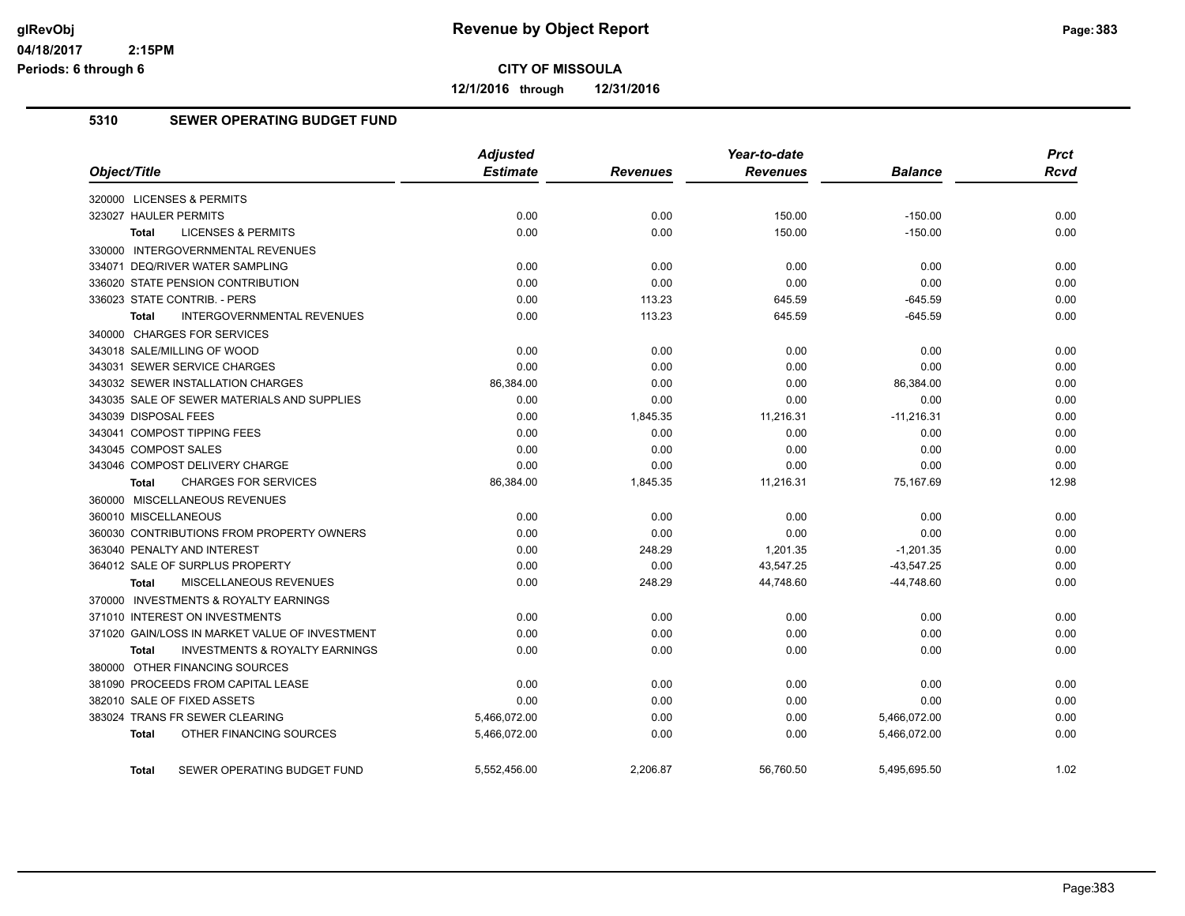# Revenue by Object Report

glRevObj
04/18/2017 2:15PM
Periods: 6 through 6

**CITY OF MISSOULA**

**12/1/2016 through 12/31/2016**

## 5310 SEWER OPERATING BUDGET FUND

| Object/Title | Adjusted Estimate | Revenues | Year-to-date Revenues | Balance | Prct Rcvd |
|---|---|---|---|---|---|
| 320000 LICENSES & PERMITS | | | | | |
| 323027 HAULER PERMITS | 0.00 | 0.00 | 150.00 | -150.00 | 0.00 |
| **Total** LICENSES & PERMITS | 0.00 | 0.00 | 150.00 | -150.00 | 0.00 |
| 330000 INTERGOVERNMENTAL REVENUES | | | | | |
| 334071 DEQ/RIVER WATER SAMPLING | 0.00 | 0.00 | 0.00 | 0.00 | 0.00 |
| 336020 STATE PENSION CONTRIBUTION | 0.00 | 0.00 | 0.00 | 0.00 | 0.00 |
| 336023 STATE CONTRIB. - PERS | 0.00 | 113.23 | 645.59 | -645.59 | 0.00 |
| **Total** INTERGOVERNMENTAL REVENUES | 0.00 | 113.23 | 645.59 | -645.59 | 0.00 |
| 340000 CHARGES FOR SERVICES | | | | | |
| 343018 SALE/MILLING OF WOOD | 0.00 | 0.00 | 0.00 | 0.00 | 0.00 |
| 343031 SEWER SERVICE CHARGES | 0.00 | 0.00 | 0.00 | 0.00 | 0.00 |
| 343032 SEWER INSTALLATION CHARGES | 86,384.00 | 0.00 | 0.00 | 86,384.00 | 0.00 |
| 343035 SALE OF SEWER MATERIALS AND SUPPLIES | 0.00 | 0.00 | 0.00 | 0.00 | 0.00 |
| 343039 DISPOSAL FEES | 0.00 | 1,845.35 | 11,216.31 | -11,216.31 | 0.00 |
| 343041 COMPOST TIPPING FEES | 0.00 | 0.00 | 0.00 | 0.00 | 0.00 |
| 343045 COMPOST SALES | 0.00 | 0.00 | 0.00 | 0.00 | 0.00 |
| 343046 COMPOST DELIVERY CHARGE | 0.00 | 0.00 | 0.00 | 0.00 | 0.00 |
| **Total** CHARGES FOR SERVICES | 86,384.00 | 1,845.35 | 11,216.31 | 75,167.69 | 12.98 |
| 360000 MISCELLANEOUS REVENUES | | | | | |
| 360010 MISCELLANEOUS | 0.00 | 0.00 | 0.00 | 0.00 | 0.00 |
| 360030 CONTRIBUTIONS FROM PROPERTY OWNERS | 0.00 | 0.00 | 0.00 | 0.00 | 0.00 |
| 363040 PENALTY AND INTEREST | 0.00 | 248.29 | 1,201.35 | -1,201.35 | 0.00 |
| 364012 SALE OF SURPLUS PROPERTY | 0.00 | 0.00 | 43,547.25 | -43,547.25 | 0.00 |
| **Total** MISCELLANEOUS REVENUES | 0.00 | 248.29 | 44,748.60 | -44,748.60 | 0.00 |
| 370000 INVESTMENTS & ROYALTY EARNINGS | | | | | |
| 371010 INTEREST ON INVESTMENTS | 0.00 | 0.00 | 0.00 | 0.00 | 0.00 |
| 371020 GAIN/LOSS IN MARKET VALUE OF INVESTMENT | 0.00 | 0.00 | 0.00 | 0.00 | 0.00 |
| **Total** INVESTMENTS & ROYALTY EARNINGS | 0.00 | 0.00 | 0.00 | 0.00 | 0.00 |
| 380000 OTHER FINANCING SOURCES | | | | | |
| 381090 PROCEEDS FROM CAPITAL LEASE | 0.00 | 0.00 | 0.00 | 0.00 | 0.00 |
| 382010 SALE OF FIXED ASSETS | 0.00 | 0.00 | 0.00 | 0.00 | 0.00 |
| 383024 TRANS FR SEWER CLEARING | 5,466,072.00 | 0.00 | 0.00 | 5,466,072.00 | 0.00 |
| **Total** OTHER FINANCING SOURCES | 5,466,072.00 | 0.00 | 0.00 | 5,466,072.00 | 0.00 |
| **Total** SEWER OPERATING BUDGET FUND | 5,552,456.00 | 2,206.87 | 56,760.50 | 5,495,695.50 | 1.02 |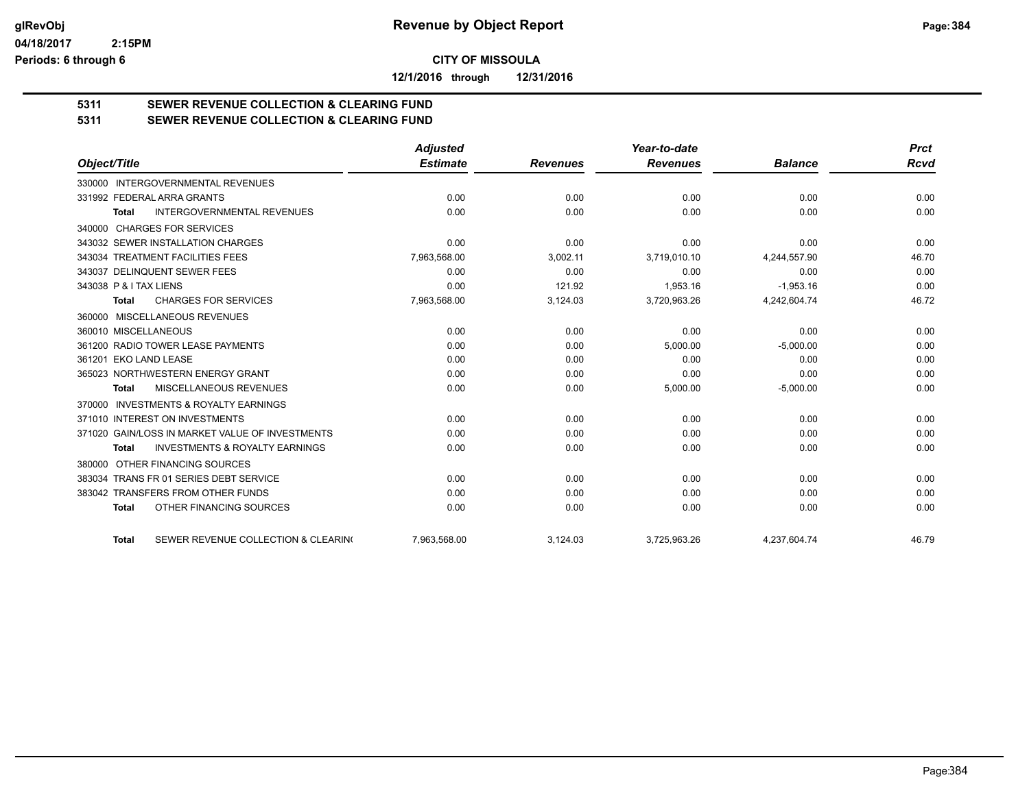**CITY OF MISSOULA**

**12/1/2016 through 12/31/2016**

## 5311 SEWER REVENUE COLLECTION & CLEARING FUND
## 5311 SEWER REVENUE COLLECTION & CLEARING FUND

| Object/Title | Adjusted Estimate | Revenues | Year-to-date Revenues | Balance | Prct Rcvd |
|---|---|---|---|---|---|
| 330000 INTERGOVERNMENTAL REVENUES | | | | | |
| 331992 FEDERAL ARRA GRANTS | 0.00 | 0.00 | 0.00 | 0.00 | 0.00 |
| **Total** INTERGOVERNMENTAL REVENUES | 0.00 | 0.00 | 0.00 | 0.00 | 0.00 |
| 340000 CHARGES FOR SERVICES | | | | | |
| 343032 SEWER INSTALLATION CHARGES | 0.00 | 0.00 | 0.00 | 0.00 | 0.00 |
| 343034 TREATMENT FACILITIES FEES | 7,963,568.00 | 3,002.11 | 3,719,010.10 | 4,244,557.90 | 46.70 |
| 343037 DELINQUENT SEWER FEES | 0.00 | 0.00 | 0.00 | 0.00 | 0.00 |
| 343038 P & I TAX LIENS | 0.00 | 121.92 | 1,953.16 | -1,953.16 | 0.00 |
| **Total** CHARGES FOR SERVICES | 7,963,568.00 | 3,124.03 | 3,720,963.26 | 4,242,604.74 | 46.72 |
| 360000 MISCELLANEOUS REVENUES | | | | | |
| 360010 MISCELLANEOUS | 0.00 | 0.00 | 0.00 | 0.00 | 0.00 |
| 361200 RADIO TOWER LEASE PAYMENTS | 0.00 | 0.00 | 5,000.00 | -5,000.00 | 0.00 |
| 361201 EKO LAND LEASE | 0.00 | 0.00 | 0.00 | 0.00 | 0.00 |
| 365023 NORTHWESTERN ENERGY GRANT | 0.00 | 0.00 | 0.00 | 0.00 | 0.00 |
| **Total** MISCELLANEOUS REVENUES | 0.00 | 0.00 | 5,000.00 | -5,000.00 | 0.00 |
| 370000 INVESTMENTS & ROYALTY EARNINGS | | | | | |
| 371010 INTEREST ON INVESTMENTS | 0.00 | 0.00 | 0.00 | 0.00 | 0.00 |
| 371020 GAIN/LOSS IN MARKET VALUE OF INVESTMENTS | 0.00 | 0.00 | 0.00 | 0.00 | 0.00 |
| **Total** INVESTMENTS & ROYALTY EARNINGS | 0.00 | 0.00 | 0.00 | 0.00 | 0.00 |
| 380000 OTHER FINANCING SOURCES | | | | | |
| 383034 TRANS FR 01 SERIES DEBT SERVICE | 0.00 | 0.00 | 0.00 | 0.00 | 0.00 |
| 383042 TRANSFERS FROM OTHER FUNDS | 0.00 | 0.00 | 0.00 | 0.00 | 0.00 |
| **Total** OTHER FINANCING SOURCES | 0.00 | 0.00 | 0.00 | 0.00 | 0.00 |
| **Total** SEWER REVENUE COLLECTION & CLEARING | 7,963,568.00 | 3,124.03 | 3,725,963.26 | 4,237,604.74 | 46.79 |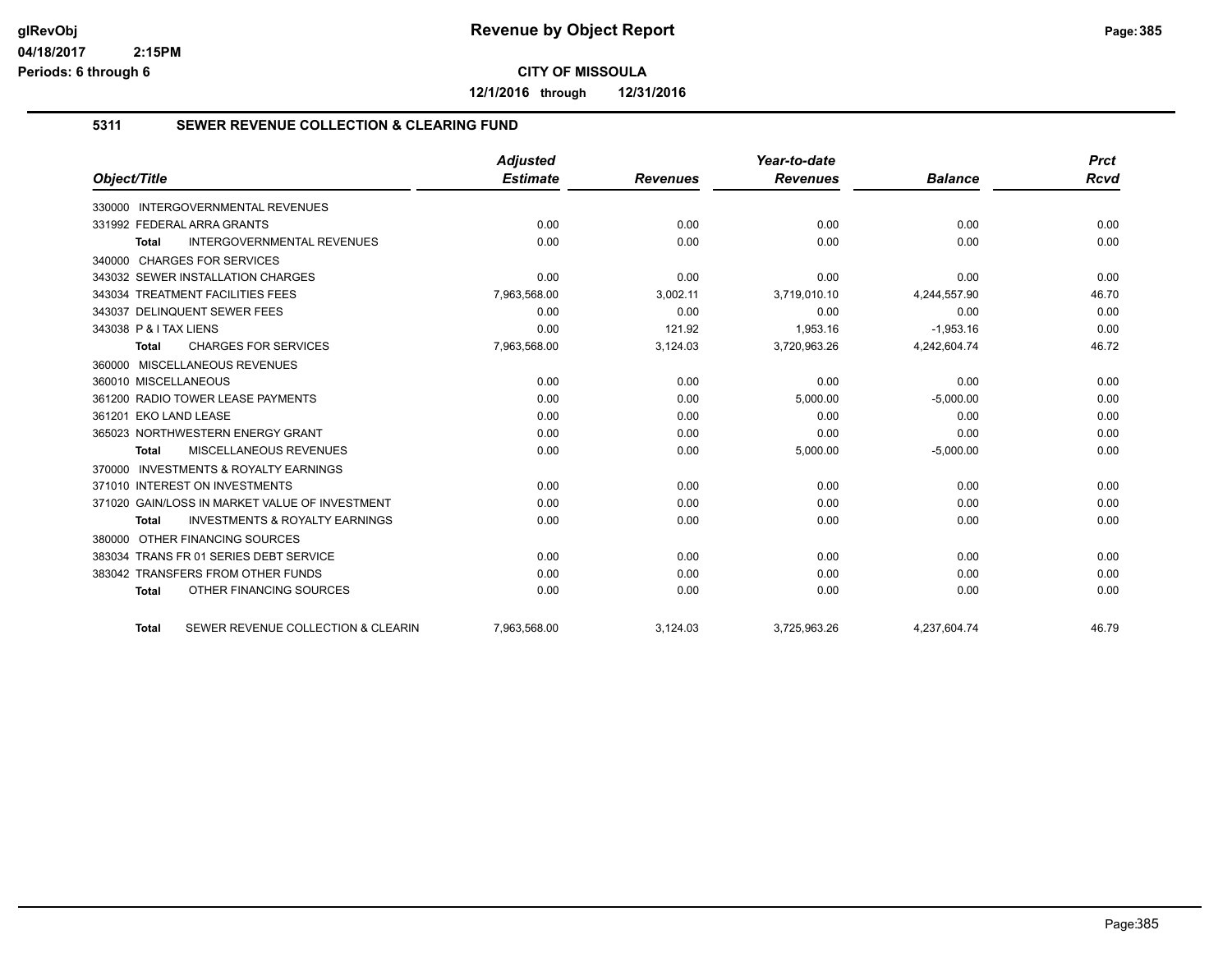# Revenue by Object Report

glRevObj
04/18/2017 2:15PM
Periods: 6 through 6

**CITY OF MISSOULA**

**12/1/2016 through 12/31/2016**

## 5311 SEWER REVENUE COLLECTION & CLEARING FUND

| Object/Title | Adjusted Estimate | Revenues | Year-to-date Revenues | Balance | Prct Rcvd |
|---|---|---|---|---|---|
| 330000 INTERGOVERNMENTAL REVENUES | | | | | |
| 331992 FEDERAL ARRA GRANTS | 0.00 | 0.00 | 0.00 | 0.00 | 0.00 |
| **Total** INTERGOVERNMENTAL REVENUES | 0.00 | 0.00 | 0.00 | 0.00 | 0.00 |
| 340000 CHARGES FOR SERVICES | | | | | |
| 343032 SEWER INSTALLATION CHARGES | 0.00 | 0.00 | 0.00 | 0.00 | 0.00 |
| 343034 TREATMENT FACILITIES FEES | 7,963,568.00 | 3,002.11 | 3,719,010.10 | 4,244,557.90 | 46.70 |
| 343037 DELINQUENT SEWER FEES | 0.00 | 0.00 | 0.00 | 0.00 | 0.00 |
| 343038 P & I TAX LIENS | 0.00 | 121.92 | 1,953.16 | -1,953.16 | 0.00 |
| **Total** CHARGES FOR SERVICES | 7,963,568.00 | 3,124.03 | 3,720,963.26 | 4,242,604.74 | 46.72 |
| 360000 MISCELLANEOUS REVENUES | | | | | |
| 360010 MISCELLANEOUS | 0.00 | 0.00 | 0.00 | 0.00 | 0.00 |
| 361200 RADIO TOWER LEASE PAYMENTS | 0.00 | 0.00 | 5,000.00 | -5,000.00 | 0.00 |
| 361201 EKO LAND LEASE | 0.00 | 0.00 | 0.00 | 0.00 | 0.00 |
| 365023 NORTHWESTERN ENERGY GRANT | 0.00 | 0.00 | 0.00 | 0.00 | 0.00 |
| **Total** MISCELLANEOUS REVENUES | 0.00 | 0.00 | 5,000.00 | -5,000.00 | 0.00 |
| 370000 INVESTMENTS & ROYALTY EARNINGS | | | | | |
| 371010 INTEREST ON INVESTMENTS | 0.00 | 0.00 | 0.00 | 0.00 | 0.00 |
| 371020 GAIN/LOSS IN MARKET VALUE OF INVESTMENT | 0.00 | 0.00 | 0.00 | 0.00 | 0.00 |
| **Total** INVESTMENTS & ROYALTY EARNINGS | 0.00 | 0.00 | 0.00 | 0.00 | 0.00 |
| 380000 OTHER FINANCING SOURCES | | | | | |
| 383034 TRANS FR 01 SERIES DEBT SERVICE | 0.00 | 0.00 | 0.00 | 0.00 | 0.00 |
| 383042 TRANSFERS FROM OTHER FUNDS | 0.00 | 0.00 | 0.00 | 0.00 | 0.00 |
| **Total** OTHER FINANCING SOURCES | 0.00 | 0.00 | 0.00 | 0.00 | 0.00 |
| **Total** SEWER REVENUE COLLECTION & CLEARIN | 7,963,568.00 | 3,124.03 | 3,725,963.26 | 4,237,604.74 | 46.79 |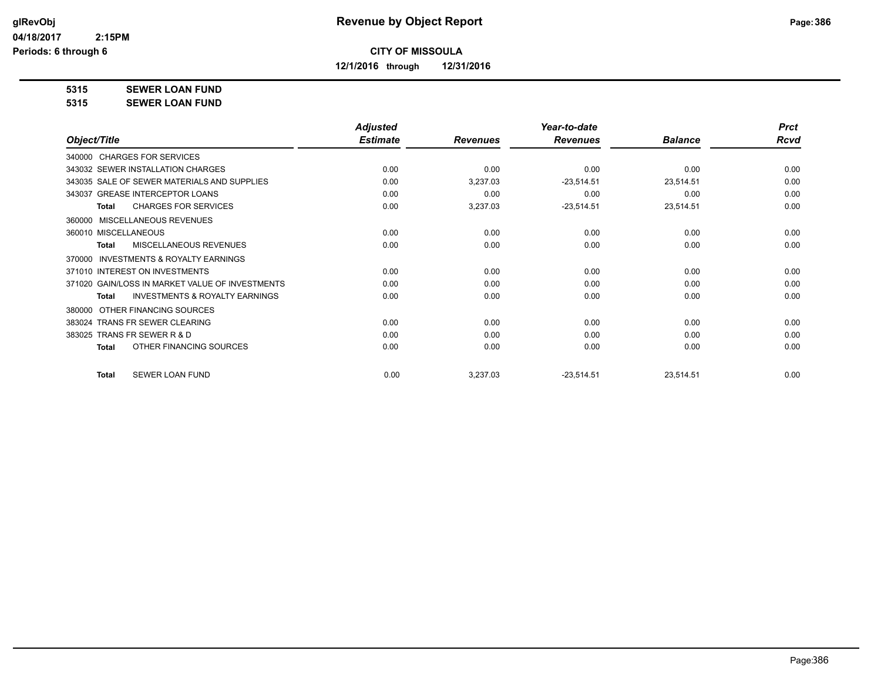**Revenue by Object Report**

**CITY OF MISSOULA**

**12/1/2016 through 12/31/2016**

glRevObj
04/18/2017 2:15PM
Periods: 6 through 6

**5315 SEWER LOAN FUND**
**5315 SEWER LOAN FUND**

| Object/Title | Adjusted Estimate | Revenues | Year-to-date Revenues | Balance | Prct Rcvd |
|---|---|---|---|---|---|
| 340000 CHARGES FOR SERVICES | | | | | |
| 343032 SEWER INSTALLATION CHARGES | 0.00 | 0.00 | 0.00 | 0.00 | 0.00 |
| 343035 SALE OF SEWER MATERIALS AND SUPPLIES | 0.00 | 3,237.03 | -23,514.51 | 23,514.51 | 0.00 |
| 343037 GREASE INTERCEPTOR LOANS | 0.00 | 0.00 | 0.00 | 0.00 | 0.00 |
| **Total** CHARGES FOR SERVICES | 0.00 | 3,237.03 | -23,514.51 | 23,514.51 | 0.00 |
| 360000 MISCELLANEOUS REVENUES | | | | | |
| 360010 MISCELLANEOUS | 0.00 | 0.00 | 0.00 | 0.00 | 0.00 |
| **Total** MISCELLANEOUS REVENUES | 0.00 | 0.00 | 0.00 | 0.00 | 0.00 |
| 370000 INVESTMENTS & ROYALTY EARNINGS | | | | | |
| 371010 INTEREST ON INVESTMENTS | 0.00 | 0.00 | 0.00 | 0.00 | 0.00 |
| 371020 GAIN/LOSS IN MARKET VALUE OF INVESTMENTS | 0.00 | 0.00 | 0.00 | 0.00 | 0.00 |
| **Total** INVESTMENTS & ROYALTY EARNINGS | 0.00 | 0.00 | 0.00 | 0.00 | 0.00 |
| 380000 OTHER FINANCING SOURCES | | | | | |
| 383024 TRANS FR SEWER CLEARING | 0.00 | 0.00 | 0.00 | 0.00 | 0.00 |
| 383025 TRANS FR SEWER R & D | 0.00 | 0.00 | 0.00 | 0.00 | 0.00 |
| **Total** OTHER FINANCING SOURCES | 0.00 | 0.00 | 0.00 | 0.00 | 0.00 |
| **Total** SEWER LOAN FUND | 0.00 | 3,237.03 | -23,514.51 | 23,514.51 | 0.00 |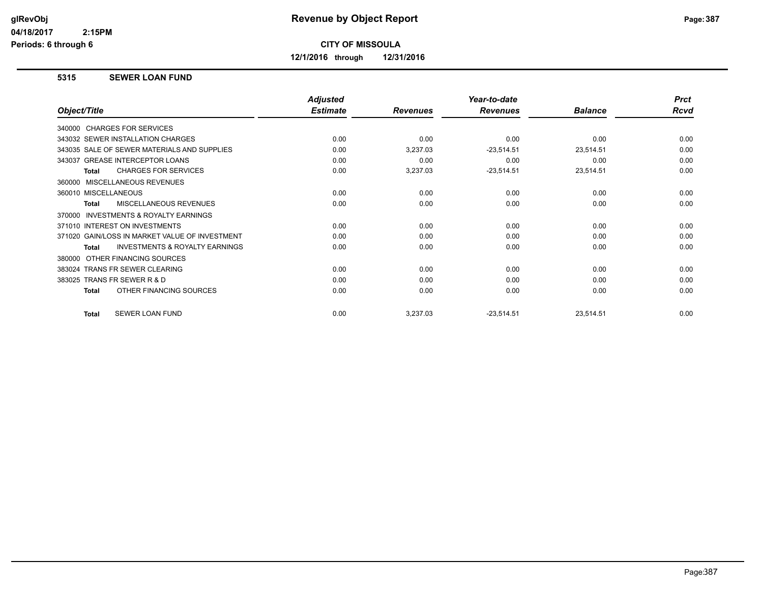# Revenue by Object Report

glRevObj
04/18/2017 2:15PM
Periods: 6 through 6

**CITY OF MISSOULA**

**12/1/2016 through 12/31/2016**

## 5315 SEWER LOAN FUND

| Object/Title | Adjusted Estimate | Revenues | Year-to-date Revenues | Balance | Prct Rcvd |
|---|---|---|---|---|---|
| 340000 CHARGES FOR SERVICES | | | | | |
| 343032 SEWER INSTALLATION CHARGES | 0.00 | 0.00 | 0.00 | 0.00 | 0.00 |
| 343035 SALE OF SEWER MATERIALS AND SUPPLIES | 0.00 | 3,237.03 | -23,514.51 | 23,514.51 | 0.00 |
| 343037 GREASE INTERCEPTOR LOANS | 0.00 | 0.00 | 0.00 | 0.00 | 0.00 |
| **Total** CHARGES FOR SERVICES | 0.00 | 3,237.03 | -23,514.51 | 23,514.51 | 0.00 |
| 360000 MISCELLANEOUS REVENUES | | | | | |
| 360010 MISCELLANEOUS | 0.00 | 0.00 | 0.00 | 0.00 | 0.00 |
| **Total** MISCELLANEOUS REVENUES | 0.00 | 0.00 | 0.00 | 0.00 | 0.00 |
| 370000 INVESTMENTS & ROYALTY EARNINGS | | | | | |
| 371010 INTEREST ON INVESTMENTS | 0.00 | 0.00 | 0.00 | 0.00 | 0.00 |
| 371020 GAIN/LOSS IN MARKET VALUE OF INVESTMENT | 0.00 | 0.00 | 0.00 | 0.00 | 0.00 |
| **Total** INVESTMENTS & ROYALTY EARNINGS | 0.00 | 0.00 | 0.00 | 0.00 | 0.00 |
| 380000 OTHER FINANCING SOURCES | | | | | |
| 383024 TRANS FR SEWER CLEARING | 0.00 | 0.00 | 0.00 | 0.00 | 0.00 |
| 383025 TRANS FR SEWER R & D | 0.00 | 0.00 | 0.00 | 0.00 | 0.00 |
| **Total** OTHER FINANCING SOURCES | 0.00 | 0.00 | 0.00 | 0.00 | 0.00 |
| **Total** SEWER LOAN FUND | 0.00 | 3,237.03 | -23,514.51 | 23,514.51 | 0.00 |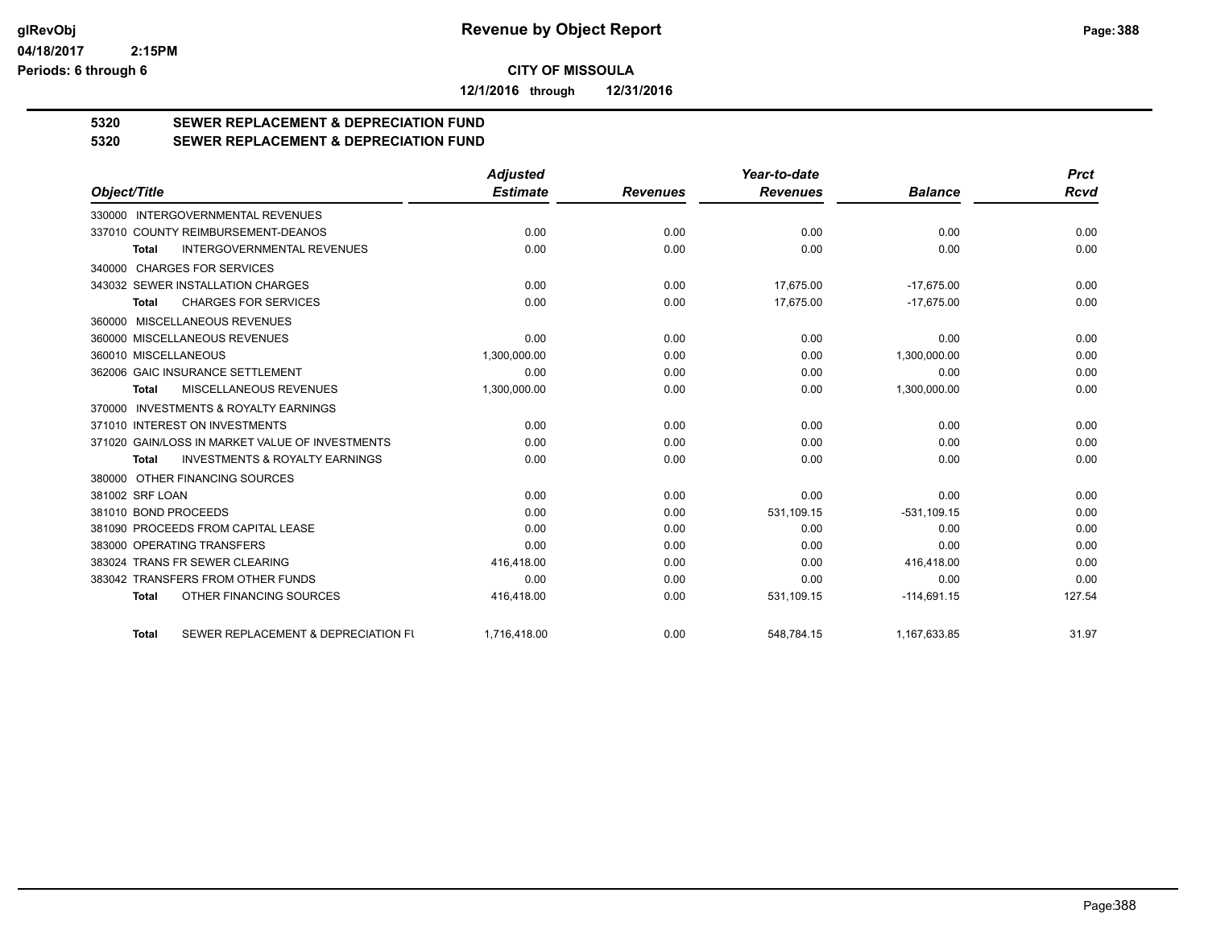**Revenue by Object Report**

glRevObj
04/18/2017 2:15PM
Periods: 6 through 6

**CITY OF MISSOULA**

**12/1/2016 through 12/31/2016**

**5320 SEWER REPLACEMENT & DEPRECIATION FUND**
**5320 SEWER REPLACEMENT & DEPRECIATION FUND**

| Object/Title | Adjusted Estimate | Revenues | Year-to-date Revenues | Balance | Prct Rcvd |
|---|---|---|---|---|---|
| 330000 INTERGOVERNMENTAL REVENUES | | | | | |
| 337010 COUNTY REIMBURSEMENT-DEANOS | 0.00 | 0.00 | 0.00 | 0.00 | 0.00 |
| **Total** INTERGOVERNMENTAL REVENUES | 0.00 | 0.00 | 0.00 | 0.00 | 0.00 |
| 340000 CHARGES FOR SERVICES | | | | | |
| 343032 SEWER INSTALLATION CHARGES | 0.00 | 0.00 | 17,675.00 | -17,675.00 | 0.00 |
| **Total** CHARGES FOR SERVICES | 0.00 | 0.00 | 17,675.00 | -17,675.00 | 0.00 |
| 360000 MISCELLANEOUS REVENUES | | | | | |
| 360000 MISCELLANEOUS REVENUES | 0.00 | 0.00 | 0.00 | 0.00 | 0.00 |
| 360010 MISCELLANEOUS | 1,300,000.00 | 0.00 | 0.00 | 1,300,000.00 | 0.00 |
| 362006 GAIC INSURANCE SETTLEMENT | 0.00 | 0.00 | 0.00 | 0.00 | 0.00 |
| **Total** MISCELLANEOUS REVENUES | 1,300,000.00 | 0.00 | 0.00 | 1,300,000.00 | 0.00 |
| 370000 INVESTMENTS & ROYALTY EARNINGS | | | | | |
| 371010 INTEREST ON INVESTMENTS | 0.00 | 0.00 | 0.00 | 0.00 | 0.00 |
| 371020 GAIN/LOSS IN MARKET VALUE OF INVESTMENTS | 0.00 | 0.00 | 0.00 | 0.00 | 0.00 |
| **Total** INVESTMENTS & ROYALTY EARNINGS | 0.00 | 0.00 | 0.00 | 0.00 | 0.00 |
| 380000 OTHER FINANCING SOURCES | | | | | |
| 381002 SRF LOAN | 0.00 | 0.00 | 0.00 | 0.00 | 0.00 |
| 381010 BOND PROCEEDS | 0.00 | 0.00 | 531,109.15 | -531,109.15 | 0.00 |
| 381090 PROCEEDS FROM CAPITAL LEASE | 0.00 | 0.00 | 0.00 | 0.00 | 0.00 |
| 383000 OPERATING TRANSFERS | 0.00 | 0.00 | 0.00 | 0.00 | 0.00 |
| 383024 TRANS FR SEWER CLEARING | 416,418.00 | 0.00 | 0.00 | 416,418.00 | 0.00 |
| 383042 TRANSFERS FROM OTHER FUNDS | 0.00 | 0.00 | 0.00 | 0.00 | 0.00 |
| **Total** OTHER FINANCING SOURCES | 416,418.00 | 0.00 | 531,109.15 | -114,691.15 | 127.54 |
| **Total** SEWER REPLACEMENT & DEPRECIATION FU | 1,716,418.00 | 0.00 | 548,784.15 | 1,167,633.85 | 31.97 |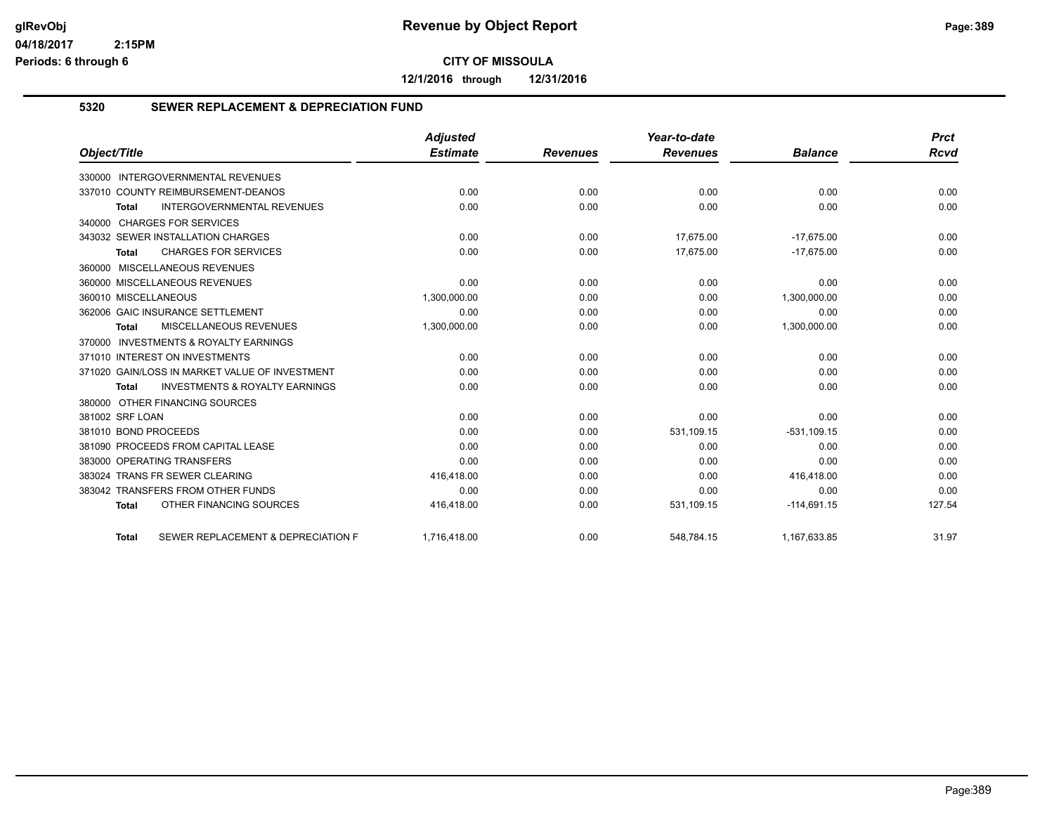# Revenue by Object Report

## CITY OF MISSOULA

**12/1/2016 through 12/31/2016**

### 5320 SEWER REPLACEMENT & DEPRECIATION FUND

| Object/Title | Adjusted Estimate | Revenues | Year-to-date Revenues | Balance | Prct Rcvd |
|---|---|---|---|---|---|
| 330000 INTERGOVERNMENTAL REVENUES | | | | | |
| 337010 COUNTY REIMBURSEMENT-DEANOS | 0.00 | 0.00 | 0.00 | 0.00 | 0.00 |
| **Total** INTERGOVERNMENTAL REVENUES | 0.00 | 0.00 | 0.00 | 0.00 | 0.00 |
| 340000 CHARGES FOR SERVICES | | | | | |
| 343032 SEWER INSTALLATION CHARGES | 0.00 | 0.00 | 17,675.00 | -17,675.00 | 0.00 |
| **Total** CHARGES FOR SERVICES | 0.00 | 0.00 | 17,675.00 | -17,675.00 | 0.00 |
| 360000 MISCELLANEOUS REVENUES | | | | | |
| 360000 MISCELLANEOUS REVENUES | 0.00 | 0.00 | 0.00 | 0.00 | 0.00 |
| 360010 MISCELLANEOUS | 1,300,000.00 | 0.00 | 0.00 | 1,300,000.00 | 0.00 |
| 362006 GAIC INSURANCE SETTLEMENT | 0.00 | 0.00 | 0.00 | 0.00 | 0.00 |
| **Total** MISCELLANEOUS REVENUES | 1,300,000.00 | 0.00 | 0.00 | 1,300,000.00 | 0.00 |
| 370000 INVESTMENTS & ROYALTY EARNINGS | | | | | |
| 371010 INTEREST ON INVESTMENTS | 0.00 | 0.00 | 0.00 | 0.00 | 0.00 |
| 371020 GAIN/LOSS IN MARKET VALUE OF INVESTMENT | 0.00 | 0.00 | 0.00 | 0.00 | 0.00 |
| **Total** INVESTMENTS & ROYALTY EARNINGS | 0.00 | 0.00 | 0.00 | 0.00 | 0.00 |
| 380000 OTHER FINANCING SOURCES | | | | | |
| 381002 SRF LOAN | 0.00 | 0.00 | 0.00 | 0.00 | 0.00 |
| 381010 BOND PROCEEDS | 0.00 | 0.00 | 531,109.15 | -531,109.15 | 0.00 |
| 381090 PROCEEDS FROM CAPITAL LEASE | 0.00 | 0.00 | 0.00 | 0.00 | 0.00 |
| 383000 OPERATING TRANSFERS | 0.00 | 0.00 | 0.00 | 0.00 | 0.00 |
| 383024 TRANS FR SEWER CLEARING | 416,418.00 | 0.00 | 0.00 | 416,418.00 | 0.00 |
| 383042 TRANSFERS FROM OTHER FUNDS | 0.00 | 0.00 | 0.00 | 0.00 | 0.00 |
| **Total** OTHER FINANCING SOURCES | 416,418.00 | 0.00 | 531,109.15 | -114,691.15 | 127.54 |
| **Total** SEWER REPLACEMENT & DEPRECIATION F | 1,716,418.00 | 0.00 | 548,784.15 | 1,167,633.85 | 31.97 |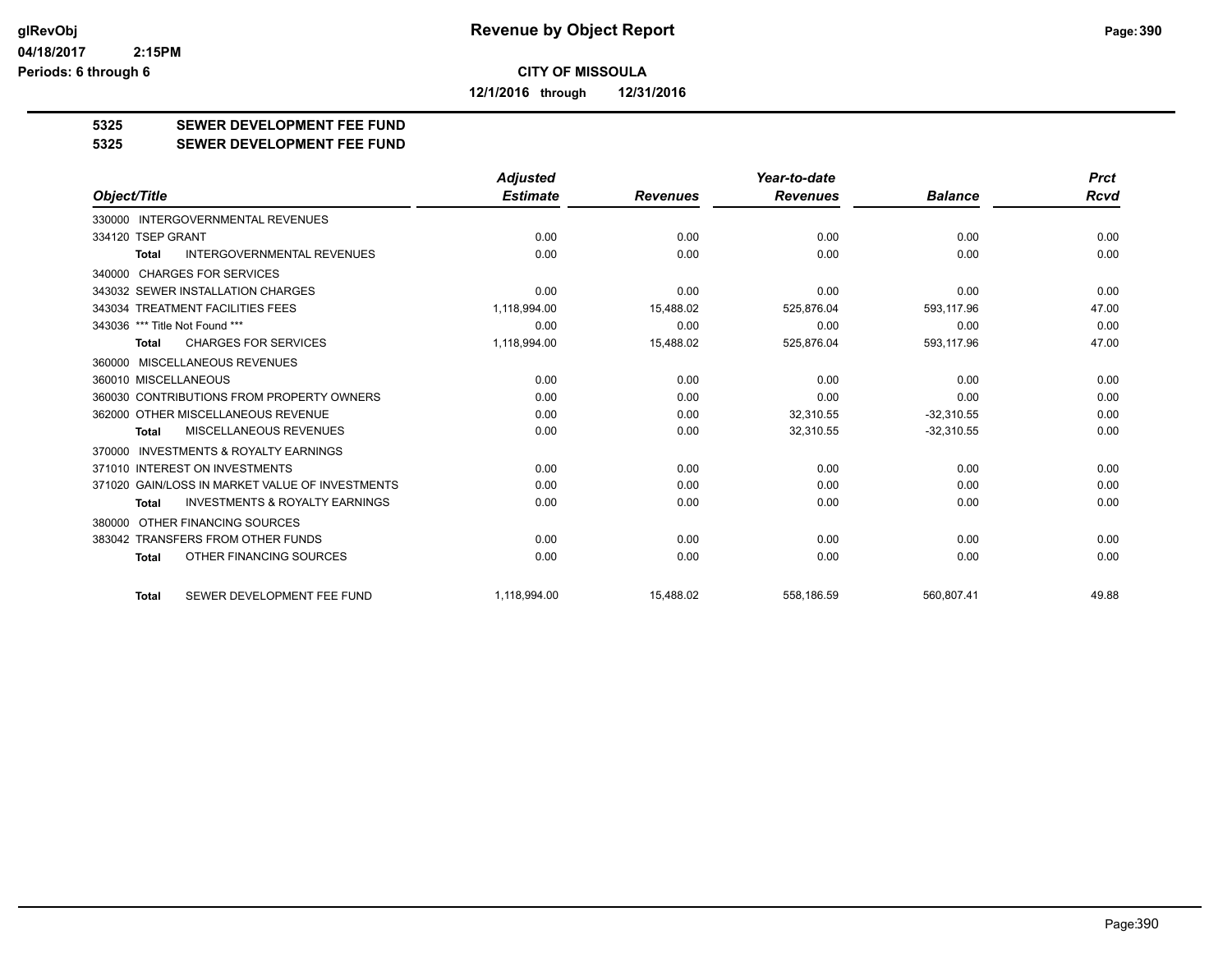**Revenue by Object Report**

**CITY OF MISSOULA**

**12/1/2016 through 12/31/2016**

glRevObj
04/18/2017 2:15PM
Periods: 6 through 6

## 5325 SEWER DEVELOPMENT FEE FUND
## 5325 SEWER DEVELOPMENT FEE FUND

| Object/Title | Adjusted Estimate | Revenues | Year-to-date Revenues | Balance | Prct Rcvd |
|---|---|---|---|---|---|
| 330000 INTERGOVERNMENTAL REVENUES | | | | | |
| 334120 TSEP GRANT | 0.00 | 0.00 | 0.00 | 0.00 | 0.00 |
| **Total** INTERGOVERNMENTAL REVENUES | 0.00 | 0.00 | 0.00 | 0.00 | 0.00 |
| 340000 CHARGES FOR SERVICES | | | | | |
| 343032 SEWER INSTALLATION CHARGES | 0.00 | 0.00 | 0.00 | 0.00 | 0.00 |
| 343034 TREATMENT FACILITIES FEES | 1,118,994.00 | 15,488.02 | 525,876.04 | 593,117.96 | 47.00 |
| 343036 *** Title Not Found *** | 0.00 | 0.00 | 0.00 | 0.00 | 0.00 |
| **Total** CHARGES FOR SERVICES | 1,118,994.00 | 15,488.02 | 525,876.04 | 593,117.96 | 47.00 |
| 360000 MISCELLANEOUS REVENUES | | | | | |
| 360010 MISCELLANEOUS | 0.00 | 0.00 | 0.00 | 0.00 | 0.00 |
| 360030 CONTRIBUTIONS FROM PROPERTY OWNERS | 0.00 | 0.00 | 0.00 | 0.00 | 0.00 |
| 362000 OTHER MISCELLANEOUS REVENUE | 0.00 | 0.00 | 32,310.55 | -32,310.55 | 0.00 |
| **Total** MISCELLANEOUS REVENUES | 0.00 | 0.00 | 32,310.55 | -32,310.55 | 0.00 |
| 370000 INVESTMENTS & ROYALTY EARNINGS | | | | | |
| 371010 INTEREST ON INVESTMENTS | 0.00 | 0.00 | 0.00 | 0.00 | 0.00 |
| 371020 GAIN/LOSS IN MARKET VALUE OF INVESTMENTS | 0.00 | 0.00 | 0.00 | 0.00 | 0.00 |
| **Total** INVESTMENTS & ROYALTY EARNINGS | 0.00 | 0.00 | 0.00 | 0.00 | 0.00 |
| 380000 OTHER FINANCING SOURCES | | | | | |
| 383042 TRANSFERS FROM OTHER FUNDS | 0.00 | 0.00 | 0.00 | 0.00 | 0.00 |
| **Total** OTHER FINANCING SOURCES | 0.00 | 0.00 | 0.00 | 0.00 | 0.00 |
| **Total** SEWER DEVELOPMENT FEE FUND | 1,118,994.00 | 15,488.02 | 558,186.59 | 560,807.41 | 49.88 |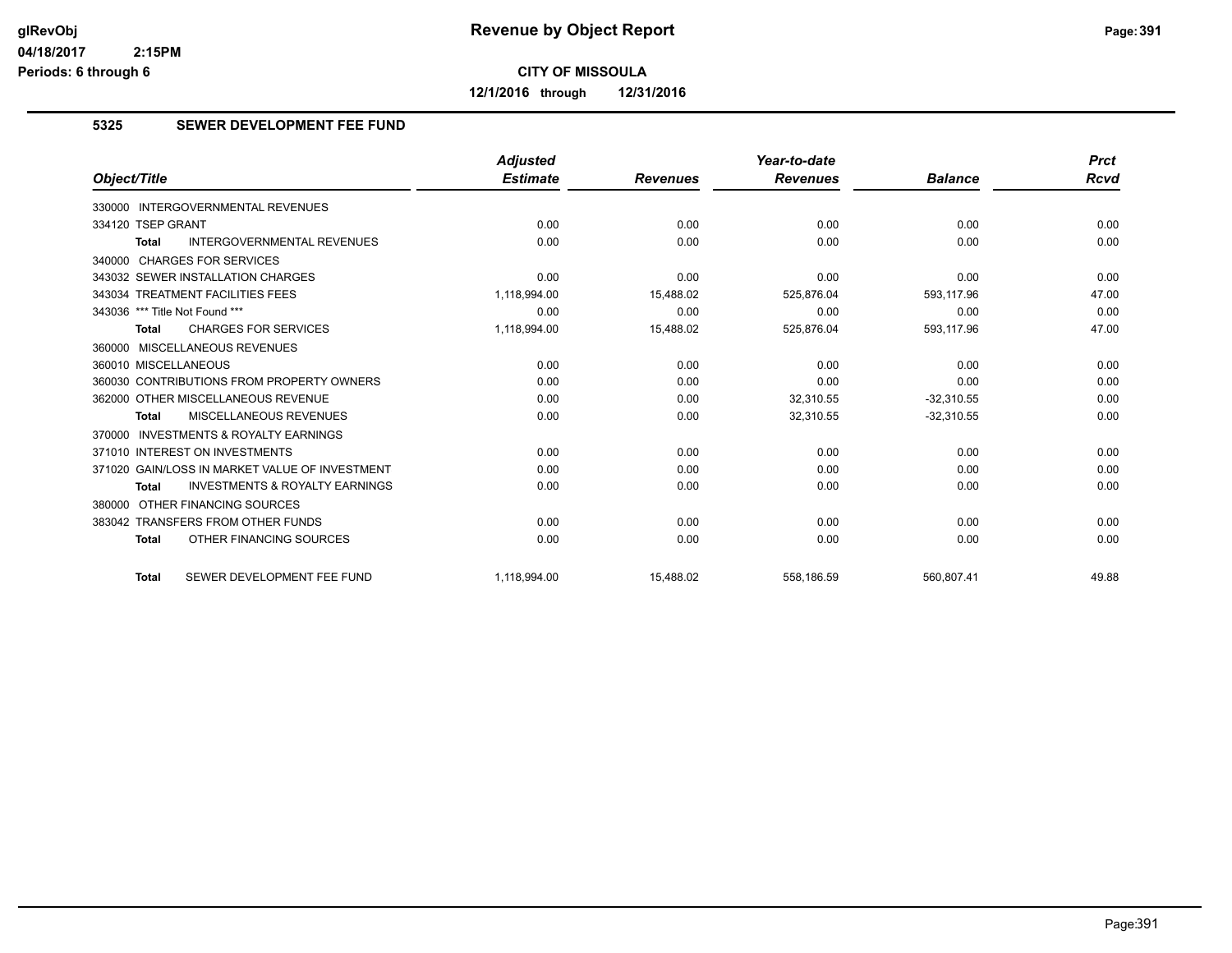# Revenue by Object Report

glRevObj
04/18/2017 2:15PM
Periods: 6 through 6

**CITY OF MISSOULA**

**12/1/2016 through 12/31/2016**

## 5325 SEWER DEVELOPMENT FEE FUND

| Object/Title | Adjusted Estimate | Revenues | Year-to-date Revenues | Balance | Prct Rcvd |
|---|---|---|---|---|---|
| 330000 INTERGOVERNMENTAL REVENUES | | | | | |
| 334120 TSEP GRANT | 0.00 | 0.00 | 0.00 | 0.00 | 0.00 |
| **Total** INTERGOVERNMENTAL REVENUES | 0.00 | 0.00 | 0.00 | 0.00 | 0.00 |
| 340000 CHARGES FOR SERVICES | | | | | |
| 343032 SEWER INSTALLATION CHARGES | 0.00 | 0.00 | 0.00 | 0.00 | 0.00 |
| 343034 TREATMENT FACILITIES FEES | 1,118,994.00 | 15,488.02 | 525,876.04 | 593,117.96 | 47.00 |
| 343036 *** Title Not Found *** | 0.00 | 0.00 | 0.00 | 0.00 | 0.00 |
| **Total** CHARGES FOR SERVICES | 1,118,994.00 | 15,488.02 | 525,876.04 | 593,117.96 | 47.00 |
| 360000 MISCELLANEOUS REVENUES | | | | | |
| 360010 MISCELLANEOUS | 0.00 | 0.00 | 0.00 | 0.00 | 0.00 |
| 360030 CONTRIBUTIONS FROM PROPERTY OWNERS | 0.00 | 0.00 | 0.00 | 0.00 | 0.00 |
| 362000 OTHER MISCELLANEOUS REVENUE | 0.00 | 0.00 | 32,310.55 | -32,310.55 | 0.00 |
| **Total** MISCELLANEOUS REVENUES | 0.00 | 0.00 | 32,310.55 | -32,310.55 | 0.00 |
| 370000 INVESTMENTS & ROYALTY EARNINGS | | | | | |
| 371010 INTEREST ON INVESTMENTS | 0.00 | 0.00 | 0.00 | 0.00 | 0.00 |
| 371020 GAIN/LOSS IN MARKET VALUE OF INVESTMENT | 0.00 | 0.00 | 0.00 | 0.00 | 0.00 |
| **Total** INVESTMENTS & ROYALTY EARNINGS | 0.00 | 0.00 | 0.00 | 0.00 | 0.00 |
| 380000 OTHER FINANCING SOURCES | | | | | |
| 383042 TRANSFERS FROM OTHER FUNDS | 0.00 | 0.00 | 0.00 | 0.00 | 0.00 |
| **Total** OTHER FINANCING SOURCES | 0.00 | 0.00 | 0.00 | 0.00 | 0.00 |
| **Total** SEWER DEVELOPMENT FEE FUND | 1,118,994.00 | 15,488.02 | 558,186.59 | 560,807.41 | 49.88 |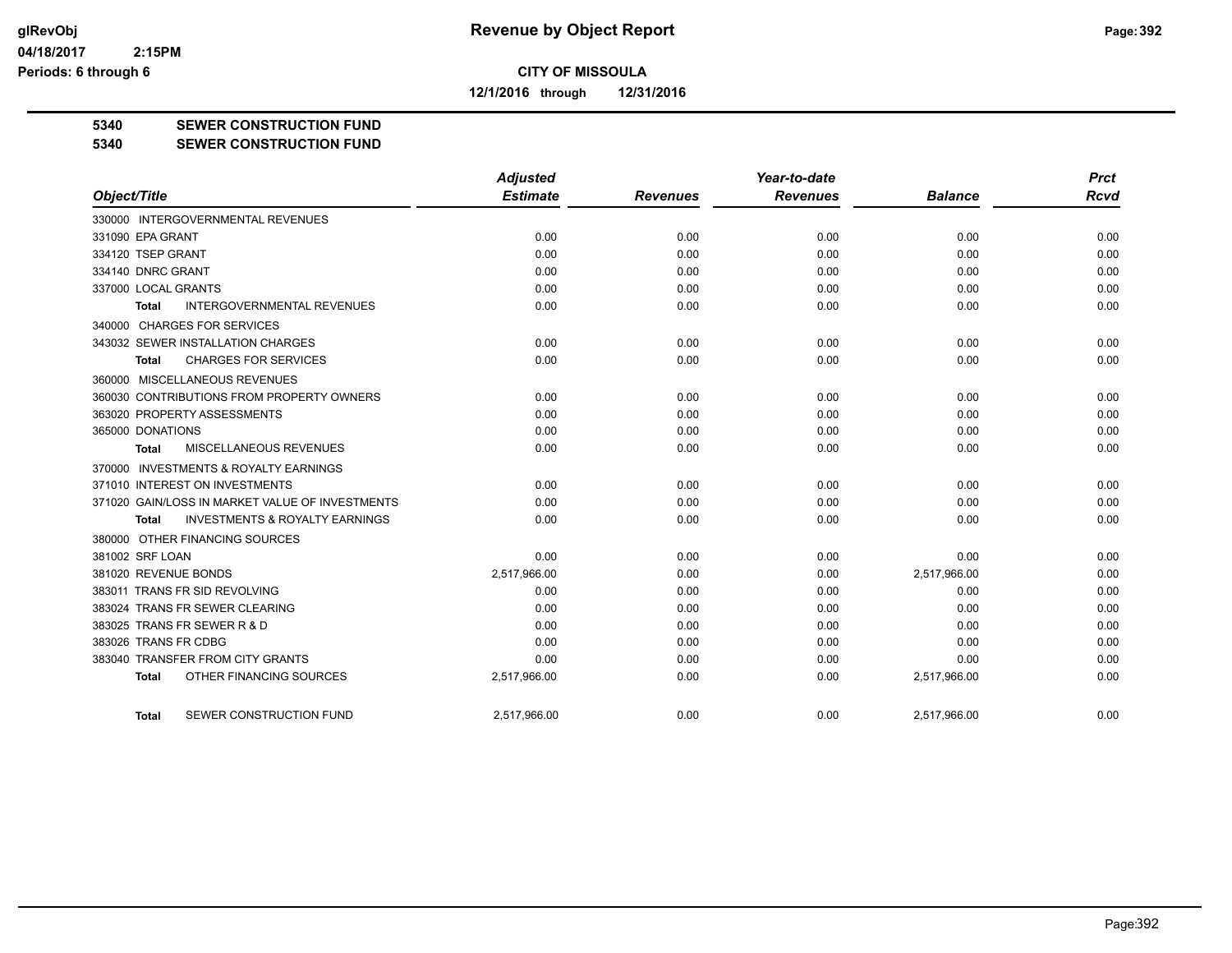# Revenue by Object Report

**CITY OF MISSOULA**

**12/1/2016 through 12/31/2016**

glRevObj
04/18/2017 2:15PM
Periods: 6 through 6

**5340 SEWER CONSTRUCTION FUND**
**5340 SEWER CONSTRUCTION FUND**

| Object/Title | Adjusted Estimate | Revenues | Year-to-date Revenues | Balance | Prct Rcvd |
|---|---|---|---|---|---|
| 330000 INTERGOVERNMENTAL REVENUES | | | | | |
| 331090 EPA GRANT | 0.00 | 0.00 | 0.00 | 0.00 | 0.00 |
| 334120 TSEP GRANT | 0.00 | 0.00 | 0.00 | 0.00 | 0.00 |
| 334140 DNRC GRANT | 0.00 | 0.00 | 0.00 | 0.00 | 0.00 |
| 337000 LOCAL GRANTS | 0.00 | 0.00 | 0.00 | 0.00 | 0.00 |
| **Total** INTERGOVERNMENTAL REVENUES | 0.00 | 0.00 | 0.00 | 0.00 | 0.00 |
| 340000 CHARGES FOR SERVICES | | | | | |
| 343032 SEWER INSTALLATION CHARGES | 0.00 | 0.00 | 0.00 | 0.00 | 0.00 |
| **Total** CHARGES FOR SERVICES | 0.00 | 0.00 | 0.00 | 0.00 | 0.00 |
| 360000 MISCELLANEOUS REVENUES | | | | | |
| 360030 CONTRIBUTIONS FROM PROPERTY OWNERS | 0.00 | 0.00 | 0.00 | 0.00 | 0.00 |
| 363020 PROPERTY ASSESSMENTS | 0.00 | 0.00 | 0.00 | 0.00 | 0.00 |
| 365000 DONATIONS | 0.00 | 0.00 | 0.00 | 0.00 | 0.00 |
| **Total** MISCELLANEOUS REVENUES | 0.00 | 0.00 | 0.00 | 0.00 | 0.00 |
| 370000 INVESTMENTS & ROYALTY EARNINGS | | | | | |
| 371010 INTEREST ON INVESTMENTS | 0.00 | 0.00 | 0.00 | 0.00 | 0.00 |
| 371020 GAIN/LOSS IN MARKET VALUE OF INVESTMENTS | 0.00 | 0.00 | 0.00 | 0.00 | 0.00 |
| **Total** INVESTMENTS & ROYALTY EARNINGS | 0.00 | 0.00 | 0.00 | 0.00 | 0.00 |
| 380000 OTHER FINANCING SOURCES | | | | | |
| 381002 SRF LOAN | 0.00 | 0.00 | 0.00 | 0.00 | 0.00 |
| 381020 REVENUE BONDS | 2,517,966.00 | 0.00 | 0.00 | 2,517,966.00 | 0.00 |
| 383011 TRANS FR SID REVOLVING | 0.00 | 0.00 | 0.00 | 0.00 | 0.00 |
| 383024 TRANS FR SEWER CLEARING | 0.00 | 0.00 | 0.00 | 0.00 | 0.00 |
| 383025 TRANS FR SEWER R & D | 0.00 | 0.00 | 0.00 | 0.00 | 0.00 |
| 383026 TRANS FR CDBG | 0.00 | 0.00 | 0.00 | 0.00 | 0.00 |
| 383040 TRANSFER FROM CITY GRANTS | 0.00 | 0.00 | 0.00 | 0.00 | 0.00 |
| **Total** OTHER FINANCING SOURCES | 2,517,966.00 | 0.00 | 0.00 | 2,517,966.00 | 0.00 |
| **Total** SEWER CONSTRUCTION FUND | 2,517,966.00 | 0.00 | 0.00 | 2,517,966.00 | 0.00 |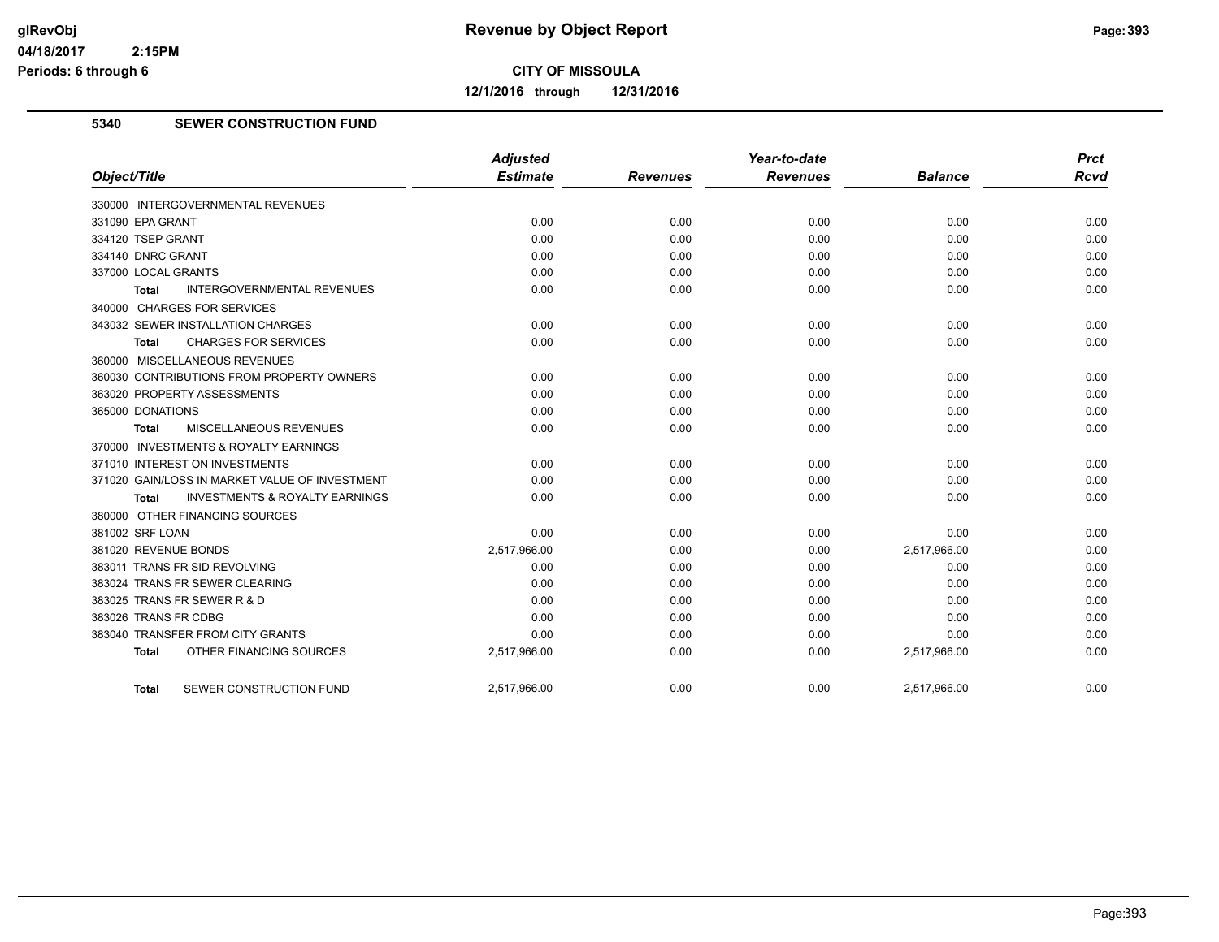# Revenue by Object Report

glRevObj
04/18/2017 2:15PM
Periods: 6 through 6

**CITY OF MISSOULA**

**12/1/2016 through 12/31/2016**

## 5340 SEWER CONSTRUCTION FUND

| Object/Title | Adjusted Estimate | Revenues | Year-to-date Revenues | Balance | Prct Rcvd |
|---|---|---|---|---|---|
| 330000 INTERGOVERNMENTAL REVENUES | | | | | |
| 331090 EPA GRANT | 0.00 | 0.00 | 0.00 | 0.00 | 0.00 |
| 334120 TSEP GRANT | 0.00 | 0.00 | 0.00 | 0.00 | 0.00 |
| 334140 DNRC GRANT | 0.00 | 0.00 | 0.00 | 0.00 | 0.00 |
| 337000 LOCAL GRANTS | 0.00 | 0.00 | 0.00 | 0.00 | 0.00 |
| **Total** INTERGOVERNMENTAL REVENUES | 0.00 | 0.00 | 0.00 | 0.00 | 0.00 |
| 340000 CHARGES FOR SERVICES | | | | | |
| 343032 SEWER INSTALLATION CHARGES | 0.00 | 0.00 | 0.00 | 0.00 | 0.00 |
| **Total** CHARGES FOR SERVICES | 0.00 | 0.00 | 0.00 | 0.00 | 0.00 |
| 360000 MISCELLANEOUS REVENUES | | | | | |
| 360030 CONTRIBUTIONS FROM PROPERTY OWNERS | 0.00 | 0.00 | 0.00 | 0.00 | 0.00 |
| 363020 PROPERTY ASSESSMENTS | 0.00 | 0.00 | 0.00 | 0.00 | 0.00 |
| 365000 DONATIONS | 0.00 | 0.00 | 0.00 | 0.00 | 0.00 |
| **Total** MISCELLANEOUS REVENUES | 0.00 | 0.00 | 0.00 | 0.00 | 0.00 |
| 370000 INVESTMENTS & ROYALTY EARNINGS | | | | | |
| 371010 INTEREST ON INVESTMENTS | 0.00 | 0.00 | 0.00 | 0.00 | 0.00 |
| 371020 GAIN/LOSS IN MARKET VALUE OF INVESTMENT | 0.00 | 0.00 | 0.00 | 0.00 | 0.00 |
| **Total** INVESTMENTS & ROYALTY EARNINGS | 0.00 | 0.00 | 0.00 | 0.00 | 0.00 |
| 380000 OTHER FINANCING SOURCES | | | | | |
| 381002 SRF LOAN | 0.00 | 0.00 | 0.00 | 0.00 | 0.00 |
| 381020 REVENUE BONDS | 2,517,966.00 | 0.00 | 0.00 | 2,517,966.00 | 0.00 |
| 383011 TRANS FR SID REVOLVING | 0.00 | 0.00 | 0.00 | 0.00 | 0.00 |
| 383024 TRANS FR SEWER CLEARING | 0.00 | 0.00 | 0.00 | 0.00 | 0.00 |
| 383025 TRANS FR SEWER R & D | 0.00 | 0.00 | 0.00 | 0.00 | 0.00 |
| 383026 TRANS FR CDBG | 0.00 | 0.00 | 0.00 | 0.00 | 0.00 |
| 383040 TRANSFER FROM CITY GRANTS | 0.00 | 0.00 | 0.00 | 0.00 | 0.00 |
| **Total** OTHER FINANCING SOURCES | 2,517,966.00 | 0.00 | 0.00 | 2,517,966.00 | 0.00 |
| **Total** SEWER CONSTRUCTION FUND | 2,517,966.00 | 0.00 | 0.00 | 2,517,966.00 | 0.00 |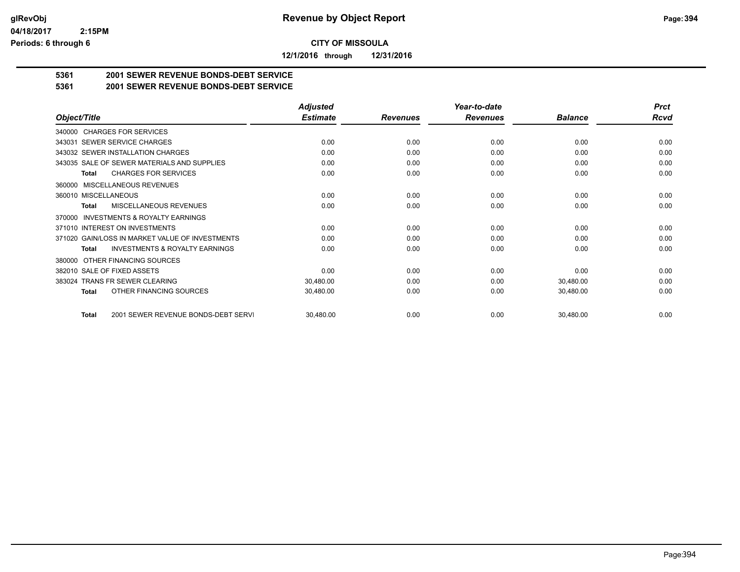**Revenue by Object Report**

**CITY OF MISSOULA**

**12/1/2016 through 12/31/2016**

glRevObj
04/18/2017 2:15PM
Periods: 6 through 6

**5361 2001 SEWER REVENUE BONDS-DEBT SERVICE**

**5361 2001 SEWER REVENUE BONDS-DEBT SERVICE**

| Object/Title | Adjusted Estimate | Revenues | Year-to-date Revenues | Balance | Prct Rcvd |
|---|---|---|---|---|---|
| 340000 CHARGES FOR SERVICES | | | | | |
| 343031 SEWER SERVICE CHARGES | 0.00 | 0.00 | 0.00 | 0.00 | 0.00 |
| 343032 SEWER INSTALLATION CHARGES | 0.00 | 0.00 | 0.00 | 0.00 | 0.00 |
| 343035 SALE OF SEWER MATERIALS AND SUPPLIES | 0.00 | 0.00 | 0.00 | 0.00 | 0.00 |
| **Total** CHARGES FOR SERVICES | 0.00 | 0.00 | 0.00 | 0.00 | 0.00 |
| 360000 MISCELLANEOUS REVENUES | | | | | |
| 360010 MISCELLANEOUS | 0.00 | 0.00 | 0.00 | 0.00 | 0.00 |
| **Total** MISCELLANEOUS REVENUES | 0.00 | 0.00 | 0.00 | 0.00 | 0.00 |
| 370000 INVESTMENTS & ROYALTY EARNINGS | | | | | |
| 371010 INTEREST ON INVESTMENTS | 0.00 | 0.00 | 0.00 | 0.00 | 0.00 |
| 371020 GAIN/LOSS IN MARKET VALUE OF INVESTMENTS | 0.00 | 0.00 | 0.00 | 0.00 | 0.00 |
| **Total** INVESTMENTS & ROYALTY EARNINGS | 0.00 | 0.00 | 0.00 | 0.00 | 0.00 |
| 380000 OTHER FINANCING SOURCES | | | | | |
| 382010 SALE OF FIXED ASSETS | 0.00 | 0.00 | 0.00 | 0.00 | 0.00 |
| 383024 TRANS FR SEWER CLEARING | 30,480.00 | 0.00 | 0.00 | 30,480.00 | 0.00 |
| **Total** OTHER FINANCING SOURCES | 30,480.00 | 0.00 | 0.00 | 30,480.00 | 0.00 |
| **Total** 2001 SEWER REVENUE BONDS-DEBT SERVI | 30,480.00 | 0.00 | 0.00 | 30,480.00 | 0.00 |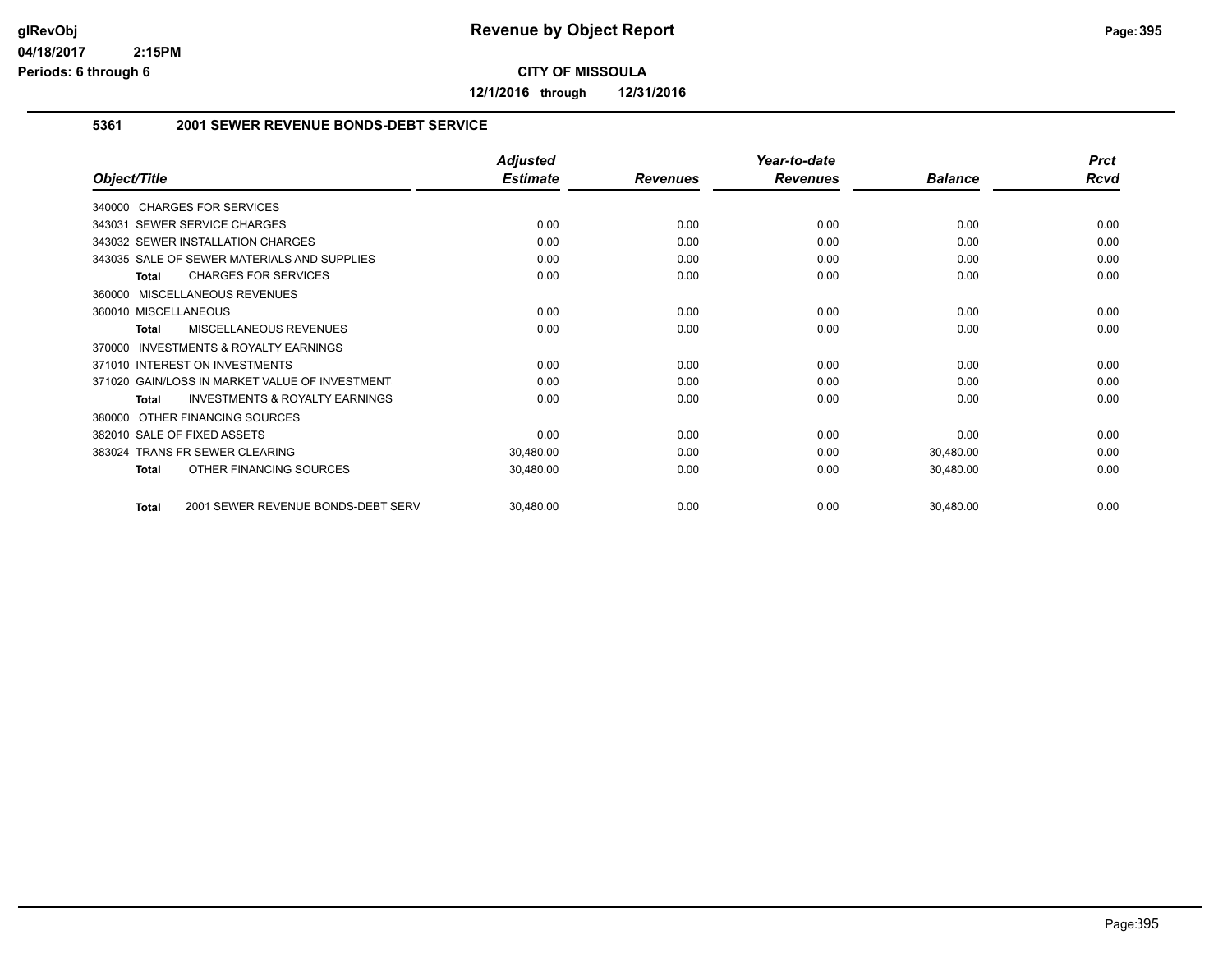# Revenue by Object Report

**CITY OF MISSOULA**

**12/1/2016 through 12/31/2016**

### 5361 2001 SEWER REVENUE BONDS-DEBT SERVICE

| Object/Title | Adjusted Estimate | Revenues | Year-to-date Revenues | Balance | Prct Rcvd |
|---|---|---|---|---|---|
| 340000 CHARGES FOR SERVICES | | | | | |
| 343031 SEWER SERVICE CHARGES | 0.00 | 0.00 | 0.00 | 0.00 | 0.00 |
| 343032 SEWER INSTALLATION CHARGES | 0.00 | 0.00 | 0.00 | 0.00 | 0.00 |
| 343035 SALE OF SEWER MATERIALS AND SUPPLIES | 0.00 | 0.00 | 0.00 | 0.00 | 0.00 |
| **Total** CHARGES FOR SERVICES | 0.00 | 0.00 | 0.00 | 0.00 | 0.00 |
| 360000 MISCELLANEOUS REVENUES | | | | | |
| 360010 MISCELLANEOUS | 0.00 | 0.00 | 0.00 | 0.00 | 0.00 |
| **Total** MISCELLANEOUS REVENUES | 0.00 | 0.00 | 0.00 | 0.00 | 0.00 |
| 370000 INVESTMENTS & ROYALTY EARNINGS | | | | | |
| 371010 INTEREST ON INVESTMENTS | 0.00 | 0.00 | 0.00 | 0.00 | 0.00 |
| 371020 GAIN/LOSS IN MARKET VALUE OF INVESTMENT | 0.00 | 0.00 | 0.00 | 0.00 | 0.00 |
| **Total** INVESTMENTS & ROYALTY EARNINGS | 0.00 | 0.00 | 0.00 | 0.00 | 0.00 |
| 380000 OTHER FINANCING SOURCES | | | | | |
| 382010 SALE OF FIXED ASSETS | 0.00 | 0.00 | 0.00 | 0.00 | 0.00 |
| 383024 TRANS FR SEWER CLEARING | 30,480.00 | 0.00 | 0.00 | 30,480.00 | 0.00 |
| **Total** OTHER FINANCING SOURCES | 30,480.00 | 0.00 | 0.00 | 30,480.00 | 0.00 |
| **Total** 2001 SEWER REVENUE BONDS-DEBT SERV | 30,480.00 | 0.00 | 0.00 | 30,480.00 | 0.00 |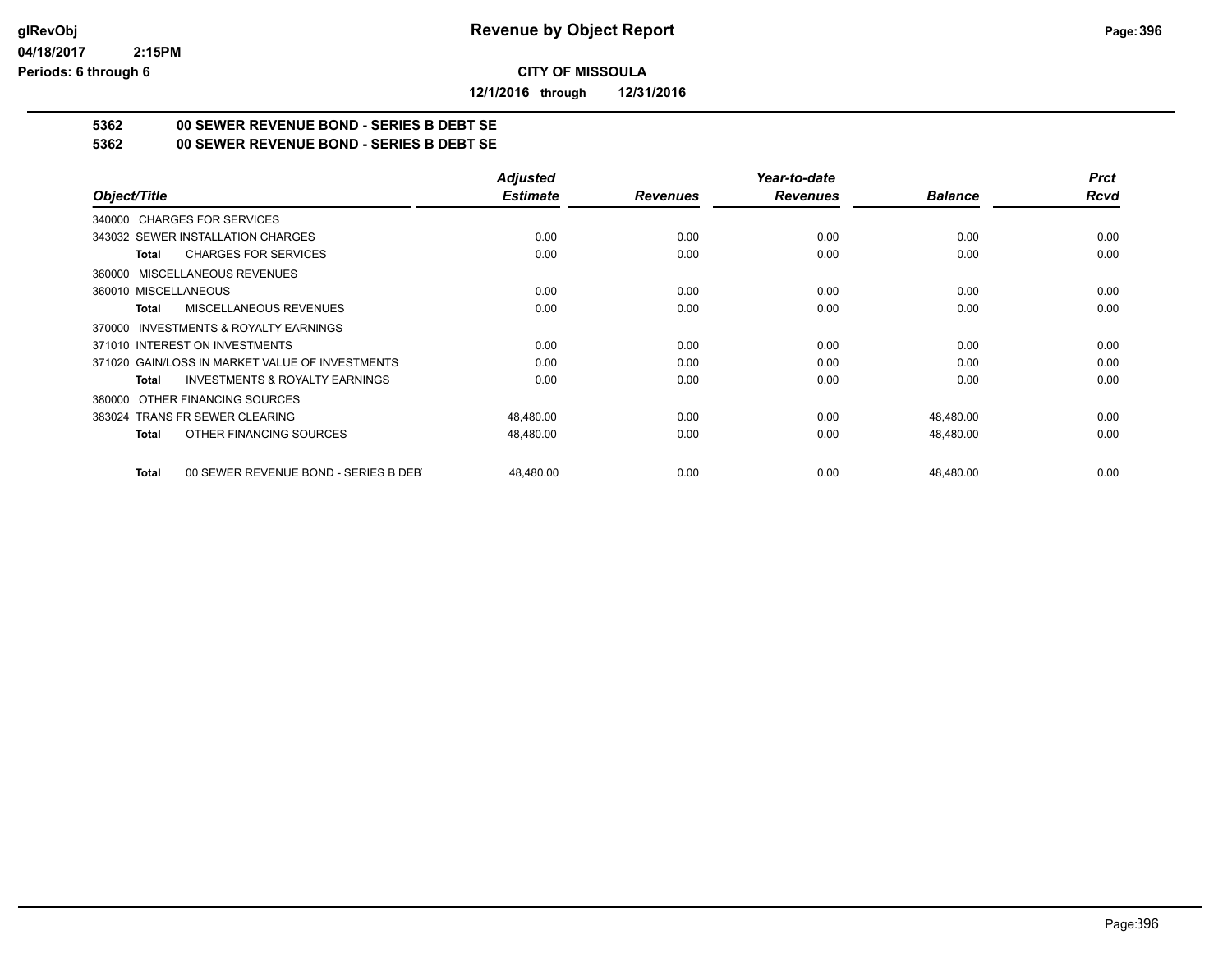# Revenue by Object Report

**CITY OF MISSOULA**

**12/1/2016 through 12/31/2016**

glRevObj
04/18/2017 2:15PM
Periods: 6 through 6

**5362 00 SEWER REVENUE BOND - SERIES B DEBT SE**
**5362 00 SEWER REVENUE BOND - SERIES B DEBT SE**

| Object/Title | Adjusted Estimate | Revenues | Year-to-date Revenues | Balance | Prct Rcvd |
|---|---|---|---|---|---|
| 340000 CHARGES FOR SERVICES | | | | | |
| 343032 SEWER INSTALLATION CHARGES | 0.00 | 0.00 | 0.00 | 0.00 | 0.00 |
| **Total** CHARGES FOR SERVICES | 0.00 | 0.00 | 0.00 | 0.00 | 0.00 |
| 360000 MISCELLANEOUS REVENUES | | | | | |
| 360010 MISCELLANEOUS | 0.00 | 0.00 | 0.00 | 0.00 | 0.00 |
| **Total** MISCELLANEOUS REVENUES | 0.00 | 0.00 | 0.00 | 0.00 | 0.00 |
| 370000 INVESTMENTS & ROYALTY EARNINGS | | | | | |
| 371010 INTEREST ON INVESTMENTS | 0.00 | 0.00 | 0.00 | 0.00 | 0.00 |
| 371020 GAIN/LOSS IN MARKET VALUE OF INVESTMENTS | 0.00 | 0.00 | 0.00 | 0.00 | 0.00 |
| **Total** INVESTMENTS & ROYALTY EARNINGS | 0.00 | 0.00 | 0.00 | 0.00 | 0.00 |
| 380000 OTHER FINANCING SOURCES | | | | | |
| 383024 TRANS FR SEWER CLEARING | 48,480.00 | 0.00 | 0.00 | 48,480.00 | 0.00 |
| **Total** OTHER FINANCING SOURCES | 48,480.00 | 0.00 | 0.00 | 48,480.00 | 0.00 |
| **Total** 00 SEWER REVENUE BOND - SERIES B DEBT | 48,480.00 | 0.00 | 0.00 | 48,480.00 | 0.00 |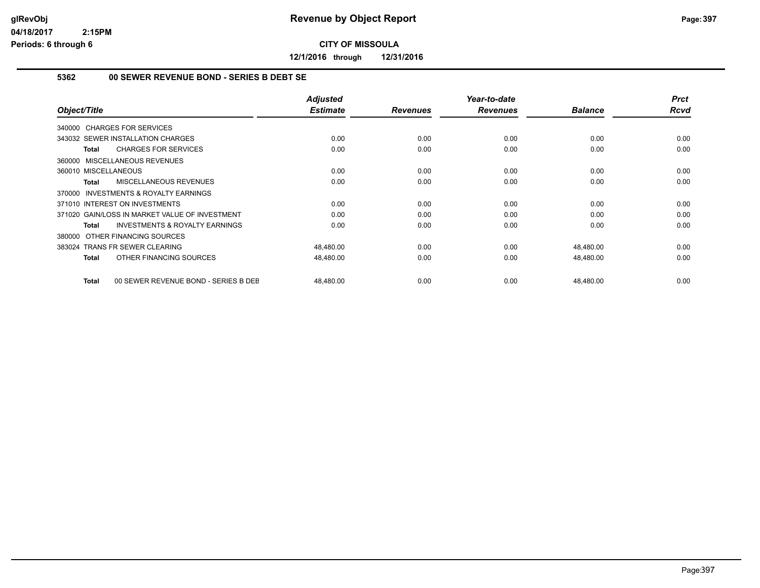**Revenue by Object Report**

**CITY OF MISSOULA**

**12/1/2016 through 12/31/2016**

**5362 00 SEWER REVENUE BOND - SERIES B DEBT SE**

| Object/Title | Adjusted Estimate | Revenues | Year-to-date Revenues | Balance | Prct Rcvd |
|---|---|---|---|---|---|
| 340000 CHARGES FOR SERVICES | | | | | |
| 343032 SEWER INSTALLATION CHARGES | 0.00 | 0.00 | 0.00 | 0.00 | 0.00 |
| **Total** CHARGES FOR SERVICES | 0.00 | 0.00 | 0.00 | 0.00 | 0.00 |
| 360000 MISCELLANEOUS REVENUES | | | | | |
| 360010 MISCELLANEOUS | 0.00 | 0.00 | 0.00 | 0.00 | 0.00 |
| **Total** MISCELLANEOUS REVENUES | 0.00 | 0.00 | 0.00 | 0.00 | 0.00 |
| 370000 INVESTMENTS & ROYALTY EARNINGS | | | | | |
| 371010 INTEREST ON INVESTMENTS | 0.00 | 0.00 | 0.00 | 0.00 | 0.00 |
| 371020 GAIN/LOSS IN MARKET VALUE OF INVESTMENT | 0.00 | 0.00 | 0.00 | 0.00 | 0.00 |
| **Total** INVESTMENTS & ROYALTY EARNINGS | 0.00 | 0.00 | 0.00 | 0.00 | 0.00 |
| 380000 OTHER FINANCING SOURCES | | | | | |
| 383024 TRANS FR SEWER CLEARING | 48,480.00 | 0.00 | 0.00 | 48,480.00 | 0.00 |
| **Total** OTHER FINANCING SOURCES | 48,480.00 | 0.00 | 0.00 | 48,480.00 | 0.00 |
| **Total** 00 SEWER REVENUE BOND - SERIES B DEB | 48,480.00 | 0.00 | 0.00 | 48,480.00 | 0.00 |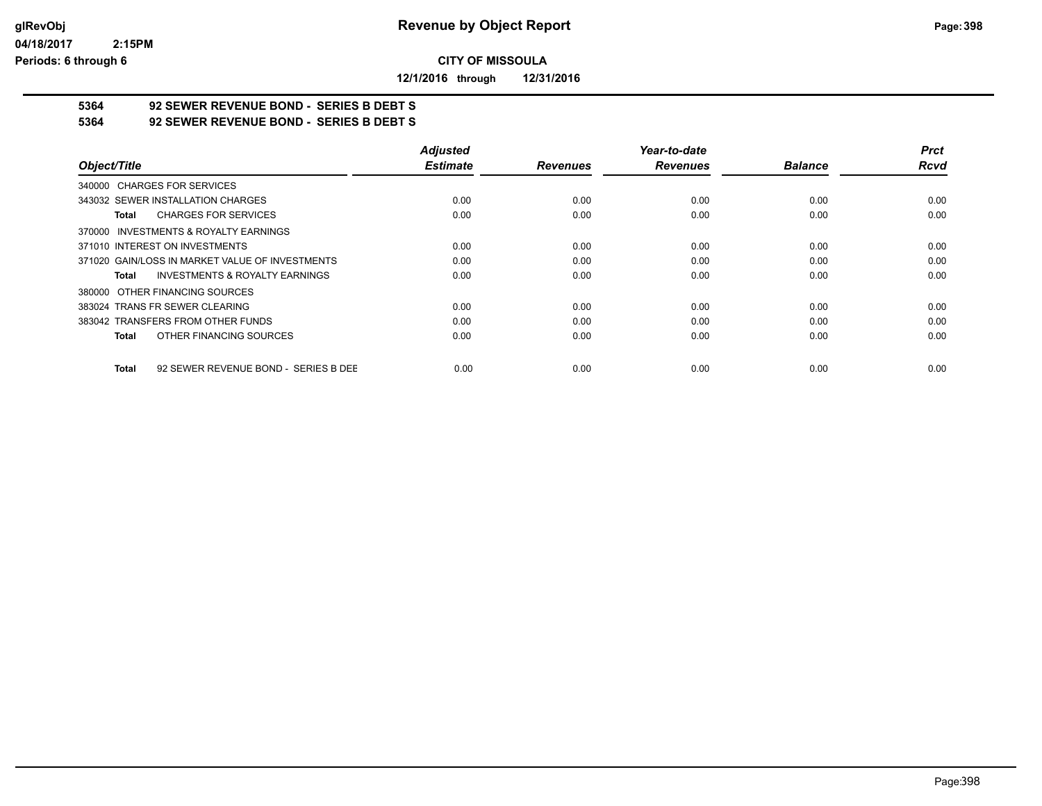**Revenue by Object Report**

**CITY OF MISSOULA**

**12/1/2016 through 12/31/2016**

## 5364 92 SEWER REVENUE BOND - SERIES B DEBT S
## 5364 92 SEWER REVENUE BOND - SERIES B DEBT S

| Object/Title | Adjusted Estimate | Revenues | Year-to-date Revenues | Balance | Prct Rcvd |
|---|---|---|---|---|---|
| 340000 CHARGES FOR SERVICES | | | | | |
| 343032 SEWER INSTALLATION CHARGES | 0.00 | 0.00 | 0.00 | 0.00 | 0.00 |
| **Total** CHARGES FOR SERVICES | 0.00 | 0.00 | 0.00 | 0.00 | 0.00 |
| 370000 INVESTMENTS & ROYALTY EARNINGS | | | | | |
| 371010 INTEREST ON INVESTMENTS | 0.00 | 0.00 | 0.00 | 0.00 | 0.00 |
| 371020 GAIN/LOSS IN MARKET VALUE OF INVESTMENTS | 0.00 | 0.00 | 0.00 | 0.00 | 0.00 |
| **Total** INVESTMENTS & ROYALTY EARNINGS | 0.00 | 0.00 | 0.00 | 0.00 | 0.00 |
| 380000 OTHER FINANCING SOURCES | | | | | |
| 383024 TRANS FR SEWER CLEARING | 0.00 | 0.00 | 0.00 | 0.00 | 0.00 |
| 383042 TRANSFERS FROM OTHER FUNDS | 0.00 | 0.00 | 0.00 | 0.00 | 0.00 |
| **Total** OTHER FINANCING SOURCES | 0.00 | 0.00 | 0.00 | 0.00 | 0.00 |
| **Total** 92 SEWER REVENUE BOND - SERIES B DEE | 0.00 | 0.00 | 0.00 | 0.00 | 0.00 |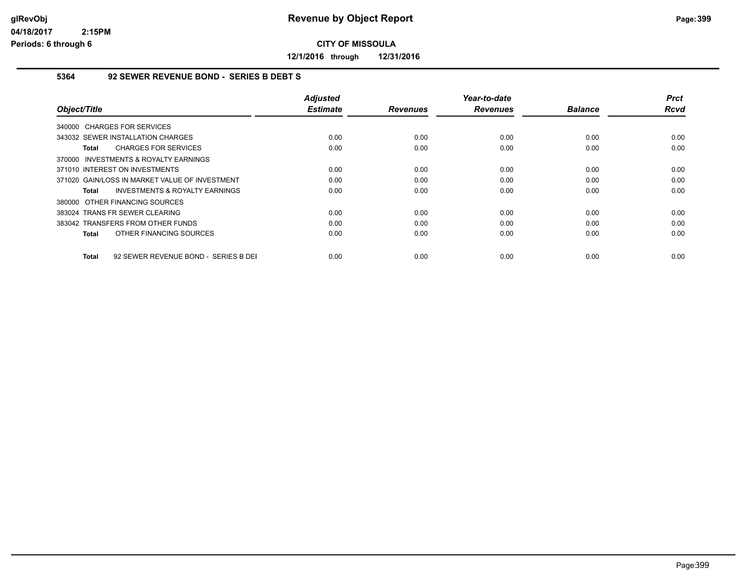# Revenue by Object Report

**CITY OF MISSOULA**

**12/1/2016 through 12/31/2016**

glRevObj
04/18/2017 2:15PM
Periods: 6 through 6

## 5364 92 SEWER REVENUE BOND - SERIES B DEBT S

| Object/Title | Adjusted Estimate | Revenues | Year-to-date Revenues | Balance | Prct Rcvd |
|---|---|---|---|---|---|
| 340000 CHARGES FOR SERVICES | | | | | |
| 343032 SEWER INSTALLATION CHARGES | 0.00 | 0.00 | 0.00 | 0.00 | 0.00 |
| **Total** CHARGES FOR SERVICES | 0.00 | 0.00 | 0.00 | 0.00 | 0.00 |
| 370000 INVESTMENTS & ROYALTY EARNINGS | | | | | |
| 371010 INTEREST ON INVESTMENTS | 0.00 | 0.00 | 0.00 | 0.00 | 0.00 |
| 371020 GAIN/LOSS IN MARKET VALUE OF INVESTMENT | 0.00 | 0.00 | 0.00 | 0.00 | 0.00 |
| **Total** INVESTMENTS & ROYALTY EARNINGS | 0.00 | 0.00 | 0.00 | 0.00 | 0.00 |
| 380000 OTHER FINANCING SOURCES | | | | | |
| 383024 TRANS FR SEWER CLEARING | 0.00 | 0.00 | 0.00 | 0.00 | 0.00 |
| 383042 TRANSFERS FROM OTHER FUNDS | 0.00 | 0.00 | 0.00 | 0.00 | 0.00 |
| **Total** OTHER FINANCING SOURCES | 0.00 | 0.00 | 0.00 | 0.00 | 0.00 |
| **Total** 92 SEWER REVENUE BOND - SERIES B DEI | 0.00 | 0.00 | 0.00 | 0.00 | 0.00 |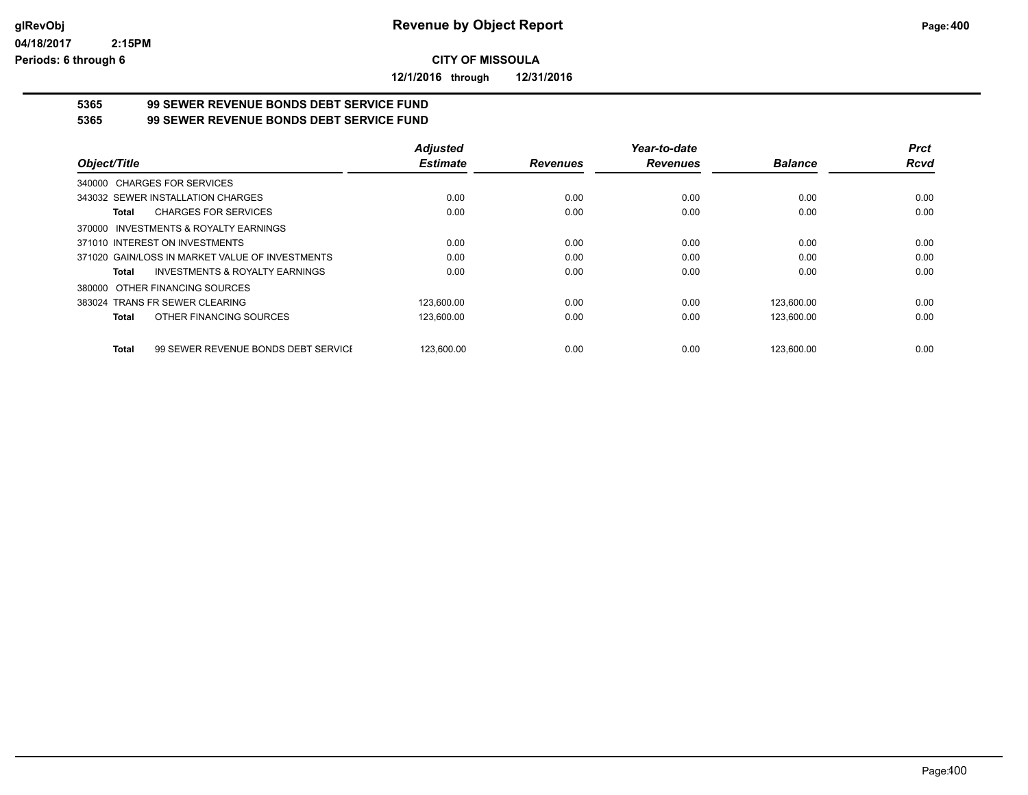**CITY OF MISSOULA**

**12/1/2016 through 12/31/2016**

**5365 99 SEWER REVENUE BONDS DEBT SERVICE FUND**

**5365 99 SEWER REVENUE BONDS DEBT SERVICE FUND**

| Object/Title | Adjusted Estimate | Revenues | Year-to-date Revenues | Balance | Prct Rcvd |
|---|---|---|---|---|---|
| 340000 CHARGES FOR SERVICES | | | | | |
| 343032 SEWER INSTALLATION CHARGES | 0.00 | 0.00 | 0.00 | 0.00 | 0.00 |
| **Total** CHARGES FOR SERVICES | 0.00 | 0.00 | 0.00 | 0.00 | 0.00 |
| 370000 INVESTMENTS & ROYALTY EARNINGS | | | | | |
| 371010 INTEREST ON INVESTMENTS | 0.00 | 0.00 | 0.00 | 0.00 | 0.00 |
| 371020 GAIN/LOSS IN MARKET VALUE OF INVESTMENTS | 0.00 | 0.00 | 0.00 | 0.00 | 0.00 |
| **Total** INVESTMENTS & ROYALTY EARNINGS | 0.00 | 0.00 | 0.00 | 0.00 | 0.00 |
| 380000 OTHER FINANCING SOURCES | | | | | |
| 383024 TRANS FR SEWER CLEARING | 123,600.00 | 0.00 | 0.00 | 123,600.00 | 0.00 |
| **Total** OTHER FINANCING SOURCES | 123,600.00 | 0.00 | 0.00 | 123,600.00 | 0.00 |
| **Total** 99 SEWER REVENUE BONDS DEBT SERVICE | 123,600.00 | 0.00 | 0.00 | 123,600.00 | 0.00 |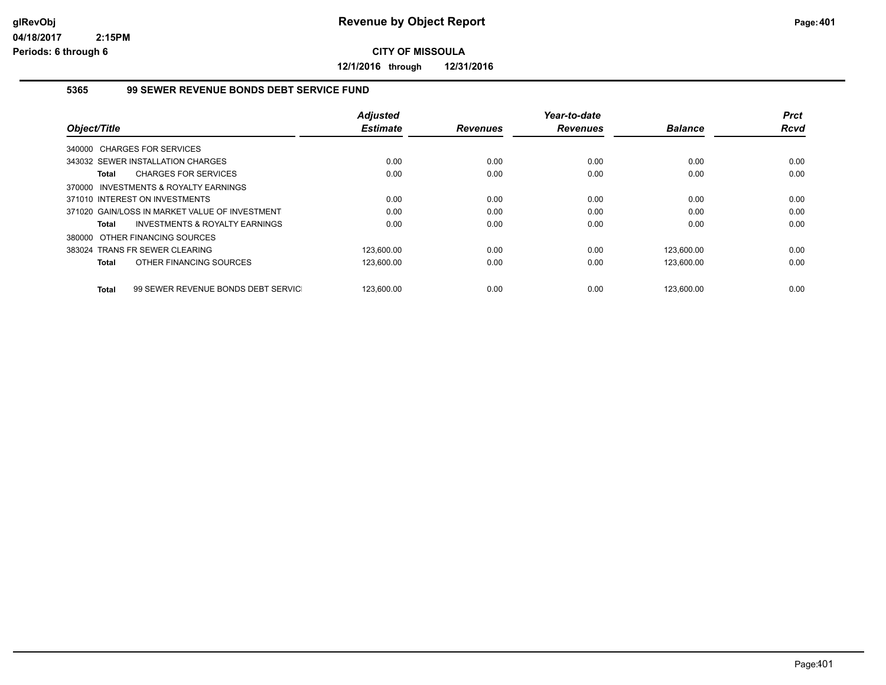# Revenue by Object Report

glRevObj
04/18/2017 2:15PM
Periods: 6 through 6

**CITY OF MISSOULA**

**12/1/2016 through 12/31/2016**

### 5365 99 SEWER REVENUE BONDS DEBT SERVICE FUND

| Object/Title | Adjusted Estimate | Revenues | Year-to-date Revenues | Balance | Prct Rcvd |
|---|---|---|---|---|---|
| 340000 CHARGES FOR SERVICES | | | | | |
| 343032 SEWER INSTALLATION CHARGES | 0.00 | 0.00 | 0.00 | 0.00 | 0.00 |
| **Total** CHARGES FOR SERVICES | 0.00 | 0.00 | 0.00 | 0.00 | 0.00 |
| 370000 INVESTMENTS & ROYALTY EARNINGS | | | | | |
| 371010 INTEREST ON INVESTMENTS | 0.00 | 0.00 | 0.00 | 0.00 | 0.00 |
| 371020 GAIN/LOSS IN MARKET VALUE OF INVESTMENT | 0.00 | 0.00 | 0.00 | 0.00 | 0.00 |
| **Total** INVESTMENTS & ROYALTY EARNINGS | 0.00 | 0.00 | 0.00 | 0.00 | 0.00 |
| 380000 OTHER FINANCING SOURCES | | | | | |
| 383024 TRANS FR SEWER CLEARING | 123,600.00 | 0.00 | 0.00 | 123,600.00 | 0.00 |
| **Total** OTHER FINANCING SOURCES | 123,600.00 | 0.00 | 0.00 | 123,600.00 | 0.00 |
| **Total** 99 SEWER REVENUE BONDS DEBT SERVIC | 123,600.00 | 0.00 | 0.00 | 123,600.00 | 0.00 |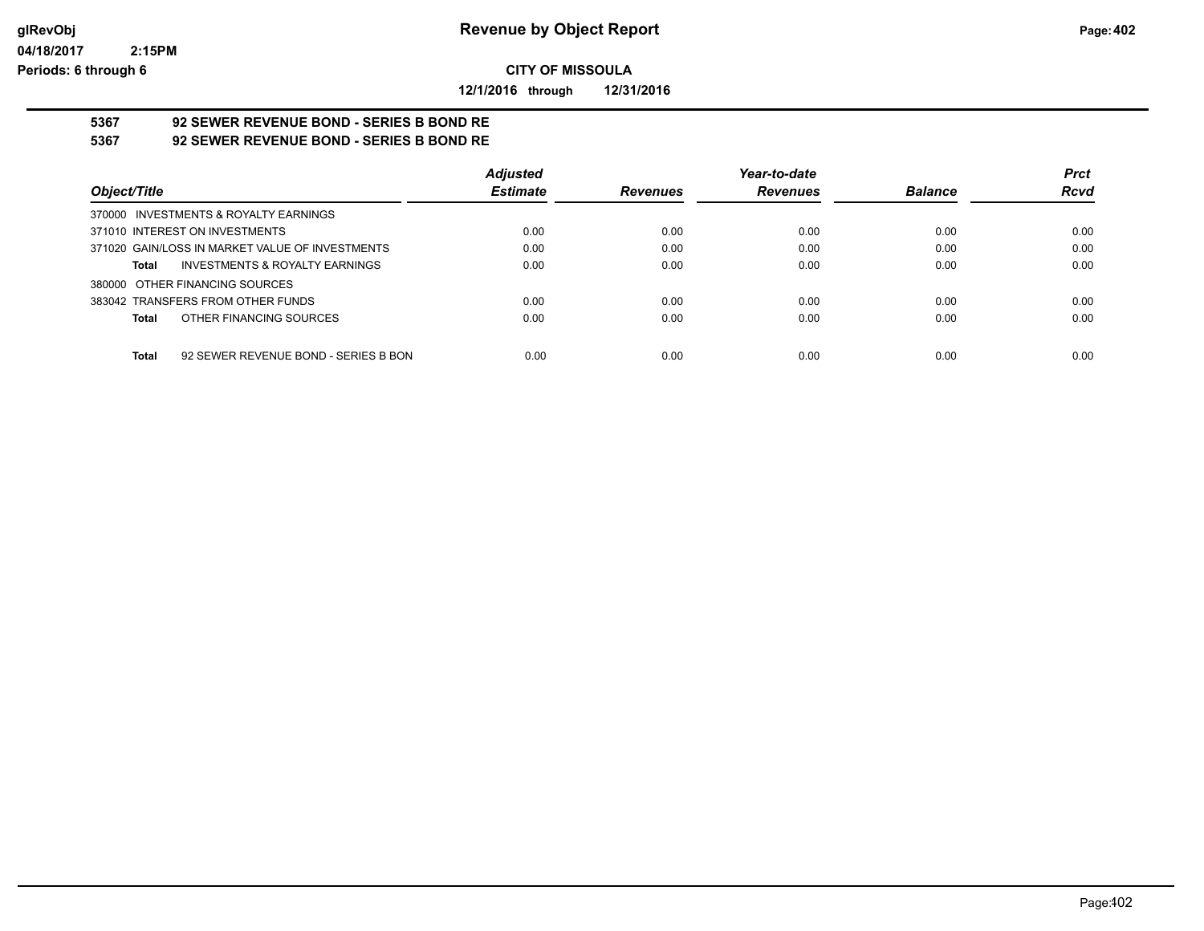glRevObj
04/18/2017 2:15PM
Periods: 6 through 6

# Revenue by Object Report

**CITY OF MISSOULA**

**12/1/2016 through 12/31/2016**

## 5367 92 SEWER REVENUE BOND - SERIES B BOND RE
## 5367 92 SEWER REVENUE BOND - SERIES B BOND RE

| Object/Title | Adjusted Estimate | Revenues | Year-to-date Revenues | Balance | Prct Rcvd |
|---|---|---|---|---|---|
| 370000 INVESTMENTS & ROYALTY EARNINGS | | | | | |
| 371010 INTEREST ON INVESTMENTS | 0.00 | 0.00 | 0.00 | 0.00 | 0.00 |
| 371020 GAIN/LOSS IN MARKET VALUE OF INVESTMENTS | 0.00 | 0.00 | 0.00 | 0.00 | 0.00 |
| **Total** INVESTMENTS & ROYALTY EARNINGS | 0.00 | 0.00 | 0.00 | 0.00 | 0.00 |
| 380000 OTHER FINANCING SOURCES | | | | | |
| 383042 TRANSFERS FROM OTHER FUNDS | 0.00 | 0.00 | 0.00 | 0.00 | 0.00 |
| **Total** OTHER FINANCING SOURCES | 0.00 | 0.00 | 0.00 | 0.00 | 0.00 |
| **Total** 92 SEWER REVENUE BOND - SERIES B BON | 0.00 | 0.00 | 0.00 | 0.00 | 0.00 |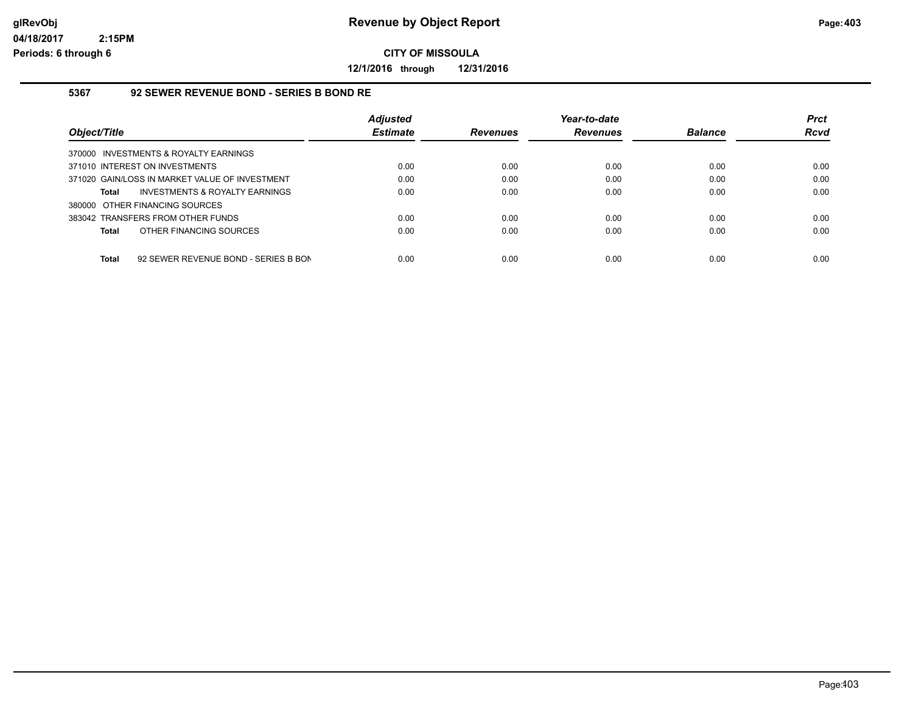# Revenue by Object Report

**CITY OF MISSOULA**

**12/1/2016 through 12/31/2016**

### 5367 92 SEWER REVENUE BOND - SERIES B BOND RE

| Object/Title | Adjusted Estimate | Revenues | Year-to-date Revenues | Balance | Prct Rcvd |
|---|---|---|---|---|---|
| 370000 INVESTMENTS & ROYALTY EARNINGS | | | | | |
| 371010 INTEREST ON INVESTMENTS | 0.00 | 0.00 | 0.00 | 0.00 | 0.00 |
| 371020 GAIN/LOSS IN MARKET VALUE OF INVESTMENT | 0.00 | 0.00 | 0.00 | 0.00 | 0.00 |
| **Total** INVESTMENTS & ROYALTY EARNINGS | 0.00 | 0.00 | 0.00 | 0.00 | 0.00 |
| 380000 OTHER FINANCING SOURCES | | | | | |
| 383042 TRANSFERS FROM OTHER FUNDS | 0.00 | 0.00 | 0.00 | 0.00 | 0.00 |
| **Total** OTHER FINANCING SOURCES | 0.00 | 0.00 | 0.00 | 0.00 | 0.00 |
| **Total** 92 SEWER REVENUE BOND - SERIES B BON | 0.00 | 0.00 | 0.00 | 0.00 | 0.00 |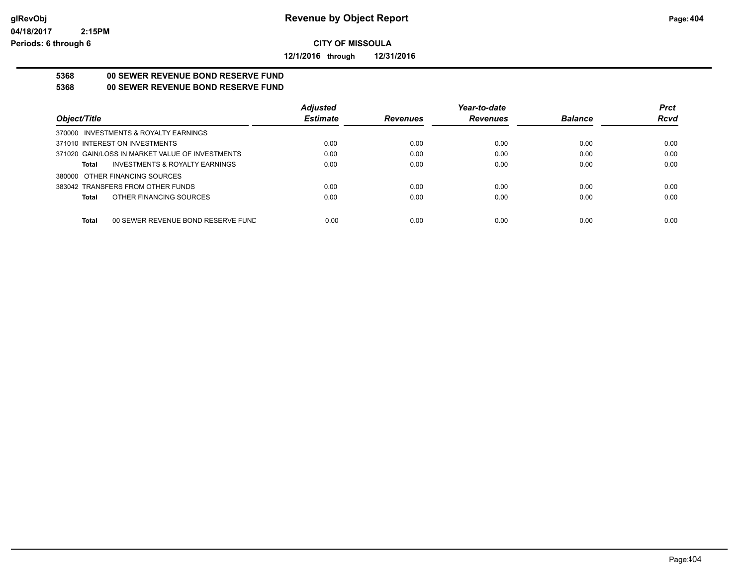**Revenue by Object Report**

**CITY OF MISSOULA**

**12/1/2016 through 12/31/2016**

glRevObj
04/18/2017 2:15PM
Periods: 6 through 6

**5368 00 SEWER REVENUE BOND RESERVE FUND**
**5368 00 SEWER REVENUE BOND RESERVE FUND**

| Object/Title | Adjusted Estimate | Revenues | Year-to-date Revenues | Balance | Prct Rcvd |
|---|---|---|---|---|---|
| 370000 INVESTMENTS & ROYALTY EARNINGS | | | | | |
| 371010 INTEREST ON INVESTMENTS | 0.00 | 0.00 | 0.00 | 0.00 | 0.00 |
| 371020 GAIN/LOSS IN MARKET VALUE OF INVESTMENTS | 0.00 | 0.00 | 0.00 | 0.00 | 0.00 |
| **Total** INVESTMENTS & ROYALTY EARNINGS | 0.00 | 0.00 | 0.00 | 0.00 | 0.00 |
| 380000 OTHER FINANCING SOURCES | | | | | |
| 383042 TRANSFERS FROM OTHER FUNDS | 0.00 | 0.00 | 0.00 | 0.00 | 0.00 |
| **Total** OTHER FINANCING SOURCES | 0.00 | 0.00 | 0.00 | 0.00 | 0.00 |
| **Total** 00 SEWER REVENUE BOND RESERVE FUND | 0.00 | 0.00 | 0.00 | 0.00 | 0.00 |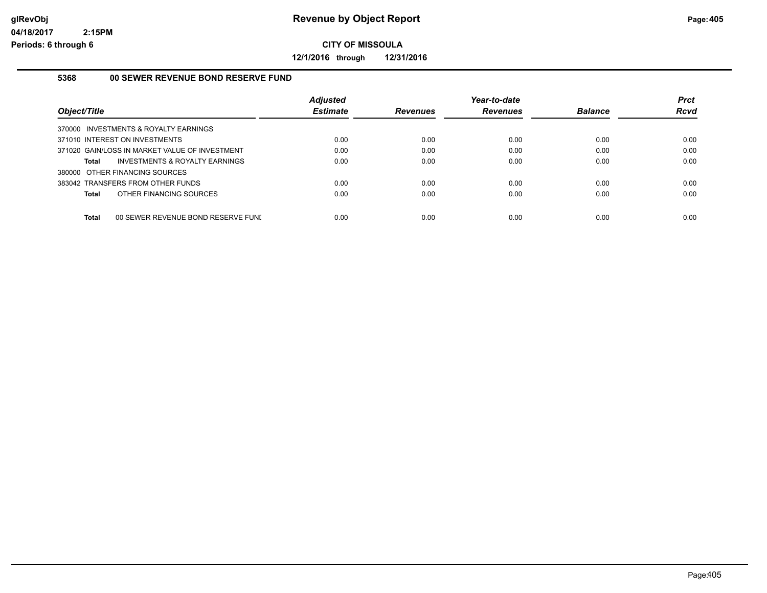# Revenue by Object Report

**CITY OF MISSOULA**

**12/1/2016 through 12/31/2016**

glRevObj
04/18/2017 2:15PM
Periods: 6 through 6

## 5368 00 SEWER REVENUE BOND RESERVE FUND

| Object/Title | Adjusted Estimate | Revenues | Year-to-date Revenues | Balance | Prct Rcvd |
|---|---|---|---|---|---|
| 370000 INVESTMENTS & ROYALTY EARNINGS | | | | | |
| 371010 INTEREST ON INVESTMENTS | 0.00 | 0.00 | 0.00 | 0.00 | 0.00 |
| 371020 GAIN/LOSS IN MARKET VALUE OF INVESTMENT | 0.00 | 0.00 | 0.00 | 0.00 | 0.00 |
| **Total** INVESTMENTS & ROYALTY EARNINGS | 0.00 | 0.00 | 0.00 | 0.00 | 0.00 |
| 380000 OTHER FINANCING SOURCES | | | | | |
| 383042 TRANSFERS FROM OTHER FUNDS | 0.00 | 0.00 | 0.00 | 0.00 | 0.00 |
| **Total** OTHER FINANCING SOURCES | 0.00 | 0.00 | 0.00 | 0.00 | 0.00 |
| **Total** 00 SEWER REVENUE BOND RESERVE FUNI | 0.00 | 0.00 | 0.00 | 0.00 | 0.00 |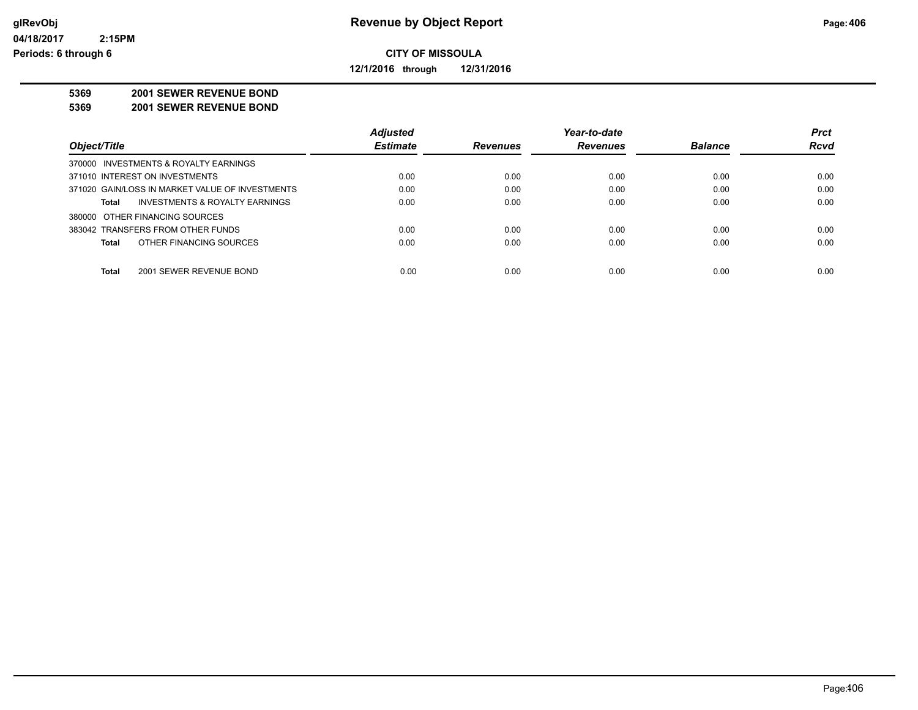**Revenue by Object Report**

**CITY OF MISSOULA**

**12/1/2016 through 12/31/2016**

glRevObj
04/18/2017 2:15PM
Periods: 6 through 6

**5369 2001 SEWER REVENUE BOND**
**5369 2001 SEWER REVENUE BOND**

| Object/Title | Adjusted Estimate | Revenues | Year-to-date Revenues | Balance | Prct Rcvd |
|---|---|---|---|---|---|
| 370000 INVESTMENTS & ROYALTY EARNINGS | | | | | |
| 371010 INTEREST ON INVESTMENTS | 0.00 | 0.00 | 0.00 | 0.00 | 0.00 |
| 371020 GAIN/LOSS IN MARKET VALUE OF INVESTMENTS | 0.00 | 0.00 | 0.00 | 0.00 | 0.00 |
| **Total** INVESTMENTS & ROYALTY EARNINGS | 0.00 | 0.00 | 0.00 | 0.00 | 0.00 |
| 380000 OTHER FINANCING SOURCES | | | | | |
| 383042 TRANSFERS FROM OTHER FUNDS | 0.00 | 0.00 | 0.00 | 0.00 | 0.00 |
| **Total** OTHER FINANCING SOURCES | 0.00 | 0.00 | 0.00 | 0.00 | 0.00 |
| **Total** 2001 SEWER REVENUE BOND | 0.00 | 0.00 | 0.00 | 0.00 | 0.00 |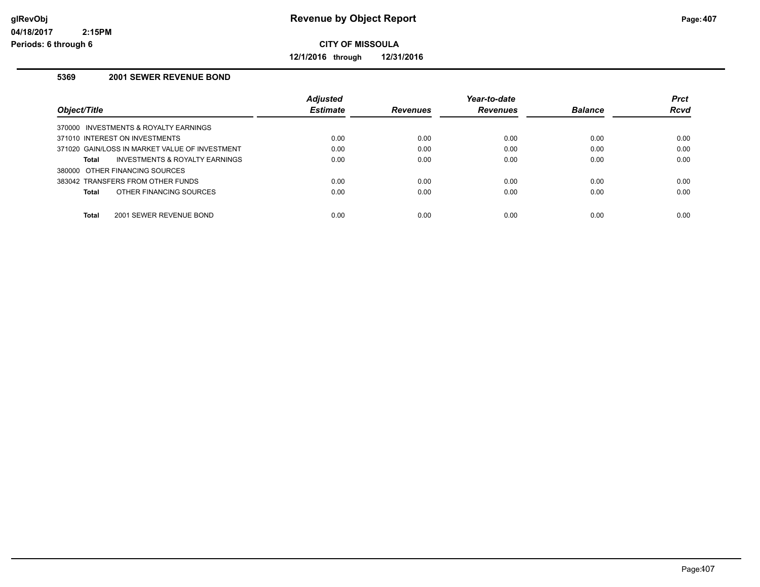# Revenue by Object Report

**CITY OF MISSOULA**

**12/1/2016 through 12/31/2016**

glRevObj
04/18/2017 2:15PM
Periods: 6 through 6

### 5369 2001 SEWER REVENUE BOND

| Object/Title | Adjusted Estimate | Revenues | Year-to-date Revenues | Balance | Prct Rcvd |
|---|---|---|---|---|---|
| 370000 INVESTMENTS & ROYALTY EARNINGS | | | | | |
| 371010 INTEREST ON INVESTMENTS | 0.00 | 0.00 | 0.00 | 0.00 | 0.00 |
| 371020 GAIN/LOSS IN MARKET VALUE OF INVESTMENT | 0.00 | 0.00 | 0.00 | 0.00 | 0.00 |
| **Total** INVESTMENTS & ROYALTY EARNINGS | 0.00 | 0.00 | 0.00 | 0.00 | 0.00 |
| 380000 OTHER FINANCING SOURCES | | | | | |
| 383042 TRANSFERS FROM OTHER FUNDS | 0.00 | 0.00 | 0.00 | 0.00 | 0.00 |
| **Total** OTHER FINANCING SOURCES | 0.00 | 0.00 | 0.00 | 0.00 | 0.00 |
| **Total** 2001 SEWER REVENUE BOND | 0.00 | 0.00 | 0.00 | 0.00 | 0.00 |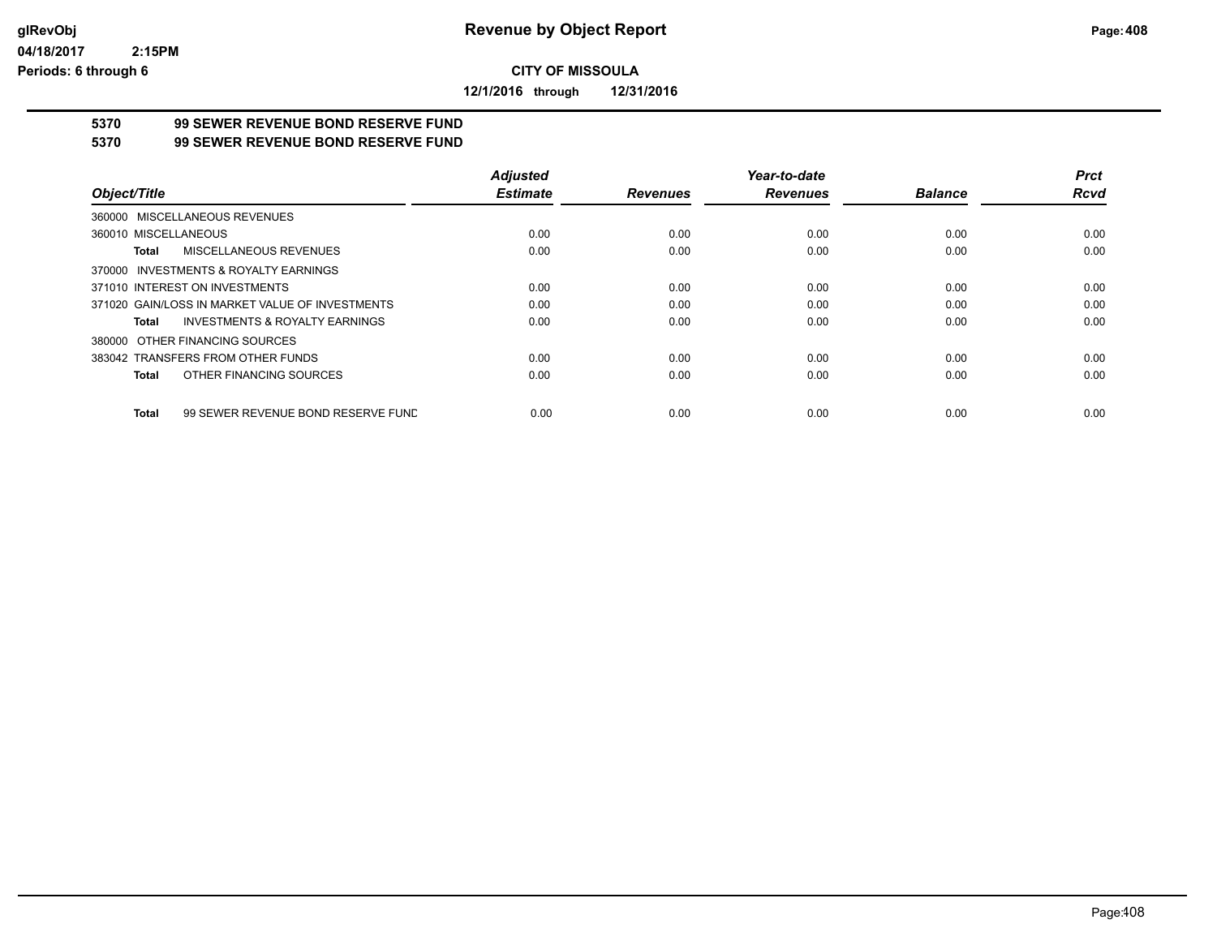**CITY OF MISSOULA**

**12/1/2016 through 12/31/2016**

## 5370 99 SEWER REVENUE BOND RESERVE FUND
## 5370 99 SEWER REVENUE BOND RESERVE FUND

| Object/Title | Adjusted Estimate | Revenues | Year-to-date Revenues | Balance | Prct Rcvd |
|---|---|---|---|---|---|
| 360000 MISCELLANEOUS REVENUES | | | | | |
| 360010 MISCELLANEOUS | 0.00 | 0.00 | 0.00 | 0.00 | 0.00 |
| **Total** MISCELLANEOUS REVENUES | 0.00 | 0.00 | 0.00 | 0.00 | 0.00 |
| 370000 INVESTMENTS & ROYALTY EARNINGS | | | | | |
| 371010 INTEREST ON INVESTMENTS | 0.00 | 0.00 | 0.00 | 0.00 | 0.00 |
| 371020 GAIN/LOSS IN MARKET VALUE OF INVESTMENTS | 0.00 | 0.00 | 0.00 | 0.00 | 0.00 |
| **Total** INVESTMENTS & ROYALTY EARNINGS | 0.00 | 0.00 | 0.00 | 0.00 | 0.00 |
| 380000 OTHER FINANCING SOURCES | | | | | |
| 383042 TRANSFERS FROM OTHER FUNDS | 0.00 | 0.00 | 0.00 | 0.00 | 0.00 |
| **Total** OTHER FINANCING SOURCES | 0.00 | 0.00 | 0.00 | 0.00 | 0.00 |
| **Total** 99 SEWER REVENUE BOND RESERVE FUND | 0.00 | 0.00 | 0.00 | 0.00 | 0.00 |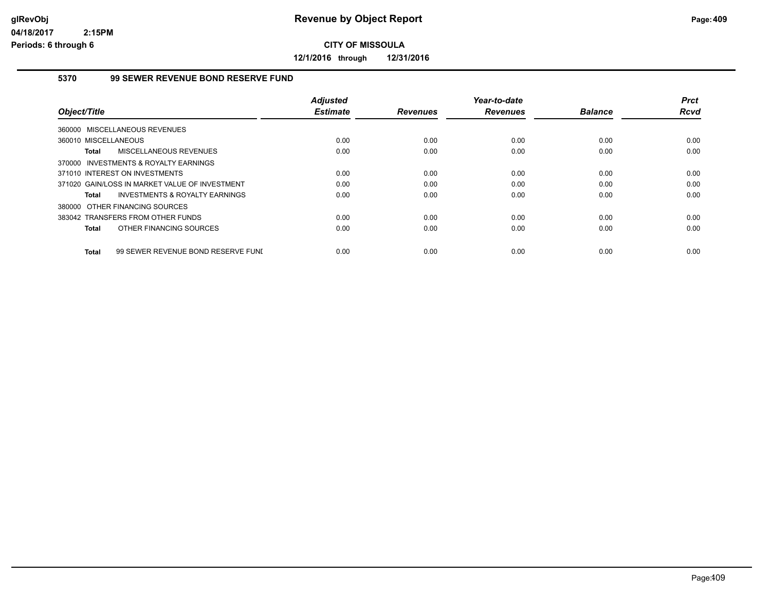# Revenue by Object Report

## CITY OF MISSOULA

**12/1/2016 through 12/31/2016**

glRevObj
04/18/2017 2:15PM
Periods: 6 through 6

### 5370 99 SEWER REVENUE BOND RESERVE FUND

| Object/Title | Adjusted Estimate | Revenues | Year-to-date Revenues | Balance | Prct Rcvd |
|---|---|---|---|---|---|
| 360000 MISCELLANEOUS REVENUES | | | | | |
| 360010 MISCELLANEOUS | 0.00 | 0.00 | 0.00 | 0.00 | 0.00 |
| **Total** MISCELLANEOUS REVENUES | 0.00 | 0.00 | 0.00 | 0.00 | 0.00 |
| 370000 INVESTMENTS & ROYALTY EARNINGS | | | | | |
| 371010 INTEREST ON INVESTMENTS | 0.00 | 0.00 | 0.00 | 0.00 | 0.00 |
| 371020 GAIN/LOSS IN MARKET VALUE OF INVESTMENT | 0.00 | 0.00 | 0.00 | 0.00 | 0.00 |
| **Total** INVESTMENTS & ROYALTY EARNINGS | 0.00 | 0.00 | 0.00 | 0.00 | 0.00 |
| 380000 OTHER FINANCING SOURCES | | | | | |
| 383042 TRANSFERS FROM OTHER FUNDS | 0.00 | 0.00 | 0.00 | 0.00 | 0.00 |
| **Total** OTHER FINANCING SOURCES | 0.00 | 0.00 | 0.00 | 0.00 | 0.00 |
| **Total** 99 SEWER REVENUE BOND RESERVE FUNI | 0.00 | 0.00 | 0.00 | 0.00 | 0.00 |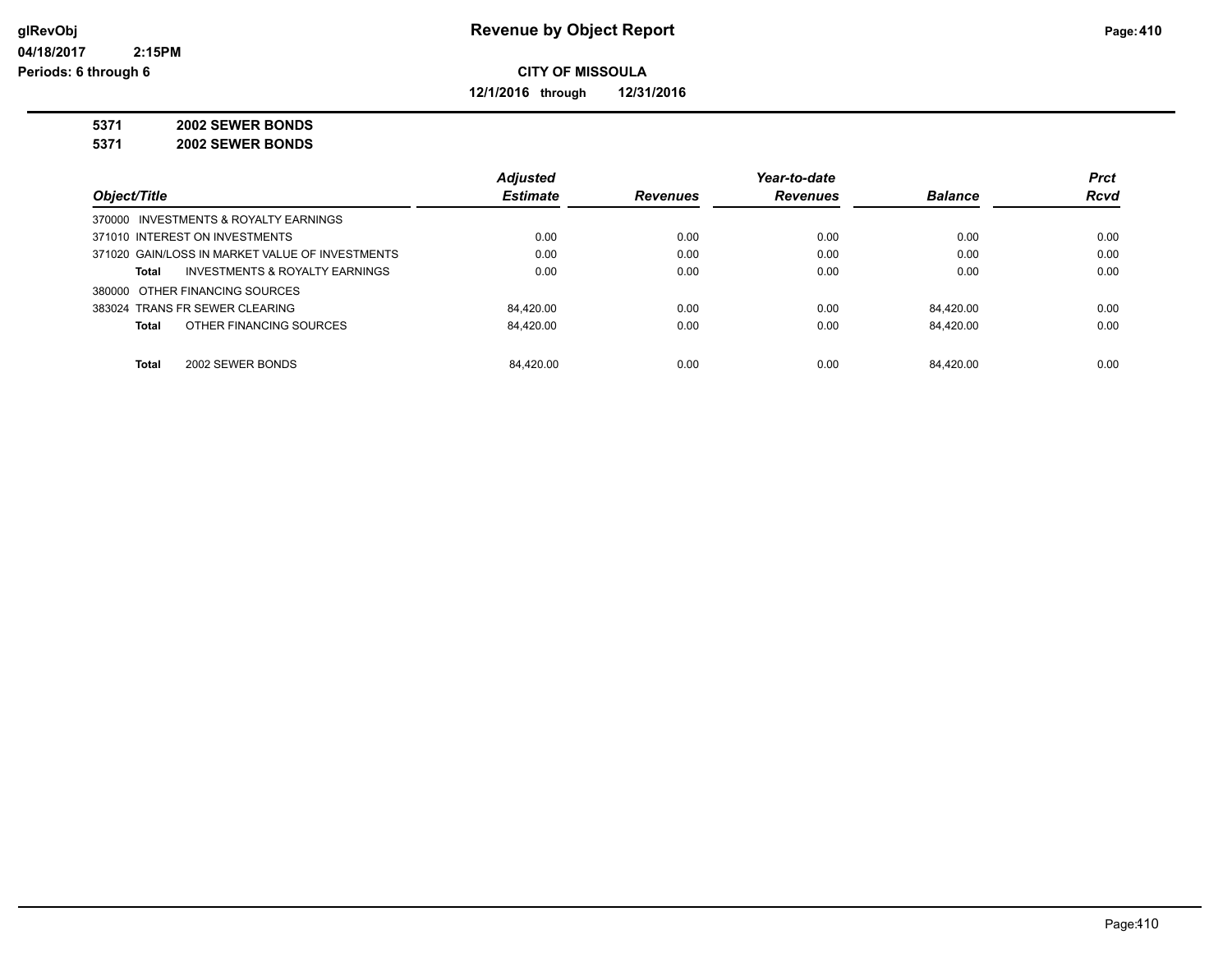# Revenue by Object Report

**CITY OF MISSOULA**

**12/1/2016 through 12/31/2016**

glRevObj
04/18/2017 2:15PM
Periods: 6 through 6

**5371 2002 SEWER BONDS**
**5371 2002 SEWER BONDS**

| Object/Title | Adjusted Estimate | Revenues | Year-to-date Revenues | Balance | Prct Rcvd |
|---|---|---|---|---|---|
| 370000 INVESTMENTS & ROYALTY EARNINGS | | | | | |
| 371010 INTEREST ON INVESTMENTS | 0.00 | 0.00 | 0.00 | 0.00 | 0.00 |
| 371020 GAIN/LOSS IN MARKET VALUE OF INVESTMENTS | 0.00 | 0.00 | 0.00 | 0.00 | 0.00 |
| **Total** INVESTMENTS & ROYALTY EARNINGS | 0.00 | 0.00 | 0.00 | 0.00 | 0.00 |
| 380000 OTHER FINANCING SOURCES | | | | | |
| 383024 TRANS FR SEWER CLEARING | 84,420.00 | 0.00 | 0.00 | 84,420.00 | 0.00 |
| **Total** OTHER FINANCING SOURCES | 84,420.00 | 0.00 | 0.00 | 84,420.00 | 0.00 |
| **Total** 2002 SEWER BONDS | 84,420.00 | 0.00 | 0.00 | 84,420.00 | 0.00 |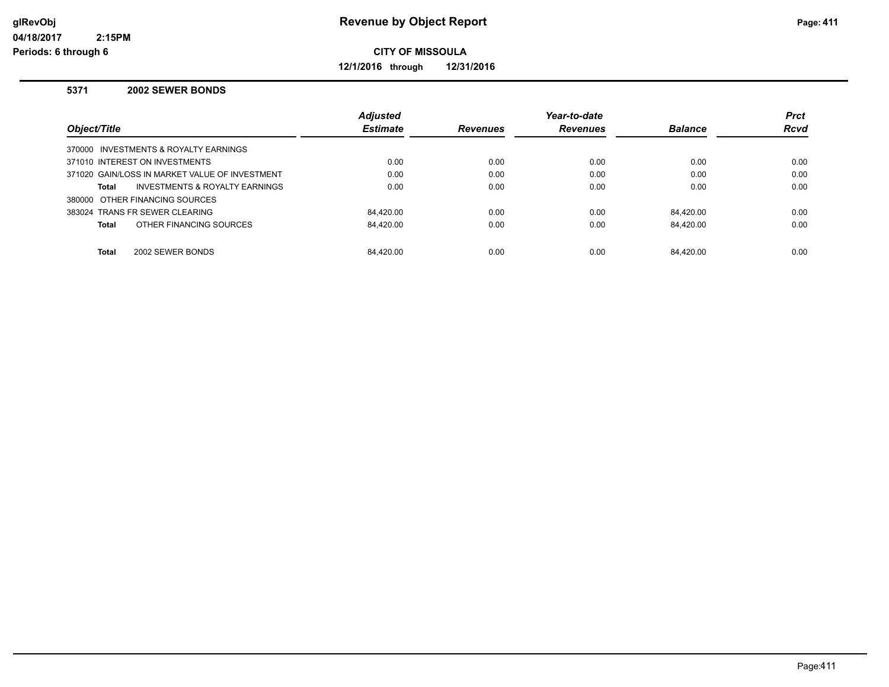# Revenue by Object Report

**CITY OF MISSOULA**

**12/1/2016 through 12/31/2016**

glRevObj
04/18/2017 2:15PM
Periods: 6 through 6

**5371 2002 SEWER BONDS**

| Object/Title | Adjusted Estimate | Revenues | Year-to-date Revenues | Balance | Prct Rcvd |
|---|---|---|---|---|---|
| 370000 INVESTMENTS & ROYALTY EARNINGS | | | | | |
| 371010 INTEREST ON INVESTMENTS | 0.00 | 0.00 | 0.00 | 0.00 | 0.00 |
| 371020 GAIN/LOSS IN MARKET VALUE OF INVESTMENT | 0.00 | 0.00 | 0.00 | 0.00 | 0.00 |
| **Total** INVESTMENTS & ROYALTY EARNINGS | 0.00 | 0.00 | 0.00 | 0.00 | 0.00 |
| 380000 OTHER FINANCING SOURCES | | | | | |
| 383024 TRANS FR SEWER CLEARING | 84,420.00 | 0.00 | 0.00 | 84,420.00 | 0.00 |
| **Total** OTHER FINANCING SOURCES | 84,420.00 | 0.00 | 0.00 | 84,420.00 | 0.00 |
| **Total** 2002 SEWER BONDS | 84,420.00 | 0.00 | 0.00 | 84,420.00 | 0.00 |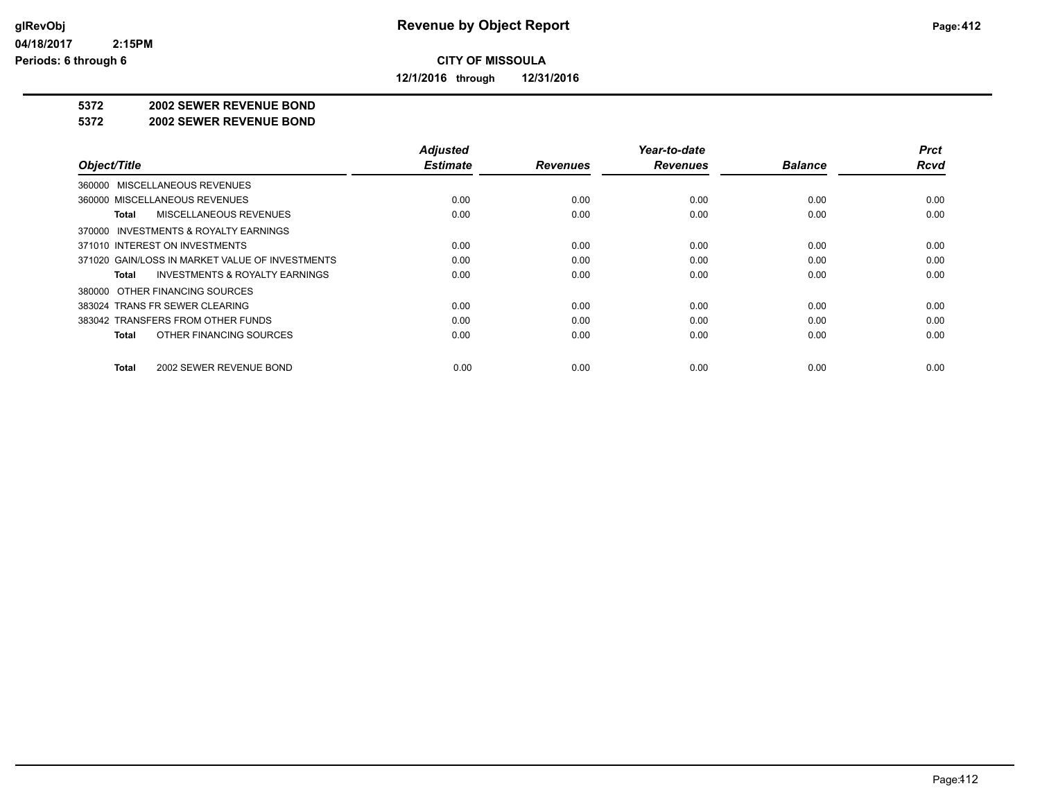# Revenue by Object Report

glRevObj
04/18/2017 2:15PM
Periods: 6 through 6

**CITY OF MISSOULA**

**12/1/2016 through 12/31/2016**

**5372 2002 SEWER REVENUE BOND**
**5372 2002 SEWER REVENUE BOND**

| Object/Title | Adjusted Estimate | Revenues | Year-to-date Revenues | Balance | Prct Rcvd |
|---|---|---|---|---|---|
| 360000 MISCELLANEOUS REVENUES | | | | | |
| 360000 MISCELLANEOUS REVENUES | 0.00 | 0.00 | 0.00 | 0.00 | 0.00 |
| **Total** MISCELLANEOUS REVENUES | 0.00 | 0.00 | 0.00 | 0.00 | 0.00 |
| 370000 INVESTMENTS & ROYALTY EARNINGS | | | | | |
| 371010 INTEREST ON INVESTMENTS | 0.00 | 0.00 | 0.00 | 0.00 | 0.00 |
| 371020 GAIN/LOSS IN MARKET VALUE OF INVESTMENTS | 0.00 | 0.00 | 0.00 | 0.00 | 0.00 |
| **Total** INVESTMENTS & ROYALTY EARNINGS | 0.00 | 0.00 | 0.00 | 0.00 | 0.00 |
| 380000 OTHER FINANCING SOURCES | | | | | |
| 383024 TRANS FR SEWER CLEARING | 0.00 | 0.00 | 0.00 | 0.00 | 0.00 |
| 383042 TRANSFERS FROM OTHER FUNDS | 0.00 | 0.00 | 0.00 | 0.00 | 0.00 |
| **Total** OTHER FINANCING SOURCES | 0.00 | 0.00 | 0.00 | 0.00 | 0.00 |
| **Total** 2002 SEWER REVENUE BOND | 0.00 | 0.00 | 0.00 | 0.00 | 0.00 |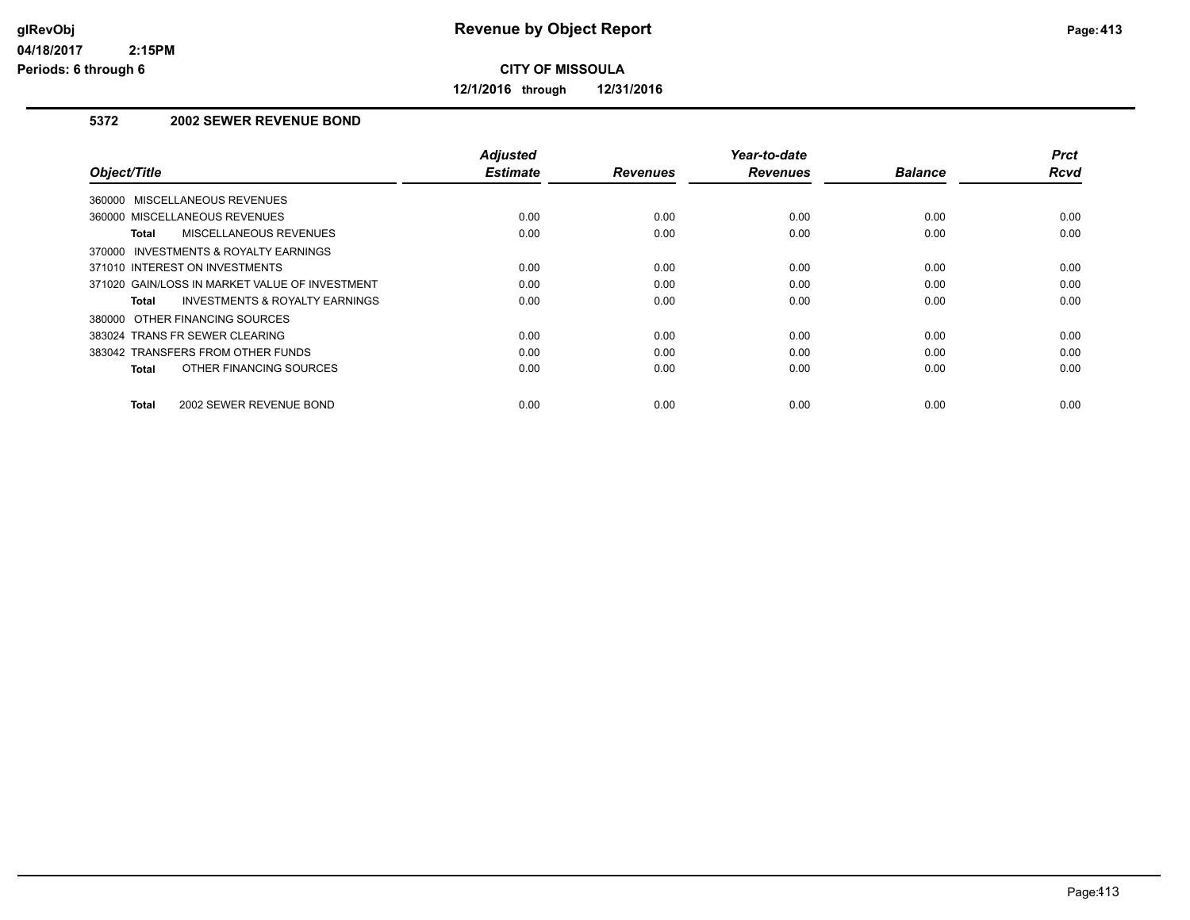glRevObj
04/18/2017 2:15PM
Periods: 6 through 6

# Revenue by Object Report

**CITY OF MISSOULA**

**12/1/2016 through 12/31/2016**

### 5372 2002 SEWER REVENUE BOND

| Object/Title | Adjusted Estimate | Revenues | Year-to-date Revenues | Balance | Prct Rcvd |
|---|---|---|---|---|---|
| 360000 MISCELLANEOUS REVENUES | | | | | |
| 360000 MISCELLANEOUS REVENUES | 0.00 | 0.00 | 0.00 | 0.00 | 0.00 |
| **Total** MISCELLANEOUS REVENUES | 0.00 | 0.00 | 0.00 | 0.00 | 0.00 |
| 370000 INVESTMENTS & ROYALTY EARNINGS | | | | | |
| 371010 INTEREST ON INVESTMENTS | 0.00 | 0.00 | 0.00 | 0.00 | 0.00 |
| 371020 GAIN/LOSS IN MARKET VALUE OF INVESTMENT | 0.00 | 0.00 | 0.00 | 0.00 | 0.00 |
| **Total** INVESTMENTS & ROYALTY EARNINGS | 0.00 | 0.00 | 0.00 | 0.00 | 0.00 |
| 380000 OTHER FINANCING SOURCES | | | | | |
| 383024 TRANS FR SEWER CLEARING | 0.00 | 0.00 | 0.00 | 0.00 | 0.00 |
| 383042 TRANSFERS FROM OTHER FUNDS | 0.00 | 0.00 | 0.00 | 0.00 | 0.00 |
| **Total** OTHER FINANCING SOURCES | 0.00 | 0.00 | 0.00 | 0.00 | 0.00 |
| **Total** 2002 SEWER REVENUE BOND | 0.00 | 0.00 | 0.00 | 0.00 | 0.00 |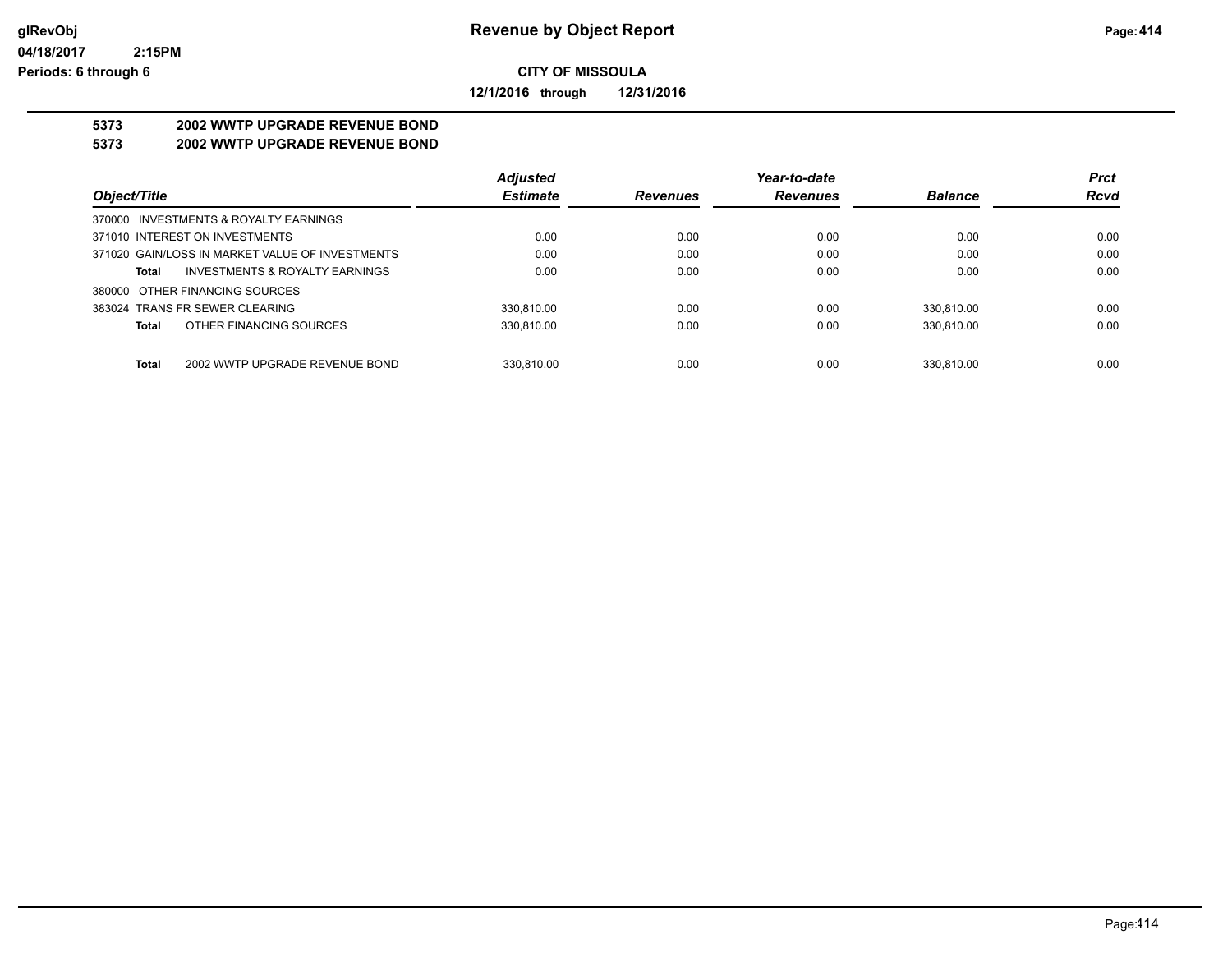**glRevObj**
**04/18/2017 2:15PM**
**Periods: 6 through 6**

# Revenue by Object Report

**CITY OF MISSOULA**

**12/1/2016 through 12/31/2016**

**5373 2002 WWTP UPGRADE REVENUE BOND**
**5373 2002 WWTP UPGRADE REVENUE BOND**

| Object/Title | Adjusted Estimate | Revenues | Year-to-date Revenues | Balance | Prct Rcvd |
|---|---|---|---|---|---|
| 370000 INVESTMENTS & ROYALTY EARNINGS | | | | | |
| 371010 INTEREST ON INVESTMENTS | 0.00 | 0.00 | 0.00 | 0.00 | 0.00 |
| 371020 GAIN/LOSS IN MARKET VALUE OF INVESTMENTS | 0.00 | 0.00 | 0.00 | 0.00 | 0.00 |
| **Total** INVESTMENTS & ROYALTY EARNINGS | 0.00 | 0.00 | 0.00 | 0.00 | 0.00 |
| 380000 OTHER FINANCING SOURCES | | | | | |
| 383024 TRANS FR SEWER CLEARING | 330,810.00 | 0.00 | 0.00 | 330,810.00 | 0.00 |
| **Total** OTHER FINANCING SOURCES | 330,810.00 | 0.00 | 0.00 | 330,810.00 | 0.00 |
| **Total** 2002 WWTP UPGRADE REVENUE BOND | 330,810.00 | 0.00 | 0.00 | 330,810.00 | 0.00 |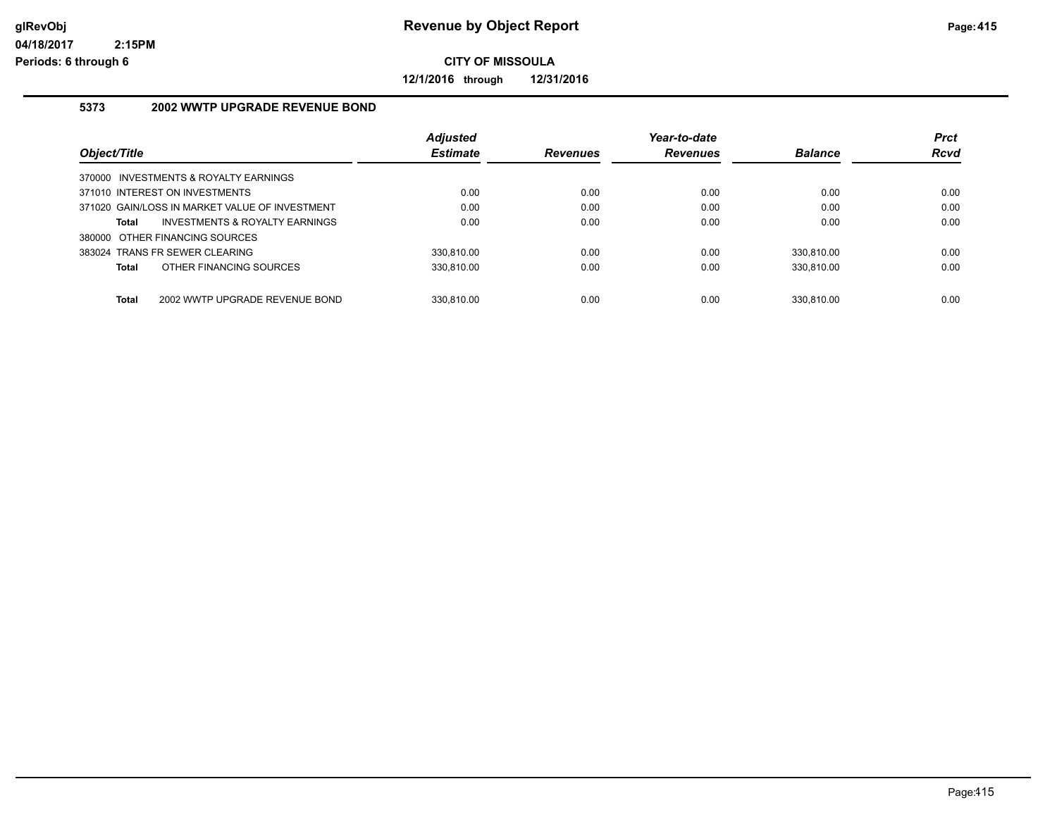# Revenue by Object Report

**CITY OF MISSOULA**

**12/1/2016 through 12/31/2016**

### 5373 2002 WWTP UPGRADE REVENUE BOND

| Object/Title | Adjusted Estimate | Revenues | Year-to-date Revenues | Balance | Prct Rcvd |
|---|---|---|---|---|---|
| 370000 INVESTMENTS & ROYALTY EARNINGS | | | | | |
| 371010 INTEREST ON INVESTMENTS | 0.00 | 0.00 | 0.00 | 0.00 | 0.00 |
| 371020 GAIN/LOSS IN MARKET VALUE OF INVESTMENT | 0.00 | 0.00 | 0.00 | 0.00 | 0.00 |
| **Total** INVESTMENTS & ROYALTY EARNINGS | 0.00 | 0.00 | 0.00 | 0.00 | 0.00 |
| 380000 OTHER FINANCING SOURCES | | | | | |
| 383024 TRANS FR SEWER CLEARING | 330,810.00 | 0.00 | 0.00 | 330,810.00 | 0.00 |
| **Total** OTHER FINANCING SOURCES | 330,810.00 | 0.00 | 0.00 | 330,810.00 | 0.00 |
| **Total** 2002 WWTP UPGRADE REVENUE BOND | 330,810.00 | 0.00 | 0.00 | 330,810.00 | 0.00 |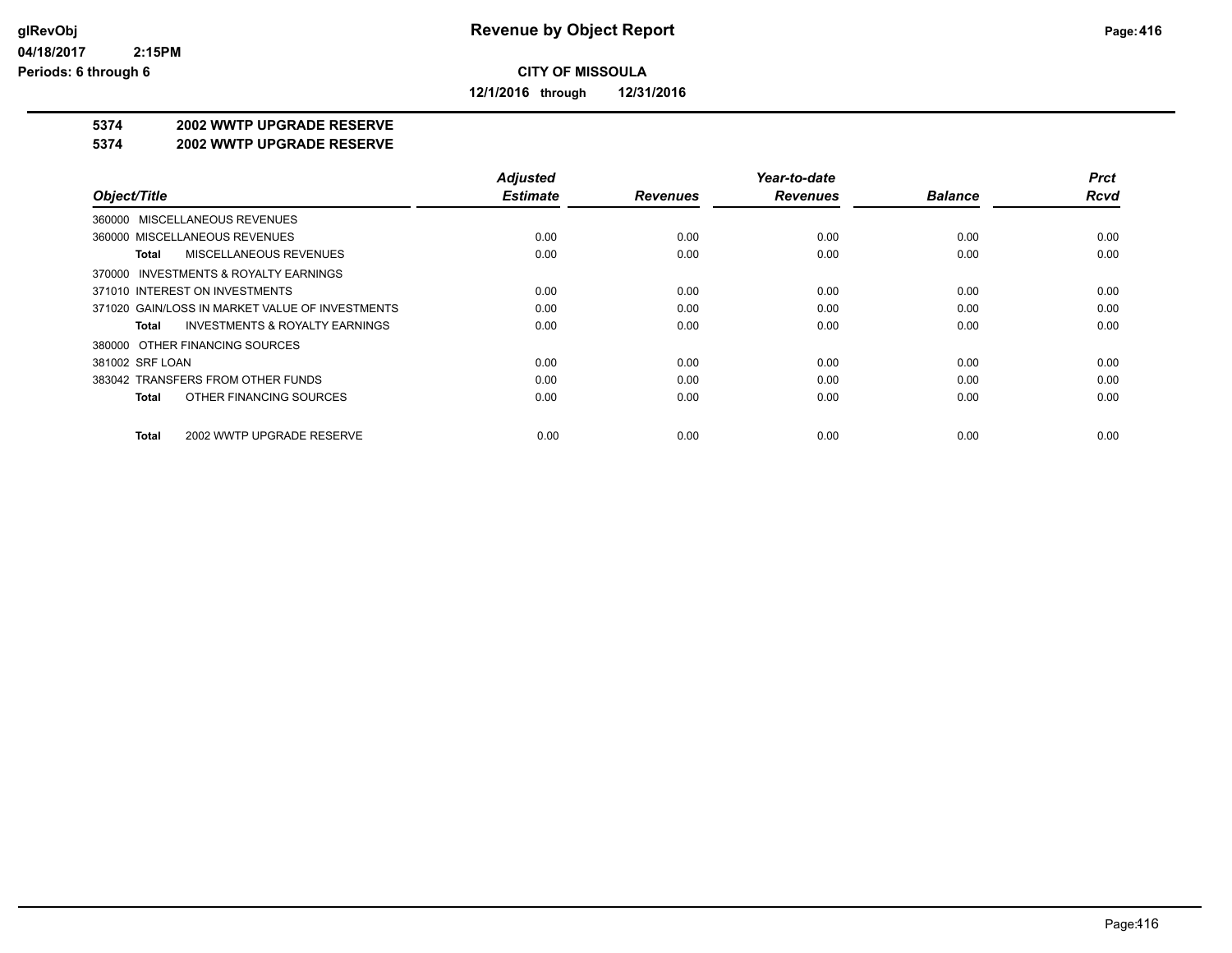# Revenue by Object Report

glRevObj
04/18/2017 2:15PM
Periods: 6 through 6

**CITY OF MISSOULA**

**12/1/2016 through 12/31/2016**

**5374 2002 WWTP UPGRADE RESERVE**
**5374 2002 WWTP UPGRADE RESERVE**

| Object/Title | Adjusted Estimate | Revenues | Year-to-date Revenues | Balance | Prct Rcvd |
|---|---|---|---|---|---|
| 360000 MISCELLANEOUS REVENUES | | | | | |
| 360000 MISCELLANEOUS REVENUES | 0.00 | 0.00 | 0.00 | 0.00 | 0.00 |
| **Total** MISCELLANEOUS REVENUES | 0.00 | 0.00 | 0.00 | 0.00 | 0.00 |
| 370000 INVESTMENTS & ROYALTY EARNINGS | | | | | |
| 371010 INTEREST ON INVESTMENTS | 0.00 | 0.00 | 0.00 | 0.00 | 0.00 |
| 371020 GAIN/LOSS IN MARKET VALUE OF INVESTMENTS | 0.00 | 0.00 | 0.00 | 0.00 | 0.00 |
| **Total** INVESTMENTS & ROYALTY EARNINGS | 0.00 | 0.00 | 0.00 | 0.00 | 0.00 |
| 380000 OTHER FINANCING SOURCES | | | | | |
| 381002 SRF LOAN | 0.00 | 0.00 | 0.00 | 0.00 | 0.00 |
| 383042 TRANSFERS FROM OTHER FUNDS | 0.00 | 0.00 | 0.00 | 0.00 | 0.00 |
| **Total** OTHER FINANCING SOURCES | 0.00 | 0.00 | 0.00 | 0.00 | 0.00 |
| **Total** 2002 WWTP UPGRADE RESERVE | 0.00 | 0.00 | 0.00 | 0.00 | 0.00 |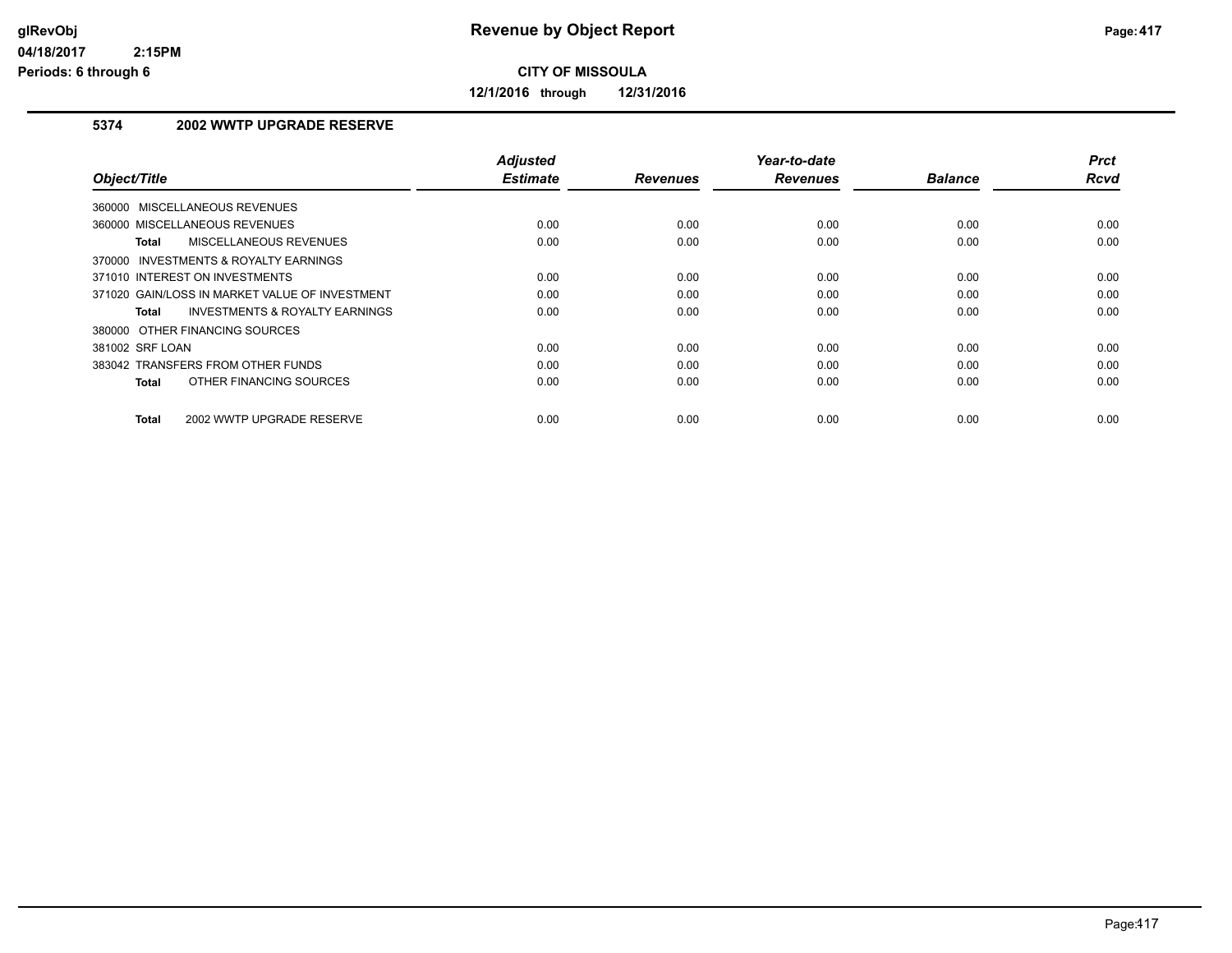# Revenue by Object Report

**CITY OF MISSOULA**

**12/1/2016 through 12/31/2016**

glRevObj
04/18/2017 2:15PM
Periods: 6 through 6

## 5374 2002 WWTP UPGRADE RESERVE

| Object/Title | Adjusted Estimate | Revenues | Year-to-date Revenues | Balance | Prct Rcvd |
|---|---|---|---|---|---|
| 360000 MISCELLANEOUS REVENUES | | | | | |
| 360000 MISCELLANEOUS REVENUES | 0.00 | 0.00 | 0.00 | 0.00 | 0.00 |
| **Total** MISCELLANEOUS REVENUES | 0.00 | 0.00 | 0.00 | 0.00 | 0.00 |
| 370000 INVESTMENTS & ROYALTY EARNINGS | | | | | |
| 371010 INTEREST ON INVESTMENTS | 0.00 | 0.00 | 0.00 | 0.00 | 0.00 |
| 371020 GAIN/LOSS IN MARKET VALUE OF INVESTMENT | 0.00 | 0.00 | 0.00 | 0.00 | 0.00 |
| **Total** INVESTMENTS & ROYALTY EARNINGS | 0.00 | 0.00 | 0.00 | 0.00 | 0.00 |
| 380000 OTHER FINANCING SOURCES | | | | | |
| 381002 SRF LOAN | 0.00 | 0.00 | 0.00 | 0.00 | 0.00 |
| 383042 TRANSFERS FROM OTHER FUNDS | 0.00 | 0.00 | 0.00 | 0.00 | 0.00 |
| **Total** OTHER FINANCING SOURCES | 0.00 | 0.00 | 0.00 | 0.00 | 0.00 |
| **Total** 2002 WWTP UPGRADE RESERVE | 0.00 | 0.00 | 0.00 | 0.00 | 0.00 |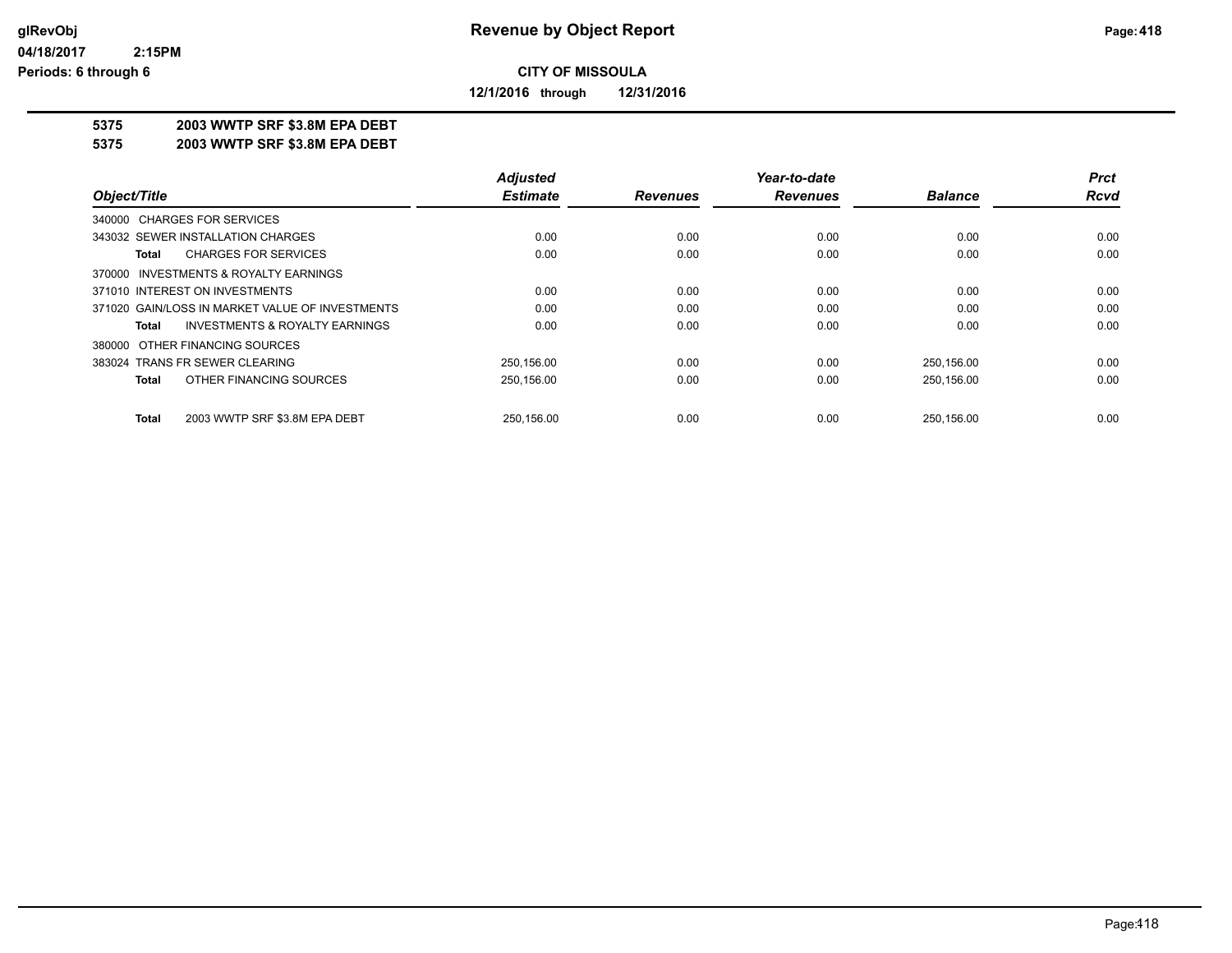# Revenue by Object Report

glRevObj
04/18/2017 2:15PM
Periods: 6 through 6

**CITY OF MISSOULA**

**12/1/2016 through 12/31/2016**

**5375 2003 WWTP SRF $3.8M EPA DEBT**
**5375 2003 WWTP SRF $3.8M EPA DEBT**

| Object/Title | Adjusted Estimate | Revenues | Year-to-date Revenues | Balance | Prct Rcvd |
|---|---|---|---|---|---|
| 340000 CHARGES FOR SERVICES | | | | | |
| 343032 SEWER INSTALLATION CHARGES | 0.00 | 0.00 | 0.00 | 0.00 | 0.00 |
| **Total** CHARGES FOR SERVICES | 0.00 | 0.00 | 0.00 | 0.00 | 0.00 |
| 370000 INVESTMENTS & ROYALTY EARNINGS | | | | | |
| 371010 INTEREST ON INVESTMENTS | 0.00 | 0.00 | 0.00 | 0.00 | 0.00 |
| 371020 GAIN/LOSS IN MARKET VALUE OF INVESTMENTS | 0.00 | 0.00 | 0.00 | 0.00 | 0.00 |
| **Total** INVESTMENTS & ROYALTY EARNINGS | 0.00 | 0.00 | 0.00 | 0.00 | 0.00 |
| 380000 OTHER FINANCING SOURCES | | | | | |
| 383024 TRANS FR SEWER CLEARING | 250,156.00 | 0.00 | 0.00 | 250,156.00 | 0.00 |
| **Total** OTHER FINANCING SOURCES | 250,156.00 | 0.00 | 0.00 | 250,156.00 | 0.00 |
| **Total** 2003 WWTP SRF $3.8M EPA DEBT | 250,156.00 | 0.00 | 0.00 | 250,156.00 | 0.00 |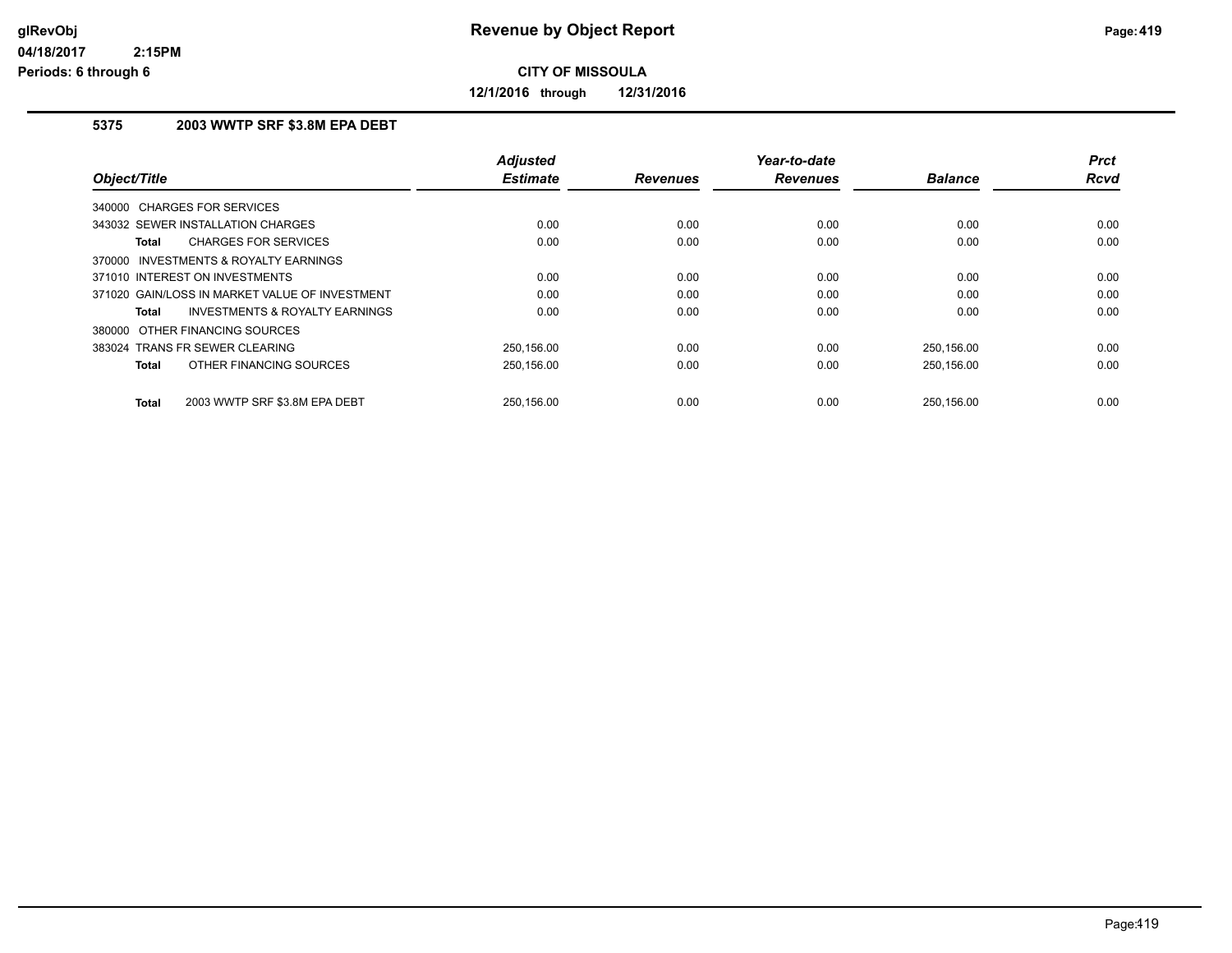# Revenue by Object Report

**CITY OF MISSOULA**

**12/1/2016 through 12/31/2016**

glRevObj
04/18/2017 2:15PM
Periods: 6 through 6

### 5375 2003 WWTP SRF $3.8M EPA DEBT

| Object/Title | Adjusted Estimate | Revenues | Year-to-date Revenues | Balance | Prct Rcvd |
|---|---|---|---|---|---|
| 340000 CHARGES FOR SERVICES | | | | | |
| 343032 SEWER INSTALLATION CHARGES | 0.00 | 0.00 | 0.00 | 0.00 | 0.00 |
| **Total** CHARGES FOR SERVICES | 0.00 | 0.00 | 0.00 | 0.00 | 0.00 |
| 370000 INVESTMENTS & ROYALTY EARNINGS | | | | | |
| 371010 INTEREST ON INVESTMENTS | 0.00 | 0.00 | 0.00 | 0.00 | 0.00 |
| 371020 GAIN/LOSS IN MARKET VALUE OF INVESTMENT | 0.00 | 0.00 | 0.00 | 0.00 | 0.00 |
| **Total** INVESTMENTS & ROYALTY EARNINGS | 0.00 | 0.00 | 0.00 | 0.00 | 0.00 |
| 380000 OTHER FINANCING SOURCES | | | | | |
| 383024 TRANS FR SEWER CLEARING | 250,156.00 | 0.00 | 0.00 | 250,156.00 | 0.00 |
| **Total** OTHER FINANCING SOURCES | 250,156.00 | 0.00 | 0.00 | 250,156.00 | 0.00 |
| **Total** 2003 WWTP SRF $3.8M EPA DEBT | 250,156.00 | 0.00 | 0.00 | 250,156.00 | 0.00 |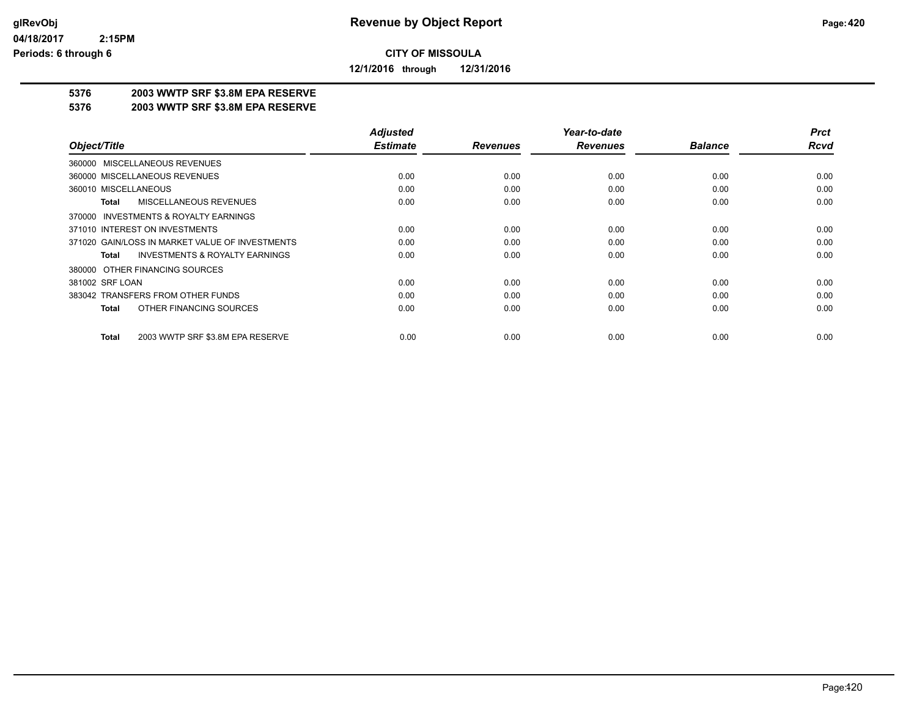# Revenue by Object Report

glRevObj
04/18/2017 2:15PM
Periods: 6 through 6

**CITY OF MISSOULA**

**12/1/2016 through 12/31/2016**

**5376 2003 WWTP SRF $3.8M EPA RESERVE**
**5376 2003 WWTP SRF $3.8M EPA RESERVE**

| Object/Title | Adjusted Estimate | Revenues | Year-to-date Revenues | Balance | Prct Rcvd |
|---|---|---|---|---|---|
| 360000 MISCELLANEOUS REVENUES | | | | | |
| 360000 MISCELLANEOUS REVENUES | 0.00 | 0.00 | 0.00 | 0.00 | 0.00 |
| 360010 MISCELLANEOUS | 0.00 | 0.00 | 0.00 | 0.00 | 0.00 |
| **Total** MISCELLANEOUS REVENUES | 0.00 | 0.00 | 0.00 | 0.00 | 0.00 |
| 370000 INVESTMENTS & ROYALTY EARNINGS | | | | | |
| 371010 INTEREST ON INVESTMENTS | 0.00 | 0.00 | 0.00 | 0.00 | 0.00 |
| 371020 GAIN/LOSS IN MARKET VALUE OF INVESTMENTS | 0.00 | 0.00 | 0.00 | 0.00 | 0.00 |
| **Total** INVESTMENTS & ROYALTY EARNINGS | 0.00 | 0.00 | 0.00 | 0.00 | 0.00 |
| 380000 OTHER FINANCING SOURCES | | | | | |
| 381002 SRF LOAN | 0.00 | 0.00 | 0.00 | 0.00 | 0.00 |
| 383042 TRANSFERS FROM OTHER FUNDS | 0.00 | 0.00 | 0.00 | 0.00 | 0.00 |
| **Total** OTHER FINANCING SOURCES | 0.00 | 0.00 | 0.00 | 0.00 | 0.00 |
| **Total** 2003 WWTP SRF $3.8M EPA RESERVE | 0.00 | 0.00 | 0.00 | 0.00 | 0.00 |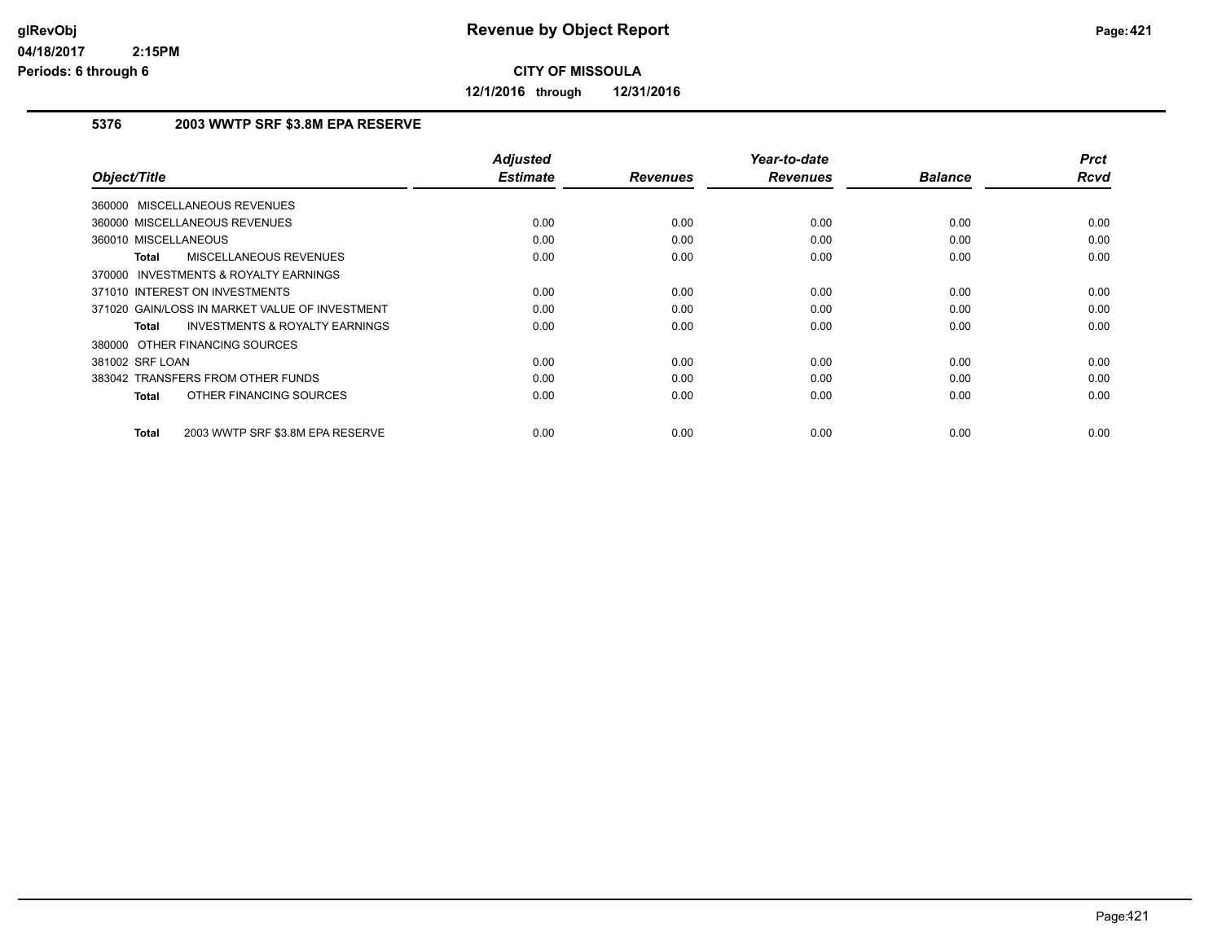# Revenue by Object Report

**CITY OF MISSOULA**

**12/1/2016 through 12/31/2016**

glRevObj
04/18/2017 2:15PM
Periods: 6 through 6

### 5376 2003 WWTP SRF $3.8M EPA RESERVE

| Object/Title | Adjusted Estimate | Revenues | Year-to-date Revenues | Balance | Prct Rcvd |
|---|---|---|---|---|---|
| 360000 MISCELLANEOUS REVENUES | | | | | |
| 360000 MISCELLANEOUS REVENUES | 0.00 | 0.00 | 0.00 | 0.00 | 0.00 |
| 360010 MISCELLANEOUS | 0.00 | 0.00 | 0.00 | 0.00 | 0.00 |
| **Total** MISCELLANEOUS REVENUES | 0.00 | 0.00 | 0.00 | 0.00 | 0.00 |
| 370000 INVESTMENTS & ROYALTY EARNINGS | | | | | |
| 371010 INTEREST ON INVESTMENTS | 0.00 | 0.00 | 0.00 | 0.00 | 0.00 |
| 371020 GAIN/LOSS IN MARKET VALUE OF INVESTMENT | 0.00 | 0.00 | 0.00 | 0.00 | 0.00 |
| **Total** INVESTMENTS & ROYALTY EARNINGS | 0.00 | 0.00 | 0.00 | 0.00 | 0.00 |
| 380000 OTHER FINANCING SOURCES | | | | | |
| 381002 SRF LOAN | 0.00 | 0.00 | 0.00 | 0.00 | 0.00 |
| 383042 TRANSFERS FROM OTHER FUNDS | 0.00 | 0.00 | 0.00 | 0.00 | 0.00 |
| **Total** OTHER FINANCING SOURCES | 0.00 | 0.00 | 0.00 | 0.00 | 0.00 |
| **Total** 2003 WWTP SRF $3.8M EPA RESERVE | 0.00 | 0.00 | 0.00 | 0.00 | 0.00 |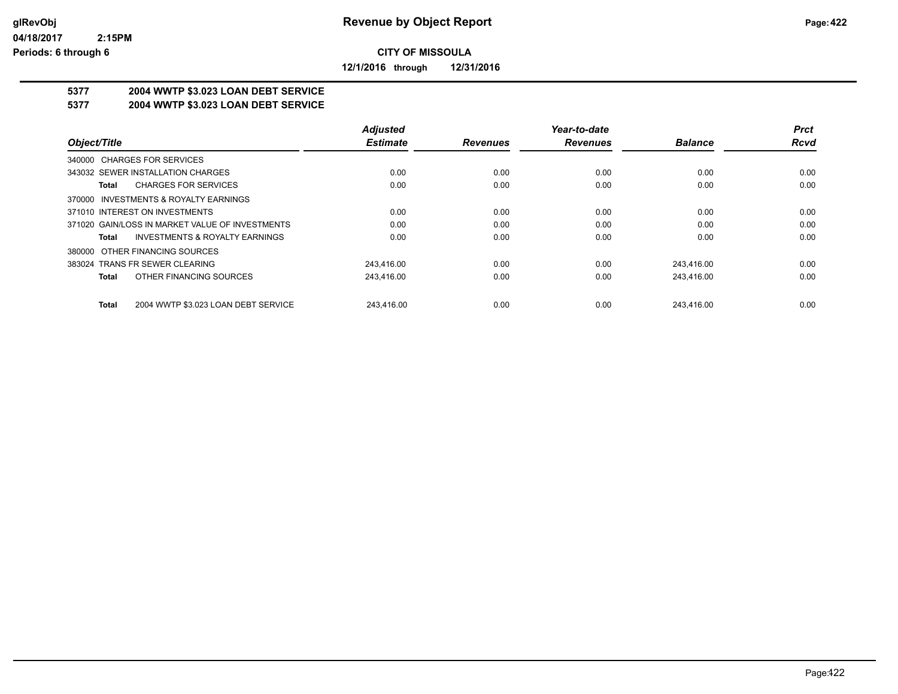# Revenue by Object Report

**CITY OF MISSOULA**

**12/1/2016 through 12/31/2016**

glRevObj
04/18/2017 2:15PM
Periods: 6 through 6

## 5377 2004 WWTP $3.023 LOAN DEBT SERVICE
## 5377 2004 WWTP $3.023 LOAN DEBT SERVICE

| Object/Title | Adjusted Estimate | Revenues | Year-to-date Revenues | Balance | Prct Rcvd |
|---|---|---|---|---|---|
| 340000 CHARGES FOR SERVICES | | | | | |
| 343032 SEWER INSTALLATION CHARGES | 0.00 | 0.00 | 0.00 | 0.00 | 0.00 |
| **Total** CHARGES FOR SERVICES | 0.00 | 0.00 | 0.00 | 0.00 | 0.00 |
| 370000 INVESTMENTS & ROYALTY EARNINGS | | | | | |
| 371010 INTEREST ON INVESTMENTS | 0.00 | 0.00 | 0.00 | 0.00 | 0.00 |
| 371020 GAIN/LOSS IN MARKET VALUE OF INVESTMENTS | 0.00 | 0.00 | 0.00 | 0.00 | 0.00 |
| **Total** INVESTMENTS & ROYALTY EARNINGS | 0.00 | 0.00 | 0.00 | 0.00 | 0.00 |
| 380000 OTHER FINANCING SOURCES | | | | | |
| 383024 TRANS FR SEWER CLEARING | 243,416.00 | 0.00 | 0.00 | 243,416.00 | 0.00 |
| **Total** OTHER FINANCING SOURCES | 243,416.00 | 0.00 | 0.00 | 243,416.00 | 0.00 |
| **Total** 2004 WWTP $3.023 LOAN DEBT SERVICE | 243,416.00 | 0.00 | 0.00 | 243,416.00 | 0.00 |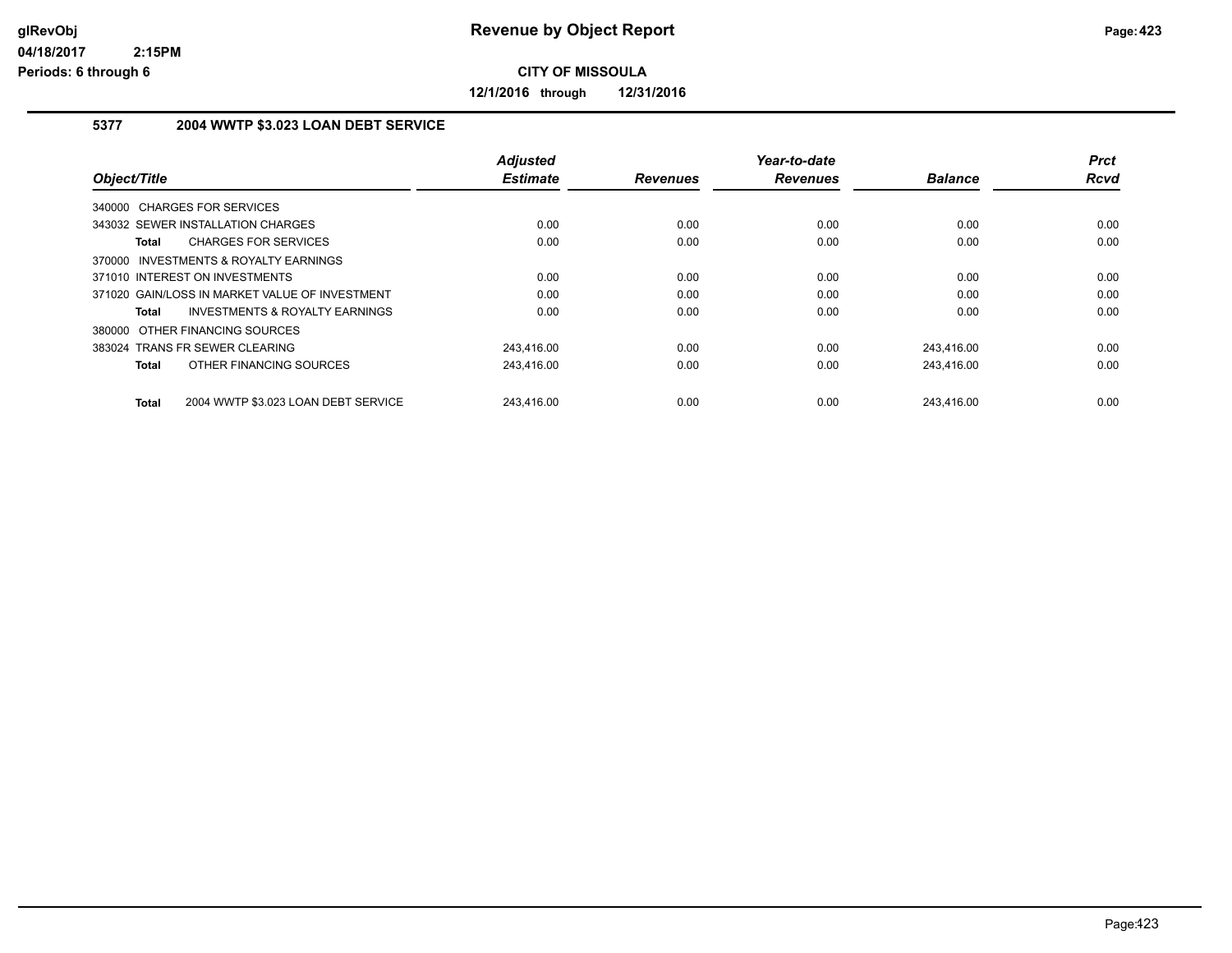# Revenue by Object Report

**CITY OF MISSOULA**

**12/1/2016 through 12/31/2016**

glRevObj
04/18/2017 2:15PM
Periods: 6 through 6

## 5377 2004 WWTP $3.023 LOAN DEBT SERVICE

| Object/Title | Adjusted Estimate | Revenues | Year-to-date Revenues | Balance | Prct Rcvd |
|---|---|---|---|---|---|
| 340000 CHARGES FOR SERVICES | | | | | |
| 343032 SEWER INSTALLATION CHARGES | 0.00 | 0.00 | 0.00 | 0.00 | 0.00 |
| **Total** CHARGES FOR SERVICES | 0.00 | 0.00 | 0.00 | 0.00 | 0.00 |
| 370000 INVESTMENTS & ROYALTY EARNINGS | | | | | |
| 371010 INTEREST ON INVESTMENTS | 0.00 | 0.00 | 0.00 | 0.00 | 0.00 |
| 371020 GAIN/LOSS IN MARKET VALUE OF INVESTMENT | 0.00 | 0.00 | 0.00 | 0.00 | 0.00 |
| **Total** INVESTMENTS & ROYALTY EARNINGS | 0.00 | 0.00 | 0.00 | 0.00 | 0.00 |
| 380000 OTHER FINANCING SOURCES | | | | | |
| 383024 TRANS FR SEWER CLEARING | 243,416.00 | 0.00 | 0.00 | 243,416.00 | 0.00 |
| **Total** OTHER FINANCING SOURCES | 243,416.00 | 0.00 | 0.00 | 243,416.00 | 0.00 |
| **Total** 2004 WWTP $3.023 LOAN DEBT SERVICE | 243,416.00 | 0.00 | 0.00 | 243,416.00 | 0.00 |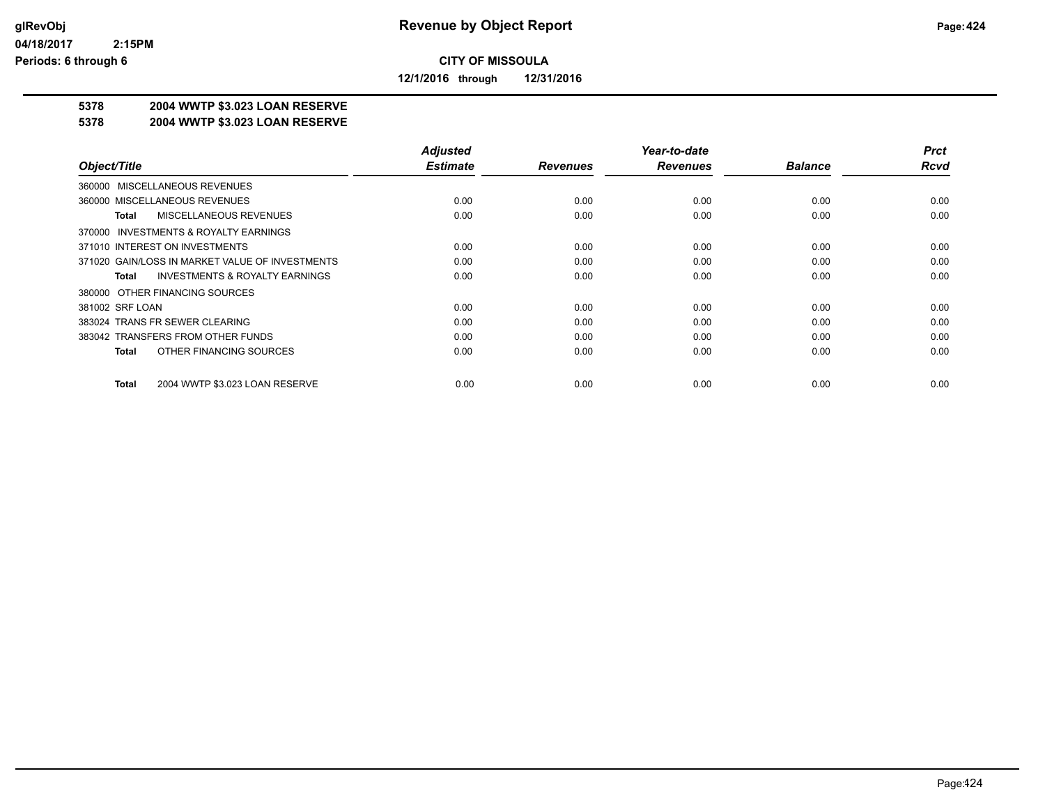**Revenue by Object Report**

**CITY OF MISSOULA**

**12/1/2016 through 12/31/2016**

glRevObj
04/18/2017 2:15PM
Periods: 6 through 6

**5378 2004 WWTP $3.023 LOAN RESERVE**

**5378 2004 WWTP $3.023 LOAN RESERVE**

| Object/Title | Adjusted Estimate | Revenues | Year-to-date Revenues | Balance | Prct Rcvd |
|---|---|---|---|---|---|
| 360000 MISCELLANEOUS REVENUES | | | | | |
| 360000 MISCELLANEOUS REVENUES | 0.00 | 0.00 | 0.00 | 0.00 | 0.00 |
| **Total** MISCELLANEOUS REVENUES | 0.00 | 0.00 | 0.00 | 0.00 | 0.00 |
| 370000 INVESTMENTS & ROYALTY EARNINGS | | | | | |
| 371010 INTEREST ON INVESTMENTS | 0.00 | 0.00 | 0.00 | 0.00 | 0.00 |
| 371020 GAIN/LOSS IN MARKET VALUE OF INVESTMENTS | 0.00 | 0.00 | 0.00 | 0.00 | 0.00 |
| **Total** INVESTMENTS & ROYALTY EARNINGS | 0.00 | 0.00 | 0.00 | 0.00 | 0.00 |
| 380000 OTHER FINANCING SOURCES | | | | | |
| 381002 SRF LOAN | 0.00 | 0.00 | 0.00 | 0.00 | 0.00 |
| 383024 TRANS FR SEWER CLEARING | 0.00 | 0.00 | 0.00 | 0.00 | 0.00 |
| 383042 TRANSFERS FROM OTHER FUNDS | 0.00 | 0.00 | 0.00 | 0.00 | 0.00 |
| **Total** OTHER FINANCING SOURCES | 0.00 | 0.00 | 0.00 | 0.00 | 0.00 |
| **Total** 2004 WWTP $3.023 LOAN RESERVE | 0.00 | 0.00 | 0.00 | 0.00 | 0.00 |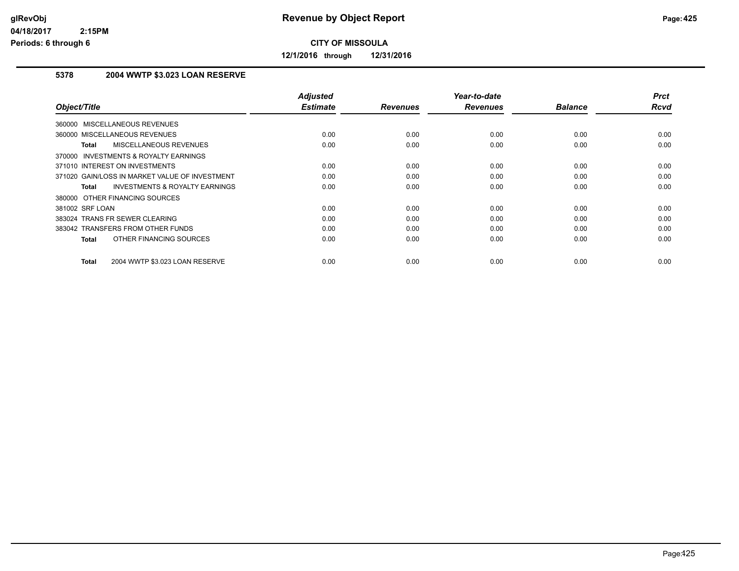# Revenue by Object Report

**CITY OF MISSOULA**

**12/1/2016 through 12/31/2016**

glRevObj
04/18/2017 2:15PM
Periods: 6 through 6

## 5378 2004 WWTP $3.023 LOAN RESERVE

| Object/Title | Adjusted Estimate | Revenues | Year-to-date Revenues | Balance | Prct Rcvd |
|---|---|---|---|---|---|
| 360000 MISCELLANEOUS REVENUES | | | | | |
| 360000 MISCELLANEOUS REVENUES | 0.00 | 0.00 | 0.00 | 0.00 | 0.00 |
| **Total** MISCELLANEOUS REVENUES | 0.00 | 0.00 | 0.00 | 0.00 | 0.00 |
| 370000 INVESTMENTS & ROYALTY EARNINGS | | | | | |
| 371010 INTEREST ON INVESTMENTS | 0.00 | 0.00 | 0.00 | 0.00 | 0.00 |
| 371020 GAIN/LOSS IN MARKET VALUE OF INVESTMENT | 0.00 | 0.00 | 0.00 | 0.00 | 0.00 |
| **Total** INVESTMENTS & ROYALTY EARNINGS | 0.00 | 0.00 | 0.00 | 0.00 | 0.00 |
| 380000 OTHER FINANCING SOURCES | | | | | |
| 381002 SRF LOAN | 0.00 | 0.00 | 0.00 | 0.00 | 0.00 |
| 383024 TRANS FR SEWER CLEARING | 0.00 | 0.00 | 0.00 | 0.00 | 0.00 |
| 383042 TRANSFERS FROM OTHER FUNDS | 0.00 | 0.00 | 0.00 | 0.00 | 0.00 |
| **Total** OTHER FINANCING SOURCES | 0.00 | 0.00 | 0.00 | 0.00 | 0.00 |
| **Total** 2004 WWTP $3.023 LOAN RESERVE | 0.00 | 0.00 | 0.00 | 0.00 | 0.00 |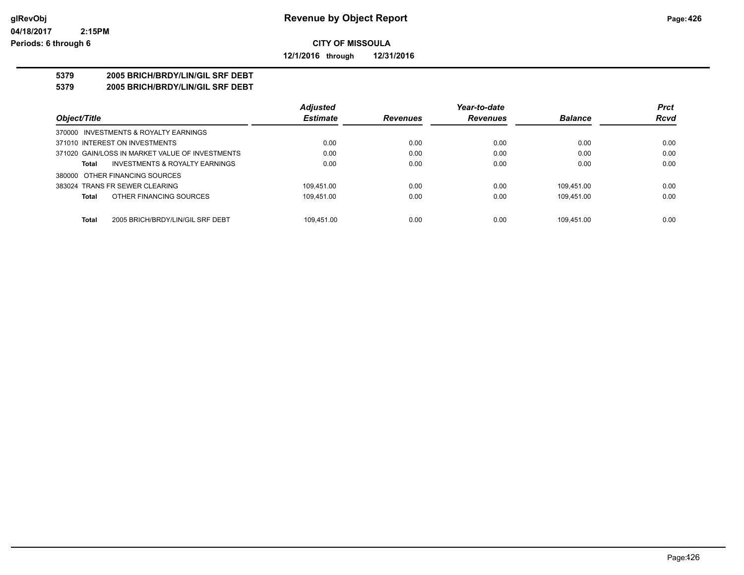# Revenue by Object Report

**CITY OF MISSOULA**

**12/1/2016 through 12/31/2016**

glRevObj
04/18/2017 2:15PM
Periods: 6 through 6

**5379 2005 BRICH/BRDY/LIN/GIL SRF DEBT**
**5379 2005 BRICH/BRDY/LIN/GIL SRF DEBT**

| Object/Title | Adjusted Estimate | Revenues | Year-to-date Revenues | Balance | Prct Rcvd |
|---|---|---|---|---|---|
| 370000 INVESTMENTS & ROYALTY EARNINGS | | | | | |
| 371010 INTEREST ON INVESTMENTS | 0.00 | 0.00 | 0.00 | 0.00 | 0.00 |
| 371020 GAIN/LOSS IN MARKET VALUE OF INVESTMENTS | 0.00 | 0.00 | 0.00 | 0.00 | 0.00 |
| **Total** INVESTMENTS & ROYALTY EARNINGS | 0.00 | 0.00 | 0.00 | 0.00 | 0.00 |
| 380000 OTHER FINANCING SOURCES | | | | | |
| 383024 TRANS FR SEWER CLEARING | 109,451.00 | 0.00 | 0.00 | 109,451.00 | 0.00 |
| **Total** OTHER FINANCING SOURCES | 109,451.00 | 0.00 | 0.00 | 109,451.00 | 0.00 |
| **Total** 2005 BRICH/BRDY/LIN/GIL SRF DEBT | 109,451.00 | 0.00 | 0.00 | 109,451.00 | 0.00 |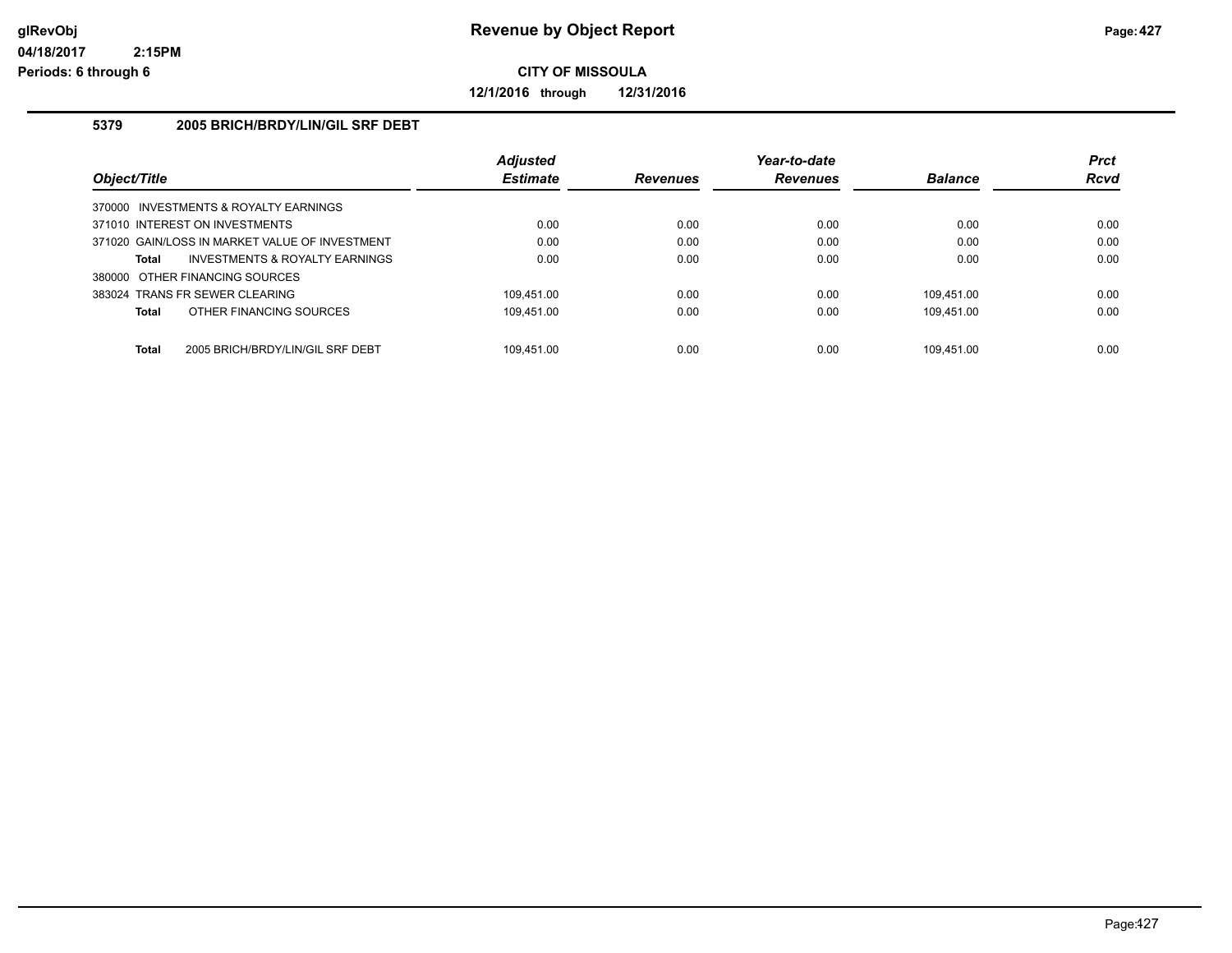# Revenue by Object Report

**CITY OF MISSOULA**

**12/1/2016 through 12/31/2016**

glRevObj
04/18/2017 2:15PM
Periods: 6 through 6

### 5379 2005 BRICH/BRDY/LIN/GIL SRF DEBT

| Object/Title | Adjusted Estimate | Revenues | Year-to-date Revenues | Balance | Prct Rcvd |
|---|---|---|---|---|---|
| 370000 INVESTMENTS & ROYALTY EARNINGS | | | | | |
| 371010 INTEREST ON INVESTMENTS | 0.00 | 0.00 | 0.00 | 0.00 | 0.00 |
| 371020 GAIN/LOSS IN MARKET VALUE OF INVESTMENT | 0.00 | 0.00 | 0.00 | 0.00 | 0.00 |
| **Total** INVESTMENTS & ROYALTY EARNINGS | 0.00 | 0.00 | 0.00 | 0.00 | 0.00 |
| 380000 OTHER FINANCING SOURCES | | | | | |
| 383024 TRANS FR SEWER CLEARING | 109,451.00 | 0.00 | 0.00 | 109,451.00 | 0.00 |
| **Total** OTHER FINANCING SOURCES | 109,451.00 | 0.00 | 0.00 | 109,451.00 | 0.00 |
| **Total** 2005 BRICH/BRDY/LIN/GIL SRF DEBT | 109,451.00 | 0.00 | 0.00 | 109,451.00 | 0.00 |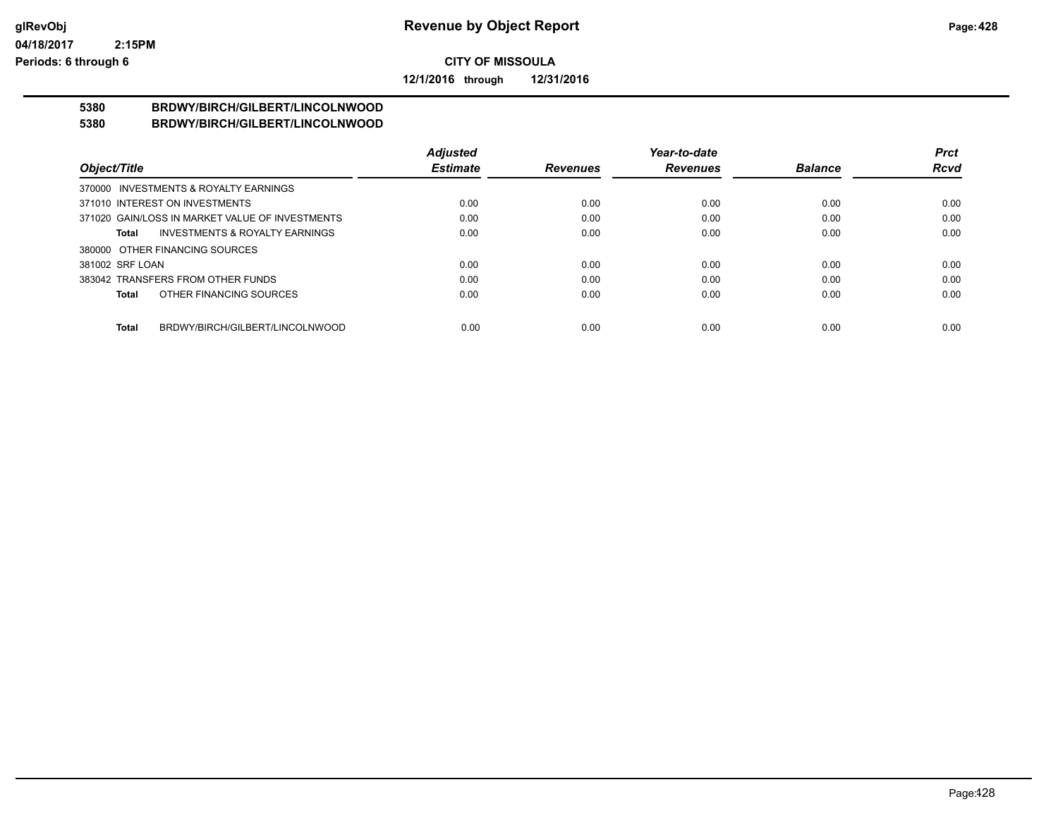# Revenue by Object Report

**CITY OF MISSOULA**

**12/1/2016 through 12/31/2016**

glRevObj
04/18/2017 2:15PM
Periods: 6 through 6

## 5380 BRDWY/BIRCH/GILBERT/LINCOLNWOOD
## 5380 BRDWY/BIRCH/GILBERT/LINCOLNWOOD

| Object/Title | Adjusted Estimate | Revenues | Year-to-date Revenues | Balance | Prct Rcvd |
|---|---|---|---|---|---|
| 370000 INVESTMENTS & ROYALTY EARNINGS | | | | | |
| 371010 INTEREST ON INVESTMENTS | 0.00 | 0.00 | 0.00 | 0.00 | 0.00 |
| 371020 GAIN/LOSS IN MARKET VALUE OF INVESTMENTS | 0.00 | 0.00 | 0.00 | 0.00 | 0.00 |
| **Total** INVESTMENTS & ROYALTY EARNINGS | 0.00 | 0.00 | 0.00 | 0.00 | 0.00 |
| 380000 OTHER FINANCING SOURCES | | | | | |
| 381002 SRF LOAN | 0.00 | 0.00 | 0.00 | 0.00 | 0.00 |
| 383042 TRANSFERS FROM OTHER FUNDS | 0.00 | 0.00 | 0.00 | 0.00 | 0.00 |
| **Total** OTHER FINANCING SOURCES | 0.00 | 0.00 | 0.00 | 0.00 | 0.00 |
| **Total** BRDWY/BIRCH/GILBERT/LINCOLNWOOD | 0.00 | 0.00 | 0.00 | 0.00 | 0.00 |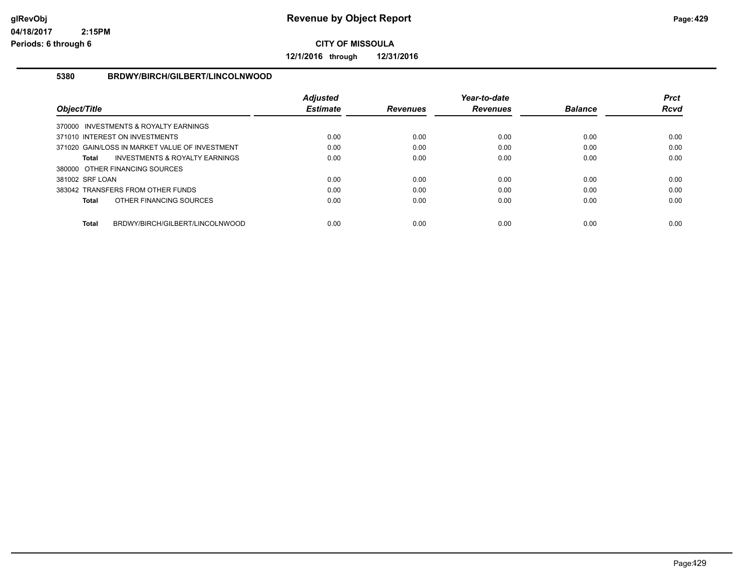# Revenue by Object Report

**CITY OF MISSOULA**

**12/1/2016 through 12/31/2016**

glRevObj
04/18/2017 2:15PM
Periods: 6 through 6

## 5380 BRDWY/BIRCH/GILBERT/LINCOLNWOOD

| Object/Title | Adjusted Estimate | Revenues | Year-to-date Revenues | Balance | Prct Rcvd |
|---|---|---|---|---|---|
| 370000 INVESTMENTS & ROYALTY EARNINGS | | | | | |
| 371010 INTEREST ON INVESTMENTS | 0.00 | 0.00 | 0.00 | 0.00 | 0.00 |
| 371020 GAIN/LOSS IN MARKET VALUE OF INVESTMENT | 0.00 | 0.00 | 0.00 | 0.00 | 0.00 |
| **Total** INVESTMENTS & ROYALTY EARNINGS | 0.00 | 0.00 | 0.00 | 0.00 | 0.00 |
| 380000 OTHER FINANCING SOURCES | | | | | |
| 381002 SRF LOAN | 0.00 | 0.00 | 0.00 | 0.00 | 0.00 |
| 383042 TRANSFERS FROM OTHER FUNDS | 0.00 | 0.00 | 0.00 | 0.00 | 0.00 |
| **Total** OTHER FINANCING SOURCES | 0.00 | 0.00 | 0.00 | 0.00 | 0.00 |
| **Total** BRDWY/BIRCH/GILBERT/LINCOLNWOOD | 0.00 | 0.00 | 0.00 | 0.00 | 0.00 |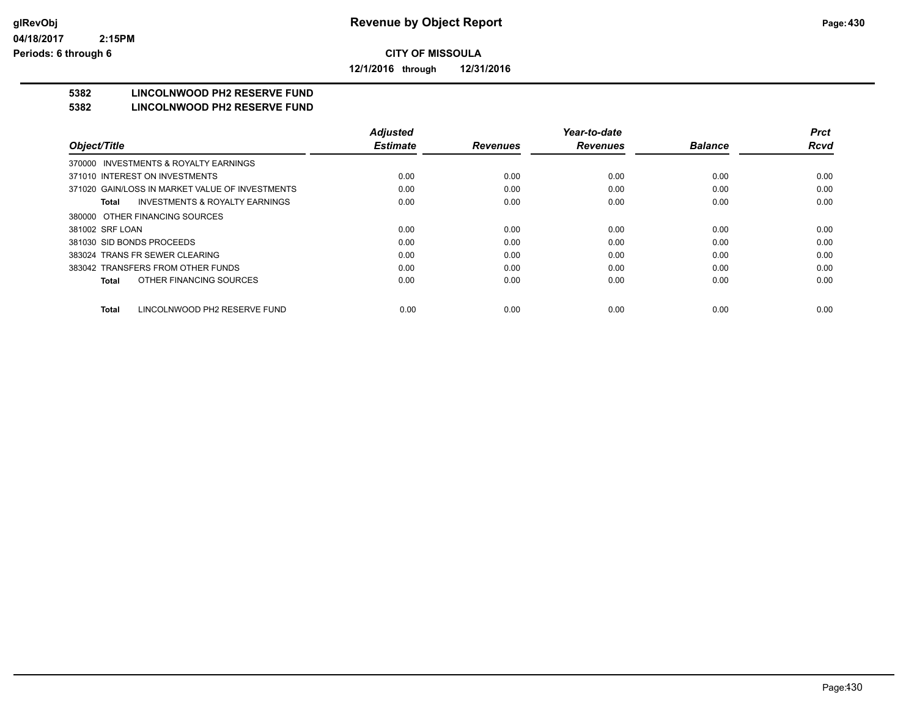# Revenue by Object Report

glRevObj
04/18/2017 2:15PM
Periods: 6 through 6

**CITY OF MISSOULA**

**12/1/2016 through 12/31/2016**

## 5382 LINCOLNWOOD PH2 RESERVE FUND
## 5382 LINCOLNWOOD PH2 RESERVE FUND

| Object/Title | Adjusted Estimate | Revenues | Year-to-date Revenues | Balance | Prct Rcvd |
|---|---|---|---|---|---|
| 370000 INVESTMENTS & ROYALTY EARNINGS | | | | | |
| 371010 INTEREST ON INVESTMENTS | 0.00 | 0.00 | 0.00 | 0.00 | 0.00 |
| 371020 GAIN/LOSS IN MARKET VALUE OF INVESTMENTS | 0.00 | 0.00 | 0.00 | 0.00 | 0.00 |
| **Total** INVESTMENTS & ROYALTY EARNINGS | 0.00 | 0.00 | 0.00 | 0.00 | 0.00 |
| 380000 OTHER FINANCING SOURCES | | | | | |
| 381002 SRF LOAN | 0.00 | 0.00 | 0.00 | 0.00 | 0.00 |
| 381030 SID BONDS PROCEEDS | 0.00 | 0.00 | 0.00 | 0.00 | 0.00 |
| 383024 TRANS FR SEWER CLEARING | 0.00 | 0.00 | 0.00 | 0.00 | 0.00 |
| 383042 TRANSFERS FROM OTHER FUNDS | 0.00 | 0.00 | 0.00 | 0.00 | 0.00 |
| **Total** OTHER FINANCING SOURCES | 0.00 | 0.00 | 0.00 | 0.00 | 0.00 |
| **Total** LINCOLNWOOD PH2 RESERVE FUND | 0.00 | 0.00 | 0.00 | 0.00 | 0.00 |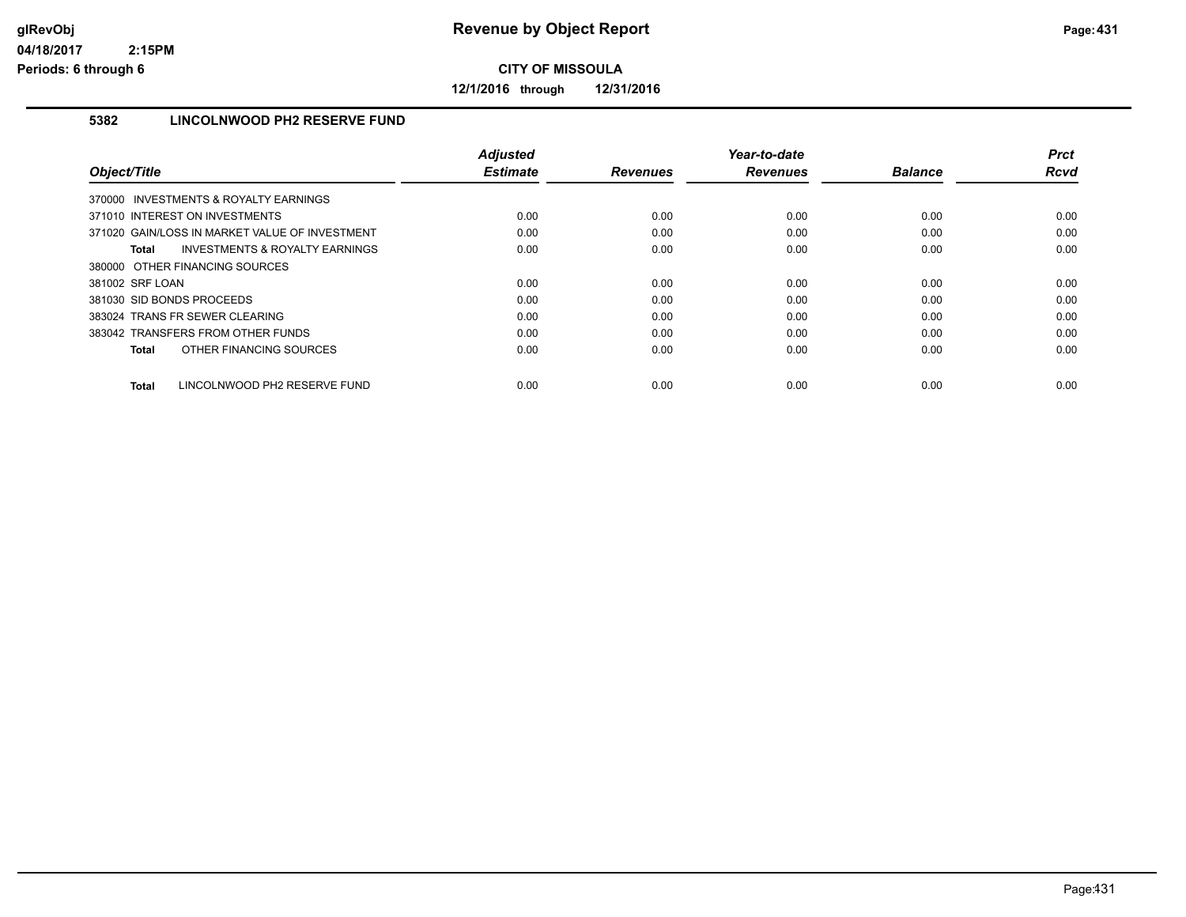# Revenue by Object Report

**CITY OF MISSOULA**

**12/1/2016 through 12/31/2016**

glRevObj
04/18/2017 2:15PM
Periods: 6 through 6

## 5382 LINCOLNWOOD PH2 RESERVE FUND

| Object/Title | Adjusted Estimate | Revenues | Year-to-date Revenues | Balance | Prct Rcvd |
|---|---|---|---|---|---|
| 370000 INVESTMENTS & ROYALTY EARNINGS | | | | | |
| 371010 INTEREST ON INVESTMENTS | 0.00 | 0.00 | 0.00 | 0.00 | 0.00 |
| 371020 GAIN/LOSS IN MARKET VALUE OF INVESTMENT | 0.00 | 0.00 | 0.00 | 0.00 | 0.00 |
| **Total** INVESTMENTS & ROYALTY EARNINGS | 0.00 | 0.00 | 0.00 | 0.00 | 0.00 |
| 380000 OTHER FINANCING SOURCES | | | | | |
| 381002 SRF LOAN | 0.00 | 0.00 | 0.00 | 0.00 | 0.00 |
| 381030 SID BONDS PROCEEDS | 0.00 | 0.00 | 0.00 | 0.00 | 0.00 |
| 383024 TRANS FR SEWER CLEARING | 0.00 | 0.00 | 0.00 | 0.00 | 0.00 |
| 383042 TRANSFERS FROM OTHER FUNDS | 0.00 | 0.00 | 0.00 | 0.00 | 0.00 |
| **Total** OTHER FINANCING SOURCES | 0.00 | 0.00 | 0.00 | 0.00 | 0.00 |
| **Total** LINCOLNWOOD PH2 RESERVE FUND | 0.00 | 0.00 | 0.00 | 0.00 | 0.00 |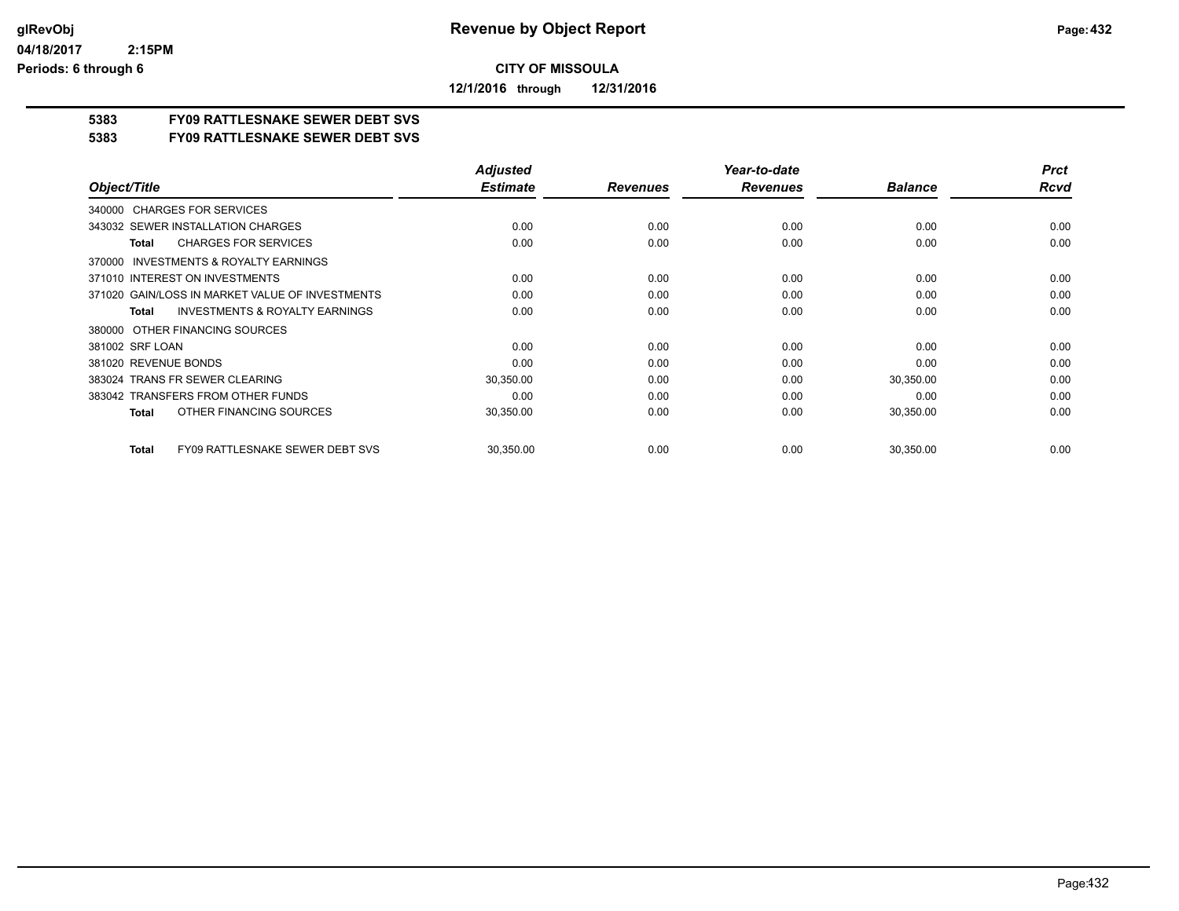# Revenue by Object Report

**CITY OF MISSOULA**

**12/1/2016 through 12/31/2016**

glRevObj
04/18/2017 2:15PM
Periods: 6 through 6

## 5383 FY09 RATTLESNAKE SEWER DEBT SVS
## 5383 FY09 RATTLESNAKE SEWER DEBT SVS

| Object/Title | Adjusted Estimate | Revenues | Year-to-date Revenues | Balance | Prct Rcvd |
|---|---|---|---|---|---|
| 340000 CHARGES FOR SERVICES | | | | | |
| 343032 SEWER INSTALLATION CHARGES | 0.00 | 0.00 | 0.00 | 0.00 | 0.00 |
| **Total** CHARGES FOR SERVICES | 0.00 | 0.00 | 0.00 | 0.00 | 0.00 |
| 370000 INVESTMENTS & ROYALTY EARNINGS | | | | | |
| 371010 INTEREST ON INVESTMENTS | 0.00 | 0.00 | 0.00 | 0.00 | 0.00 |
| 371020 GAIN/LOSS IN MARKET VALUE OF INVESTMENTS | 0.00 | 0.00 | 0.00 | 0.00 | 0.00 |
| **Total** INVESTMENTS & ROYALTY EARNINGS | 0.00 | 0.00 | 0.00 | 0.00 | 0.00 |
| 380000 OTHER FINANCING SOURCES | | | | | |
| 381002 SRF LOAN | 0.00 | 0.00 | 0.00 | 0.00 | 0.00 |
| 381020 REVENUE BONDS | 0.00 | 0.00 | 0.00 | 0.00 | 0.00 |
| 383024 TRANS FR SEWER CLEARING | 30,350.00 | 0.00 | 0.00 | 30,350.00 | 0.00 |
| 383042 TRANSFERS FROM OTHER FUNDS | 0.00 | 0.00 | 0.00 | 0.00 | 0.00 |
| **Total** OTHER FINANCING SOURCES | 30,350.00 | 0.00 | 0.00 | 30,350.00 | 0.00 |
| **Total** FY09 RATTLESNAKE SEWER DEBT SVS | 30,350.00 | 0.00 | 0.00 | 30,350.00 | 0.00 |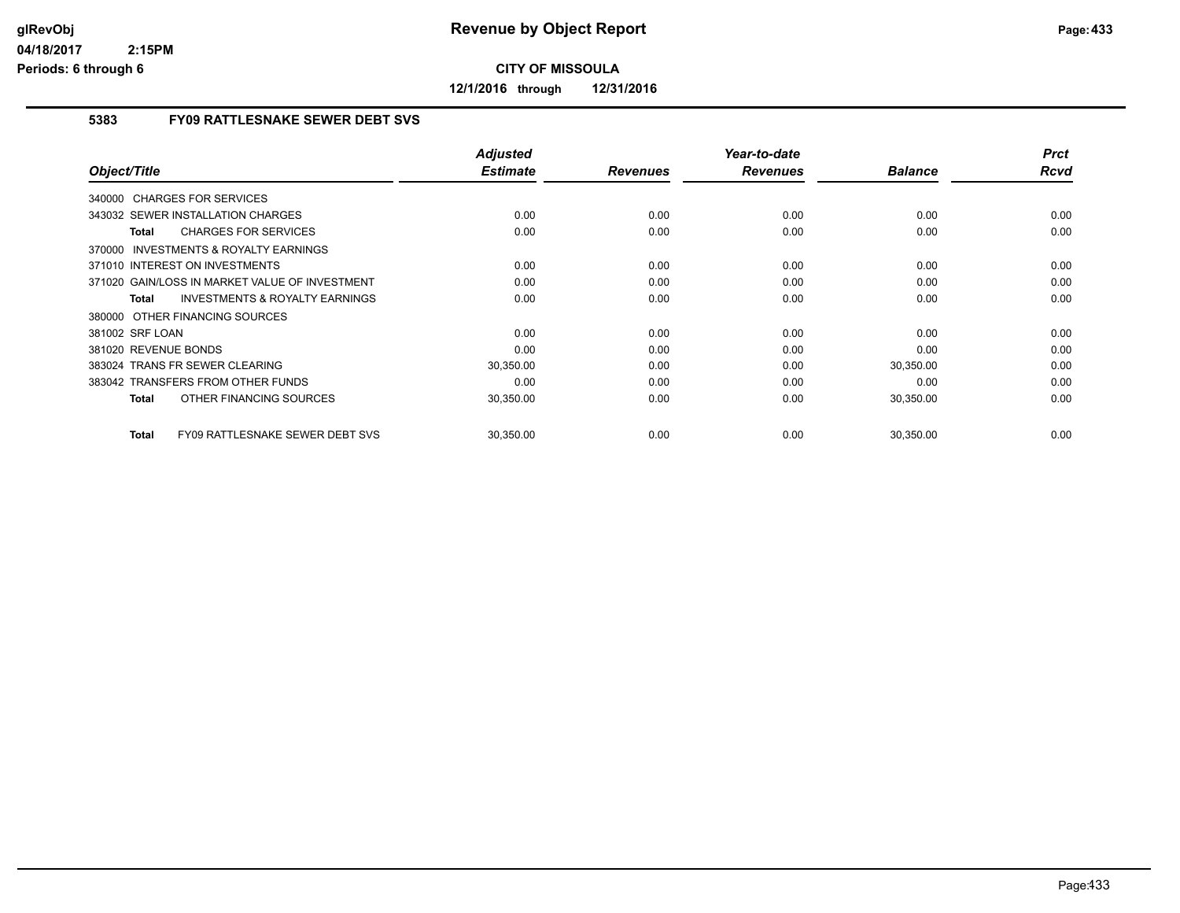# Revenue by Object Report

**CITY OF MISSOULA**

**12/1/2016 through 12/31/2016**

glRevObj
04/18/2017 2:15PM
Periods: 6 through 6

## 5383 FY09 RATTLESNAKE SEWER DEBT SVS

| Object/Title | Adjusted Estimate | Revenues | Year-to-date Revenues | Balance | Prct Rcvd |
|---|---|---|---|---|---|
| 340000 CHARGES FOR SERVICES | | | | | |
| 343032 SEWER INSTALLATION CHARGES | 0.00 | 0.00 | 0.00 | 0.00 | 0.00 |
| **Total** CHARGES FOR SERVICES | 0.00 | 0.00 | 0.00 | 0.00 | 0.00 |
| 370000 INVESTMENTS & ROYALTY EARNINGS | | | | | |
| 371010 INTEREST ON INVESTMENTS | 0.00 | 0.00 | 0.00 | 0.00 | 0.00 |
| 371020 GAIN/LOSS IN MARKET VALUE OF INVESTMENT | 0.00 | 0.00 | 0.00 | 0.00 | 0.00 |
| **Total** INVESTMENTS & ROYALTY EARNINGS | 0.00 | 0.00 | 0.00 | 0.00 | 0.00 |
| 380000 OTHER FINANCING SOURCES | | | | | |
| 381002 SRF LOAN | 0.00 | 0.00 | 0.00 | 0.00 | 0.00 |
| 381020 REVENUE BONDS | 0.00 | 0.00 | 0.00 | 0.00 | 0.00 |
| 383024 TRANS FR SEWER CLEARING | 30,350.00 | 0.00 | 0.00 | 30,350.00 | 0.00 |
| 383042 TRANSFERS FROM OTHER FUNDS | 0.00 | 0.00 | 0.00 | 0.00 | 0.00 |
| **Total** OTHER FINANCING SOURCES | 30,350.00 | 0.00 | 0.00 | 30,350.00 | 0.00 |
| **Total** FY09 RATTLESNAKE SEWER DEBT SVS | 30,350.00 | 0.00 | 0.00 | 30,350.00 | 0.00 |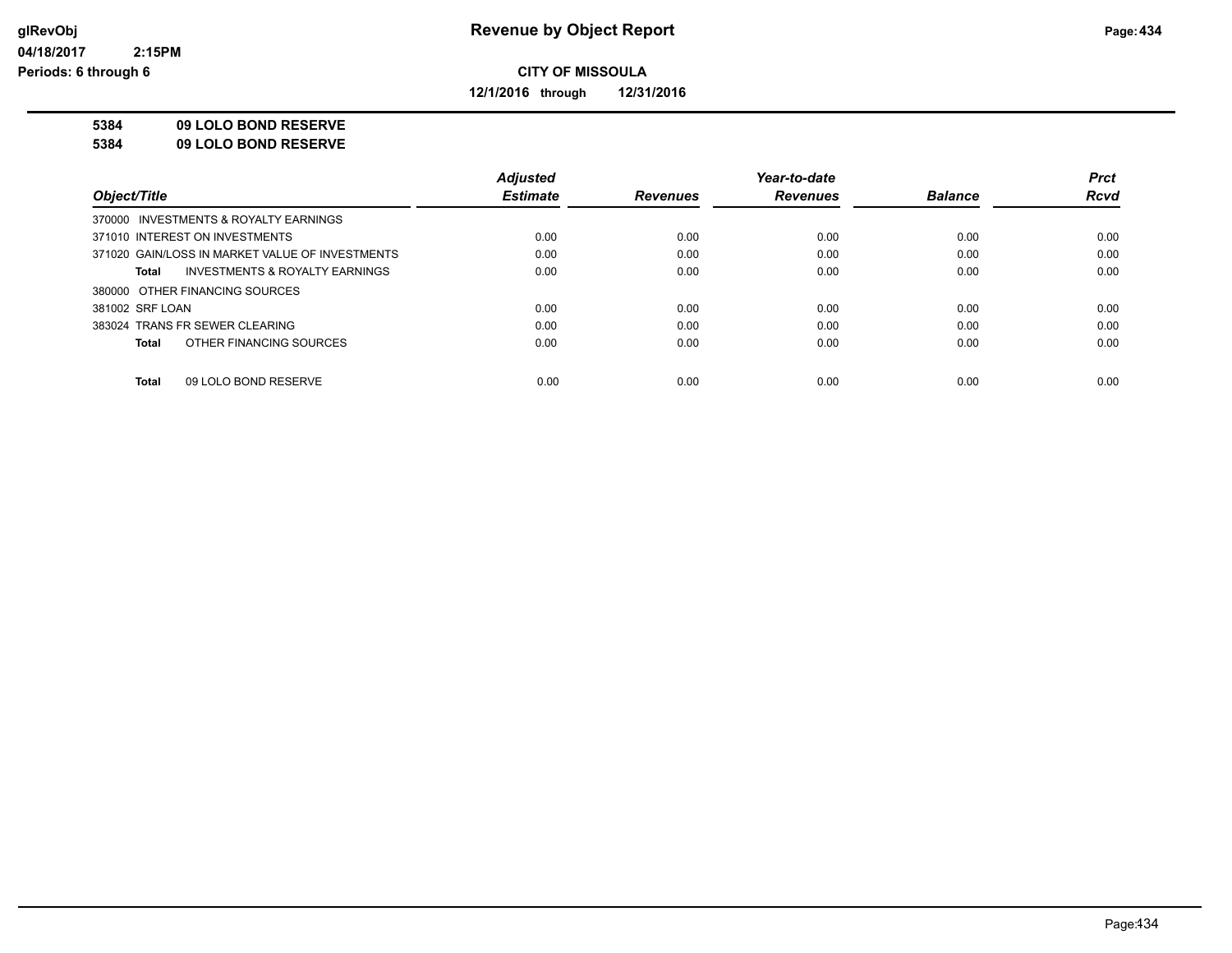# Revenue by Object Report

glRevObj
04/18/2017 2:15PM
Periods: 6 through 6

**CITY OF MISSOULA**

**12/1/2016 through 12/31/2016**

**5384 09 LOLO BOND RESERVE**
**5384 09 LOLO BOND RESERVE**

| Object/Title | Adjusted Estimate | Revenues | Year-to-date Revenues | Balance | Prct Rcvd |
|---|---|---|---|---|---|
| 370000 INVESTMENTS & ROYALTY EARNINGS | | | | | |
| 371010 INTEREST ON INVESTMENTS | 0.00 | 0.00 | 0.00 | 0.00 | 0.00 |
| 371020 GAIN/LOSS IN MARKET VALUE OF INVESTMENTS | 0.00 | 0.00 | 0.00 | 0.00 | 0.00 |
| **Total** INVESTMENTS & ROYALTY EARNINGS | 0.00 | 0.00 | 0.00 | 0.00 | 0.00 |
| 380000 OTHER FINANCING SOURCES | | | | | |
| 381002 SRF LOAN | 0.00 | 0.00 | 0.00 | 0.00 | 0.00 |
| 383024 TRANS FR SEWER CLEARING | 0.00 | 0.00 | 0.00 | 0.00 | 0.00 |
| **Total** OTHER FINANCING SOURCES | 0.00 | 0.00 | 0.00 | 0.00 | 0.00 |
| **Total** 09 LOLO BOND RESERVE | 0.00 | 0.00 | 0.00 | 0.00 | 0.00 |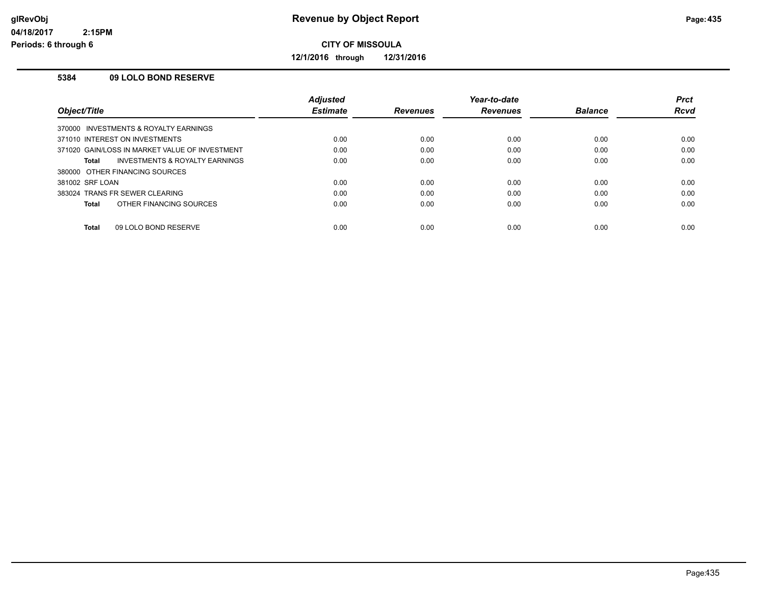**Revenue by Object Report**

glRevObj
04/18/2017 2:15PM
Periods: 6 through 6

**CITY OF MISSOULA**

**12/1/2016 through 12/31/2016**

### 5384 09 LOLO BOND RESERVE

| Object/Title | Adjusted Estimate | Revenues | Year-to-date Revenues | Balance | Prct Rcvd |
|---|---|---|---|---|---|
| 370000 INVESTMENTS & ROYALTY EARNINGS | | | | | |
| 371010 INTEREST ON INVESTMENTS | 0.00 | 0.00 | 0.00 | 0.00 | 0.00 |
| 371020 GAIN/LOSS IN MARKET VALUE OF INVESTMENT | 0.00 | 0.00 | 0.00 | 0.00 | 0.00 |
| **Total** INVESTMENTS & ROYALTY EARNINGS | 0.00 | 0.00 | 0.00 | 0.00 | 0.00 |
| 380000 OTHER FINANCING SOURCES | | | | | |
| 381002 SRF LOAN | 0.00 | 0.00 | 0.00 | 0.00 | 0.00 |
| 383024 TRANS FR SEWER CLEARING | 0.00 | 0.00 | 0.00 | 0.00 | 0.00 |
| **Total** OTHER FINANCING SOURCES | 0.00 | 0.00 | 0.00 | 0.00 | 0.00 |
| **Total** 09 LOLO BOND RESERVE | 0.00 | 0.00 | 0.00 | 0.00 | 0.00 |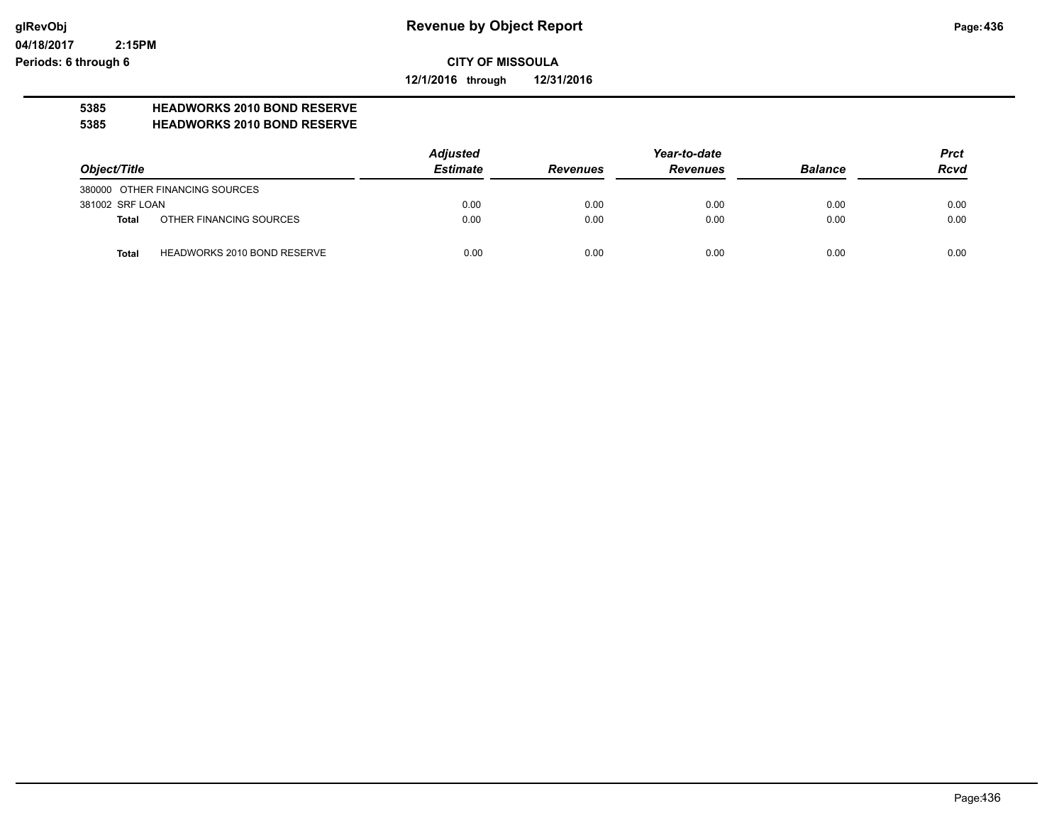**Revenue by Object Report**

glRevObj
04/18/2017 2:15PM
Periods: 6 through 6

**CITY OF MISSOULA**

**12/1/2016 through 12/31/2016**

**5385 HEADWORKS 2010 BOND RESERVE**
**5385 HEADWORKS 2010 BOND RESERVE**

| Object/Title | | Adjusted Estimate | Revenues | Year-to-date Revenues | Balance | Prct Rcvd |
|---|---|---|---|---|---|---|
| 380000 OTHER FINANCING SOURCES | | | | | | |
| 381002 SRF LOAN | | 0.00 | 0.00 | 0.00 | 0.00 | 0.00 |
| **Total** | OTHER FINANCING SOURCES | 0.00 | 0.00 | 0.00 | 0.00 | 0.00 |
| **Total** | HEADWORKS 2010 BOND RESERVE | 0.00 | 0.00 | 0.00 | 0.00 | 0.00 |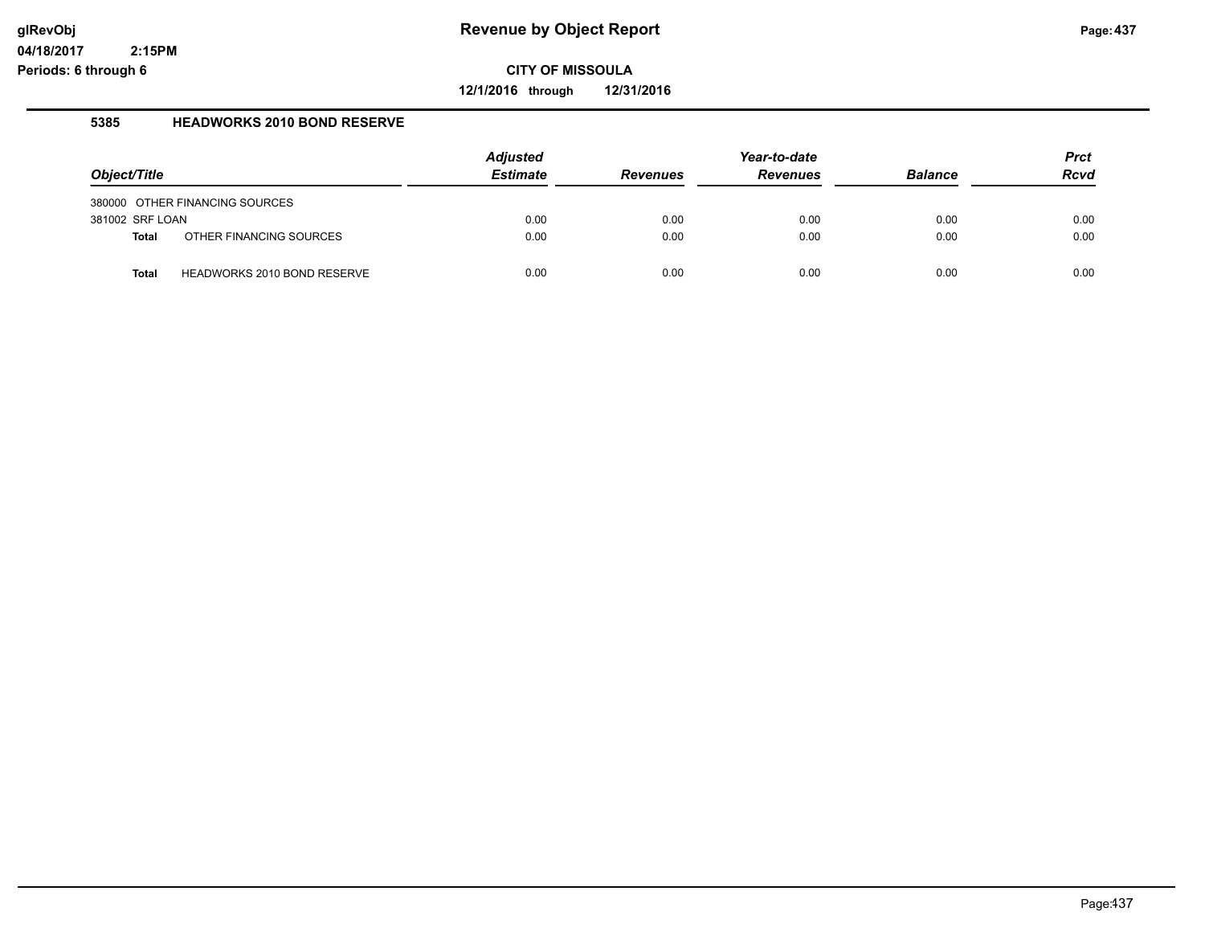**CITY OF MISSOULA**

**12/1/2016 through 12/31/2016**

### 5385 HEADWORKS 2010 BOND RESERVE

| Object/Title | Adjusted Estimate | Revenues | Year-to-date Revenues | Balance | Prct Rcvd |
|---|---|---|---|---|---|
| 380000 OTHER FINANCING SOURCES | | | | | |
| 381002 SRF LOAN | 0.00 | 0.00 | 0.00 | 0.00 | 0.00 |
| **Total** OTHER FINANCING SOURCES | 0.00 | 0.00 | 0.00 | 0.00 | 0.00 |
| **Total** HEADWORKS 2010 BOND RESERVE | 0.00 | 0.00 | 0.00 | 0.00 | 0.00 |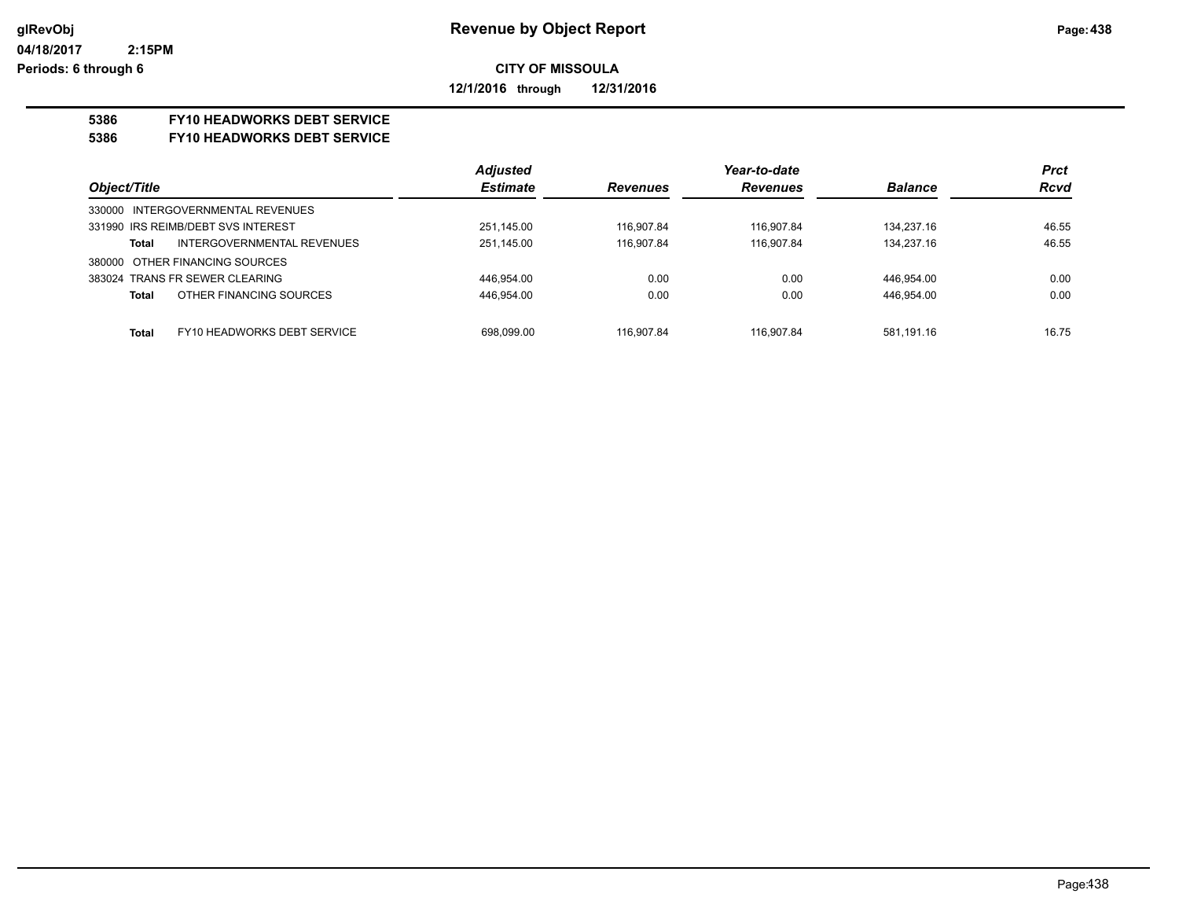**Revenue by Object Report**

glRevObj
04/18/2017 2:15PM
Periods: 6 through 6

**CITY OF MISSOULA**

**12/1/2016 through 12/31/2016**

**5386 FY10 HEADWORKS DEBT SERVICE**
**5386 FY10 HEADWORKS DEBT SERVICE**

| Object/Title | Adjusted Estimate | Revenues | Year-to-date Revenues | Balance | Prct Rcvd |
|---|---|---|---|---|---|
| 330000 INTERGOVERNMENTAL REVENUES | | | | | |
| 331990 IRS REIMB/DEBT SVS INTEREST | 251,145.00 | 116,907.84 | 116,907.84 | 134,237.16 | 46.55 |
| **Total** INTERGOVERNMENTAL REVENUES | 251,145.00 | 116,907.84 | 116,907.84 | 134,237.16 | 46.55 |
| 380000 OTHER FINANCING SOURCES | | | | | |
| 383024 TRANS FR SEWER CLEARING | 446,954.00 | 0.00 | 0.00 | 446,954.00 | 0.00 |
| **Total** OTHER FINANCING SOURCES | 446,954.00 | 0.00 | 0.00 | 446,954.00 | 0.00 |
| **Total** FY10 HEADWORKS DEBT SERVICE | 698,099.00 | 116,907.84 | 116,907.84 | 581,191.16 | 16.75 |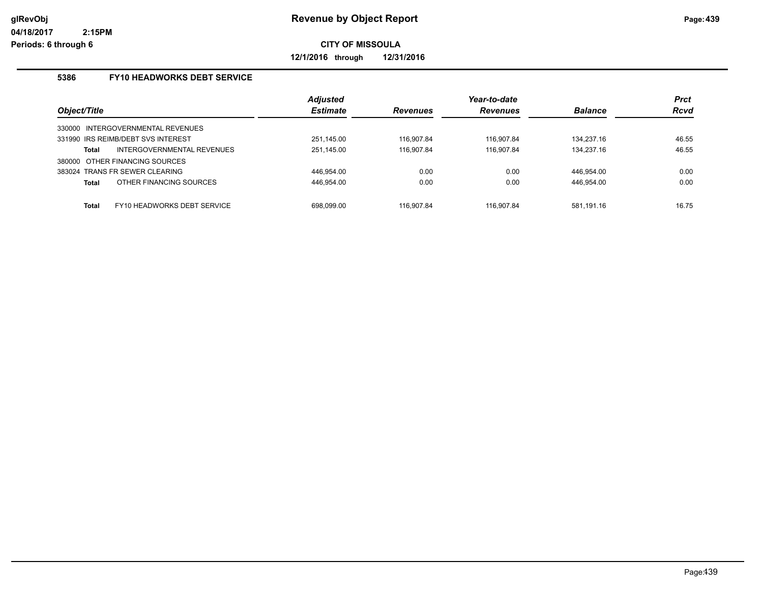**glRevObj**
**04/18/2017 2:15PM**
**Periods: 6 through 6**

# Revenue by Object Report

**CITY OF MISSOULA**

**12/1/2016 through 12/31/2016**

## 5386 FY10 HEADWORKS DEBT SERVICE

| Object/Title | | Adjusted Estimate | Revenues | Year-to-date Revenues | Balance | Prct Rcvd |
|---|---|---|---|---|---|---|
| 330000 INTERGOVERNMENTAL REVENUES | | | | | | |
| 331990 IRS REIMB/DEBT SVS INTEREST | | 251,145.00 | 116,907.84 | 116,907.84 | 134,237.16 | 46.55 |
| **Total** | INTERGOVERNMENTAL REVENUES | 251,145.00 | 116,907.84 | 116,907.84 | 134,237.16 | 46.55 |
| 380000 OTHER FINANCING SOURCES | | | | | | |
| 383024 TRANS FR SEWER CLEARING | | 446,954.00 | 0.00 | 0.00 | 446,954.00 | 0.00 |
| **Total** | OTHER FINANCING SOURCES | 446,954.00 | 0.00 | 0.00 | 446,954.00 | 0.00 |
| **Total** | FY10 HEADWORKS DEBT SERVICE | 698,099.00 | 116,907.84 | 116,907.84 | 581,191.16 | 16.75 |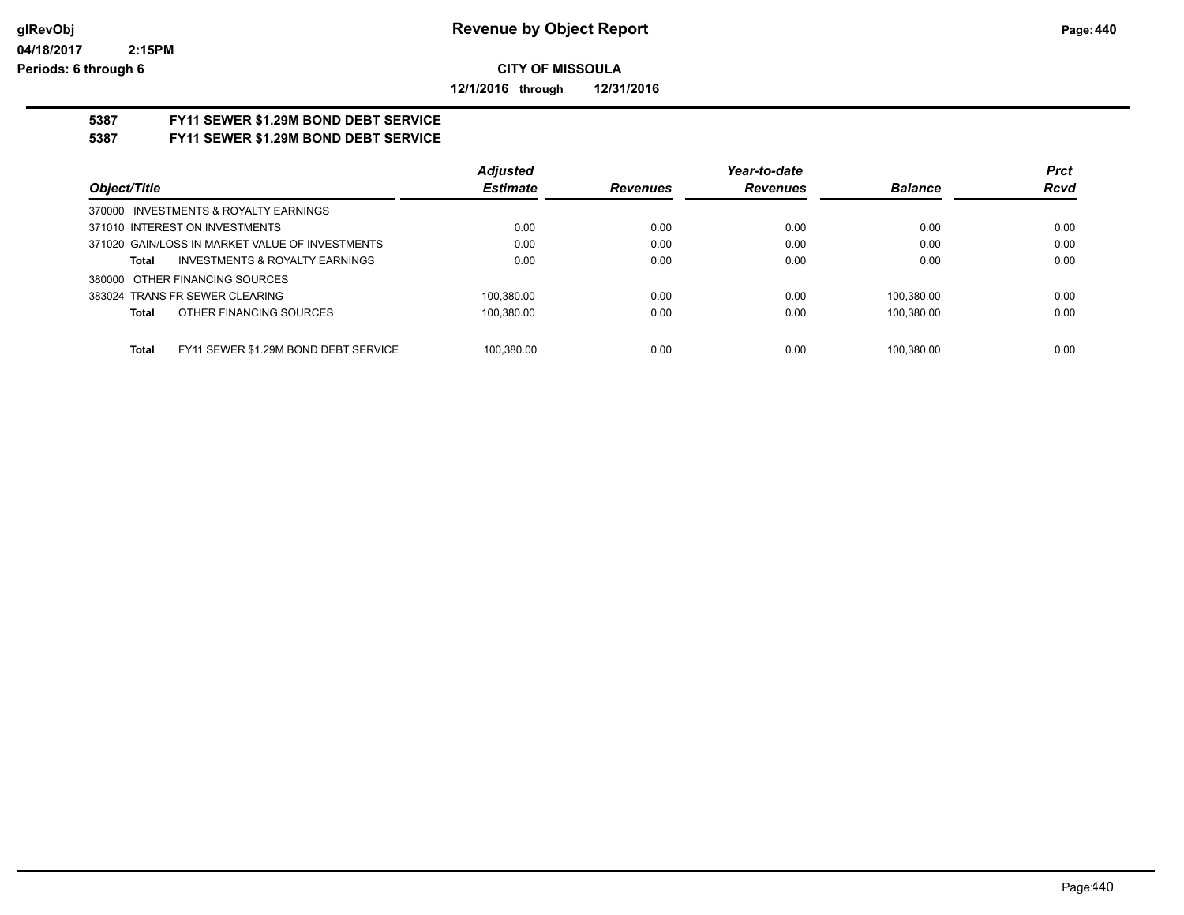**Revenue by Object Report**

glRevObj
04/18/2017 2:15PM
Periods: 6 through 6

**CITY OF MISSOULA**

**12/1/2016 through 12/31/2016**

**5387 FY11 SEWER $1.29M BOND DEBT SERVICE**
**5387 FY11 SEWER $1.29M BOND DEBT SERVICE**

| Object/Title | Adjusted Estimate | Revenues | Year-to-date Revenues | Balance | Prct Rcvd |
|---|---|---|---|---|---|
| 370000 INVESTMENTS & ROYALTY EARNINGS | | | | | |
| 371010 INTEREST ON INVESTMENTS | 0.00 | 0.00 | 0.00 | 0.00 | 0.00 |
| 371020 GAIN/LOSS IN MARKET VALUE OF INVESTMENTS | 0.00 | 0.00 | 0.00 | 0.00 | 0.00 |
| **Total** INVESTMENTS & ROYALTY EARNINGS | 0.00 | 0.00 | 0.00 | 0.00 | 0.00 |
| 380000 OTHER FINANCING SOURCES | | | | | |
| 383024 TRANS FR SEWER CLEARING | 100,380.00 | 0.00 | 0.00 | 100,380.00 | 0.00 |
| **Total** OTHER FINANCING SOURCES | 100,380.00 | 0.00 | 0.00 | 100,380.00 | 0.00 |
| **Total** FY11 SEWER $1.29M BOND DEBT SERVICE | 100,380.00 | 0.00 | 0.00 | 100,380.00 | 0.00 |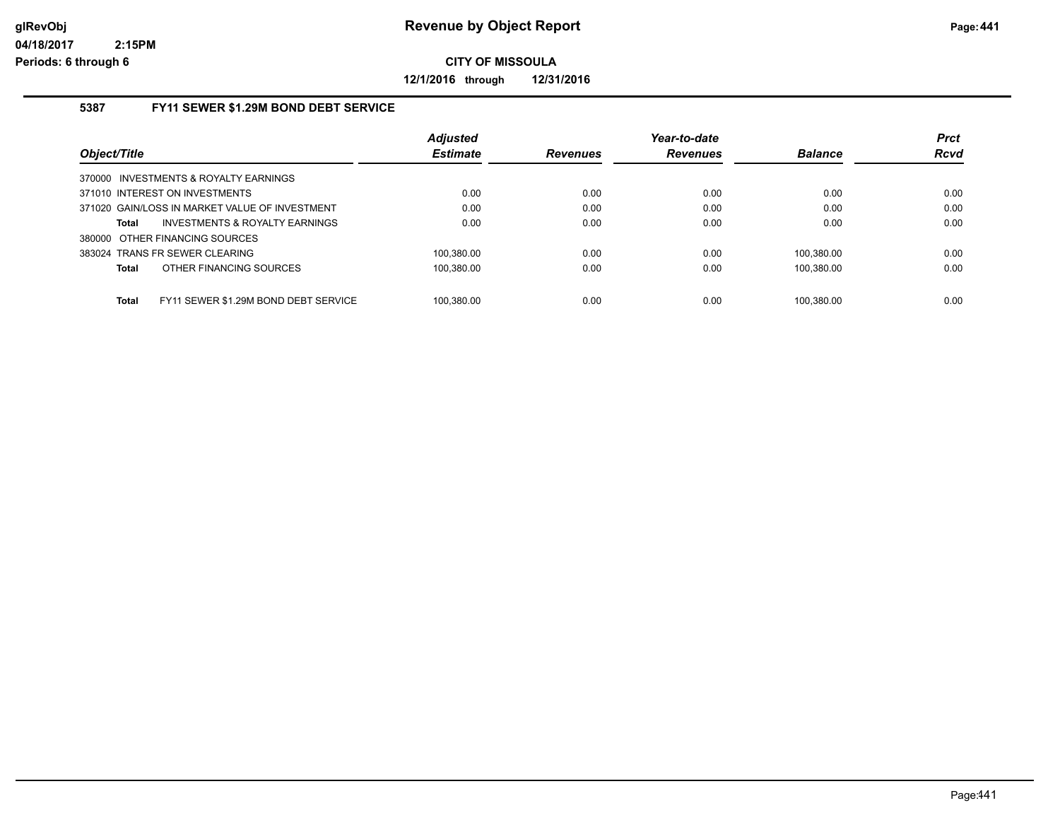# Revenue by Object Report

**CITY OF MISSOULA**

**12/1/2016 through 12/31/2016**

glRevObj
04/18/2017 2:15PM
Periods: 6 through 6

## 5387 FY11 SEWER $1.29M BOND DEBT SERVICE

| Object/Title | Adjusted Estimate | Revenues | Year-to-date Revenues | Balance | Prct Rcvd |
|---|---|---|---|---|---|
| 370000 INVESTMENTS & ROYALTY EARNINGS | | | | | |
| 371010 INTEREST ON INVESTMENTS | 0.00 | 0.00 | 0.00 | 0.00 | 0.00 |
| 371020 GAIN/LOSS IN MARKET VALUE OF INVESTMENT | 0.00 | 0.00 | 0.00 | 0.00 | 0.00 |
| **Total** INVESTMENTS & ROYALTY EARNINGS | 0.00 | 0.00 | 0.00 | 0.00 | 0.00 |
| 380000 OTHER FINANCING SOURCES | | | | | |
| 383024 TRANS FR SEWER CLEARING | 100,380.00 | 0.00 | 0.00 | 100,380.00 | 0.00 |
| **Total** OTHER FINANCING SOURCES | 100,380.00 | 0.00 | 0.00 | 100,380.00 | 0.00 |
| **Total** FY11 SEWER $1.29M BOND DEBT SERVICE | 100,380.00 | 0.00 | 0.00 | 100,380.00 | 0.00 |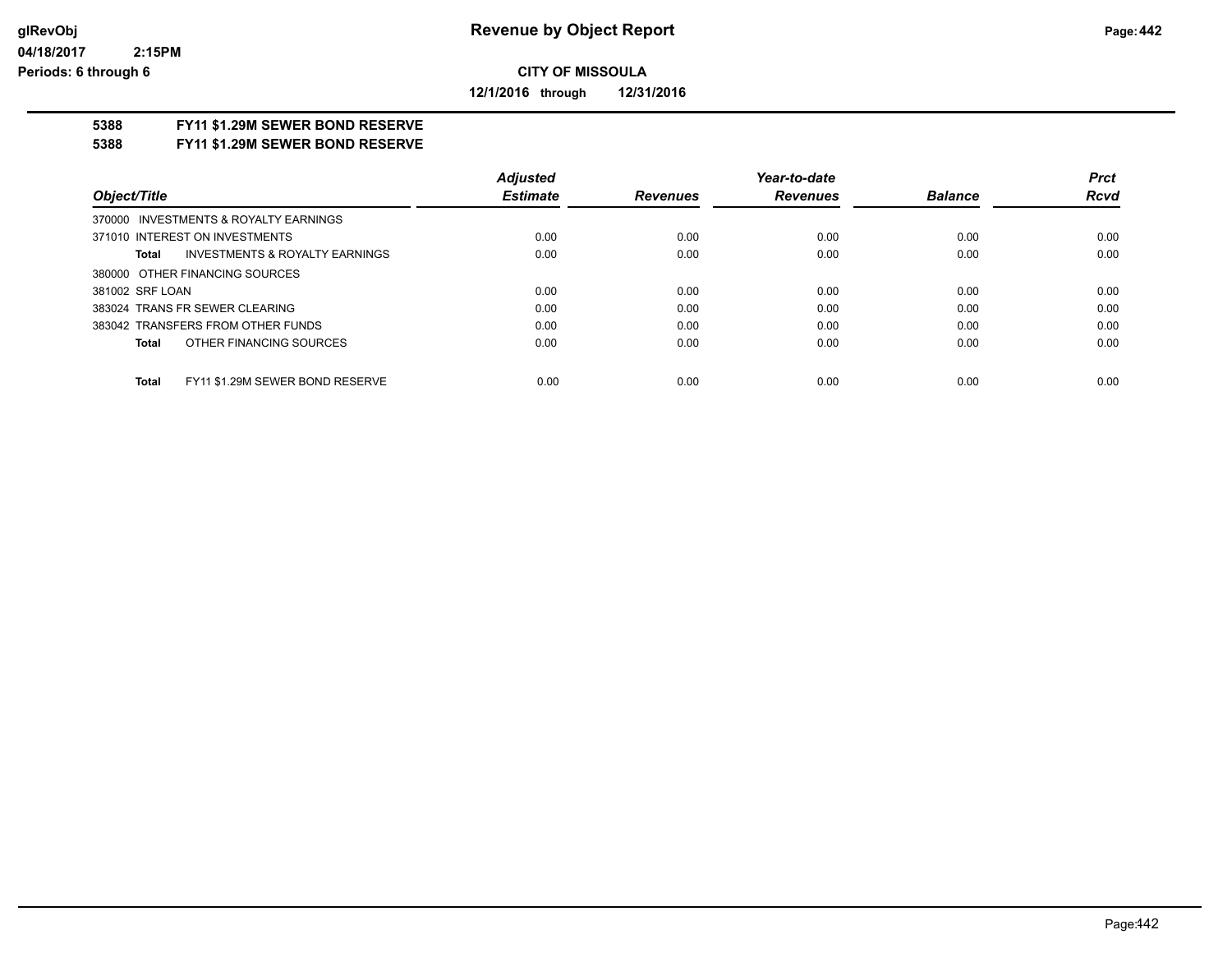**glRevObj**
**04/18/2017 2:15PM**
**Periods: 6 through 6**

# Revenue by Object Report

**CITY OF MISSOULA**

**12/1/2016 through 12/31/2016**

**5388 FY11 $1.29M SEWER BOND RESERVE**
**5388 FY11 $1.29M SEWER BOND RESERVE**

| *Object/Title* | *Adjusted Estimate* | *Revenues* | *Year-to-date Revenues* | *Balance* | *Prct Rcvd* |
|---|---|---|---|---|---|
| 370000 INVESTMENTS & ROYALTY EARNINGS | | | | | |
| 371010 INTEREST ON INVESTMENTS | 0.00 | 0.00 | 0.00 | 0.00 | 0.00 |
| **Total** INVESTMENTS & ROYALTY EARNINGS | 0.00 | 0.00 | 0.00 | 0.00 | 0.00 |
| 380000 OTHER FINANCING SOURCES | | | | | |
| 381002 SRF LOAN | 0.00 | 0.00 | 0.00 | 0.00 | 0.00 |
| 383024 TRANS FR SEWER CLEARING | 0.00 | 0.00 | 0.00 | 0.00 | 0.00 |
| 383042 TRANSFERS FROM OTHER FUNDS | 0.00 | 0.00 | 0.00 | 0.00 | 0.00 |
| **Total** OTHER FINANCING SOURCES | 0.00 | 0.00 | 0.00 | 0.00 | 0.00 |
| **Total** FY11 $1.29M SEWER BOND RESERVE | 0.00 | 0.00 | 0.00 | 0.00 | 0.00 |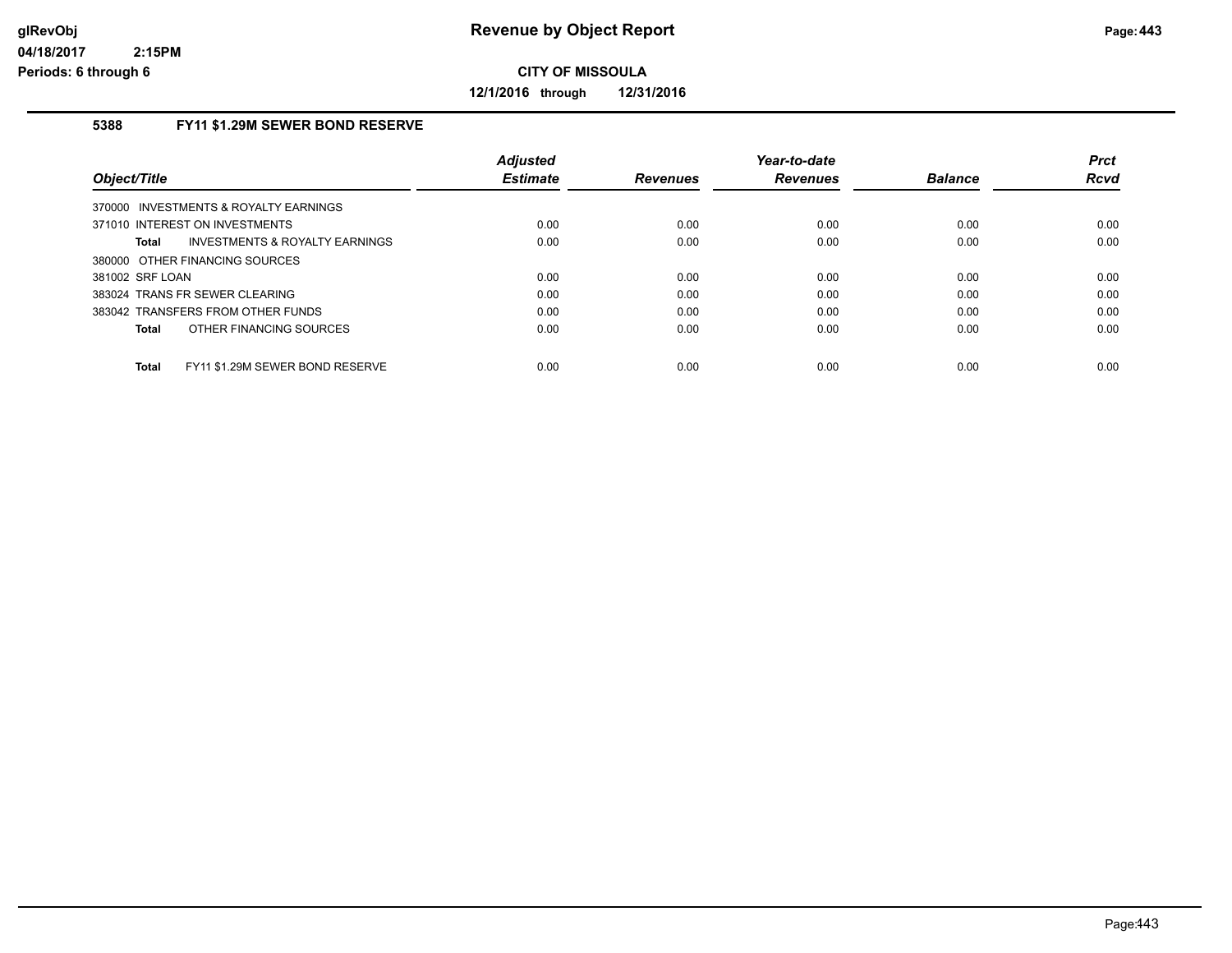# Revenue by Object Report

glRevObj
04/18/2017 2:15PM
Periods: 6 through 6

**CITY OF MISSOULA**

**12/1/2016 through 12/31/2016**

## 5388 FY11 $1.29M SEWER BOND RESERVE

| Object/Title | Adjusted Estimate | Revenues | Year-to-date Revenues | Balance | Prct Rcvd |
|---|---|---|---|---|---|
| 370000 INVESTMENTS & ROYALTY EARNINGS | | | | | |
| 371010 INTEREST ON INVESTMENTS | 0.00 | 0.00 | 0.00 | 0.00 | 0.00 |
| **Total** INVESTMENTS & ROYALTY EARNINGS | 0.00 | 0.00 | 0.00 | 0.00 | 0.00 |
| 380000 OTHER FINANCING SOURCES | | | | | |
| 381002 SRF LOAN | 0.00 | 0.00 | 0.00 | 0.00 | 0.00 |
| 383024 TRANS FR SEWER CLEARING | 0.00 | 0.00 | 0.00 | 0.00 | 0.00 |
| 383042 TRANSFERS FROM OTHER FUNDS | 0.00 | 0.00 | 0.00 | 0.00 | 0.00 |
| **Total** OTHER FINANCING SOURCES | 0.00 | 0.00 | 0.00 | 0.00 | 0.00 |
| **Total** FY11 $1.29M SEWER BOND RESERVE | 0.00 | 0.00 | 0.00 | 0.00 | 0.00 |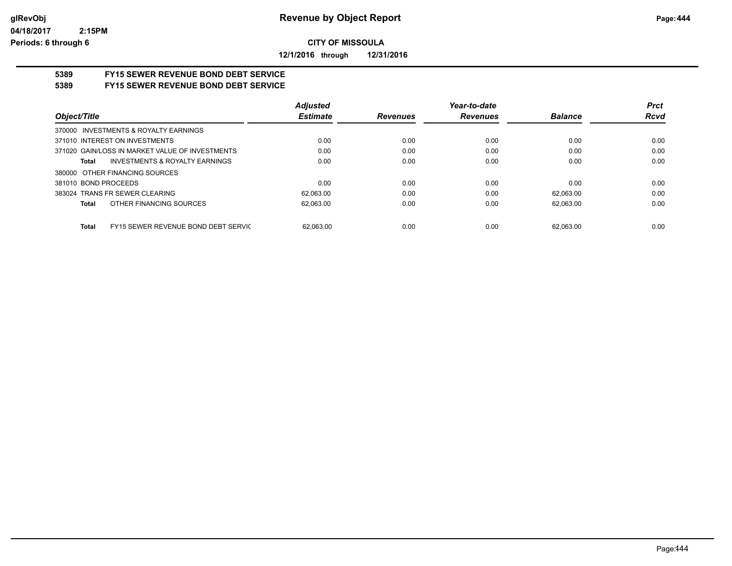# Revenue by Object Report

glRevObj
04/18/2017 2:15PM
Periods: 6 through 6

**CITY OF MISSOULA**

**12/1/2016 through 12/31/2016**

## 5389 FY15 SEWER REVENUE BOND DEBT SERVICE
## 5389 FY15 SEWER REVENUE BOND DEBT SERVICE

| Object/Title | Adjusted Estimate | Revenues | Year-to-date Revenues | Balance | Prct Rcvd |
|---|---|---|---|---|---|
| 370000 INVESTMENTS & ROYALTY EARNINGS | | | | | |
| 371010 INTEREST ON INVESTMENTS | 0.00 | 0.00 | 0.00 | 0.00 | 0.00 |
| 371020 GAIN/LOSS IN MARKET VALUE OF INVESTMENTS | 0.00 | 0.00 | 0.00 | 0.00 | 0.00 |
| **Total** INVESTMENTS & ROYALTY EARNINGS | 0.00 | 0.00 | 0.00 | 0.00 | 0.00 |
| 380000 OTHER FINANCING SOURCES | | | | | |
| 381010 BOND PROCEEDS | 0.00 | 0.00 | 0.00 | 0.00 | 0.00 |
| 383024 TRANS FR SEWER CLEARING | 62,063.00 | 0.00 | 0.00 | 62,063.00 | 0.00 |
| **Total** OTHER FINANCING SOURCES | 62,063.00 | 0.00 | 0.00 | 62,063.00 | 0.00 |
| **Total** FY15 SEWER REVENUE BOND DEBT SERVIC | 62,063.00 | 0.00 | 0.00 | 62,063.00 | 0.00 |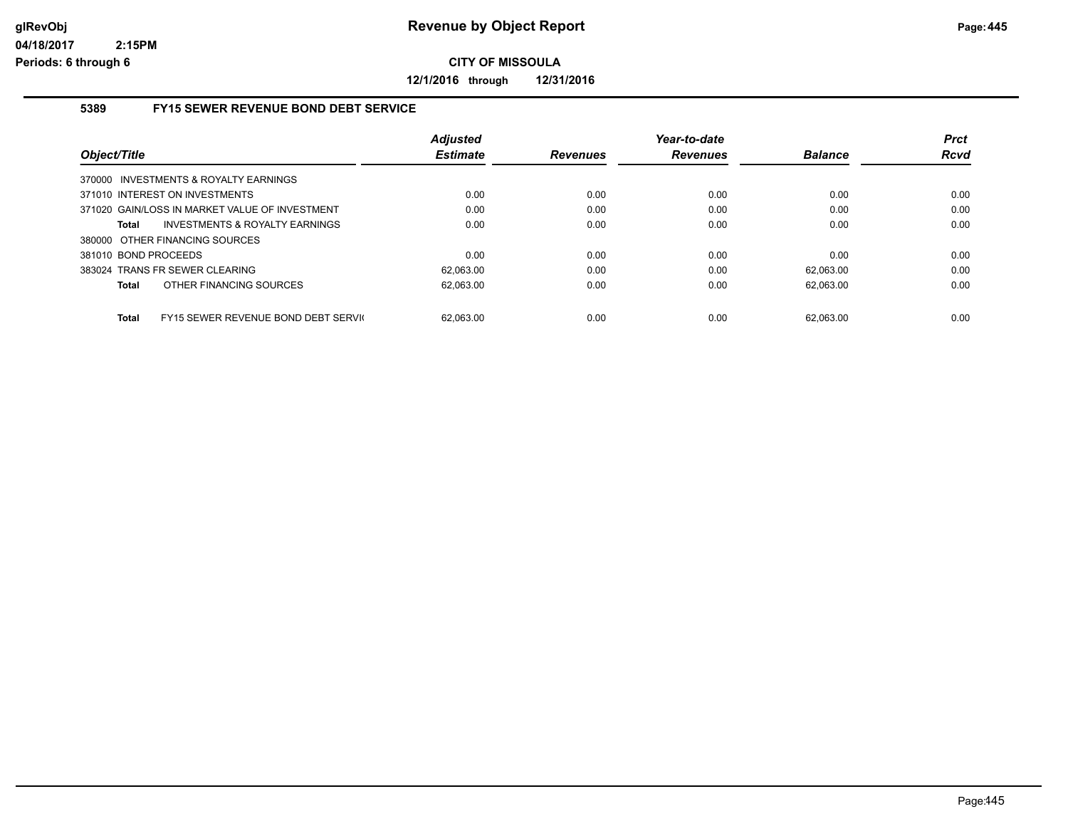**Revenue by Object Report**

**CITY OF MISSOULA**

**12/1/2016 through 12/31/2016**

glRevObj
04/18/2017 2:15PM
Periods: 6 through 6

### 5389 FY15 SEWER REVENUE BOND DEBT SERVICE

| Object/Title | Adjusted Estimate | Revenues | Year-to-date Revenues | Balance | Prct Rcvd |
|---|---|---|---|---|---|
| 370000 INVESTMENTS & ROYALTY EARNINGS | | | | | |
| 371010 INTEREST ON INVESTMENTS | 0.00 | 0.00 | 0.00 | 0.00 | 0.00 |
| 371020 GAIN/LOSS IN MARKET VALUE OF INVESTMENT | 0.00 | 0.00 | 0.00 | 0.00 | 0.00 |
| **Total** INVESTMENTS & ROYALTY EARNINGS | 0.00 | 0.00 | 0.00 | 0.00 | 0.00 |
| 380000 OTHER FINANCING SOURCES | | | | | |
| 381010 BOND PROCEEDS | 0.00 | 0.00 | 0.00 | 0.00 | 0.00 |
| 383024 TRANS FR SEWER CLEARING | 62,063.00 | 0.00 | 0.00 | 62,063.00 | 0.00 |
| **Total** OTHER FINANCING SOURCES | 62,063.00 | 0.00 | 0.00 | 62,063.00 | 0.00 |
| **Total** FY15 SEWER REVENUE BOND DEBT SERVI( | 62,063.00 | 0.00 | 0.00 | 62,063.00 | 0.00 |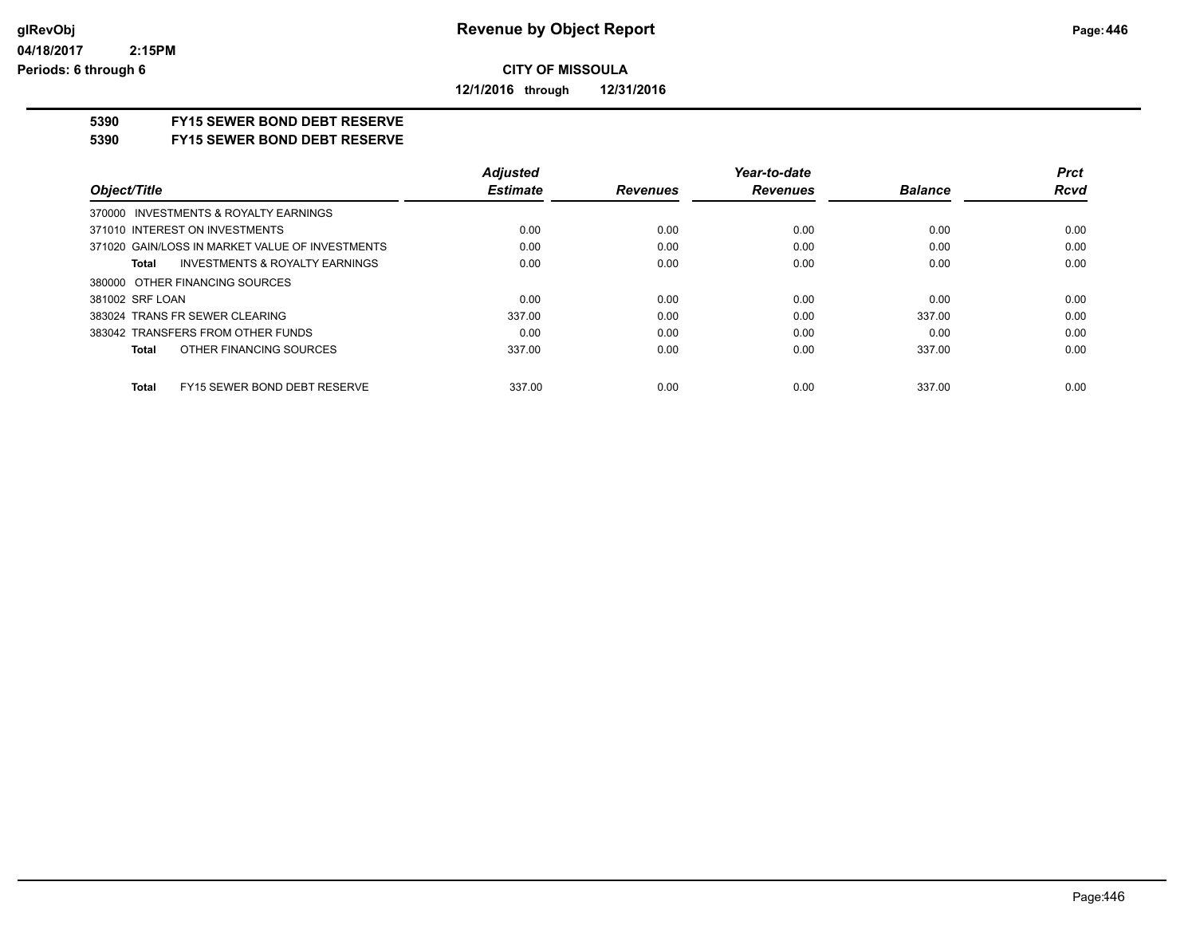**Revenue by Object Report**

**CITY OF MISSOULA**

**12/1/2016 through 12/31/2016**

glRevObj
04/18/2017 2:15PM
Periods: 6 through 6

**5390 FY15 SEWER BOND DEBT RESERVE**
**5390 FY15 SEWER BOND DEBT RESERVE**

| Object/Title | Adjusted Estimate | Revenues | Year-to-date Revenues | Balance | Prct Rcvd |
|---|---|---|---|---|---|
| 370000 INVESTMENTS & ROYALTY EARNINGS | | | | | |
| 371010 INTEREST ON INVESTMENTS | 0.00 | 0.00 | 0.00 | 0.00 | 0.00 |
| 371020 GAIN/LOSS IN MARKET VALUE OF INVESTMENTS | 0.00 | 0.00 | 0.00 | 0.00 | 0.00 |
| **Total** INVESTMENTS & ROYALTY EARNINGS | 0.00 | 0.00 | 0.00 | 0.00 | 0.00 |
| 380000 OTHER FINANCING SOURCES | | | | | |
| 381002 SRF LOAN | 0.00 | 0.00 | 0.00 | 0.00 | 0.00 |
| 383024 TRANS FR SEWER CLEARING | 337.00 | 0.00 | 0.00 | 337.00 | 0.00 |
| 383042 TRANSFERS FROM OTHER FUNDS | 0.00 | 0.00 | 0.00 | 0.00 | 0.00 |
| **Total** OTHER FINANCING SOURCES | 337.00 | 0.00 | 0.00 | 337.00 | 0.00 |
| **Total** FY15 SEWER BOND DEBT RESERVE | 337.00 | 0.00 | 0.00 | 337.00 | 0.00 |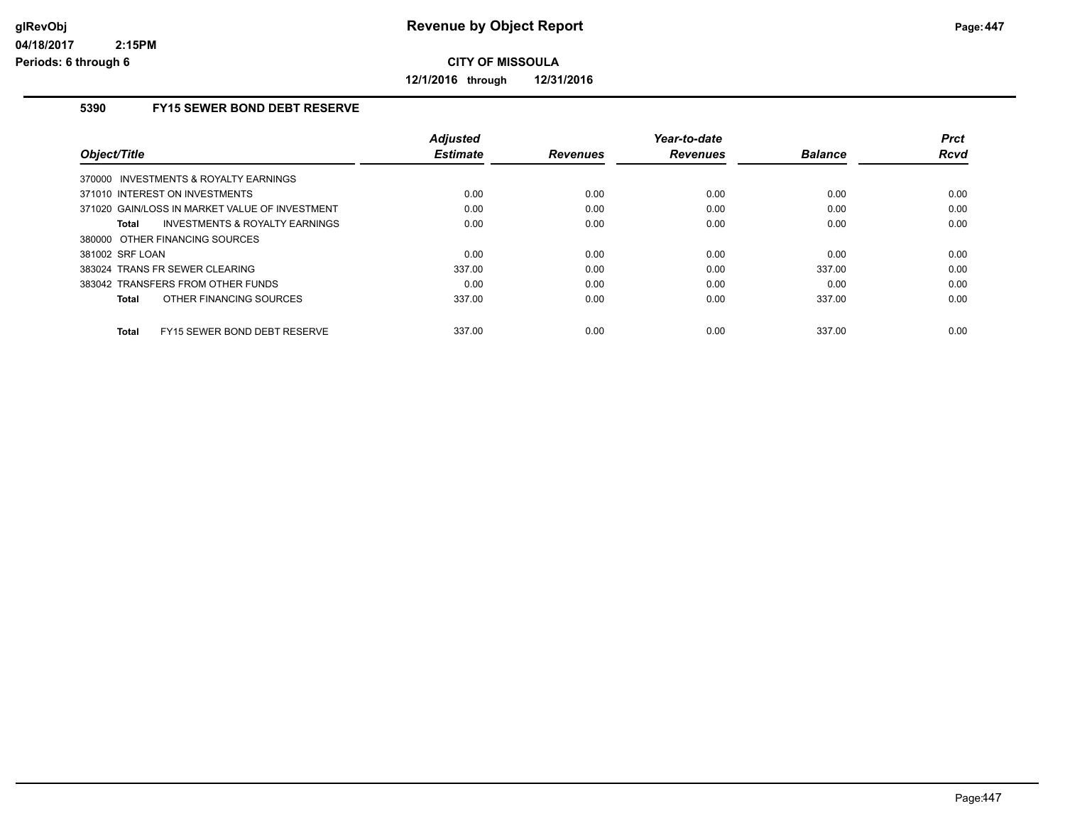# Revenue by Object Report

**CITY OF MISSOULA**

**12/1/2016 through 12/31/2016**

glRevObj
04/18/2017 2:15PM
Periods: 6 through 6

## 5390 FY15 SEWER BOND DEBT RESERVE

| Object/Title | Adjusted Estimate | Revenues | Year-to-date Revenues | Balance | Prct Rcvd |
|---|---|---|---|---|---|
| 370000 INVESTMENTS & ROYALTY EARNINGS | | | | | |
| 371010 INTEREST ON INVESTMENTS | 0.00 | 0.00 | 0.00 | 0.00 | 0.00 |
| 371020 GAIN/LOSS IN MARKET VALUE OF INVESTMENT | 0.00 | 0.00 | 0.00 | 0.00 | 0.00 |
| **Total** INVESTMENTS & ROYALTY EARNINGS | 0.00 | 0.00 | 0.00 | 0.00 | 0.00 |
| 380000 OTHER FINANCING SOURCES | | | | | |
| 381002 SRF LOAN | 0.00 | 0.00 | 0.00 | 0.00 | 0.00 |
| 383024 TRANS FR SEWER CLEARING | 337.00 | 0.00 | 0.00 | 337.00 | 0.00 |
| 383042 TRANSFERS FROM OTHER FUNDS | 0.00 | 0.00 | 0.00 | 0.00 | 0.00 |
| **Total** OTHER FINANCING SOURCES | 337.00 | 0.00 | 0.00 | 337.00 | 0.00 |
| **Total** FY15 SEWER BOND DEBT RESERVE | 337.00 | 0.00 | 0.00 | 337.00 | 0.00 |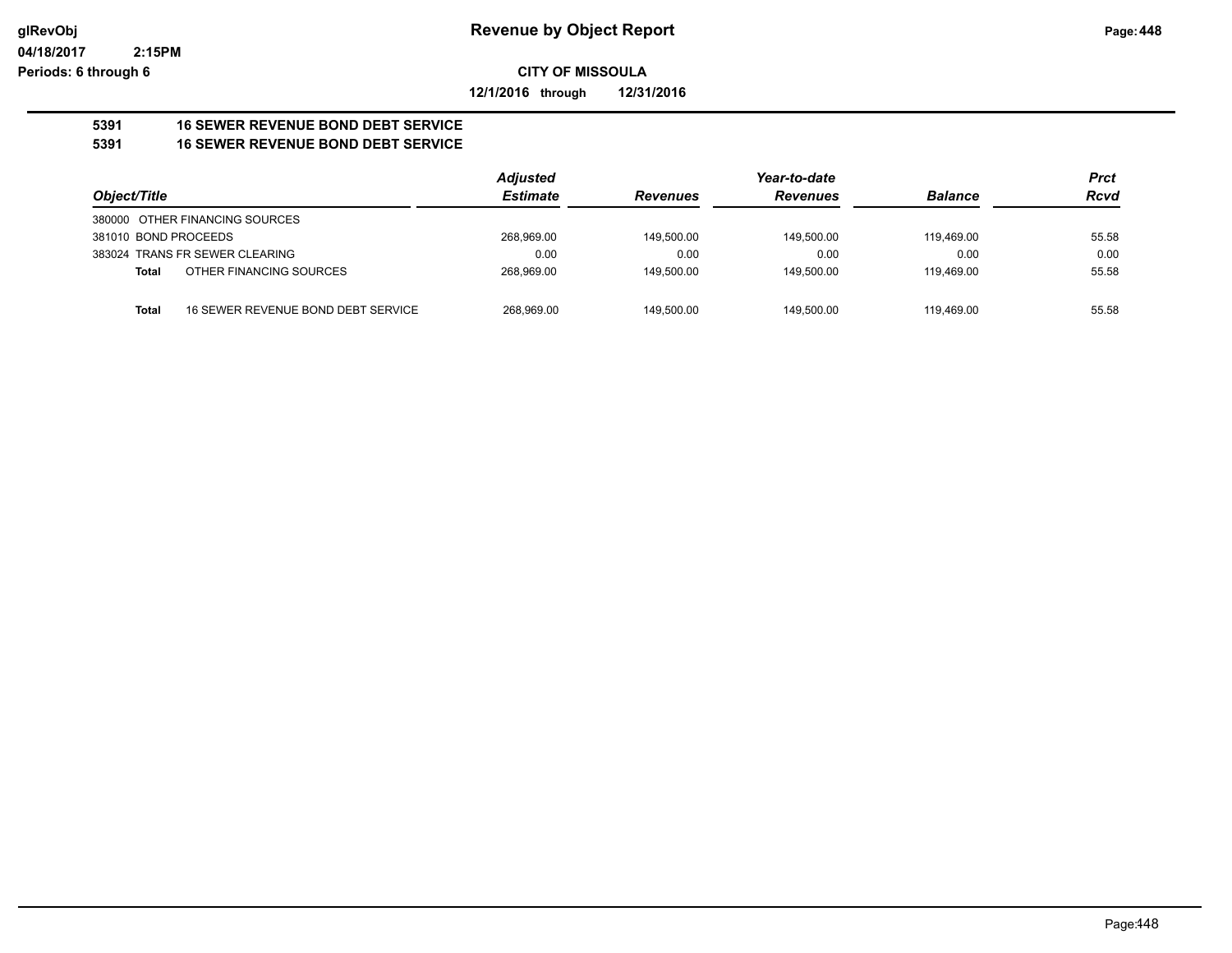**glRevObj** **Revenue by Object Report**

**04/18/2017 2:15PM**

**Periods: 6 through 6**

**CITY OF MISSOULA**

**12/1/2016 through 12/31/2016**

**5391 16 SEWER REVENUE BOND DEBT SERVICE**

**5391 16 SEWER REVENUE BOND DEBT SERVICE**

| Object/Title | | Adjusted Estimate | Revenues | Year-to-date Revenues | Balance | Prct Rcvd |
|---|---|---|---|---|---|---|
| 380000 OTHER FINANCING SOURCES | | | | | | |
| 381010 BOND PROCEEDS | | 268,969.00 | 149,500.00 | 149,500.00 | 119,469.00 | 55.58 |
| 383024 TRANS FR SEWER CLEARING | | 0.00 | 0.00 | 0.00 | 0.00 | 0.00 |
| **Total** | OTHER FINANCING SOURCES | 268,969.00 | 149,500.00 | 149,500.00 | 119,469.00 | 55.58 |
| **Total** | 16 SEWER REVENUE BOND DEBT SERVICE | 268,969.00 | 149,500.00 | 149,500.00 | 119,469.00 | 55.58 |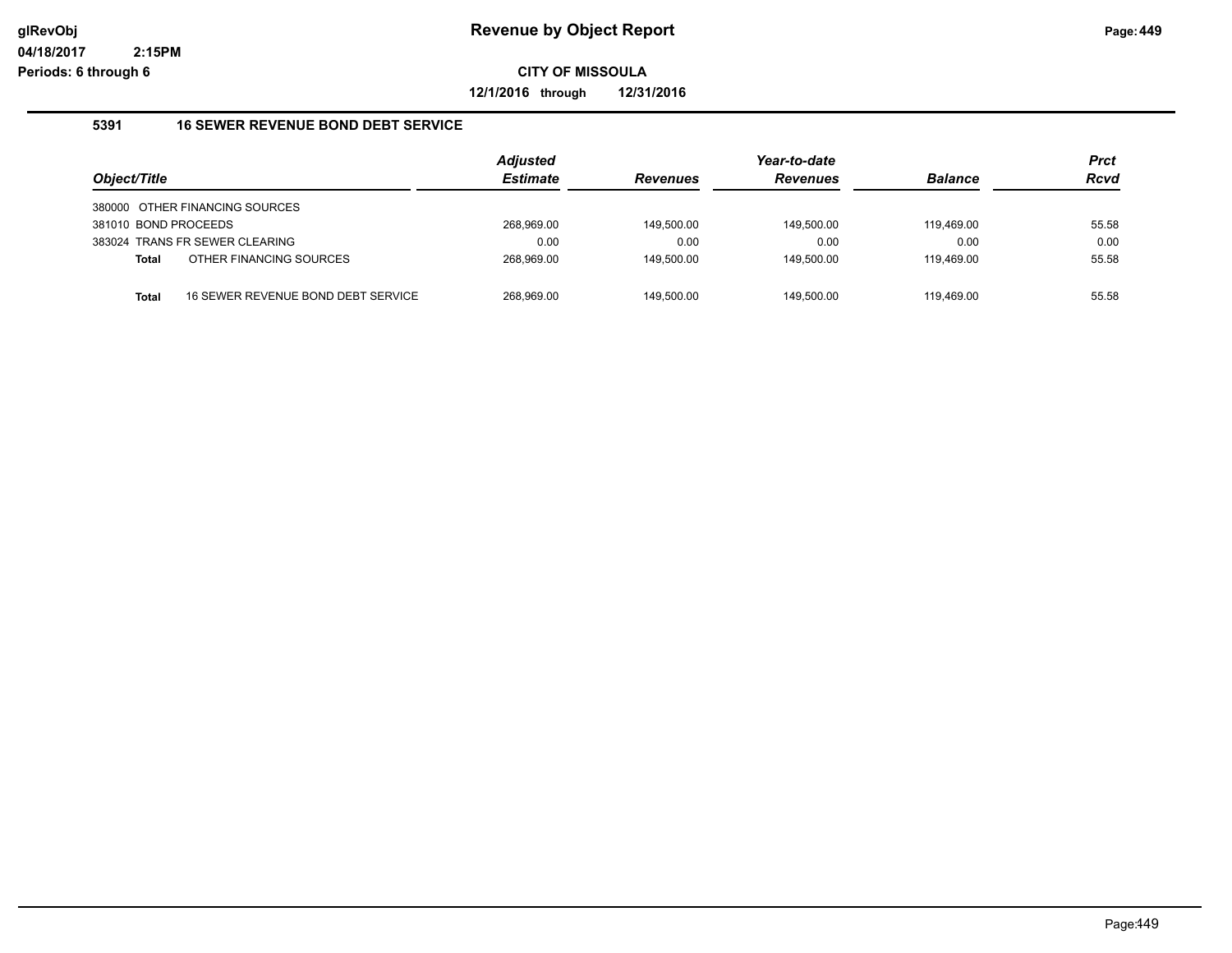# Revenue by Object Report

glRevObj
04/18/2017 2:15PM
Periods: 6 through 6

**CITY OF MISSOULA**

**12/1/2016 through 12/31/2016**

## 5391 16 SEWER REVENUE BOND DEBT SERVICE

| Object/Title | Adjusted Estimate | Revenues | Year-to-date Revenues | Balance | Prct Rcvd |
|---|---|---|---|---|---|
| 380000 OTHER FINANCING SOURCES | | | | | |
| 381010 BOND PROCEEDS | 268,969.00 | 149,500.00 | 149,500.00 | 119,469.00 | 55.58 |
| 383024 TRANS FR SEWER CLEARING | 0.00 | 0.00 | 0.00 | 0.00 | 0.00 |
| **Total** OTHER FINANCING SOURCES | 268,969.00 | 149,500.00 | 149,500.00 | 119,469.00 | 55.58 |
| **Total** 16 SEWER REVENUE BOND DEBT SERVICE | 268,969.00 | 149,500.00 | 149,500.00 | 119,469.00 | 55.58 |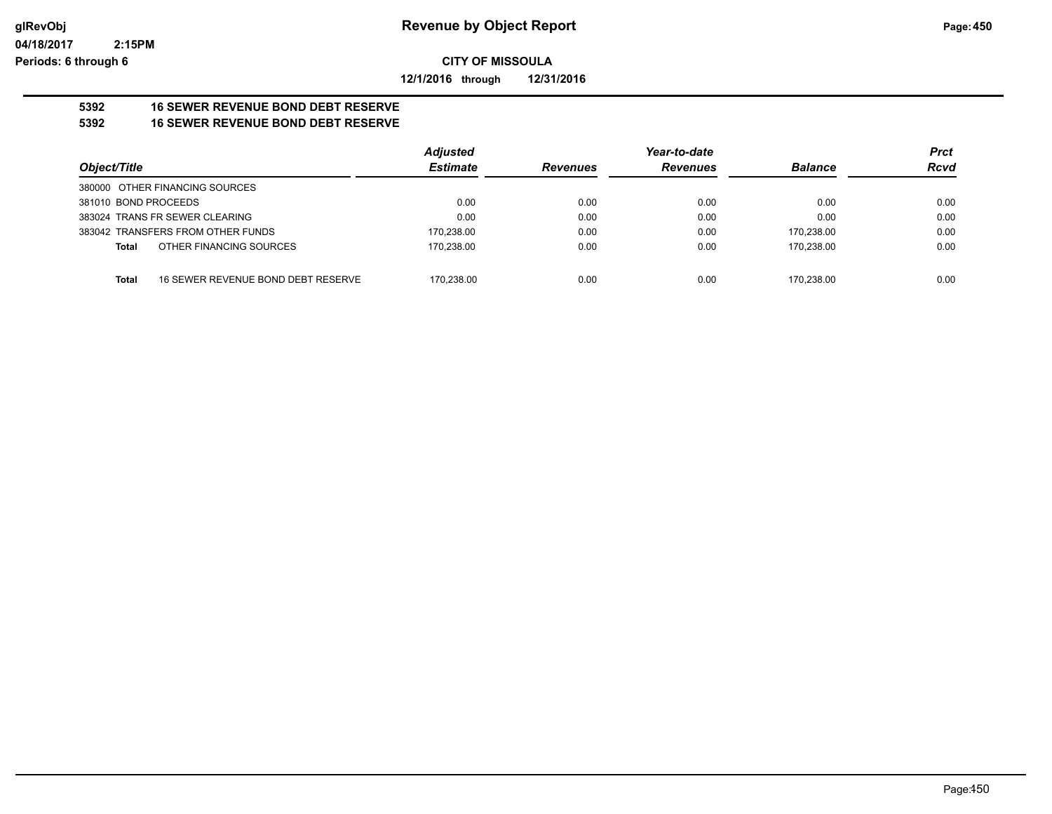**CITY OF MISSOULA**

**12/1/2016 through 12/31/2016**

**5392 16 SEWER REVENUE BOND DEBT RESERVE**

**5392 16 SEWER REVENUE BOND DEBT RESERVE**

| Object/Title | | Adjusted Estimate | Revenues | Year-to-date Revenues | Balance | Prct Rcvd |
|---|---|---|---|---|---|---|
| 380000 OTHER FINANCING SOURCES | | | | | | |
| 381010 BOND PROCEEDS | | 0.00 | 0.00 | 0.00 | 0.00 | 0.00 |
| 383024 TRANS FR SEWER CLEARING | | 0.00 | 0.00 | 0.00 | 0.00 | 0.00 |
| 383042 TRANSFERS FROM OTHER FUNDS | | 170,238.00 | 0.00 | 0.00 | 170,238.00 | 0.00 |
| **Total** | OTHER FINANCING SOURCES | 170,238.00 | 0.00 | 0.00 | 170,238.00 | 0.00 |
| **Total** | 16 SEWER REVENUE BOND DEBT RESERVE | 170,238.00 | 0.00 | 0.00 | 170,238.00 | 0.00 |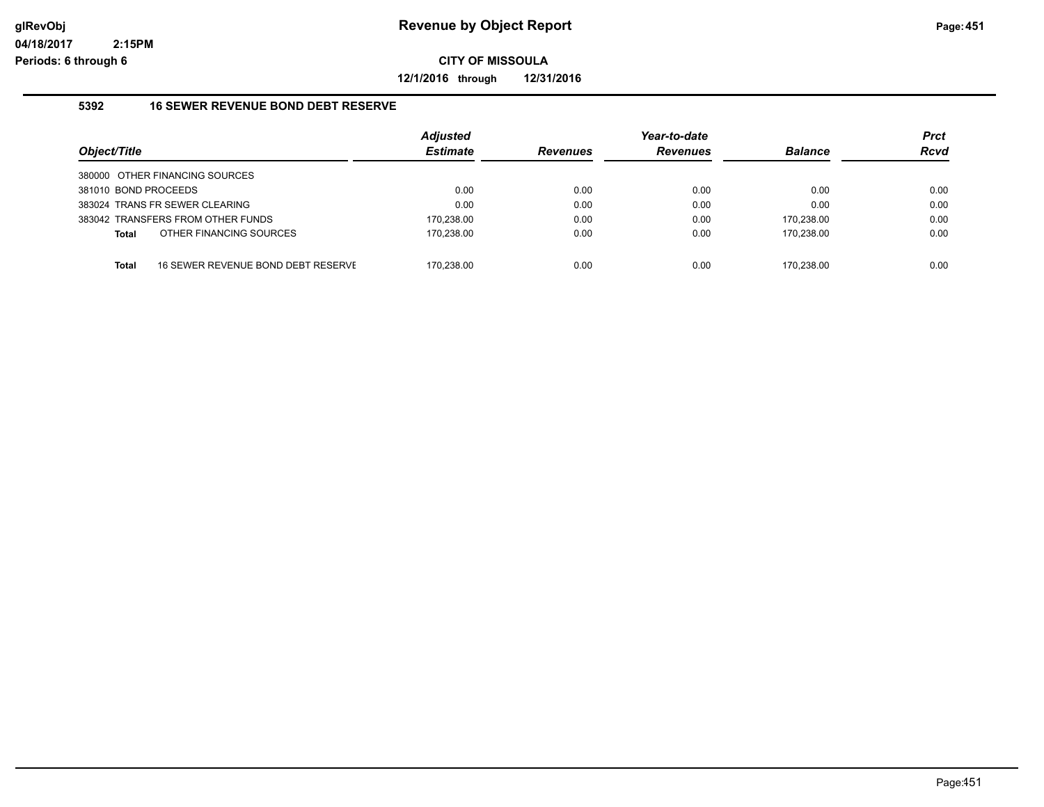**Revenue by Object Report**

**CITY OF MISSOULA**

**12/1/2016 through 12/31/2016**

glRevObj
04/18/2017 2:15PM
Periods: 6 through 6

## 5392 16 SEWER REVENUE BOND DEBT RESERVE

| Object/Title | Adjusted Estimate | Revenues | Year-to-date Revenues | Balance | Prct Rcvd |
|---|---|---|---|---|---|
| 380000 OTHER FINANCING SOURCES | | | | | |
| 381010 BOND PROCEEDS | 0.00 | 0.00 | 0.00 | 0.00 | 0.00 |
| 383024 TRANS FR SEWER CLEARING | 0.00 | 0.00 | 0.00 | 0.00 | 0.00 |
| 383042 TRANSFERS FROM OTHER FUNDS | 170,238.00 | 0.00 | 0.00 | 170,238.00 | 0.00 |
| **Total** OTHER FINANCING SOURCES | 170,238.00 | 0.00 | 0.00 | 170,238.00 | 0.00 |
| **Total** 16 SEWER REVENUE BOND DEBT RESERVE | 170,238.00 | 0.00 | 0.00 | 170,238.00 | 0.00 |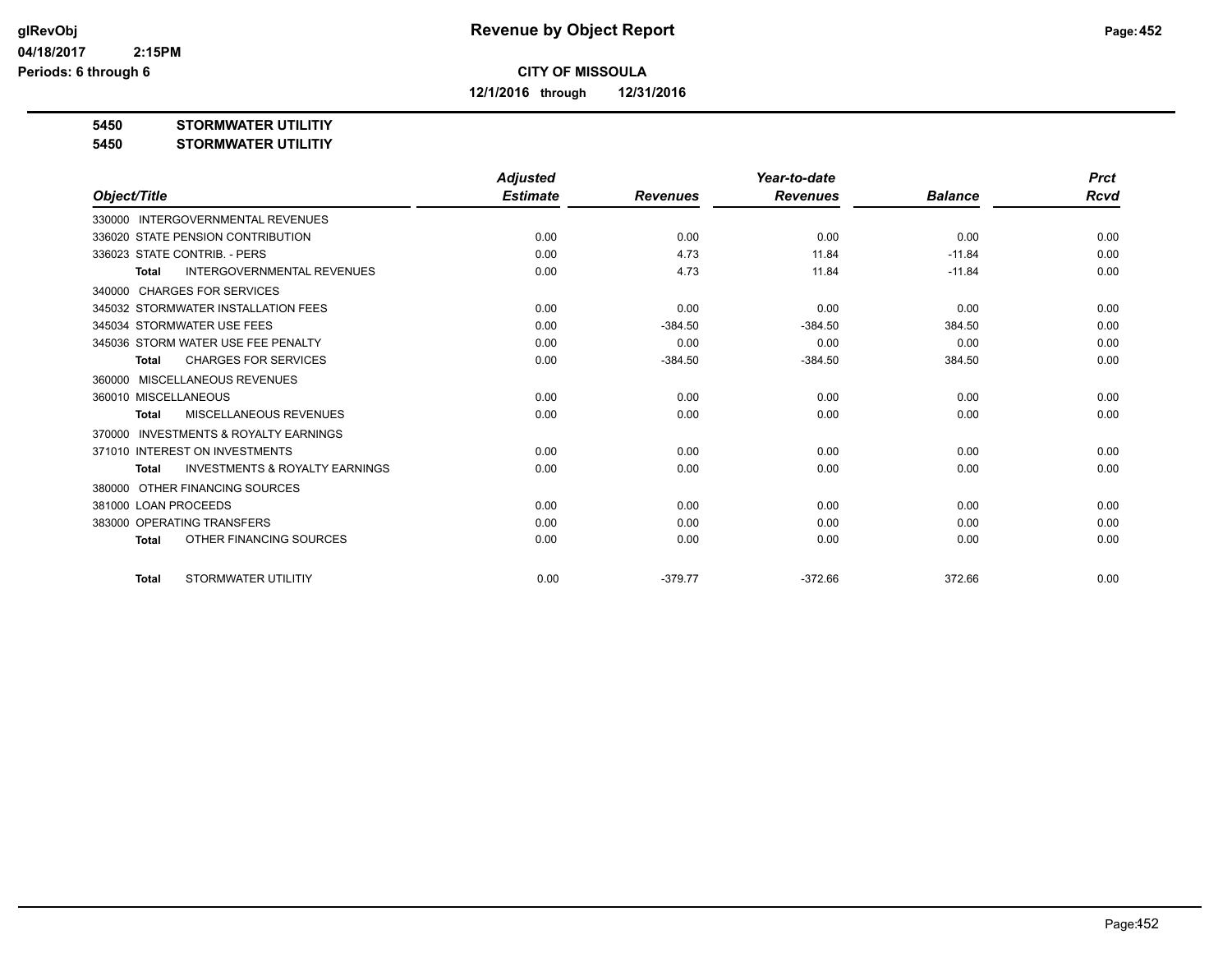# Revenue by Object Report

**CITY OF MISSOULA**

**12/1/2016 through 12/31/2016**

glRevObj
04/18/2017 2:15PM
Periods: 6 through 6

**5450 STORMWATER UTILITIY**
**5450 STORMWATER UTILITIY**

| Object/Title | Adjusted Estimate | Revenues | Year-to-date Revenues | Balance | Prct Rcvd |
|---|---|---|---|---|---|
| 330000 INTERGOVERNMENTAL REVENUES | | | | | |
| 336020 STATE PENSION CONTRIBUTION | 0.00 | 0.00 | 0.00 | 0.00 | 0.00 |
| 336023 STATE CONTRIB. - PERS | 0.00 | 4.73 | 11.84 | -11.84 | 0.00 |
| **Total** INTERGOVERNMENTAL REVENUES | 0.00 | 4.73 | 11.84 | -11.84 | 0.00 |
| 340000 CHARGES FOR SERVICES | | | | | |
| 345032 STORMWATER INSTALLATION FEES | 0.00 | 0.00 | 0.00 | 0.00 | 0.00 |
| 345034 STORMWATER USE FEES | 0.00 | -384.50 | -384.50 | 384.50 | 0.00 |
| 345036 STORM WATER USE FEE PENALTY | 0.00 | 0.00 | 0.00 | 0.00 | 0.00 |
| **Total** CHARGES FOR SERVICES | 0.00 | -384.50 | -384.50 | 384.50 | 0.00 |
| 360000 MISCELLANEOUS REVENUES | | | | | |
| 360010 MISCELLANEOUS | 0.00 | 0.00 | 0.00 | 0.00 | 0.00 |
| **Total** MISCELLANEOUS REVENUES | 0.00 | 0.00 | 0.00 | 0.00 | 0.00 |
| 370000 INVESTMENTS & ROYALTY EARNINGS | | | | | |
| 371010 INTEREST ON INVESTMENTS | 0.00 | 0.00 | 0.00 | 0.00 | 0.00 |
| **Total** INVESTMENTS & ROYALTY EARNINGS | 0.00 | 0.00 | 0.00 | 0.00 | 0.00 |
| 380000 OTHER FINANCING SOURCES | | | | | |
| 381000 LOAN PROCEEDS | 0.00 | 0.00 | 0.00 | 0.00 | 0.00 |
| 383000 OPERATING TRANSFERS | 0.00 | 0.00 | 0.00 | 0.00 | 0.00 |
| **Total** OTHER FINANCING SOURCES | 0.00 | 0.00 | 0.00 | 0.00 | 0.00 |
| **Total** STORMWATER UTILITIY | 0.00 | -379.77 | -372.66 | 372.66 | 0.00 |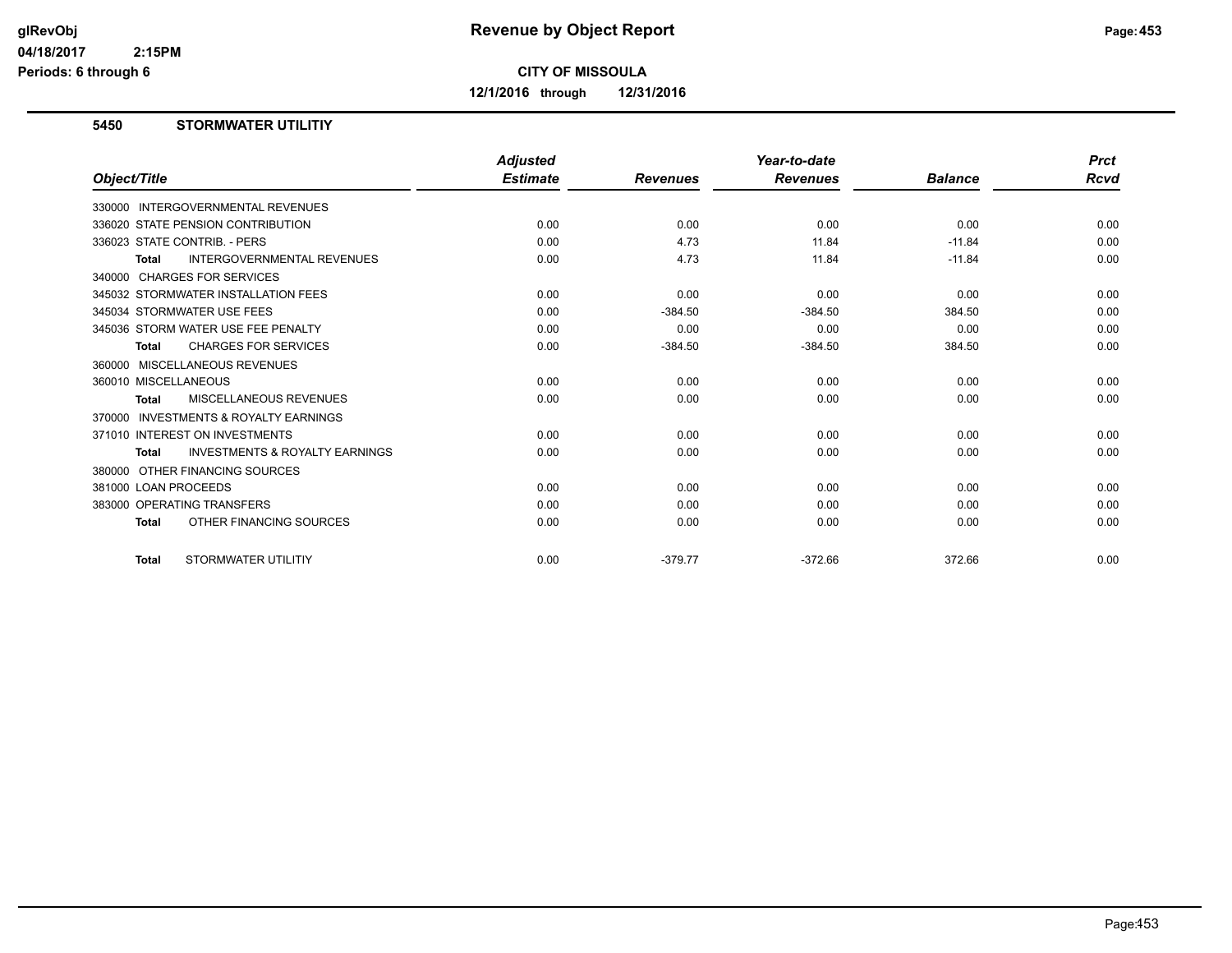# Revenue by Object Report

glRevObj
04/18/2017 2:15PM
Periods: 6 through 6

**CITY OF MISSOULA**

**12/1/2016 through 12/31/2016**

## 5450 STORMWATER UTILITIY

| Object/Title | Adjusted Estimate | Revenues | Year-to-date Revenues | Balance | Prct Rcvd |
|---|---|---|---|---|---|
| 330000 INTERGOVERNMENTAL REVENUES | | | | | |
| 336020 STATE PENSION CONTRIBUTION | 0.00 | 0.00 | 0.00 | 0.00 | 0.00 |
| 336023 STATE CONTRIB. - PERS | 0.00 | 4.73 | 11.84 | -11.84 | 0.00 |
| **Total** INTERGOVERNMENTAL REVENUES | 0.00 | 4.73 | 11.84 | -11.84 | 0.00 |
| 340000 CHARGES FOR SERVICES | | | | | |
| 345032 STORMWATER INSTALLATION FEES | 0.00 | 0.00 | 0.00 | 0.00 | 0.00 |
| 345034 STORMWATER USE FEES | 0.00 | -384.50 | -384.50 | 384.50 | 0.00 |
| 345036 STORM WATER USE FEE PENALTY | 0.00 | 0.00 | 0.00 | 0.00 | 0.00 |
| **Total** CHARGES FOR SERVICES | 0.00 | -384.50 | -384.50 | 384.50 | 0.00 |
| 360000 MISCELLANEOUS REVENUES | | | | | |
| 360010 MISCELLANEOUS | 0.00 | 0.00 | 0.00 | 0.00 | 0.00 |
| **Total** MISCELLANEOUS REVENUES | 0.00 | 0.00 | 0.00 | 0.00 | 0.00 |
| 370000 INVESTMENTS & ROYALTY EARNINGS | | | | | |
| 371010 INTEREST ON INVESTMENTS | 0.00 | 0.00 | 0.00 | 0.00 | 0.00 |
| **Total** INVESTMENTS & ROYALTY EARNINGS | 0.00 | 0.00 | 0.00 | 0.00 | 0.00 |
| 380000 OTHER FINANCING SOURCES | | | | | |
| 381000 LOAN PROCEEDS | 0.00 | 0.00 | 0.00 | 0.00 | 0.00 |
| 383000 OPERATING TRANSFERS | 0.00 | 0.00 | 0.00 | 0.00 | 0.00 |
| **Total** OTHER FINANCING SOURCES | 0.00 | 0.00 | 0.00 | 0.00 | 0.00 |
| **Total** STORMWATER UTILITIY | 0.00 | -379.77 | -372.66 | 372.66 | 0.00 |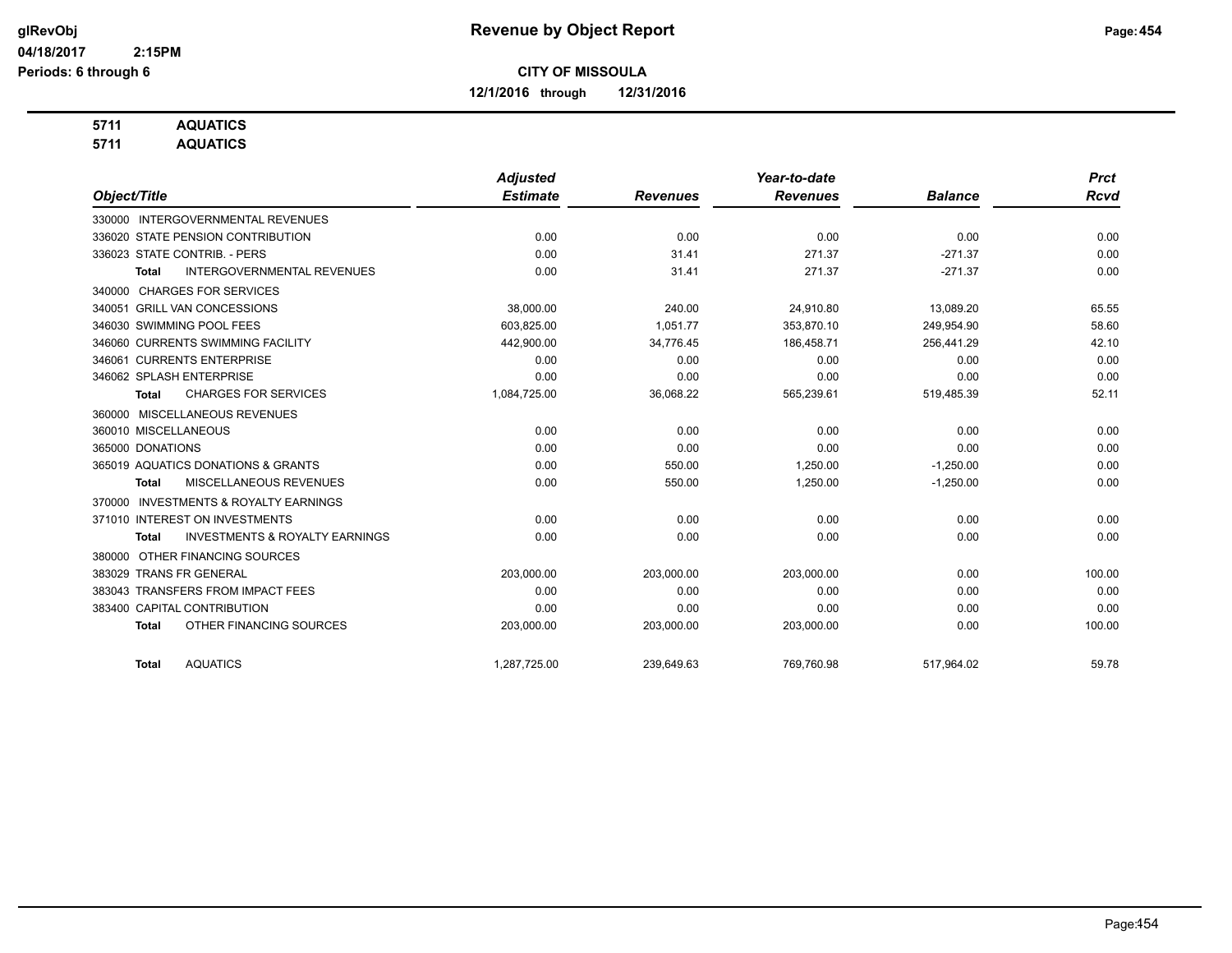**Revenue by Object Report**

**CITY OF MISSOULA**

**12/1/2016 through 12/31/2016**

glRevObj
04/18/2017 2:15PM
Periods: 6 through 6

**5711 AQUATICS**
**5711 AQUATICS**

| Object/Title | Adjusted Estimate | Revenues | Year-to-date Revenues | Balance | Prct Rcvd |
|---|---|---|---|---|---|
| 330000 INTERGOVERNMENTAL REVENUES | | | | | |
| 336020 STATE PENSION CONTRIBUTION | 0.00 | 0.00 | 0.00 | 0.00 | 0.00 |
| 336023 STATE CONTRIB. - PERS | 0.00 | 31.41 | 271.37 | -271.37 | 0.00 |
| **Total** INTERGOVERNMENTAL REVENUES | 0.00 | 31.41 | 271.37 | -271.37 | 0.00 |
| 340000 CHARGES FOR SERVICES | | | | | |
| 340051 GRILL VAN CONCESSIONS | 38,000.00 | 240.00 | 24,910.80 | 13,089.20 | 65.55 |
| 346030 SWIMMING POOL FEES | 603,825.00 | 1,051.77 | 353,870.10 | 249,954.90 | 58.60 |
| 346060 CURRENTS SWIMMING FACILITY | 442,900.00 | 34,776.45 | 186,458.71 | 256,441.29 | 42.10 |
| 346061 CURRENTS ENTERPRISE | 0.00 | 0.00 | 0.00 | 0.00 | 0.00 |
| 346062 SPLASH ENTERPRISE | 0.00 | 0.00 | 0.00 | 0.00 | 0.00 |
| **Total** CHARGES FOR SERVICES | 1,084,725.00 | 36,068.22 | 565,239.61 | 519,485.39 | 52.11 |
| 360000 MISCELLANEOUS REVENUES | | | | | |
| 360010 MISCELLANEOUS | 0.00 | 0.00 | 0.00 | 0.00 | 0.00 |
| 365000 DONATIONS | 0.00 | 0.00 | 0.00 | 0.00 | 0.00 |
| 365019 AQUATICS DONATIONS & GRANTS | 0.00 | 550.00 | 1,250.00 | -1,250.00 | 0.00 |
| **Total** MISCELLANEOUS REVENUES | 0.00 | 550.00 | 1,250.00 | -1,250.00 | 0.00 |
| 370000 INVESTMENTS & ROYALTY EARNINGS | | | | | |
| 371010 INTEREST ON INVESTMENTS | 0.00 | 0.00 | 0.00 | 0.00 | 0.00 |
| **Total** INVESTMENTS & ROYALTY EARNINGS | 0.00 | 0.00 | 0.00 | 0.00 | 0.00 |
| 380000 OTHER FINANCING SOURCES | | | | | |
| 383029 TRANS FR GENERAL | 203,000.00 | 203,000.00 | 203,000.00 | 0.00 | 100.00 |
| 383043 TRANSFERS FROM IMPACT FEES | 0.00 | 0.00 | 0.00 | 0.00 | 0.00 |
| 383400 CAPITAL CONTRIBUTION | 0.00 | 0.00 | 0.00 | 0.00 | 0.00 |
| **Total** OTHER FINANCING SOURCES | 203,000.00 | 203,000.00 | 203,000.00 | 0.00 | 100.00 |
| **Total** AQUATICS | 1,287,725.00 | 239,649.63 | 769,760.98 | 517,964.02 | 59.78 |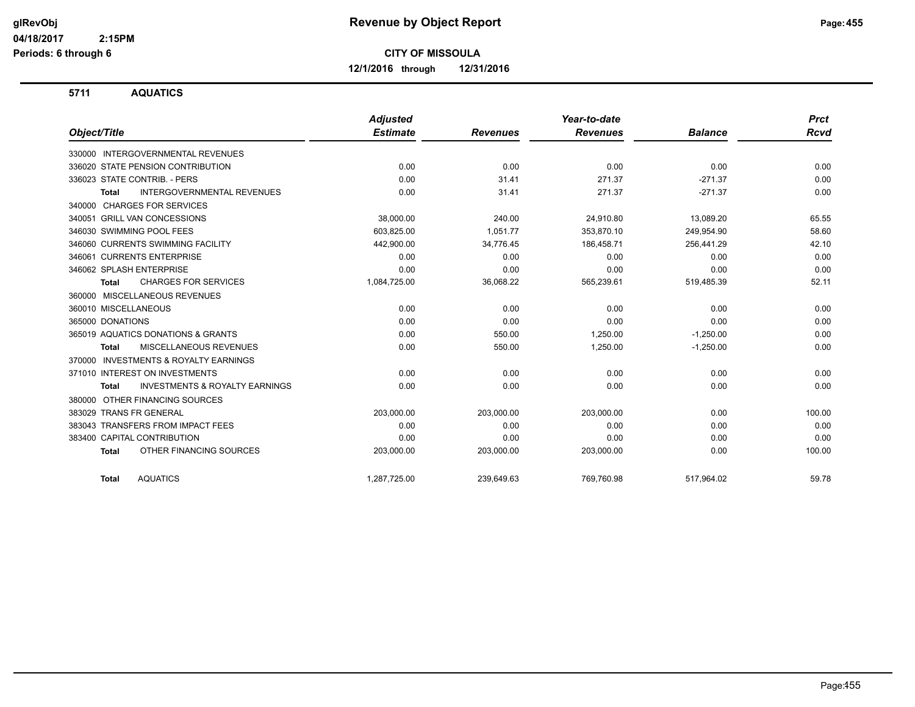# Revenue by Object Report

glRevObj
04/18/2017 2:15PM
Periods: 6 through 6

**CITY OF MISSOULA**

**12/1/2016 through 12/31/2016**

## 5711 AQUATICS

| Object/Title | Adjusted Estimate | Revenues | Year-to-date Revenues | Balance | Prct Rcvd |
|---|---|---|---|---|---|
| 330000 INTERGOVERNMENTAL REVENUES | | | | | |
| 336020 STATE PENSION CONTRIBUTION | 0.00 | 0.00 | 0.00 | 0.00 | 0.00 |
| 336023 STATE CONTRIB. - PERS | 0.00 | 31.41 | 271.37 | -271.37 | 0.00 |
| **Total** INTERGOVERNMENTAL REVENUES | 0.00 | 31.41 | 271.37 | -271.37 | 0.00 |
| 340000 CHARGES FOR SERVICES | | | | | |
| 340051 GRILL VAN CONCESSIONS | 38,000.00 | 240.00 | 24,910.80 | 13,089.20 | 65.55 |
| 346030 SWIMMING POOL FEES | 603,825.00 | 1,051.77 | 353,870.10 | 249,954.90 | 58.60 |
| 346060 CURRENTS SWIMMING FACILITY | 442,900.00 | 34,776.45 | 186,458.71 | 256,441.29 | 42.10 |
| 346061 CURRENTS ENTERPRISE | 0.00 | 0.00 | 0.00 | 0.00 | 0.00 |
| 346062 SPLASH ENTERPRISE | 0.00 | 0.00 | 0.00 | 0.00 | 0.00 |
| **Total** CHARGES FOR SERVICES | 1,084,725.00 | 36,068.22 | 565,239.61 | 519,485.39 | 52.11 |
| 360000 MISCELLANEOUS REVENUES | | | | | |
| 360010 MISCELLANEOUS | 0.00 | 0.00 | 0.00 | 0.00 | 0.00 |
| 365000 DONATIONS | 0.00 | 0.00 | 0.00 | 0.00 | 0.00 |
| 365019 AQUATICS DONATIONS & GRANTS | 0.00 | 550.00 | 1,250.00 | -1,250.00 | 0.00 |
| **Total** MISCELLANEOUS REVENUES | 0.00 | 550.00 | 1,250.00 | -1,250.00 | 0.00 |
| 370000 INVESTMENTS & ROYALTY EARNINGS | | | | | |
| 371010 INTEREST ON INVESTMENTS | 0.00 | 0.00 | 0.00 | 0.00 | 0.00 |
| **Total** INVESTMENTS & ROYALTY EARNINGS | 0.00 | 0.00 | 0.00 | 0.00 | 0.00 |
| 380000 OTHER FINANCING SOURCES | | | | | |
| 383029 TRANS FR GENERAL | 203,000.00 | 203,000.00 | 203,000.00 | 0.00 | 100.00 |
| 383043 TRANSFERS FROM IMPACT FEES | 0.00 | 0.00 | 0.00 | 0.00 | 0.00 |
| 383400 CAPITAL CONTRIBUTION | 0.00 | 0.00 | 0.00 | 0.00 | 0.00 |
| **Total** OTHER FINANCING SOURCES | 203,000.00 | 203,000.00 | 203,000.00 | 0.00 | 100.00 |
| **Total** AQUATICS | 1,287,725.00 | 239,649.63 | 769,760.98 | 517,964.02 | 59.78 |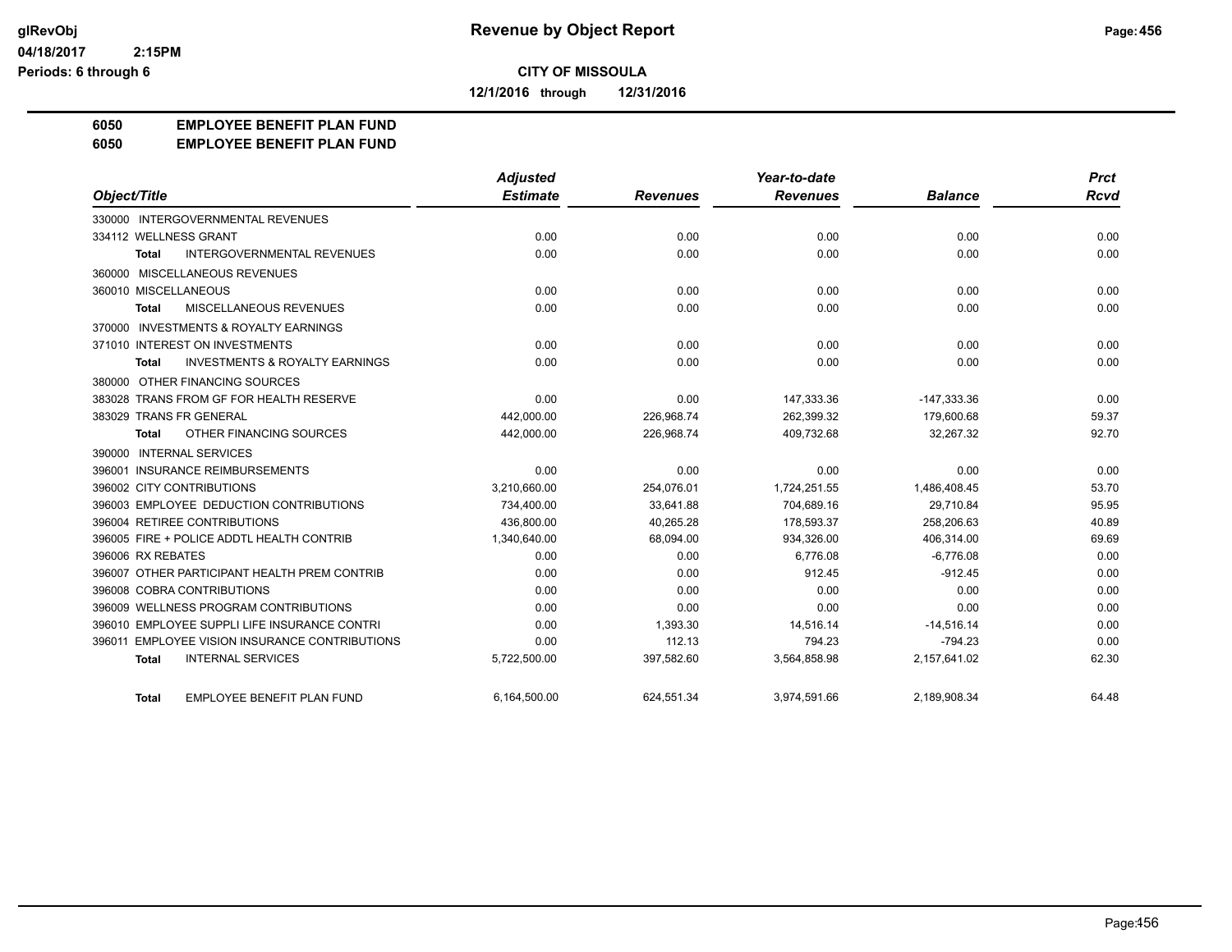# Revenue by Object Report

glRevObj
04/18/2017 2:15PM
Periods: 6 through 6

**CITY OF MISSOULA**

**12/1/2016 through 12/31/2016**

**6050 EMPLOYEE BENEFIT PLAN FUND**
**6050 EMPLOYEE BENEFIT PLAN FUND**

| Object/Title | Adjusted Estimate | Revenues | Year-to-date Revenues | Balance | Prct Rcvd |
|---|---|---|---|---|---|
| 330000 INTERGOVERNMENTAL REVENUES | | | | | |
| 334112 WELLNESS GRANT | 0.00 | 0.00 | 0.00 | 0.00 | 0.00 |
| **Total** INTERGOVERNMENTAL REVENUES | 0.00 | 0.00 | 0.00 | 0.00 | 0.00 |
| 360000 MISCELLANEOUS REVENUES | | | | | |
| 360010 MISCELLANEOUS | 0.00 | 0.00 | 0.00 | 0.00 | 0.00 |
| **Total** MISCELLANEOUS REVENUES | 0.00 | 0.00 | 0.00 | 0.00 | 0.00 |
| 370000 INVESTMENTS & ROYALTY EARNINGS | | | | | |
| 371010 INTEREST ON INVESTMENTS | 0.00 | 0.00 | 0.00 | 0.00 | 0.00 |
| **Total** INVESTMENTS & ROYALTY EARNINGS | 0.00 | 0.00 | 0.00 | 0.00 | 0.00 |
| 380000 OTHER FINANCING SOURCES | | | | | |
| 383028 TRANS FROM GF FOR HEALTH RESERVE | 0.00 | 0.00 | 147,333.36 | -147,333.36 | 0.00 |
| 383029 TRANS FR GENERAL | 442,000.00 | 226,968.74 | 262,399.32 | 179,600.68 | 59.37 |
| **Total** OTHER FINANCING SOURCES | 442,000.00 | 226,968.74 | 409,732.68 | 32,267.32 | 92.70 |
| 390000 INTERNAL SERVICES | | | | | |
| 396001 INSURANCE REIMBURSEMENTS | 0.00 | 0.00 | 0.00 | 0.00 | 0.00 |
| 396002 CITY CONTRIBUTIONS | 3,210,660.00 | 254,076.01 | 1,724,251.55 | 1,486,408.45 | 53.70 |
| 396003 EMPLOYEE DEDUCTION CONTRIBUTIONS | 734,400.00 | 33,641.88 | 704,689.16 | 29,710.84 | 95.95 |
| 396004 RETIREE CONTRIBUTIONS | 436,800.00 | 40,265.28 | 178,593.37 | 258,206.63 | 40.89 |
| 396005 FIRE + POLICE ADDTL HEALTH CONTRIB | 1,340,640.00 | 68,094.00 | 934,326.00 | 406,314.00 | 69.69 |
| 396006 RX REBATES | 0.00 | 0.00 | 6,776.08 | -6,776.08 | 0.00 |
| 396007 OTHER PARTICIPANT HEALTH PREM CONTRIB | 0.00 | 0.00 | 912.45 | -912.45 | 0.00 |
| 396008 COBRA CONTRIBUTIONS | 0.00 | 0.00 | 0.00 | 0.00 | 0.00 |
| 396009 WELLNESS PROGRAM CONTRIBUTIONS | 0.00 | 0.00 | 0.00 | 0.00 | 0.00 |
| 396010 EMPLOYEE SUPPLI LIFE INSURANCE CONTRI | 0.00 | 1,393.30 | 14,516.14 | -14,516.14 | 0.00 |
| 396011 EMPLOYEE VISION INSURANCE CONTRIBUTIONS | 0.00 | 112.13 | 794.23 | -794.23 | 0.00 |
| **Total** INTERNAL SERVICES | 5,722,500.00 | 397,582.60 | 3,564,858.98 | 2,157,641.02 | 62.30 |
| **Total** EMPLOYEE BENEFIT PLAN FUND | 6,164,500.00 | 624,551.34 | 3,974,591.66 | 2,189,908.34 | 64.48 |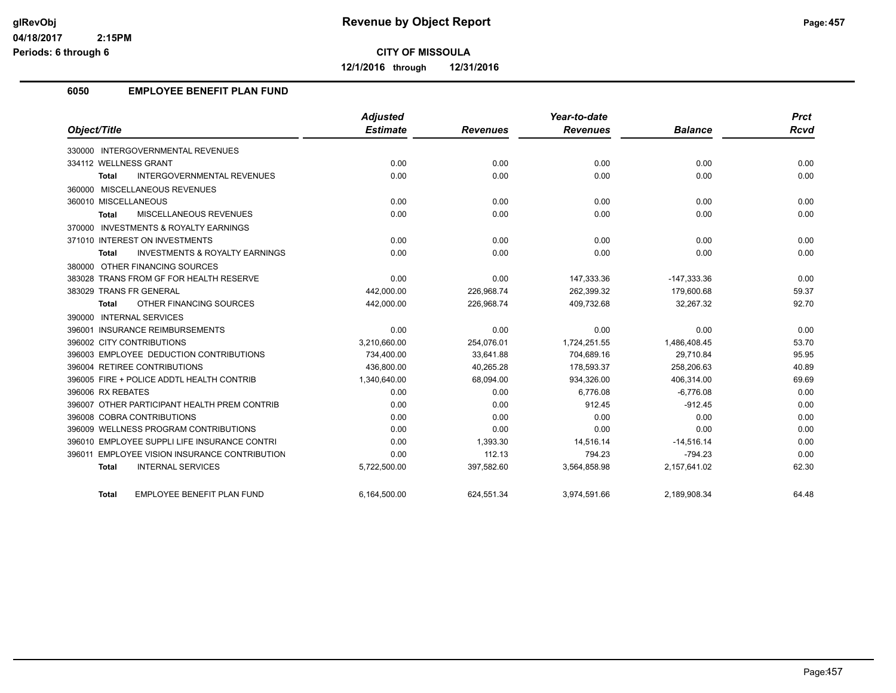glRevObj
04/18/2017 2:15PM
Periods: 6 through 6

# Revenue by Object Report

**CITY OF MISSOULA**

**12/1/2016 through 12/31/2016**

## 6050 EMPLOYEE BENEFIT PLAN FUND

| Object/Title | Adjusted Estimate | Revenues | Year-to-date Revenues | Balance | Prct Rcvd |
|---|---|---|---|---|---|
| 330000 INTERGOVERNMENTAL REVENUES | | | | | |
| 334112 WELLNESS GRANT | 0.00 | 0.00 | 0.00 | 0.00 | 0.00 |
| **Total** INTERGOVERNMENTAL REVENUES | 0.00 | 0.00 | 0.00 | 0.00 | 0.00 |
| 360000 MISCELLANEOUS REVENUES | | | | | |
| 360010 MISCELLANEOUS | 0.00 | 0.00 | 0.00 | 0.00 | 0.00 |
| **Total** MISCELLANEOUS REVENUES | 0.00 | 0.00 | 0.00 | 0.00 | 0.00 |
| 370000 INVESTMENTS & ROYALTY EARNINGS | | | | | |
| 371010 INTEREST ON INVESTMENTS | 0.00 | 0.00 | 0.00 | 0.00 | 0.00 |
| **Total** INVESTMENTS & ROYALTY EARNINGS | 0.00 | 0.00 | 0.00 | 0.00 | 0.00 |
| 380000 OTHER FINANCING SOURCES | | | | | |
| 383028 TRANS FROM GF FOR HEALTH RESERVE | 0.00 | 0.00 | 147,333.36 | -147,333.36 | 0.00 |
| 383029 TRANS FR GENERAL | 442,000.00 | 226,968.74 | 262,399.32 | 179,600.68 | 59.37 |
| **Total** OTHER FINANCING SOURCES | 442,000.00 | 226,968.74 | 409,732.68 | 32,267.32 | 92.70 |
| 390000 INTERNAL SERVICES | | | | | |
| 396001 INSURANCE REIMBURSEMENTS | 0.00 | 0.00 | 0.00 | 0.00 | 0.00 |
| 396002 CITY CONTRIBUTIONS | 3,210,660.00 | 254,076.01 | 1,724,251.55 | 1,486,408.45 | 53.70 |
| 396003 EMPLOYEE DEDUCTION CONTRIBUTIONS | 734,400.00 | 33,641.88 | 704,689.16 | 29,710.84 | 95.95 |
| 396004 RETIREE CONTRIBUTIONS | 436,800.00 | 40,265.28 | 178,593.37 | 258,206.63 | 40.89 |
| 396005 FIRE + POLICE ADDTL HEALTH CONTRIB | 1,340,640.00 | 68,094.00 | 934,326.00 | 406,314.00 | 69.69 |
| 396006 RX REBATES | 0.00 | 0.00 | 6,776.08 | -6,776.08 | 0.00 |
| 396007 OTHER PARTICIPANT HEALTH PREM CONTRIB | 0.00 | 0.00 | 912.45 | -912.45 | 0.00 |
| 396008 COBRA CONTRIBUTIONS | 0.00 | 0.00 | 0.00 | 0.00 | 0.00 |
| 396009 WELLNESS PROGRAM CONTRIBUTIONS | 0.00 | 0.00 | 0.00 | 0.00 | 0.00 |
| 396010 EMPLOYEE SUPPLI LIFE INSURANCE CONTRI | 0.00 | 1,393.30 | 14,516.14 | -14,516.14 | 0.00 |
| 396011 EMPLOYEE VISION INSURANCE CONTRIBUTION | 0.00 | 112.13 | 794.23 | -794.23 | 0.00 |
| **Total** INTERNAL SERVICES | 5,722,500.00 | 397,582.60 | 3,564,858.98 | 2,157,641.02 | 62.30 |
| **Total** EMPLOYEE BENEFIT PLAN FUND | 6,164,500.00 | 624,551.34 | 3,974,591.66 | 2,189,908.34 | 64.48 |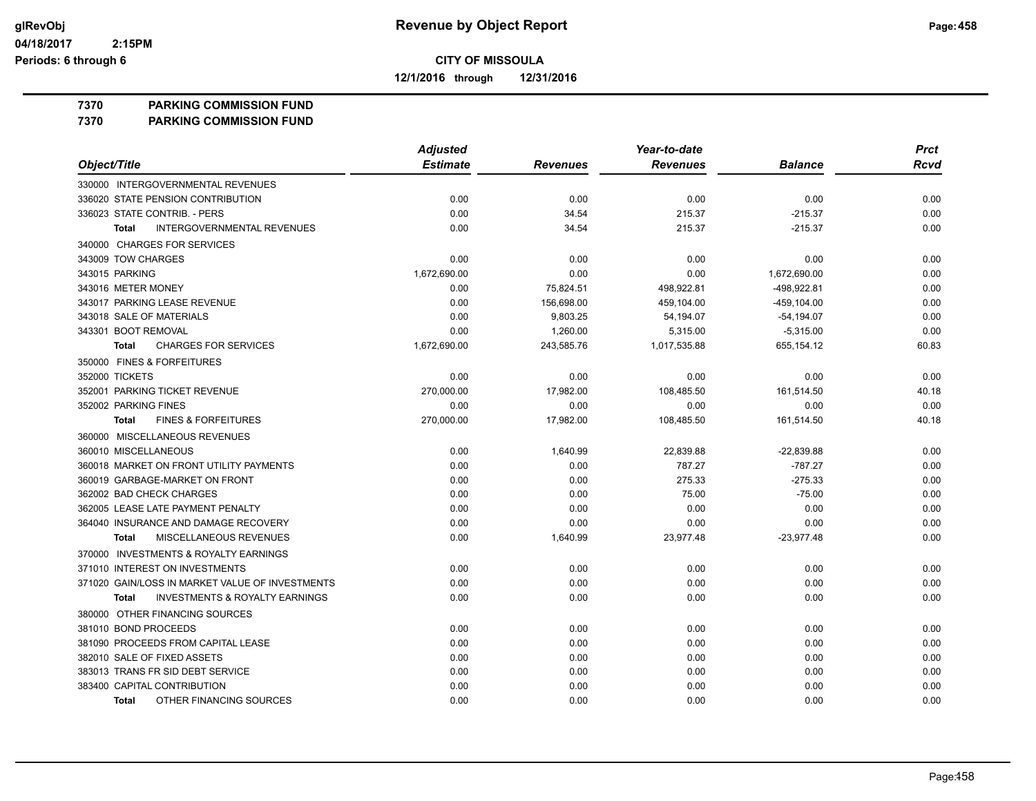**glRevObj**
**04/18/2017 2:15PM**
**Periods: 6 through 6**

# Revenue by Object Report

**CITY OF MISSOULA**

**12/1/2016 through 12/31/2016**

**7370 PARKING COMMISSION FUND**
**7370 PARKING COMMISSION FUND**

| Object/Title | Adjusted Estimate | Revenues | Year-to-date Revenues | Balance | Prct Rcvd |
|---|---|---|---|---|---|
| 330000 INTERGOVERNMENTAL REVENUES | | | | | |
| 336020 STATE PENSION CONTRIBUTION | 0.00 | 0.00 | 0.00 | 0.00 | 0.00 |
| 336023 STATE CONTRIB. - PERS | 0.00 | 34.54 | 215.37 | -215.37 | 0.00 |
| **Total** INTERGOVERNMENTAL REVENUES | 0.00 | 34.54 | 215.37 | -215.37 | 0.00 |
| 340000 CHARGES FOR SERVICES | | | | | |
| 343009 TOW CHARGES | 0.00 | 0.00 | 0.00 | 0.00 | 0.00 |
| 343015 PARKING | 1,672,690.00 | 0.00 | 0.00 | 1,672,690.00 | 0.00 |
| 343016 METER MONEY | 0.00 | 75,824.51 | 498,922.81 | -498,922.81 | 0.00 |
| 343017 PARKING LEASE REVENUE | 0.00 | 156,698.00 | 459,104.00 | -459,104.00 | 0.00 |
| 343018 SALE OF MATERIALS | 0.00 | 9,803.25 | 54,194.07 | -54,194.07 | 0.00 |
| 343301 BOOT REMOVAL | 0.00 | 1,260.00 | 5,315.00 | -5,315.00 | 0.00 |
| **Total** CHARGES FOR SERVICES | 1,672,690.00 | 243,585.76 | 1,017,535.88 | 655,154.12 | 60.83 |
| 350000 FINES & FORFEITURES | | | | | |
| 352000 TICKETS | 0.00 | 0.00 | 0.00 | 0.00 | 0.00 |
| 352001 PARKING TICKET REVENUE | 270,000.00 | 17,982.00 | 108,485.50 | 161,514.50 | 40.18 |
| 352002 PARKING FINES | 0.00 | 0.00 | 0.00 | 0.00 | 0.00 |
| **Total** FINES & FORFEITURES | 270,000.00 | 17,982.00 | 108,485.50 | 161,514.50 | 40.18 |
| 360000 MISCELLANEOUS REVENUES | | | | | |
| 360010 MISCELLANEOUS | 0.00 | 1,640.99 | 22,839.88 | -22,839.88 | 0.00 |
| 360018 MARKET ON FRONT UTILITY PAYMENTS | 0.00 | 0.00 | 787.27 | -787.27 | 0.00 |
| 360019 GARBAGE-MARKET ON FRONT | 0.00 | 0.00 | 275.33 | -275.33 | 0.00 |
| 362002 BAD CHECK CHARGES | 0.00 | 0.00 | 75.00 | -75.00 | 0.00 |
| 362005 LEASE LATE PAYMENT PENALTY | 0.00 | 0.00 | 0.00 | 0.00 | 0.00 |
| 364040 INSURANCE AND DAMAGE RECOVERY | 0.00 | 0.00 | 0.00 | 0.00 | 0.00 |
| **Total** MISCELLANEOUS REVENUES | 0.00 | 1,640.99 | 23,977.48 | -23,977.48 | 0.00 |
| 370000 INVESTMENTS & ROYALTY EARNINGS | | | | | |
| 371010 INTEREST ON INVESTMENTS | 0.00 | 0.00 | 0.00 | 0.00 | 0.00 |
| 371020 GAIN/LOSS IN MARKET VALUE OF INVESTMENTS | 0.00 | 0.00 | 0.00 | 0.00 | 0.00 |
| **Total** INVESTMENTS & ROYALTY EARNINGS | 0.00 | 0.00 | 0.00 | 0.00 | 0.00 |
| 380000 OTHER FINANCING SOURCES | | | | | |
| 381010 BOND PROCEEDS | 0.00 | 0.00 | 0.00 | 0.00 | 0.00 |
| 381090 PROCEEDS FROM CAPITAL LEASE | 0.00 | 0.00 | 0.00 | 0.00 | 0.00 |
| 382010 SALE OF FIXED ASSETS | 0.00 | 0.00 | 0.00 | 0.00 | 0.00 |
| 383013 TRANS FR SID DEBT SERVICE | 0.00 | 0.00 | 0.00 | 0.00 | 0.00 |
| 383400 CAPITAL CONTRIBUTION | 0.00 | 0.00 | 0.00 | 0.00 | 0.00 |
| **Total** OTHER FINANCING SOURCES | 0.00 | 0.00 | 0.00 | 0.00 | 0.00 |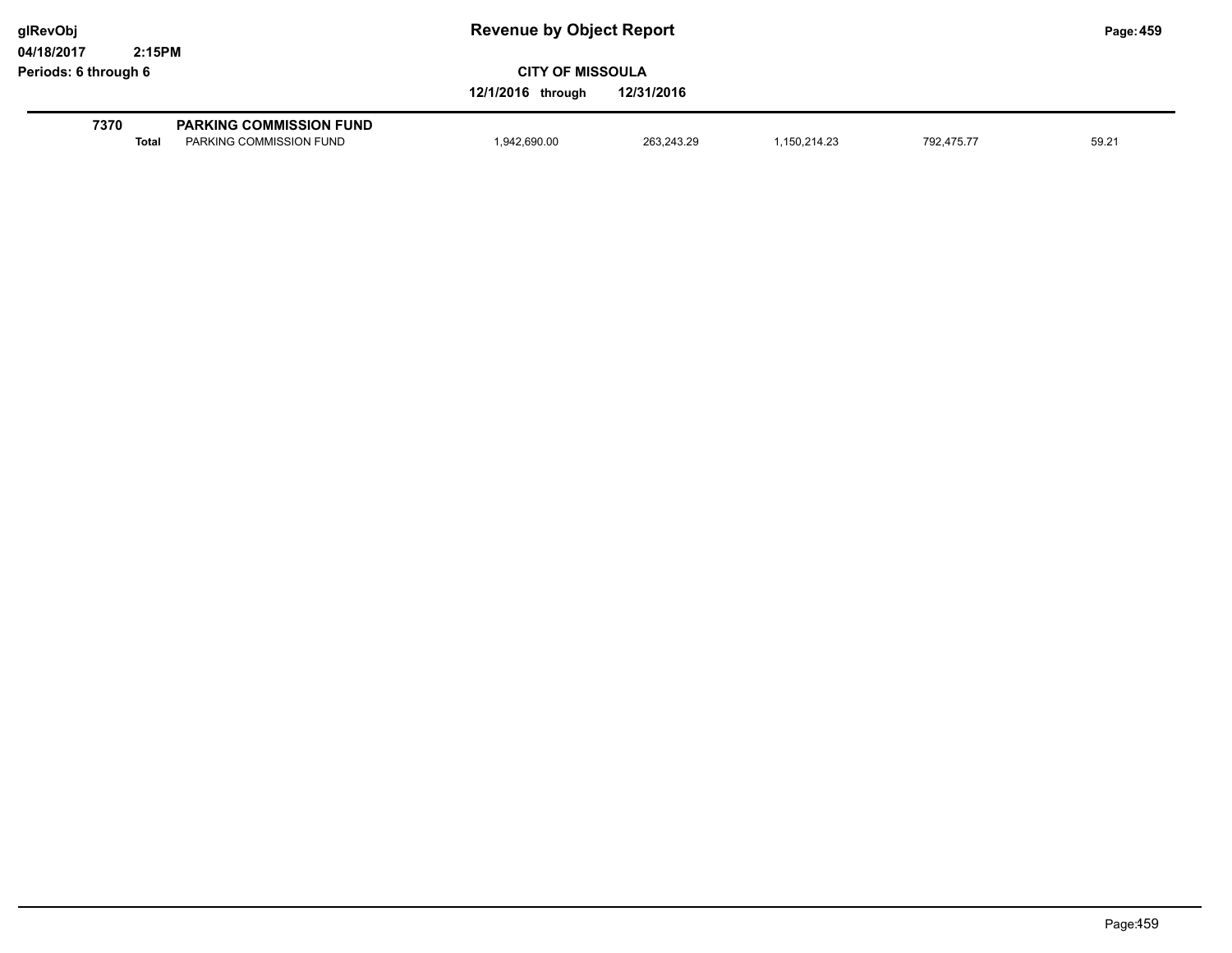**glRevObj** 
**04/18/2017 2:15PM** 
**Periods: 6 through 6**

# Revenue by Object Report

**CITY OF MISSOULA**

**12/1/2016 through 12/31/2016**

| | | | | | | |
|---|---|---|---|---|---|---|
| **7370** | **PARKING COMMISSION FUND** | | | | | |
| **Total** | PARKING COMMISSION FUND | 1,942,690.00 | 263,243.29 | 1,150,214.23 | 792,475.77 | 59.21 |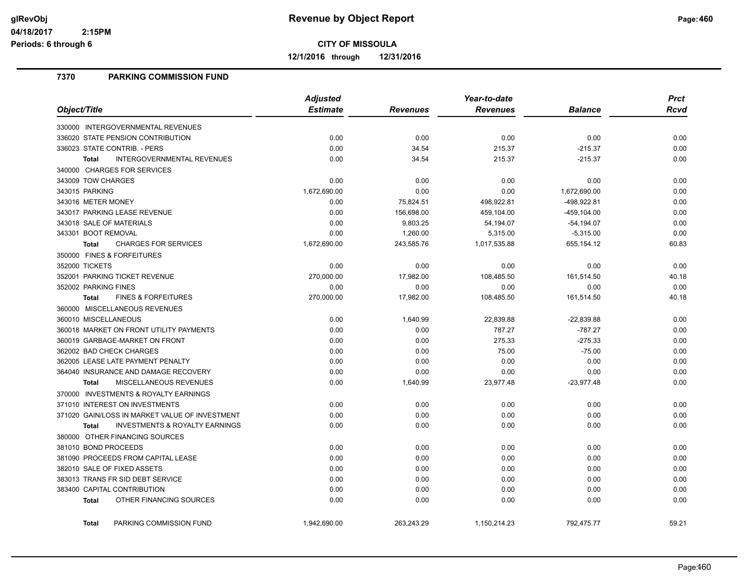# Revenue by Object Report

**CITY OF MISSOULA**

**12/1/2016 through 12/31/2016**

glRevObj
04/18/2017 2:15PM
Periods: 6 through 6

## 7370 PARKING COMMISSION FUND

| Object/Title | Adjusted Estimate | Revenues | Year-to-date Revenues | Balance | Prct Rcvd |
|---|---|---|---|---|---|
| 330000 INTERGOVERNMENTAL REVENUES | | | | | |
| 336020 STATE PENSION CONTRIBUTION | 0.00 | 0.00 | 0.00 | 0.00 | 0.00 |
| 336023 STATE CONTRIB. - PERS | 0.00 | 34.54 | 215.37 | -215.37 | 0.00 |
| **Total** INTERGOVERNMENTAL REVENUES | 0.00 | 34.54 | 215.37 | -215.37 | 0.00 |
| 340000 CHARGES FOR SERVICES | | | | | |
| 343009 TOW CHARGES | 0.00 | 0.00 | 0.00 | 0.00 | 0.00 |
| 343015 PARKING | 1,672,690.00 | 0.00 | 0.00 | 1,672,690.00 | 0.00 |
| 343016 METER MONEY | 0.00 | 75,824.51 | 498,922.81 | -498,922.81 | 0.00 |
| 343017 PARKING LEASE REVENUE | 0.00 | 156,698.00 | 459,104.00 | -459,104.00 | 0.00 |
| 343018 SALE OF MATERIALS | 0.00 | 9,803.25 | 54,194.07 | -54,194.07 | 0.00 |
| 343301 BOOT REMOVAL | 0.00 | 1,260.00 | 5,315.00 | -5,315.00 | 0.00 |
| **Total** CHARGES FOR SERVICES | 1,672,690.00 | 243,585.76 | 1,017,535.88 | 655,154.12 | 60.83 |
| 350000 FINES & FORFEITURES | | | | | |
| 352000 TICKETS | 0.00 | 0.00 | 0.00 | 0.00 | 0.00 |
| 352001 PARKING TICKET REVENUE | 270,000.00 | 17,982.00 | 108,485.50 | 161,514.50 | 40.18 |
| 352002 PARKING FINES | 0.00 | 0.00 | 0.00 | 0.00 | 0.00 |
| **Total** FINES & FORFEITURES | 270,000.00 | 17,982.00 | 108,485.50 | 161,514.50 | 40.18 |
| 360000 MISCELLANEOUS REVENUES | | | | | |
| 360010 MISCELLANEOUS | 0.00 | 1,640.99 | 22,839.88 | -22,839.88 | 0.00 |
| 360018 MARKET ON FRONT UTILITY PAYMENTS | 0.00 | 0.00 | 787.27 | -787.27 | 0.00 |
| 360019 GARBAGE-MARKET ON FRONT | 0.00 | 0.00 | 275.33 | -275.33 | 0.00 |
| 362002 BAD CHECK CHARGES | 0.00 | 0.00 | 75.00 | -75.00 | 0.00 |
| 362005 LEASE LATE PAYMENT PENALTY | 0.00 | 0.00 | 0.00 | 0.00 | 0.00 |
| 364040 INSURANCE AND DAMAGE RECOVERY | 0.00 | 0.00 | 0.00 | 0.00 | 0.00 |
| **Total** MISCELLANEOUS REVENUES | 0.00 | 1,640.99 | 23,977.48 | -23,977.48 | 0.00 |
| 370000 INVESTMENTS & ROYALTY EARNINGS | | | | | |
| 371010 INTEREST ON INVESTMENTS | 0.00 | 0.00 | 0.00 | 0.00 | 0.00 |
| 371020 GAIN/LOSS IN MARKET VALUE OF INVESTMENT | 0.00 | 0.00 | 0.00 | 0.00 | 0.00 |
| **Total** INVESTMENTS & ROYALTY EARNINGS | 0.00 | 0.00 | 0.00 | 0.00 | 0.00 |
| 380000 OTHER FINANCING SOURCES | | | | | |
| 381010 BOND PROCEEDS | 0.00 | 0.00 | 0.00 | 0.00 | 0.00 |
| 381090 PROCEEDS FROM CAPITAL LEASE | 0.00 | 0.00 | 0.00 | 0.00 | 0.00 |
| 382010 SALE OF FIXED ASSETS | 0.00 | 0.00 | 0.00 | 0.00 | 0.00 |
| 383013 TRANS FR SID DEBT SERVICE | 0.00 | 0.00 | 0.00 | 0.00 | 0.00 |
| 383400 CAPITAL CONTRIBUTION | 0.00 | 0.00 | 0.00 | 0.00 | 0.00 |
| **Total** OTHER FINANCING SOURCES | 0.00 | 0.00 | 0.00 | 0.00 | 0.00 |
| **Total** PARKING COMMISSION FUND | 1,942,690.00 | 263,243.29 | 1,150,214.23 | 792,475.77 | 59.21 |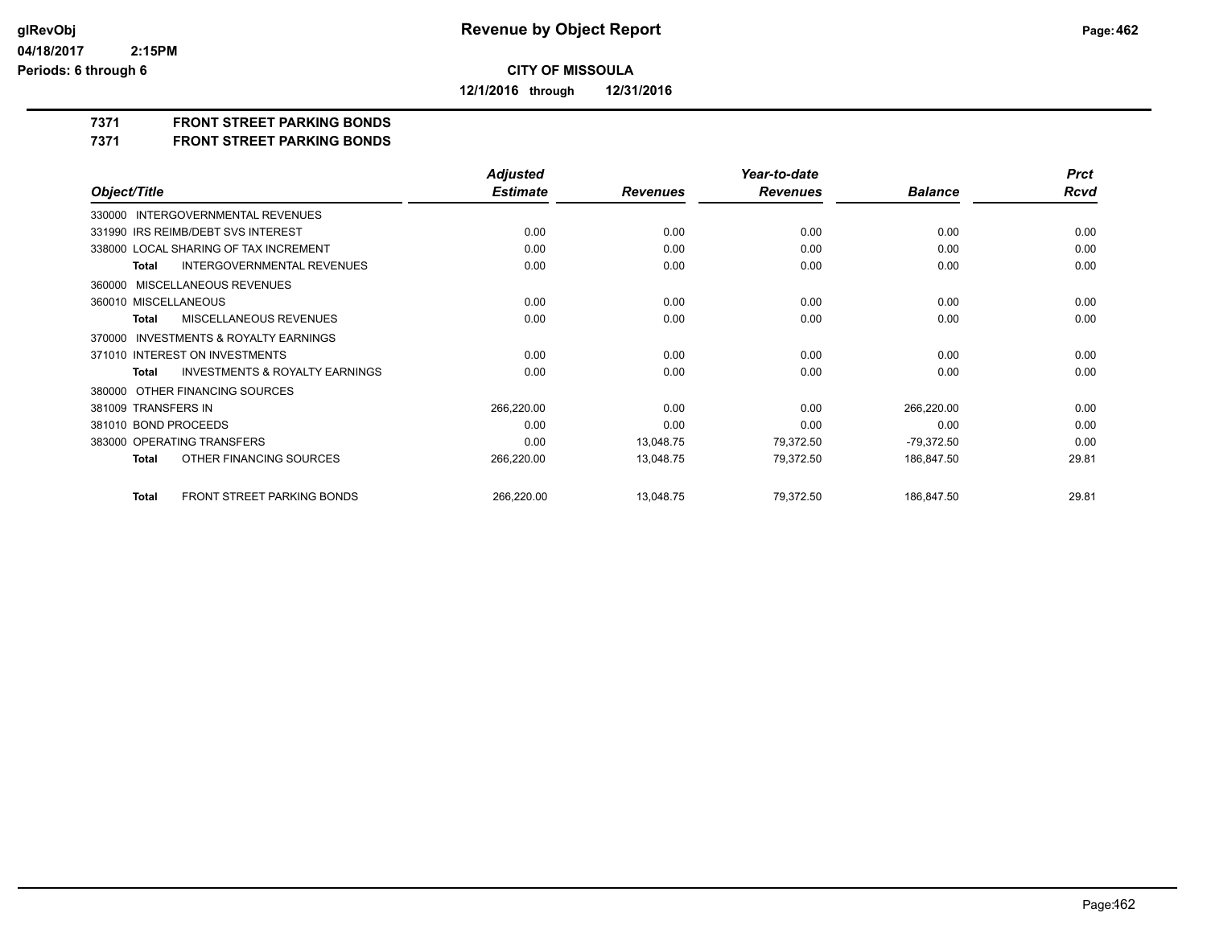# Revenue by Object Report

glRevObj
04/18/2017 2:15PM
Periods: 6 through 6

**CITY OF MISSOULA**

**12/1/2016 through 12/31/2016**

## 7371 FRONT STREET PARKING BONDS
## 7371 FRONT STREET PARKING BONDS

| Object/Title | Adjusted Estimate | Revenues | Year-to-date Revenues | Balance | Prct Rcvd |
|---|---|---|---|---|---|
| 330000 INTERGOVERNMENTAL REVENUES | | | | | |
| 331990 IRS REIMB/DEBT SVS INTEREST | 0.00 | 0.00 | 0.00 | 0.00 | 0.00 |
| 338000 LOCAL SHARING OF TAX INCREMENT | 0.00 | 0.00 | 0.00 | 0.00 | 0.00 |
| **Total** INTERGOVERNMENTAL REVENUES | 0.00 | 0.00 | 0.00 | 0.00 | 0.00 |
| 360000 MISCELLANEOUS REVENUES | | | | | |
| 360010 MISCELLANEOUS | 0.00 | 0.00 | 0.00 | 0.00 | 0.00 |
| **Total** MISCELLANEOUS REVENUES | 0.00 | 0.00 | 0.00 | 0.00 | 0.00 |
| 370000 INVESTMENTS & ROYALTY EARNINGS | | | | | |
| 371010 INTEREST ON INVESTMENTS | 0.00 | 0.00 | 0.00 | 0.00 | 0.00 |
| **Total** INVESTMENTS & ROYALTY EARNINGS | 0.00 | 0.00 | 0.00 | 0.00 | 0.00 |
| 380000 OTHER FINANCING SOURCES | | | | | |
| 381009 TRANSFERS IN | 266,220.00 | 0.00 | 0.00 | 266,220.00 | 0.00 |
| 381010 BOND PROCEEDS | 0.00 | 0.00 | 0.00 | 0.00 | 0.00 |
| 383000 OPERATING TRANSFERS | 0.00 | 13,048.75 | 79,372.50 | -79,372.50 | 0.00 |
| **Total** OTHER FINANCING SOURCES | 266,220.00 | 13,048.75 | 79,372.50 | 186,847.50 | 29.81 |
| **Total** FRONT STREET PARKING BONDS | 266,220.00 | 13,048.75 | 79,372.50 | 186,847.50 | 29.81 |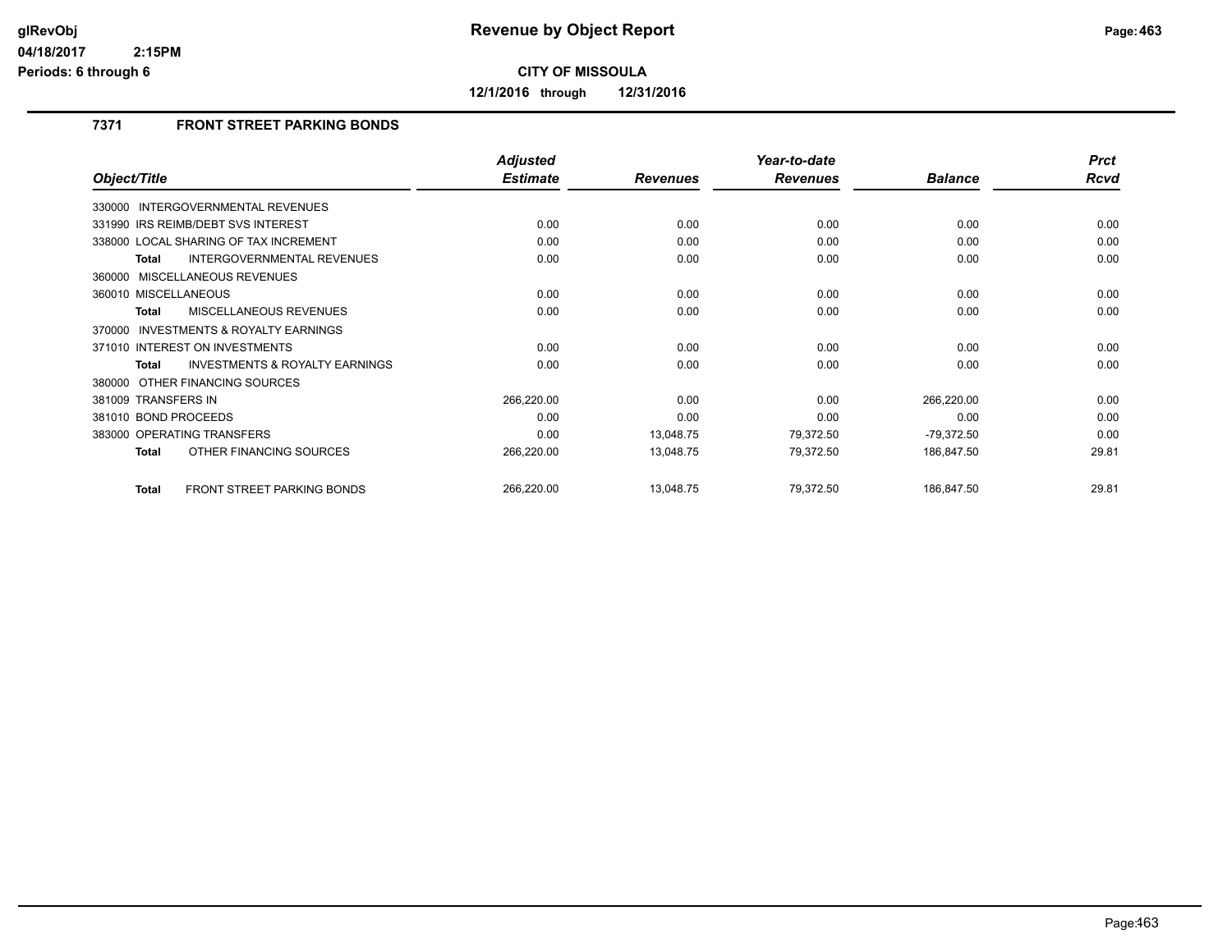# Revenue by Object Report

**CITY OF MISSOULA**

**12/1/2016 through 12/31/2016**

glRevObj
04/18/2017 2:15PM
Periods: 6 through 6

## 7371 FRONT STREET PARKING BONDS

| Object/Title | Adjusted Estimate | Revenues | Year-to-date Revenues | Balance | Prct Rcvd |
|---|---|---|---|---|---|
| 330000 INTERGOVERNMENTAL REVENUES | | | | | |
| 331990 IRS REIMB/DEBT SVS INTEREST | 0.00 | 0.00 | 0.00 | 0.00 | 0.00 |
| 338000 LOCAL SHARING OF TAX INCREMENT | 0.00 | 0.00 | 0.00 | 0.00 | 0.00 |
| **Total** INTERGOVERNMENTAL REVENUES | 0.00 | 0.00 | 0.00 | 0.00 | 0.00 |
| 360000 MISCELLANEOUS REVENUES | | | | | |
| 360010 MISCELLANEOUS | 0.00 | 0.00 | 0.00 | 0.00 | 0.00 |
| **Total** MISCELLANEOUS REVENUES | 0.00 | 0.00 | 0.00 | 0.00 | 0.00 |
| 370000 INVESTMENTS & ROYALTY EARNINGS | | | | | |
| 371010 INTEREST ON INVESTMENTS | 0.00 | 0.00 | 0.00 | 0.00 | 0.00 |
| **Total** INVESTMENTS & ROYALTY EARNINGS | 0.00 | 0.00 | 0.00 | 0.00 | 0.00 |
| 380000 OTHER FINANCING SOURCES | | | | | |
| 381009 TRANSFERS IN | 266,220.00 | 0.00 | 0.00 | 266,220.00 | 0.00 |
| 381010 BOND PROCEEDS | 0.00 | 0.00 | 0.00 | 0.00 | 0.00 |
| 383000 OPERATING TRANSFERS | 0.00 | 13,048.75 | 79,372.50 | -79,372.50 | 0.00 |
| **Total** OTHER FINANCING SOURCES | 266,220.00 | 13,048.75 | 79,372.50 | 186,847.50 | 29.81 |
| **Total** FRONT STREET PARKING BONDS | 266,220.00 | 13,048.75 | 79,372.50 | 186,847.50 | 29.81 |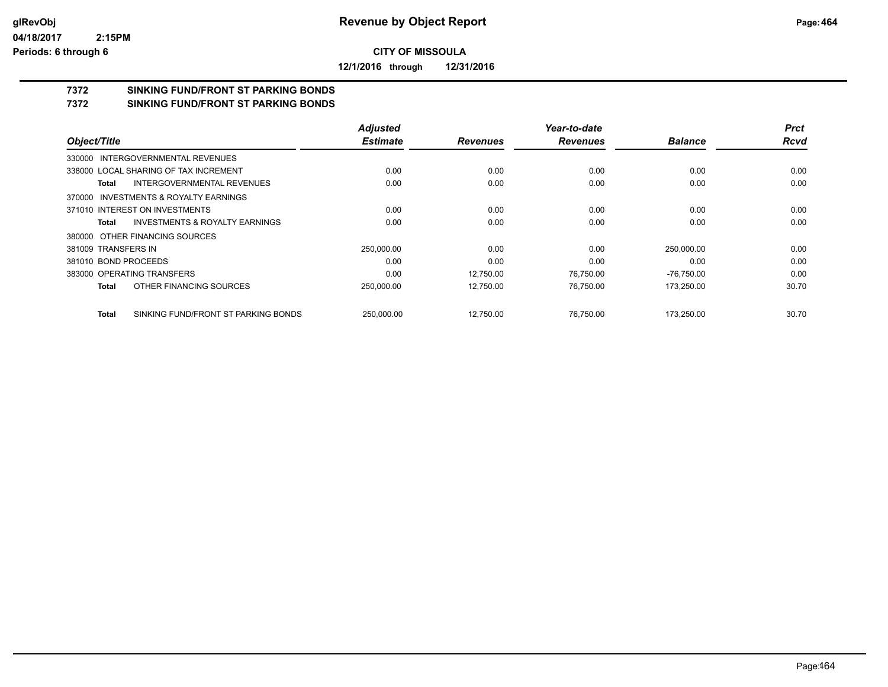# Revenue by Object Report

**CITY OF MISSOULA**

**12/1/2016 through 12/31/2016**

glRevObj
04/18/2017 2:15PM
Periods: 6 through 6

## 7372 SINKING FUND/FRONT ST PARKING BONDS
## 7372 SINKING FUND/FRONT ST PARKING BONDS

| Object/Title | Adjusted Estimate | Revenues | Year-to-date Revenues | Balance | Prct Rcvd |
|---|---|---|---|---|---|
| 330000 INTERGOVERNMENTAL REVENUES | | | | | |
| 338000 LOCAL SHARING OF TAX INCREMENT | 0.00 | 0.00 | 0.00 | 0.00 | 0.00 |
| **Total** INTERGOVERNMENTAL REVENUES | 0.00 | 0.00 | 0.00 | 0.00 | 0.00 |
| 370000 INVESTMENTS & ROYALTY EARNINGS | | | | | |
| 371010 INTEREST ON INVESTMENTS | 0.00 | 0.00 | 0.00 | 0.00 | 0.00 |
| **Total** INVESTMENTS & ROYALTY EARNINGS | 0.00 | 0.00 | 0.00 | 0.00 | 0.00 |
| 380000 OTHER FINANCING SOURCES | | | | | |
| 381009 TRANSFERS IN | 250,000.00 | 0.00 | 0.00 | 250,000.00 | 0.00 |
| 381010 BOND PROCEEDS | 0.00 | 0.00 | 0.00 | 0.00 | 0.00 |
| 383000 OPERATING TRANSFERS | 0.00 | 12,750.00 | 76,750.00 | -76,750.00 | 0.00 |
| **Total** OTHER FINANCING SOURCES | 250,000.00 | 12,750.00 | 76,750.00 | 173,250.00 | 30.70 |
| **Total** SINKING FUND/FRONT ST PARKING BONDS | 250,000.00 | 12,750.00 | 76,750.00 | 173,250.00 | 30.70 |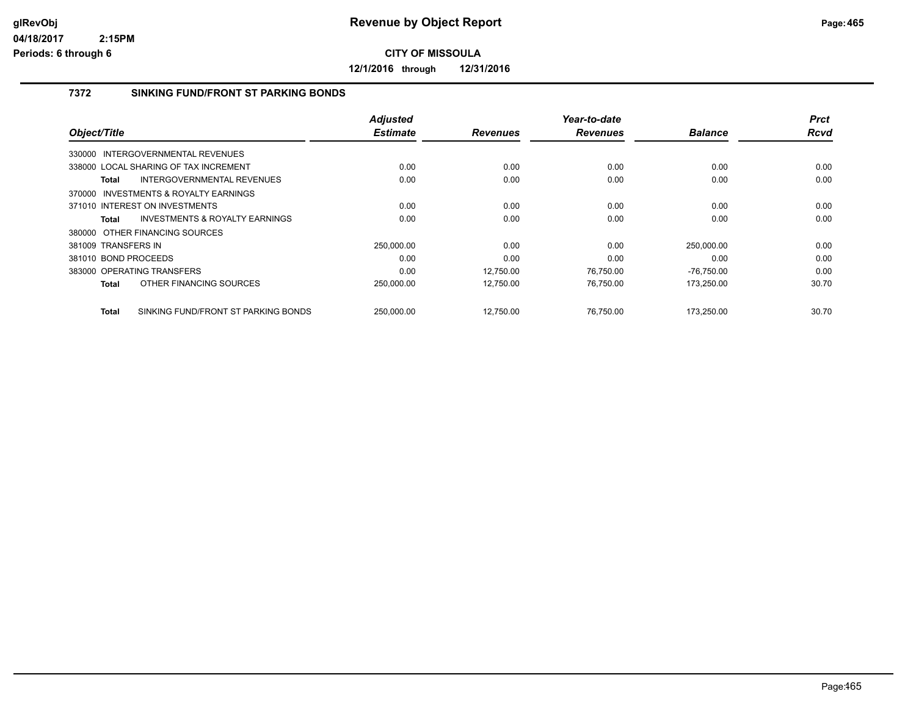# Revenue by Object Report

**CITY OF MISSOULA**

**12/1/2016 through 12/31/2016**

glRevObj
04/18/2017 2:15PM
Periods: 6 through 6

## 7372 SINKING FUND/FRONT ST PARKING BONDS

| Object/Title | Adjusted Estimate | Revenues | Year-to-date Revenues | Balance | Prct Rcvd |
|---|---|---|---|---|---|
| 330000 INTERGOVERNMENTAL REVENUES | | | | | |
| 338000 LOCAL SHARING OF TAX INCREMENT | 0.00 | 0.00 | 0.00 | 0.00 | 0.00 |
| **Total** INTERGOVERNMENTAL REVENUES | 0.00 | 0.00 | 0.00 | 0.00 | 0.00 |
| 370000 INVESTMENTS & ROYALTY EARNINGS | | | | | |
| 371010 INTEREST ON INVESTMENTS | 0.00 | 0.00 | 0.00 | 0.00 | 0.00 |
| **Total** INVESTMENTS & ROYALTY EARNINGS | 0.00 | 0.00 | 0.00 | 0.00 | 0.00 |
| 380000 OTHER FINANCING SOURCES | | | | | |
| 381009 TRANSFERS IN | 250,000.00 | 0.00 | 0.00 | 250,000.00 | 0.00 |
| 381010 BOND PROCEEDS | 0.00 | 0.00 | 0.00 | 0.00 | 0.00 |
| 383000 OPERATING TRANSFERS | 0.00 | 12,750.00 | 76,750.00 | -76,750.00 | 0.00 |
| **Total** OTHER FINANCING SOURCES | 250,000.00 | 12,750.00 | 76,750.00 | 173,250.00 | 30.70 |
| **Total** SINKING FUND/FRONT ST PARKING BONDS | 250,000.00 | 12,750.00 | 76,750.00 | 173,250.00 | 30.70 |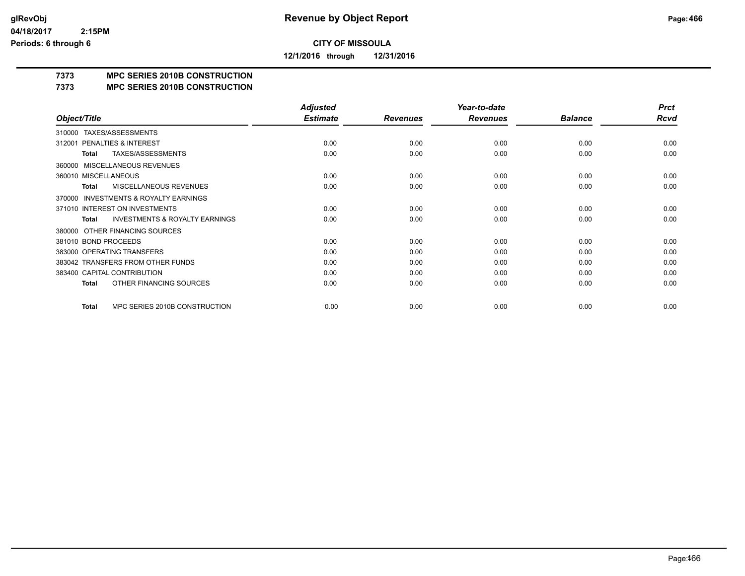**Revenue by Object Report**

glRevObj
04/18/2017 2:15PM
Periods: 6 through 6

**CITY OF MISSOULA**

**12/1/2016 through 12/31/2016**

**7373 MPC SERIES 2010B CONSTRUCTION**
**7373 MPC SERIES 2010B CONSTRUCTION**

| Object/Title | Adjusted Estimate | Revenues | Year-to-date Revenues | Balance | Prct Rcvd |
|---|---|---|---|---|---|
| 310000 TAXES/ASSESSMENTS | | | | | |
| 312001 PENALTIES & INTEREST | 0.00 | 0.00 | 0.00 | 0.00 | 0.00 |
| **Total** TAXES/ASSESSMENTS | 0.00 | 0.00 | 0.00 | 0.00 | 0.00 |
| 360000 MISCELLANEOUS REVENUES | | | | | |
| 360010 MISCELLANEOUS | 0.00 | 0.00 | 0.00 | 0.00 | 0.00 |
| **Total** MISCELLANEOUS REVENUES | 0.00 | 0.00 | 0.00 | 0.00 | 0.00 |
| 370000 INVESTMENTS & ROYALTY EARNINGS | | | | | |
| 371010 INTEREST ON INVESTMENTS | 0.00 | 0.00 | 0.00 | 0.00 | 0.00 |
| **Total** INVESTMENTS & ROYALTY EARNINGS | 0.00 | 0.00 | 0.00 | 0.00 | 0.00 |
| 380000 OTHER FINANCING SOURCES | | | | | |
| 381010 BOND PROCEEDS | 0.00 | 0.00 | 0.00 | 0.00 | 0.00 |
| 383000 OPERATING TRANSFERS | 0.00 | 0.00 | 0.00 | 0.00 | 0.00 |
| 383042 TRANSFERS FROM OTHER FUNDS | 0.00 | 0.00 | 0.00 | 0.00 | 0.00 |
| 383400 CAPITAL CONTRIBUTION | 0.00 | 0.00 | 0.00 | 0.00 | 0.00 |
| **Total** OTHER FINANCING SOURCES | 0.00 | 0.00 | 0.00 | 0.00 | 0.00 |
| **Total** MPC SERIES 2010B CONSTRUCTION | 0.00 | 0.00 | 0.00 | 0.00 | 0.00 |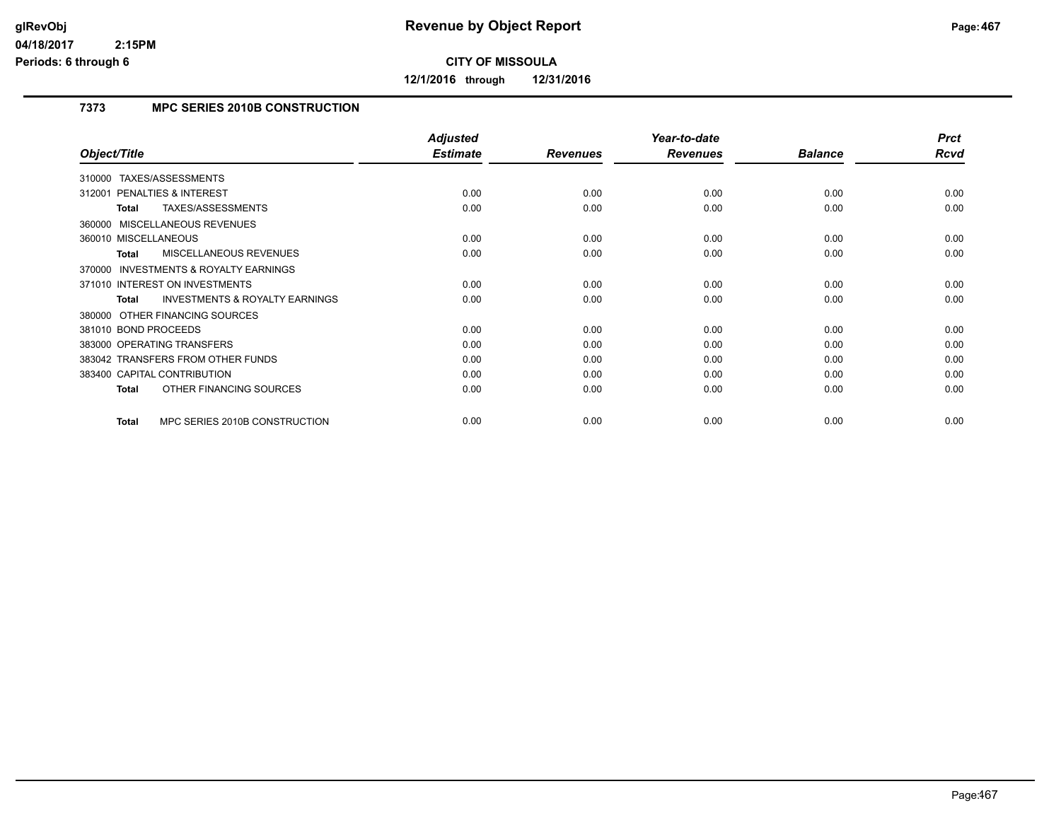# Revenue by Object Report

**CITY OF MISSOULA**

**12/1/2016 through 12/31/2016**

glRevObj
04/18/2017 2:15PM
Periods: 6 through 6

## 7373 MPC SERIES 2010B CONSTRUCTION

| Object/Title | Adjusted Estimate | Revenues | Year-to-date Revenues | Balance | Prct Rcvd |
|---|---|---|---|---|---|
| 310000 TAXES/ASSESSMENTS | | | | | |
| 312001 PENALTIES & INTEREST | 0.00 | 0.00 | 0.00 | 0.00 | 0.00 |
| **Total** TAXES/ASSESSMENTS | 0.00 | 0.00 | 0.00 | 0.00 | 0.00 |
| 360000 MISCELLANEOUS REVENUES | | | | | |
| 360010 MISCELLANEOUS | 0.00 | 0.00 | 0.00 | 0.00 | 0.00 |
| **Total** MISCELLANEOUS REVENUES | 0.00 | 0.00 | 0.00 | 0.00 | 0.00 |
| 370000 INVESTMENTS & ROYALTY EARNINGS | | | | | |
| 371010 INTEREST ON INVESTMENTS | 0.00 | 0.00 | 0.00 | 0.00 | 0.00 |
| **Total** INVESTMENTS & ROYALTY EARNINGS | 0.00 | 0.00 | 0.00 | 0.00 | 0.00 |
| 380000 OTHER FINANCING SOURCES | | | | | |
| 381010 BOND PROCEEDS | 0.00 | 0.00 | 0.00 | 0.00 | 0.00 |
| 383000 OPERATING TRANSFERS | 0.00 | 0.00 | 0.00 | 0.00 | 0.00 |
| 383042 TRANSFERS FROM OTHER FUNDS | 0.00 | 0.00 | 0.00 | 0.00 | 0.00 |
| 383400 CAPITAL CONTRIBUTION | 0.00 | 0.00 | 0.00 | 0.00 | 0.00 |
| **Total** OTHER FINANCING SOURCES | 0.00 | 0.00 | 0.00 | 0.00 | 0.00 |
| **Total** MPC SERIES 2010B CONSTRUCTION | 0.00 | 0.00 | 0.00 | 0.00 | 0.00 |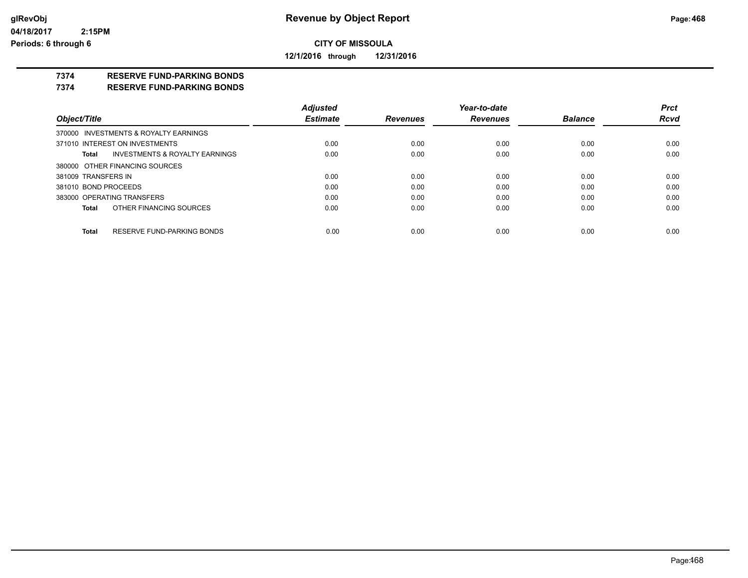# Revenue by Object Report

glRevObj
04/18/2017 2:15PM
Periods: 6 through 6

**CITY OF MISSOULA**

**12/1/2016 through 12/31/2016**

**7374 RESERVE FUND-PARKING BONDS**
**7374 RESERVE FUND-PARKING BONDS**

| Object/Title | Adjusted Estimate | Revenues | Year-to-date Revenues | Balance | Prct Rcvd |
|---|---|---|---|---|---|
| 370000 INVESTMENTS & ROYALTY EARNINGS | | | | | |
| 371010 INTEREST ON INVESTMENTS | 0.00 | 0.00 | 0.00 | 0.00 | 0.00 |
| **Total** INVESTMENTS & ROYALTY EARNINGS | 0.00 | 0.00 | 0.00 | 0.00 | 0.00 |
| 380000 OTHER FINANCING SOURCES | | | | | |
| 381009 TRANSFERS IN | 0.00 | 0.00 | 0.00 | 0.00 | 0.00 |
| 381010 BOND PROCEEDS | 0.00 | 0.00 | 0.00 | 0.00 | 0.00 |
| 383000 OPERATING TRANSFERS | 0.00 | 0.00 | 0.00 | 0.00 | 0.00 |
| **Total** OTHER FINANCING SOURCES | 0.00 | 0.00 | 0.00 | 0.00 | 0.00 |
| **Total** RESERVE FUND-PARKING BONDS | 0.00 | 0.00 | 0.00 | 0.00 | 0.00 |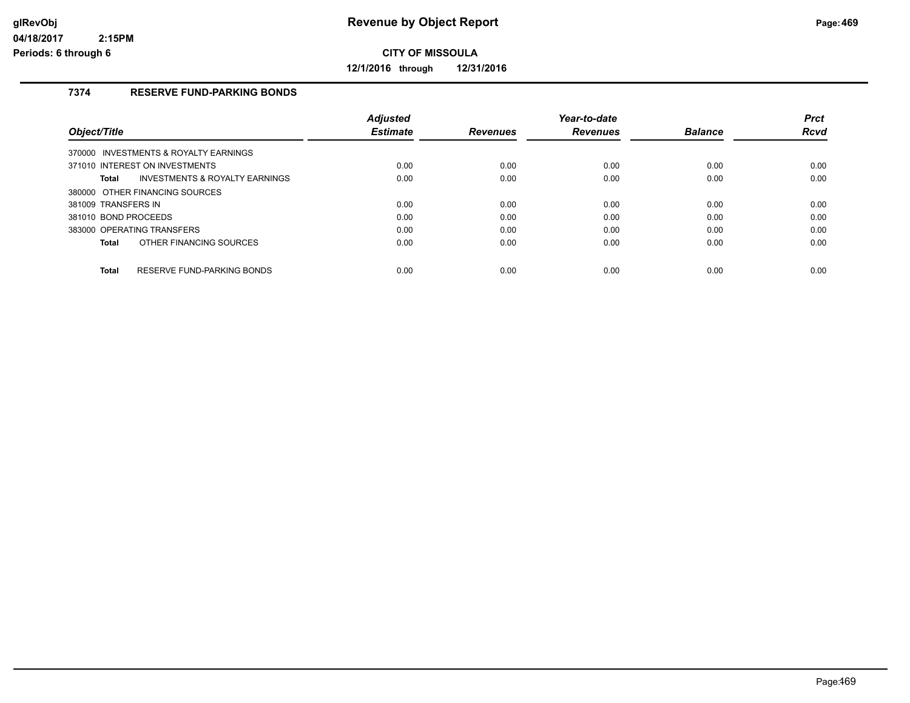# Revenue by Object Report

**CITY OF MISSOULA**

**12/1/2016 through 12/31/2016**

glRevObj
04/18/2017 2:15PM
Periods: 6 through 6

## 7374 RESERVE FUND-PARKING BONDS

| Object/Title | Adjusted Estimate | Revenues | Year-to-date Revenues | Balance | Prct Rcvd |
|---|---|---|---|---|---|
| 370000 INVESTMENTS & ROYALTY EARNINGS | | | | | |
| 371010 INTEREST ON INVESTMENTS | 0.00 | 0.00 | 0.00 | 0.00 | 0.00 |
| **Total** INVESTMENTS & ROYALTY EARNINGS | 0.00 | 0.00 | 0.00 | 0.00 | 0.00 |
| 380000 OTHER FINANCING SOURCES | | | | | |
| 381009 TRANSFERS IN | 0.00 | 0.00 | 0.00 | 0.00 | 0.00 |
| 381010 BOND PROCEEDS | 0.00 | 0.00 | 0.00 | 0.00 | 0.00 |
| 383000 OPERATING TRANSFERS | 0.00 | 0.00 | 0.00 | 0.00 | 0.00 |
| **Total** OTHER FINANCING SOURCES | 0.00 | 0.00 | 0.00 | 0.00 | 0.00 |
| **Total** RESERVE FUND-PARKING BONDS | 0.00 | 0.00 | 0.00 | 0.00 | 0.00 |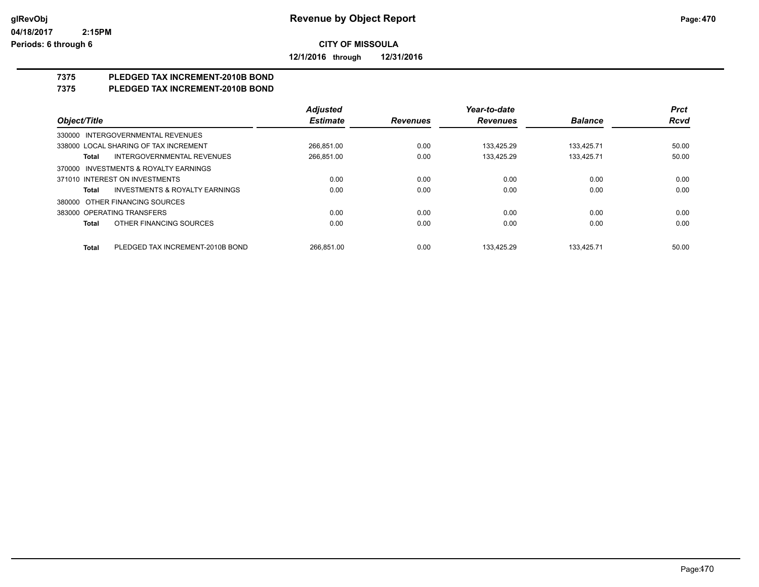**CITY OF MISSOULA**

**12/1/2016 through 12/31/2016**

**7375 PLEDGED TAX INCREMENT-2010B BOND**
**7375 PLEDGED TAX INCREMENT-2010B BOND**

| Object/Title | | Adjusted Estimate | Revenues | Year-to-date Revenues | Balance | Prct Rcvd |
|---|---|---|---|---|---|---|
| 330000 INTERGOVERNMENTAL REVENUES | | | | | | |
| 338000 LOCAL SHARING OF TAX INCREMENT | | 266,851.00 | 0.00 | 133,425.29 | 133,425.71 | 50.00 |
| Total | INTERGOVERNMENTAL REVENUES | 266,851.00 | 0.00 | 133,425.29 | 133,425.71 | 50.00 |
| 370000 INVESTMENTS & ROYALTY EARNINGS | | | | | | |
| 371010 INTEREST ON INVESTMENTS | | 0.00 | 0.00 | 0.00 | 0.00 | 0.00 |
| Total | INVESTMENTS & ROYALTY EARNINGS | 0.00 | 0.00 | 0.00 | 0.00 | 0.00 |
| 380000 OTHER FINANCING SOURCES | | | | | | |
| 383000 OPERATING TRANSFERS | | 0.00 | 0.00 | 0.00 | 0.00 | 0.00 |
| Total | OTHER FINANCING SOURCES | 0.00 | 0.00 | 0.00 | 0.00 | 0.00 |
| Total | PLEDGED TAX INCREMENT-2010B BOND | 266,851.00 | 0.00 | 133,425.29 | 133,425.71 | 50.00 |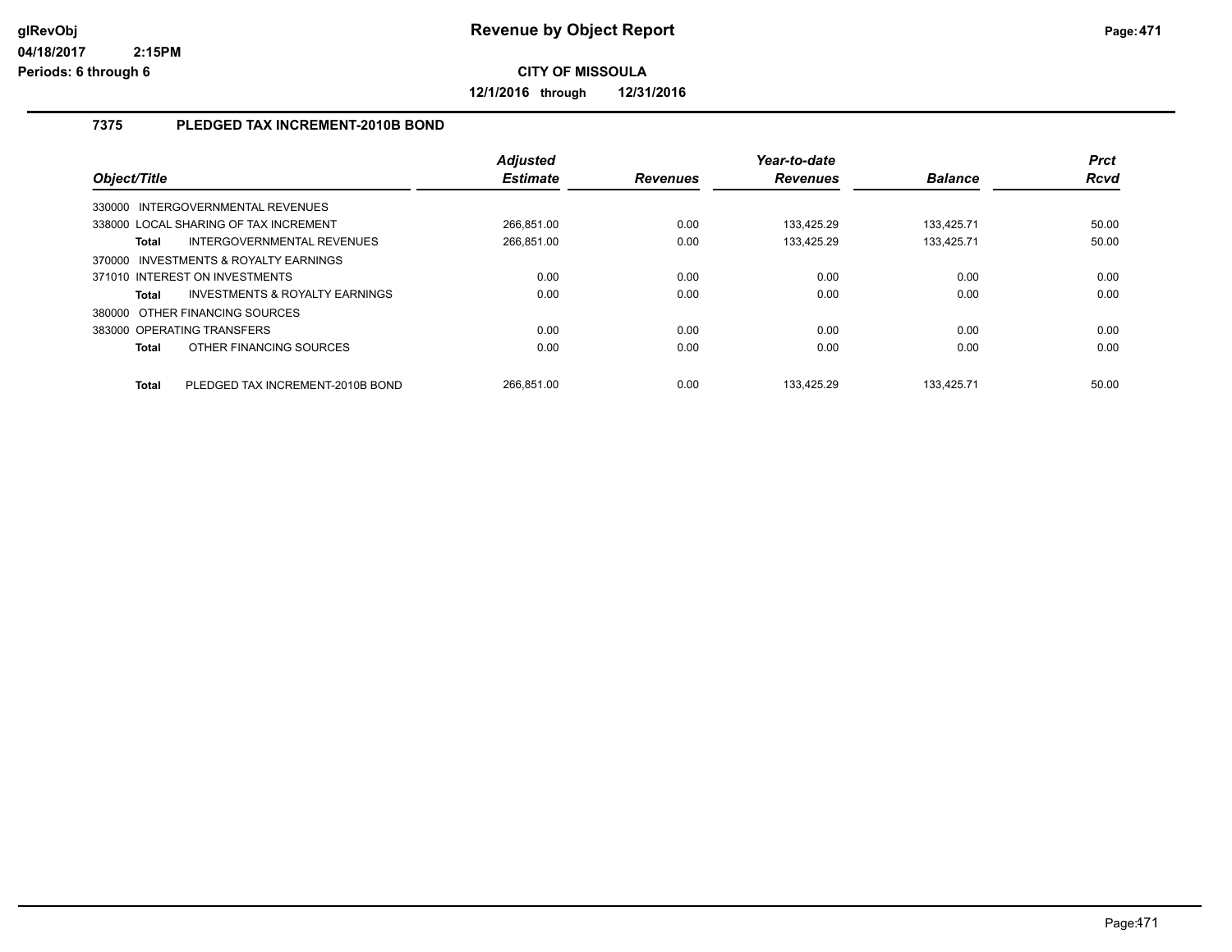# Revenue by Object Report

**CITY OF MISSOULA**

**12/1/2016 through 12/31/2016**

glRevObj
04/18/2017 2:15PM
Periods: 6 through 6

## 7375 PLEDGED TAX INCREMENT-2010B BOND

| Object/Title | Adjusted Estimate | Revenues | Year-to-date Revenues | Balance | Prct Rcvd |
|---|---|---|---|---|---|
| 330000 INTERGOVERNMENTAL REVENUES | | | | | |
| 338000 LOCAL SHARING OF TAX INCREMENT | 266,851.00 | 0.00 | 133,425.29 | 133,425.71 | 50.00 |
| **Total** INTERGOVERNMENTAL REVENUES | 266,851.00 | 0.00 | 133,425.29 | 133,425.71 | 50.00 |
| 370000 INVESTMENTS & ROYALTY EARNINGS | | | | | |
| 371010 INTEREST ON INVESTMENTS | 0.00 | 0.00 | 0.00 | 0.00 | 0.00 |
| **Total** INVESTMENTS & ROYALTY EARNINGS | 0.00 | 0.00 | 0.00 | 0.00 | 0.00 |
| 380000 OTHER FINANCING SOURCES | | | | | |
| 383000 OPERATING TRANSFERS | 0.00 | 0.00 | 0.00 | 0.00 | 0.00 |
| **Total** OTHER FINANCING SOURCES | 0.00 | 0.00 | 0.00 | 0.00 | 0.00 |
| **Total** PLEDGED TAX INCREMENT-2010B BOND | 266,851.00 | 0.00 | 133,425.29 | 133,425.71 | 50.00 |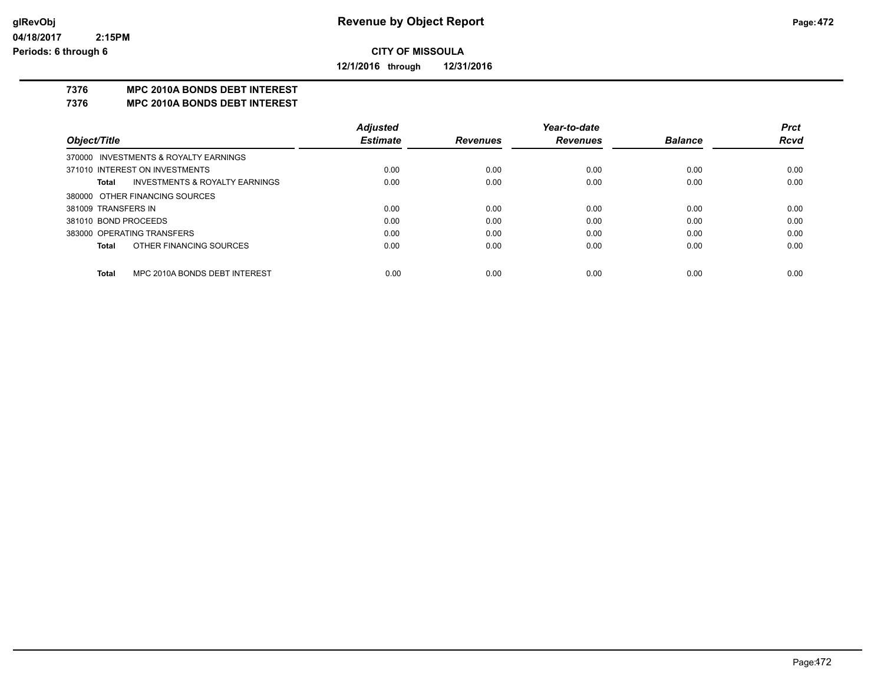# Revenue by Object Report

glRevObj
04/18/2017 2:15PM
Periods: 6 through 6

**CITY OF MISSOULA**

**12/1/2016 through 12/31/2016**

## 7376 MPC 2010A BONDS DEBT INTEREST
## 7376 MPC 2010A BONDS DEBT INTEREST

| Object/Title | Adjusted Estimate | Revenues | Year-to-date Revenues | Balance | Prct Rcvd |
|---|---|---|---|---|---|
| 370000 INVESTMENTS & ROYALTY EARNINGS | | | | | |
| 371010 INTEREST ON INVESTMENTS | 0.00 | 0.00 | 0.00 | 0.00 | 0.00 |
| **Total** INVESTMENTS & ROYALTY EARNINGS | 0.00 | 0.00 | 0.00 | 0.00 | 0.00 |
| 380000 OTHER FINANCING SOURCES | | | | | |
| 381009 TRANSFERS IN | 0.00 | 0.00 | 0.00 | 0.00 | 0.00 |
| 381010 BOND PROCEEDS | 0.00 | 0.00 | 0.00 | 0.00 | 0.00 |
| 383000 OPERATING TRANSFERS | 0.00 | 0.00 | 0.00 | 0.00 | 0.00 |
| **Total** OTHER FINANCING SOURCES | 0.00 | 0.00 | 0.00 | 0.00 | 0.00 |
| **Total** MPC 2010A BONDS DEBT INTEREST | 0.00 | 0.00 | 0.00 | 0.00 | 0.00 |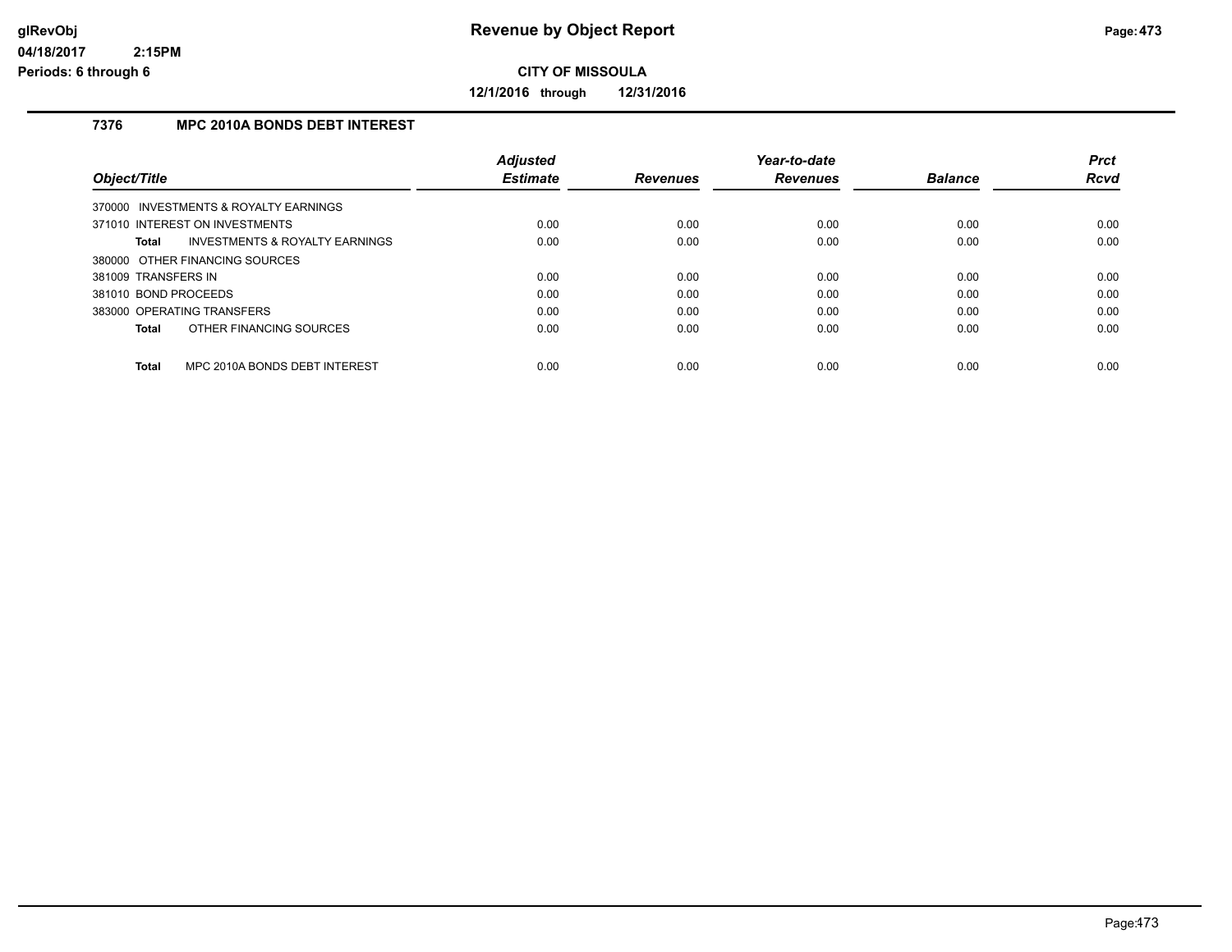# Revenue by Object Report

glRevObj
04/18/2017 2:15PM
Periods: 6 through 6

**CITY OF MISSOULA**

**12/1/2016 through 12/31/2016**

## 7376 MPC 2010A BONDS DEBT INTEREST

| Object/Title | Adjusted Estimate | Revenues | Year-to-date Revenues | Balance | Prct Rcvd |
|---|---|---|---|---|---|
| 370000 INVESTMENTS & ROYALTY EARNINGS | | | | | |
| 371010 INTEREST ON INVESTMENTS | 0.00 | 0.00 | 0.00 | 0.00 | 0.00 |
| **Total** INVESTMENTS & ROYALTY EARNINGS | 0.00 | 0.00 | 0.00 | 0.00 | 0.00 |
| 380000 OTHER FINANCING SOURCES | | | | | |
| 381009 TRANSFERS IN | 0.00 | 0.00 | 0.00 | 0.00 | 0.00 |
| 381010 BOND PROCEEDS | 0.00 | 0.00 | 0.00 | 0.00 | 0.00 |
| 383000 OPERATING TRANSFERS | 0.00 | 0.00 | 0.00 | 0.00 | 0.00 |
| **Total** OTHER FINANCING SOURCES | 0.00 | 0.00 | 0.00 | 0.00 | 0.00 |
| **Total** MPC 2010A BONDS DEBT INTEREST | 0.00 | 0.00 | 0.00 | 0.00 | 0.00 |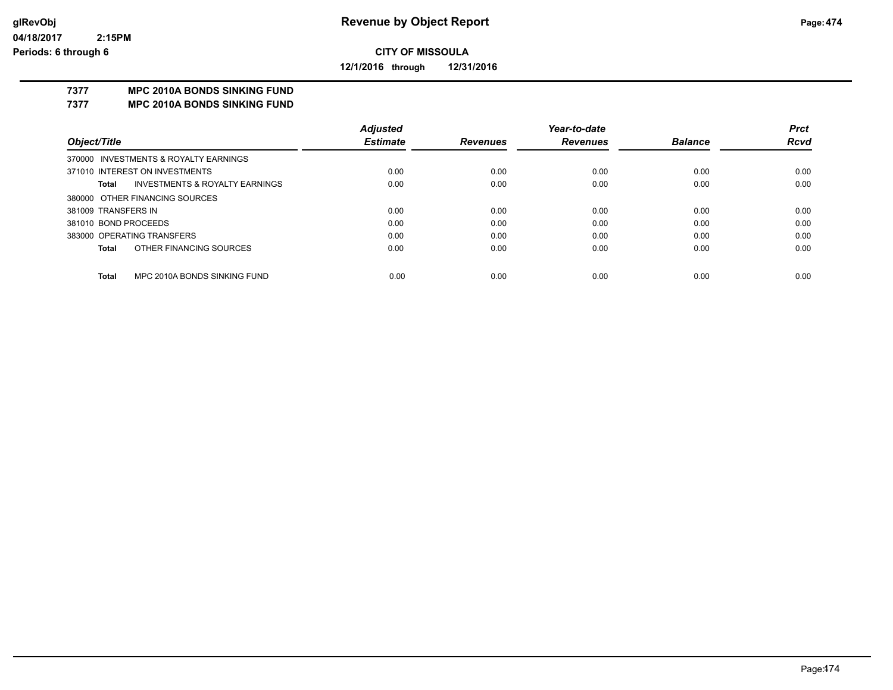**glRevObj** **Revenue by Object Report**

**04/18/2017 2:15PM**

**Periods: 6 through 6**

**CITY OF MISSOULA**

**12/1/2016 through 12/31/2016**

**7377 MPC 2010A BONDS SINKING FUND**

**7377 MPC 2010A BONDS SINKING FUND**

| Object/Title | Adjusted Estimate | Revenues | Year-to-date Revenues | Balance | Prct Rcvd |
|---|---|---|---|---|---|
| 370000 INVESTMENTS & ROYALTY EARNINGS | | | | | |
| 371010 INTEREST ON INVESTMENTS | 0.00 | 0.00 | 0.00 | 0.00 | 0.00 |
| **Total** INVESTMENTS & ROYALTY EARNINGS | 0.00 | 0.00 | 0.00 | 0.00 | 0.00 |
| 380000 OTHER FINANCING SOURCES | | | | | |
| 381009 TRANSFERS IN | 0.00 | 0.00 | 0.00 | 0.00 | 0.00 |
| 381010 BOND PROCEEDS | 0.00 | 0.00 | 0.00 | 0.00 | 0.00 |
| 383000 OPERATING TRANSFERS | 0.00 | 0.00 | 0.00 | 0.00 | 0.00 |
| **Total** OTHER FINANCING SOURCES | 0.00 | 0.00 | 0.00 | 0.00 | 0.00 |
| **Total** MPC 2010A BONDS SINKING FUND | 0.00 | 0.00 | 0.00 | 0.00 | 0.00 |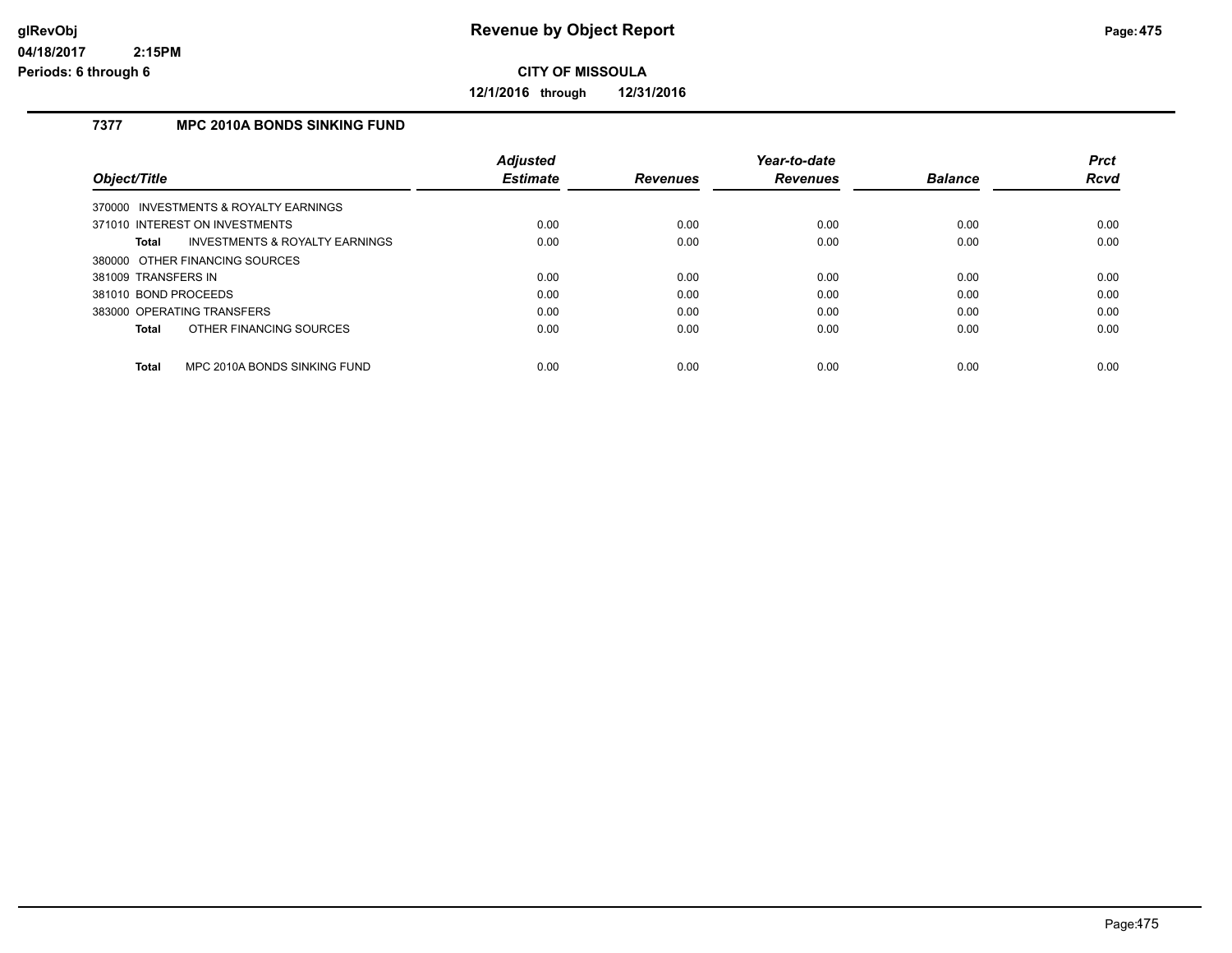# Revenue by Object Report

glRevObj
04/18/2017 2:15PM
Periods: 6 through 6

**CITY OF MISSOULA**

**12/1/2016 through 12/31/2016**

### 7377 MPC 2010A BONDS SINKING FUND

| Object/Title | Adjusted Estimate | Revenues | Year-to-date Revenues | Balance | Prct Rcvd |
|---|---|---|---|---|---|
| 370000 INVESTMENTS & ROYALTY EARNINGS | | | | | |
| 371010 INTEREST ON INVESTMENTS | 0.00 | 0.00 | 0.00 | 0.00 | 0.00 |
| **Total** INVESTMENTS & ROYALTY EARNINGS | 0.00 | 0.00 | 0.00 | 0.00 | 0.00 |
| 380000 OTHER FINANCING SOURCES | | | | | |
| 381009 TRANSFERS IN | 0.00 | 0.00 | 0.00 | 0.00 | 0.00 |
| 381010 BOND PROCEEDS | 0.00 | 0.00 | 0.00 | 0.00 | 0.00 |
| 383000 OPERATING TRANSFERS | 0.00 | 0.00 | 0.00 | 0.00 | 0.00 |
| **Total** OTHER FINANCING SOURCES | 0.00 | 0.00 | 0.00 | 0.00 | 0.00 |
| **Total** MPC 2010A BONDS SINKING FUND | 0.00 | 0.00 | 0.00 | 0.00 | 0.00 |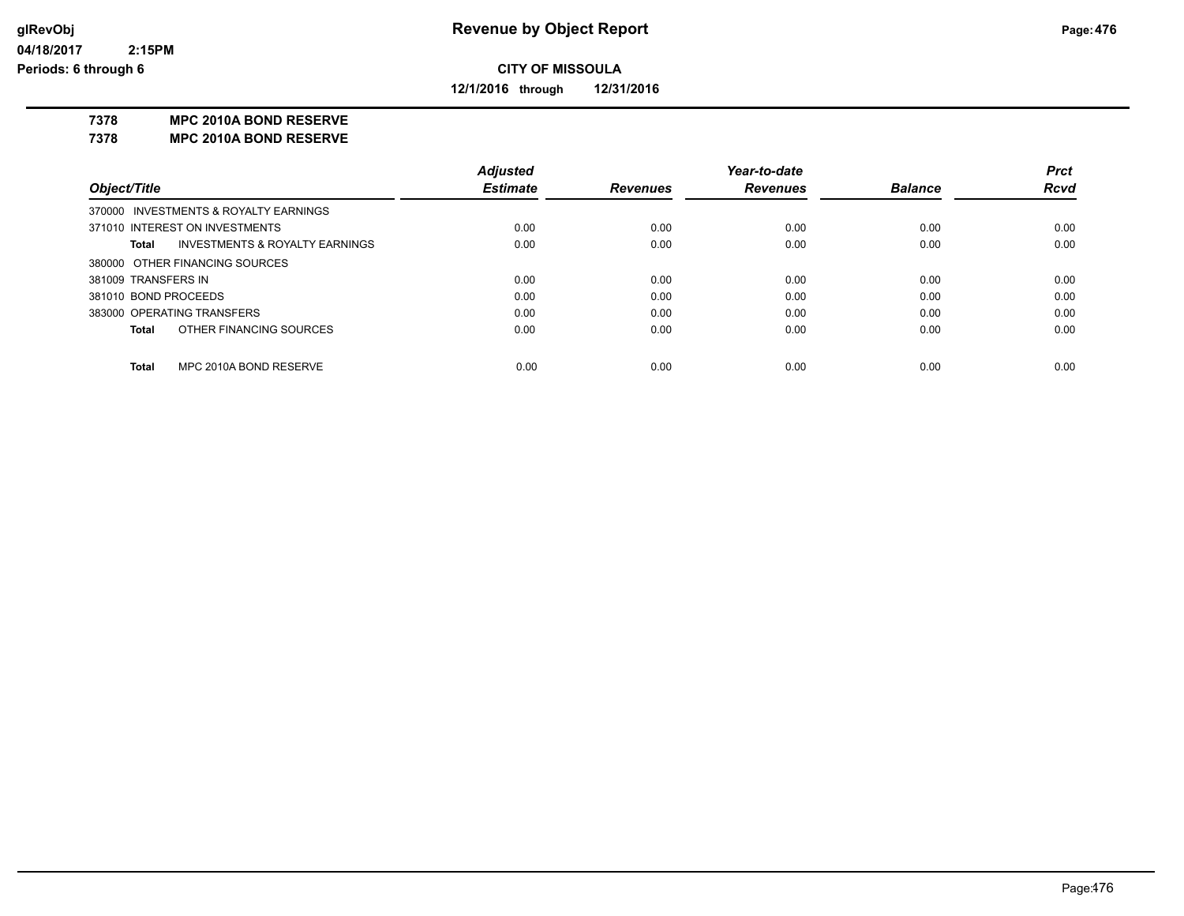# Revenue by Object Report

glRevObj
04/18/2017 2:15PM
Periods: 6 through 6

**CITY OF MISSOULA**

**12/1/2016 through 12/31/2016**

**7378 MPC 2010A BOND RESERVE**
**7378 MPC 2010A BOND RESERVE**

| Object/Title | Adjusted Estimate | Revenues | Year-to-date Revenues | Balance | Prct Rcvd |
|---|---|---|---|---|---|
| 370000 INVESTMENTS & ROYALTY EARNINGS | | | | | |
| 371010 INTEREST ON INVESTMENTS | 0.00 | 0.00 | 0.00 | 0.00 | 0.00 |
| **Total** INVESTMENTS & ROYALTY EARNINGS | 0.00 | 0.00 | 0.00 | 0.00 | 0.00 |
| 380000 OTHER FINANCING SOURCES | | | | | |
| 381009 TRANSFERS IN | 0.00 | 0.00 | 0.00 | 0.00 | 0.00 |
| 381010 BOND PROCEEDS | 0.00 | 0.00 | 0.00 | 0.00 | 0.00 |
| 383000 OPERATING TRANSFERS | 0.00 | 0.00 | 0.00 | 0.00 | 0.00 |
| **Total** OTHER FINANCING SOURCES | 0.00 | 0.00 | 0.00 | 0.00 | 0.00 |
| **Total** MPC 2010A BOND RESERVE | 0.00 | 0.00 | 0.00 | 0.00 | 0.00 |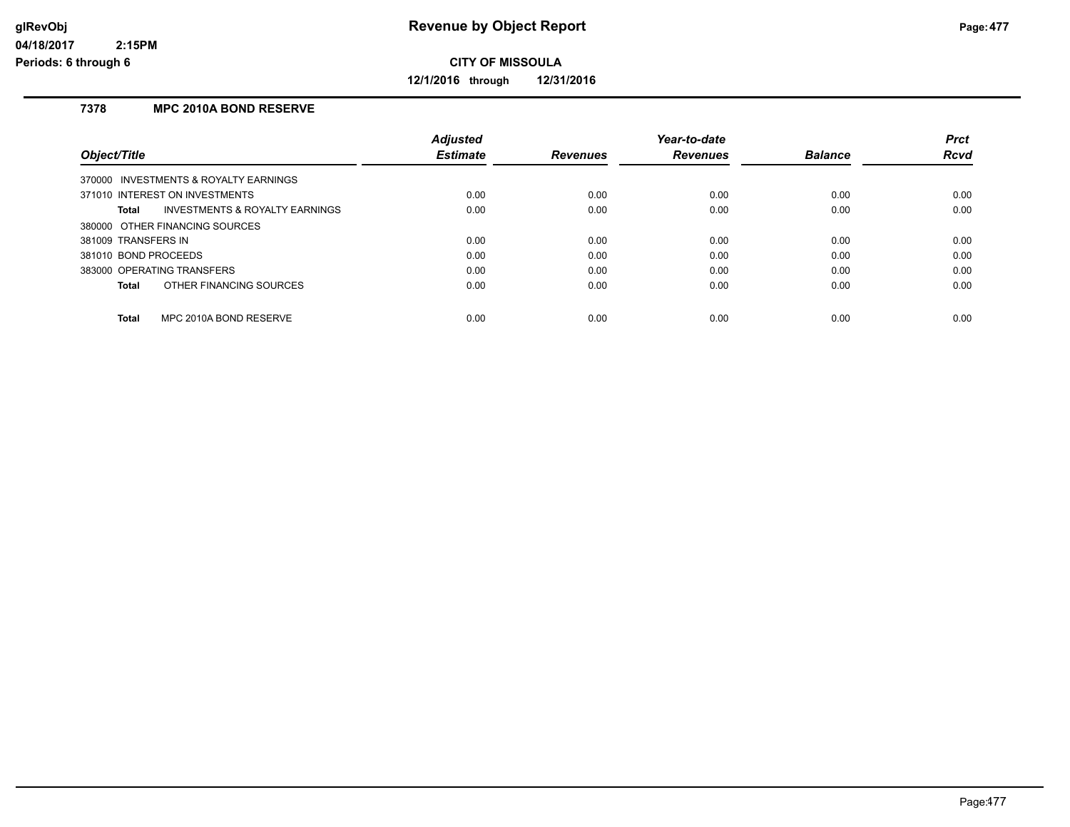# Revenue by Object Report

**CITY OF MISSOULA**

**12/1/2016 through 12/31/2016**

glRevObj
04/18/2017 2:15PM
Periods: 6 through 6

### 7378 MPC 2010A BOND RESERVE

| Object/Title | Adjusted Estimate | Revenues | Year-to-date Revenues | Balance | Prct Rcvd |
|---|---|---|---|---|---|
| 370000 INVESTMENTS & ROYALTY EARNINGS | | | | | |
| 371010 INTEREST ON INVESTMENTS | 0.00 | 0.00 | 0.00 | 0.00 | 0.00 |
| **Total** INVESTMENTS & ROYALTY EARNINGS | 0.00 | 0.00 | 0.00 | 0.00 | 0.00 |
| 380000 OTHER FINANCING SOURCES | | | | | |
| 381009 TRANSFERS IN | 0.00 | 0.00 | 0.00 | 0.00 | 0.00 |
| 381010 BOND PROCEEDS | 0.00 | 0.00 | 0.00 | 0.00 | 0.00 |
| 383000 OPERATING TRANSFERS | 0.00 | 0.00 | 0.00 | 0.00 | 0.00 |
| **Total** OTHER FINANCING SOURCES | 0.00 | 0.00 | 0.00 | 0.00 | 0.00 |
| **Total** MPC 2010A BOND RESERVE | 0.00 | 0.00 | 0.00 | 0.00 | 0.00 |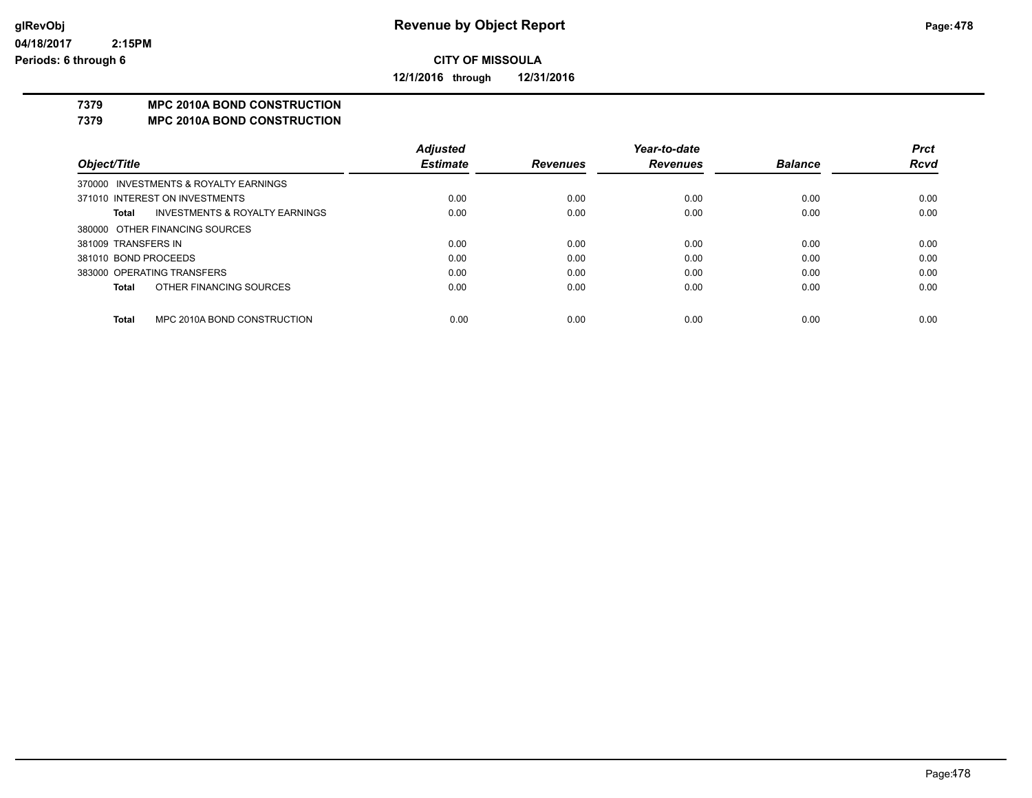glRevObj 04/18/2017 2:15PM Periods: 6 through 6

# Revenue by Object Report

**CITY OF MISSOULA**

**12/1/2016 through 12/31/2016**

**7379 MPC 2010A BOND CONSTRUCTION**
**7379 MPC 2010A BOND CONSTRUCTION**

| Object/Title | Adjusted Estimate | Revenues | Year-to-date Revenues | Balance | Prct Rcvd |
|---|---|---|---|---|---|
| 370000 INVESTMENTS & ROYALTY EARNINGS | | | | | |
| 371010 INTEREST ON INVESTMENTS | 0.00 | 0.00 | 0.00 | 0.00 | 0.00 |
| **Total** INVESTMENTS & ROYALTY EARNINGS | 0.00 | 0.00 | 0.00 | 0.00 | 0.00 |
| 380000 OTHER FINANCING SOURCES | | | | | |
| 381009 TRANSFERS IN | 0.00 | 0.00 | 0.00 | 0.00 | 0.00 |
| 381010 BOND PROCEEDS | 0.00 | 0.00 | 0.00 | 0.00 | 0.00 |
| 383000 OPERATING TRANSFERS | 0.00 | 0.00 | 0.00 | 0.00 | 0.00 |
| **Total** OTHER FINANCING SOURCES | 0.00 | 0.00 | 0.00 | 0.00 | 0.00 |
| **Total** MPC 2010A BOND CONSTRUCTION | 0.00 | 0.00 | 0.00 | 0.00 | 0.00 |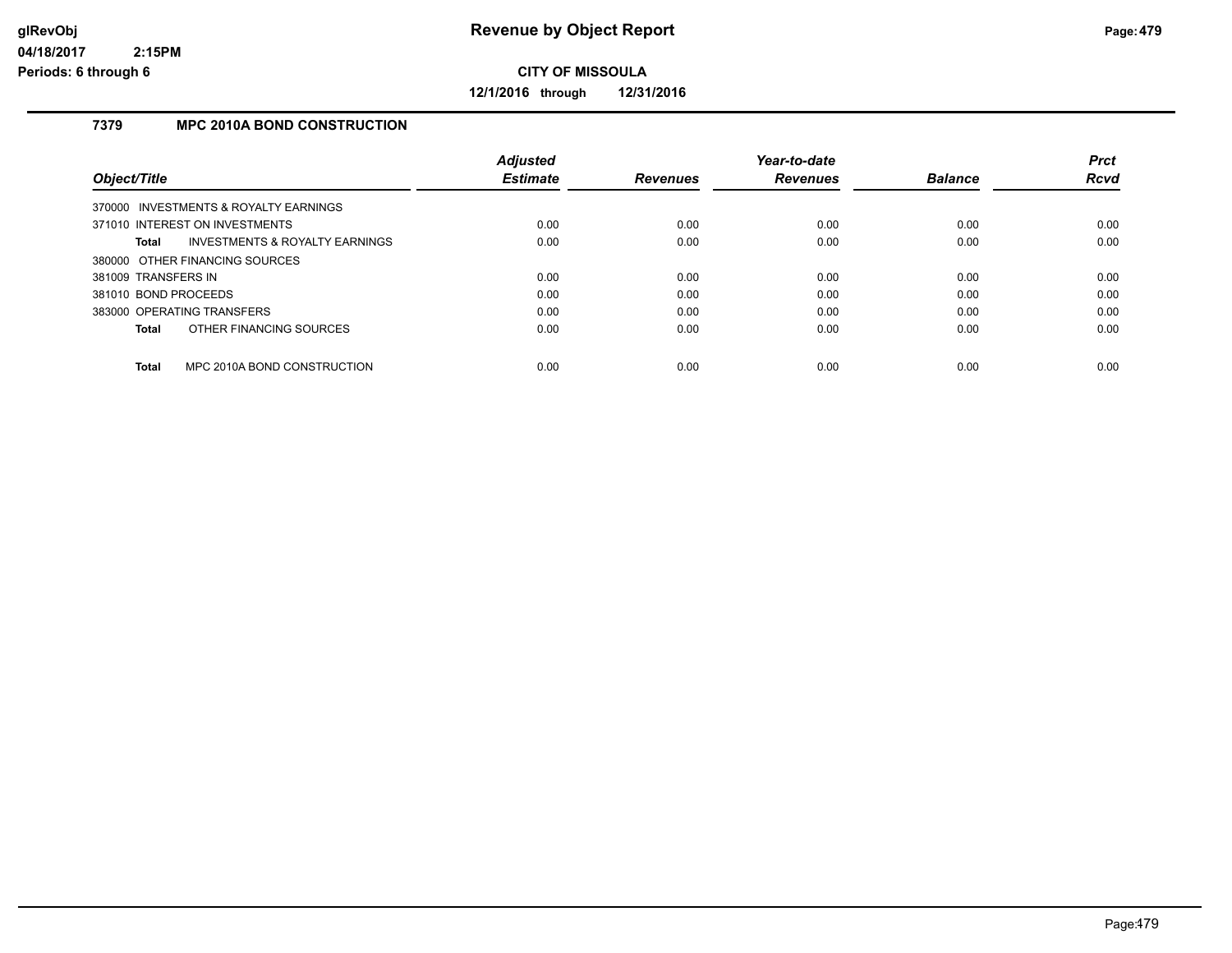# Revenue by Object Report

**CITY OF MISSOULA**

**12/1/2016 through 12/31/2016**

glRevObj
04/18/2017 2:15PM
Periods: 6 through 6

## 7379 MPC 2010A BOND CONSTRUCTION

| Object/Title | Adjusted Estimate | Revenues | Year-to-date Revenues | Balance | Prct Rcvd |
|---|---|---|---|---|---|
| 370000 INVESTMENTS & ROYALTY EARNINGS | | | | | |
| 371010 INTEREST ON INVESTMENTS | 0.00 | 0.00 | 0.00 | 0.00 | 0.00 |
| **Total** INVESTMENTS & ROYALTY EARNINGS | 0.00 | 0.00 | 0.00 | 0.00 | 0.00 |
| 380000 OTHER FINANCING SOURCES | | | | | |
| 381009 TRANSFERS IN | 0.00 | 0.00 | 0.00 | 0.00 | 0.00 |
| 381010 BOND PROCEEDS | 0.00 | 0.00 | 0.00 | 0.00 | 0.00 |
| 383000 OPERATING TRANSFERS | 0.00 | 0.00 | 0.00 | 0.00 | 0.00 |
| **Total** OTHER FINANCING SOURCES | 0.00 | 0.00 | 0.00 | 0.00 | 0.00 |
| **Total** MPC 2010A BOND CONSTRUCTION | 0.00 | 0.00 | 0.00 | 0.00 | 0.00 |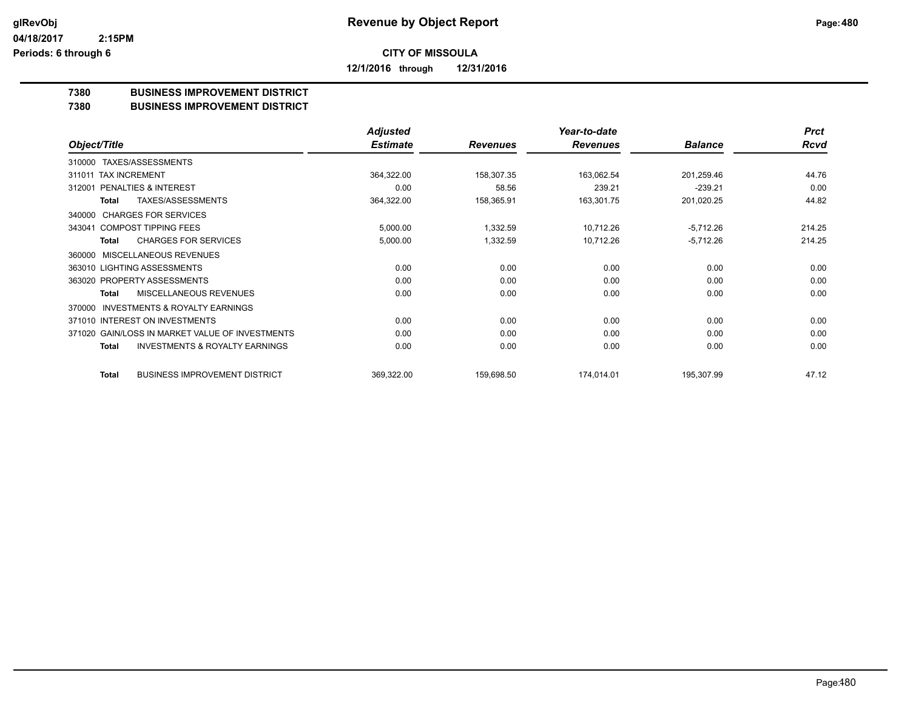glRevObj
04/18/2017 2:15PM
Periods: 6 through 6

# Revenue by Object Report

**CITY OF MISSOULA**

**12/1/2016 through 12/31/2016**

**7380 BUSINESS IMPROVEMENT DISTRICT**
**7380 BUSINESS IMPROVEMENT DISTRICT**

| Object/Title | Adjusted Estimate | Revenues | Year-to-date Revenues | Balance | Prct Rcvd |
|---|---|---|---|---|---|
| 310000 TAXES/ASSESSMENTS | | | | | |
| 311011 TAX INCREMENT | 364,322.00 | 158,307.35 | 163,062.54 | 201,259.46 | 44.76 |
| 312001 PENALTIES & INTEREST | 0.00 | 58.56 | 239.21 | -239.21 | 0.00 |
| **Total** TAXES/ASSESSMENTS | 364,322.00 | 158,365.91 | 163,301.75 | 201,020.25 | 44.82 |
| 340000 CHARGES FOR SERVICES | | | | | |
| 343041 COMPOST TIPPING FEES | 5,000.00 | 1,332.59 | 10,712.26 | -5,712.26 | 214.25 |
| **Total** CHARGES FOR SERVICES | 5,000.00 | 1,332.59 | 10,712.26 | -5,712.26 | 214.25 |
| 360000 MISCELLANEOUS REVENUES | | | | | |
| 363010 LIGHTING ASSESSMENTS | 0.00 | 0.00 | 0.00 | 0.00 | 0.00 |
| 363020 PROPERTY ASSESSMENTS | 0.00 | 0.00 | 0.00 | 0.00 | 0.00 |
| **Total** MISCELLANEOUS REVENUES | 0.00 | 0.00 | 0.00 | 0.00 | 0.00 |
| 370000 INVESTMENTS & ROYALTY EARNINGS | | | | | |
| 371010 INTEREST ON INVESTMENTS | 0.00 | 0.00 | 0.00 | 0.00 | 0.00 |
| 371020 GAIN/LOSS IN MARKET VALUE OF INVESTMENTS | 0.00 | 0.00 | 0.00 | 0.00 | 0.00 |
| **Total** INVESTMENTS & ROYALTY EARNINGS | 0.00 | 0.00 | 0.00 | 0.00 | 0.00 |
| **Total** BUSINESS IMPROVEMENT DISTRICT | 369,322.00 | 159,698.50 | 174,014.01 | 195,307.99 | 47.12 |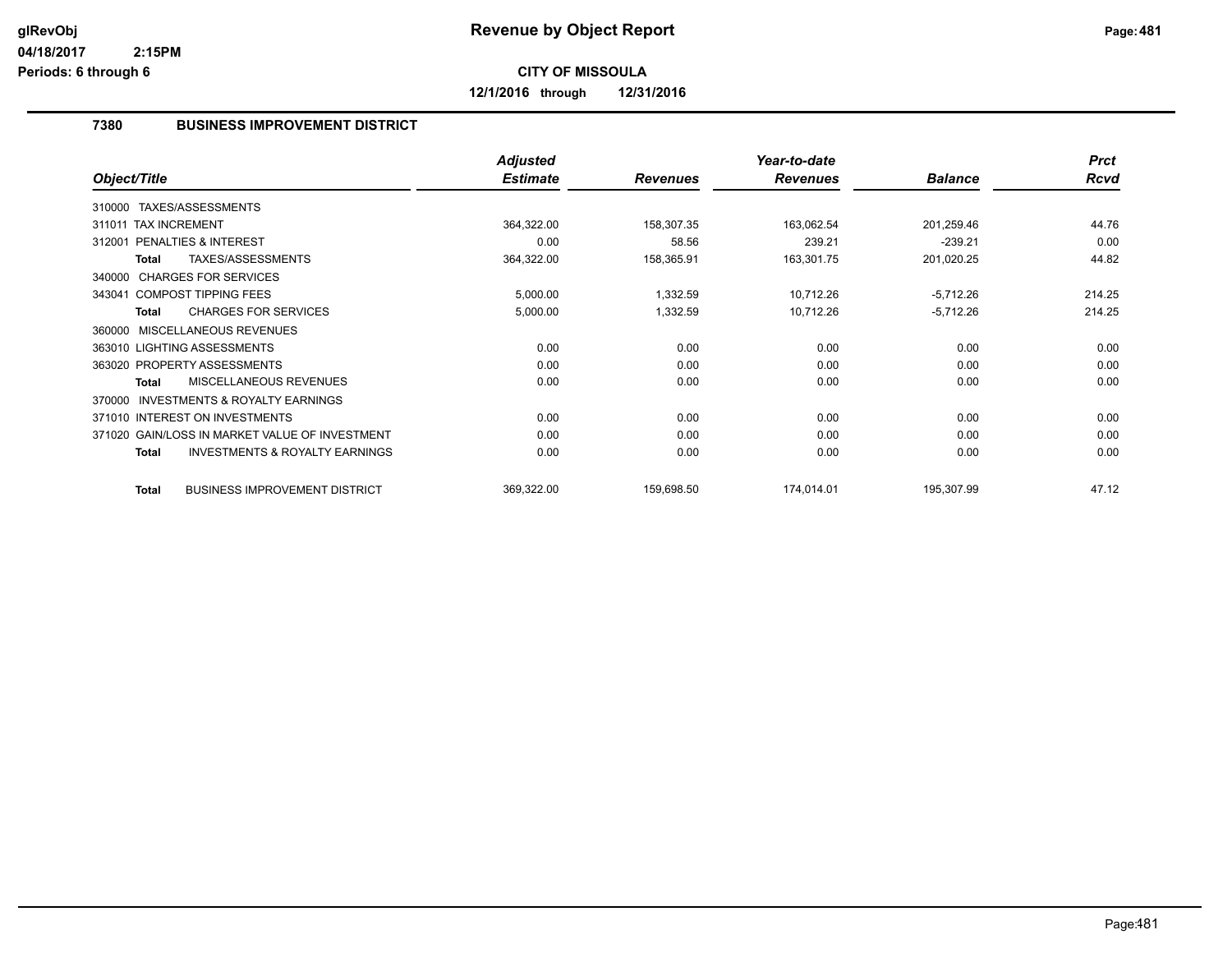# Revenue by Object Report

glRevObj
04/18/2017 2:15PM
Periods: 6 through 6

**CITY OF MISSOULA**

**12/1/2016 through 12/31/2016**

## 7380 BUSINESS IMPROVEMENT DISTRICT

| Object/Title | Adjusted Estimate | Revenues | Year-to-date Revenues | Balance | Prct Rcvd |
|---|---|---|---|---|---|
| 310000 TAXES/ASSESSMENTS | | | | | |
| 311011 TAX INCREMENT | 364,322.00 | 158,307.35 | 163,062.54 | 201,259.46 | 44.76 |
| 312001 PENALTIES & INTEREST | 0.00 | 58.56 | 239.21 | -239.21 | 0.00 |
| **Total** TAXES/ASSESSMENTS | 364,322.00 | 158,365.91 | 163,301.75 | 201,020.25 | 44.82 |
| 340000 CHARGES FOR SERVICES | | | | | |
| 343041 COMPOST TIPPING FEES | 5,000.00 | 1,332.59 | 10,712.26 | -5,712.26 | 214.25 |
| **Total** CHARGES FOR SERVICES | 5,000.00 | 1,332.59 | 10,712.26 | -5,712.26 | 214.25 |
| 360000 MISCELLANEOUS REVENUES | | | | | |
| 363010 LIGHTING ASSESSMENTS | 0.00 | 0.00 | 0.00 | 0.00 | 0.00 |
| 363020 PROPERTY ASSESSMENTS | 0.00 | 0.00 | 0.00 | 0.00 | 0.00 |
| **Total** MISCELLANEOUS REVENUES | 0.00 | 0.00 | 0.00 | 0.00 | 0.00 |
| 370000 INVESTMENTS & ROYALTY EARNINGS | | | | | |
| 371010 INTEREST ON INVESTMENTS | 0.00 | 0.00 | 0.00 | 0.00 | 0.00 |
| 371020 GAIN/LOSS IN MARKET VALUE OF INVESTMENT | 0.00 | 0.00 | 0.00 | 0.00 | 0.00 |
| **Total** INVESTMENTS & ROYALTY EARNINGS | 0.00 | 0.00 | 0.00 | 0.00 | 0.00 |
| **Total** BUSINESS IMPROVEMENT DISTRICT | 369,322.00 | 159,698.50 | 174,014.01 | 195,307.99 | 47.12 |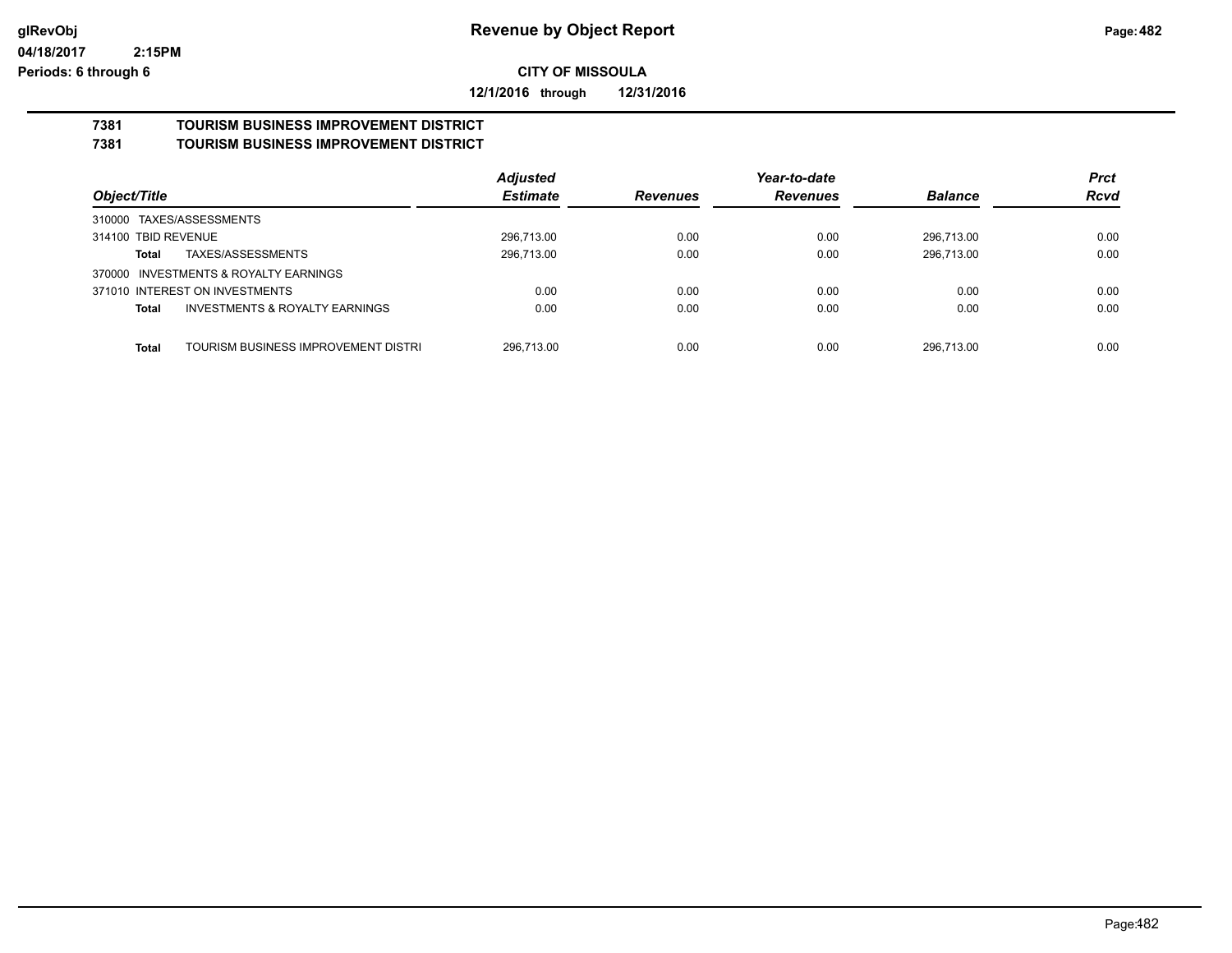**Revenue by Object Report**

**CITY OF MISSOULA**

**12/1/2016 through 12/31/2016**

glRevObj
04/18/2017 2:15PM
Periods: 6 through 6

## 7381 TOURISM BUSINESS IMPROVEMENT DISTRICT
## 7381 TOURISM BUSINESS IMPROVEMENT DISTRICT

| Object/Title | Adjusted Estimate | Revenues | Year-to-date Revenues | Balance | Prct Rcvd |
|---|---|---|---|---|---|
| 310000 TAXES/ASSESSMENTS | | | | | |
| 314100 TBID REVENUE | 296,713.00 | 0.00 | 0.00 | 296,713.00 | 0.00 |
| **Total** TAXES/ASSESSMENTS | 296,713.00 | 0.00 | 0.00 | 296,713.00 | 0.00 |
| 370000 INVESTMENTS & ROYALTY EARNINGS | | | | | |
| 371010 INTEREST ON INVESTMENTS | 0.00 | 0.00 | 0.00 | 0.00 | 0.00 |
| **Total** INVESTMENTS & ROYALTY EARNINGS | 0.00 | 0.00 | 0.00 | 0.00 | 0.00 |
| **Total** TOURISM BUSINESS IMPROVEMENT DISTRI | 296,713.00 | 0.00 | 0.00 | 296,713.00 | 0.00 |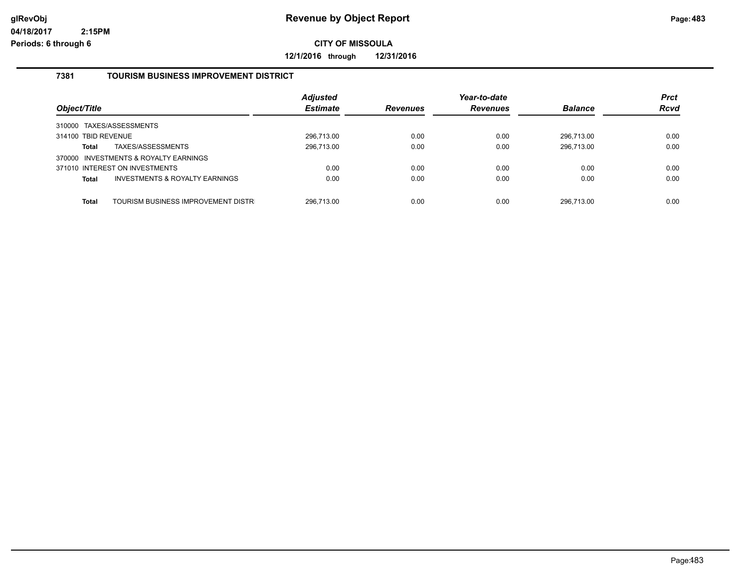# Revenue by Object Report

glRevObj
04/18/2017 2:15PM
Periods: 6 through 6

**CITY OF MISSOULA**

**12/1/2016 through 12/31/2016**

## 7381 TOURISM BUSINESS IMPROVEMENT DISTRICT

| Object/Title | Adjusted Estimate | Revenues | Year-to-date Revenues | Balance | Prct Rcvd |
|---|---|---|---|---|---|
| 310000 TAXES/ASSESSMENTS | | | | | |
| 314100 TBID REVENUE | 296,713.00 | 0.00 | 0.00 | 296,713.00 | 0.00 |
| **Total** TAXES/ASSESSMENTS | 296,713.00 | 0.00 | 0.00 | 296,713.00 | 0.00 |
| 370000 INVESTMENTS & ROYALTY EARNINGS | | | | | |
| 371010 INTEREST ON INVESTMENTS | 0.00 | 0.00 | 0.00 | 0.00 | 0.00 |
| **Total** INVESTMENTS & ROYALTY EARNINGS | 0.00 | 0.00 | 0.00 | 0.00 | 0.00 |
| **Total** TOURISM BUSINESS IMPROVEMENT DISTR | 296,713.00 | 0.00 | 0.00 | 296,713.00 | 0.00 |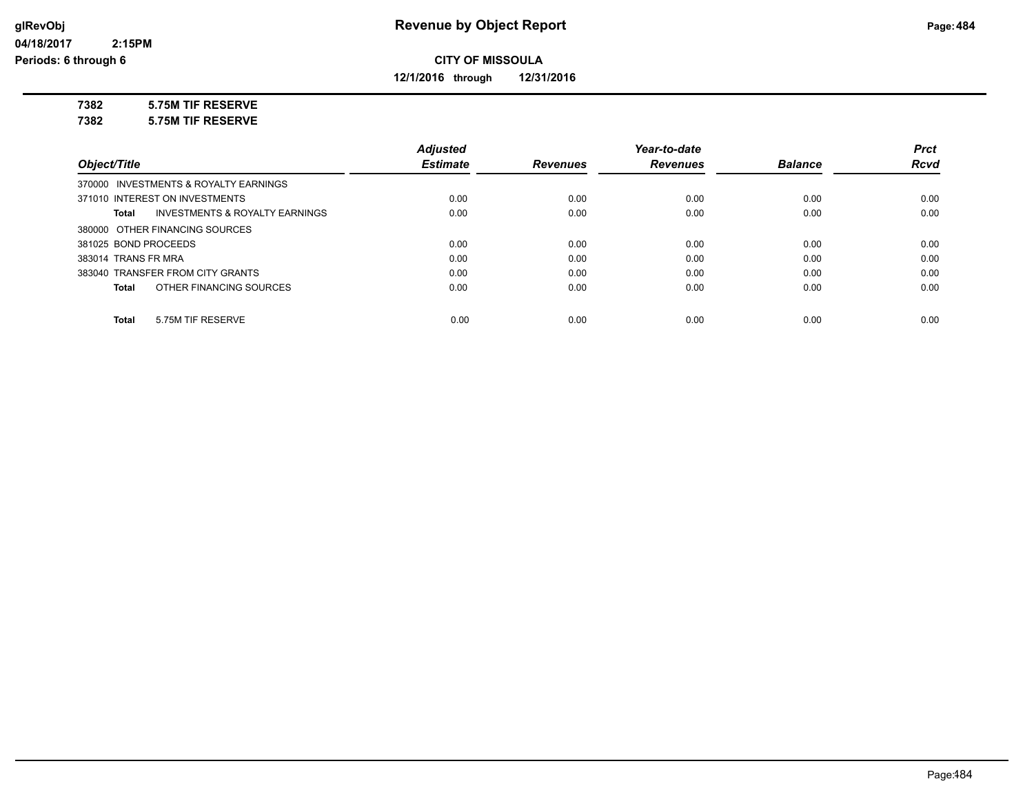**Revenue by Object Report**

glRevObj
04/18/2017 2:15PM
Periods: 6 through 6

**CITY OF MISSOULA**

**12/1/2016 through 12/31/2016**

**7382 5.75M TIF RESERVE**
**7382 5.75M TIF RESERVE**

| Object/Title | Adjusted Estimate | Revenues | Year-to-date Revenues | Balance | Prct Rcvd |
|---|---|---|---|---|---|
| 370000 INVESTMENTS & ROYALTY EARNINGS | | | | | |
| 371010 INTEREST ON INVESTMENTS | 0.00 | 0.00 | 0.00 | 0.00 | 0.00 |
| **Total** INVESTMENTS & ROYALTY EARNINGS | 0.00 | 0.00 | 0.00 | 0.00 | 0.00 |
| 380000 OTHER FINANCING SOURCES | | | | | |
| 381025 BOND PROCEEDS | 0.00 | 0.00 | 0.00 | 0.00 | 0.00 |
| 383014 TRANS FR MRA | 0.00 | 0.00 | 0.00 | 0.00 | 0.00 |
| 383040 TRANSFER FROM CITY GRANTS | 0.00 | 0.00 | 0.00 | 0.00 | 0.00 |
| **Total** OTHER FINANCING SOURCES | 0.00 | 0.00 | 0.00 | 0.00 | 0.00 |
| **Total** 5.75M TIF RESERVE | 0.00 | 0.00 | 0.00 | 0.00 | 0.00 |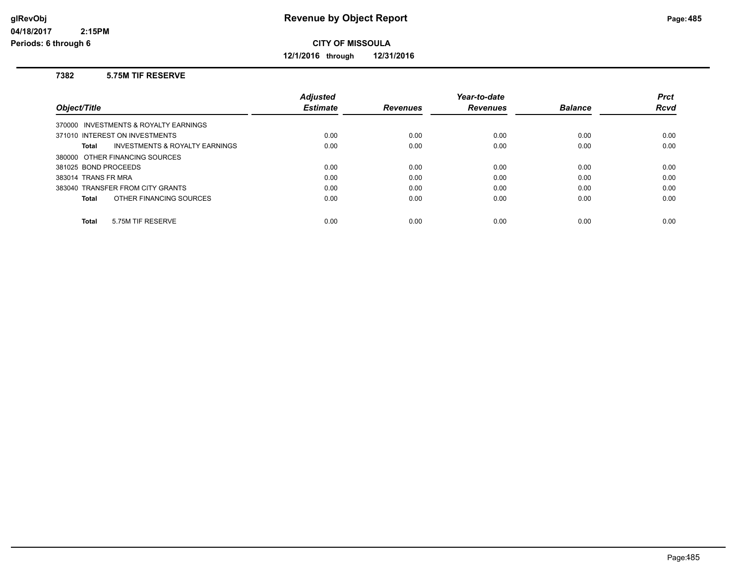# Revenue by Object Report

**CITY OF MISSOULA**

**12/1/2016 through 12/31/2016**

glRevObj
04/18/2017 2:15PM
Periods: 6 through 6

## 7382 5.75M TIF RESERVE

| Object/Title | Adjusted Estimate | Revenues | Year-to-date Revenues | Balance | Prct Rcvd |
|---|---|---|---|---|---|
| 370000 INVESTMENTS & ROYALTY EARNINGS | | | | | |
| 371010 INTEREST ON INVESTMENTS | 0.00 | 0.00 | 0.00 | 0.00 | 0.00 |
| **Total** INVESTMENTS & ROYALTY EARNINGS | 0.00 | 0.00 | 0.00 | 0.00 | 0.00 |
| 380000 OTHER FINANCING SOURCES | | | | | |
| 381025 BOND PROCEEDS | 0.00 | 0.00 | 0.00 | 0.00 | 0.00 |
| 383014 TRANS FR MRA | 0.00 | 0.00 | 0.00 | 0.00 | 0.00 |
| 383040 TRANSFER FROM CITY GRANTS | 0.00 | 0.00 | 0.00 | 0.00 | 0.00 |
| **Total** OTHER FINANCING SOURCES | 0.00 | 0.00 | 0.00 | 0.00 | 0.00 |
| **Total** 5.75M TIF RESERVE | 0.00 | 0.00 | 0.00 | 0.00 | 0.00 |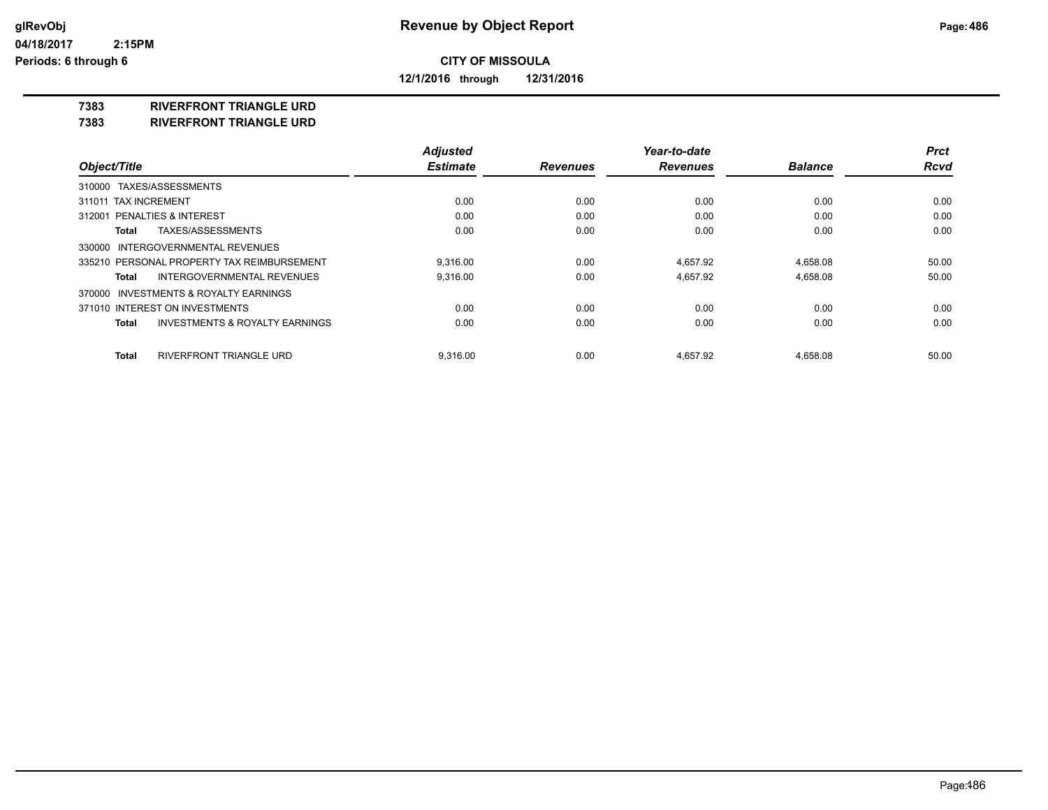# Revenue by Object Report

glRevObj
04/18/2017 2:15PM
Periods: 6 through 6

**CITY OF MISSOULA**

**12/1/2016 through 12/31/2016**

**7383 RIVERFRONT TRIANGLE URD**
**7383 RIVERFRONT TRIANGLE URD**

| Object/Title | Adjusted Estimate | Revenues | Year-to-date Revenues | Balance | Prct Rcvd |
|---|---|---|---|---|---|
| 310000 TAXES/ASSESSMENTS | | | | | |
| 311011 TAX INCREMENT | 0.00 | 0.00 | 0.00 | 0.00 | 0.00 |
| 312001 PENALTIES & INTEREST | 0.00 | 0.00 | 0.00 | 0.00 | 0.00 |
| **Total** TAXES/ASSESSMENTS | 0.00 | 0.00 | 0.00 | 0.00 | 0.00 |
| 330000 INTERGOVERNMENTAL REVENUES | | | | | |
| 335210 PERSONAL PROPERTY TAX REIMBURSEMENT | 9,316.00 | 0.00 | 4,657.92 | 4,658.08 | 50.00 |
| **Total** INTERGOVERNMENTAL REVENUES | 9,316.00 | 0.00 | 4,657.92 | 4,658.08 | 50.00 |
| 370000 INVESTMENTS & ROYALTY EARNINGS | | | | | |
| 371010 INTEREST ON INVESTMENTS | 0.00 | 0.00 | 0.00 | 0.00 | 0.00 |
| **Total** INVESTMENTS & ROYALTY EARNINGS | 0.00 | 0.00 | 0.00 | 0.00 | 0.00 |
| **Total** RIVERFRONT TRIANGLE URD | 9,316.00 | 0.00 | 4,657.92 | 4,658.08 | 50.00 |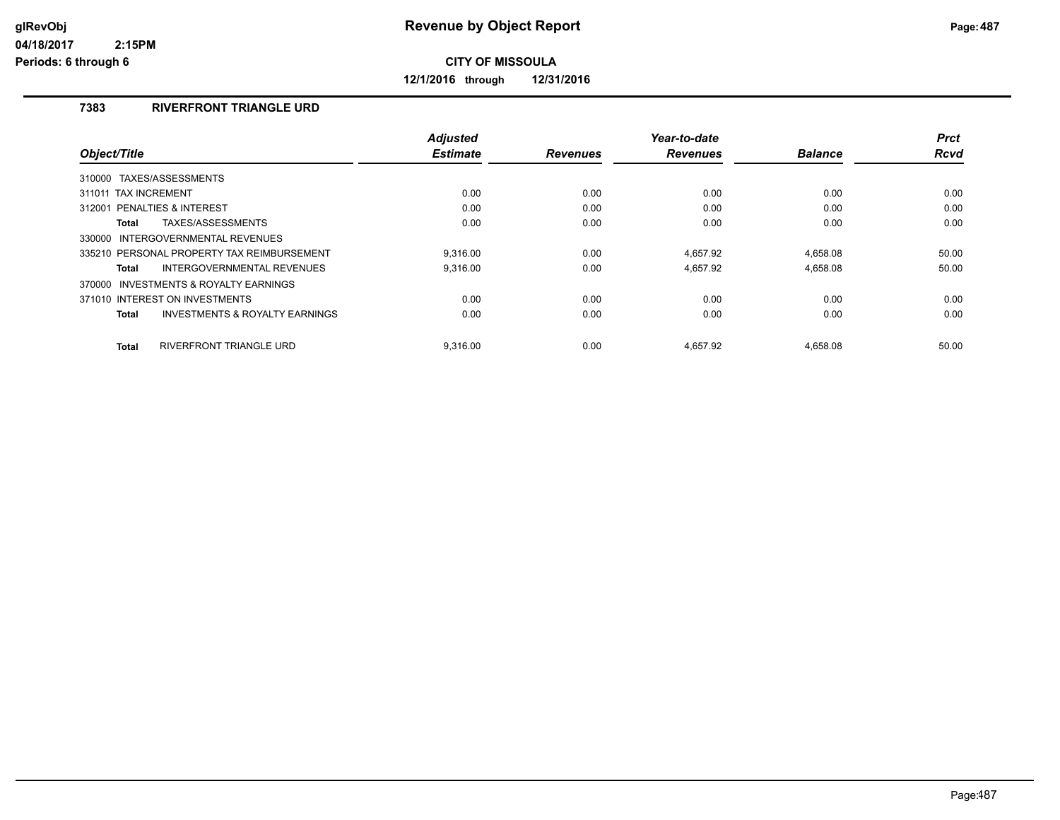**Revenue by Object Report**

**CITY OF MISSOULA**

**12/1/2016 through 12/31/2016**

glRevObj
04/18/2017 2:15PM
Periods: 6 through 6

## 7383 RIVERFRONT TRIANGLE URD

| Object/Title | Adjusted Estimate | Revenues | Year-to-date Revenues | Balance | Prct Rcvd |
|---|---|---|---|---|---|
| 310000 TAXES/ASSESSMENTS | | | | | |
| 311011 TAX INCREMENT | 0.00 | 0.00 | 0.00 | 0.00 | 0.00 |
| 312001 PENALTIES & INTEREST | 0.00 | 0.00 | 0.00 | 0.00 | 0.00 |
| **Total** TAXES/ASSESSMENTS | 0.00 | 0.00 | 0.00 | 0.00 | 0.00 |
| 330000 INTERGOVERNMENTAL REVENUES | | | | | |
| 335210 PERSONAL PROPERTY TAX REIMBURSEMENT | 9,316.00 | 0.00 | 4,657.92 | 4,658.08 | 50.00 |
| **Total** INTERGOVERNMENTAL REVENUES | 9,316.00 | 0.00 | 4,657.92 | 4,658.08 | 50.00 |
| 370000 INVESTMENTS & ROYALTY EARNINGS | | | | | |
| 371010 INTEREST ON INVESTMENTS | 0.00 | 0.00 | 0.00 | 0.00 | 0.00 |
| **Total** INVESTMENTS & ROYALTY EARNINGS | 0.00 | 0.00 | 0.00 | 0.00 | 0.00 |
| **Total** RIVERFRONT TRIANGLE URD | 9,316.00 | 0.00 | 4,657.92 | 4,658.08 | 50.00 |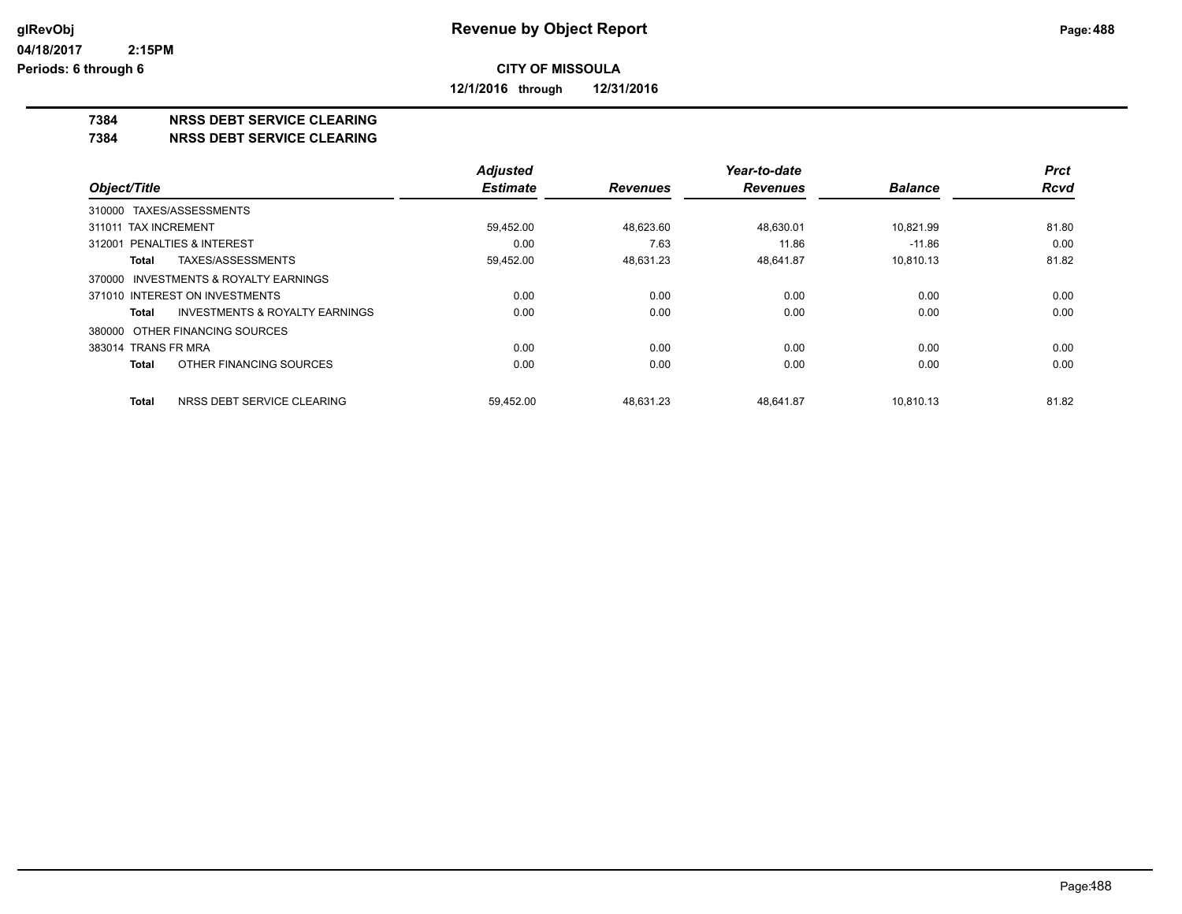# Revenue by Object Report

**CITY OF MISSOULA**

**12/1/2016 through 12/31/2016**

glRevObj
04/18/2017 2:15PM
Periods: 6 through 6

## 7384 NRSS DEBT SERVICE CLEARING
## 7384 NRSS DEBT SERVICE CLEARING

| Object/Title | Adjusted Estimate | Revenues | Year-to-date Revenues | Balance | Prct Rcvd |
|---|---|---|---|---|---|
| 310000 TAXES/ASSESSMENTS | | | | | |
| 311011 TAX INCREMENT | 59,452.00 | 48,623.60 | 48,630.01 | 10,821.99 | 81.80 |
| 312001 PENALTIES & INTEREST | 0.00 | 7.63 | 11.86 | -11.86 | 0.00 |
| **Total** TAXES/ASSESSMENTS | 59,452.00 | 48,631.23 | 48,641.87 | 10,810.13 | 81.82 |
| 370000 INVESTMENTS & ROYALTY EARNINGS | | | | | |
| 371010 INTEREST ON INVESTMENTS | 0.00 | 0.00 | 0.00 | 0.00 | 0.00 |
| **Total** INVESTMENTS & ROYALTY EARNINGS | 0.00 | 0.00 | 0.00 | 0.00 | 0.00 |
| 380000 OTHER FINANCING SOURCES | | | | | |
| 383014 TRANS FR MRA | 0.00 | 0.00 | 0.00 | 0.00 | 0.00 |
| **Total** OTHER FINANCING SOURCES | 0.00 | 0.00 | 0.00 | 0.00 | 0.00 |
| **Total** NRSS DEBT SERVICE CLEARING | 59,452.00 | 48,631.23 | 48,641.87 | 10,810.13 | 81.82 |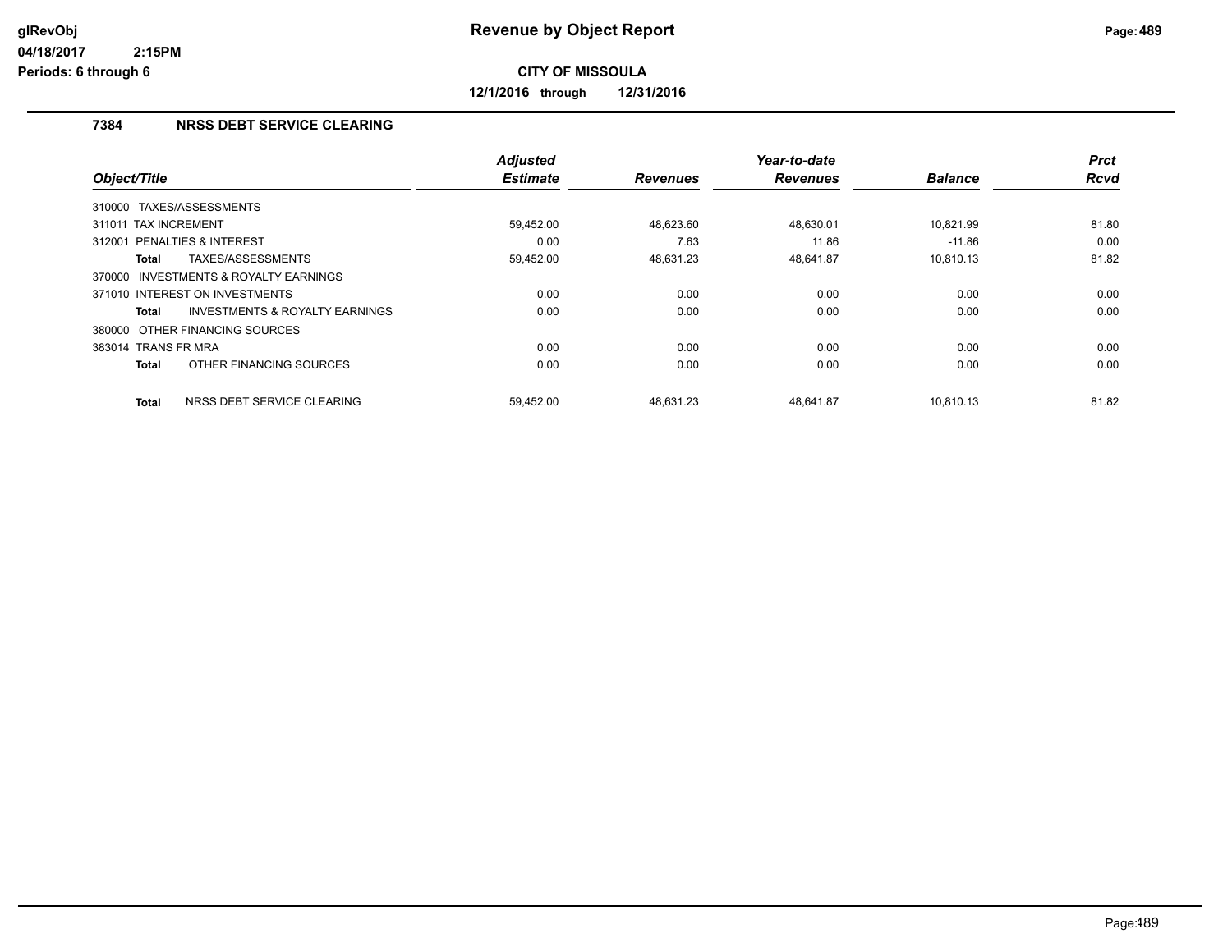**CITY OF MISSOULA**

**12/1/2016 through 12/31/2016**

## 7384 NRSS DEBT SERVICE CLEARING

| Object/Title | Adjusted Estimate | Revenues | Year-to-date Revenues | Balance | Prct Rcvd |
|---|---|---|---|---|---|
| 310000 TAXES/ASSESSMENTS | | | | | |
| 311011 TAX INCREMENT | 59,452.00 | 48,623.60 | 48,630.01 | 10,821.99 | 81.80 |
| 312001 PENALTIES & INTEREST | 0.00 | 7.63 | 11.86 | -11.86 | 0.00 |
| **Total** TAXES/ASSESSMENTS | 59,452.00 | 48,631.23 | 48,641.87 | 10,810.13 | 81.82 |
| 370000 INVESTMENTS & ROYALTY EARNINGS | | | | | |
| 371010 INTEREST ON INVESTMENTS | 0.00 | 0.00 | 0.00 | 0.00 | 0.00 |
| **Total** INVESTMENTS & ROYALTY EARNINGS | 0.00 | 0.00 | 0.00 | 0.00 | 0.00 |
| 380000 OTHER FINANCING SOURCES | | | | | |
| 383014 TRANS FR MRA | 0.00 | 0.00 | 0.00 | 0.00 | 0.00 |
| **Total** OTHER FINANCING SOURCES | 0.00 | 0.00 | 0.00 | 0.00 | 0.00 |
| **Total** NRSS DEBT SERVICE CLEARING | 59,452.00 | 48,631.23 | 48,641.87 | 10,810.13 | 81.82 |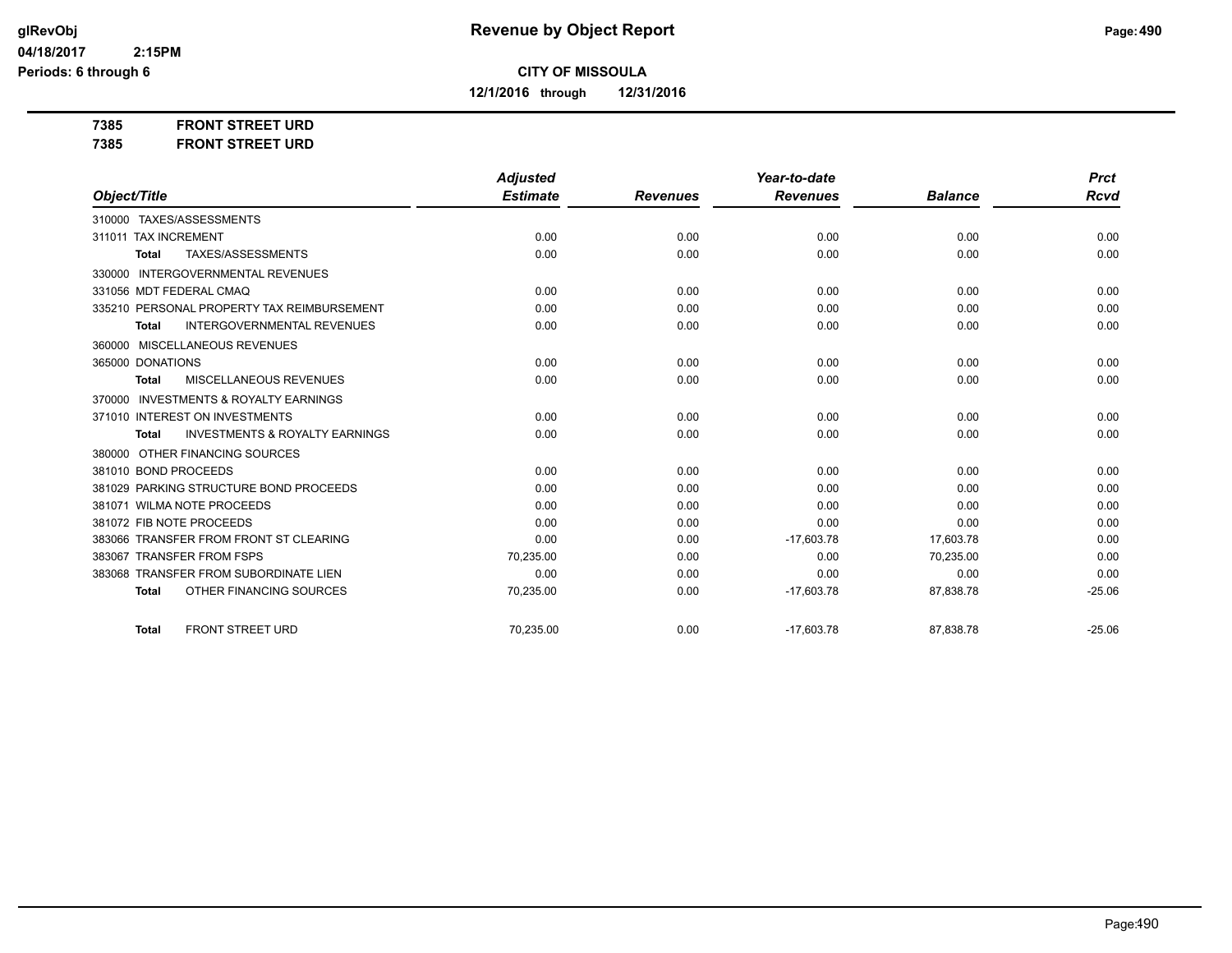# Revenue by Object Report

**CITY OF MISSOULA**

**12/1/2016 through 12/31/2016**

glRevObj
04/18/2017 2:15PM
Periods: 6 through 6

**7385 FRONT STREET URD**
**7385 FRONT STREET URD**

| Object/Title | Adjusted Estimate | Revenues | Year-to-date Revenues | Balance | Prct Rcvd |
|---|---|---|---|---|---|
| 310000 TAXES/ASSESSMENTS | | | | | |
| 311011 TAX INCREMENT | 0.00 | 0.00 | 0.00 | 0.00 | 0.00 |
| **Total** TAXES/ASSESSMENTS | 0.00 | 0.00 | 0.00 | 0.00 | 0.00 |
| 330000 INTERGOVERNMENTAL REVENUES | | | | | |
| 331056 MDT FEDERAL CMAQ | 0.00 | 0.00 | 0.00 | 0.00 | 0.00 |
| 335210 PERSONAL PROPERTY TAX REIMBURSEMENT | 0.00 | 0.00 | 0.00 | 0.00 | 0.00 |
| **Total** INTERGOVERNMENTAL REVENUES | 0.00 | 0.00 | 0.00 | 0.00 | 0.00 |
| 360000 MISCELLANEOUS REVENUES | | | | | |
| 365000 DONATIONS | 0.00 | 0.00 | 0.00 | 0.00 | 0.00 |
| **Total** MISCELLANEOUS REVENUES | 0.00 | 0.00 | 0.00 | 0.00 | 0.00 |
| 370000 INVESTMENTS & ROYALTY EARNINGS | | | | | |
| 371010 INTEREST ON INVESTMENTS | 0.00 | 0.00 | 0.00 | 0.00 | 0.00 |
| **Total** INVESTMENTS & ROYALTY EARNINGS | 0.00 | 0.00 | 0.00 | 0.00 | 0.00 |
| 380000 OTHER FINANCING SOURCES | | | | | |
| 381010 BOND PROCEEDS | 0.00 | 0.00 | 0.00 | 0.00 | 0.00 |
| 381029 PARKING STRUCTURE BOND PROCEEDS | 0.00 | 0.00 | 0.00 | 0.00 | 0.00 |
| 381071 WILMA NOTE PROCEEDS | 0.00 | 0.00 | 0.00 | 0.00 | 0.00 |
| 381072 FIB NOTE PROCEEDS | 0.00 | 0.00 | 0.00 | 0.00 | 0.00 |
| 383066 TRANSFER FROM FRONT ST CLEARING | 0.00 | 0.00 | -17,603.78 | 17,603.78 | 0.00 |
| 383067 TRANSFER FROM FSPS | 70,235.00 | 0.00 | 0.00 | 70,235.00 | 0.00 |
| 383068 TRANSFER FROM SUBORDINATE LIEN | 0.00 | 0.00 | 0.00 | 0.00 | 0.00 |
| **Total** OTHER FINANCING SOURCES | 70,235.00 | 0.00 | -17,603.78 | 87,838.78 | -25.06 |
| **Total** FRONT STREET URD | 70,235.00 | 0.00 | -17,603.78 | 87,838.78 | -25.06 |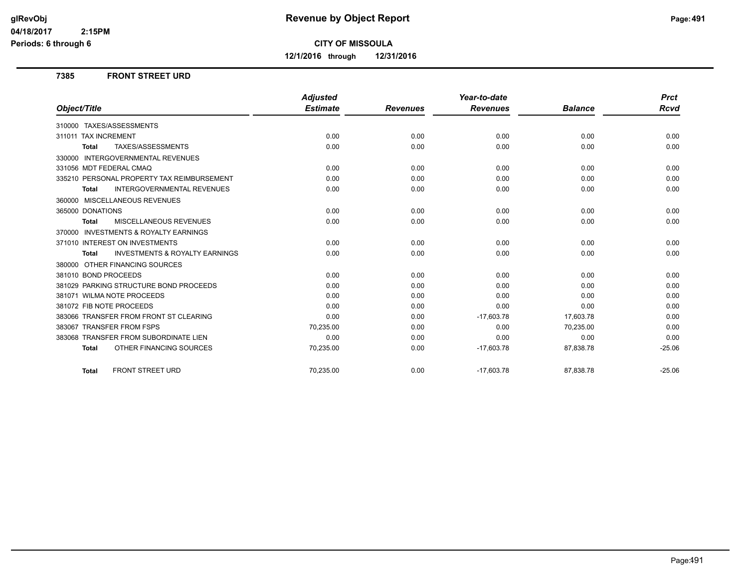# Revenue by Object Report

**CITY OF MISSOULA**

**12/1/2016 through 12/31/2016**

glRevObj
04/18/2017 2:15PM
Periods: 6 through 6

## 7385 FRONT STREET URD

| Object/Title | Adjusted Estimate | Revenues | Year-to-date Revenues | Balance | Prct Rcvd |
|---|---|---|---|---|---|
| 310000 TAXES/ASSESSMENTS | | | | | |
| 311011 TAX INCREMENT | 0.00 | 0.00 | 0.00 | 0.00 | 0.00 |
| **Total** TAXES/ASSESSMENTS | 0.00 | 0.00 | 0.00 | 0.00 | 0.00 |
| 330000 INTERGOVERNMENTAL REVENUES | | | | | |
| 331056 MDT FEDERAL CMAQ | 0.00 | 0.00 | 0.00 | 0.00 | 0.00 |
| 335210 PERSONAL PROPERTY TAX REIMBURSEMENT | 0.00 | 0.00 | 0.00 | 0.00 | 0.00 |
| **Total** INTERGOVERNMENTAL REVENUES | 0.00 | 0.00 | 0.00 | 0.00 | 0.00 |
| 360000 MISCELLANEOUS REVENUES | | | | | |
| 365000 DONATIONS | 0.00 | 0.00 | 0.00 | 0.00 | 0.00 |
| **Total** MISCELLANEOUS REVENUES | 0.00 | 0.00 | 0.00 | 0.00 | 0.00 |
| 370000 INVESTMENTS & ROYALTY EARNINGS | | | | | |
| 371010 INTEREST ON INVESTMENTS | 0.00 | 0.00 | 0.00 | 0.00 | 0.00 |
| **Total** INVESTMENTS & ROYALTY EARNINGS | 0.00 | 0.00 | 0.00 | 0.00 | 0.00 |
| 380000 OTHER FINANCING SOURCES | | | | | |
| 381010 BOND PROCEEDS | 0.00 | 0.00 | 0.00 | 0.00 | 0.00 |
| 381029 PARKING STRUCTURE BOND PROCEEDS | 0.00 | 0.00 | 0.00 | 0.00 | 0.00 |
| 381071 WILMA NOTE PROCEEDS | 0.00 | 0.00 | 0.00 | 0.00 | 0.00 |
| 381072 FIB NOTE PROCEEDS | 0.00 | 0.00 | 0.00 | 0.00 | 0.00 |
| 383066 TRANSFER FROM FRONT ST CLEARING | 0.00 | 0.00 | -17,603.78 | 17,603.78 | 0.00 |
| 383067 TRANSFER FROM FSPS | 70,235.00 | 0.00 | 0.00 | 70,235.00 | 0.00 |
| 383068 TRANSFER FROM SUBORDINATE LIEN | 0.00 | 0.00 | 0.00 | 0.00 | 0.00 |
| **Total** OTHER FINANCING SOURCES | 70,235.00 | 0.00 | -17,603.78 | 87,838.78 | -25.06 |
| **Total** FRONT STREET URD | 70,235.00 | 0.00 | -17,603.78 | 87,838.78 | -25.06 |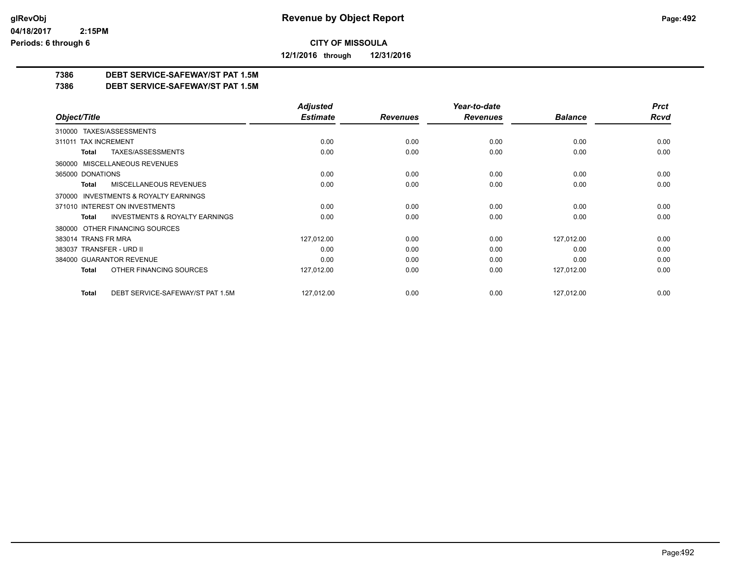**CITY OF MISSOULA**

**12/1/2016 through 12/31/2016**

**7386 DEBT SERVICE-SAFEWAY/ST PAT 1.5M**

**7386 DEBT SERVICE-SAFEWAY/ST PAT 1.5M**

| Object/Title | Adjusted Estimate | Revenues | Year-to-date Revenues | Balance | Prct Rcvd |
|---|---|---|---|---|---|
| 310000 TAXES/ASSESSMENTS | | | | | |
| 311011 TAX INCREMENT | 0.00 | 0.00 | 0.00 | 0.00 | 0.00 |
| **Total** TAXES/ASSESSMENTS | 0.00 | 0.00 | 0.00 | 0.00 | 0.00 |
| 360000 MISCELLANEOUS REVENUES | | | | | |
| 365000 DONATIONS | 0.00 | 0.00 | 0.00 | 0.00 | 0.00 |
| **Total** MISCELLANEOUS REVENUES | 0.00 | 0.00 | 0.00 | 0.00 | 0.00 |
| 370000 INVESTMENTS & ROYALTY EARNINGS | | | | | |
| 371010 INTEREST ON INVESTMENTS | 0.00 | 0.00 | 0.00 | 0.00 | 0.00 |
| **Total** INVESTMENTS & ROYALTY EARNINGS | 0.00 | 0.00 | 0.00 | 0.00 | 0.00 |
| 380000 OTHER FINANCING SOURCES | | | | | |
| 383014 TRANS FR MRA | 127,012.00 | 0.00 | 0.00 | 127,012.00 | 0.00 |
| 383037 TRANSFER - URD II | 0.00 | 0.00 | 0.00 | 0.00 | 0.00 |
| 384000 GUARANTOR REVENUE | 0.00 | 0.00 | 0.00 | 0.00 | 0.00 |
| **Total** OTHER FINANCING SOURCES | 127,012.00 | 0.00 | 0.00 | 127,012.00 | 0.00 |
| **Total** DEBT SERVICE-SAFEWAY/ST PAT 1.5M | 127,012.00 | 0.00 | 0.00 | 127,012.00 | 0.00 |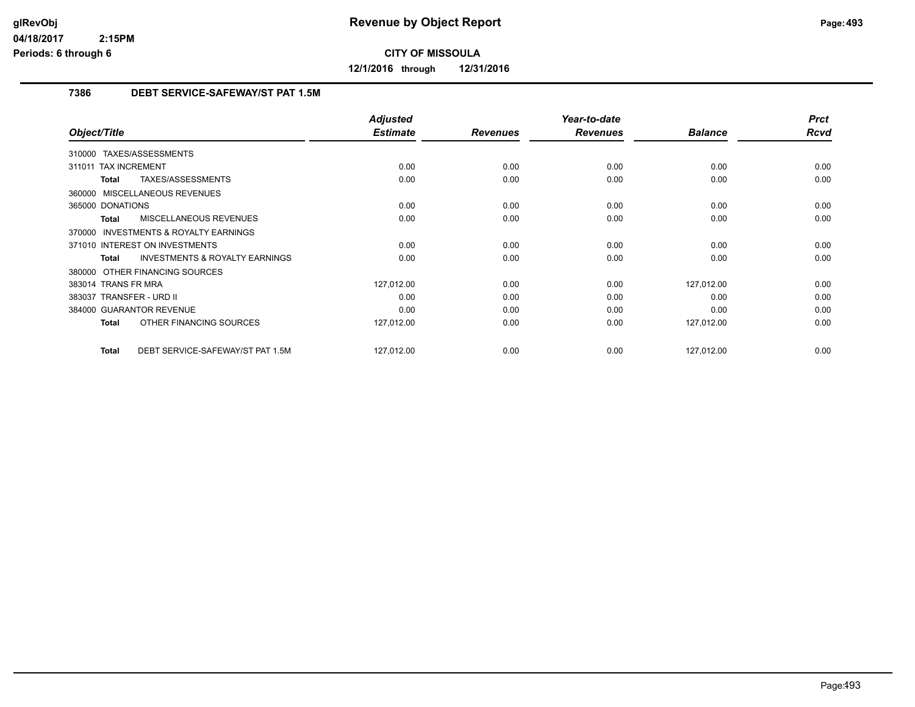**glRevObj**
**04/18/2017 2:15PM**
**Periods: 6 through 6**

# Revenue by Object Report

**CITY OF MISSOULA**

**12/1/2016 through 12/31/2016**

## 7386 DEBT SERVICE-SAFEWAY/ST PAT 1.5M

| Object/Title | Adjusted Estimate | Revenues | Year-to-date Revenues | Balance | Prct Rcvd |
|---|---|---|---|---|---|
| 310000 TAXES/ASSESSMENTS | | | | | |
| 311011 TAX INCREMENT | 0.00 | 0.00 | 0.00 | 0.00 | 0.00 |
| **Total** TAXES/ASSESSMENTS | 0.00 | 0.00 | 0.00 | 0.00 | 0.00 |
| 360000 MISCELLANEOUS REVENUES | | | | | |
| 365000 DONATIONS | 0.00 | 0.00 | 0.00 | 0.00 | 0.00 |
| **Total** MISCELLANEOUS REVENUES | 0.00 | 0.00 | 0.00 | 0.00 | 0.00 |
| 370000 INVESTMENTS & ROYALTY EARNINGS | | | | | |
| 371010 INTEREST ON INVESTMENTS | 0.00 | 0.00 | 0.00 | 0.00 | 0.00 |
| **Total** INVESTMENTS & ROYALTY EARNINGS | 0.00 | 0.00 | 0.00 | 0.00 | 0.00 |
| 380000 OTHER FINANCING SOURCES | | | | | |
| 383014 TRANS FR MRA | 127,012.00 | 0.00 | 0.00 | 127,012.00 | 0.00 |
| 383037 TRANSFER - URD II | 0.00 | 0.00 | 0.00 | 0.00 | 0.00 |
| 384000 GUARANTOR REVENUE | 0.00 | 0.00 | 0.00 | 0.00 | 0.00 |
| **Total** OTHER FINANCING SOURCES | 127,012.00 | 0.00 | 0.00 | 127,012.00 | 0.00 |
| **Total** DEBT SERVICE-SAFEWAY/ST PAT 1.5M | 127,012.00 | 0.00 | 0.00 | 127,012.00 | 0.00 |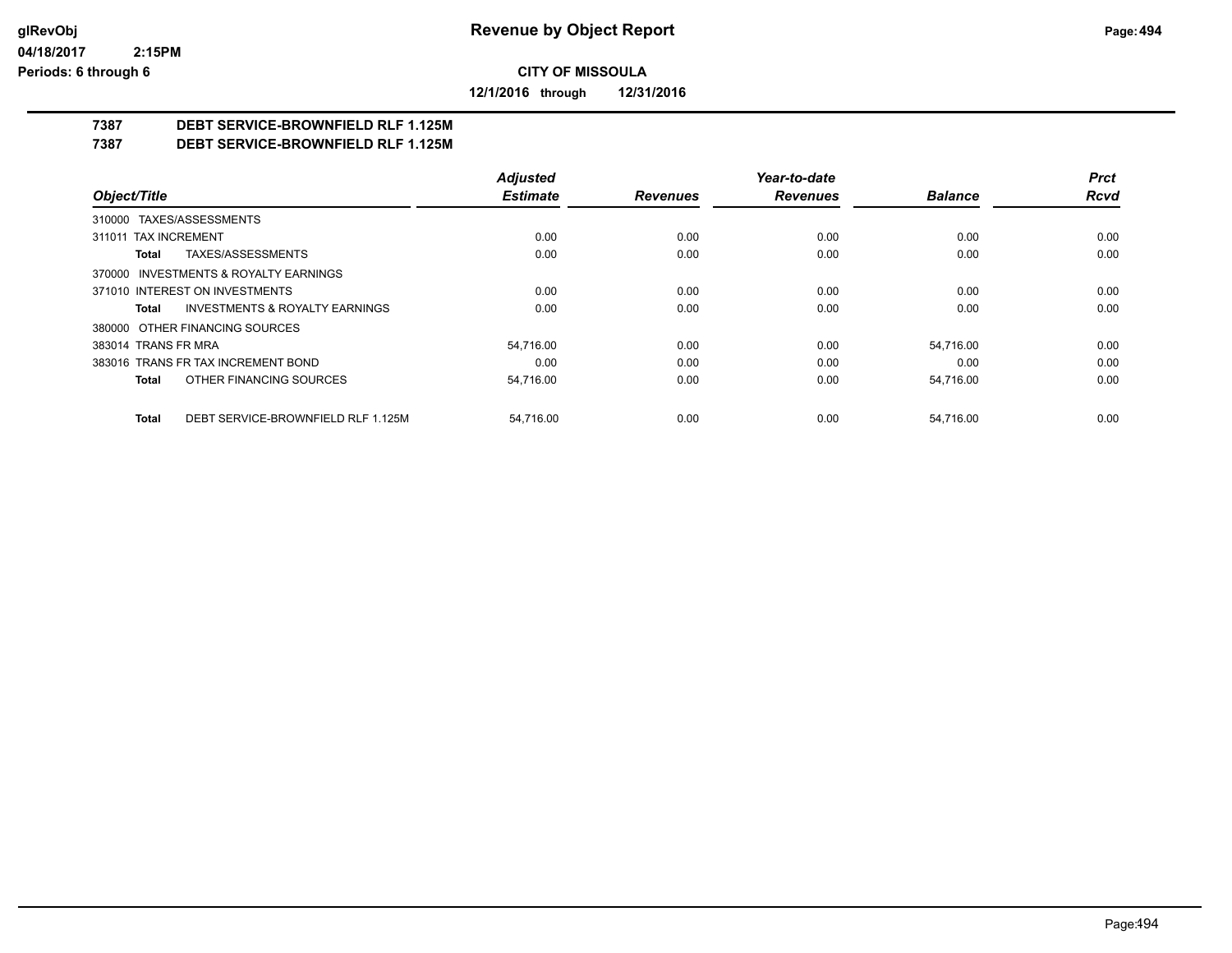# Revenue by Object Report

**CITY OF MISSOULA**

**12/1/2016 through 12/31/2016**

glRevObj
04/18/2017 2:15PM
Periods: 6 through 6

## 7387 DEBT SERVICE-BROWNFIELD RLF 1.125M
## 7387 DEBT SERVICE-BROWNFIELD RLF 1.125M

| Object/Title | Adjusted Estimate | Revenues | Year-to-date Revenues | Balance | Prct Rcvd |
|---|---|---|---|---|---|
| 310000 TAXES/ASSESSMENTS | | | | | |
| 311011 TAX INCREMENT | 0.00 | 0.00 | 0.00 | 0.00 | 0.00 |
| **Total** TAXES/ASSESSMENTS | 0.00 | 0.00 | 0.00 | 0.00 | 0.00 |
| 370000 INVESTMENTS & ROYALTY EARNINGS | | | | | |
| 371010 INTEREST ON INVESTMENTS | 0.00 | 0.00 | 0.00 | 0.00 | 0.00 |
| **Total** INVESTMENTS & ROYALTY EARNINGS | 0.00 | 0.00 | 0.00 | 0.00 | 0.00 |
| 380000 OTHER FINANCING SOURCES | | | | | |
| 383014 TRANS FR MRA | 54,716.00 | 0.00 | 0.00 | 54,716.00 | 0.00 |
| 383016 TRANS FR TAX INCREMENT BOND | 0.00 | 0.00 | 0.00 | 0.00 | 0.00 |
| **Total** OTHER FINANCING SOURCES | 54,716.00 | 0.00 | 0.00 | 54,716.00 | 0.00 |
| **Total** DEBT SERVICE-BROWNFIELD RLF 1.125M | 54,716.00 | 0.00 | 0.00 | 54,716.00 | 0.00 |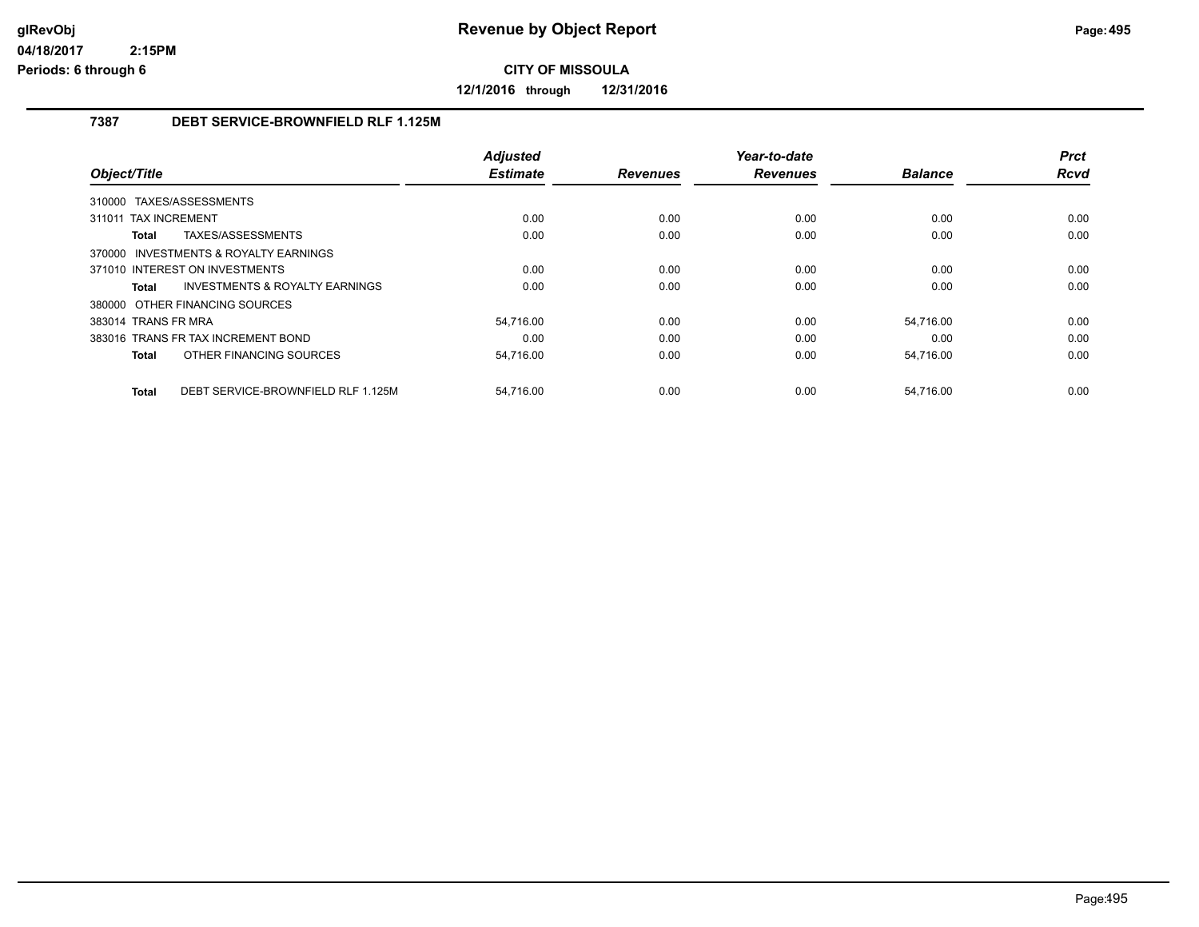# Revenue by Object Report

glRevObj
04/18/2017 2:15PM
Periods: 6 through 6

**CITY OF MISSOULA**

**12/1/2016 through 12/31/2016**

## 7387 DEBT SERVICE-BROWNFIELD RLF 1.125M

| Object/Title | Adjusted Estimate | Revenues | Year-to-date Revenues | Balance | Prct Rcvd |
|---|---|---|---|---|---|
| 310000 TAXES/ASSESSMENTS | | | | | |
| 311011 TAX INCREMENT | 0.00 | 0.00 | 0.00 | 0.00 | 0.00 |
| **Total** TAXES/ASSESSMENTS | 0.00 | 0.00 | 0.00 | 0.00 | 0.00 |
| 370000 INVESTMENTS & ROYALTY EARNINGS | | | | | |
| 371010 INTEREST ON INVESTMENTS | 0.00 | 0.00 | 0.00 | 0.00 | 0.00 |
| **Total** INVESTMENTS & ROYALTY EARNINGS | 0.00 | 0.00 | 0.00 | 0.00 | 0.00 |
| 380000 OTHER FINANCING SOURCES | | | | | |
| 383014 TRANS FR MRA | 54,716.00 | 0.00 | 0.00 | 54,716.00 | 0.00 |
| 383016 TRANS FR TAX INCREMENT BOND | 0.00 | 0.00 | 0.00 | 0.00 | 0.00 |
| **Total** OTHER FINANCING SOURCES | 54,716.00 | 0.00 | 0.00 | 54,716.00 | 0.00 |
| **Total** DEBT SERVICE-BROWNFIELD RLF 1.125M | 54,716.00 | 0.00 | 0.00 | 54,716.00 | 0.00 |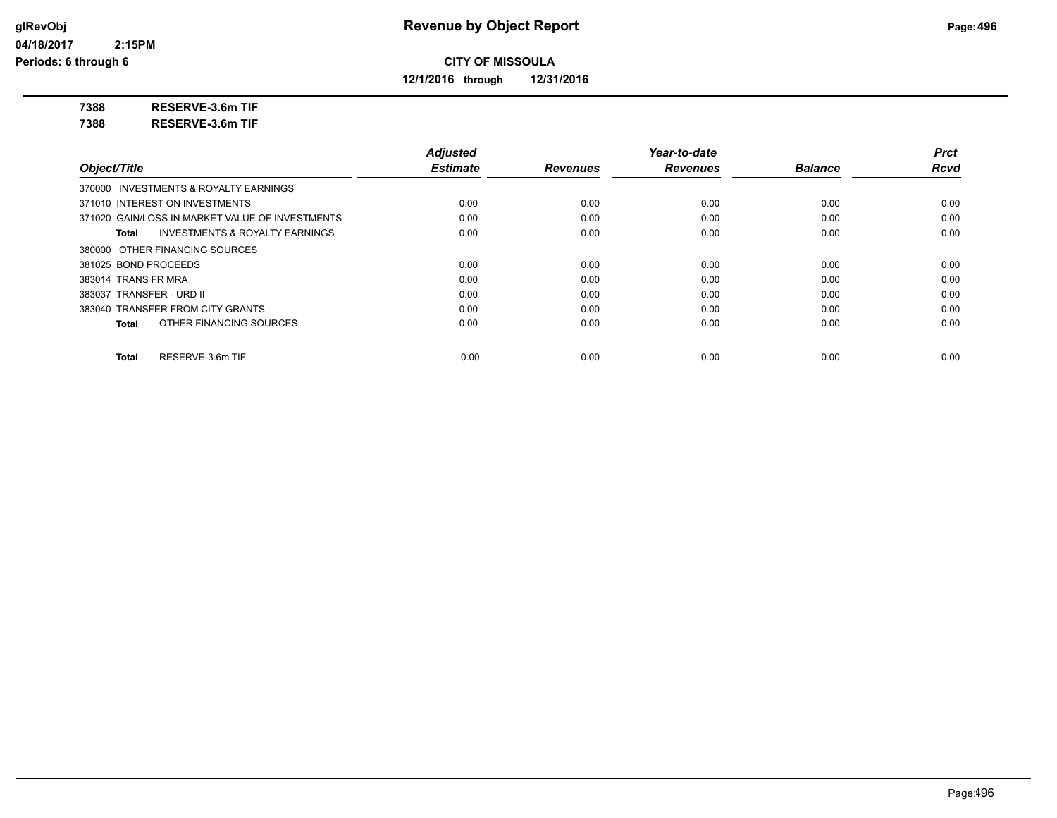# Revenue by Object Report

glRevObj
04/18/2017 2:15PM
Periods: 6 through 6

**CITY OF MISSOULA**

**12/1/2016 through 12/31/2016**

**7388 RESERVE-3.6m TIF**
**7388 RESERVE-3.6m TIF**

| Object/Title | Adjusted Estimate | Revenues | Year-to-date Revenues | Balance | Prct Rcvd |
|---|---|---|---|---|---|
| 370000 INVESTMENTS & ROYALTY EARNINGS | | | | | |
| 371010 INTEREST ON INVESTMENTS | 0.00 | 0.00 | 0.00 | 0.00 | 0.00 |
| 371020 GAIN/LOSS IN MARKET VALUE OF INVESTMENTS | 0.00 | 0.00 | 0.00 | 0.00 | 0.00 |
| **Total** INVESTMENTS & ROYALTY EARNINGS | 0.00 | 0.00 | 0.00 | 0.00 | 0.00 |
| 380000 OTHER FINANCING SOURCES | | | | | |
| 381025 BOND PROCEEDS | 0.00 | 0.00 | 0.00 | 0.00 | 0.00 |
| 383014 TRANS FR MRA | 0.00 | 0.00 | 0.00 | 0.00 | 0.00 |
| 383037 TRANSFER - URD II | 0.00 | 0.00 | 0.00 | 0.00 | 0.00 |
| 383040 TRANSFER FROM CITY GRANTS | 0.00 | 0.00 | 0.00 | 0.00 | 0.00 |
| **Total** OTHER FINANCING SOURCES | 0.00 | 0.00 | 0.00 | 0.00 | 0.00 |
| **Total** RESERVE-3.6m TIF | 0.00 | 0.00 | 0.00 | 0.00 | 0.00 |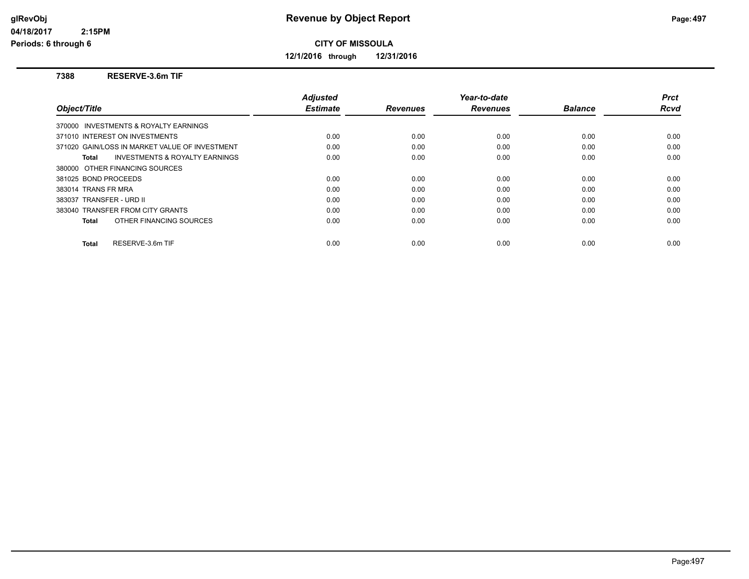# Revenue by Object Report

**CITY OF MISSOULA**

**12/1/2016 through 12/31/2016**

glRevObj
04/18/2017 2:15PM
Periods: 6 through 6

**7388 RESERVE-3.6m TIF**

| Object/Title | Adjusted Estimate | Revenues | Year-to-date Revenues | Balance | Prct Rcvd |
|---|---|---|---|---|---|
| 370000 INVESTMENTS & ROYALTY EARNINGS | | | | | |
| 371010 INTEREST ON INVESTMENTS | 0.00 | 0.00 | 0.00 | 0.00 | 0.00 |
| 371020 GAIN/LOSS IN MARKET VALUE OF INVESTMENT | 0.00 | 0.00 | 0.00 | 0.00 | 0.00 |
| **Total** INVESTMENTS & ROYALTY EARNINGS | 0.00 | 0.00 | 0.00 | 0.00 | 0.00 |
| 380000 OTHER FINANCING SOURCES | | | | | |
| 381025 BOND PROCEEDS | 0.00 | 0.00 | 0.00 | 0.00 | 0.00 |
| 383014 TRANS FR MRA | 0.00 | 0.00 | 0.00 | 0.00 | 0.00 |
| 383037 TRANSFER - URD II | 0.00 | 0.00 | 0.00 | 0.00 | 0.00 |
| 383040 TRANSFER FROM CITY GRANTS | 0.00 | 0.00 | 0.00 | 0.00 | 0.00 |
| **Total** OTHER FINANCING SOURCES | 0.00 | 0.00 | 0.00 | 0.00 | 0.00 |
| **Total** RESERVE-3.6m TIF | 0.00 | 0.00 | 0.00 | 0.00 | 0.00 |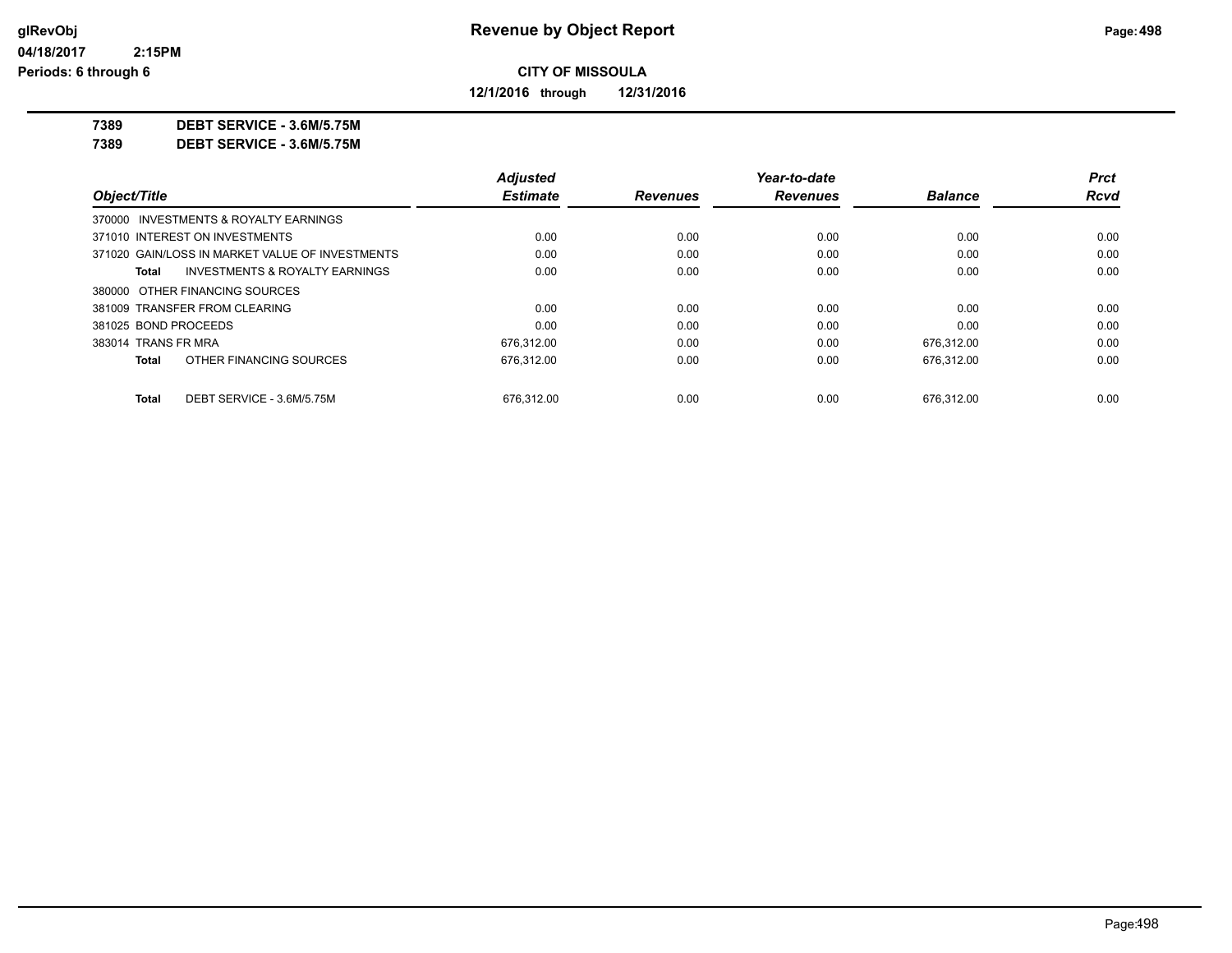**Revenue by Object Report**

glRevObj
04/18/2017 2:15PM
Periods: 6 through 6

**CITY OF MISSOULA**

**12/1/2016 through 12/31/2016**

**7389 DEBT SERVICE - 3.6M/5.75M**
**7389 DEBT SERVICE - 3.6M/5.75M**

| Object/Title | Adjusted Estimate | Revenues | Year-to-date Revenues | Balance | Prct Rcvd |
|---|---|---|---|---|---|
| 370000 INVESTMENTS & ROYALTY EARNINGS | | | | | |
| 371010 INTEREST ON INVESTMENTS | 0.00 | 0.00 | 0.00 | 0.00 | 0.00 |
| 371020 GAIN/LOSS IN MARKET VALUE OF INVESTMENTS | 0.00 | 0.00 | 0.00 | 0.00 | 0.00 |
| **Total** INVESTMENTS & ROYALTY EARNINGS | 0.00 | 0.00 | 0.00 | 0.00 | 0.00 |
| 380000 OTHER FINANCING SOURCES | | | | | |
| 381009 TRANSFER FROM CLEARING | 0.00 | 0.00 | 0.00 | 0.00 | 0.00 |
| 381025 BOND PROCEEDS | 0.00 | 0.00 | 0.00 | 0.00 | 0.00 |
| 383014 TRANS FR MRA | 676,312.00 | 0.00 | 0.00 | 676,312.00 | 0.00 |
| **Total** OTHER FINANCING SOURCES | 676,312.00 | 0.00 | 0.00 | 676,312.00 | 0.00 |
| **Total** DEBT SERVICE - 3.6M/5.75M | 676,312.00 | 0.00 | 0.00 | 676,312.00 | 0.00 |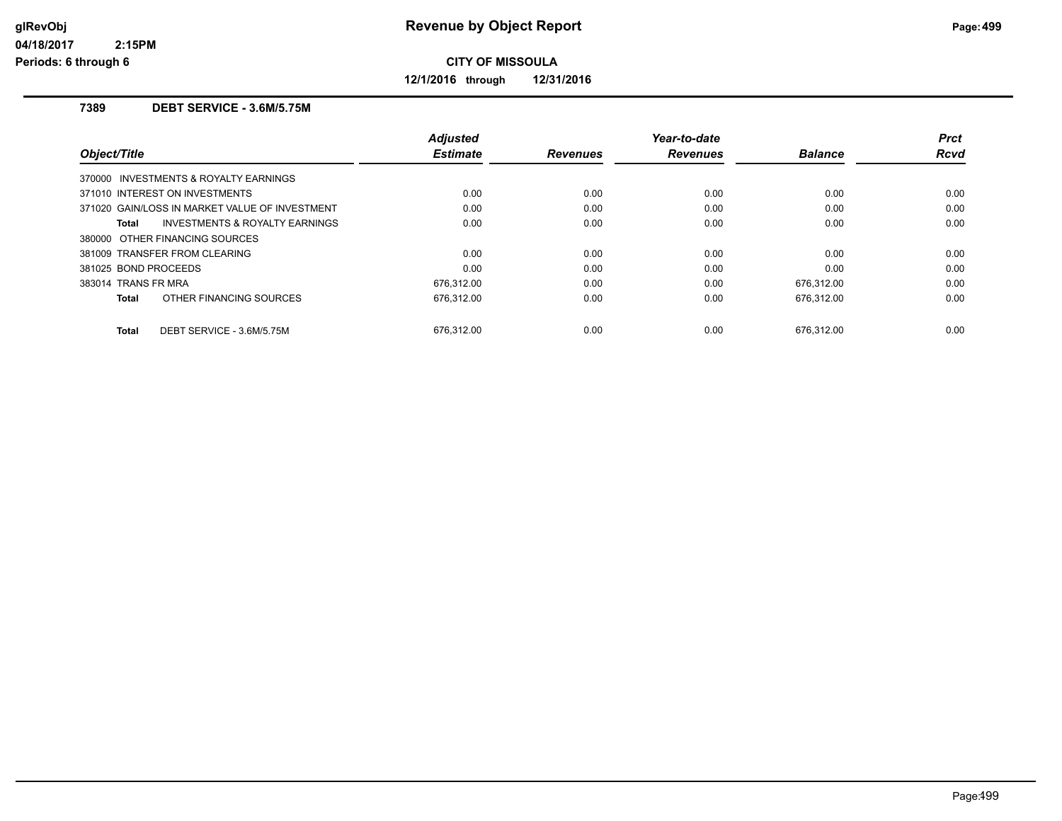# Revenue by Object Report

**CITY OF MISSOULA**

**12/1/2016 through 12/31/2016**

glRevObj
04/18/2017 2:15PM
Periods: 6 through 6

### 7389 DEBT SERVICE - 3.6M/5.75M

| Object/Title | Adjusted Estimate | Revenues | Year-to-date Revenues | Balance | Prct Rcvd |
|---|---|---|---|---|---|
| 370000 INVESTMENTS & ROYALTY EARNINGS | | | | | |
| 371010 INTEREST ON INVESTMENTS | 0.00 | 0.00 | 0.00 | 0.00 | 0.00 |
| 371020 GAIN/LOSS IN MARKET VALUE OF INVESTMENT | 0.00 | 0.00 | 0.00 | 0.00 | 0.00 |
| **Total** INVESTMENTS & ROYALTY EARNINGS | 0.00 | 0.00 | 0.00 | 0.00 | 0.00 |
| 380000 OTHER FINANCING SOURCES | | | | | |
| 381009 TRANSFER FROM CLEARING | 0.00 | 0.00 | 0.00 | 0.00 | 0.00 |
| 381025 BOND PROCEEDS | 0.00 | 0.00 | 0.00 | 0.00 | 0.00 |
| 383014 TRANS FR MRA | 676,312.00 | 0.00 | 0.00 | 676,312.00 | 0.00 |
| **Total** OTHER FINANCING SOURCES | 676,312.00 | 0.00 | 0.00 | 676,312.00 | 0.00 |
| **Total** DEBT SERVICE - 3.6M/5.75M | 676,312.00 | 0.00 | 0.00 | 676,312.00 | 0.00 |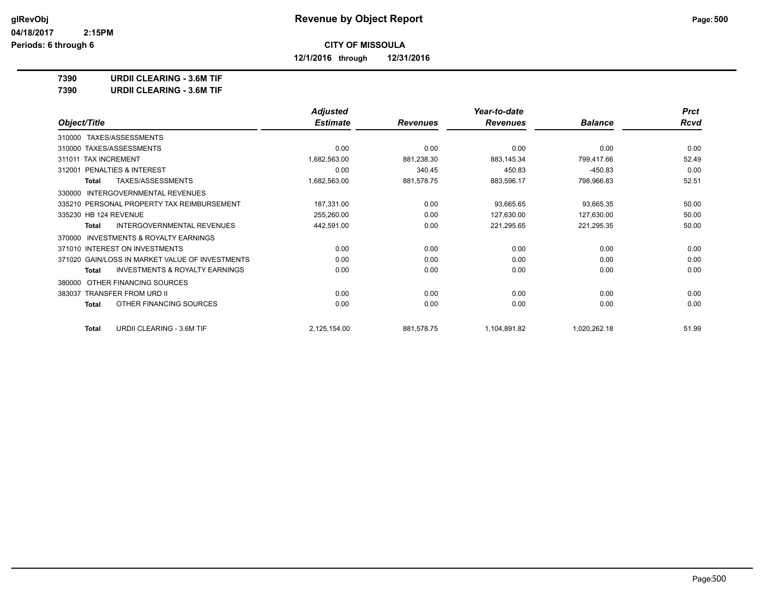**glRevObj** 04/18/2017 2:15PM Periods: 6 through 6

# Revenue by Object Report

**CITY OF MISSOULA**

**12/1/2016 through 12/31/2016**

**7390 URDII CLEARING - 3.6M TIF**
**7390 URDII CLEARING - 3.6M TIF**

| Object/Title | Adjusted Estimate | Revenues | Year-to-date Revenues | Balance | Prct Rcvd |
|---|---|---|---|---|---|
| 310000 TAXES/ASSESSMENTS | | | | | |
| 310000 TAXES/ASSESSMENTS | 0.00 | 0.00 | 0.00 | 0.00 | 0.00 |
| 311011 TAX INCREMENT | 1,682,563.00 | 881,238.30 | 883,145.34 | 799,417.66 | 52.49 |
| 312001 PENALTIES & INTEREST | 0.00 | 340.45 | 450.83 | -450.83 | 0.00 |
| **Total** TAXES/ASSESSMENTS | 1,682,563.00 | 881,578.75 | 883,596.17 | 798,966.83 | 52.51 |
| 330000 INTERGOVERNMENTAL REVENUES | | | | | |
| 335210 PERSONAL PROPERTY TAX REIMBURSEMENT | 187,331.00 | 0.00 | 93,665.65 | 93,665.35 | 50.00 |
| 335230 HB 124 REVENUE | 255,260.00 | 0.00 | 127,630.00 | 127,630.00 | 50.00 |
| **Total** INTERGOVERNMENTAL REVENUES | 442,591.00 | 0.00 | 221,295.65 | 221,295.35 | 50.00 |
| 370000 INVESTMENTS & ROYALTY EARNINGS | | | | | |
| 371010 INTEREST ON INVESTMENTS | 0.00 | 0.00 | 0.00 | 0.00 | 0.00 |
| 371020 GAIN/LOSS IN MARKET VALUE OF INVESTMENTS | 0.00 | 0.00 | 0.00 | 0.00 | 0.00 |
| **Total** INVESTMENTS & ROYALTY EARNINGS | 0.00 | 0.00 | 0.00 | 0.00 | 0.00 |
| 380000 OTHER FINANCING SOURCES | | | | | |
| 383037 TRANSFER FROM URD II | 0.00 | 0.00 | 0.00 | 0.00 | 0.00 |
| **Total** OTHER FINANCING SOURCES | 0.00 | 0.00 | 0.00 | 0.00 | 0.00 |
| **Total** URDII CLEARING - 3.6M TIF | 2,125,154.00 | 881,578.75 | 1,104,891.82 | 1,020,262.18 | 51.99 |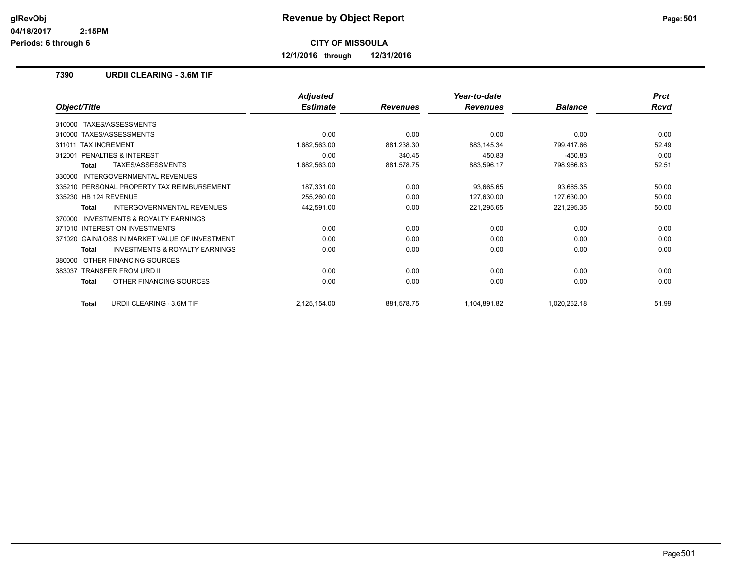# Revenue by Object Report

glRevObj
04/18/2017 2:15PM
Periods: 6 through 6

**CITY OF MISSOULA**

**12/1/2016 through 12/31/2016**

## 7390 URDII CLEARING - 3.6M TIF

| Object/Title | Adjusted Estimate | Revenues | Year-to-date Revenues | Balance | Prct Rcvd |
|---|---|---|---|---|---|
| 310000 TAXES/ASSESSMENTS | | | | | |
| 310000 TAXES/ASSESSMENTS | 0.00 | 0.00 | 0.00 | 0.00 | 0.00 |
| 311011 TAX INCREMENT | 1,682,563.00 | 881,238.30 | 883,145.34 | 799,417.66 | 52.49 |
| 312001 PENALTIES & INTEREST | 0.00 | 340.45 | 450.83 | -450.83 | 0.00 |
| **Total** TAXES/ASSESSMENTS | 1,682,563.00 | 881,578.75 | 883,596.17 | 798,966.83 | 52.51 |
| 330000 INTERGOVERNMENTAL REVENUES | | | | | |
| 335210 PERSONAL PROPERTY TAX REIMBURSEMENT | 187,331.00 | 0.00 | 93,665.65 | 93,665.35 | 50.00 |
| 335230 HB 124 REVENUE | 255,260.00 | 0.00 | 127,630.00 | 127,630.00 | 50.00 |
| **Total** INTERGOVERNMENTAL REVENUES | 442,591.00 | 0.00 | 221,295.65 | 221,295.35 | 50.00 |
| 370000 INVESTMENTS & ROYALTY EARNINGS | | | | | |
| 371010 INTEREST ON INVESTMENTS | 0.00 | 0.00 | 0.00 | 0.00 | 0.00 |
| 371020 GAIN/LOSS IN MARKET VALUE OF INVESTMENT | 0.00 | 0.00 | 0.00 | 0.00 | 0.00 |
| **Total** INVESTMENTS & ROYALTY EARNINGS | 0.00 | 0.00 | 0.00 | 0.00 | 0.00 |
| 380000 OTHER FINANCING SOURCES | | | | | |
| 383037 TRANSFER FROM URD II | 0.00 | 0.00 | 0.00 | 0.00 | 0.00 |
| **Total** OTHER FINANCING SOURCES | 0.00 | 0.00 | 0.00 | 0.00 | 0.00 |
| **Total** URDII CLEARING - 3.6M TIF | 2,125,154.00 | 881,578.75 | 1,104,891.82 | 1,020,262.18 | 51.99 |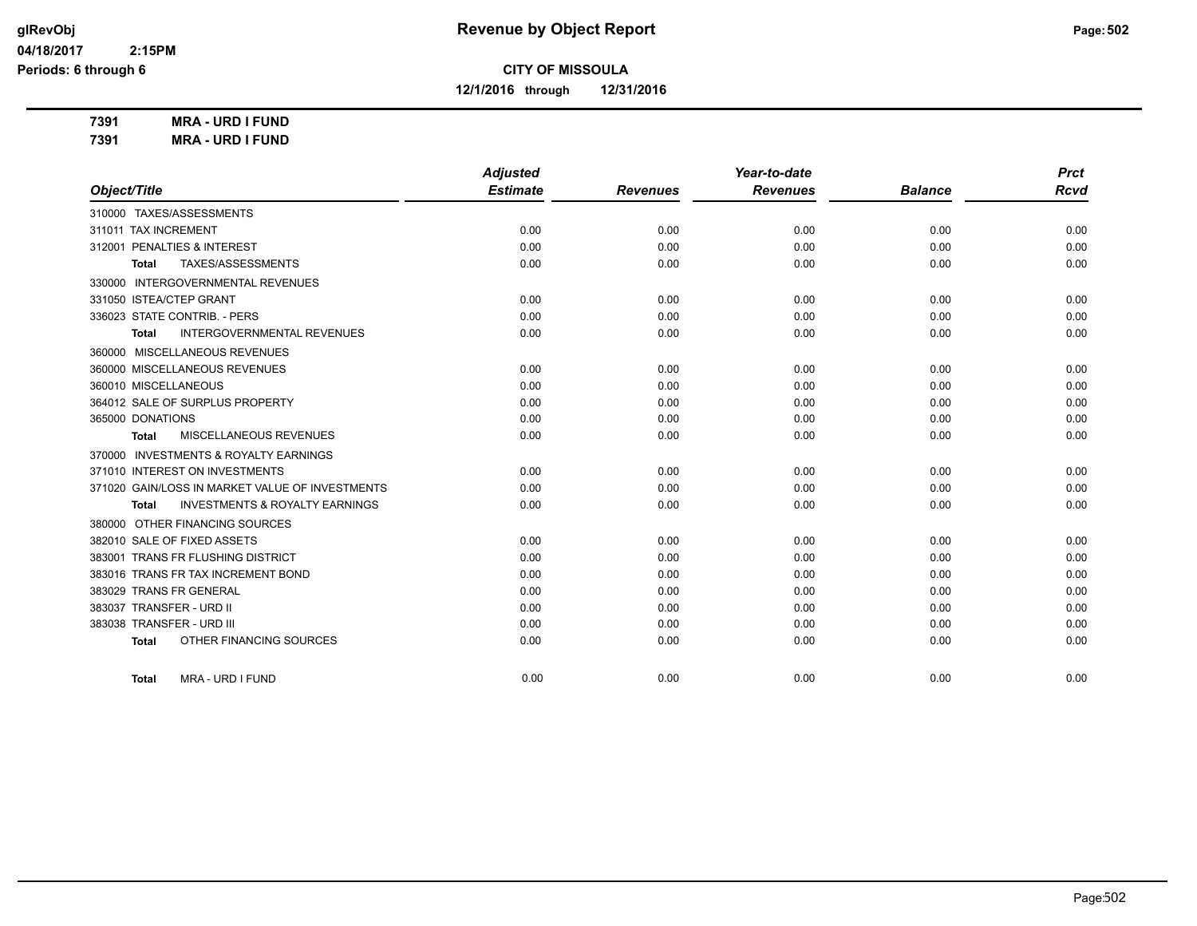# Revenue by Object Report

glRevObj
04/18/2017 2:15PM
Periods: 6 through 6

**CITY OF MISSOULA**

**12/1/2016 through 12/31/2016**

**7391 MRA - URD I FUND**
**7391 MRA - URD I FUND**

| Object/Title | Adjusted Estimate | Revenues | Year-to-date Revenues | Balance | Prct Rcvd |
|---|---|---|---|---|---|
| 310000 TAXES/ASSESSMENTS | | | | | |
| 311011 TAX INCREMENT | 0.00 | 0.00 | 0.00 | 0.00 | 0.00 |
| 312001 PENALTIES & INTEREST | 0.00 | 0.00 | 0.00 | 0.00 | 0.00 |
| **Total** TAXES/ASSESSMENTS | 0.00 | 0.00 | 0.00 | 0.00 | 0.00 |
| 330000 INTERGOVERNMENTAL REVENUES | | | | | |
| 331050 ISTEA/CTEP GRANT | 0.00 | 0.00 | 0.00 | 0.00 | 0.00 |
| 336023 STATE CONTRIB. - PERS | 0.00 | 0.00 | 0.00 | 0.00 | 0.00 |
| **Total** INTERGOVERNMENTAL REVENUES | 0.00 | 0.00 | 0.00 | 0.00 | 0.00 |
| 360000 MISCELLANEOUS REVENUES | | | | | |
| 360000 MISCELLANEOUS REVENUES | 0.00 | 0.00 | 0.00 | 0.00 | 0.00 |
| 360010 MISCELLANEOUS | 0.00 | 0.00 | 0.00 | 0.00 | 0.00 |
| 364012 SALE OF SURPLUS PROPERTY | 0.00 | 0.00 | 0.00 | 0.00 | 0.00 |
| 365000 DONATIONS | 0.00 | 0.00 | 0.00 | 0.00 | 0.00 |
| **Total** MISCELLANEOUS REVENUES | 0.00 | 0.00 | 0.00 | 0.00 | 0.00 |
| 370000 INVESTMENTS & ROYALTY EARNINGS | | | | | |
| 371010 INTEREST ON INVESTMENTS | 0.00 | 0.00 | 0.00 | 0.00 | 0.00 |
| 371020 GAIN/LOSS IN MARKET VALUE OF INVESTMENTS | 0.00 | 0.00 | 0.00 | 0.00 | 0.00 |
| **Total** INVESTMENTS & ROYALTY EARNINGS | 0.00 | 0.00 | 0.00 | 0.00 | 0.00 |
| 380000 OTHER FINANCING SOURCES | | | | | |
| 382010 SALE OF FIXED ASSETS | 0.00 | 0.00 | 0.00 | 0.00 | 0.00 |
| 383001 TRANS FR FLUSHING DISTRICT | 0.00 | 0.00 | 0.00 | 0.00 | 0.00 |
| 383016 TRANS FR TAX INCREMENT BOND | 0.00 | 0.00 | 0.00 | 0.00 | 0.00 |
| 383029 TRANS FR GENERAL | 0.00 | 0.00 | 0.00 | 0.00 | 0.00 |
| 383037 TRANSFER - URD II | 0.00 | 0.00 | 0.00 | 0.00 | 0.00 |
| 383038 TRANSFER - URD III | 0.00 | 0.00 | 0.00 | 0.00 | 0.00 |
| **Total** OTHER FINANCING SOURCES | 0.00 | 0.00 | 0.00 | 0.00 | 0.00 |
| **Total** MRA - URD I FUND | 0.00 | 0.00 | 0.00 | 0.00 | 0.00 |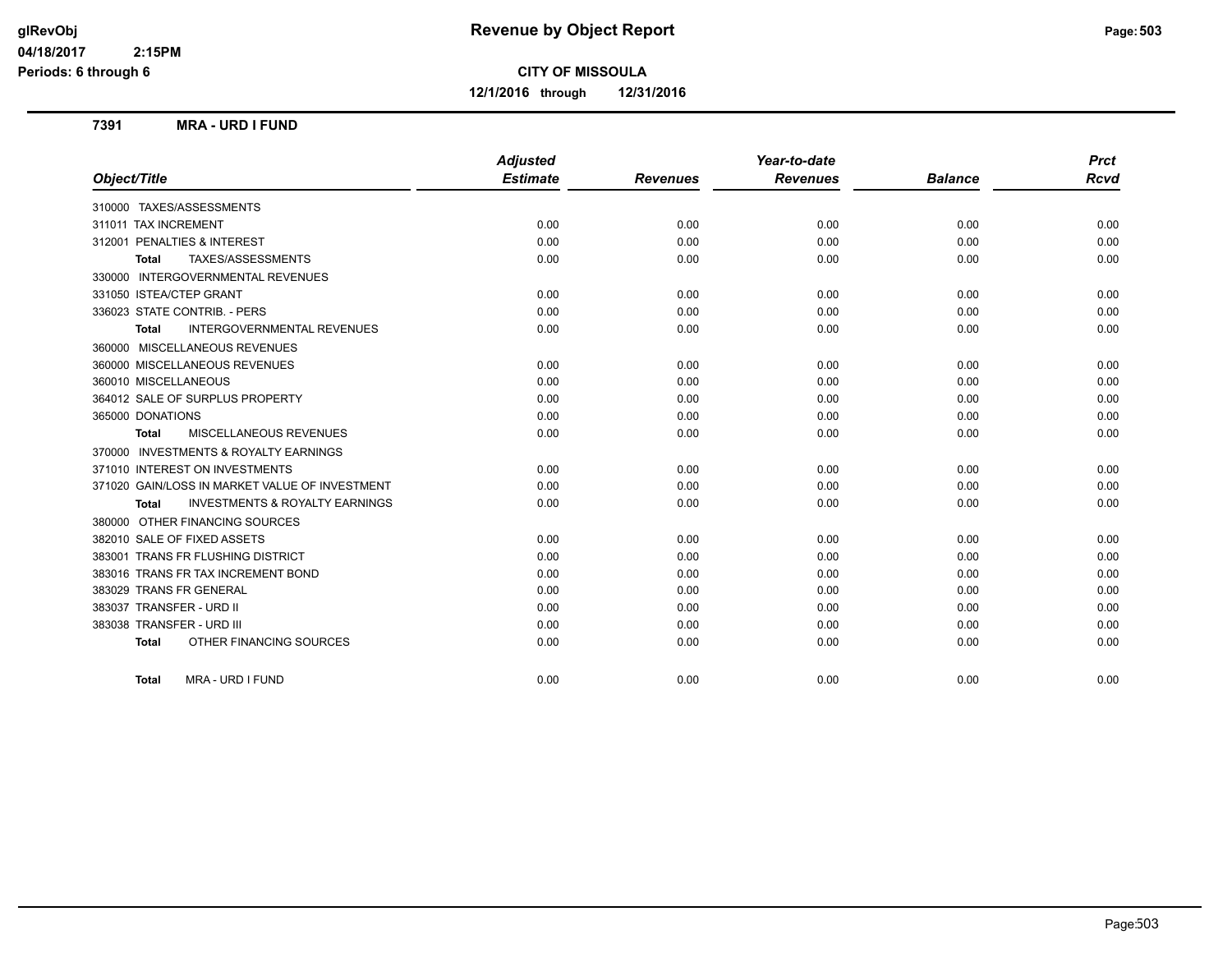# Revenue by Object Report

**CITY OF MISSOULA**

**12/1/2016 through 12/31/2016**

glRevObj
04/18/2017 2:15PM
Periods: 6 through 6

## 7391 MRA - URD I FUND

| Object/Title | Adjusted Estimate | Revenues | Year-to-date Revenues | Balance | Prct Rcvd |
|---|---|---|---|---|---|
| 310000 TAXES/ASSESSMENTS | | | | | |
| 311011 TAX INCREMENT | 0.00 | 0.00 | 0.00 | 0.00 | 0.00 |
| 312001 PENALTIES & INTEREST | 0.00 | 0.00 | 0.00 | 0.00 | 0.00 |
| **Total** TAXES/ASSESSMENTS | 0.00 | 0.00 | 0.00 | 0.00 | 0.00 |
| 330000 INTERGOVERNMENTAL REVENUES | | | | | |
| 331050 ISTEA/CTEP GRANT | 0.00 | 0.00 | 0.00 | 0.00 | 0.00 |
| 336023 STATE CONTRIB. - PERS | 0.00 | 0.00 | 0.00 | 0.00 | 0.00 |
| **Total** INTERGOVERNMENTAL REVENUES | 0.00 | 0.00 | 0.00 | 0.00 | 0.00 |
| 360000 MISCELLANEOUS REVENUES | | | | | |
| 360000 MISCELLANEOUS REVENUES | 0.00 | 0.00 | 0.00 | 0.00 | 0.00 |
| 360010 MISCELLANEOUS | 0.00 | 0.00 | 0.00 | 0.00 | 0.00 |
| 364012 SALE OF SURPLUS PROPERTY | 0.00 | 0.00 | 0.00 | 0.00 | 0.00 |
| 365000 DONATIONS | 0.00 | 0.00 | 0.00 | 0.00 | 0.00 |
| **Total** MISCELLANEOUS REVENUES | 0.00 | 0.00 | 0.00 | 0.00 | 0.00 |
| 370000 INVESTMENTS & ROYALTY EARNINGS | | | | | |
| 371010 INTEREST ON INVESTMENTS | 0.00 | 0.00 | 0.00 | 0.00 | 0.00 |
| 371020 GAIN/LOSS IN MARKET VALUE OF INVESTMENT | 0.00 | 0.00 | 0.00 | 0.00 | 0.00 |
| **Total** INVESTMENTS & ROYALTY EARNINGS | 0.00 | 0.00 | 0.00 | 0.00 | 0.00 |
| 380000 OTHER FINANCING SOURCES | | | | | |
| 382010 SALE OF FIXED ASSETS | 0.00 | 0.00 | 0.00 | 0.00 | 0.00 |
| 383001 TRANS FR FLUSHING DISTRICT | 0.00 | 0.00 | 0.00 | 0.00 | 0.00 |
| 383016 TRANS FR TAX INCREMENT BOND | 0.00 | 0.00 | 0.00 | 0.00 | 0.00 |
| 383029 TRANS FR GENERAL | 0.00 | 0.00 | 0.00 | 0.00 | 0.00 |
| 383037 TRANSFER - URD II | 0.00 | 0.00 | 0.00 | 0.00 | 0.00 |
| 383038 TRANSFER - URD III | 0.00 | 0.00 | 0.00 | 0.00 | 0.00 |
| **Total** OTHER FINANCING SOURCES | 0.00 | 0.00 | 0.00 | 0.00 | 0.00 |
| **Total** MRA - URD I FUND | 0.00 | 0.00 | 0.00 | 0.00 | 0.00 |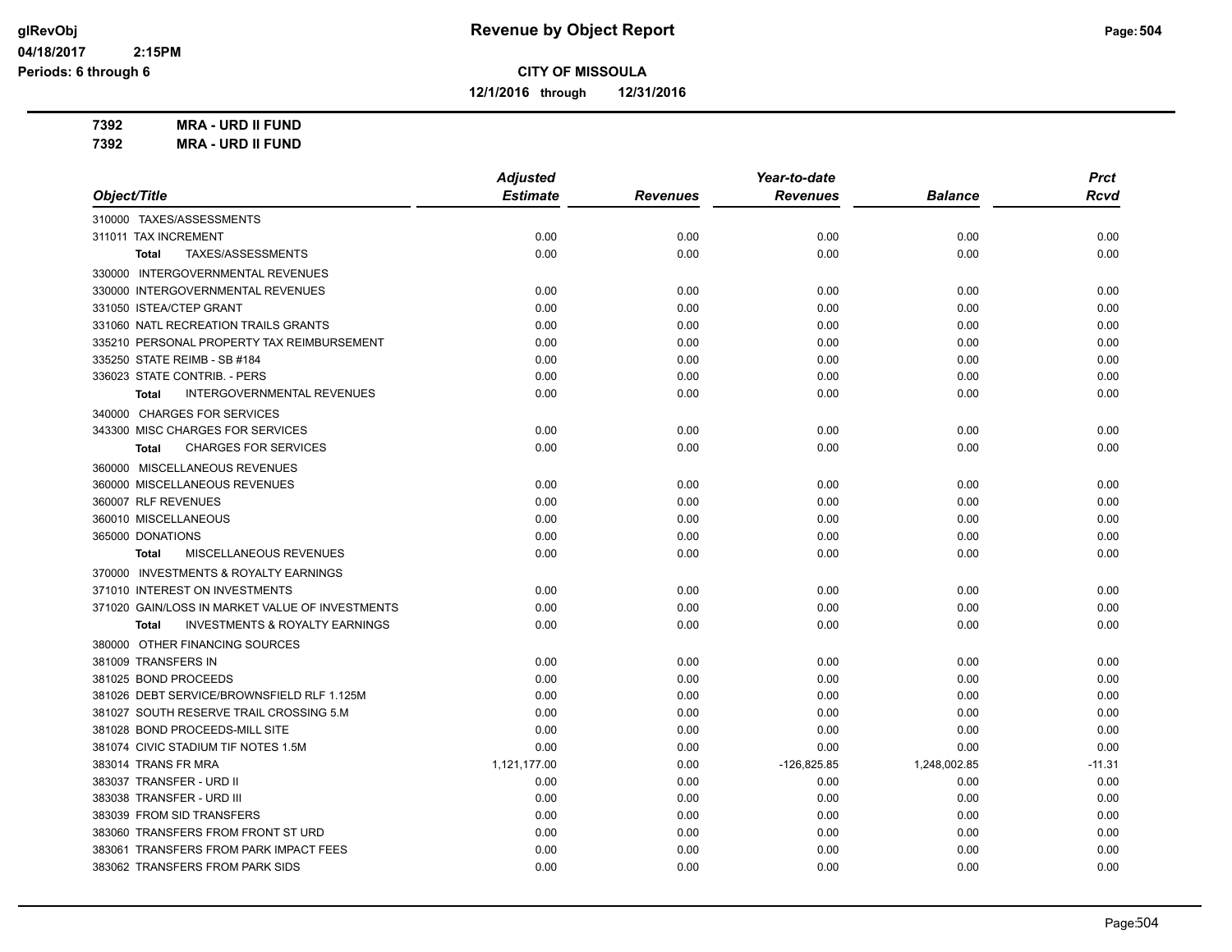glRevObj
04/18/2017 2:15PM
Periods: 6 through 6

# Revenue by Object Report

**CITY OF MISSOULA**

**12/1/2016 through 12/31/2016**

**7392 MRA - URD II FUND**
**7392 MRA - URD II FUND**

| Object/Title | Adjusted Estimate | Revenues | Year-to-date Revenues | Balance | Prct Rcvd |
|---|---|---|---|---|---|
| 310000 TAXES/ASSESSMENTS | | | | | |
| 311011 TAX INCREMENT | 0.00 | 0.00 | 0.00 | 0.00 | 0.00 |
| **Total** TAXES/ASSESSMENTS | 0.00 | 0.00 | 0.00 | 0.00 | 0.00 |
| 330000 INTERGOVERNMENTAL REVENUES | | | | | |
| 330000 INTERGOVERNMENTAL REVENUES | 0.00 | 0.00 | 0.00 | 0.00 | 0.00 |
| 331050 ISTEA/CTEP GRANT | 0.00 | 0.00 | 0.00 | 0.00 | 0.00 |
| 331060 NATL RECREATION TRAILS GRANTS | 0.00 | 0.00 | 0.00 | 0.00 | 0.00 |
| 335210 PERSONAL PROPERTY TAX REIMBURSEMENT | 0.00 | 0.00 | 0.00 | 0.00 | 0.00 |
| 335250 STATE REIMB - SB #184 | 0.00 | 0.00 | 0.00 | 0.00 | 0.00 |
| 336023 STATE CONTRIB. - PERS | 0.00 | 0.00 | 0.00 | 0.00 | 0.00 |
| **Total** INTERGOVERNMENTAL REVENUES | 0.00 | 0.00 | 0.00 | 0.00 | 0.00 |
| 340000 CHARGES FOR SERVICES | | | | | |
| 343300 MISC CHARGES FOR SERVICES | 0.00 | 0.00 | 0.00 | 0.00 | 0.00 |
| **Total** CHARGES FOR SERVICES | 0.00 | 0.00 | 0.00 | 0.00 | 0.00 |
| 360000 MISCELLANEOUS REVENUES | | | | | |
| 360000 MISCELLANEOUS REVENUES | 0.00 | 0.00 | 0.00 | 0.00 | 0.00 |
| 360007 RLF REVENUES | 0.00 | 0.00 | 0.00 | 0.00 | 0.00 |
| 360010 MISCELLANEOUS | 0.00 | 0.00 | 0.00 | 0.00 | 0.00 |
| 365000 DONATIONS | 0.00 | 0.00 | 0.00 | 0.00 | 0.00 |
| **Total** MISCELLANEOUS REVENUES | 0.00 | 0.00 | 0.00 | 0.00 | 0.00 |
| 370000 INVESTMENTS & ROYALTY EARNINGS | | | | | |
| 371010 INTEREST ON INVESTMENTS | 0.00 | 0.00 | 0.00 | 0.00 | 0.00 |
| 371020 GAIN/LOSS IN MARKET VALUE OF INVESTMENTS | 0.00 | 0.00 | 0.00 | 0.00 | 0.00 |
| **Total** INVESTMENTS & ROYALTY EARNINGS | 0.00 | 0.00 | 0.00 | 0.00 | 0.00 |
| 380000 OTHER FINANCING SOURCES | | | | | |
| 381009 TRANSFERS IN | 0.00 | 0.00 | 0.00 | 0.00 | 0.00 |
| 381025 BOND PROCEEDS | 0.00 | 0.00 | 0.00 | 0.00 | 0.00 |
| 381026 DEBT SERVICE/BROWNSFIELD RLF 1.125M | 0.00 | 0.00 | 0.00 | 0.00 | 0.00 |
| 381027 SOUTH RESERVE TRAIL CROSSING 5.M | 0.00 | 0.00 | 0.00 | 0.00 | 0.00 |
| 381028 BOND PROCEEDS-MILL SITE | 0.00 | 0.00 | 0.00 | 0.00 | 0.00 |
| 381074 CIVIC STADIUM TIF NOTES 1.5M | 0.00 | 0.00 | 0.00 | 0.00 | 0.00 |
| 383014 TRANS FR MRA | 1,121,177.00 | 0.00 | -126,825.85 | 1,248,002.85 | -11.31 |
| 383037 TRANSFER - URD II | 0.00 | 0.00 | 0.00 | 0.00 | 0.00 |
| 383038 TRANSFER - URD III | 0.00 | 0.00 | 0.00 | 0.00 | 0.00 |
| 383039 FROM SID TRANSFERS | 0.00 | 0.00 | 0.00 | 0.00 | 0.00 |
| 383060 TRANSFERS FROM FRONT ST URD | 0.00 | 0.00 | 0.00 | 0.00 | 0.00 |
| 383061 TRANSFERS FROM PARK IMPACT FEES | 0.00 | 0.00 | 0.00 | 0.00 | 0.00 |
| 383062 TRANSFERS FROM PARK SIDS | 0.00 | 0.00 | 0.00 | 0.00 | 0.00 |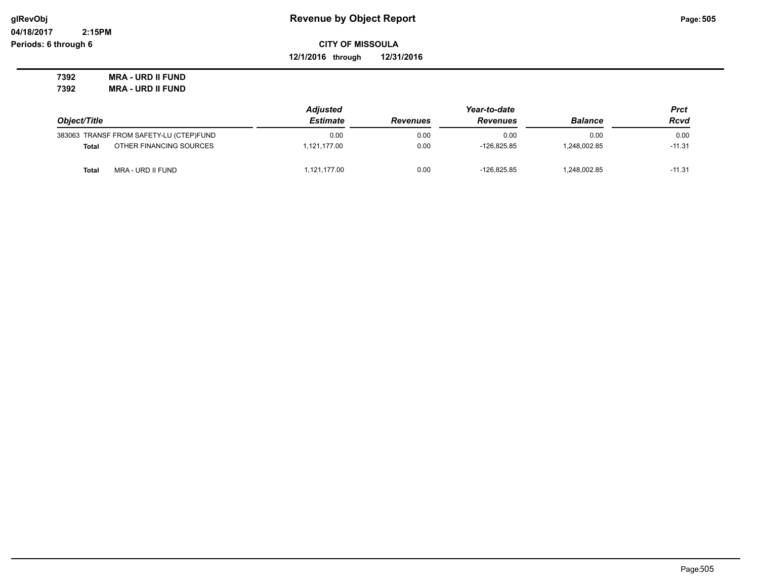# Revenue by Object Report

glRevObj
04/18/2017 2:15PM
Periods: 6 through 6

**CITY OF MISSOULA**

**12/1/2016 through 12/31/2016**

**7392 MRA - URD II FUND**
**7392 MRA - URD II FUND**

| Object/Title | | Adjusted Estimate | Revenues | Year-to-date Revenues | Balance | Prct Rcvd |
|---|---|---|---|---|---|---|
| 383063 | TRANSF FROM SAFETY-LU (CTEP)FUND | 0.00 | 0.00 | 0.00 | 0.00 | 0.00 |
| **Total** | OTHER FINANCING SOURCES | 1,121,177.00 | 0.00 | -126,825.85 | 1,248,002.85 | -11.31 |
| **Total** | MRA - URD II FUND | 1,121,177.00 | 0.00 | -126,825.85 | 1,248,002.85 | -11.31 |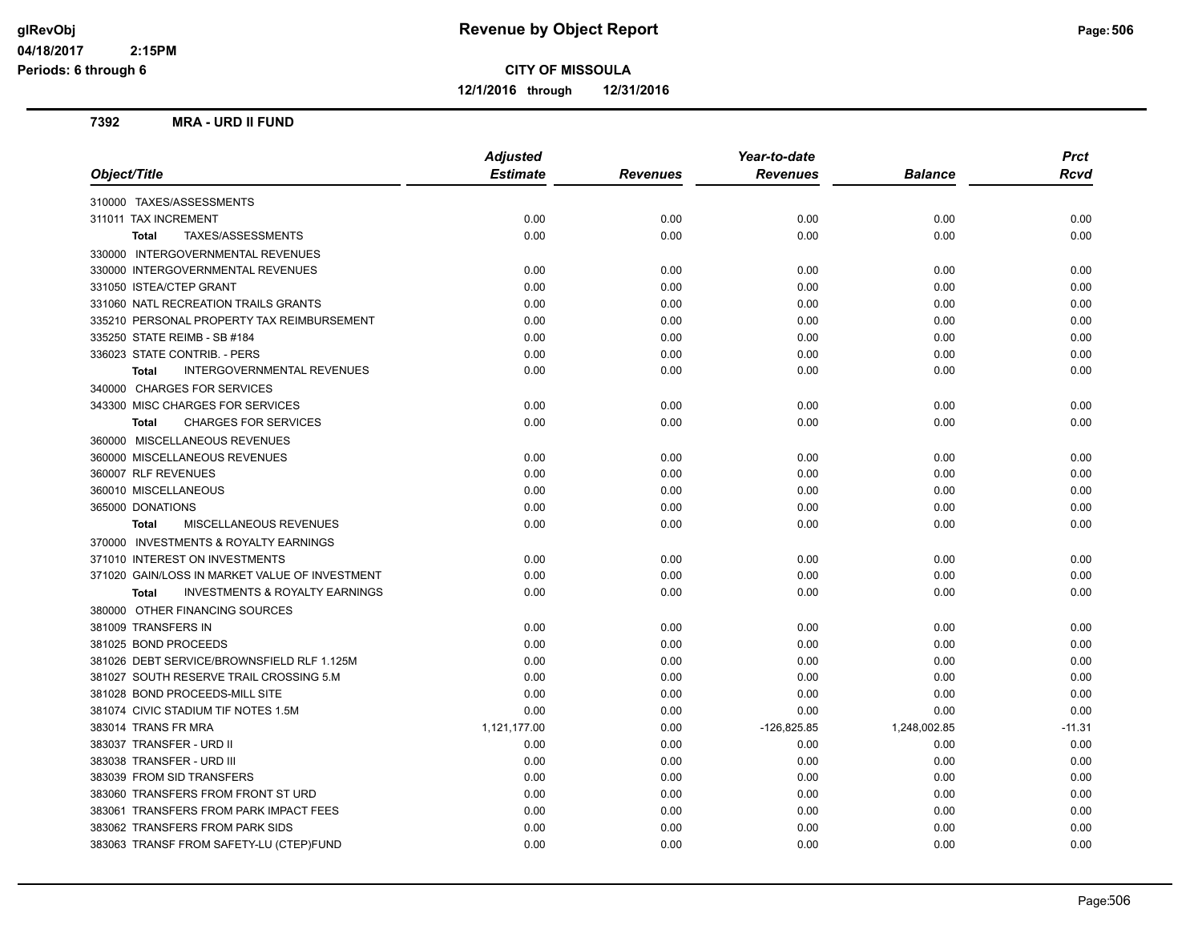glRevObj
04/18/2017 2:15PM
Periods: 6 through 6

# Revenue by Object Report

**CITY OF MISSOULA**

**12/1/2016 through 12/31/2016**

## 7392 MRA - URD II FUND

| Object/Title | Adjusted Estimate | Revenues | Year-to-date Revenues | Balance | Prct Rcvd |
|---|---|---|---|---|---|
| 310000 TAXES/ASSESSMENTS | | | | | |
| 311011 TAX INCREMENT | 0.00 | 0.00 | 0.00 | 0.00 | 0.00 |
| **Total** TAXES/ASSESSMENTS | 0.00 | 0.00 | 0.00 | 0.00 | 0.00 |
| 330000 INTERGOVERNMENTAL REVENUES | | | | | |
| 330000 INTERGOVERNMENTAL REVENUES | 0.00 | 0.00 | 0.00 | 0.00 | 0.00 |
| 331050 ISTEA/CTEP GRANT | 0.00 | 0.00 | 0.00 | 0.00 | 0.00 |
| 331060 NATL RECREATION TRAILS GRANTS | 0.00 | 0.00 | 0.00 | 0.00 | 0.00 |
| 335210 PERSONAL PROPERTY TAX REIMBURSEMENT | 0.00 | 0.00 | 0.00 | 0.00 | 0.00 |
| 335250 STATE REIMB - SB #184 | 0.00 | 0.00 | 0.00 | 0.00 | 0.00 |
| 336023 STATE CONTRIB. - PERS | 0.00 | 0.00 | 0.00 | 0.00 | 0.00 |
| **Total** INTERGOVERNMENTAL REVENUES | 0.00 | 0.00 | 0.00 | 0.00 | 0.00 |
| 340000 CHARGES FOR SERVICES | | | | | |
| 343300 MISC CHARGES FOR SERVICES | 0.00 | 0.00 | 0.00 | 0.00 | 0.00 |
| **Total** CHARGES FOR SERVICES | 0.00 | 0.00 | 0.00 | 0.00 | 0.00 |
| 360000 MISCELLANEOUS REVENUES | | | | | |
| 360000 MISCELLANEOUS REVENUES | 0.00 | 0.00 | 0.00 | 0.00 | 0.00 |
| 360007 RLF REVENUES | 0.00 | 0.00 | 0.00 | 0.00 | 0.00 |
| 360010 MISCELLANEOUS | 0.00 | 0.00 | 0.00 | 0.00 | 0.00 |
| 365000 DONATIONS | 0.00 | 0.00 | 0.00 | 0.00 | 0.00 |
| **Total** MISCELLANEOUS REVENUES | 0.00 | 0.00 | 0.00 | 0.00 | 0.00 |
| 370000 INVESTMENTS & ROYALTY EARNINGS | | | | | |
| 371010 INTEREST ON INVESTMENTS | 0.00 | 0.00 | 0.00 | 0.00 | 0.00 |
| 371020 GAIN/LOSS IN MARKET VALUE OF INVESTMENT | 0.00 | 0.00 | 0.00 | 0.00 | 0.00 |
| **Total** INVESTMENTS & ROYALTY EARNINGS | 0.00 | 0.00 | 0.00 | 0.00 | 0.00 |
| 380000 OTHER FINANCING SOURCES | | | | | |
| 381009 TRANSFERS IN | 0.00 | 0.00 | 0.00 | 0.00 | 0.00 |
| 381025 BOND PROCEEDS | 0.00 | 0.00 | 0.00 | 0.00 | 0.00 |
| 381026 DEBT SERVICE/BROWNSFIELD RLF 1.125M | 0.00 | 0.00 | 0.00 | 0.00 | 0.00 |
| 381027 SOUTH RESERVE TRAIL CROSSING 5.M | 0.00 | 0.00 | 0.00 | 0.00 | 0.00 |
| 381028 BOND PROCEEDS-MILL SITE | 0.00 | 0.00 | 0.00 | 0.00 | 0.00 |
| 381074 CIVIC STADIUM TIF NOTES 1.5M | 0.00 | 0.00 | 0.00 | 0.00 | 0.00 |
| 383014 TRANS FR MRA | 1,121,177.00 | 0.00 | -126,825.85 | 1,248,002.85 | -11.31 |
| 383037 TRANSFER - URD II | 0.00 | 0.00 | 0.00 | 0.00 | 0.00 |
| 383038 TRANSFER - URD III | 0.00 | 0.00 | 0.00 | 0.00 | 0.00 |
| 383039 FROM SID TRANSFERS | 0.00 | 0.00 | 0.00 | 0.00 | 0.00 |
| 383060 TRANSFERS FROM FRONT ST URD | 0.00 | 0.00 | 0.00 | 0.00 | 0.00 |
| 383061 TRANSFERS FROM PARK IMPACT FEES | 0.00 | 0.00 | 0.00 | 0.00 | 0.00 |
| 383062 TRANSFERS FROM PARK SIDS | 0.00 | 0.00 | 0.00 | 0.00 | 0.00 |
| 383063 TRANSF FROM SAFETY-LU (CTEP)FUND | 0.00 | 0.00 | 0.00 | 0.00 | 0.00 |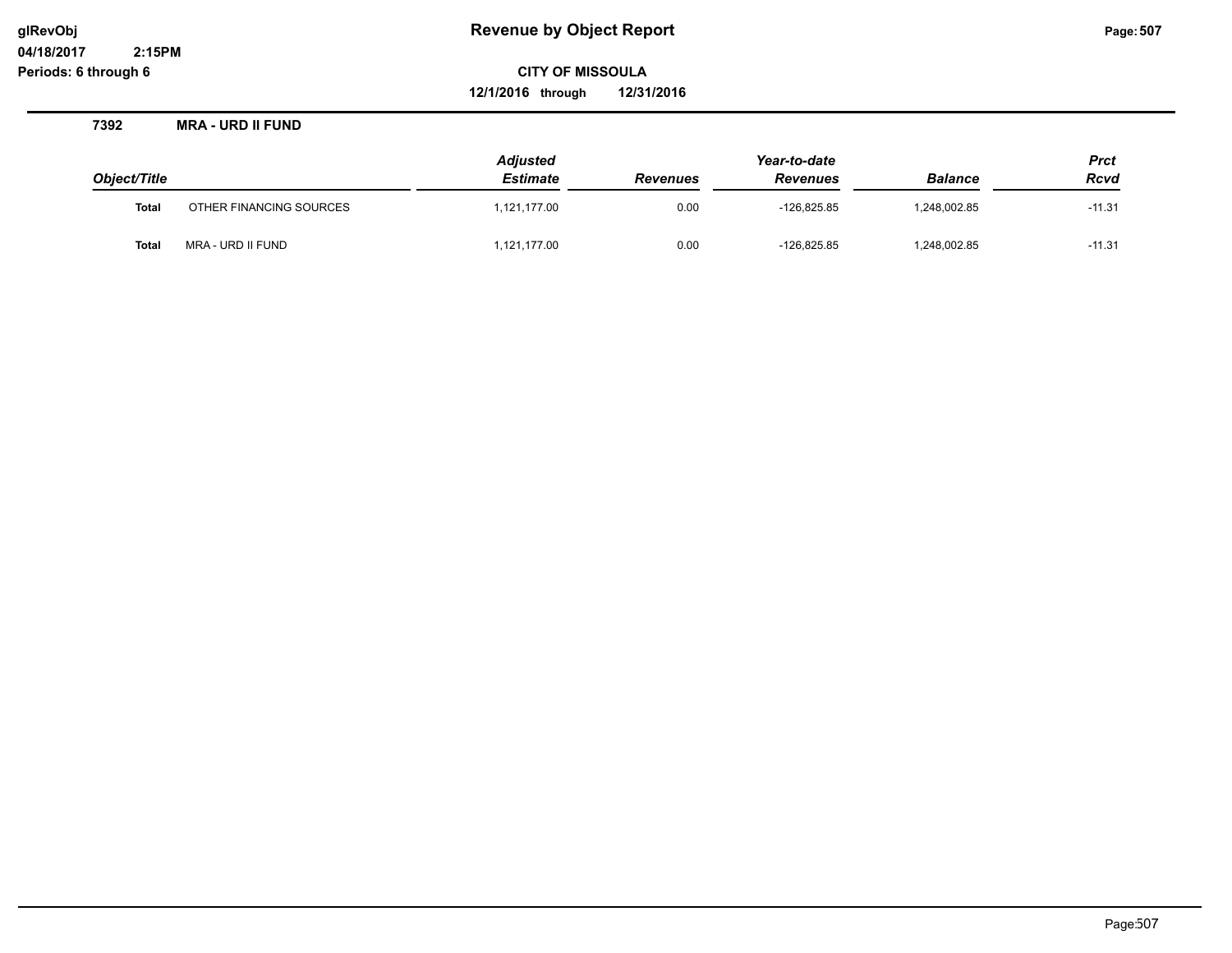**Revenue by Object Report**

**CITY OF MISSOULA**

**12/1/2016 through 12/31/2016**

glRevObj
04/18/2017 2:15PM
Periods: 6 through 6

### 7392 MRA - URD II FUND

| Object/Title | | Adjusted Estimate | Revenues | Year-to-date Revenues | Balance | Prct Rcvd |
|---|---|---|---|---|---|---|
| **Total** | OTHER FINANCING SOURCES | 1,121,177.00 | 0.00 | -126,825.85 | 1,248,002.85 | -11.31 |
| **Total** | MRA - URD II FUND | 1,121,177.00 | 0.00 | -126,825.85 | 1,248,002.85 | -11.31 |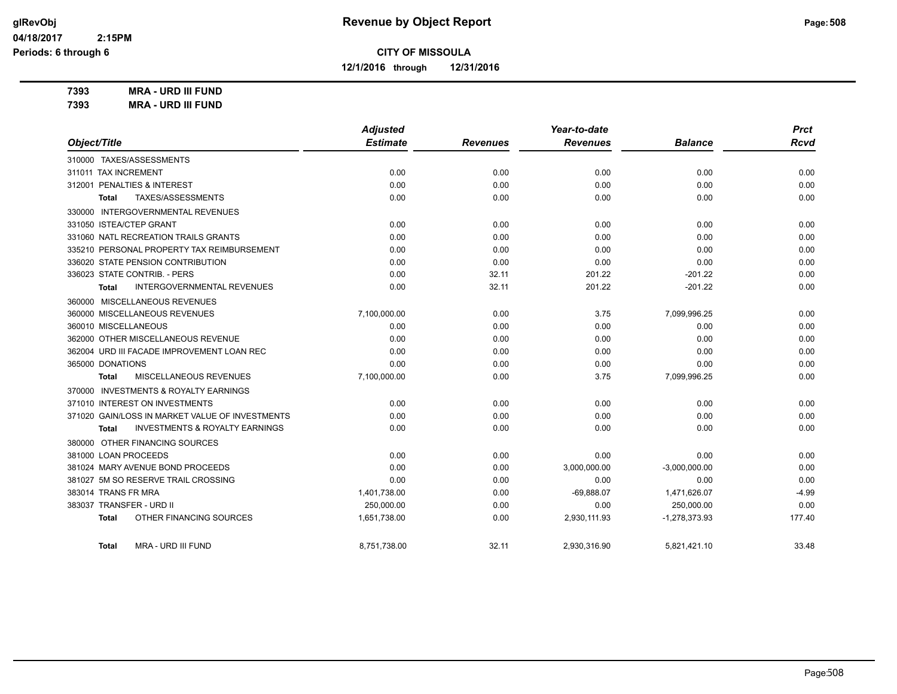**glRevObj**
**04/18/2017 2:15PM**
**Periods: 6 through 6**

# Revenue by Object Report

**CITY OF MISSOULA**

**12/1/2016 through 12/31/2016**

**7393 MRA - URD III FUND**
**7393 MRA - URD III FUND**

| Object/Title | Adjusted Estimate | Revenues | Year-to-date Revenues | Balance | Prct Rcvd |
|---|---|---|---|---|---|
| 310000 TAXES/ASSESSMENTS | | | | | |
| 311011 TAX INCREMENT | 0.00 | 0.00 | 0.00 | 0.00 | 0.00 |
| 312001 PENALTIES & INTEREST | 0.00 | 0.00 | 0.00 | 0.00 | 0.00 |
| **Total** TAXES/ASSESSMENTS | 0.00 | 0.00 | 0.00 | 0.00 | 0.00 |
| 330000 INTERGOVERNMENTAL REVENUES | | | | | |
| 331050 ISTEA/CTEP GRANT | 0.00 | 0.00 | 0.00 | 0.00 | 0.00 |
| 331060 NATL RECREATION TRAILS GRANTS | 0.00 | 0.00 | 0.00 | 0.00 | 0.00 |
| 335210 PERSONAL PROPERTY TAX REIMBURSEMENT | 0.00 | 0.00 | 0.00 | 0.00 | 0.00 |
| 336020 STATE PENSION CONTRIBUTION | 0.00 | 0.00 | 0.00 | 0.00 | 0.00 |
| 336023 STATE CONTRIB. - PERS | 0.00 | 32.11 | 201.22 | -201.22 | 0.00 |
| **Total** INTERGOVERNMENTAL REVENUES | 0.00 | 32.11 | 201.22 | -201.22 | 0.00 |
| 360000 MISCELLANEOUS REVENUES | | | | | |
| 360000 MISCELLANEOUS REVENUES | 7,100,000.00 | 0.00 | 3.75 | 7,099,996.25 | 0.00 |
| 360010 MISCELLANEOUS | 0.00 | 0.00 | 0.00 | 0.00 | 0.00 |
| 362000 OTHER MISCELLANEOUS REVENUE | 0.00 | 0.00 | 0.00 | 0.00 | 0.00 |
| 362004 URD III FACADE IMPROVEMENT LOAN REC | 0.00 | 0.00 | 0.00 | 0.00 | 0.00 |
| 365000 DONATIONS | 0.00 | 0.00 | 0.00 | 0.00 | 0.00 |
| **Total** MISCELLANEOUS REVENUES | 7,100,000.00 | 0.00 | 3.75 | 7,099,996.25 | 0.00 |
| 370000 INVESTMENTS & ROYALTY EARNINGS | | | | | |
| 371010 INTEREST ON INVESTMENTS | 0.00 | 0.00 | 0.00 | 0.00 | 0.00 |
| 371020 GAIN/LOSS IN MARKET VALUE OF INVESTMENTS | 0.00 | 0.00 | 0.00 | 0.00 | 0.00 |
| **Total** INVESTMENTS & ROYALTY EARNINGS | 0.00 | 0.00 | 0.00 | 0.00 | 0.00 |
| 380000 OTHER FINANCING SOURCES | | | | | |
| 381000 LOAN PROCEEDS | 0.00 | 0.00 | 0.00 | 0.00 | 0.00 |
| 381024 MARY AVENUE BOND PROCEEDS | 0.00 | 0.00 | 3,000,000.00 | -3,000,000.00 | 0.00 |
| 381027 5M SO RESERVE TRAIL CROSSING | 0.00 | 0.00 | 0.00 | 0.00 | 0.00 |
| 383014 TRANS FR MRA | 1,401,738.00 | 0.00 | -69,888.07 | 1,471,626.07 | -4.99 |
| 383037 TRANSFER - URD II | 250,000.00 | 0.00 | 0.00 | 250,000.00 | 0.00 |
| **Total** OTHER FINANCING SOURCES | 1,651,738.00 | 0.00 | 2,930,111.93 | -1,278,373.93 | 177.40 |
| **Total** MRA - URD III FUND | 8,751,738.00 | 32.11 | 2,930,316.90 | 5,821,421.10 | 33.48 |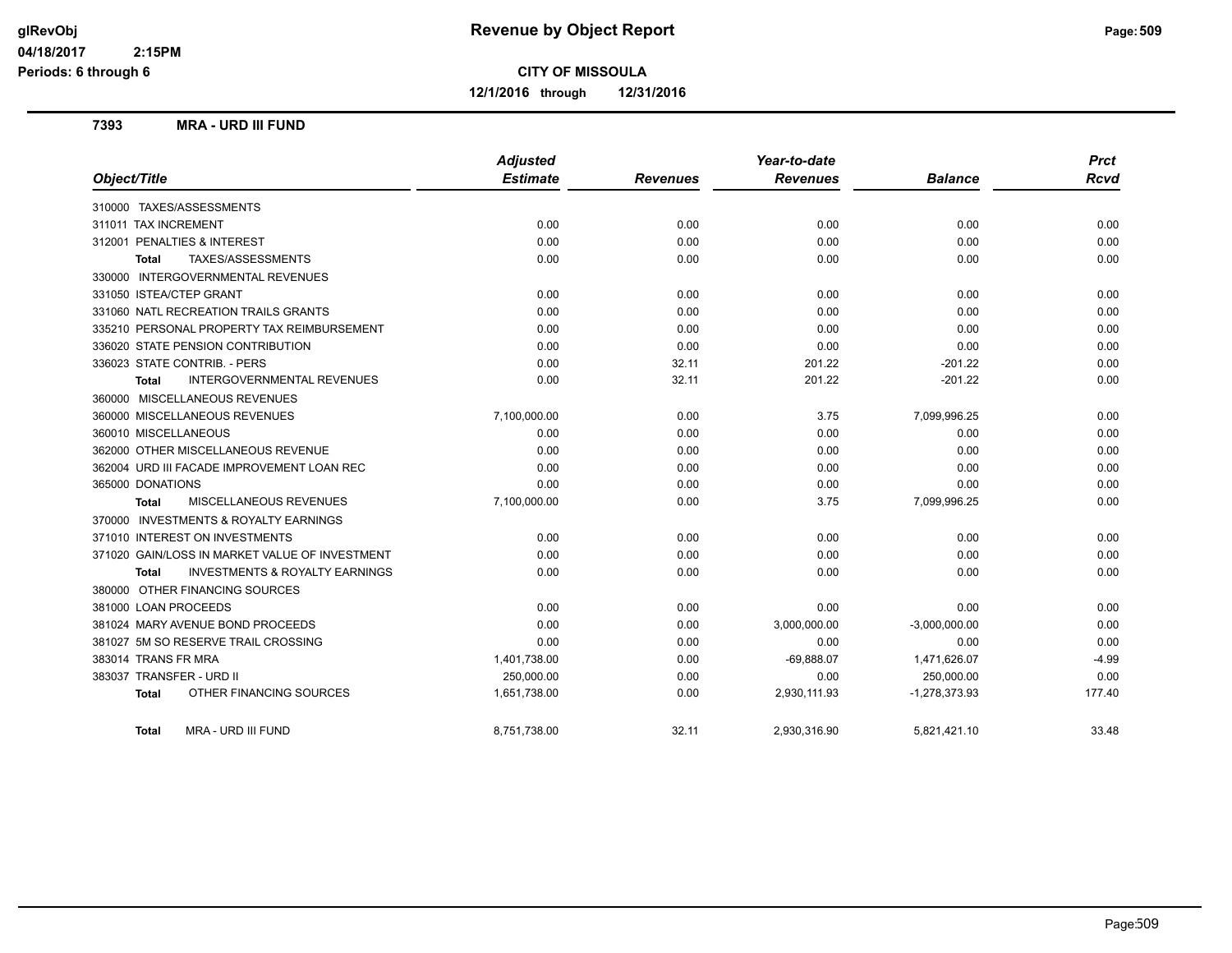# Revenue by Object Report

**CITY OF MISSOULA**

**12/1/2016 through 12/31/2016**

glRevObj
04/18/2017 2:15PM
Periods: 6 through 6

## 7393 MRA - URD III FUND

| Object/Title | Adjusted Estimate | Revenues | Year-to-date Revenues | Balance | Prct Rcvd |
|---|---|---|---|---|---|
| 310000 TAXES/ASSESSMENTS | | | | | |
| 311011 TAX INCREMENT | 0.00 | 0.00 | 0.00 | 0.00 | 0.00 |
| 312001 PENALTIES & INTEREST | 0.00 | 0.00 | 0.00 | 0.00 | 0.00 |
| **Total** TAXES/ASSESSMENTS | 0.00 | 0.00 | 0.00 | 0.00 | 0.00 |
| 330000 INTERGOVERNMENTAL REVENUES | | | | | |
| 331050 ISTEA/CTEP GRANT | 0.00 | 0.00 | 0.00 | 0.00 | 0.00 |
| 331060 NATL RECREATION TRAILS GRANTS | 0.00 | 0.00 | 0.00 | 0.00 | 0.00 |
| 335210 PERSONAL PROPERTY TAX REIMBURSEMENT | 0.00 | 0.00 | 0.00 | 0.00 | 0.00 |
| 336020 STATE PENSION CONTRIBUTION | 0.00 | 0.00 | 0.00 | 0.00 | 0.00 |
| 336023 STATE CONTRIB. - PERS | 0.00 | 32.11 | 201.22 | -201.22 | 0.00 |
| **Total** INTERGOVERNMENTAL REVENUES | 0.00 | 32.11 | 201.22 | -201.22 | 0.00 |
| 360000 MISCELLANEOUS REVENUES | | | | | |
| 360000 MISCELLANEOUS REVENUES | 7,100,000.00 | 0.00 | 3.75 | 7,099,996.25 | 0.00 |
| 360010 MISCELLANEOUS | 0.00 | 0.00 | 0.00 | 0.00 | 0.00 |
| 362000 OTHER MISCELLANEOUS REVENUE | 0.00 | 0.00 | 0.00 | 0.00 | 0.00 |
| 362004 URD III FACADE IMPROVEMENT LOAN REC | 0.00 | 0.00 | 0.00 | 0.00 | 0.00 |
| 365000 DONATIONS | 0.00 | 0.00 | 0.00 | 0.00 | 0.00 |
| **Total** MISCELLANEOUS REVENUES | 7,100,000.00 | 0.00 | 3.75 | 7,099,996.25 | 0.00 |
| 370000 INVESTMENTS & ROYALTY EARNINGS | | | | | |
| 371010 INTEREST ON INVESTMENTS | 0.00 | 0.00 | 0.00 | 0.00 | 0.00 |
| 371020 GAIN/LOSS IN MARKET VALUE OF INVESTMENT | 0.00 | 0.00 | 0.00 | 0.00 | 0.00 |
| **Total** INVESTMENTS & ROYALTY EARNINGS | 0.00 | 0.00 | 0.00 | 0.00 | 0.00 |
| 380000 OTHER FINANCING SOURCES | | | | | |
| 381000 LOAN PROCEEDS | 0.00 | 0.00 | 0.00 | 0.00 | 0.00 |
| 381024 MARY AVENUE BOND PROCEEDS | 0.00 | 0.00 | 3,000,000.00 | -3,000,000.00 | 0.00 |
| 381027 5M SO RESERVE TRAIL CROSSING | 0.00 | 0.00 | 0.00 | 0.00 | 0.00 |
| 383014 TRANS FR MRA | 1,401,738.00 | 0.00 | -69,888.07 | 1,471,626.07 | -4.99 |
| 383037 TRANSFER - URD II | 250,000.00 | 0.00 | 0.00 | 250,000.00 | 0.00 |
| **Total** OTHER FINANCING SOURCES | 1,651,738.00 | 0.00 | 2,930,111.93 | -1,278,373.93 | 177.40 |
| **Total** MRA - URD III FUND | 8,751,738.00 | 32.11 | 2,930,316.90 | 5,821,421.10 | 33.48 |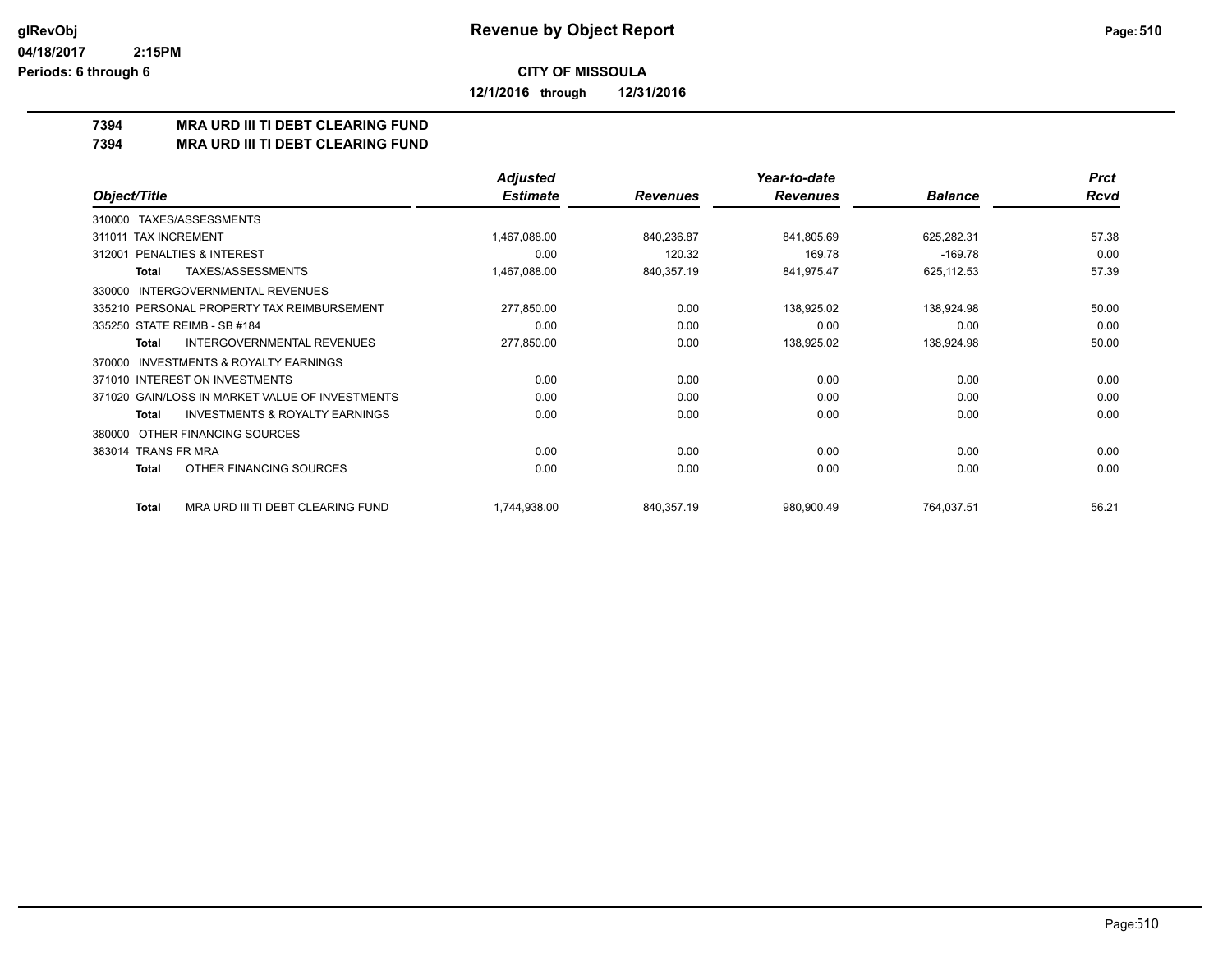# Revenue by Object Report

glRevObj
04/18/2017 2:15PM
Periods: 6 through 6

**CITY OF MISSOULA**

**12/1/2016 through 12/31/2016**

## 7394 MRA URD III TI DEBT CLEARING FUND
## 7394 MRA URD III TI DEBT CLEARING FUND

| Object/Title | Adjusted Estimate | Revenues | Year-to-date Revenues | Balance | Prct Rcvd |
|---|---|---|---|---|---|
| 310000 TAXES/ASSESSMENTS | | | | | |
| 311011 TAX INCREMENT | 1,467,088.00 | 840,236.87 | 841,805.69 | 625,282.31 | 57.38 |
| 312001 PENALTIES & INTEREST | 0.00 | 120.32 | 169.78 | -169.78 | 0.00 |
| **Total** TAXES/ASSESSMENTS | 1,467,088.00 | 840,357.19 | 841,975.47 | 625,112.53 | 57.39 |
| 330000 INTERGOVERNMENTAL REVENUES | | | | | |
| 335210 PERSONAL PROPERTY TAX REIMBURSEMENT | 277,850.00 | 0.00 | 138,925.02 | 138,924.98 | 50.00 |
| 335250 STATE REIMB - SB #184 | 0.00 | 0.00 | 0.00 | 0.00 | 0.00 |
| **Total** INTERGOVERNMENTAL REVENUES | 277,850.00 | 0.00 | 138,925.02 | 138,924.98 | 50.00 |
| 370000 INVESTMENTS & ROYALTY EARNINGS | | | | | |
| 371010 INTEREST ON INVESTMENTS | 0.00 | 0.00 | 0.00 | 0.00 | 0.00 |
| 371020 GAIN/LOSS IN MARKET VALUE OF INVESTMENTS | 0.00 | 0.00 | 0.00 | 0.00 | 0.00 |
| **Total** INVESTMENTS & ROYALTY EARNINGS | 0.00 | 0.00 | 0.00 | 0.00 | 0.00 |
| 380000 OTHER FINANCING SOURCES | | | | | |
| 383014 TRANS FR MRA | 0.00 | 0.00 | 0.00 | 0.00 | 0.00 |
| **Total** OTHER FINANCING SOURCES | 0.00 | 0.00 | 0.00 | 0.00 | 0.00 |
| **Total** MRA URD III TI DEBT CLEARING FUND | 1,744,938.00 | 840,357.19 | 980,900.49 | 764,037.51 | 56.21 |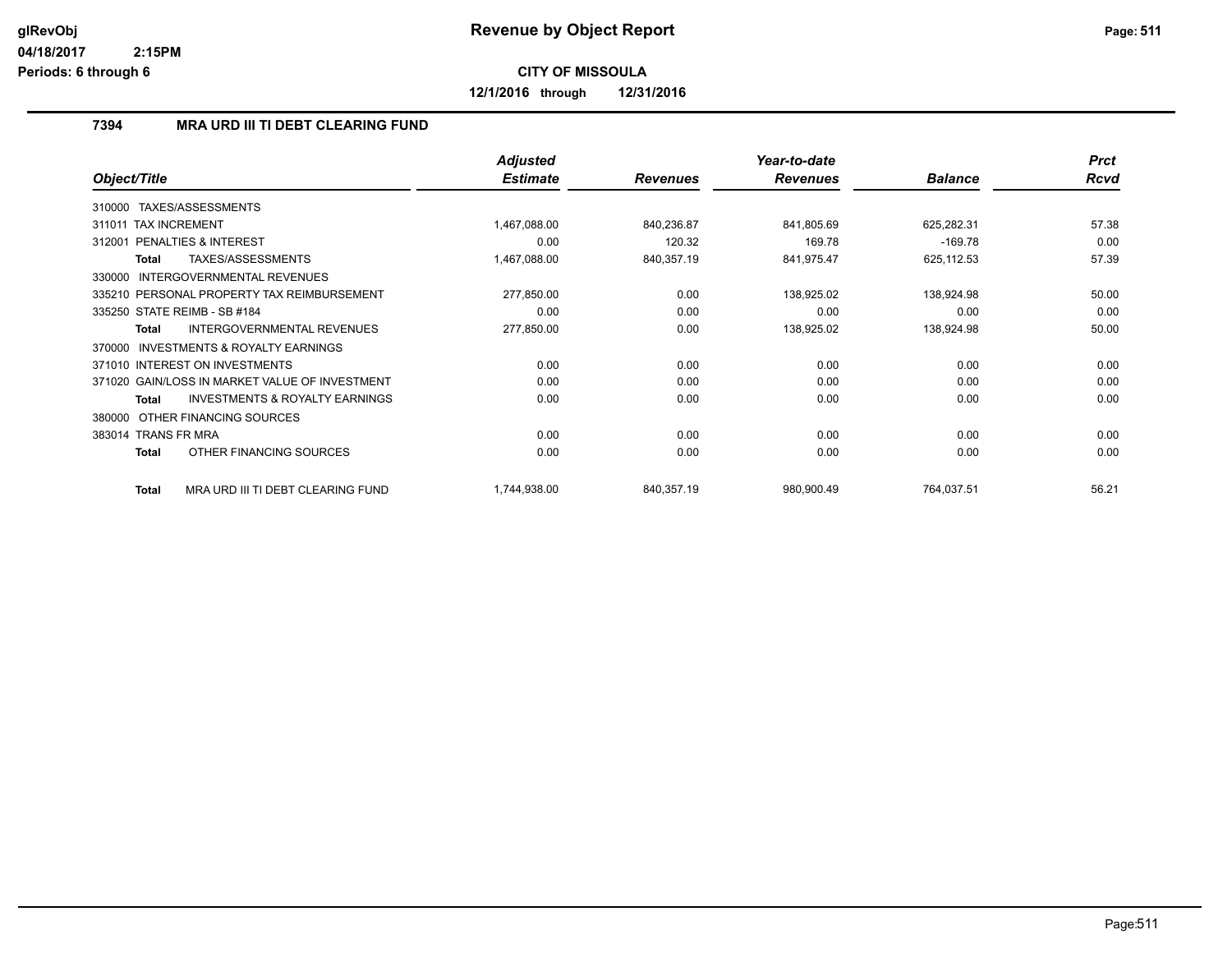# Revenue by Object Report

glRevObj
04/18/2017 2:15PM
Periods: 6 through 6

**CITY OF MISSOULA**

**12/1/2016 through 12/31/2016**

## 7394 MRA URD III TI DEBT CLEARING FUND

| Object/Title | Adjusted Estimate | Revenues | Year-to-date Revenues | Balance | Prct Rcvd |
|---|---|---|---|---|---|
| 310000 TAXES/ASSESSMENTS | | | | | |
| 311011 TAX INCREMENT | 1,467,088.00 | 840,236.87 | 841,805.69 | 625,282.31 | 57.38 |
| 312001 PENALTIES & INTEREST | 0.00 | 120.32 | 169.78 | -169.78 | 0.00 |
| **Total** TAXES/ASSESSMENTS | 1,467,088.00 | 840,357.19 | 841,975.47 | 625,112.53 | 57.39 |
| 330000 INTERGOVERNMENTAL REVENUES | | | | | |
| 335210 PERSONAL PROPERTY TAX REIMBURSEMENT | 277,850.00 | 0.00 | 138,925.02 | 138,924.98 | 50.00 |
| 335250 STATE REIMB - SB #184 | 0.00 | 0.00 | 0.00 | 0.00 | 0.00 |
| **Total** INTERGOVERNMENTAL REVENUES | 277,850.00 | 0.00 | 138,925.02 | 138,924.98 | 50.00 |
| 370000 INVESTMENTS & ROYALTY EARNINGS | | | | | |
| 371010 INTEREST ON INVESTMENTS | 0.00 | 0.00 | 0.00 | 0.00 | 0.00 |
| 371020 GAIN/LOSS IN MARKET VALUE OF INVESTMENT | 0.00 | 0.00 | 0.00 | 0.00 | 0.00 |
| **Total** INVESTMENTS & ROYALTY EARNINGS | 0.00 | 0.00 | 0.00 | 0.00 | 0.00 |
| 380000 OTHER FINANCING SOURCES | | | | | |
| 383014 TRANS FR MRA | 0.00 | 0.00 | 0.00 | 0.00 | 0.00 |
| **Total** OTHER FINANCING SOURCES | 0.00 | 0.00 | 0.00 | 0.00 | 0.00 |
| **Total** MRA URD III TI DEBT CLEARING FUND | 1,744,938.00 | 840,357.19 | 980,900.49 | 764,037.51 | 56.21 |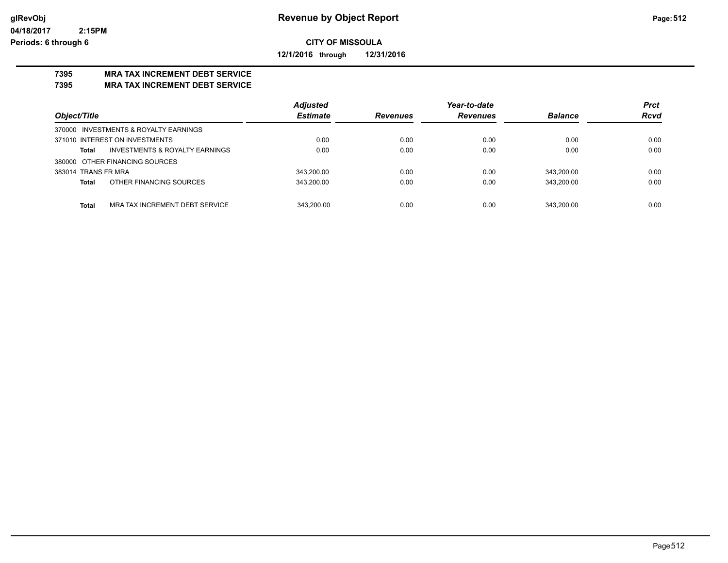# Revenue by Object Report

glRevObj
04/18/2017 2:15PM
Periods: 6 through 6

**CITY OF MISSOULA**

**12/1/2016 through 12/31/2016**

## 7395 MRA TAX INCREMENT DEBT SERVICE
## 7395 MRA TAX INCREMENT DEBT SERVICE

| Object/Title | | Adjusted Estimate | Revenues | Year-to-date Revenues | Balance | Prct Rcvd |
|---|---|---|---|---|---|---|
| 370000 INVESTMENTS & ROYALTY EARNINGS | | | | | | |
| 371010 INTEREST ON INVESTMENTS | | 0.00 | 0.00 | 0.00 | 0.00 | 0.00 |
| **Total** | INVESTMENTS & ROYALTY EARNINGS | 0.00 | 0.00 | 0.00 | 0.00 | 0.00 |
| 380000 OTHER FINANCING SOURCES | | | | | | |
| 383014 TRANS FR MRA | | 343,200.00 | 0.00 | 0.00 | 343,200.00 | 0.00 |
| **Total** | OTHER FINANCING SOURCES | 343,200.00 | 0.00 | 0.00 | 343,200.00 | 0.00 |
| **Total** | MRA TAX INCREMENT DEBT SERVICE | 343,200.00 | 0.00 | 0.00 | 343,200.00 | 0.00 |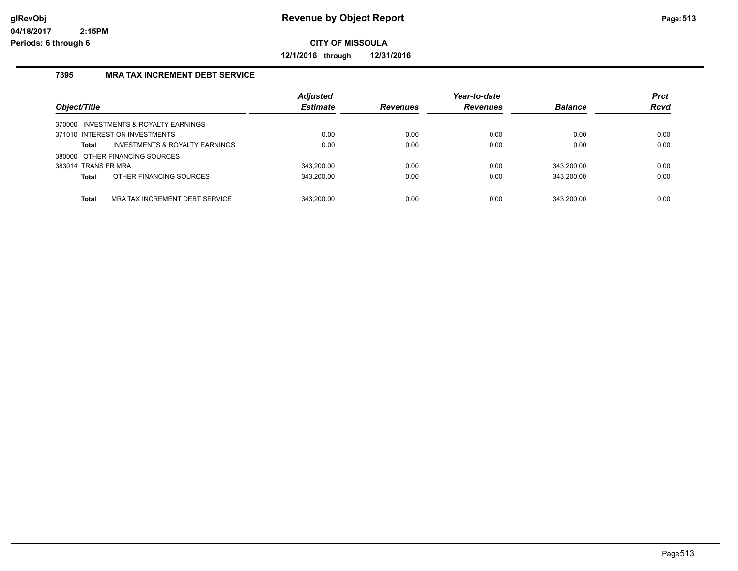# Revenue by Object Report

**CITY OF MISSOULA**

**12/1/2016 through 12/31/2016**

glRevObj
04/18/2017 2:15PM
Periods: 6 through 6

## 7395 MRA TAX INCREMENT DEBT SERVICE

| Object/Title | Adjusted Estimate | Revenues | Year-to-date Revenues | Balance | Prct Rcvd |
|---|---|---|---|---|---|
| 370000 INVESTMENTS & ROYALTY EARNINGS | | | | | |
| 371010 INTEREST ON INVESTMENTS | 0.00 | 0.00 | 0.00 | 0.00 | 0.00 |
| **Total** INVESTMENTS & ROYALTY EARNINGS | 0.00 | 0.00 | 0.00 | 0.00 | 0.00 |
| 380000 OTHER FINANCING SOURCES | | | | | |
| 383014 TRANS FR MRA | 343,200.00 | 0.00 | 0.00 | 343,200.00 | 0.00 |
| **Total** OTHER FINANCING SOURCES | 343,200.00 | 0.00 | 0.00 | 343,200.00 | 0.00 |
| **Total** MRA TAX INCREMENT DEBT SERVICE | 343,200.00 | 0.00 | 0.00 | 343,200.00 | 0.00 |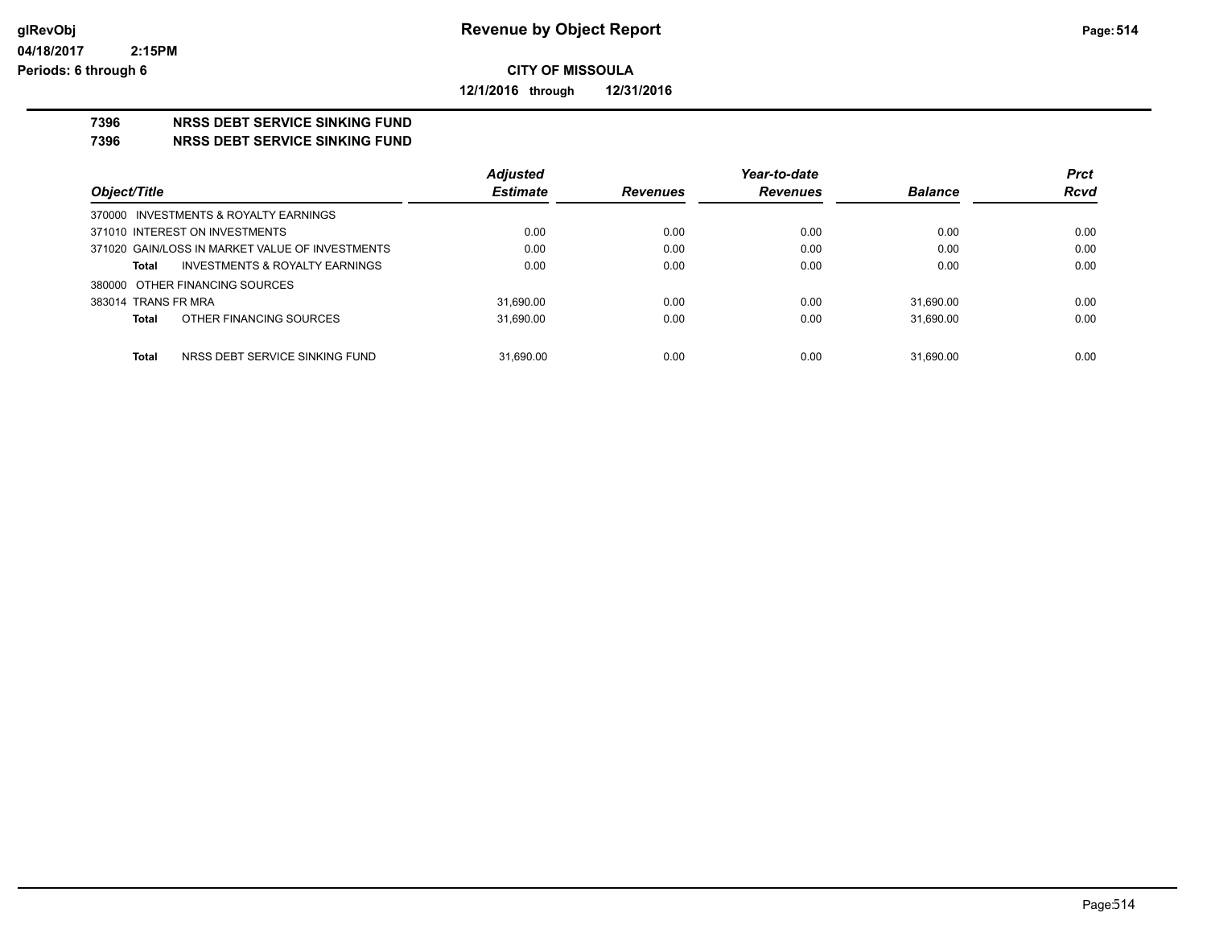**glRevObj**
**04/18/2017 2:15PM**
**Periods: 6 through 6**

# Revenue by Object Report

**CITY OF MISSOULA**

**12/1/2016 through 12/31/2016**

## 7396 NRSS DEBT SERVICE SINKING FUND
## 7396 NRSS DEBT SERVICE SINKING FUND

| Object/Title | Adjusted Estimate | Revenues | Year-to-date Revenues | Balance | Prct Rcvd |
|---|---|---|---|---|---|
| 370000 INVESTMENTS & ROYALTY EARNINGS | | | | | |
| 371010 INTEREST ON INVESTMENTS | 0.00 | 0.00 | 0.00 | 0.00 | 0.00 |
| 371020 GAIN/LOSS IN MARKET VALUE OF INVESTMENTS | 0.00 | 0.00 | 0.00 | 0.00 | 0.00 |
| **Total** INVESTMENTS & ROYALTY EARNINGS | 0.00 | 0.00 | 0.00 | 0.00 | 0.00 |
| 380000 OTHER FINANCING SOURCES | | | | | |
| 383014 TRANS FR MRA | 31,690.00 | 0.00 | 0.00 | 31,690.00 | 0.00 |
| **Total** OTHER FINANCING SOURCES | 31,690.00 | 0.00 | 0.00 | 31,690.00 | 0.00 |
| **Total** NRSS DEBT SERVICE SINKING FUND | 31,690.00 | 0.00 | 0.00 | 31,690.00 | 0.00 |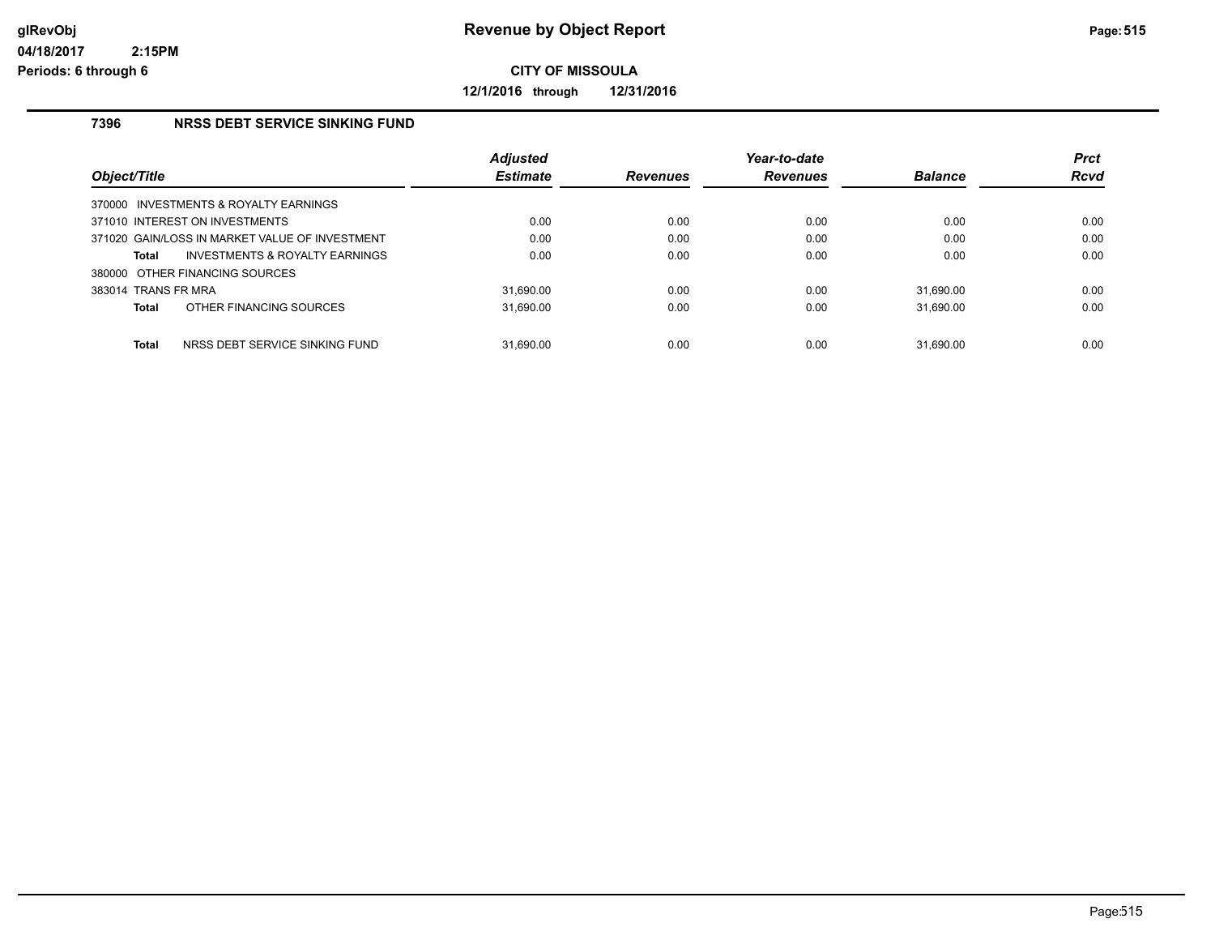# Revenue by Object Report

**CITY OF MISSOULA**

**12/1/2016 through 12/31/2016**

glRevObj
04/18/2017 2:15PM
Periods: 6 through 6

## 7396 NRSS DEBT SERVICE SINKING FUND

| Object/Title | Adjusted Estimate | Revenues | Year-to-date Revenues | Balance | Prct Rcvd |
|---|---|---|---|---|---|
| 370000 INVESTMENTS & ROYALTY EARNINGS | | | | | |
| 371010 INTEREST ON INVESTMENTS | 0.00 | 0.00 | 0.00 | 0.00 | 0.00 |
| 371020 GAIN/LOSS IN MARKET VALUE OF INVESTMENT | 0.00 | 0.00 | 0.00 | 0.00 | 0.00 |
| **Total** INVESTMENTS & ROYALTY EARNINGS | 0.00 | 0.00 | 0.00 | 0.00 | 0.00 |
| 380000 OTHER FINANCING SOURCES | | | | | |
| 383014 TRANS FR MRA | 31,690.00 | 0.00 | 0.00 | 31,690.00 | 0.00 |
| **Total** OTHER FINANCING SOURCES | 31,690.00 | 0.00 | 0.00 | 31,690.00 | 0.00 |
| **Total** NRSS DEBT SERVICE SINKING FUND | 31,690.00 | 0.00 | 0.00 | 31,690.00 | 0.00 |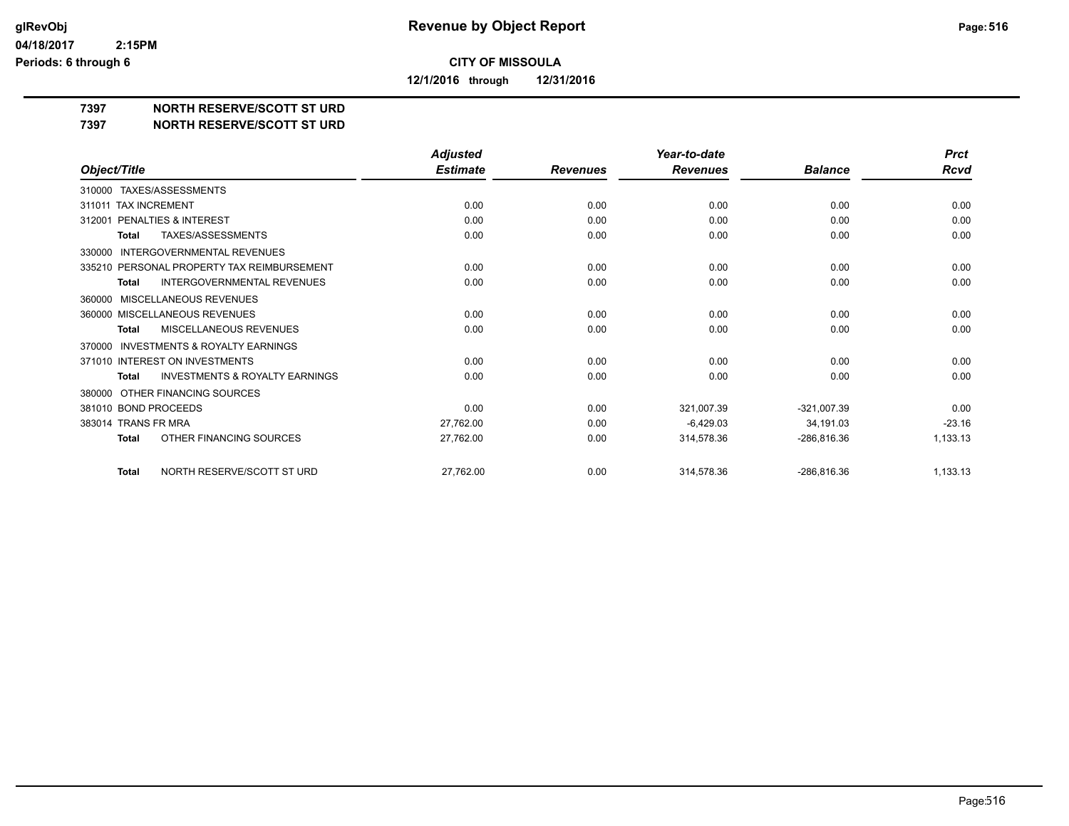# Revenue by Object Report

glRevObj
04/18/2017 2:15PM
Periods: 6 through 6

**CITY OF MISSOULA**

**12/1/2016 through 12/31/2016**

**7397 NORTH RESERVE/SCOTT ST URD**
**7397 NORTH RESERVE/SCOTT ST URD**

| Object/Title | Adjusted Estimate | Revenues | Year-to-date Revenues | Balance | Prct Rcvd |
|---|---|---|---|---|---|
| 310000 TAXES/ASSESSMENTS | | | | | |
| 311011 TAX INCREMENT | 0.00 | 0.00 | 0.00 | 0.00 | 0.00 |
| 312001 PENALTIES & INTEREST | 0.00 | 0.00 | 0.00 | 0.00 | 0.00 |
| **Total** TAXES/ASSESSMENTS | 0.00 | 0.00 | 0.00 | 0.00 | 0.00 |
| 330000 INTERGOVERNMENTAL REVENUES | | | | | |
| 335210 PERSONAL PROPERTY TAX REIMBURSEMENT | 0.00 | 0.00 | 0.00 | 0.00 | 0.00 |
| **Total** INTERGOVERNMENTAL REVENUES | 0.00 | 0.00 | 0.00 | 0.00 | 0.00 |
| 360000 MISCELLANEOUS REVENUES | | | | | |
| 360000 MISCELLANEOUS REVENUES | 0.00 | 0.00 | 0.00 | 0.00 | 0.00 |
| **Total** MISCELLANEOUS REVENUES | 0.00 | 0.00 | 0.00 | 0.00 | 0.00 |
| 370000 INVESTMENTS & ROYALTY EARNINGS | | | | | |
| 371010 INTEREST ON INVESTMENTS | 0.00 | 0.00 | 0.00 | 0.00 | 0.00 |
| **Total** INVESTMENTS & ROYALTY EARNINGS | 0.00 | 0.00 | 0.00 | 0.00 | 0.00 |
| 380000 OTHER FINANCING SOURCES | | | | | |
| 381010 BOND PROCEEDS | 0.00 | 0.00 | 321,007.39 | -321,007.39 | 0.00 |
| 383014 TRANS FR MRA | 27,762.00 | 0.00 | -6,429.03 | 34,191.03 | -23.16 |
| **Total** OTHER FINANCING SOURCES | 27,762.00 | 0.00 | 314,578.36 | -286,816.36 | 1,133.13 |
| **Total** NORTH RESERVE/SCOTT ST URD | 27,762.00 | 0.00 | 314,578.36 | -286,816.36 | 1,133.13 |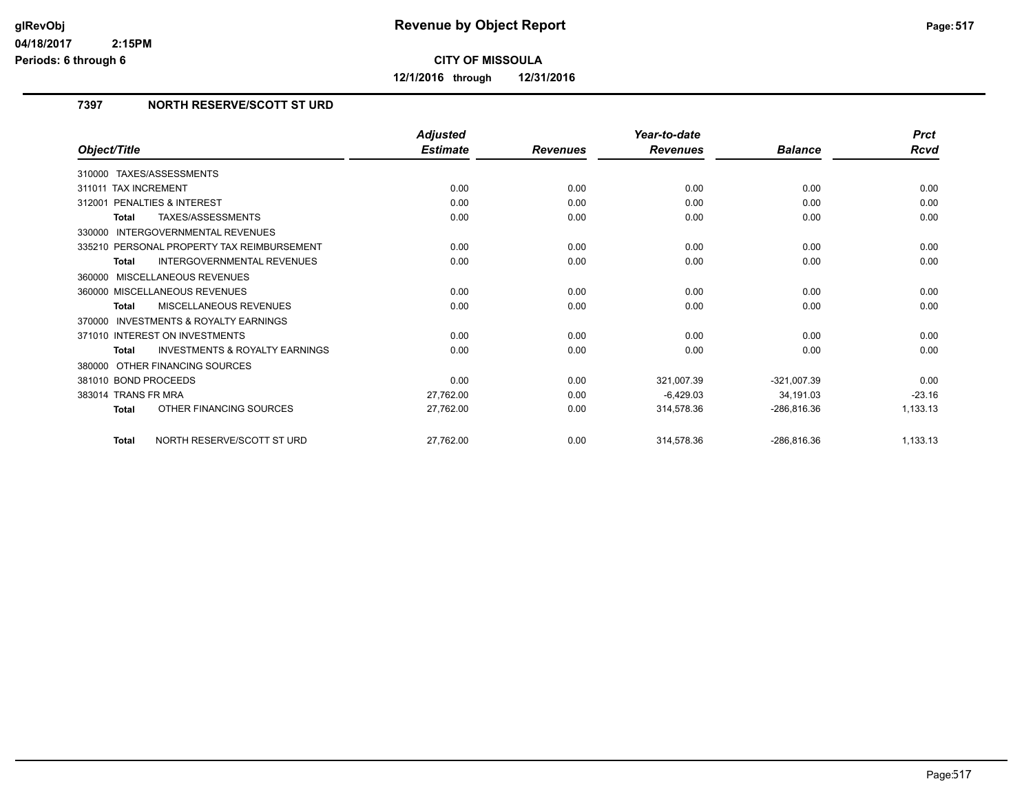# CITY OF MISSOULA

**12/1/2016 through 12/31/2016**

## 7397 NORTH RESERVE/SCOTT ST URD

| Object/Title | Adjusted Estimate | Revenues | Year-to-date Revenues | Balance | Prct Rcvd |
|---|---|---|---|---|---|
| 310000 TAXES/ASSESSMENTS | | | | | |
| 311011 TAX INCREMENT | 0.00 | 0.00 | 0.00 | 0.00 | 0.00 |
| 312001 PENALTIES & INTEREST | 0.00 | 0.00 | 0.00 | 0.00 | 0.00 |
| **Total** TAXES/ASSESSMENTS | 0.00 | 0.00 | 0.00 | 0.00 | 0.00 |
| 330000 INTERGOVERNMENTAL REVENUES | | | | | |
| 335210 PERSONAL PROPERTY TAX REIMBURSEMENT | 0.00 | 0.00 | 0.00 | 0.00 | 0.00 |
| **Total** INTERGOVERNMENTAL REVENUES | 0.00 | 0.00 | 0.00 | 0.00 | 0.00 |
| 360000 MISCELLANEOUS REVENUES | | | | | |
| 360000 MISCELLANEOUS REVENUES | 0.00 | 0.00 | 0.00 | 0.00 | 0.00 |
| **Total** MISCELLANEOUS REVENUES | 0.00 | 0.00 | 0.00 | 0.00 | 0.00 |
| 370000 INVESTMENTS & ROYALTY EARNINGS | | | | | |
| 371010 INTEREST ON INVESTMENTS | 0.00 | 0.00 | 0.00 | 0.00 | 0.00 |
| **Total** INVESTMENTS & ROYALTY EARNINGS | 0.00 | 0.00 | 0.00 | 0.00 | 0.00 |
| 380000 OTHER FINANCING SOURCES | | | | | |
| 381010 BOND PROCEEDS | 0.00 | 0.00 | 321,007.39 | -321,007.39 | 0.00 |
| 383014 TRANS FR MRA | 27,762.00 | 0.00 | -6,429.03 | 34,191.03 | -23.16 |
| **Total** OTHER FINANCING SOURCES | 27,762.00 | 0.00 | 314,578.36 | -286,816.36 | 1,133.13 |
| **Total** NORTH RESERVE/SCOTT ST URD | 27,762.00 | 0.00 | 314,578.36 | -286,816.36 | 1,133.13 |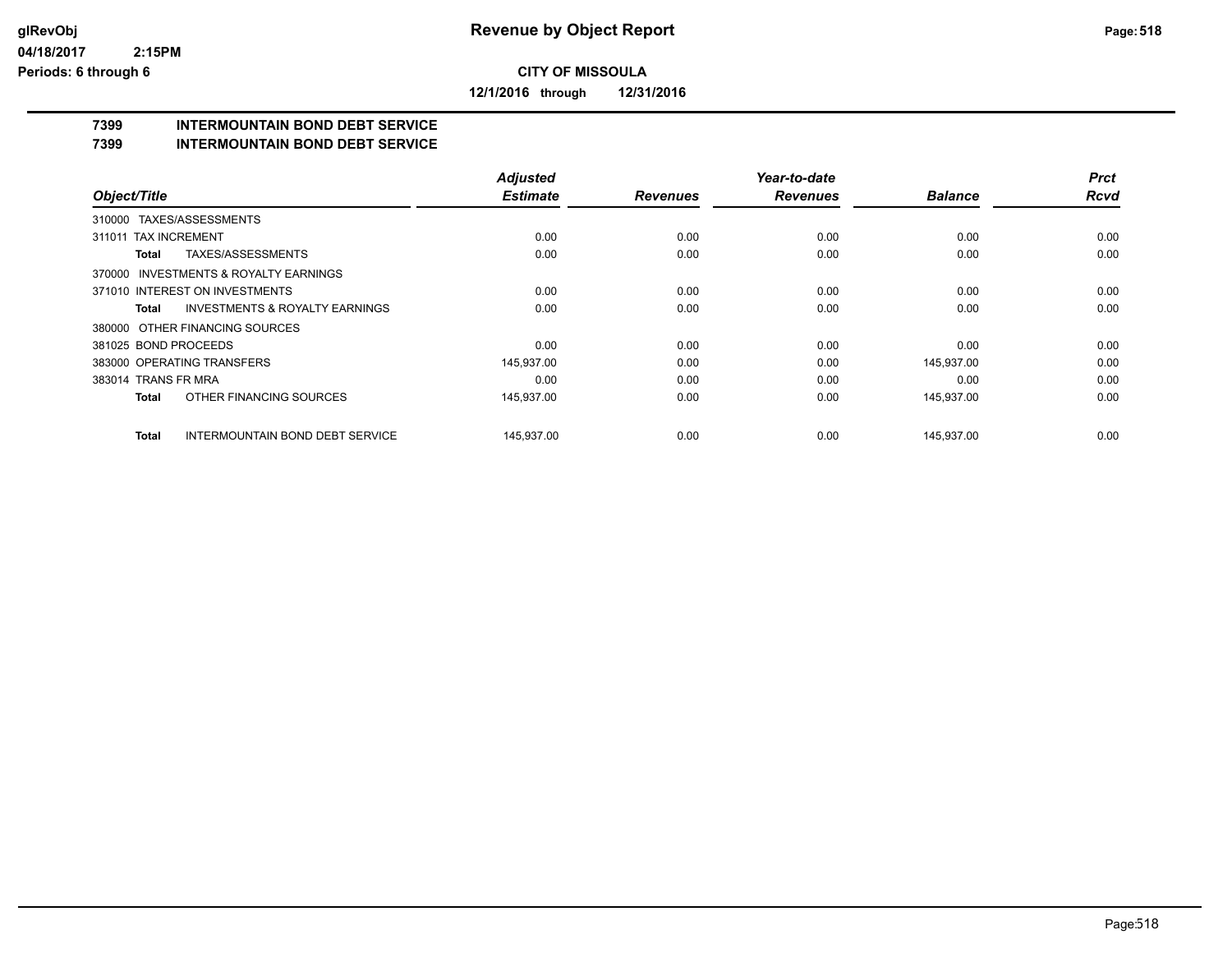**Revenue by Object Report**

**CITY OF MISSOULA**

**12/1/2016 through 12/31/2016**

glRevObj
04/18/2017 2:15PM
Periods: 6 through 6

## 7399 INTERMOUNTAIN BOND DEBT SERVICE
## 7399 INTERMOUNTAIN BOND DEBT SERVICE

| Object/Title | Adjusted Estimate | Revenues | Year-to-date Revenues | Balance | Prct Rcvd |
|---|---|---|---|---|---|
| 310000 TAXES/ASSESSMENTS | | | | | |
| 311011 TAX INCREMENT | 0.00 | 0.00 | 0.00 | 0.00 | 0.00 |
| **Total** TAXES/ASSESSMENTS | 0.00 | 0.00 | 0.00 | 0.00 | 0.00 |
| 370000 INVESTMENTS & ROYALTY EARNINGS | | | | | |
| 371010 INTEREST ON INVESTMENTS | 0.00 | 0.00 | 0.00 | 0.00 | 0.00 |
| **Total** INVESTMENTS & ROYALTY EARNINGS | 0.00 | 0.00 | 0.00 | 0.00 | 0.00 |
| 380000 OTHER FINANCING SOURCES | | | | | |
| 381025 BOND PROCEEDS | 0.00 | 0.00 | 0.00 | 0.00 | 0.00 |
| 383000 OPERATING TRANSFERS | 145,937.00 | 0.00 | 0.00 | 145,937.00 | 0.00 |
| 383014 TRANS FR MRA | 0.00 | 0.00 | 0.00 | 0.00 | 0.00 |
| **Total** OTHER FINANCING SOURCES | 145,937.00 | 0.00 | 0.00 | 145,937.00 | 0.00 |
| **Total** INTERMOUNTAIN BOND DEBT SERVICE | 145,937.00 | 0.00 | 0.00 | 145,937.00 | 0.00 |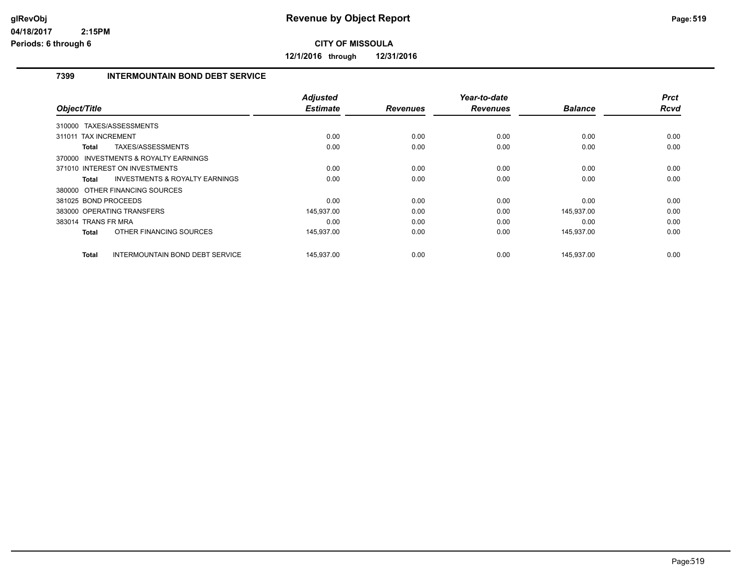# Revenue by Object Report

glRevObj
04/18/2017 2:15PM
Periods: 6 through 6

**CITY OF MISSOULA**

**12/1/2016 through 12/31/2016**

## 7399 INTERMOUNTAIN BOND DEBT SERVICE

| Object/Title | Adjusted Estimate | Revenues | Year-to-date Revenues | Balance | Prct Rcvd |
|---|---|---|---|---|---|
| 310000 TAXES/ASSESSMENTS | | | | | |
| 311011 TAX INCREMENT | 0.00 | 0.00 | 0.00 | 0.00 | 0.00 |
| **Total** TAXES/ASSESSMENTS | 0.00 | 0.00 | 0.00 | 0.00 | 0.00 |
| 370000 INVESTMENTS & ROYALTY EARNINGS | | | | | |
| 371010 INTEREST ON INVESTMENTS | 0.00 | 0.00 | 0.00 | 0.00 | 0.00 |
| **Total** INVESTMENTS & ROYALTY EARNINGS | 0.00 | 0.00 | 0.00 | 0.00 | 0.00 |
| 380000 OTHER FINANCING SOURCES | | | | | |
| 381025 BOND PROCEEDS | 0.00 | 0.00 | 0.00 | 0.00 | 0.00 |
| 383000 OPERATING TRANSFERS | 145,937.00 | 0.00 | 0.00 | 145,937.00 | 0.00 |
| 383014 TRANS FR MRA | 0.00 | 0.00 | 0.00 | 0.00 | 0.00 |
| **Total** OTHER FINANCING SOURCES | 145,937.00 | 0.00 | 0.00 | 145,937.00 | 0.00 |
| **Total** INTERMOUNTAIN BOND DEBT SERVICE | 145,937.00 | 0.00 | 0.00 | 145,937.00 | 0.00 |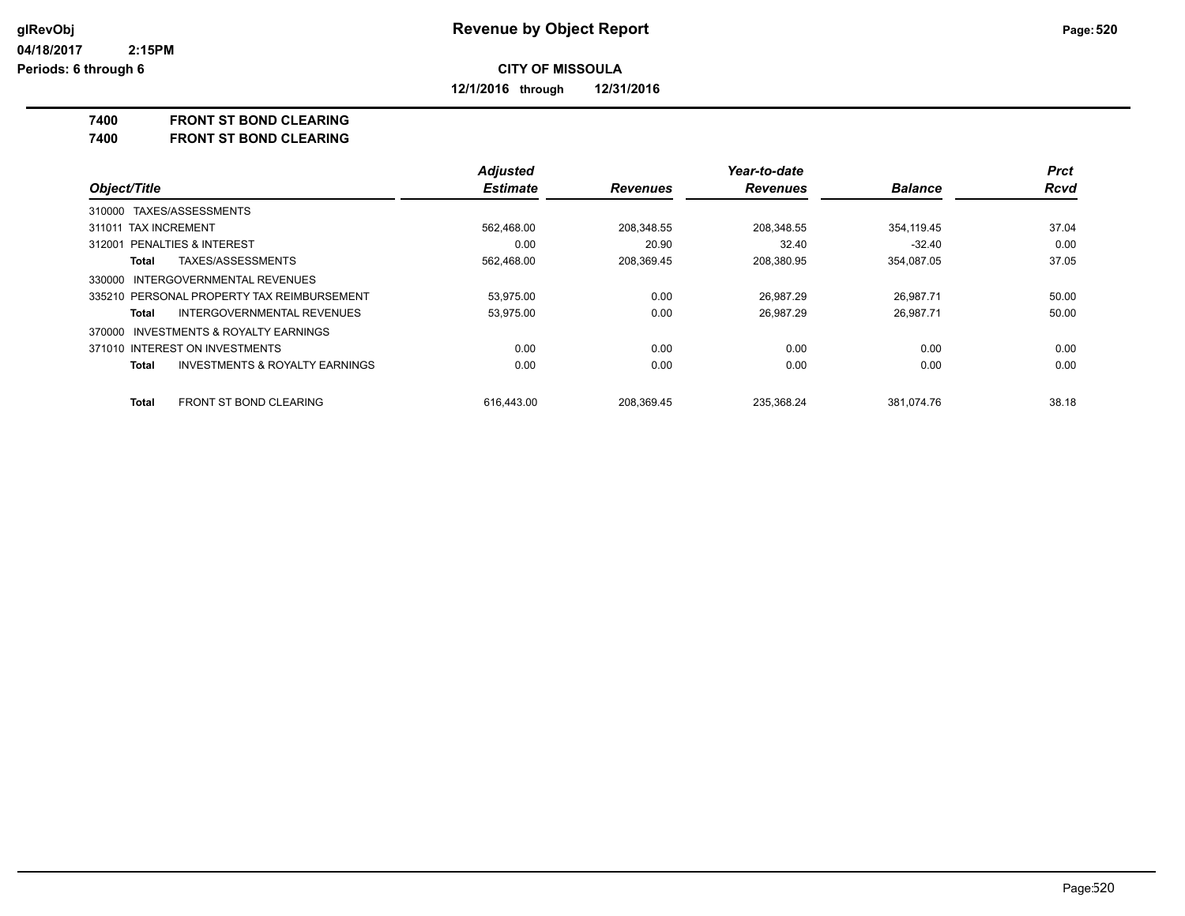# Revenue by Object Report

glRevObj
04/18/2017 2:15PM
Periods: 6 through 6

**CITY OF MISSOULA**

**12/1/2016 through 12/31/2016**

**7400 FRONT ST BOND CLEARING**
**7400 FRONT ST BOND CLEARING**

| Object/Title | Adjusted Estimate | Revenues | Year-to-date Revenues | Balance | Prct Rcvd |
|---|---|---|---|---|---|
| 310000 TAXES/ASSESSMENTS | | | | | |
| 311011 TAX INCREMENT | 562,468.00 | 208,348.55 | 208,348.55 | 354,119.45 | 37.04 |
| 312001 PENALTIES & INTEREST | 0.00 | 20.90 | 32.40 | -32.40 | 0.00 |
| **Total** TAXES/ASSESSMENTS | 562,468.00 | 208,369.45 | 208,380.95 | 354,087.05 | 37.05 |
| 330000 INTERGOVERNMENTAL REVENUES | | | | | |
| 335210 PERSONAL PROPERTY TAX REIMBURSEMENT | 53,975.00 | 0.00 | 26,987.29 | 26,987.71 | 50.00 |
| **Total** INTERGOVERNMENTAL REVENUES | 53,975.00 | 0.00 | 26,987.29 | 26,987.71 | 50.00 |
| 370000 INVESTMENTS & ROYALTY EARNINGS | | | | | |
| 371010 INTEREST ON INVESTMENTS | 0.00 | 0.00 | 0.00 | 0.00 | 0.00 |
| **Total** INVESTMENTS & ROYALTY EARNINGS | 0.00 | 0.00 | 0.00 | 0.00 | 0.00 |
| **Total** FRONT ST BOND CLEARING | 616,443.00 | 208,369.45 | 235,368.24 | 381,074.76 | 38.18 |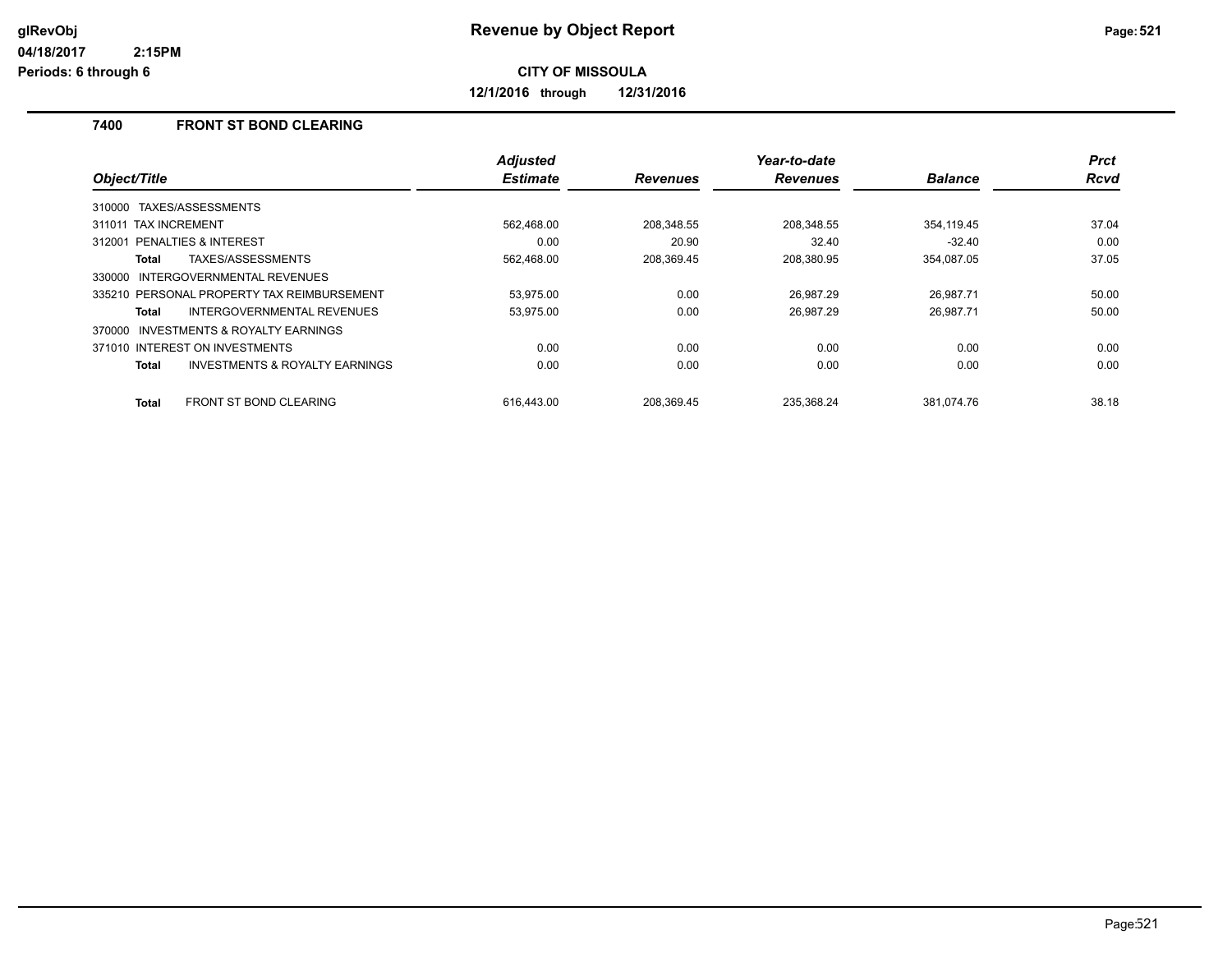# Revenue by Object Report

**CITY OF MISSOULA**

**12/1/2016 through 12/31/2016**

glRevObj
04/18/2017 2:15PM
Periods: 6 through 6

## 7400 FRONT ST BOND CLEARING

| Object/Title | Adjusted Estimate | Revenues | Year-to-date Revenues | Balance | Prct Rcvd |
|---|---|---|---|---|---|
| 310000 TAXES/ASSESSMENTS | | | | | |
| 311011 TAX INCREMENT | 562,468.00 | 208,348.55 | 208,348.55 | 354,119.45 | 37.04 |
| 312001 PENALTIES & INTEREST | 0.00 | 20.90 | 32.40 | -32.40 | 0.00 |
| **Total** TAXES/ASSESSMENTS | 562,468.00 | 208,369.45 | 208,380.95 | 354,087.05 | 37.05 |
| 330000 INTERGOVERNMENTAL REVENUES | | | | | |
| 335210 PERSONAL PROPERTY TAX REIMBURSEMENT | 53,975.00 | 0.00 | 26,987.29 | 26,987.71 | 50.00 |
| **Total** INTERGOVERNMENTAL REVENUES | 53,975.00 | 0.00 | 26,987.29 | 26,987.71 | 50.00 |
| 370000 INVESTMENTS & ROYALTY EARNINGS | | | | | |
| 371010 INTEREST ON INVESTMENTS | 0.00 | 0.00 | 0.00 | 0.00 | 0.00 |
| **Total** INVESTMENTS & ROYALTY EARNINGS | 0.00 | 0.00 | 0.00 | 0.00 | 0.00 |
| **Total** FRONT ST BOND CLEARING | 616,443.00 | 208,369.45 | 235,368.24 | 381,074.76 | 38.18 |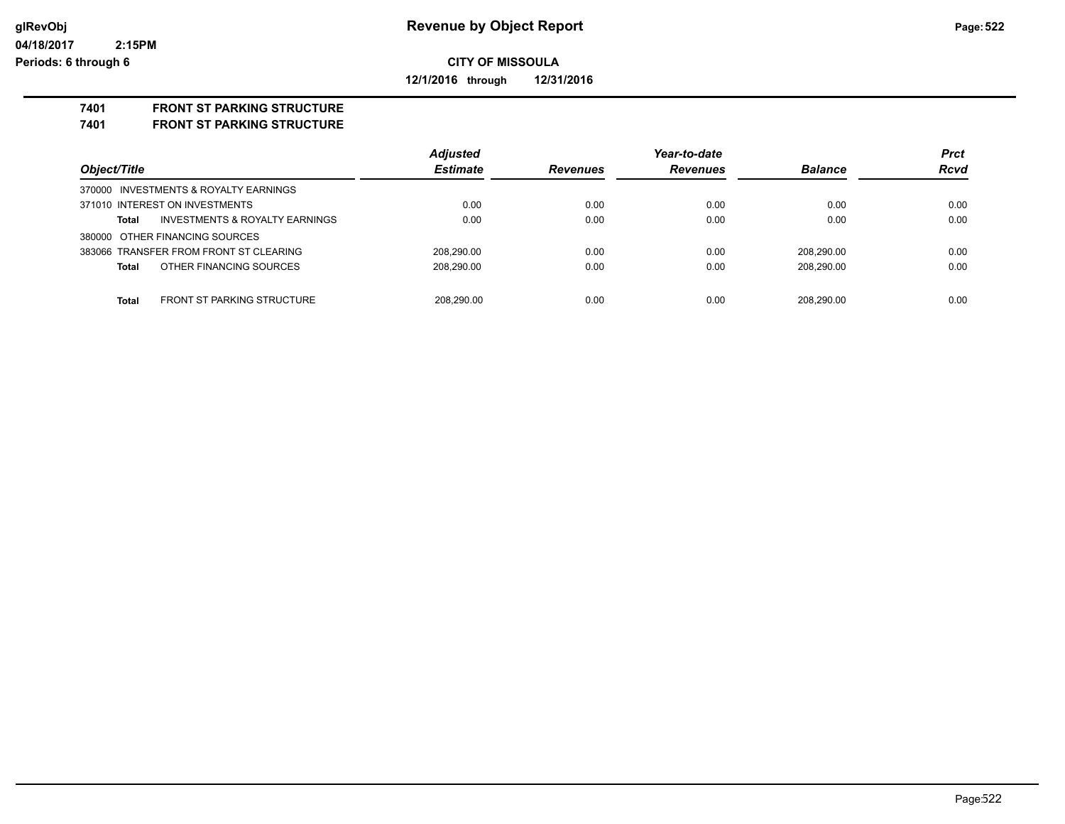**Revenue by Object Report**

**CITY OF MISSOULA**

**12/1/2016 through 12/31/2016**

glRevObj
04/18/2017 2:15PM
Periods: 6 through 6

**7401 FRONT ST PARKING STRUCTURE**
**7401 FRONT ST PARKING STRUCTURE**

| Object/Title | | Adjusted Estimate | Revenues | Year-to-date Revenues | Balance | Prct Rcvd |
|---|---|---|---|---|---|---|
| 370000 INVESTMENTS & ROYALTY EARNINGS | | | | | | |
| 371010 INTEREST ON INVESTMENTS | | 0.00 | 0.00 | 0.00 | 0.00 | 0.00 |
| **Total** | INVESTMENTS & ROYALTY EARNINGS | 0.00 | 0.00 | 0.00 | 0.00 | 0.00 |
| 380000 OTHER FINANCING SOURCES | | | | | | |
| 383066 TRANSFER FROM FRONT ST CLEARING | | 208,290.00 | 0.00 | 0.00 | 208,290.00 | 0.00 |
| **Total** | OTHER FINANCING SOURCES | 208,290.00 | 0.00 | 0.00 | 208,290.00 | 0.00 |
| **Total** | FRONT ST PARKING STRUCTURE | 208,290.00 | 0.00 | 0.00 | 208,290.00 | 0.00 |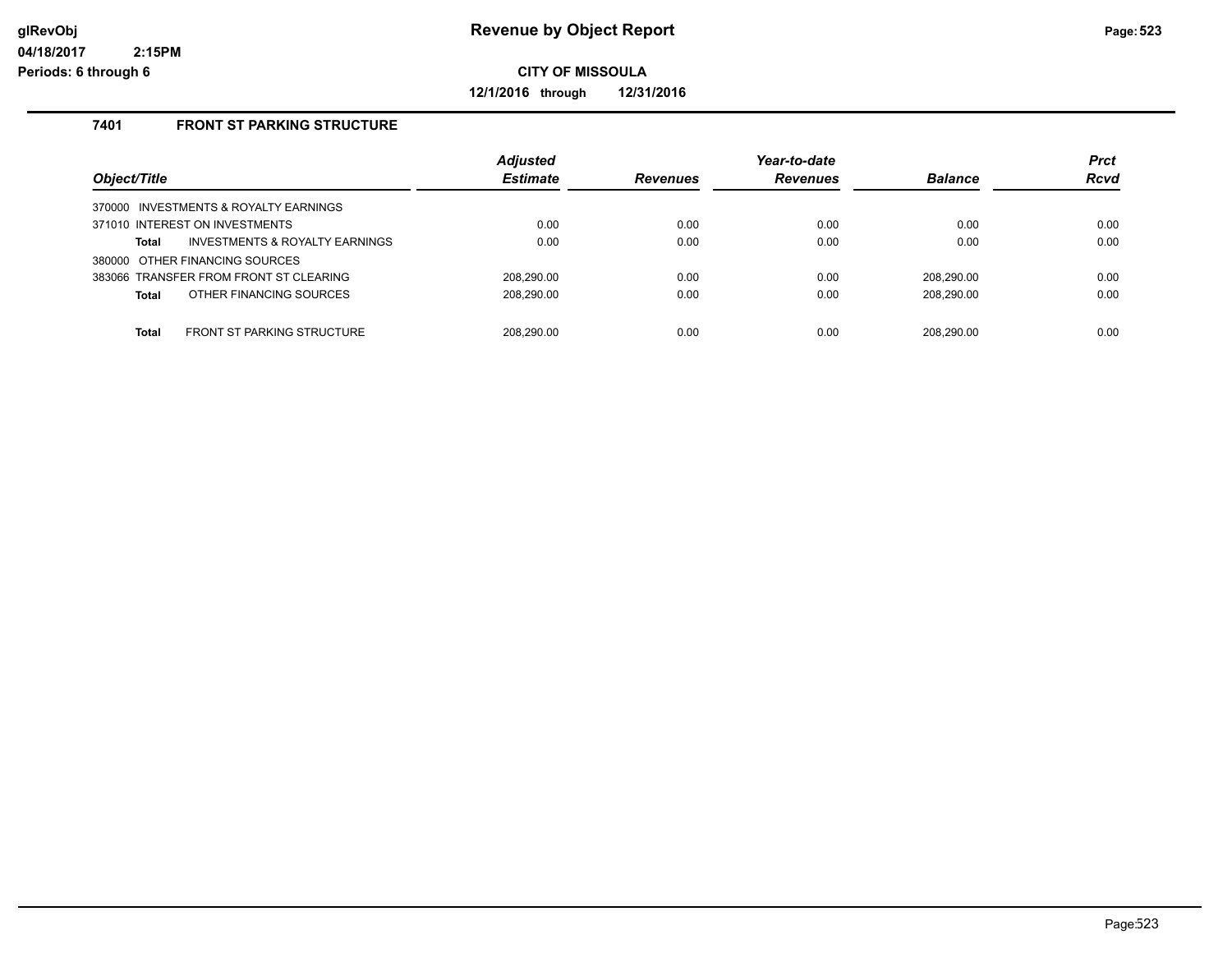# Revenue by Object Report

**CITY OF MISSOULA**

**12/1/2016 through 12/31/2016**

glRevObj
04/18/2017 2:15PM
Periods: 6 through 6

## 7401 FRONT ST PARKING STRUCTURE

| Object/Title | Adjusted Estimate | Revenues | Year-to-date Revenues | Balance | Prct Rcvd |
|---|---|---|---|---|---|
| 370000 INVESTMENTS & ROYALTY EARNINGS | | | | | |
| 371010 INTEREST ON INVESTMENTS | 0.00 | 0.00 | 0.00 | 0.00 | 0.00 |
| **Total** INVESTMENTS & ROYALTY EARNINGS | 0.00 | 0.00 | 0.00 | 0.00 | 0.00 |
| 380000 OTHER FINANCING SOURCES | | | | | |
| 383066 TRANSFER FROM FRONT ST CLEARING | 208,290.00 | 0.00 | 0.00 | 208,290.00 | 0.00 |
| **Total** OTHER FINANCING SOURCES | 208,290.00 | 0.00 | 0.00 | 208,290.00 | 0.00 |
| **Total** FRONT ST PARKING STRUCTURE | 208,290.00 | 0.00 | 0.00 | 208,290.00 | 0.00 |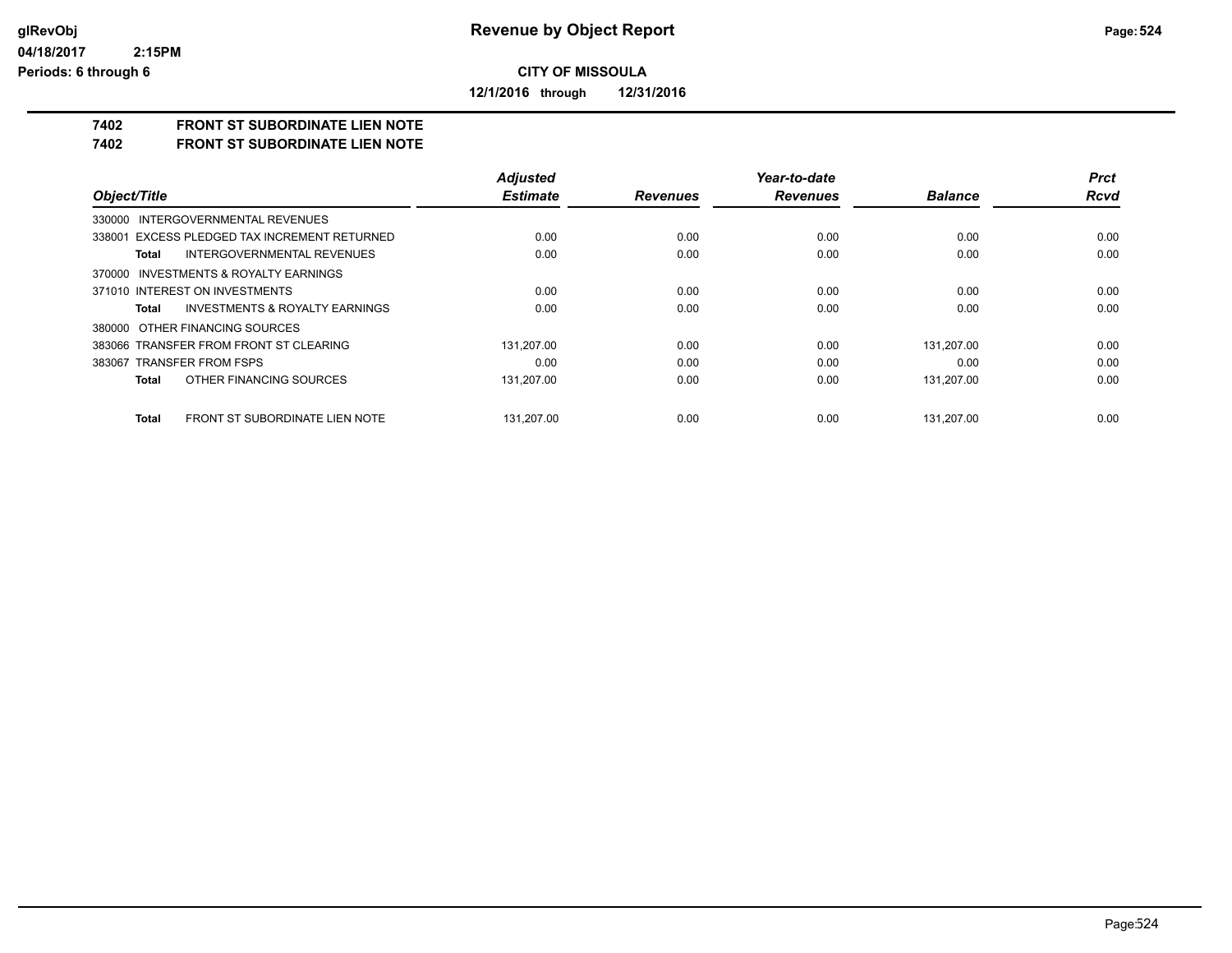**Revenue by Object Report**

**CITY OF MISSOULA**

**12/1/2016 through 12/31/2016**

glRevObj
04/18/2017 2:15PM
Periods: 6 through 6

**7402 FRONT ST SUBORDINATE LIEN NOTE**
**7402 FRONT ST SUBORDINATE LIEN NOTE**

| Object/Title | Adjusted Estimate | Revenues | Year-to-date Revenues | Balance | Prct Rcvd |
|---|---|---|---|---|---|
| 330000 INTERGOVERNMENTAL REVENUES | | | | | |
| 338001 EXCESS PLEDGED TAX INCREMENT RETURNED | 0.00 | 0.00 | 0.00 | 0.00 | 0.00 |
| **Total** INTERGOVERNMENTAL REVENUES | 0.00 | 0.00 | 0.00 | 0.00 | 0.00 |
| 370000 INVESTMENTS & ROYALTY EARNINGS | | | | | |
| 371010 INTEREST ON INVESTMENTS | 0.00 | 0.00 | 0.00 | 0.00 | 0.00 |
| **Total** INVESTMENTS & ROYALTY EARNINGS | 0.00 | 0.00 | 0.00 | 0.00 | 0.00 |
| 380000 OTHER FINANCING SOURCES | | | | | |
| 383066 TRANSFER FROM FRONT ST CLEARING | 131,207.00 | 0.00 | 0.00 | 131,207.00 | 0.00 |
| 383067 TRANSFER FROM FSPS | 0.00 | 0.00 | 0.00 | 0.00 | 0.00 |
| **Total** OTHER FINANCING SOURCES | 131,207.00 | 0.00 | 0.00 | 131,207.00 | 0.00 |
| **Total** FRONT ST SUBORDINATE LIEN NOTE | 131,207.00 | 0.00 | 0.00 | 131,207.00 | 0.00 |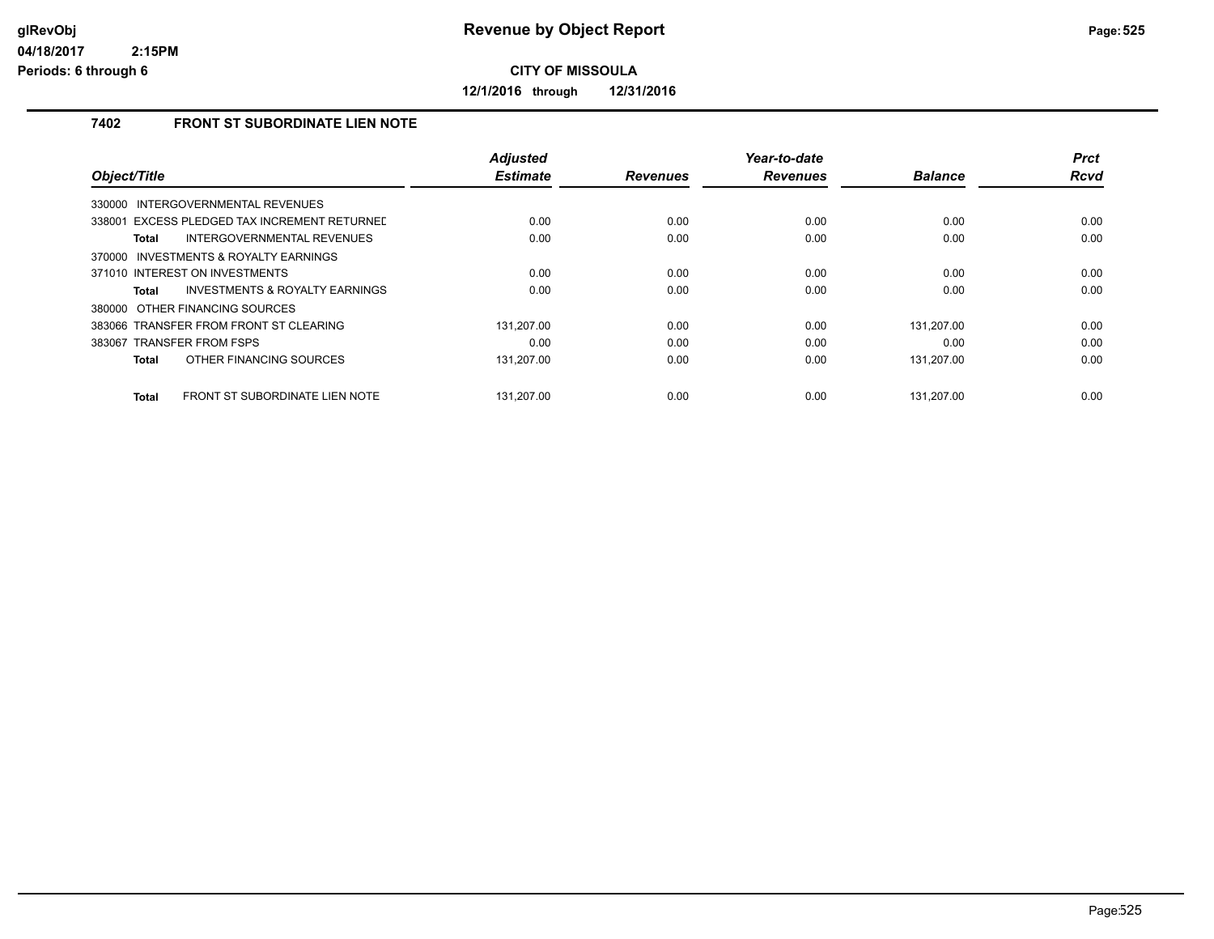# Revenue by Object Report

glRevObj
04/18/2017 2:15PM
Periods: 6 through 6

**CITY OF MISSOULA**

**12/1/2016 through 12/31/2016**

## 7402 FRONT ST SUBORDINATE LIEN NOTE

| Object/Title | Adjusted Estimate | Revenues | Year-to-date Revenues | Balance | Prct Rcvd |
|---|---|---|---|---|---|
| 330000 INTERGOVERNMENTAL REVENUES | | | | | |
| 338001 EXCESS PLEDGED TAX INCREMENT RETURNED | 0.00 | 0.00 | 0.00 | 0.00 | 0.00 |
| **Total** INTERGOVERNMENTAL REVENUES | 0.00 | 0.00 | 0.00 | 0.00 | 0.00 |
| 370000 INVESTMENTS & ROYALTY EARNINGS | | | | | |
| 371010 INTEREST ON INVESTMENTS | 0.00 | 0.00 | 0.00 | 0.00 | 0.00 |
| **Total** INVESTMENTS & ROYALTY EARNINGS | 0.00 | 0.00 | 0.00 | 0.00 | 0.00 |
| 380000 OTHER FINANCING SOURCES | | | | | |
| 383066 TRANSFER FROM FRONT ST CLEARING | 131,207.00 | 0.00 | 0.00 | 131,207.00 | 0.00 |
| 383067 TRANSFER FROM FSPS | 0.00 | 0.00 | 0.00 | 0.00 | 0.00 |
| **Total** OTHER FINANCING SOURCES | 131,207.00 | 0.00 | 0.00 | 131,207.00 | 0.00 |
| **Total** FRONT ST SUBORDINATE LIEN NOTE | 131,207.00 | 0.00 | 0.00 | 131,207.00 | 0.00 |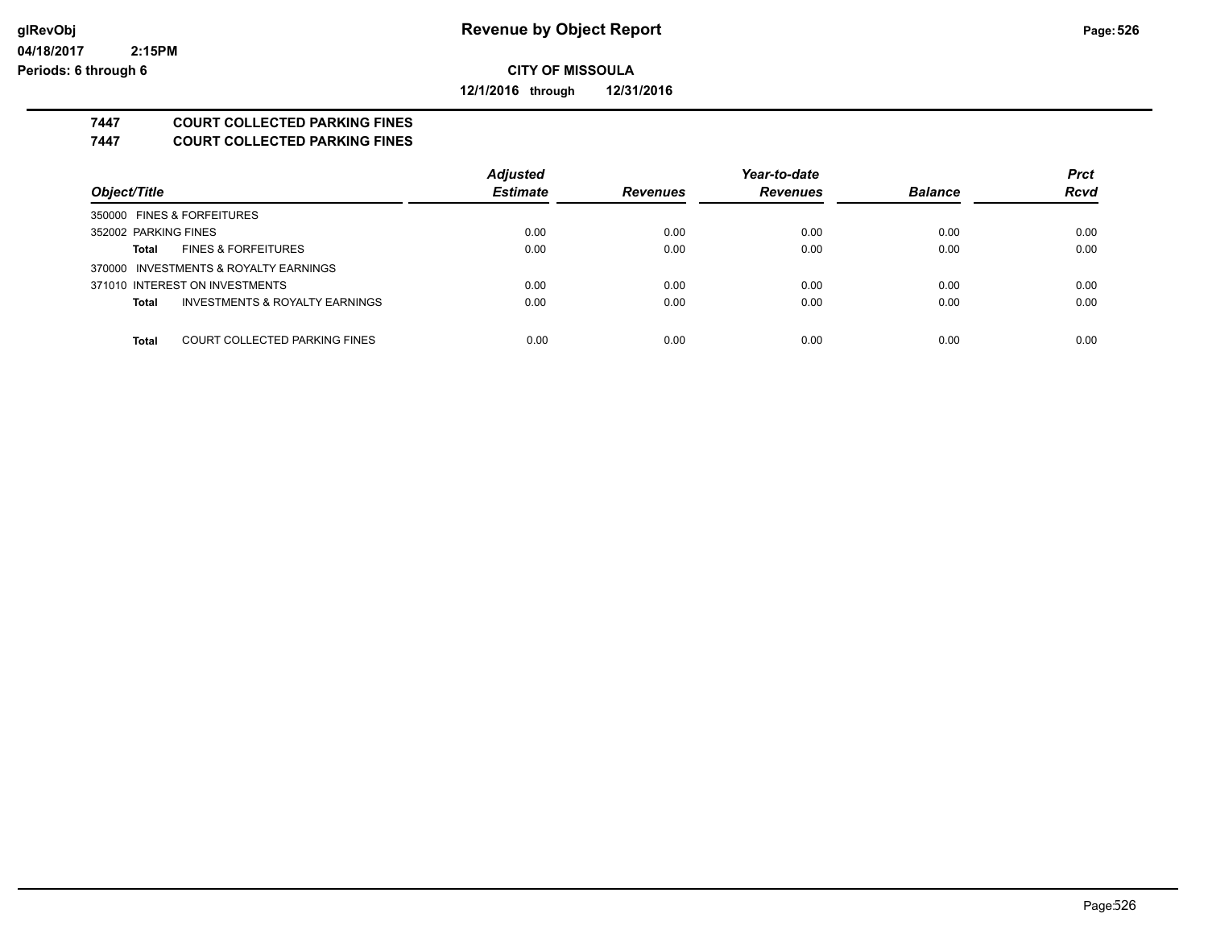**Revenue by Object Report**

**CITY OF MISSOULA**

**12/1/2016 through 12/31/2016**

glRevObj
04/18/2017 2:15PM
Periods: 6 through 6

## 7447 COURT COLLECTED PARKING FINES
## 7447 COURT COLLECTED PARKING FINES

| Object/Title | | Adjusted Estimate | Revenues | Year-to-date Revenues | Balance | Prct Rcvd |
|---|---|---|---|---|---|---|
| 350000 FINES & FORFEITURES | | | | | | |
| 352002 PARKING FINES | | 0.00 | 0.00 | 0.00 | 0.00 | 0.00 |
| **Total** | FINES & FORFEITURES | 0.00 | 0.00 | 0.00 | 0.00 | 0.00 |
| 370000 INVESTMENTS & ROYALTY EARNINGS | | | | | | |
| 371010 INTEREST ON INVESTMENTS | | 0.00 | 0.00 | 0.00 | 0.00 | 0.00 |
| **Total** | INVESTMENTS & ROYALTY EARNINGS | 0.00 | 0.00 | 0.00 | 0.00 | 0.00 |
| **Total** | COURT COLLECTED PARKING FINES | 0.00 | 0.00 | 0.00 | 0.00 | 0.00 |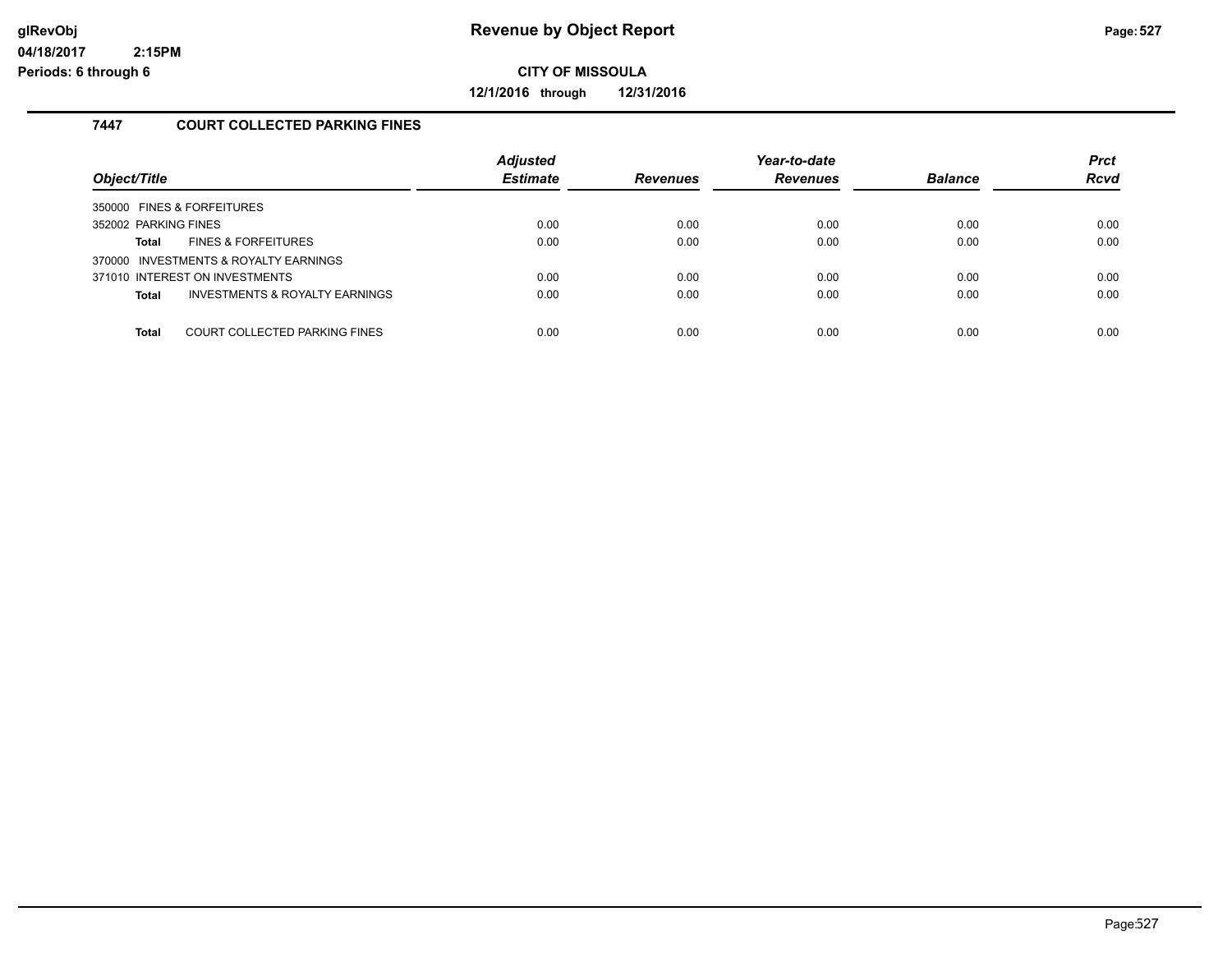**Revenue by Object Report**

**CITY OF MISSOULA**

**12/1/2016 through 12/31/2016**

glRevObj
04/18/2017 2:15PM
Periods: 6 through 6

### 7447 COURT COLLECTED PARKING FINES

| Object/Title | | Adjusted Estimate | Revenues | Year-to-date Revenues | Balance | Prct Rcvd |
|---|---|---|---|---|---|---|
| 350000 FINES & FORFEITURES | | | | | | |
| 352002 PARKING FINES | | 0.00 | 0.00 | 0.00 | 0.00 | 0.00 |
| **Total** | FINES & FORFEITURES | 0.00 | 0.00 | 0.00 | 0.00 | 0.00 |
| 370000 INVESTMENTS & ROYALTY EARNINGS | | | | | | |
| 371010 INTEREST ON INVESTMENTS | | 0.00 | 0.00 | 0.00 | 0.00 | 0.00 |
| **Total** | INVESTMENTS & ROYALTY EARNINGS | 0.00 | 0.00 | 0.00 | 0.00 | 0.00 |
| **Total** | COURT COLLECTED PARKING FINES | 0.00 | 0.00 | 0.00 | 0.00 | 0.00 |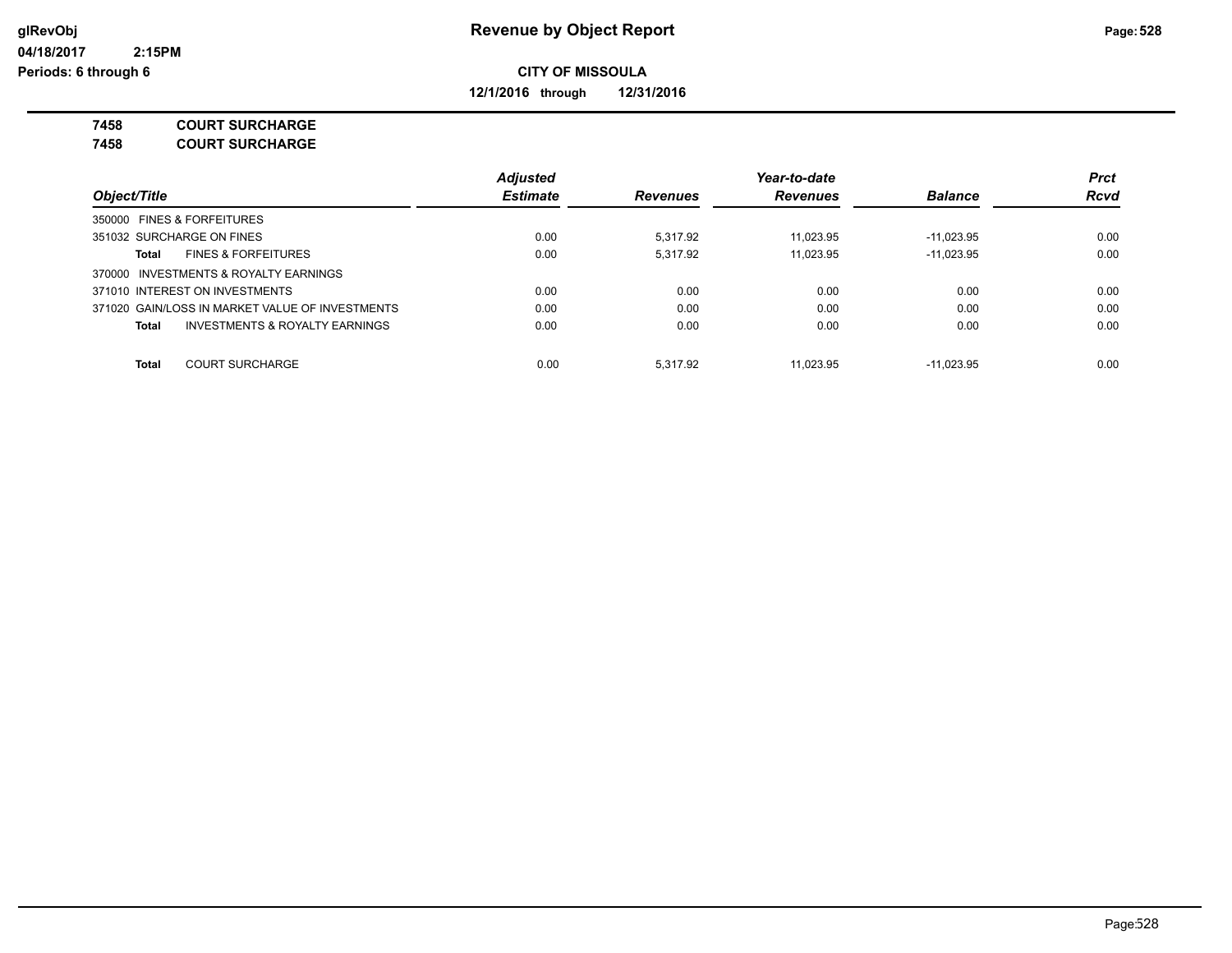# Revenue by Object Report

glRevObj
04/18/2017 2:15PM
Periods: 6 through 6

**CITY OF MISSOULA**

**12/1/2016 through 12/31/2016**

**7458 COURT SURCHARGE**
**7458 COURT SURCHARGE**

| Object/Title | Adjusted Estimate | Revenues | Year-to-date Revenues | Balance | Prct Rcvd |
|---|---|---|---|---|---|
| 350000 FINES & FORFEITURES | | | | | |
| 351032 SURCHARGE ON FINES | 0.00 | 5,317.92 | 11,023.95 | -11,023.95 | 0.00 |
| **Total** FINES & FORFEITURES | 0.00 | 5,317.92 | 11,023.95 | -11,023.95 | 0.00 |
| 370000 INVESTMENTS & ROYALTY EARNINGS | | | | | |
| 371010 INTEREST ON INVESTMENTS | 0.00 | 0.00 | 0.00 | 0.00 | 0.00 |
| 371020 GAIN/LOSS IN MARKET VALUE OF INVESTMENTS | 0.00 | 0.00 | 0.00 | 0.00 | 0.00 |
| **Total** INVESTMENTS & ROYALTY EARNINGS | 0.00 | 0.00 | 0.00 | 0.00 | 0.00 |
| **Total** COURT SURCHARGE | 0.00 | 5,317.92 | 11,023.95 | -11,023.95 | 0.00 |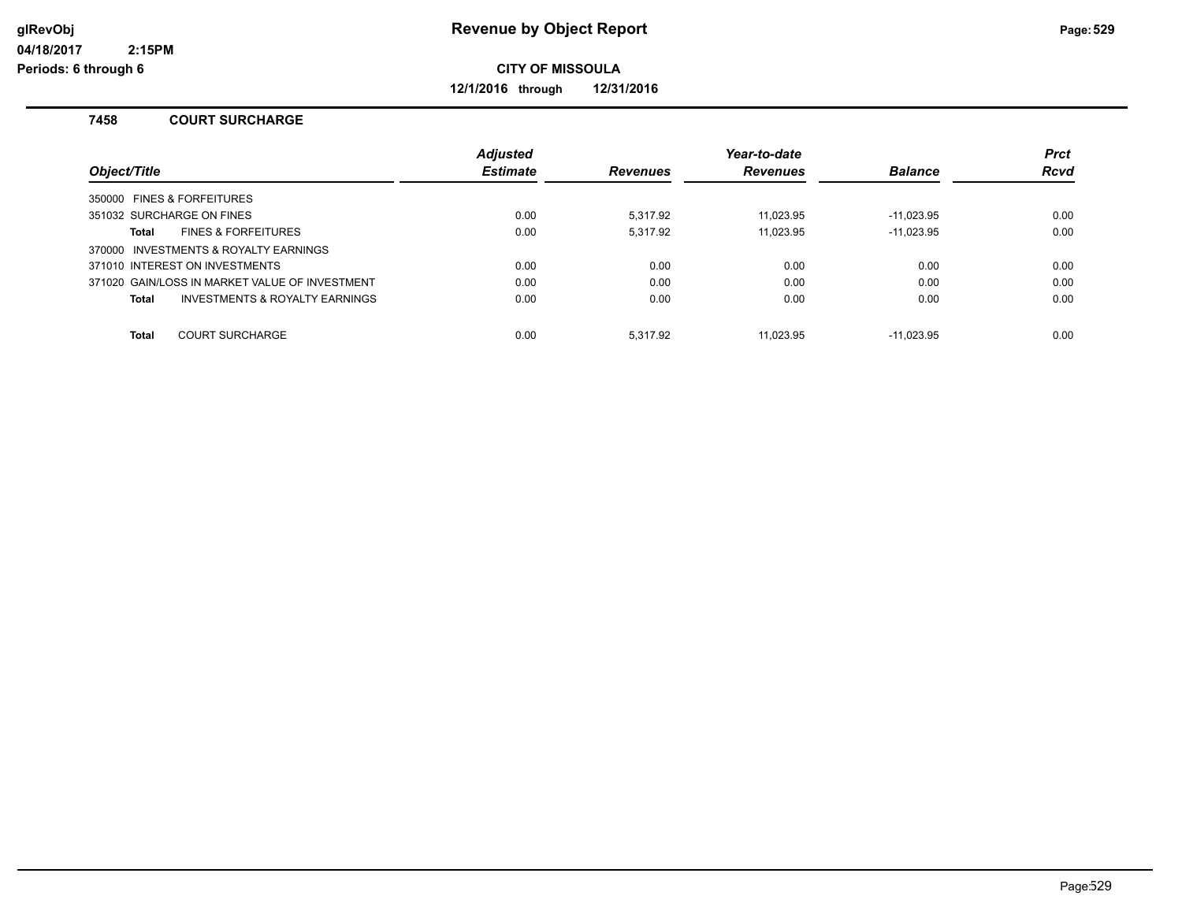**Revenue by Object Report**

**CITY OF MISSOULA**

**12/1/2016 through 12/31/2016**

glRevObj
04/18/2017 2:15PM
Periods: 6 through 6

### 7458 COURT SURCHARGE

| Object/Title | Adjusted Estimate | Revenues | Year-to-date Revenues | Balance | Prct Rcvd |
|---|---|---|---|---|---|
| 350000 FINES & FORFEITURES | | | | | |
| 351032 SURCHARGE ON FINES | 0.00 | 5,317.92 | 11,023.95 | -11,023.95 | 0.00 |
| **Total** FINES & FORFEITURES | 0.00 | 5,317.92 | 11,023.95 | -11,023.95 | 0.00 |
| 370000 INVESTMENTS & ROYALTY EARNINGS | | | | | |
| 371010 INTEREST ON INVESTMENTS | 0.00 | 0.00 | 0.00 | 0.00 | 0.00 |
| 371020 GAIN/LOSS IN MARKET VALUE OF INVESTMENT | 0.00 | 0.00 | 0.00 | 0.00 | 0.00 |
| **Total** INVESTMENTS & ROYALTY EARNINGS | 0.00 | 0.00 | 0.00 | 0.00 | 0.00 |
| **Total** COURT SURCHARGE | 0.00 | 5,317.92 | 11,023.95 | -11,023.95 | 0.00 |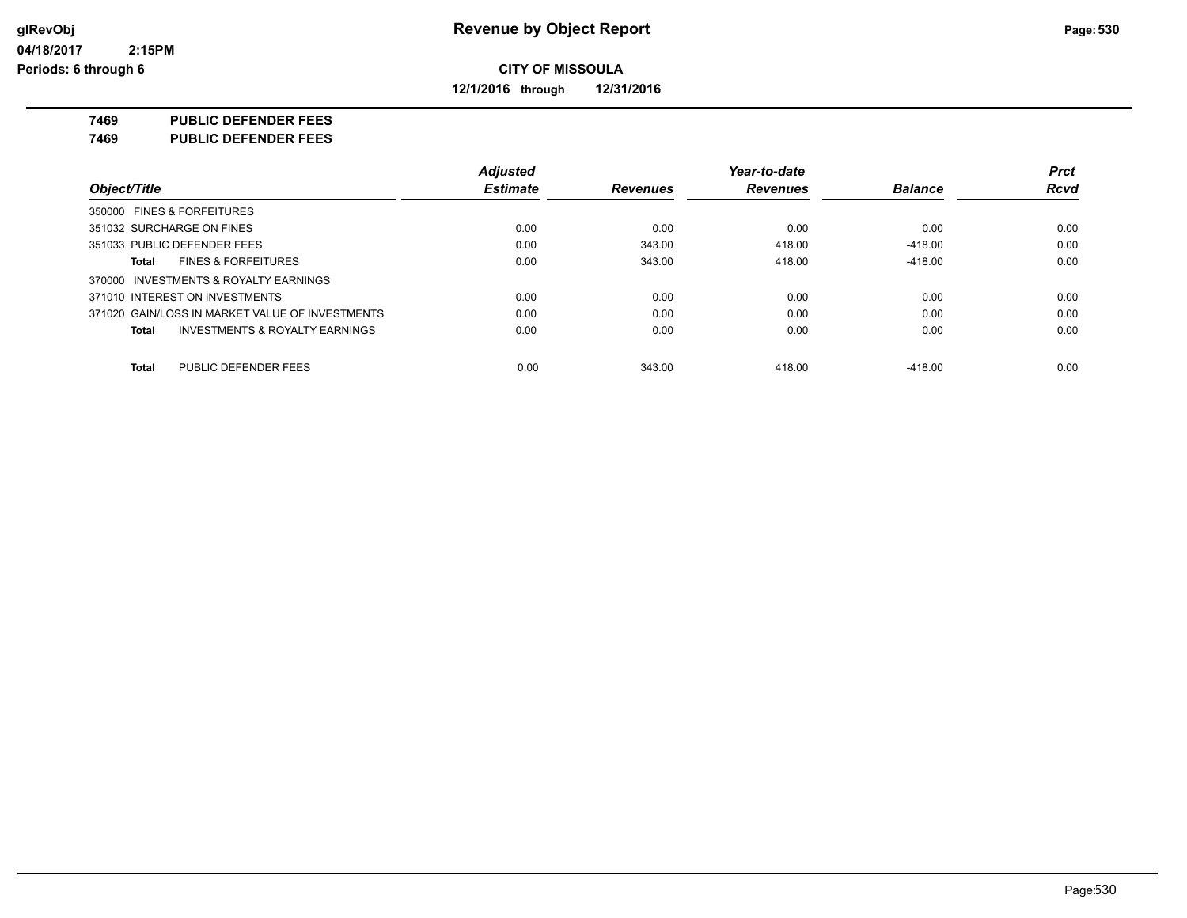**CITY OF MISSOULA**

**12/1/2016 through 12/31/2016**

**7469 PUBLIC DEFENDER FEES**
**7469 PUBLIC DEFENDER FEES**

| Object/Title | Adjusted Estimate | Revenues | Year-to-date Revenues | Balance | Prct Rcvd |
|---|---|---|---|---|---|
| 350000 FINES & FORFEITURES | | | | | |
| 351032 SURCHARGE ON FINES | 0.00 | 0.00 | 0.00 | 0.00 | 0.00 |
| 351033 PUBLIC DEFENDER FEES | 0.00 | 343.00 | 418.00 | -418.00 | 0.00 |
| **Total** FINES & FORFEITURES | 0.00 | 343.00 | 418.00 | -418.00 | 0.00 |
| 370000 INVESTMENTS & ROYALTY EARNINGS | | | | | |
| 371010 INTEREST ON INVESTMENTS | 0.00 | 0.00 | 0.00 | 0.00 | 0.00 |
| 371020 GAIN/LOSS IN MARKET VALUE OF INVESTMENTS | 0.00 | 0.00 | 0.00 | 0.00 | 0.00 |
| **Total** INVESTMENTS & ROYALTY EARNINGS | 0.00 | 0.00 | 0.00 | 0.00 | 0.00 |
| **Total** PUBLIC DEFENDER FEES | 0.00 | 343.00 | 418.00 | -418.00 | 0.00 |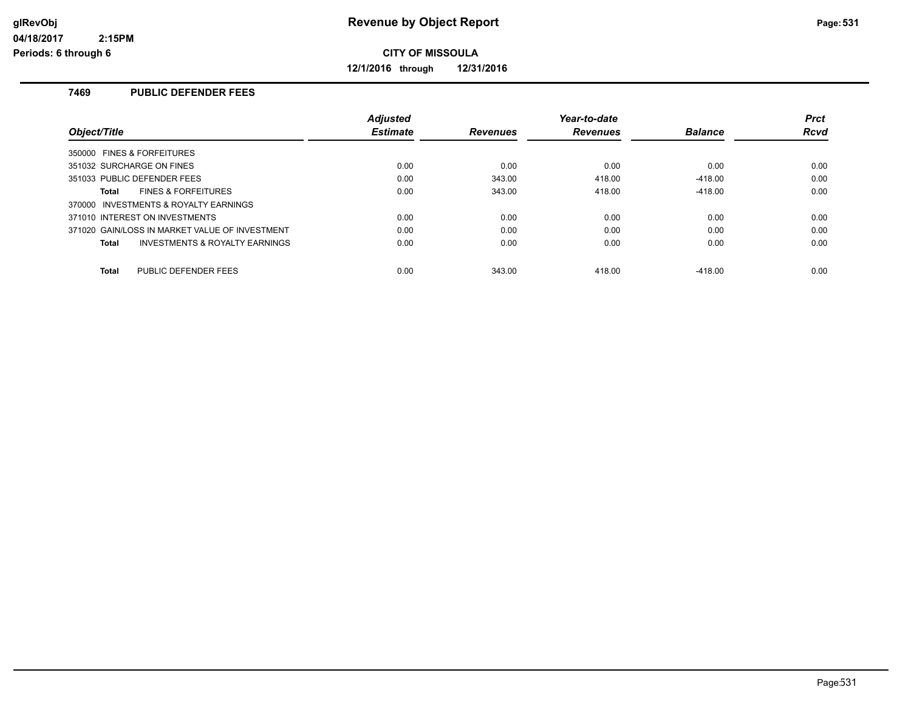**Revenue by Object Report**

**CITY OF MISSOULA**

**12/1/2016 through 12/31/2016**

glRevObj
04/18/2017 2:15PM
Periods: 6 through 6

### 7469 PUBLIC DEFENDER FEES

| Object/Title | Adjusted Estimate | Revenues | Year-to-date Revenues | Balance | Prct Rcvd |
|---|---|---|---|---|---|
| 350000 FINES & FORFEITURES | | | | | |
| 351032 SURCHARGE ON FINES | 0.00 | 0.00 | 0.00 | 0.00 | 0.00 |
| 351033 PUBLIC DEFENDER FEES | 0.00 | 343.00 | 418.00 | -418.00 | 0.00 |
| **Total** FINES & FORFEITURES | 0.00 | 343.00 | 418.00 | -418.00 | 0.00 |
| 370000 INVESTMENTS & ROYALTY EARNINGS | | | | | |
| 371010 INTEREST ON INVESTMENTS | 0.00 | 0.00 | 0.00 | 0.00 | 0.00 |
| 371020 GAIN/LOSS IN MARKET VALUE OF INVESTMENT | 0.00 | 0.00 | 0.00 | 0.00 | 0.00 |
| **Total** INVESTMENTS & ROYALTY EARNINGS | 0.00 | 0.00 | 0.00 | 0.00 | 0.00 |
| **Total** PUBLIC DEFENDER FEES | 0.00 | 343.00 | 418.00 | -418.00 | 0.00 |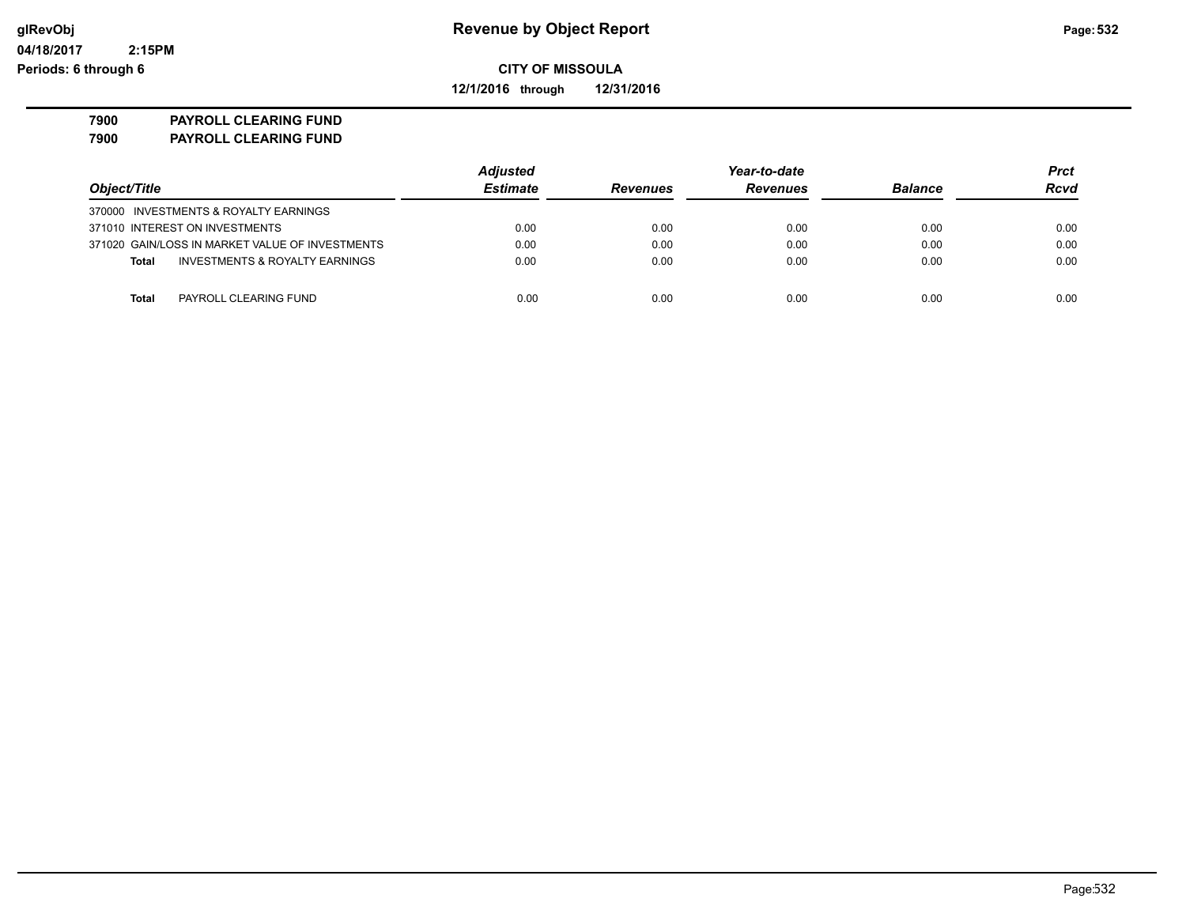**Revenue by Object Report**

glRevObj
04/18/2017 2:15PM
Periods: 6 through 6

**CITY OF MISSOULA**

**12/1/2016 through 12/31/2016**

**7900 PAYROLL CLEARING FUND**
**7900 PAYROLL CLEARING FUND**

| Object/Title | Adjusted Estimate | Revenues | Year-to-date Revenues | Balance | Prct Rcvd |
|---|---|---|---|---|---|
| 370000 INVESTMENTS & ROYALTY EARNINGS | | | | | |
| 371010 INTEREST ON INVESTMENTS | 0.00 | 0.00 | 0.00 | 0.00 | 0.00 |
| 371020 GAIN/LOSS IN MARKET VALUE OF INVESTMENTS | 0.00 | 0.00 | 0.00 | 0.00 | 0.00 |
| **Total** INVESTMENTS & ROYALTY EARNINGS | 0.00 | 0.00 | 0.00 | 0.00 | 0.00 |
| **Total** PAYROLL CLEARING FUND | 0.00 | 0.00 | 0.00 | 0.00 | 0.00 |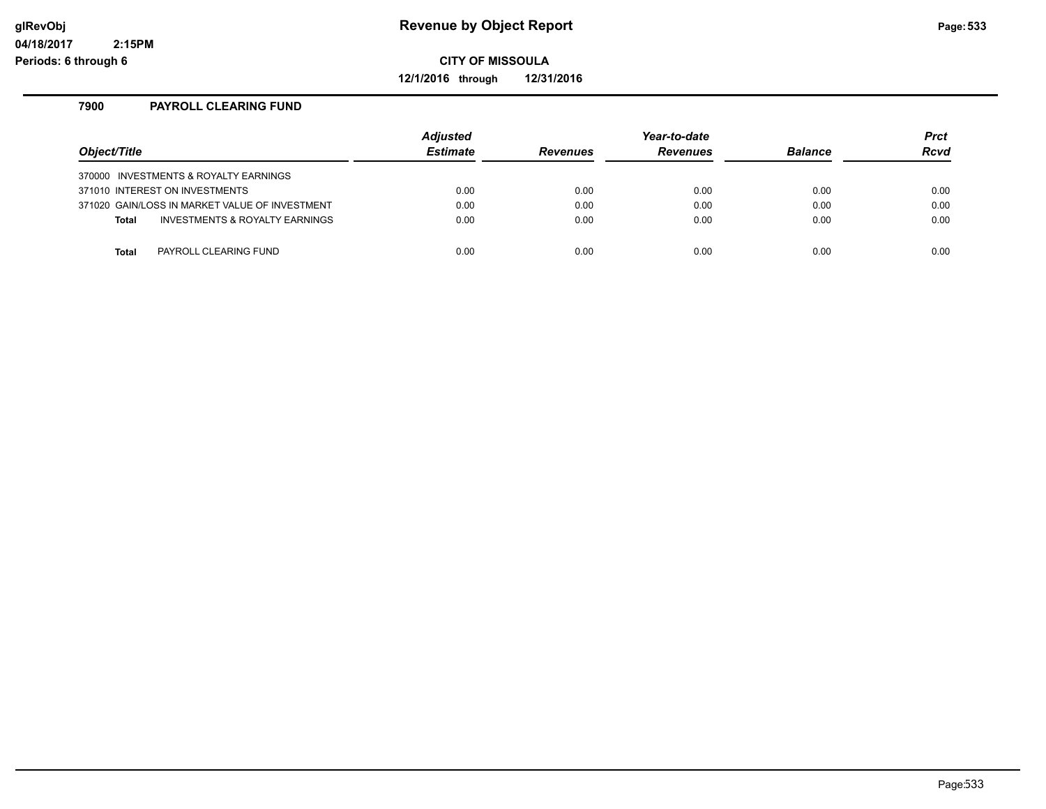**Revenue by Object Report**

**CITY OF MISSOULA**

**12/1/2016 through 12/31/2016**

glRevObj
04/18/2017 2:15PM
Periods: 6 through 6

## 7900 PAYROLL CLEARING FUND

| Object/Title | Adjusted Estimate | Revenues | Year-to-date Revenues | Balance | Prct Rcvd |
|---|---|---|---|---|---|
| 370000 INVESTMENTS & ROYALTY EARNINGS | | | | | |
| 371010 INTEREST ON INVESTMENTS | 0.00 | 0.00 | 0.00 | 0.00 | 0.00 |
| 371020 GAIN/LOSS IN MARKET VALUE OF INVESTMENT | 0.00 | 0.00 | 0.00 | 0.00 | 0.00 |
| **Total** INVESTMENTS & ROYALTY EARNINGS | 0.00 | 0.00 | 0.00 | 0.00 | 0.00 |
| **Total** PAYROLL CLEARING FUND | 0.00 | 0.00 | 0.00 | 0.00 | 0.00 |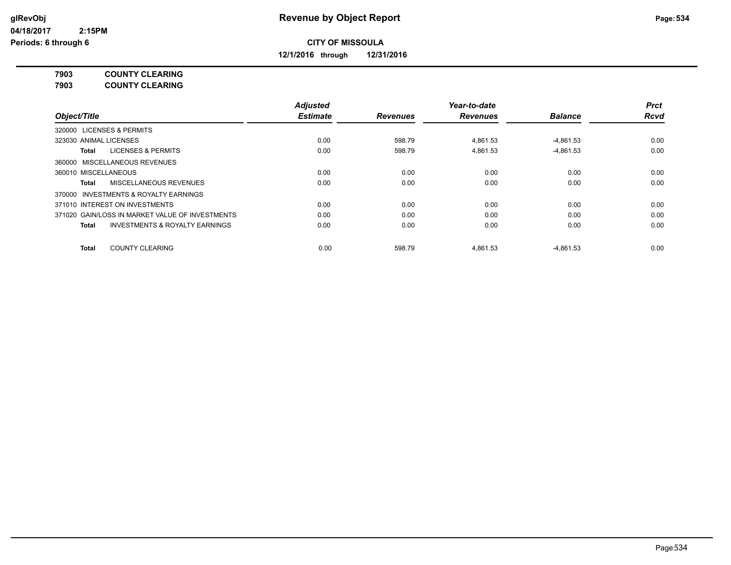# Revenue by Object Report

**CITY OF MISSOULA**

**12/1/2016 through 12/31/2016**

glRevObj
04/18/2017 2:15PM
Periods: 6 through 6

**7903 COUNTY CLEARING**
**7903 COUNTY CLEARING**

| Object/Title | Adjusted Estimate | Revenues | Year-to-date Revenues | Balance | Prct Rcvd |
|---|---|---|---|---|---|
| 320000 LICENSES & PERMITS | | | | | |
| 323030 ANIMAL LICENSES | 0.00 | 598.79 | 4,861.53 | -4,861.53 | 0.00 |
| **Total** LICENSES & PERMITS | 0.00 | 598.79 | 4,861.53 | -4,861.53 | 0.00 |
| 360000 MISCELLANEOUS REVENUES | | | | | |
| 360010 MISCELLANEOUS | 0.00 | 0.00 | 0.00 | 0.00 | 0.00 |
| **Total** MISCELLANEOUS REVENUES | 0.00 | 0.00 | 0.00 | 0.00 | 0.00 |
| 370000 INVESTMENTS & ROYALTY EARNINGS | | | | | |
| 371010 INTEREST ON INVESTMENTS | 0.00 | 0.00 | 0.00 | 0.00 | 0.00 |
| 371020 GAIN/LOSS IN MARKET VALUE OF INVESTMENTS | 0.00 | 0.00 | 0.00 | 0.00 | 0.00 |
| **Total** INVESTMENTS & ROYALTY EARNINGS | 0.00 | 0.00 | 0.00 | 0.00 | 0.00 |
| **Total** COUNTY CLEARING | 0.00 | 598.79 | 4,861.53 | -4,861.53 | 0.00 |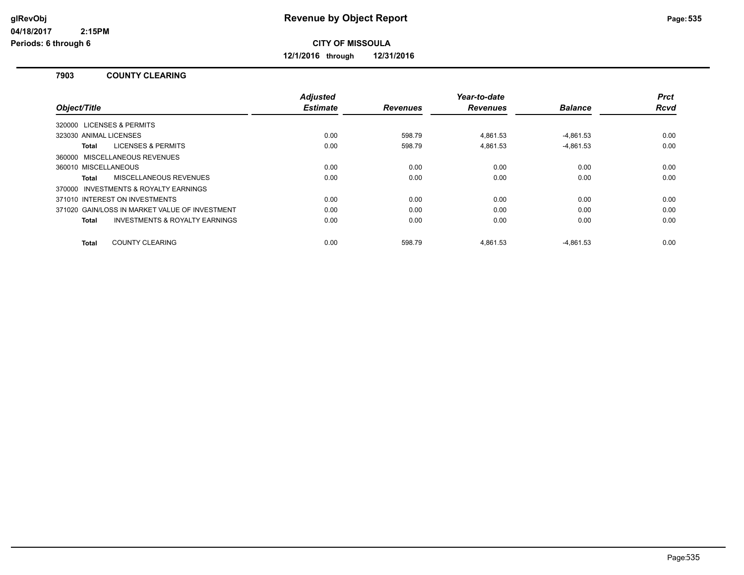# Revenue by Object Report

**CITY OF MISSOULA**

**12/1/2016 through 12/31/2016**

glRevObj
04/18/2017 2:15PM
Periods: 6 through 6

## 7903 COUNTY CLEARING

| Object/Title | Adjusted Estimate | Revenues | Year-to-date Revenues | Balance | Prct Rcvd |
|---|---|---|---|---|---|
| 320000 LICENSES & PERMITS | | | | | |
| 323030 ANIMAL LICENSES | 0.00 | 598.79 | 4,861.53 | -4,861.53 | 0.00 |
| **Total** LICENSES & PERMITS | 0.00 | 598.79 | 4,861.53 | -4,861.53 | 0.00 |
| 360000 MISCELLANEOUS REVENUES | | | | | |
| 360010 MISCELLANEOUS | 0.00 | 0.00 | 0.00 | 0.00 | 0.00 |
| **Total** MISCELLANEOUS REVENUES | 0.00 | 0.00 | 0.00 | 0.00 | 0.00 |
| 370000 INVESTMENTS & ROYALTY EARNINGS | | | | | |
| 371010 INTEREST ON INVESTMENTS | 0.00 | 0.00 | 0.00 | 0.00 | 0.00 |
| 371020 GAIN/LOSS IN MARKET VALUE OF INVESTMENT | 0.00 | 0.00 | 0.00 | 0.00 | 0.00 |
| **Total** INVESTMENTS & ROYALTY EARNINGS | 0.00 | 0.00 | 0.00 | 0.00 | 0.00 |
| **Total** COUNTY CLEARING | 0.00 | 598.79 | 4,861.53 | -4,861.53 | 0.00 |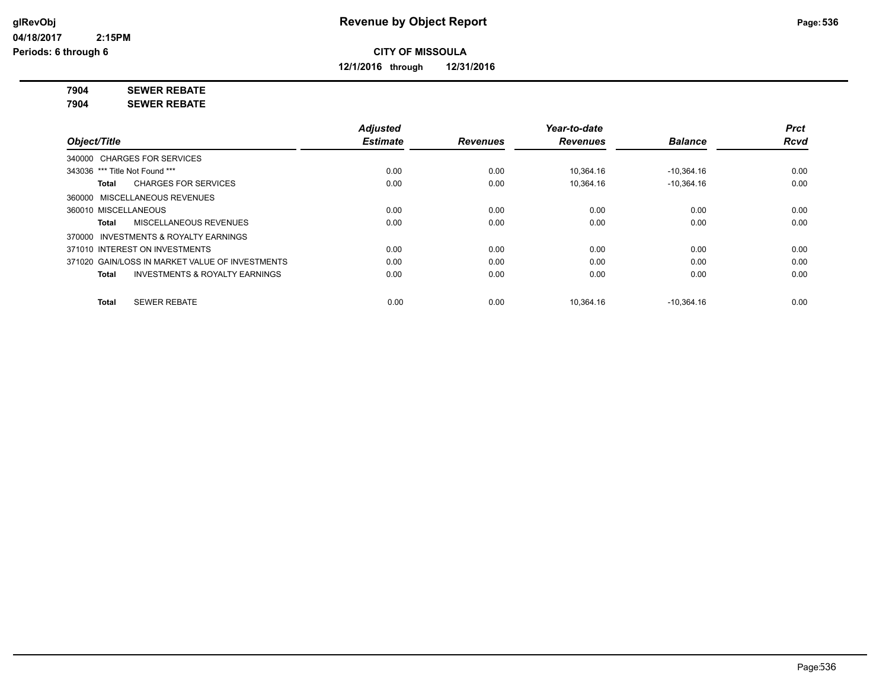# Revenue by Object Report

glRevObj
04/18/2017 2:15PM
Periods: 6 through 6

**CITY OF MISSOULA**

**12/1/2016 through 12/31/2016**

**7904 SEWER REBATE**
**7904 SEWER REBATE**

| Object/Title | Adjusted Estimate | Revenues | Year-to-date Revenues | Balance | Prct Rcvd |
|---|---|---|---|---|---|
| 340000 CHARGES FOR SERVICES | | | | | |
| 343036 *** Title Not Found *** | 0.00 | 0.00 | 10,364.16 | -10,364.16 | 0.00 |
| **Total** CHARGES FOR SERVICES | 0.00 | 0.00 | 10,364.16 | -10,364.16 | 0.00 |
| 360000 MISCELLANEOUS REVENUES | | | | | |
| 360010 MISCELLANEOUS | 0.00 | 0.00 | 0.00 | 0.00 | 0.00 |
| **Total** MISCELLANEOUS REVENUES | 0.00 | 0.00 | 0.00 | 0.00 | 0.00 |
| 370000 INVESTMENTS & ROYALTY EARNINGS | | | | | |
| 371010 INTEREST ON INVESTMENTS | 0.00 | 0.00 | 0.00 | 0.00 | 0.00 |
| 371020 GAIN/LOSS IN MARKET VALUE OF INVESTMENTS | 0.00 | 0.00 | 0.00 | 0.00 | 0.00 |
| **Total** INVESTMENTS & ROYALTY EARNINGS | 0.00 | 0.00 | 0.00 | 0.00 | 0.00 |
| **Total** SEWER REBATE | 0.00 | 0.00 | 10,364.16 | -10,364.16 | 0.00 |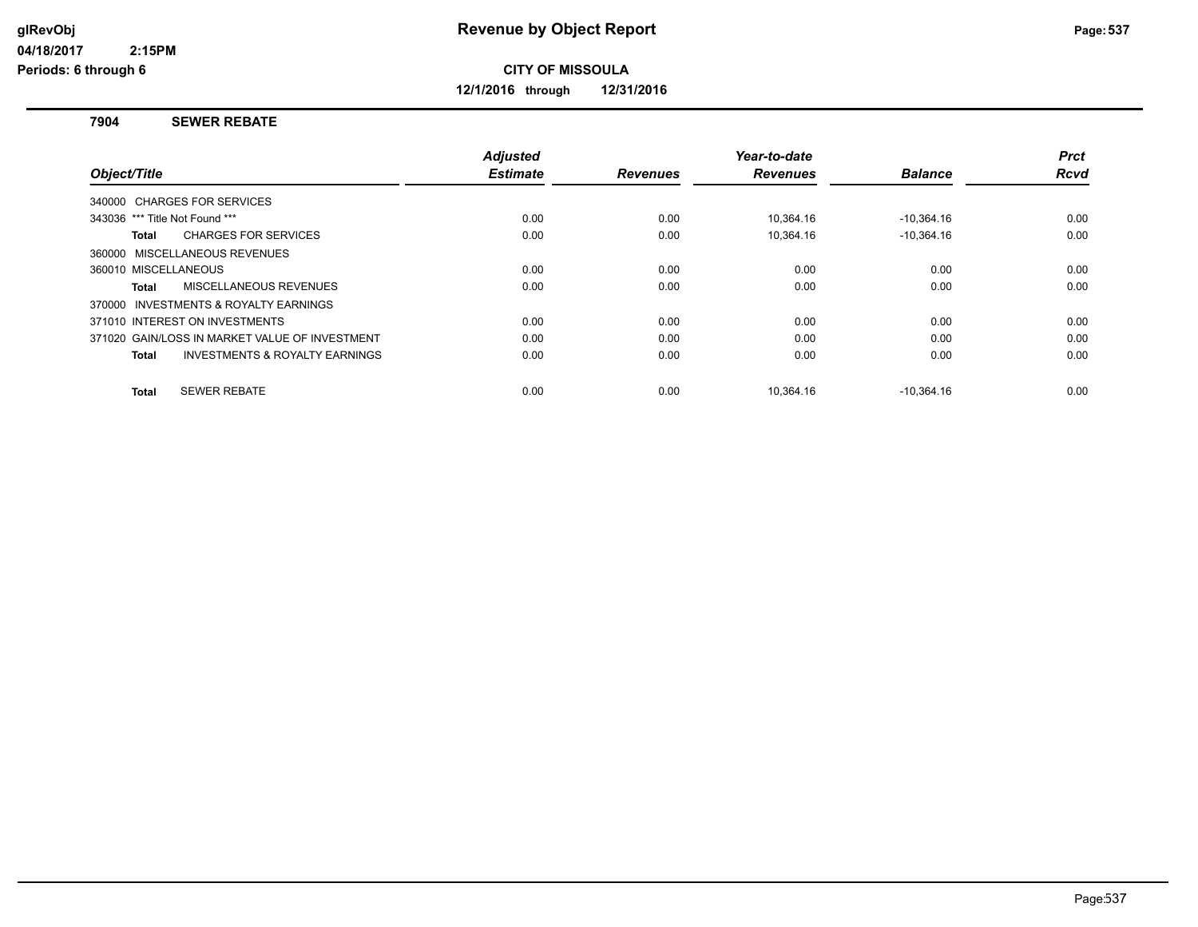# Revenue by Object Report

**CITY OF MISSOULA**

**12/1/2016 through 12/31/2016**

glRevObj
04/18/2017 2:15PM
Periods: 6 through 6

## 7904 SEWER REBATE

| Object/Title | Adjusted Estimate | Revenues | Year-to-date Revenues | Balance | Prct Rcvd |
|---|---|---|---|---|---|
| 340000 CHARGES FOR SERVICES | | | | | |
| 343036 *** Title Not Found *** | 0.00 | 0.00 | 10,364.16 | -10,364.16 | 0.00 |
| **Total** CHARGES FOR SERVICES | 0.00 | 0.00 | 10,364.16 | -10,364.16 | 0.00 |
| 360000 MISCELLANEOUS REVENUES | | | | | |
| 360010 MISCELLANEOUS | 0.00 | 0.00 | 0.00 | 0.00 | 0.00 |
| **Total** MISCELLANEOUS REVENUES | 0.00 | 0.00 | 0.00 | 0.00 | 0.00 |
| 370000 INVESTMENTS & ROYALTY EARNINGS | | | | | |
| 371010 INTEREST ON INVESTMENTS | 0.00 | 0.00 | 0.00 | 0.00 | 0.00 |
| 371020 GAIN/LOSS IN MARKET VALUE OF INVESTMENT | 0.00 | 0.00 | 0.00 | 0.00 | 0.00 |
| **Total** INVESTMENTS & ROYALTY EARNINGS | 0.00 | 0.00 | 0.00 | 0.00 | 0.00 |
| **Total** SEWER REBATE | 0.00 | 0.00 | 10,364.16 | -10,364.16 | 0.00 |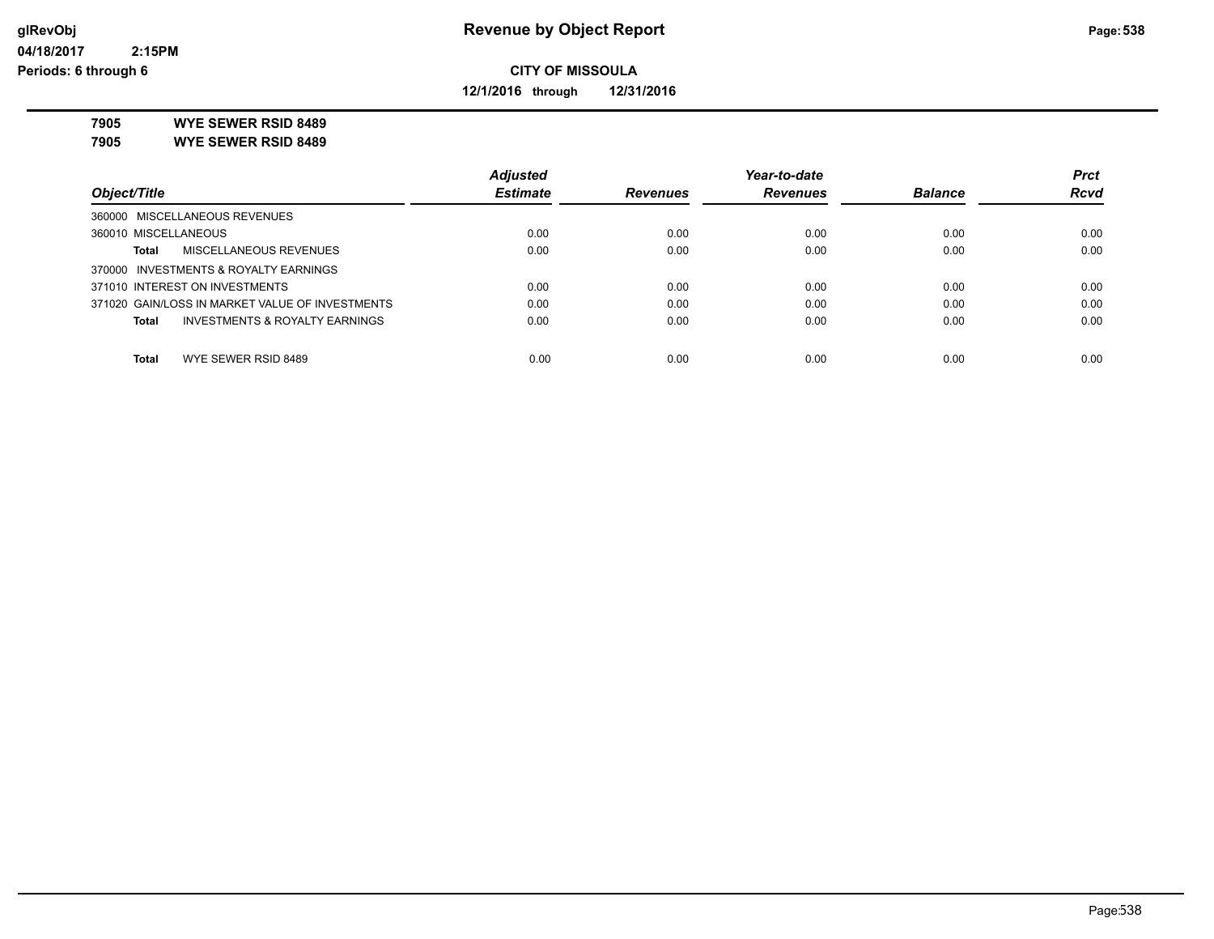glRevObj
04/18/2017 2:15PM
Periods: 6 through 6

# Revenue by Object Report

**CITY OF MISSOULA**

**12/1/2016 through 12/31/2016**

**7905 WYE SEWER RSID 8489**
**7905 WYE SEWER RSID 8489**

| Object/Title | Adjusted Estimate | Revenues | Year-to-date Revenues | Balance | Prct Rcvd |
|---|---|---|---|---|---|
| 360000 MISCELLANEOUS REVENUES | | | | | |
| 360010 MISCELLANEOUS | 0.00 | 0.00 | 0.00 | 0.00 | 0.00 |
| **Total** MISCELLANEOUS REVENUES | 0.00 | 0.00 | 0.00 | 0.00 | 0.00 |
| 370000 INVESTMENTS & ROYALTY EARNINGS | | | | | |
| 371010 INTEREST ON INVESTMENTS | 0.00 | 0.00 | 0.00 | 0.00 | 0.00 |
| 371020 GAIN/LOSS IN MARKET VALUE OF INVESTMENTS | 0.00 | 0.00 | 0.00 | 0.00 | 0.00 |
| **Total** INVESTMENTS & ROYALTY EARNINGS | 0.00 | 0.00 | 0.00 | 0.00 | 0.00 |
| **Total** WYE SEWER RSID 8489 | 0.00 | 0.00 | 0.00 | 0.00 | 0.00 |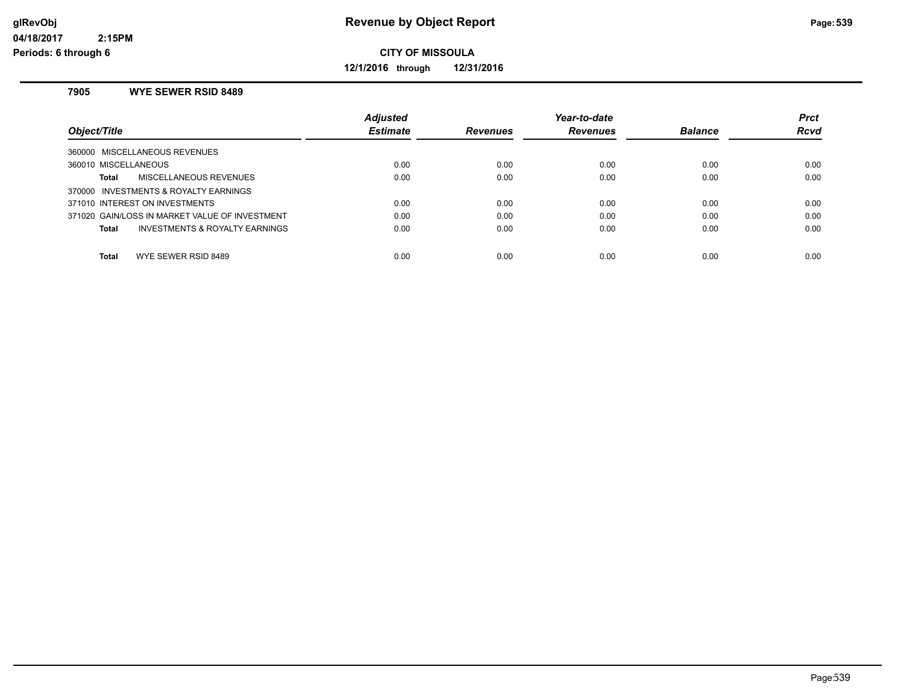# Revenue by Object Report

**CITY OF MISSOULA**

**12/1/2016 through 12/31/2016**

glRevObj
04/18/2017 2:15PM
Periods: 6 through 6

## 7905 WYE SEWER RSID 8489

| Object/Title | Adjusted Estimate | Revenues | Year-to-date Revenues | Balance | Prct Rcvd |
|---|---|---|---|---|---|
| 360000 MISCELLANEOUS REVENUES | | | | | |
| 360010 MISCELLANEOUS | 0.00 | 0.00 | 0.00 | 0.00 | 0.00 |
| **Total** MISCELLANEOUS REVENUES | 0.00 | 0.00 | 0.00 | 0.00 | 0.00 |
| 370000 INVESTMENTS & ROYALTY EARNINGS | | | | | |
| 371010 INTEREST ON INVESTMENTS | 0.00 | 0.00 | 0.00 | 0.00 | 0.00 |
| 371020 GAIN/LOSS IN MARKET VALUE OF INVESTMENT | 0.00 | 0.00 | 0.00 | 0.00 | 0.00 |
| **Total** INVESTMENTS & ROYALTY EARNINGS | 0.00 | 0.00 | 0.00 | 0.00 | 0.00 |
| **Total** WYE SEWER RSID 8489 | 0.00 | 0.00 | 0.00 | 0.00 | 0.00 |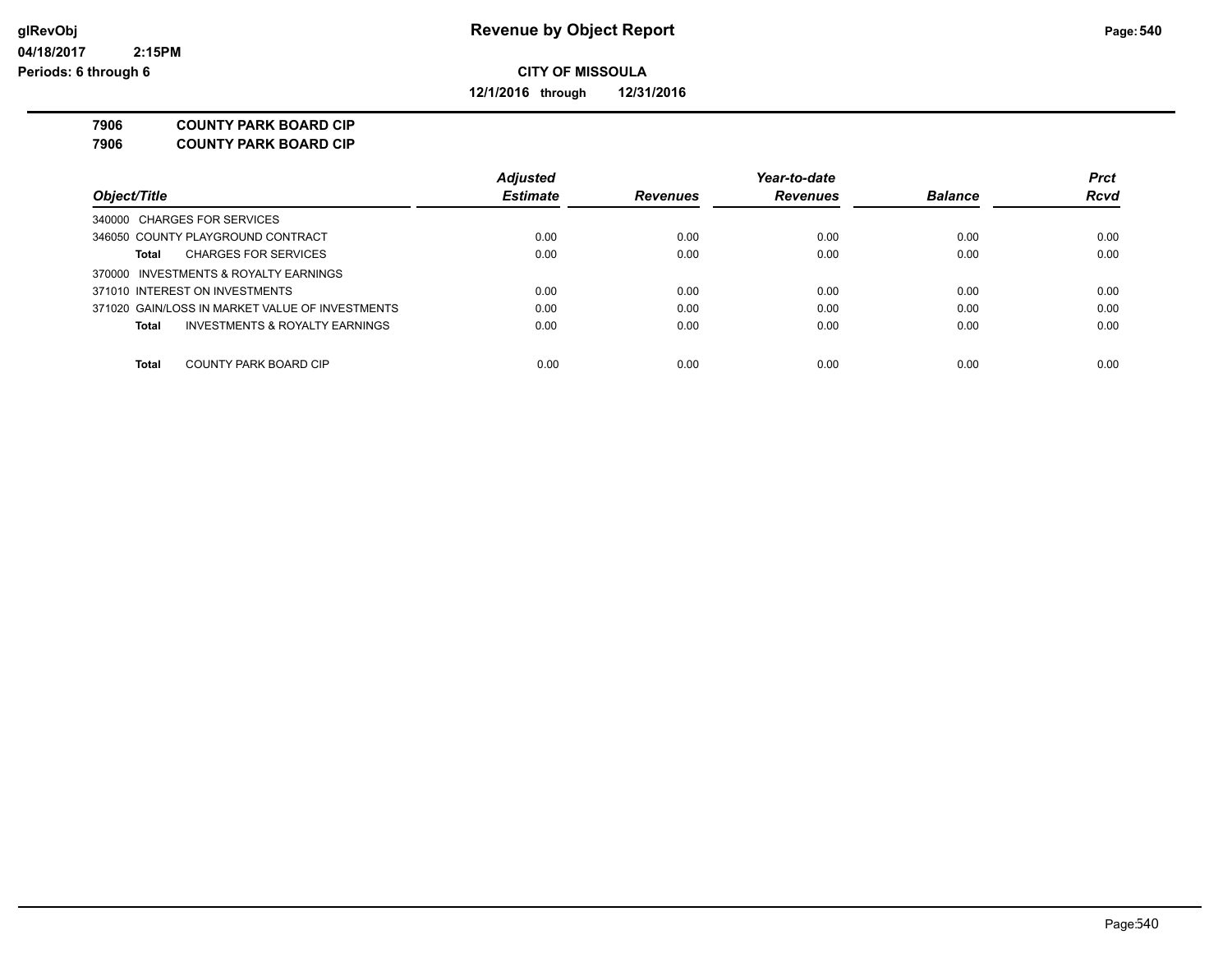# Revenue by Object Report

glRevObj
04/18/2017 2:15PM
Periods: 6 through 6

**CITY OF MISSOULA**

**12/1/2016 through 12/31/2016**

**7906 COUNTY PARK BOARD CIP**
**7906 COUNTY PARK BOARD CIP**

| Object/Title | Adjusted Estimate | Revenues | Year-to-date Revenues | Balance | Prct Rcvd |
|---|---|---|---|---|---|
| 340000 CHARGES FOR SERVICES | | | | | |
| 346050 COUNTY PLAYGROUND CONTRACT | 0.00 | 0.00 | 0.00 | 0.00 | 0.00 |
| **Total** CHARGES FOR SERVICES | 0.00 | 0.00 | 0.00 | 0.00 | 0.00 |
| 370000 INVESTMENTS & ROYALTY EARNINGS | | | | | |
| 371010 INTEREST ON INVESTMENTS | 0.00 | 0.00 | 0.00 | 0.00 | 0.00 |
| 371020 GAIN/LOSS IN MARKET VALUE OF INVESTMENTS | 0.00 | 0.00 | 0.00 | 0.00 | 0.00 |
| **Total** INVESTMENTS & ROYALTY EARNINGS | 0.00 | 0.00 | 0.00 | 0.00 | 0.00 |
| **Total** COUNTY PARK BOARD CIP | 0.00 | 0.00 | 0.00 | 0.00 | 0.00 |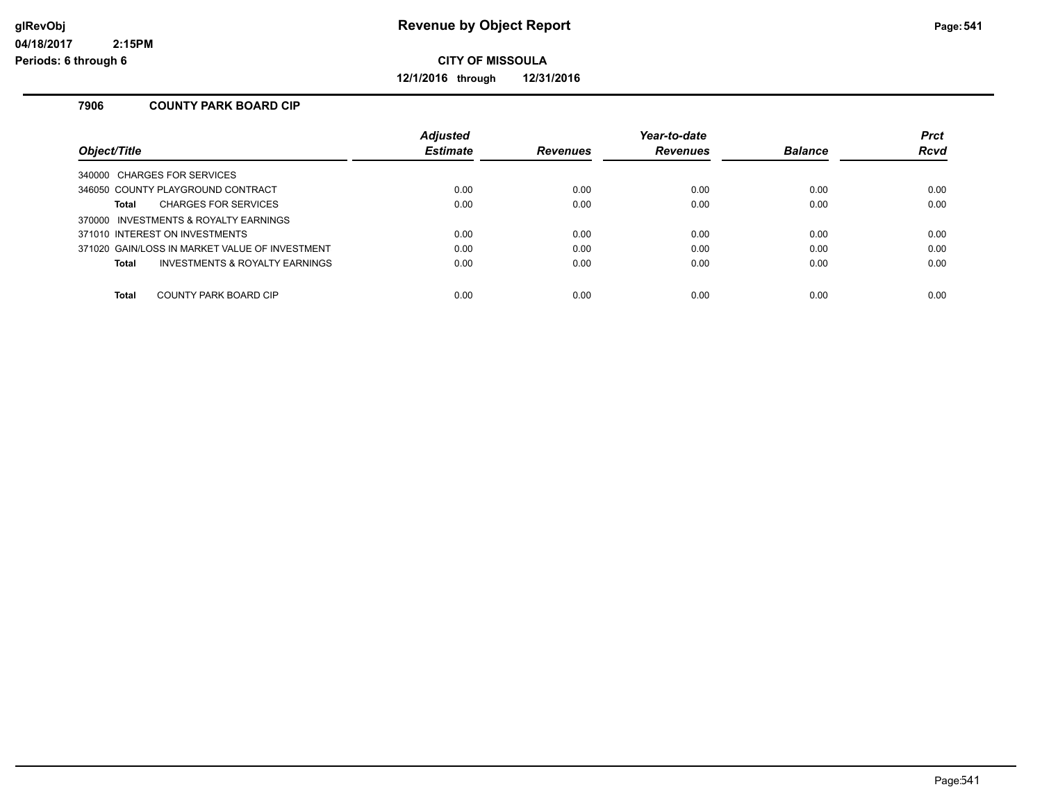# Revenue by Object Report

glRevObj
04/18/2017 2:15PM
Periods: 6 through 6

**CITY OF MISSOULA**

**12/1/2016 through 12/31/2016**

## 7906 COUNTY PARK BOARD CIP

| Object/Title | Adjusted Estimate | Revenues | Year-to-date Revenues | Balance | Prct Rcvd |
|---|---|---|---|---|---|
| 340000 CHARGES FOR SERVICES | | | | | |
| 346050 COUNTY PLAYGROUND CONTRACT | 0.00 | 0.00 | 0.00 | 0.00 | 0.00 |
| **Total** CHARGES FOR SERVICES | 0.00 | 0.00 | 0.00 | 0.00 | 0.00 |
| 370000 INVESTMENTS & ROYALTY EARNINGS | | | | | |
| 371010 INTEREST ON INVESTMENTS | 0.00 | 0.00 | 0.00 | 0.00 | 0.00 |
| 371020 GAIN/LOSS IN MARKET VALUE OF INVESTMENT | 0.00 | 0.00 | 0.00 | 0.00 | 0.00 |
| **Total** INVESTMENTS & ROYALTY EARNINGS | 0.00 | 0.00 | 0.00 | 0.00 | 0.00 |
| **Total** COUNTY PARK BOARD CIP | 0.00 | 0.00 | 0.00 | 0.00 | 0.00 |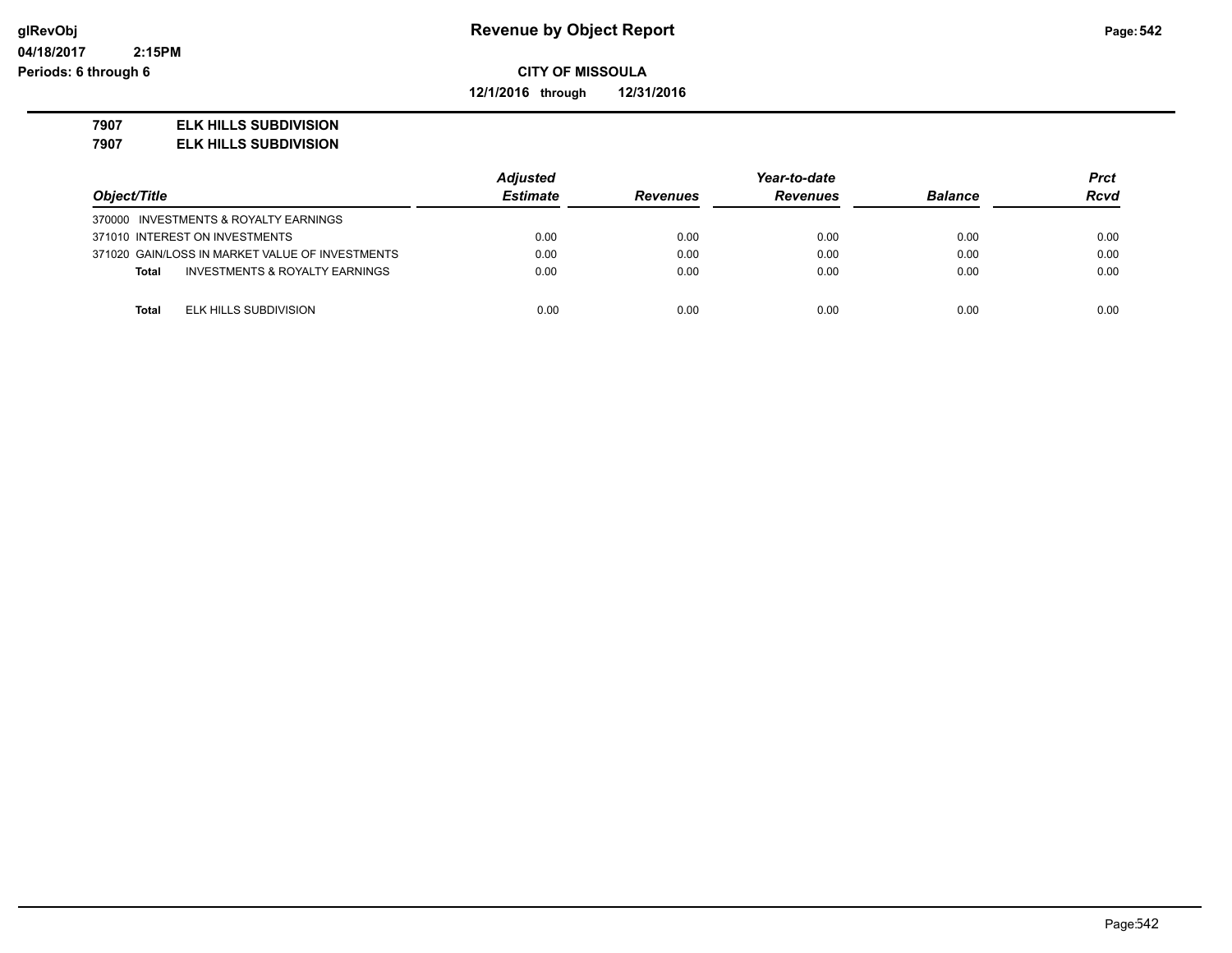# Revenue by Object Report

glRevObj
04/18/2017 2:15PM
Periods: 6 through 6

**CITY OF MISSOULA**

**12/1/2016 through 12/31/2016**

**7907 ELK HILLS SUBDIVISION**
**7907 ELK HILLS SUBDIVISION**

| Object/Title | Adjusted Estimate | Revenues | Year-to-date Revenues | Balance | Prct Rcvd |
|---|---|---|---|---|---|
| 370000 INVESTMENTS & ROYALTY EARNINGS | | | | | |
| 371010 INTEREST ON INVESTMENTS | 0.00 | 0.00 | 0.00 | 0.00 | 0.00 |
| 371020 GAIN/LOSS IN MARKET VALUE OF INVESTMENTS | 0.00 | 0.00 | 0.00 | 0.00 | 0.00 |
| **Total** INVESTMENTS & ROYALTY EARNINGS | 0.00 | 0.00 | 0.00 | 0.00 | 0.00 |
| **Total** ELK HILLS SUBDIVISION | 0.00 | 0.00 | 0.00 | 0.00 | 0.00 |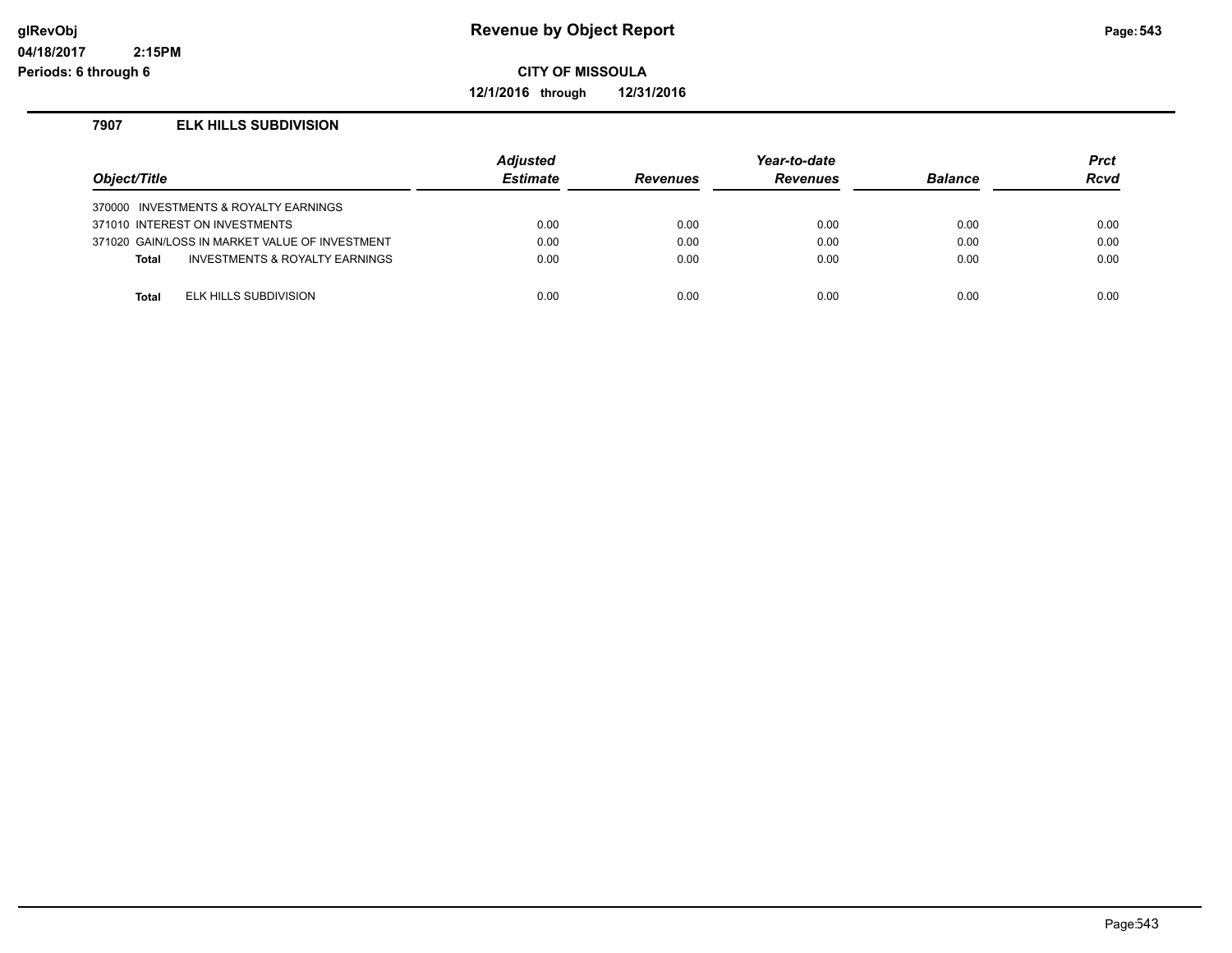# Revenue by Object Report

## CITY OF MISSOULA

**12/1/2016 through 12/31/2016**

glRevObj
04/18/2017 2:15PM
Periods: 6 through 6

### 7907 ELK HILLS SUBDIVISION

| Object/Title | Adjusted Estimate | Revenues | Year-to-date Revenues | Balance | Prct Rcvd |
|---|---|---|---|---|---|
| 370000 INVESTMENTS & ROYALTY EARNINGS | | | | | |
| 371010 INTEREST ON INVESTMENTS | 0.00 | 0.00 | 0.00 | 0.00 | 0.00 |
| 371020 GAIN/LOSS IN MARKET VALUE OF INVESTMENT | 0.00 | 0.00 | 0.00 | 0.00 | 0.00 |
| **Total** INVESTMENTS & ROYALTY EARNINGS | 0.00 | 0.00 | 0.00 | 0.00 | 0.00 |
| **Total** ELK HILLS SUBDIVISION | 0.00 | 0.00 | 0.00 | 0.00 | 0.00 |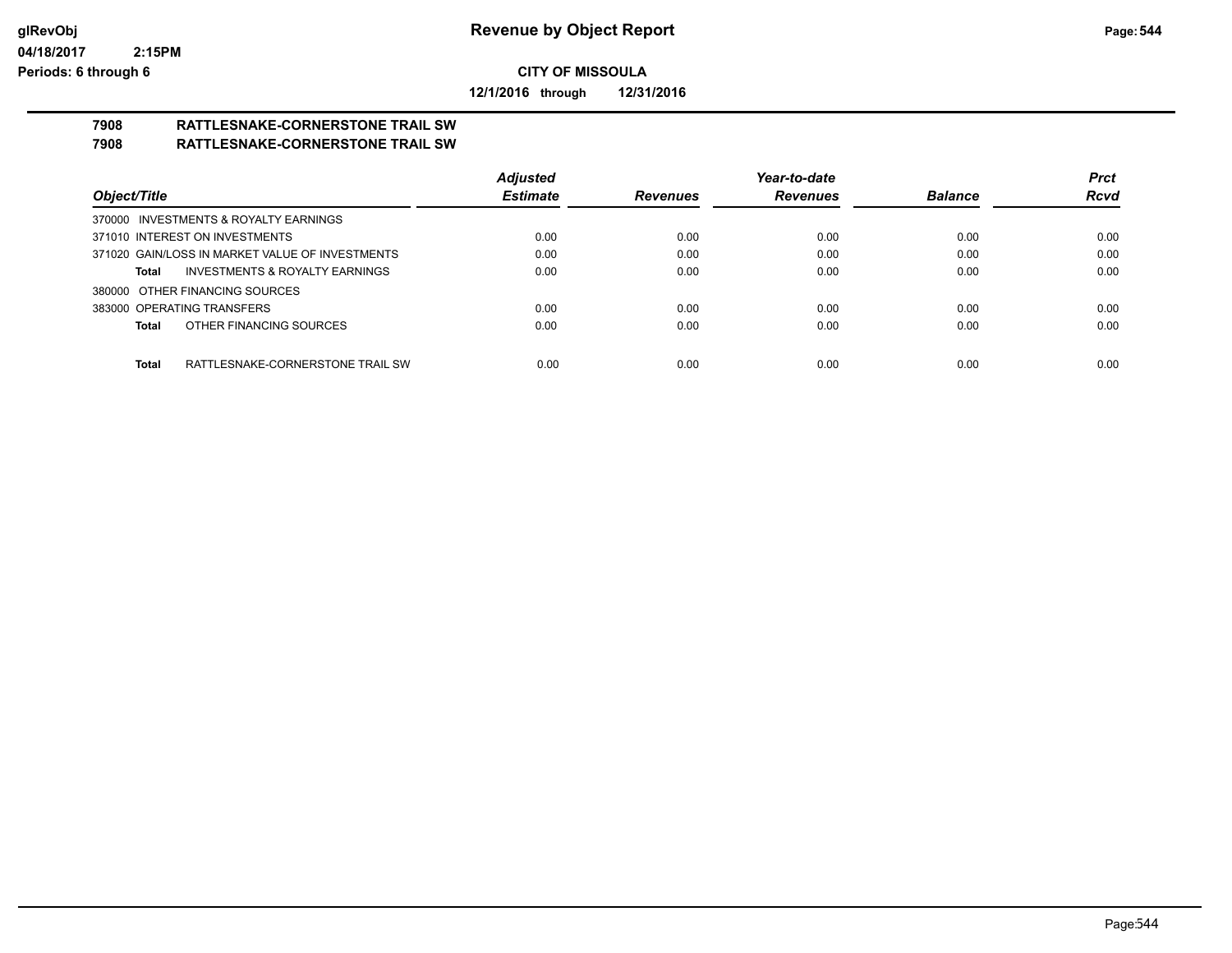**CITY OF MISSOULA**

**12/1/2016 through 12/31/2016**

**7908 RATTLESNAKE-CORNERSTONE TRAIL SW**
**7908 RATTLESNAKE-CORNERSTONE TRAIL SW**

| Object/Title | Adjusted Estimate | Revenues | Year-to-date Revenues | Balance | Prct Rcvd |
|---|---|---|---|---|---|
| 370000 INVESTMENTS & ROYALTY EARNINGS | | | | | |
| 371010 INTEREST ON INVESTMENTS | 0.00 | 0.00 | 0.00 | 0.00 | 0.00 |
| 371020 GAIN/LOSS IN MARKET VALUE OF INVESTMENTS | 0.00 | 0.00 | 0.00 | 0.00 | 0.00 |
| **Total** INVESTMENTS & ROYALTY EARNINGS | 0.00 | 0.00 | 0.00 | 0.00 | 0.00 |
| 380000 OTHER FINANCING SOURCES | | | | | |
| 383000 OPERATING TRANSFERS | 0.00 | 0.00 | 0.00 | 0.00 | 0.00 |
| **Total** OTHER FINANCING SOURCES | 0.00 | 0.00 | 0.00 | 0.00 | 0.00 |
| **Total** RATTLESNAKE-CORNERSTONE TRAIL SW | 0.00 | 0.00 | 0.00 | 0.00 | 0.00 |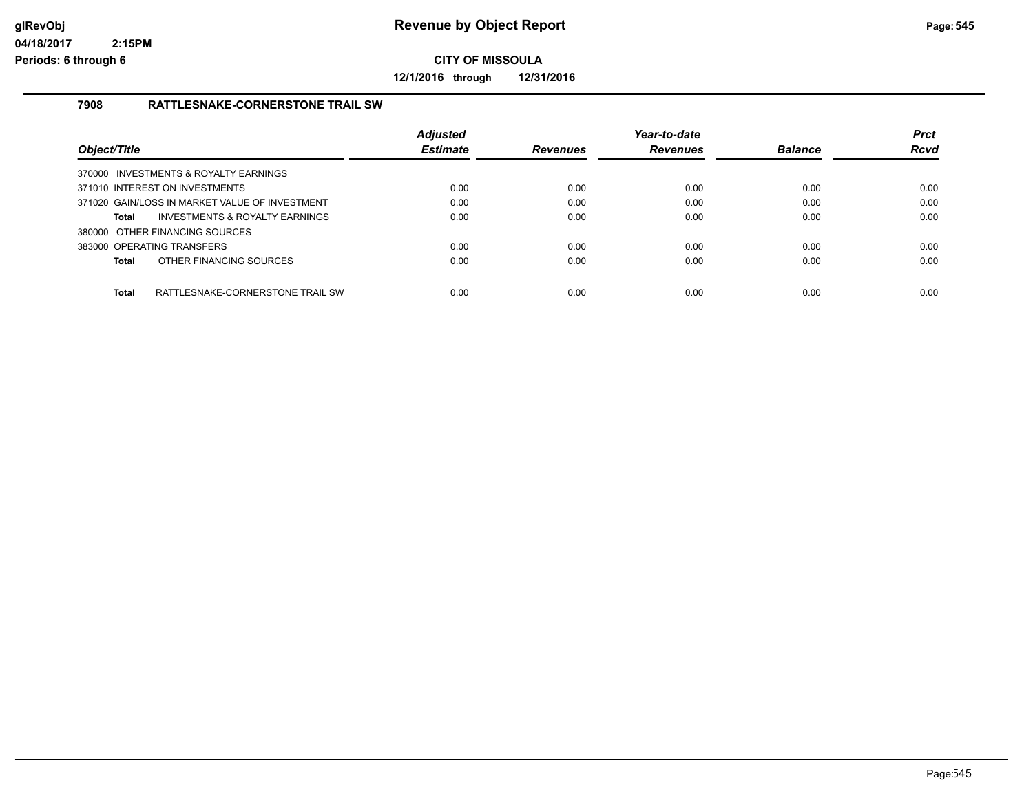# Revenue by Object Report

**CITY OF MISSOULA**

**12/1/2016 through 12/31/2016**

glRevObj
04/18/2017 2:15PM
Periods: 6 through 6

## 7908 RATTLESNAKE-CORNERSTONE TRAIL SW

| Object/Title | Adjusted Estimate | Revenues | Year-to-date Revenues | Balance | Prct Rcvd |
|---|---|---|---|---|---|
| 370000 INVESTMENTS & ROYALTY EARNINGS | | | | | |
| 371010 INTEREST ON INVESTMENTS | 0.00 | 0.00 | 0.00 | 0.00 | 0.00 |
| 371020 GAIN/LOSS IN MARKET VALUE OF INVESTMENT | 0.00 | 0.00 | 0.00 | 0.00 | 0.00 |
| **Total** INVESTMENTS & ROYALTY EARNINGS | 0.00 | 0.00 | 0.00 | 0.00 | 0.00 |
| 380000 OTHER FINANCING SOURCES | | | | | |
| 383000 OPERATING TRANSFERS | 0.00 | 0.00 | 0.00 | 0.00 | 0.00 |
| **Total** OTHER FINANCING SOURCES | 0.00 | 0.00 | 0.00 | 0.00 | 0.00 |
| **Total** RATTLESNAKE-CORNERSTONE TRAIL SW | 0.00 | 0.00 | 0.00 | 0.00 | 0.00 |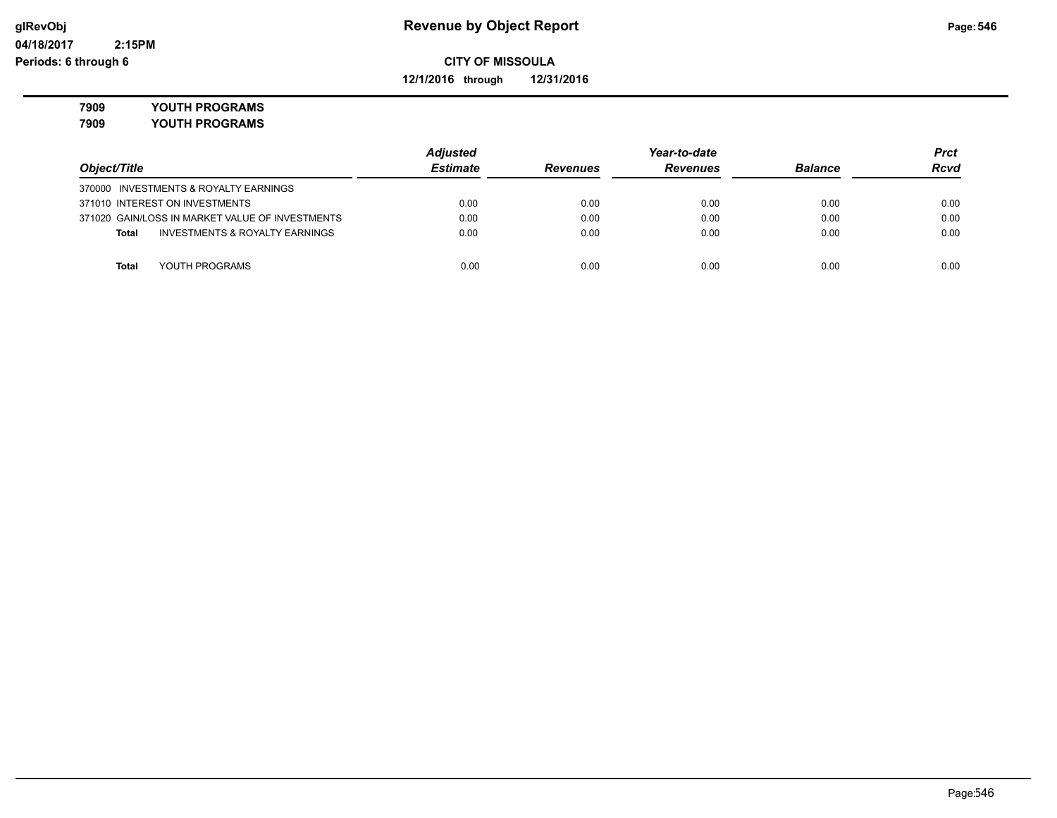**CITY OF MISSOULA**

**12/1/2016 through 12/31/2016**

**7909 YOUTH PROGRAMS**

**7909 YOUTH PROGRAMS**

| Object/Title | Adjusted Estimate | Revenues | Year-to-date Revenues | Balance | Prct Rcvd |
|---|---|---|---|---|---|
| 370000 INVESTMENTS & ROYALTY EARNINGS | | | | | |
| 371010 INTEREST ON INVESTMENTS | 0.00 | 0.00 | 0.00 | 0.00 | 0.00 |
| 371020 GAIN/LOSS IN MARKET VALUE OF INVESTMENTS | 0.00 | 0.00 | 0.00 | 0.00 | 0.00 |
| **Total** INVESTMENTS & ROYALTY EARNINGS | 0.00 | 0.00 | 0.00 | 0.00 | 0.00 |
| **Total** YOUTH PROGRAMS | 0.00 | 0.00 | 0.00 | 0.00 | 0.00 |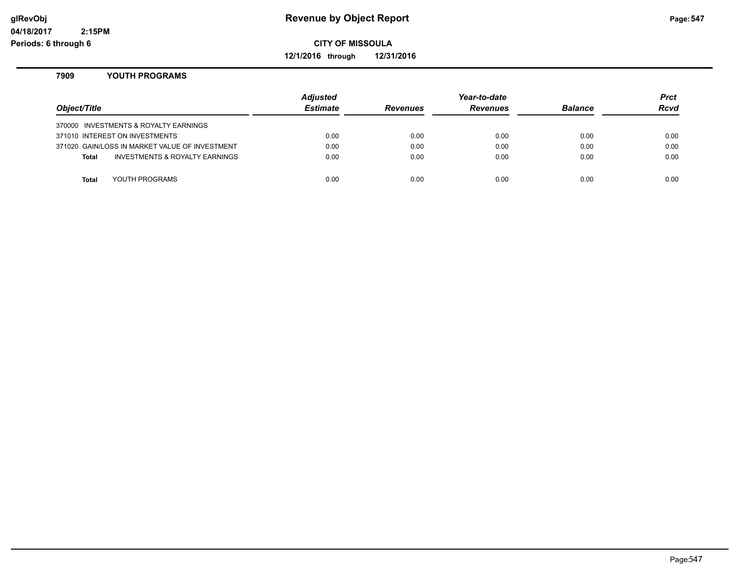# Revenue by Object Report

**CITY OF MISSOULA**

**12/1/2016 through 12/31/2016**

glRevObj
04/18/2017 2:15PM
Periods: 6 through 6

## 7909 YOUTH PROGRAMS

| Object/Title | Adjusted Estimate | Revenues | Year-to-date Revenues | Balance | Prct Rcvd |
|---|---|---|---|---|---|
| 370000 INVESTMENTS & ROYALTY EARNINGS | | | | | |
| 371010 INTEREST ON INVESTMENTS | 0.00 | 0.00 | 0.00 | 0.00 | 0.00 |
| 371020 GAIN/LOSS IN MARKET VALUE OF INVESTMENT | 0.00 | 0.00 | 0.00 | 0.00 | 0.00 |
| **Total** INVESTMENTS & ROYALTY EARNINGS | 0.00 | 0.00 | 0.00 | 0.00 | 0.00 |
| **Total** YOUTH PROGRAMS | 0.00 | 0.00 | 0.00 | 0.00 | 0.00 |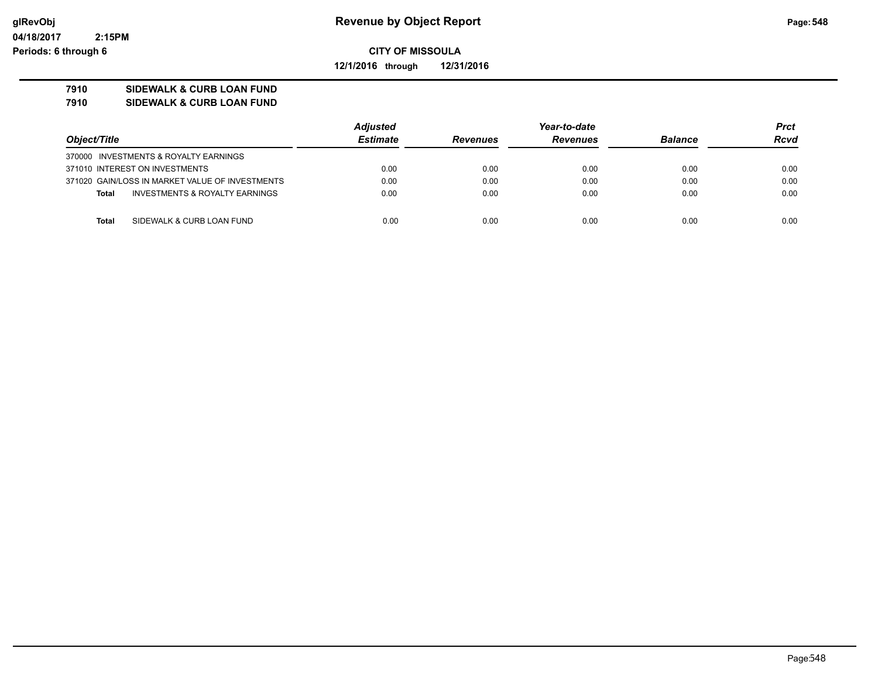# Revenue by Object Report

glRevObj
04/18/2017 2:15PM
Periods: 6 through 6

**CITY OF MISSOULA**

**12/1/2016 through 12/31/2016**

**7910 SIDEWALK & CURB LOAN FUND**
**7910 SIDEWALK & CURB LOAN FUND**

| Object/Title | Adjusted Estimate | Revenues | Year-to-date Revenues | Balance | Prct Rcvd |
|---|---|---|---|---|---|
| 370000 INVESTMENTS & ROYALTY EARNINGS | | | | | |
| 371010 INTEREST ON INVESTMENTS | 0.00 | 0.00 | 0.00 | 0.00 | 0.00 |
| 371020 GAIN/LOSS IN MARKET VALUE OF INVESTMENTS | 0.00 | 0.00 | 0.00 | 0.00 | 0.00 |
| **Total** INVESTMENTS & ROYALTY EARNINGS | 0.00 | 0.00 | 0.00 | 0.00 | 0.00 |
| **Total** SIDEWALK & CURB LOAN FUND | 0.00 | 0.00 | 0.00 | 0.00 | 0.00 |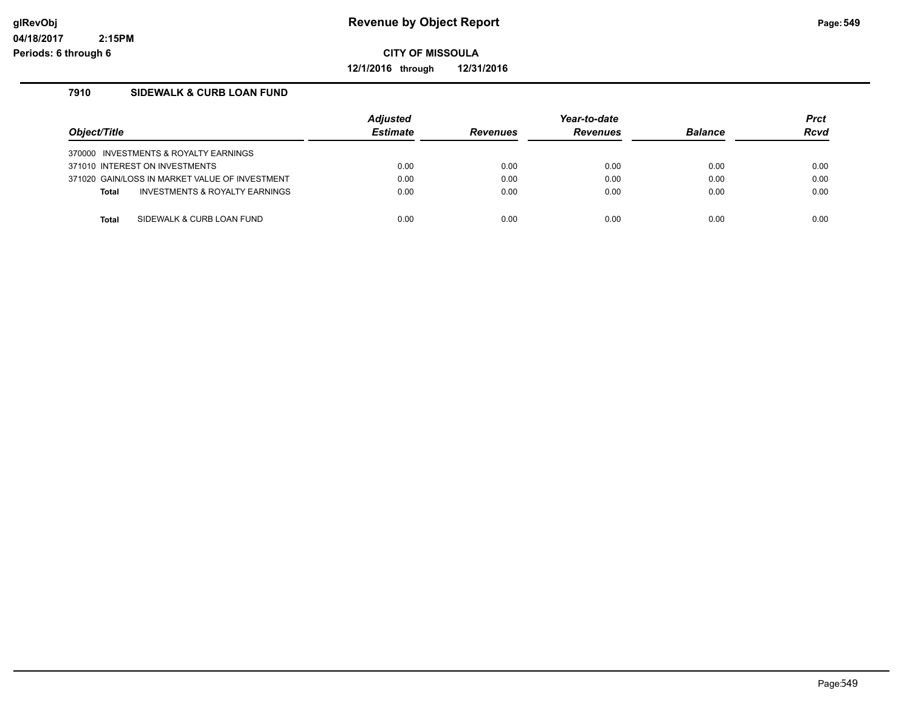**CITY OF MISSOULA**

**12/1/2016 through 12/31/2016**

## 7910 SIDEWALK & CURB LOAN FUND

| Object/Title | Adjusted Estimate | Revenues | Year-to-date Revenues | Balance | Prct Rcvd |
|---|---|---|---|---|---|
| 370000 INVESTMENTS & ROYALTY EARNINGS | | | | | |
| 371010 INTEREST ON INVESTMENTS | 0.00 | 0.00 | 0.00 | 0.00 | 0.00 |
| 371020 GAIN/LOSS IN MARKET VALUE OF INVESTMENT | 0.00 | 0.00 | 0.00 | 0.00 | 0.00 |
| **Total** INVESTMENTS & ROYALTY EARNINGS | 0.00 | 0.00 | 0.00 | 0.00 | 0.00 |
| **Total** SIDEWALK & CURB LOAN FUND | 0.00 | 0.00 | 0.00 | 0.00 | 0.00 |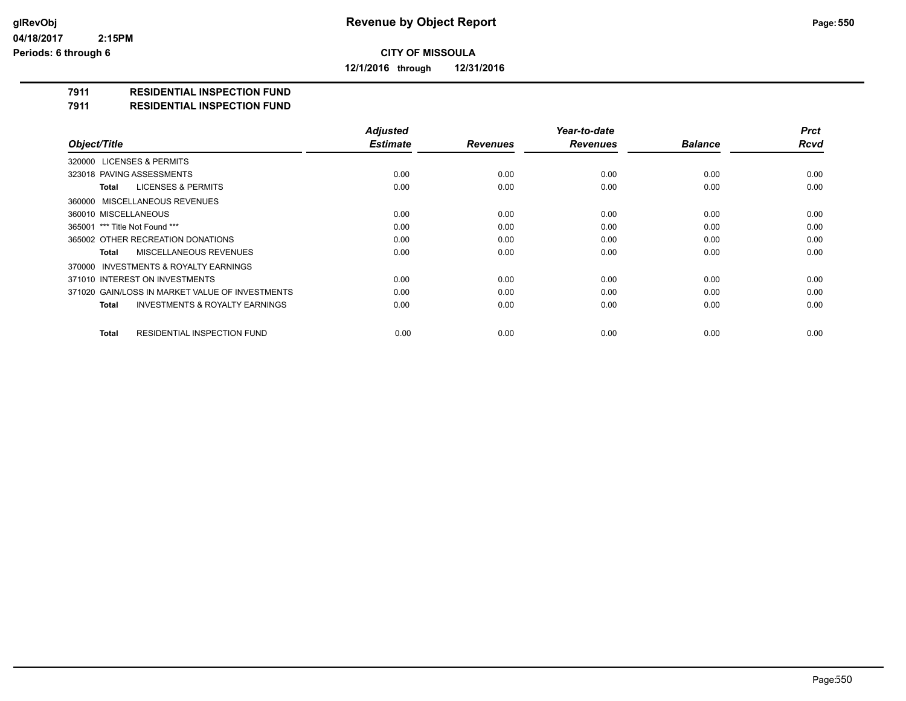# CITY OF MISSOULA

**12/1/2016 through 12/31/2016**

## 7911 RESIDENTIAL INSPECTION FUND
## 7911 RESIDENTIAL INSPECTION FUND

| Object/Title | Adjusted Estimate | Revenues | Year-to-date Revenues | Balance | Prct Rcvd |
|---|---|---|---|---|---|
| 320000 LICENSES & PERMITS | | | | | |
| 323018 PAVING ASSESSMENTS | 0.00 | 0.00 | 0.00 | 0.00 | 0.00 |
| **Total** LICENSES & PERMITS | 0.00 | 0.00 | 0.00 | 0.00 | 0.00 |
| 360000 MISCELLANEOUS REVENUES | | | | | |
| 360010 MISCELLANEOUS | 0.00 | 0.00 | 0.00 | 0.00 | 0.00 |
| 365001 *** Title Not Found *** | 0.00 | 0.00 | 0.00 | 0.00 | 0.00 |
| 365002 OTHER RECREATION DONATIONS | 0.00 | 0.00 | 0.00 | 0.00 | 0.00 |
| **Total** MISCELLANEOUS REVENUES | 0.00 | 0.00 | 0.00 | 0.00 | 0.00 |
| 370000 INVESTMENTS & ROYALTY EARNINGS | | | | | |
| 371010 INTEREST ON INVESTMENTS | 0.00 | 0.00 | 0.00 | 0.00 | 0.00 |
| 371020 GAIN/LOSS IN MARKET VALUE OF INVESTMENTS | 0.00 | 0.00 | 0.00 | 0.00 | 0.00 |
| **Total** INVESTMENTS & ROYALTY EARNINGS | 0.00 | 0.00 | 0.00 | 0.00 | 0.00 |
| **Total** RESIDENTIAL INSPECTION FUND | 0.00 | 0.00 | 0.00 | 0.00 | 0.00 |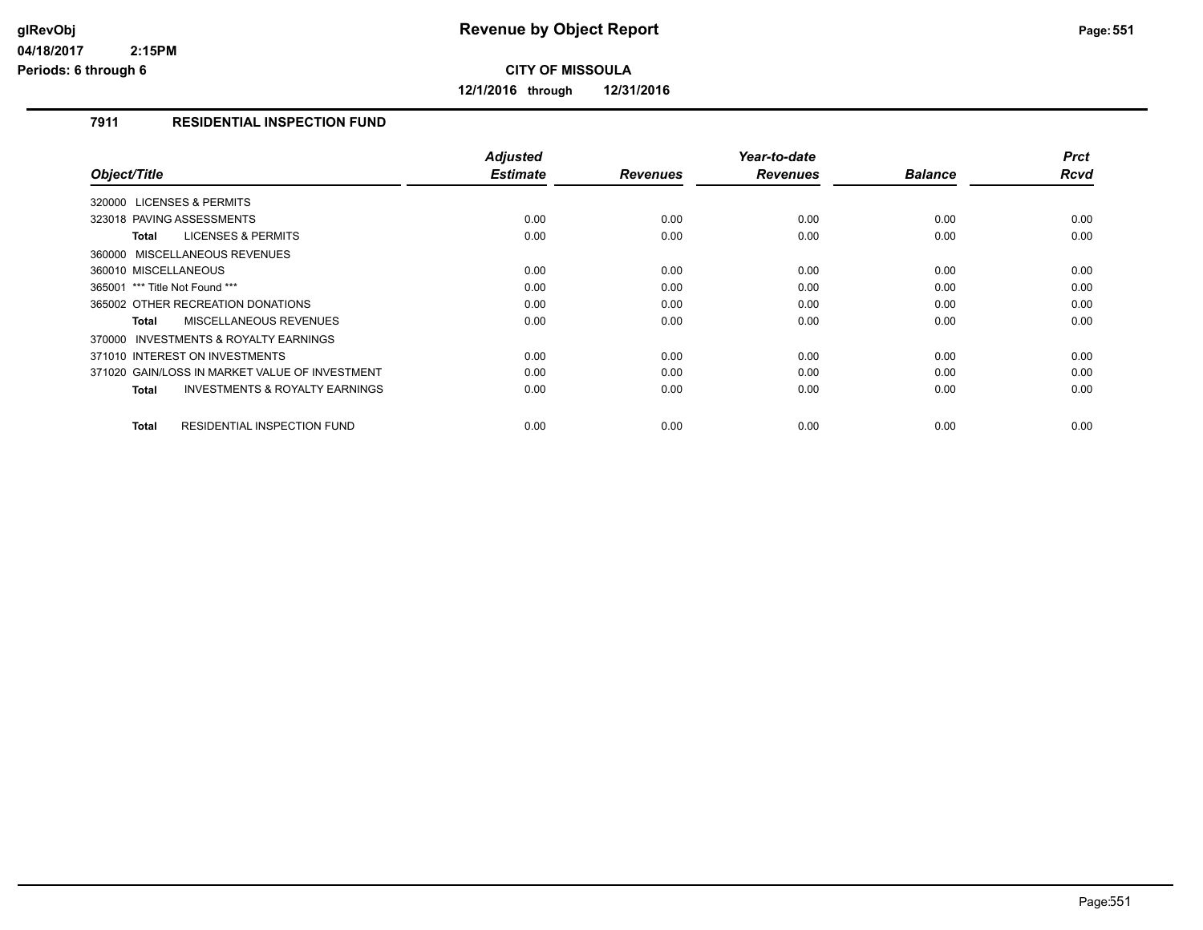# Revenue by Object Report

**CITY OF MISSOULA**

**12/1/2016 through 12/31/2016**

glRevObj
04/18/2017 2:15PM
Periods: 6 through 6

## 7911 RESIDENTIAL INSPECTION FUND

| Object/Title | Adjusted Estimate | Revenues | Year-to-date Revenues | Balance | Prct Rcvd |
|---|---|---|---|---|---|
| 320000 LICENSES & PERMITS | | | | | |
| 323018 PAVING ASSESSMENTS | 0.00 | 0.00 | 0.00 | 0.00 | 0.00 |
| **Total** LICENSES & PERMITS | 0.00 | 0.00 | 0.00 | 0.00 | 0.00 |
| 360000 MISCELLANEOUS REVENUES | | | | | |
| 360010 MISCELLANEOUS | 0.00 | 0.00 | 0.00 | 0.00 | 0.00 |
| 365001 *** Title Not Found *** | 0.00 | 0.00 | 0.00 | 0.00 | 0.00 |
| 365002 OTHER RECREATION DONATIONS | 0.00 | 0.00 | 0.00 | 0.00 | 0.00 |
| **Total** MISCELLANEOUS REVENUES | 0.00 | 0.00 | 0.00 | 0.00 | 0.00 |
| 370000 INVESTMENTS & ROYALTY EARNINGS | | | | | |
| 371010 INTEREST ON INVESTMENTS | 0.00 | 0.00 | 0.00 | 0.00 | 0.00 |
| 371020 GAIN/LOSS IN MARKET VALUE OF INVESTMENT | 0.00 | 0.00 | 0.00 | 0.00 | 0.00 |
| **Total** INVESTMENTS & ROYALTY EARNINGS | 0.00 | 0.00 | 0.00 | 0.00 | 0.00 |
| **Total** RESIDENTIAL INSPECTION FUND | 0.00 | 0.00 | 0.00 | 0.00 | 0.00 |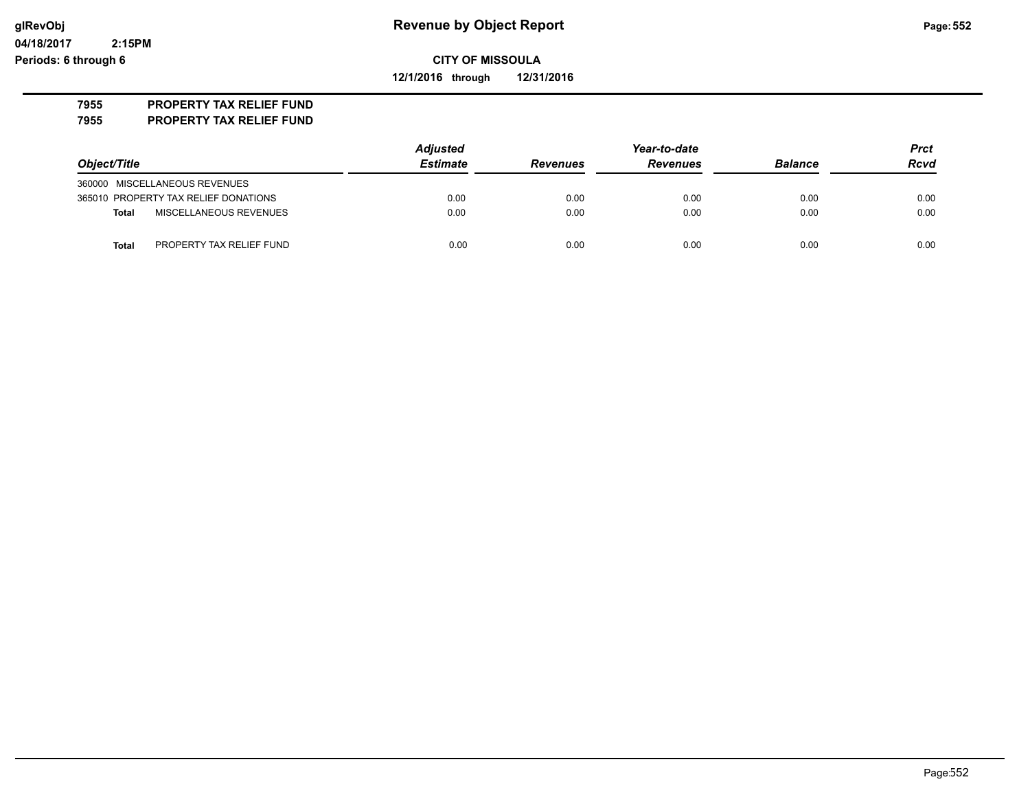**Revenue by Object Report**

**CITY OF MISSOULA**

**12/1/2016 through 12/31/2016**

glRevObj
04/18/2017 2:15PM
Periods: 6 through 6

**7955 PROPERTY TAX RELIEF FUND**
**7955 PROPERTY TAX RELIEF FUND**

| Object/Title | Adjusted Estimate | Revenues | Year-to-date Revenues | Balance | Prct Rcvd |
|---|---|---|---|---|---|
| 360000 MISCELLANEOUS REVENUES | | | | | |
| 365010 PROPERTY TAX RELIEF DONATIONS | 0.00 | 0.00 | 0.00 | 0.00 | 0.00 |
| **Total** MISCELLANEOUS REVENUES | 0.00 | 0.00 | 0.00 | 0.00 | 0.00 |
| **Total** PROPERTY TAX RELIEF FUND | 0.00 | 0.00 | 0.00 | 0.00 | 0.00 |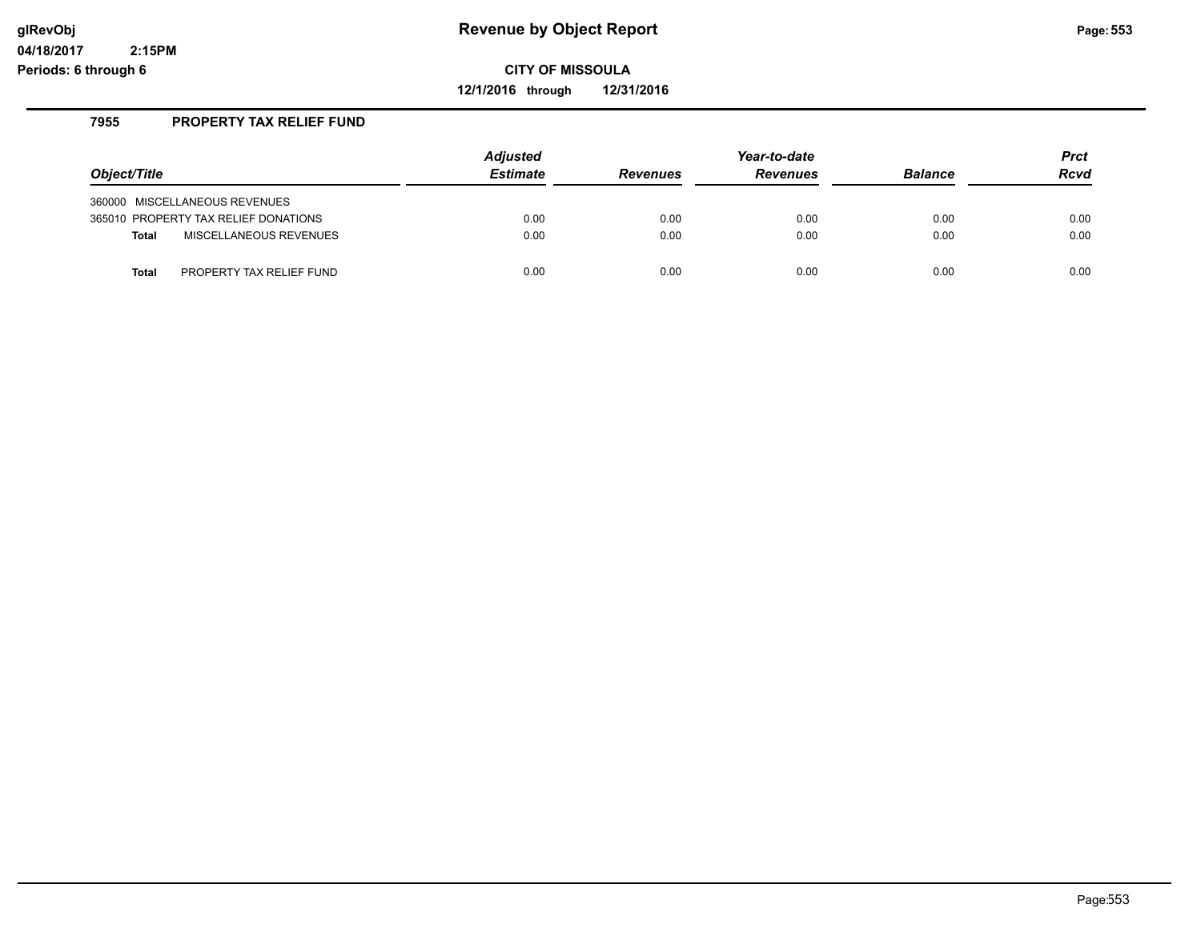**glRevObj** **Revenue by Object Report**

**04/18/2017 2:15PM**

**Periods: 6 through 6**

**CITY OF MISSOULA**

**12/1/2016 through 12/31/2016**

### 7955 PROPERTY TAX RELIEF FUND

| *Object/Title* | *Adjusted Estimate* | *Revenues* | *Year-to-date Revenues* | *Balance* | *Prct Rcvd* |
|---|---|---|---|---|---|
| 360000 MISCELLANEOUS REVENUES | | | | | |
| 365010 PROPERTY TAX RELIEF DONATIONS | 0.00 | 0.00 | 0.00 | 0.00 | 0.00 |
| **Total** MISCELLANEOUS REVENUES | 0.00 | 0.00 | 0.00 | 0.00 | 0.00 |
| **Total** PROPERTY TAX RELIEF FUND | 0.00 | 0.00 | 0.00 | 0.00 | 0.00 |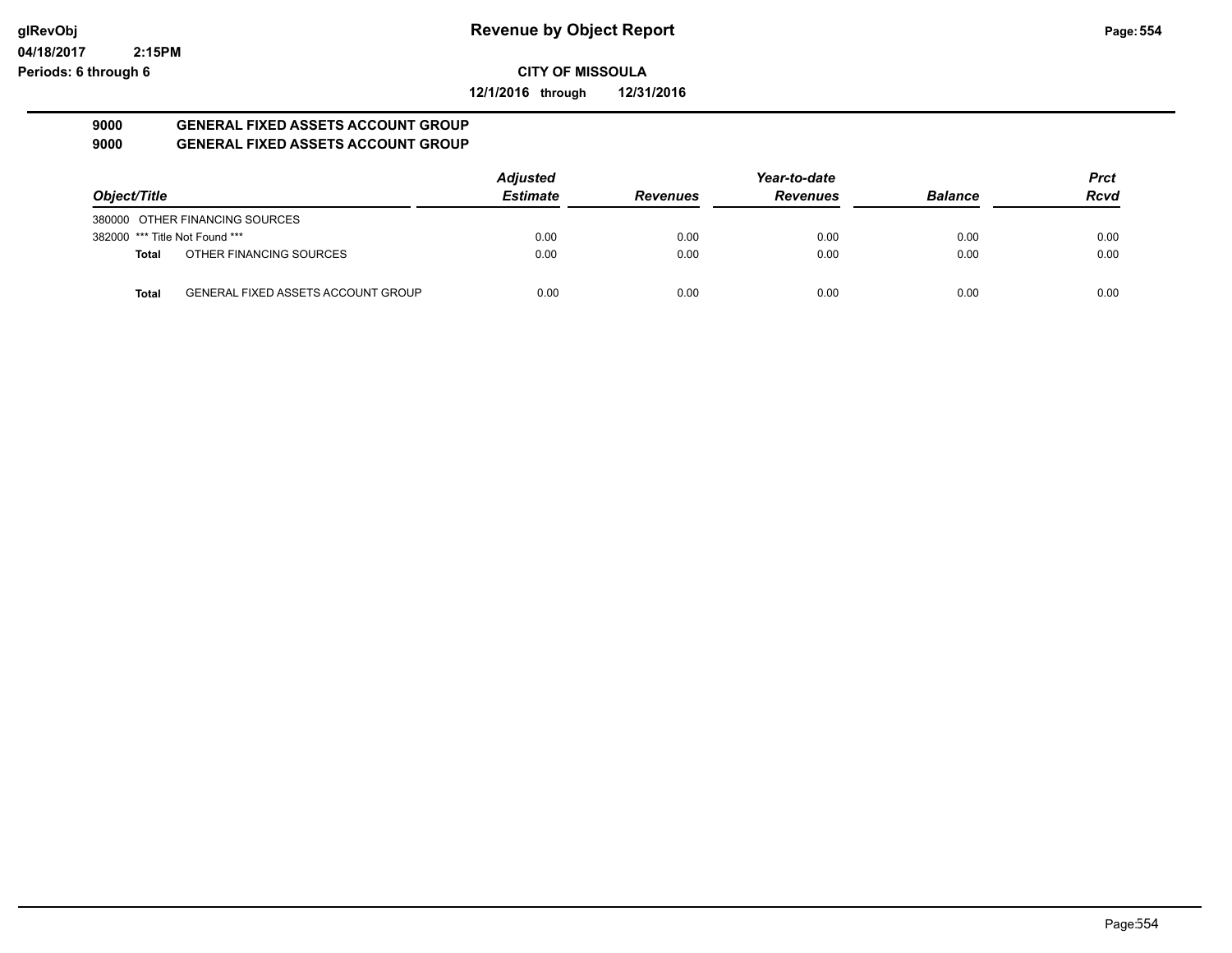**glRevObj** **Revenue by Object Report**
**04/18/2017 2:15PM**
**Periods: 6 through 6**

**CITY OF MISSOULA**

**12/1/2016 through 12/31/2016**

**9000 GENERAL FIXED ASSETS ACCOUNT GROUP**
**9000 GENERAL FIXED ASSETS ACCOUNT GROUP**

| Object/Title | | Adjusted Estimate | Revenues | Year-to-date Revenues | Balance | Prct Rcvd |
|---|---|---|---|---|---|---|
| 380000 OTHER FINANCING SOURCES | | | | | | |
| 382000 *** Title Not Found *** | | 0.00 | 0.00 | 0.00 | 0.00 | 0.00 |
| **Total** | OTHER FINANCING SOURCES | 0.00 | 0.00 | 0.00 | 0.00 | 0.00 |
| **Total** | GENERAL FIXED ASSETS ACCOUNT GROUP | 0.00 | 0.00 | 0.00 | 0.00 | 0.00 |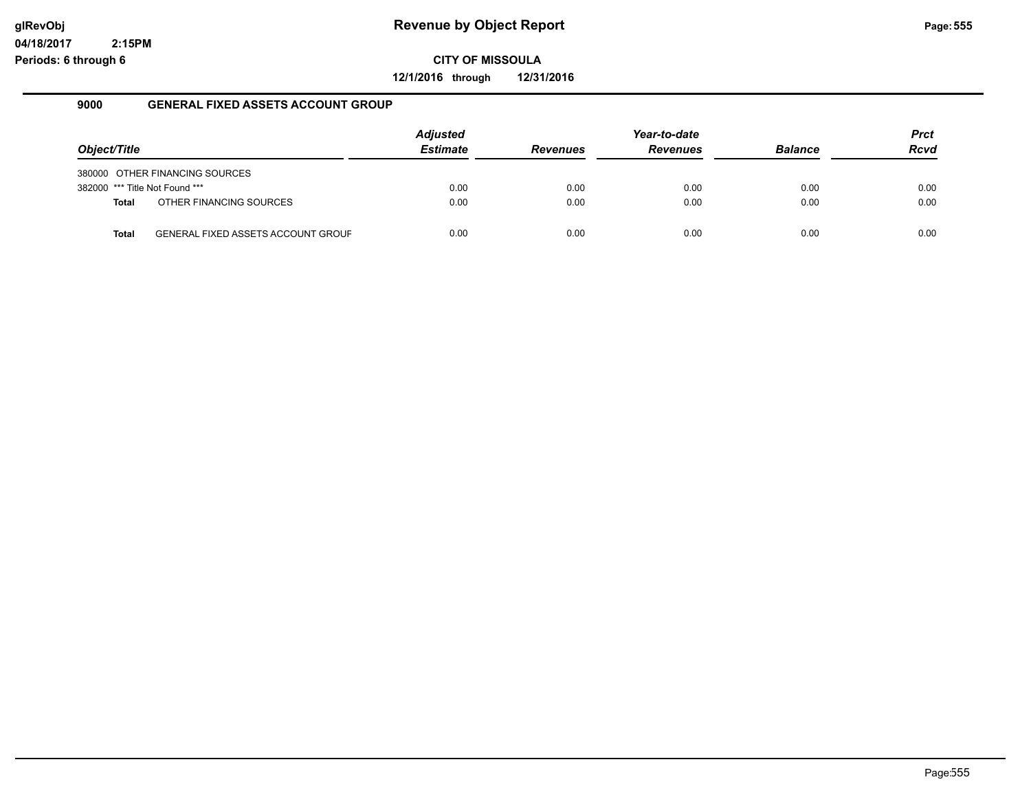glRevObj
04/18/2017 2:15PM
Periods: 6 through 6

# Revenue by Object Report

**CITY OF MISSOULA**

**12/1/2016 through 12/31/2016**

## 9000 GENERAL FIXED ASSETS ACCOUNT GROUP

| Object/Title | Adjusted Estimate | Revenues | Year-to-date Revenues | Balance | Prct Rcvd |
|---|---|---|---|---|---|
| 380000 OTHER FINANCING SOURCES | | | | | |
| 382000 *** Title Not Found *** | 0.00 | 0.00 | 0.00 | 0.00 | 0.00 |
| **Total** OTHER FINANCING SOURCES | 0.00 | 0.00 | 0.00 | 0.00 | 0.00 |
| **Total** GENERAL FIXED ASSETS ACCOUNT GROUF | 0.00 | 0.00 | 0.00 | 0.00 | 0.00 |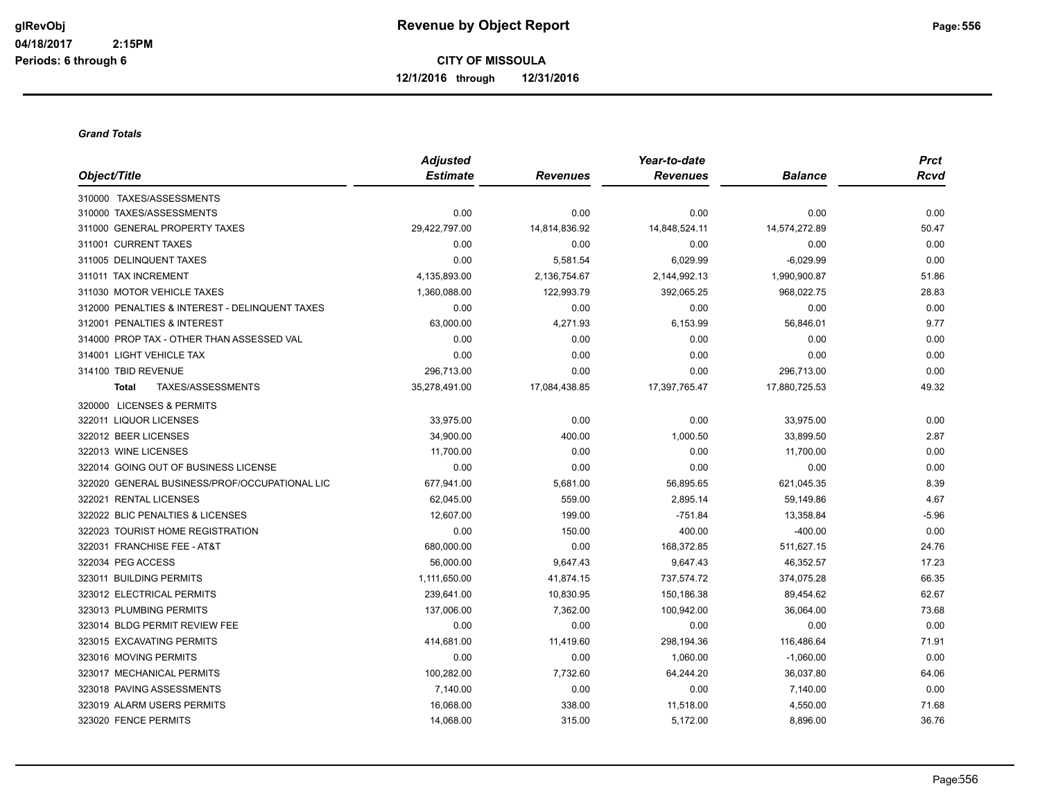**Revenue by Object Report**

glRevObj
04/18/2017 2:15PM
Periods: 6 through 6

**CITY OF MISSOULA**

**12/1/2016 through 12/31/2016**

***Grand Totals***

| Object/Title | Adjusted Estimate | Revenues | Year-to-date Revenues | Balance | Prct Rcvd |
|---|---|---|---|---|---|
| 310000 TAXES/ASSESSMENTS | | | | | |
| 310000 TAXES/ASSESSMENTS | 0.00 | 0.00 | 0.00 | 0.00 | 0.00 |
| 311000 GENERAL PROPERTY TAXES | 29,422,797.00 | 14,814,836.92 | 14,848,524.11 | 14,574,272.89 | 50.47 |
| 311001 CURRENT TAXES | 0.00 | 0.00 | 0.00 | 0.00 | 0.00 |
| 311005 DELINQUENT TAXES | 0.00 | 5,581.54 | 6,029.99 | -6,029.99 | 0.00 |
| 311011 TAX INCREMENT | 4,135,893.00 | 2,136,754.67 | 2,144,992.13 | 1,990,900.87 | 51.86 |
| 311030 MOTOR VEHICLE TAXES | 1,360,088.00 | 122,993.79 | 392,065.25 | 968,022.75 | 28.83 |
| 312000 PENALTIES & INTEREST - DELINQUENT TAXES | 0.00 | 0.00 | 0.00 | 0.00 | 0.00 |
| 312001 PENALTIES & INTEREST | 63,000.00 | 4,271.93 | 6,153.99 | 56,846.01 | 9.77 |
| 314000 PROP TAX - OTHER THAN ASSESSED VAL | 0.00 | 0.00 | 0.00 | 0.00 | 0.00 |
| 314001 LIGHT VEHICLE TAX | 0.00 | 0.00 | 0.00 | 0.00 | 0.00 |
| 314100 TBID REVENUE | 296,713.00 | 0.00 | 0.00 | 296,713.00 | 0.00 |
| **Total** TAXES/ASSESSMENTS | 35,278,491.00 | 17,084,438.85 | 17,397,765.47 | 17,880,725.53 | 49.32 |
| 320000 LICENSES & PERMITS | | | | | |
| 322011 LIQUOR LICENSES | 33,975.00 | 0.00 | 0.00 | 33,975.00 | 0.00 |
| 322012 BEER LICENSES | 34,900.00 | 400.00 | 1,000.50 | 33,899.50 | 2.87 |
| 322013 WINE LICENSES | 11,700.00 | 0.00 | 0.00 | 11,700.00 | 0.00 |
| 322014 GOING OUT OF BUSINESS LICENSE | 0.00 | 0.00 | 0.00 | 0.00 | 0.00 |
| 322020 GENERAL BUSINESS/PROF/OCCUPATIONAL LIC | 677,941.00 | 5,681.00 | 56,895.65 | 621,045.35 | 8.39 |
| 322021 RENTAL LICENSES | 62,045.00 | 559.00 | 2,895.14 | 59,149.86 | 4.67 |
| 322022 BLIC PENALTIES & LICENSES | 12,607.00 | 199.00 | -751.84 | 13,358.84 | -5.96 |
| 322023 TOURIST HOME REGISTRATION | 0.00 | 150.00 | 400.00 | -400.00 | 0.00 |
| 322031 FRANCHISE FEE - AT&T | 680,000.00 | 0.00 | 168,372.85 | 511,627.15 | 24.76 |
| 322034 PEG ACCESS | 56,000.00 | 9,647.43 | 9,647.43 | 46,352.57 | 17.23 |
| 323011 BUILDING PERMITS | 1,111,650.00 | 41,874.15 | 737,574.72 | 374,075.28 | 66.35 |
| 323012 ELECTRICAL PERMITS | 239,641.00 | 10,830.95 | 150,186.38 | 89,454.62 | 62.67 |
| 323013 PLUMBING PERMITS | 137,006.00 | 7,362.00 | 100,942.00 | 36,064.00 | 73.68 |
| 323014 BLDG PERMIT REVIEW FEE | 0.00 | 0.00 | 0.00 | 0.00 | 0.00 |
| 323015 EXCAVATING PERMITS | 414,681.00 | 11,419.60 | 298,194.36 | 116,486.64 | 71.91 |
| 323016 MOVING PERMITS | 0.00 | 0.00 | 1,060.00 | -1,060.00 | 0.00 |
| 323017 MECHANICAL PERMITS | 100,282.00 | 7,732.60 | 64,244.20 | 36,037.80 | 64.06 |
| 323018 PAVING ASSESSMENTS | 7,140.00 | 0.00 | 0.00 | 7,140.00 | 0.00 |
| 323019 ALARM USERS PERMITS | 16,068.00 | 338.00 | 11,518.00 | 4,550.00 | 71.68 |
| 323020 FENCE PERMITS | 14,068.00 | 315.00 | 5,172.00 | 8,896.00 | 36.76 |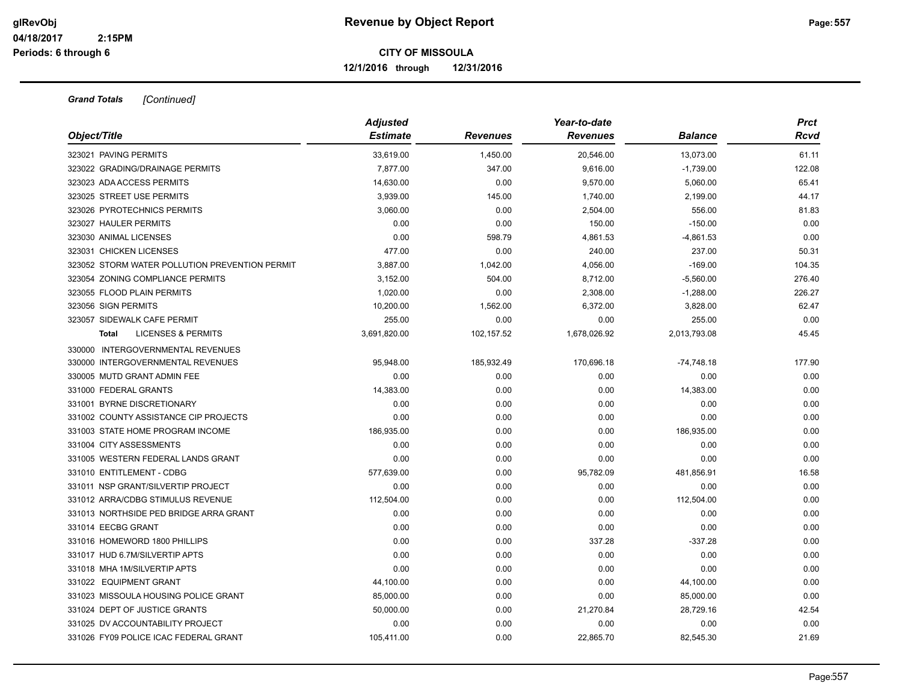# Revenue by Object Report

glRevObj
04/18/2017 2:15PM
Periods: 6 through 6

**CITY OF MISSOULA**

**12/1/2016 through 12/31/2016**

***Grand Totals*** *[Continued]*

| *Object/Title* | *Adjusted Estimate* | *Revenues* | *Year-to-date Revenues* | *Balance* | *Prct Rcvd* |
|---|---|---|---|---|---|
| 323021 PAVING PERMITS | 33,619.00 | 1,450.00 | 20,546.00 | 13,073.00 | 61.11 |
| 323022 GRADING/DRAINAGE PERMITS | 7,877.00 | 347.00 | 9,616.00 | -1,739.00 | 122.08 |
| 323023 ADA ACCESS PERMITS | 14,630.00 | 0.00 | 9,570.00 | 5,060.00 | 65.41 |
| 323025 STREET USE PERMITS | 3,939.00 | 145.00 | 1,740.00 | 2,199.00 | 44.17 |
| 323026 PYROTECHNICS PERMITS | 3,060.00 | 0.00 | 2,504.00 | 556.00 | 81.83 |
| 323027 HAULER PERMITS | 0.00 | 0.00 | 150.00 | -150.00 | 0.00 |
| 323030 ANIMAL LICENSES | 0.00 | 598.79 | 4,861.53 | -4,861.53 | 0.00 |
| 323031 CHICKEN LICENSES | 477.00 | 0.00 | 240.00 | 237.00 | 50.31 |
| 323052 STORM WATER POLLUTION PREVENTION PERMIT | 3,887.00 | 1,042.00 | 4,056.00 | -169.00 | 104.35 |
| 323054 ZONING COMPLIANCE PERMITS | 3,152.00 | 504.00 | 8,712.00 | -5,560.00 | 276.40 |
| 323055 FLOOD PLAIN PERMITS | 1,020.00 | 0.00 | 2,308.00 | -1,288.00 | 226.27 |
| 323056 SIGN PERMITS | 10,200.00 | 1,562.00 | 6,372.00 | 3,828.00 | 62.47 |
| 323057 SIDEWALK CAFE PERMIT | 255.00 | 0.00 | 0.00 | 255.00 | 0.00 |
| **Total** LICENSES & PERMITS | 3,691,820.00 | 102,157.52 | 1,678,026.92 | 2,013,793.08 | 45.45 |
| 330000 INTERGOVERNMENTAL REVENUES | | | | | |
| 330000 INTERGOVERNMENTAL REVENUES | 95,948.00 | 185,932.49 | 170,696.18 | -74,748.18 | 177.90 |
| 330005 MUTD GRANT ADMIN FEE | 0.00 | 0.00 | 0.00 | 0.00 | 0.00 |
| 331000 FEDERAL GRANTS | 14,383.00 | 0.00 | 0.00 | 14,383.00 | 0.00 |
| 331001 BYRNE DISCRETIONARY | 0.00 | 0.00 | 0.00 | 0.00 | 0.00 |
| 331002 COUNTY ASSISTANCE CIP PROJECTS | 0.00 | 0.00 | 0.00 | 0.00 | 0.00 |
| 331003 STATE HOME PROGRAM INCOME | 186,935.00 | 0.00 | 0.00 | 186,935.00 | 0.00 |
| 331004 CITY ASSESSMENTS | 0.00 | 0.00 | 0.00 | 0.00 | 0.00 |
| 331005 WESTERN FEDERAL LANDS GRANT | 0.00 | 0.00 | 0.00 | 0.00 | 0.00 |
| 331010 ENTITLEMENT - CDBG | 577,639.00 | 0.00 | 95,782.09 | 481,856.91 | 16.58 |
| 331011 NSP GRANT/SILVERTIP PROJECT | 0.00 | 0.00 | 0.00 | 0.00 | 0.00 |
| 331012 ARRA/CDBG STIMULUS REVENUE | 112,504.00 | 0.00 | 0.00 | 112,504.00 | 0.00 |
| 331013 NORTHSIDE PED BRIDGE ARRA GRANT | 0.00 | 0.00 | 0.00 | 0.00 | 0.00 |
| 331014 EECBG GRANT | 0.00 | 0.00 | 0.00 | 0.00 | 0.00 |
| 331016 HOMEWORD 1800 PHILLIPS | 0.00 | 0.00 | 337.28 | -337.28 | 0.00 |
| 331017 HUD 6.7M/SILVERTIP APTS | 0.00 | 0.00 | 0.00 | 0.00 | 0.00 |
| 331018 MHA 1M/SILVERTIP APTS | 0.00 | 0.00 | 0.00 | 0.00 | 0.00 |
| 331022 EQUIPMENT GRANT | 44,100.00 | 0.00 | 0.00 | 44,100.00 | 0.00 |
| 331023 MISSOULA HOUSING POLICE GRANT | 85,000.00 | 0.00 | 0.00 | 85,000.00 | 0.00 |
| 331024 DEPT OF JUSTICE GRANTS | 50,000.00 | 0.00 | 21,270.84 | 28,729.16 | 42.54 |
| 331025 DV ACCOUNTABILITY PROJECT | 0.00 | 0.00 | 0.00 | 0.00 | 0.00 |
| 331026 FY09 POLICE ICAC FEDERAL GRANT | 105,411.00 | 0.00 | 22,865.70 | 82,545.30 | 21.69 |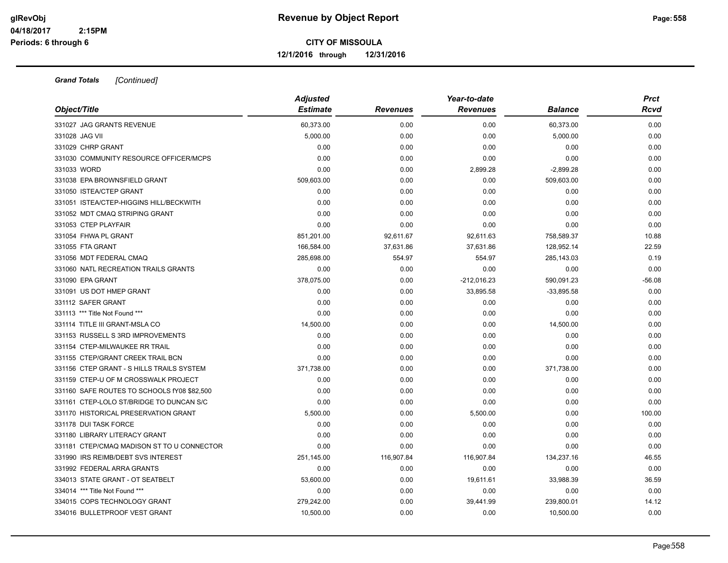**Revenue by Object Report**

**CITY OF MISSOULA**

**12/1/2016 through 12/31/2016**

glRevObj
04/18/2017 2:15PM
Periods: 6 through 6

***Grand Totals*** *[Continued]*

| Object/Title | Adjusted Estimate | Revenues | Year-to-date Revenues | Balance | Prct Rcvd |
|---|---|---|---|---|---|
| 331027 JAG GRANTS REVENUE | 60,373.00 | 0.00 | 0.00 | 60,373.00 | 0.00 |
| 331028 JAG VII | 5,000.00 | 0.00 | 0.00 | 5,000.00 | 0.00 |
| 331029 CHRP GRANT | 0.00 | 0.00 | 0.00 | 0.00 | 0.00 |
| 331030 COMMUNITY RESOURCE OFFICER/MCPS | 0.00 | 0.00 | 0.00 | 0.00 | 0.00 |
| 331033 WORD | 0.00 | 0.00 | 2,899.28 | -2,899.28 | 0.00 |
| 331038 EPA BROWNSFIELD GRANT | 509,603.00 | 0.00 | 0.00 | 509,603.00 | 0.00 |
| 331050 ISTEA/CTEP GRANT | 0.00 | 0.00 | 0.00 | 0.00 | 0.00 |
| 331051 ISTEA/CTEP-HIGGINS HILL/BECKWITH | 0.00 | 0.00 | 0.00 | 0.00 | 0.00 |
| 331052 MDT CMAQ STRIPING GRANT | 0.00 | 0.00 | 0.00 | 0.00 | 0.00 |
| 331053 CTEP PLAYFAIR | 0.00 | 0.00 | 0.00 | 0.00 | 0.00 |
| 331054 FHWA PL GRANT | 851,201.00 | 92,611.67 | 92,611.63 | 758,589.37 | 10.88 |
| 331055 FTA GRANT | 166,584.00 | 37,631.86 | 37,631.86 | 128,952.14 | 22.59 |
| 331056 MDT FEDERAL CMAQ | 285,698.00 | 554.97 | 554.97 | 285,143.03 | 0.19 |
| 331060 NATL RECREATION TRAILS GRANTS | 0.00 | 0.00 | 0.00 | 0.00 | 0.00 |
| 331090 EPA GRANT | 378,075.00 | 0.00 | -212,016.23 | 590,091.23 | -56.08 |
| 331091 US DOT HMEP GRANT | 0.00 | 0.00 | 33,895.58 | -33,895.58 | 0.00 |
| 331112 SAFER GRANT | 0.00 | 0.00 | 0.00 | 0.00 | 0.00 |
| 331113 *** Title Not Found *** | 0.00 | 0.00 | 0.00 | 0.00 | 0.00 |
| 331114 TITLE III GRANT-MSLA CO | 14,500.00 | 0.00 | 0.00 | 14,500.00 | 0.00 |
| 331153 RUSSELL S 3RD IMPROVEMENTS | 0.00 | 0.00 | 0.00 | 0.00 | 0.00 |
| 331154 CTEP-MILWAUKEE RR TRAIL | 0.00 | 0.00 | 0.00 | 0.00 | 0.00 |
| 331155 CTEP/GRANT CREEK TRAIL BCN | 0.00 | 0.00 | 0.00 | 0.00 | 0.00 |
| 331156 CTEP GRANT - S HILLS TRAILS SYSTEM | 371,738.00 | 0.00 | 0.00 | 371,738.00 | 0.00 |
| 331159 CTEP-U OF M CROSSWALK PROJECT | 0.00 | 0.00 | 0.00 | 0.00 | 0.00 |
| 331160 SAFE ROUTES TO SCHOOLS fY08 $82,500 | 0.00 | 0.00 | 0.00 | 0.00 | 0.00 |
| 331161 CTEP-LOLO ST/BRIDGE TO DUNCAN S/C | 0.00 | 0.00 | 0.00 | 0.00 | 0.00 |
| 331170 HISTORICAL PRESERVATION GRANT | 5,500.00 | 0.00 | 5,500.00 | 0.00 | 100.00 |
| 331178 DUI TASK FORCE | 0.00 | 0.00 | 0.00 | 0.00 | 0.00 |
| 331180 LIBRARY LITERACY GRANT | 0.00 | 0.00 | 0.00 | 0.00 | 0.00 |
| 331181 CTEP/CMAQ MADISON ST TO U CONNECTOR | 0.00 | 0.00 | 0.00 | 0.00 | 0.00 |
| 331990 IRS REIMB/DEBT SVS INTEREST | 251,145.00 | 116,907.84 | 116,907.84 | 134,237.16 | 46.55 |
| 331992 FEDERAL ARRA GRANTS | 0.00 | 0.00 | 0.00 | 0.00 | 0.00 |
| 334013 STATE GRANT - OT SEATBELT | 53,600.00 | 0.00 | 19,611.61 | 33,988.39 | 36.59 |
| 334014 *** Title Not Found *** | 0.00 | 0.00 | 0.00 | 0.00 | 0.00 |
| 334015 COPS TECHNOLOGY GRANT | 279,242.00 | 0.00 | 39,441.99 | 239,800.01 | 14.12 |
| 334016 BULLETPROOF VEST GRANT | 10,500.00 | 0.00 | 0.00 | 10,500.00 | 0.00 |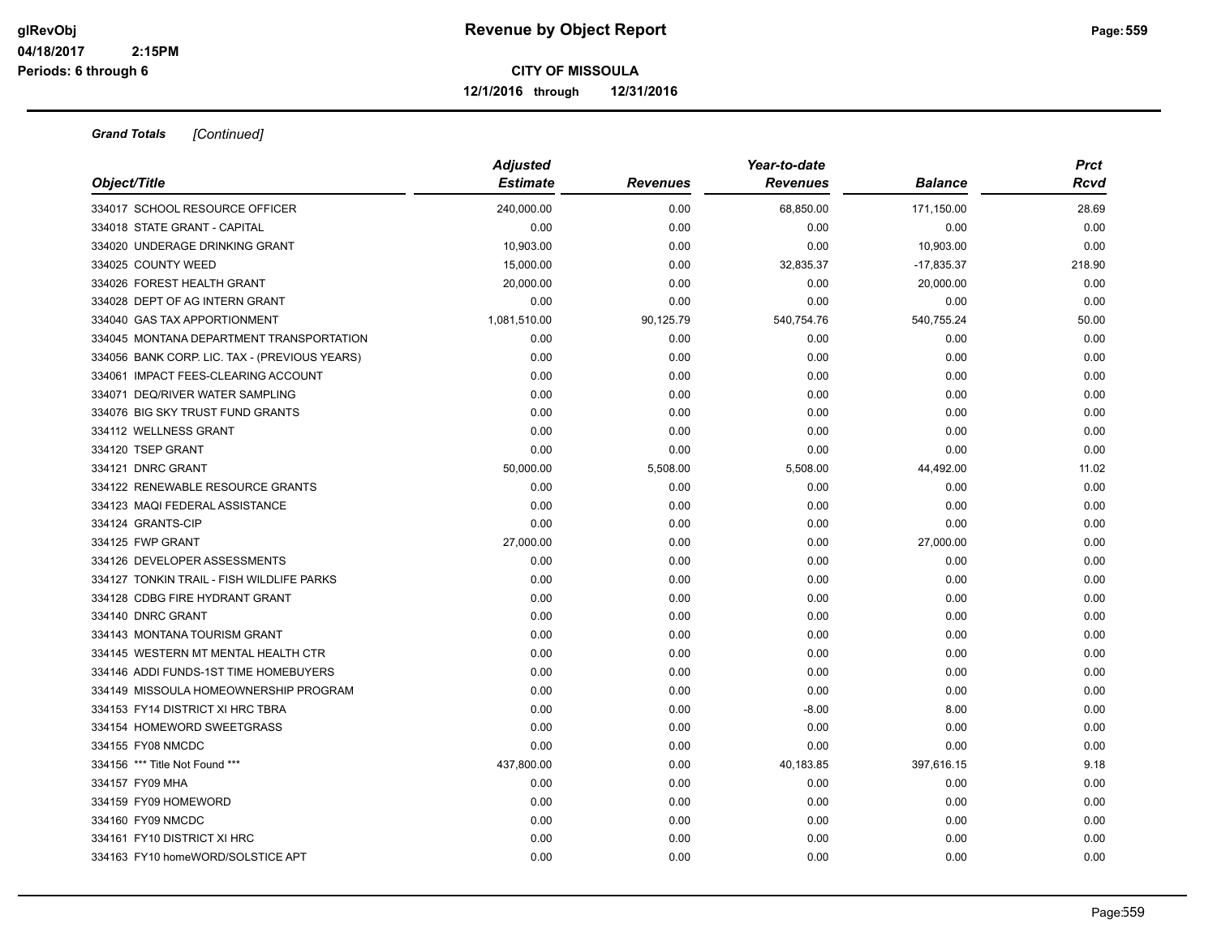# Revenue by Object Report

glRevObj
04/18/2017 2:15PM
Periods: 6 through 6

**CITY OF MISSOULA**

**12/1/2016 through 12/31/2016**

***Grand Totals*** *[Continued]*

| Object/Title | Adjusted Estimate | Revenues | Year-to-date Revenues | Balance | Prct Rcvd |
|---|---|---|---|---|---|
| 334017 SCHOOL RESOURCE OFFICER | 240,000.00 | 0.00 | 68,850.00 | 171,150.00 | 28.69 |
| 334018 STATE GRANT - CAPITAL | 0.00 | 0.00 | 0.00 | 0.00 | 0.00 |
| 334020 UNDERAGE DRINKING GRANT | 10,903.00 | 0.00 | 0.00 | 10,903.00 | 0.00 |
| 334025 COUNTY WEED | 15,000.00 | 0.00 | 32,835.37 | -17,835.37 | 218.90 |
| 334026 FOREST HEALTH GRANT | 20,000.00 | 0.00 | 0.00 | 20,000.00 | 0.00 |
| 334028 DEPT OF AG INTERN GRANT | 0.00 | 0.00 | 0.00 | 0.00 | 0.00 |
| 334040 GAS TAX APPORTIONMENT | 1,081,510.00 | 90,125.79 | 540,754.76 | 540,755.24 | 50.00 |
| 334045 MONTANA DEPARTMENT TRANSPORTATION | 0.00 | 0.00 | 0.00 | 0.00 | 0.00 |
| 334056 BANK CORP. LIC. TAX - (PREVIOUS YEARS) | 0.00 | 0.00 | 0.00 | 0.00 | 0.00 |
| 334061 IMPACT FEES-CLEARING ACCOUNT | 0.00 | 0.00 | 0.00 | 0.00 | 0.00 |
| 334071 DEQ/RIVER WATER SAMPLING | 0.00 | 0.00 | 0.00 | 0.00 | 0.00 |
| 334076 BIG SKY TRUST FUND GRANTS | 0.00 | 0.00 | 0.00 | 0.00 | 0.00 |
| 334112 WELLNESS GRANT | 0.00 | 0.00 | 0.00 | 0.00 | 0.00 |
| 334120 TSEP GRANT | 0.00 | 0.00 | 0.00 | 0.00 | 0.00 |
| 334121 DNRC GRANT | 50,000.00 | 5,508.00 | 5,508.00 | 44,492.00 | 11.02 |
| 334122 RENEWABLE RESOURCE GRANTS | 0.00 | 0.00 | 0.00 | 0.00 | 0.00 |
| 334123 MAQI FEDERAL ASSISTANCE | 0.00 | 0.00 | 0.00 | 0.00 | 0.00 |
| 334124 GRANTS-CIP | 0.00 | 0.00 | 0.00 | 0.00 | 0.00 |
| 334125 FWP GRANT | 27,000.00 | 0.00 | 0.00 | 27,000.00 | 0.00 |
| 334126 DEVELOPER ASSESSMENTS | 0.00 | 0.00 | 0.00 | 0.00 | 0.00 |
| 334127 TONKIN TRAIL - FISH WILDLIFE PARKS | 0.00 | 0.00 | 0.00 | 0.00 | 0.00 |
| 334128 CDBG FIRE HYDRANT GRANT | 0.00 | 0.00 | 0.00 | 0.00 | 0.00 |
| 334140 DNRC GRANT | 0.00 | 0.00 | 0.00 | 0.00 | 0.00 |
| 334143 MONTANA TOURISM GRANT | 0.00 | 0.00 | 0.00 | 0.00 | 0.00 |
| 334145 WESTERN MT MENTAL HEALTH CTR | 0.00 | 0.00 | 0.00 | 0.00 | 0.00 |
| 334146 ADDI FUNDS-1ST TIME HOMEBUYERS | 0.00 | 0.00 | 0.00 | 0.00 | 0.00 |
| 334149 MISSOULA HOMEOWNERSHIP PROGRAM | 0.00 | 0.00 | 0.00 | 0.00 | 0.00 |
| 334153 FY14 DISTRICT XI HRC TBRA | 0.00 | 0.00 | -8.00 | 8.00 | 0.00 |
| 334154 HOMEWORD SWEETGRASS | 0.00 | 0.00 | 0.00 | 0.00 | 0.00 |
| 334155 FY08 NMCDC | 0.00 | 0.00 | 0.00 | 0.00 | 0.00 |
| 334156 *** Title Not Found *** | 437,800.00 | 0.00 | 40,183.85 | 397,616.15 | 9.18 |
| 334157 FY09 MHA | 0.00 | 0.00 | 0.00 | 0.00 | 0.00 |
| 334159 FY09 HOMEWORD | 0.00 | 0.00 | 0.00 | 0.00 | 0.00 |
| 334160 FY09 NMCDC | 0.00 | 0.00 | 0.00 | 0.00 | 0.00 |
| 334161 FY10 DISTRICT XI HRC | 0.00 | 0.00 | 0.00 | 0.00 | 0.00 |
| 334163 FY10 homeWORD/SOLSTICE APT | 0.00 | 0.00 | 0.00 | 0.00 | 0.00 |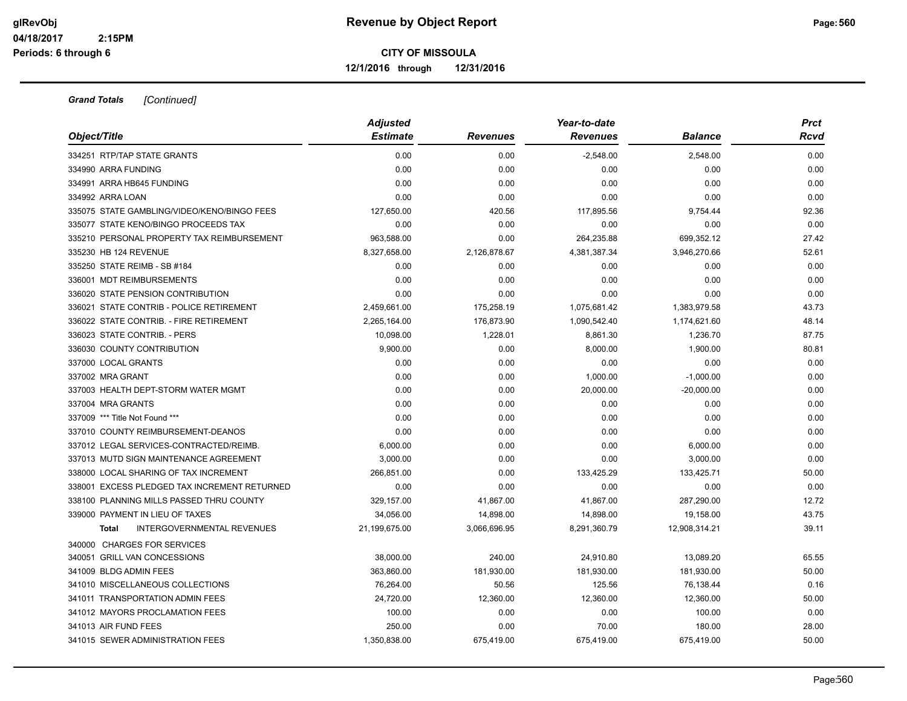# Revenue by Object Report

**CITY OF MISSOULA**

**12/1/2016 through 12/31/2016**

glRevObj
04/18/2017 2:15PM
Periods: 6 through 6

***Grand Totals*** *[Continued]*

| Object/Title | Adjusted Estimate | Revenues | Year-to-date Revenues | Balance | Prct Rcvd |
|---|---|---|---|---|---|
| 334251 RTP/TAP STATE GRANTS | 0.00 | 0.00 | -2,548.00 | 2,548.00 | 0.00 |
| 334990 ARRA FUNDING | 0.00 | 0.00 | 0.00 | 0.00 | 0.00 |
| 334991 ARRA HB645 FUNDING | 0.00 | 0.00 | 0.00 | 0.00 | 0.00 |
| 334992 ARRA LOAN | 0.00 | 0.00 | 0.00 | 0.00 | 0.00 |
| 335075 STATE GAMBLING/VIDEO/KENO/BINGO FEES | 127,650.00 | 420.56 | 117,895.56 | 9,754.44 | 92.36 |
| 335077 STATE KENO/BINGO PROCEEDS TAX | 0.00 | 0.00 | 0.00 | 0.00 | 0.00 |
| 335210 PERSONAL PROPERTY TAX REIMBURSEMENT | 963,588.00 | 0.00 | 264,235.88 | 699,352.12 | 27.42 |
| 335230 HB 124 REVENUE | 8,327,658.00 | 2,126,878.67 | 4,381,387.34 | 3,946,270.66 | 52.61 |
| 335250 STATE REIMB - SB #184 | 0.00 | 0.00 | 0.00 | 0.00 | 0.00 |
| 336001 MDT REIMBURSEMENTS | 0.00 | 0.00 | 0.00 | 0.00 | 0.00 |
| 336020 STATE PENSION CONTRIBUTION | 0.00 | 0.00 | 0.00 | 0.00 | 0.00 |
| 336021 STATE CONTRIB - POLICE RETIREMENT | 2,459,661.00 | 175,258.19 | 1,075,681.42 | 1,383,979.58 | 43.73 |
| 336022 STATE CONTRIB. - FIRE RETIREMENT | 2,265,164.00 | 176,873.90 | 1,090,542.40 | 1,174,621.60 | 48.14 |
| 336023 STATE CONTRIB. - PERS | 10,098.00 | 1,228.01 | 8,861.30 | 1,236.70 | 87.75 |
| 336030 COUNTY CONTRIBUTION | 9,900.00 | 0.00 | 8,000.00 | 1,900.00 | 80.81 |
| 337000 LOCAL GRANTS | 0.00 | 0.00 | 0.00 | 0.00 | 0.00 |
| 337002 MRA GRANT | 0.00 | 0.00 | 1,000.00 | -1,000.00 | 0.00 |
| 337003 HEALTH DEPT-STORM WATER MGMT | 0.00 | 0.00 | 20,000.00 | -20,000.00 | 0.00 |
| 337004 MRA GRANTS | 0.00 | 0.00 | 0.00 | 0.00 | 0.00 |
| 337009 *** Title Not Found *** | 0.00 | 0.00 | 0.00 | 0.00 | 0.00 |
| 337010 COUNTY REIMBURSEMENT-DEANOS | 0.00 | 0.00 | 0.00 | 0.00 | 0.00 |
| 337012 LEGAL SERVICES-CONTRACTED/REIMB. | 6,000.00 | 0.00 | 0.00 | 6,000.00 | 0.00 |
| 337013 MUTD SIGN MAINTENANCE AGREEMENT | 3,000.00 | 0.00 | 0.00 | 3,000.00 | 0.00 |
| 338000 LOCAL SHARING OF TAX INCREMENT | 266,851.00 | 0.00 | 133,425.29 | 133,425.71 | 50.00 |
| 338001 EXCESS PLEDGED TAX INCREMENT RETURNED | 0.00 | 0.00 | 0.00 | 0.00 | 0.00 |
| 338100 PLANNING MILLS PASSED THRU COUNTY | 329,157.00 | 41,867.00 | 41,867.00 | 287,290.00 | 12.72 |
| 339000 PAYMENT IN LIEU OF TAXES | 34,056.00 | 14,898.00 | 14,898.00 | 19,158.00 | 43.75 |
| **Total** INTERGOVERNMENTAL REVENUES | 21,199,675.00 | 3,066,696.95 | 8,291,360.79 | 12,908,314.21 | 39.11 |
| 340000 CHARGES FOR SERVICES | | | | | |
| 340051 GRILL VAN CONCESSIONS | 38,000.00 | 240.00 | 24,910.80 | 13,089.20 | 65.55 |
| 341009 BLDG ADMIN FEES | 363,860.00 | 181,930.00 | 181,930.00 | 181,930.00 | 50.00 |
| 341010 MISCELLANEOUS COLLECTIONS | 76,264.00 | 50.56 | 125.56 | 76,138.44 | 0.16 |
| 341011 TRANSPORTATION ADMIN FEES | 24,720.00 | 12,360.00 | 12,360.00 | 12,360.00 | 50.00 |
| 341012 MAYORS PROCLAMATION FEES | 100.00 | 0.00 | 0.00 | 100.00 | 0.00 |
| 341013 AIR FUND FEES | 250.00 | 0.00 | 70.00 | 180.00 | 28.00 |
| 341015 SEWER ADMINISTRATION FEES | 1,350,838.00 | 675,419.00 | 675,419.00 | 675,419.00 | 50.00 |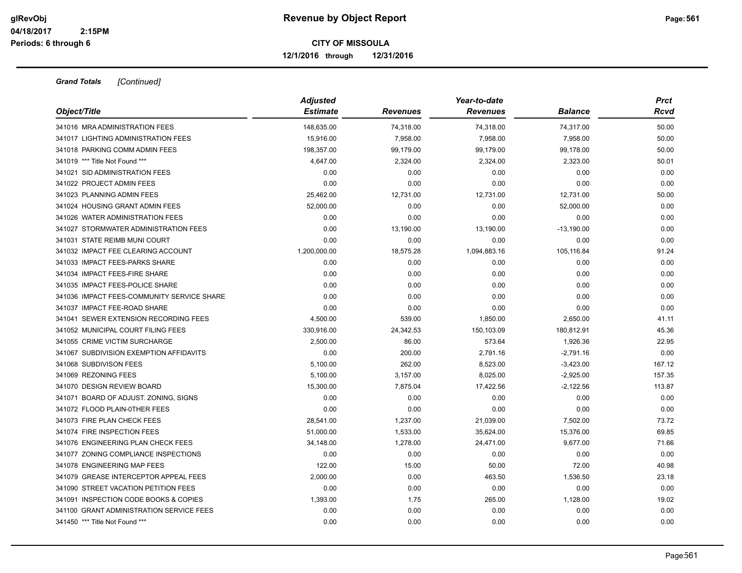**Revenue by Object Report**

**CITY OF MISSOULA**

**12/1/2016 through 12/31/2016**

glRevObj
04/18/2017 2:15PM
Periods: 6 through 6

***Grand Totals*** *[Continued]*

| Object/Title | Adjusted Estimate | Revenues | Year-to-date Revenues | Balance | Prct Rcvd |
|---|---|---|---|---|---|
| 341016 MRA ADMINISTRATION FEES | 148,635.00 | 74,318.00 | 74,318.00 | 74,317.00 | 50.00 |
| 341017 LIGHTING ADMINISTRATION FEES | 15,916.00 | 7,958.00 | 7,958.00 | 7,958.00 | 50.00 |
| 341018 PARKING COMM ADMIN FEES | 198,357.00 | 99,179.00 | 99,179.00 | 99,178.00 | 50.00 |
| 341019 *** Title Not Found *** | 4,647.00 | 2,324.00 | 2,324.00 | 2,323.00 | 50.01 |
| 341021 SID ADMINISTRATION FEES | 0.00 | 0.00 | 0.00 | 0.00 | 0.00 |
| 341022 PROJECT ADMIN FEES | 0.00 | 0.00 | 0.00 | 0.00 | 0.00 |
| 341023 PLANNING ADMIN FEES | 25,462.00 | 12,731.00 | 12,731.00 | 12,731.00 | 50.00 |
| 341024 HOUSING GRANT ADMIN FEES | 52,000.00 | 0.00 | 0.00 | 52,000.00 | 0.00 |
| 341026 WATER ADMINISTRATION FEES | 0.00 | 0.00 | 0.00 | 0.00 | 0.00 |
| 341027 STORMWATER ADMINISTRATION FEES | 0.00 | 13,190.00 | 13,190.00 | -13,190.00 | 0.00 |
| 341031 STATE REIMB MUNI COURT | 0.00 | 0.00 | 0.00 | 0.00 | 0.00 |
| 341032 IMPACT FEE CLEARING ACCOUNT | 1,200,000.00 | 18,575.28 | 1,094,883.16 | 105,116.84 | 91.24 |
| 341033 IMPACT FEES-PARKS SHARE | 0.00 | 0.00 | 0.00 | 0.00 | 0.00 |
| 341034 IMPACT FEES-FIRE SHARE | 0.00 | 0.00 | 0.00 | 0.00 | 0.00 |
| 341035 IMPACT FEES-POLICE SHARE | 0.00 | 0.00 | 0.00 | 0.00 | 0.00 |
| 341036 IMPACT FEES-COMMUNITY SERVICE SHARE | 0.00 | 0.00 | 0.00 | 0.00 | 0.00 |
| 341037 IMPACT FEE-ROAD SHARE | 0.00 | 0.00 | 0.00 | 0.00 | 0.00 |
| 341041 SEWER EXTENSION RECORDING FEES | 4,500.00 | 539.00 | 1,850.00 | 2,650.00 | 41.11 |
| 341052 MUNICIPAL COURT FILING FEES | 330,916.00 | 24,342.53 | 150,103.09 | 180,812.91 | 45.36 |
| 341055 CRIME VICTIM SURCHARGE | 2,500.00 | 86.00 | 573.64 | 1,926.36 | 22.95 |
| 341067 SUBDIVISION EXEMPTION AFFIDAVITS | 0.00 | 200.00 | 2,791.16 | -2,791.16 | 0.00 |
| 341068 SUBDIVISON FEES | 5,100.00 | 262.00 | 8,523.00 | -3,423.00 | 167.12 |
| 341069 REZONING FEES | 5,100.00 | 3,157.00 | 8,025.00 | -2,925.00 | 157.35 |
| 341070 DESIGN REVIEW BOARD | 15,300.00 | 7,875.04 | 17,422.56 | -2,122.56 | 113.87 |
| 341071 BOARD OF ADJUST. ZONING, SIGNS | 0.00 | 0.00 | 0.00 | 0.00 | 0.00 |
| 341072 FLOOD PLAIN-0THER FEES | 0.00 | 0.00 | 0.00 | 0.00 | 0.00 |
| 341073 FIRE PLAN CHECK FEES | 28,541.00 | 1,237.00 | 21,039.00 | 7,502.00 | 73.72 |
| 341074 FIRE INSPECTION FEES | 51,000.00 | 1,533.00 | 35,624.00 | 15,376.00 | 69.85 |
| 341076 ENGINEERING PLAN CHECK FEES | 34,148.00 | 1,278.00 | 24,471.00 | 9,677.00 | 71.66 |
| 341077 ZONING COMPLIANCE INSPECTIONS | 0.00 | 0.00 | 0.00 | 0.00 | 0.00 |
| 341078 ENGINEERING MAP FEES | 122.00 | 15.00 | 50.00 | 72.00 | 40.98 |
| 341079 GREASE INTERCEPTOR APPEAL FEES | 2,000.00 | 0.00 | 463.50 | 1,536.50 | 23.18 |
| 341090 STREET VACATION PETITION FEES | 0.00 | 0.00 | 0.00 | 0.00 | 0.00 |
| 341091 INSPECTION CODE BOOKS & COPIES | 1,393.00 | 1.75 | 265.00 | 1,128.00 | 19.02 |
| 341100 GRANT ADMINISTRATION SERVICE FEES | 0.00 | 0.00 | 0.00 | 0.00 | 0.00 |
| 341450 *** Title Not Found *** | 0.00 | 0.00 | 0.00 | 0.00 | 0.00 |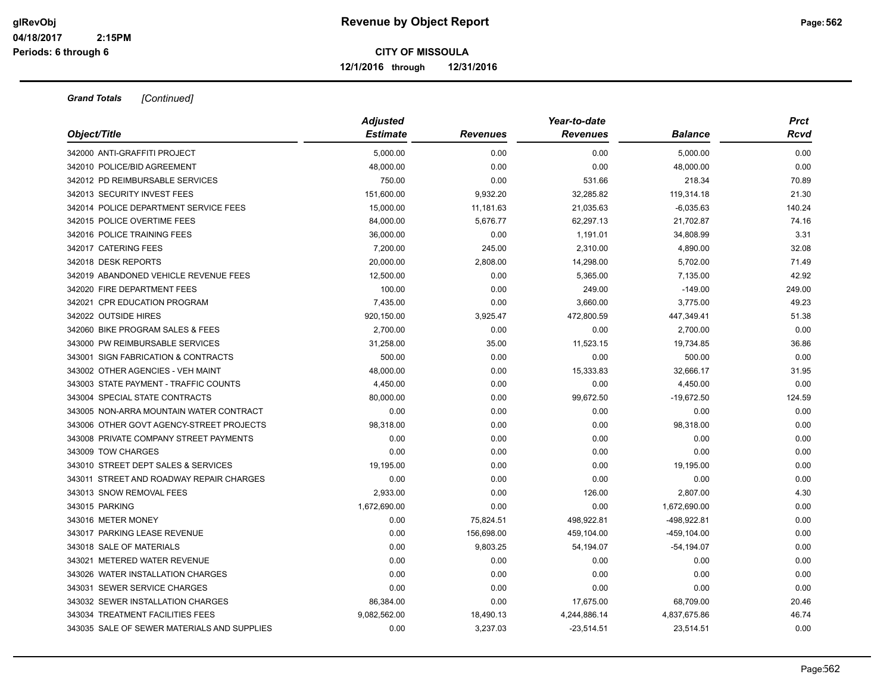**Revenue by Object Report**

glRevObj
04/18/2017 2:15PM
Periods: 6 through 6

**CITY OF MISSOULA**

**12/1/2016 through 12/31/2016**

***Grand Totals*** *[Continued]*

| Object/Title | Adjusted Estimate | Revenues | Year-to-date Revenues | Balance | Prct Rcvd |
|---|---|---|---|---|---|
| 342000 ANTI-GRAFFITI PROJECT | 5,000.00 | 0.00 | 0.00 | 5,000.00 | 0.00 |
| 342010 POLICE/BID AGREEMENT | 48,000.00 | 0.00 | 0.00 | 48,000.00 | 0.00 |
| 342012 PD REIMBURSABLE SERVICES | 750.00 | 0.00 | 531.66 | 218.34 | 70.89 |
| 342013 SECURITY INVEST FEES | 151,600.00 | 9,932.20 | 32,285.82 | 119,314.18 | 21.30 |
| 342014 POLICE DEPARTMENT SERVICE FEES | 15,000.00 | 11,181.63 | 21,035.63 | -6,035.63 | 140.24 |
| 342015 POLICE OVERTIME FEES | 84,000.00 | 5,676.77 | 62,297.13 | 21,702.87 | 74.16 |
| 342016 POLICE TRAINING FEES | 36,000.00 | 0.00 | 1,191.01 | 34,808.99 | 3.31 |
| 342017 CATERING FEES | 7,200.00 | 245.00 | 2,310.00 | 4,890.00 | 32.08 |
| 342018 DESK REPORTS | 20,000.00 | 2,808.00 | 14,298.00 | 5,702.00 | 71.49 |
| 342019 ABANDONED VEHICLE REVENUE FEES | 12,500.00 | 0.00 | 5,365.00 | 7,135.00 | 42.92 |
| 342020 FIRE DEPARTMENT FEES | 100.00 | 0.00 | 249.00 | -149.00 | 249.00 |
| 342021 CPR EDUCATION PROGRAM | 7,435.00 | 0.00 | 3,660.00 | 3,775.00 | 49.23 |
| 342022 OUTSIDE HIRES | 920,150.00 | 3,925.47 | 472,800.59 | 447,349.41 | 51.38 |
| 342060 BIKE PROGRAM SALES & FEES | 2,700.00 | 0.00 | 0.00 | 2,700.00 | 0.00 |
| 343000 PW REIMBURSABLE SERVICES | 31,258.00 | 35.00 | 11,523.15 | 19,734.85 | 36.86 |
| 343001 SIGN FABRICATION & CONTRACTS | 500.00 | 0.00 | 0.00 | 500.00 | 0.00 |
| 343002 OTHER AGENCIES - VEH MAINT | 48,000.00 | 0.00 | 15,333.83 | 32,666.17 | 31.95 |
| 343003 STATE PAYMENT - TRAFFIC COUNTS | 4,450.00 | 0.00 | 0.00 | 4,450.00 | 0.00 |
| 343004 SPECIAL STATE CONTRACTS | 80,000.00 | 0.00 | 99,672.50 | -19,672.50 | 124.59 |
| 343005 NON-ARRA MOUNTAIN WATER CONTRACT | 0.00 | 0.00 | 0.00 | 0.00 | 0.00 |
| 343006 OTHER GOVT AGENCY-STREET PROJECTS | 98,318.00 | 0.00 | 0.00 | 98,318.00 | 0.00 |
| 343008 PRIVATE COMPANY STREET PAYMENTS | 0.00 | 0.00 | 0.00 | 0.00 | 0.00 |
| 343009 TOW CHARGES | 0.00 | 0.00 | 0.00 | 0.00 | 0.00 |
| 343010 STREET DEPT SALES & SERVICES | 19,195.00 | 0.00 | 0.00 | 19,195.00 | 0.00 |
| 343011 STREET AND ROADWAY REPAIR CHARGES | 0.00 | 0.00 | 0.00 | 0.00 | 0.00 |
| 343013 SNOW REMOVAL FEES | 2,933.00 | 0.00 | 126.00 | 2,807.00 | 4.30 |
| 343015 PARKING | 1,672,690.00 | 0.00 | 0.00 | 1,672,690.00 | 0.00 |
| 343016 METER MONEY | 0.00 | 75,824.51 | 498,922.81 | -498,922.81 | 0.00 |
| 343017 PARKING LEASE REVENUE | 0.00 | 156,698.00 | 459,104.00 | -459,104.00 | 0.00 |
| 343018 SALE OF MATERIALS | 0.00 | 9,803.25 | 54,194.07 | -54,194.07 | 0.00 |
| 343021 METERED WATER REVENUE | 0.00 | 0.00 | 0.00 | 0.00 | 0.00 |
| 343026 WATER INSTALLATION CHARGES | 0.00 | 0.00 | 0.00 | 0.00 | 0.00 |
| 343031 SEWER SERVICE CHARGES | 0.00 | 0.00 | 0.00 | 0.00 | 0.00 |
| 343032 SEWER INSTALLATION CHARGES | 86,384.00 | 0.00 | 17,675.00 | 68,709.00 | 20.46 |
| 343034 TREATMENT FACILITIES FEES | 9,082,562.00 | 18,490.13 | 4,244,886.14 | 4,837,675.86 | 46.74 |
| 343035 SALE OF SEWER MATERIALS AND SUPPLIES | 0.00 | 3,237.03 | -23,514.51 | 23,514.51 | 0.00 |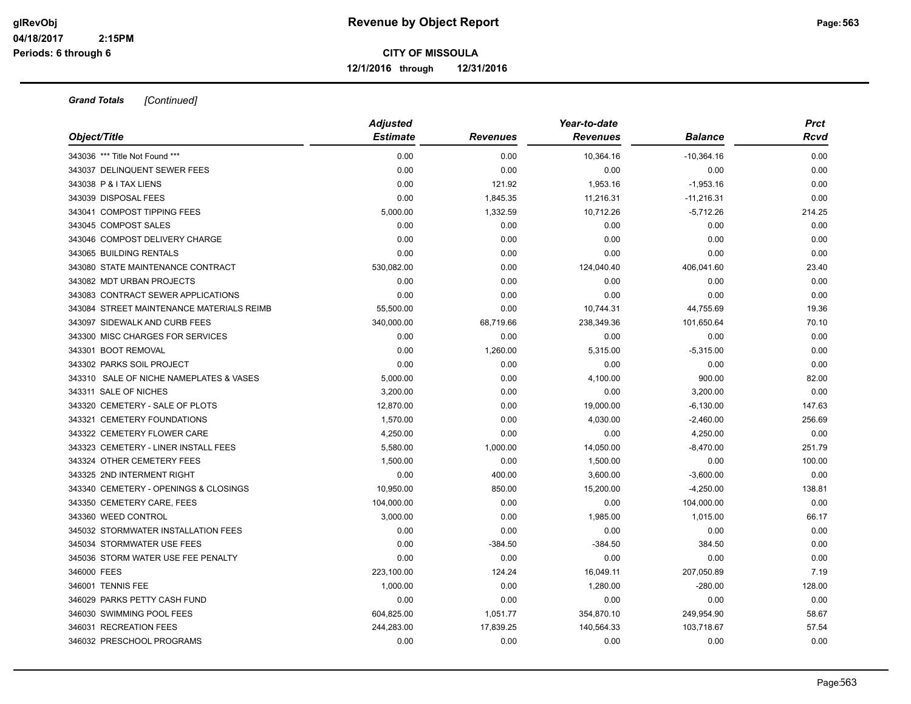**Revenue by Object Report**

**CITY OF MISSOULA**

**12/1/2016 through 12/31/2016**

glRevObj
04/18/2017 2:15PM
Periods: 6 through 6

***Grand Totals** [Continued]*

| Object/Title | Adjusted Estimate | Revenues | Year-to-date Revenues | Balance | Prct Rcvd |
|---|---|---|---|---|---|
| 343036 *** Title Not Found *** | 0.00 | 0.00 | 10,364.16 | -10,364.16 | 0.00 |
| 343037 DELINQUENT SEWER FEES | 0.00 | 0.00 | 0.00 | 0.00 | 0.00 |
| 343038 P & I TAX LIENS | 0.00 | 121.92 | 1,953.16 | -1,953.16 | 0.00 |
| 343039 DISPOSAL FEES | 0.00 | 1,845.35 | 11,216.31 | -11,216.31 | 0.00 |
| 343041 COMPOST TIPPING FEES | 5,000.00 | 1,332.59 | 10,712.26 | -5,712.26 | 214.25 |
| 343045 COMPOST SALES | 0.00 | 0.00 | 0.00 | 0.00 | 0.00 |
| 343046 COMPOST DELIVERY CHARGE | 0.00 | 0.00 | 0.00 | 0.00 | 0.00 |
| 343065 BUILDING RENTALS | 0.00 | 0.00 | 0.00 | 0.00 | 0.00 |
| 343080 STATE MAINTENANCE CONTRACT | 530,082.00 | 0.00 | 124,040.40 | 406,041.60 | 23.40 |
| 343082 MDT URBAN PROJECTS | 0.00 | 0.00 | 0.00 | 0.00 | 0.00 |
| 343083 CONTRACT SEWER APPLICATIONS | 0.00 | 0.00 | 0.00 | 0.00 | 0.00 |
| 343084 STREET MAINTENANCE MATERIALS REIMB | 55,500.00 | 0.00 | 10,744.31 | 44,755.69 | 19.36 |
| 343097 SIDEWALK AND CURB FEES | 340,000.00 | 68,719.66 | 238,349.36 | 101,650.64 | 70.10 |
| 343300 MISC CHARGES FOR SERVICES | 0.00 | 0.00 | 0.00 | 0.00 | 0.00 |
| 343301 BOOT REMOVAL | 0.00 | 1,260.00 | 5,315.00 | -5,315.00 | 0.00 |
| 343302 PARKS SOIL PROJECT | 0.00 | 0.00 | 0.00 | 0.00 | 0.00 |
| 343310 SALE OF NICHE NAMEPLATES & VASES | 5,000.00 | 0.00 | 4,100.00 | 900.00 | 82.00 |
| 343311 SALE OF NICHES | 3,200.00 | 0.00 | 0.00 | 3,200.00 | 0.00 |
| 343320 CEMETERY - SALE OF PLOTS | 12,870.00 | 0.00 | 19,000.00 | -6,130.00 | 147.63 |
| 343321 CEMETERY FOUNDATIONS | 1,570.00 | 0.00 | 4,030.00 | -2,460.00 | 256.69 |
| 343322 CEMETERY FLOWER CARE | 4,250.00 | 0.00 | 0.00 | 4,250.00 | 0.00 |
| 343323 CEMETERY - LINER INSTALL FEES | 5,580.00 | 1,000.00 | 14,050.00 | -8,470.00 | 251.79 |
| 343324 OTHER CEMETERY FEES | 1,500.00 | 0.00 | 1,500.00 | 0.00 | 100.00 |
| 343325 2ND INTERMENT RIGHT | 0.00 | 400.00 | 3,600.00 | -3,600.00 | 0.00 |
| 343340 CEMETERY - OPENINGS & CLOSINGS | 10,950.00 | 850.00 | 15,200.00 | -4,250.00 | 138.81 |
| 343350 CEMETERY CARE, FEES | 104,000.00 | 0.00 | 0.00 | 104,000.00 | 0.00 |
| 343360 WEED CONTROL | 3,000.00 | 0.00 | 1,985.00 | 1,015.00 | 66.17 |
| 345032 STORMWATER INSTALLATION FEES | 0.00 | 0.00 | 0.00 | 0.00 | 0.00 |
| 345034 STORMWATER USE FEES | 0.00 | -384.50 | -384.50 | 384.50 | 0.00 |
| 345036 STORM WATER USE FEE PENALTY | 0.00 | 0.00 | 0.00 | 0.00 | 0.00 |
| 346000 FEES | 223,100.00 | 124.24 | 16,049.11 | 207,050.89 | 7.19 |
| 346001 TENNIS FEE | 1,000.00 | 0.00 | 1,280.00 | -280.00 | 128.00 |
| 346029 PARKS PETTY CASH FUND | 0.00 | 0.00 | 0.00 | 0.00 | 0.00 |
| 346030 SWIMMING POOL FEES | 604,825.00 | 1,051.77 | 354,870.10 | 249,954.90 | 58.67 |
| 346031 RECREATION FEES | 244,283.00 | 17,839.25 | 140,564.33 | 103,718.67 | 57.54 |
| 346032 PRESCHOOL PROGRAMS | 0.00 | 0.00 | 0.00 | 0.00 | 0.00 |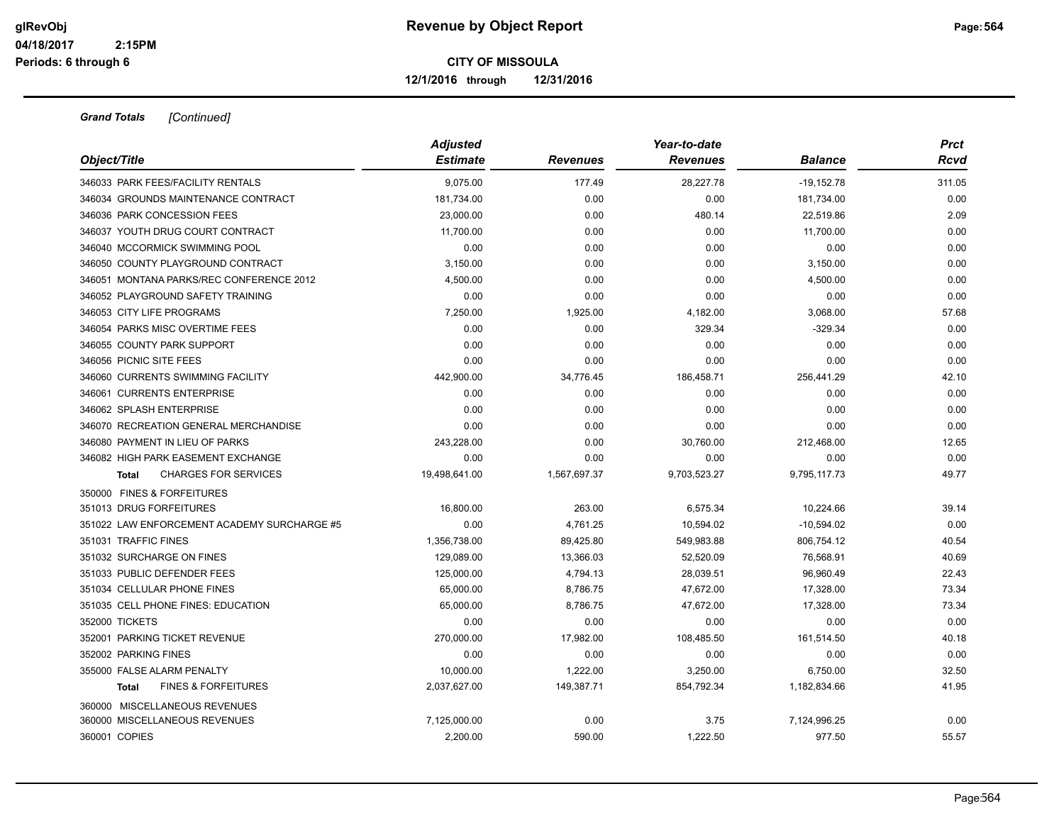# Revenue by Object Report

**CITY OF MISSOULA**

**12/1/2016 through 12/31/2016**

glRevObj
04/18/2017 2:15PM
Periods: 6 through 6

***Grand Totals*** *[Continued]*

| Object/Title | Adjusted Estimate | Revenues | Year-to-date Revenues | Balance | Prct Rcvd |
|---|---|---|---|---|---|
| 346033 PARK FEES/FACILITY RENTALS | 9,075.00 | 177.49 | 28,227.78 | -19,152.78 | 311.05 |
| 346034 GROUNDS MAINTENANCE CONTRACT | 181,734.00 | 0.00 | 0.00 | 181,734.00 | 0.00 |
| 346036 PARK CONCESSION FEES | 23,000.00 | 0.00 | 480.14 | 22,519.86 | 2.09 |
| 346037 YOUTH DRUG COURT CONTRACT | 11,700.00 | 0.00 | 0.00 | 11,700.00 | 0.00 |
| 346040 MCCORMICK SWIMMING POOL | 0.00 | 0.00 | 0.00 | 0.00 | 0.00 |
| 346050 COUNTY PLAYGROUND CONTRACT | 3,150.00 | 0.00 | 0.00 | 3,150.00 | 0.00 |
| 346051 MONTANA PARKS/REC CONFERENCE 2012 | 4,500.00 | 0.00 | 0.00 | 4,500.00 | 0.00 |
| 346052 PLAYGROUND SAFETY TRAINING | 0.00 | 0.00 | 0.00 | 0.00 | 0.00 |
| 346053 CITY LIFE PROGRAMS | 7,250.00 | 1,925.00 | 4,182.00 | 3,068.00 | 57.68 |
| 346054 PARKS MISC OVERTIME FEES | 0.00 | 0.00 | 329.34 | -329.34 | 0.00 |
| 346055 COUNTY PARK SUPPORT | 0.00 | 0.00 | 0.00 | 0.00 | 0.00 |
| 346056 PICNIC SITE FEES | 0.00 | 0.00 | 0.00 | 0.00 | 0.00 |
| 346060 CURRENTS SWIMMING FACILITY | 442,900.00 | 34,776.45 | 186,458.71 | 256,441.29 | 42.10 |
| 346061 CURRENTS ENTERPRISE | 0.00 | 0.00 | 0.00 | 0.00 | 0.00 |
| 346062 SPLASH ENTERPRISE | 0.00 | 0.00 | 0.00 | 0.00 | 0.00 |
| 346070 RECREATION GENERAL MERCHANDISE | 0.00 | 0.00 | 0.00 | 0.00 | 0.00 |
| 346080 PAYMENT IN LIEU OF PARKS | 243,228.00 | 0.00 | 30,760.00 | 212,468.00 | 12.65 |
| 346082 HIGH PARK EASEMENT EXCHANGE | 0.00 | 0.00 | 0.00 | 0.00 | 0.00 |
| **Total** CHARGES FOR SERVICES | 19,498,641.00 | 1,567,697.37 | 9,703,523.27 | 9,795,117.73 | 49.77 |
| 350000 FINES & FORFEITURES | | | | | |
| 351013 DRUG FORFEITURES | 16,800.00 | 263.00 | 6,575.34 | 10,224.66 | 39.14 |
| 351022 LAW ENFORCEMENT ACADEMY SURCHARGE #5 | 0.00 | 4,761.25 | 10,594.02 | -10,594.02 | 0.00 |
| 351031 TRAFFIC FINES | 1,356,738.00 | 89,425.80 | 549,983.88 | 806,754.12 | 40.54 |
| 351032 SURCHARGE ON FINES | 129,089.00 | 13,366.03 | 52,520.09 | 76,568.91 | 40.69 |
| 351033 PUBLIC DEFENDER FEES | 125,000.00 | 4,794.13 | 28,039.51 | 96,960.49 | 22.43 |
| 351034 CELLULAR PHONE FINES | 65,000.00 | 8,786.75 | 47,672.00 | 17,328.00 | 73.34 |
| 351035 CELL PHONE FINES: EDUCATION | 65,000.00 | 8,786.75 | 47,672.00 | 17,328.00 | 73.34 |
| 352000 TICKETS | 0.00 | 0.00 | 0.00 | 0.00 | 0.00 |
| 352001 PARKING TICKET REVENUE | 270,000.00 | 17,982.00 | 108,485.50 | 161,514.50 | 40.18 |
| 352002 PARKING FINES | 0.00 | 0.00 | 0.00 | 0.00 | 0.00 |
| 355000 FALSE ALARM PENALTY | 10,000.00 | 1,222.00 | 3,250.00 | 6,750.00 | 32.50 |
| **Total** FINES & FORFEITURES | 2,037,627.00 | 149,387.71 | 854,792.34 | 1,182,834.66 | 41.95 |
| 360000 MISCELLANEOUS REVENUES | | | | | |
| 360000 MISCELLANEOUS REVENUES | 7,125,000.00 | 0.00 | 3.75 | 7,124,996.25 | 0.00 |
| 360001 COPIES | 2,200.00 | 590.00 | 1,222.50 | 977.50 | 55.57 |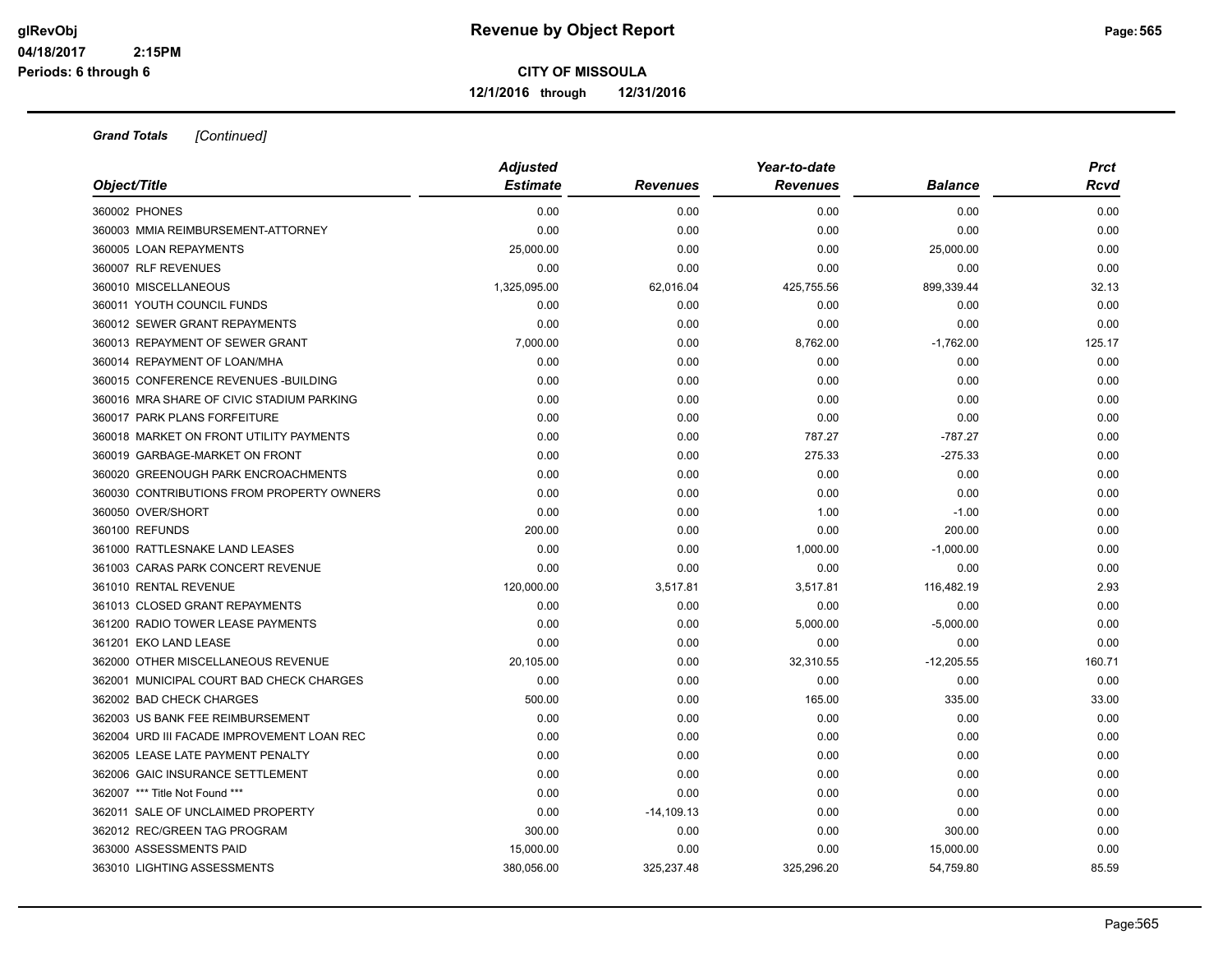# Revenue by Object Report

**CITY OF MISSOULA**

**12/1/2016 through 12/31/2016**

glRevObj
04/18/2017 2:15PM
Periods: 6 through 6

***Grand Totals*** *[Continued]*

| Object/Title | Adjusted Estimate | Revenues | Year-to-date Revenues | Balance | Prct Rcvd |
|---|---|---|---|---|---|
| 360002 PHONES | 0.00 | 0.00 | 0.00 | 0.00 | 0.00 |
| 360003 MMIA REIMBURSEMENT-ATTORNEY | 0.00 | 0.00 | 0.00 | 0.00 | 0.00 |
| 360005 LOAN REPAYMENTS | 25,000.00 | 0.00 | 0.00 | 25,000.00 | 0.00 |
| 360007 RLF REVENUES | 0.00 | 0.00 | 0.00 | 0.00 | 0.00 |
| 360010 MISCELLANEOUS | 1,325,095.00 | 62,016.04 | 425,755.56 | 899,339.44 | 32.13 |
| 360011 YOUTH COUNCIL FUNDS | 0.00 | 0.00 | 0.00 | 0.00 | 0.00 |
| 360012 SEWER GRANT REPAYMENTS | 0.00 | 0.00 | 0.00 | 0.00 | 0.00 |
| 360013 REPAYMENT OF SEWER GRANT | 7,000.00 | 0.00 | 8,762.00 | -1,762.00 | 125.17 |
| 360014 REPAYMENT OF LOAN/MHA | 0.00 | 0.00 | 0.00 | 0.00 | 0.00 |
| 360015 CONFERENCE REVENUES -BUILDING | 0.00 | 0.00 | 0.00 | 0.00 | 0.00 |
| 360016 MRA SHARE OF CIVIC STADIUM PARKING | 0.00 | 0.00 | 0.00 | 0.00 | 0.00 |
| 360017 PARK PLANS FORFEITURE | 0.00 | 0.00 | 0.00 | 0.00 | 0.00 |
| 360018 MARKET ON FRONT UTILITY PAYMENTS | 0.00 | 0.00 | 787.27 | -787.27 | 0.00 |
| 360019 GARBAGE-MARKET ON FRONT | 0.00 | 0.00 | 275.33 | -275.33 | 0.00 |
| 360020 GREENOUGH PARK ENCROACHMENTS | 0.00 | 0.00 | 0.00 | 0.00 | 0.00 |
| 360030 CONTRIBUTIONS FROM PROPERTY OWNERS | 0.00 | 0.00 | 0.00 | 0.00 | 0.00 |
| 360050 OVER/SHORT | 0.00 | 0.00 | 1.00 | -1.00 | 0.00 |
| 360100 REFUNDS | 200.00 | 0.00 | 0.00 | 200.00 | 0.00 |
| 361000 RATTLESNAKE LAND LEASES | 0.00 | 0.00 | 1,000.00 | -1,000.00 | 0.00 |
| 361003 CARAS PARK CONCERT REVENUE | 0.00 | 0.00 | 0.00 | 0.00 | 0.00 |
| 361010 RENTAL REVENUE | 120,000.00 | 3,517.81 | 3,517.81 | 116,482.19 | 2.93 |
| 361013 CLOSED GRANT REPAYMENTS | 0.00 | 0.00 | 0.00 | 0.00 | 0.00 |
| 361200 RADIO TOWER LEASE PAYMENTS | 0.00 | 0.00 | 5,000.00 | -5,000.00 | 0.00 |
| 361201 EKO LAND LEASE | 0.00 | 0.00 | 0.00 | 0.00 | 0.00 |
| 362000 OTHER MISCELLANEOUS REVENUE | 20,105.00 | 0.00 | 32,310.55 | -12,205.55 | 160.71 |
| 362001 MUNICIPAL COURT BAD CHECK CHARGES | 0.00 | 0.00 | 0.00 | 0.00 | 0.00 |
| 362002 BAD CHECK CHARGES | 500.00 | 0.00 | 165.00 | 335.00 | 33.00 |
| 362003 US BANK FEE REIMBURSEMENT | 0.00 | 0.00 | 0.00 | 0.00 | 0.00 |
| 362004 URD III FACADE IMPROVEMENT LOAN REC | 0.00 | 0.00 | 0.00 | 0.00 | 0.00 |
| 362005 LEASE LATE PAYMENT PENALTY | 0.00 | 0.00 | 0.00 | 0.00 | 0.00 |
| 362006 GAIC INSURANCE SETTLEMENT | 0.00 | 0.00 | 0.00 | 0.00 | 0.00 |
| 362007 *** Title Not Found *** | 0.00 | 0.00 | 0.00 | 0.00 | 0.00 |
| 362011 SALE OF UNCLAIMED PROPERTY | 0.00 | -14,109.13 | 0.00 | 0.00 | 0.00 |
| 362012 REC/GREEN TAG PROGRAM | 300.00 | 0.00 | 0.00 | 300.00 | 0.00 |
| 363000 ASSESSMENTS PAID | 15,000.00 | 0.00 | 0.00 | 15,000.00 | 0.00 |
| 363010 LIGHTING ASSESSMENTS | 380,056.00 | 325,237.48 | 325,296.20 | 54,759.80 | 85.59 |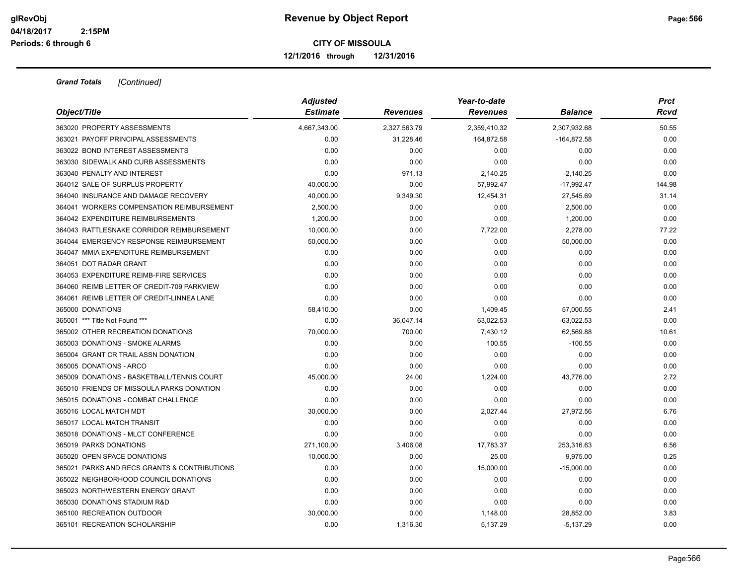# Revenue by Object Report

glRevObj
04/18/2017 2:15PM
Periods: 6 through 6

**CITY OF MISSOULA**

**12/1/2016 through 12/31/2016**

***Grand Totals*** *[Continued]*

| Object/Title | Adjusted Estimate | Revenues | Year-to-date Revenues | Balance | Prct Rcvd |
|---|---|---|---|---|---|
| 363020 PROPERTY ASSESSMENTS | 4,667,343.00 | 2,327,563.79 | 2,359,410.32 | 2,307,932.68 | 50.55 |
| 363021 PAYOFF PRINCIPAL ASSESSMENTS | 0.00 | 31,228.46 | 164,872.58 | -164,872.58 | 0.00 |
| 363022 BOND INTEREST ASSESSMENTS | 0.00 | 0.00 | 0.00 | 0.00 | 0.00 |
| 363030 SIDEWALK AND CURB ASSESSMENTS | 0.00 | 0.00 | 0.00 | 0.00 | 0.00 |
| 363040 PENALTY AND INTEREST | 0.00 | 971.13 | 2,140.25 | -2,140.25 | 0.00 |
| 364012 SALE OF SURPLUS PROPERTY | 40,000.00 | 0.00 | 57,992.47 | -17,992.47 | 144.98 |
| 364040 INSURANCE AND DAMAGE RECOVERY | 40,000.00 | 9,349.30 | 12,454.31 | 27,545.69 | 31.14 |
| 364041 WORKERS COMPENSATION REIMBURSEMENT | 2,500.00 | 0.00 | 0.00 | 2,500.00 | 0.00 |
| 364042 EXPENDITURE REIMBURSEMENTS | 1,200.00 | 0.00 | 0.00 | 1,200.00 | 0.00 |
| 364043 RATTLESNAKE CORRIDOR REIMBURSEMENT | 10,000.00 | 0.00 | 7,722.00 | 2,278.00 | 77.22 |
| 364044 EMERGENCY RESPONSE REIMBURSEMENT | 50,000.00 | 0.00 | 0.00 | 50,000.00 | 0.00 |
| 364047 MMIA EXPENDITURE REIMBURSEMENT | 0.00 | 0.00 | 0.00 | 0.00 | 0.00 |
| 364051 DOT RADAR GRANT | 0.00 | 0.00 | 0.00 | 0.00 | 0.00 |
| 364053 EXPENDITURE REIMB-FIRE SERVICES | 0.00 | 0.00 | 0.00 | 0.00 | 0.00 |
| 364060 REIMB LETTER OF CREDIT-709 PARKVIEW | 0.00 | 0.00 | 0.00 | 0.00 | 0.00 |
| 364061 REIMB LETTER OF CREDIT-LINNEA LANE | 0.00 | 0.00 | 0.00 | 0.00 | 0.00 |
| 365000 DONATIONS | 58,410.00 | 0.00 | 1,409.45 | 57,000.55 | 2.41 |
| 365001 *** Title Not Found *** | 0.00 | 36,047.14 | 63,022.53 | -63,022.53 | 0.00 |
| 365002 OTHER RECREATION DONATIONS | 70,000.00 | 700.00 | 7,430.12 | 62,569.88 | 10.61 |
| 365003 DONATIONS - SMOKE ALARMS | 0.00 | 0.00 | 100.55 | -100.55 | 0.00 |
| 365004 GRANT CR TRAIL ASSN DONATION | 0.00 | 0.00 | 0.00 | 0.00 | 0.00 |
| 365005 DONATIONS - ARCO | 0.00 | 0.00 | 0.00 | 0.00 | 0.00 |
| 365009 DONATIONS - BASKETBALL/TENNIS COURT | 45,000.00 | 24.00 | 1,224.00 | 43,776.00 | 2.72 |
| 365010 FRIENDS OF MISSOULA PARKS DONATION | 0.00 | 0.00 | 0.00 | 0.00 | 0.00 |
| 365015 DONATIONS - COMBAT CHALLENGE | 0.00 | 0.00 | 0.00 | 0.00 | 0.00 |
| 365016 LOCAL MATCH MDT | 30,000.00 | 0.00 | 2,027.44 | 27,972.56 | 6.76 |
| 365017 LOCAL MATCH TRANSIT | 0.00 | 0.00 | 0.00 | 0.00 | 0.00 |
| 365018 DONATIONS - MLCT CONFERENCE | 0.00 | 0.00 | 0.00 | 0.00 | 0.00 |
| 365019 PARKS DONATIONS | 271,100.00 | 3,406.08 | 17,783.37 | 253,316.63 | 6.56 |
| 365020 OPEN SPACE DONATIONS | 10,000.00 | 0.00 | 25.00 | 9,975.00 | 0.25 |
| 365021 PARKS AND RECS GRANTS & CONTRIBUTIONS | 0.00 | 0.00 | 15,000.00 | -15,000.00 | 0.00 |
| 365022 NEIGHBORHOOD COUNCIL DONATIONS | 0.00 | 0.00 | 0.00 | 0.00 | 0.00 |
| 365023 NORTHWESTERN ENERGY GRANT | 0.00 | 0.00 | 0.00 | 0.00 | 0.00 |
| 365030 DONATIONS STADIUM R&D | 0.00 | 0.00 | 0.00 | 0.00 | 0.00 |
| 365100 RECREATION OUTDOOR | 30,000.00 | 0.00 | 1,148.00 | 28,852.00 | 3.83 |
| 365101 RECREATION SCHOLARSHIP | 0.00 | 1,316.30 | 5,137.29 | -5,137.29 | 0.00 |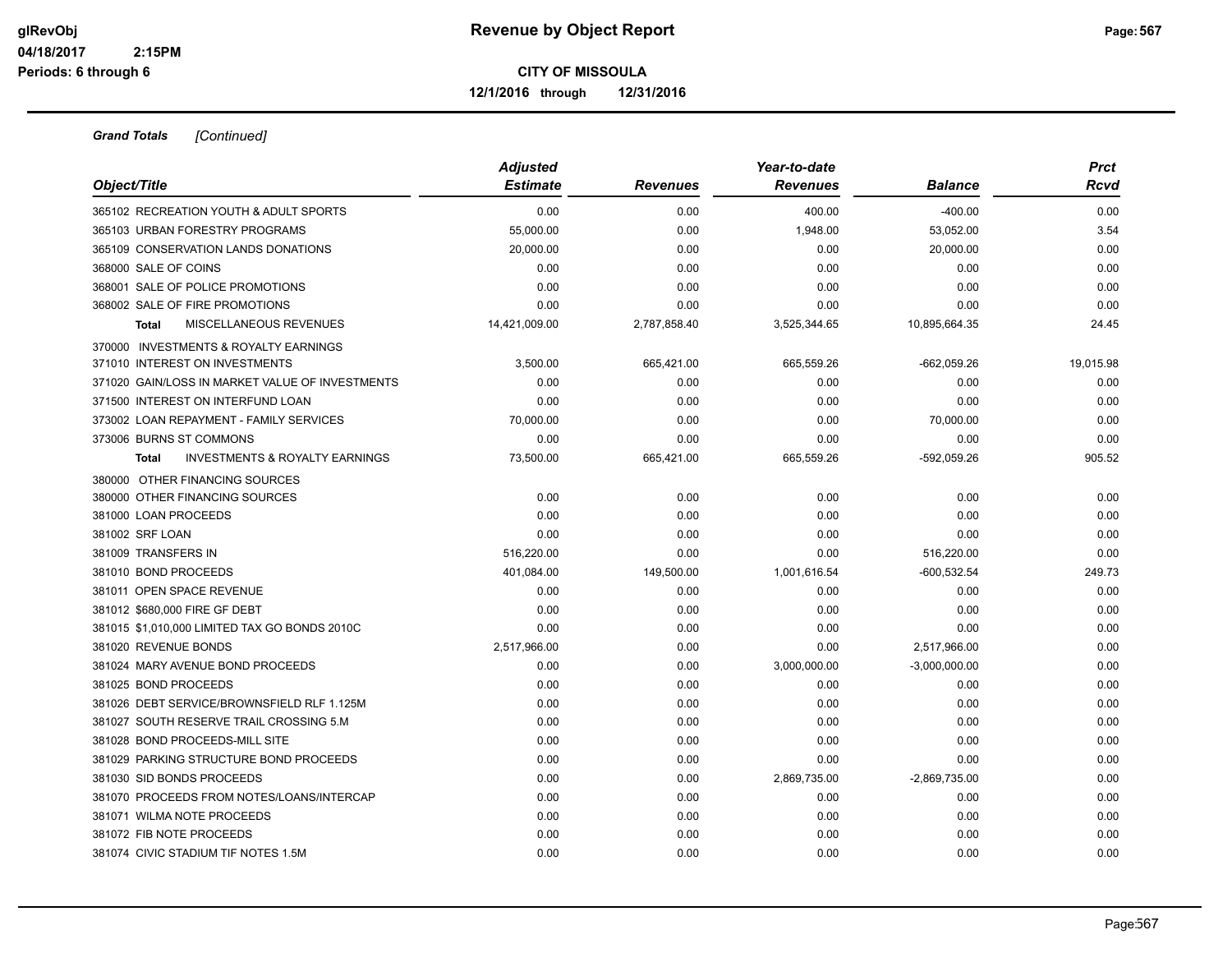# Revenue by Object Report

**CITY OF MISSOULA**

**12/1/2016 through 12/31/2016**

glRevObj
04/18/2017 2:15PM
Periods: 6 through 6

***Grand Totals*** *[Continued]*

| *Object/Title* | *Adjusted Estimate* | *Revenues* | *Year-to-date Revenues* | *Balance* | *Prct Rcvd* |
|---|---|---|---|---|---|
| 365102 RECREATION YOUTH & ADULT SPORTS | 0.00 | 0.00 | 400.00 | -400.00 | 0.00 |
| 365103 URBAN FORESTRY PROGRAMS | 55,000.00 | 0.00 | 1,948.00 | 53,052.00 | 3.54 |
| 365109 CONSERVATION LANDS DONATIONS | 20,000.00 | 0.00 | 0.00 | 20,000.00 | 0.00 |
| 368000 SALE OF COINS | 0.00 | 0.00 | 0.00 | 0.00 | 0.00 |
| 368001 SALE OF POLICE PROMOTIONS | 0.00 | 0.00 | 0.00 | 0.00 | 0.00 |
| 368002 SALE OF FIRE PROMOTIONS | 0.00 | 0.00 | 0.00 | 0.00 | 0.00 |
| **Total** MISCELLANEOUS REVENUES | 14,421,009.00 | 2,787,858.40 | 3,525,344.65 | 10,895,664.35 | 24.45 |
| 370000 INVESTMENTS & ROYALTY EARNINGS | | | | | |
| 371010 INTEREST ON INVESTMENTS | 3,500.00 | 665,421.00 | 665,559.26 | -662,059.26 | 19,015.98 |
| 371020 GAIN/LOSS IN MARKET VALUE OF INVESTMENTS | 0.00 | 0.00 | 0.00 | 0.00 | 0.00 |
| 371500 INTEREST ON INTERFUND LOAN | 0.00 | 0.00 | 0.00 | 0.00 | 0.00 |
| 373002 LOAN REPAYMENT - FAMILY SERVICES | 70,000.00 | 0.00 | 0.00 | 70,000.00 | 0.00 |
| 373006 BURNS ST COMMONS | 0.00 | 0.00 | 0.00 | 0.00 | 0.00 |
| **Total** INVESTMENTS & ROYALTY EARNINGS | 73,500.00 | 665,421.00 | 665,559.26 | -592,059.26 | 905.52 |
| 380000 OTHER FINANCING SOURCES | | | | | |
| 380000 OTHER FINANCING SOURCES | 0.00 | 0.00 | 0.00 | 0.00 | 0.00 |
| 381000 LOAN PROCEEDS | 0.00 | 0.00 | 0.00 | 0.00 | 0.00 |
| 381002 SRF LOAN | 0.00 | 0.00 | 0.00 | 0.00 | 0.00 |
| 381009 TRANSFERS IN | 516,220.00 | 0.00 | 0.00 | 516,220.00 | 0.00 |
| 381010 BOND PROCEEDS | 401,084.00 | 149,500.00 | 1,001,616.54 | -600,532.54 | 249.73 |
| 381011 OPEN SPACE REVENUE | 0.00 | 0.00 | 0.00 | 0.00 | 0.00 |
| 381012 $680,000 FIRE GF DEBT | 0.00 | 0.00 | 0.00 | 0.00 | 0.00 |
| 381015 $1,010,000 LIMITED TAX GO BONDS 2010C | 0.00 | 0.00 | 0.00 | 0.00 | 0.00 |
| 381020 REVENUE BONDS | 2,517,966.00 | 0.00 | 0.00 | 2,517,966.00 | 0.00 |
| 381024 MARY AVENUE BOND PROCEEDS | 0.00 | 0.00 | 3,000,000.00 | -3,000,000.00 | 0.00 |
| 381025 BOND PROCEEDS | 0.00 | 0.00 | 0.00 | 0.00 | 0.00 |
| 381026 DEBT SERVICE/BROWNSFIELD RLF 1.125M | 0.00 | 0.00 | 0.00 | 0.00 | 0.00 |
| 381027 SOUTH RESERVE TRAIL CROSSING 5.M | 0.00 | 0.00 | 0.00 | 0.00 | 0.00 |
| 381028 BOND PROCEEDS-MILL SITE | 0.00 | 0.00 | 0.00 | 0.00 | 0.00 |
| 381029 PARKING STRUCTURE BOND PROCEEDS | 0.00 | 0.00 | 0.00 | 0.00 | 0.00 |
| 381030 SID BONDS PROCEEDS | 0.00 | 0.00 | 2,869,735.00 | -2,869,735.00 | 0.00 |
| 381070 PROCEEDS FROM NOTES/LOANS/INTERCAP | 0.00 | 0.00 | 0.00 | 0.00 | 0.00 |
| 381071 WILMA NOTE PROCEEDS | 0.00 | 0.00 | 0.00 | 0.00 | 0.00 |
| 381072 FIB NOTE PROCEEDS | 0.00 | 0.00 | 0.00 | 0.00 | 0.00 |
| 381074 CIVIC STADIUM TIF NOTES 1.5M | 0.00 | 0.00 | 0.00 | 0.00 | 0.00 |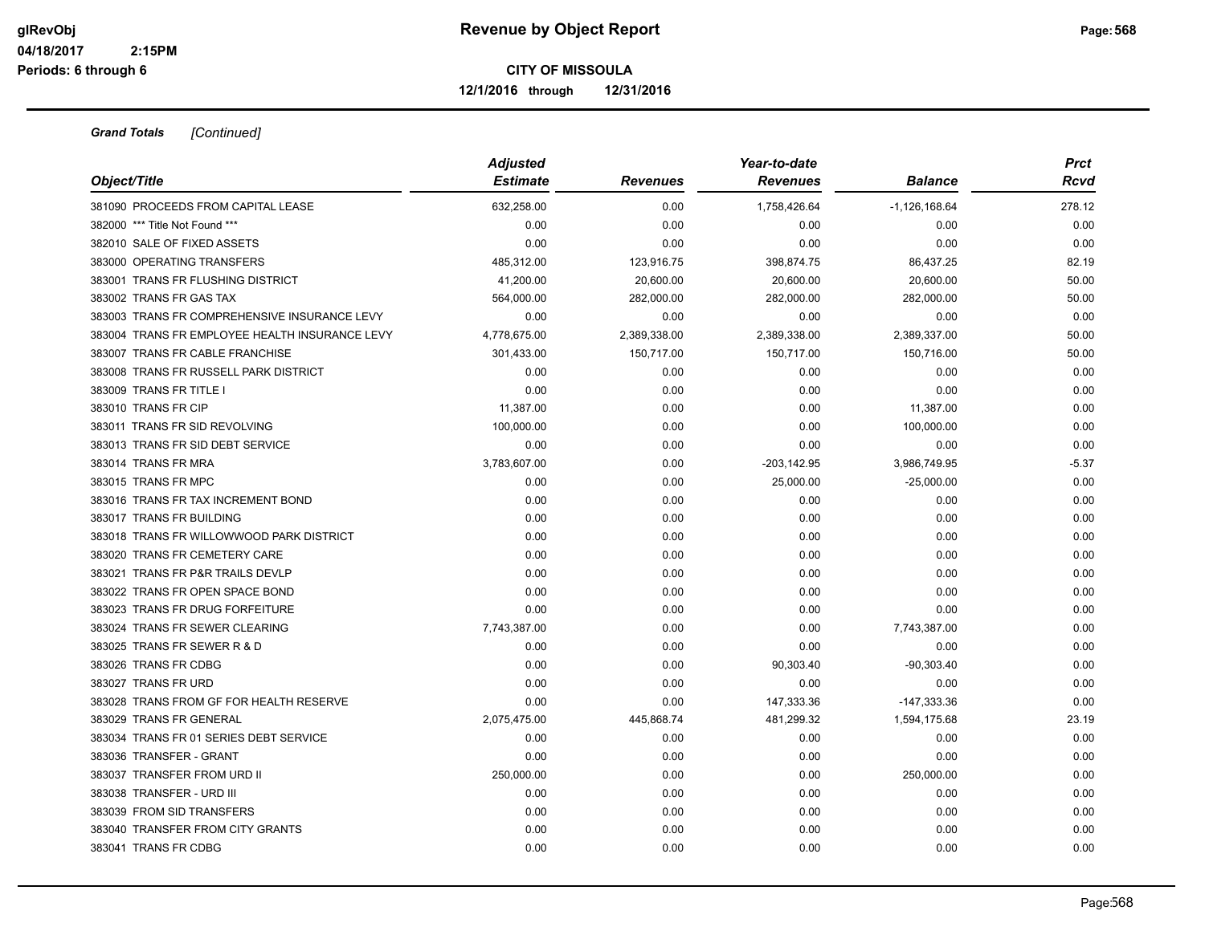**Revenue by Object Report**

**CITY OF MISSOULA**

**12/1/2016 through 12/31/2016**

glRevObj
04/18/2017 2:15PM
Periods: 6 through 6

***Grand Totals*** *[Continued]*

| Object/Title | Adjusted Estimate | Revenues | Year-to-date Revenues | Balance | Prct Rcvd |
|---|---|---|---|---|---|
| 381090 PROCEEDS FROM CAPITAL LEASE | 632,258.00 | 0.00 | 1,758,426.64 | -1,126,168.64 | 278.12 |
| 382000 *** Title Not Found *** | 0.00 | 0.00 | 0.00 | 0.00 | 0.00 |
| 382010 SALE OF FIXED ASSETS | 0.00 | 0.00 | 0.00 | 0.00 | 0.00 |
| 383000 OPERATING TRANSFERS | 485,312.00 | 123,916.75 | 398,874.75 | 86,437.25 | 82.19 |
| 383001 TRANS FR FLUSHING DISTRICT | 41,200.00 | 20,600.00 | 20,600.00 | 20,600.00 | 50.00 |
| 383002 TRANS FR GAS TAX | 564,000.00 | 282,000.00 | 282,000.00 | 282,000.00 | 50.00 |
| 383003 TRANS FR COMPREHENSIVE INSURANCE LEVY | 0.00 | 0.00 | 0.00 | 0.00 | 0.00 |
| 383004 TRANS FR EMPLOYEE HEALTH INSURANCE LEVY | 4,778,675.00 | 2,389,338.00 | 2,389,338.00 | 2,389,337.00 | 50.00 |
| 383007 TRANS FR CABLE FRANCHISE | 301,433.00 | 150,717.00 | 150,717.00 | 150,716.00 | 50.00 |
| 383008 TRANS FR RUSSELL PARK DISTRICT | 0.00 | 0.00 | 0.00 | 0.00 | 0.00 |
| 383009 TRANS FR TITLE I | 0.00 | 0.00 | 0.00 | 0.00 | 0.00 |
| 383010 TRANS FR CIP | 11,387.00 | 0.00 | 0.00 | 11,387.00 | 0.00 |
| 383011 TRANS FR SID REVOLVING | 100,000.00 | 0.00 | 0.00 | 100,000.00 | 0.00 |
| 383013 TRANS FR SID DEBT SERVICE | 0.00 | 0.00 | 0.00 | 0.00 | 0.00 |
| 383014 TRANS FR MRA | 3,783,607.00 | 0.00 | -203,142.95 | 3,986,749.95 | -5.37 |
| 383015 TRANS FR MPC | 0.00 | 0.00 | 25,000.00 | -25,000.00 | 0.00 |
| 383016 TRANS FR TAX INCREMENT BOND | 0.00 | 0.00 | 0.00 | 0.00 | 0.00 |
| 383017 TRANS FR BUILDING | 0.00 | 0.00 | 0.00 | 0.00 | 0.00 |
| 383018 TRANS FR WILLOWWOOD PARK DISTRICT | 0.00 | 0.00 | 0.00 | 0.00 | 0.00 |
| 383020 TRANS FR CEMETERY CARE | 0.00 | 0.00 | 0.00 | 0.00 | 0.00 |
| 383021 TRANS FR P&R TRAILS DEVLP | 0.00 | 0.00 | 0.00 | 0.00 | 0.00 |
| 383022 TRANS FR OPEN SPACE BOND | 0.00 | 0.00 | 0.00 | 0.00 | 0.00 |
| 383023 TRANS FR DRUG FORFEITURE | 0.00 | 0.00 | 0.00 | 0.00 | 0.00 |
| 383024 TRANS FR SEWER CLEARING | 7,743,387.00 | 0.00 | 0.00 | 7,743,387.00 | 0.00 |
| 383025 TRANS FR SEWER R & D | 0.00 | 0.00 | 0.00 | 0.00 | 0.00 |
| 383026 TRANS FR CDBG | 0.00 | 0.00 | 90,303.40 | -90,303.40 | 0.00 |
| 383027 TRANS FR URD | 0.00 | 0.00 | 0.00 | 0.00 | 0.00 |
| 383028 TRANS FROM GF FOR HEALTH RESERVE | 0.00 | 0.00 | 147,333.36 | -147,333.36 | 0.00 |
| 383029 TRANS FR GENERAL | 2,075,475.00 | 445,868.74 | 481,299.32 | 1,594,175.68 | 23.19 |
| 383034 TRANS FR 01 SERIES DEBT SERVICE | 0.00 | 0.00 | 0.00 | 0.00 | 0.00 |
| 383036 TRANSFER - GRANT | 0.00 | 0.00 | 0.00 | 0.00 | 0.00 |
| 383037 TRANSFER FROM URD II | 250,000.00 | 0.00 | 0.00 | 250,000.00 | 0.00 |
| 383038 TRANSFER - URD III | 0.00 | 0.00 | 0.00 | 0.00 | 0.00 |
| 383039 FROM SID TRANSFERS | 0.00 | 0.00 | 0.00 | 0.00 | 0.00 |
| 383040 TRANSFER FROM CITY GRANTS | 0.00 | 0.00 | 0.00 | 0.00 | 0.00 |
| 383041 TRANS FR CDBG | 0.00 | 0.00 | 0.00 | 0.00 | 0.00 |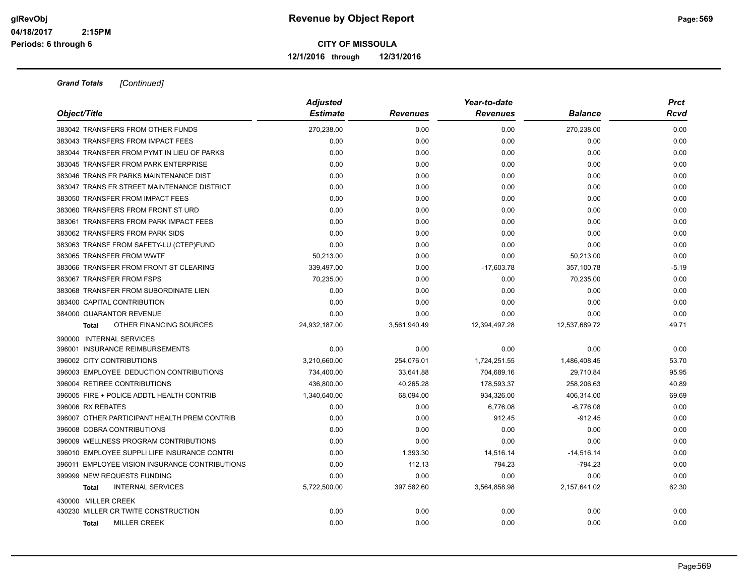**Grand Totals** *[Continued]*

| Object/Title | Adjusted Estimate | Revenues | Year-to-date Revenues | Balance | Prct Rcvd |
|---|---|---|---|---|---|
| 383042 TRANSFERS FROM OTHER FUNDS | 270,238.00 | 0.00 | 0.00 | 270,238.00 | 0.00 |
| 383043 TRANSFERS FROM IMPACT FEES | 0.00 | 0.00 | 0.00 | 0.00 | 0.00 |
| 383044 TRANSFER FROM PYMT IN LIEU OF PARKS | 0.00 | 0.00 | 0.00 | 0.00 | 0.00 |
| 383045 TRANSFER FROM PARK ENTERPRISE | 0.00 | 0.00 | 0.00 | 0.00 | 0.00 |
| 383046 TRANS FR PARKS MAINTENANCE DIST | 0.00 | 0.00 | 0.00 | 0.00 | 0.00 |
| 383047 TRANS FR STREET MAINTENANCE DISTRICT | 0.00 | 0.00 | 0.00 | 0.00 | 0.00 |
| 383050 TRANSFER FROM IMPACT FEES | 0.00 | 0.00 | 0.00 | 0.00 | 0.00 |
| 383060 TRANSFERS FROM FRONT ST URD | 0.00 | 0.00 | 0.00 | 0.00 | 0.00 |
| 383061 TRANSFERS FROM PARK IMPACT FEES | 0.00 | 0.00 | 0.00 | 0.00 | 0.00 |
| 383062 TRANSFERS FROM PARK SIDS | 0.00 | 0.00 | 0.00 | 0.00 | 0.00 |
| 383063 TRANSF FROM SAFETY-LU (CTEP)FUND | 0.00 | 0.00 | 0.00 | 0.00 | 0.00 |
| 383065 TRANSFER FROM WWTF | 50,213.00 | 0.00 | 0.00 | 50,213.00 | 0.00 |
| 383066 TRANSFER FROM FRONT ST CLEARING | 339,497.00 | 0.00 | -17,603.78 | 357,100.78 | -5.19 |
| 383067 TRANSFER FROM FSPS | 70,235.00 | 0.00 | 0.00 | 70,235.00 | 0.00 |
| 383068 TRANSFER FROM SUBORDINATE LIEN | 0.00 | 0.00 | 0.00 | 0.00 | 0.00 |
| 383400 CAPITAL CONTRIBUTION | 0.00 | 0.00 | 0.00 | 0.00 | 0.00 |
| 384000 GUARANTOR REVENUE | 0.00 | 0.00 | 0.00 | 0.00 | 0.00 |
| **Total** OTHER FINANCING SOURCES | 24,932,187.00 | 3,561,940.49 | 12,394,497.28 | 12,537,689.72 | 49.71 |
| 390000 INTERNAL SERVICES | | | | | |
| 396001 INSURANCE REIMBURSEMENTS | 0.00 | 0.00 | 0.00 | 0.00 | 0.00 |
| 396002 CITY CONTRIBUTIONS | 3,210,660.00 | 254,076.01 | 1,724,251.55 | 1,486,408.45 | 53.70 |
| 396003 EMPLOYEE DEDUCTION CONTRIBUTIONS | 734,400.00 | 33,641.88 | 704,689.16 | 29,710.84 | 95.95 |
| 396004 RETIREE CONTRIBUTIONS | 436,800.00 | 40,265.28 | 178,593.37 | 258,206.63 | 40.89 |
| 396005 FIRE + POLICE ADDTL HEALTH CONTRIB | 1,340,640.00 | 68,094.00 | 934,326.00 | 406,314.00 | 69.69 |
| 396006 RX REBATES | 0.00 | 0.00 | 6,776.08 | -6,776.08 | 0.00 |
| 396007 OTHER PARTICIPANT HEALTH PREM CONTRIB | 0.00 | 0.00 | 912.45 | -912.45 | 0.00 |
| 396008 COBRA CONTRIBUTIONS | 0.00 | 0.00 | 0.00 | 0.00 | 0.00 |
| 396009 WELLNESS PROGRAM CONTRIBUTIONS | 0.00 | 0.00 | 0.00 | 0.00 | 0.00 |
| 396010 EMPLOYEE SUPPLI LIFE INSURANCE CONTRI | 0.00 | 1,393.30 | 14,516.14 | -14,516.14 | 0.00 |
| 396011 EMPLOYEE VISION INSURANCE CONTRIBUTIONS | 0.00 | 112.13 | 794.23 | -794.23 | 0.00 |
| 399999 NEW REQUESTS FUNDING | 0.00 | 0.00 | 0.00 | 0.00 | 0.00 |
| **Total** INTERNAL SERVICES | 5,722,500.00 | 397,582.60 | 3,564,858.98 | 2,157,641.02 | 62.30 |
| 430000 MILLER CREEK | | | | | |
| 430230 MILLER CR TWITE CONSTRUCTION | 0.00 | 0.00 | 0.00 | 0.00 | 0.00 |
| **Total** MILLER CREEK | 0.00 | 0.00 | 0.00 | 0.00 | 0.00 |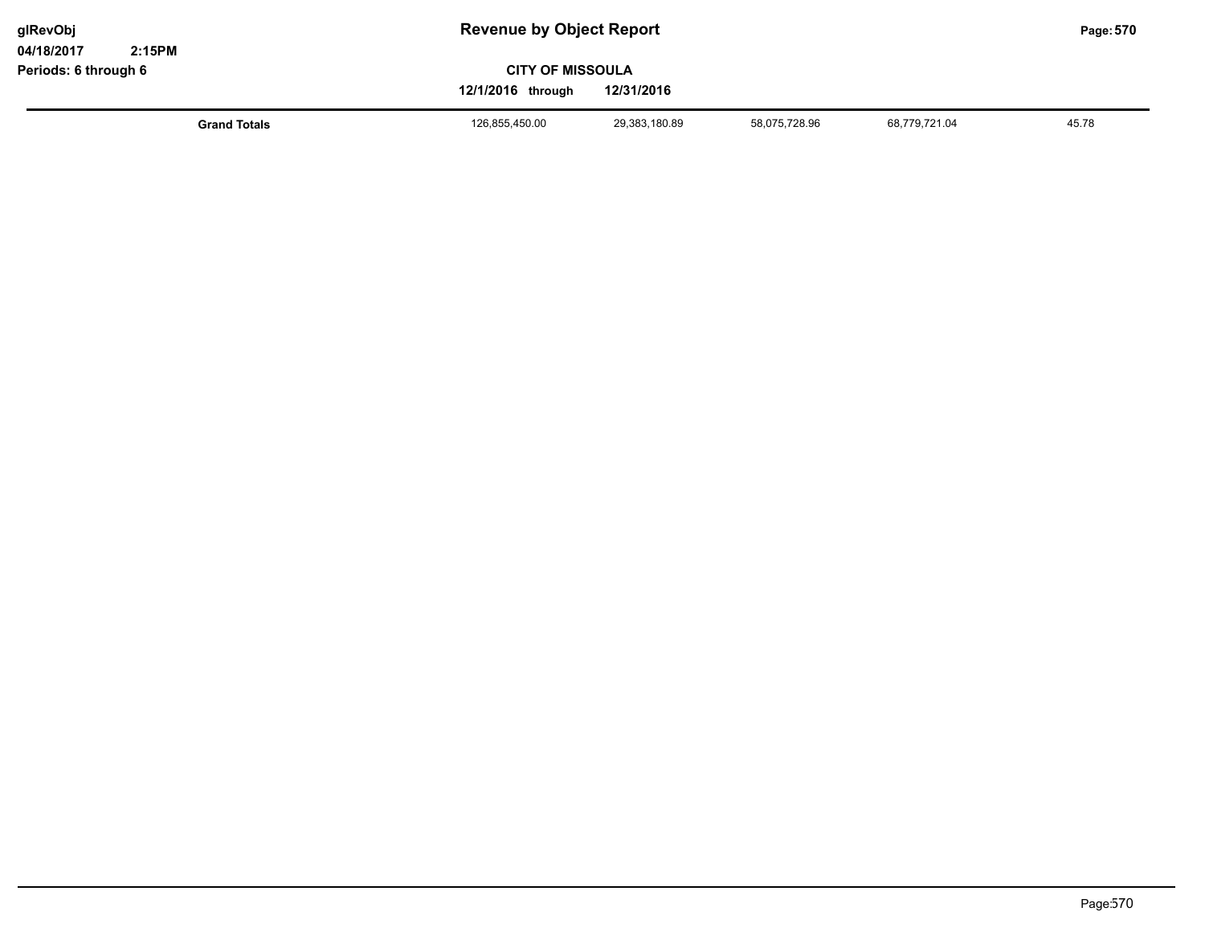| | | | | | |
|---|---|---|---|---|---|
| **Grand Totals** | 126,855,450.00 | 29,383,180.89 | 58,075,728.96 | 68,779,721.04 | 45.78 |